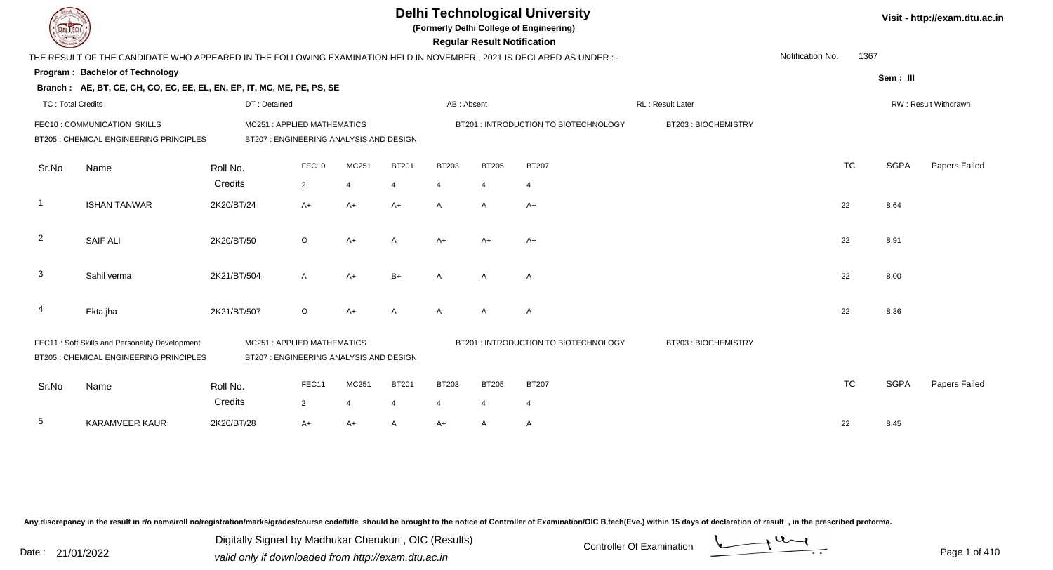# Delhi Technological University

**(Formerly Delhi College of Engineering)**

**Regular Result Notification**

Visit - http://exam.dtu.ac.in

THE RESULT OF THE CANDIDATE WHO APPEARED IN THE FOLLOWING EXAMINATION HELD IN NOVEMBER , 2021 IS DECLARED AS UNDER : -

Notification No. 1367

**Program : Bachelor of Technology**

**Sem : III**

**Branch : AE, BT, CE, CH, CO, EC, EE, EL, EN, EP, IT, MC, ME, PE, PS, SE**

TC : Total Credits | DT : Detained | AB : Absent | RL : Result Later | RW : Result Withdrawn

FEC10 : COMMUNICATION SKILLS | MC251 : APPLIED MATHEMATICS | BT201 : INTRODUCTION TO BIOTECHNOLOGY | BT203 : BIOCHEMISTRY
BT205 : CHEMICAL ENGINEERING PRINCIPLES | BT207 : ENGINEERING ANALYSIS AND DESIGN

| Sr.No | Name | Roll No. | FEC10 | MC251 | BT201 | BT203 | BT205 | BT207 | TC | SGPA | Papers Failed |
|---|---|---|---|---|---|---|---|---|---|---|---|
| | | Credits | 2 | 4 | 4 | 4 | 4 | 4 | | | |
| 1 | ISHAN TANWAR | 2K20/BT/24 | A+ | A+ | A+ | A | A | A+ | 22 | 8.64 | |
| 2 | SAIF ALI | 2K20/BT/50 | O | A+ | A | A+ | A+ | A+ | 22 | 8.91 | |
| 3 | Sahil verma | 2K21/BT/504 | A | A+ | B+ | A | A | A | 22 | 8.00 | |
| 4 | Ekta jha | 2K21/BT/507 | O | A+ | A | A | A | A | 22 | 8.36 | |

FEC11 : Soft Skills and Personality Development | MC251 : APPLIED MATHEMATICS | BT201 : INTRODUCTION TO BIOTECHNOLOGY | BT203 : BIOCHEMISTRY
BT205 : CHEMICAL ENGINEERING PRINCIPLES | BT207 : ENGINEERING ANALYSIS AND DESIGN

| Sr.No | Name | Roll No. | FEC11 | MC251 | BT201 | BT203 | BT205 | BT207 | TC | SGPA | Papers Failed |
|---|---|---|---|---|---|---|---|---|---|---|---|
| | | Credits | 2 | 4 | 4 | 4 | 4 | 4 | | | |
| 5 | KARAMVEER KAUR | 2K20/BT/28 | A+ | A+ | A | A+ | A | A | 22 | 8.45 | |

Any discrepancy in the result in r/o name/roll no/registration/marks/grades/course code/title should be brought to the notice of Controller of Examination/OIC B.tech(Eve.) within 15 days of declaration of result , in the prescribed proforma.

Date : 21/01/2022

Digitally Signed by Madhukar Cherukuri , OIC (Results)
valid only if downloaded from http://exam.dtu.ac.in

Controller Of Examination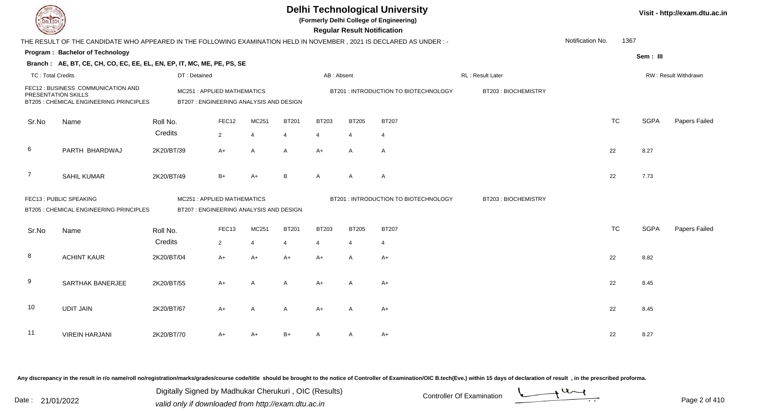# Delhi Technological University

(Formerly Delhi College of Engineering)

**Regular Result Notification**

Visit - http://exam.dtu.ac.in

THE RESULT OF THE CANDIDATE WHO APPEARED IN THE FOLLOWING EXAMINATION HELD IN NOVEMBER , 2021 IS DECLARED AS UNDER : -

Notification No. 1367

**Program : Bachelor of Technology**

Sem : III

**Branch : AE, BT, CE, CH, CO, EC, EE, EL, EN, EP, IT, MC, ME, PE, PS, SE**

TC : Total Credits | DT : Detained | AB : Absent | RL : Result Later | RW : Result Withdrawn

FEC12 : BUSINESS COMMUNICATION AND PRESENTATION SKILLS
MC251 : APPLIED MATHEMATICS
BT201 : INTRODUCTION TO BIOTECHNOLOGY
BT203 : BIOCHEMISTRY
BT205 : CHEMICAL ENGINEERING PRINCIPLES
BT207 : ENGINEERING ANALYSIS AND DESIGN

| Sr.No | Name | Roll No. | FEC12 | MC251 | BT201 | BT203 | BT205 | BT207 | TC | SGPA | Papers Failed |
|---|---|---|---|---|---|---|---|---|---|---|---|
| | | Credits | 2 | 4 | 4 | 4 | 4 | 4 | | | |
| 6 | PARTH BHARDWAJ | 2K20/BT/39 | A+ | A | A | A+ | A | A | 22 | 8.27 | |
| 7 | SAHIL KUMAR | 2K20/BT/49 | B+ | A+ | B | A | A | A | 22 | 7.73 | |

FEC13 : PUBLIC SPEAKING
MC251 : APPLIED MATHEMATICS
BT201 : INTRODUCTION TO BIOTECHNOLOGY
BT203 : BIOCHEMISTRY
BT205 : CHEMICAL ENGINEERING PRINCIPLES
BT207 : ENGINEERING ANALYSIS AND DESIGN

| Sr.No | Name | Roll No. | FEC13 | MC251 | BT201 | BT203 | BT205 | BT207 | TC | SGPA | Papers Failed |
|---|---|---|---|---|---|---|---|---|---|---|---|
| | | Credits | 2 | 4 | 4 | 4 | 4 | 4 | | | |
| 8 | ACHINT KAUR | 2K20/BT/04 | A+ | A+ | A+ | A+ | A | A+ | 22 | 8.82 | |
| 9 | SARTHAK BANERJEE | 2K20/BT/55 | A+ | A | A | A+ | A | A+ | 22 | 8.45 | |
| 10 | UDIT JAIN | 2K20/BT/67 | A+ | A | A | A+ | A | A+ | 22 | 8.45 | |
| 11 | VIREIN HARJANI | 2K20/BT/70 | A+ | A+ | B+ | A | A | A+ | 22 | 8.27 | |

Any discrepancy in the result in r/o name/roll no/registration/marks/grades/course code/title should be brought to the notice of Controller of Examination/OIC B.tech(Eve.) within 15 days of declaration of result , in the prescribed proforma.

Date : 21/01/2022

Digitally Signed by Madhukar Cherukuri , OIC (Results)
valid only if downloaded from http://exam.dtu.ac.in

Controller Of Examination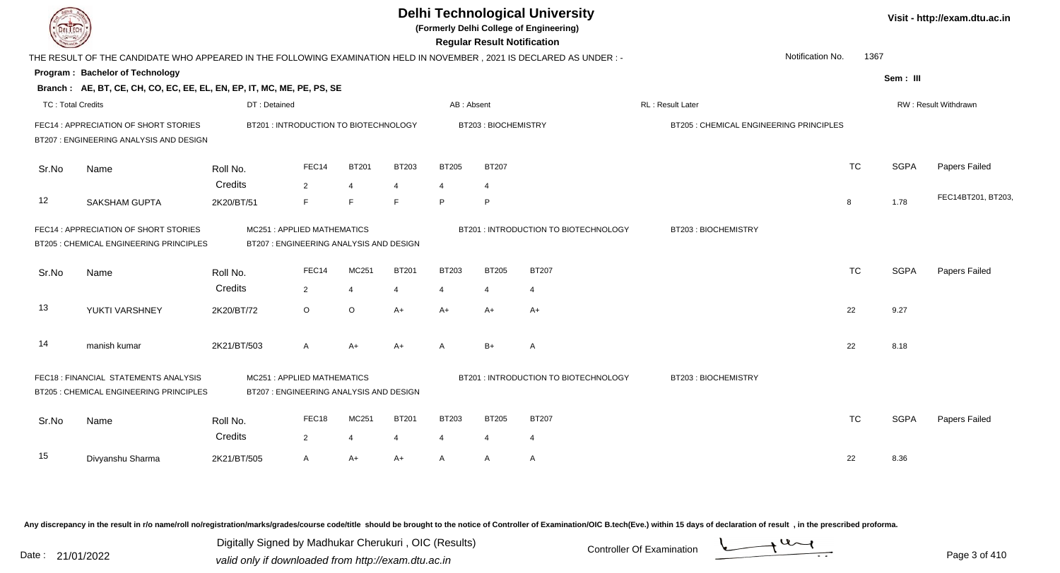# Delhi Technological University

(Formerly Delhi College of Engineering)

**Regular Result Notification**

Visit - http://exam.dtu.ac.in

THE RESULT OF THE CANDIDATE WHO APPEARED IN THE FOLLOWING EXAMINATION HELD IN NOVEMBER , 2021 IS DECLARED AS UNDER : -

Notification No. 1367

**Program : Bachelor of Technology**

Sem : III

**Branch : AE, BT, CE, CH, CO, EC, EE, EL, EN, EP, IT, MC, ME, PE, PS, SE**

TC : Total Credits | DT : Detained | AB : Absent | RL : Result Later | RW : Result Withdrawn

FEC14 : APPRECIATION OF SHORT STORIES
BT201 : INTRODUCTION TO BIOTECHNOLOGY
BT203 : BIOCHEMISTRY
BT205 : CHEMICAL ENGINEERING PRINCIPLES
BT207 : ENGINEERING ANALYSIS AND DESIGN

| Sr.No | Name | Roll No. | FEC14 | BT201 | BT203 | BT205 | BT207 | TC | SGPA | Papers Failed |
|---|---|---|---|---|---|---|---|---|---|---|
| | | Credits | 2 | 4 | 4 | 4 | 4 | | | |
| 12 | SAKSHAM GUPTA | 2K20/BT/51 | F | F | F | P | P | 8 | 1.78 | FEC14BT201, BT203, |

FEC14 : APPRECIATION OF SHORT STORIES
MC251 : APPLIED MATHEMATICS
BT201 : INTRODUCTION TO BIOTECHNOLOGY
BT203 : BIOCHEMISTRY
BT205 : CHEMICAL ENGINEERING PRINCIPLES
BT207 : ENGINEERING ANALYSIS AND DESIGN

| Sr.No | Name | Roll No. | FEC14 | MC251 | BT201 | BT203 | BT205 | BT207 | TC | SGPA | Papers Failed |
|---|---|---|---|---|---|---|---|---|---|---|---|
| | | Credits | 2 | 4 | 4 | 4 | 4 | 4 | | | |
| 13 | YUKTI VARSHNEY | 2K20/BT/72 | O | O | A+ | A+ | A+ | A+ | 22 | 9.27 | |
| 14 | manish kumar | 2K21/BT/503 | A | A+ | A+ | A | B+ | A | 22 | 8.18 | |

FEC18 : FINANCIAL STATEMENTS ANALYSIS
MC251 : APPLIED MATHEMATICS
BT201 : INTRODUCTION TO BIOTECHNOLOGY
BT203 : BIOCHEMISTRY
BT205 : CHEMICAL ENGINEERING PRINCIPLES
BT207 : ENGINEERING ANALYSIS AND DESIGN

| Sr.No | Name | Roll No. | FEC18 | MC251 | BT201 | BT203 | BT205 | BT207 | TC | SGPA | Papers Failed |
|---|---|---|---|---|---|---|---|---|---|---|---|
| | | Credits | 2 | 4 | 4 | 4 | 4 | 4 | | | |
| 15 | Divyanshu Sharma | 2K21/BT/505 | A | A+ | A+ | A | A | A | 22 | 8.36 | |

Any discrepancy in the result in r/o name/roll no/registration/marks/grades/course code/title should be brought to the notice of Controller of Examination/OIC B.tech(Eve.) within 15 days of declaration of result , in the prescribed proforma.

Date : 21/01/2022

Digitally Signed by Madhukar Cherukuri , OIC (Results)
valid only if downloaded from http://exam.dtu.ac.in

Controller Of Examination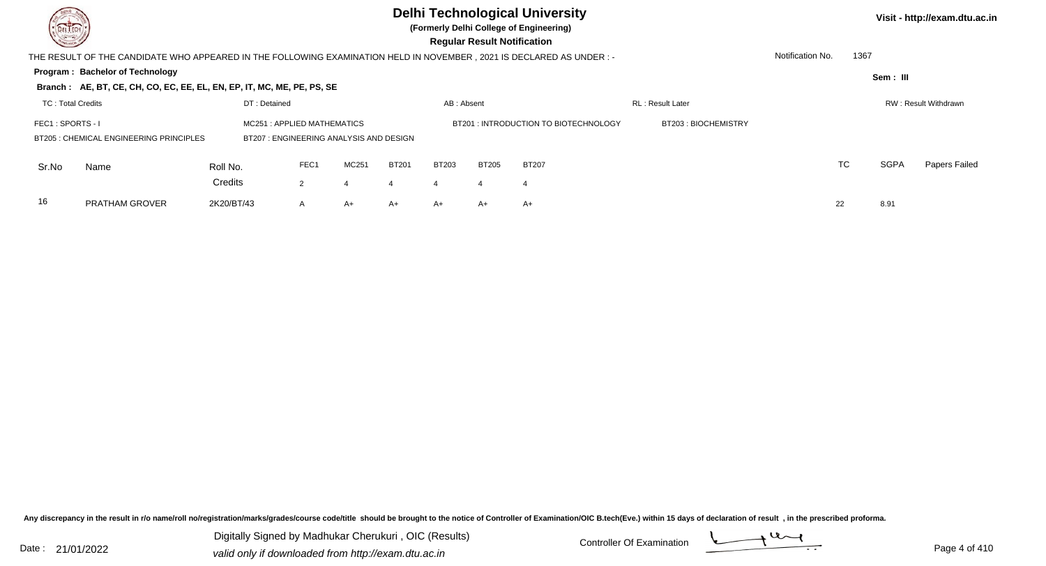# Delhi Technological University

**(Formerly Delhi College of Engineering)**

**Regular Result Notification**

Visit - http://exam.dtu.ac.in

THE RESULT OF THE CANDIDATE WHO APPEARED IN THE FOLLOWING EXAMINATION HELD IN NOVEMBER , 2021 IS DECLARED AS UNDER : -

Notification No. 1367

**Program : Bachelor of Technology**

Sem : III

**Branch : AE, BT, CE, CH, CO, EC, EE, EL, EN, EP, IT, MC, ME, PE, PS, SE**

TC : Total Credits | DT : Detained | AB : Absent | RL : Result Later | RW : Result Withdrawn

FEC1 : SPORTS - I | MC251 : APPLIED MATHEMATICS | BT201 : INTRODUCTION TO BIOTECHNOLOGY | BT203 : BIOCHEMISTRY

BT205 : CHEMICAL ENGINEERING PRINCIPLES | BT207 : ENGINEERING ANALYSIS AND DESIGN

| Sr.No | Name | Roll No. | FEC1 | MC251 | BT201 | BT203 | BT205 | BT207 | TC | SGPA | Papers Failed |
|---|---|---|---|---|---|---|---|---|---|---|---|
| | | Credits | 2 | 4 | 4 | 4 | 4 | 4 | | | |
| 16 | PRATHAM GROVER | 2K20/BT/43 | A | A+ | A+ | A+ | A+ | A+ | 22 | 8.91 | |

Any discrepancy in the result in r/o name/roll no/registration/marks/grades/course code/title should be brought to the notice of Controller of Examination/OIC B.tech(Eve.) within 15 days of declaration of result , in the prescribed proforma.

Date : 21/01/2022

Digitally Signed by Madhukar Cherukuri , OIC (Results)
valid only if downloaded from http://exam.dtu.ac.in

Controller Of Examination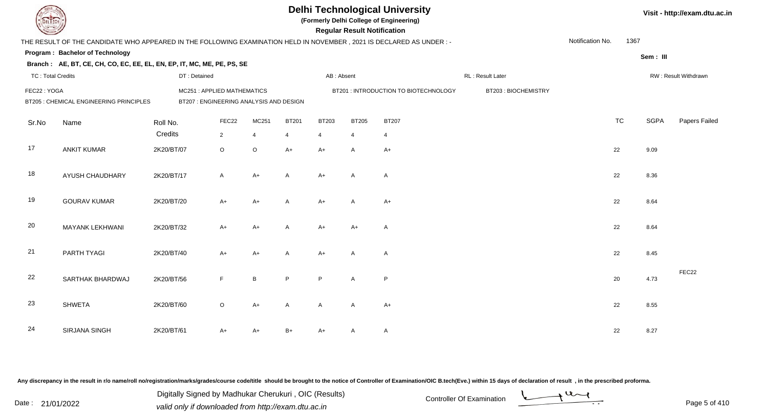# Delhi Technological University

**(Formerly Delhi College of Engineering)**

**Regular Result Notification**

Visit - http://exam.dtu.ac.in

THE RESULT OF THE CANDIDATE WHO APPEARED IN THE FOLLOWING EXAMINATION HELD IN NOVEMBER , 2021 IS DECLARED AS UNDER : -

Notification No. 1367

**Program : Bachelor of Technology**

Sem : III

**Branch : AE, BT, CE, CH, CO, EC, EE, EL, EN, EP, IT, MC, ME, PE, PS, SE**

TC : Total Credits | DT : Detained | AB : Absent | RL : Result Later | RW : Result Withdrawn

FEC22 : YOGA | MC251 : APPLIED MATHEMATICS | BT201 : INTRODUCTION TO BIOTECHNOLOGY | BT203 : BIOCHEMISTRY
BT205 : CHEMICAL ENGINEERING PRINCIPLES | BT207 : ENGINEERING ANALYSIS AND DESIGN

| Sr.No | Name | Roll No. | FEC22 | MC251 | BT201 | BT203 | BT205 | BT207 | TC | SGPA | Papers Failed |
|---|---|---|---|---|---|---|---|---|---|---|---|
| | | Credits | 2 | 4 | 4 | 4 | 4 | 4 | | | |
| 17 | ANKIT KUMAR | 2K20/BT/07 | O | O | A+ | A+ | A | A+ | 22 | 9.09 | |
| 18 | AYUSH CHAUDHARY | 2K20/BT/17 | A | A+ | A | A+ | A | A | 22 | 8.36 | |
| 19 | GOURAV KUMAR | 2K20/BT/20 | A+ | A+ | A | A+ | A | A+ | 22 | 8.64 | |
| 20 | MAYANK LEKHWANI | 2K20/BT/32 | A+ | A+ | A | A+ | A+ | A | 22 | 8.64 | |
| 21 | PARTH TYAGI | 2K20/BT/40 | A+ | A+ | A | A+ | A | A | 22 | 8.45 | |
| 22 | SARTHAK BHARDWAJ | 2K20/BT/56 | F | B | P | P | A | P | 20 | 4.73 | FEC22 |
| 23 | SHWETA | 2K20/BT/60 | O | A+ | A | A | A | A+ | 22 | 8.55 | |
| 24 | SIRJANA SINGH | 2K20/BT/61 | A+ | A+ | B+ | A+ | A | A | 22 | 8.27 | |

Any discrepancy in the result in r/o name/roll no/registration/marks/grades/course code/title should be brought to the notice of Controller of Examination/OIC B.tech(Eve.) within 15 days of declaration of result , in the prescribed proforma.

Date : 21/01/2022

Digitally Signed by Madhukar Cherukuri , OIC (Results)
valid only if downloaded from http://exam.dtu.ac.in

Controller Of Examination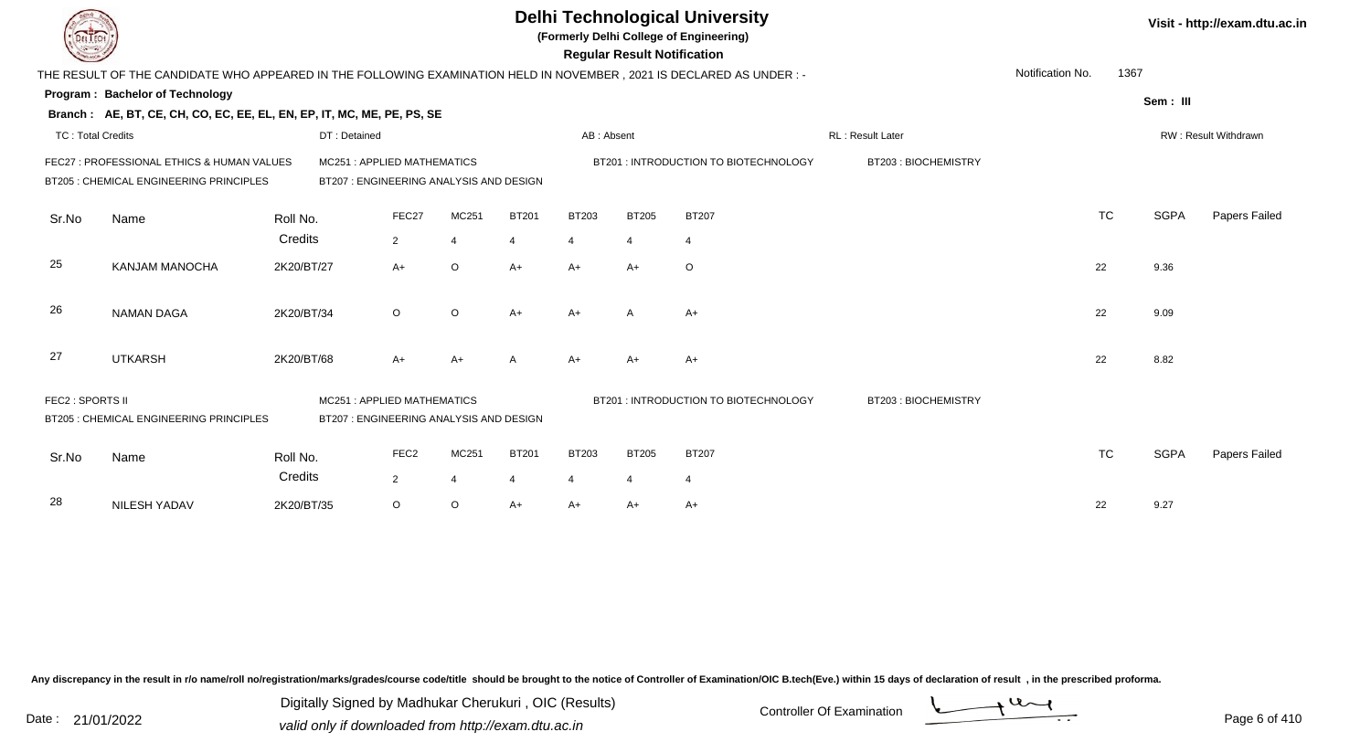# Delhi Technological University

**(Formerly Delhi College of Engineering)**

**Regular Result Notification**

Visit - http://exam.dtu.ac.in

THE RESULT OF THE CANDIDATE WHO APPEARED IN THE FOLLOWING EXAMINATION HELD IN NOVEMBER , 2021 IS DECLARED AS UNDER : -

Notification No. 1367

**Program : Bachelor of Technology**

Sem : III

**Branch : AE, BT, CE, CH, CO, EC, EE, EL, EN, EP, IT, MC, ME, PE, PS, SE**

TC : Total Credits | DT : Detained | AB : Absent | RL : Result Later | RW : Result Withdrawn

FEC27 : PROFESSIONAL ETHICS & HUMAN VALUES | MC251 : APPLIED MATHEMATICS | BT201 : INTRODUCTION TO BIOTECHNOLOGY | BT203 : BIOCHEMISTRY
BT205 : CHEMICAL ENGINEERING PRINCIPLES | BT207 : ENGINEERING ANALYSIS AND DESIGN

| Sr.No | Name | Roll No. | FEC27 | MC251 | BT201 | BT203 | BT205 | BT207 | TC | SGPA | Papers Failed |
|---|---|---|---|---|---|---|---|---|---|---|---|
| | | Credits | 2 | 4 | 4 | 4 | 4 | 4 | | | |
| 25 | KANJAM MANOCHA | 2K20/BT/27 | A+ | O | A+ | A+ | A+ | O | 22 | 9.36 | |
| 26 | NAMAN DAGA | 2K20/BT/34 | O | O | A+ | A+ | A | A+ | 22 | 9.09 | |
| 27 | UTKARSH | 2K20/BT/68 | A+ | A+ | A | A+ | A+ | A+ | 22 | 8.82 | |

FEC2 : SPORTS II | MC251 : APPLIED MATHEMATICS | BT201 : INTRODUCTION TO BIOTECHNOLOGY | BT203 : BIOCHEMISTRY
BT205 : CHEMICAL ENGINEERING PRINCIPLES | BT207 : ENGINEERING ANALYSIS AND DESIGN

| Sr.No | Name | Roll No. | FEC2 | MC251 | BT201 | BT203 | BT205 | BT207 | TC | SGPA | Papers Failed |
|---|---|---|---|---|---|---|---|---|---|---|---|
| | | Credits | 2 | 4 | 4 | 4 | 4 | 4 | | | |
| 28 | NILESH YADAV | 2K20/BT/35 | O | O | A+ | A+ | A+ | A+ | 22 | 9.27 | |

Any discrepancy in the result in r/o name/roll no/registration/marks/grades/course code/title should be brought to the notice of Controller of Examination/OIC B.tech(Eve.) within 15 days of declaration of result , in the prescribed proforma.

Date : 21/01/2022

Digitally Signed by Madhukar Cherukuri , OIC (Results)
valid only if downloaded from http://exam.dtu.ac.in

Controller Of Examination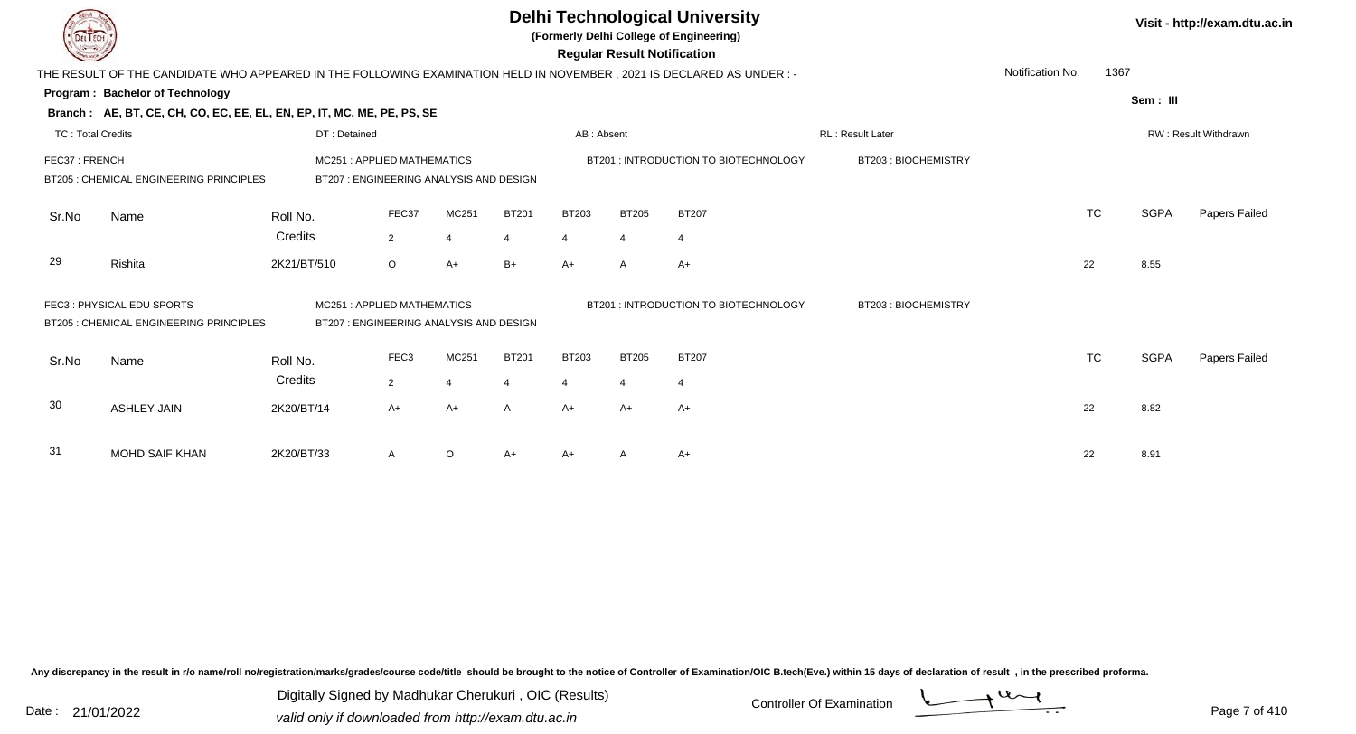# Delhi Technological University

**(Formerly Delhi College of Engineering)**

**Regular Result Notification**

Visit - http://exam.dtu.ac.in

THE RESULT OF THE CANDIDATE WHO APPEARED IN THE FOLLOWING EXAMINATION HELD IN NOVEMBER , 2021 IS DECLARED AS UNDER : -

Notification No. 1367

**Program : Bachelor of Technology**

Sem : III

**Branch : AE, BT, CE, CH, CO, EC, EE, EL, EN, EP, IT, MC, ME, PE, PS, SE**

TC : Total Credits | DT : Detained | AB : Absent | RL : Result Later | RW : Result Withdrawn

FEC37 : FRENCH | MC251 : APPLIED MATHEMATICS | BT201 : INTRODUCTION TO BIOTECHNOLOGY | BT203 : BIOCHEMISTRY

BT205 : CHEMICAL ENGINEERING PRINCIPLES | BT207 : ENGINEERING ANALYSIS AND DESIGN

| Sr.No | Name | Roll No. | FEC37 | MC251 | BT201 | BT203 | BT205 | BT207 | TC | SGPA | Papers Failed |
|---|---|---|---|---|---|---|---|---|---|---|---|
| | | Credits | 2 | 4 | 4 | 4 | 4 | 4 | | | |
| 29 | Rishita | 2K21/BT/510 | O | A+ | B+ | A+ | A | A+ | 22 | 8.55 | |

FEC3 : PHYSICAL EDU SPORTS | MC251 : APPLIED MATHEMATICS | BT201 : INTRODUCTION TO BIOTECHNOLOGY | BT203 : BIOCHEMISTRY

BT205 : CHEMICAL ENGINEERING PRINCIPLES | BT207 : ENGINEERING ANALYSIS AND DESIGN

| Sr.No | Name | Roll No. | FEC3 | MC251 | BT201 | BT203 | BT205 | BT207 | TC | SGPA | Papers Failed |
|---|---|---|---|---|---|---|---|---|---|---|---|
| | | Credits | 2 | 4 | 4 | 4 | 4 | 4 | | | |
| 30 | ASHLEY JAIN | 2K20/BT/14 | A+ | A+ | A | A+ | A+ | A+ | 22 | 8.82 | |
| 31 | MOHD SAIF KHAN | 2K20/BT/33 | A | O | A+ | A+ | A | A+ | 22 | 8.91 | |

Any discrepancy in the result in r/o name/roll no/registration/marks/grades/course code/title should be brought to the notice of Controller of Examination/OIC B.tech(Eve.) within 15 days of declaration of result , in the prescribed proforma.

Date : 21/01/2022

Digitally Signed by Madhukar Cherukuri , OIC (Results)
valid only if downloaded from http://exam.dtu.ac.in

Controller Of Examination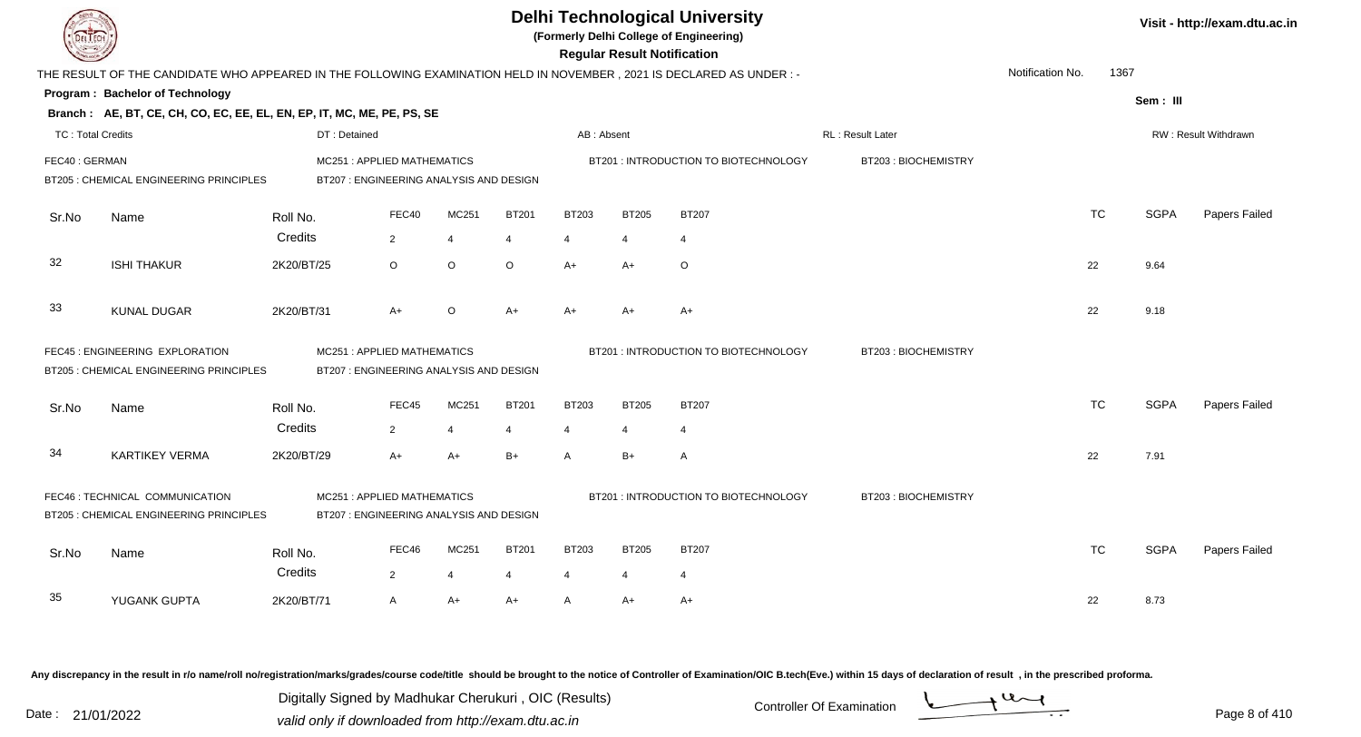# Delhi Technological University

(Formerly Delhi College of Engineering)

**Regular Result Notification**

Visit - http://exam.dtu.ac.in

THE RESULT OF THE CANDIDATE WHO APPEARED IN THE FOLLOWING EXAMINATION HELD IN NOVEMBER , 2021 IS DECLARED AS UNDER : -

Notification No. 1367

**Program : Bachelor of Technology**

Sem : III

**Branch : AE, BT, CE, CH, CO, EC, EE, EL, EN, EP, IT, MC, ME, PE, PS, SE**

TC : Total Credits | DT : Detained | AB : Absent | RL : Result Later | RW : Result Withdrawn

FEC40 : GERMAN | MC251 : APPLIED MATHEMATICS | BT201 : INTRODUCTION TO BIOTECHNOLOGY | BT203 : BIOCHEMISTRY
BT205 : CHEMICAL ENGINEERING PRINCIPLES | BT207 : ENGINEERING ANALYSIS AND DESIGN

| Sr.No | Name | Roll No. | FEC40 | MC251 | BT201 | BT203 | BT205 | BT207 | TC | SGPA | Papers Failed |
|---|---|---|---|---|---|---|---|---|---|---|---|
| | | Credits | 2 | 4 | 4 | 4 | 4 | 4 | | | |
| 32 | ISHI THAKUR | 2K20/BT/25 | O | O | O | A+ | A+ | O | 22 | 9.64 | |
| 33 | KUNAL DUGAR | 2K20/BT/31 | A+ | O | A+ | A+ | A+ | A+ | 22 | 9.18 | |

FEC45 : ENGINEERING EXPLORATION | MC251 : APPLIED MATHEMATICS | BT201 : INTRODUCTION TO BIOTECHNOLOGY | BT203 : BIOCHEMISTRY
BT205 : CHEMICAL ENGINEERING PRINCIPLES | BT207 : ENGINEERING ANALYSIS AND DESIGN

| Sr.No | Name | Roll No. | FEC45 | MC251 | BT201 | BT203 | BT205 | BT207 | TC | SGPA | Papers Failed |
|---|---|---|---|---|---|---|---|---|---|---|---|
| | | Credits | 2 | 4 | 4 | 4 | 4 | 4 | | | |
| 34 | KARTIKEY VERMA | 2K20/BT/29 | A+ | A+ | B+ | A | B+ | A | 22 | 7.91 | |

FEC46 : TECHNICAL COMMUNICATION | MC251 : APPLIED MATHEMATICS | BT201 : INTRODUCTION TO BIOTECHNOLOGY | BT203 : BIOCHEMISTRY
BT205 : CHEMICAL ENGINEERING PRINCIPLES | BT207 : ENGINEERING ANALYSIS AND DESIGN

| Sr.No | Name | Roll No. | FEC46 | MC251 | BT201 | BT203 | BT205 | BT207 | TC | SGPA | Papers Failed |
|---|---|---|---|---|---|---|---|---|---|---|---|
| | | Credits | 2 | 4 | 4 | 4 | 4 | 4 | | | |
| 35 | YUGANK GUPTA | 2K20/BT/71 | A | A+ | A+ | A | A+ | A+ | 22 | 8.73 | |

Any discrepancy in the result in r/o name/roll no/registration/marks/grades/course code/title should be brought to the notice of Controller of Examination/OIC B.tech(Eve.) within 15 days of declaration of result , in the prescribed proforma.

Date : 21/01/2022

Digitally Signed by Madhukar Cherukuri , OIC (Results)
valid only if downloaded from http://exam.dtu.ac.in

Controller Of Examination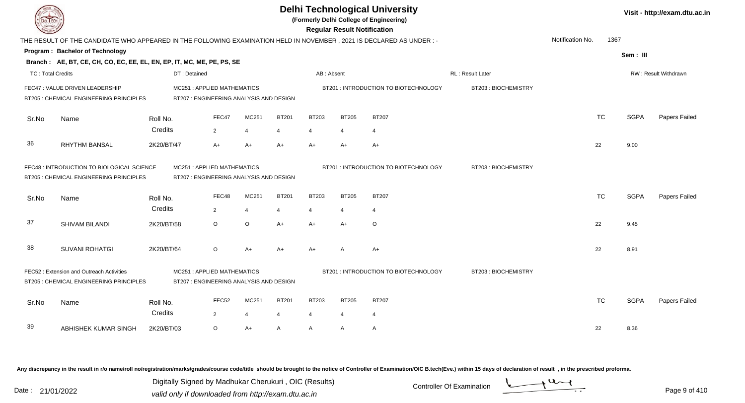# Delhi Technological University

(Formerly Delhi College of Engineering)

**Regular Result Notification**

Visit - http://exam.dtu.ac.in

THE RESULT OF THE CANDIDATE WHO APPEARED IN THE FOLLOWING EXAMINATION HELD IN NOVEMBER , 2021 IS DECLARED AS UNDER : -

Notification No. 1367

**Program : Bachelor of Technology**

Sem : III

**Branch : AE, BT, CE, CH, CO, EC, EE, EL, EN, EP, IT, MC, ME, PE, PS, SE**

TC : Total Credits | DT : Detained | AB : Absent | RL : Result Later | RW : Result Withdrawn

FEC47 : VALUE DRIVEN LEADERSHIP
MC251 : APPLIED MATHEMATICS
BT201 : INTRODUCTION TO BIOTECHNOLOGY
BT203 : BIOCHEMISTRY
BT205 : CHEMICAL ENGINEERING PRINCIPLES
BT207 : ENGINEERING ANALYSIS AND DESIGN

| Sr.No | Name | Roll No. | FEC47 | MC251 | BT201 | BT203 | BT205 | BT207 | TC | SGPA | Papers Failed |
|---|---|---|---|---|---|---|---|---|---|---|---|
| | | Credits | 2 | 4 | 4 | 4 | 4 | 4 | | | |
| 36 | RHYTHM BANSAL | 2K20/BT/47 | A+ | A+ | A+ | A+ | A+ | A+ | 22 | 9.00 | |

FEC48 : INTRODUCTION TO BIOLOGICAL SCIENCE
MC251 : APPLIED MATHEMATICS
BT201 : INTRODUCTION TO BIOTECHNOLOGY
BT203 : BIOCHEMISTRY
BT205 : CHEMICAL ENGINEERING PRINCIPLES
BT207 : ENGINEERING ANALYSIS AND DESIGN

| Sr.No | Name | Roll No. | FEC48 | MC251 | BT201 | BT203 | BT205 | BT207 | TC | SGPA | Papers Failed |
|---|---|---|---|---|---|---|---|---|---|---|---|
| | | Credits | 2 | 4 | 4 | 4 | 4 | 4 | | | |
| 37 | SHIVAM BILANDI | 2K20/BT/58 | O | O | A+ | A+ | A+ | O | 22 | 9.45 | |
| 38 | SUVANI ROHATGI | 2K20/BT/64 | O | A+ | A+ | A+ | A | A+ | 22 | 8.91 | |

FEC52 : Extension and Outreach Activities
MC251 : APPLIED MATHEMATICS
BT201 : INTRODUCTION TO BIOTECHNOLOGY
BT203 : BIOCHEMISTRY
BT205 : CHEMICAL ENGINEERING PRINCIPLES
BT207 : ENGINEERING ANALYSIS AND DESIGN

| Sr.No | Name | Roll No. | FEC52 | MC251 | BT201 | BT203 | BT205 | BT207 | TC | SGPA | Papers Failed |
|---|---|---|---|---|---|---|---|---|---|---|---|
| | | Credits | 2 | 4 | 4 | 4 | 4 | 4 | | | |
| 39 | ABHISHEK KUMAR SINGH | 2K20/BT/03 | O | A+ | A | A | A | A | 22 | 8.36 | |

Any discrepancy in the result in r/o name/roll no/registration/marks/grades/course code/title should be brought to the notice of Controller of Examination/OIC B.tech(Eve.) within 15 days of declaration of result , in the prescribed proforma.

Date : 21/01/2022

Digitally Signed by Madhukar Cherukuri , OIC (Results)
valid only if downloaded from http://exam.dtu.ac.in

Controller Of Examination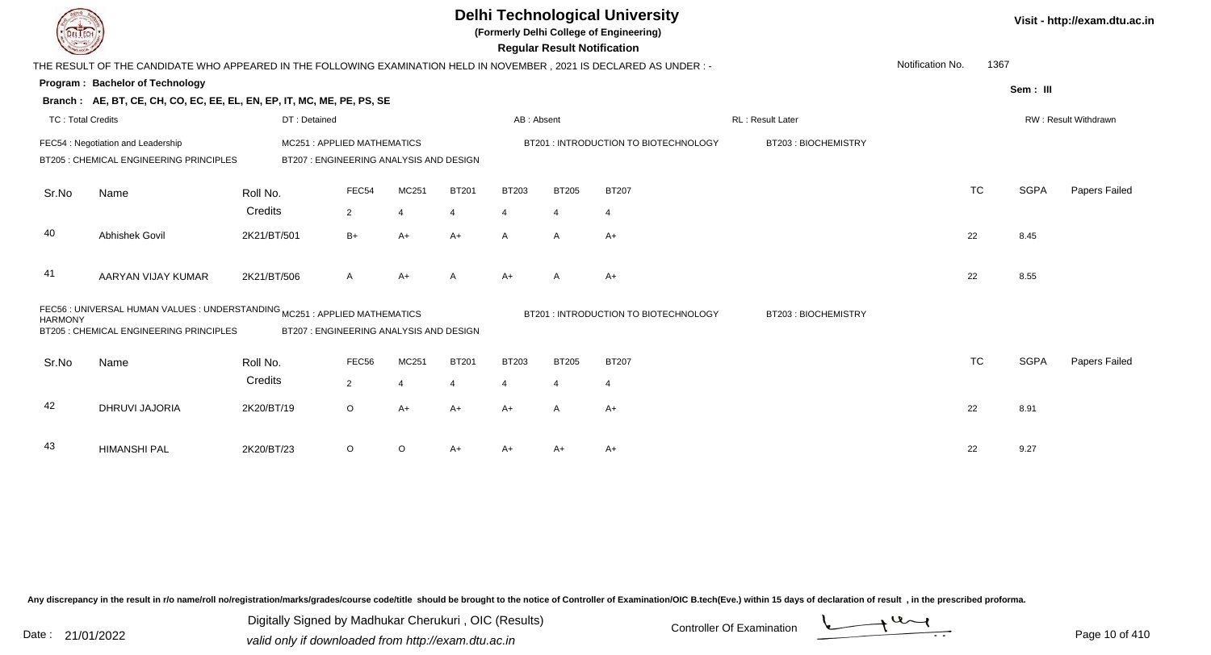# Delhi Technological University

**(Formerly Delhi College of Engineering)**

**Regular Result Notification**

Visit - http://exam.dtu.ac.in

THE RESULT OF THE CANDIDATE WHO APPEARED IN THE FOLLOWING EXAMINATION HELD IN NOVEMBER , 2021 IS DECLARED AS UNDER : -

Notification No. 1367

**Program : Bachelor of Technology**

Sem : III

**Branch : AE, BT, CE, CH, CO, EC, EE, EL, EN, EP, IT, MC, ME, PE, PS, SE**

TC : Total Credits | DT : Detained | AB : Absent | RL : Result Later | RW : Result Withdrawn

FEC54 : Negotiation and Leadership
MC251 : APPLIED MATHEMATICS
BT201 : INTRODUCTION TO BIOTECHNOLOGY
BT203 : BIOCHEMISTRY
BT205 : CHEMICAL ENGINEERING PRINCIPLES
BT207 : ENGINEERING ANALYSIS AND DESIGN

| Sr.No | Name | Roll No. | FEC54 | MC251 | BT201 | BT203 | BT205 | BT207 | TC | SGPA | Papers Failed |
|---|---|---|---|---|---|---|---|---|---|---|---|
| | | Credits | 2 | 4 | 4 | 4 | 4 | 4 | | | |
| 40 | Abhishek Govil | 2K21/BT/501 | B+ | A+ | A+ | A | A | A+ | 22 | 8.45 | |
| 41 | AARYAN VIJAY KUMAR | 2K21/BT/506 | A | A+ | A | A+ | A | A+ | 22 | 8.55 | |

FEC56 : UNIVERSAL HUMAN VALUES : UNDERSTANDING HARMONY
MC251 : APPLIED MATHEMATICS
BT201 : INTRODUCTION TO BIOTECHNOLOGY
BT203 : BIOCHEMISTRY
BT205 : CHEMICAL ENGINEERING PRINCIPLES
BT207 : ENGINEERING ANALYSIS AND DESIGN

| Sr.No | Name | Roll No. | FEC56 | MC251 | BT201 | BT203 | BT205 | BT207 | TC | SGPA | Papers Failed |
|---|---|---|---|---|---|---|---|---|---|---|---|
| | | Credits | 2 | 4 | 4 | 4 | 4 | 4 | | | |
| 42 | DHRUVI JAJORIA | 2K20/BT/19 | O | A+ | A+ | A+ | A | A+ | 22 | 8.91 | |
| 43 | HIMANSHI PAL | 2K20/BT/23 | O | O | A+ | A+ | A+ | A+ | 22 | 9.27 | |

Any discrepancy in the result in r/o name/roll no/registration/marks/grades/course code/title should be brought to the notice of Controller of Examination/OIC B.tech(Eve.) within 15 days of declaration of result , in the prescribed proforma.

Date : 21/01/2022

Digitally Signed by Madhukar Cherukuri , OIC (Results)
valid only if downloaded from http://exam.dtu.ac.in

Controller Of Examination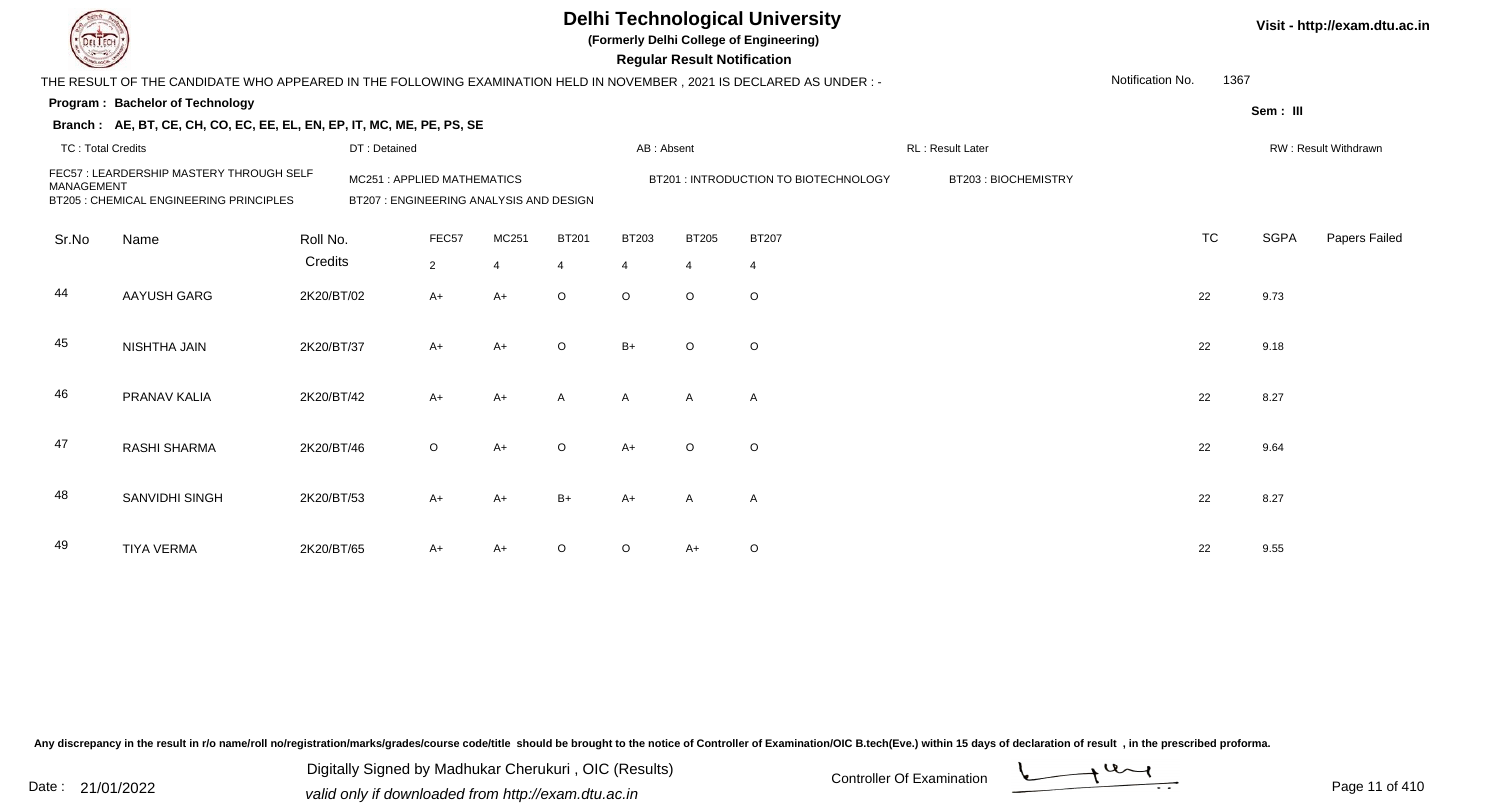# Delhi Technological University

**(Formerly Delhi College of Engineering)**

**Regular Result Notification**

Visit - http://exam.dtu.ac.in

THE RESULT OF THE CANDIDATE WHO APPEARED IN THE FOLLOWING EXAMINATION HELD IN NOVEMBER , 2021 IS DECLARED AS UNDER : -

Notification No. 1367

**Program : Bachelor of Technology**

**Sem : III**

**Branch : AE, BT, CE, CH, CO, EC, EE, EL, EN, EP, IT, MC, ME, PE, PS, SE**

TC : Total Credits | DT : Detained | AB : Absent | RL : Result Later | RW : Result Withdrawn

FEC57 : LEARDERSHIP MASTERY THROUGH SELF MANAGEMENT
MC251 : APPLIED MATHEMATICS
BT201 : INTRODUCTION TO BIOTECHNOLOGY
BT203 : BIOCHEMISTRY
BT205 : CHEMICAL ENGINEERING PRINCIPLES
BT207 : ENGINEERING ANALYSIS AND DESIGN

| Sr.No | Name | Roll No. | FEC57 | MC251 | BT201 | BT203 | BT205 | BT207 | TC | SGPA | Papers Failed |
|---|---|---|---|---|---|---|---|---|---|---|---|
| | | Credits | 2 | 4 | 4 | 4 | 4 | 4 | | | |
| 44 | AAYUSH GARG | 2K20/BT/02 | A+ | A+ | O | O | O | O | 22 | 9.73 | |
| 45 | NISHTHA JAIN | 2K20/BT/37 | A+ | A+ | O | B+ | O | O | 22 | 9.18 | |
| 46 | PRANAV KALIA | 2K20/BT/42 | A+ | A+ | A | A | A | A | 22 | 8.27 | |
| 47 | RASHI SHARMA | 2K20/BT/46 | O | A+ | O | A+ | O | O | 22 | 9.64 | |
| 48 | SANVIDHI SINGH | 2K20/BT/53 | A+ | A+ | B+ | A+ | A | A | 22 | 8.27 | |
| 49 | TIYA VERMA | 2K20/BT/65 | A+ | A+ | O | O | A+ | O | 22 | 9.55 | |

Any discrepancy in the result in r/o name/roll no/registration/marks/grades/course code/title should be brought to the notice of Controller of Examination/OIC B.tech(Eve.) within 15 days of declaration of result , in the prescribed proforma.

Date : 21/01/2022

Digitally Signed by Madhukar Cherukuri , OIC (Results)
valid only if downloaded from http://exam.dtu.ac.in

Controller Of Examination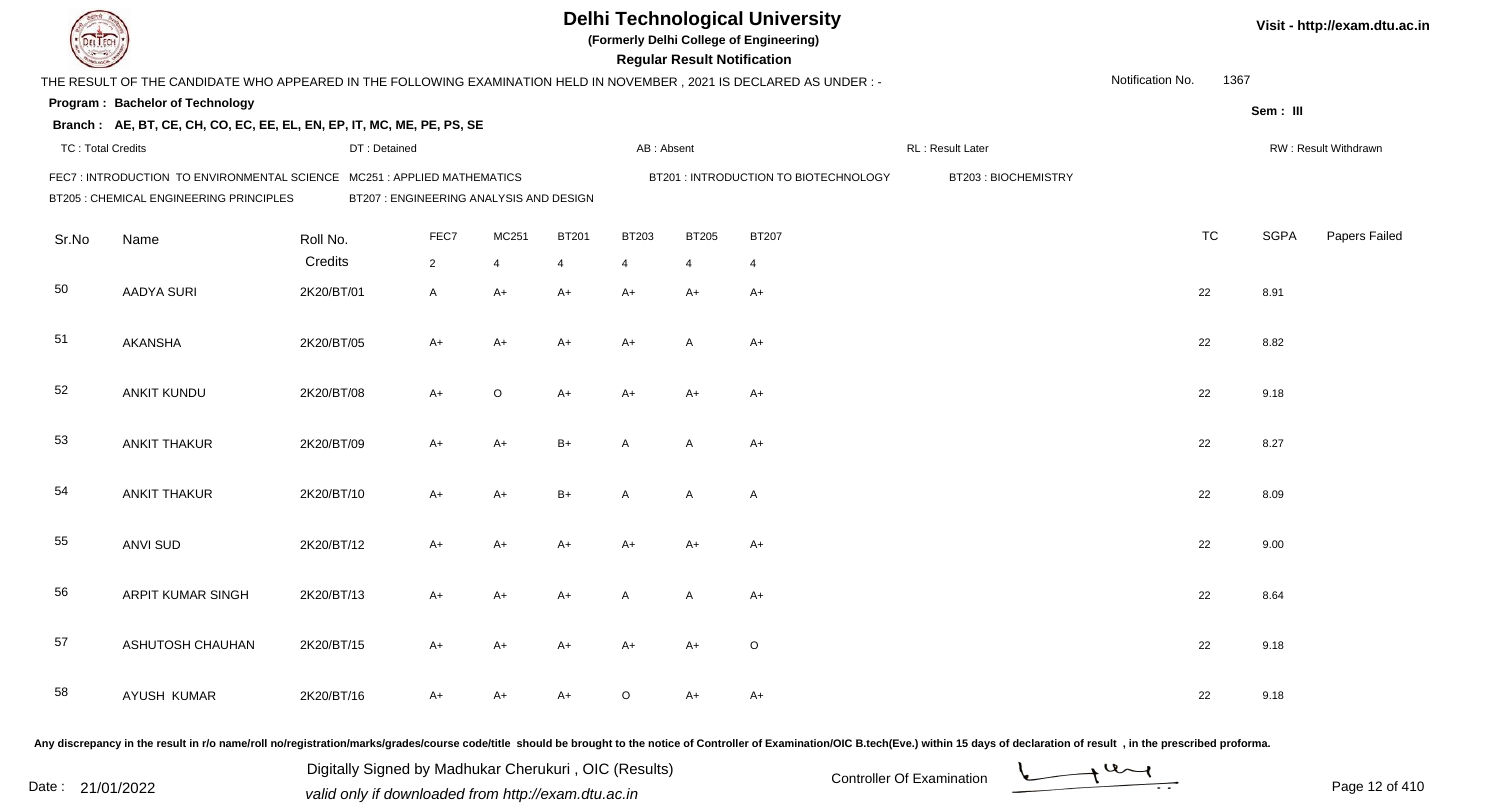# Delhi Technological University

(Formerly Delhi College of Engineering)

**Regular Result Notification**

Visit - http://exam.dtu.ac.in

THE RESULT OF THE CANDIDATE WHO APPEARED IN THE FOLLOWING EXAMINATION HELD IN NOVEMBER , 2021 IS DECLARED AS UNDER : -

Notification No. 1367

**Program : Bachelor of Technology**

Sem : III

**Branch : AE, BT, CE, CH, CO, EC, EE, EL, EN, EP, IT, MC, ME, PE, PS, SE**

TC : Total Credits | DT : Detained | AB : Absent | RL : Result Later | RW : Result Withdrawn

FEC7 : INTRODUCTION TO ENVIRONMENTAL SCIENCE | MC251 : APPLIED MATHEMATICS | BT201 : INTRODUCTION TO BIOTECHNOLOGY | BT203 : BIOCHEMISTRY
BT205 : CHEMICAL ENGINEERING PRINCIPLES | BT207 : ENGINEERING ANALYSIS AND DESIGN

| Sr.No | Name | Roll No. | FEC7 | MC251 | BT201 | BT203 | BT205 | BT207 | TC | SGPA | Papers Failed |
|---|---|---|---|---|---|---|---|---|---|---|---|
| | | Credits | 2 | 4 | 4 | 4 | 4 | 4 | | | |
| 50 | AADYA SURI | 2K20/BT/01 | A | A+ | A+ | A+ | A+ | A+ | 22 | 8.91 | |
| 51 | AKANSHA | 2K20/BT/05 | A+ | A+ | A+ | A+ | A | A+ | 22 | 8.82 | |
| 52 | ANKIT KUNDU | 2K20/BT/08 | A+ | O | A+ | A+ | A+ | A+ | 22 | 9.18 | |
| 53 | ANKIT THAKUR | 2K20/BT/09 | A+ | A+ | B+ | A | A | A+ | 22 | 8.27 | |
| 54 | ANKIT THAKUR | 2K20/BT/10 | A+ | A+ | B+ | A | A | A | 22 | 8.09 | |
| 55 | ANVI SUD | 2K20/BT/12 | A+ | A+ | A+ | A+ | A+ | A+ | 22 | 9.00 | |
| 56 | ARPIT KUMAR SINGH | 2K20/BT/13 | A+ | A+ | A+ | A | A | A+ | 22 | 8.64 | |
| 57 | ASHUTOSH CHAUHAN | 2K20/BT/15 | A+ | A+ | A+ | A+ | A+ | O | 22 | 9.18 | |
| 58 | AYUSH KUMAR | 2K20/BT/16 | A+ | A+ | A+ | O | A+ | A+ | 22 | 9.18 | |

Any discrepancy in the result in r/o name/roll no/registration/marks/grades/course code/title should be brought to the notice of Controller of Examination/OIC B.tech(Eve.) within 15 days of declaration of result , in the prescribed proforma.

Date : 21/01/2022

Digitally Signed by Madhukar Cherukuri , OIC (Results)
valid only if downloaded from http://exam.dtu.ac.in

Controller Of Examination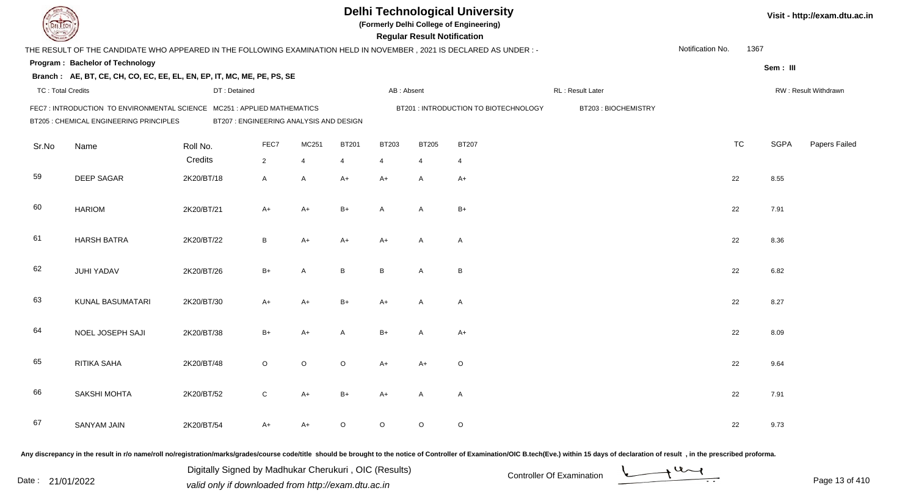# Delhi Technological University

**(Formerly Delhi College of Engineering)**

**Regular Result Notification**

Visit - http://exam.dtu.ac.in

THE RESULT OF THE CANDIDATE WHO APPEARED IN THE FOLLOWING EXAMINATION HELD IN NOVEMBER , 2021 IS DECLARED AS UNDER : -

Notification No. 1367

**Program : Bachelor of Technology**

**Sem : III**

**Branch : AE, BT, CE, CH, CO, EC, EE, EL, EN, EP, IT, MC, ME, PE, PS, SE**

TC : Total Credits | DT : Detained | AB : Absent | RL : Result Later | RW : Result Withdrawn

FEC7 : INTRODUCTION TO ENVIRONMENTAL SCIENCE | MC251 : APPLIED MATHEMATICS | BT201 : INTRODUCTION TO BIOTECHNOLOGY | BT203 : BIOCHEMISTRY
BT205 : CHEMICAL ENGINEERING PRINCIPLES | BT207 : ENGINEERING ANALYSIS AND DESIGN

| Sr.No | Name | Roll No. | FEC7 | MC251 | BT201 | BT203 | BT205 | BT207 | TC | SGPA | Papers Failed |
|---|---|---|---|---|---|---|---|---|---|---|---|
| | | Credits | 2 | 4 | 4 | 4 | 4 | 4 | | | |
| 59 | DEEP SAGAR | 2K20/BT/18 | A | A | A+ | A+ | A | A+ | 22 | 8.55 | |
| 60 | HARIOM | 2K20/BT/21 | A+ | A+ | B+ | A | A | B+ | 22 | 7.91 | |
| 61 | HARSH BATRA | 2K20/BT/22 | B | A+ | A+ | A+ | A | A | 22 | 8.36 | |
| 62 | JUHI YADAV | 2K20/BT/26 | B+ | A | B | B | A | B | 22 | 6.82 | |
| 63 | KUNAL BASUMATARI | 2K20/BT/30 | A+ | A+ | B+ | A+ | A | A | 22 | 8.27 | |
| 64 | NOEL JOSEPH SAJI | 2K20/BT/38 | B+ | A+ | A | B+ | A | A+ | 22 | 8.09 | |
| 65 | RITIKA SAHA | 2K20/BT/48 | O | O | O | A+ | A+ | O | 22 | 9.64 | |
| 66 | SAKSHI MOHTA | 2K20/BT/52 | C | A+ | B+ | A+ | A | A | 22 | 7.91 | |
| 67 | SANYAM JAIN | 2K20/BT/54 | A+ | A+ | O | O | O | O | 22 | 9.73 | |

Any discrepancy in the result in r/o name/roll no/registration/marks/grades/course code/title should be brought to the notice of Controller of Examination/OIC B.tech(Eve.) within 15 days of declaration of result , in the prescribed proforma.

Date : 21/01/2022

Digitally Signed by Madhukar Cherukuri , OIC (Results)
valid only if downloaded from http://exam.dtu.ac.in

Controller Of Examination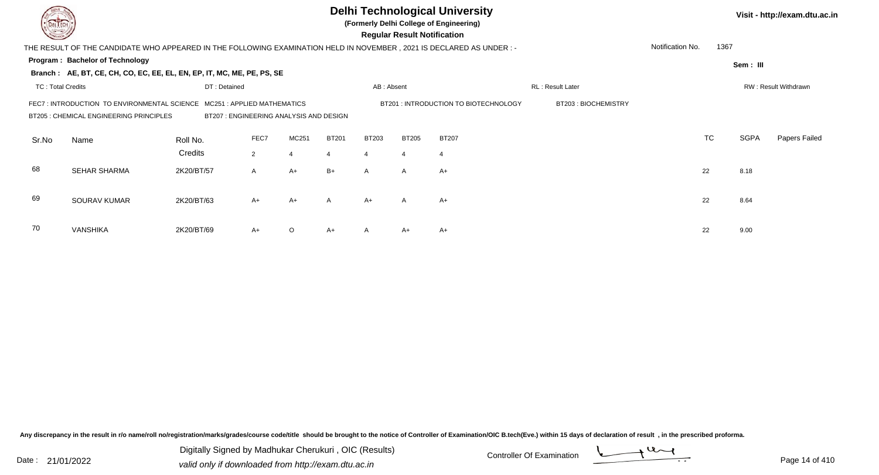# Delhi Technological University

**(Formerly Delhi College of Engineering)**

**Regular Result Notification**

Visit - http://exam.dtu.ac.in

THE RESULT OF THE CANDIDATE WHO APPEARED IN THE FOLLOWING EXAMINATION HELD IN NOVEMBER , 2021 IS DECLARED AS UNDER : -

Notification No. 1367

**Program : Bachelor of Technology**

**Sem : III**

**Branch : AE, BT, CE, CH, CO, EC, EE, EL, EN, EP, IT, MC, ME, PE, PS, SE**

TC : Total Credits | DT : Detained | AB : Absent | RL : Result Later | RW : Result Withdrawn

FEC7 : INTRODUCTION TO ENVIRONMENTAL SCIENCE | MC251 : APPLIED MATHEMATICS | BT201 : INTRODUCTION TO BIOTECHNOLOGY | BT203 : BIOCHEMISTRY

BT205 : CHEMICAL ENGINEERING PRINCIPLES | BT207 : ENGINEERING ANALYSIS AND DESIGN

| Sr.No | Name | Roll No. | FEC7 | MC251 | BT201 | BT203 | BT205 | BT207 | TC | SGPA | Papers Failed |
|---|---|---|---|---|---|---|---|---|---|---|---|
| | | Credits | 2 | 4 | 4 | 4 | 4 | 4 | | | |
| 68 | SEHAR SHARMA | 2K20/BT/57 | A | A+ | B+ | A | A | A+ | 22 | 8.18 | |
| 69 | SOURAV KUMAR | 2K20/BT/63 | A+ | A+ | A | A+ | A | A+ | 22 | 8.64 | |
| 70 | VANSHIKA | 2K20/BT/69 | A+ | O | A+ | A | A+ | A+ | 22 | 9.00 | |

Any discrepancy in the result in r/o name/roll no/registration/marks/grades/course code/title should be brought to the notice of Controller of Examination/OIC B.tech(Eve.) within 15 days of declaration of result , in the prescribed proforma.

Date : 21/01/2022

Digitally Signed by Madhukar Cherukuri , OIC (Results)

valid only if downloaded from http://exam.dtu.ac.in

Controller Of Examination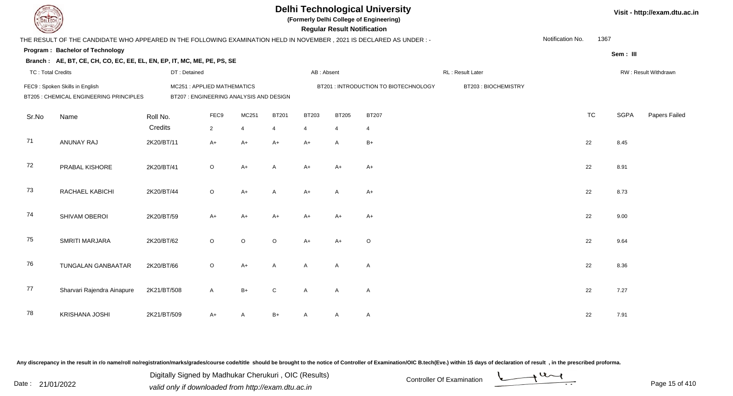# Delhi Technological University

**(Formerly Delhi College of Engineering)**

**Regular Result Notification**

Visit - http://exam.dtu.ac.in

THE RESULT OF THE CANDIDATE WHO APPEARED IN THE FOLLOWING EXAMINATION HELD IN NOVEMBER , 2021 IS DECLARED AS UNDER : -

Notification No. 1367

**Program : Bachelor of Technology**

Sem : III

**Branch : AE, BT, CE, CH, CO, EC, EE, EL, EN, EP, IT, MC, ME, PE, PS, SE**

TC : Total Credits | DT : Detained | AB : Absent | RL : Result Later | RW : Result Withdrawn

FEC9 : Spoken Skills in English | MC251 : APPLIED MATHEMATICS | BT201 : INTRODUCTION TO BIOTECHNOLOGY | BT203 : BIOCHEMISTRY

BT205 : CHEMICAL ENGINEERING PRINCIPLES | BT207 : ENGINEERING ANALYSIS AND DESIGN

| Sr.No | Name | Roll No. | FEC9 | MC251 | BT201 | BT203 | BT205 | BT207 | TC | SGPA | Papers Failed |
|---|---|---|---|---|---|---|---|---|---|---|---|
| | | Credits | 2 | 4 | 4 | 4 | 4 | 4 | | | |
| 71 | ANUNAY RAJ | 2K20/BT/11 | A+ | A+ | A+ | A+ | A | B+ | 22 | 8.45 | |
| 72 | PRABAL KISHORE | 2K20/BT/41 | O | A+ | A | A+ | A+ | A+ | 22 | 8.91 | |
| 73 | RACHAEL KABICHI | 2K20/BT/44 | O | A+ | A | A+ | A | A+ | 22 | 8.73 | |
| 74 | SHIVAM OBEROI | 2K20/BT/59 | A+ | A+ | A+ | A+ | A+ | A+ | 22 | 9.00 | |
| 75 | SMRITI MARJARA | 2K20/BT/62 | O | O | O | A+ | A+ | O | 22 | 9.64 | |
| 76 | TUNGALAN GANBAATAR | 2K20/BT/66 | O | A+ | A | A | A | A | 22 | 8.36 | |
| 77 | Sharvari Rajendra Ainapure | 2K21/BT/508 | A | B+ | C | A | A | A | 22 | 7.27 | |
| 78 | KRISHANA JOSHI | 2K21/BT/509 | A+ | A | B+ | A | A | A | 22 | 7.91 | |

Any discrepancy in the result in r/o name/roll no/registration/marks/grades/course code/title should be brought to the notice of Controller of Examination/OIC B.tech(Eve.) within 15 days of declaration of result , in the prescribed proforma.

Date : 21/01/2022

Digitally Signed by Madhukar Cherukuri , OIC (Results)
valid only if downloaded from http://exam.dtu.ac.in

Controller Of Examination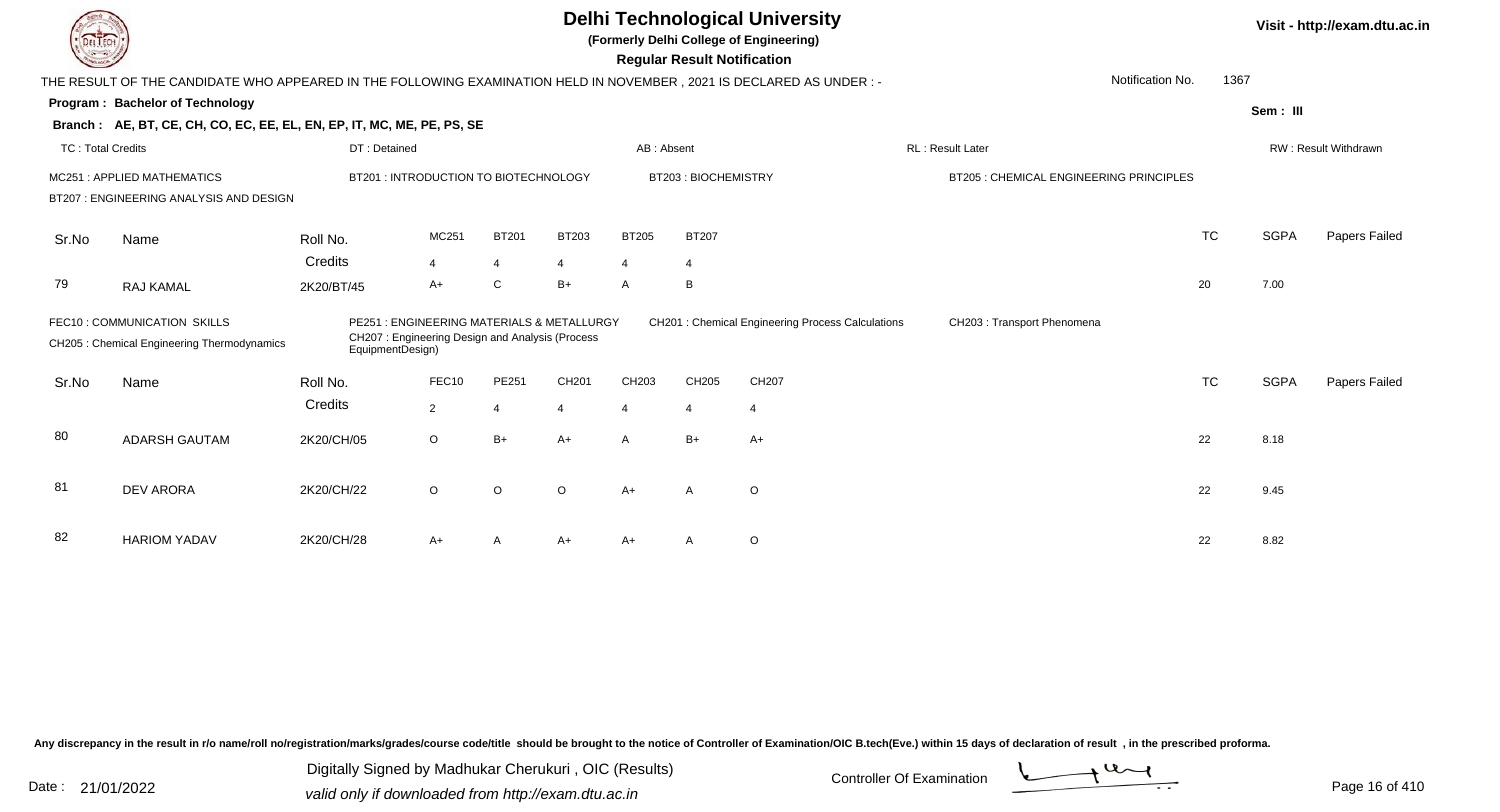# Delhi Technological University

**(Formerly Delhi College of Engineering)**

**Regular Result Notification**

THE RESULT OF THE CANDIDATE WHO APPEARED IN THE FOLLOWING EXAMINATION HELD IN NOVEMBER , 2021 IS DECLARED AS UNDER : -

Notification No. 1367

**Program : Bachelor of Technology**

**Sem : III**

**Branch : AE, BT, CE, CH, CO, EC, EE, EL, EN, EP, IT, MC, ME, PE, PS, SE**

TC : Total Credits | DT : Detained | AB : Absent | RL : Result Later | RW : Result Withdrawn

MC251 : APPLIED MATHEMATICS
BT201 : INTRODUCTION TO BIOTECHNOLOGY
BT203 : BIOCHEMISTRY
BT205 : CHEMICAL ENGINEERING PRINCIPLES
BT207 : ENGINEERING ANALYSIS AND DESIGN

| Sr.No | Name | Roll No. | MC251 | BT201 | BT203 | BT205 | BT207 | TC | SGPA | Papers Failed |
|---|---|---|---|---|---|---|---|---|---|---|
| | | Credits | 4 | 4 | 4 | 4 | 4 | | | |
| 79 | RAJ KAMAL | 2K20/BT/45 | A+ | C | B+ | A | B | 20 | 7.00 | |

FEC10 : COMMUNICATION SKILLS
PE251 : ENGINEERING MATERIALS & METALLURGY
CH201 : Chemical Engineering Process Calculations
CH203 : Transport Phenomena
CH205 : Chemical Engineering Thermodynamics
CH207 : Engineering Design and Analysis (Process EquipmentDesign)

| Sr.No | Name | Roll No. | FEC10 | PE251 | CH201 | CH203 | CH205 | CH207 | TC | SGPA | Papers Failed |
|---|---|---|---|---|---|---|---|---|---|---|---|
| | | Credits | 2 | 4 | 4 | 4 | 4 | 4 | | | |
| 80 | ADARSH GAUTAM | 2K20/CH/05 | O | B+ | A+ | A | B+ | A+ | 22 | 8.18 | |
| 81 | DEV ARORA | 2K20/CH/22 | O | O | O | A+ | A | O | 22 | 9.45 | |
| 82 | HARIOM YADAV | 2K20/CH/28 | A+ | A | A+ | A+ | A | O | 22 | 8.82 | |

Any discrepancy in the result in r/o name/roll no/registration/marks/grades/course code/title should be brought to the notice of Controller of Examination/OIC B.tech(Eve.) within 15 days of declaration of result , in the prescribed proforma.

Date : 21/01/2022

Digitally Signed by Madhukar Cherukuri , OIC (Results)
valid only if downloaded from http://exam.dtu.ac.in

Controller Of Examination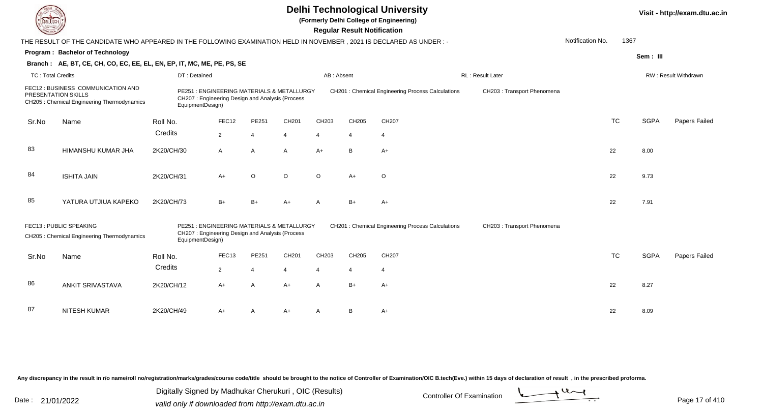# Delhi Technological University

**(Formerly Delhi College of Engineering)**

**Regular Result Notification**

Visit - http://exam.dtu.ac.in

THE RESULT OF THE CANDIDATE WHO APPEARED IN THE FOLLOWING EXAMINATION HELD IN NOVEMBER , 2021 IS DECLARED AS UNDER : -

Notification No. 1367

**Program : Bachelor of Technology**

Sem : III

**Branch : AE, BT, CE, CH, CO, EC, EE, EL, EN, EP, IT, MC, ME, PE, PS, SE**

TC : Total Credits | DT : Detained | AB : Absent | RL : Result Later | RW : Result Withdrawn

FEC12 : BUSINESS COMMUNICATION AND PRESENTATION SKILLS
CH205 : Chemical Engineering Thermodynamics
PE251 : ENGINEERING MATERIALS & METALLURGY
CH207 : Engineering Design and Analysis (Process EquipmentDesign)
CH201 : Chemical Engineering Process Calculations
CH203 : Transport Phenomena

| Sr.No | Name | Roll No. | FEC12 | PE251 | CH201 | CH203 | CH205 | CH207 | TC | SGPA | Papers Failed |
|---|---|---|---|---|---|---|---|---|---|---|---|
| | | Credits | 2 | 4 | 4 | 4 | 4 | 4 | | | |
| 83 | HIMANSHU KUMAR JHA | 2K20/CH/30 | A | A | A | A+ | B | A+ | 22 | 8.00 | |
| 84 | ISHITA JAIN | 2K20/CH/31 | A+ | O | O | O | A+ | O | 22 | 9.73 | |
| 85 | YATURA UTJIUA KAPEKO | 2K20/CH/73 | B+ | B+ | A+ | A | B+ | A+ | 22 | 7.91 | |

FEC13 : PUBLIC SPEAKING
CH205 : Chemical Engineering Thermodynamics
PE251 : ENGINEERING MATERIALS & METALLURGY
CH207 : Engineering Design and Analysis (Process EquipmentDesign)
CH201 : Chemical Engineering Process Calculations
CH203 : Transport Phenomena

| Sr.No | Name | Roll No. | FEC13 | PE251 | CH201 | CH203 | CH205 | CH207 | TC | SGPA | Papers Failed |
|---|---|---|---|---|---|---|---|---|---|---|---|
| | | Credits | 2 | 4 | 4 | 4 | 4 | 4 | | | |
| 86 | ANKIT SRIVASTAVA | 2K20/CH/12 | A+ | A | A+ | A | B+ | A+ | 22 | 8.27 | |
| 87 | NITESH KUMAR | 2K20/CH/49 | A+ | A | A+ | A | B | A+ | 22 | 8.09 | |

Any discrepancy in the result in r/o name/roll no/registration/marks/grades/course code/title should be brought to the notice of Controller of Examination/OIC B.tech(Eve.) within 15 days of declaration of result , in the prescribed proforma.

Date : 21/01/2022

Digitally Signed by Madhukar Cherukuri , OIC (Results)
valid only if downloaded from http://exam.dtu.ac.in

Controller Of Examination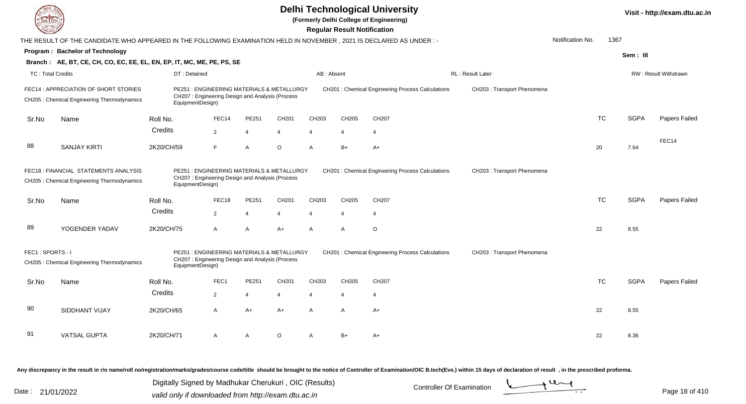# Delhi Technological University

(Formerly Delhi College of Engineering)

**Regular Result Notification**

THE RESULT OF THE CANDIDATE WHO APPEARED IN THE FOLLOWING EXAMINATION HELD IN NOVEMBER , 2021 IS DECLARED AS UNDER : -

Notification No. 1367

**Program : Bachelor of Technology**

Sem : III

**Branch : AE, BT, CE, CH, CO, EC, EE, EL, EN, EP, IT, MC, ME, PE, PS, SE**

TC : Total Credits | DT : Detained | AB : Absent | RL : Result Later | RW : Result Withdrawn

FEC14 : APPRECIATION OF SHORT STORIES
PE251 : ENGINEERING MATERIALS & METALLURGY
CH201 : Chemical Engineering Process Calculations
CH203 : Transport Phenomena
CH205 : Chemical Engineering Thermodynamics
CH207 : Engineering Design and Analysis (Process EquipmentDesign)

| Sr.No | Name | Roll No. | FEC14 | PE251 | CH201 | CH203 | CH205 | CH207 | TC | SGPA | Papers Failed |
|---|---|---|---|---|---|---|---|---|---|---|---|
| | | Credits | 2 | 4 | 4 | 4 | 4 | 4 | | | |
| 88 | SANJAY KIRTI | 2K20/CH/59 | F | A | O | A | B+ | A+ | 20 | 7.64 | FEC14 |

FEC18 : FINANCIAL STATEMENTS ANALYSIS
PE251 : ENGINEERING MATERIALS & METALLURGY
CH201 : Chemical Engineering Process Calculations
CH203 : Transport Phenomena
CH205 : Chemical Engineering Thermodynamics
CH207 : Engineering Design and Analysis (Process EquipmentDesign)

| Sr.No | Name | Roll No. | FEC18 | PE251 | CH201 | CH203 | CH205 | CH207 | TC | SGPA | Papers Failed |
|---|---|---|---|---|---|---|---|---|---|---|---|
| | | Credits | 2 | 4 | 4 | 4 | 4 | 4 | | | |
| 89 | YOGENDER YADAV | 2K20/CH/75 | A | A | A+ | A | A | O | 22 | 8.55 | |

FEC1 : SPORTS - I
PE251 : ENGINEERING MATERIALS & METALLURGY
CH201 : Chemical Engineering Process Calculations
CH203 : Transport Phenomena
CH205 : Chemical Engineering Thermodynamics
CH207 : Engineering Design and Analysis (Process EquipmentDesign)

| Sr.No | Name | Roll No. | FEC1 | PE251 | CH201 | CH203 | CH205 | CH207 | TC | SGPA | Papers Failed |
|---|---|---|---|---|---|---|---|---|---|---|---|
| | | Credits | 2 | 4 | 4 | 4 | 4 | 4 | | | |
| 90 | SIDDHANT VIJAY | 2K20/CH/65 | A | A+ | A+ | A | A | A+ | 22 | 8.55 | |
| 91 | VATSAL GUPTA | 2K20/CH/71 | A | A | O | A | B+ | A+ | 22 | 8.36 | |

Any discrepancy in the result in r/o name/roll no/registration/marks/grades/course code/title should be brought to the notice of Controller of Examination/OIC B.tech(Eve.) within 15 days of declaration of result , in the prescribed proforma.

Date : 21/01/2022

Digitally Signed by Madhukar Cherukuri , OIC (Results)
valid only if downloaded from http://exam.dtu.ac.in

Controller Of Examination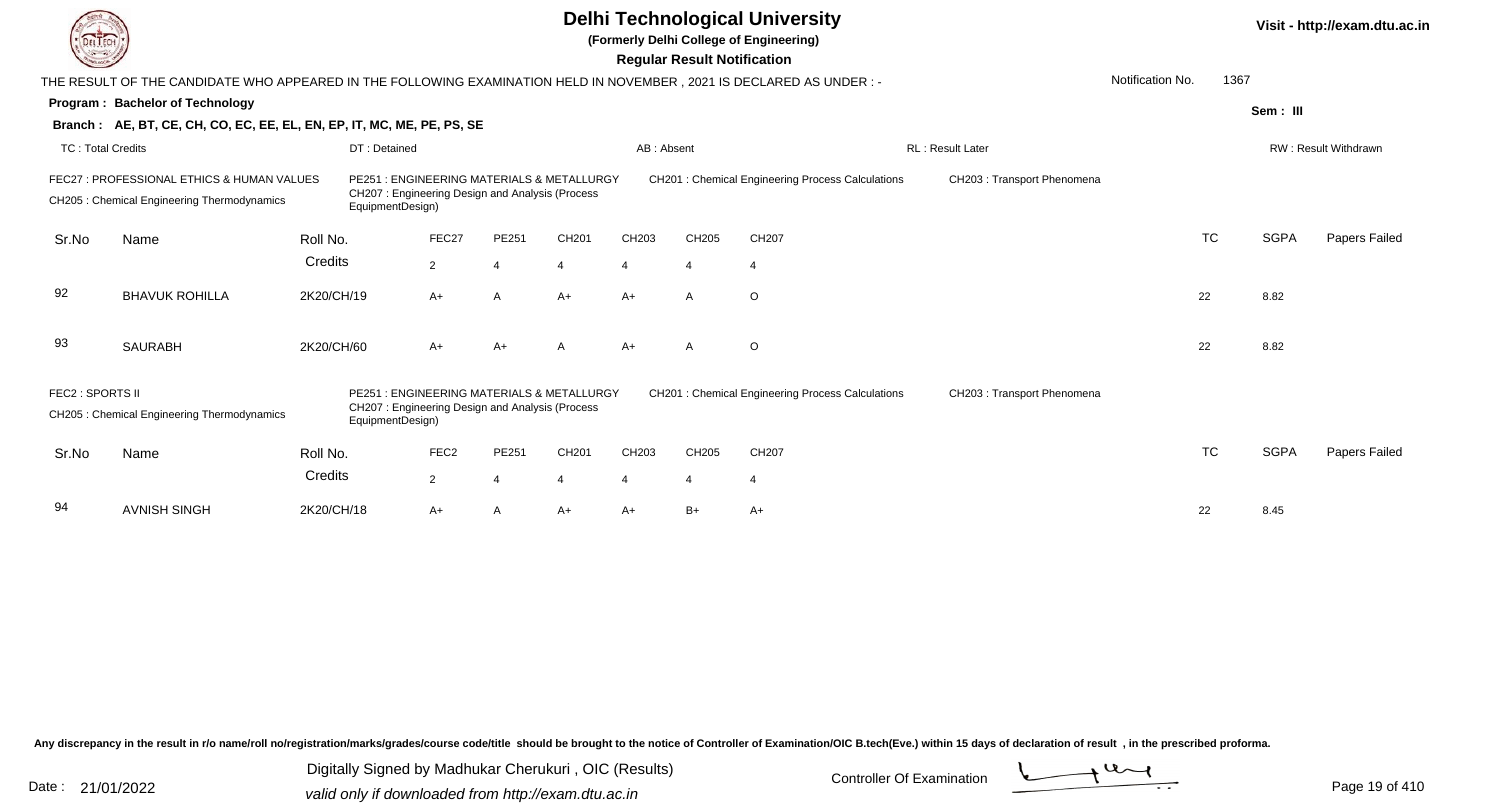# Delhi Technological University

**(Formerly Delhi College of Engineering)**

**Regular Result Notification**

Visit - http://exam.dtu.ac.in

THE RESULT OF THE CANDIDATE WHO APPEARED IN THE FOLLOWING EXAMINATION HELD IN NOVEMBER , 2021 IS DECLARED AS UNDER : -

Notification No. 1367

**Program : Bachelor of Technology**

Sem : III

**Branch : AE, BT, CE, CH, CO, EC, EE, EL, EN, EP, IT, MC, ME, PE, PS, SE**

TC : Total Credits | DT : Detained | AB : Absent | RL : Result Later | RW : Result Withdrawn

FEC27 : PROFESSIONAL ETHICS & HUMAN VALUES
PE251 : ENGINEERING MATERIALS & METALLURGY
CH201 : Chemical Engineering Process Calculations
CH203 : Transport Phenomena
CH205 : Chemical Engineering Thermodynamics
CH207 : Engineering Design and Analysis (Process EquipmentDesign)

| Sr.No | Name | Roll No. | FEC27 | PE251 | CH201 | CH203 | CH205 | CH207 | TC | SGPA | Papers Failed |
|---|---|---|---|---|---|---|---|---|---|---|---|
| | | Credits | 2 | 4 | 4 | 4 | 4 | 4 | | | |
| 92 | BHAVUK ROHILLA | 2K20/CH/19 | A+ | A | A+ | A+ | A | O | 22 | 8.82 | |
| 93 | SAURABH | 2K20/CH/60 | A+ | A+ | A | A+ | A | O | 22 | 8.82 | |

FEC2 : SPORTS II
PE251 : ENGINEERING MATERIALS & METALLURGY
CH201 : Chemical Engineering Process Calculations
CH203 : Transport Phenomena
CH205 : Chemical Engineering Thermodynamics
CH207 : Engineering Design and Analysis (Process EquipmentDesign)

| Sr.No | Name | Roll No. | FEC2 | PE251 | CH201 | CH203 | CH205 | CH207 | TC | SGPA | Papers Failed |
|---|---|---|---|---|---|---|---|---|---|---|---|
| | | Credits | 2 | 4 | 4 | 4 | 4 | 4 | | | |
| 94 | AVNISH SINGH | 2K20/CH/18 | A+ | A | A+ | A+ | B+ | A+ | 22 | 8.45 | |

Any discrepancy in the result in r/o name/roll no/registration/marks/grades/course code/title should be brought to the notice of Controller of Examination/OIC B.tech(Eve.) within 15 days of declaration of result , in the prescribed proforma.

Date : 21/01/2022

Digitally Signed by Madhukar Cherukuri , OIC (Results)
valid only if downloaded from http://exam.dtu.ac.in

Controller Of Examination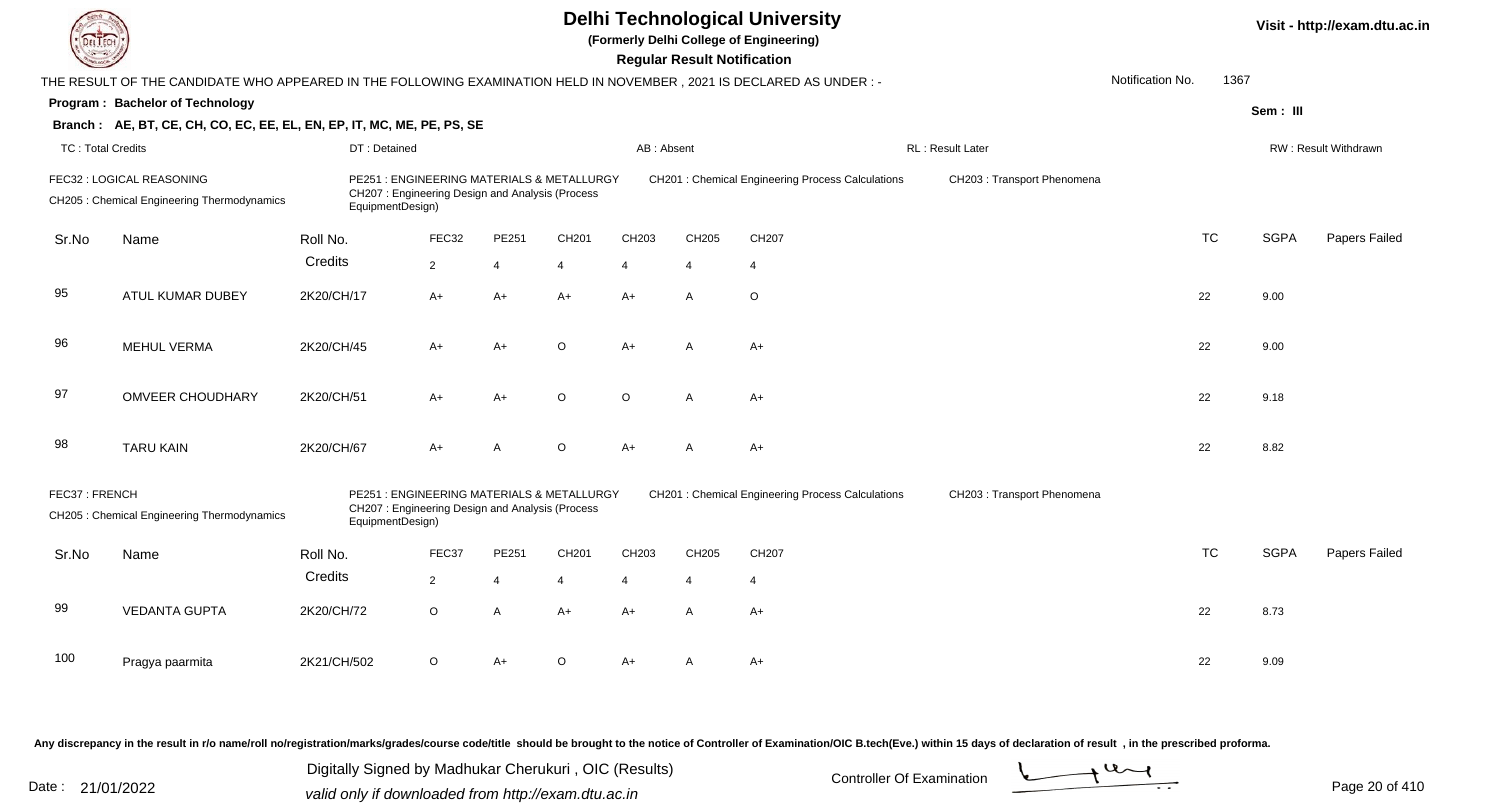# Delhi Technological University

(Formerly Delhi College of Engineering)

**Regular Result Notification**

Visit - http://exam.dtu.ac.in

THE RESULT OF THE CANDIDATE WHO APPEARED IN THE FOLLOWING EXAMINATION HELD IN NOVEMBER , 2021 IS DECLARED AS UNDER : -

Notification No. 1367

**Program : Bachelor of Technology**

Sem : III

**Branch : AE, BT, CE, CH, CO, EC, EE, EL, EN, EP, IT, MC, ME, PE, PS, SE**

TC : Total Credits | DT : Detained | AB : Absent | RL : Result Later | RW : Result Withdrawn

FEC32 : LOGICAL REASONING
PE251 : ENGINEERING MATERIALS & METALLURGY
CH201 : Chemical Engineering Process Calculations
CH203 : Transport Phenomena
CH205 : Chemical Engineering Thermodynamics
CH207 : Engineering Design and Analysis (Process EquipmentDesign)

| Sr.No | Name | Roll No. | FEC32 | PE251 | CH201 | CH203 | CH205 | CH207 | TC | SGPA | Papers Failed |
|---|---|---|---|---|---|---|---|---|---|---|---|
| | | Credits | 2 | 4 | 4 | 4 | 4 | 4 | | | |
| 95 | ATUL KUMAR DUBEY | 2K20/CH/17 | A+ | A+ | A+ | A+ | A | O | 22 | 9.00 | |
| 96 | MEHUL VERMA | 2K20/CH/45 | A+ | A+ | O | A+ | A | A+ | 22 | 9.00 | |
| 97 | OMVEER CHOUDHARY | 2K20/CH/51 | A+ | A+ | O | O | A | A+ | 22 | 9.18 | |
| 98 | TARU KAIN | 2K20/CH/67 | A+ | A | O | A+ | A | A+ | 22 | 8.82 | |

FEC37 : FRENCH
PE251 : ENGINEERING MATERIALS & METALLURGY
CH201 : Chemical Engineering Process Calculations
CH203 : Transport Phenomena
CH205 : Chemical Engineering Thermodynamics
CH207 : Engineering Design and Analysis (Process EquipmentDesign)

| Sr.No | Name | Roll No. | FEC37 | PE251 | CH201 | CH203 | CH205 | CH207 | TC | SGPA | Papers Failed |
|---|---|---|---|---|---|---|---|---|---|---|---|
| | | Credits | 2 | 4 | 4 | 4 | 4 | 4 | | | |
| 99 | VEDANTA GUPTA | 2K20/CH/72 | O | A | A+ | A+ | A | A+ | 22 | 8.73 | |
| 100 | Pragya paarmita | 2K21/CH/502 | O | A+ | O | A+ | A | A+ | 22 | 9.09 | |

Any discrepancy in the result in r/o name/roll no/registration/marks/grades/course code/title should be brought to the notice of Controller of Examination/OIC B.tech(Eve.) within 15 days of declaration of result , in the prescribed proforma.

Date : 21/01/2022

Digitally Signed by Madhukar Cherukuri , OIC (Results)
valid only if downloaded from http://exam.dtu.ac.in

Controller Of Examination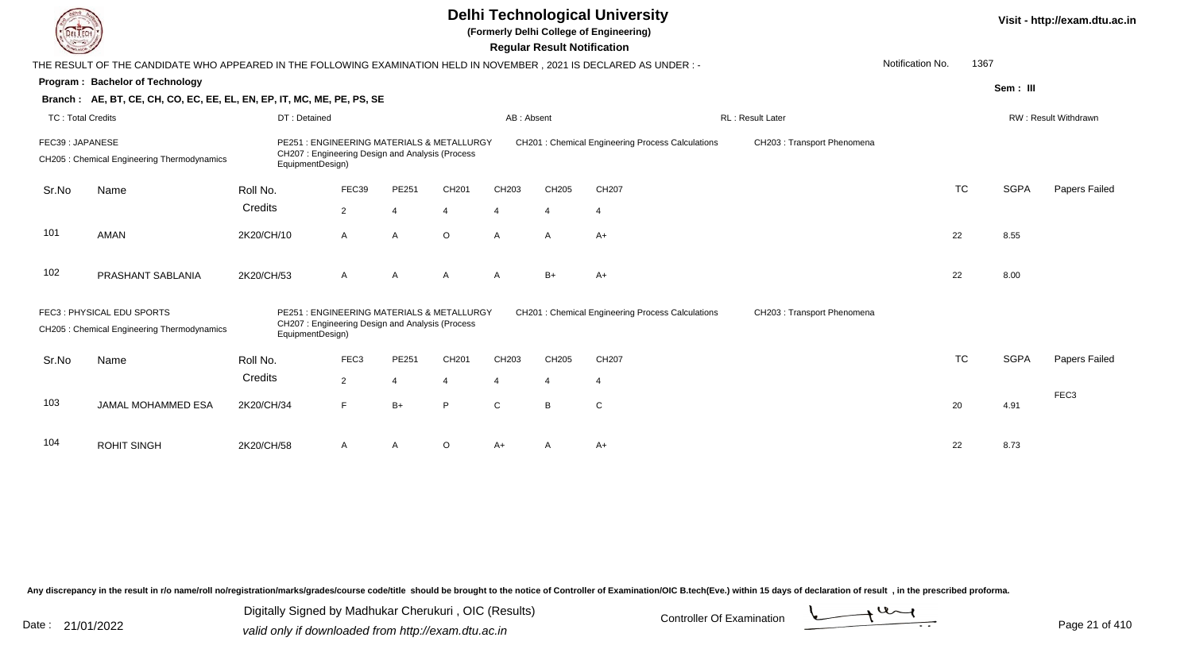# Delhi Technological University

**(Formerly Delhi College of Engineering)**

**Regular Result Notification**

Visit - http://exam.dtu.ac.in

THE RESULT OF THE CANDIDATE WHO APPEARED IN THE FOLLOWING EXAMINATION HELD IN NOVEMBER , 2021 IS DECLARED AS UNDER : -

Notification No. 1367

**Program : Bachelor of Technology**

Sem : III

**Branch : AE, BT, CE, CH, CO, EC, EE, EL, EN, EP, IT, MC, ME, PE, PS, SE**

TC : Total Credits | DT : Detained | AB : Absent | RL : Result Later | RW : Result Withdrawn

FEC39 : JAPANESE
PE251 : ENGINEERING MATERIALS & METALLURGY
CH201 : Chemical Engineering Process Calculations
CH203 : Transport Phenomena
CH205 : Chemical Engineering Thermodynamics
CH207 : Engineering Design and Analysis (Process EquipmentDesign)

| Sr.No | Name | Roll No. | FEC39 | PE251 | CH201 | CH203 | CH205 | CH207 | TC | SGPA | Papers Failed |
|---|---|---|---|---|---|---|---|---|---|---|---|
| | | Credits | 2 | 4 | 4 | 4 | 4 | 4 | | | |
| 101 | AMAN | 2K20/CH/10 | A | A | O | A | A | A+ | 22 | 8.55 | |
| 102 | PRASHANT SABLANIA | 2K20/CH/53 | A | A | A | A | B+ | A+ | 22 | 8.00 | |

FEC3 : PHYSICAL EDU SPORTS
PE251 : ENGINEERING MATERIALS & METALLURGY
CH201 : Chemical Engineering Process Calculations
CH203 : Transport Phenomena
CH205 : Chemical Engineering Thermodynamics
CH207 : Engineering Design and Analysis (Process EquipmentDesign)

| Sr.No | Name | Roll No. | FEC3 | PE251 | CH201 | CH203 | CH205 | CH207 | TC | SGPA | Papers Failed |
|---|---|---|---|---|---|---|---|---|---|---|---|
| | | Credits | 2 | 4 | 4 | 4 | 4 | 4 | | | |
| 103 | JAMAL MOHAMMED ESA | 2K20/CH/34 | F | B+ | P | C | B | C | 20 | 4.91 | FEC3 |
| 104 | ROHIT SINGH | 2K20/CH/58 | A | A | O | A+ | A | A+ | 22 | 8.73 | |

Any discrepancy in the result in r/o name/roll no/registration/marks/grades/course code/title should be brought to the notice of Controller of Examination/OIC B.tech(Eve.) within 15 days of declaration of result , in the prescribed proforma.

Date : 21/01/2022

Digitally Signed by Madhukar Cherukuri , OIC (Results)
valid only if downloaded from http://exam.dtu.ac.in

Controller Of Examination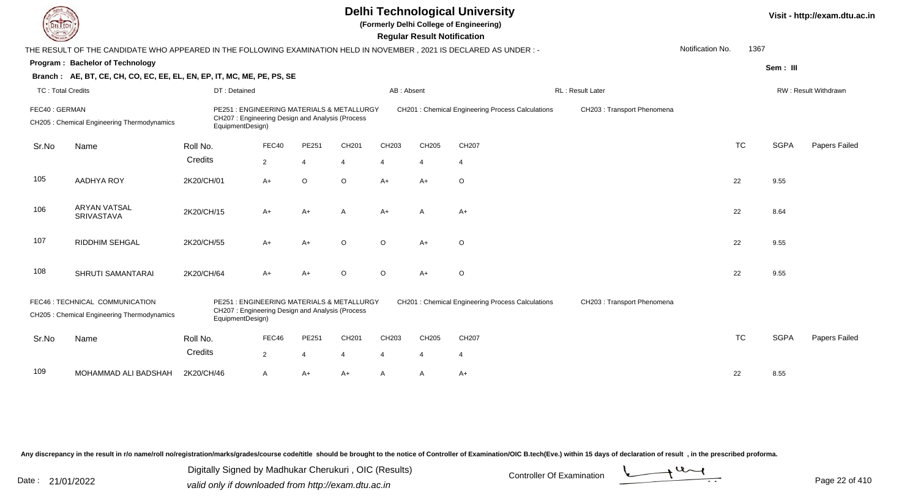# Delhi Technological University

**(Formerly Delhi College of Engineering)**

**Regular Result Notification**

THE RESULT OF THE CANDIDATE WHO APPEARED IN THE FOLLOWING EXAMINATION HELD IN NOVEMBER , 2021 IS DECLARED AS UNDER : -

Notification No. 1367

**Program : Bachelor of Technology**

**Sem : III**

**Branch : AE, BT, CE, CH, CO, EC, EE, EL, EN, EP, IT, MC, ME, PE, PS, SE**

TC : Total Credits | DT : Detained | AB : Absent | RL : Result Later | RW : Result Withdrawn

FEC40 : GERMAN
PE251 : ENGINEERING MATERIALS & METALLURGY
CH201 : Chemical Engineering Process Calculations
CH203 : Transport Phenomena
CH205 : Chemical Engineering Thermodynamics
CH207 : Engineering Design and Analysis (Process EquipmentDesign)

| Sr.No | Name | Roll No. | FEC40 | PE251 | CH201 | CH203 | CH205 | CH207 | TC | SGPA | Papers Failed |
|---|---|---|---|---|---|---|---|---|---|---|---|
| | | Credits | 2 | 4 | 4 | 4 | 4 | 4 | | | |
| 105 | AADHYA ROY | 2K20/CH/01 | A+ | O | O | A+ | A+ | O | 22 | 9.55 | |
| 106 | ARYAN VATSAL SRIVASTAVA | 2K20/CH/15 | A+ | A+ | A | A+ | A | A+ | 22 | 8.64 | |
| 107 | RIDDHIM SEHGAL | 2K20/CH/55 | A+ | A+ | O | O | A+ | O | 22 | 9.55 | |
| 108 | SHRUTI SAMANTARAI | 2K20/CH/64 | A+ | A+ | O | O | A+ | O | 22 | 9.55 | |

FEC46 : TECHNICAL COMMUNICATION
PE251 : ENGINEERING MATERIALS & METALLURGY
CH201 : Chemical Engineering Process Calculations
CH203 : Transport Phenomena
CH205 : Chemical Engineering Thermodynamics
CH207 : Engineering Design and Analysis (Process EquipmentDesign)

| Sr.No | Name | Roll No. | FEC46 | PE251 | CH201 | CH203 | CH205 | CH207 | TC | SGPA | Papers Failed |
|---|---|---|---|---|---|---|---|---|---|---|---|
| | | Credits | 2 | 4 | 4 | 4 | 4 | 4 | | | |
| 109 | MOHAMMAD ALI BADSHAH | 2K20/CH/46 | A | A+ | A+ | A | A | A+ | 22 | 8.55 | |

Any discrepancy in the result in r/o name/roll no/registration/marks/grades/course code/title should be brought to the notice of Controller of Examination/OIC B.tech(Eve.) within 15 days of declaration of result , in the prescribed proforma.

Date : 21/01/2022

Digitally Signed by Madhukar Cherukuri , OIC (Results)
valid only if downloaded from http://exam.dtu.ac.in

Controller Of Examination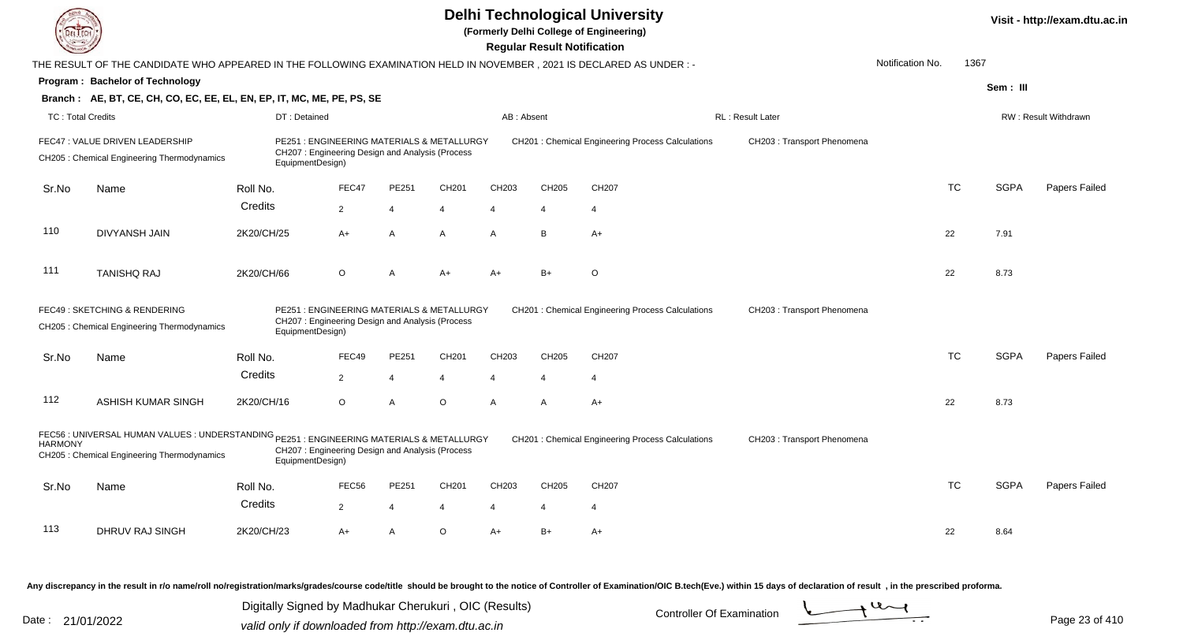# Delhi Technological University

**(Formerly Delhi College of Engineering)**

**Regular Result Notification**

Visit - http://exam.dtu.ac.in

THE RESULT OF THE CANDIDATE WHO APPEARED IN THE FOLLOWING EXAMINATION HELD IN NOVEMBER , 2021 IS DECLARED AS UNDER : -

Notification No. 1367

**Program : Bachelor of Technology**

Sem : III

**Branch : AE, BT, CE, CH, CO, EC, EE, EL, EN, EP, IT, MC, ME, PE, PS, SE**

TC : Total Credits | DT : Detained | AB : Absent | RL : Result Later | RW : Result Withdrawn

FEC47 : VALUE DRIVEN LEADERSHIP
PE251 : ENGINEERING MATERIALS & METALLURGY
CH201 : Chemical Engineering Process Calculations
CH203 : Transport Phenomena
CH205 : Chemical Engineering Thermodynamics
CH207 : Engineering Design and Analysis (Process EquipmentDesign)

| Sr.No | Name | Roll No. | FEC47 | PE251 | CH201 | CH203 | CH205 | CH207 | TC | SGPA | Papers Failed |
|---|---|---|---|---|---|---|---|---|---|---|---|
| | | Credits | 2 | 4 | 4 | 4 | 4 | 4 | | | |
| 110 | DIVYANSH JAIN | 2K20/CH/25 | A+ | A | A | A | B | A+ | 22 | 7.91 | |
| 111 | TANISHQ RAJ | 2K20/CH/66 | O | A | A+ | A+ | B+ | O | 22 | 8.73 | |

FEC49 : SKETCHING & RENDERING
PE251 : ENGINEERING MATERIALS & METALLURGY
CH201 : Chemical Engineering Process Calculations
CH203 : Transport Phenomena
CH205 : Chemical Engineering Thermodynamics
CH207 : Engineering Design and Analysis (Process EquipmentDesign)

| Sr.No | Name | Roll No. | FEC49 | PE251 | CH201 | CH203 | CH205 | CH207 | TC | SGPA | Papers Failed |
|---|---|---|---|---|---|---|---|---|---|---|---|
| | | Credits | 2 | 4 | 4 | 4 | 4 | 4 | | | |
| 112 | ASHISH KUMAR SINGH | 2K20/CH/16 | O | A | O | A | A | A+ | 22 | 8.73 | |

FEC56 : UNIVERSAL HUMAN VALUES : UNDERSTANDING HARMONY
PE251 : ENGINEERING MATERIALS & METALLURGY
CH201 : Chemical Engineering Process Calculations
CH203 : Transport Phenomena
CH205 : Chemical Engineering Thermodynamics
CH207 : Engineering Design and Analysis (Process EquipmentDesign)

| Sr.No | Name | Roll No. | FEC56 | PE251 | CH201 | CH203 | CH205 | CH207 | TC | SGPA | Papers Failed |
|---|---|---|---|---|---|---|---|---|---|---|---|
| | | Credits | 2 | 4 | 4 | 4 | 4 | 4 | | | |
| 113 | DHRUV RAJ SINGH | 2K20/CH/23 | A+ | A | O | A+ | B+ | A+ | 22 | 8.64 | |

Any discrepancy in the result in r/o name/roll no/registration/marks/grades/course code/title should be brought to the notice of Controller of Examination/OIC B.tech(Eve.) within 15 days of declaration of result , in the prescribed proforma.

Date : 21/01/2022

Digitally Signed by Madhukar Cherukuri , OIC (Results)
valid only if downloaded from http://exam.dtu.ac.in

Controller Of Examination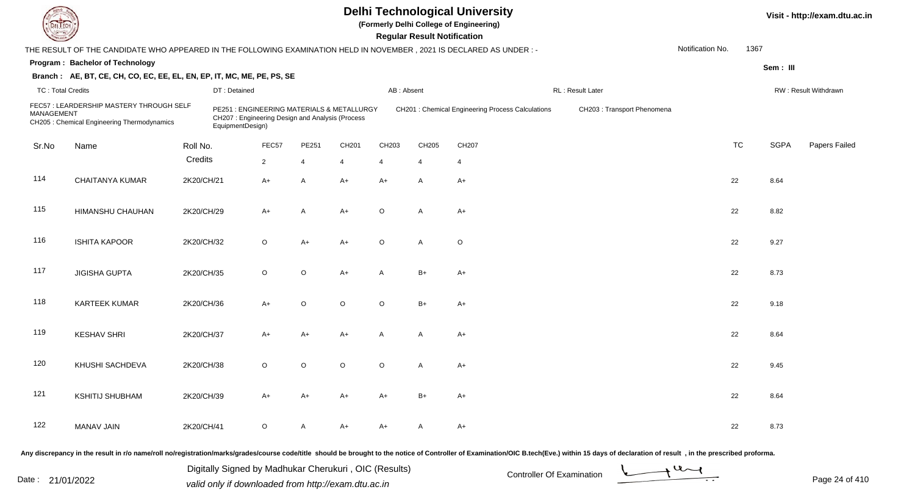# Delhi Technological University

(Formerly Delhi College of Engineering)

**Regular Result Notification**

Visit - http://exam.dtu.ac.in

THE RESULT OF THE CANDIDATE WHO APPEARED IN THE FOLLOWING EXAMINATION HELD IN NOVEMBER , 2021 IS DECLARED AS UNDER : -

Notification No. 1367

**Program : Bachelor of Technology**

Sem : III

**Branch : AE, BT, CE, CH, CO, EC, EE, EL, EN, EP, IT, MC, ME, PE, PS, SE**

TC : Total Credits | DT : Detained | AB : Absent | RL : Result Later | RW : Result Withdrawn

FEC57 : LEARDERSHIP MASTERY THROUGH SELF MANAGEMENT
PE251 : ENGINEERING MATERIALS & METALLURGY
CH201 : Chemical Engineering Process Calculations
CH203 : Transport Phenomena
CH205 : Chemical Engineering Thermodynamics
CH207 : Engineering Design and Analysis (Process EquipmentDesign)

| Sr.No | Name | Roll No. | FEC57 | PE251 | CH201 | CH203 | CH205 | CH207 | TC | SGPA | Papers Failed |
|---|---|---|---|---|---|---|---|---|---|---|---|
| | | Credits | 2 | 4 | 4 | 4 | 4 | 4 | | | |
| 114 | CHAITANYA KUMAR | 2K20/CH/21 | A+ | A | A+ | A+ | A | A+ | 22 | 8.64 | |
| 115 | HIMANSHU CHAUHAN | 2K20/CH/29 | A+ | A | A+ | O | A | A+ | 22 | 8.82 | |
| 116 | ISHITA KAPOOR | 2K20/CH/32 | O | A+ | A+ | O | A | O | 22 | 9.27 | |
| 117 | JIGISHA GUPTA | 2K20/CH/35 | O | O | A+ | A | B+ | A+ | 22 | 8.73 | |
| 118 | KARTEEK KUMAR | 2K20/CH/36 | A+ | O | O | O | B+ | A+ | 22 | 9.18 | |
| 119 | KESHAV SHRI | 2K20/CH/37 | A+ | A+ | A+ | A | A | A+ | 22 | 8.64 | |
| 120 | KHUSHI SACHDEVA | 2K20/CH/38 | O | O | O | O | A | A+ | 22 | 9.45 | |
| 121 | KSHITIJ SHUBHAM | 2K20/CH/39 | A+ | A+ | A+ | A+ | B+ | A+ | 22 | 8.64 | |
| 122 | MANAV JAIN | 2K20/CH/41 | O | A | A+ | A+ | A | A+ | 22 | 8.73 | |

Any discrepancy in the result in r/o name/roll no/registration/marks/grades/course code/title should be brought to the notice of Controller of Examination/OIC B.tech(Eve.) within 15 days of declaration of result , in the prescribed proforma.

Date : 21/01/2022

Digitally Signed by Madhukar Cherukuri , OIC (Results)
valid only if downloaded from http://exam.dtu.ac.in

Controller Of Examination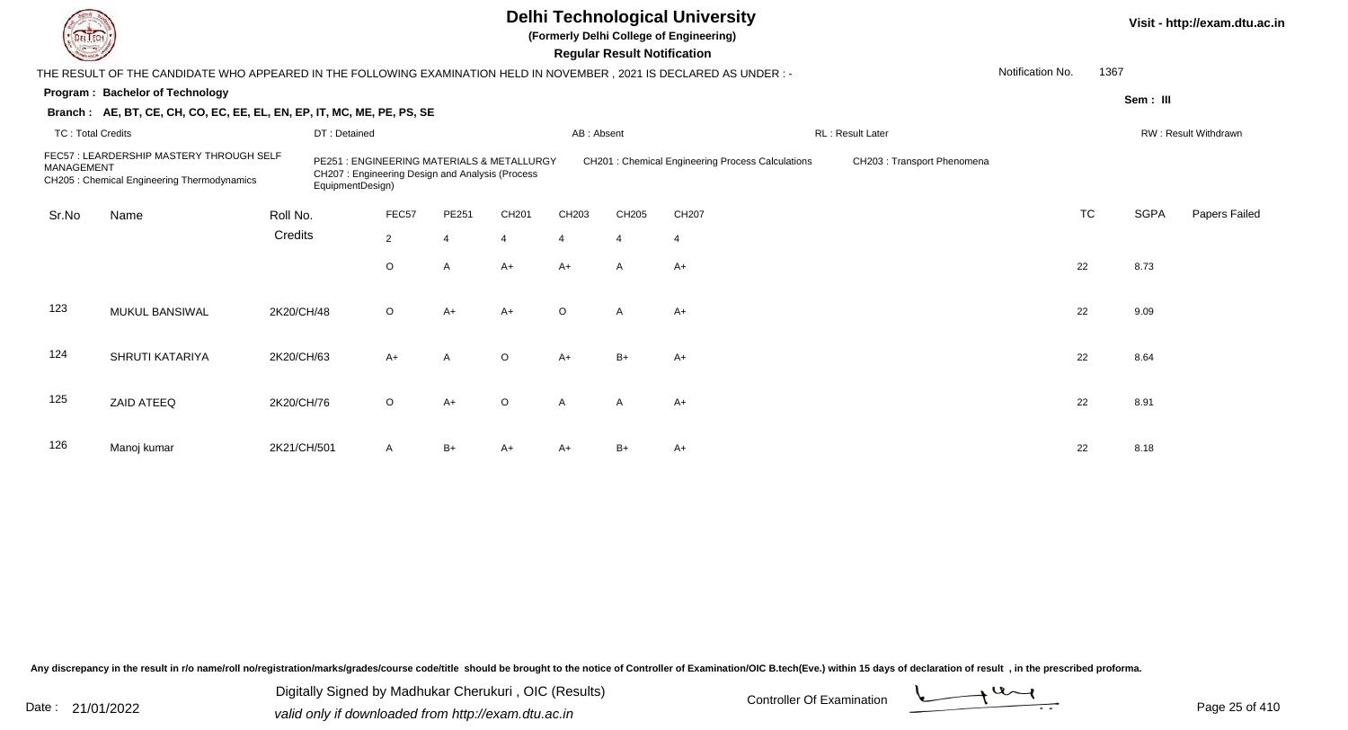# Delhi Technological University

**(Formerly Delhi College of Engineering)**

**Regular Result Notification**

Visit - http://exam.dtu.ac.in

THE RESULT OF THE CANDIDATE WHO APPEARED IN THE FOLLOWING EXAMINATION HELD IN NOVEMBER , 2021 IS DECLARED AS UNDER : -

Notification No. 1367

**Program : Bachelor of Technology**

Sem : III

**Branch : AE, BT, CE, CH, CO, EC, EE, EL, EN, EP, IT, MC, ME, PE, PS, SE**

TC : Total Credits | DT : Detained | AB : Absent | RL : Result Later | RW : Result Withdrawn

FEC57 : LEARDERSHIP MASTERY THROUGH SELF MANAGEMENT
PE251 : ENGINEERING MATERIALS & METALLURGY
CH201 : Chemical Engineering Process Calculations
CH203 : Transport Phenomena
CH205 : Chemical Engineering Thermodynamics
CH207 : Engineering Design and Analysis (Process EquipmentDesign)

| Sr.No | Name | Roll No. | FEC57 | PE251 | CH201 | CH203 | CH205 | CH207 | TC | SGPA | Papers Failed |
|---|---|---|---|---|---|---|---|---|---|---|---|
| | | Credits | 2 | 4 | 4 | 4 | 4 | 4 | | | |
| | | | O | A | A+ | A+ | A | A+ | 22 | 8.73 | |
| 123 | MUKUL BANSIWAL | 2K20/CH/48 | O | A+ | A+ | O | A | A+ | 22 | 9.09 | |
| 124 | SHRUTI KATARIYA | 2K20/CH/63 | A+ | A | O | A+ | B+ | A+ | 22 | 8.64 | |
| 125 | ZAID ATEEQ | 2K20/CH/76 | O | A+ | O | A | A | A+ | 22 | 8.91 | |
| 126 | Manoj kumar | 2K21/CH/501 | A | B+ | A+ | A+ | B+ | A+ | 22 | 8.18 | |

Any discrepancy in the result in r/o name/roll no/registration/marks/grades/course code/title should be brought to the notice of Controller of Examination/OIC B.tech(Eve.) within 15 days of declaration of result , in the prescribed proforma.

Date : 21/01/2022

Digitally Signed by Madhukar Cherukuri , OIC (Results)
valid only if downloaded from http://exam.dtu.ac.in

Controller Of Examination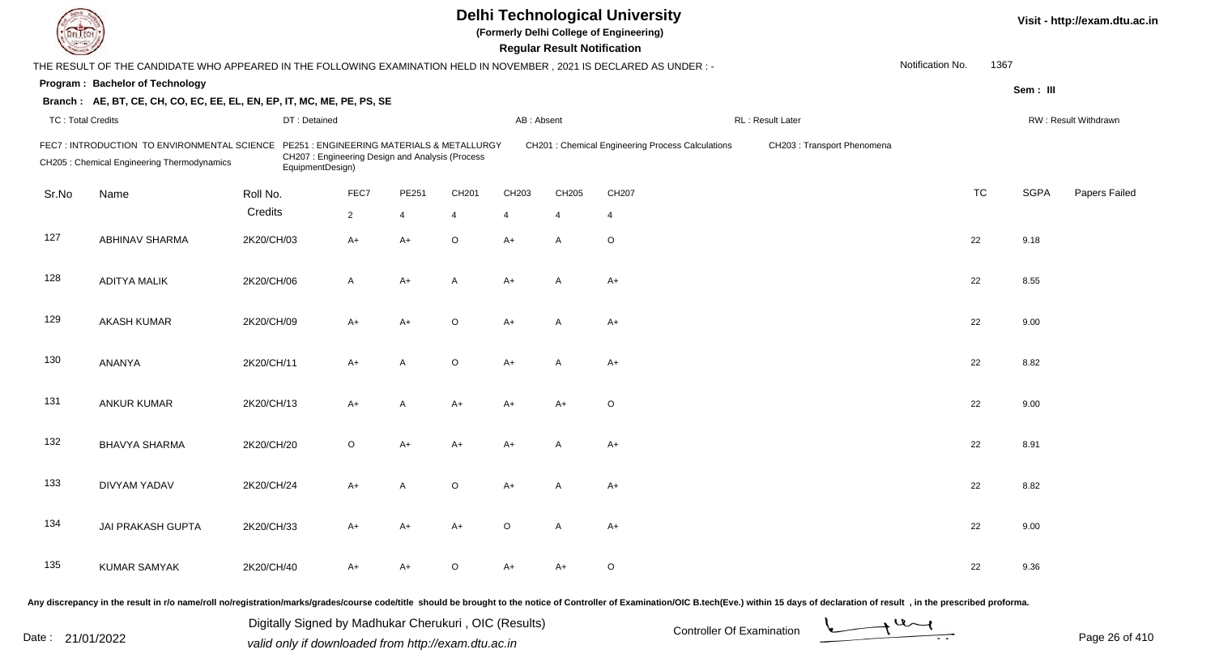# Delhi Technological University

**(Formerly Delhi College of Engineering)**

**Regular Result Notification**

Visit - http://exam.dtu.ac.in

THE RESULT OF THE CANDIDATE WHO APPEARED IN THE FOLLOWING EXAMINATION HELD IN NOVEMBER , 2021 IS DECLARED AS UNDER : -

Notification No. 1367

**Program : Bachelor of Technology**

Sem : III

**Branch : AE, BT, CE, CH, CO, EC, EE, EL, EN, EP, IT, MC, ME, PE, PS, SE**

TC : Total Credits | DT : Detained | AB : Absent | RL : Result Later | RW : Result Withdrawn

FEC7 : INTRODUCTION TO ENVIRONMENTAL SCIENCE
PE251 : ENGINEERING MATERIALS & METALLURGY
CH201 : Chemical Engineering Process Calculations
CH203 : Transport Phenomena
CH205 : Chemical Engineering Thermodynamics
CH207 : Engineering Design and Analysis (Process EquipmentDesign)

| Sr.No | Name | Roll No. | FEC7 | PE251 | CH201 | CH203 | CH205 | CH207 | TC | SGPA | Papers Failed |
|---|---|---|---|---|---|---|---|---|---|---|---|
| | | Credits | 2 | 4 | 4 | 4 | 4 | 4 | | | |
| 127 | ABHINAV SHARMA | 2K20/CH/03 | A+ | A+ | O | A+ | A | O | 22 | 9.18 | |
| 128 | ADITYA MALIK | 2K20/CH/06 | A | A+ | A | A+ | A | A+ | 22 | 8.55 | |
| 129 | AKASH KUMAR | 2K20/CH/09 | A+ | A+ | O | A+ | A | A+ | 22 | 9.00 | |
| 130 | ANANYA | 2K20/CH/11 | A+ | A | O | A+ | A | A+ | 22 | 8.82 | |
| 131 | ANKUR KUMAR | 2K20/CH/13 | A+ | A | A+ | A+ | A+ | O | 22 | 9.00 | |
| 132 | BHAVYA SHARMA | 2K20/CH/20 | O | A+ | A+ | A+ | A | A+ | 22 | 8.91 | |
| 133 | DIVYAM YADAV | 2K20/CH/24 | A+ | A | O | A+ | A | A+ | 22 | 8.82 | |
| 134 | JAI PRAKASH GUPTA | 2K20/CH/33 | A+ | A+ | A+ | O | A | A+ | 22 | 9.00 | |
| 135 | KUMAR SAMYAK | 2K20/CH/40 | A+ | A+ | O | A+ | A+ | O | 22 | 9.36 | |

Any discrepancy in the result in r/o name/roll no/registration/marks/grades/course code/title should be brought to the notice of Controller of Examination/OIC B.tech(Eve.) within 15 days of declaration of result , in the prescribed proforma.

Date : 21/01/2022

Digitally Signed by Madhukar Cherukuri , OIC (Results)
valid only if downloaded from http://exam.dtu.ac.in

Controller Of Examination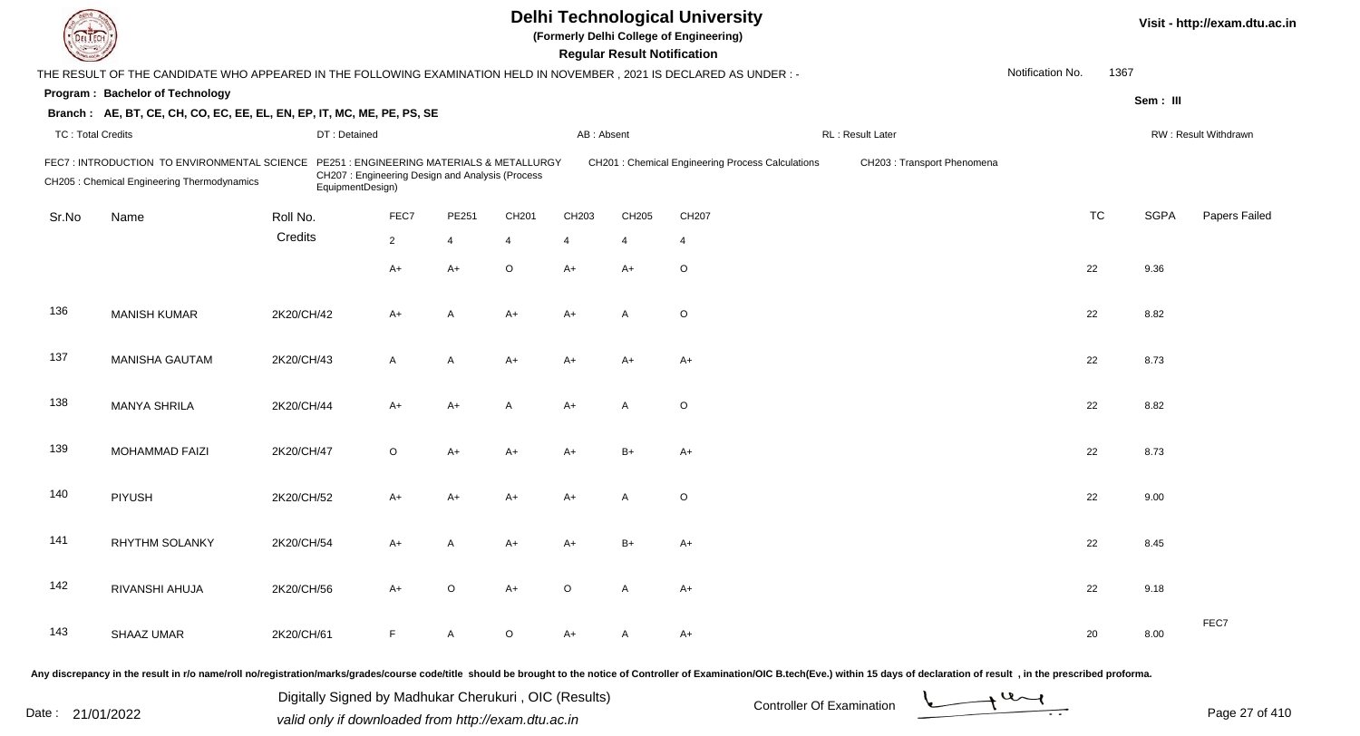# Delhi Technological University

**(Formerly Delhi College of Engineering)**

**Regular Result Notification**

Visit - http://exam.dtu.ac.in

THE RESULT OF THE CANDIDATE WHO APPEARED IN THE FOLLOWING EXAMINATION HELD IN NOVEMBER , 2021 IS DECLARED AS UNDER : -

Notification No. 1367

**Program : Bachelor of Technology**

Sem : III

**Branch : AE, BT, CE, CH, CO, EC, EE, EL, EN, EP, IT, MC, ME, PE, PS, SE**

TC : Total Credits | DT : Detained | AB : Absent | RL : Result Later | RW : Result Withdrawn

FEC7 : INTRODUCTION TO ENVIRONMENTAL SCIENCE
PE251 : ENGINEERING MATERIALS & METALLURGY
CH201 : Chemical Engineering Process Calculations
CH203 : Transport Phenomena
CH205 : Chemical Engineering Thermodynamics
CH207 : Engineering Design and Analysis (Process EquipmentDesign)

| Sr.No | Name | Roll No. | FEC7 | PE251 | CH201 | CH203 | CH205 | CH207 | TC | SGPA | Papers Failed |
|---|---|---|---|---|---|---|---|---|---|---|---|
| | | Credits | 2 | 4 | 4 | 4 | 4 | 4 | | | |
| | | | A+ | A+ | O | A+ | A+ | O | 22 | 9.36 | |
| 136 | MANISH KUMAR | 2K20/CH/42 | A+ | A | A+ | A+ | A | O | 22 | 8.82 | |
| 137 | MANISHA GAUTAM | 2K20/CH/43 | A | A | A+ | A+ | A+ | A+ | 22 | 8.73 | |
| 138 | MANYA SHRILA | 2K20/CH/44 | A+ | A+ | A | A+ | A | O | 22 | 8.82 | |
| 139 | MOHAMMAD FAIZI | 2K20/CH/47 | O | A+ | A+ | A+ | B+ | A+ | 22 | 8.73 | |
| 140 | PIYUSH | 2K20/CH/52 | A+ | A+ | A+ | A+ | A | O | 22 | 9.00 | |
| 141 | RHYTHM SOLANKY | 2K20/CH/54 | A+ | A | A+ | A+ | B+ | A+ | 22 | 8.45 | |
| 142 | RIVANSHI AHUJA | 2K20/CH/56 | A+ | O | A+ | O | A | A+ | 22 | 9.18 | |
| 143 | SHAAZ UMAR | 2K20/CH/61 | F | A | O | A+ | A | A+ | 20 | 8.00 | FEC7 |

Any discrepancy in the result in r/o name/roll no/registration/marks/grades/course code/title should be brought to the notice of Controller of Examination/OIC B.tech(Eve.) within 15 days of declaration of result , in the prescribed proforma.

Date : 21/01/2022

Digitally Signed by Madhukar Cherukuri , OIC (Results)
valid only if downloaded from http://exam.dtu.ac.in

Controller Of Examination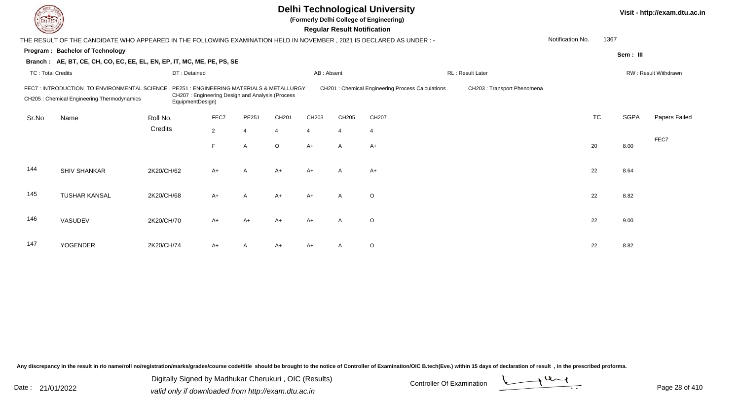# Delhi Technological University

**(Formerly Delhi College of Engineering)**

**Regular Result Notification**

Visit - http://exam.dtu.ac.in

THE RESULT OF THE CANDIDATE WHO APPEARED IN THE FOLLOWING EXAMINATION HELD IN NOVEMBER , 2021 IS DECLARED AS UNDER : -

Notification No. 1367

**Program : Bachelor of Technology**

**Sem : III**

**Branch : AE, BT, CE, CH, CO, EC, EE, EL, EN, EP, IT, MC, ME, PE, PS, SE**

TC : Total Credits | DT : Detained | AB : Absent | RL : Result Later | RW : Result Withdrawn

FEC7 : INTRODUCTION TO ENVIRONMENTAL SCIENCE
PE251 : ENGINEERING MATERIALS & METALLURGY
CH201 : Chemical Engineering Process Calculations
CH203 : Transport Phenomena
CH205 : Chemical Engineering Thermodynamics
CH207 : Engineering Design and Analysis (Process EquipmentDesign)

| Sr.No | Name | Roll No. | FEC7 | PE251 | CH201 | CH203 | CH205 | CH207 | TC | SGPA | Papers Failed |
|---|---|---|---|---|---|---|---|---|---|---|---|
| | | Credits | 2 | 4 | 4 | 4 | 4 | 4 | | | |
| | | | F | A | O | A+ | A | A+ | 20 | 8.00 | FEC7 |
| 144 | SHIV SHANKAR | 2K20/CH/62 | A+ | A | A+ | A+ | A | A+ | 22 | 8.64 | |
| 145 | TUSHAR KANSAL | 2K20/CH/68 | A+ | A | A+ | A+ | A | O | 22 | 8.82 | |
| 146 | VASUDEV | 2K20/CH/70 | A+ | A+ | A+ | A+ | A | O | 22 | 9.00 | |
| 147 | YOGENDER | 2K20/CH/74 | A+ | A | A+ | A+ | A | O | 22 | 8.82 | |

Any discrepancy in the result in r/o name/roll no/registration/marks/grades/course code/title should be brought to the notice of Controller of Examination/OIC B.tech(Eve.) within 15 days of declaration of result , in the prescribed proforma.

Date : 21/01/2022

Digitally Signed by Madhukar Cherukuri , OIC (Results)
valid only if downloaded from http://exam.dtu.ac.in

Controller Of Examination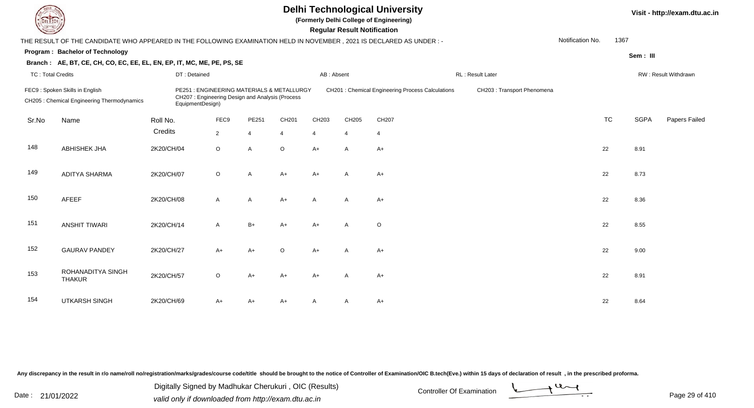# Delhi Technological University

**(Formerly Delhi College of Engineering)**

**Regular Result Notification**

Visit - http://exam.dtu.ac.in

THE RESULT OF THE CANDIDATE WHO APPEARED IN THE FOLLOWING EXAMINATION HELD IN NOVEMBER , 2021 IS DECLARED AS UNDER : -

Notification No. 1367

**Program : Bachelor of Technology**

Sem : III

**Branch : AE, BT, CE, CH, CO, EC, EE, EL, EN, EP, IT, MC, ME, PE, PS, SE**

TC : Total Credits | DT : Detained | AB : Absent | RL : Result Later | RW : Result Withdrawn

FEC9 : Spoken Skills in English
PE251 : ENGINEERING MATERIALS & METALLURGY
CH201 : Chemical Engineering Process Calculations
CH203 : Transport Phenomena
CH205 : Chemical Engineering Thermodynamics
CH207 : Engineering Design and Analysis (Process EquipmentDesign)

| Sr.No | Name | Roll No. | FEC9 | PE251 | CH201 | CH203 | CH205 | CH207 | TC | SGPA | Papers Failed |
|---|---|---|---|---|---|---|---|---|---|---|---|
| | | Credits | 2 | 4 | 4 | 4 | 4 | 4 | | | |
| 148 | ABHISHEK JHA | 2K20/CH/04 | O | A | O | A+ | A | A+ | 22 | 8.91 | |
| 149 | ADITYA SHARMA | 2K20/CH/07 | O | A | A+ | A+ | A | A+ | 22 | 8.73 | |
| 150 | AFEEF | 2K20/CH/08 | A | A | A+ | A | A | A+ | 22 | 8.36 | |
| 151 | ANSHIT TIWARI | 2K20/CH/14 | A | B+ | A+ | A+ | A | O | 22 | 8.55 | |
| 152 | GAURAV PANDEY | 2K20/CH/27 | A+ | A+ | O | A+ | A | A+ | 22 | 9.00 | |
| 153 | ROHANADITYA SINGH THAKUR | 2K20/CH/57 | O | A+ | A+ | A+ | A | A+ | 22 | 8.91 | |
| 154 | UTKARSH SINGH | 2K20/CH/69 | A+ | A+ | A+ | A | A | A+ | 22 | 8.64 | |

Any discrepancy in the result in r/o name/roll no/registration/marks/grades/course code/title should be brought to the notice of Controller of Examination/OIC B.tech(Eve.) within 15 days of declaration of result , in the prescribed proforma.

Date : 21/01/2022

Digitally Signed by Madhukar Cherukuri , OIC (Results)
valid only if downloaded from http://exam.dtu.ac.in

Controller Of Examination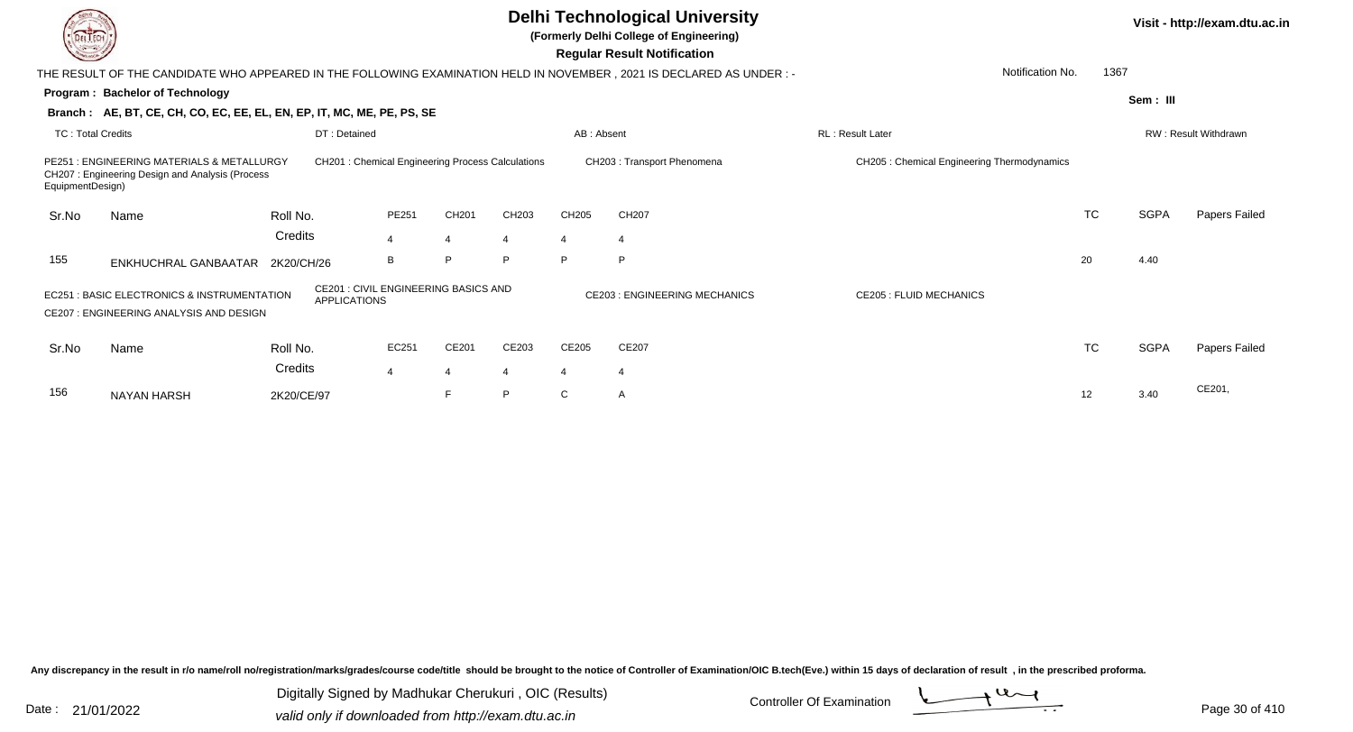# Delhi Technological University

**(Formerly Delhi College of Engineering)**

**Regular Result Notification**

Visit - http://exam.dtu.ac.in

THE RESULT OF THE CANDIDATE WHO APPEARED IN THE FOLLOWING EXAMINATION HELD IN NOVEMBER , 2021 IS DECLARED AS UNDER : -

Notification No. 1367

**Program : Bachelor of Technology**

**Sem : III**

**Branch : AE, BT, CE, CH, CO, EC, EE, EL, EN, EP, IT, MC, ME, PE, PS, SE**

TC : Total Credits | DT : Detained | AB : Absent | RL : Result Later | RW : Result Withdrawn

PE251 : ENGINEERING MATERIALS & METALLURGY
CH201 : Chemical Engineering Process Calculations
CH203 : Transport Phenomena
CH205 : Chemical Engineering Thermodynamics
CH207 : Engineering Design and Analysis (Process EquipmentDesign)

| Sr.No | Name | Roll No. | PE251 | CH201 | CH203 | CH205 | CH207 | TC | SGPA | Papers Failed |
|---|---|---|---|---|---|---|---|---|---|---|
| | | Credits | 4 | 4 | 4 | 4 | 4 | | | |
| 155 | ENKHUCHRAL GANBAATAR | 2K20/CH/26 | B | P | P | P | P | 20 | 4.40 | |

EC251 : BASIC ELECTRONICS & INSTRUMENTATION
CE201 : CIVIL ENGINEERING BASICS AND APPLICATIONS
CE203 : ENGINEERING MECHANICS
CE205 : FLUID MECHANICS
CE207 : ENGINEERING ANALYSIS AND DESIGN

| Sr.No | Name | Roll No. | EC251 | CE201 | CE203 | CE205 | CE207 | TC | SGPA | Papers Failed |
|---|---|---|---|---|---|---|---|---|---|---|
| | | Credits | 4 | 4 | 4 | 4 | 4 | | | |
| 156 | NAYAN HARSH | 2K20/CE/97 | | F | P | C | A | 12 | 3.40 | CE201, |

Any discrepancy in the result in r/o name/roll no/registration/marks/grades/course code/title should be brought to the notice of Controller of Examination/OIC B.tech(Eve.) within 15 days of declaration of result , in the prescribed proforma.

Date : 21/01/2022

Digitally Signed by Madhukar Cherukuri , OIC (Results)
valid only if downloaded from http://exam.dtu.ac.in

Controller Of Examination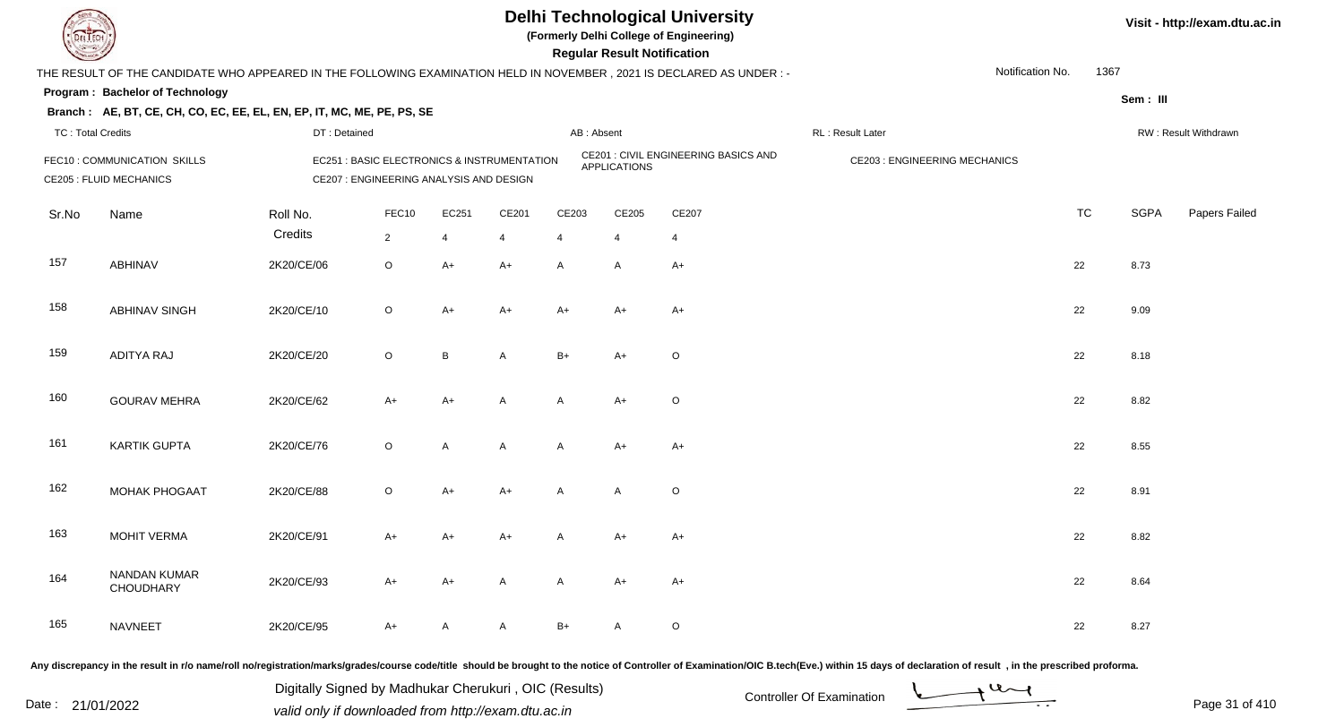# Delhi Technological University

**(Formerly Delhi College of Engineering)**

**Regular Result Notification**

Visit - http://exam.dtu.ac.in

THE RESULT OF THE CANDIDATE WHO APPEARED IN THE FOLLOWING EXAMINATION HELD IN NOVEMBER , 2021 IS DECLARED AS UNDER : -

Notification No. 1367

**Program : Bachelor of Technology**

Sem : III

**Branch : AE, BT, CE, CH, CO, EC, EE, EL, EN, EP, IT, MC, ME, PE, PS, SE**

TC : Total Credits | DT : Detained | AB : Absent | RL : Result Later | RW : Result Withdrawn

FEC10 : COMMUNICATION SKILLS | EC251 : BASIC ELECTRONICS & INSTRUMENTATION | CE201 : CIVIL ENGINEERING BASICS AND APPLICATIONS | CE203 : ENGINEERING MECHANICS

CE205 : FLUID MECHANICS | CE207 : ENGINEERING ANALYSIS AND DESIGN

| Sr.No | Name | Roll No. | FEC10 | EC251 | CE201 | CE203 | CE205 | CE207 | TC | SGPA | Papers Failed |
|---|---|---|---|---|---|---|---|---|---|---|---|
| | | Credits | 2 | 4 | 4 | 4 | 4 | 4 | | | |
| 157 | ABHINAV | 2K20/CE/06 | O | A+ | A+ | A | A | A+ | 22 | 8.73 | |
| 158 | ABHINAV SINGH | 2K20/CE/10 | O | A+ | A+ | A+ | A+ | A+ | 22 | 9.09 | |
| 159 | ADITYA RAJ | 2K20/CE/20 | O | B | A | B+ | A+ | O | 22 | 8.18 | |
| 160 | GOURAV MEHRA | 2K20/CE/62 | A+ | A+ | A | A | A+ | O | 22 | 8.82 | |
| 161 | KARTIK GUPTA | 2K20/CE/76 | O | A | A | A | A+ | A+ | 22 | 8.55 | |
| 162 | MOHAK PHOGAAT | 2K20/CE/88 | O | A+ | A+ | A | A | O | 22 | 8.91 | |
| 163 | MOHIT VERMA | 2K20/CE/91 | A+ | A+ | A+ | A | A+ | A+ | 22 | 8.82 | |
| 164 | NANDAN KUMAR CHOUDHARY | 2K20/CE/93 | A+ | A+ | A | A | A+ | A+ | 22 | 8.64 | |
| 165 | NAVNEET | 2K20/CE/95 | A+ | A | A | B+ | A | O | 22 | 8.27 | |

Any discrepancy in the result in r/o name/roll no/registration/marks/grades/course code/title should be brought to the notice of Controller of Examination/OIC B.tech(Eve.) within 15 days of declaration of result , in the prescribed proforma.

Date : 21/01/2022

Digitally Signed by Madhukar Cherukuri , OIC (Results)
valid only if downloaded from http://exam.dtu.ac.in

Controller Of Examination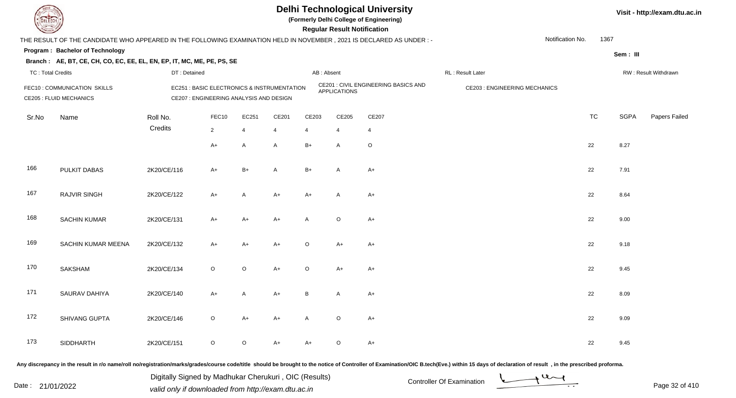# Delhi Technological University

**(Formerly Delhi College of Engineering)**

**Regular Result Notification**

THE RESULT OF THE CANDIDATE WHO APPEARED IN THE FOLLOWING EXAMINATION HELD IN NOVEMBER , 2021 IS DECLARED AS UNDER : -

Notification No. 1367

**Program : Bachelor of Technology**

**Sem : III**

**Branch : AE, BT, CE, CH, CO, EC, EE, EL, EN, EP, IT, MC, ME, PE, PS, SE**

TC : Total Credits | DT : Detained | AB : Absent | RL : Result Later | RW : Result Withdrawn

FEC10 : COMMUNICATION SKILLS
EC251 : BASIC ELECTRONICS & INSTRUMENTATION
CE201 : CIVIL ENGINEERING BASICS AND APPLICATIONS
CE203 : ENGINEERING MECHANICS
CE205 : FLUID MECHANICS
CE207 : ENGINEERING ANALYSIS AND DESIGN

| Sr.No | Name | Roll No. | FEC10 | EC251 | CE201 | CE203 | CE205 | CE207 | TC | SGPA | Papers Failed |
|---|---|---|---|---|---|---|---|---|---|---|---|
| | | Credits | 2 | 4 | 4 | 4 | 4 | 4 | | | |
| | | | A+ | A | A | B+ | A | O | 22 | 8.27 | |
| 166 | PULKIT DABAS | 2K20/CE/116 | A+ | B+ | A | B+ | A | A+ | 22 | 7.91 | |
| 167 | RAJVIR SINGH | 2K20/CE/122 | A+ | A | A+ | A+ | A | A+ | 22 | 8.64 | |
| 168 | SACHIN KUMAR | 2K20/CE/131 | A+ | A+ | A+ | A | O | A+ | 22 | 9.00 | |
| 169 | SACHIN KUMAR MEENA | 2K20/CE/132 | A+ | A+ | A+ | O | A+ | A+ | 22 | 9.18 | |
| 170 | SAKSHAM | 2K20/CE/134 | O | O | A+ | O | A+ | A+ | 22 | 9.45 | |
| 171 | SAURAV DAHIYA | 2K20/CE/140 | A+ | A | A+ | B | A | A+ | 22 | 8.09 | |
| 172 | SHIVANG GUPTA | 2K20/CE/146 | O | A+ | A+ | A | O | A+ | 22 | 9.09 | |
| 173 | SIDDHARTH | 2K20/CE/151 | O | O | A+ | A+ | O | A+ | 22 | 9.45 | |

Any discrepancy in the result in r/o name/roll no/registration/marks/grades/course code/title should be brought to the notice of Controller of Examination/OIC B.tech(Eve.) within 15 days of declaration of result , in the prescribed proforma.

Digitally Signed by Madhukar Cherukuri , OIC (Results)
valid only if downloaded from http://exam.dtu.ac.in

Date : 21/01/2022

Controller Of Examination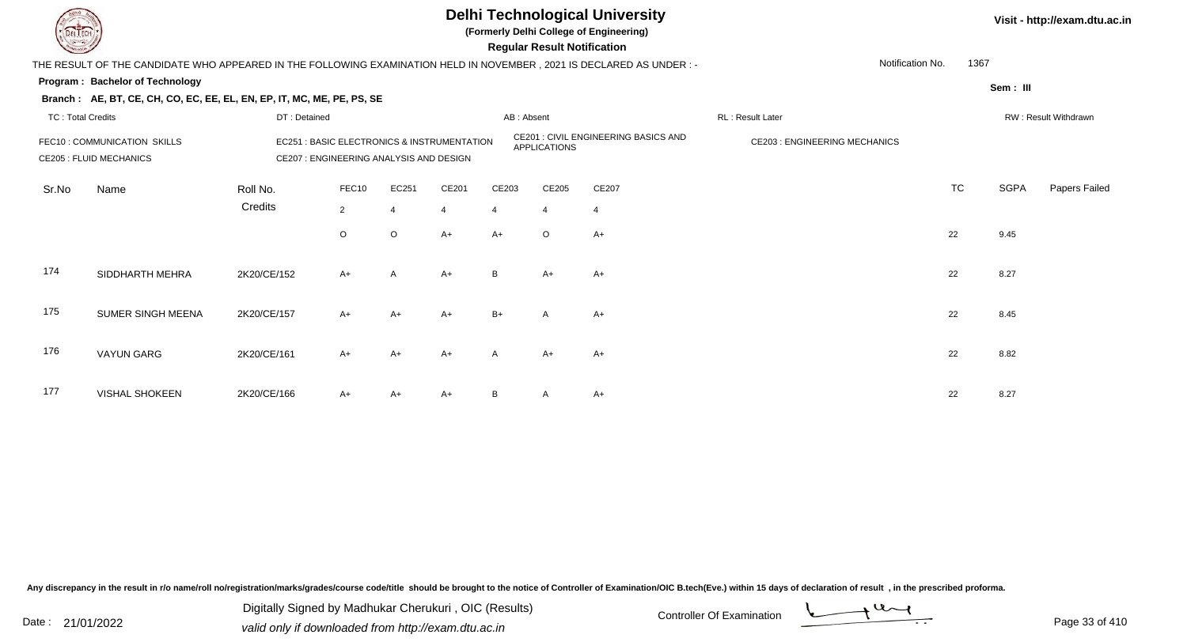# Delhi Technological University

**(Formerly Delhi College of Engineering)**

**Regular Result Notification**

Visit - http://exam.dtu.ac.in

THE RESULT OF THE CANDIDATE WHO APPEARED IN THE FOLLOWING EXAMINATION HELD IN NOVEMBER , 2021 IS DECLARED AS UNDER : -

Notification No. 1367

**Program : Bachelor of Technology**

Sem : III

**Branch : AE, BT, CE, CH, CO, EC, EE, EL, EN, EP, IT, MC, ME, PE, PS, SE**

TC : Total Credits | DT : Detained | AB : Absent | RL : Result Later | RW : Result Withdrawn

FEC10 : COMMUNICATION SKILLS
EC251 : BASIC ELECTRONICS & INSTRUMENTATION
CE201 : CIVIL ENGINEERING BASICS AND APPLICATIONS
CE203 : ENGINEERING MECHANICS
CE205 : FLUID MECHANICS
CE207 : ENGINEERING ANALYSIS AND DESIGN

| Sr.No | Name | Roll No. | FEC10 | EC251 | CE201 | CE203 | CE205 | CE207 | TC | SGPA | Papers Failed |
|---|---|---|---|---|---|---|---|---|---|---|---|
| | | Credits | 2 | 4 | 4 | 4 | 4 | 4 | | | |
| | | | O | O | A+ | A+ | O | A+ | 22 | 9.45 | |
| 174 | SIDDHARTH MEHRA | 2K20/CE/152 | A+ | A | A+ | B | A+ | A+ | 22 | 8.27 | |
| 175 | SUMER SINGH MEENA | 2K20/CE/157 | A+ | A+ | A+ | B+ | A | A+ | 22 | 8.45 | |
| 176 | VAYUN GARG | 2K20/CE/161 | A+ | A+ | A+ | A | A+ | A+ | 22 | 8.82 | |
| 177 | VISHAL SHOKEEN | 2K20/CE/166 | A+ | A+ | A+ | B | A | A+ | 22 | 8.27 | |

Any discrepancy in the result in r/o name/roll no/registration/marks/grades/course code/title should be brought to the notice of Controller of Examination/OIC B.tech(Eve.) within 15 days of declaration of result , in the prescribed proforma.

Date : 21/01/2022

Digitally Signed by Madhukar Cherukuri , OIC (Results)
valid only if downloaded from http://exam.dtu.ac.in

Controller Of Examination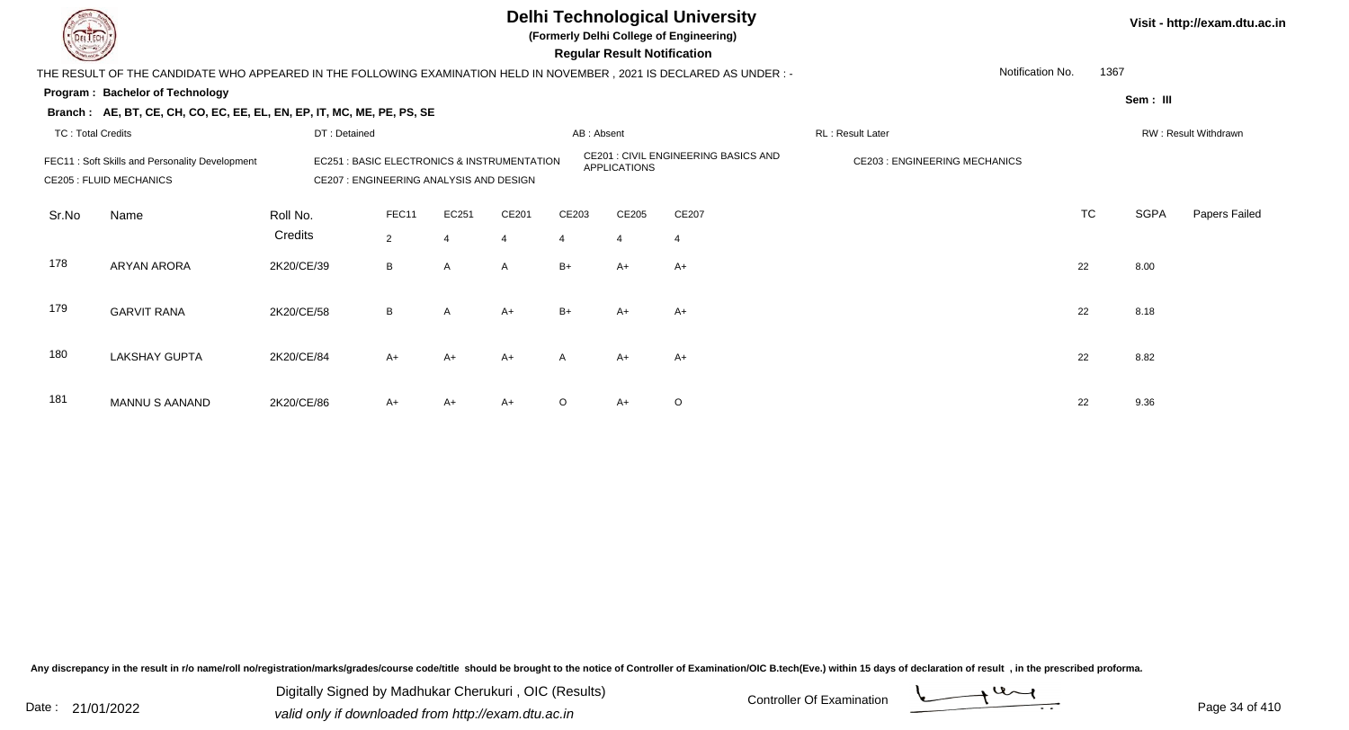# Delhi Technological University

**(Formerly Delhi College of Engineering)**

**Regular Result Notification**

Visit - http://exam.dtu.ac.in

THE RESULT OF THE CANDIDATE WHO APPEARED IN THE FOLLOWING EXAMINATION HELD IN NOVEMBER , 2021 IS DECLARED AS UNDER : -

Notification No. 1367

**Program : Bachelor of Technology**

**Sem : III**

**Branch : AE, BT, CE, CH, CO, EC, EE, EL, EN, EP, IT, MC, ME, PE, PS, SE**

TC : Total Credits | DT : Detained | AB : Absent | RL : Result Later | RW : Result Withdrawn

FEC11 : Soft Skills and Personality Development
EC251 : BASIC ELECTRONICS & INSTRUMENTATION
CE201 : CIVIL ENGINEERING BASICS AND APPLICATIONS
CE203 : ENGINEERING MECHANICS
CE205 : FLUID MECHANICS
CE207 : ENGINEERING ANALYSIS AND DESIGN

| Sr.No | Name | Roll No. | FEC11 | EC251 | CE201 | CE203 | CE205 | CE207 | TC | SGPA | Papers Failed |
|---|---|---|---|---|---|---|---|---|---|---|---|
| | | Credits | 2 | 4 | 4 | 4 | 4 | 4 | | | |
| 178 | ARYAN ARORA | 2K20/CE/39 | B | A | A | B+ | A+ | A+ | 22 | 8.00 | |
| 179 | GARVIT RANA | 2K20/CE/58 | B | A | A+ | B+ | A+ | A+ | 22 | 8.18 | |
| 180 | LAKSHAY GUPTA | 2K20/CE/84 | A+ | A+ | A+ | A | A+ | A+ | 22 | 8.82 | |
| 181 | MANNU S AANAND | 2K20/CE/86 | A+ | A+ | A+ | O | A+ | O | 22 | 9.36 | |

Any discrepancy in the result in r/o name/roll no/registration/marks/grades/course code/title should be brought to the notice of Controller of Examination/OIC B.tech(Eve.) within 15 days of declaration of result , in the prescribed proforma.

Date : 21/01/2022

Digitally Signed by Madhukar Cherukuri , OIC (Results)
valid only if downloaded from http://exam.dtu.ac.in

Controller Of Examination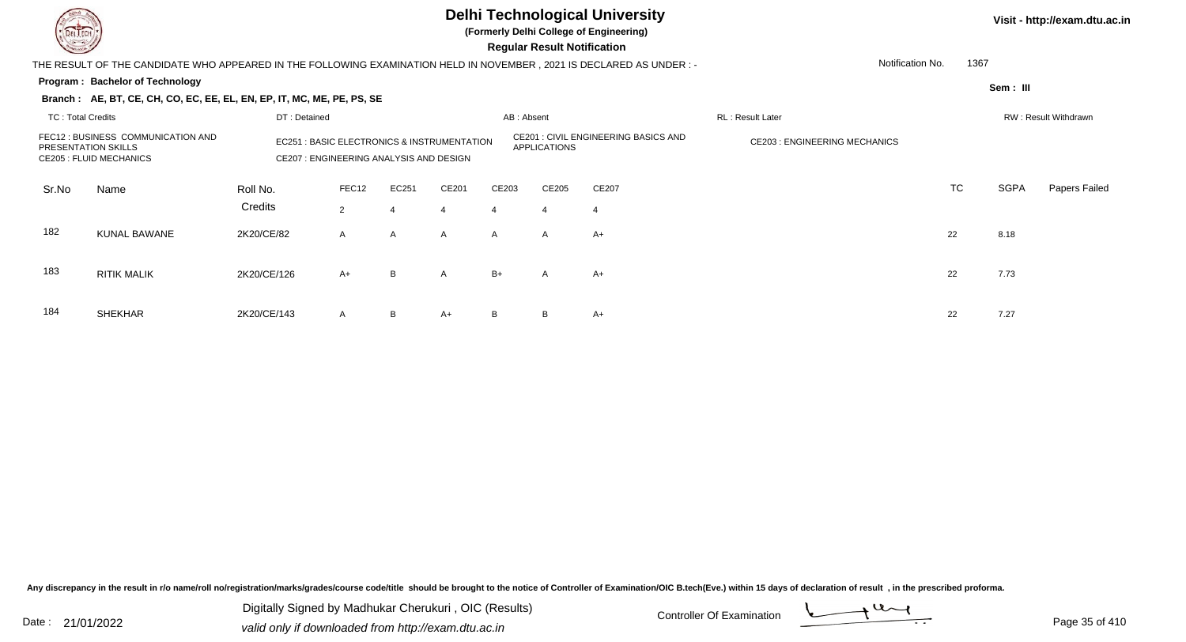# Delhi Technological University

**(Formerly Delhi College of Engineering)**

**Regular Result Notification**

Visit - http://exam.dtu.ac.in

THE RESULT OF THE CANDIDATE WHO APPEARED IN THE FOLLOWING EXAMINATION HELD IN NOVEMBER , 2021 IS DECLARED AS UNDER : -

Notification No. 1367

**Program : Bachelor of Technology**

**Sem : III**

**Branch : AE, BT, CE, CH, CO, EC, EE, EL, EN, EP, IT, MC, ME, PE, PS, SE**

TC : Total Credits | DT : Detained | AB : Absent | RL : Result Later | RW : Result Withdrawn

FEC12 : BUSINESS COMMUNICATION AND PRESENTATION SKILLS
EC251 : BASIC ELECTRONICS & INSTRUMENTATION
CE201 : CIVIL ENGINEERING BASICS AND APPLICATIONS
CE203 : ENGINEERING MECHANICS
CE205 : FLUID MECHANICS
CE207 : ENGINEERING ANALYSIS AND DESIGN

| Sr.No | Name | Roll No. | FEC12 | EC251 | CE201 | CE203 | CE205 | CE207 | TC | SGPA | Papers Failed |
|---|---|---|---|---|---|---|---|---|---|---|---|
| | | Credits | 2 | 4 | 4 | 4 | 4 | 4 | | | |
| 182 | KUNAL BAWANE | 2K20/CE/82 | A | A | A | A | A | A+ | 22 | 8.18 | |
| 183 | RITIK MALIK | 2K20/CE/126 | A+ | B | A | B+ | A | A+ | 22 | 7.73 | |
| 184 | SHEKHAR | 2K20/CE/143 | A | B | A+ | B | B | A+ | 22 | 7.27 | |

Any discrepancy in the result in r/o name/roll no/registration/marks/grades/course code/title should be brought to the notice of Controller of Examination/OIC B.tech(Eve.) within 15 days of declaration of result , in the prescribed proforma.

Date : 21/01/2022

Digitally Signed by Madhukar Cherukuri , OIC (Results)
valid only if downloaded from http://exam.dtu.ac.in

Controller Of Examination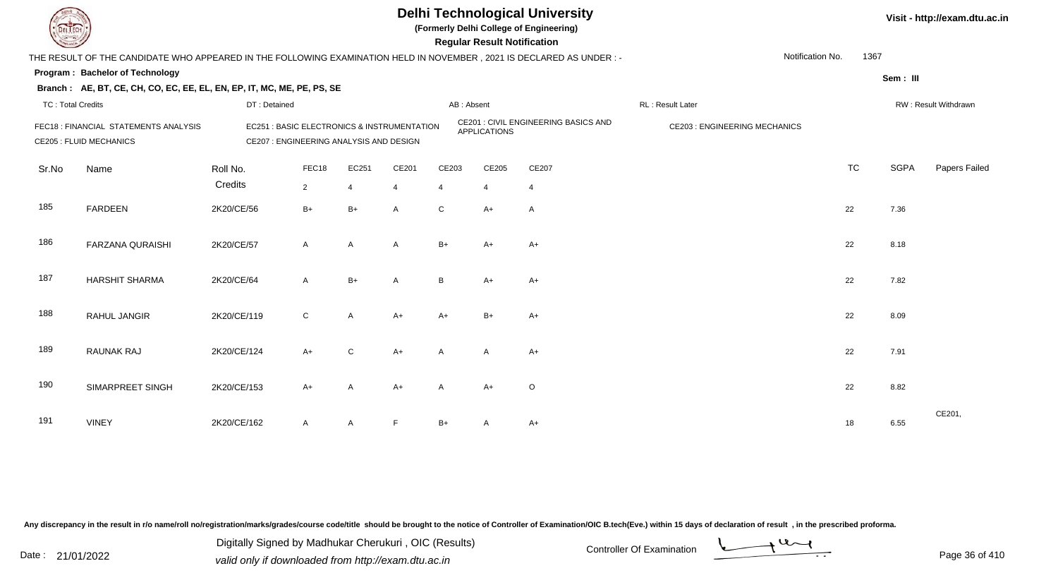# Delhi Technological University

**(Formerly Delhi College of Engineering)**

**Regular Result Notification**

Visit - http://exam.dtu.ac.in

THE RESULT OF THE CANDIDATE WHO APPEARED IN THE FOLLOWING EXAMINATION HELD IN NOVEMBER , 2021 IS DECLARED AS UNDER : -

Notification No. 1367

**Program : Bachelor of Technology**

Sem : III

**Branch : AE, BT, CE, CH, CO, EC, EE, EL, EN, EP, IT, MC, ME, PE, PS, SE**

TC : Total Credits | DT : Detained | AB : Absent | RL : Result Later | RW : Result Withdrawn

FEC18 : FINANCIAL STATEMENTS ANALYSIS
EC251 : BASIC ELECTRONICS & INSTRUMENTATION
CE201 : CIVIL ENGINEERING BASICS AND APPLICATIONS
CE203 : ENGINEERING MECHANICS
CE205 : FLUID MECHANICS
CE207 : ENGINEERING ANALYSIS AND DESIGN

| Sr.No | Name | Roll No. | FEC18 | EC251 | CE201 | CE203 | CE205 | CE207 | TC | SGPA | Papers Failed |
|---|---|---|---|---|---|---|---|---|---|---|---|
| | | Credits | 2 | 4 | 4 | 4 | 4 | 4 | | | |
| 185 | FARDEEN | 2K20/CE/56 | B+ | B+ | A | C | A+ | A | 22 | 7.36 | |
| 186 | FARZANA QURAISHI | 2K20/CE/57 | A | A | A | B+ | A+ | A+ | 22 | 8.18 | |
| 187 | HARSHIT SHARMA | 2K20/CE/64 | A | B+ | A | B | A+ | A+ | 22 | 7.82 | |
| 188 | RAHUL JANGIR | 2K20/CE/119 | C | A | A+ | A+ | B+ | A+ | 22 | 8.09 | |
| 189 | RAUNAK RAJ | 2K20/CE/124 | A+ | C | A+ | A | A | A+ | 22 | 7.91 | |
| 190 | SIMARPREET SINGH | 2K20/CE/153 | A+ | A | A+ | A | A+ | O | 22 | 8.82 | |
| 191 | VINEY | 2K20/CE/162 | A | A | F | B+ | A | A+ | 18 | 6.55 | CE201, |

Any discrepancy in the result in r/o name/roll no/registration/marks/grades/course code/title should be brought to the notice of Controller of Examination/OIC B.tech(Eve.) within 15 days of declaration of result , in the prescribed proforma.

Date : 21/01/2022

Digitally Signed by Madhukar Cherukuri , OIC (Results)
valid only if downloaded from http://exam.dtu.ac.in

Controller Of Examination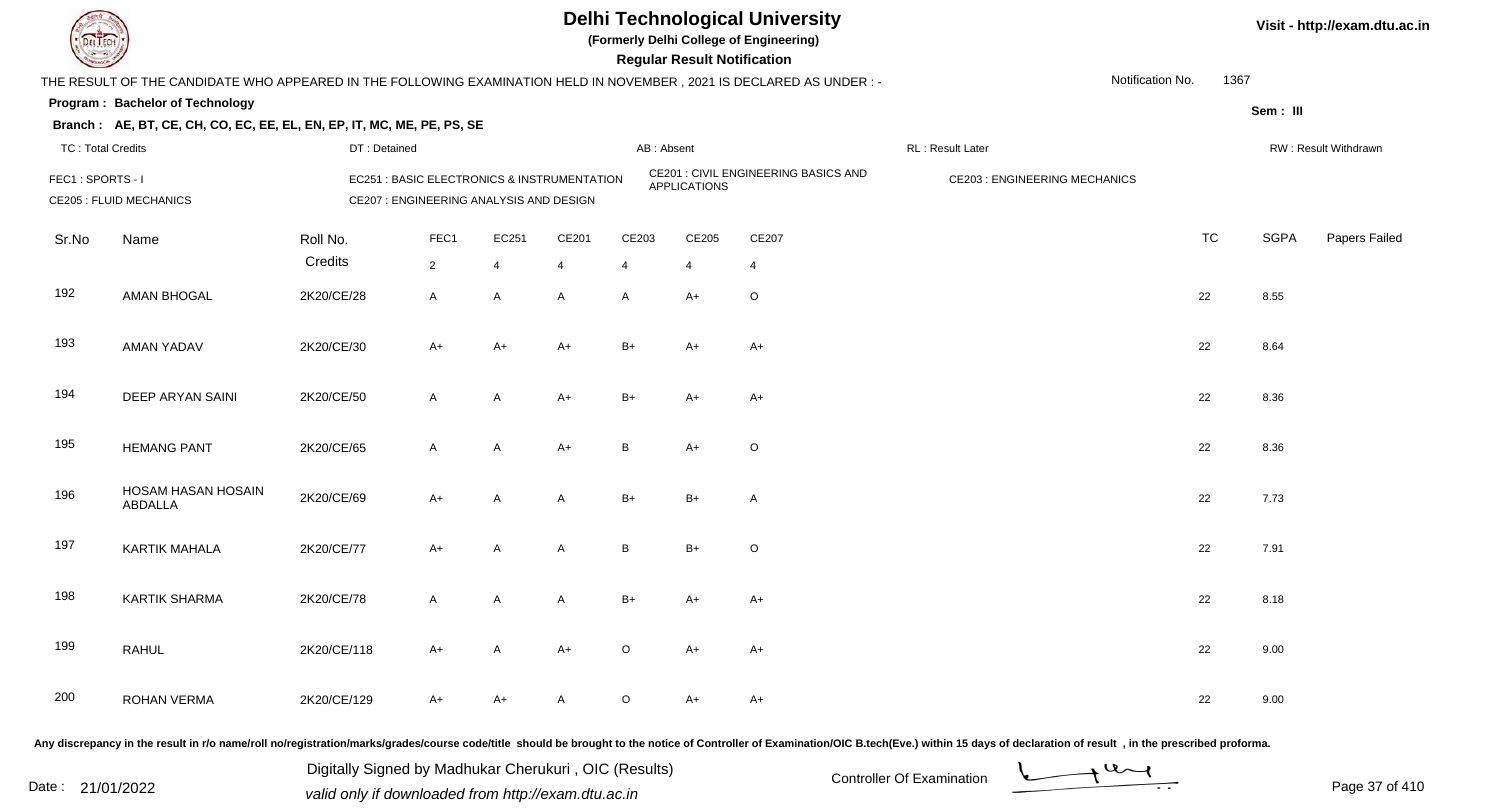# Delhi Technological University

**(Formerly Delhi College of Engineering)**

**Regular Result Notification**

Visit - http://exam.dtu.ac.in

THE RESULT OF THE CANDIDATE WHO APPEARED IN THE FOLLOWING EXAMINATION HELD IN NOVEMBER , 2021 IS DECLARED AS UNDER : -

Notification No. 1367

**Program : Bachelor of Technology**

Sem : III

**Branch : AE, BT, CE, CH, CO, EC, EE, EL, EN, EP, IT, MC, ME, PE, PS, SE**

TC : Total Credits | DT : Detained | AB : Absent | RL : Result Later | RW : Result Withdrawn

FEC1 : SPORTS - I
EC251 : BASIC ELECTRONICS & INSTRUMENTATION
CE201 : CIVIL ENGINEERING BASICS AND APPLICATIONS
CE203 : ENGINEERING MECHANICS
CE205 : FLUID MECHANICS
CE207 : ENGINEERING ANALYSIS AND DESIGN

| Sr.No | Name | Roll No. | FEC1 | EC251 | CE201 | CE203 | CE205 | CE207 | TC | SGPA | Papers Failed |
|---|---|---|---|---|---|---|---|---|---|---|---|
| | | Credits | 2 | 4 | 4 | 4 | 4 | 4 | | | |
| 192 | AMAN BHOGAL | 2K20/CE/28 | A | A | A | A | A+ | O | 22 | 8.55 | |
| 193 | AMAN YADAV | 2K20/CE/30 | A+ | A+ | A+ | B+ | A+ | A+ | 22 | 8.64 | |
| 194 | DEEP ARYAN SAINI | 2K20/CE/50 | A | A | A+ | B+ | A+ | A+ | 22 | 8.36 | |
| 195 | HEMANG PANT | 2K20/CE/65 | A | A | A+ | B | A+ | O | 22 | 8.36 | |
| 196 | HOSAM HASAN HOSAIN ABDALLA | 2K20/CE/69 | A+ | A | A | B+ | B+ | A | 22 | 7.73 | |
| 197 | KARTIK MAHALA | 2K20/CE/77 | A+ | A | A | B | B+ | O | 22 | 7.91 | |
| 198 | KARTIK SHARMA | 2K20/CE/78 | A | A | A | B+ | A+ | A+ | 22 | 8.18 | |
| 199 | RAHUL | 2K20/CE/118 | A+ | A | A+ | O | A+ | A+ | 22 | 9.00 | |
| 200 | ROHAN VERMA | 2K20/CE/129 | A+ | A+ | A | O | A+ | A+ | 22 | 9.00 | |

Any discrepancy in the result in r/o name/roll no/registration/marks/grades/course code/title should be brought to the notice of Controller of Examination/OIC B.tech(Eve.) within 15 days of declaration of result , in the prescribed proforma.

Date : 21/01/2022

Digitally Signed by Madhukar Cherukuri , OIC (Results)
valid only if downloaded from http://exam.dtu.ac.in

Controller Of Examination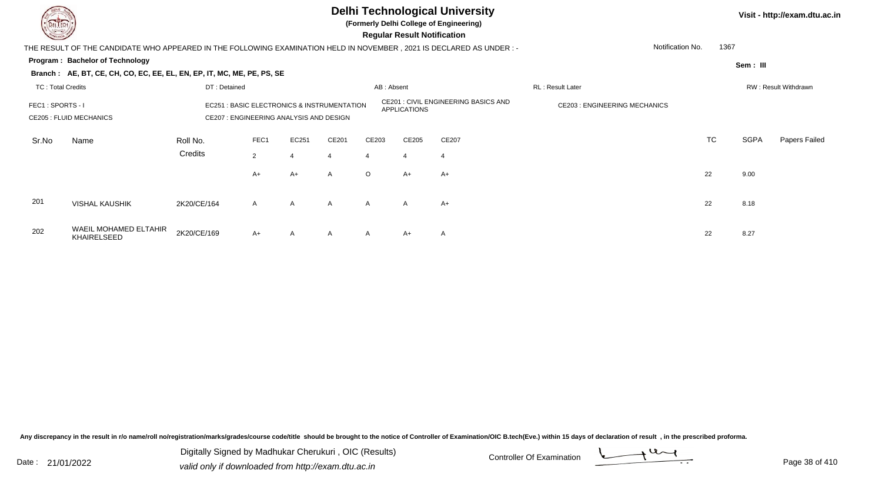# Delhi Technological University

**(Formerly Delhi College of Engineering)**

**Regular Result Notification**

Visit - http://exam.dtu.ac.in

THE RESULT OF THE CANDIDATE WHO APPEARED IN THE FOLLOWING EXAMINATION HELD IN NOVEMBER , 2021 IS DECLARED AS UNDER : -

Notification No. 1367

**Program : Bachelor of Technology**

**Sem : III**

**Branch : AE, BT, CE, CH, CO, EC, EE, EL, EN, EP, IT, MC, ME, PE, PS, SE**

TC : Total Credits | DT : Detained | AB : Absent | RL : Result Later | RW : Result Withdrawn

FEC1 : SPORTS - I
EC251 : BASIC ELECTRONICS & INSTRUMENTATION
CE201 : CIVIL ENGINEERING BASICS AND APPLICATIONS
CE203 : ENGINEERING MECHANICS
CE205 : FLUID MECHANICS
CE207 : ENGINEERING ANALYSIS AND DESIGN

| Sr.No | Name | Roll No. | FEC1 | EC251 | CE201 | CE203 | CE205 | CE207 | TC | SGPA | Papers Failed |
|---|---|---|---|---|---|---|---|---|---|---|---|
| | | Credits | 2 | 4 | 4 | 4 | 4 | 4 | | | |
| | | | A+ | A+ | A | O | A+ | A+ | 22 | 9.00 | |
| 201 | VISHAL KAUSHIK | 2K20/CE/164 | A | A | A | A | A | A+ | 22 | 8.18 | |
| 202 | WAEIL MOHAMED ELTAHIR KHAIRELSEED | 2K20/CE/169 | A+ | A | A | A | A+ | A | 22 | 8.27 | |

Any discrepancy in the result in r/o name/roll no/registration/marks/grades/course code/title should be brought to the notice of Controller of Examination/OIC B.tech(Eve.) within 15 days of declaration of result , in the prescribed proforma.

Date : 21/01/2022

Digitally Signed by Madhukar Cherukuri , OIC (Results)
valid only if downloaded from http://exam.dtu.ac.in

Controller Of Examination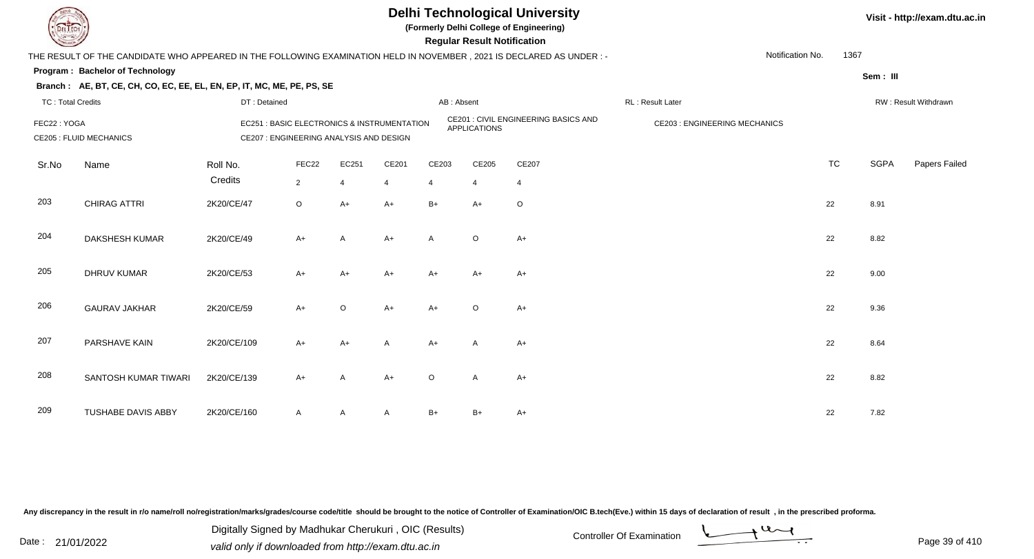# Delhi Technological University

**(Formerly Delhi College of Engineering)**

**Regular Result Notification**

Visit - http://exam.dtu.ac.in

THE RESULT OF THE CANDIDATE WHO APPEARED IN THE FOLLOWING EXAMINATION HELD IN NOVEMBER , 2021 IS DECLARED AS UNDER : -

Notification No. 1367

**Program : Bachelor of Technology**

Sem : III

**Branch : AE, BT, CE, CH, CO, EC, EE, EL, EN, EP, IT, MC, ME, PE, PS, SE**

TC : Total Credits | DT : Detained | AB : Absent | RL : Result Later | RW : Result Withdrawn

FEC22 : YOGA | EC251 : BASIC ELECTRONICS & INSTRUMENTATION | CE201 : CIVIL ENGINEERING BASICS AND APPLICATIONS | CE203 : ENGINEERING MECHANICS

CE205 : FLUID MECHANICS | CE207 : ENGINEERING ANALYSIS AND DESIGN

| Sr.No | Name | Roll No. | FEC22 | EC251 | CE201 | CE203 | CE205 | CE207 | TC | SGPA | Papers Failed |
|---|---|---|---|---|---|---|---|---|---|---|---|
| | | Credits | 2 | 4 | 4 | 4 | 4 | 4 | | | |
| 203 | CHIRAG ATTRI | 2K20/CE/47 | O | A+ | A+ | B+ | A+ | O | 22 | 8.91 | |
| 204 | DAKSHESH KUMAR | 2K20/CE/49 | A+ | A | A+ | A | O | A+ | 22 | 8.82 | |
| 205 | DHRUV KUMAR | 2K20/CE/53 | A+ | A+ | A+ | A+ | A+ | A+ | 22 | 9.00 | |
| 206 | GAURAV JAKHAR | 2K20/CE/59 | A+ | O | A+ | A+ | O | A+ | 22 | 9.36 | |
| 207 | PARSHAVE KAIN | 2K20/CE/109 | A+ | A+ | A | A+ | A | A+ | 22 | 8.64 | |
| 208 | SANTOSH KUMAR TIWARI | 2K20/CE/139 | A+ | A | A+ | O | A | A+ | 22 | 8.82 | |
| 209 | TUSHABE DAVIS ABBY | 2K20/CE/160 | A | A | A | B+ | B+ | A+ | 22 | 7.82 | |

Any discrepancy in the result in r/o name/roll no/registration/marks/grades/course code/title should be brought to the notice of Controller of Examination/OIC B.tech(Eve.) within 15 days of declaration of result , in the prescribed proforma.

Date : 21/01/2022

Digitally Signed by Madhukar Cherukuri , OIC (Results)
valid only if downloaded from http://exam.dtu.ac.in

Controller Of Examination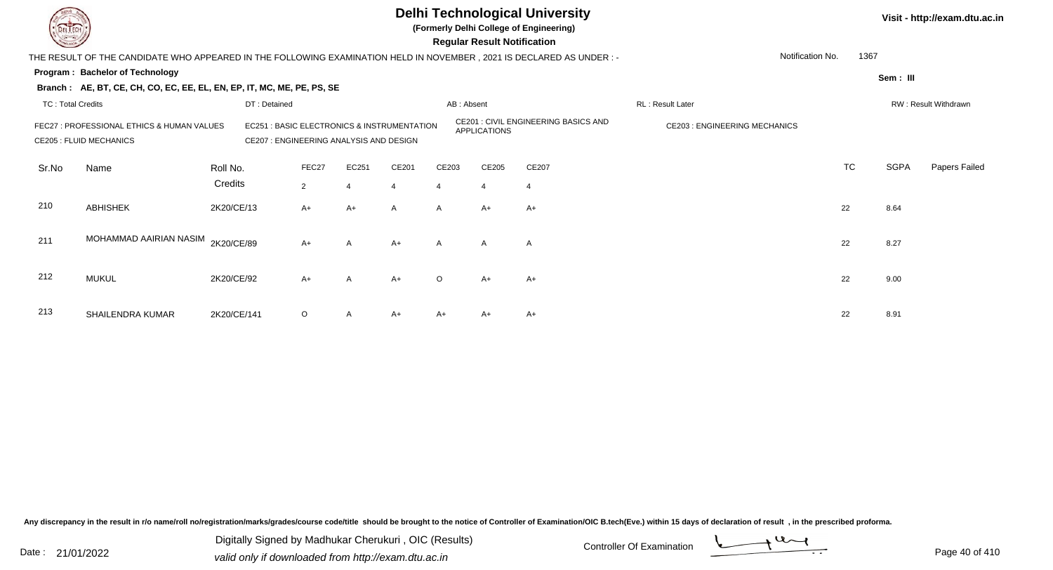# Delhi Technological University

**(Formerly Delhi College of Engineering)**

**Regular Result Notification**

Visit - http://exam.dtu.ac.in

THE RESULT OF THE CANDIDATE WHO APPEARED IN THE FOLLOWING EXAMINATION HELD IN NOVEMBER , 2021 IS DECLARED AS UNDER : -

Notification No. 1367

**Program : Bachelor of Technology**

**Sem : III**

**Branch : AE, BT, CE, CH, CO, EC, EE, EL, EN, EP, IT, MC, ME, PE, PS, SE**

TC : Total Credits | DT : Detained | AB : Absent | RL : Result Later | RW : Result Withdrawn

FEC27 : PROFESSIONAL ETHICS & HUMAN VALUES
EC251 : BASIC ELECTRONICS & INSTRUMENTATION
CE201 : CIVIL ENGINEERING BASICS AND APPLICATIONS
CE203 : ENGINEERING MECHANICS
CE205 : FLUID MECHANICS
CE207 : ENGINEERING ANALYSIS AND DESIGN

| Sr.No | Name | Roll No. | FEC27 | EC251 | CE201 | CE203 | CE205 | CE207 | TC | SGPA | Papers Failed |
|---|---|---|---|---|---|---|---|---|---|---|---|
| | | Credits | 2 | 4 | 4 | 4 | 4 | 4 | | | |
| 210 | ABHISHEK | 2K20/CE/13 | A+ | A+ | A | A | A+ | A+ | 22 | 8.64 | |
| 211 | MOHAMMAD AAIRIAN NASIM | 2K20/CE/89 | A+ | A | A+ | A | A | A | 22 | 8.27 | |
| 212 | MUKUL | 2K20/CE/92 | A+ | A | A+ | O | A+ | A+ | 22 | 9.00 | |
| 213 | SHAILENDRA KUMAR | 2K20/CE/141 | O | A | A+ | A+ | A+ | A+ | 22 | 8.91 | |

Any discrepancy in the result in r/o name/roll no/registration/marks/grades/course code/title should be brought to the notice of Controller of Examination/OIC B.tech(Eve.) within 15 days of declaration of result , in the prescribed proforma.

Date : 21/01/2022

Digitally Signed by Madhukar Cherukuri , OIC (Results)
valid only if downloaded from http://exam.dtu.ac.in

Controller Of Examination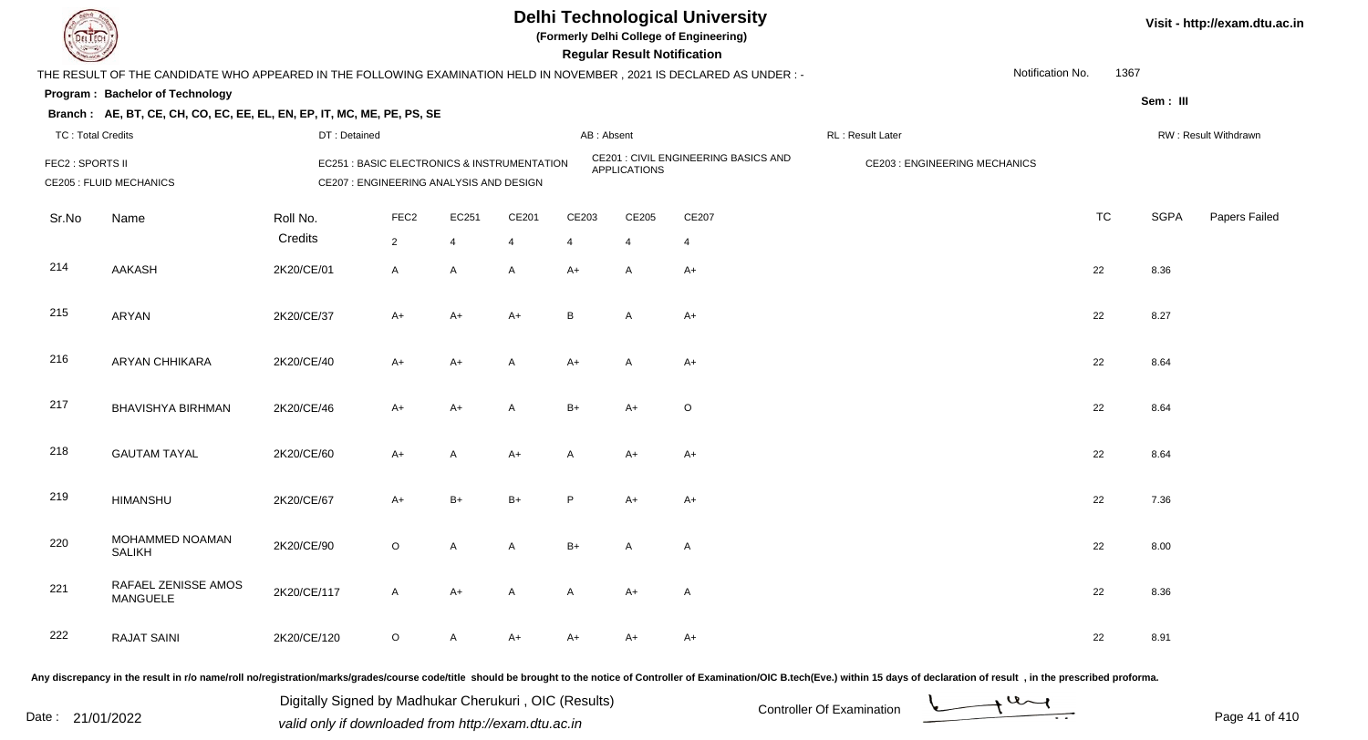# Delhi Technological University

**(Formerly Delhi College of Engineering)**

**Regular Result Notification**

Visit - http://exam.dtu.ac.in

THE RESULT OF THE CANDIDATE WHO APPEARED IN THE FOLLOWING EXAMINATION HELD IN NOVEMBER , 2021 IS DECLARED AS UNDER : -

Notification No. 1367

**Program : Bachelor of Technology**

Sem : III

**Branch : AE, BT, CE, CH, CO, EC, EE, EL, EN, EP, IT, MC, ME, PE, PS, SE**

TC : Total Credits | DT : Detained | AB : Absent | RL : Result Later | RW : Result Withdrawn

FEC2 : SPORTS II | EC251 : BASIC ELECTRONICS & INSTRUMENTATION | CE201 : CIVIL ENGINEERING BASICS AND APPLICATIONS | CE203 : ENGINEERING MECHANICS

CE205 : FLUID MECHANICS | CE207 : ENGINEERING ANALYSIS AND DESIGN

| Sr.No | Name | Roll No. | FEC2 | EC251 | CE201 | CE203 | CE205 | CE207 | TC | SGPA | Papers Failed |
|---|---|---|---|---|---|---|---|---|---|---|---|
| | | Credits | 2 | 4 | 4 | 4 | 4 | 4 | | | |
| 214 | AAKASH | 2K20/CE/01 | A | A | A | A+ | A | A+ | 22 | 8.36 | |
| 215 | ARYAN | 2K20/CE/37 | A+ | A+ | A+ | B | A | A+ | 22 | 8.27 | |
| 216 | ARYAN CHHIKARA | 2K20/CE/40 | A+ | A+ | A | A+ | A | A+ | 22 | 8.64 | |
| 217 | BHAVISHYA BIRHMAN | 2K20/CE/46 | A+ | A+ | A | B+ | A+ | O | 22 | 8.64 | |
| 218 | GAUTAM TAYAL | 2K20/CE/60 | A+ | A | A+ | A | A+ | A+ | 22 | 8.64 | |
| 219 | HIMANSHU | 2K20/CE/67 | A+ | B+ | B+ | P | A+ | A+ | 22 | 7.36 | |
| 220 | MOHAMMED NOAMAN SALIKH | 2K20/CE/90 | O | A | A | B+ | A | A | 22 | 8.00 | |
| 221 | RAFAEL ZENISSE AMOS MANGUELE | 2K20/CE/117 | A | A+ | A | A | A+ | A | 22 | 8.36 | |
| 222 | RAJAT SAINI | 2K20/CE/120 | O | A | A+ | A+ | A+ | A+ | 22 | 8.91 | |

Any discrepancy in the result in r/o name/roll no/registration/marks/grades/course code/title should be brought to the notice of Controller of Examination/OIC B.tech(Eve.) within 15 days of declaration of result , in the prescribed proforma.

Date : 21/01/2022

Digitally Signed by Madhukar Cherukuri , OIC (Results)
valid only if downloaded from http://exam.dtu.ac.in

Controller Of Examination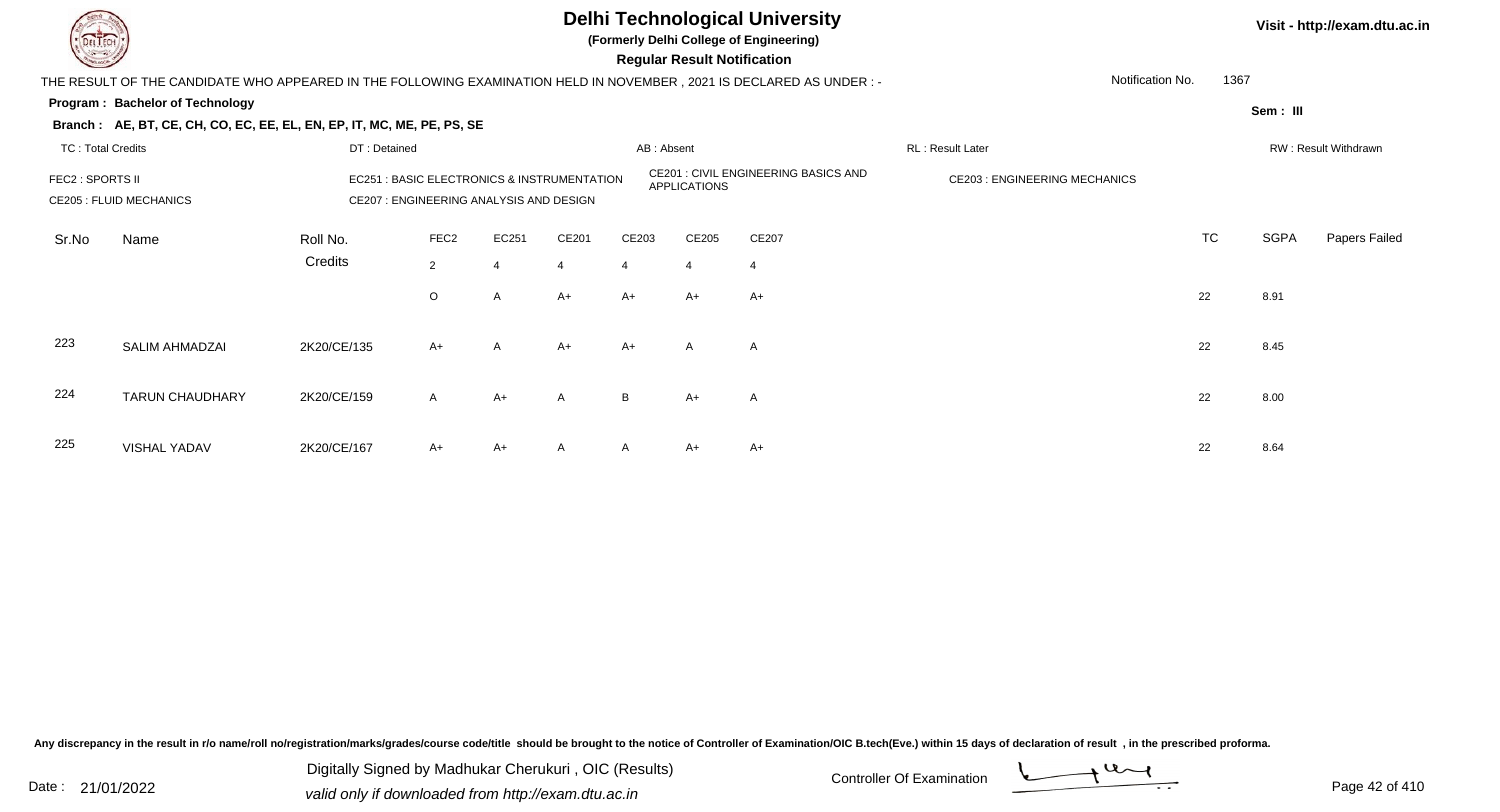# Delhi Technological University

**(Formerly Delhi College of Engineering)**

**Regular Result Notification**

Visit - http://exam.dtu.ac.in

THE RESULT OF THE CANDIDATE WHO APPEARED IN THE FOLLOWING EXAMINATION HELD IN NOVEMBER , 2021 IS DECLARED AS UNDER : -

Notification No. 1367

**Program : Bachelor of Technology**

**Sem : III**

**Branch : AE, BT, CE, CH, CO, EC, EE, EL, EN, EP, IT, MC, ME, PE, PS, SE**

TC : Total Credits | DT : Detained | AB : Absent | RL : Result Later | RW : Result Withdrawn

FEC2 : SPORTS II
EC251 : BASIC ELECTRONICS & INSTRUMENTATION
CE201 : CIVIL ENGINEERING BASICS AND APPLICATIONS
CE203 : ENGINEERING MECHANICS
CE205 : FLUID MECHANICS
CE207 : ENGINEERING ANALYSIS AND DESIGN

| Sr.No | Name | Roll No. | FEC2 | EC251 | CE201 | CE203 | CE205 | CE207 | TC | SGPA | Papers Failed |
|---|---|---|---|---|---|---|---|---|---|---|---|
| | | Credits | 2 | 4 | 4 | 4 | 4 | 4 | | | |
| | | | O | A | A+ | A+ | A+ | A+ | 22 | 8.91 | |
| 223 | SALIM AHMADZAI | 2K20/CE/135 | A+ | A | A+ | A+ | A | A | 22 | 8.45 | |
| 224 | TARUN CHAUDHARY | 2K20/CE/159 | A | A+ | A | B | A+ | A | 22 | 8.00 | |
| 225 | VISHAL YADAV | 2K20/CE/167 | A+ | A+ | A | A | A+ | A+ | 22 | 8.64 | |

Any discrepancy in the result in r/o name/roll no/registration/marks/grades/course code/title should be brought to the notice of Controller of Examination/OIC B.tech(Eve.) within 15 days of declaration of result , in the prescribed proforma.

Date : 21/01/2022

Digitally Signed by Madhukar Cherukuri , OIC (Results)
valid only if downloaded from http://exam.dtu.ac.in

Controller Of Examination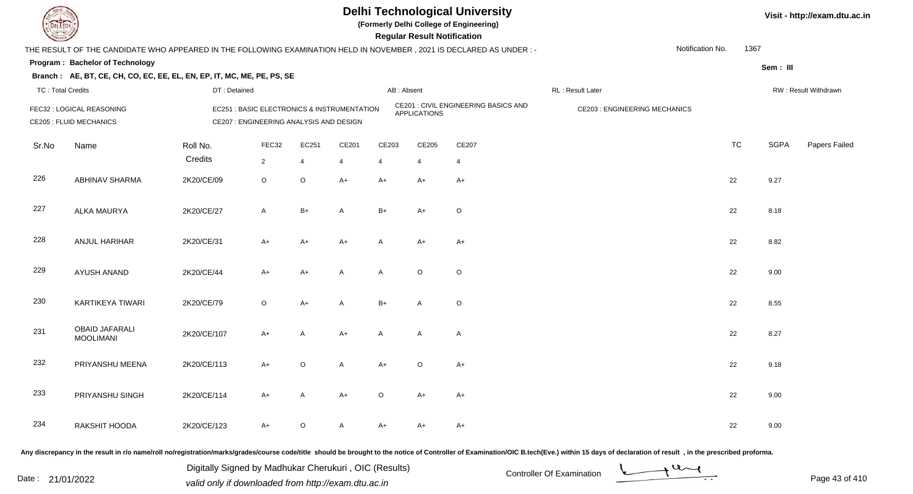# Delhi Technological University

**(Formerly Delhi College of Engineering)**

**Regular Result Notification**

Visit - http://exam.dtu.ac.in

THE RESULT OF THE CANDIDATE WHO APPEARED IN THE FOLLOWING EXAMINATION HELD IN NOVEMBER , 2021 IS DECLARED AS UNDER : -

Notification No. 1367

**Program : Bachelor of Technology**

**Sem : III**

**Branch : AE, BT, CE, CH, CO, EC, EE, EL, EN, EP, IT, MC, ME, PE, PS, SE**

TC : Total Credits | DT : Detained | AB : Absent | RL : Result Later | RW : Result Withdrawn

FEC32 : LOGICAL REASONING
EC251 : BASIC ELECTRONICS & INSTRUMENTATION
CE201 : CIVIL ENGINEERING BASICS AND APPLICATIONS
CE203 : ENGINEERING MECHANICS
CE205 : FLUID MECHANICS
CE207 : ENGINEERING ANALYSIS AND DESIGN

| Sr.No | Name | Roll No. | FEC32 | EC251 | CE201 | CE203 | CE205 | CE207 | TC | SGPA | Papers Failed |
|---|---|---|---|---|---|---|---|---|---|---|---|
| | | Credits | 2 | 4 | 4 | 4 | 4 | 4 | | | |
| 226 | ABHINAV SHARMA | 2K20/CE/09 | O | O | A+ | A+ | A+ | A+ | 22 | 9.27 | |
| 227 | ALKA MAURYA | 2K20/CE/27 | A | B+ | A | B+ | A+ | O | 22 | 8.18 | |
| 228 | ANJUL HARIHAR | 2K20/CE/31 | A+ | A+ | A+ | A | A+ | A+ | 22 | 8.82 | |
| 229 | AYUSH ANAND | 2K20/CE/44 | A+ | A+ | A | A | O | O | 22 | 9.00 | |
| 230 | KARTIKEYA TIWARI | 2K20/CE/79 | O | A+ | A | B+ | A | O | 22 | 8.55 | |
| 231 | OBAID JAFARALI MOOLIMANI | 2K20/CE/107 | A+ | A | A+ | A | A | A | 22 | 8.27 | |
| 232 | PRIYANSHU MEENA | 2K20/CE/113 | A+ | O | A | A+ | O | A+ | 22 | 9.18 | |
| 233 | PRIYANSHU SINGH | 2K20/CE/114 | A+ | A | A+ | O | A+ | A+ | 22 | 9.00 | |
| 234 | RAKSHIT HOODA | 2K20/CE/123 | A+ | O | A | A+ | A+ | A+ | 22 | 9.00 | |

Any discrepancy in the result in r/o name/roll no/registration/marks/grades/course code/title should be brought to the notice of Controller of Examination/OIC B.tech(Eve.) within 15 days of declaration of result , in the prescribed proforma.

Date : 21/01/2022

Digitally Signed by Madhukar Cherukuri , OIC (Results)
valid only if downloaded from http://exam.dtu.ac.in

Controller Of Examination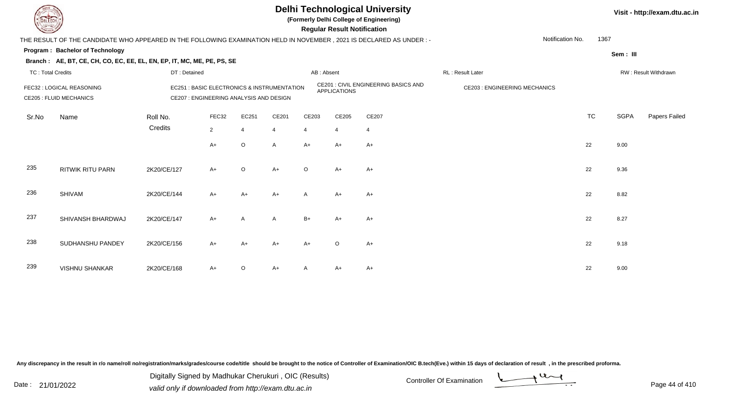# Delhi Technological University

**(Formerly Delhi College of Engineering)**

**Regular Result Notification**

Visit - http://exam.dtu.ac.in

THE RESULT OF THE CANDIDATE WHO APPEARED IN THE FOLLOWING EXAMINATION HELD IN NOVEMBER , 2021 IS DECLARED AS UNDER : -

Notification No. 1367

**Program : Bachelor of Technology**

Sem : III

**Branch : AE, BT, CE, CH, CO, EC, EE, EL, EN, EP, IT, MC, ME, PE, PS, SE**

TC : Total Credits | DT : Detained | AB : Absent | RL : Result Later | RW : Result Withdrawn

FEC32 : LOGICAL REASONING | EC251 : BASIC ELECTRONICS & INSTRUMENTATION | CE201 : CIVIL ENGINEERING BASICS AND APPLICATIONS | CE203 : ENGINEERING MECHANICS

CE205 : FLUID MECHANICS | CE207 : ENGINEERING ANALYSIS AND DESIGN

| Sr.No | Name | Roll No. | FEC32 | EC251 | CE201 | CE203 | CE205 | CE207 | TC | SGPA | Papers Failed |
|---|---|---|---|---|---|---|---|---|---|---|---|
| | | Credits | 2 | 4 | 4 | 4 | 4 | 4 | | | |
| | | | A+ | O | A | A+ | A+ | A+ | 22 | 9.00 | |
| 235 | RITWIK RITU PARN | 2K20/CE/127 | A+ | O | A+ | O | A+ | A+ | 22 | 9.36 | |
| 236 | SHIVAM | 2K20/CE/144 | A+ | A+ | A+ | A | A+ | A+ | 22 | 8.82 | |
| 237 | SHIVANSH BHARDWAJ | 2K20/CE/147 | A+ | A | A | B+ | A+ | A+ | 22 | 8.27 | |
| 238 | SUDHANSHU PANDEY | 2K20/CE/156 | A+ | A+ | A+ | A+ | O | A+ | 22 | 9.18 | |
| 239 | VISHNU SHANKAR | 2K20/CE/168 | A+ | O | A+ | A | A+ | A+ | 22 | 9.00 | |

Any discrepancy in the result in r/o name/roll no/registration/marks/grades/course code/title should be brought to the notice of Controller of Examination/OIC B.tech(Eve.) within 15 days of declaration of result , in the prescribed proforma.

Date : 21/01/2022

Digitally Signed by Madhukar Cherukuri , OIC (Results)
valid only if downloaded from http://exam.dtu.ac.in

Controller Of Examination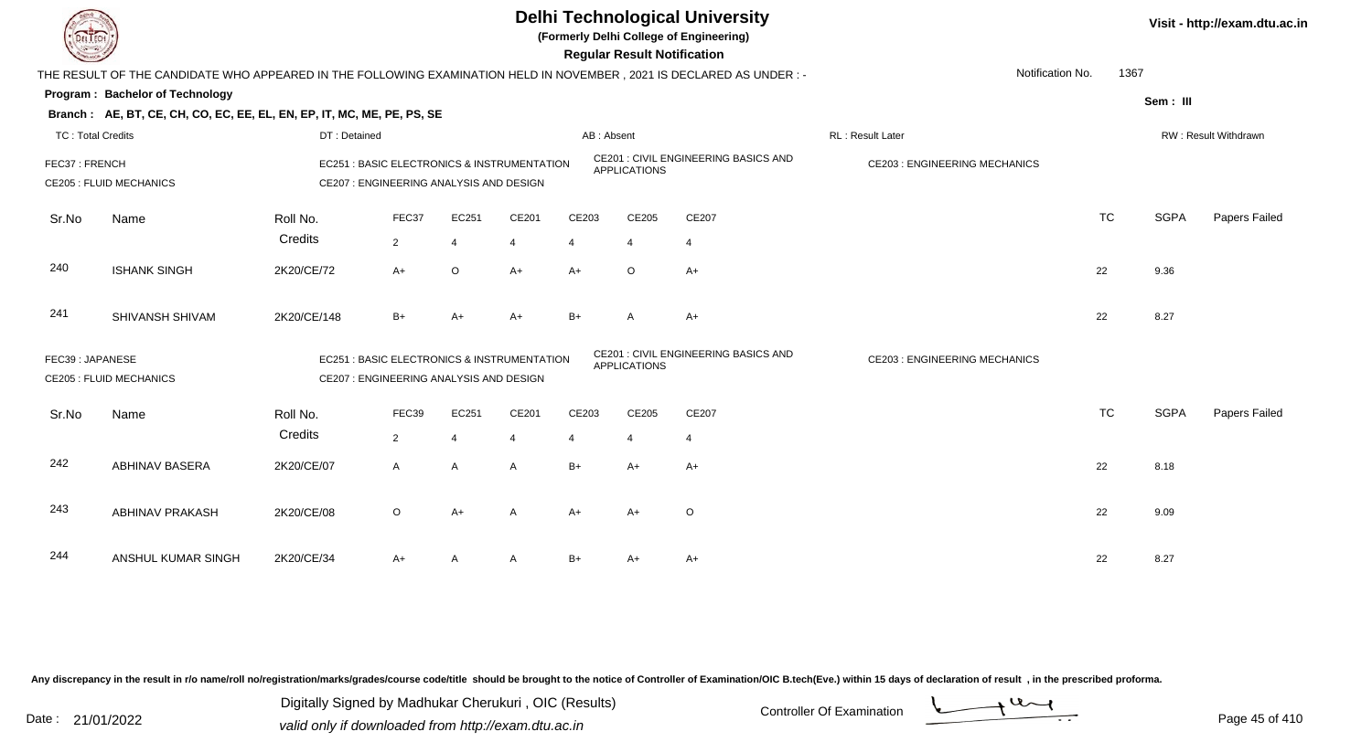# Delhi Technological University

**(Formerly Delhi College of Engineering)**

**Regular Result Notification**

Visit - http://exam.dtu.ac.in

THE RESULT OF THE CANDIDATE WHO APPEARED IN THE FOLLOWING EXAMINATION HELD IN NOVEMBER , 2021 IS DECLARED AS UNDER : -

Notification No. 1367

**Program : Bachelor of Technology**

Sem : III

**Branch : AE, BT, CE, CH, CO, EC, EE, EL, EN, EP, IT, MC, ME, PE, PS, SE**

TC : Total Credits | DT : Detained | AB : Absent | RL : Result Later | RW : Result Withdrawn

FEC37 : FRENCH | EC251 : BASIC ELECTRONICS & INSTRUMENTATION | CE201 : CIVIL ENGINEERING BASICS AND APPLICATIONS | CE203 : ENGINEERING MECHANICS

CE205 : FLUID MECHANICS | CE207 : ENGINEERING ANALYSIS AND DESIGN

| Sr.No | Name | Roll No. | FEC37 | EC251 | CE201 | CE203 | CE205 | CE207 | TC | SGPA | Papers Failed |
|---|---|---|---|---|---|---|---|---|---|---|---|
| | | Credits | 2 | 4 | 4 | 4 | 4 | 4 | | | |
| 240 | ISHANK SINGH | 2K20/CE/72 | A+ | O | A+ | A+ | O | A+ | 22 | 9.36 | |
| 241 | SHIVANSH SHIVAM | 2K20/CE/148 | B+ | A+ | A+ | B+ | A | A+ | 22 | 8.27 | |

FEC39 : JAPANESE | EC251 : BASIC ELECTRONICS & INSTRUMENTATION | CE201 : CIVIL ENGINEERING BASICS AND APPLICATIONS | CE203 : ENGINEERING MECHANICS

CE205 : FLUID MECHANICS | CE207 : ENGINEERING ANALYSIS AND DESIGN

| Sr.No | Name | Roll No. | FEC39 | EC251 | CE201 | CE203 | CE205 | CE207 | TC | SGPA | Papers Failed |
|---|---|---|---|---|---|---|---|---|---|---|---|
| | | Credits | 2 | 4 | 4 | 4 | 4 | 4 | | | |
| 242 | ABHINAV BASERA | 2K20/CE/07 | A | A | A | B+ | A+ | A+ | 22 | 8.18 | |
| 243 | ABHINAV PRAKASH | 2K20/CE/08 | O | A+ | A | A+ | A+ | O | 22 | 9.09 | |
| 244 | ANSHUL KUMAR SINGH | 2K20/CE/34 | A+ | A | A | B+ | A+ | A+ | 22 | 8.27 | |

Any discrepancy in the result in r/o name/roll no/registration/marks/grades/course code/title should be brought to the notice of Controller of Examination/OIC B.tech(Eve.) within 15 days of declaration of result , in the prescribed proforma.

Date : 21/01/2022

Digitally Signed by Madhukar Cherukuri , OIC (Results)
valid only if downloaded from http://exam.dtu.ac.in

Controller Of Examination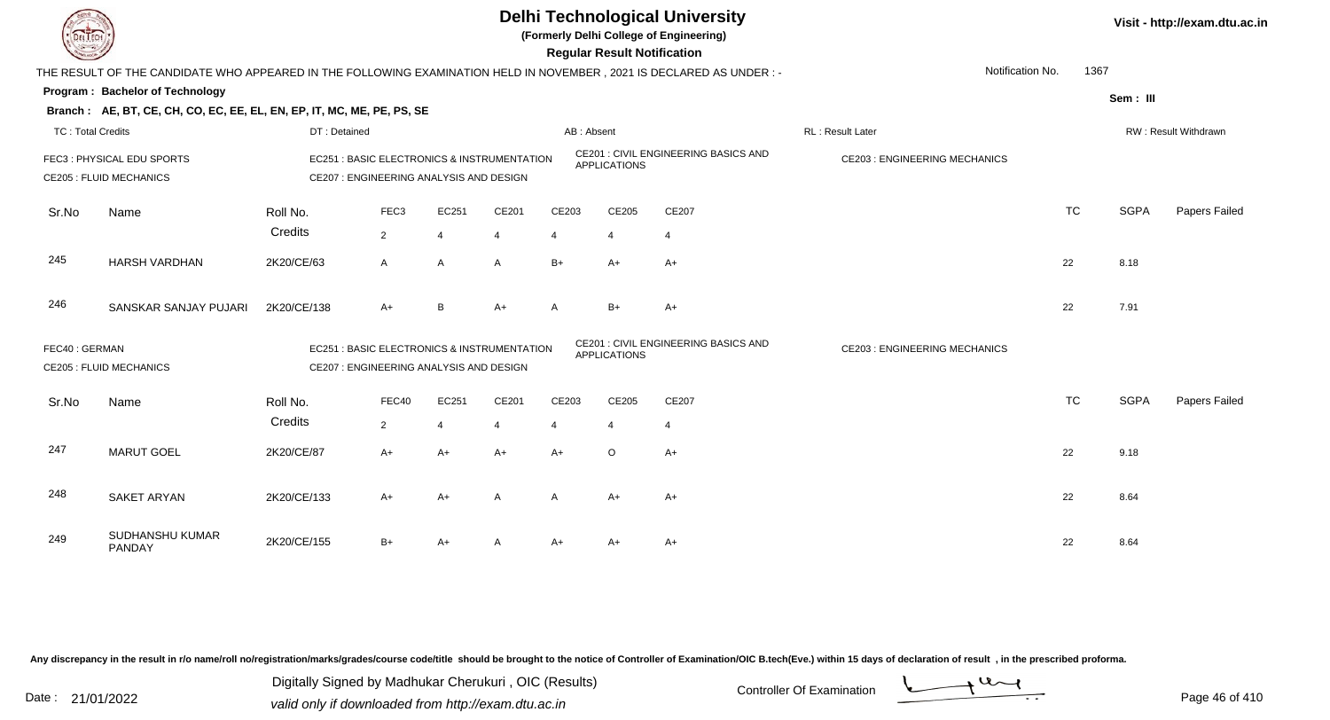# Delhi Technological University

(Formerly Delhi College of Engineering)

**Regular Result Notification**

Visit - http://exam.dtu.ac.in

THE RESULT OF THE CANDIDATE WHO APPEARED IN THE FOLLOWING EXAMINATION HELD IN NOVEMBER , 2021 IS DECLARED AS UNDER : -

Notification No. 1367

**Program : Bachelor of Technology**

Sem : III

**Branch : AE, BT, CE, CH, CO, EC, EE, EL, EN, EP, IT, MC, ME, PE, PS, SE**

TC : Total Credits | DT : Detained | AB : Absent | RL : Result Later | RW : Result Withdrawn

FEC3 : PHYSICAL EDU SPORTS | EC251 : BASIC ELECTRONICS & INSTRUMENTATION | CE201 : CIVIL ENGINEERING BASICS AND APPLICATIONS | CE203 : ENGINEERING MECHANICS | CE205 : FLUID MECHANICS | CE207 : ENGINEERING ANALYSIS AND DESIGN

| Sr.No | Name | Roll No. | FEC3 | EC251 | CE201 | CE203 | CE205 | CE207 | TC | SGPA | Papers Failed |
|---|---|---|---|---|---|---|---|---|---|---|---|
| | | Credits | 2 | 4 | 4 | 4 | 4 | 4 | | | |
| 245 | HARSH VARDHAN | 2K20/CE/63 | A | A | A | B+ | A+ | A+ | 22 | 8.18 | |
| 246 | SANSKAR SANJAY PUJARI | 2K20/CE/138 | A+ | B | A+ | A | B+ | A+ | 22 | 7.91 | |

FEC40 : GERMAN | EC251 : BASIC ELECTRONICS & INSTRUMENTATION | CE201 : CIVIL ENGINEERING BASICS AND APPLICATIONS | CE203 : ENGINEERING MECHANICS | CE205 : FLUID MECHANICS | CE207 : ENGINEERING ANALYSIS AND DESIGN

| Sr.No | Name | Roll No. | FEC40 | EC251 | CE201 | CE203 | CE205 | CE207 | TC | SGPA | Papers Failed |
|---|---|---|---|---|---|---|---|---|---|---|---|
| | | Credits | 2 | 4 | 4 | 4 | 4 | 4 | | | |
| 247 | MARUT GOEL | 2K20/CE/87 | A+ | A+ | A+ | A+ | O | A+ | 22 | 9.18 | |
| 248 | SAKET ARYAN | 2K20/CE/133 | A+ | A+ | A | A | A+ | A+ | 22 | 8.64 | |
| 249 | SUDHANSHU KUMAR PANDAY | 2K20/CE/155 | B+ | A+ | A | A+ | A+ | A+ | 22 | 8.64 | |

Any discrepancy in the result in r/o name/roll no/registration/marks/grades/course code/title should be brought to the notice of Controller of Examination/OIC B.tech(Eve.) within 15 days of declaration of result , in the prescribed proforma.

Date : 21/01/2022

Digitally Signed by Madhukar Cherukuri , OIC (Results)
valid only if downloaded from http://exam.dtu.ac.in

Controller Of Examination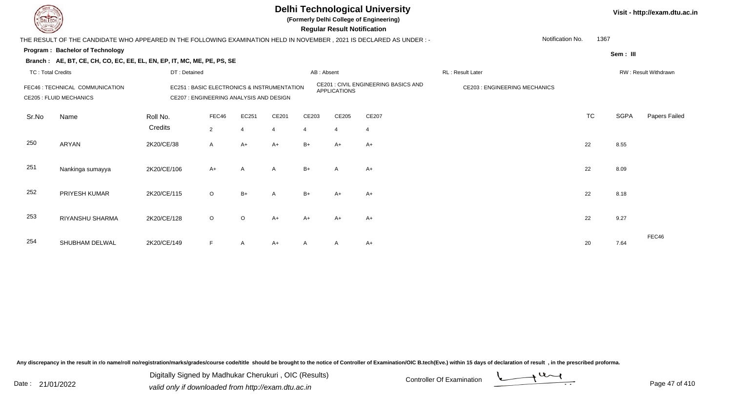# Delhi Technological University

**(Formerly Delhi College of Engineering)**

**Regular Result Notification**

Visit - http://exam.dtu.ac.in

THE RESULT OF THE CANDIDATE WHO APPEARED IN THE FOLLOWING EXAMINATION HELD IN NOVEMBER , 2021 IS DECLARED AS UNDER : -

Notification No. 1367

**Program : Bachelor of Technology**

Sem : III

**Branch : AE, BT, CE, CH, CO, EC, EE, EL, EN, EP, IT, MC, ME, PE, PS, SE**

TC : Total Credits | DT : Detained | AB : Absent | RL : Result Later | RW : Result Withdrawn

FEC46 : TECHNICAL COMMUNICATION
EC251 : BASIC ELECTRONICS & INSTRUMENTATION
CE201 : CIVIL ENGINEERING BASICS AND APPLICATIONS
CE203 : ENGINEERING MECHANICS
CE205 : FLUID MECHANICS
CE207 : ENGINEERING ANALYSIS AND DESIGN

| Sr.No | Name | Roll No. | FEC46 | EC251 | CE201 | CE203 | CE205 | CE207 | TC | SGPA | Papers Failed |
|---|---|---|---|---|---|---|---|---|---|---|---|
| | | Credits | 2 | 4 | 4 | 4 | 4 | 4 | | | |
| 250 | ARYAN | 2K20/CE/38 | A | A+ | A+ | B+ | A+ | A+ | 22 | 8.55 | |
| 251 | Nankinga sumayya | 2K20/CE/106 | A+ | A | A | B+ | A | A+ | 22 | 8.09 | |
| 252 | PRIYESH KUMAR | 2K20/CE/115 | O | B+ | A | B+ | A+ | A+ | 22 | 8.18 | |
| 253 | RIYANSHU SHARMA | 2K20/CE/128 | O | O | A+ | A+ | A+ | A+ | 22 | 9.27 | |
| 254 | SHUBHAM DELWAL | 2K20/CE/149 | F | A | A+ | A | A | A+ | 20 | 7.64 | FEC46 |

Any discrepancy in the result in r/o name/roll no/registration/marks/grades/course code/title should be brought to the notice of Controller of Examination/OIC B.tech(Eve.) within 15 days of declaration of result , in the prescribed proforma.

Date : 21/01/2022

Digitally Signed by Madhukar Cherukuri , OIC (Results)
valid only if downloaded from http://exam.dtu.ac.in

Controller Of Examination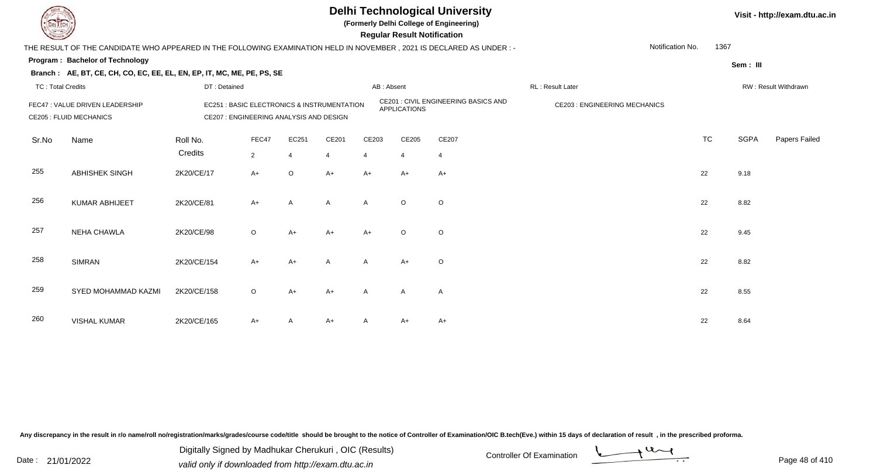# Delhi Technological University

**(Formerly Delhi College of Engineering)**

**Regular Result Notification**

Visit - http://exam.dtu.ac.in

THE RESULT OF THE CANDIDATE WHO APPEARED IN THE FOLLOWING EXAMINATION HELD IN NOVEMBER , 2021 IS DECLARED AS UNDER : -

Notification No. 1367

**Program : Bachelor of Technology**

Sem : III

**Branch : AE, BT, CE, CH, CO, EC, EE, EL, EN, EP, IT, MC, ME, PE, PS, SE**

TC : Total Credits | DT : Detained | AB : Absent | RL : Result Later | RW : Result Withdrawn

FEC47 : VALUE DRIVEN LEADERSHIP
EC251 : BASIC ELECTRONICS & INSTRUMENTATION
CE201 : CIVIL ENGINEERING BASICS AND APPLICATIONS
CE203 : ENGINEERING MECHANICS
CE205 : FLUID MECHANICS
CE207 : ENGINEERING ANALYSIS AND DESIGN

| Sr.No | Name | Roll No. | FEC47 | EC251 | CE201 | CE203 | CE205 | CE207 | TC | SGPA | Papers Failed |
|---|---|---|---|---|---|---|---|---|---|---|---|
| | | Credits | 2 | 4 | 4 | 4 | 4 | 4 | | | |
| 255 | ABHISHEK SINGH | 2K20/CE/17 | A+ | O | A+ | A+ | A+ | A+ | 22 | 9.18 | |
| 256 | KUMAR ABHIJEET | 2K20/CE/81 | A+ | A | A | A | O | O | 22 | 8.82 | |
| 257 | NEHA CHAWLA | 2K20/CE/98 | O | A+ | A+ | A+ | O | O | 22 | 9.45 | |
| 258 | SIMRAN | 2K20/CE/154 | A+ | A+ | A | A | A+ | O | 22 | 8.82 | |
| 259 | SYED MOHAMMAD KAZMI | 2K20/CE/158 | O | A+ | A+ | A | A | A | 22 | 8.55 | |
| 260 | VISHAL KUMAR | 2K20/CE/165 | A+ | A | A+ | A | A+ | A+ | 22 | 8.64 | |

Any discrepancy in the result in r/o name/roll no/registration/marks/grades/course code/title should be brought to the notice of Controller of Examination/OIC B.tech(Eve.) within 15 days of declaration of result , in the prescribed proforma.

Date : 21/01/2022

Digitally Signed by Madhukar Cherukuri , OIC (Results)
valid only if downloaded from http://exam.dtu.ac.in

Controller Of Examination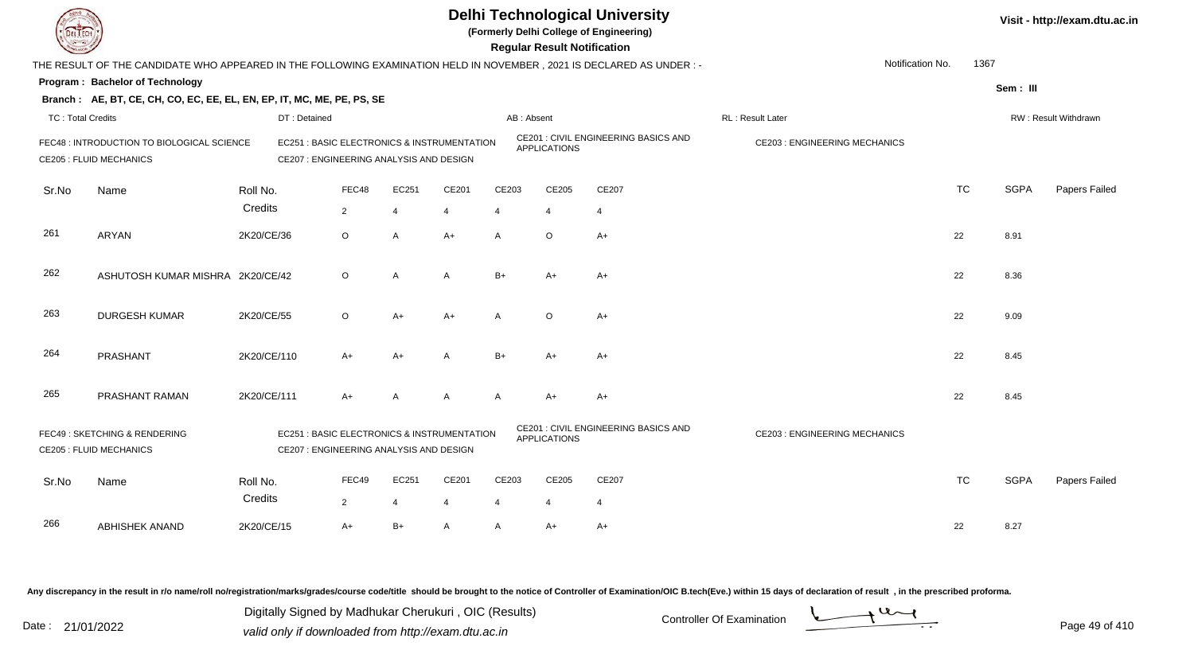# Delhi Technological University

(Formerly Delhi College of Engineering)

**Regular Result Notification**

Visit - http://exam.dtu.ac.in

THE RESULT OF THE CANDIDATE WHO APPEARED IN THE FOLLOWING EXAMINATION HELD IN NOVEMBER , 2021 IS DECLARED AS UNDER : -

Notification No. 1367

**Program : Bachelor of Technology**

Sem : III

**Branch : AE, BT, CE, CH, CO, EC, EE, EL, EN, EP, IT, MC, ME, PE, PS, SE**

TC : Total Credits | DT : Detained | AB : Absent | RL : Result Later | RW : Result Withdrawn

FEC48 : INTRODUCTION TO BIOLOGICAL SCIENCE
EC251 : BASIC ELECTRONICS & INSTRUMENTATION
CE201 : CIVIL ENGINEERING BASICS AND APPLICATIONS
CE203 : ENGINEERING MECHANICS
CE205 : FLUID MECHANICS
CE207 : ENGINEERING ANALYSIS AND DESIGN

| Sr.No | Name | Roll No. | FEC48 | EC251 | CE201 | CE203 | CE205 | CE207 | TC | SGPA | Papers Failed |
|---|---|---|---|---|---|---|---|---|---|---|---|
| | | Credits | 2 | 4 | 4 | 4 | 4 | 4 | | | |
| 261 | ARYAN | 2K20/CE/36 | O | A | A+ | A | O | A+ | 22 | 8.91 | |
| 262 | ASHUTOSH KUMAR MISHRA | 2K20/CE/42 | O | A | A | B+ | A+ | A+ | 22 | 8.36 | |
| 263 | DURGESH KUMAR | 2K20/CE/55 | O | A+ | A+ | A | O | A+ | 22 | 9.09 | |
| 264 | PRASHANT | 2K20/CE/110 | A+ | A+ | A | B+ | A+ | A+ | 22 | 8.45 | |
| 265 | PRASHANT RAMAN | 2K20/CE/111 | A+ | A | A | A | A+ | A+ | 22 | 8.45 | |

FEC49 : SKETCHING & RENDERING
EC251 : BASIC ELECTRONICS & INSTRUMENTATION
CE201 : CIVIL ENGINEERING BASICS AND APPLICATIONS
CE203 : ENGINEERING MECHANICS
CE205 : FLUID MECHANICS
CE207 : ENGINEERING ANALYSIS AND DESIGN

| Sr.No | Name | Roll No. | FEC49 | EC251 | CE201 | CE203 | CE205 | CE207 | TC | SGPA | Papers Failed |
|---|---|---|---|---|---|---|---|---|---|---|---|
| | | Credits | 2 | 4 | 4 | 4 | 4 | 4 | | | |
| 266 | ABHISHEK ANAND | 2K20/CE/15 | A+ | B+ | A | A | A+ | A+ | 22 | 8.27 | |

Any discrepancy in the result in r/o name/roll no/registration/marks/grades/course code/title should be brought to the notice of Controller of Examination/OIC B.tech(Eve.) within 15 days of declaration of result , in the prescribed proforma.

Date : 21/01/2022

Digitally Signed by Madhukar Cherukuri , OIC (Results)
valid only if downloaded from http://exam.dtu.ac.in

Controller Of Examination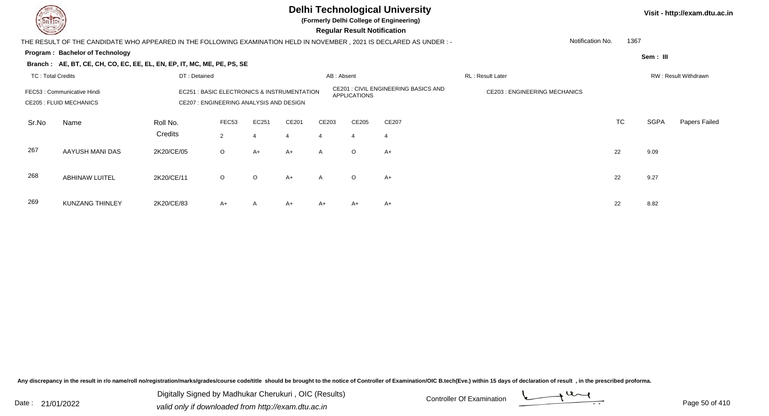# Delhi Technological University

**(Formerly Delhi College of Engineering)**

**Regular Result Notification**

Visit - http://exam.dtu.ac.in

THE RESULT OF THE CANDIDATE WHO APPEARED IN THE FOLLOWING EXAMINATION HELD IN NOVEMBER , 2021 IS DECLARED AS UNDER : -

Notification No. 1367

**Program : Bachelor of Technology**

**Sem : III**

**Branch : AE, BT, CE, CH, CO, EC, EE, EL, EN, EP, IT, MC, ME, PE, PS, SE**

TC : Total Credits | DT : Detained | AB : Absent | RL : Result Later | RW : Result Withdrawn

FEC53 : Communicative Hindi
EC251 : BASIC ELECTRONICS & INSTRUMENTATION
CE201 : CIVIL ENGINEERING BASICS AND APPLICATIONS
CE203 : ENGINEERING MECHANICS
CE205 : FLUID MECHANICS
CE207 : ENGINEERING ANALYSIS AND DESIGN

| Sr.No | Name | Roll No. | FEC53 | EC251 | CE201 | CE203 | CE205 | CE207 | TC | SGPA | Papers Failed |
|---|---|---|---|---|---|---|---|---|---|---|---|
| | | Credits | 2 | 4 | 4 | 4 | 4 | 4 | | | |
| 267 | AAYUSH MANI DAS | 2K20/CE/05 | O | A+ | A+ | A | O | A+ | 22 | 9.09 | |
| 268 | ABHINAW LUITEL | 2K20/CE/11 | O | O | A+ | A | O | A+ | 22 | 9.27 | |
| 269 | KUNZANG THINLEY | 2K20/CE/83 | A+ | A | A+ | A+ | A+ | A+ | 22 | 8.82 | |

Any discrepancy in the result in r/o name/roll no/registration/marks/grades/course code/title should be brought to the notice of Controller of Examination/OIC B.tech(Eve.) within 15 days of declaration of result , in the prescribed proforma.

Date : 21/01/2022

Digitally Signed by Madhukar Cherukuri , OIC (Results)
valid only if downloaded from http://exam.dtu.ac.in

Controller Of Examination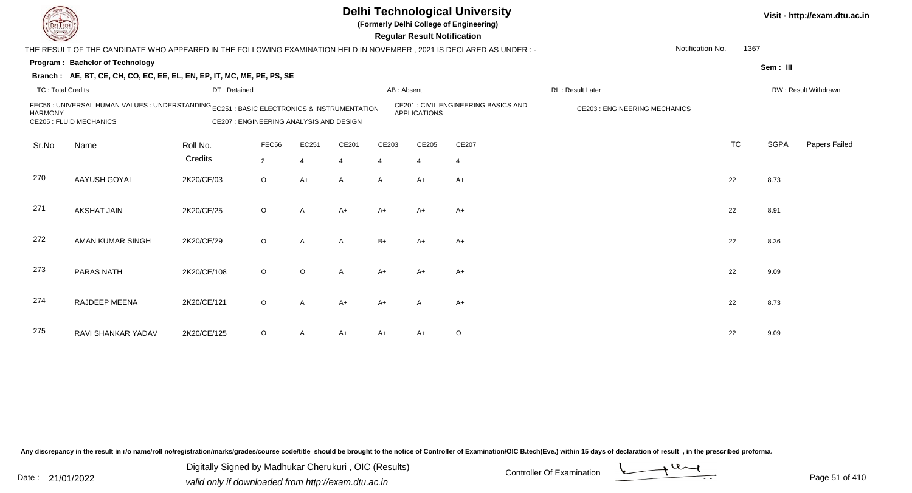# Delhi Technological University

(Formerly Delhi College of Engineering)

**Regular Result Notification**

Visit - http://exam.dtu.ac.in

THE RESULT OF THE CANDIDATE WHO APPEARED IN THE FOLLOWING EXAMINATION HELD IN NOVEMBER , 2021 IS DECLARED AS UNDER : -

Notification No. 1367

**Program : Bachelor of Technology**

Sem : III

**Branch : AE, BT, CE, CH, CO, EC, EE, EL, EN, EP, IT, MC, ME, PE, PS, SE**

TC : Total Credits | DT : Detained | AB : Absent | RL : Result Later | RW : Result Withdrawn

FEC56 : UNIVERSAL HUMAN VALUES : UNDERSTANDING HARMONY
EC251 : BASIC ELECTRONICS & INSTRUMENTATION
CE201 : CIVIL ENGINEERING BASICS AND APPLICATIONS
CE203 : ENGINEERING MECHANICS
CE205 : FLUID MECHANICS
CE207 : ENGINEERING ANALYSIS AND DESIGN

| Sr.No | Name | Roll No. | FEC56 | EC251 | CE201 | CE203 | CE205 | CE207 | TC | SGPA | Papers Failed |
|---|---|---|---|---|---|---|---|---|---|---|---|
| | | Credits | 2 | 4 | 4 | 4 | 4 | 4 | | | |
| 270 | AAYUSH GOYAL | 2K20/CE/03 | O | A+ | A | A | A+ | A+ | 22 | 8.73 | |
| 271 | AKSHAT JAIN | 2K20/CE/25 | O | A | A+ | A+ | A+ | A+ | 22 | 8.91 | |
| 272 | AMAN KUMAR SINGH | 2K20/CE/29 | O | A | A | B+ | A+ | A+ | 22 | 8.36 | |
| 273 | PARAS NATH | 2K20/CE/108 | O | O | A | A+ | A+ | A+ | 22 | 9.09 | |
| 274 | RAJDEEP MEENA | 2K20/CE/121 | O | A | A+ | A+ | A | A+ | 22 | 8.73 | |
| 275 | RAVI SHANKAR YADAV | 2K20/CE/125 | O | A | A+ | A+ | A+ | O | 22 | 9.09 | |

Any discrepancy in the result in r/o name/roll no/registration/marks/grades/course code/title should be brought to the notice of Controller of Examination/OIC B.tech(Eve.) within 15 days of declaration of result , in the prescribed proforma.

Date : 21/01/2022

Digitally Signed by Madhukar Cherukuri , OIC (Results)
valid only if downloaded from http://exam.dtu.ac.in

Controller Of Examination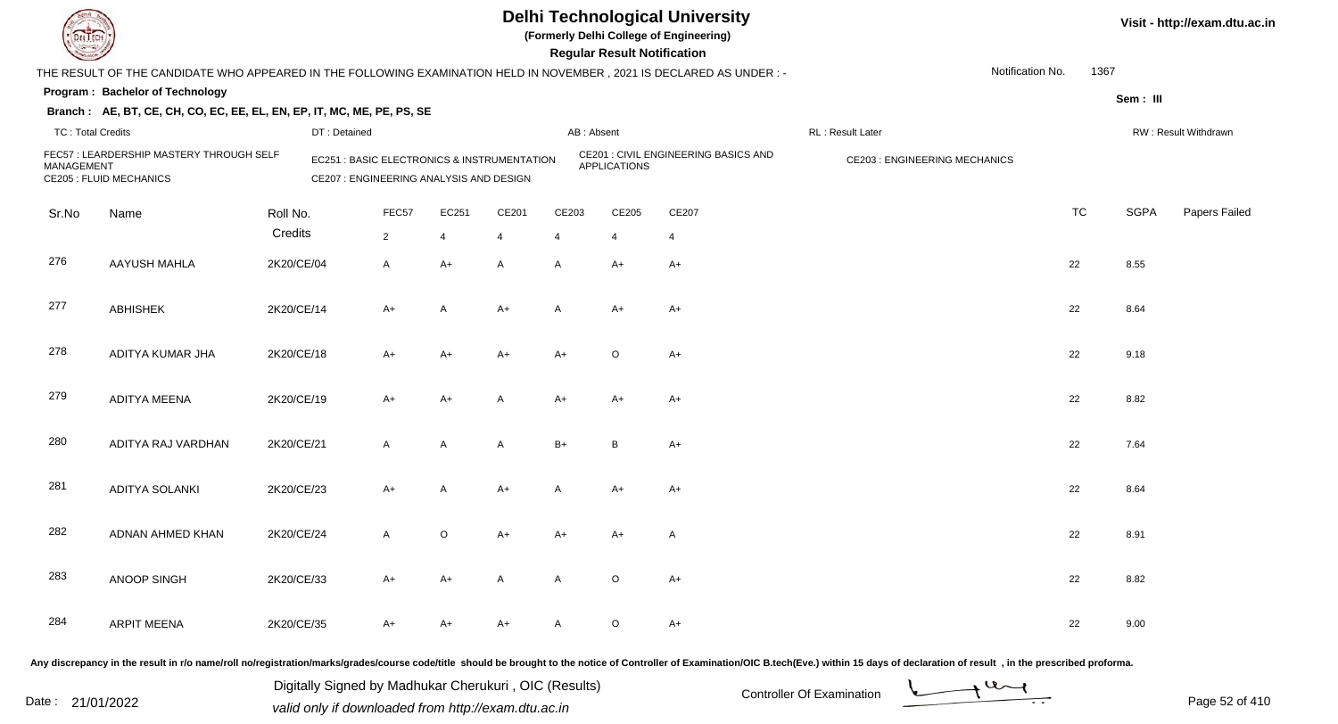# Delhi Technological University

**(Formerly Delhi College of Engineering)**

**Regular Result Notification**

Visit - http://exam.dtu.ac.in

THE RESULT OF THE CANDIDATE WHO APPEARED IN THE FOLLOWING EXAMINATION HELD IN NOVEMBER , 2021 IS DECLARED AS UNDER : -

Notification No. 1367

**Program : Bachelor of Technology**

Sem : III

**Branch : AE, BT, CE, CH, CO, EC, EE, EL, EN, EP, IT, MC, ME, PE, PS, SE**

TC : Total Credits | DT : Detained | AB : Absent | RL : Result Later | RW : Result Withdrawn

FEC57 : LEARDERSHIP MASTERY THROUGH SELF MANAGEMENT
EC251 : BASIC ELECTRONICS & INSTRUMENTATION
CE201 : CIVIL ENGINEERING BASICS AND APPLICATIONS
CE203 : ENGINEERING MECHANICS
CE205 : FLUID MECHANICS
CE207 : ENGINEERING ANALYSIS AND DESIGN

| Sr.No | Name | Roll No. | FEC57 | EC251 | CE201 | CE203 | CE205 | CE207 | TC | SGPA | Papers Failed |
|---|---|---|---|---|---|---|---|---|---|---|---|
| | | Credits | 2 | 4 | 4 | 4 | 4 | 4 | | | |
| 276 | AAYUSH MAHLA | 2K20/CE/04 | A | A+ | A | A | A+ | A+ | 22 | 8.55 | |
| 277 | ABHISHEK | 2K20/CE/14 | A+ | A | A+ | A | A+ | A+ | 22 | 8.64 | |
| 278 | ADITYA KUMAR JHA | 2K20/CE/18 | A+ | A+ | A+ | A+ | O | A+ | 22 | 9.18 | |
| 279 | ADITYA MEENA | 2K20/CE/19 | A+ | A+ | A | A+ | A+ | A+ | 22 | 8.82 | |
| 280 | ADITYA RAJ VARDHAN | 2K20/CE/21 | A | A | A | B+ | B | A+ | 22 | 7.64 | |
| 281 | ADITYA SOLANKI | 2K20/CE/23 | A+ | A | A+ | A | A+ | A+ | 22 | 8.64 | |
| 282 | ADNAN AHMED KHAN | 2K20/CE/24 | A | O | A+ | A+ | A+ | A | 22 | 8.91 | |
| 283 | ANOOP SINGH | 2K20/CE/33 | A+ | A+ | A | A | O | A+ | 22 | 8.82 | |
| 284 | ARPIT MEENA | 2K20/CE/35 | A+ | A+ | A+ | A | O | A+ | 22 | 9.00 | |

Any discrepancy in the result in r/o name/roll no/registration/marks/grades/course code/title should be brought to the notice of Controller of Examination/OIC B.tech(Eve.) within 15 days of declaration of result , in the prescribed proforma.

Date : 21/01/2022

Digitally Signed by Madhukar Cherukuri , OIC (Results)
valid only if downloaded from http://exam.dtu.ac.in

Controller Of Examination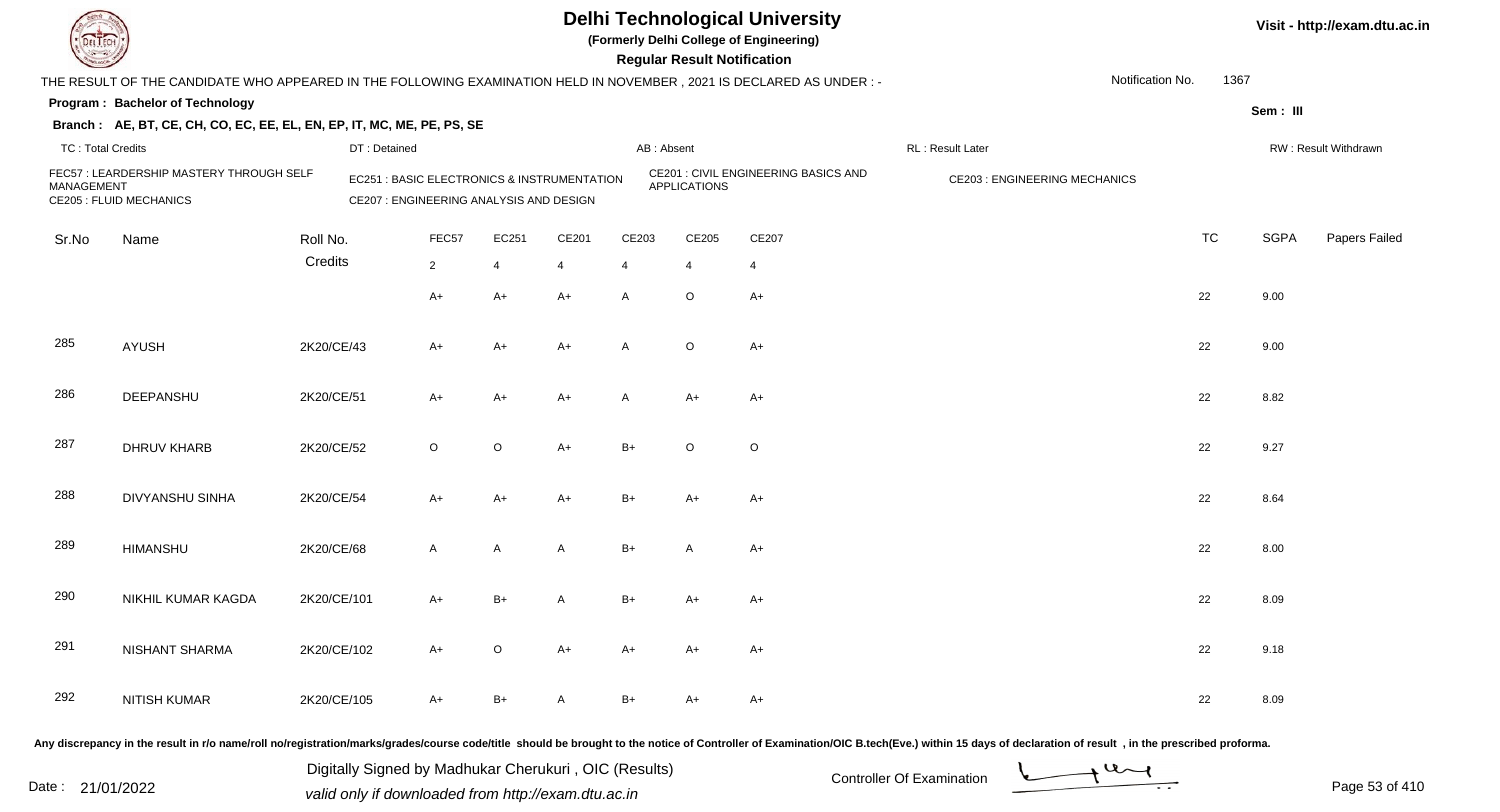# Delhi Technological University

**(Formerly Delhi College of Engineering)**

**Regular Result Notification**

Visit - http://exam.dtu.ac.in

THE RESULT OF THE CANDIDATE WHO APPEARED IN THE FOLLOWING EXAMINATION HELD IN NOVEMBER , 2021 IS DECLARED AS UNDER : -

Notification No. 1367

**Program : Bachelor of Technology**

Sem : III

**Branch : AE, BT, CE, CH, CO, EC, EE, EL, EN, EP, IT, MC, ME, PE, PS, SE**

TC : Total Credits | DT : Detained | AB : Absent | RL : Result Later | RW : Result Withdrawn

FEC57 : LEARDERSHIP MASTERY THROUGH SELF MANAGEMENT
EC251 : BASIC ELECTRONICS & INSTRUMENTATION
CE201 : CIVIL ENGINEERING BASICS AND APPLICATIONS
CE203 : ENGINEERING MECHANICS
CE205 : FLUID MECHANICS
CE207 : ENGINEERING ANALYSIS AND DESIGN

| Sr.No | Name | Roll No. | FEC57 | EC251 | CE201 | CE203 | CE205 | CE207 | TC | SGPA | Papers Failed |
|---|---|---|---|---|---|---|---|---|---|---|---|
| | | Credits | 2 | 4 | 4 | 4 | 4 | 4 | | | |
| | | | A+ | A+ | A+ | A | O | A+ | 22 | 9.00 | |
| 285 | AYUSH | 2K20/CE/43 | A+ | A+ | A+ | A | O | A+ | 22 | 9.00 | |
| 286 | DEEPANSHU | 2K20/CE/51 | A+ | A+ | A+ | A | A+ | A+ | 22 | 8.82 | |
| 287 | DHRUV KHARB | 2K20/CE/52 | O | O | A+ | B+ | O | O | 22 | 9.27 | |
| 288 | DIVYANSHU SINHA | 2K20/CE/54 | A+ | A+ | A+ | B+ | A+ | A+ | 22 | 8.64 | |
| 289 | HIMANSHU | 2K20/CE/68 | A | A | A | B+ | A | A+ | 22 | 8.00 | |
| 290 | NIKHIL KUMAR KAGDA | 2K20/CE/101 | A+ | B+ | A | B+ | A+ | A+ | 22 | 8.09 | |
| 291 | NISHANT SHARMA | 2K20/CE/102 | A+ | O | A+ | A+ | A+ | A+ | 22 | 9.18 | |
| 292 | NITISH KUMAR | 2K20/CE/105 | A+ | B+ | A | B+ | A+ | A+ | 22 | 8.09 | |

Any discrepancy in the result in r/o name/roll no/registration/marks/grades/course code/title should be brought to the notice of Controller of Examination/OIC B.tech(Eve.) within 15 days of declaration of result , in the prescribed proforma.

Date : 21/01/2022

Digitally Signed by Madhukar Cherukuri , OIC (Results)
valid only if downloaded from http://exam.dtu.ac.in

Controller Of Examination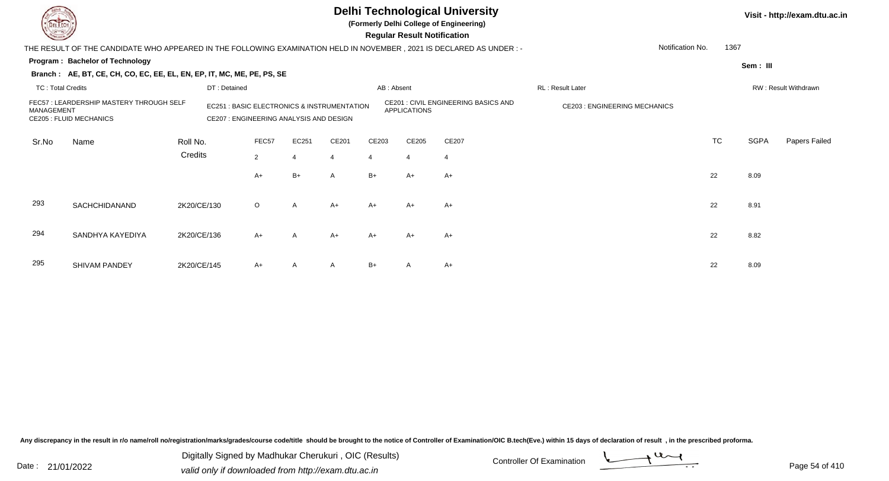# Delhi Technological University

**(Formerly Delhi College of Engineering)**

**Regular Result Notification**

Visit - http://exam.dtu.ac.in

THE RESULT OF THE CANDIDATE WHO APPEARED IN THE FOLLOWING EXAMINATION HELD IN NOVEMBER , 2021 IS DECLARED AS UNDER : -

Notification No. 1367

**Program : Bachelor of Technology**

**Sem : III**

**Branch : AE, BT, CE, CH, CO, EC, EE, EL, EN, EP, IT, MC, ME, PE, PS, SE**

TC : Total Credits | DT : Detained | AB : Absent | RL : Result Later | RW : Result Withdrawn

FEC57 : LEARDERSHIP MASTERY THROUGH SELF MANAGEMENT
EC251 : BASIC ELECTRONICS & INSTRUMENTATION
CE201 : CIVIL ENGINEERING BASICS AND APPLICATIONS
CE203 : ENGINEERING MECHANICS
CE205 : FLUID MECHANICS
CE207 : ENGINEERING ANALYSIS AND DESIGN

| Sr.No | Name | Roll No. | FEC57 | EC251 | CE201 | CE203 | CE205 | CE207 | TC | SGPA | Papers Failed |
|---|---|---|---|---|---|---|---|---|---|---|---|
| | | Credits | 2 | 4 | 4 | 4 | 4 | 4 | | | |
| | | | A+ | B+ | A | B+ | A+ | A+ | 22 | 8.09 | |
| 293 | SACHCHIDANAND | 2K20/CE/130 | O | A | A+ | A+ | A+ | A+ | 22 | 8.91 | |
| 294 | SANDHYA KAYEDIYA | 2K20/CE/136 | A+ | A | A+ | A+ | A+ | A+ | 22 | 8.82 | |
| 295 | SHIVAM PANDEY | 2K20/CE/145 | A+ | A | A | B+ | A | A+ | 22 | 8.09 | |

Any discrepancy in the result in r/o name/roll no/registration/marks/grades/course code/title should be brought to the notice of Controller of Examination/OIC B.tech(Eve.) within 15 days of declaration of result , in the prescribed proforma.

Date : 21/01/2022

Digitally Signed by Madhukar Cherukuri , OIC (Results)
valid only if downloaded from http://exam.dtu.ac.in

Controller Of Examination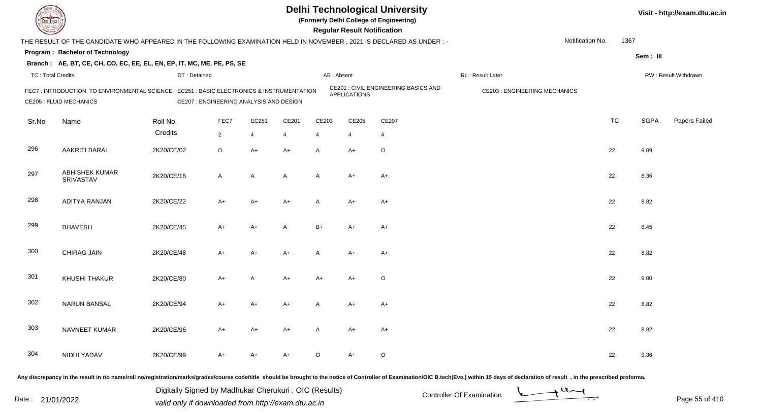# Delhi Technological University

**(Formerly Delhi College of Engineering)**

**Regular Result Notification**

THE RESULT OF THE CANDIDATE WHO APPEARED IN THE FOLLOWING EXAMINATION HELD IN NOVEMBER , 2021 IS DECLARED AS UNDER : -

Notification No. 1367

**Program : Bachelor of Technology**

**Sem : III**

**Branch : AE, BT, CE, CH, CO, EC, EE, EL, EN, EP, IT, MC, ME, PE, PS, SE**

TC : Total Credits | DT : Detained | AB : Absent | RL : Result Later | RW : Result Withdrawn

FEC7 : INTRODUCTION TO ENVIRONMENTAL SCIENCE
EC251 : BASIC ELECTRONICS & INSTRUMENTATION
CE201 : CIVIL ENGINEERING BASICS AND APPLICATIONS
CE203 : ENGINEERING MECHANICS
CE205 : FLUID MECHANICS
CE207 : ENGINEERING ANALYSIS AND DESIGN

| Sr.No | Name | Roll No. | FEC7 | EC251 | CE201 | CE203 | CE205 | CE207 | TC | SGPA | Papers Failed |
|---|---|---|---|---|---|---|---|---|---|---|---|
| | | Credits | 2 | 4 | 4 | 4 | 4 | 4 | | | |
| 296 | AAKRITI BARAL | 2K20/CE/02 | O | A+ | A+ | A | A+ | O | 22 | 9.09 | |
| 297 | ABHISHEK KUMAR SRIVASTAV | 2K20/CE/16 | A | A | A | A | A+ | A+ | 22 | 8.36 | |
| 298 | ADITYA RANJAN | 2K20/CE/22 | A+ | A+ | A+ | A | A+ | A+ | 22 | 8.82 | |
| 299 | BHAVESH | 2K20/CE/45 | A+ | A+ | A | B+ | A+ | A+ | 22 | 8.45 | |
| 300 | CHIRAG JAIN | 2K20/CE/48 | A+ | A+ | A+ | A | A+ | A+ | 22 | 8.82 | |
| 301 | KHUSHI THAKUR | 2K20/CE/80 | A+ | A | A+ | A+ | A+ | O | 22 | 9.00 | |
| 302 | NARUN BANSAL | 2K20/CE/94 | A+ | A+ | A+ | A | A+ | A+ | 22 | 8.82 | |
| 303 | NAVNEET KUMAR | 2K20/CE/96 | A+ | A+ | A+ | A | A+ | A+ | 22 | 8.82 | |
| 304 | NIDHI YADAV | 2K20/CE/99 | A+ | A+ | A+ | O | A+ | O | 22 | 9.36 | |

Any discrepancy in the result in r/o name/roll no/registration/marks/grades/course code/title should be brought to the notice of Controller of Examination/OIC B.tech(Eve.) within 15 days of declaration of result , in the prescribed proforma.

Date : 21/01/2022

Digitally Signed by Madhukar Cherukuri , OIC (Results)
valid only if downloaded from http://exam.dtu.ac.in

Controller Of Examination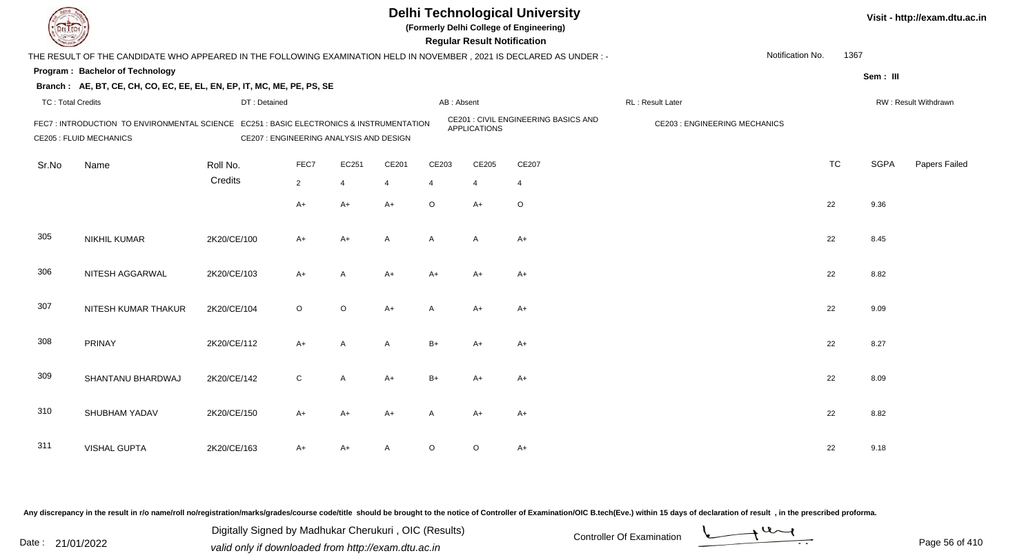# Delhi Technological University

**(Formerly Delhi College of Engineering)**

**Regular Result Notification**

Visit - http://exam.dtu.ac.in

THE RESULT OF THE CANDIDATE WHO APPEARED IN THE FOLLOWING EXAMINATION HELD IN NOVEMBER , 2021 IS DECLARED AS UNDER : -

Notification No. 1367

**Program : Bachelor of Technology**

Sem : III

**Branch : AE, BT, CE, CH, CO, EC, EE, EL, EN, EP, IT, MC, ME, PE, PS, SE**

TC : Total Credits | DT : Detained | AB : Absent | RL : Result Later | RW : Result Withdrawn

FEC7 : INTRODUCTION TO ENVIRONMENTAL SCIENCE
EC251 : BASIC ELECTRONICS & INSTRUMENTATION
CE201 : CIVIL ENGINEERING BASICS AND APPLICATIONS
CE203 : ENGINEERING MECHANICS
CE205 : FLUID MECHANICS
CE207 : ENGINEERING ANALYSIS AND DESIGN

| Sr.No | Name | Roll No. | FEC7 | EC251 | CE201 | CE203 | CE205 | CE207 | TC | SGPA | Papers Failed |
|---|---|---|---|---|---|---|---|---|---|---|---|
| | | Credits | 2 | 4 | 4 | 4 | 4 | 4 | | | |
| | | | A+ | A+ | A+ | O | A+ | O | 22 | 9.36 | |
| 305 | NIKHIL KUMAR | 2K20/CE/100 | A+ | A+ | A | A | A | A+ | 22 | 8.45 | |
| 306 | NITESH AGGARWAL | 2K20/CE/103 | A+ | A | A+ | A+ | A+ | A+ | 22 | 8.82 | |
| 307 | NITESH KUMAR THAKUR | 2K20/CE/104 | O | O | A+ | A | A+ | A+ | 22 | 9.09 | |
| 308 | PRINAY | 2K20/CE/112 | A+ | A | A | B+ | A+ | A+ | 22 | 8.27 | |
| 309 | SHANTANU BHARDWAJ | 2K20/CE/142 | C | A | A+ | B+ | A+ | A+ | 22 | 8.09 | |
| 310 | SHUBHAM YADAV | 2K20/CE/150 | A+ | A+ | A+ | A | A+ | A+ | 22 | 8.82 | |
| 311 | VISHAL GUPTA | 2K20/CE/163 | A+ | A+ | A | O | O | A+ | 22 | 9.18 | |

Any discrepancy in the result in r/o name/roll no/registration/marks/grades/course code/title should be brought to the notice of Controller of Examination/OIC B.tech(Eve.) within 15 days of declaration of result , in the prescribed proforma.

Date : 21/01/2022

Digitally Signed by Madhukar Cherukuri , OIC (Results)
valid only if downloaded from http://exam.dtu.ac.in

Controller Of Examination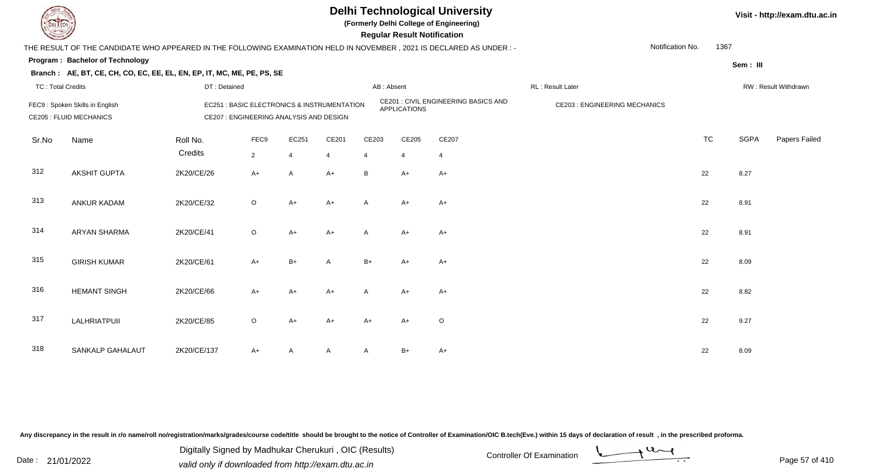# Delhi Technological University

**(Formerly Delhi College of Engineering)**

**Regular Result Notification**

Visit - http://exam.dtu.ac.in

THE RESULT OF THE CANDIDATE WHO APPEARED IN THE FOLLOWING EXAMINATION HELD IN NOVEMBER , 2021 IS DECLARED AS UNDER : -

Notification No. 1367

**Program : Bachelor of Technology**

**Sem : III**

**Branch : AE, BT, CE, CH, CO, EC, EE, EL, EN, EP, IT, MC, ME, PE, PS, SE**

TC : Total Credits | DT : Detained | AB : Absent | RL : Result Later | RW : Result Withdrawn

FEC9 : Spoken Skills in English | EC251 : BASIC ELECTRONICS & INSTRUMENTATION | CE201 : CIVIL ENGINEERING BASICS AND APPLICATIONS | CE203 : ENGINEERING MECHANICS

CE205 : FLUID MECHANICS | CE207 : ENGINEERING ANALYSIS AND DESIGN

| Sr.No | Name | Roll No. | FEC9 | EC251 | CE201 | CE203 | CE205 | CE207 | TC | SGPA | Papers Failed |
|---|---|---|---|---|---|---|---|---|---|---|---|
| | | Credits | 2 | 4 | 4 | 4 | 4 | 4 | | | |
| 312 | AKSHIT GUPTA | 2K20/CE/26 | A+ | A | A+ | B | A+ | A+ | 22 | 8.27 | |
| 313 | ANKUR KADAM | 2K20/CE/32 | O | A+ | A+ | A | A+ | A+ | 22 | 8.91 | |
| 314 | ARYAN SHARMA | 2K20/CE/41 | O | A+ | A+ | A | A+ | A+ | 22 | 8.91 | |
| 315 | GIRISH KUMAR | 2K20/CE/61 | A+ | B+ | A | B+ | A+ | A+ | 22 | 8.09 | |
| 316 | HEMANT SINGH | 2K20/CE/66 | A+ | A+ | A+ | A | A+ | A+ | 22 | 8.82 | |
| 317 | LALHRIATPUII | 2K20/CE/85 | O | A+ | A+ | A+ | A+ | O | 22 | 9.27 | |
| 318 | SANKALP GAHALAUT | 2K20/CE/137 | A+ | A | A | A | B+ | A+ | 22 | 8.09 | |

Any discrepancy in the result in r/o name/roll no/registration/marks/grades/course code/title should be brought to the notice of Controller of Examination/OIC B.tech(Eve.) within 15 days of declaration of result , in the prescribed proforma.

Date : 21/01/2022

Digitally Signed by Madhukar Cherukuri , OIC (Results)
valid only if downloaded from http://exam.dtu.ac.in

Controller Of Examination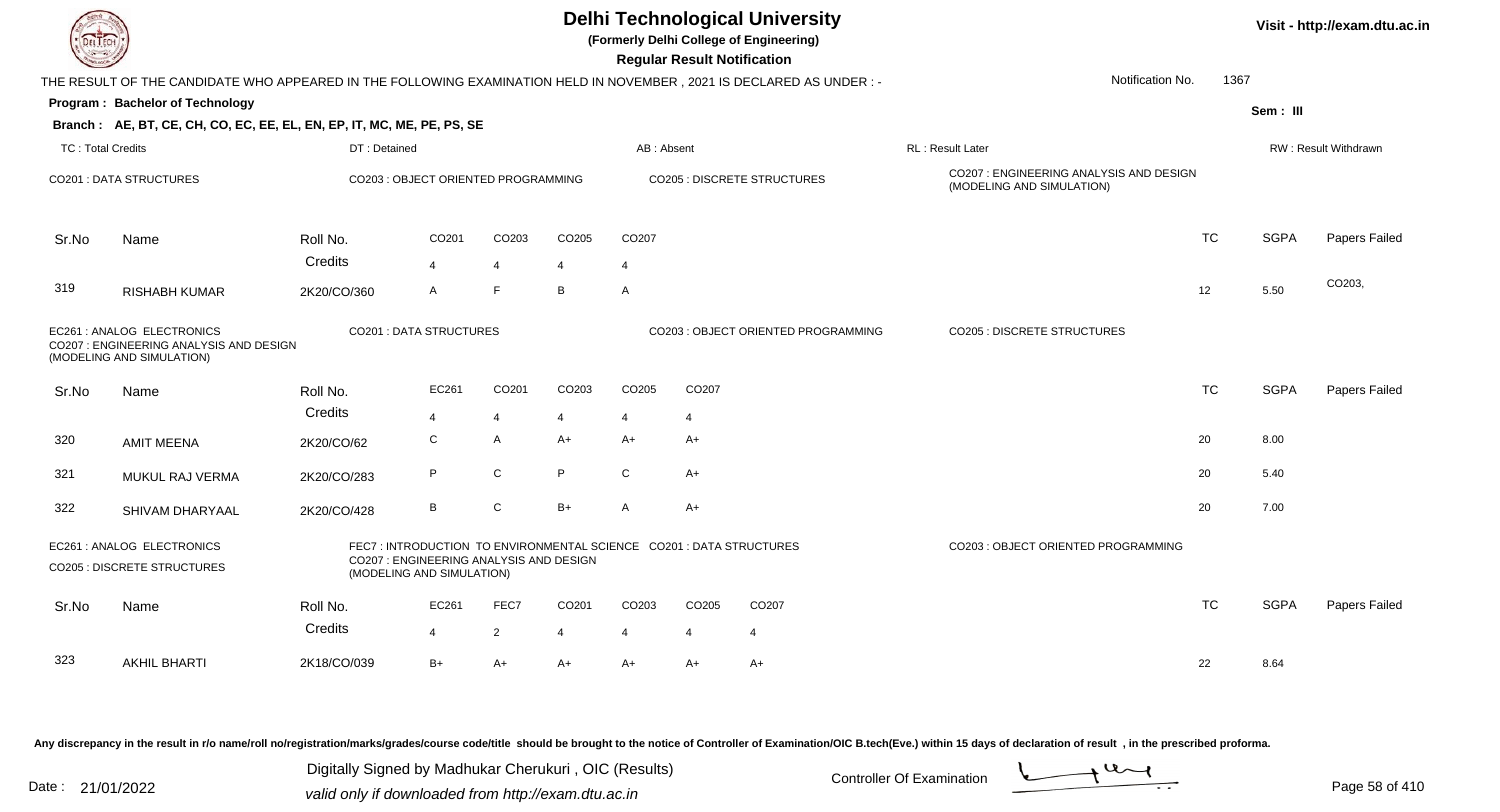# Delhi Technological University

(Formerly Delhi College of Engineering)

**Regular Result Notification**

Visit - http://exam.dtu.ac.in

THE RESULT OF THE CANDIDATE WHO APPEARED IN THE FOLLOWING EXAMINATION HELD IN NOVEMBER , 2021 IS DECLARED AS UNDER : -

Notification No. 1367

**Program : Bachelor of Technology**

Sem : III

**Branch : AE, BT, CE, CH, CO, EC, EE, EL, EN, EP, IT, MC, ME, PE, PS, SE**

TC : Total Credits | DT : Detained | AB : Absent | RL : Result Later | RW : Result Withdrawn

CO201 : DATA STRUCTURES | CO203 : OBJECT ORIENTED PROGRAMMING | CO205 : DISCRETE STRUCTURES | CO207 : ENGINEERING ANALYSIS AND DESIGN (MODELING AND SIMULATION)

| Sr.No | Name | Roll No. | CO201 | CO203 | CO205 | CO207 | TC | SGPA | Papers Failed |
|---|---|---|---|---|---|---|---|---|---|
| | | Credits | 4 | 4 | 4 | 4 | | | |
| 319 | RISHABH KUMAR | 2K20/CO/360 | A | F | B | A | 12 | 5.50 | CO203, |

EC261 : ANALOG ELECTRONICS | CO201 : DATA STRUCTURES | CO203 : OBJECT ORIENTED PROGRAMMING | CO205 : DISCRETE STRUCTURES | CO207 : ENGINEERING ANALYSIS AND DESIGN (MODELING AND SIMULATION)

| Sr.No | Name | Roll No. | EC261 | CO201 | CO203 | CO205 | CO207 | TC | SGPA | Papers Failed |
|---|---|---|---|---|---|---|---|---|---|---|
| | | Credits | 4 | 4 | 4 | 4 | 4 | | | |
| 320 | AMIT MEENA | 2K20/CO/62 | C | A | A+ | A+ | A+ | 20 | 8.00 | |
| 321 | MUKUL RAJ VERMA | 2K20/CO/283 | P | C | P | C | A+ | 20 | 5.40 | |
| 322 | SHIVAM DHARYAAL | 2K20/CO/428 | B | C | B+ | A | A+ | 20 | 7.00 | |

EC261 : ANALOG ELECTRONICS | FEC7 : INTRODUCTION TO ENVIRONMENTAL SCIENCE | CO201 : DATA STRUCTURES | CO203 : OBJECT ORIENTED PROGRAMMING | CO205 : DISCRETE STRUCTURES | CO207 : ENGINEERING ANALYSIS AND DESIGN (MODELING AND SIMULATION)

| Sr.No | Name | Roll No. | EC261 | FEC7 | CO201 | CO203 | CO205 | CO207 | TC | SGPA | Papers Failed |
|---|---|---|---|---|---|---|---|---|---|---|---|
| | | Credits | 4 | 2 | 4 | 4 | 4 | 4 | | | |
| 323 | AKHIL BHARTI | 2K18/CO/039 | B+ | A+ | A+ | A+ | A+ | A+ | 22 | 8.64 | |

Any discrepancy in the result in r/o name/roll no/registration/marks/grades/course code/title should be brought to the notice of Controller of Examination/OIC B.tech(Eve.) within 15 days of declaration of result , in the prescribed proforma.

Date : 21/01/2022

Digitally Signed by Madhukar Cherukuri , OIC (Results)
valid only if downloaded from http://exam.dtu.ac.in

Controller Of Examination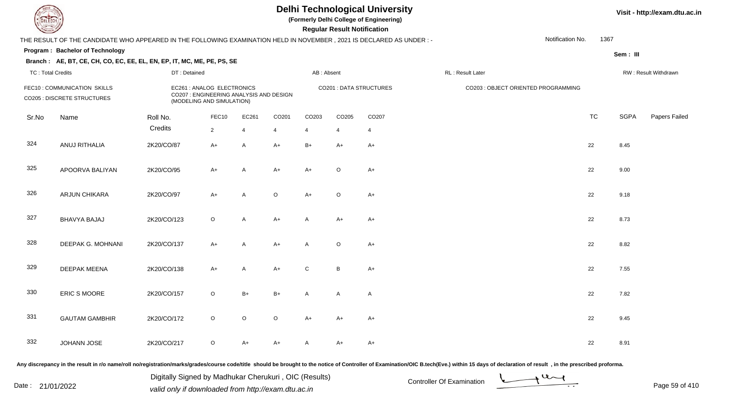# Delhi Technological University

**(Formerly Delhi College of Engineering)**

**Regular Result Notification**

Visit - http://exam.dtu.ac.in

THE RESULT OF THE CANDIDATE WHO APPEARED IN THE FOLLOWING EXAMINATION HELD IN NOVEMBER , 2021 IS DECLARED AS UNDER : -

Notification No. 1367

**Program : Bachelor of Technology**

**Sem : III**

**Branch : AE, BT, CE, CH, CO, EC, EE, EL, EN, EP, IT, MC, ME, PE, PS, SE**

TC : Total Credits | DT : Detained | AB : Absent | RL : Result Later | RW : Result Withdrawn

FEC10 : COMMUNICATION SKILLS
CO205 : DISCRETE STRUCTURES
EC261 : ANALOG ELECTRONICS
CO207 : ENGINEERING ANALYSIS AND DESIGN (MODELING AND SIMULATION)
CO201 : DATA STRUCTURES
CO203 : OBJECT ORIENTED PROGRAMMING

| Sr.No | Name | Roll No. | FEC10 | EC261 | CO201 | CO203 | CO205 | CO207 | TC | SGPA | Papers Failed |
|---|---|---|---|---|---|---|---|---|---|---|---|
| | | Credits | 2 | 4 | 4 | 4 | 4 | 4 | | | |
| 324 | ANUJ RITHALIA | 2K20/CO/87 | A+ | A | A+ | B+ | A+ | A+ | 22 | 8.45 | |
| 325 | APOORVA BALIYAN | 2K20/CO/95 | A+ | A | A+ | A+ | O | A+ | 22 | 9.00 | |
| 326 | ARJUN CHIKARA | 2K20/CO/97 | A+ | A | O | A+ | O | A+ | 22 | 9.18 | |
| 327 | BHAVYA BAJAJ | 2K20/CO/123 | O | A | A+ | A | A+ | A+ | 22 | 8.73 | |
| 328 | DEEPAK G. MOHNANI | 2K20/CO/137 | A+ | A | A+ | A | O | A+ | 22 | 8.82 | |
| 329 | DEEPAK MEENA | 2K20/CO/138 | A+ | A | A+ | C | B | A+ | 22 | 7.55 | |
| 330 | ERIC S MOORE | 2K20/CO/157 | O | B+ | B+ | A | A | A | 22 | 7.82 | |
| 331 | GAUTAM GAMBHIR | 2K20/CO/172 | O | O | O | A+ | A+ | A+ | 22 | 9.45 | |
| 332 | JOHANN JOSE | 2K20/CO/217 | O | A+ | A+ | A | A+ | A+ | 22 | 8.91 | |

Any discrepancy in the result in r/o name/roll no/registration/marks/grades/course code/title should be brought to the notice of Controller of Examination/OIC B.tech(Eve.) within 15 days of declaration of result , in the prescribed proforma.

Date : 21/01/2022

Digitally Signed by Madhukar Cherukuri , OIC (Results)
valid only if downloaded from http://exam.dtu.ac.in

Controller Of Examination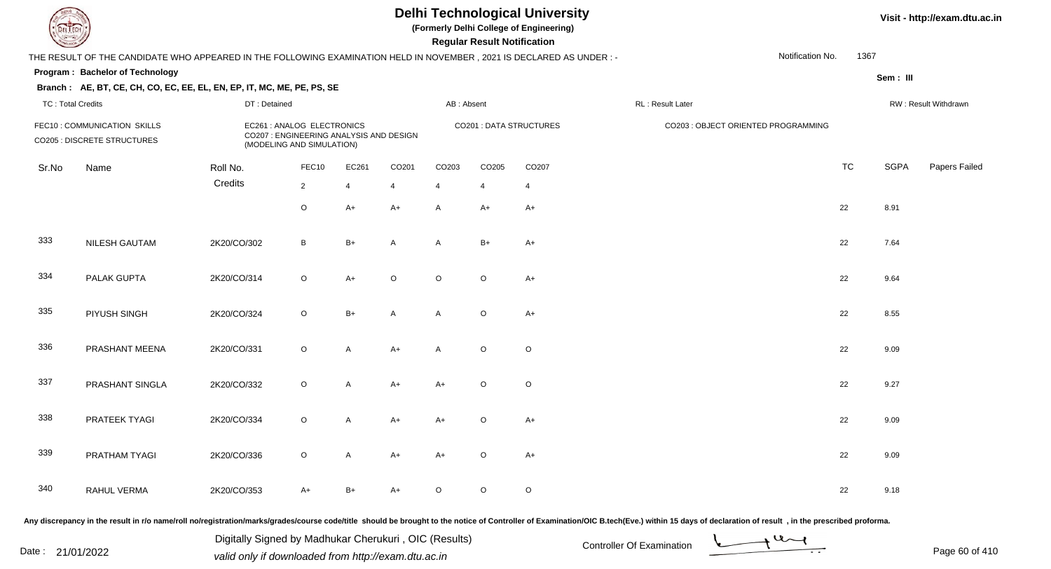# Delhi Technological University

**(Formerly Delhi College of Engineering)**

**Regular Result Notification**

Visit - http://exam.dtu.ac.in

THE RESULT OF THE CANDIDATE WHO APPEARED IN THE FOLLOWING EXAMINATION HELD IN NOVEMBER , 2021 IS DECLARED AS UNDER : -

Notification No. 1367

**Program : Bachelor of Technology**

Sem : III

**Branch : AE, BT, CE, CH, CO, EC, EE, EL, EN, EP, IT, MC, ME, PE, PS, SE**

TC : Total Credits | DT : Detained | AB : Absent | RL : Result Later | RW : Result Withdrawn

FEC10 : COMMUNICATION SKILLS
CO205 : DISCRETE STRUCTURES
EC261 : ANALOG ELECTRONICS
CO207 : ENGINEERING ANALYSIS AND DESIGN (MODELING AND SIMULATION)
CO201 : DATA STRUCTURES
CO203 : OBJECT ORIENTED PROGRAMMING

| Sr.No | Name | Roll No. | FEC10 | EC261 | CO201 | CO203 | CO205 | CO207 | TC | SGPA | Papers Failed |
|---|---|---|---|---|---|---|---|---|---|---|---|
| | | Credits | 2 | 4 | 4 | 4 | 4 | 4 | | | |
| | | | O | A+ | A+ | A | A+ | A+ | 22 | 8.91 | |
| 333 | NILESH GAUTAM | 2K20/CO/302 | B | B+ | A | A | B+ | A+ | 22 | 7.64 | |
| 334 | PALAK GUPTA | 2K20/CO/314 | O | A+ | O | O | O | A+ | 22 | 9.64 | |
| 335 | PIYUSH SINGH | 2K20/CO/324 | O | B+ | A | A | O | A+ | 22 | 8.55 | |
| 336 | PRASHANT MEENA | 2K20/CO/331 | O | A | A+ | A | O | O | 22 | 9.09 | |
| 337 | PRASHANT SINGLA | 2K20/CO/332 | O | A | A+ | A+ | O | O | 22 | 9.27 | |
| 338 | PRATEEK TYAGI | 2K20/CO/334 | O | A | A+ | A+ | O | A+ | 22 | 9.09 | |
| 339 | PRATHAM TYAGI | 2K20/CO/336 | O | A | A+ | A+ | O | A+ | 22 | 9.09 | |
| 340 | RAHUL VERMA | 2K20/CO/353 | A+ | B+ | A+ | O | O | O | 22 | 9.18 | |

Any discrepancy in the result in r/o name/roll no/registration/marks/grades/course code/title should be brought to the notice of Controller of Examination/OIC B.tech(Eve.) within 15 days of declaration of result , in the prescribed proforma.

Date : 21/01/2022

Digitally Signed by Madhukar Cherukuri , OIC (Results)
valid only if downloaded from http://exam.dtu.ac.in

Controller Of Examination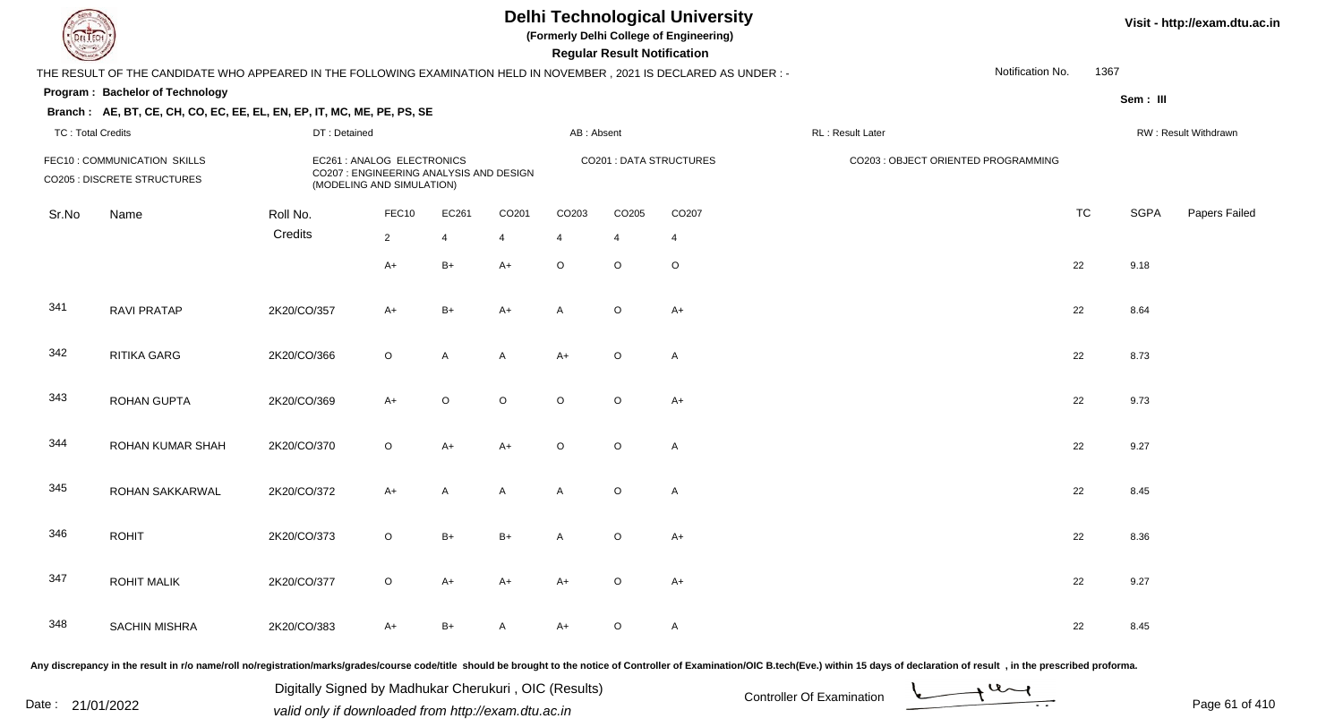# Delhi Technological University

(Formerly Delhi College of Engineering)

**Regular Result Notification**

Visit - http://exam.dtu.ac.in

THE RESULT OF THE CANDIDATE WHO APPEARED IN THE FOLLOWING EXAMINATION HELD IN NOVEMBER , 2021 IS DECLARED AS UNDER : -

Notification No. 1367

**Program : Bachelor of Technology**

Sem : III

**Branch : AE, BT, CE, CH, CO, EC, EE, EL, EN, EP, IT, MC, ME, PE, PS, SE**

TC : Total Credits | DT : Detained | AB : Absent | RL : Result Later | RW : Result Withdrawn

FEC10 : COMMUNICATION SKILLS
CO205 : DISCRETE STRUCTURES
EC261 : ANALOG ELECTRONICS
CO207 : ENGINEERING ANALYSIS AND DESIGN (MODELING AND SIMULATION)
CO201 : DATA STRUCTURES
CO203 : OBJECT ORIENTED PROGRAMMING

| Sr.No | Name | Roll No. | FEC10 | EC261 | CO201 | CO203 | CO205 | CO207 | TC | SGPA | Papers Failed |
|---|---|---|---|---|---|---|---|---|---|---|---|
| | | Credits | 2 | 4 | 4 | 4 | 4 | 4 | | | |
| | | | A+ | B+ | A+ | O | O | O | 22 | 9.18 | |
| 341 | RAVI PRATAP | 2K20/CO/357 | A+ | B+ | A+ | A | O | A+ | 22 | 8.64 | |
| 342 | RITIKA GARG | 2K20/CO/366 | O | A | A | A+ | O | A | 22 | 8.73 | |
| 343 | ROHAN GUPTA | 2K20/CO/369 | A+ | O | O | O | O | A+ | 22 | 9.73 | |
| 344 | ROHAN KUMAR SHAH | 2K20/CO/370 | O | A+ | A+ | O | O | A | 22 | 9.27 | |
| 345 | ROHAN SAKKARWAL | 2K20/CO/372 | A+ | A | A | A | O | A | 22 | 8.45 | |
| 346 | ROHIT | 2K20/CO/373 | O | B+ | B+ | A | O | A+ | 22 | 8.36 | |
| 347 | ROHIT MALIK | 2K20/CO/377 | O | A+ | A+ | A+ | O | A+ | 22 | 9.27 | |
| 348 | SACHIN MISHRA | 2K20/CO/383 | A+ | B+ | A | A+ | O | A | 22 | 8.45 | |

Any discrepancy in the result in r/o name/roll no/registration/marks/grades/course code/title should be brought to the notice of Controller of Examination/OIC B.tech(Eve.) within 15 days of declaration of result , in the prescribed proforma.

Date : 21/01/2022

Digitally Signed by Madhukar Cherukuri , OIC (Results)
valid only if downloaded from http://exam.dtu.ac.in

Controller Of Examination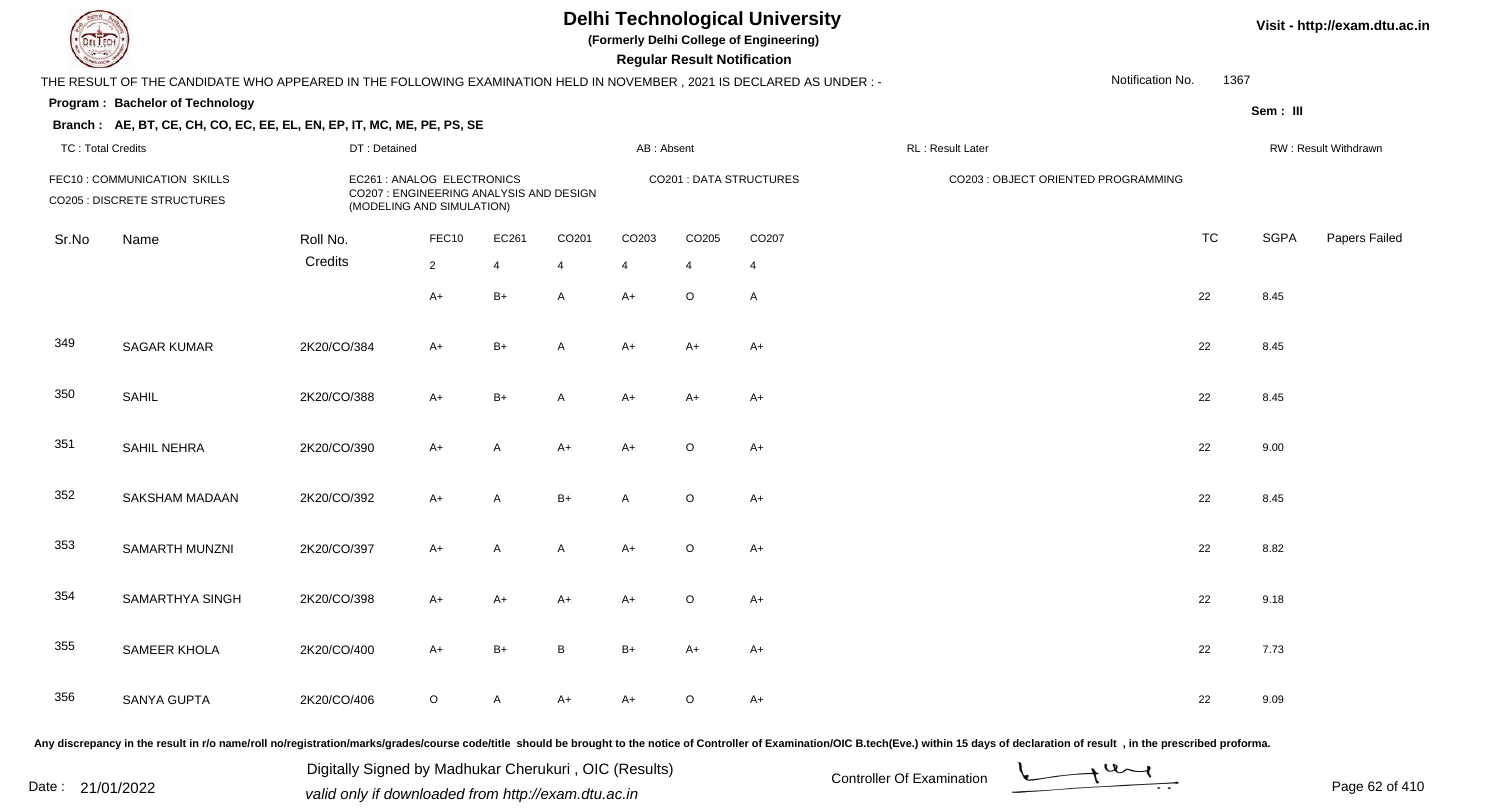# Delhi Technological University

**(Formerly Delhi College of Engineering)**

**Regular Result Notification**

Visit - http://exam.dtu.ac.in

THE RESULT OF THE CANDIDATE WHO APPEARED IN THE FOLLOWING EXAMINATION HELD IN NOVEMBER , 2021 IS DECLARED AS UNDER : -

Notification No. 1367

**Program : Bachelor of Technology**

Sem : III

**Branch : AE, BT, CE, CH, CO, EC, EE, EL, EN, EP, IT, MC, ME, PE, PS, SE**

TC : Total Credits | DT : Detained | AB : Absent | RL : Result Later | RW : Result Withdrawn

FEC10 : COMMUNICATION SKILLS
CO205 : DISCRETE STRUCTURES
EC261 : ANALOG ELECTRONICS
CO207 : ENGINEERING ANALYSIS AND DESIGN (MODELING AND SIMULATION)
CO201 : DATA STRUCTURES
CO203 : OBJECT ORIENTED PROGRAMMING

| Sr.No | Name | Roll No. | FEC10 | EC261 | CO201 | CO203 | CO205 | CO207 | TC | SGPA | Papers Failed |
|---|---|---|---|---|---|---|---|---|---|---|---|
| | | Credits | 2 | 4 | 4 | 4 | 4 | 4 | | | |
| | | | A+ | B+ | A | A+ | O | A | 22 | 8.45 | |
| 349 | SAGAR KUMAR | 2K20/CO/384 | A+ | B+ | A | A+ | A+ | A+ | 22 | 8.45 | |
| 350 | SAHIL | 2K20/CO/388 | A+ | B+ | A | A+ | A+ | A+ | 22 | 8.45 | |
| 351 | SAHIL NEHRA | 2K20/CO/390 | A+ | A | A+ | A+ | O | A+ | 22 | 9.00 | |
| 352 | SAKSHAM MADAAN | 2K20/CO/392 | A+ | A | B+ | A | O | A+ | 22 | 8.45 | |
| 353 | SAMARTH MUNZNI | 2K20/CO/397 | A+ | A | A | A+ | O | A+ | 22 | 8.82 | |
| 354 | SAMARTHYA SINGH | 2K20/CO/398 | A+ | A+ | A+ | A+ | O | A+ | 22 | 9.18 | |
| 355 | SAMEER KHOLA | 2K20/CO/400 | A+ | B+ | B | B+ | A+ | A+ | 22 | 7.73 | |
| 356 | SANYA GUPTA | 2K20/CO/406 | O | A | A+ | A+ | O | A+ | 22 | 9.09 | |

Any discrepancy in the result in r/o name/roll no/registration/marks/grades/course code/title should be brought to the notice of Controller of Examination/OIC B.tech(Eve.) within 15 days of declaration of result , in the prescribed proforma.

Date : 21/01/2022

Digitally Signed by Madhukar Cherukuri , OIC (Results)
valid only if downloaded from http://exam.dtu.ac.in

Controller Of Examination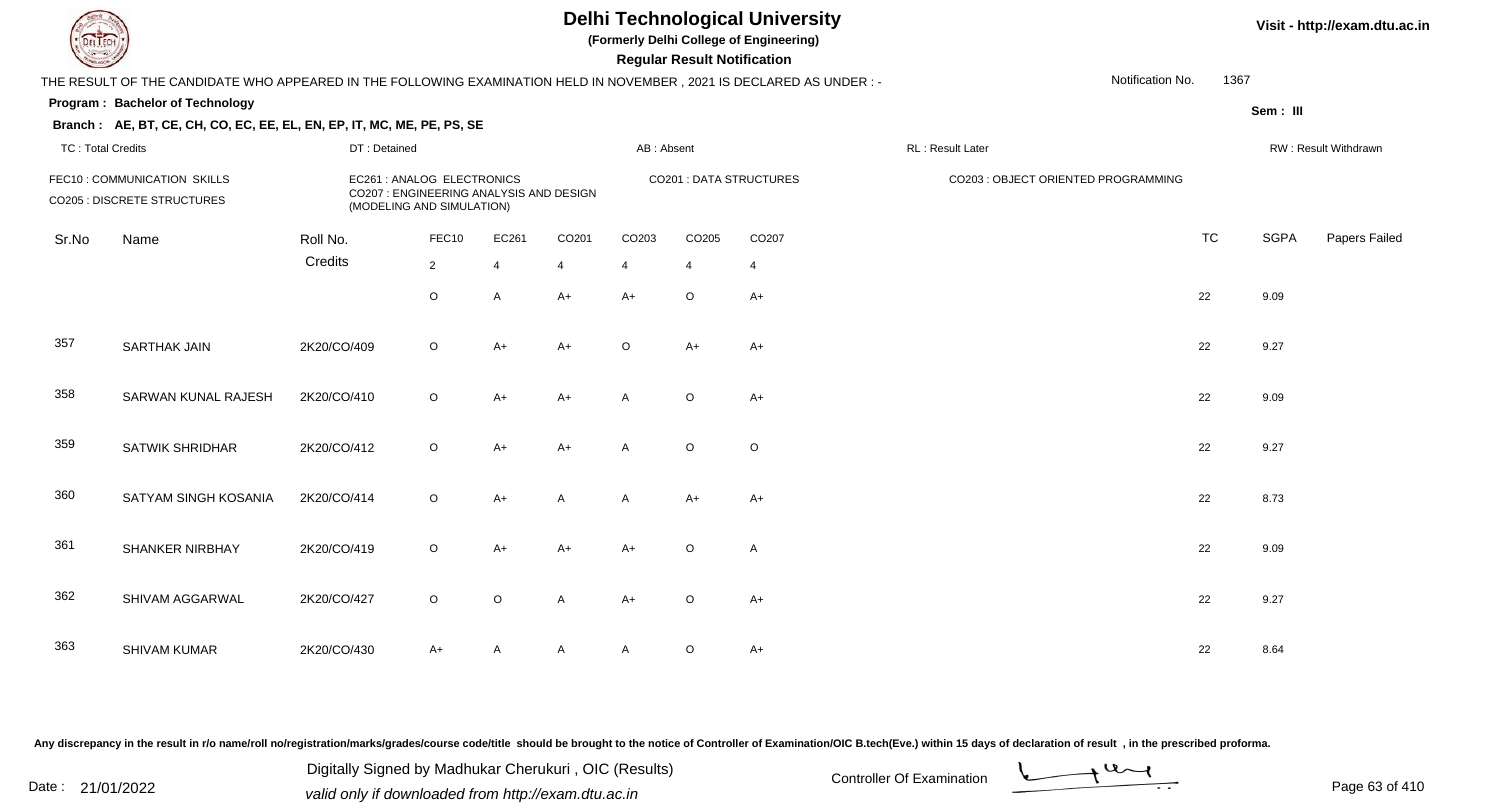# Delhi Technological University

**(Formerly Delhi College of Engineering)**

**Regular Result Notification**

Visit - http://exam.dtu.ac.in

THE RESULT OF THE CANDIDATE WHO APPEARED IN THE FOLLOWING EXAMINATION HELD IN NOVEMBER , 2021 IS DECLARED AS UNDER : -

Notification No. 1367

**Program : Bachelor of Technology**

Sem : III

**Branch : AE, BT, CE, CH, CO, EC, EE, EL, EN, EP, IT, MC, ME, PE, PS, SE**

TC : Total Credits | DT : Detained | AB : Absent | RL : Result Later | RW : Result Withdrawn

FEC10 : COMMUNICATION SKILLS
EC261 : ANALOG ELECTRONICS
CO201 : DATA STRUCTURES
CO203 : OBJECT ORIENTED PROGRAMMING
CO205 : DISCRETE STRUCTURES
CO207 : ENGINEERING ANALYSIS AND DESIGN (MODELING AND SIMULATION)

| Sr.No | Name | Roll No. | FEC10 | EC261 | CO201 | CO203 | CO205 | CO207 | TC | SGPA | Papers Failed |
|---|---|---|---|---|---|---|---|---|---|---|---|
| | | Credits | 2 | 4 | 4 | 4 | 4 | 4 | | | |
| | | | O | A | A+ | A+ | O | A+ | 22 | 9.09 | |
| 357 | SARTHAK JAIN | 2K20/CO/409 | O | A+ | A+ | O | A+ | A+ | 22 | 9.27 | |
| 358 | SARWAN KUNAL RAJESH | 2K20/CO/410 | O | A+ | A+ | A | O | A+ | 22 | 9.09 | |
| 359 | SATWIK SHRIDHAR | 2K20/CO/412 | O | A+ | A+ | A | O | O | 22 | 9.27 | |
| 360 | SATYAM SINGH KOSANIA | 2K20/CO/414 | O | A+ | A | A | A+ | A+ | 22 | 8.73 | |
| 361 | SHANKER NIRBHAY | 2K20/CO/419 | O | A+ | A+ | A+ | O | A | 22 | 9.09 | |
| 362 | SHIVAM AGGARWAL | 2K20/CO/427 | O | O | A | A+ | O | A+ | 22 | 9.27 | |
| 363 | SHIVAM KUMAR | 2K20/CO/430 | A+ | A | A | A | O | A+ | 22 | 8.64 | |

Any discrepancy in the result in r/o name/roll no/registration/marks/grades/course code/title should be brought to the notice of Controller of Examination/OIC B.tech(Eve.) within 15 days of declaration of result , in the prescribed proforma.

Date : 21/01/2022

Digitally Signed by Madhukar Cherukuri , OIC (Results)
valid only if downloaded from http://exam.dtu.ac.in

Controller Of Examination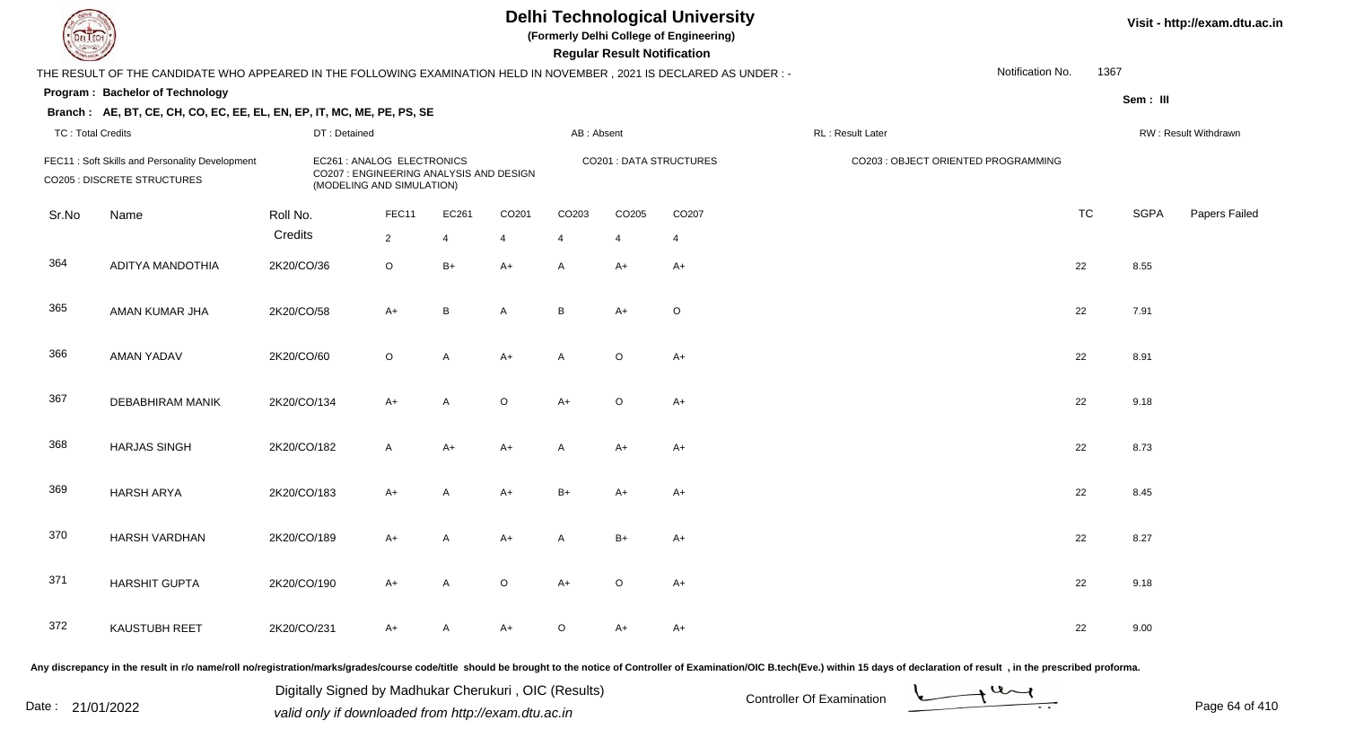# Delhi Technological University

**(Formerly Delhi College of Engineering)**

**Regular Result Notification**

Visit - http://exam.dtu.ac.in

THE RESULT OF THE CANDIDATE WHO APPEARED IN THE FOLLOWING EXAMINATION HELD IN NOVEMBER , 2021 IS DECLARED AS UNDER : -

Notification No. 1367

**Program : Bachelor of Technology**

Sem : III

**Branch : AE, BT, CE, CH, CO, EC, EE, EL, EN, EP, IT, MC, ME, PE, PS, SE**

TC : Total Credits | DT : Detained | AB : Absent | RL : Result Later | RW : Result Withdrawn

FEC11 : Soft Skills and Personality Development
EC261 : ANALOG ELECTRONICS
CO201 : DATA STRUCTURES
CO203 : OBJECT ORIENTED PROGRAMMING
CO205 : DISCRETE STRUCTURES
CO207 : ENGINEERING ANALYSIS AND DESIGN (MODELING AND SIMULATION)

| Sr.No | Name | Roll No. | FEC11 | EC261 | CO201 | CO203 | CO205 | CO207 | TC | SGPA | Papers Failed |
|---|---|---|---|---|---|---|---|---|---|---|---|
| | | Credits | 2 | 4 | 4 | 4 | 4 | 4 | | | |
| 364 | ADITYA MANDOTHIA | 2K20/CO/36 | O | B+ | A+ | A | A+ | A+ | 22 | 8.55 | |
| 365 | AMAN KUMAR JHA | 2K20/CO/58 | A+ | B | A | B | A+ | O | 22 | 7.91 | |
| 366 | AMAN YADAV | 2K20/CO/60 | O | A | A+ | A | O | A+ | 22 | 8.91 | |
| 367 | DEBABHIRAM MANIK | 2K20/CO/134 | A+ | A | O | A+ | O | A+ | 22 | 9.18 | |
| 368 | HARJAS SINGH | 2K20/CO/182 | A | A+ | A+ | A | A+ | A+ | 22 | 8.73 | |
| 369 | HARSH ARYA | 2K20/CO/183 | A+ | A | A+ | B+ | A+ | A+ | 22 | 8.45 | |
| 370 | HARSH VARDHAN | 2K20/CO/189 | A+ | A | A+ | A | B+ | A+ | 22 | 8.27 | |
| 371 | HARSHIT GUPTA | 2K20/CO/190 | A+ | A | O | A+ | O | A+ | 22 | 9.18 | |
| 372 | KAUSTUBH REET | 2K20/CO/231 | A+ | A | A+ | O | A+ | A+ | 22 | 9.00 | |

Any discrepancy in the result in r/o name/roll no/registration/marks/grades/course code/title should be brought to the notice of Controller of Examination/OIC B.tech(Eve.) within 15 days of declaration of result , in the prescribed proforma.

Date : 21/01/2022

Digitally Signed by Madhukar Cherukuri , OIC (Results)
valid only if downloaded from http://exam.dtu.ac.in

Controller Of Examination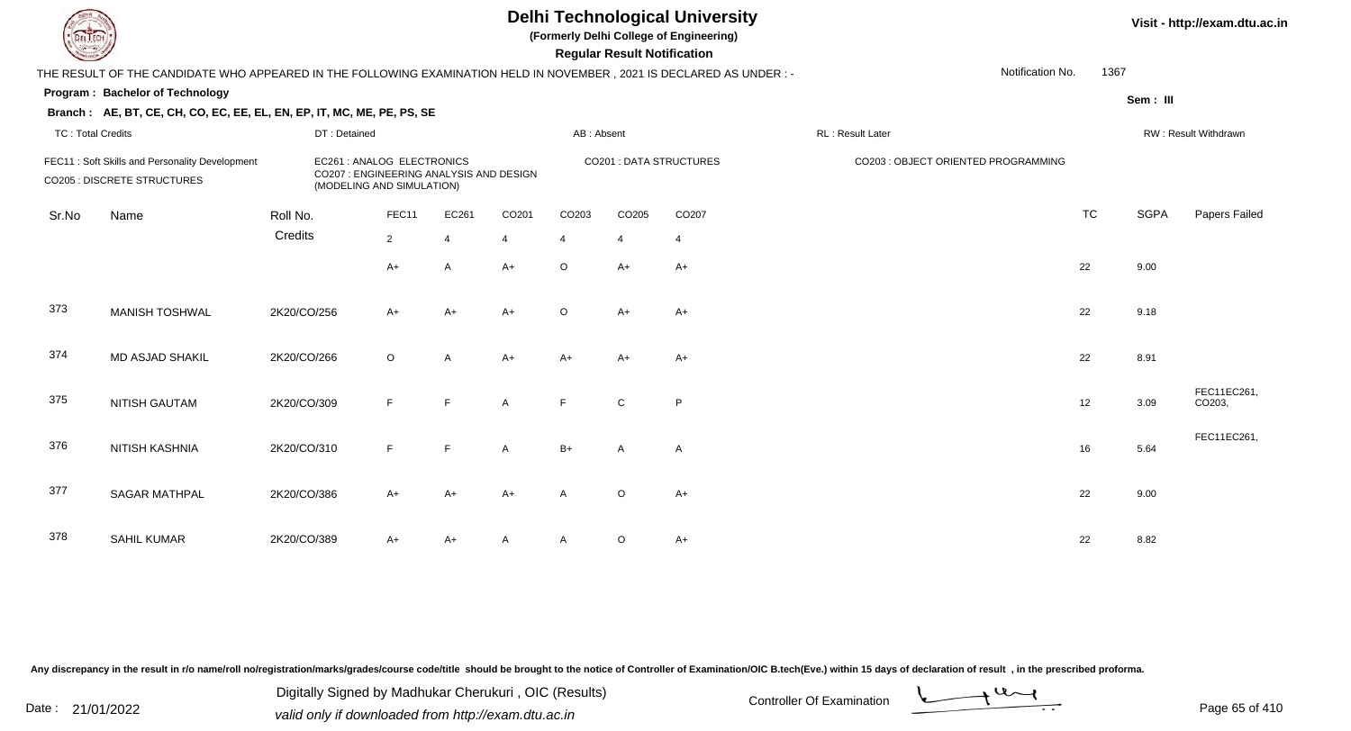# Delhi Technological University

**(Formerly Delhi College of Engineering)**

**Regular Result Notification**

Visit - http://exam.dtu.ac.in

THE RESULT OF THE CANDIDATE WHO APPEARED IN THE FOLLOWING EXAMINATION HELD IN NOVEMBER , 2021 IS DECLARED AS UNDER : -

Notification No. 1367

**Program : Bachelor of Technology**

**Sem : III**

**Branch : AE, BT, CE, CH, CO, EC, EE, EL, EN, EP, IT, MC, ME, PE, PS, SE**

TC : Total Credits | DT : Detained | AB : Absent | RL : Result Later | RW : Result Withdrawn

FEC11 : Soft Skills and Personality Development | EC261 : ANALOG ELECTRONICS | CO201 : DATA STRUCTURES | CO203 : OBJECT ORIENTED PROGRAMMING

CO205 : DISCRETE STRUCTURES | CO207 : ENGINEERING ANALYSIS AND DESIGN (MODELING AND SIMULATION)

| Sr.No | Name | Roll No. | FEC11 | EC261 | CO201 | CO203 | CO205 | CO207 | TC | SGPA | Papers Failed |
|---|---|---|---|---|---|---|---|---|---|---|---|
| | | Credits | 2 | 4 | 4 | 4 | 4 | 4 | | | |
| | | | A+ | A | A+ | O | A+ | A+ | 22 | 9.00 | |
| 373 | MANISH TOSHWAL | 2K20/CO/256 | A+ | A+ | A+ | O | A+ | A+ | 22 | 9.18 | |
| 374 | MD ASJAD SHAKIL | 2K20/CO/266 | O | A | A+ | A+ | A+ | A+ | 22 | 8.91 | |
| 375 | NITISH GAUTAM | 2K20/CO/309 | F | F | A | F | C | P | 12 | 3.09 | FEC11EC261, CO203, |
| 376 | NITISH KASHNIA | 2K20/CO/310 | F | F | A | B+ | A | A | 16 | 5.64 | FEC11EC261, |
| 377 | SAGAR MATHPAL | 2K20/CO/386 | A+ | A+ | A+ | A | O | A+ | 22 | 9.00 | |
| 378 | SAHIL KUMAR | 2K20/CO/389 | A+ | A+ | A | A | O | A+ | 22 | 8.82 | |

Any discrepancy in the result in r/o name/roll no/registration/marks/grades/course code/title should be brought to the notice of Controller of Examination/OIC B.tech(Eve.) within 15 days of declaration of result , in the prescribed proforma.

Date : 21/01/2022

Digitally Signed by Madhukar Cherukuri , OIC (Results)
valid only if downloaded from http://exam.dtu.ac.in

Controller Of Examination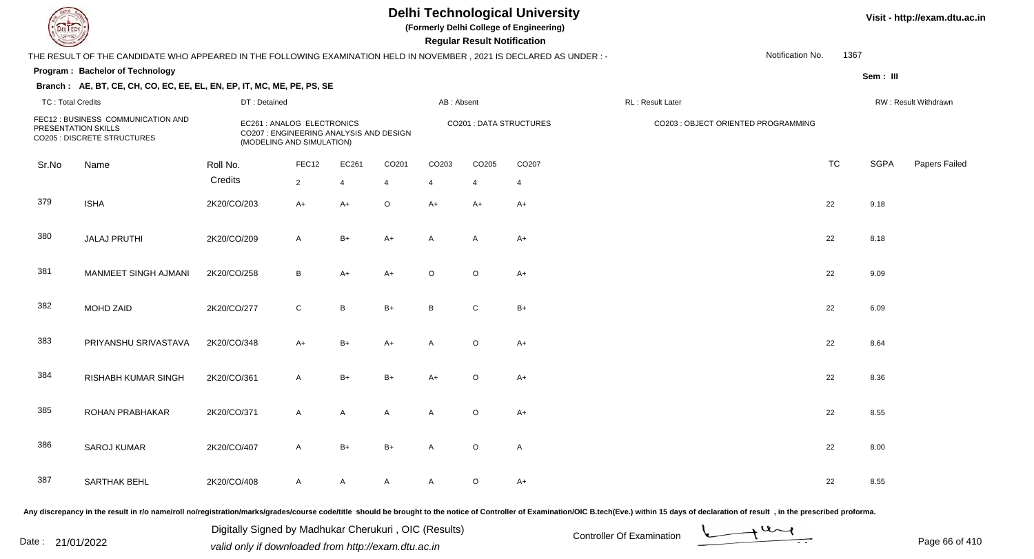# Delhi Technological University

**(Formerly Delhi College of Engineering)**

**Regular Result Notification**

Visit - http://exam.dtu.ac.in

THE RESULT OF THE CANDIDATE WHO APPEARED IN THE FOLLOWING EXAMINATION HELD IN NOVEMBER , 2021 IS DECLARED AS UNDER : -

Notification No. 1367

**Program : Bachelor of Technology**

Sem : III

**Branch : AE, BT, CE, CH, CO, EC, EE, EL, EN, EP, IT, MC, ME, PE, PS, SE**

TC : Total Credits | DT : Detained | AB : Absent | RL : Result Later | RW : Result Withdrawn

FEC12 : BUSINESS COMMUNICATION AND PRESENTATION SKILLS
CO205 : DISCRETE STRUCTURES
EC261 : ANALOG ELECTRONICS
CO207 : ENGINEERING ANALYSIS AND DESIGN (MODELING AND SIMULATION)
CO201 : DATA STRUCTURES
CO203 : OBJECT ORIENTED PROGRAMMING

| Sr.No | Name | Roll No. | FEC12 | EC261 | CO201 | CO203 | CO205 | CO207 | TC | SGPA | Papers Failed |
|---|---|---|---|---|---|---|---|---|---|---|---|
| | | Credits | 2 | 4 | 4 | 4 | 4 | 4 | | | |
| 379 | ISHA | 2K20/CO/203 | A+ | A+ | O | A+ | A+ | A+ | 22 | 9.18 | |
| 380 | JALAJ PRUTHI | 2K20/CO/209 | A | B+ | A+ | A | A | A+ | 22 | 8.18 | |
| 381 | MANMEET SINGH AJMANI | 2K20/CO/258 | B | A+ | A+ | O | O | A+ | 22 | 9.09 | |
| 382 | MOHD ZAID | 2K20/CO/277 | C | B | B+ | B | C | B+ | 22 | 6.09 | |
| 383 | PRIYANSHU SRIVASTAVA | 2K20/CO/348 | A+ | B+ | A+ | A | O | A+ | 22 | 8.64 | |
| 384 | RISHABH KUMAR SINGH | 2K20/CO/361 | A | B+ | B+ | A+ | O | A+ | 22 | 8.36 | |
| 385 | ROHAN PRABHAKAR | 2K20/CO/371 | A | A | A | A | O | A+ | 22 | 8.55 | |
| 386 | SAROJ KUMAR | 2K20/CO/407 | A | B+ | B+ | A | O | A | 22 | 8.00 | |
| 387 | SARTHAK BEHL | 2K20/CO/408 | A | A | A | A | O | A+ | 22 | 8.55 | |

Any discrepancy in the result in r/o name/roll no/registration/marks/grades/course code/title should be brought to the notice of Controller of Examination/OIC B.tech(Eve.) within 15 days of declaration of result , in the prescribed proforma.

Date : 21/01/2022

Digitally Signed by Madhukar Cherukuri , OIC (Results)
valid only if downloaded from http://exam.dtu.ac.in

Controller Of Examination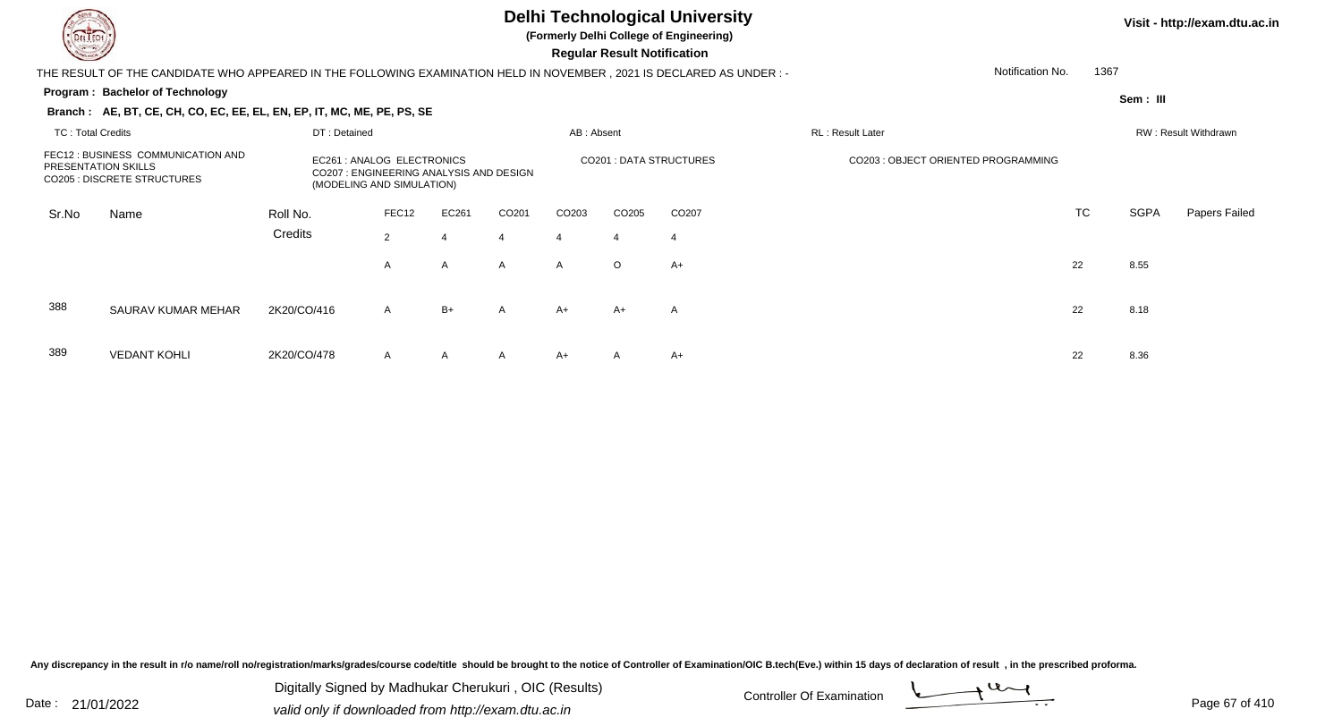# Delhi Technological University

**(Formerly Delhi College of Engineering)**

**Regular Result Notification**

Visit - http://exam.dtu.ac.in

THE RESULT OF THE CANDIDATE WHO APPEARED IN THE FOLLOWING EXAMINATION HELD IN NOVEMBER , 2021 IS DECLARED AS UNDER : -

Notification No. 1367

**Program : Bachelor of Technology**

Sem : III

**Branch : AE, BT, CE, CH, CO, EC, EE, EL, EN, EP, IT, MC, ME, PE, PS, SE**

TC : Total Credits | DT : Detained | AB : Absent | RL : Result Later | RW : Result Withdrawn

FEC12 : BUSINESS COMMUNICATION AND PRESENTATION SKILLS
EC261 : ANALOG ELECTRONICS
CO201 : DATA STRUCTURES
CO203 : OBJECT ORIENTED PROGRAMMING
CO205 : DISCRETE STRUCTURES
CO207 : ENGINEERING ANALYSIS AND DESIGN (MODELING AND SIMULATION)

| Sr.No | Name | Roll No. | FEC12 | EC261 | CO201 | CO203 | CO205 | CO207 | TC | SGPA | Papers Failed |
|---|---|---|---|---|---|---|---|---|---|---|---|
| | | Credits | 2 | 4 | 4 | 4 | 4 | 4 | | | |
| | | | A | A | A | A | O | A+ | 22 | 8.55 | |
| 388 | SAURAV KUMAR MEHAR | 2K20/CO/416 | A | B+ | A | A+ | A+ | A | 22 | 8.18 | |
| 389 | VEDANT KOHLI | 2K20/CO/478 | A | A | A | A+ | A | A+ | 22 | 8.36 | |

Any discrepancy in the result in r/o name/roll no/registration/marks/grades/course code/title should be brought to the notice of Controller of Examination/OIC B.tech(Eve.) within 15 days of declaration of result , in the prescribed proforma.

Date : 21/01/2022

Digitally Signed by Madhukar Cherukuri , OIC (Results)
valid only if downloaded from http://exam.dtu.ac.in

Controller Of Examination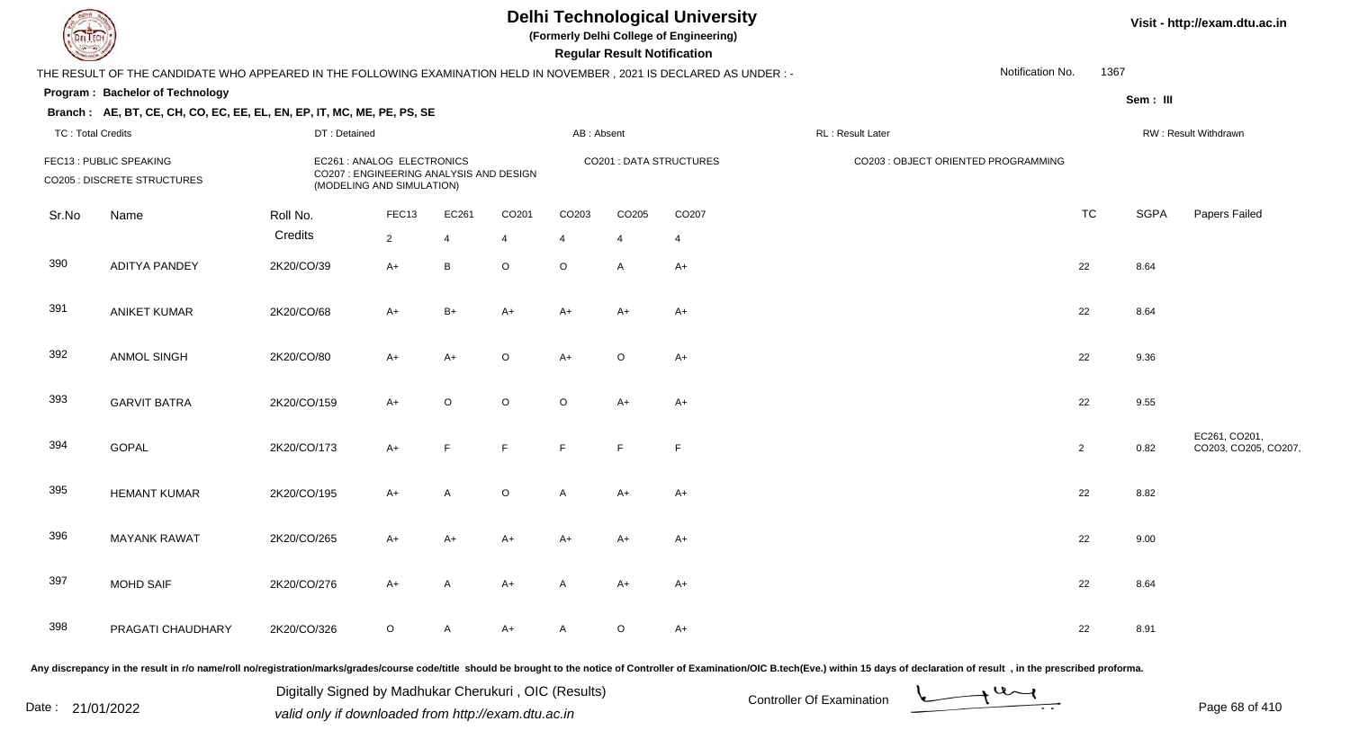# Delhi Technological University

**(Formerly Delhi College of Engineering)**

**Regular Result Notification**

Visit - http://exam.dtu.ac.in

THE RESULT OF THE CANDIDATE WHO APPEARED IN THE FOLLOWING EXAMINATION HELD IN NOVEMBER , 2021 IS DECLARED AS UNDER : -

Notification No. 1367

**Program : Bachelor of Technology**

**Sem : III**

**Branch : AE, BT, CE, CH, CO, EC, EE, EL, EN, EP, IT, MC, ME, PE, PS, SE**

TC : Total Credits | DT : Detained | AB : Absent | RL : Result Later | RW : Result Withdrawn

FEC13 : PUBLIC SPEAKING
CO205 : DISCRETE STRUCTURES
EC261 : ANALOG ELECTRONICS
CO207 : ENGINEERING ANALYSIS AND DESIGN (MODELING AND SIMULATION)
CO201 : DATA STRUCTURES
CO203 : OBJECT ORIENTED PROGRAMMING

| Sr.No | Name | Roll No. | FEC13 | EC261 | CO201 | CO203 | CO205 | CO207 | TC | SGPA | Papers Failed |
|---|---|---|---|---|---|---|---|---|---|---|---|
| | | Credits | 2 | 4 | 4 | 4 | 4 | 4 | | | |
| 390 | ADITYA PANDEY | 2K20/CO/39 | A+ | B | O | O | A | A+ | 22 | 8.64 | |
| 391 | ANIKET KUMAR | 2K20/CO/68 | A+ | B+ | A+ | A+ | A+ | A+ | 22 | 8.64 | |
| 392 | ANMOL SINGH | 2K20/CO/80 | A+ | A+ | O | A+ | O | A+ | 22 | 9.36 | |
| 393 | GARVIT BATRA | 2K20/CO/159 | A+ | O | O | O | A+ | A+ | 22 | 9.55 | |
| 394 | GOPAL | 2K20/CO/173 | A+ | F | F | F | F | F | 2 | 0.82 | EC261, CO201, CO203, CO205, CO207, |
| 395 | HEMANT KUMAR | 2K20/CO/195 | A+ | A | O | A | A+ | A+ | 22 | 8.82 | |
| 396 | MAYANK RAWAT | 2K20/CO/265 | A+ | A+ | A+ | A+ | A+ | A+ | 22 | 9.00 | |
| 397 | MOHD SAIF | 2K20/CO/276 | A+ | A | A+ | A | A+ | A+ | 22 | 8.64 | |
| 398 | PRAGATI CHAUDHARY | 2K20/CO/326 | O | A | A+ | A | O | A+ | 22 | 8.91 | |

Any discrepancy in the result in r/o name/roll no/registration/marks/grades/course code/title should be brought to the notice of Controller of Examination/OIC B.tech(Eve.) within 15 days of declaration of result , in the prescribed proforma.

Date : 21/01/2022

Digitally Signed by Madhukar Cherukuri , OIC (Results)
valid only if downloaded from http://exam.dtu.ac.in

Controller Of Examination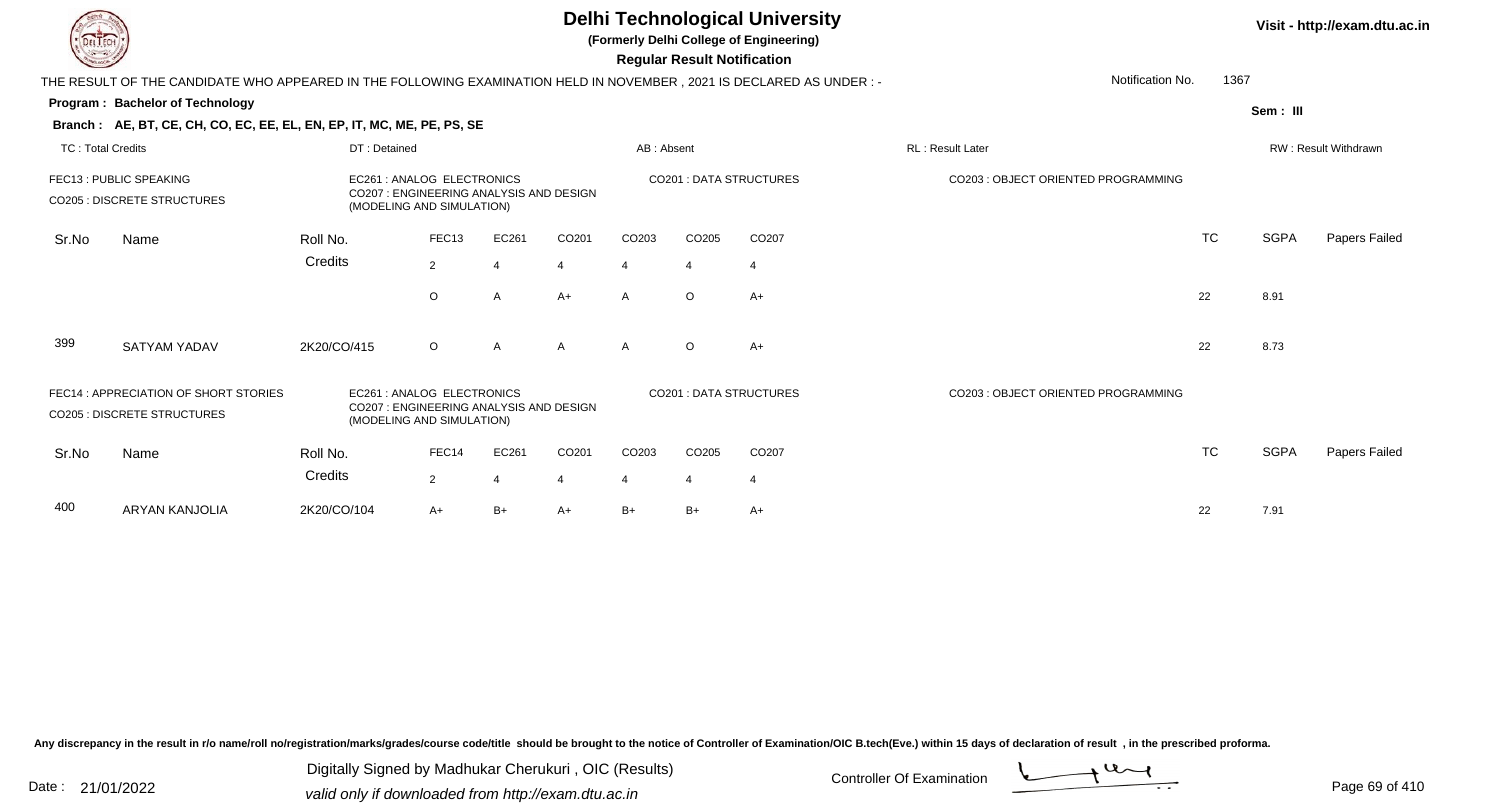# Delhi Technological University

**(Formerly Delhi College of Engineering)**

**Regular Result Notification**

Visit - http://exam.dtu.ac.in

THE RESULT OF THE CANDIDATE WHO APPEARED IN THE FOLLOWING EXAMINATION HELD IN NOVEMBER , 2021 IS DECLARED AS UNDER : -

Notification No. 1367

**Program : Bachelor of Technology**

Sem : III

**Branch : AE, BT, CE, CH, CO, EC, EE, EL, EN, EP, IT, MC, ME, PE, PS, SE**

TC : Total Credits | DT : Detained | AB : Absent | RL : Result Later | RW : Result Withdrawn

FEC13 : PUBLIC SPEAKING
EC261 : ANALOG ELECTRONICS
CO201 : DATA STRUCTURES
CO203 : OBJECT ORIENTED PROGRAMMING
CO205 : DISCRETE STRUCTURES
CO207 : ENGINEERING ANALYSIS AND DESIGN (MODELING AND SIMULATION)

| Sr.No | Name | Roll No. | FEC13 | EC261 | CO201 | CO203 | CO205 | CO207 | TC | SGPA | Papers Failed |
|---|---|---|---|---|---|---|---|---|---|---|---|
| | | Credits | 2 | 4 | 4 | 4 | 4 | 4 | | | |
| | | | O | A | A+ | A | O | A+ | 22 | 8.91 | |
| 399 | SATYAM YADAV | 2K20/CO/415 | O | A | A | A | O | A+ | 22 | 8.73 | |

FEC14 : APPRECIATION OF SHORT STORIES
EC261 : ANALOG ELECTRONICS
CO201 : DATA STRUCTURES
CO203 : OBJECT ORIENTED PROGRAMMING
CO205 : DISCRETE STRUCTURES
CO207 : ENGINEERING ANALYSIS AND DESIGN (MODELING AND SIMULATION)

| Sr.No | Name | Roll No. | FEC14 | EC261 | CO201 | CO203 | CO205 | CO207 | TC | SGPA | Papers Failed |
|---|---|---|---|---|---|---|---|---|---|---|---|
| | | Credits | 2 | 4 | 4 | 4 | 4 | 4 | | | |
| 400 | ARYAN KANJOLIA | 2K20/CO/104 | A+ | B+ | A+ | B+ | B+ | A+ | 22 | 7.91 | |

Any discrepancy in the result in r/o name/roll no/registration/marks/grades/course code/title should be brought to the notice of Controller of Examination/OIC B.tech(Eve.) within 15 days of declaration of result , in the prescribed proforma.

Date : 21/01/2022

Digitally Signed by Madhukar Cherukuri , OIC (Results)
valid only if downloaded from http://exam.dtu.ac.in

Controller Of Examination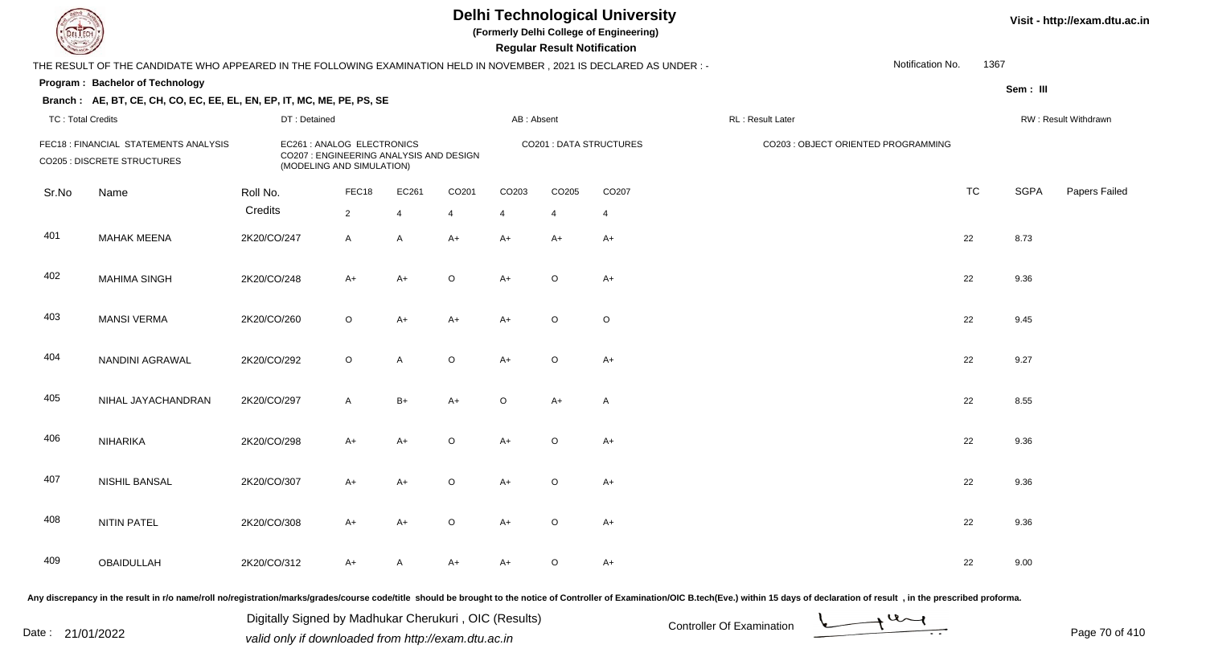# Delhi Technological University

(Formerly Delhi College of Engineering)

**Regular Result Notification**

Visit - http://exam.dtu.ac.in

THE RESULT OF THE CANDIDATE WHO APPEARED IN THE FOLLOWING EXAMINATION HELD IN NOVEMBER , 2021 IS DECLARED AS UNDER : -

Notification No. 1367

**Program : Bachelor of Technology**

Sem : III

**Branch : AE, BT, CE, CH, CO, EC, EE, EL, EN, EP, IT, MC, ME, PE, PS, SE**

TC : Total Credits | DT : Detained | AB : Absent | RL : Result Later | RW : Result Withdrawn

FEC18 : FINANCIAL STATEMENTS ANALYSIS
EC261 : ANALOG ELECTRONICS
CO201 : DATA STRUCTURES
CO203 : OBJECT ORIENTED PROGRAMMING
CO205 : DISCRETE STRUCTURES
CO207 : ENGINEERING ANALYSIS AND DESIGN (MODELING AND SIMULATION)

| Sr.No | Name | Roll No. | FEC18 | EC261 | CO201 | CO203 | CO205 | CO207 | TC | SGPA | Papers Failed |
|---|---|---|---|---|---|---|---|---|---|---|---|
| | | Credits | 2 | 4 | 4 | 4 | 4 | 4 | | | |
| 401 | MAHAK MEENA | 2K20/CO/247 | A | A | A+ | A+ | A+ | A+ | 22 | 8.73 | |
| 402 | MAHIMA SINGH | 2K20/CO/248 | A+ | A+ | O | A+ | O | A+ | 22 | 9.36 | |
| 403 | MANSI VERMA | 2K20/CO/260 | O | A+ | A+ | A+ | O | O | 22 | 9.45 | |
| 404 | NANDINI AGRAWAL | 2K20/CO/292 | O | A | O | A+ | O | A+ | 22 | 9.27 | |
| 405 | NIHAL JAYACHANDRAN | 2K20/CO/297 | A | B+ | A+ | O | A+ | A | 22 | 8.55 | |
| 406 | NIHARIKA | 2K20/CO/298 | A+ | A+ | O | A+ | O | A+ | 22 | 9.36 | |
| 407 | NISHIL BANSAL | 2K20/CO/307 | A+ | A+ | O | A+ | O | A+ | 22 | 9.36 | |
| 408 | NITIN PATEL | 2K20/CO/308 | A+ | A+ | O | A+ | O | A+ | 22 | 9.36 | |
| 409 | OBAIDULLAH | 2K20/CO/312 | A+ | A | A+ | A+ | O | A+ | 22 | 9.00 | |

Any discrepancy in the result in r/o name/roll no/registration/marks/grades/course code/title should be brought to the notice of Controller of Examination/OIC B.tech(Eve.) within 15 days of declaration of result , in the prescribed proforma.

Date : 21/01/2022

Digitally Signed by Madhukar Cherukuri , OIC (Results)
valid only if downloaded from http://exam.dtu.ac.in

Controller Of Examination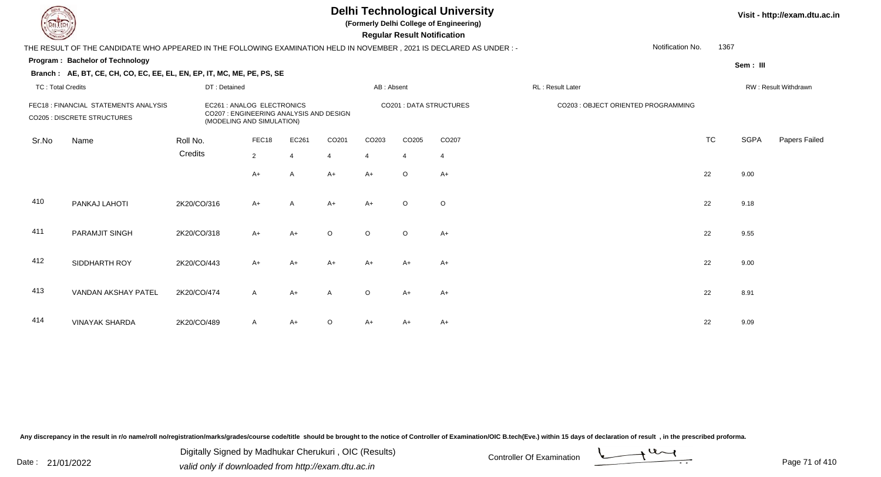# Delhi Technological University

**(Formerly Delhi College of Engineering)**

**Regular Result Notification**

Visit - http://exam.dtu.ac.in

THE RESULT OF THE CANDIDATE WHO APPEARED IN THE FOLLOWING EXAMINATION HELD IN NOVEMBER , 2021 IS DECLARED AS UNDER : -

Notification No. 1367

**Program : Bachelor of Technology**

Sem : III

**Branch : AE, BT, CE, CH, CO, EC, EE, EL, EN, EP, IT, MC, ME, PE, PS, SE**

TC : Total Credits | DT : Detained | AB : Absent | RL : Result Later | RW : Result Withdrawn

FEC18 : FINANCIAL STATEMENTS ANALYSIS
CO205 : DISCRETE STRUCTURES
EC261 : ANALOG ELECTRONICS
CO207 : ENGINEERING ANALYSIS AND DESIGN (MODELING AND SIMULATION)
CO201 : DATA STRUCTURES
CO203 : OBJECT ORIENTED PROGRAMMING

| Sr.No | Name | Roll No. | FEC18 | EC261 | CO201 | CO203 | CO205 | CO207 | TC | SGPA | Papers Failed |
|---|---|---|---|---|---|---|---|---|---|---|---|
| | | Credits | 2 | 4 | 4 | 4 | 4 | 4 | | | |
| | | | A+ | A | A+ | A+ | O | A+ | 22 | 9.00 | |
| 410 | PANKAJ LAHOTI | 2K20/CO/316 | A+ | A | A+ | A+ | O | O | 22 | 9.18 | |
| 411 | PARAMJIT SINGH | 2K20/CO/318 | A+ | A+ | O | O | O | A+ | 22 | 9.55 | |
| 412 | SIDDHARTH ROY | 2K20/CO/443 | A+ | A+ | A+ | A+ | A+ | A+ | 22 | 9.00 | |
| 413 | VANDAN AKSHAY PATEL | 2K20/CO/474 | A | A+ | A | O | A+ | A+ | 22 | 8.91 | |
| 414 | VINAYAK SHARDA | 2K20/CO/489 | A | A+ | O | A+ | A+ | A+ | 22 | 9.09 | |

Any discrepancy in the result in r/o name/roll no/registration/marks/grades/course code/title should be brought to the notice of Controller of Examination/OIC B.tech(Eve.) within 15 days of declaration of result , in the prescribed proforma.

Date : 21/01/2022

Digitally Signed by Madhukar Cherukuri , OIC (Results)
valid only if downloaded from http://exam.dtu.ac.in

Controller Of Examination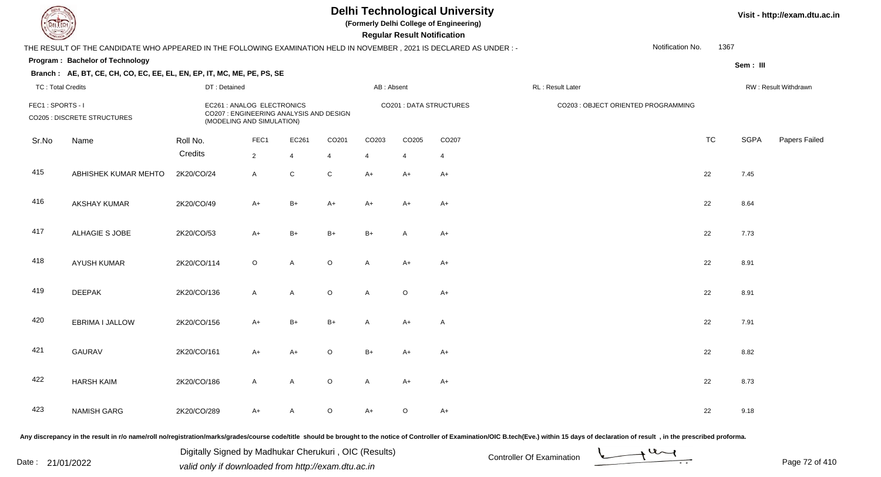# Delhi Technological University

**(Formerly Delhi College of Engineering)**

**Regular Result Notification**

Visit - http://exam.dtu.ac.in

THE RESULT OF THE CANDIDATE WHO APPEARED IN THE FOLLOWING EXAMINATION HELD IN NOVEMBER , 2021 IS DECLARED AS UNDER : -

Notification No. 1367

**Program : Bachelor of Technology**

Sem : III

**Branch : AE, BT, CE, CH, CO, EC, EE, EL, EN, EP, IT, MC, ME, PE, PS, SE**

TC : Total Credits | DT : Detained | AB : Absent | RL : Result Later | RW : Result Withdrawn

FEC1 : SPORTS - I | EC261 : ANALOG ELECTRONICS | CO201 : DATA STRUCTURES | CO203 : OBJECT ORIENTED PROGRAMMING | CO205 : DISCRETE STRUCTURES | CO207 : ENGINEERING ANALYSIS AND DESIGN (MODELING AND SIMULATION)

| Sr.No | Name | Roll No. | FEC1 | EC261 | CO201 | CO203 | CO205 | CO207 | TC | SGPA | Papers Failed |
|---|---|---|---|---|---|---|---|---|---|---|---|
| | | Credits | 2 | 4 | 4 | 4 | 4 | 4 | | | |
| 415 | ABHISHEK KUMAR MEHTO | 2K20/CO/24 | A | C | C | A+ | A+ | A+ | 22 | 7.45 | |
| 416 | AKSHAY KUMAR | 2K20/CO/49 | A+ | B+ | A+ | A+ | A+ | A+ | 22 | 8.64 | |
| 417 | ALHAGIE S JOBE | 2K20/CO/53 | A+ | B+ | B+ | B+ | A | A+ | 22 | 7.73 | |
| 418 | AYUSH KUMAR | 2K20/CO/114 | O | A | O | A | A+ | A+ | 22 | 8.91 | |
| 419 | DEEPAK | 2K20/CO/136 | A | A | O | A | O | A+ | 22 | 8.91 | |
| 420 | EBRIMA I JALLOW | 2K20/CO/156 | A+ | B+ | B+ | A | A+ | A | 22 | 7.91 | |
| 421 | GAURAV | 2K20/CO/161 | A+ | A+ | O | B+ | A+ | A+ | 22 | 8.82 | |
| 422 | HARSH KAIM | 2K20/CO/186 | A | A | O | A | A+ | A+ | 22 | 8.73 | |
| 423 | NAMISH GARG | 2K20/CO/289 | A+ | A | O | A+ | O | A+ | 22 | 9.18 | |

Any discrepancy in the result in r/o name/roll no/registration/marks/grades/course code/title should be brought to the notice of Controller of Examination/OIC B.tech(Eve.) within 15 days of declaration of result , in the prescribed proforma.

Date : 21/01/2022

Digitally Signed by Madhukar Cherukuri , OIC (Results)
valid only if downloaded from http://exam.dtu.ac.in

Controller Of Examination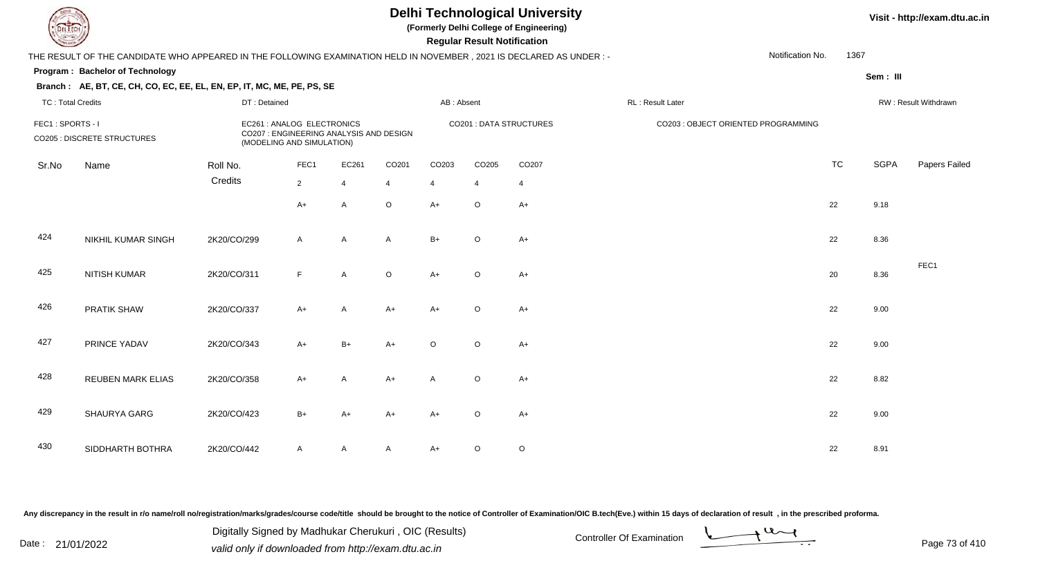# Delhi Technological University

**(Formerly Delhi College of Engineering)**

**Regular Result Notification**

Visit - http://exam.dtu.ac.in

THE RESULT OF THE CANDIDATE WHO APPEARED IN THE FOLLOWING EXAMINATION HELD IN NOVEMBER , 2021 IS DECLARED AS UNDER : -

Notification No. 1367

**Program : Bachelor of Technology**

Sem : III

**Branch : AE, BT, CE, CH, CO, EC, EE, EL, EN, EP, IT, MC, ME, PE, PS, SE**

TC : Total Credits | DT : Detained | AB : Absent | RL : Result Later | RW : Result Withdrawn

FEC1 : SPORTS - I
CO205 : DISCRETE STRUCTURES
EC261 : ANALOG ELECTRONICS
CO207 : ENGINEERING ANALYSIS AND DESIGN (MODELING AND SIMULATION)
CO201 : DATA STRUCTURES
CO203 : OBJECT ORIENTED PROGRAMMING

| Sr.No | Name | Roll No. | FEC1 | EC261 | CO201 | CO203 | CO205 | CO207 | TC | SGPA | Papers Failed |
|---|---|---|---|---|---|---|---|---|---|---|---|
| | | Credits | 2 | 4 | 4 | 4 | 4 | 4 | | | |
| | | | A+ | A | O | A+ | O | A+ | 22 | 9.18 | |
| 424 | NIKHIL KUMAR SINGH | 2K20/CO/299 | A | A | A | B+ | O | A+ | 22 | 8.36 | |
| 425 | NITISH KUMAR | 2K20/CO/311 | F | A | O | A+ | O | A+ | 20 | 8.36 | FEC1 |
| 426 | PRATIK SHAW | 2K20/CO/337 | A+ | A | A+ | A+ | O | A+ | 22 | 9.00 | |
| 427 | PRINCE YADAV | 2K20/CO/343 | A+ | B+ | A+ | O | O | A+ | 22 | 9.00 | |
| 428 | REUBEN MARK ELIAS | 2K20/CO/358 | A+ | A | A+ | A | O | A+ | 22 | 8.82 | |
| 429 | SHAURYA GARG | 2K20/CO/423 | B+ | A+ | A+ | A+ | O | A+ | 22 | 9.00 | |
| 430 | SIDDHARTH BOTHRA | 2K20/CO/442 | A | A | A | A+ | O | O | 22 | 8.91 | |

Any discrepancy in the result in r/o name/roll no/registration/marks/grades/course code/title should be brought to the notice of Controller of Examination/OIC B.tech(Eve.) within 15 days of declaration of result , in the prescribed proforma.

Date : 21/01/2022

Digitally Signed by Madhukar Cherukuri , OIC (Results)
valid only if downloaded from http://exam.dtu.ac.in

Controller Of Examination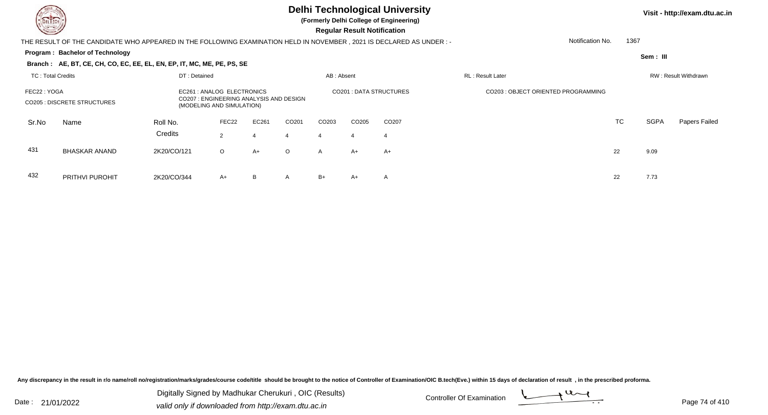# Delhi Technological University

**(Formerly Delhi College of Engineering)**

**Regular Result Notification**

Visit - http://exam.dtu.ac.in

THE RESULT OF THE CANDIDATE WHO APPEARED IN THE FOLLOWING EXAMINATION HELD IN NOVEMBER , 2021 IS DECLARED AS UNDER : -

Notification No. 1367

**Program : Bachelor of Technology**

Sem : III

**Branch : AE, BT, CE, CH, CO, EC, EE, EL, EN, EP, IT, MC, ME, PE, PS, SE**

TC : Total Credits | DT : Detained | AB : Absent | RL : Result Later | RW : Result Withdrawn

FEC22 : YOGA
EC261 : ANALOG ELECTRONICS
CO201 : DATA STRUCTURES
CO203 : OBJECT ORIENTED PROGRAMMING
CO205 : DISCRETE STRUCTURES
CO207 : ENGINEERING ANALYSIS AND DESIGN (MODELING AND SIMULATION)

| Sr.No | Name | Roll No. | FEC22 | EC261 | CO201 | CO203 | CO205 | CO207 | TC | SGPA | Papers Failed |
|---|---|---|---|---|---|---|---|---|---|---|---|
| | | Credits | 2 | 4 | 4 | 4 | 4 | 4 | | | |
| 431 | BHASKAR ANAND | 2K20/CO/121 | O | A+ | O | A | A+ | A+ | 22 | 9.09 | |
| 432 | PRITHVI PUROHIT | 2K20/CO/344 | A+ | B | A | B+ | A+ | A | 22 | 7.73 | |

Any discrepancy in the result in r/o name/roll no/registration/marks/grades/course code/title should be brought to the notice of Controller of Examination/OIC B.tech(Eve.) within 15 days of declaration of result , in the prescribed proforma.

Date : 21/01/2022

Digitally Signed by Madhukar Cherukuri , OIC (Results)
valid only if downloaded from http://exam.dtu.ac.in

Controller Of Examination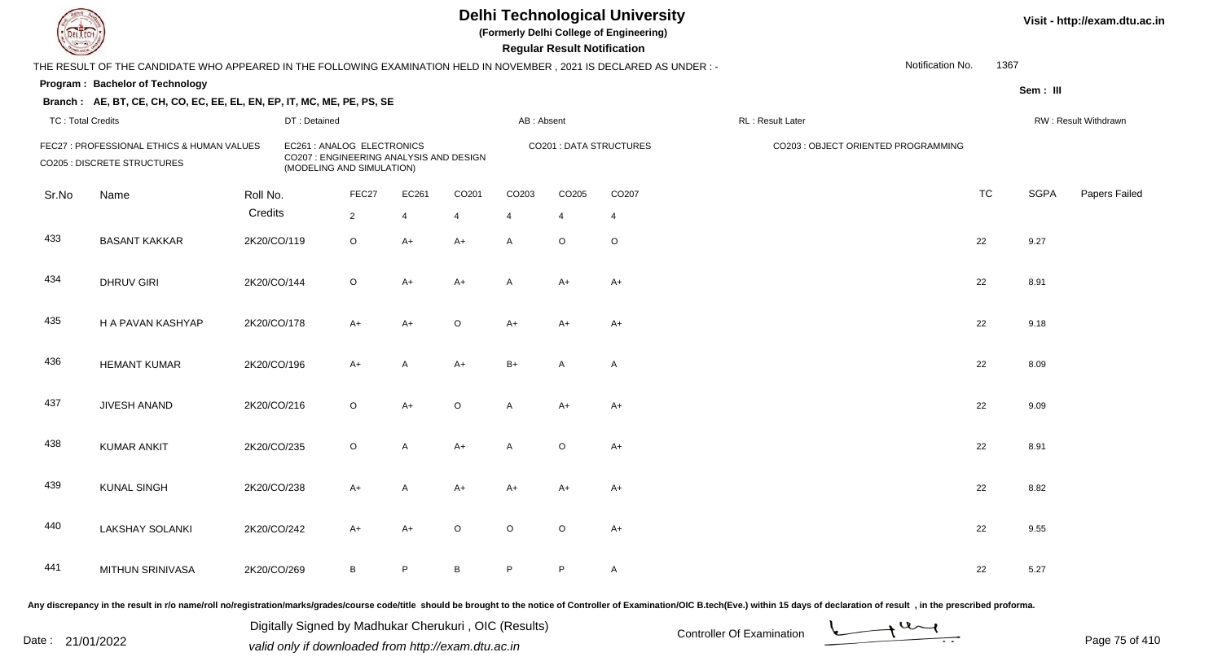# Delhi Technological University

(Formerly Delhi College of Engineering)

**Regular Result Notification**

Visit - http://exam.dtu.ac.in

THE RESULT OF THE CANDIDATE WHO APPEARED IN THE FOLLOWING EXAMINATION HELD IN NOVEMBER , 2021 IS DECLARED AS UNDER : -

Notification No. 1367

**Program : Bachelor of Technology**

Sem : III

**Branch : AE, BT, CE, CH, CO, EC, EE, EL, EN, EP, IT, MC, ME, PE, PS, SE**

TC : Total Credits | DT : Detained | AB : Absent | RL : Result Later | RW : Result Withdrawn

FEC27 : PROFESSIONAL ETHICS & HUMAN VALUES
EC261 : ANALOG ELECTRONICS
CO201 : DATA STRUCTURES
CO203 : OBJECT ORIENTED PROGRAMMING
CO205 : DISCRETE STRUCTURES
CO207 : ENGINEERING ANALYSIS AND DESIGN (MODELING AND SIMULATION)

| Sr.No | Name | Roll No. | FEC27 | EC261 | CO201 | CO203 | CO205 | CO207 | TC | SGPA | Papers Failed |
|---|---|---|---|---|---|---|---|---|---|---|---|
| | | Credits | 2 | 4 | 4 | 4 | 4 | 4 | | | |
| 433 | BASANT KAKKAR | 2K20/CO/119 | O | A+ | A+ | A | O | O | 22 | 9.27 | |
| 434 | DHRUV GIRI | 2K20/CO/144 | O | A+ | A+ | A | A+ | A+ | 22 | 8.91 | |
| 435 | H A PAVAN KASHYAP | 2K20/CO/178 | A+ | A+ | O | A+ | A+ | A+ | 22 | 9.18 | |
| 436 | HEMANT KUMAR | 2K20/CO/196 | A+ | A | A+ | B+ | A | A | 22 | 8.09 | |
| 437 | JIVESH ANAND | 2K20/CO/216 | O | A+ | O | A | A+ | A+ | 22 | 9.09 | |
| 438 | KUMAR ANKIT | 2K20/CO/235 | O | A | A+ | A | O | A+ | 22 | 8.91 | |
| 439 | KUNAL SINGH | 2K20/CO/238 | A+ | A | A+ | A+ | A+ | A+ | 22 | 8.82 | |
| 440 | LAKSHAY SOLANKI | 2K20/CO/242 | A+ | A+ | O | O | O | A+ | 22 | 9.55 | |
| 441 | MITHUN SRINIVASA | 2K20/CO/269 | B | P | B | P | P | A | 22 | 5.27 | |

Any discrepancy in the result in r/o name/roll no/registration/marks/grades/course code/title should be brought to the notice of Controller of Examination/OIC B.tech(Eve.) within 15 days of declaration of result , in the prescribed proforma.

Date : 21/01/2022

Digitally Signed by Madhukar Cherukuri , OIC (Results)
valid only if downloaded from http://exam.dtu.ac.in

Controller Of Examination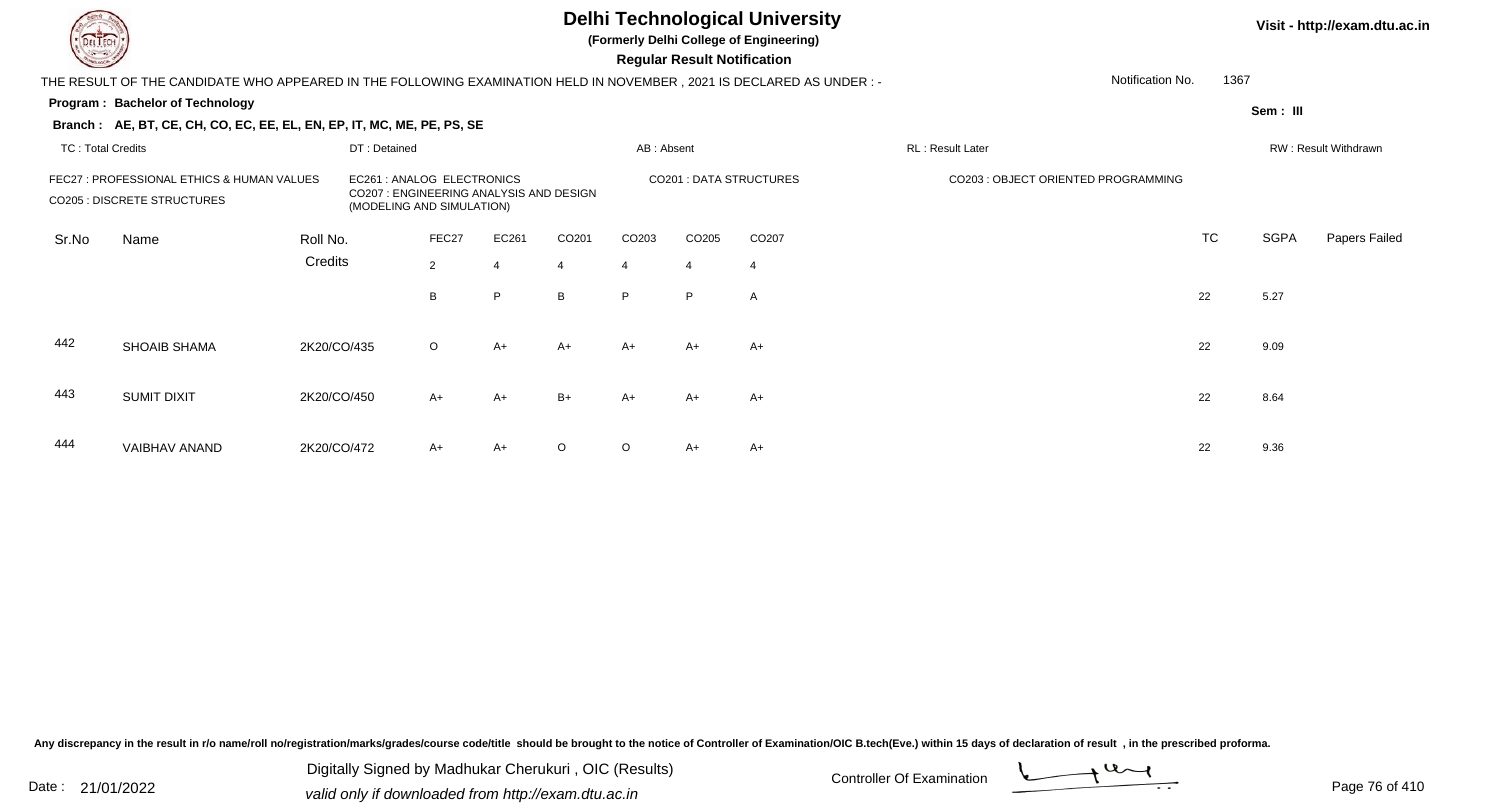# Delhi Technological University

**(Formerly Delhi College of Engineering)**

**Regular Result Notification**

Visit - http://exam.dtu.ac.in

THE RESULT OF THE CANDIDATE WHO APPEARED IN THE FOLLOWING EXAMINATION HELD IN NOVEMBER , 2021 IS DECLARED AS UNDER : -

Notification No. 1367

**Program : Bachelor of Technology**

**Sem : III**

**Branch : AE, BT, CE, CH, CO, EC, EE, EL, EN, EP, IT, MC, ME, PE, PS, SE**

TC : Total Credits | DT : Detained | AB : Absent | RL : Result Later | RW : Result Withdrawn

FEC27 : PROFESSIONAL ETHICS & HUMAN VALUES
EC261 : ANALOG ELECTRONICS
CO201 : DATA STRUCTURES
CO203 : OBJECT ORIENTED PROGRAMMING
CO205 : DISCRETE STRUCTURES
CO207 : ENGINEERING ANALYSIS AND DESIGN (MODELING AND SIMULATION)

| Sr.No | Name | Roll No. | FEC27 | EC261 | CO201 | CO203 | CO205 | CO207 | TC | SGPA | Papers Failed |
|---|---|---|---|---|---|---|---|---|---|---|---|
| | | Credits | 2 | 4 | 4 | 4 | 4 | 4 | | | |
| | | | B | P | B | P | P | A | 22 | 5.27 | |
| 442 | SHOAIB SHAMA | 2K20/CO/435 | O | A+ | A+ | A+ | A+ | A+ | 22 | 9.09 | |
| 443 | SUMIT DIXIT | 2K20/CO/450 | A+ | A+ | B+ | A+ | A+ | A+ | 22 | 8.64 | |
| 444 | VAIBHAV ANAND | 2K20/CO/472 | A+ | A+ | O | O | A+ | A+ | 22 | 9.36 | |

Any discrepancy in the result in r/o name/roll no/registration/marks/grades/course code/title should be brought to the notice of Controller of Examination/OIC B.tech(Eve.) within 15 days of declaration of result , in the prescribed proforma.

Date : 21/01/2022

Digitally Signed by Madhukar Cherukuri , OIC (Results)
valid only if downloaded from http://exam.dtu.ac.in

Controller Of Examination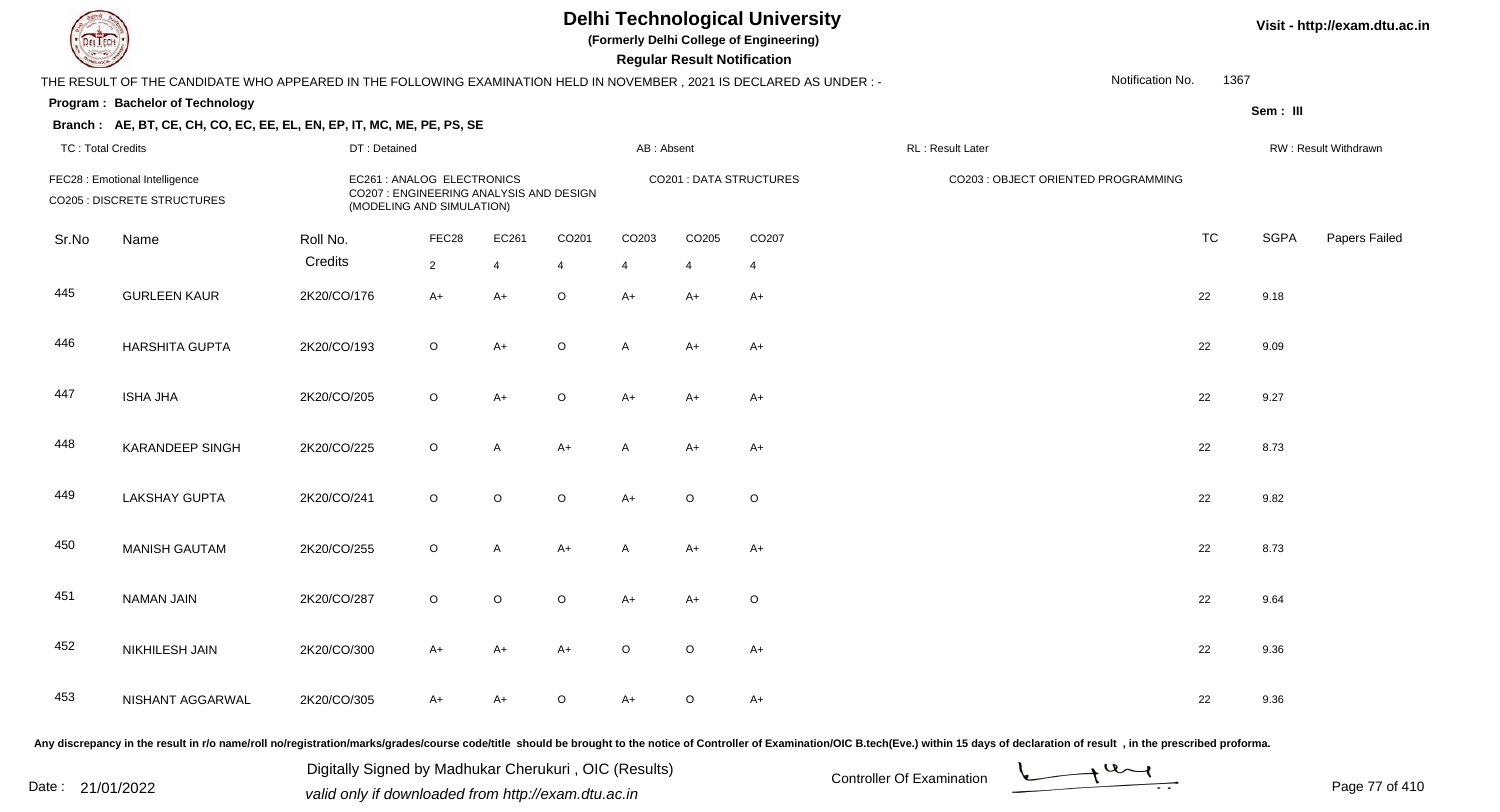# Delhi Technological University

(Formerly Delhi College of Engineering)

**Regular Result Notification**

Visit - http://exam.dtu.ac.in

THE RESULT OF THE CANDIDATE WHO APPEARED IN THE FOLLOWING EXAMINATION HELD IN NOVEMBER , 2021 IS DECLARED AS UNDER : -

Notification No. 1367

**Program : Bachelor of Technology**

Sem : III

**Branch : AE, BT, CE, CH, CO, EC, EE, EL, EN, EP, IT, MC, ME, PE, PS, SE**

TC : Total Credits | DT : Detained | AB : Absent | RL : Result Later | RW : Result Withdrawn

FEC28 : Emotional Intelligence
CO205 : DISCRETE STRUCTURES
EC261 : ANALOG ELECTRONICS
CO207 : ENGINEERING ANALYSIS AND DESIGN (MODELING AND SIMULATION)
CO201 : DATA STRUCTURES
CO203 : OBJECT ORIENTED PROGRAMMING

| Sr.No | Name | Roll No. | FEC28 | EC261 | CO201 | CO203 | CO205 | CO207 | TC | SGPA | Papers Failed |
|---|---|---|---|---|---|---|---|---|---|---|---|
| | | Credits | 2 | 4 | 4 | 4 | 4 | 4 | | | |
| 445 | GURLEEN KAUR | 2K20/CO/176 | A+ | A+ | O | A+ | A+ | A+ | 22 | 9.18 | |
| 446 | HARSHITA GUPTA | 2K20/CO/193 | O | A+ | O | A | A+ | A+ | 22 | 9.09 | |
| 447 | ISHA JHA | 2K20/CO/205 | O | A+ | O | A+ | A+ | A+ | 22 | 9.27 | |
| 448 | KARANDEEP SINGH | 2K20/CO/225 | O | A | A+ | A | A+ | A+ | 22 | 8.73 | |
| 449 | LAKSHAY GUPTA | 2K20/CO/241 | O | O | O | A+ | O | O | 22 | 9.82 | |
| 450 | MANISH GAUTAM | 2K20/CO/255 | O | A | A+ | A | A+ | A+ | 22 | 8.73 | |
| 451 | NAMAN JAIN | 2K20/CO/287 | O | O | O | A+ | A+ | O | 22 | 9.64 | |
| 452 | NIKHILESH JAIN | 2K20/CO/300 | A+ | A+ | A+ | O | O | A+ | 22 | 9.36 | |
| 453 | NISHANT AGGARWAL | 2K20/CO/305 | A+ | A+ | O | A+ | O | A+ | 22 | 9.36 | |

Any discrepancy in the result in r/o name/roll no/registration/marks/grades/course code/title should be brought to the notice of Controller of Examination/OIC B.tech(Eve.) within 15 days of declaration of result , in the prescribed proforma.

Date : 21/01/2022

Digitally Signed by Madhukar Cherukuri , OIC (Results)
valid only if downloaded from http://exam.dtu.ac.in

Controller Of Examination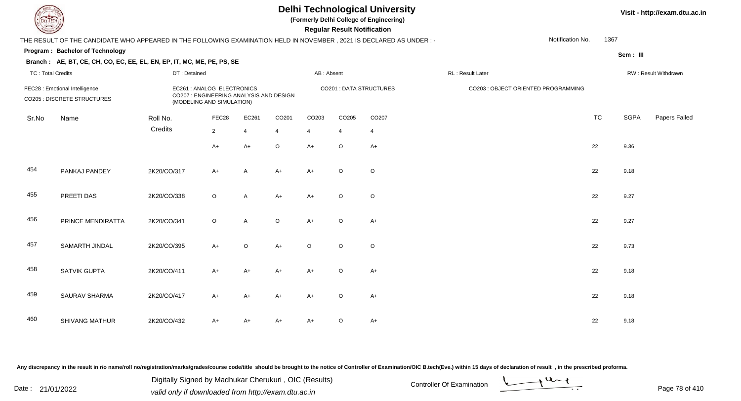# Delhi Technological University

**(Formerly Delhi College of Engineering)**

**Regular Result Notification**

Visit - http://exam.dtu.ac.in

THE RESULT OF THE CANDIDATE WHO APPEARED IN THE FOLLOWING EXAMINATION HELD IN NOVEMBER , 2021 IS DECLARED AS UNDER : -

Notification No. 1367

**Program : Bachelor of Technology**

**Sem : III**

**Branch : AE, BT, CE, CH, CO, EC, EE, EL, EN, EP, IT, MC, ME, PE, PS, SE**

TC : Total Credits | DT : Detained | AB : Absent | RL : Result Later | RW : Result Withdrawn

FEC28 : Emotional Intelligence
CO205 : DISCRETE STRUCTURES
EC261 : ANALOG ELECTRONICS
CO207 : ENGINEERING ANALYSIS AND DESIGN (MODELING AND SIMULATION)
CO201 : DATA STRUCTURES
CO203 : OBJECT ORIENTED PROGRAMMING

| Sr.No | Name | Roll No. | FEC28 | EC261 | CO201 | CO203 | CO205 | CO207 | TC | SGPA | Papers Failed |
|---|---|---|---|---|---|---|---|---|---|---|---|
| | | Credits | 2 | 4 | 4 | 4 | 4 | 4 | | | |
| | | | A+ | A+ | O | A+ | O | A+ | 22 | 9.36 | |
| 454 | PANKAJ PANDEY | 2K20/CO/317 | A+ | A | A+ | A+ | O | O | 22 | 9.18 | |
| 455 | PREETI DAS | 2K20/CO/338 | O | A | A+ | A+ | O | O | 22 | 9.27 | |
| 456 | PRINCE MENDIRATTA | 2K20/CO/341 | O | A | O | A+ | O | A+ | 22 | 9.27 | |
| 457 | SAMARTH JINDAL | 2K20/CO/395 | A+ | O | A+ | O | O | O | 22 | 9.73 | |
| 458 | SATVIK GUPTA | 2K20/CO/411 | A+ | A+ | A+ | A+ | O | A+ | 22 | 9.18 | |
| 459 | SAURAV SHARMA | 2K20/CO/417 | A+ | A+ | A+ | A+ | O | A+ | 22 | 9.18 | |
| 460 | SHIVANG MATHUR | 2K20/CO/432 | A+ | A+ | A+ | A+ | O | A+ | 22 | 9.18 | |

Any discrepancy in the result in r/o name/roll no/registration/marks/grades/course code/title should be brought to the notice of Controller of Examination/OIC B.tech(Eve.) within 15 days of declaration of result , in the prescribed proforma.

Date : 21/01/2022

Digitally Signed by Madhukar Cherukuri , OIC (Results)
valid only if downloaded from http://exam.dtu.ac.in

Controller Of Examination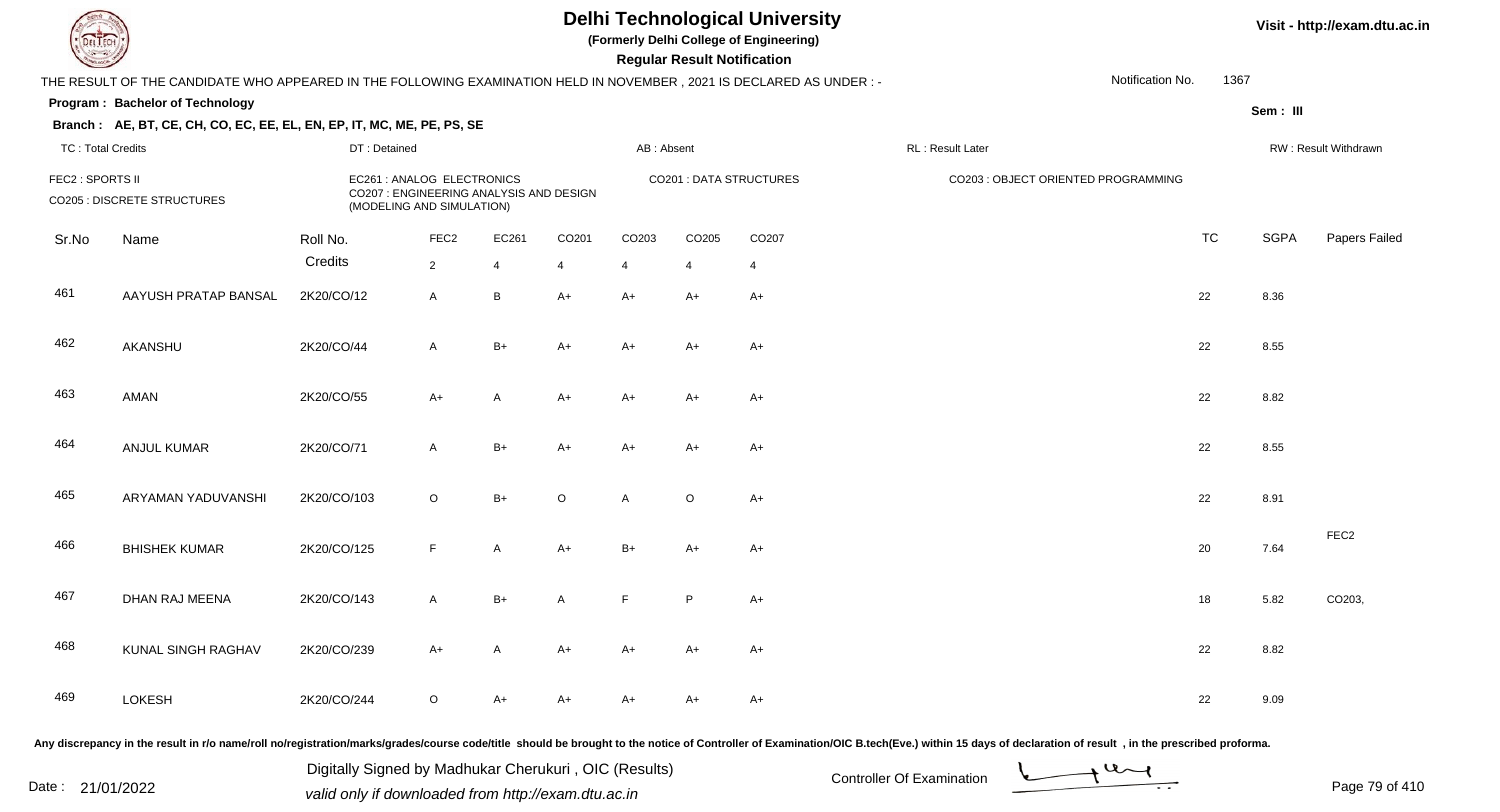# Delhi Technological University

**(Formerly Delhi College of Engineering)**

**Regular Result Notification**

Visit - http://exam.dtu.ac.in

THE RESULT OF THE CANDIDATE WHO APPEARED IN THE FOLLOWING EXAMINATION HELD IN NOVEMBER , 2021 IS DECLARED AS UNDER : -

Notification No. 1367

**Program : Bachelor of Technology**

**Sem : III**

**Branch : AE, BT, CE, CH, CO, EC, EE, EL, EN, EP, IT, MC, ME, PE, PS, SE**

TC : Total Credits | DT : Detained | AB : Absent | RL : Result Later | RW : Result Withdrawn

FEC2 : SPORTS II
CO205 : DISCRETE STRUCTURES
EC261 : ANALOG ELECTRONICS
CO207 : ENGINEERING ANALYSIS AND DESIGN (MODELING AND SIMULATION)
CO201 : DATA STRUCTURES
CO203 : OBJECT ORIENTED PROGRAMMING

| Sr.No | Name | Roll No. | FEC2 | EC261 | CO201 | CO203 | CO205 | CO207 | TC | SGPA | Papers Failed |
|---|---|---|---|---|---|---|---|---|---|---|---|
| | | Credits | 2 | 4 | 4 | 4 | 4 | 4 | | | |
| 461 | AAYUSH PRATAP BANSAL | 2K20/CO/12 | A | B | A+ | A+ | A+ | A+ | 22 | 8.36 | |
| 462 | AKANSHU | 2K20/CO/44 | A | B+ | A+ | A+ | A+ | A+ | 22 | 8.55 | |
| 463 | AMAN | 2K20/CO/55 | A+ | A | A+ | A+ | A+ | A+ | 22 | 8.82 | |
| 464 | ANJUL KUMAR | 2K20/CO/71 | A | B+ | A+ | A+ | A+ | A+ | 22 | 8.55 | |
| 465 | ARYAMAN YADUVANSHI | 2K20/CO/103 | O | B+ | O | A | O | A+ | 22 | 8.91 | |
| 466 | BHISHEK KUMAR | 2K20/CO/125 | F | A | A+ | B+ | A+ | A+ | 20 | 7.64 | FEC2 |
| 467 | DHAN RAJ MEENA | 2K20/CO/143 | A | B+ | A | F | P | A+ | 18 | 5.82 | CO203, |
| 468 | KUNAL SINGH RAGHAV | 2K20/CO/239 | A+ | A | A+ | A+ | A+ | A+ | 22 | 8.82 | |
| 469 | LOKESH | 2K20/CO/244 | O | A+ | A+ | A+ | A+ | A+ | 22 | 9.09 | |

Any discrepancy in the result in r/o name/roll no/registration/marks/grades/course code/title should be brought to the notice of Controller of Examination/OIC B.tech(Eve.) within 15 days of declaration of result , in the prescribed proforma.

Date : 21/01/2022

Digitally Signed by Madhukar Cherukuri , OIC (Results)
valid only if downloaded from http://exam.dtu.ac.in

Controller Of Examination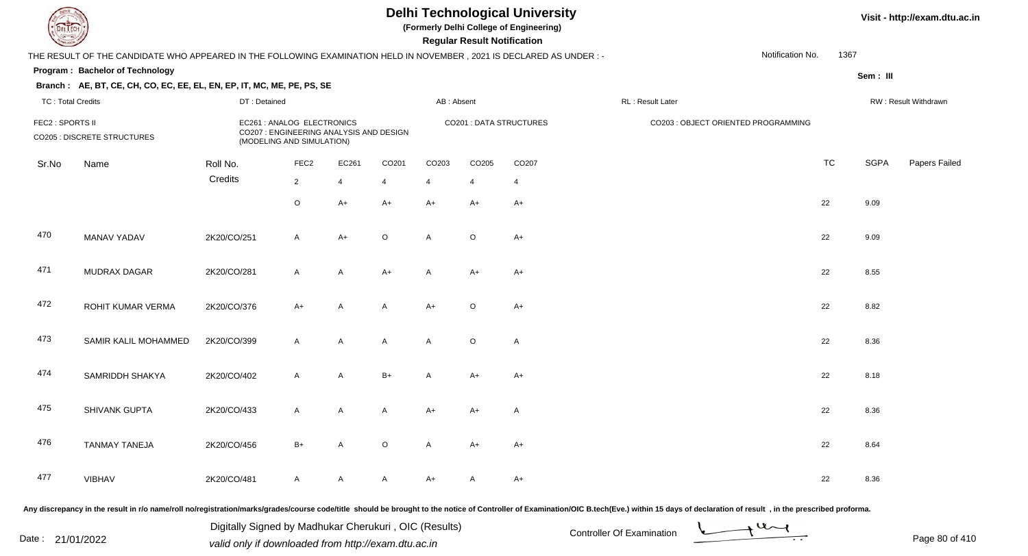# Delhi Technological University

**(Formerly Delhi College of Engineering)**

**Regular Result Notification**

Visit - http://exam.dtu.ac.in

THE RESULT OF THE CANDIDATE WHO APPEARED IN THE FOLLOWING EXAMINATION HELD IN NOVEMBER , 2021 IS DECLARED AS UNDER : -

Notification No. 1367

**Program : Bachelor of Technology**

Sem : III

**Branch : AE, BT, CE, CH, CO, EC, EE, EL, EN, EP, IT, MC, ME, PE, PS, SE**

TC : Total Credits | DT : Detained | AB : Absent | RL : Result Later | RW : Result Withdrawn

FEC2 : SPORTS II | EC261 : ANALOG ELECTRONICS | CO201 : DATA STRUCTURES | CO203 : OBJECT ORIENTED PROGRAMMING

CO205 : DISCRETE STRUCTURES | CO207 : ENGINEERING ANALYSIS AND DESIGN (MODELING AND SIMULATION)

| Sr.No | Name | Roll No. | FEC2 | EC261 | CO201 | CO203 | CO205 | CO207 | TC | SGPA | Papers Failed |
|---|---|---|---|---|---|---|---|---|---|---|---|
| | | Credits | 2 | 4 | 4 | 4 | 4 | 4 | | | |
| | | | O | A+ | A+ | A+ | A+ | A+ | 22 | 9.09 | |
| 470 | MANAV YADAV | 2K20/CO/251 | A | A+ | O | A | O | A+ | 22 | 9.09 | |
| 471 | MUDRAX DAGAR | 2K20/CO/281 | A | A | A+ | A | A+ | A+ | 22 | 8.55 | |
| 472 | ROHIT KUMAR VERMA | 2K20/CO/376 | A+ | A | A | A+ | O | A+ | 22 | 8.82 | |
| 473 | SAMIR KALIL MOHAMMED | 2K20/CO/399 | A | A | A | A | O | A | 22 | 8.36 | |
| 474 | SAMRIDDH SHAKYA | 2K20/CO/402 | A | A | B+ | A | A+ | A+ | 22 | 8.18 | |
| 475 | SHIVANK GUPTA | 2K20/CO/433 | A | A | A | A+ | A+ | A | 22 | 8.36 | |
| 476 | TANMAY TANEJA | 2K20/CO/456 | B+ | A | O | A | A+ | A+ | 22 | 8.64 | |
| 477 | VIBHAV | 2K20/CO/481 | A | A | A | A+ | A | A+ | 22 | 8.36 | |

Any discrepancy in the result in r/o name/roll no/registration/marks/grades/course code/title should be brought to the notice of Controller of Examination/OIC B.tech(Eve.) within 15 days of declaration of result , in the prescribed proforma.

Date : 21/01/2022

Digitally Signed by Madhukar Cherukuri , OIC (Results)
valid only if downloaded from http://exam.dtu.ac.in

Controller Of Examination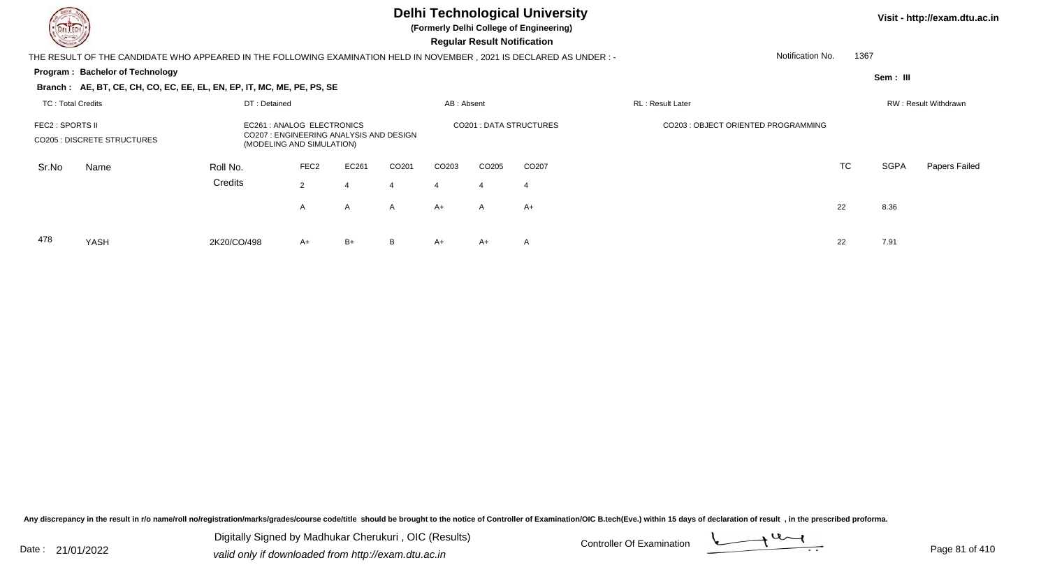# Delhi Technological University

**(Formerly Delhi College of Engineering)**

**Regular Result Notification**

Visit - http://exam.dtu.ac.in

THE RESULT OF THE CANDIDATE WHO APPEARED IN THE FOLLOWING EXAMINATION HELD IN NOVEMBER , 2021 IS DECLARED AS UNDER : -

Notification No. 1367

**Program : Bachelor of Technology**

Sem : III

**Branch : AE, BT, CE, CH, CO, EC, EE, EL, EN, EP, IT, MC, ME, PE, PS, SE**

TC : Total Credits | DT : Detained | AB : Absent | RL : Result Later | RW : Result Withdrawn

FEC2 : SPORTS II
CO205 : DISCRETE STRUCTURES
EC261 : ANALOG ELECTRONICS
CO207 : ENGINEERING ANALYSIS AND DESIGN (MODELING AND SIMULATION)
CO201 : DATA STRUCTURES
CO203 : OBJECT ORIENTED PROGRAMMING

| Sr.No | Name | Roll No. | FEC2 | EC261 | CO201 | CO203 | CO205 | CO207 | TC | SGPA | Papers Failed |
|---|---|---|---|---|---|---|---|---|---|---|---|
| | | Credits | 2 | 4 | 4 | 4 | 4 | 4 | | | |
| | | | A | A | A | A+ | A | A+ | 22 | 8.36 | |
| 478 | YASH | 2K20/CO/498 | A+ | B+ | B | A+ | A+ | A | 22 | 7.91 | |

Any discrepancy in the result in r/o name/roll no/registration/marks/grades/course code/title should be brought to the notice of Controller of Examination/OIC B.tech(Eve.) within 15 days of declaration of result , in the prescribed proforma.

Date : 21/01/2022

Digitally Signed by Madhukar Cherukuri , OIC (Results)
valid only if downloaded from http://exam.dtu.ac.in

Controller Of Examination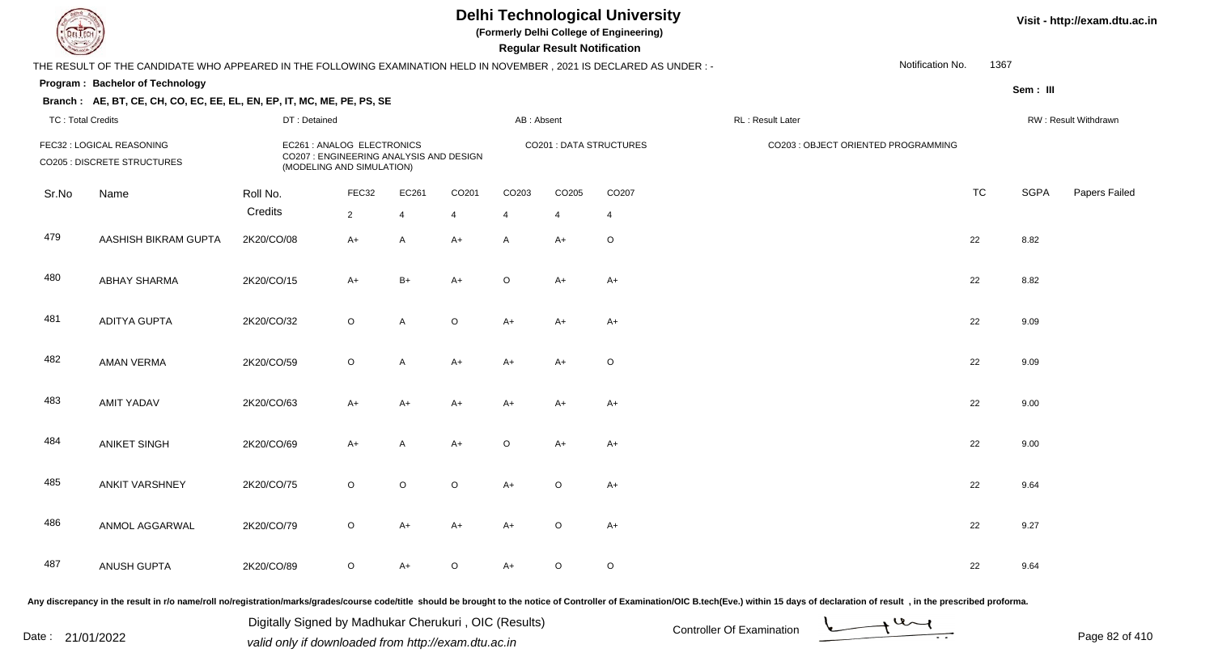# Delhi Technological University

**(Formerly Delhi College of Engineering)**

**Regular Result Notification**

Visit - http://exam.dtu.ac.in

THE RESULT OF THE CANDIDATE WHO APPEARED IN THE FOLLOWING EXAMINATION HELD IN NOVEMBER , 2021 IS DECLARED AS UNDER : -

Notification No. 1367

**Program : Bachelor of Technology**

Sem : III

**Branch : AE, BT, CE, CH, CO, EC, EE, EL, EN, EP, IT, MC, ME, PE, PS, SE**

TC : Total Credits | DT : Detained | AB : Absent | RL : Result Later | RW : Result Withdrawn

FEC32 : LOGICAL REASONING
CO205 : DISCRETE STRUCTURES
EC261 : ANALOG ELECTRONICS
CO207 : ENGINEERING ANALYSIS AND DESIGN (MODELING AND SIMULATION)
CO201 : DATA STRUCTURES
CO203 : OBJECT ORIENTED PROGRAMMING

| Sr.No | Name | Roll No. | FEC32 | EC261 | CO201 | CO203 | CO205 | CO207 | TC | SGPA | Papers Failed |
|---|---|---|---|---|---|---|---|---|---|---|---|
| | | Credits | 2 | 4 | 4 | 4 | 4 | 4 | | | |
| 479 | AASHISH BIKRAM GUPTA | 2K20/CO/08 | A+ | A | A+ | A | A+ | O | 22 | 8.82 | |
| 480 | ABHAY SHARMA | 2K20/CO/15 | A+ | B+ | A+ | O | A+ | A+ | 22 | 8.82 | |
| 481 | ADITYA GUPTA | 2K20/CO/32 | O | A | O | A+ | A+ | A+ | 22 | 9.09 | |
| 482 | AMAN VERMA | 2K20/CO/59 | O | A | A+ | A+ | A+ | O | 22 | 9.09 | |
| 483 | AMIT YADAV | 2K20/CO/63 | A+ | A+ | A+ | A+ | A+ | A+ | 22 | 9.00 | |
| 484 | ANIKET SINGH | 2K20/CO/69 | A+ | A | A+ | O | A+ | A+ | 22 | 9.00 | |
| 485 | ANKIT VARSHNEY | 2K20/CO/75 | O | O | O | A+ | O | A+ | 22 | 9.64 | |
| 486 | ANMOL AGGARWAL | 2K20/CO/79 | O | A+ | A+ | A+ | O | A+ | 22 | 9.27 | |
| 487 | ANUSH GUPTA | 2K20/CO/89 | O | A+ | O | A+ | O | O | 22 | 9.64 | |

Any discrepancy in the result in r/o name/roll no/registration/marks/grades/course code/title should be brought to the notice of Controller of Examination/OIC B.tech(Eve.) within 15 days of declaration of result , in the prescribed proforma.

Date : 21/01/2022

Digitally Signed by Madhukar Cherukuri , OIC (Results)
valid only if downloaded from http://exam.dtu.ac.in

Controller Of Examination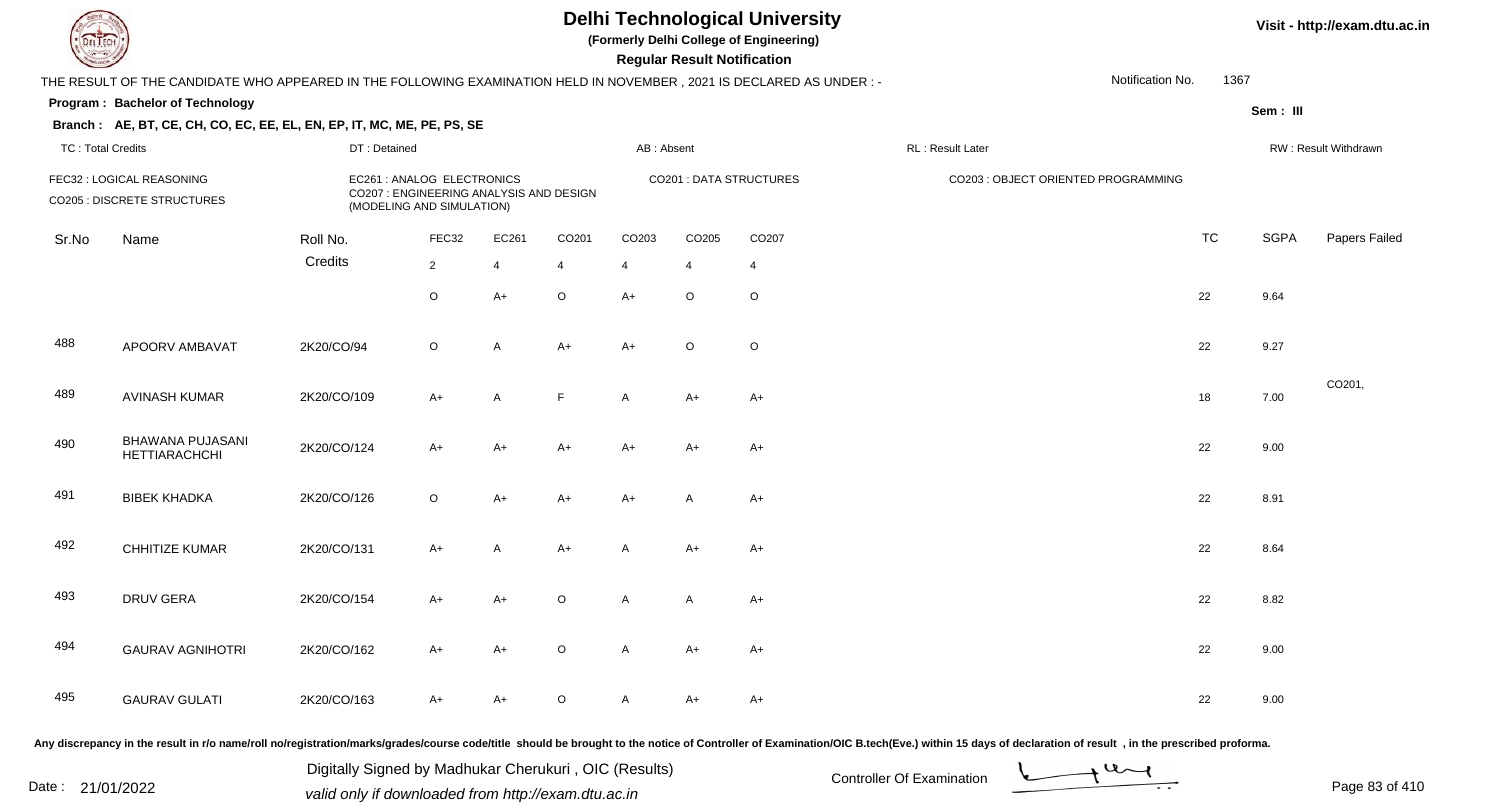# Delhi Technological University

**(Formerly Delhi College of Engineering)**

**Regular Result Notification**

Visit - http://exam.dtu.ac.in

THE RESULT OF THE CANDIDATE WHO APPEARED IN THE FOLLOWING EXAMINATION HELD IN NOVEMBER , 2021 IS DECLARED AS UNDER : - Notification No. 1367

**Program : Bachelor of Technology**

Sem : III

**Branch : AE, BT, CE, CH, CO, EC, EE, EL, EN, EP, IT, MC, ME, PE, PS, SE**

TC : Total Credits | DT : Detained | AB : Absent | RL : Result Later | RW : Result Withdrawn

FEC32 : LOGICAL REASONING
CO205 : DISCRETE STRUCTURES
EC261 : ANALOG ELECTRONICS
CO207 : ENGINEERING ANALYSIS AND DESIGN (MODELING AND SIMULATION)
CO201 : DATA STRUCTURES
CO203 : OBJECT ORIENTED PROGRAMMING

| Sr.No | Name | Roll No. | FEC32 | EC261 | CO201 | CO203 | CO205 | CO207 | TC | SGPA | Papers Failed |
|---|---|---|---|---|---|---|---|---|---|---|---|
| | | Credits | 2 | 4 | 4 | 4 | 4 | 4 | | | |
| | | | O | A+ | O | A+ | O | O | 22 | 9.64 | |
| 488 | APOORV AMBAVAT | 2K20/CO/94 | O | A | A+ | A+ | O | O | 22 | 9.27 | |
| 489 | AVINASH KUMAR | 2K20/CO/109 | A+ | A | F | A | A+ | A+ | 18 | 7.00 | CO201, |
| 490 | BHAWANA PUJASANI HETTIARACHCHI | 2K20/CO/124 | A+ | A+ | A+ | A+ | A+ | A+ | 22 | 9.00 | |
| 491 | BIBEK KHADKA | 2K20/CO/126 | O | A+ | A+ | A+ | A | A+ | 22 | 8.91 | |
| 492 | CHHITIZE KUMAR | 2K20/CO/131 | A+ | A | A+ | A | A+ | A+ | 22 | 8.64 | |
| 493 | DRUV GERA | 2K20/CO/154 | A+ | A+ | O | A | A | A+ | 22 | 8.82 | |
| 494 | GAURAV AGNIHOTRI | 2K20/CO/162 | A+ | A+ | O | A | A+ | A+ | 22 | 9.00 | |
| 495 | GAURAV GULATI | 2K20/CO/163 | A+ | A+ | O | A | A+ | A+ | 22 | 9.00 | |

Any discrepancy in the result in r/o name/roll no/registration/marks/grades/course code/title should be brought to the notice of Controller of Examination/OIC B.tech(Eve.) within 15 days of declaration of result , in the prescribed proforma.

Date : 21/01/2022

Digitally Signed by Madhukar Cherukuri , OIC (Results)
valid only if downloaded from http://exam.dtu.ac.in

Controller Of Examination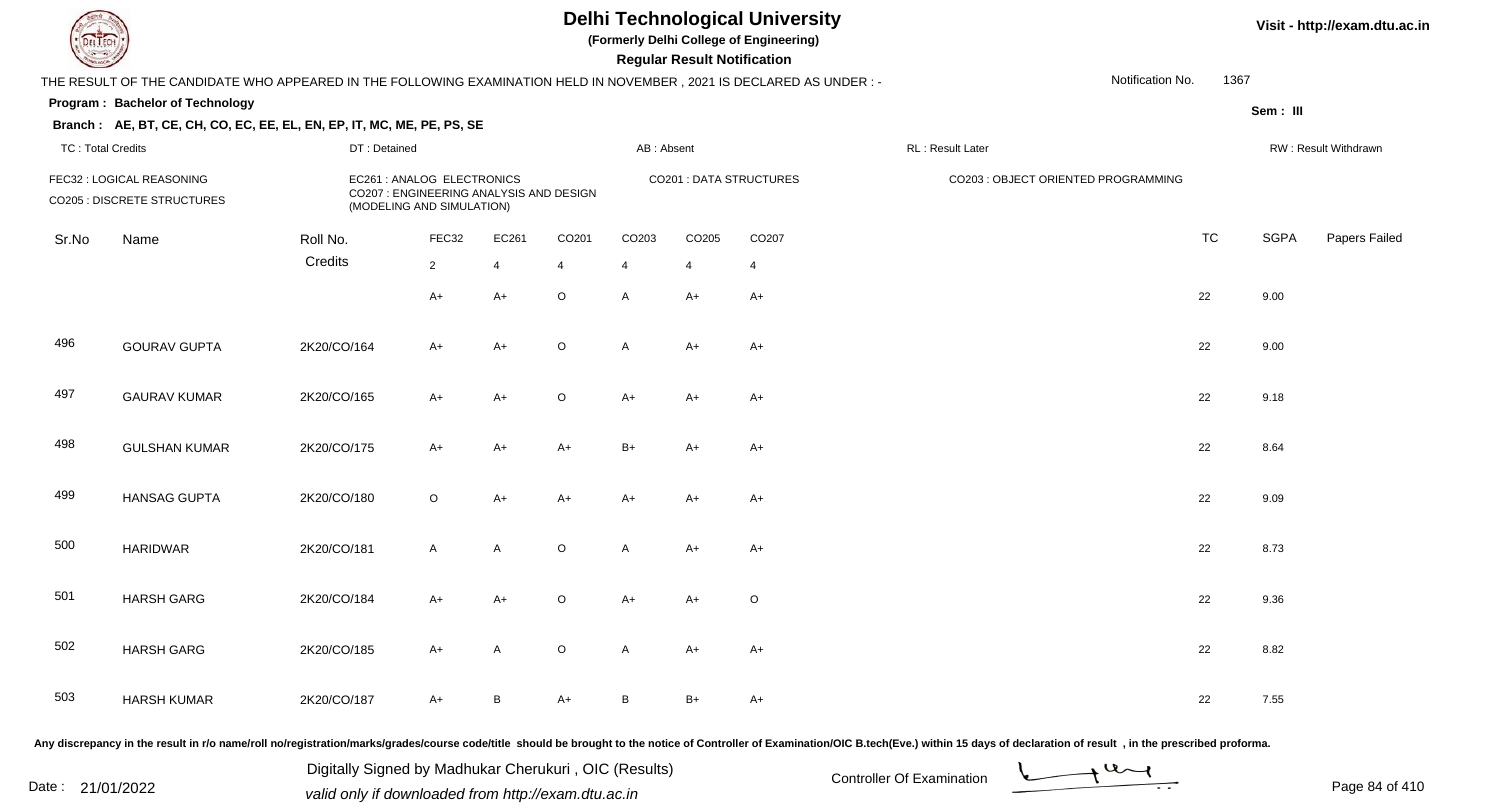# Delhi Technological University

**(Formerly Delhi College of Engineering)**

**Regular Result Notification**

Visit - http://exam.dtu.ac.in

THE RESULT OF THE CANDIDATE WHO APPEARED IN THE FOLLOWING EXAMINATION HELD IN NOVEMBER , 2021 IS DECLARED AS UNDER : -

Notification No. 1367

**Program : Bachelor of Technology**

Sem : III

**Branch : AE, BT, CE, CH, CO, EC, EE, EL, EN, EP, IT, MC, ME, PE, PS, SE**

TC : Total Credits | DT : Detained | AB : Absent | RL : Result Later | RW : Result Withdrawn

FEC32 : LOGICAL REASONING
CO205 : DISCRETE STRUCTURES
EC261 : ANALOG ELECTRONICS
CO207 : ENGINEERING ANALYSIS AND DESIGN (MODELING AND SIMULATION)
CO201 : DATA STRUCTURES
CO203 : OBJECT ORIENTED PROGRAMMING

| Sr.No | Name | Roll No. | FEC32 | EC261 | CO201 | CO203 | CO205 | CO207 | TC | SGPA | Papers Failed |
|---|---|---|---|---|---|---|---|---|---|---|---|
| | | Credits | 2 | 4 | 4 | 4 | 4 | 4 | | | |
| | | | A+ | A+ | O | A | A+ | A+ | 22 | 9.00 | |
| 496 | GOURAV GUPTA | 2K20/CO/164 | A+ | A+ | O | A | A+ | A+ | 22 | 9.00 | |
| 497 | GAURAV KUMAR | 2K20/CO/165 | A+ | A+ | O | A+ | A+ | A+ | 22 | 9.18 | |
| 498 | GULSHAN KUMAR | 2K20/CO/175 | A+ | A+ | A+ | B+ | A+ | A+ | 22 | 8.64 | |
| 499 | HANSAG GUPTA | 2K20/CO/180 | O | A+ | A+ | A+ | A+ | A+ | 22 | 9.09 | |
| 500 | HARIDWAR | 2K20/CO/181 | A | A | O | A | A+ | A+ | 22 | 8.73 | |
| 501 | HARSH GARG | 2K20/CO/184 | A+ | A+ | O | A+ | A+ | O | 22 | 9.36 | |
| 502 | HARSH GARG | 2K20/CO/185 | A+ | A | O | A | A+ | A+ | 22 | 8.82 | |
| 503 | HARSH KUMAR | 2K20/CO/187 | A+ | B | A+ | B | B+ | A+ | 22 | 7.55 | |

Any discrepancy in the result in r/o name/roll no/registration/marks/grades/course code/title should be brought to the notice of Controller of Examination/OIC B.tech(Eve.) within 15 days of declaration of result , in the prescribed proforma.

Date : 21/01/2022

Digitally Signed by Madhukar Cherukuri , OIC (Results)
valid only if downloaded from http://exam.dtu.ac.in

Controller Of Examination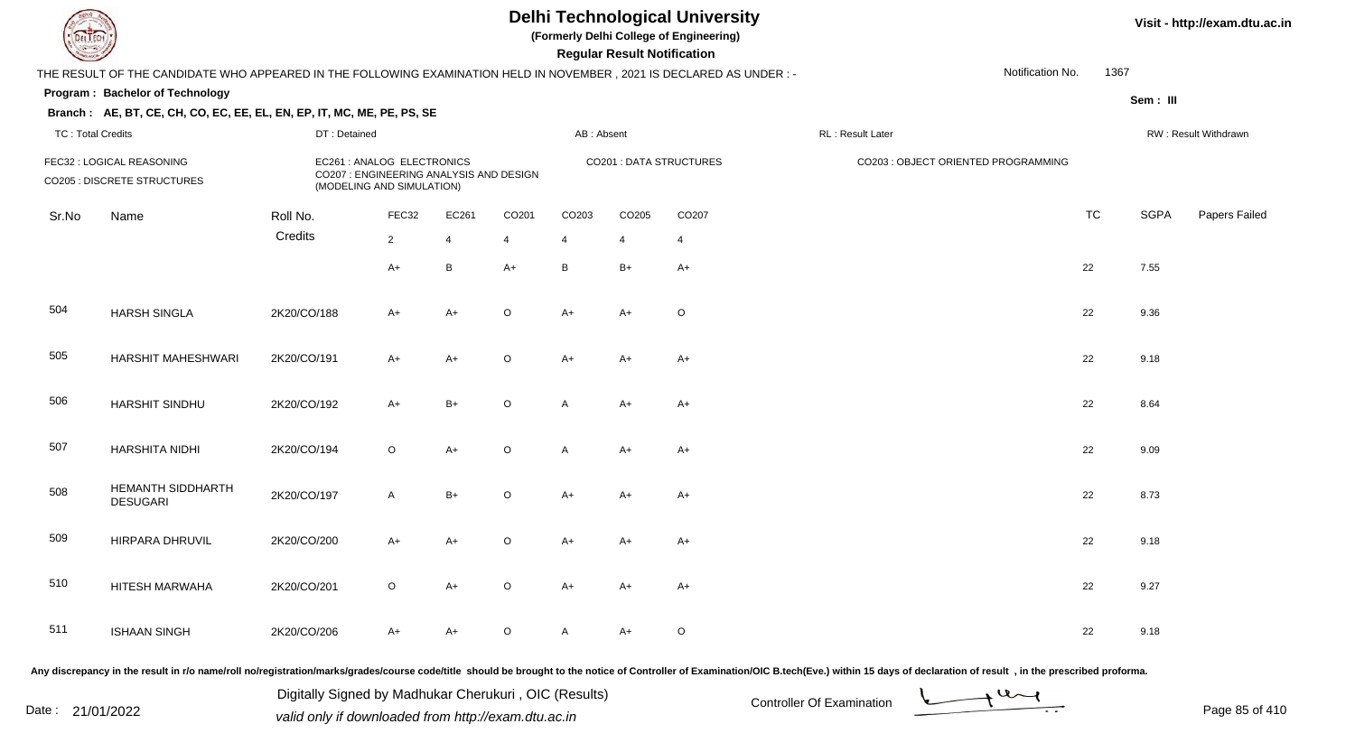# Delhi Technological University

(Formerly Delhi College of Engineering)

**Regular Result Notification**

Visit - http://exam.dtu.ac.in

THE RESULT OF THE CANDIDATE WHO APPEARED IN THE FOLLOWING EXAMINATION HELD IN NOVEMBER , 2021 IS DECLARED AS UNDER : -

Notification No. 1367

**Program : Bachelor of Technology**

Sem : III

**Branch : AE, BT, CE, CH, CO, EC, EE, EL, EN, EP, IT, MC, ME, PE, PS, SE**

TC : Total Credits | DT : Detained | AB : Absent | RL : Result Later | RW : Result Withdrawn

FEC32 : LOGICAL REASONING
CO205 : DISCRETE STRUCTURES
EC261 : ANALOG ELECTRONICS
CO207 : ENGINEERING ANALYSIS AND DESIGN (MODELING AND SIMULATION)
CO201 : DATA STRUCTURES
CO203 : OBJECT ORIENTED PROGRAMMING

| Sr.No | Name | Roll No. | FEC32 | EC261 | CO201 | CO203 | CO205 | CO207 | TC | SGPA | Papers Failed |
|---|---|---|---|---|---|---|---|---|---|---|---|
| | | Credits | 2 | 4 | 4 | 4 | 4 | 4 | | | |
| | | | A+ | B | A+ | B | B+ | A+ | 22 | 7.55 | |
| 504 | HARSH SINGLA | 2K20/CO/188 | A+ | A+ | O | A+ | A+ | O | 22 | 9.36 | |
| 505 | HARSHIT MAHESHWARI | 2K20/CO/191 | A+ | A+ | O | A+ | A+ | A+ | 22 | 9.18 | |
| 506 | HARSHIT SINDHU | 2K20/CO/192 | A+ | B+ | O | A | A+ | A+ | 22 | 8.64 | |
| 507 | HARSHITA NIDHI | 2K20/CO/194 | O | A+ | O | A | A+ | A+ | 22 | 9.09 | |
| 508 | HEMANTH SIDDHARTH DESUGARI | 2K20/CO/197 | A | B+ | O | A+ | A+ | A+ | 22 | 8.73 | |
| 509 | HIRPARA DHRUVIL | 2K20/CO/200 | A+ | A+ | O | A+ | A+ | A+ | 22 | 9.18 | |
| 510 | HITESH MARWAHA | 2K20/CO/201 | O | A+ | O | A+ | A+ | A+ | 22 | 9.27 | |
| 511 | ISHAAN SINGH | 2K20/CO/206 | A+ | A+ | O | A | A+ | O | 22 | 9.18 | |

Any discrepancy in the result in r/o name/roll no/registration/marks/grades/course code/title should be brought to the notice of Controller of Examination/OIC B.tech(Eve.) within 15 days of declaration of result , in the prescribed proforma.

Date : 21/01/2022

Digitally Signed by Madhukar Cherukuri , OIC (Results)
valid only if downloaded from http://exam.dtu.ac.in

Controller Of Examination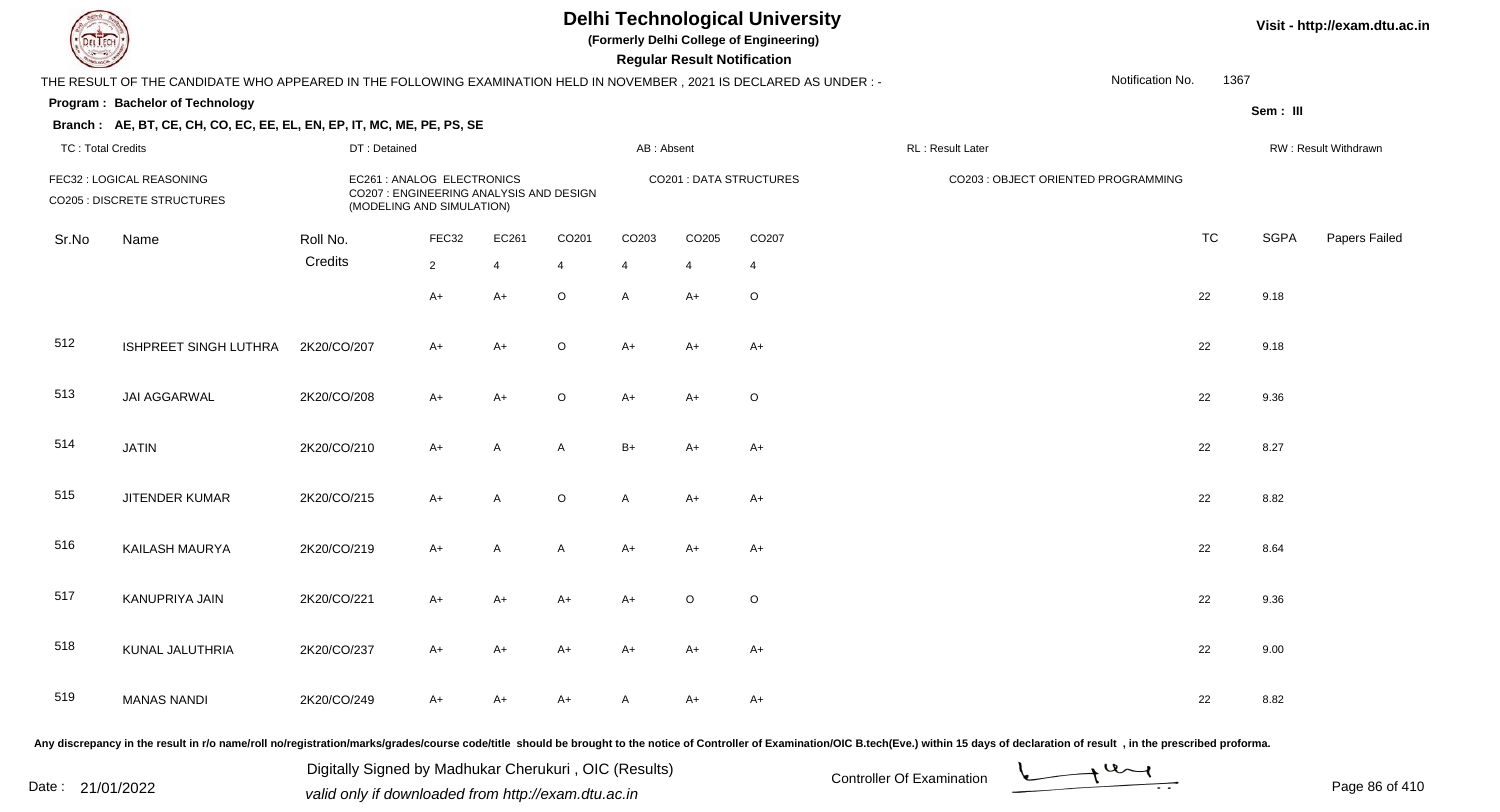# Delhi Technological University

(Formerly Delhi College of Engineering)

**Regular Result Notification**

Visit - http://exam.dtu.ac.in

THE RESULT OF THE CANDIDATE WHO APPEARED IN THE FOLLOWING EXAMINATION HELD IN NOVEMBER , 2021 IS DECLARED AS UNDER : -

Notification No. 1367

**Program : Bachelor of Technology**

Sem : III

**Branch : AE, BT, CE, CH, CO, EC, EE, EL, EN, EP, IT, MC, ME, PE, PS, SE**

TC : Total Credits | DT : Detained | AB : Absent | RL : Result Later | RW : Result Withdrawn

FEC32 : LOGICAL REASONING
CO205 : DISCRETE STRUCTURES
EC261 : ANALOG ELECTRONICS
CO207 : ENGINEERING ANALYSIS AND DESIGN (MODELING AND SIMULATION)
CO201 : DATA STRUCTURES
CO203 : OBJECT ORIENTED PROGRAMMING

| Sr.No | Name | Roll No. | FEC32 | EC261 | CO201 | CO203 | CO205 | CO207 | TC | SGPA | Papers Failed |
|---|---|---|---|---|---|---|---|---|---|---|---|
| | | Credits | 2 | 4 | 4 | 4 | 4 | 4 | | | |
| | | | A+ | A+ | O | A | A+ | O | 22 | 9.18 | |
| 512 | ISHPREET SINGH LUTHRA | 2K20/CO/207 | A+ | A+ | O | A+ | A+ | A+ | 22 | 9.18 | |
| 513 | JAI AGGARWAL | 2K20/CO/208 | A+ | A+ | O | A+ | A+ | O | 22 | 9.36 | |
| 514 | JATIN | 2K20/CO/210 | A+ | A | A | B+ | A+ | A+ | 22 | 8.27 | |
| 515 | JITENDER KUMAR | 2K20/CO/215 | A+ | A | O | A | A+ | A+ | 22 | 8.82 | |
| 516 | KAILASH MAURYA | 2K20/CO/219 | A+ | A | A | A+ | A+ | A+ | 22 | 8.64 | |
| 517 | KANUPRIYA JAIN | 2K20/CO/221 | A+ | A+ | A+ | A+ | O | O | 22 | 9.36 | |
| 518 | KUNAL JALUTHRIA | 2K20/CO/237 | A+ | A+ | A+ | A+ | A+ | A+ | 22 | 9.00 | |
| 519 | MANAS NANDI | 2K20/CO/249 | A+ | A+ | A+ | A | A+ | A+ | 22 | 8.82 | |

Any discrepancy in the result in r/o name/roll no/registration/marks/grades/course code/title should be brought to the notice of Controller of Examination/OIC B.tech(Eve.) within 15 days of declaration of result , in the prescribed proforma.

Date : 21/01/2022

Digitally Signed by Madhukar Cherukuri , OIC (Results)
valid only if downloaded from http://exam.dtu.ac.in

Controller Of Examination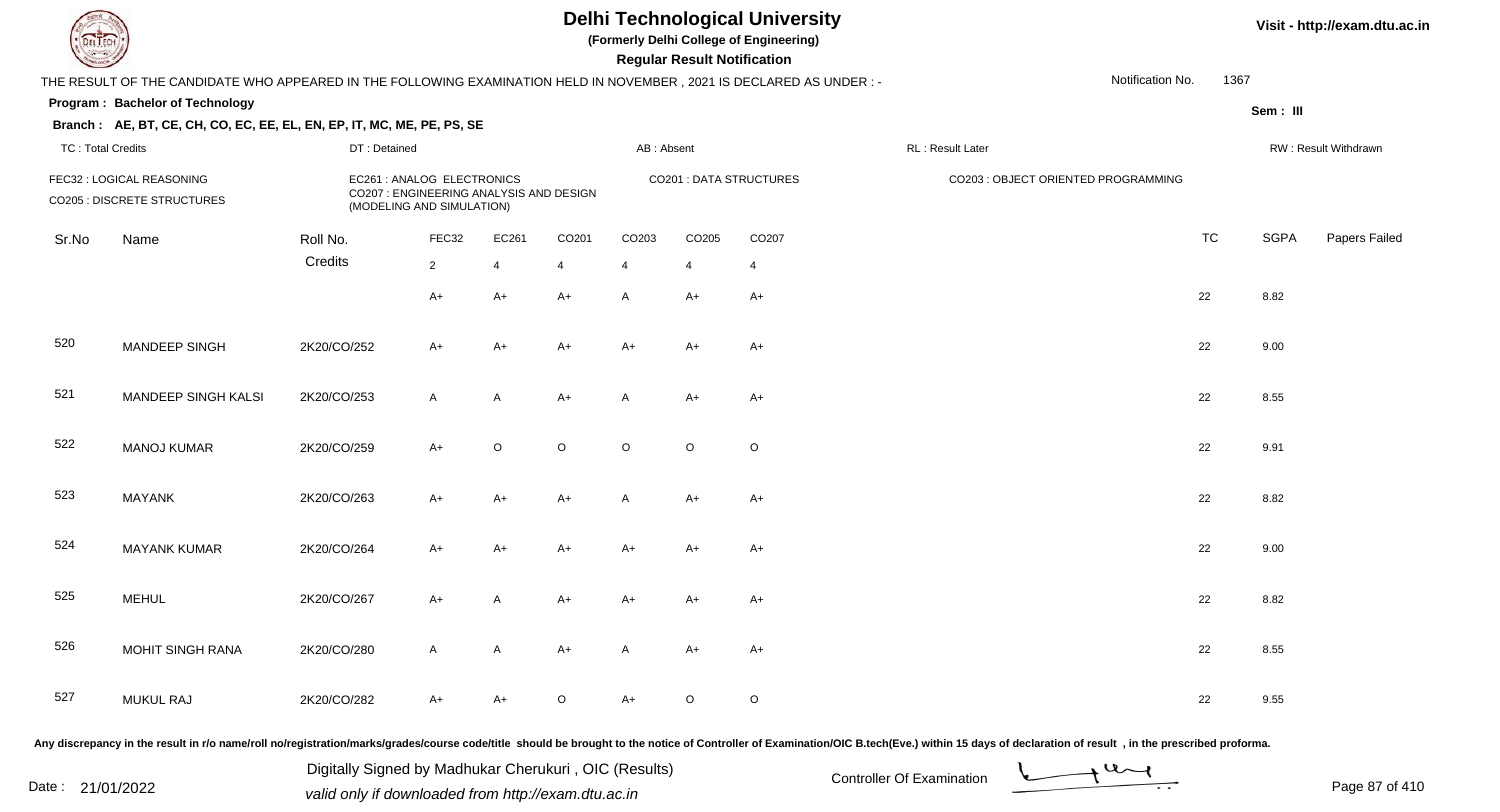# Delhi Technological University

**(Formerly Delhi College of Engineering)**

**Regular Result Notification**

Visit - http://exam.dtu.ac.in

THE RESULT OF THE CANDIDATE WHO APPEARED IN THE FOLLOWING EXAMINATION HELD IN NOVEMBER , 2021 IS DECLARED AS UNDER : -

Notification No. 1367

**Program : Bachelor of Technology**

**Sem : III**

**Branch : AE, BT, CE, CH, CO, EC, EE, EL, EN, EP, IT, MC, ME, PE, PS, SE**

TC : Total Credits | DT : Detained | AB : Absent | RL : Result Later | RW : Result Withdrawn

FEC32 : LOGICAL REASONING
CO205 : DISCRETE STRUCTURES
EC261 : ANALOG ELECTRONICS
CO207 : ENGINEERING ANALYSIS AND DESIGN (MODELING AND SIMULATION)
CO201 : DATA STRUCTURES
CO203 : OBJECT ORIENTED PROGRAMMING

| Sr.No | Name | Roll No. | FEC32 | EC261 | CO201 | CO203 | CO205 | CO207 | TC | SGPA | Papers Failed |
|---|---|---|---|---|---|---|---|---|---|---|---|
| | | Credits | 2 | 4 | 4 | 4 | 4 | 4 | | | |
| | | | A+ | A+ | A+ | A | A+ | A+ | 22 | 8.82 | |
| 520 | MANDEEP SINGH | 2K20/CO/252 | A+ | A+ | A+ | A+ | A+ | A+ | 22 | 9.00 | |
| 521 | MANDEEP SINGH KALSI | 2K20/CO/253 | A | A | A+ | A | A+ | A+ | 22 | 8.55 | |
| 522 | MANOJ KUMAR | 2K20/CO/259 | A+ | O | O | O | O | O | 22 | 9.91 | |
| 523 | MAYANK | 2K20/CO/263 | A+ | A+ | A+ | A | A+ | A+ | 22 | 8.82 | |
| 524 | MAYANK KUMAR | 2K20/CO/264 | A+ | A+ | A+ | A+ | A+ | A+ | 22 | 9.00 | |
| 525 | MEHUL | 2K20/CO/267 | A+ | A | A+ | A+ | A+ | A+ | 22 | 8.82 | |
| 526 | MOHIT SINGH RANA | 2K20/CO/280 | A | A | A+ | A | A+ | A+ | 22 | 8.55 | |
| 527 | MUKUL RAJ | 2K20/CO/282 | A+ | A+ | O | A+ | O | O | 22 | 9.55 | |

Any discrepancy in the result in r/o name/roll no/registration/marks/grades/course code/title should be brought to the notice of Controller of Examination/OIC B.tech(Eve.) within 15 days of declaration of result , in the prescribed proforma.

Date : 21/01/2022

Digitally Signed by Madhukar Cherukuri , OIC (Results)
valid only if downloaded from http://exam.dtu.ac.in

Controller Of Examination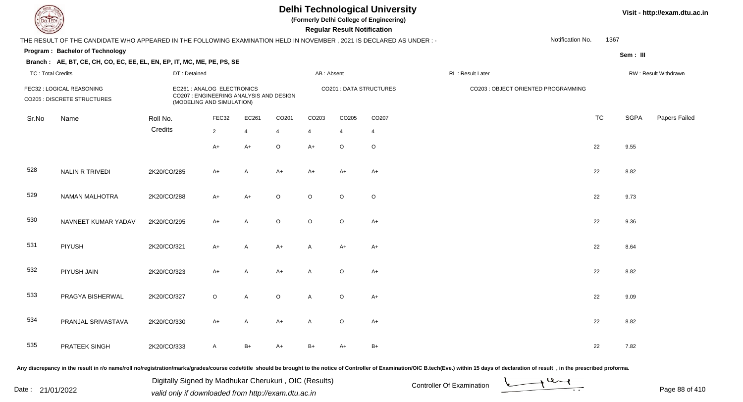# Delhi Technological University

**(Formerly Delhi College of Engineering)**

**Regular Result Notification**

Visit - http://exam.dtu.ac.in

THE RESULT OF THE CANDIDATE WHO APPEARED IN THE FOLLOWING EXAMINATION HELD IN NOVEMBER , 2021 IS DECLARED AS UNDER : -

Notification No. 1367

**Program : Bachelor of Technology**

**Sem : III**

**Branch : AE, BT, CE, CH, CO, EC, EE, EL, EN, EP, IT, MC, ME, PE, PS, SE**

TC : Total Credits | DT : Detained | AB : Absent | RL : Result Later | RW : Result Withdrawn

FEC32 : LOGICAL REASONING
CO205 : DISCRETE STRUCTURES
EC261 : ANALOG ELECTRONICS
CO207 : ENGINEERING ANALYSIS AND DESIGN (MODELING AND SIMULATION)
CO201 : DATA STRUCTURES
CO203 : OBJECT ORIENTED PROGRAMMING

| Sr.No | Name | Roll No. | FEC32 | EC261 | CO201 | CO203 | CO205 | CO207 | TC | SGPA | Papers Failed |
|---|---|---|---|---|---|---|---|---|---|---|---|
| | | Credits | 2 | 4 | 4 | 4 | 4 | 4 | | | |
| | | | A+ | A+ | O | A+ | O | O | 22 | 9.55 | |
| 528 | NALIN R TRIVEDI | 2K20/CO/285 | A+ | A | A+ | A+ | A+ | A+ | 22 | 8.82 | |
| 529 | NAMAN MALHOTRA | 2K20/CO/288 | A+ | A+ | O | O | O | O | 22 | 9.73 | |
| 530 | NAVNEET KUMAR YADAV | 2K20/CO/295 | A+ | A | O | O | O | A+ | 22 | 9.36 | |
| 531 | PIYUSH | 2K20/CO/321 | A+ | A | A+ | A | A+ | A+ | 22 | 8.64 | |
| 532 | PIYUSH JAIN | 2K20/CO/323 | A+ | A | A+ | A | O | A+ | 22 | 8.82 | |
| 533 | PRAGYA BISHERWAL | 2K20/CO/327 | O | A | O | A | O | A+ | 22 | 9.09 | |
| 534 | PRANJAL SRIVASTAVA | 2K20/CO/330 | A+ | A | A+ | A | O | A+ | 22 | 8.82 | |
| 535 | PRATEEK SINGH | 2K20/CO/333 | A | B+ | A+ | B+ | A+ | B+ | 22 | 7.82 | |

Any discrepancy in the result in r/o name/roll no/registration/marks/grades/course code/title should be brought to the notice of Controller of Examination/OIC B.tech(Eve.) within 15 days of declaration of result , in the prescribed proforma.

Date : 21/01/2022

Digitally Signed by Madhukar Cherukuri , OIC (Results)
valid only if downloaded from http://exam.dtu.ac.in

Controller Of Examination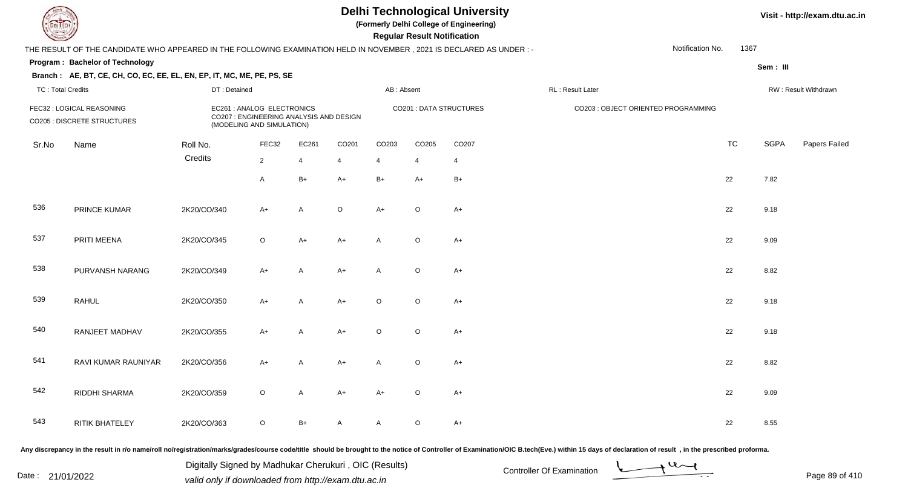# Delhi Technological University

**(Formerly Delhi College of Engineering)**

**Regular Result Notification**

Visit - http://exam.dtu.ac.in

THE RESULT OF THE CANDIDATE WHO APPEARED IN THE FOLLOWING EXAMINATION HELD IN NOVEMBER , 2021 IS DECLARED AS UNDER : -

Notification No. 1367

**Program : Bachelor of Technology**

**Sem : III**

**Branch : AE, BT, CE, CH, CO, EC, EE, EL, EN, EP, IT, MC, ME, PE, PS, SE**

TC : Total Credits | DT : Detained | AB : Absent | RL : Result Later | RW : Result Withdrawn

FEC32 : LOGICAL REASONING
CO205 : DISCRETE STRUCTURES
EC261 : ANALOG ELECTRONICS
CO207 : ENGINEERING ANALYSIS AND DESIGN (MODELING AND SIMULATION)
CO201 : DATA STRUCTURES
CO203 : OBJECT ORIENTED PROGRAMMING

| Sr.No | Name | Roll No. | FEC32 | EC261 | CO201 | CO203 | CO205 | CO207 | TC | SGPA | Papers Failed |
|---|---|---|---|---|---|---|---|---|---|---|---|
| | | Credits | 2 | 4 | 4 | 4 | 4 | 4 | | | |
| | | | A | B+ | A+ | B+ | A+ | B+ | 22 | 7.82 | |
| 536 | PRINCE KUMAR | 2K20/CO/340 | A+ | A | O | A+ | O | A+ | 22 | 9.18 | |
| 537 | PRITI MEENA | 2K20/CO/345 | O | A+ | A+ | A | O | A+ | 22 | 9.09 | |
| 538 | PURVANSH NARANG | 2K20/CO/349 | A+ | A | A+ | A | O | A+ | 22 | 8.82 | |
| 539 | RAHUL | 2K20/CO/350 | A+ | A | A+ | O | O | A+ | 22 | 9.18 | |
| 540 | RANJEET MADHAV | 2K20/CO/355 | A+ | A | A+ | O | O | A+ | 22 | 9.18 | |
| 541 | RAVI KUMAR RAUNIYAR | 2K20/CO/356 | A+ | A | A+ | A | O | A+ | 22 | 8.82 | |
| 542 | RIDDHI SHARMA | 2K20/CO/359 | O | A | A+ | A+ | O | A+ | 22 | 9.09 | |
| 543 | RITIK BHATELEY | 2K20/CO/363 | O | B+ | A | A | O | A+ | 22 | 8.55 | |

Any discrepancy in the result in r/o name/roll no/registration/marks/grades/course code/title should be brought to the notice of Controller of Examination/OIC B.tech(Eve.) within 15 days of declaration of result , in the prescribed proforma.

Date : 21/01/2022

Digitally Signed by Madhukar Cherukuri , OIC (Results)
valid only if downloaded from http://exam.dtu.ac.in

Controller Of Examination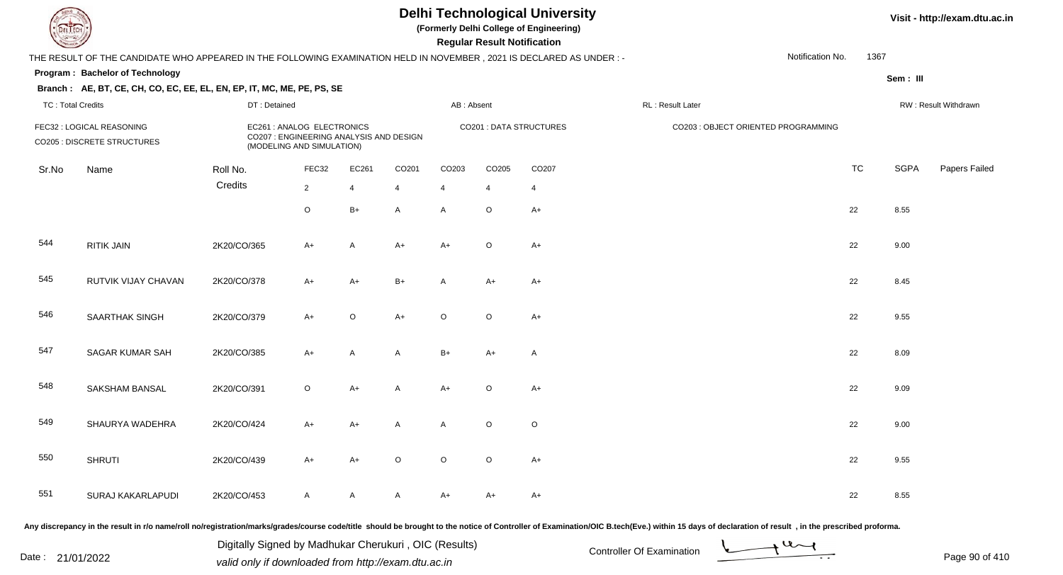# Delhi Technological University

(Formerly Delhi College of Engineering)

**Regular Result Notification**

Visit - http://exam.dtu.ac.in

THE RESULT OF THE CANDIDATE WHO APPEARED IN THE FOLLOWING EXAMINATION HELD IN NOVEMBER , 2021 IS DECLARED AS UNDER : -

Notification No. 1367

**Program : Bachelor of Technology**

Sem : III

**Branch : AE, BT, CE, CH, CO, EC, EE, EL, EN, EP, IT, MC, ME, PE, PS, SE**

TC : Total Credits | DT : Detained | AB : Absent | RL : Result Later | RW : Result Withdrawn

FEC32 : LOGICAL REASONING
EC261 : ANALOG ELECTRONICS
CO201 : DATA STRUCTURES
CO203 : OBJECT ORIENTED PROGRAMMING
CO205 : DISCRETE STRUCTURES
CO207 : ENGINEERING ANALYSIS AND DESIGN (MODELING AND SIMULATION)

| Sr.No | Name | Roll No. | FEC32 | EC261 | CO201 | CO203 | CO205 | CO207 | TC | SGPA | Papers Failed |
|---|---|---|---|---|---|---|---|---|---|---|---|
| | | Credits | 2 | 4 | 4 | 4 | 4 | 4 | | | |
| | | | O | B+ | A | A | O | A+ | 22 | 8.55 | |
| 544 | RITIK JAIN | 2K20/CO/365 | A+ | A | A+ | A+ | O | A+ | 22 | 9.00 | |
| 545 | RUTVIK VIJAY CHAVAN | 2K20/CO/378 | A+ | A+ | B+ | A | A+ | A+ | 22 | 8.45 | |
| 546 | SAARTHAK SINGH | 2K20/CO/379 | A+ | O | A+ | O | O | A+ | 22 | 9.55 | |
| 547 | SAGAR KUMAR SAH | 2K20/CO/385 | A+ | A | A | B+ | A+ | A | 22 | 8.09 | |
| 548 | SAKSHAM BANSAL | 2K20/CO/391 | O | A+ | A | A+ | O | A+ | 22 | 9.09 | |
| 549 | SHAURYA WADEHRA | 2K20/CO/424 | A+ | A+ | A | A | O | O | 22 | 9.00 | |
| 550 | SHRUTI | 2K20/CO/439 | A+ | A+ | O | O | O | A+ | 22 | 9.55 | |
| 551 | SURAJ KAKARLAPUDI | 2K20/CO/453 | A | A | A | A+ | A+ | A+ | 22 | 8.55 | |

Any discrepancy in the result in r/o name/roll no/registration/marks/grades/course code/title should be brought to the notice of Controller of Examination/OIC B.tech(Eve.) within 15 days of declaration of result , in the prescribed proforma.

Date : 21/01/2022

Digitally Signed by Madhukar Cherukuri , OIC (Results)
valid only if downloaded from http://exam.dtu.ac.in

Controller Of Examination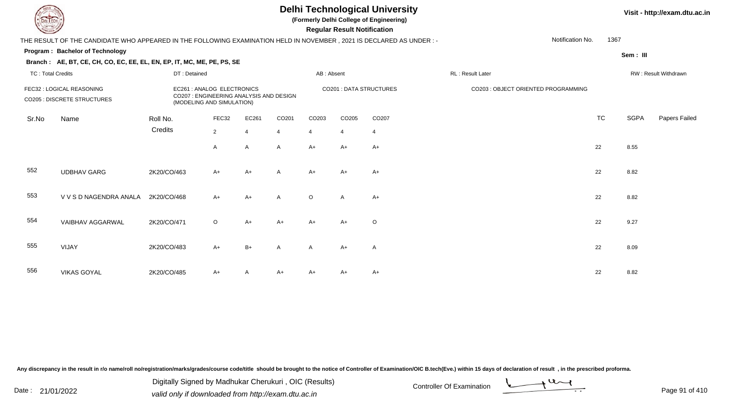# Delhi Technological University

**(Formerly Delhi College of Engineering)**

**Regular Result Notification**

Visit - http://exam.dtu.ac.in

THE RESULT OF THE CANDIDATE WHO APPEARED IN THE FOLLOWING EXAMINATION HELD IN NOVEMBER , 2021 IS DECLARED AS UNDER : -

Notification No. 1367

**Program : Bachelor of Technology**

**Sem : III**

**Branch : AE, BT, CE, CH, CO, EC, EE, EL, EN, EP, IT, MC, ME, PE, PS, SE**

TC : Total Credits | DT : Detained | AB : Absent | RL : Result Later | RW : Result Withdrawn

FEC32 : LOGICAL REASONING
CO205 : DISCRETE STRUCTURES
EC261 : ANALOG ELECTRONICS
CO207 : ENGINEERING ANALYSIS AND DESIGN (MODELING AND SIMULATION)
CO201 : DATA STRUCTURES
CO203 : OBJECT ORIENTED PROGRAMMING

| Sr.No | Name | Roll No. | FEC32 | EC261 | CO201 | CO203 | CO205 | CO207 | TC | SGPA | Papers Failed |
|---|---|---|---|---|---|---|---|---|---|---|---|
| | | Credits | 2 | 4 | 4 | 4 | 4 | 4 | | | |
| | | | A | A | A | A+ | A+ | A+ | 22 | 8.55 | |
| 552 | UDBHAV GARG | 2K20/CO/463 | A+ | A+ | A | A+ | A+ | A+ | 22 | 8.82 | |
| 553 | V V S D NAGENDRA ANALA | 2K20/CO/468 | A+ | A+ | A | O | A | A+ | 22 | 8.82 | |
| 554 | VAIBHAV AGGARWAL | 2K20/CO/471 | O | A+ | A+ | A+ | A+ | O | 22 | 9.27 | |
| 555 | VIJAY | 2K20/CO/483 | A+ | B+ | A | A | A+ | A | 22 | 8.09 | |
| 556 | VIKAS GOYAL | 2K20/CO/485 | A+ | A | A+ | A+ | A+ | A+ | 22 | 8.82 | |

Any discrepancy in the result in r/o name/roll no/registration/marks/grades/course code/title should be brought to the notice of Controller of Examination/OIC B.tech(Eve.) within 15 days of declaration of result , in the prescribed proforma.

Date : 21/01/2022

Digitally Signed by Madhukar Cherukuri , OIC (Results)
valid only if downloaded from http://exam.dtu.ac.in

Controller Of Examination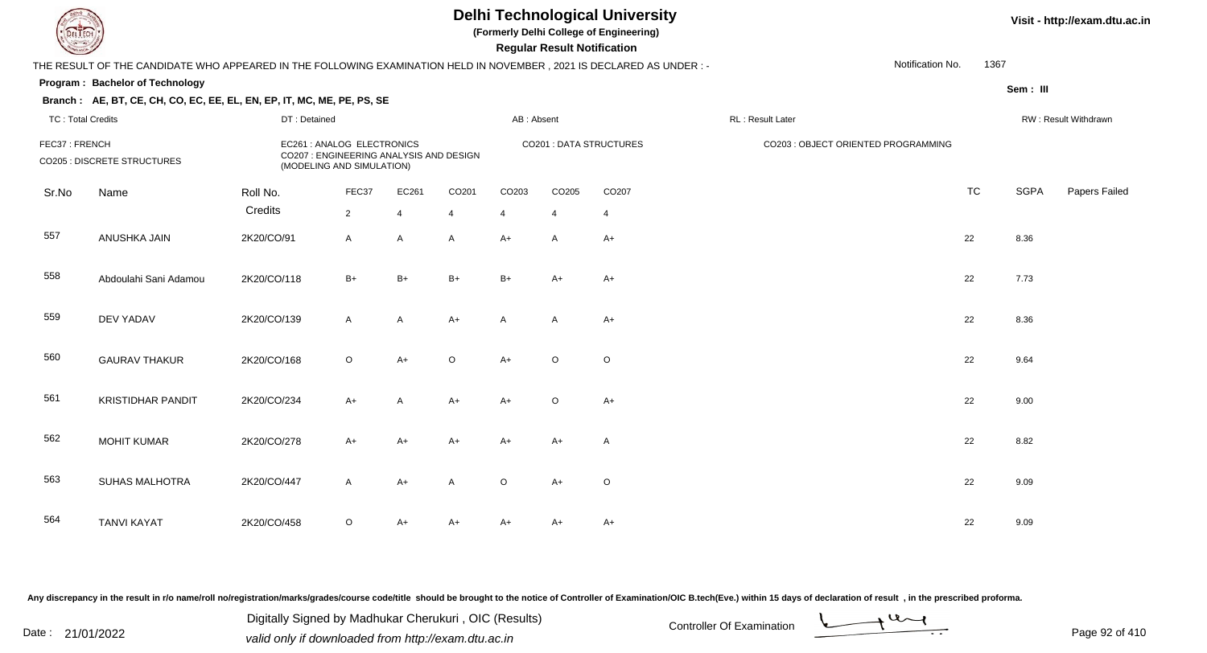# Delhi Technological University

**(Formerly Delhi College of Engineering)**

**Regular Result Notification**

Visit - http://exam.dtu.ac.in

THE RESULT OF THE CANDIDATE WHO APPEARED IN THE FOLLOWING EXAMINATION HELD IN NOVEMBER , 2021 IS DECLARED AS UNDER : -

Notification No. 1367

**Program : Bachelor of Technology**

Sem : III

**Branch : AE, BT, CE, CH, CO, EC, EE, EL, EN, EP, IT, MC, ME, PE, PS, SE**

TC : Total Credits | DT : Detained | AB : Absent | RL : Result Later | RW : Result Withdrawn

FEC37 : FRENCH | EC261 : ANALOG ELECTRONICS | CO201 : DATA STRUCTURES | CO203 : OBJECT ORIENTED PROGRAMMING
CO205 : DISCRETE STRUCTURES | CO207 : ENGINEERING ANALYSIS AND DESIGN (MODELING AND SIMULATION)

| Sr.No | Name | Roll No. | FEC37 | EC261 | CO201 | CO203 | CO205 | CO207 | TC | SGPA | Papers Failed |
|---|---|---|---|---|---|---|---|---|---|---|---|
| | | Credits | 2 | 4 | 4 | 4 | 4 | 4 | | | |
| 557 | ANUSHKA JAIN | 2K20/CO/91 | A | A | A | A+ | A | A+ | 22 | 8.36 | |
| 558 | Abdoulahi Sani Adamou | 2K20/CO/118 | B+ | B+ | B+ | B+ | A+ | A+ | 22 | 7.73 | |
| 559 | DEV YADAV | 2K20/CO/139 | A | A | A+ | A | A | A+ | 22 | 8.36 | |
| 560 | GAURAV THAKUR | 2K20/CO/168 | O | A+ | O | A+ | O | O | 22 | 9.64 | |
| 561 | KRISTIDHAR PANDIT | 2K20/CO/234 | A+ | A | A+ | A+ | O | A+ | 22 | 9.00 | |
| 562 | MOHIT KUMAR | 2K20/CO/278 | A+ | A+ | A+ | A+ | A+ | A | 22 | 8.82 | |
| 563 | SUHAS MALHOTRA | 2K20/CO/447 | A | A+ | A | O | A+ | O | 22 | 9.09 | |
| 564 | TANVI KAYAT | 2K20/CO/458 | O | A+ | A+ | A+ | A+ | A+ | 22 | 9.09 | |

Any discrepancy in the result in r/o name/roll no/registration/marks/grades/course code/title should be brought to the notice of Controller of Examination/OIC B.tech(Eve.) within 15 days of declaration of result , in the prescribed proforma.

Date : 21/01/2022

Digitally Signed by Madhukar Cherukuri , OIC (Results)
valid only if downloaded from http://exam.dtu.ac.in

Controller Of Examination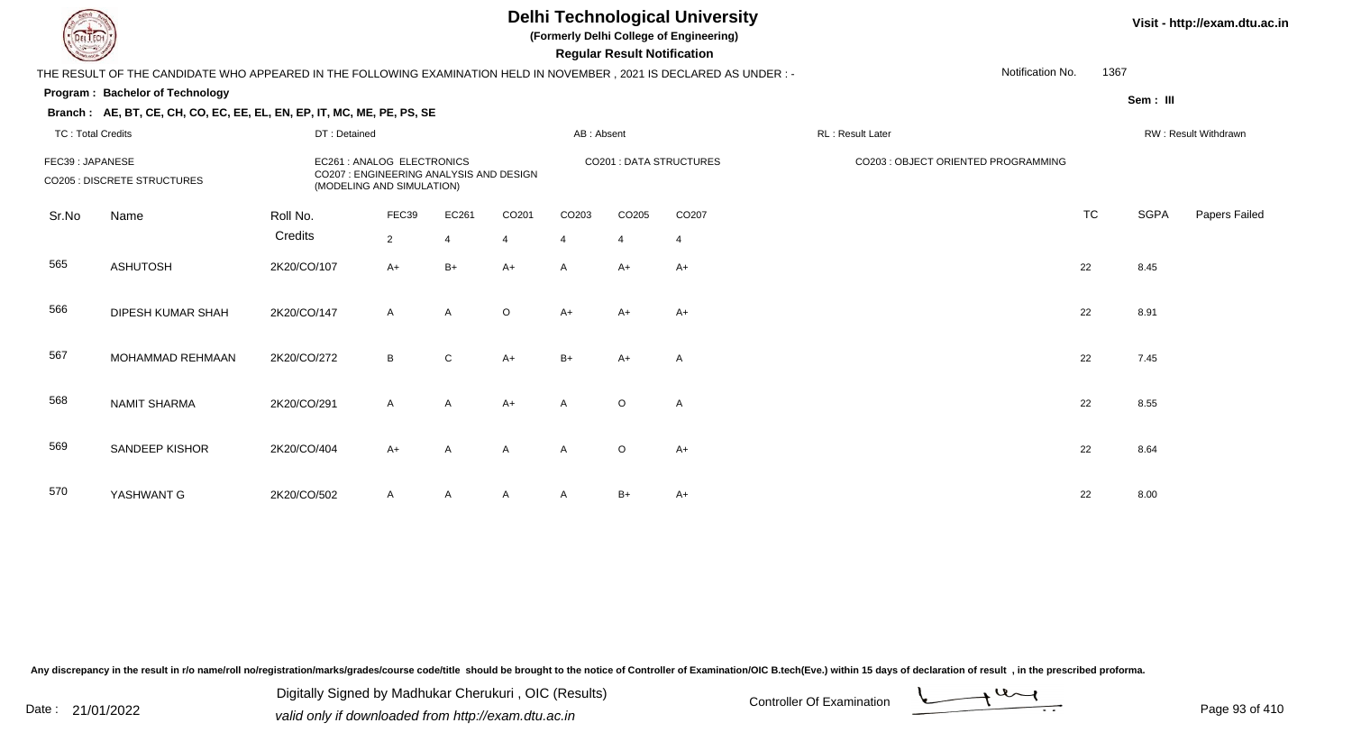# Delhi Technological University

**(Formerly Delhi College of Engineering)**

**Regular Result Notification**

Visit - http://exam.dtu.ac.in

THE RESULT OF THE CANDIDATE WHO APPEARED IN THE FOLLOWING EXAMINATION HELD IN NOVEMBER , 2021 IS DECLARED AS UNDER : -

Notification No. 1367

**Program : Bachelor of Technology**

**Sem : III**

**Branch : AE, BT, CE, CH, CO, EC, EE, EL, EN, EP, IT, MC, ME, PE, PS, SE**

TC : Total Credits | DT : Detained | AB : Absent | RL : Result Later | RW : Result Withdrawn

FEC39 : JAPANESE
CO205 : DISCRETE STRUCTURES
EC261 : ANALOG ELECTRONICS
CO207 : ENGINEERING ANALYSIS AND DESIGN (MODELING AND SIMULATION)
CO201 : DATA STRUCTURES
CO203 : OBJECT ORIENTED PROGRAMMING

| Sr.No | Name | Roll No. | FEC39 | EC261 | CO201 | CO203 | CO205 | CO207 | TC | SGPA | Papers Failed |
|---|---|---|---|---|---|---|---|---|---|---|---|
| | | Credits | 2 | 4 | 4 | 4 | 4 | 4 | | | |
| 565 | ASHUTOSH | 2K20/CO/107 | A+ | B+ | A+ | A | A+ | A+ | 22 | 8.45 | |
| 566 | DIPESH KUMAR SHAH | 2K20/CO/147 | A | A | O | A+ | A+ | A+ | 22 | 8.91 | |
| 567 | MOHAMMAD REHMAAN | 2K20/CO/272 | B | C | A+ | B+ | A+ | A | 22 | 7.45 | |
| 568 | NAMIT SHARMA | 2K20/CO/291 | A | A | A+ | A | O | A | 22 | 8.55 | |
| 569 | SANDEEP KISHOR | 2K20/CO/404 | A+ | A | A | A | O | A+ | 22 | 8.64 | |
| 570 | YASHWANT G | 2K20/CO/502 | A | A | A | A | B+ | A+ | 22 | 8.00 | |

Any discrepancy in the result in r/o name/roll no/registration/marks/grades/course code/title should be brought to the notice of Controller of Examination/OIC B.tech(Eve.) within 15 days of declaration of result , in the prescribed proforma.

Date : 21/01/2022

Digitally Signed by Madhukar Cherukuri , OIC (Results)
valid only if downloaded from http://exam.dtu.ac.in

Controller Of Examination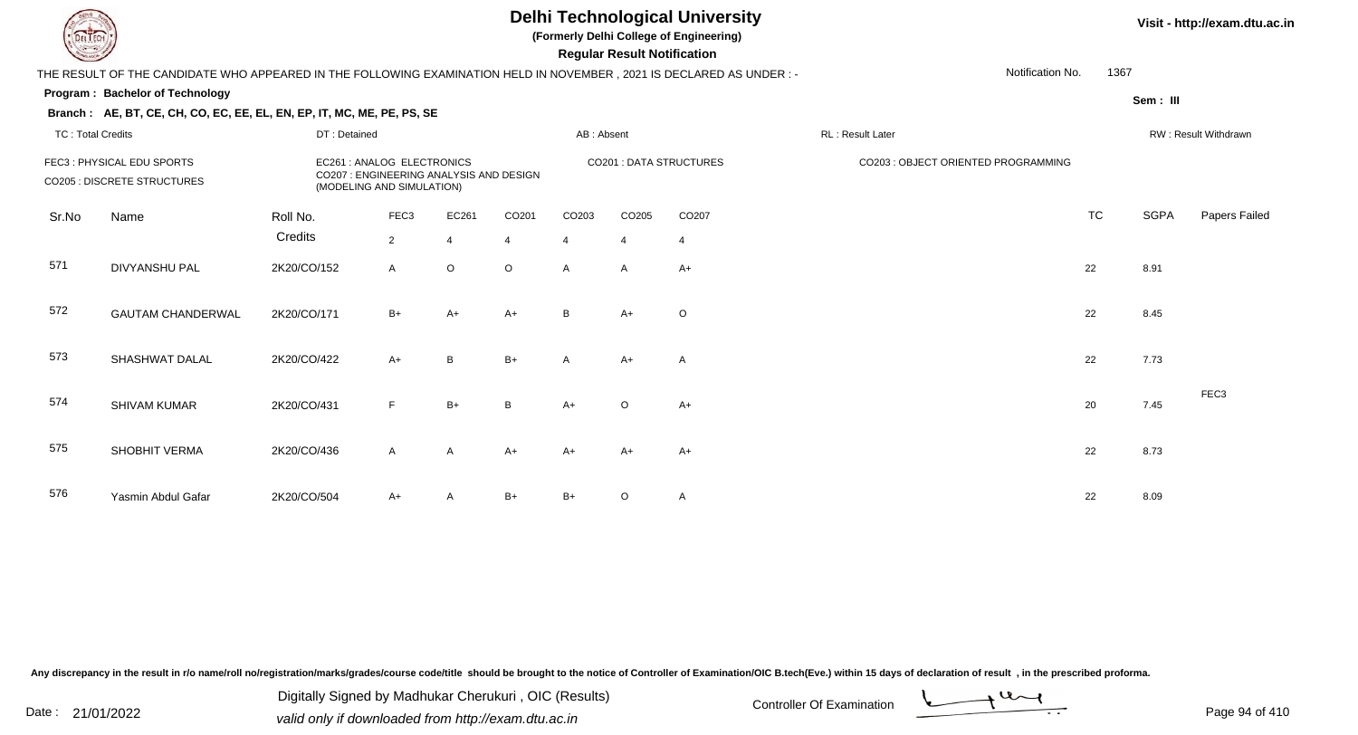# Delhi Technological University

**(Formerly Delhi College of Engineering)**

**Regular Result Notification**

Visit - http://exam.dtu.ac.in

THE RESULT OF THE CANDIDATE WHO APPEARED IN THE FOLLOWING EXAMINATION HELD IN NOVEMBER , 2021 IS DECLARED AS UNDER : -

Notification No. 1367

**Program : Bachelor of Technology**

Sem : III

**Branch : AE, BT, CE, CH, CO, EC, EE, EL, EN, EP, IT, MC, ME, PE, PS, SE**

TC : Total Credits | DT : Detained | AB : Absent | RL : Result Later | RW : Result Withdrawn

FEC3 : PHYSICAL EDU SPORTS
CO205 : DISCRETE STRUCTURES
EC261 : ANALOG ELECTRONICS
CO207 : ENGINEERING ANALYSIS AND DESIGN (MODELING AND SIMULATION)
CO201 : DATA STRUCTURES
CO203 : OBJECT ORIENTED PROGRAMMING

| Sr.No | Name | Roll No. | FEC3 | EC261 | CO201 | CO203 | CO205 | CO207 | TC | SGPA | Papers Failed |
|---|---|---|---|---|---|---|---|---|---|---|---|
| | | Credits | 2 | 4 | 4 | 4 | 4 | 4 | | | |
| 571 | DIVYANSHU PAL | 2K20/CO/152 | A | O | O | A | A | A+ | 22 | 8.91 | |
| 572 | GAUTAM CHANDERWAL | 2K20/CO/171 | B+ | A+ | A+ | B | A+ | O | 22 | 8.45 | |
| 573 | SHASHWAT DALAL | 2K20/CO/422 | A+ | B | B+ | A | A+ | A | 22 | 7.73 | |
| 574 | SHIVAM KUMAR | 2K20/CO/431 | F | B+ | B | A+ | O | A+ | 20 | 7.45 | FEC3 |
| 575 | SHOBHIT VERMA | 2K20/CO/436 | A | A | A+ | A+ | A+ | A+ | 22 | 8.73 | |
| 576 | Yasmin Abdul Gafar | 2K20/CO/504 | A+ | A | B+ | B+ | O | A | 22 | 8.09 | |

Any discrepancy in the result in r/o name/roll no/registration/marks/grades/course code/title should be brought to the notice of Controller of Examination/OIC B.tech(Eve.) within 15 days of declaration of result , in the prescribed proforma.

Date : 21/01/2022

Digitally Signed by Madhukar Cherukuri , OIC (Results)
valid only if downloaded from http://exam.dtu.ac.in

Controller Of Examination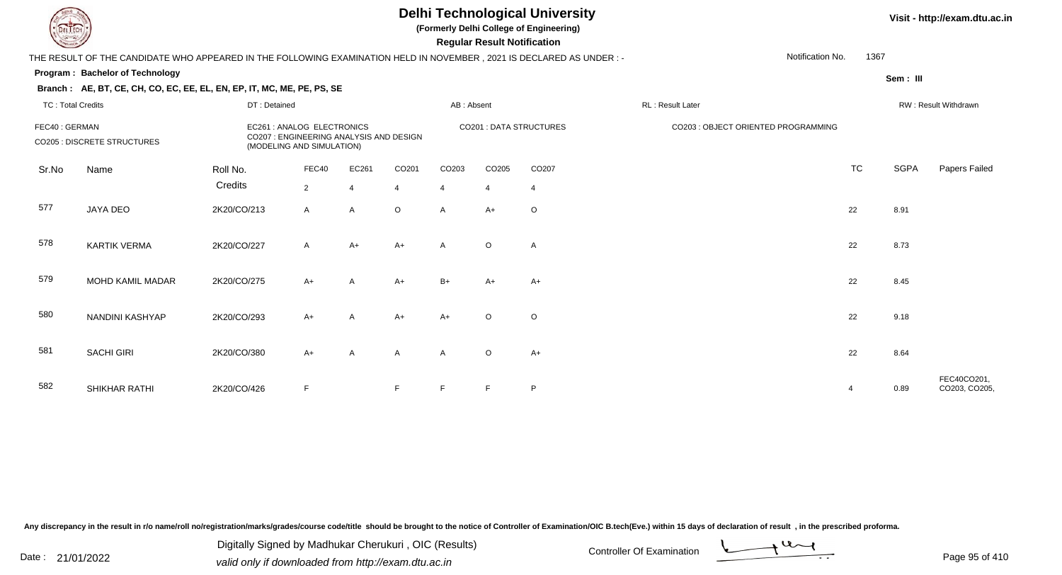# Delhi Technological University

**(Formerly Delhi College of Engineering)**

**Regular Result Notification**

Visit - http://exam.dtu.ac.in

THE RESULT OF THE CANDIDATE WHO APPEARED IN THE FOLLOWING EXAMINATION HELD IN NOVEMBER , 2021 IS DECLARED AS UNDER : -

Notification No. 1367

**Program : Bachelor of Technology**

Sem : III

**Branch : AE, BT, CE, CH, CO, EC, EE, EL, EN, EP, IT, MC, ME, PE, PS, SE**

TC : Total Credits | DT : Detained | AB : Absent | RL : Result Later | RW : Result Withdrawn

FEC40 : GERMAN
EC261 : ANALOG ELECTRONICS
CO201 : DATA STRUCTURES
CO203 : OBJECT ORIENTED PROGRAMMING
CO205 : DISCRETE STRUCTURES
CO207 : ENGINEERING ANALYSIS AND DESIGN (MODELING AND SIMULATION)

| Sr.No | Name | Roll No. | FEC40 | EC261 | CO201 | CO203 | CO205 | CO207 | TC | SGPA | Papers Failed |
|---|---|---|---|---|---|---|---|---|---|---|---|
| | | Credits | 2 | 4 | 4 | 4 | 4 | 4 | | | |
| 577 | JAYA DEO | 2K20/CO/213 | A | A | O | A | A+ | O | 22 | 8.91 | |
| 578 | KARTIK VERMA | 2K20/CO/227 | A | A+ | A+ | A | O | A | 22 | 8.73 | |
| 579 | MOHD KAMIL MADAR | 2K20/CO/275 | A+ | A | A+ | B+ | A+ | A+ | 22 | 8.45 | |
| 580 | NANDINI KASHYAP | 2K20/CO/293 | A+ | A | A+ | A+ | O | O | 22 | 9.18 | |
| 581 | SACHI GIRI | 2K20/CO/380 | A+ | A | A | A | O | A+ | 22 | 8.64 | |
| 582 | SHIKHAR RATHI | 2K20/CO/426 | F | | F | F | F | P | 4 | 0.89 | FEC40CO201, CO203, CO205, |

Any discrepancy in the result in r/o name/roll no/registration/marks/grades/course code/title should be brought to the notice of Controller of Examination/OIC B.tech(Eve.) within 15 days of declaration of result , in the prescribed proforma.

Date : 21/01/2022

Digitally Signed by Madhukar Cherukuri , OIC (Results)
valid only if downloaded from http://exam.dtu.ac.in

Controller Of Examination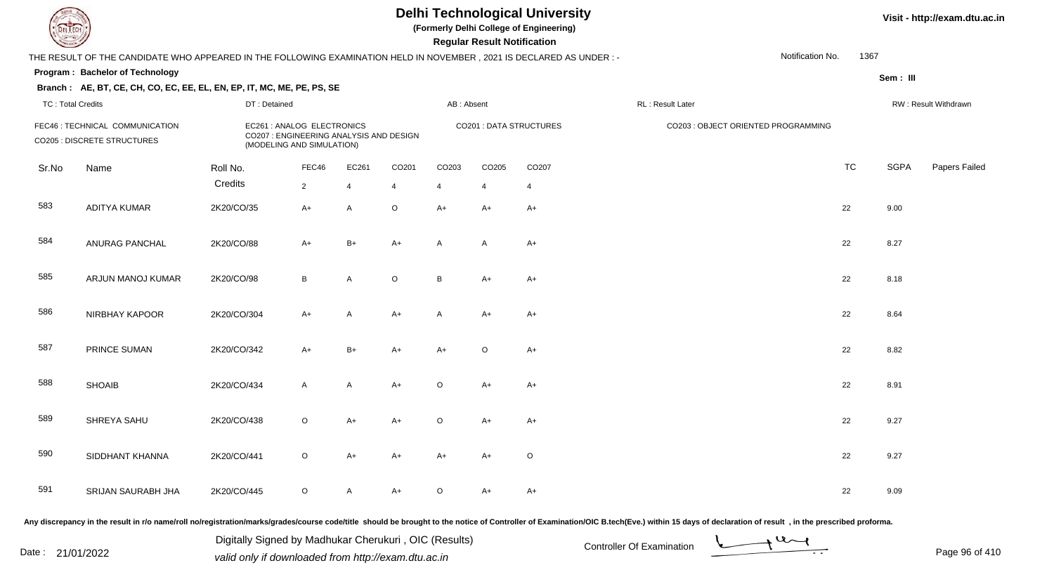# Delhi Technological University

(Formerly Delhi College of Engineering)

**Regular Result Notification**

Visit - http://exam.dtu.ac.in

THE RESULT OF THE CANDIDATE WHO APPEARED IN THE FOLLOWING EXAMINATION HELD IN NOVEMBER , 2021 IS DECLARED AS UNDER : -

Notification No. 1367

**Program : Bachelor of Technology**

**Sem : III**

**Branch : AE, BT, CE, CH, CO, EC, EE, EL, EN, EP, IT, MC, ME, PE, PS, SE**

TC : Total Credits | DT : Detained | AB : Absent | RL : Result Later | RW : Result Withdrawn

FEC46 : TECHNICAL COMMUNICATION
CO205 : DISCRETE STRUCTURES
EC261 : ANALOG ELECTRONICS
CO207 : ENGINEERING ANALYSIS AND DESIGN (MODELING AND SIMULATION)
CO201 : DATA STRUCTURES
CO203 : OBJECT ORIENTED PROGRAMMING

| Sr.No | Name | Roll No. | FEC46 | EC261 | CO201 | CO203 | CO205 | CO207 | TC | SGPA | Papers Failed |
|---|---|---|---|---|---|---|---|---|---|---|---|
| | | Credits | 2 | 4 | 4 | 4 | 4 | 4 | | | |
| 583 | ADITYA KUMAR | 2K20/CO/35 | A+ | A | O | A+ | A+ | A+ | 22 | 9.00 | |
| 584 | ANURAG PANCHAL | 2K20/CO/88 | A+ | B+ | A+ | A | A | A+ | 22 | 8.27 | |
| 585 | ARJUN MANOJ KUMAR | 2K20/CO/98 | B | A | O | B | A+ | A+ | 22 | 8.18 | |
| 586 | NIRBHAY KAPOOR | 2K20/CO/304 | A+ | A | A+ | A | A+ | A+ | 22 | 8.64 | |
| 587 | PRINCE SUMAN | 2K20/CO/342 | A+ | B+ | A+ | A+ | O | A+ | 22 | 8.82 | |
| 588 | SHOAIB | 2K20/CO/434 | A | A | A+ | O | A+ | A+ | 22 | 8.91 | |
| 589 | SHREYA SAHU | 2K20/CO/438 | O | A+ | A+ | O | A+ | A+ | 22 | 9.27 | |
| 590 | SIDDHANT KHANNA | 2K20/CO/441 | O | A+ | A+ | A+ | A+ | O | 22 | 9.27 | |
| 591 | SRIJAN SAURABH JHA | 2K20/CO/445 | O | A | A+ | O | A+ | A+ | 22 | 9.09 | |

Any discrepancy in the result in r/o name/roll no/registration/marks/grades/course code/title should be brought to the notice of Controller of Examination/OIC B.tech(Eve.) within 15 days of declaration of result , in the prescribed proforma.

Date : 21/01/2022

Digitally Signed by Madhukar Cherukuri , OIC (Results)
valid only if downloaded from http://exam.dtu.ac.in

Controller Of Examination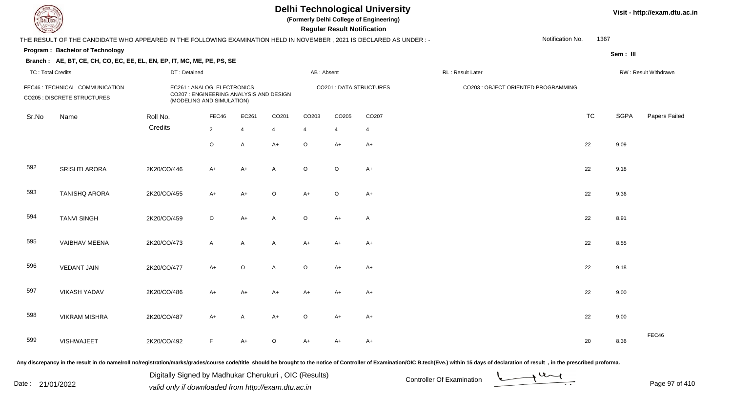# Delhi Technological University

**(Formerly Delhi College of Engineering)**

**Regular Result Notification**

Visit - http://exam.dtu.ac.in

THE RESULT OF THE CANDIDATE WHO APPEARED IN THE FOLLOWING EXAMINATION HELD IN NOVEMBER , 2021 IS DECLARED AS UNDER : -

Notification No. 1367

**Program : Bachelor of Technology**

**Sem : III**

**Branch : AE, BT, CE, CH, CO, EC, EE, EL, EN, EP, IT, MC, ME, PE, PS, SE**

TC : Total Credits | DT : Detained | AB : Absent | RL : Result Later | RW : Result Withdrawn

FEC46 : TECHNICAL COMMUNICATION
EC261 : ANALOG ELECTRONICS
CO201 : DATA STRUCTURES
CO203 : OBJECT ORIENTED PROGRAMMING
CO205 : DISCRETE STRUCTURES
CO207 : ENGINEERING ANALYSIS AND DESIGN (MODELING AND SIMULATION)

| Sr.No | Name | Roll No. | FEC46 | EC261 | CO201 | CO203 | CO205 | CO207 | TC | SGPA | Papers Failed |
|---|---|---|---|---|---|---|---|---|---|---|---|
| | | Credits | 2 | 4 | 4 | 4 | 4 | 4 | | | |
| | | | O | A | A+ | O | A+ | A+ | 22 | 9.09 | |
| 592 | SRISHTI ARORA | 2K20/CO/446 | A+ | A+ | A | O | O | A+ | 22 | 9.18 | |
| 593 | TANISHQ ARORA | 2K20/CO/455 | A+ | A+ | O | A+ | O | A+ | 22 | 9.36 | |
| 594 | TANVI SINGH | 2K20/CO/459 | O | A+ | A | O | A+ | A | 22 | 8.91 | |
| 595 | VAIBHAV MEENA | 2K20/CO/473 | A | A | A | A+ | A+ | A+ | 22 | 8.55 | |
| 596 | VEDANT JAIN | 2K20/CO/477 | A+ | O | A | O | A+ | A+ | 22 | 9.18 | |
| 597 | VIKASH YADAV | 2K20/CO/486 | A+ | A+ | A+ | A+ | A+ | A+ | 22 | 9.00 | |
| 598 | VIKRAM MISHRA | 2K20/CO/487 | A+ | A | A+ | O | A+ | A+ | 22 | 9.00 | |
| 599 | VISHWAJEET | 2K20/CO/492 | F | A+ | O | A+ | A+ | A+ | 20 | 8.36 | FEC46 |

Any discrepancy in the result in r/o name/roll no/registration/marks/grades/course code/title should be brought to the notice of Controller of Examination/OIC B.tech(Eve.) within 15 days of declaration of result , in the prescribed proforma.

Date : 21/01/2022

Digitally Signed by Madhukar Cherukuri , OIC (Results)
valid only if downloaded from http://exam.dtu.ac.in

Controller Of Examination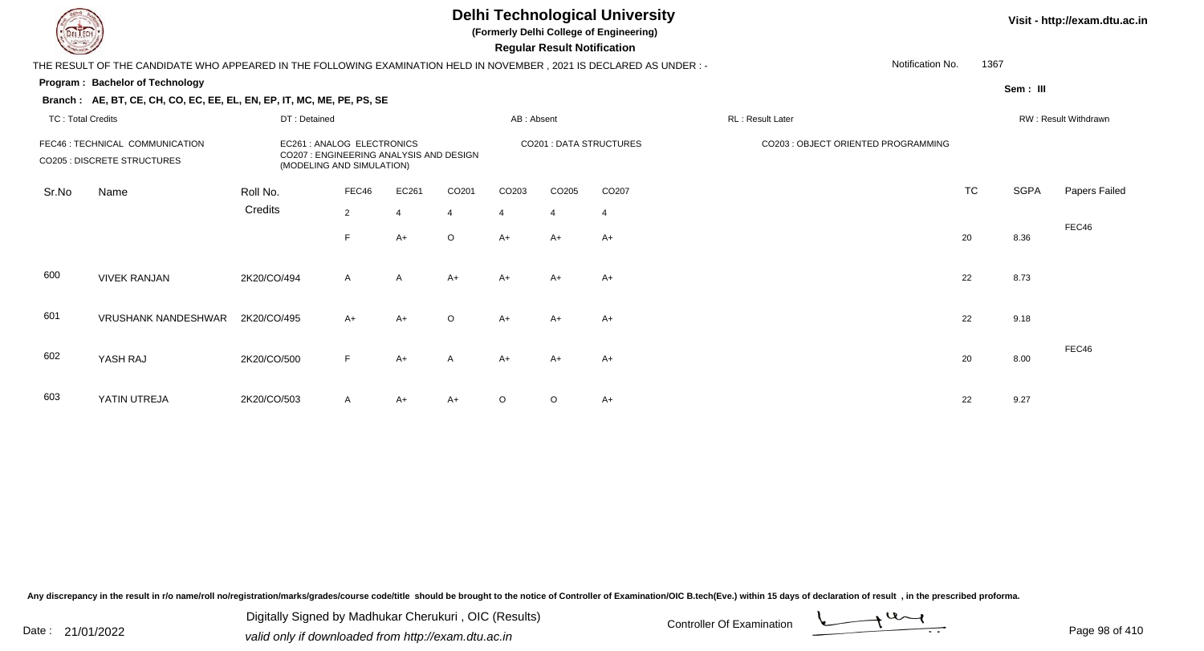# Delhi Technological University

**(Formerly Delhi College of Engineering)**

**Regular Result Notification**

Visit - http://exam.dtu.ac.in

THE RESULT OF THE CANDIDATE WHO APPEARED IN THE FOLLOWING EXAMINATION HELD IN NOVEMBER , 2021 IS DECLARED AS UNDER : -

Notification No. 1367

**Program : Bachelor of Technology**

**Sem : III**

**Branch : AE, BT, CE, CH, CO, EC, EE, EL, EN, EP, IT, MC, ME, PE, PS, SE**

TC : Total Credits | DT : Detained | AB : Absent | RL : Result Later | RW : Result Withdrawn

FEC46 : TECHNICAL COMMUNICATION
CO205 : DISCRETE STRUCTURES
EC261 : ANALOG ELECTRONICS
CO207 : ENGINEERING ANALYSIS AND DESIGN (MODELING AND SIMULATION)
CO201 : DATA STRUCTURES
CO203 : OBJECT ORIENTED PROGRAMMING

| Sr.No | Name | Roll No. | FEC46 | EC261 | CO201 | CO203 | CO205 | CO207 | TC | SGPA | Papers Failed |
|---|---|---|---|---|---|---|---|---|---|---|---|
| | | Credits | 2 | 4 | 4 | 4 | 4 | 4 | | | |
| | | | F | A+ | O | A+ | A+ | A+ | 20 | 8.36 | FEC46 |
| 600 | VIVEK RANJAN | 2K20/CO/494 | A | A | A+ | A+ | A+ | A+ | 22 | 8.73 | |
| 601 | VRUSHANK NANDESHWAR | 2K20/CO/495 | A+ | A+ | O | A+ | A+ | A+ | 22 | 9.18 | |
| 602 | YASH RAJ | 2K20/CO/500 | F | A+ | A | A+ | A+ | A+ | 20 | 8.00 | FEC46 |
| 603 | YATIN UTREJA | 2K20/CO/503 | A | A+ | A+ | O | O | A+ | 22 | 9.27 | |

Any discrepancy in the result in r/o name/roll no/registration/marks/grades/course code/title should be brought to the notice of Controller of Examination/OIC B.tech(Eve.) within 15 days of declaration of result , in the prescribed proforma.

Date : 21/01/2022

Digitally Signed by Madhukar Cherukuri , OIC (Results)
valid only if downloaded from http://exam.dtu.ac.in

Controller Of Examination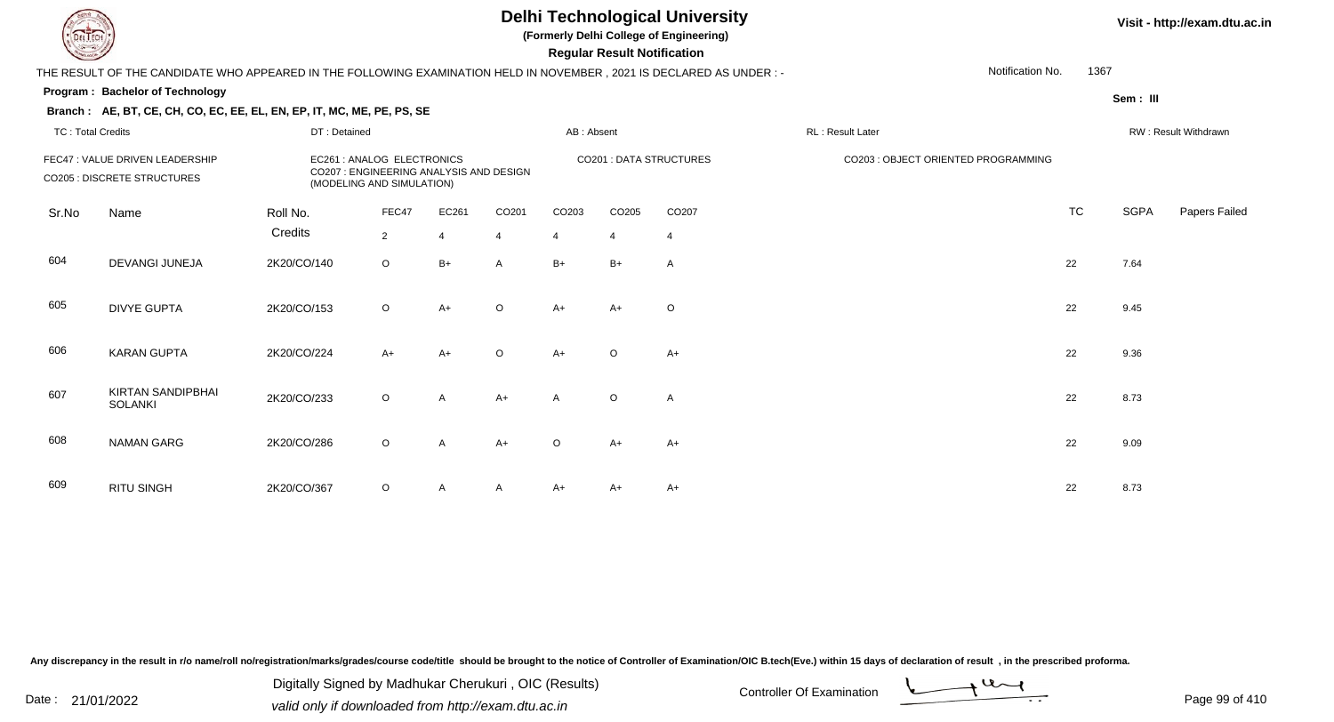# Delhi Technological University

**(Formerly Delhi College of Engineering)**

**Regular Result Notification**

Visit - http://exam.dtu.ac.in

THE RESULT OF THE CANDIDATE WHO APPEARED IN THE FOLLOWING EXAMINATION HELD IN NOVEMBER , 2021 IS DECLARED AS UNDER : -

Notification No. 1367

**Program : Bachelor of Technology**

Sem : III

**Branch : AE, BT, CE, CH, CO, EC, EE, EL, EN, EP, IT, MC, ME, PE, PS, SE**

TC : Total Credits | DT : Detained | AB : Absent | RL : Result Later | RW : Result Withdrawn

FEC47 : VALUE DRIVEN LEADERSHIP
CO205 : DISCRETE STRUCTURES
EC261 : ANALOG ELECTRONICS
CO207 : ENGINEERING ANALYSIS AND DESIGN (MODELING AND SIMULATION)
CO201 : DATA STRUCTURES
CO203 : OBJECT ORIENTED PROGRAMMING

| Sr.No | Name | Roll No. | FEC47 | EC261 | CO201 | CO203 | CO205 | CO207 | TC | SGPA | Papers Failed |
|---|---|---|---|---|---|---|---|---|---|---|---|
| | | Credits | 2 | 4 | 4 | 4 | 4 | 4 | | | |
| 604 | DEVANGI JUNEJA | 2K20/CO/140 | O | B+ | A | B+ | B+ | A | 22 | 7.64 | |
| 605 | DIVYE GUPTA | 2K20/CO/153 | O | A+ | O | A+ | A+ | O | 22 | 9.45 | |
| 606 | KARAN GUPTA | 2K20/CO/224 | A+ | A+ | O | A+ | O | A+ | 22 | 9.36 | |
| 607 | KIRTAN SANDIPBHAI SOLANKI | 2K20/CO/233 | O | A | A+ | A | O | A | 22 | 8.73 | |
| 608 | NAMAN GARG | 2K20/CO/286 | O | A | A+ | O | A+ | A+ | 22 | 9.09 | |
| 609 | RITU SINGH | 2K20/CO/367 | O | A | A | A+ | A+ | A+ | 22 | 8.73 | |

Any discrepancy in the result in r/o name/roll no/registration/marks/grades/course code/title should be brought to the notice of Controller of Examination/OIC B.tech(Eve.) within 15 days of declaration of result , in the prescribed proforma.

Date : 21/01/2022

Digitally Signed by Madhukar Cherukuri , OIC (Results)
valid only if downloaded from http://exam.dtu.ac.in

Controller Of Examination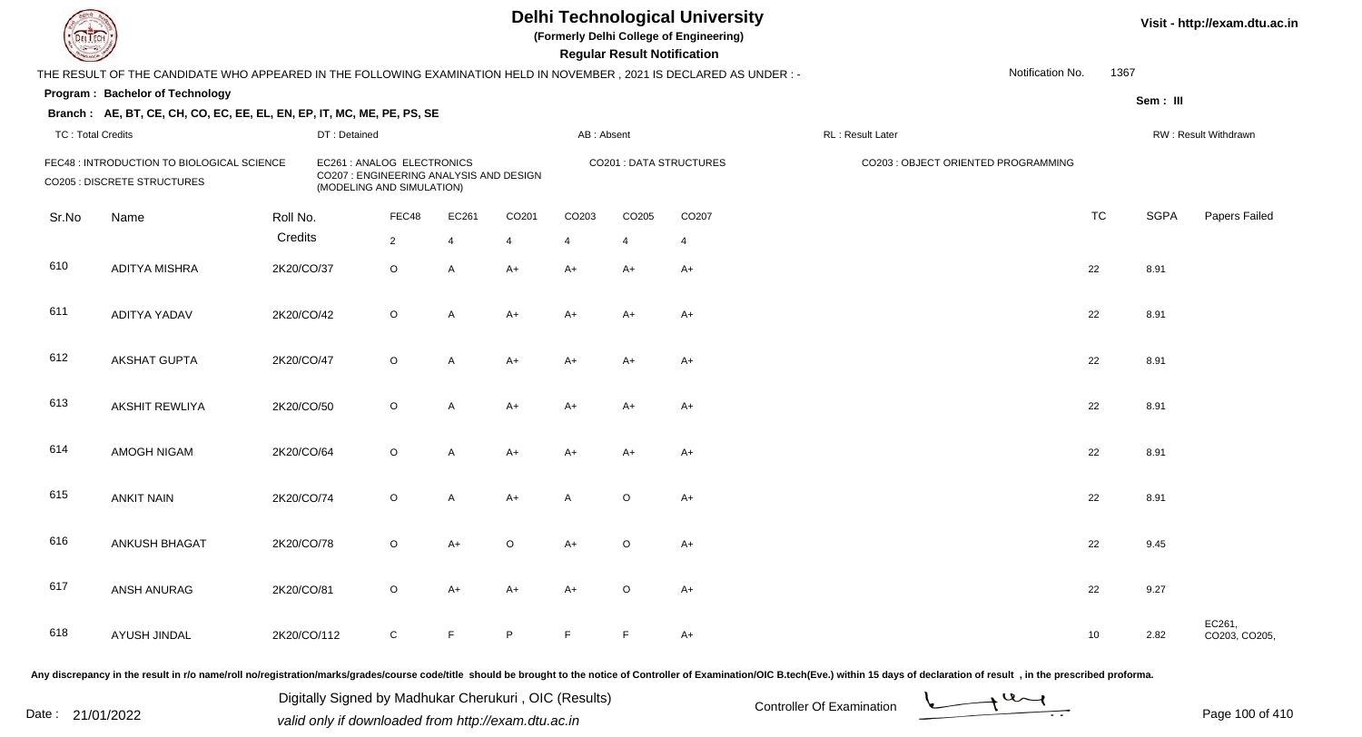# Delhi Technological University

**(Formerly Delhi College of Engineering)**

**Regular Result Notification**

Visit - http://exam.dtu.ac.in

THE RESULT OF THE CANDIDATE WHO APPEARED IN THE FOLLOWING EXAMINATION HELD IN NOVEMBER , 2021 IS DECLARED AS UNDER : -

Notification No. 1367

**Program : Bachelor of Technology**

Sem : III

**Branch : AE, BT, CE, CH, CO, EC, EE, EL, EN, EP, IT, MC, ME, PE, PS, SE**

TC : Total Credits | DT : Detained | AB : Absent | RL : Result Later | RW : Result Withdrawn

FEC48 : INTRODUCTION TO BIOLOGICAL SCIENCE
EC261 : ANALOG ELECTRONICS
CO201 : DATA STRUCTURES
CO203 : OBJECT ORIENTED PROGRAMMING
CO205 : DISCRETE STRUCTURES
CO207 : ENGINEERING ANALYSIS AND DESIGN (MODELING AND SIMULATION)

| Sr.No | Name | Roll No. | FEC48 | EC261 | CO201 | CO203 | CO205 | CO207 | TC | SGPA | Papers Failed |
|---|---|---|---|---|---|---|---|---|---|---|---|
| | | Credits | 2 | 4 | 4 | 4 | 4 | 4 | | | |
| 610 | ADITYA MISHRA | 2K20/CO/37 | O | A | A+ | A+ | A+ | A+ | 22 | 8.91 | |
| 611 | ADITYA YADAV | 2K20/CO/42 | O | A | A+ | A+ | A+ | A+ | 22 | 8.91 | |
| 612 | AKSHAT GUPTA | 2K20/CO/47 | O | A | A+ | A+ | A+ | A+ | 22 | 8.91 | |
| 613 | AKSHIT REWLIYA | 2K20/CO/50 | O | A | A+ | A+ | A+ | A+ | 22 | 8.91 | |
| 614 | AMOGH NIGAM | 2K20/CO/64 | O | A | A+ | A+ | A+ | A+ | 22 | 8.91 | |
| 615 | ANKIT NAIN | 2K20/CO/74 | O | A | A+ | A | O | A+ | 22 | 8.91 | |
| 616 | ANKUSH BHAGAT | 2K20/CO/78 | O | A+ | O | A+ | O | A+ | 22 | 9.45 | |
| 617 | ANSH ANURAG | 2K20/CO/81 | O | A+ | A+ | A+ | O | A+ | 22 | 9.27 | |
| 618 | AYUSH JINDAL | 2K20/CO/112 | C | F | P | F | F | A+ | 10 | 2.82 | EC261, CO203, CO205, |

Any discrepancy in the result in r/o name/roll no/registration/marks/grades/course code/title should be brought to the notice of Controller of Examination/OIC B.tech(Eve.) within 15 days of declaration of result , in the prescribed proforma.

Date : 21/01/2022

Digitally Signed by Madhukar Cherukuri , OIC (Results)
valid only if downloaded from http://exam.dtu.ac.in

Controller Of Examination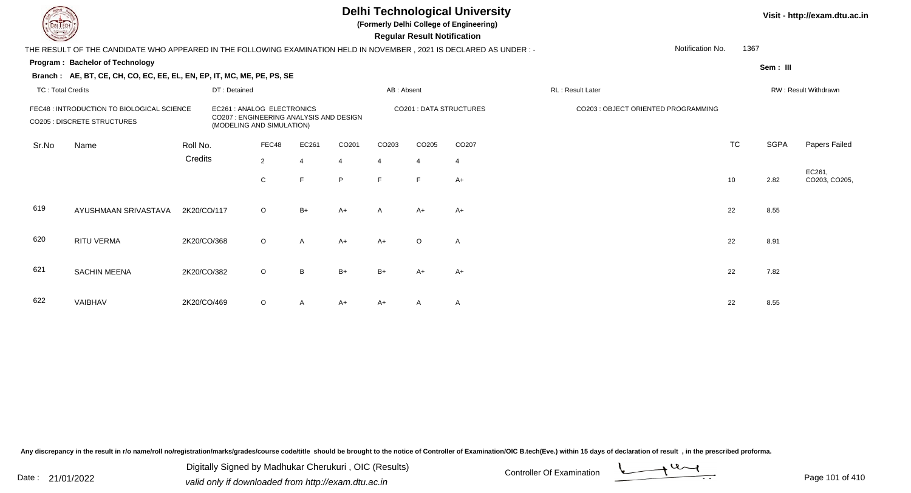# Delhi Technological University

**(Formerly Delhi College of Engineering)**

**Regular Result Notification**

Visit - http://exam.dtu.ac.in

THE RESULT OF THE CANDIDATE WHO APPEARED IN THE FOLLOWING EXAMINATION HELD IN NOVEMBER , 2021 IS DECLARED AS UNDER : -

Notification No. 1367

**Program : Bachelor of Technology**

Sem : III

**Branch : AE, BT, CE, CH, CO, EC, EE, EL, EN, EP, IT, MC, ME, PE, PS, SE**

TC : Total Credits | DT : Detained | AB : Absent | RL : Result Later | RW : Result Withdrawn

FEC48 : INTRODUCTION TO BIOLOGICAL SCIENCE
EC261 : ANALOG ELECTRONICS
CO201 : DATA STRUCTURES
CO203 : OBJECT ORIENTED PROGRAMMING
CO205 : DISCRETE STRUCTURES
CO207 : ENGINEERING ANALYSIS AND DESIGN (MODELING AND SIMULATION)

| Sr.No | Name | Roll No. | FEC48 | EC261 | CO201 | CO203 | CO205 | CO207 | TC | SGPA | Papers Failed |
|---|---|---|---|---|---|---|---|---|---|---|---|
| | | Credits | 2 | 4 | 4 | 4 | 4 | 4 | | | |
| | | | C | F | P | F | F | A+ | 10 | 2.82 | EC261, CO203, CO205, |
| 619 | AYUSHMAAN SRIVASTAVA | 2K20/CO/117 | O | B+ | A+ | A | A+ | A+ | 22 | 8.55 | |
| 620 | RITU VERMA | 2K20/CO/368 | O | A | A+ | A+ | O | A | 22 | 8.91 | |
| 621 | SACHIN MEENA | 2K20/CO/382 | O | B | B+ | B+ | A+ | A+ | 22 | 7.82 | |
| 622 | VAIBHAV | 2K20/CO/469 | O | A | A+ | A+ | A | A | 22 | 8.55 | |

Any discrepancy in the result in r/o name/roll no/registration/marks/grades/course code/title should be brought to the notice of Controller of Examination/OIC B.tech(Eve.) within 15 days of declaration of result , in the prescribed proforma.

Date : 21/01/2022

Digitally Signed by Madhukar Cherukuri , OIC (Results)
valid only if downloaded from http://exam.dtu.ac.in

Controller Of Examination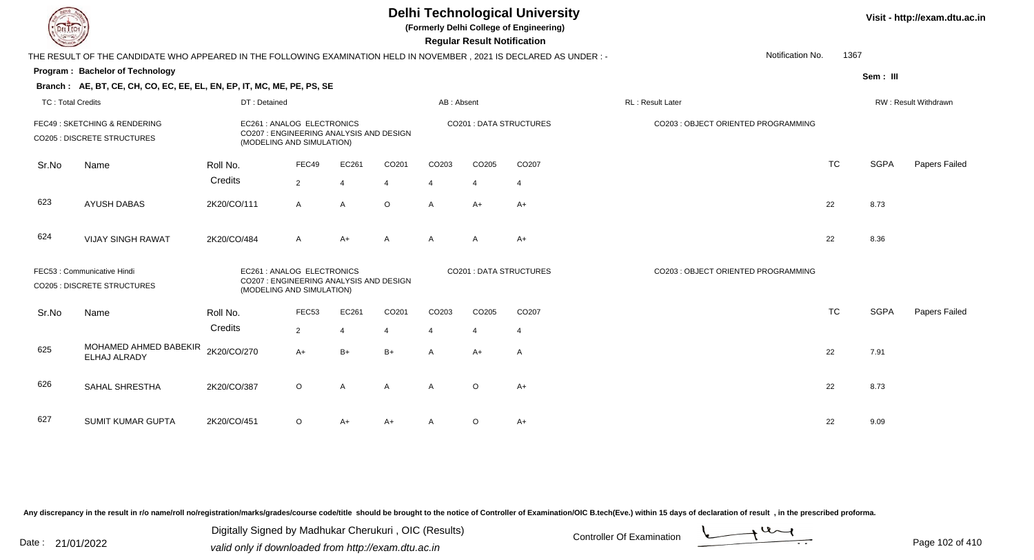# Delhi Technological University

**(Formerly Delhi College of Engineering)**

**Regular Result Notification**

Visit - http://exam.dtu.ac.in

THE RESULT OF THE CANDIDATE WHO APPEARED IN THE FOLLOWING EXAMINATION HELD IN NOVEMBER , 2021 IS DECLARED AS UNDER : -

Notification No. 1367

**Program : Bachelor of Technology**

Sem : III

**Branch : AE, BT, CE, CH, CO, EC, EE, EL, EN, EP, IT, MC, ME, PE, PS, SE**

TC : Total Credits | DT : Detained | AB : Absent | RL : Result Later | RW : Result Withdrawn

FEC49 : SKETCHING & RENDERING
EC261 : ANALOG ELECTRONICS
CO201 : DATA STRUCTURES
CO203 : OBJECT ORIENTED PROGRAMMING
CO205 : DISCRETE STRUCTURES
CO207 : ENGINEERING ANALYSIS AND DESIGN (MODELING AND SIMULATION)

| Sr.No | Name | Roll No. | FEC49 | EC261 | CO201 | CO203 | CO205 | CO207 | TC | SGPA | Papers Failed |
|---|---|---|---|---|---|---|---|---|---|---|---|
| | | Credits | 2 | 4 | 4 | 4 | 4 | 4 | | | |
| 623 | AYUSH DABAS | 2K20/CO/111 | A | A | O | A | A+ | A+ | 22 | 8.73 | |
| 624 | VIJAY SINGH RAWAT | 2K20/CO/484 | A | A+ | A | A | A | A+ | 22 | 8.36 | |

FEC53 : Communicative Hindi
EC261 : ANALOG ELECTRONICS
CO201 : DATA STRUCTURES
CO203 : OBJECT ORIENTED PROGRAMMING
CO205 : DISCRETE STRUCTURES
CO207 : ENGINEERING ANALYSIS AND DESIGN (MODELING AND SIMULATION)

| Sr.No | Name | Roll No. | FEC53 | EC261 | CO201 | CO203 | CO205 | CO207 | TC | SGPA | Papers Failed |
|---|---|---|---|---|---|---|---|---|---|---|---|
| | | Credits | 2 | 4 | 4 | 4 | 4 | 4 | | | |
| 625 | MOHAMED AHMED BABEKIR ELHAJ ALRADY | 2K20/CO/270 | A+ | B+ | B+ | A | A+ | A | 22 | 7.91 | |
| 626 | SAHAL SHRESTHA | 2K20/CO/387 | O | A | A | A | O | A+ | 22 | 8.73 | |
| 627 | SUMIT KUMAR GUPTA | 2K20/CO/451 | O | A+ | A+ | A | O | A+ | 22 | 9.09 | |

Any discrepancy in the result in r/o name/roll no/registration/marks/grades/course code/title should be brought to the notice of Controller of Examination/OIC B.tech(Eve.) within 15 days of declaration of result , in the prescribed proforma.

Date : 21/01/2022

Digitally Signed by Madhukar Cherukuri , OIC (Results)
valid only if downloaded from http://exam.dtu.ac.in

Controller Of Examination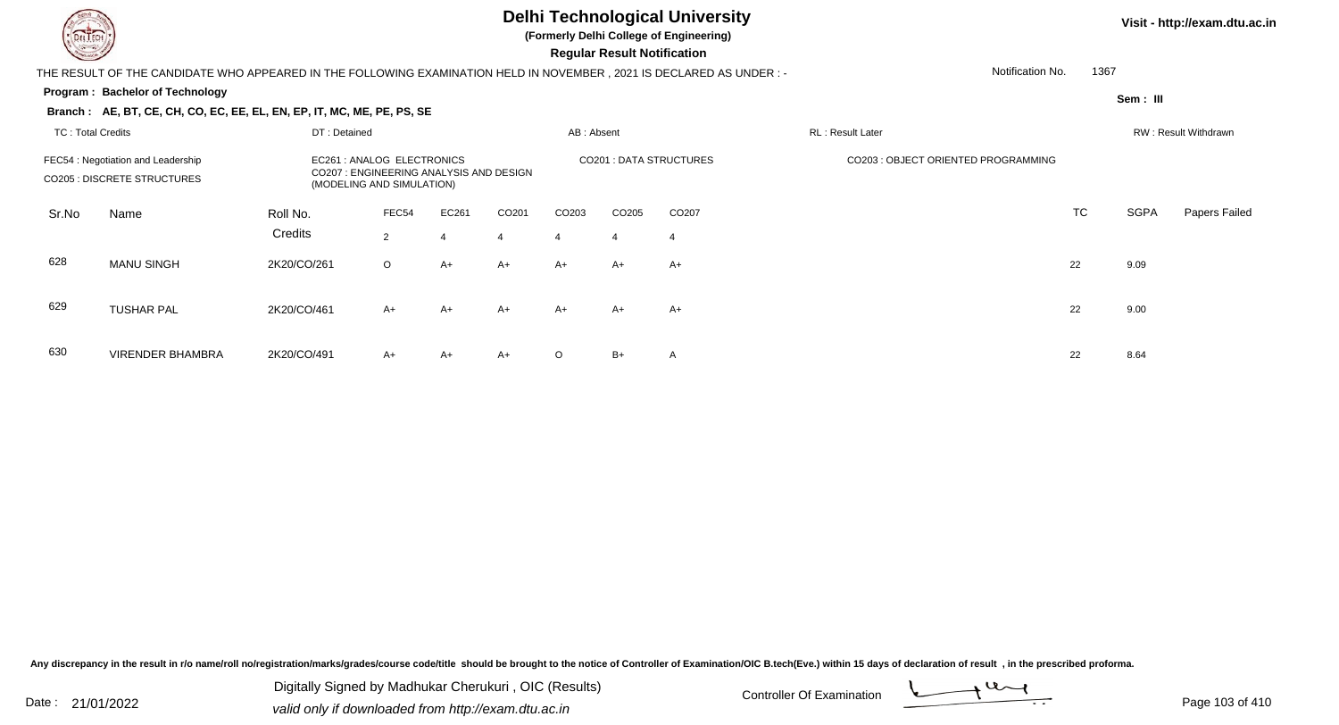# Delhi Technological University

**(Formerly Delhi College of Engineering)**

**Regular Result Notification**

Visit - http://exam.dtu.ac.in

THE RESULT OF THE CANDIDATE WHO APPEARED IN THE FOLLOWING EXAMINATION HELD IN NOVEMBER , 2021 IS DECLARED AS UNDER : -

Notification No. 1367

**Program : Bachelor of Technology**

**Sem : III**

**Branch : AE, BT, CE, CH, CO, EC, EE, EL, EN, EP, IT, MC, ME, PE, PS, SE**

TC : Total Credits | DT : Detained | AB : Absent | RL : Result Later | RW : Result Withdrawn

FEC54 : Negotiation and Leadership
EC261 : ANALOG ELECTRONICS
CO201 : DATA STRUCTURES
CO203 : OBJECT ORIENTED PROGRAMMING
CO205 : DISCRETE STRUCTURES
CO207 : ENGINEERING ANALYSIS AND DESIGN (MODELING AND SIMULATION)

| Sr.No | Name | Roll No. | FEC54 | EC261 | CO201 | CO203 | CO205 | CO207 | TC | SGPA | Papers Failed |
|---|---|---|---|---|---|---|---|---|---|---|---|
| | | Credits | 2 | 4 | 4 | 4 | 4 | 4 | | | |
| 628 | MANU SINGH | 2K20/CO/261 | O | A+ | A+ | A+ | A+ | A+ | 22 | 9.09 | |
| 629 | TUSHAR PAL | 2K20/CO/461 | A+ | A+ | A+ | A+ | A+ | A+ | 22 | 9.00 | |
| 630 | VIRENDER BHAMBRA | 2K20/CO/491 | A+ | A+ | A+ | O | B+ | A | 22 | 8.64 | |

Any discrepancy in the result in r/o name/roll no/registration/marks/grades/course code/title should be brought to the notice of Controller of Examination/OIC B.tech(Eve.) within 15 days of declaration of result , in the prescribed proforma.

Date : 21/01/2022

Digitally Signed by Madhukar Cherukuri , OIC (Results)
valid only if downloaded from http://exam.dtu.ac.in

Controller Of Examination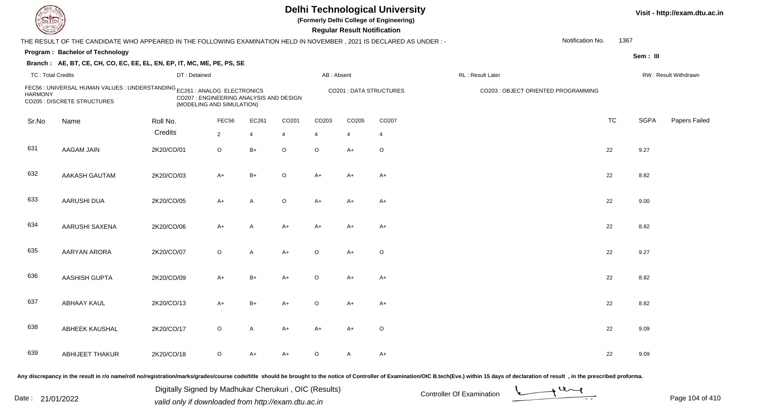# Delhi Technological University

**(Formerly Delhi College of Engineering)**

**Regular Result Notification**

Visit - http://exam.dtu.ac.in

THE RESULT OF THE CANDIDATE WHO APPEARED IN THE FOLLOWING EXAMINATION HELD IN NOVEMBER , 2021 IS DECLARED AS UNDER : -

Notification No. 1367

**Program : Bachelor of Technology**

Sem : III

**Branch : AE, BT, CE, CH, CO, EC, EE, EL, EN, EP, IT, MC, ME, PE, PS, SE**

TC : Total Credits | DT : Detained | AB : Absent | RL : Result Later | RW : Result Withdrawn

FEC56 : UNIVERSAL HUMAN VALUES : UNDERSTANDING HARMONY
EC261 : ANALOG ELECTRONICS
CO201 : DATA STRUCTURES
CO203 : OBJECT ORIENTED PROGRAMMING
CO205 : DISCRETE STRUCTURES
CO207 : ENGINEERING ANALYSIS AND DESIGN (MODELING AND SIMULATION)

| Sr.No | Name | Roll No. | FEC56 | EC261 | CO201 | CO203 | CO205 | CO207 | TC | SGPA | Papers Failed |
|---|---|---|---|---|---|---|---|---|---|---|---|
| | | Credits | 2 | 4 | 4 | 4 | 4 | 4 | | | |
| 631 | AAGAM JAIN | 2K20/CO/01 | O | B+ | O | O | A+ | O | 22 | 9.27 | |
| 632 | AAKASH GAUTAM | 2K20/CO/03 | A+ | B+ | O | A+ | A+ | A+ | 22 | 8.82 | |
| 633 | AARUSHI DUA | 2K20/CO/05 | A+ | A | O | A+ | A+ | A+ | 22 | 9.00 | |
| 634 | AARUSHI SAXENA | 2K20/CO/06 | A+ | A | A+ | A+ | A+ | A+ | 22 | 8.82 | |
| 635 | AARYAN ARORA | 2K20/CO/07 | O | A | A+ | O | A+ | O | 22 | 9.27 | |
| 636 | AASHISH GUPTA | 2K20/CO/09 | A+ | B+ | A+ | O | A+ | A+ | 22 | 8.82 | |
| 637 | ABHAAY KAUL | 2K20/CO/13 | A+ | B+ | A+ | O | A+ | A+ | 22 | 8.82 | |
| 638 | ABHEEK KAUSHAL | 2K20/CO/17 | O | A | A+ | A+ | A+ | O | 22 | 9.09 | |
| 639 | ABHIJEET THAKUR | 2K20/CO/18 | O | A+ | A+ | O | A | A+ | 22 | 9.09 | |

Any discrepancy in the result in r/o name/roll no/registration/marks/grades/course code/title should be brought to the notice of Controller of Examination/OIC B.tech(Eve.) within 15 days of declaration of result , in the prescribed proforma.

Date : 21/01/2022

Digitally Signed by Madhukar Cherukuri , OIC (Results)
valid only if downloaded from http://exam.dtu.ac.in

Controller Of Examination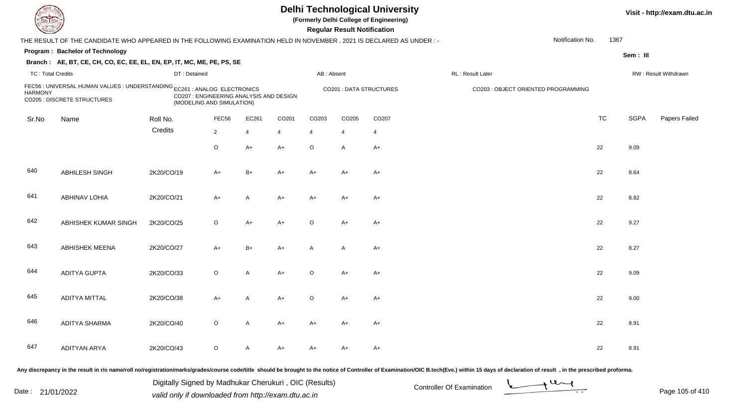# Delhi Technological University

(Formerly Delhi College of Engineering)

**Regular Result Notification**

Visit - http://exam.dtu.ac.in

THE RESULT OF THE CANDIDATE WHO APPEARED IN THE FOLLOWING EXAMINATION HELD IN NOVEMBER , 2021 IS DECLARED AS UNDER : -

Notification No. 1367

**Program : Bachelor of Technology**

Sem : III

**Branch : AE, BT, CE, CH, CO, EC, EE, EL, EN, EP, IT, MC, ME, PE, PS, SE**

TC : Total Credits | DT : Detained | AB : Absent | RL : Result Later | RW : Result Withdrawn

FEC56 : UNIVERSAL HUMAN VALUES : UNDERSTANDING HARMONY
EC261 : ANALOG ELECTRONICS
CO201 : DATA STRUCTURES
CO203 : OBJECT ORIENTED PROGRAMMING
CO205 : DISCRETE STRUCTURES
CO207 : ENGINEERING ANALYSIS AND DESIGN (MODELING AND SIMULATION)

| Sr.No | Name | Roll No. | FEC56 | EC261 | CO201 | CO203 | CO205 | CO207 | TC | SGPA | Papers Failed |
|---|---|---|---|---|---|---|---|---|---|---|---|
| | | Credits | 2 | 4 | 4 | 4 | 4 | 4 | | | |
| | | | O | A+ | A+ | O | A | A+ | 22 | 9.09 | |
| 640 | ABHILESH SINGH | 2K20/CO/19 | A+ | B+ | A+ | A+ | A+ | A+ | 22 | 8.64 | |
| 641 | ABHINAV LOHIA | 2K20/CO/21 | A+ | A | A+ | A+ | A+ | A+ | 22 | 8.82 | |
| 642 | ABHISHEK KUMAR SINGH | 2K20/CO/25 | O | A+ | A+ | O | A+ | A+ | 22 | 9.27 | |
| 643 | ABHISHEK MEENA | 2K20/CO/27 | A+ | B+ | A+ | A | A | A+ | 22 | 8.27 | |
| 644 | ADITYA GUPTA | 2K20/CO/33 | O | A | A+ | O | A+ | A+ | 22 | 9.09 | |
| 645 | ADITYA MITTAL | 2K20/CO/38 | A+ | A | A+ | O | A+ | A+ | 22 | 9.00 | |
| 646 | ADITYA SHARMA | 2K20/CO/40 | O | A | A+ | A+ | A+ | A+ | 22 | 8.91 | |
| 647 | ADITYAN ARYA | 2K20/CO/43 | O | A | A+ | A+ | A+ | A+ | 22 | 8.91 | |

Any discrepancy in the result in r/o name/roll no/registration/marks/grades/course code/title should be brought to the notice of Controller of Examination/OIC B.tech(Eve.) within 15 days of declaration of result , in the prescribed proforma.

Date : 21/01/2022

Digitally Signed by Madhukar Cherukuri , OIC (Results)
valid only if downloaded from http://exam.dtu.ac.in

Controller Of Examination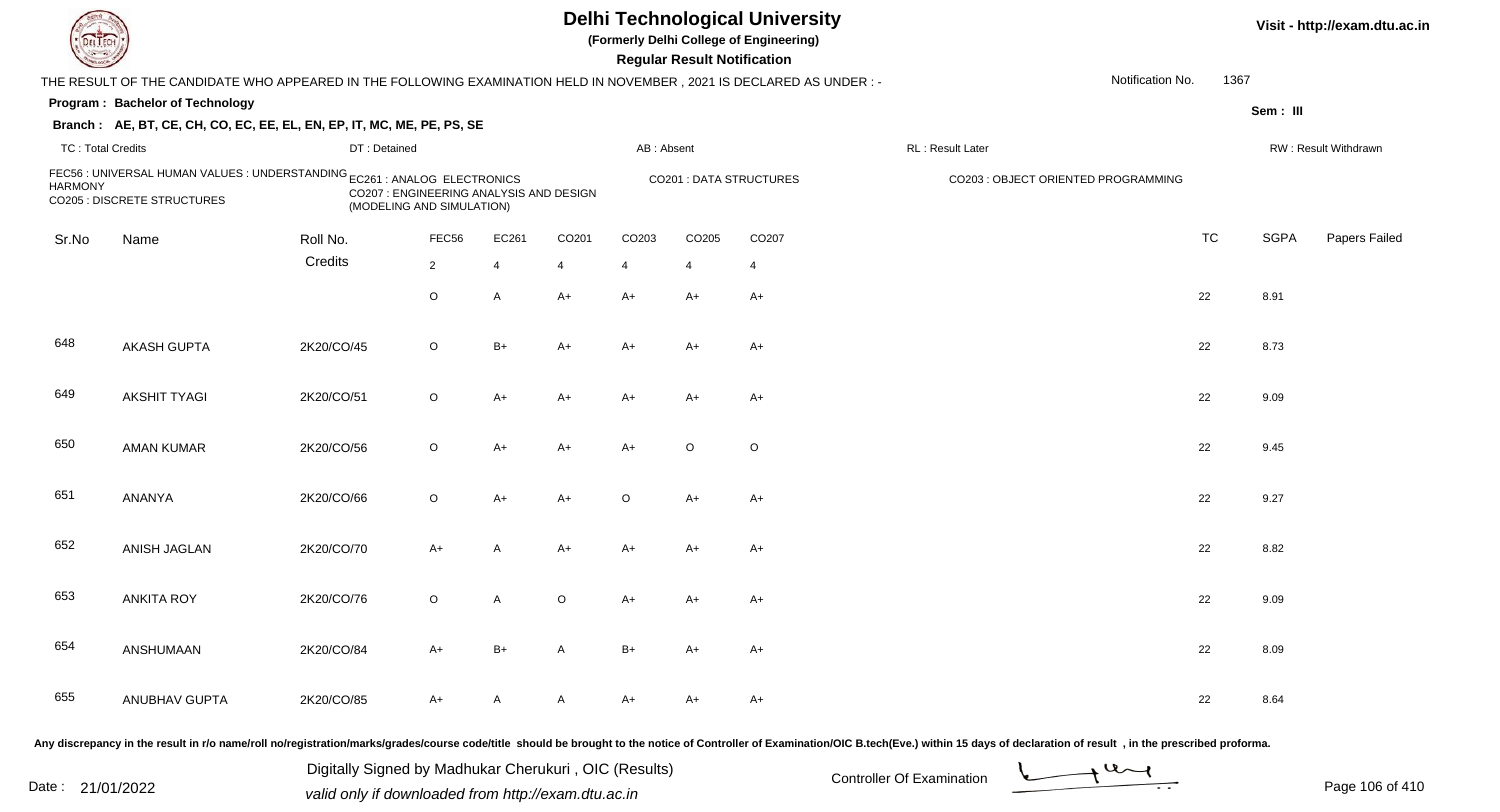# Delhi Technological University

(Formerly Delhi College of Engineering)

**Regular Result Notification**

Visit - http://exam.dtu.ac.in

THE RESULT OF THE CANDIDATE WHO APPEARED IN THE FOLLOWING EXAMINATION HELD IN NOVEMBER , 2021 IS DECLARED AS UNDER : -

Notification No. 1367

**Program : Bachelor of Technology**

Sem : III

**Branch : AE, BT, CE, CH, CO, EC, EE, EL, EN, EP, IT, MC, ME, PE, PS, SE**

TC : Total Credits | DT : Detained | AB : Absent | RL : Result Later | RW : Result Withdrawn

FEC56 : UNIVERSAL HUMAN VALUES : UNDERSTANDING HARMONY
EC261 : ANALOG ELECTRONICS
CO201 : DATA STRUCTURES
CO203 : OBJECT ORIENTED PROGRAMMING
CO205 : DISCRETE STRUCTURES
CO207 : ENGINEERING ANALYSIS AND DESIGN (MODELING AND SIMULATION)

| Sr.No | Name | Roll No. | FEC56 | EC261 | CO201 | CO203 | CO205 | CO207 | TC | SGPA | Papers Failed |
|---|---|---|---|---|---|---|---|---|---|---|---|
| | | Credits | 2 | 4 | 4 | 4 | 4 | 4 | | | |
| | | | O | A | A+ | A+ | A+ | A+ | 22 | 8.91 | |
| 648 | AKASH GUPTA | 2K20/CO/45 | O | B+ | A+ | A+ | A+ | A+ | 22 | 8.73 | |
| 649 | AKSHIT TYAGI | 2K20/CO/51 | O | A+ | A+ | A+ | A+ | A+ | 22 | 9.09 | |
| 650 | AMAN KUMAR | 2K20/CO/56 | O | A+ | A+ | A+ | O | O | 22 | 9.45 | |
| 651 | ANANYA | 2K20/CO/66 | O | A+ | A+ | O | A+ | A+ | 22 | 9.27 | |
| 652 | ANISH JAGLAN | 2K20/CO/70 | A+ | A | A+ | A+ | A+ | A+ | 22 | 8.82 | |
| 653 | ANKITA ROY | 2K20/CO/76 | O | A | O | A+ | A+ | A+ | 22 | 9.09 | |
| 654 | ANSHUMAAN | 2K20/CO/84 | A+ | B+ | A | B+ | A+ | A+ | 22 | 8.09 | |
| 655 | ANUBHAV GUPTA | 2K20/CO/85 | A+ | A | A | A+ | A+ | A+ | 22 | 8.64 | |

Any discrepancy in the result in r/o name/roll no/registration/marks/grades/course code/title should be brought to the notice of Controller of Examination/OIC B.tech(Eve.) within 15 days of declaration of result , in the prescribed proforma.

Date : 21/01/2022

Digitally Signed by Madhukar Cherukuri , OIC (Results)
valid only if downloaded from http://exam.dtu.ac.in

Controller Of Examination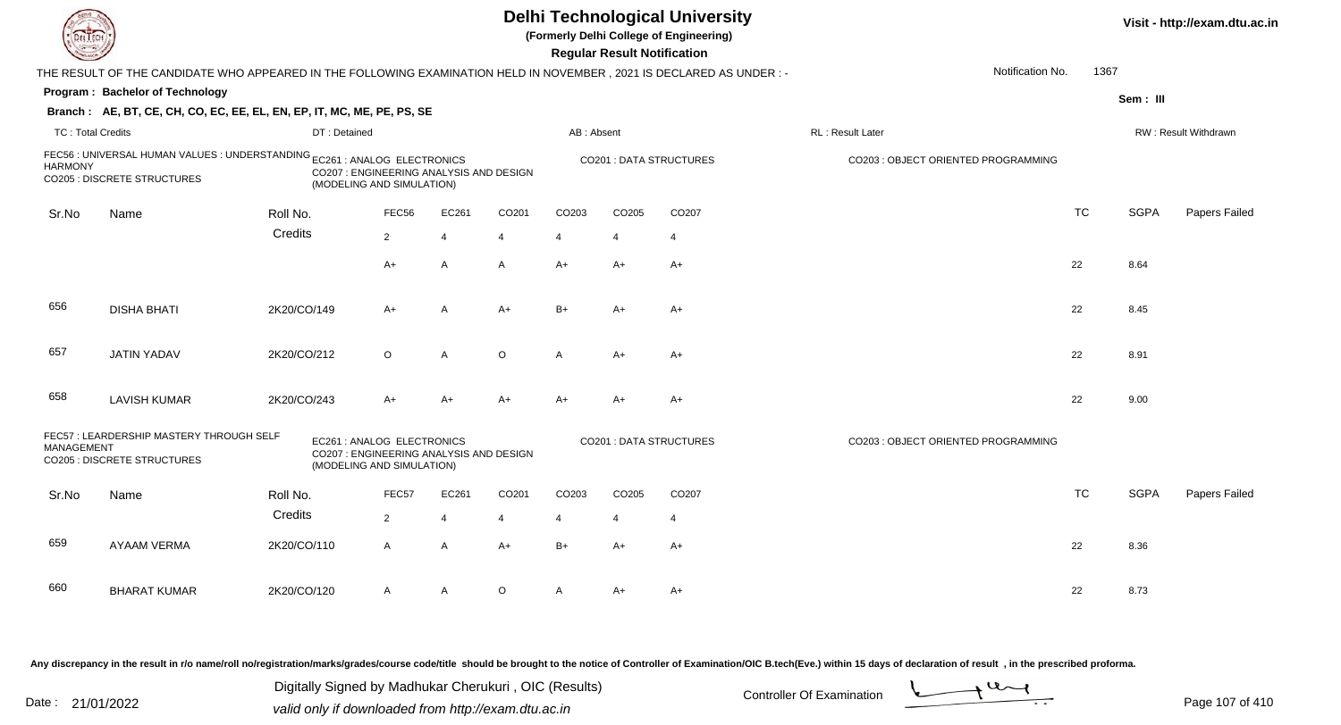# Delhi Technological University

(Formerly Delhi College of Engineering)

**Regular Result Notification**

Visit - http://exam.dtu.ac.in

THE RESULT OF THE CANDIDATE WHO APPEARED IN THE FOLLOWING EXAMINATION HELD IN NOVEMBER , 2021 IS DECLARED AS UNDER : -

Notification No. 1367

**Program : Bachelor of Technology**

Sem : III

**Branch : AE, BT, CE, CH, CO, EC, EE, EL, EN, EP, IT, MC, ME, PE, PS, SE**

TC : Total Credits | DT : Detained | AB : Absent | RL : Result Later | RW : Result Withdrawn

FEC56 : UNIVERSAL HUMAN VALUES : UNDERSTANDING HARMONY
EC261 : ANALOG ELECTRONICS
CO201 : DATA STRUCTURES
CO203 : OBJECT ORIENTED PROGRAMMING
CO205 : DISCRETE STRUCTURES
CO207 : ENGINEERING ANALYSIS AND DESIGN (MODELING AND SIMULATION)

| Sr.No | Name | Roll No. | FEC56 | EC261 | CO201 | CO203 | CO205 | CO207 | TC | SGPA | Papers Failed |
|---|---|---|---|---|---|---|---|---|---|---|---|
| | | Credits | 2 | 4 | 4 | 4 | 4 | 4 | | | |
| | | | A+ | A | A | A+ | A+ | A+ | 22 | 8.64 | |
| 656 | DISHA BHATI | 2K20/CO/149 | A+ | A | A+ | B+ | A+ | A+ | 22 | 8.45 | |
| 657 | JATIN YADAV | 2K20/CO/212 | O | A | O | A | A+ | A+ | 22 | 8.91 | |
| 658 | LAVISH KUMAR | 2K20/CO/243 | A+ | A+ | A+ | A+ | A+ | A+ | 22 | 9.00 | |

FEC57 : LEARDERSHIP MASTERY THROUGH SELF MANAGEMENT
EC261 : ANALOG ELECTRONICS
CO201 : DATA STRUCTURES
CO203 : OBJECT ORIENTED PROGRAMMING
CO205 : DISCRETE STRUCTURES
CO207 : ENGINEERING ANALYSIS AND DESIGN (MODELING AND SIMULATION)

| Sr.No | Name | Roll No. | FEC57 | EC261 | CO201 | CO203 | CO205 | CO207 | TC | SGPA | Papers Failed |
|---|---|---|---|---|---|---|---|---|---|---|---|
| | | Credits | 2 | 4 | 4 | 4 | 4 | 4 | | | |
| 659 | AYAAM VERMA | 2K20/CO/110 | A | A | A+ | B+ | A+ | A+ | 22 | 8.36 | |
| 660 | BHARAT KUMAR | 2K20/CO/120 | A | A | O | A | A+ | A+ | 22 | 8.73 | |

Any discrepancy in the result in r/o name/roll no/registration/marks/grades/course code/title should be brought to the notice of Controller of Examination/OIC B.tech(Eve.) within 15 days of declaration of result , in the prescribed proforma.

Date : 21/01/2022

Digitally Signed by Madhukar Cherukuri , OIC (Results)
valid only if downloaded from http://exam.dtu.ac.in

Controller Of Examination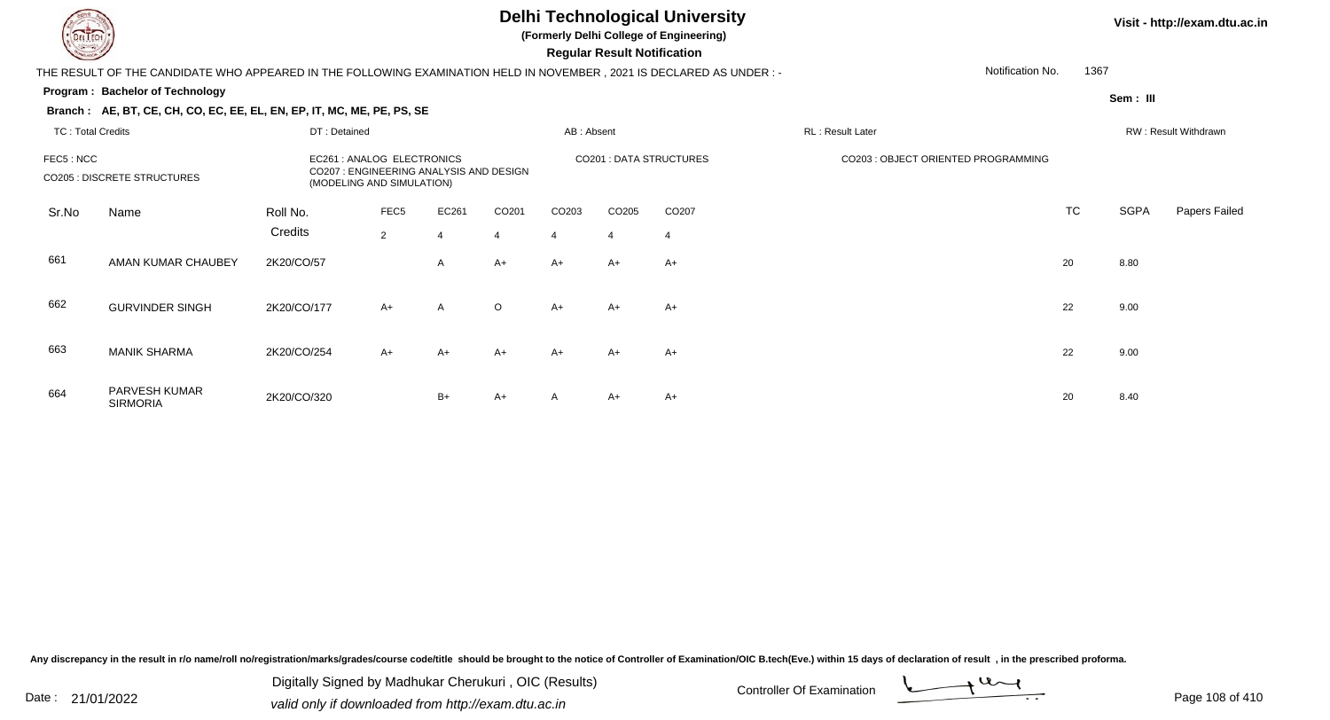# Delhi Technological University

**(Formerly Delhi College of Engineering)**

**Regular Result Notification**

Visit - http://exam.dtu.ac.in

THE RESULT OF THE CANDIDATE WHO APPEARED IN THE FOLLOWING EXAMINATION HELD IN NOVEMBER , 2021 IS DECLARED AS UNDER : -

Notification No. 1367

**Program : Bachelor of Technology**

Sem : III

**Branch : AE, BT, CE, CH, CO, EC, EE, EL, EN, EP, IT, MC, ME, PE, PS, SE**

TC : Total Credits | DT : Detained | AB : Absent | RL : Result Later | RW : Result Withdrawn

FEC5 : NCC | EC261 : ANALOG ELECTRONICS | CO201 : DATA STRUCTURES | CO203 : OBJECT ORIENTED PROGRAMMING

CO205 : DISCRETE STRUCTURES | CO207 : ENGINEERING ANALYSIS AND DESIGN (MODELING AND SIMULATION)

| Sr.No | Name | Roll No. | FEC5 | EC261 | CO201 | CO203 | CO205 | CO207 | TC | SGPA | Papers Failed |
|---|---|---|---|---|---|---|---|---|---|---|---|
| | | Credits | 2 | 4 | 4 | 4 | 4 | 4 | | | |
| 661 | AMAN KUMAR CHAUBEY | 2K20/CO/57 | | A | A+ | A+ | A+ | A+ | 20 | 8.80 | |
| 662 | GURVINDER SINGH | 2K20/CO/177 | A+ | A | O | A+ | A+ | A+ | 22 | 9.00 | |
| 663 | MANIK SHARMA | 2K20/CO/254 | A+ | A+ | A+ | A+ | A+ | A+ | 22 | 9.00 | |
| 664 | PARVESH KUMAR SIROMRIA | 2K20/CO/320 | | B+ | A+ | A | A+ | A+ | 20 | 8.40 | |

Any discrepancy in the result in r/o name/roll no/registration/marks/grades/course code/title should be brought to the notice of Controller of Examination/OIC B.tech(Eve.) within 15 days of declaration of result , in the prescribed proforma.

Date : 21/01/2022

Digitally Signed by Madhukar Cherukuri , OIC (Results)

valid only if downloaded from http://exam.dtu.ac.in

Controller Of Examination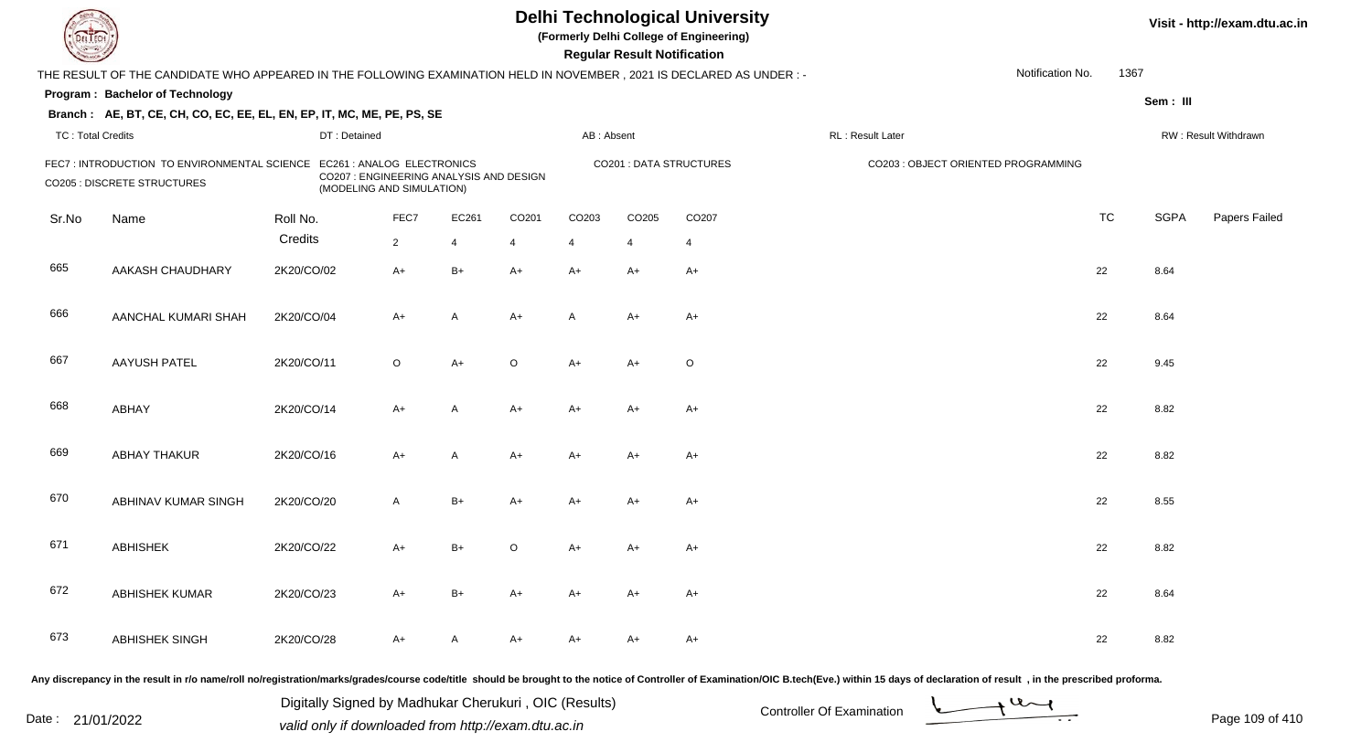# Delhi Technological University

**(Formerly Delhi College of Engineering)**

**Regular Result Notification**

Visit - http://exam.dtu.ac.in

THE RESULT OF THE CANDIDATE WHO APPEARED IN THE FOLLOWING EXAMINATION HELD IN NOVEMBER , 2021 IS DECLARED AS UNDER : -

Notification No. 1367

**Program : Bachelor of Technology**

**Sem : III**

**Branch : AE, BT, CE, CH, CO, EC, EE, EL, EN, EP, IT, MC, ME, PE, PS, SE**

TC : Total Credits | DT : Detained | AB : Absent | RL : Result Later | RW : Result Withdrawn

FEC7 : INTRODUCTION TO ENVIRONMENTAL SCIENCE
EC261 : ANALOG ELECTRONICS
CO201 : DATA STRUCTURES
CO203 : OBJECT ORIENTED PROGRAMMING
CO205 : DISCRETE STRUCTURES
CO207 : ENGINEERING ANALYSIS AND DESIGN (MODELING AND SIMULATION)

| Sr.No | Name | Roll No. | FEC7 | EC261 | CO201 | CO203 | CO205 | CO207 | TC | SGPA | Papers Failed |
|---|---|---|---|---|---|---|---|---|---|---|---|
| | | Credits | 2 | 4 | 4 | 4 | 4 | 4 | | | |
| 665 | AAKASH CHAUDHARY | 2K20/CO/02 | A+ | B+ | A+ | A+ | A+ | A+ | 22 | 8.64 | |
| 666 | AANCHAL KUMARI SHAH | 2K20/CO/04 | A+ | A | A+ | A | A+ | A+ | 22 | 8.64 | |
| 667 | AAYUSH PATEL | 2K20/CO/11 | O | A+ | O | A+ | A+ | O | 22 | 9.45 | |
| 668 | ABHAY | 2K20/CO/14 | A+ | A | A+ | A+ | A+ | A+ | 22 | 8.82 | |
| 669 | ABHAY THAKUR | 2K20/CO/16 | A+ | A | A+ | A+ | A+ | A+ | 22 | 8.82 | |
| 670 | ABHINAV KUMAR SINGH | 2K20/CO/20 | A | B+ | A+ | A+ | A+ | A+ | 22 | 8.55 | |
| 671 | ABHISHEK | 2K20/CO/22 | A+ | B+ | O | A+ | A+ | A+ | 22 | 8.82 | |
| 672 | ABHISHEK KUMAR | 2K20/CO/23 | A+ | B+ | A+ | A+ | A+ | A+ | 22 | 8.64 | |
| 673 | ABHISHEK SINGH | 2K20/CO/28 | A+ | A | A+ | A+ | A+ | A+ | 22 | 8.82 | |

Any discrepancy in the result in r/o name/roll no/registration/marks/grades/course code/title should be brought to the notice of Controller of Examination/OIC B.tech(Eve.) within 15 days of declaration of result , in the prescribed proforma.

Date : 21/01/2022

Digitally Signed by Madhukar Cherukuri , OIC (Results)
valid only if downloaded from http://exam.dtu.ac.in

Controller Of Examination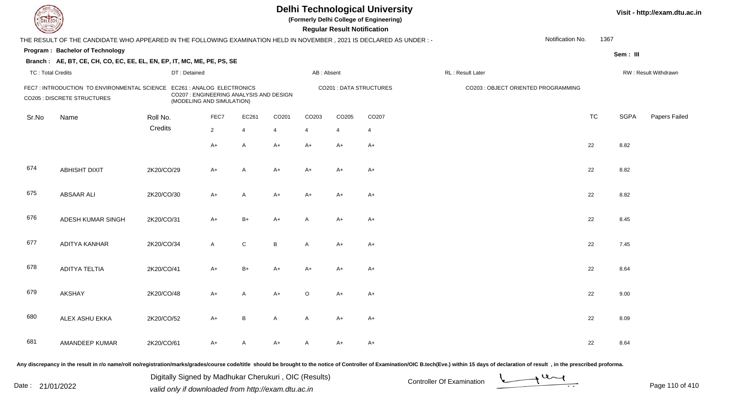# Delhi Technological University

**(Formerly Delhi College of Engineering)**

**Regular Result Notification**

Visit - http://exam.dtu.ac.in

THE RESULT OF THE CANDIDATE WHO APPEARED IN THE FOLLOWING EXAMINATION HELD IN NOVEMBER , 2021 IS DECLARED AS UNDER : -

Notification No. 1367

**Program : Bachelor of Technology**

**Sem : III**

**Branch : AE, BT, CE, CH, CO, EC, EE, EL, EN, EP, IT, MC, ME, PE, PS, SE**

TC : Total Credits | DT : Detained | AB : Absent | RL : Result Later | RW : Result Withdrawn

FEC7 : INTRODUCTION TO ENVIRONMENTAL SCIENCE
EC261 : ANALOG ELECTRONICS
CO201 : DATA STRUCTURES
CO203 : OBJECT ORIENTED PROGRAMMING
CO205 : DISCRETE STRUCTURES
CO207 : ENGINEERING ANALYSIS AND DESIGN (MODELING AND SIMULATION)

| Sr.No | Name | Roll No. | FEC7 | EC261 | CO201 | CO203 | CO205 | CO207 | TC | SGPA | Papers Failed |
|---|---|---|---|---|---|---|---|---|---|---|---|
| | | Credits | 2 | 4 | 4 | 4 | 4 | 4 | | | |
| | | | A+ | A | A+ | A+ | A+ | A+ | 22 | 8.82 | |
| 674 | ABHISHT DIXIT | 2K20/CO/29 | A+ | A | A+ | A+ | A+ | A+ | 22 | 8.82 | |
| 675 | ABSAAR ALI | 2K20/CO/30 | A+ | A | A+ | A+ | A+ | A+ | 22 | 8.82 | |
| 676 | ADESH KUMAR SINGH | 2K20/CO/31 | A+ | B+ | A+ | A | A+ | A+ | 22 | 8.45 | |
| 677 | ADITYA KANHAR | 2K20/CO/34 | A | C | B | A | A+ | A+ | 22 | 7.45 | |
| 678 | ADITYA TELTIA | 2K20/CO/41 | A+ | B+ | A+ | A+ | A+ | A+ | 22 | 8.64 | |
| 679 | AKSHAY | 2K20/CO/48 | A+ | A | A+ | O | A+ | A+ | 22 | 9.00 | |
| 680 | ALEX ASHU EKKA | 2K20/CO/52 | A+ | B | A | A | A+ | A+ | 22 | 8.09 | |
| 681 | AMANDEEP KUMAR | 2K20/CO/61 | A+ | A | A+ | A | A+ | A+ | 22 | 8.64 | |

Any discrepancy in the result in r/o name/roll no/registration/marks/grades/course code/title should be brought to the notice of Controller of Examination/OIC B.tech(Eve.) within 15 days of declaration of result , in the prescribed proforma.

Date : 21/01/2022

Digitally Signed by Madhukar Cherukuri , OIC (Results)
valid only if downloaded from http://exam.dtu.ac.in

Controller Of Examination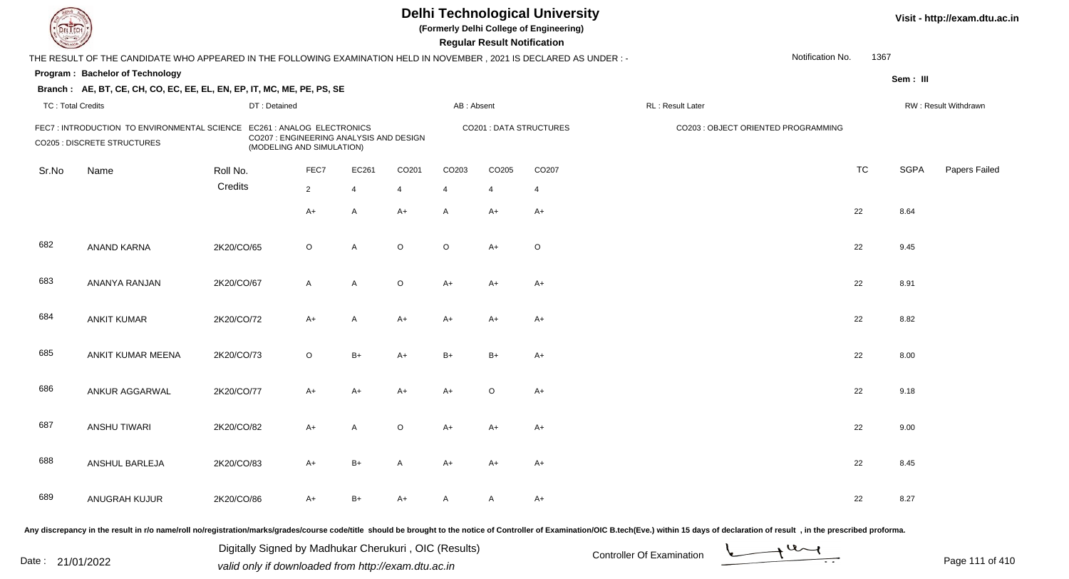# Delhi Technological University

**(Formerly Delhi College of Engineering)**

**Regular Result Notification**

Visit - http://exam.dtu.ac.in

THE RESULT OF THE CANDIDATE WHO APPEARED IN THE FOLLOWING EXAMINATION HELD IN NOVEMBER , 2021 IS DECLARED AS UNDER : -

Notification No. 1367

**Program : Bachelor of Technology**

**Sem : III**

**Branch : AE, BT, CE, CH, CO, EC, EE, EL, EN, EP, IT, MC, ME, PE, PS, SE**

TC : Total Credits | DT : Detained | AB : Absent | RL : Result Later | RW : Result Withdrawn

FEC7 : INTRODUCTION TO ENVIRONMENTAL SCIENCE
EC261 : ANALOG ELECTRONICS
CO201 : DATA STRUCTURES
CO203 : OBJECT ORIENTED PROGRAMMING
CO205 : DISCRETE STRUCTURES
CO207 : ENGINEERING ANALYSIS AND DESIGN (MODELING AND SIMULATION)

| Sr.No | Name | Roll No. | FEC7 | EC261 | CO201 | CO203 | CO205 | CO207 | TC | SGPA | Papers Failed |
|---|---|---|---|---|---|---|---|---|---|---|---|
| | | Credits | 2 | 4 | 4 | 4 | 4 | 4 | | | |
| | | | A+ | A | A+ | A | A+ | A+ | 22 | 8.64 | |
| 682 | ANAND KARNA | 2K20/CO/65 | O | A | O | O | A+ | O | 22 | 9.45 | |
| 683 | ANANYA RANJAN | 2K20/CO/67 | A | A | O | A+ | A+ | A+ | 22 | 8.91 | |
| 684 | ANKIT KUMAR | 2K20/CO/72 | A+ | A | A+ | A+ | A+ | A+ | 22 | 8.82 | |
| 685 | ANKIT KUMAR MEENA | 2K20/CO/73 | O | B+ | A+ | B+ | B+ | A+ | 22 | 8.00 | |
| 686 | ANKUR AGGARWAL | 2K20/CO/77 | A+ | A+ | A+ | A+ | O | A+ | 22 | 9.18 | |
| 687 | ANSHU TIWARI | 2K20/CO/82 | A+ | A | O | A+ | A+ | A+ | 22 | 9.00 | |
| 688 | ANSHUL BARLEJA | 2K20/CO/83 | A+ | B+ | A | A+ | A+ | A+ | 22 | 8.45 | |
| 689 | ANUGRAH KUJUR | 2K20/CO/86 | A+ | B+ | A+ | A | A | A+ | 22 | 8.27 | |

Any discrepancy in the result in r/o name/roll no/registration/marks/grades/course code/title should be brought to the notice of Controller of Examination/OIC B.tech(Eve.) within 15 days of declaration of result , in the prescribed proforma.

Date : 21/01/2022

Digitally Signed by Madhukar Cherukuri , OIC (Results)
valid only if downloaded from http://exam.dtu.ac.in

Controller Of Examination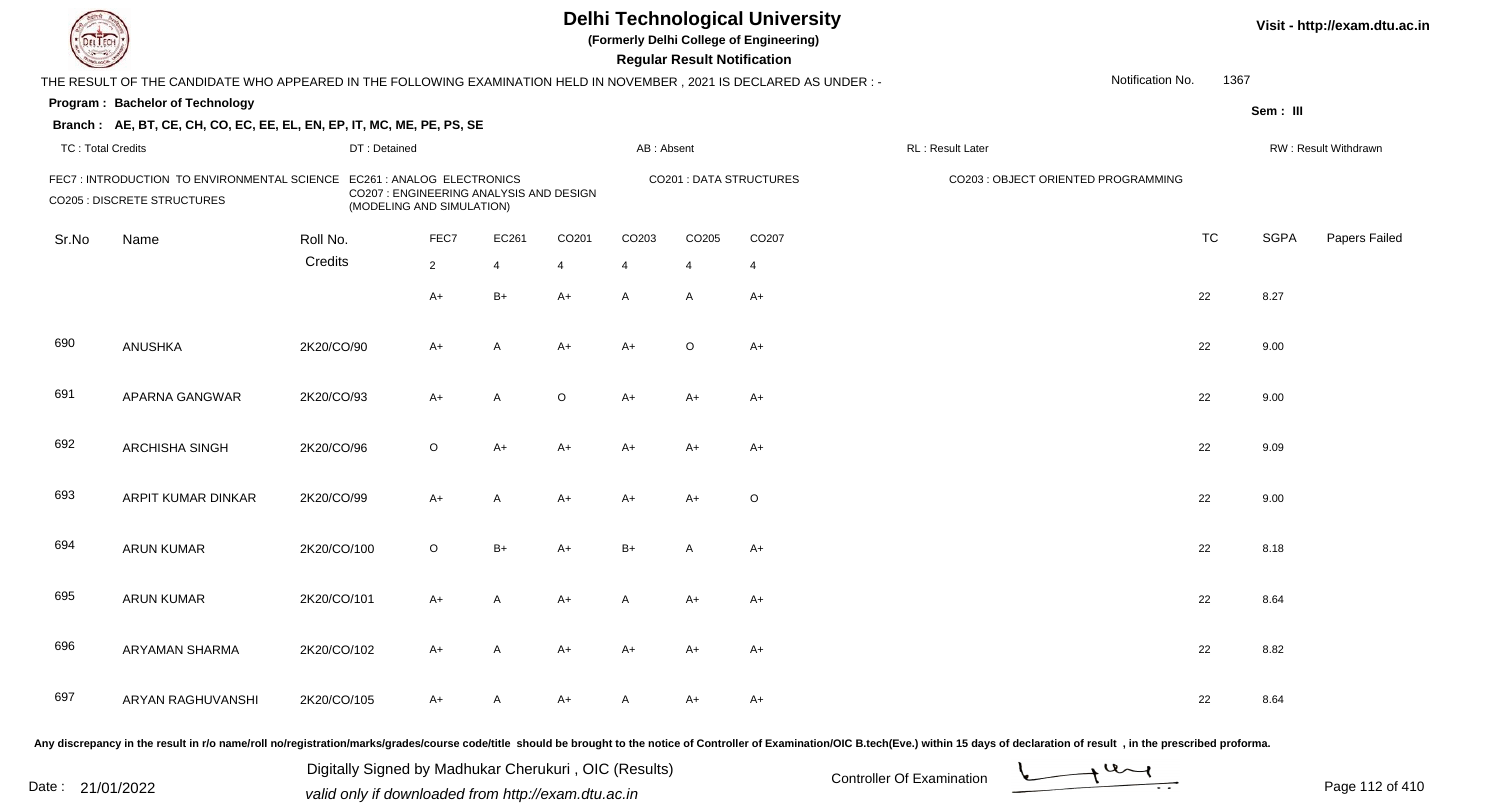# Delhi Technological University

**(Formerly Delhi College of Engineering)**

**Regular Result Notification**

Visit - http://exam.dtu.ac.in

THE RESULT OF THE CANDIDATE WHO APPEARED IN THE FOLLOWING EXAMINATION HELD IN NOVEMBER , 2021 IS DECLARED AS UNDER : -

Notification No. 1367

**Program : Bachelor of Technology**

**Sem : III**

**Branch : AE, BT, CE, CH, CO, EC, EE, EL, EN, EP, IT, MC, ME, PE, PS, SE**

TC : Total Credits | DT : Detained | AB : Absent | RL : Result Later | RW : Result Withdrawn

FEC7 : INTRODUCTION TO ENVIRONMENTAL SCIENCE | EC261 : ANALOG ELECTRONICS | CO201 : DATA STRUCTURES | CO203 : OBJECT ORIENTED PROGRAMMING | CO205 : DISCRETE STRUCTURES | CO207 : ENGINEERING ANALYSIS AND DESIGN (MODELING AND SIMULATION)

| Sr.No | Name | Roll No. | FEC7 | EC261 | CO201 | CO203 | CO205 | CO207 | TC | SGPA | Papers Failed |
|---|---|---|---|---|---|---|---|---|---|---|---|
| | | Credits | 2 | 4 | 4 | 4 | 4 | 4 | | | |
| | | | A+ | B+ | A+ | A | A | A+ | 22 | 8.27 | |
| 690 | ANUSHKA | 2K20/CO/90 | A+ | A | A+ | A+ | O | A+ | 22 | 9.00 | |
| 691 | APARNA GANGWAR | 2K20/CO/93 | A+ | A | O | A+ | A+ | A+ | 22 | 9.00 | |
| 692 | ARCHISHA SINGH | 2K20/CO/96 | O | A+ | A+ | A+ | A+ | A+ | 22 | 9.09 | |
| 693 | ARPIT KUMAR DINKAR | 2K20/CO/99 | A+ | A | A+ | A+ | A+ | O | 22 | 9.00 | |
| 694 | ARUN KUMAR | 2K20/CO/100 | O | B+ | A+ | B+ | A | A+ | 22 | 8.18 | |
| 695 | ARUN KUMAR | 2K20/CO/101 | A+ | A | A+ | A | A+ | A+ | 22 | 8.64 | |
| 696 | ARYAMAN SHARMA | 2K20/CO/102 | A+ | A | A+ | A+ | A+ | A+ | 22 | 8.82 | |
| 697 | ARYAN RAGHUVANSHI | 2K20/CO/105 | A+ | A | A+ | A | A+ | A+ | 22 | 8.64 | |

Any discrepancy in the result in r/o name/roll no/registration/marks/grades/course code/title should be brought to the notice of Controller of Examination/OIC B.tech(Eve.) within 15 days of declaration of result , in the prescribed proforma.

Date : 21/01/2022

Digitally Signed by Madhukar Cherukuri , OIC (Results)
valid only if downloaded from http://exam.dtu.ac.in

Controller Of Examination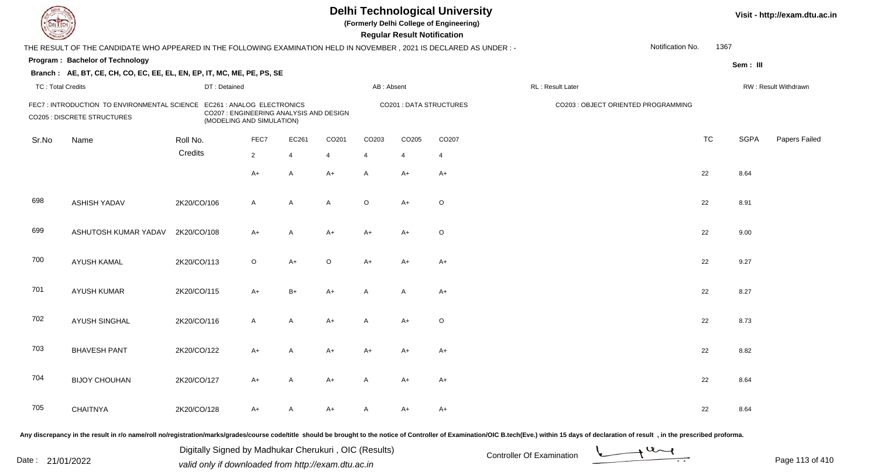# Delhi Technological University

**(Formerly Delhi College of Engineering)**

**Regular Result Notification**

Visit - http://exam.dtu.ac.in

THE RESULT OF THE CANDIDATE WHO APPEARED IN THE FOLLOWING EXAMINATION HELD IN NOVEMBER , 2021 IS DECLARED AS UNDER : -

Notification No. 1367

**Program : Bachelor of Technology**

Sem : III

**Branch : AE, BT, CE, CH, CO, EC, EE, EL, EN, EP, IT, MC, ME, PE, PS, SE**

TC : Total Credits | DT : Detained | AB : Absent | RL : Result Later | RW : Result Withdrawn

FEC7 : INTRODUCTION TO ENVIRONMENTAL SCIENCE
EC261 : ANALOG ELECTRONICS
CO201 : DATA STRUCTURES
CO203 : OBJECT ORIENTED PROGRAMMING
CO205 : DISCRETE STRUCTURES
CO207 : ENGINEERING ANALYSIS AND DESIGN (MODELING AND SIMULATION)

| Sr.No | Name | Roll No. | FEC7 | EC261 | CO201 | CO203 | CO205 | CO207 | TC | SGPA | Papers Failed |
|---|---|---|---|---|---|---|---|---|---|---|---|
| | | Credits | 2 | 4 | 4 | 4 | 4 | 4 | | | |
| | | | A+ | A | A+ | A | A+ | A+ | 22 | 8.64 | |
| 698 | ASHISH YADAV | 2K20/CO/106 | A | A | A | O | A+ | O | 22 | 8.91 | |
| 699 | ASHUTOSH KUMAR YADAV | 2K20/CO/108 | A+ | A | A+ | A+ | A+ | O | 22 | 9.00 | |
| 700 | AYUSH KAMAL | 2K20/CO/113 | O | A+ | O | A+ | A+ | A+ | 22 | 9.27 | |
| 701 | AYUSH KUMAR | 2K20/CO/115 | A+ | B+ | A+ | A | A | A+ | 22 | 8.27 | |
| 702 | AYUSH SINGHAL | 2K20/CO/116 | A | A | A+ | A | A+ | O | 22 | 8.73 | |
| 703 | BHAVESH PANT | 2K20/CO/122 | A+ | A | A+ | A+ | A+ | A+ | 22 | 8.82 | |
| 704 | BIJOY CHOUHAN | 2K20/CO/127 | A+ | A | A+ | A | A+ | A+ | 22 | 8.64 | |
| 705 | CHAITNYA | 2K20/CO/128 | A+ | A | A+ | A | A+ | A+ | 22 | 8.64 | |

Any discrepancy in the result in r/o name/roll no/registration/marks/grades/course code/title should be brought to the notice of Controller of Examination/OIC B.tech(Eve.) within 15 days of declaration of result , in the prescribed proforma.

Date : 21/01/2022

Digitally Signed by Madhukar Cherukuri , OIC (Results)
valid only if downloaded from http://exam.dtu.ac.in

Controller Of Examination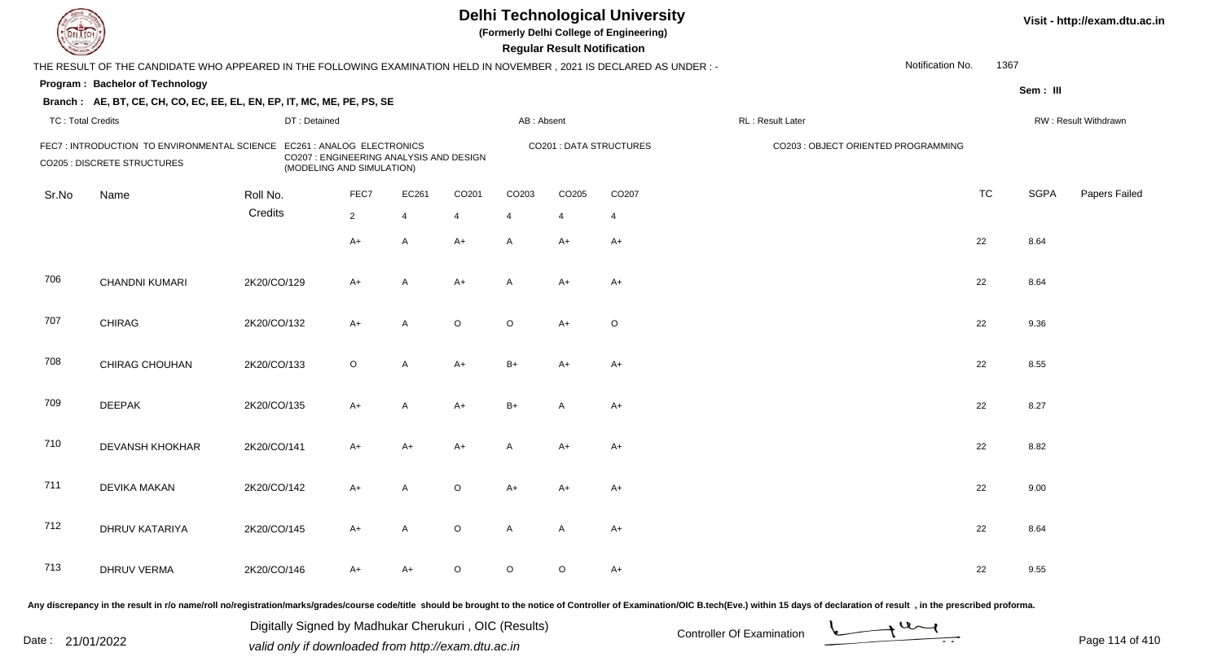# Delhi Technological University

**(Formerly Delhi College of Engineering)**

**Regular Result Notification**

Visit - http://exam.dtu.ac.in

THE RESULT OF THE CANDIDATE WHO APPEARED IN THE FOLLOWING EXAMINATION HELD IN NOVEMBER , 2021 IS DECLARED AS UNDER : -

Notification No. 1367

**Program : Bachelor of Technology**

Sem : III

**Branch : AE, BT, CE, CH, CO, EC, EE, EL, EN, EP, IT, MC, ME, PE, PS, SE**

TC : Total Credits | DT : Detained | AB : Absent | RL : Result Later | RW : Result Withdrawn

FEC7 : INTRODUCTION TO ENVIRONMENTAL SCIENCE
EC261 : ANALOG ELECTRONICS
CO201 : DATA STRUCTURES
CO203 : OBJECT ORIENTED PROGRAMMING
CO205 : DISCRETE STRUCTURES
CO207 : ENGINEERING ANALYSIS AND DESIGN (MODELING AND SIMULATION)

| Sr.No | Name | Roll No. | FEC7 | EC261 | CO201 | CO203 | CO205 | CO207 | TC | SGPA | Papers Failed |
|---|---|---|---|---|---|---|---|---|---|---|---|
| | | Credits | 2 | 4 | 4 | 4 | 4 | 4 | | | |
| | | | A+ | A | A+ | A | A+ | A+ | 22 | 8.64 | |
| 706 | CHANDNI KUMARI | 2K20/CO/129 | A+ | A | A+ | A | A+ | A+ | 22 | 8.64 | |
| 707 | CHIRAG | 2K20/CO/132 | A+ | A | O | O | A+ | O | 22 | 9.36 | |
| 708 | CHIRAG CHOUHAN | 2K20/CO/133 | O | A | A+ | B+ | A+ | A+ | 22 | 8.55 | |
| 709 | DEEPAK | 2K20/CO/135 | A+ | A | A+ | B+ | A | A+ | 22 | 8.27 | |
| 710 | DEVANSH KHOKHAR | 2K20/CO/141 | A+ | A+ | A+ | A | A+ | A+ | 22 | 8.82 | |
| 711 | DEVIKA MAKAN | 2K20/CO/142 | A+ | A | O | A+ | A+ | A+ | 22 | 9.00 | |
| 712 | DHRUV KATARIYA | 2K20/CO/145 | A+ | A | O | A | A | A+ | 22 | 8.64 | |
| 713 | DHRUV VERMA | 2K20/CO/146 | A+ | A+ | O | O | O | A+ | 22 | 9.55 | |

Any discrepancy in the result in r/o name/roll no/registration/marks/grades/course code/title should be brought to the notice of Controller of Examination/OIC B.tech(Eve.) within 15 days of declaration of result , in the prescribed proforma.

Date : 21/01/2022

Digitally Signed by Madhukar Cherukuri , OIC (Results)
valid only if downloaded from http://exam.dtu.ac.in

Controller Of Examination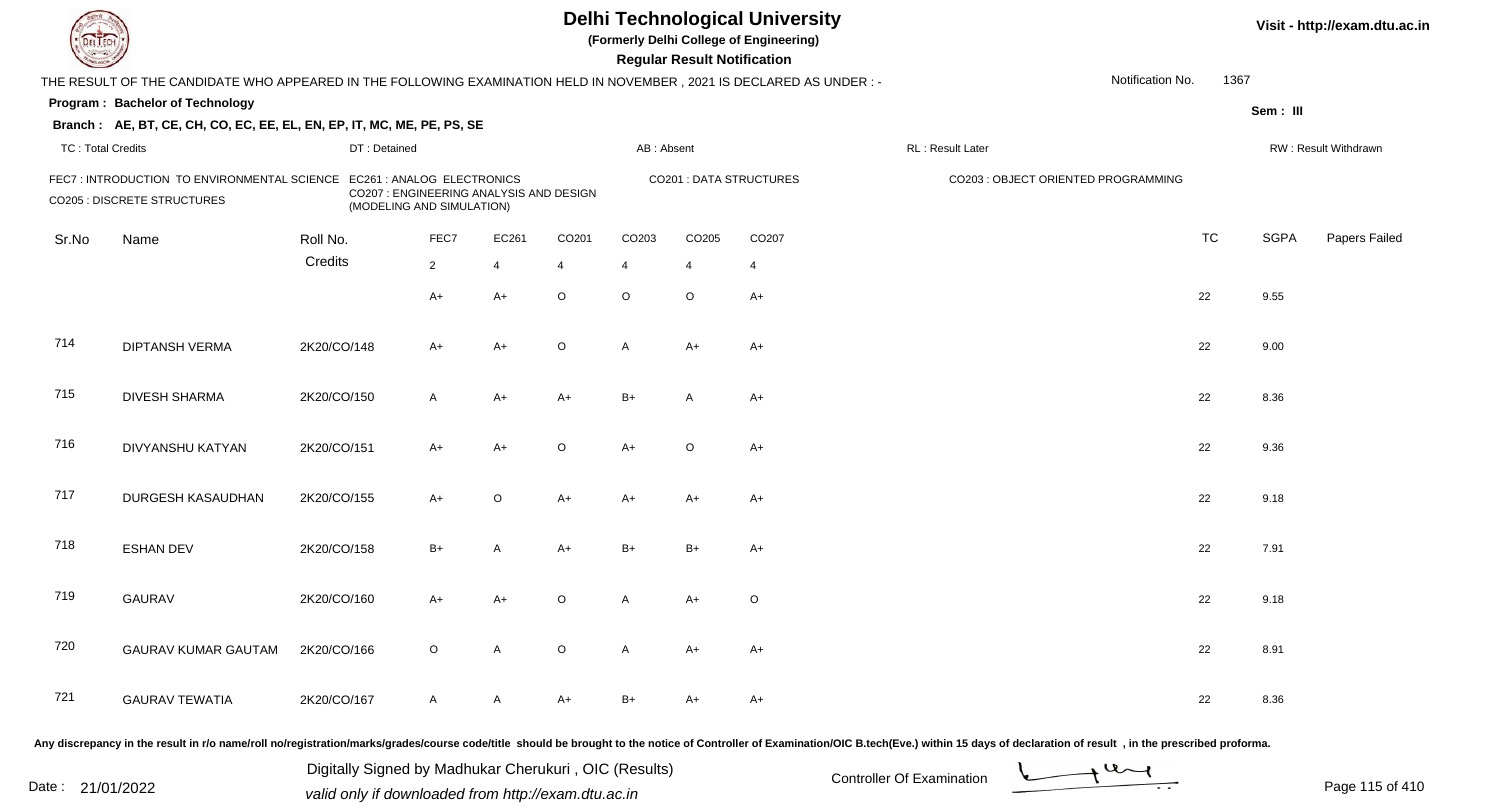# Delhi Technological University

**(Formerly Delhi College of Engineering)**

**Regular Result Notification**

Visit - http://exam.dtu.ac.in

THE RESULT OF THE CANDIDATE WHO APPEARED IN THE FOLLOWING EXAMINATION HELD IN NOVEMBER , 2021 IS DECLARED AS UNDER : -

Notification No. 1367

**Program : Bachelor of Technology**

**Sem : III**

**Branch : AE, BT, CE, CH, CO, EC, EE, EL, EN, EP, IT, MC, ME, PE, PS, SE**

TC : Total Credits | DT : Detained | AB : Absent | RL : Result Later | RW : Result Withdrawn

FEC7 : INTRODUCTION TO ENVIRONMENTAL SCIENCE | EC261 : ANALOG ELECTRONICS | CO201 : DATA STRUCTURES | CO203 : OBJECT ORIENTED PROGRAMMING | CO205 : DISCRETE STRUCTURES | CO207 : ENGINEERING ANALYSIS AND DESIGN (MODELING AND SIMULATION)

| Sr.No | Name | Roll No. | FEC7 | EC261 | CO201 | CO203 | CO205 | CO207 | TC | SGPA | Papers Failed |
|---|---|---|---|---|---|---|---|---|---|---|---|
| | | Credits | 2 | 4 | 4 | 4 | 4 | 4 | | | |
| | | | A+ | A+ | O | O | O | A+ | 22 | 9.55 | |
| 714 | DIPTANSH VERMA | 2K20/CO/148 | A+ | A+ | O | A | A+ | A+ | 22 | 9.00 | |
| 715 | DIVESH SHARMA | 2K20/CO/150 | A | A+ | A+ | B+ | A | A+ | 22 | 8.36 | |
| 716 | DIVYANSHU KATYAN | 2K20/CO/151 | A+ | A+ | O | A+ | O | A+ | 22 | 9.36 | |
| 717 | DURGESH KASAUDHAN | 2K20/CO/155 | A+ | O | A+ | A+ | A+ | A+ | 22 | 9.18 | |
| 718 | ESHAN DEV | 2K20/CO/158 | B+ | A | A+ | B+ | B+ | A+ | 22 | 7.91 | |
| 719 | GAURAV | 2K20/CO/160 | A+ | A+ | O | A | A+ | O | 22 | 9.18 | |
| 720 | GAURAV KUMAR GAUTAM | 2K20/CO/166 | O | A | O | A | A+ | A+ | 22 | 8.91 | |
| 721 | GAURAV TEWATIA | 2K20/CO/167 | A | A | A+ | B+ | A+ | A+ | 22 | 8.36 | |

Any discrepancy in the result in r/o name/roll no/registration/marks/grades/course code/title should be brought to the notice of Controller of Examination/OIC B.tech(Eve.) within 15 days of declaration of result , in the prescribed proforma.

Date : 21/01/2022

Digitally Signed by Madhukar Cherukuri , OIC (Results)
valid only if downloaded from http://exam.dtu.ac.in

Controller Of Examination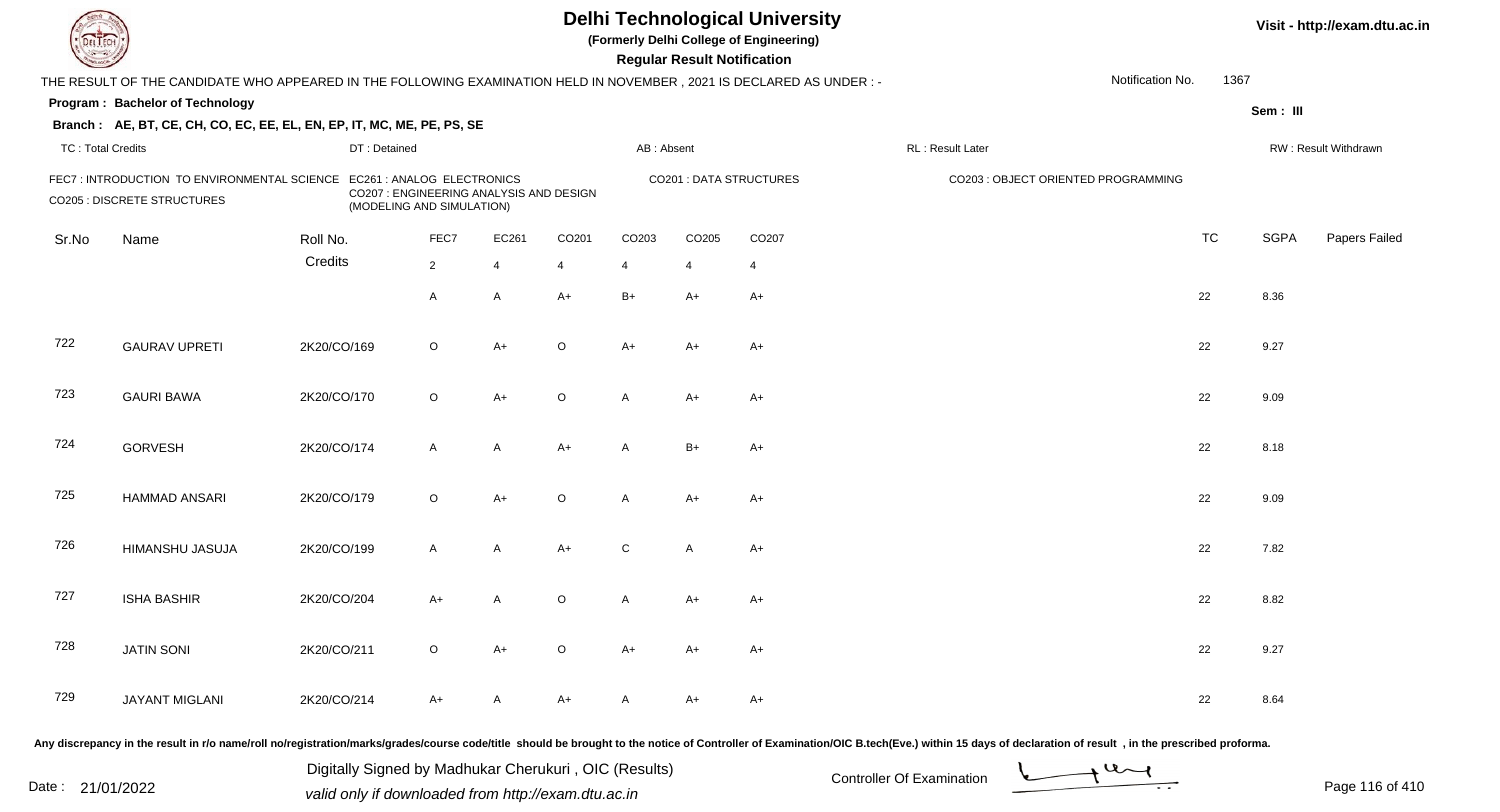# Delhi Technological University

**(Formerly Delhi College of Engineering)**

**Regular Result Notification**

Visit - http://exam.dtu.ac.in

THE RESULT OF THE CANDIDATE WHO APPEARED IN THE FOLLOWING EXAMINATION HELD IN NOVEMBER , 2021 IS DECLARED AS UNDER : -

Notification No. 1367

**Program : Bachelor of Technology**

Sem : III

**Branch : AE, BT, CE, CH, CO, EC, EE, EL, EN, EP, IT, MC, ME, PE, PS, SE**

TC : Total Credits | DT : Detained | AB : Absent | RL : Result Later | RW : Result Withdrawn

FEC7 : INTRODUCTION TO ENVIRONMENTAL SCIENCE
EC261 : ANALOG ELECTRONICS
CO201 : DATA STRUCTURES
CO203 : OBJECT ORIENTED PROGRAMMING
CO205 : DISCRETE STRUCTURES
CO207 : ENGINEERING ANALYSIS AND DESIGN (MODELING AND SIMULATION)

| Sr.No | Name | Roll No. | FEC7 | EC261 | CO201 | CO203 | CO205 | CO207 | TC | SGPA | Papers Failed |
|---|---|---|---|---|---|---|---|---|---|---|---|
| | | Credits | 2 | 4 | 4 | 4 | 4 | 4 | | | |
| | | | A | A | A+ | B+ | A+ | A+ | 22 | 8.36 | |
| 722 | GAURAV UPRETI | 2K20/CO/169 | O | A+ | O | A+ | A+ | A+ | 22 | 9.27 | |
| 723 | GAURI BAWA | 2K20/CO/170 | O | A+ | O | A | A+ | A+ | 22 | 9.09 | |
| 724 | GORVESH | 2K20/CO/174 | A | A | A+ | A | B+ | A+ | 22 | 8.18 | |
| 725 | HAMMAD ANSARI | 2K20/CO/179 | O | A+ | O | A | A+ | A+ | 22 | 9.09 | |
| 726 | HIMANSHU JASUJA | 2K20/CO/199 | A | A | A+ | C | A | A+ | 22 | 7.82 | |
| 727 | ISHA BASHIR | 2K20/CO/204 | A+ | A | O | A | A+ | A+ | 22 | 8.82 | |
| 728 | JATIN SONI | 2K20/CO/211 | O | A+ | O | A+ | A+ | A+ | 22 | 9.27 | |
| 729 | JAYANT MIGLANI | 2K20/CO/214 | A+ | A | A+ | A | A+ | A+ | 22 | 8.64 | |

Any discrepancy in the result in r/o name/roll no/registration/marks/grades/course code/title should be brought to the notice of Controller of Examination/OIC B.tech(Eve.) within 15 days of declaration of result , in the prescribed proforma.

Date : 21/01/2022

Digitally Signed by Madhukar Cherukuri , OIC (Results)
valid only if downloaded from http://exam.dtu.ac.in

Controller Of Examination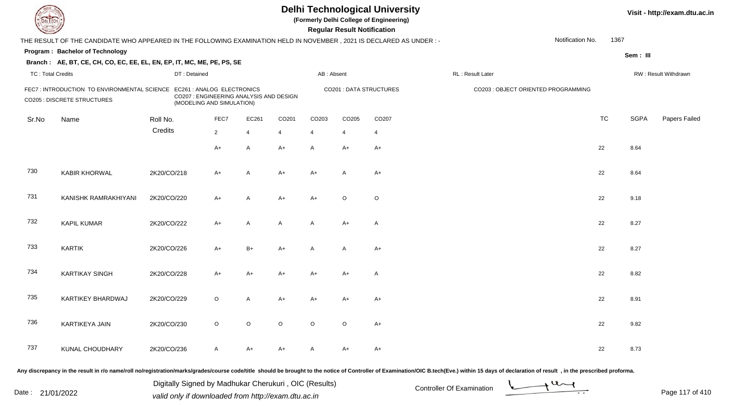# Delhi Technological University

**(Formerly Delhi College of Engineering)**

**Regular Result Notification**

Visit - http://exam.dtu.ac.in

THE RESULT OF THE CANDIDATE WHO APPEARED IN THE FOLLOWING EXAMINATION HELD IN NOVEMBER , 2021 IS DECLARED AS UNDER : -

Notification No. 1367

**Program : Bachelor of Technology**

**Sem : III**

**Branch : AE, BT, CE, CH, CO, EC, EE, EL, EN, EP, IT, MC, ME, PE, PS, SE**

TC : Total Credits | DT : Detained | AB : Absent | RL : Result Later | RW : Result Withdrawn

FEC7 : INTRODUCTION TO ENVIRONMENTAL SCIENCE
EC261 : ANALOG ELECTRONICS
CO201 : DATA STRUCTURES
CO203 : OBJECT ORIENTED PROGRAMMING
CO205 : DISCRETE STRUCTURES
CO207 : ENGINEERING ANALYSIS AND DESIGN (MODELING AND SIMULATION)

| Sr.No | Name | Roll No. | FEC7 | EC261 | CO201 | CO203 | CO205 | CO207 | TC | SGPA | Papers Failed |
|---|---|---|---|---|---|---|---|---|---|---|---|
| | | Credits | 2 | 4 | 4 | 4 | 4 | 4 | | | |
| | | | A+ | A | A+ | A | A+ | A+ | 22 | 8.64 | |
| 730 | KABIR KHORWAL | 2K20/CO/218 | A+ | A | A+ | A+ | A | A+ | 22 | 8.64 | |
| 731 | KANISHK RAMRAKHIYANI | 2K20/CO/220 | A+ | A | A+ | A+ | O | O | 22 | 9.18 | |
| 732 | KAPIL KUMAR | 2K20/CO/222 | A+ | A | A | A | A+ | A | 22 | 8.27 | |
| 733 | KARTIK | 2K20/CO/226 | A+ | B+ | A+ | A | A | A+ | 22 | 8.27 | |
| 734 | KARTIKAY SINGH | 2K20/CO/228 | A+ | A+ | A+ | A+ | A+ | A | 22 | 8.82 | |
| 735 | KARTIKEY BHARDWAJ | 2K20/CO/229 | O | A | A+ | A+ | A+ | A+ | 22 | 8.91 | |
| 736 | KARTIKEYA JAIN | 2K20/CO/230 | O | O | O | O | O | A+ | 22 | 9.82 | |
| 737 | KUNAL CHOUDHARY | 2K20/CO/236 | A | A+ | A+ | A | A+ | A+ | 22 | 8.73 | |

Any discrepancy in the result in r/o name/roll no/registration/marks/grades/course code/title should be brought to the notice of Controller of Examination/OIC B.tech(Eve.) within 15 days of declaration of result , in the prescribed proforma.

Date : 21/01/2022

Digitally Signed by Madhukar Cherukuri , OIC (Results)
valid only if downloaded from http://exam.dtu.ac.in

Controller Of Examination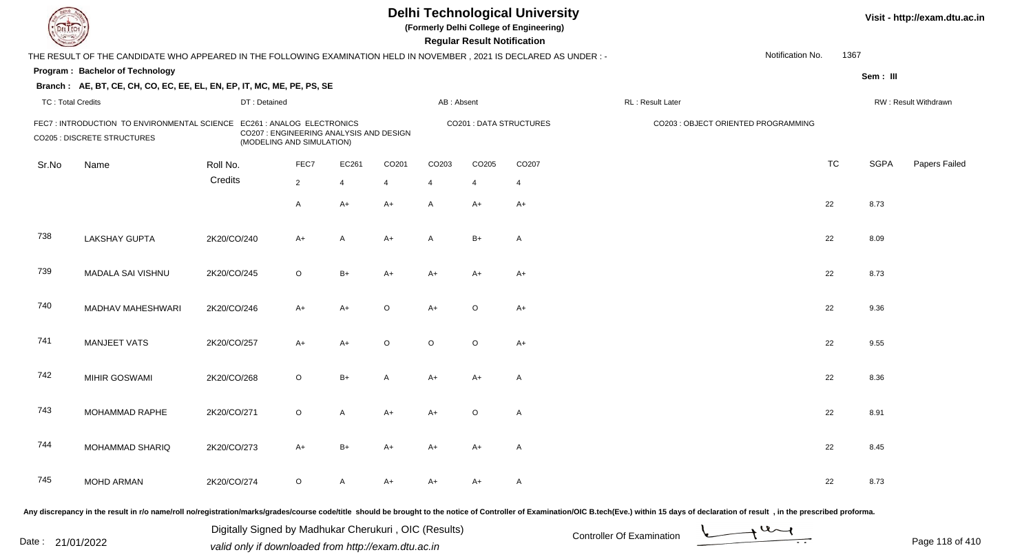# Delhi Technological University

**(Formerly Delhi College of Engineering)**

**Regular Result Notification**

Visit - http://exam.dtu.ac.in

THE RESULT OF THE CANDIDATE WHO APPEARED IN THE FOLLOWING EXAMINATION HELD IN NOVEMBER , 2021 IS DECLARED AS UNDER : -

Notification No. 1367

**Program : Bachelor of Technology**

Sem : III

**Branch : AE, BT, CE, CH, CO, EC, EE, EL, EN, EP, IT, MC, ME, PE, PS, SE**

TC : Total Credits | DT : Detained | AB : Absent | RL : Result Later | RW : Result Withdrawn

FEC7 : INTRODUCTION TO ENVIRONMENTAL SCIENCE
EC261 : ANALOG ELECTRONICS
CO201 : DATA STRUCTURES
CO203 : OBJECT ORIENTED PROGRAMMING
CO205 : DISCRETE STRUCTURES
CO207 : ENGINEERING ANALYSIS AND DESIGN (MODELING AND SIMULATION)

| Sr.No | Name | Roll No. | FEC7 | EC261 | CO201 | CO203 | CO205 | CO207 | TC | SGPA | Papers Failed |
|---|---|---|---|---|---|---|---|---|---|---|---|
| | | Credits | 2 | 4 | 4 | 4 | 4 | 4 | | | |
| | | | A | A+ | A+ | A | A+ | A+ | 22 | 8.73 | |
| 738 | LAKSHAY GUPTA | 2K20/CO/240 | A+ | A | A+ | A | B+ | A | 22 | 8.09 | |
| 739 | MADALA SAI VISHNU | 2K20/CO/245 | O | B+ | A+ | A+ | A+ | A+ | 22 | 8.73 | |
| 740 | MADHAV MAHESHWARI | 2K20/CO/246 | A+ | A+ | O | A+ | O | A+ | 22 | 9.36 | |
| 741 | MANJEET VATS | 2K20/CO/257 | A+ | A+ | O | O | O | A+ | 22 | 9.55 | |
| 742 | MIHIR GOSWAMI | 2K20/CO/268 | O | B+ | A | A+ | A+ | A | 22 | 8.36 | |
| 743 | MOHAMMAD RAPHE | 2K20/CO/271 | O | A | A+ | A+ | O | A | 22 | 8.91 | |
| 744 | MOHAMMAD SHARIQ | 2K20/CO/273 | A+ | B+ | A+ | A+ | A+ | A | 22 | 8.45 | |
| 745 | MOHD ARMAN | 2K20/CO/274 | O | A | A+ | A+ | A+ | A | 22 | 8.73 | |

Any discrepancy in the result in r/o name/roll no/registration/marks/grades/course code/title should be brought to the notice of Controller of Examination/OIC B.tech(Eve.) within 15 days of declaration of result , in the prescribed proforma.

Date : 21/01/2022

Digitally Signed by Madhukar Cherukuri , OIC (Results)
valid only if downloaded from http://exam.dtu.ac.in

Controller Of Examination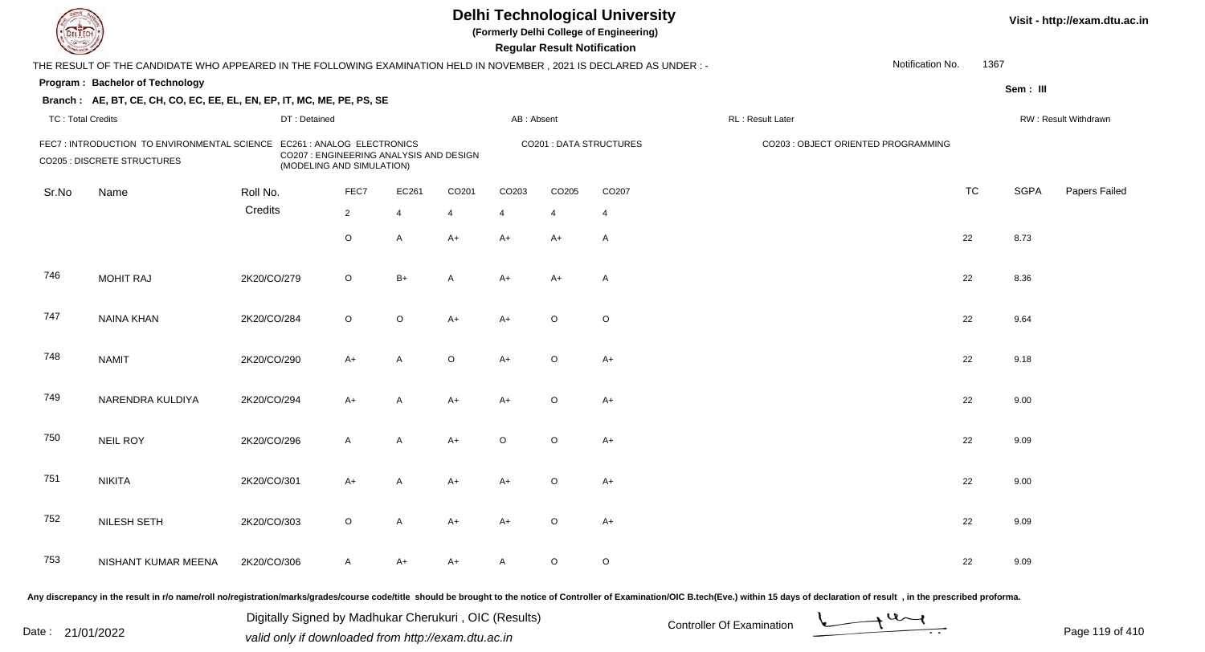# Delhi Technological University

**(Formerly Delhi College of Engineering)**

**Regular Result Notification**

Visit - http://exam.dtu.ac.in

THE RESULT OF THE CANDIDATE WHO APPEARED IN THE FOLLOWING EXAMINATION HELD IN NOVEMBER , 2021 IS DECLARED AS UNDER : -

Notification No. 1367

**Program : Bachelor of Technology**

Sem : III

**Branch : AE, BT, CE, CH, CO, EC, EE, EL, EN, EP, IT, MC, ME, PE, PS, SE**

TC : Total Credits | DT : Detained | AB : Absent | RL : Result Later | RW : Result Withdrawn

FEC7 : INTRODUCTION TO ENVIRONMENTAL SCIENCE
EC261 : ANALOG ELECTRONICS
CO201 : DATA STRUCTURES
CO203 : OBJECT ORIENTED PROGRAMMING
CO205 : DISCRETE STRUCTURES
CO207 : ENGINEERING ANALYSIS AND DESIGN (MODELING AND SIMULATION)

| Sr.No | Name | Roll No. | FEC7 | EC261 | CO201 | CO203 | CO205 | CO207 | TC | SGPA | Papers Failed |
|---|---|---|---|---|---|---|---|---|---|---|---|
| | | Credits | 2 | 4 | 4 | 4 | 4 | 4 | | | |
| | | | O | A | A+ | A+ | A+ | A | 22 | 8.73 | |
| 746 | MOHIT RAJ | 2K20/CO/279 | O | B+ | A | A+ | A+ | A | 22 | 8.36 | |
| 747 | NAINA KHAN | 2K20/CO/284 | O | O | A+ | A+ | O | O | 22 | 9.64 | |
| 748 | NAMIT | 2K20/CO/290 | A+ | A | O | A+ | O | A+ | 22 | 9.18 | |
| 749 | NARENDRA KULDIYA | 2K20/CO/294 | A+ | A | A+ | A+ | O | A+ | 22 | 9.00 | |
| 750 | NEIL ROY | 2K20/CO/296 | A | A | A+ | O | O | A+ | 22 | 9.09 | |
| 751 | NIKITA | 2K20/CO/301 | A+ | A | A+ | A+ | O | A+ | 22 | 9.00 | |
| 752 | NILESH SETH | 2K20/CO/303 | O | A | A+ | A+ | O | A+ | 22 | 9.09 | |
| 753 | NISHANT KUMAR MEENA | 2K20/CO/306 | A | A+ | A+ | A | O | O | 22 | 9.09 | |

Any discrepancy in the result in r/o name/roll no/registration/marks/grades/course code/title should be brought to the notice of Controller of Examination/OIC B.tech(Eve.) within 15 days of declaration of result , in the prescribed proforma.

Date : 21/01/2022

Digitally Signed by Madhukar Cherukuri , OIC (Results)
valid only if downloaded from http://exam.dtu.ac.in

Controller Of Examination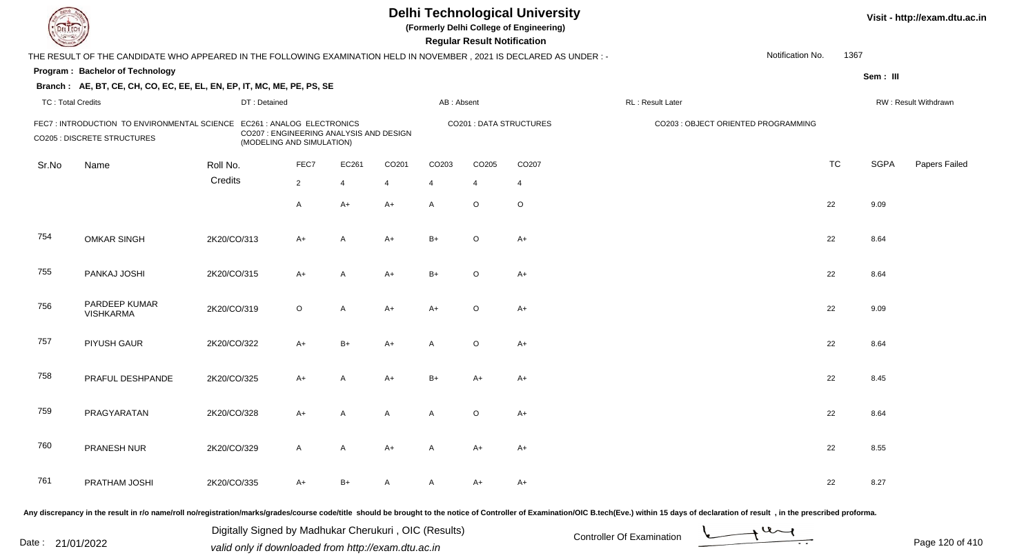# Delhi Technological University

**(Formerly Delhi College of Engineering)**

**Regular Result Notification**

Visit - http://exam.dtu.ac.in

THE RESULT OF THE CANDIDATE WHO APPEARED IN THE FOLLOWING EXAMINATION HELD IN NOVEMBER , 2021 IS DECLARED AS UNDER : -

Notification No. 1367

**Program : Bachelor of Technology**

**Sem : III**

**Branch : AE, BT, CE, CH, CO, EC, EE, EL, EN, EP, IT, MC, ME, PE, PS, SE**

TC : Total Credits | DT : Detained | AB : Absent | RL : Result Later | RW : Result Withdrawn

FEC7 : INTRODUCTION TO ENVIRONMENTAL SCIENCE
EC261 : ANALOG ELECTRONICS
CO201 : DATA STRUCTURES
CO203 : OBJECT ORIENTED PROGRAMMING
CO205 : DISCRETE STRUCTURES
CO207 : ENGINEERING ANALYSIS AND DESIGN (MODELING AND SIMULATION)

| Sr.No | Name | Roll No. | FEC7 | EC261 | CO201 | CO203 | CO205 | CO207 | TC | SGPA | Papers Failed |
|---|---|---|---|---|---|---|---|---|---|---|---|
| | | Credits | 2 | 4 | 4 | 4 | 4 | 4 | | | |
| | | | A | A+ | A+ | A | O | O | 22 | 9.09 | |
| 754 | OMKAR SINGH | 2K20/CO/313 | A+ | A | A+ | B+ | O | A+ | 22 | 8.64 | |
| 755 | PANKAJ JOSHI | 2K20/CO/315 | A+ | A | A+ | B+ | O | A+ | 22 | 8.64 | |
| 756 | PARDEEP KUMAR VISHKARMA | 2K20/CO/319 | O | A | A+ | A+ | O | A+ | 22 | 9.09 | |
| 757 | PIYUSH GAUR | 2K20/CO/322 | A+ | B+ | A+ | A | O | A+ | 22 | 8.64 | |
| 758 | PRAFUL DESHPANDE | 2K20/CO/325 | A+ | A | A+ | B+ | A+ | A+ | 22 | 8.45 | |
| 759 | PRAGYARATAN | 2K20/CO/328 | A+ | A | A | A | O | A+ | 22 | 8.64 | |
| 760 | PRANESH NUR | 2K20/CO/329 | A | A | A+ | A | A+ | A+ | 22 | 8.55 | |
| 761 | PRATHAM JOSHI | 2K20/CO/335 | A+ | B+ | A | A | A+ | A+ | 22 | 8.27 | |

Any discrepancy in the result in r/o name/roll no/registration/marks/grades/course code/title should be brought to the notice of Controller of Examination/OIC B.tech(Eve.) within 15 days of declaration of result , in the prescribed proforma.

Date : 21/01/2022

Digitally Signed by Madhukar Cherukuri , OIC (Results)
valid only if downloaded from http://exam.dtu.ac.in

Controller Of Examination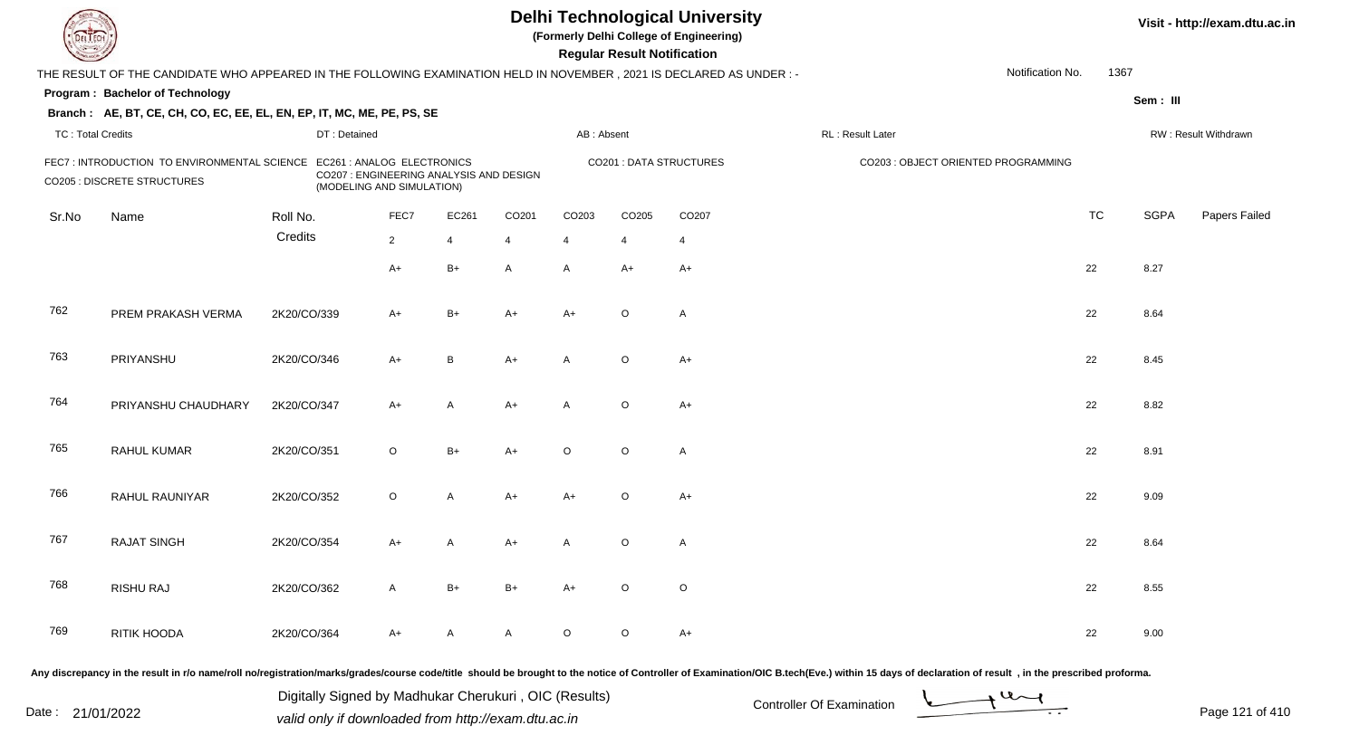# Delhi Technological University

(Formerly Delhi College of Engineering)

**Regular Result Notification**

Visit - http://exam.dtu.ac.in

THE RESULT OF THE CANDIDATE WHO APPEARED IN THE FOLLOWING EXAMINATION HELD IN NOVEMBER , 2021 IS DECLARED AS UNDER : -

Notification No. 1367

**Program : Bachelor of Technology**

Sem : III

**Branch : AE, BT, CE, CH, CO, EC, EE, EL, EN, EP, IT, MC, ME, PE, PS, SE**

TC : Total Credits | DT : Detained | AB : Absent | RL : Result Later | RW : Result Withdrawn

FEC7 : INTRODUCTION TO ENVIRONMENTAL SCIENCE | EC261 : ANALOG ELECTRONICS | CO201 : DATA STRUCTURES | CO203 : OBJECT ORIENTED PROGRAMMING | CO205 : DISCRETE STRUCTURES | CO207 : ENGINEERING ANALYSIS AND DESIGN (MODELING AND SIMULATION)

| Sr.No | Name | Roll No. | FEC7 | EC261 | CO201 | CO203 | CO205 | CO207 | TC | SGPA | Papers Failed |
|---|---|---|---|---|---|---|---|---|---|---|---|
| | | Credits | 2 | 4 | 4 | 4 | 4 | 4 | | | |
| | | | A+ | B+ | A | A | A+ | A+ | 22 | 8.27 | |
| 762 | PREM PRAKASH VERMA | 2K20/CO/339 | A+ | B+ | A+ | A+ | O | A | 22 | 8.64 | |
| 763 | PRIYANSHU | 2K20/CO/346 | A+ | B | A+ | A | O | A+ | 22 | 8.45 | |
| 764 | PRIYANSHU CHAUDHARY | 2K20/CO/347 | A+ | A | A+ | A | O | A+ | 22 | 8.82 | |
| 765 | RAHUL KUMAR | 2K20/CO/351 | O | B+ | A+ | O | O | A | 22 | 8.91 | |
| 766 | RAHUL RAUNIYAR | 2K20/CO/352 | O | A | A+ | A+ | O | A+ | 22 | 9.09 | |
| 767 | RAJAT SINGH | 2K20/CO/354 | A+ | A | A+ | A | O | A | 22 | 8.64 | |
| 768 | RISHU RAJ | 2K20/CO/362 | A | B+ | B+ | A+ | O | O | 22 | 8.55 | |
| 769 | RITIK HOODA | 2K20/CO/364 | A+ | A | A | O | O | A+ | 22 | 9.00 | |

Any discrepancy in the result in r/o name/roll no/registration/marks/grades/course code/title should be brought to the notice of Controller of Examination/OIC B.tech(Eve.) within 15 days of declaration of result , in the prescribed proforma.

Date : 21/01/2022

Digitally Signed by Madhukar Cherukuri , OIC (Results)
valid only if downloaded from http://exam.dtu.ac.in

Controller Of Examination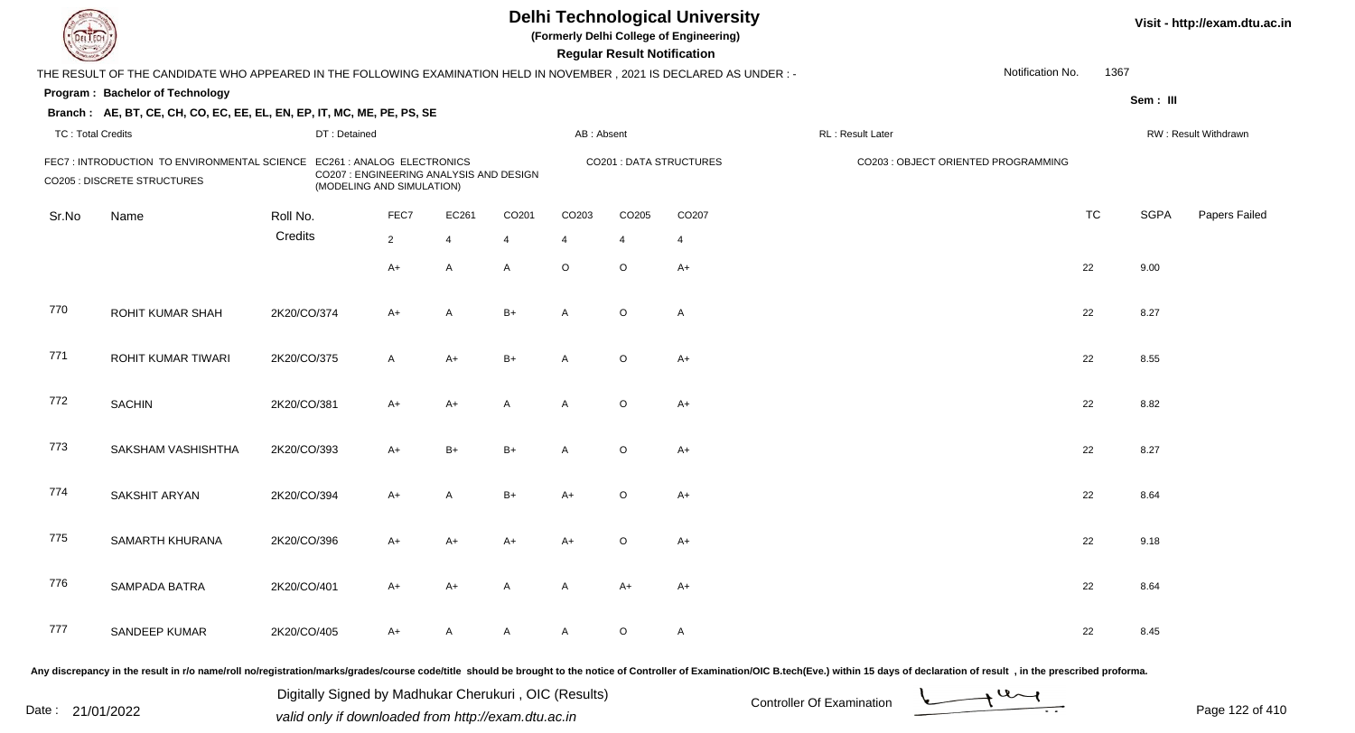# Delhi Technological University

(Formerly Delhi College of Engineering)

**Regular Result Notification**

Visit - http://exam.dtu.ac.in

THE RESULT OF THE CANDIDATE WHO APPEARED IN THE FOLLOWING EXAMINATION HELD IN NOVEMBER , 2021 IS DECLARED AS UNDER : -

Notification No. 1367

**Program : Bachelor of Technology**

Sem : III

**Branch : AE, BT, CE, CH, CO, EC, EE, EL, EN, EP, IT, MC, ME, PE, PS, SE**

TC : Total Credits | DT : Detained | AB : Absent | RL : Result Later | RW : Result Withdrawn

FEC7 : INTRODUCTION TO ENVIRONMENTAL SCIENCE
EC261 : ANALOG ELECTRONICS
CO201 : DATA STRUCTURES
CO203 : OBJECT ORIENTED PROGRAMMING
CO205 : DISCRETE STRUCTURES
CO207 : ENGINEERING ANALYSIS AND DESIGN (MODELING AND SIMULATION)

| Sr.No | Name | Roll No. | FEC7 | EC261 | CO201 | CO203 | CO205 | CO207 | TC | SGPA | Papers Failed |
|---|---|---|---|---|---|---|---|---|---|---|---|
| | | Credits | 2 | 4 | 4 | 4 | 4 | 4 | | | |
| | | | A+ | A | A | O | O | A+ | 22 | 9.00 | |
| 770 | ROHIT KUMAR SHAH | 2K20/CO/374 | A+ | A | B+ | A | O | A | 22 | 8.27 | |
| 771 | ROHIT KUMAR TIWARI | 2K20/CO/375 | A | A+ | B+ | A | O | A+ | 22 | 8.55 | |
| 772 | SACHIN | 2K20/CO/381 | A+ | A+ | A | A | O | A+ | 22 | 8.82 | |
| 773 | SAKSHAM VASHISHTHA | 2K20/CO/393 | A+ | B+ | B+ | A | O | A+ | 22 | 8.27 | |
| 774 | SAKSHIT ARYAN | 2K20/CO/394 | A+ | A | B+ | A+ | O | A+ | 22 | 8.64 | |
| 775 | SAMARTH KHURANA | 2K20/CO/396 | A+ | A+ | A+ | A+ | O | A+ | 22 | 9.18 | |
| 776 | SAMPADA BATRA | 2K20/CO/401 | A+ | A+ | A | A | A+ | A+ | 22 | 8.64 | |
| 777 | SANDEEP KUMAR | 2K20/CO/405 | A+ | A | A | A | O | A | 22 | 8.45 | |

Any discrepancy in the result in r/o name/roll no/registration/marks/grades/course code/title should be brought to the notice of Controller of Examination/OIC B.tech(Eve.) within 15 days of declaration of result , in the prescribed proforma.

Date : 21/01/2022

Digitally Signed by Madhukar Cherukuri , OIC (Results)
valid only if downloaded from http://exam.dtu.ac.in

Controller Of Examination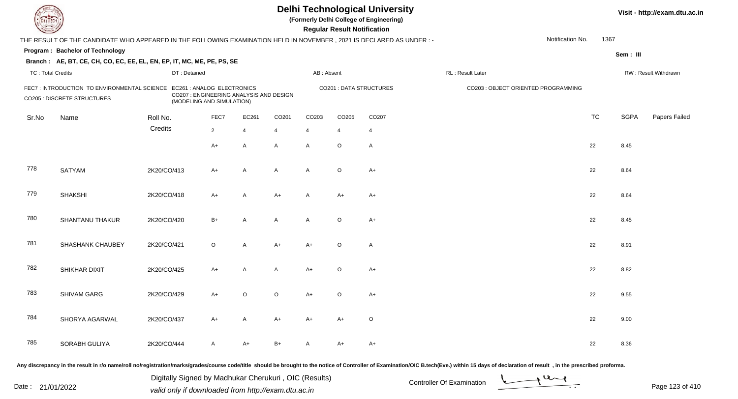# Delhi Technological University

(Formerly Delhi College of Engineering)

**Regular Result Notification**

Visit - http://exam.dtu.ac.in

THE RESULT OF THE CANDIDATE WHO APPEARED IN THE FOLLOWING EXAMINATION HELD IN NOVEMBER , 2021 IS DECLARED AS UNDER : -

Notification No. 1367

**Program : Bachelor of Technology**

Sem : III

**Branch : AE, BT, CE, CH, CO, EC, EE, EL, EN, EP, IT, MC, ME, PE, PS, SE**

TC : Total Credits | DT : Detained | AB : Absent | RL : Result Later | RW : Result Withdrawn

FEC7 : INTRODUCTION TO ENVIRONMENTAL SCIENCE
EC261 : ANALOG ELECTRONICS
CO201 : DATA STRUCTURES
CO203 : OBJECT ORIENTED PROGRAMMING
CO205 : DISCRETE STRUCTURES
CO207 : ENGINEERING ANALYSIS AND DESIGN (MODELING AND SIMULATION)

| Sr.No | Name | Roll No. | FEC7 | EC261 | CO201 | CO203 | CO205 | CO207 | TC | SGPA | Papers Failed |
|---|---|---|---|---|---|---|---|---|---|---|---|
| | | Credits | 2 | 4 | 4 | 4 | 4 | 4 | | | |
| | | | A+ | A | A | A | O | A | 22 | 8.45 | |
| 778 | SATYAM | 2K20/CO/413 | A+ | A | A | A | O | A+ | 22 | 8.64 | |
| 779 | SHAKSHI | 2K20/CO/418 | A+ | A | A+ | A | A+ | A+ | 22 | 8.64 | |
| 780 | SHANTANU THAKUR | 2K20/CO/420 | B+ | A | A | A | O | A+ | 22 | 8.45 | |
| 781 | SHASHANK CHAUBEY | 2K20/CO/421 | O | A | A+ | A+ | O | A | 22 | 8.91 | |
| 782 | SHIKHAR DIXIT | 2K20/CO/425 | A+ | A | A | A+ | O | A+ | 22 | 8.82 | |
| 783 | SHIVAM GARG | 2K20/CO/429 | A+ | O | O | A+ | O | A+ | 22 | 9.55 | |
| 784 | SHORYA AGARWAL | 2K20/CO/437 | A+ | A | A+ | A+ | A+ | O | 22 | 9.00 | |
| 785 | SORABH GULIYA | 2K20/CO/444 | A | A+ | B+ | A | A+ | A+ | 22 | 8.36 | |

Any discrepancy in the result in r/o name/roll no/registration/marks/grades/course code/title should be brought to the notice of Controller of Examination/OIC B.tech(Eve.) within 15 days of declaration of result , in the prescribed proforma.

Date : 21/01/2022

Digitally Signed by Madhukar Cherukuri , OIC (Results)
valid only if downloaded from http://exam.dtu.ac.in

Controller Of Examination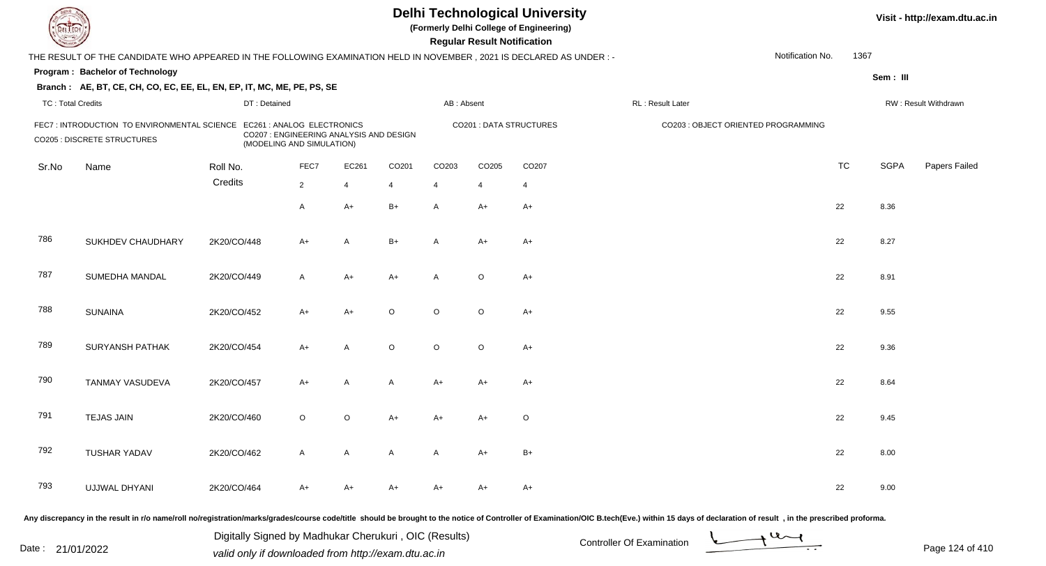# Delhi Technological University

**(Formerly Delhi College of Engineering)**

**Regular Result Notification**

Visit - http://exam.dtu.ac.in

THE RESULT OF THE CANDIDATE WHO APPEARED IN THE FOLLOWING EXAMINATION HELD IN NOVEMBER , 2021 IS DECLARED AS UNDER : -

Notification No. 1367

**Program : Bachelor of Technology**

Sem : III

**Branch : AE, BT, CE, CH, CO, EC, EE, EL, EN, EP, IT, MC, ME, PE, PS, SE**

TC : Total Credits | DT : Detained | AB : Absent | RL : Result Later | RW : Result Withdrawn

FEC7 : INTRODUCTION TO ENVIRONMENTAL SCIENCE
EC261 : ANALOG ELECTRONICS
CO201 : DATA STRUCTURES
CO203 : OBJECT ORIENTED PROGRAMMING
CO205 : DISCRETE STRUCTURES
CO207 : ENGINEERING ANALYSIS AND DESIGN (MODELING AND SIMULATION)

| Sr.No | Name | Roll No. | FEC7 | EC261 | CO201 | CO203 | CO205 | CO207 | TC | SGPA | Papers Failed |
|---|---|---|---|---|---|---|---|---|---|---|---|
| | | Credits | 2 | 4 | 4 | 4 | 4 | 4 | | | |
| | | | A | A+ | B+ | A | A+ | A+ | 22 | 8.36 | |
| 786 | SUKHDEV CHAUDHARY | 2K20/CO/448 | A+ | A | B+ | A | A+ | A+ | 22 | 8.27 | |
| 787 | SUMEDHA MANDAL | 2K20/CO/449 | A | A+ | A+ | A | O | A+ | 22 | 8.91 | |
| 788 | SUNAINA | 2K20/CO/452 | A+ | A+ | O | O | O | A+ | 22 | 9.55 | |
| 789 | SURYANSH PATHAK | 2K20/CO/454 | A+ | A | O | O | O | A+ | 22 | 9.36 | |
| 790 | TANMAY VASUDEVA | 2K20/CO/457 | A+ | A | A | A+ | A+ | A+ | 22 | 8.64 | |
| 791 | TEJAS JAIN | 2K20/CO/460 | O | O | A+ | A+ | A+ | O | 22 | 9.45 | |
| 792 | TUSHAR YADAV | 2K20/CO/462 | A | A | A | A | A+ | B+ | 22 | 8.00 | |
| 793 | UJJWAL DHYANI | 2K20/CO/464 | A+ | A+ | A+ | A+ | A+ | A+ | 22 | 9.00 | |

Any discrepancy in the result in r/o name/roll no/registration/marks/grades/course code/title should be brought to the notice of Controller of Examination/OIC B.tech(Eve.) within 15 days of declaration of result , in the prescribed proforma.

Date : 21/01/2022

Digitally Signed by Madhukar Cherukuri , OIC (Results)
valid only if downloaded from http://exam.dtu.ac.in

Controller Of Examination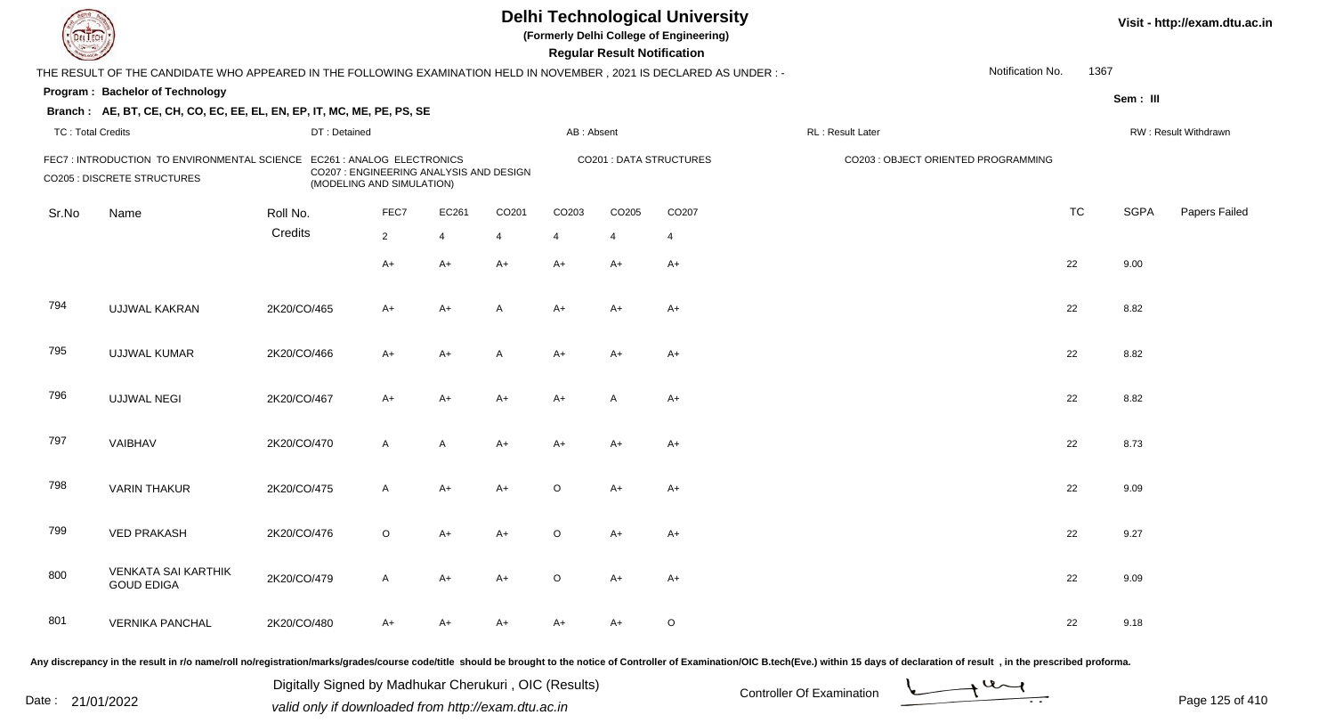# Delhi Technological University

**(Formerly Delhi College of Engineering)**

**Regular Result Notification**

Visit - http://exam.dtu.ac.in

THE RESULT OF THE CANDIDATE WHO APPEARED IN THE FOLLOWING EXAMINATION HELD IN NOVEMBER , 2021 IS DECLARED AS UNDER : -

Notification No. 1367

**Program : Bachelor of Technology**

Sem : III

**Branch : AE, BT, CE, CH, CO, EC, EE, EL, EN, EP, IT, MC, ME, PE, PS, SE**

TC : Total Credits | DT : Detained | AB : Absent | RL : Result Later | RW : Result Withdrawn

FEC7 : INTRODUCTION TO ENVIRONMENTAL SCIENCE
EC261 : ANALOG ELECTRONICS
CO201 : DATA STRUCTURES
CO203 : OBJECT ORIENTED PROGRAMMING
CO205 : DISCRETE STRUCTURES
CO207 : ENGINEERING ANALYSIS AND DESIGN (MODELING AND SIMULATION)

| Sr.No | Name | Roll No. | FEC7 | EC261 | CO201 | CO203 | CO205 | CO207 | TC | SGPA | Papers Failed |
|---|---|---|---|---|---|---|---|---|---|---|---|
| | | Credits | 2 | 4 | 4 | 4 | 4 | 4 | | | |
| | | | A+ | A+ | A+ | A+ | A+ | A+ | 22 | 9.00 | |
| 794 | UJJWAL KAKRAN | 2K20/CO/465 | A+ | A+ | A | A+ | A+ | A+ | 22 | 8.82 | |
| 795 | UJJWAL KUMAR | 2K20/CO/466 | A+ | A+ | A | A+ | A+ | A+ | 22 | 8.82 | |
| 796 | UJJWAL NEGI | 2K20/CO/467 | A+ | A+ | A+ | A+ | A | A+ | 22 | 8.82 | |
| 797 | VAIBHAV | 2K20/CO/470 | A | A | A+ | A+ | A+ | A+ | 22 | 8.73 | |
| 798 | VARIN THAKUR | 2K20/CO/475 | A | A+ | A+ | O | A+ | A+ | 22 | 9.09 | |
| 799 | VED PRAKASH | 2K20/CO/476 | O | A+ | A+ | O | A+ | A+ | 22 | 9.27 | |
| 800 | VENKATA SAI KARTHIK GOUD EDIGA | 2K20/CO/479 | A | A+ | A+ | O | A+ | A+ | 22 | 9.09 | |
| 801 | VERNIKA PANCHAL | 2K20/CO/480 | A+ | A+ | A+ | A+ | A+ | O | 22 | 9.18 | |

Any discrepancy in the result in r/o name/roll no/registration/marks/grades/course code/title should be brought to the notice of Controller of Examination/OIC B.tech(Eve.) within 15 days of declaration of result , in the prescribed proforma.

Date : 21/01/2022

Digitally Signed by Madhukar Cherukuri , OIC (Results)
valid only if downloaded from http://exam.dtu.ac.in

Controller Of Examination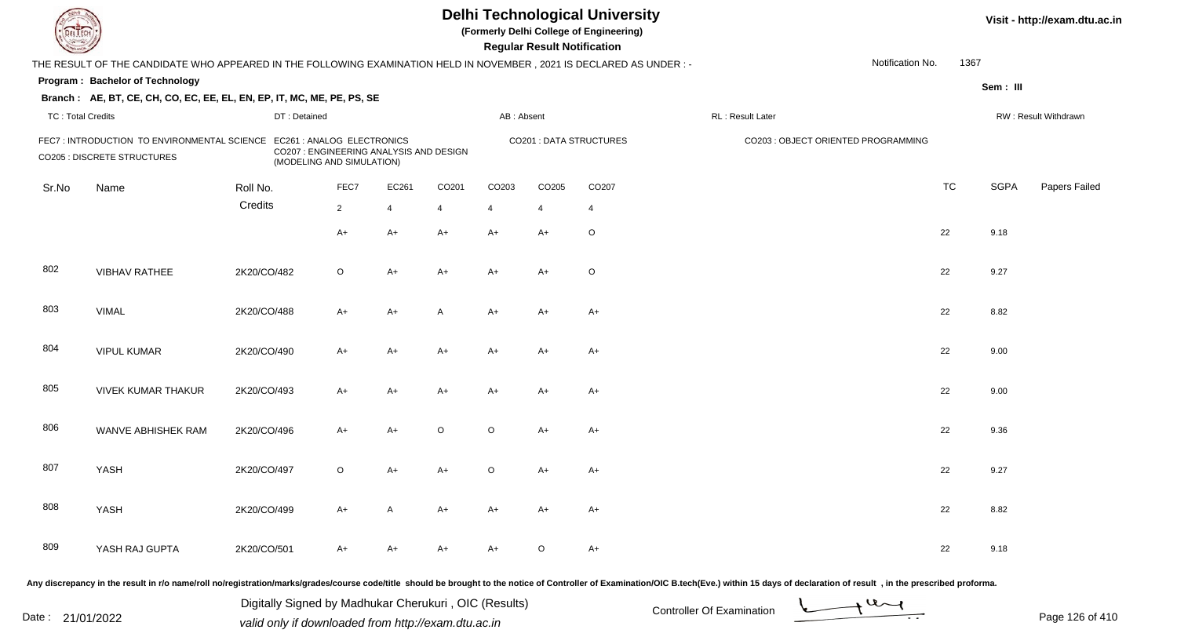# Delhi Technological University

**(Formerly Delhi College of Engineering)**

**Regular Result Notification**

Visit - http://exam.dtu.ac.in

THE RESULT OF THE CANDIDATE WHO APPEARED IN THE FOLLOWING EXAMINATION HELD IN NOVEMBER , 2021 IS DECLARED AS UNDER : -

Notification No. 1367

**Program : Bachelor of Technology**

Sem : III

**Branch : AE, BT, CE, CH, CO, EC, EE, EL, EN, EP, IT, MC, ME, PE, PS, SE**

TC : Total Credits | DT : Detained | AB : Absent | RL : Result Later | RW : Result Withdrawn

FEC7 : INTRODUCTION TO ENVIRONMENTAL SCIENCE
EC261 : ANALOG ELECTRONICS
CO201 : DATA STRUCTURES
CO203 : OBJECT ORIENTED PROGRAMMING
CO205 : DISCRETE STRUCTURES
CO207 : ENGINEERING ANALYSIS AND DESIGN (MODELING AND SIMULATION)

| Sr.No | Name | Roll No. | FEC7 | EC261 | CO201 | CO203 | CO205 | CO207 | TC | SGPA | Papers Failed |
|---|---|---|---|---|---|---|---|---|---|---|---|
| | | Credits | 2 | 4 | 4 | 4 | 4 | 4 | | | |
| | | | A+ | A+ | A+ | A+ | A+ | O | 22 | 9.18 | |
| 802 | VIBHAV RATHEE | 2K20/CO/482 | O | A+ | A+ | A+ | A+ | O | 22 | 9.27 | |
| 803 | VIMAL | 2K20/CO/488 | A+ | A+ | A | A+ | A+ | A+ | 22 | 8.82 | |
| 804 | VIPUL KUMAR | 2K20/CO/490 | A+ | A+ | A+ | A+ | A+ | A+ | 22 | 9.00 | |
| 805 | VIVEK KUMAR THAKUR | 2K20/CO/493 | A+ | A+ | A+ | A+ | A+ | A+ | 22 | 9.00 | |
| 806 | WANVE ABHISHEK RAM | 2K20/CO/496 | A+ | A+ | O | O | A+ | A+ | 22 | 9.36 | |
| 807 | YASH | 2K20/CO/497 | O | A+ | A+ | O | A+ | A+ | 22 | 9.27 | |
| 808 | YASH | 2K20/CO/499 | A+ | A | A+ | A+ | A+ | A+ | 22 | 8.82 | |
| 809 | YASH RAJ GUPTA | 2K20/CO/501 | A+ | A+ | A+ | A+ | O | A+ | 22 | 9.18 | |

Any discrepancy in the result in r/o name/roll no/registration/marks/grades/course code/title should be brought to the notice of Controller of Examination/OIC B.tech(Eve.) within 15 days of declaration of result , in the prescribed proforma.

Date : 21/01/2022

Digitally Signed by Madhukar Cherukuri , OIC (Results)
valid only if downloaded from http://exam.dtu.ac.in

Controller Of Examination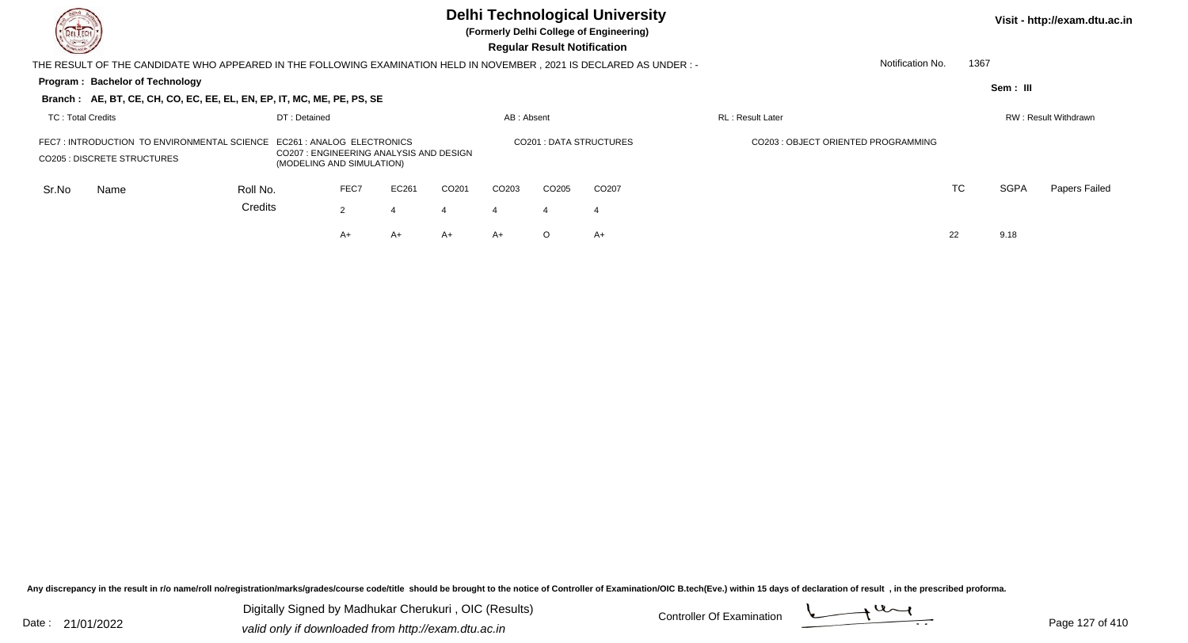# Delhi Technological University

**(Formerly Delhi College of Engineering)**

**Regular Result Notification**

Visit - http://exam.dtu.ac.in

THE RESULT OF THE CANDIDATE WHO APPEARED IN THE FOLLOWING EXAMINATION HELD IN NOVEMBER , 2021 IS DECLARED AS UNDER : -

Notification No. 1367

**Program : Bachelor of Technology**

Sem : III

**Branch : AE, BT, CE, CH, CO, EC, EE, EL, EN, EP, IT, MC, ME, PE, PS, SE**

TC : Total Credits | DT : Detained | AB : Absent | RL : Result Later | RW : Result Withdrawn

FEC7 : INTRODUCTION TO ENVIRONMENTAL SCIENCE | EC261 : ANALOG ELECTRONICS | CO201 : DATA STRUCTURES | CO203 : OBJECT ORIENTED PROGRAMMING | CO205 : DISCRETE STRUCTURES | CO207 : ENGINEERING ANALYSIS AND DESIGN (MODELING AND SIMULATION)

| Sr.No | Name | Roll No. | FEC7 | EC261 | CO201 | CO203 | CO205 | CO207 | TC | SGPA | Papers Failed |
|---|---|---|---|---|---|---|---|---|---|---|---|
| | | Credits | 2 | 4 | 4 | 4 | 4 | 4 | | | |
| | | | A+ | A+ | A+ | A+ | O | A+ | 22 | 9.18 | |

Any discrepancy in the result in r/o name/roll no/registration/marks/grades/course code/title should be brought to the notice of Controller of Examination/OIC B.tech(Eve.) within 15 days of declaration of result , in the prescribed proforma.

Date : 21/01/2022

Digitally Signed by Madhukar Cherukuri , OIC (Results)
valid only if downloaded from http://exam.dtu.ac.in

Controller Of Examination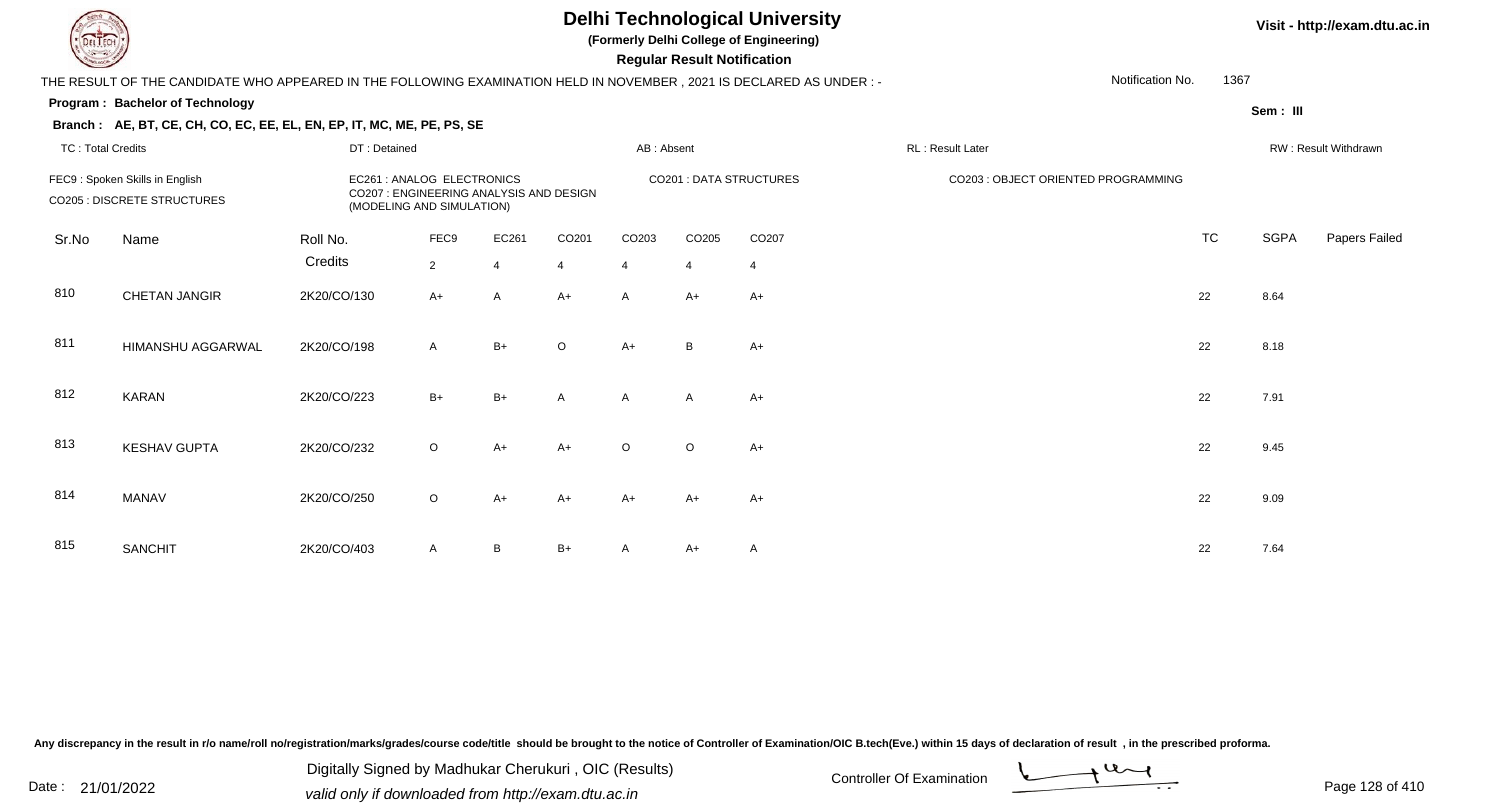# Delhi Technological University

**(Formerly Delhi College of Engineering)**

**Regular Result Notification**

Visit - http://exam.dtu.ac.in

THE RESULT OF THE CANDIDATE WHO APPEARED IN THE FOLLOWING EXAMINATION HELD IN NOVEMBER , 2021 IS DECLARED AS UNDER : - Notification No. 1367

**Program : Bachelor of Technology**

**Sem : III**

**Branch : AE, BT, CE, CH, CO, EC, EE, EL, EN, EP, IT, MC, ME, PE, PS, SE**

TC : Total Credits | DT : Detained | AB : Absent | RL : Result Later | RW : Result Withdrawn

FEC9 : Spoken Skills in English
CO205 : DISCRETE STRUCTURES
EC261 : ANALOG ELECTRONICS
CO207 : ENGINEERING ANALYSIS AND DESIGN (MODELING AND SIMULATION)
CO201 : DATA STRUCTURES
CO203 : OBJECT ORIENTED PROGRAMMING

| Sr.No | Name | Roll No. | FEC9 | EC261 | CO201 | CO203 | CO205 | CO207 | TC | SGPA | Papers Failed |
|---|---|---|---|---|---|---|---|---|---|---|---|
| | | Credits | 2 | 4 | 4 | 4 | 4 | 4 | | | |
| 810 | CHETAN JANGIR | 2K20/CO/130 | A+ | A | A+ | A | A+ | A+ | 22 | 8.64 | |
| 811 | HIMANSHU AGGARWAL | 2K20/CO/198 | A | B+ | O | A+ | B | A+ | 22 | 8.18 | |
| 812 | KARAN | 2K20/CO/223 | B+ | B+ | A | A | A | A+ | 22 | 7.91 | |
| 813 | KESHAV GUPTA | 2K20/CO/232 | O | A+ | A+ | O | O | A+ | 22 | 9.45 | |
| 814 | MANAV | 2K20/CO/250 | O | A+ | A+ | A+ | A+ | A+ | 22 | 9.09 | |
| 815 | SANCHIT | 2K20/CO/403 | A | B | B+ | A | A+ | A | 22 | 7.64 | |

Any discrepancy in the result in r/o name/roll no/registration/marks/grades/course code/title should be brought to the notice of Controller of Examination/OIC B.tech(Eve.) within 15 days of declaration of result , in the prescribed proforma.

Date : 21/01/2022

Digitally Signed by Madhukar Cherukuri , OIC (Results)
valid only if downloaded from http://exam.dtu.ac.in

Controller Of Examination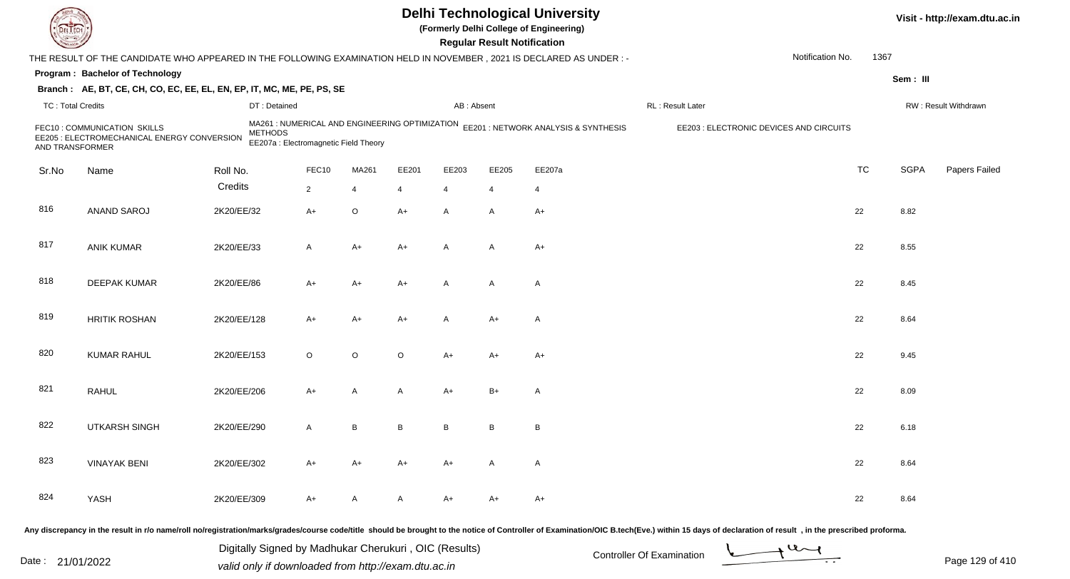# Delhi Technological University

**(Formerly Delhi College of Engineering)**

**Regular Result Notification**

Visit - http://exam.dtu.ac.in

THE RESULT OF THE CANDIDATE WHO APPEARED IN THE FOLLOWING EXAMINATION HELD IN NOVEMBER , 2021 IS DECLARED AS UNDER : -

Notification No. 1367

**Program : Bachelor of Technology**

Sem : III

**Branch : AE, BT, CE, CH, CO, EC, EE, EL, EN, EP, IT, MC, ME, PE, PS, SE**

TC : Total Credits | DT : Detained | AB : Absent | RL : Result Later | RW : Result Withdrawn

FEC10 : COMMUNICATION SKILLS
MA261 : NUMERICAL AND ENGINEERING OPTIMIZATION METHODS
EE201 : NETWORK ANALYSIS & SYNTHESIS
EE203 : ELECTRONIC DEVICES AND CIRCUITS
EE205 : ELECTROMECHANICAL ENERGY CONVERSION AND TRANSFORMER
EE207a : Electromagnetic Field Theory

| Sr.No | Name | Roll No. | FEC10 | MA261 | EE201 | EE203 | EE205 | EE207a | TC | SGPA | Papers Failed |
|---|---|---|---|---|---|---|---|---|---|---|---|
| | | Credits | 2 | 4 | 4 | 4 | 4 | 4 | | | |
| 816 | ANAND SAROJ | 2K20/EE/32 | A+ | O | A+ | A | A | A+ | 22 | 8.82 | |
| 817 | ANIK KUMAR | 2K20/EE/33 | A | A+ | A+ | A | A | A+ | 22 | 8.55 | |
| 818 | DEEPAK KUMAR | 2K20/EE/86 | A+ | A+ | A+ | A | A | A | 22 | 8.45 | |
| 819 | HRITIK ROSHAN | 2K20/EE/128 | A+ | A+ | A+ | A | A+ | A | 22 | 8.64 | |
| 820 | KUMAR RAHUL | 2K20/EE/153 | O | O | O | A+ | A+ | A+ | 22 | 9.45 | |
| 821 | RAHUL | 2K20/EE/206 | A+ | A | A | A+ | B+ | A | 22 | 8.09 | |
| 822 | UTKARSH SINGH | 2K20/EE/290 | A | B | B | B | B | B | 22 | 6.18 | |
| 823 | VINAYAK BENI | 2K20/EE/302 | A+ | A+ | A+ | A+ | A | A | 22 | 8.64 | |
| 824 | YASH | 2K20/EE/309 | A+ | A | A | A+ | A+ | A+ | 22 | 8.64 | |

Any discrepancy in the result in r/o name/roll no/registration/marks/grades/course code/title should be brought to the notice of Controller of Examination/OIC B.tech(Eve.) within 15 days of declaration of result , in the prescribed proforma.

Date : 21/01/2022

Digitally Signed by Madhukar Cherukuri , OIC (Results)
valid only if downloaded from http://exam.dtu.ac.in

Controller Of Examination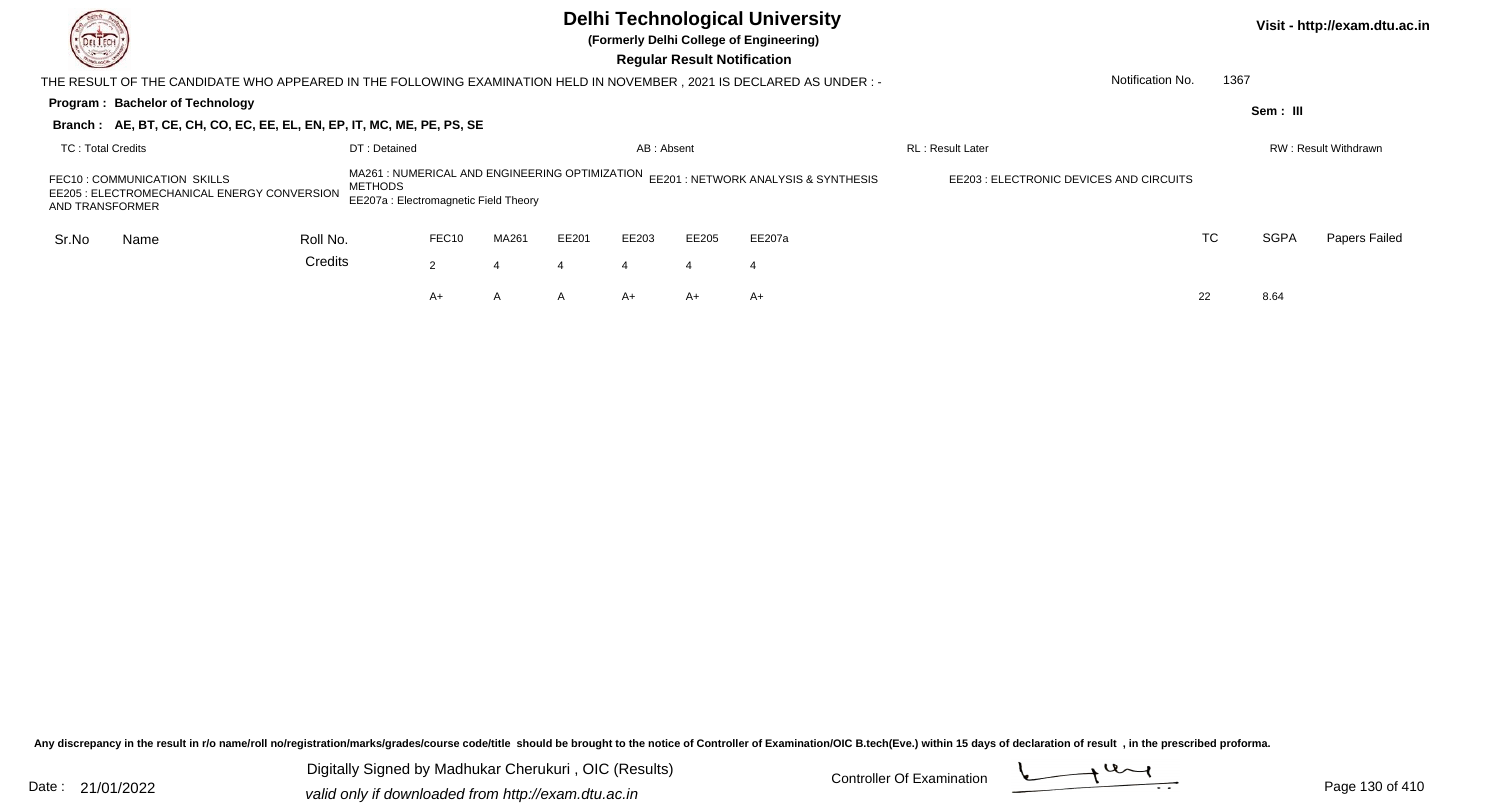# Delhi Technological University

**(Formerly Delhi College of Engineering)**

**Regular Result Notification**

Visit - http://exam.dtu.ac.in

THE RESULT OF THE CANDIDATE WHO APPEARED IN THE FOLLOWING EXAMINATION HELD IN NOVEMBER , 2021 IS DECLARED AS UNDER : -

Notification No. 1367

**Program : Bachelor of Technology**

Sem : III

**Branch : AE, BT, CE, CH, CO, EC, EE, EL, EN, EP, IT, MC, ME, PE, PS, SE**

TC : Total Credits | DT : Detained | AB : Absent | RL : Result Later | RW : Result Withdrawn

FEC10 : COMMUNICATION SKILLS
MA261 : NUMERICAL AND ENGINEERING OPTIMIZATION METHODS
EE201 : NETWORK ANALYSIS & SYNTHESIS
EE203 : ELECTRONIC DEVICES AND CIRCUITS
EE205 : ELECTROMECHANICAL ENERGY CONVERSION AND TRANSFORMER
EE207a : Electromagnetic Field Theory

| Sr.No | Name | Roll No. | FEC10 | MA261 | EE201 | EE203 | EE205 | EE207a | TC | SGPA | Papers Failed |
|---|---|---|---|---|---|---|---|---|---|---|---|
| | | Credits | 2 | 4 | 4 | 4 | 4 | 4 | | | |
| | | | A+ | A | A | A+ | A+ | A+ | 22 | 8.64 | |

Any discrepancy in the result in r/o name/roll no/registration/marks/grades/course code/title should be brought to the notice of Controller of Examination/OIC B.tech(Eve.) within 15 days of declaration of result , in the prescribed proforma.

Date : 21/01/2022

Digitally Signed by Madhukar Cherukuri , OIC (Results)
valid only if downloaded from http://exam.dtu.ac.in

Controller Of Examination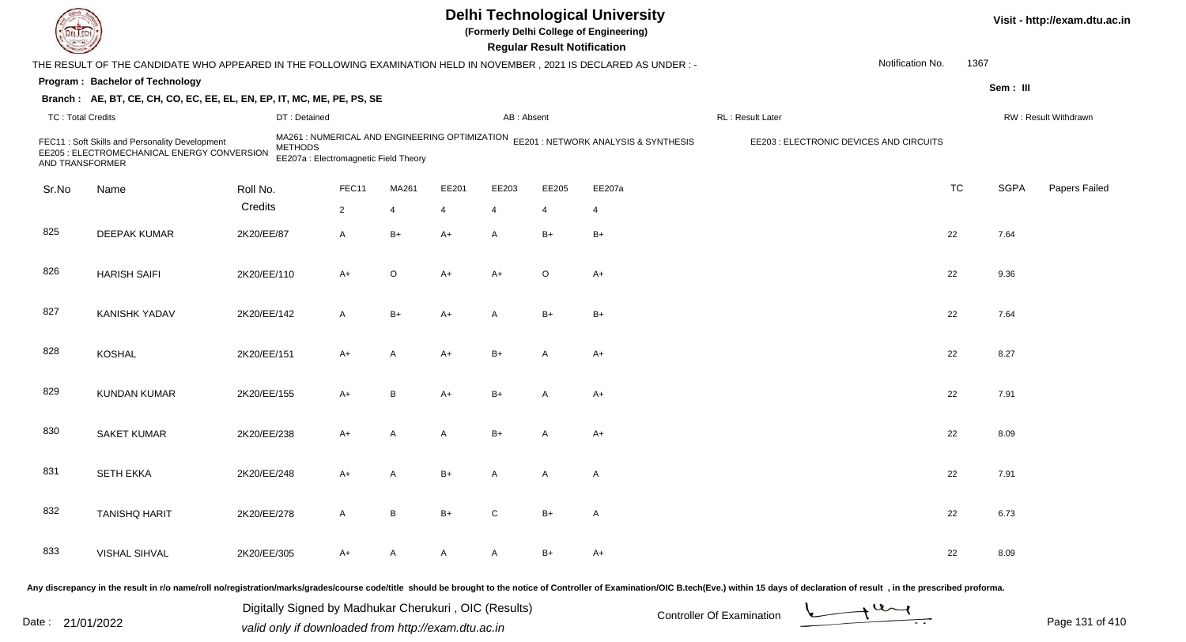# Delhi Technological University

**(Formerly Delhi College of Engineering)**

**Regular Result Notification**

Visit - http://exam.dtu.ac.in

THE RESULT OF THE CANDIDATE WHO APPEARED IN THE FOLLOWING EXAMINATION HELD IN NOVEMBER , 2021 IS DECLARED AS UNDER : -

Notification No. 1367

**Program : Bachelor of Technology**

**Sem : III**

**Branch : AE, BT, CE, CH, CO, EC, EE, EL, EN, EP, IT, MC, ME, PE, PS, SE**

TC : Total Credits | DT : Detained | AB : Absent | RL : Result Later | RW : Result Withdrawn

FEC11 : Soft Skills and Personality Development
MA261 : NUMERICAL AND ENGINEERING OPTIMIZATION METHODS
EE201 : NETWORK ANALYSIS & SYNTHESIS
EE203 : ELECTRONIC DEVICES AND CIRCUITS
EE205 : ELECTROMECHANICAL ENERGY CONVERSION AND TRANSFORMER
EE207a : Electromagnetic Field Theory

| Sr.No | Name | Roll No. | FEC11 | MA261 | EE201 | EE203 | EE205 | EE207a | TC | SGPA | Papers Failed |
|---|---|---|---|---|---|---|---|---|---|---|---|
| | | Credits | 2 | 4 | 4 | 4 | 4 | 4 | | | |
| 825 | DEEPAK KUMAR | 2K20/EE/87 | A | B+ | A+ | A | B+ | B+ | 22 | 7.64 | |
| 826 | HARISH SAIFI | 2K20/EE/110 | A+ | O | A+ | A+ | O | A+ | 22 | 9.36 | |
| 827 | KANISHK YADAV | 2K20/EE/142 | A | B+ | A+ | A | B+ | B+ | 22 | 7.64 | |
| 828 | KOSHAL | 2K20/EE/151 | A+ | A | A+ | B+ | A | A+ | 22 | 8.27 | |
| 829 | KUNDAN KUMAR | 2K20/EE/155 | A+ | B | A+ | B+ | A | A+ | 22 | 7.91 | |
| 830 | SAKET KUMAR | 2K20/EE/238 | A+ | A | A | B+ | A | A+ | 22 | 8.09 | |
| 831 | SETH EKKA | 2K20/EE/248 | A+ | A | B+ | A | A | A | 22 | 7.91 | |
| 832 | TANISHQ HARIT | 2K20/EE/278 | A | B | B+ | C | B+ | A | 22 | 6.73 | |
| 833 | VISHAL SIHVAL | 2K20/EE/305 | A+ | A | A | A | B+ | A+ | 22 | 8.09 | |

Any discrepancy in the result in r/o name/roll no/registration/marks/grades/course code/title should be brought to the notice of Controller of Examination/OIC B.tech(Eve.) within 15 days of declaration of result , in the prescribed proforma.

Date : 21/01/2022

Digitally Signed by Madhukar Cherukuri , OIC (Results)
valid only if downloaded from http://exam.dtu.ac.in

Controller Of Examination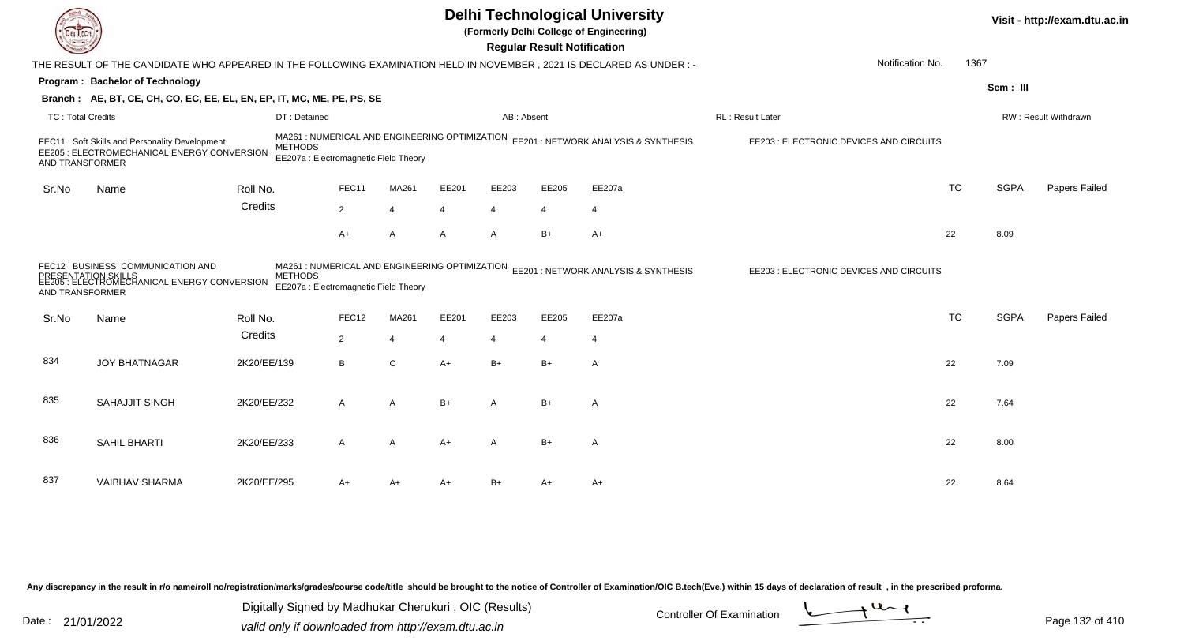# Delhi Technological University

**(Formerly Delhi College of Engineering)**

**Regular Result Notification**

Visit - http://exam.dtu.ac.in

THE RESULT OF THE CANDIDATE WHO APPEARED IN THE FOLLOWING EXAMINATION HELD IN NOVEMBER , 2021 IS DECLARED AS UNDER : -

Notification No. 1367

**Program : Bachelor of Technology**

Sem : III

**Branch : AE, BT, CE, CH, CO, EC, EE, EL, EN, EP, IT, MC, ME, PE, PS, SE**

TC : Total Credits | DT : Detained | AB : Absent | RL : Result Later | RW : Result Withdrawn

FEC11 : Soft Skills and Personality Development
MA261 : NUMERICAL AND ENGINEERING OPTIMIZATION METHODS
EE201 : NETWORK ANALYSIS & SYNTHESIS
EE203 : ELECTRONIC DEVICES AND CIRCUITS
EE205 : ELECTROMECHANICAL ENERGY CONVERSION AND TRANSFORMER
EE207a : Electromagnetic Field Theory

| Sr.No | Name | Roll No. | FEC11 | MA261 | EE201 | EE203 | EE205 | EE207a | TC | SGPA | Papers Failed |
|---|---|---|---|---|---|---|---|---|---|---|---|
| | | Credits | 2 | 4 | 4 | 4 | 4 | 4 | | | |
| | | | A+ | A | A | A | B+ | A+ | 22 | 8.09 | |

FEC12 : BUSINESS COMMUNICATION AND PRESENTATION SKILLS
MA261 : NUMERICAL AND ENGINEERING OPTIMIZATION METHODS
EE201 : NETWORK ANALYSIS & SYNTHESIS
EE203 : ELECTRONIC DEVICES AND CIRCUITS
EE205 : ELECTROMECHANICAL ENERGY CONVERSION AND TRANSFORMER
EE207a : Electromagnetic Field Theory

| Sr.No | Name | Roll No. | FEC12 | MA261 | EE201 | EE203 | EE205 | EE207a | TC | SGPA | Papers Failed |
|---|---|---|---|---|---|---|---|---|---|---|---|
| | | Credits | 2 | 4 | 4 | 4 | 4 | 4 | | | |
| 834 | JOY BHATNAGAR | 2K20/EE/139 | B | C | A+ | B+ | B+ | A | 22 | 7.09 | |
| 835 | SAHAJJIT SINGH | 2K20/EE/232 | A | A | B+ | A | B+ | A | 22 | 7.64 | |
| 836 | SAHIL BHARTI | 2K20/EE/233 | A | A | A+ | A | B+ | A | 22 | 8.00 | |
| 837 | VAIBHAV SHARMA | 2K20/EE/295 | A+ | A+ | A+ | B+ | A+ | A+ | 22 | 8.64 | |

Any discrepancy in the result in r/o name/roll no/registration/marks/grades/course code/title should be brought to the notice of Controller of Examination/OIC B.tech(Eve.) within 15 days of declaration of result , in the prescribed proforma.

Date : 21/01/2022

Digitally Signed by Madhukar Cherukuri , OIC (Results)
valid only if downloaded from http://exam.dtu.ac.in

Controller Of Examination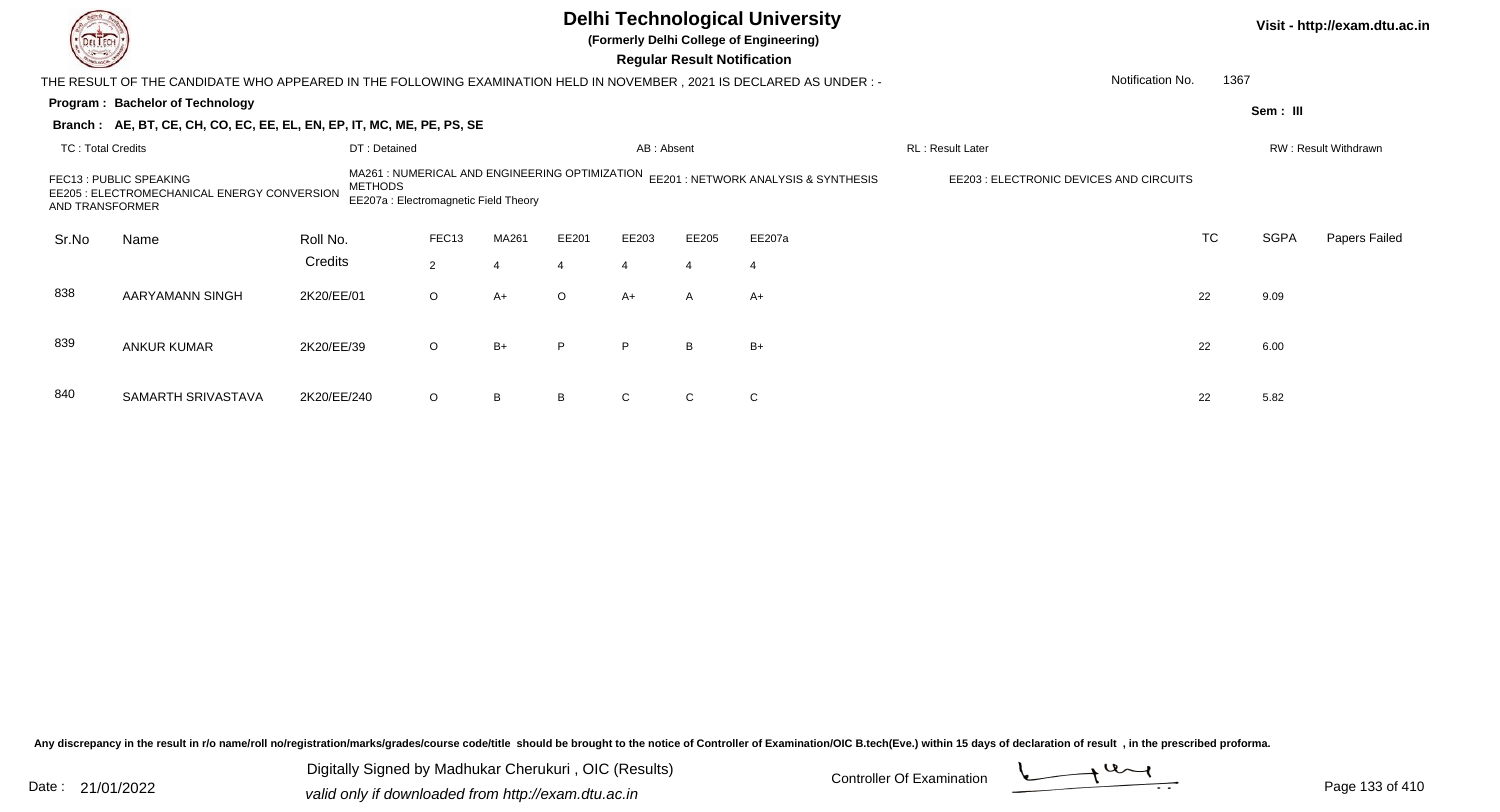# Delhi Technological University

**(Formerly Delhi College of Engineering)**

**Regular Result Notification**

Visit - http://exam.dtu.ac.in

THE RESULT OF THE CANDIDATE WHO APPEARED IN THE FOLLOWING EXAMINATION HELD IN NOVEMBER , 2021 IS DECLARED AS UNDER : -

Notification No. 1367

**Program : Bachelor of Technology**

**Sem : III**

**Branch : AE, BT, CE, CH, CO, EC, EE, EL, EN, EP, IT, MC, ME, PE, PS, SE**

TC : Total Credits | DT : Detained | AB : Absent | RL : Result Later | RW : Result Withdrawn

FEC13 : PUBLIC SPEAKING
MA261 : NUMERICAL AND ENGINEERING OPTIMIZATION METHODS
EE201 : NETWORK ANALYSIS & SYNTHESIS
EE203 : ELECTRONIC DEVICES AND CIRCUITS
EE205 : ELECTROMECHANICAL ENERGY CONVERSION AND TRANSFORMER
EE207a : Electromagnetic Field Theory

| Sr.No | Name | Roll No. | FEC13 | MA261 | EE201 | EE203 | EE205 | EE207a | TC | SGPA | Papers Failed |
|---|---|---|---|---|---|---|---|---|---|---|---|
| | | Credits | 2 | 4 | 4 | 4 | 4 | 4 | | | |
| 838 | AARYAMANN SINGH | 2K20/EE/01 | O | A+ | O | A+ | A | A+ | 22 | 9.09 | |
| 839 | ANKUR KUMAR | 2K20/EE/39 | O | B+ | P | P | B | B+ | 22 | 6.00 | |
| 840 | SAMARTH SRIVASTAVA | 2K20/EE/240 | O | B | B | C | C | C | 22 | 5.82 | |

Any discrepancy in the result in r/o name/roll no/registration/marks/grades/course code/title should be brought to the notice of Controller of Examination/OIC B.tech(Eve.) within 15 days of declaration of result , in the prescribed proforma.

Date : 21/01/2022

Digitally Signed by Madhukar Cherukuri , OIC (Results)
valid only if downloaded from http://exam.dtu.ac.in

Controller Of Examination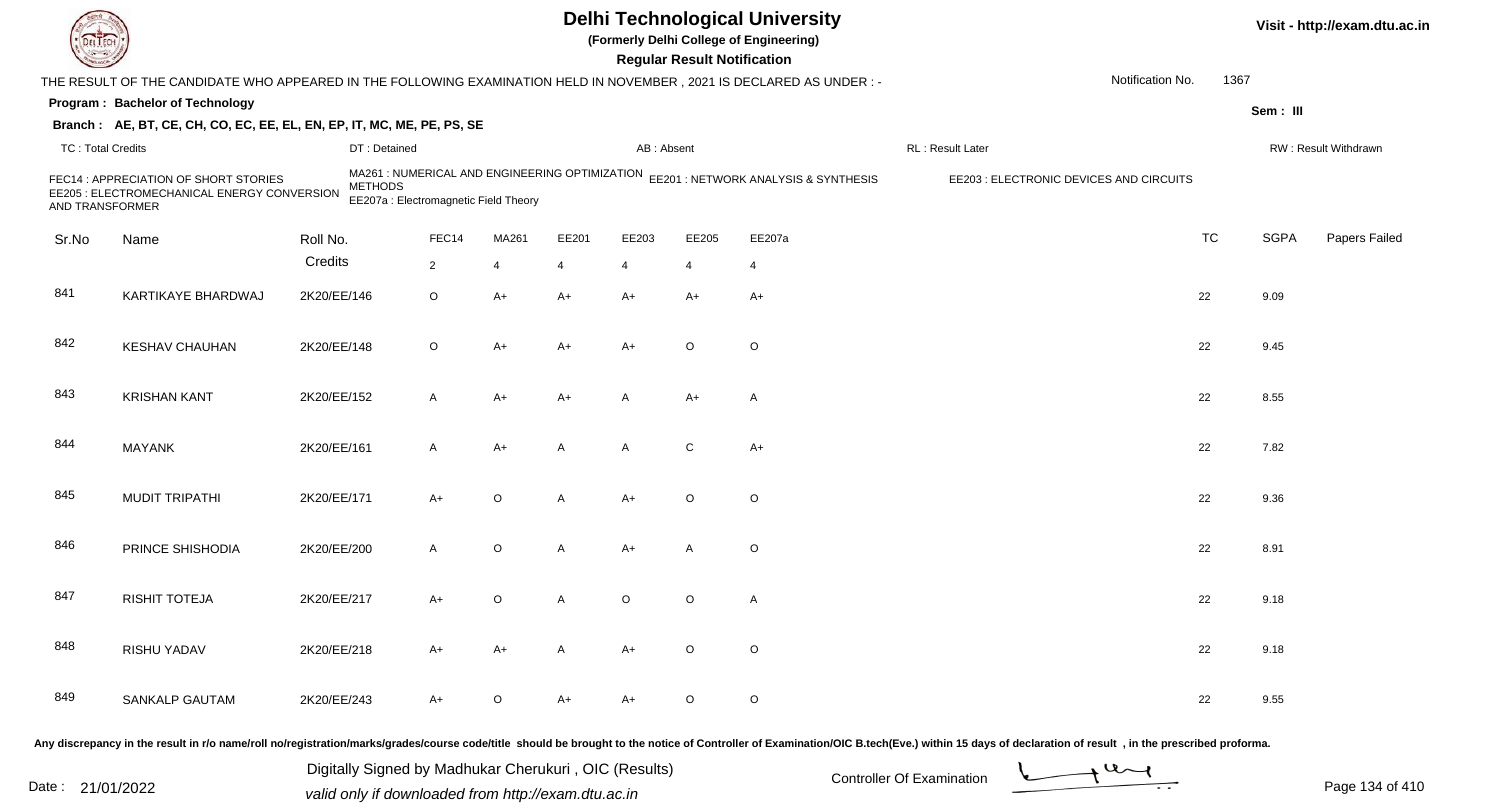# Delhi Technological University

(Formerly Delhi College of Engineering)

**Regular Result Notification**

Visit - http://exam.dtu.ac.in

THE RESULT OF THE CANDIDATE WHO APPEARED IN THE FOLLOWING EXAMINATION HELD IN NOVEMBER , 2021 IS DECLARED AS UNDER : -

Notification No. 1367

**Program : Bachelor of Technology**

Sem : III

**Branch : AE, BT, CE, CH, CO, EC, EE, EL, EN, EP, IT, MC, ME, PE, PS, SE**

TC : Total Credits | DT : Detained | AB : Absent | RL : Result Later | RW : Result Withdrawn

FEC14 : APPRECIATION OF SHORT STORIES
MA261 : NUMERICAL AND ENGINEERING OPTIMIZATION METHODS
EE201 : NETWORK ANALYSIS & SYNTHESIS
EE203 : ELECTRONIC DEVICES AND CIRCUITS
EE205 : ELECTROMECHANICAL ENERGY CONVERSION AND TRANSFORMER
EE207a : Electromagnetic Field Theory

| Sr.No | Name | Roll No. | FEC14 | MA261 | EE201 | EE203 | EE205 | EE207a | TC | SGPA | Papers Failed |
|---|---|---|---|---|---|---|---|---|---|---|---|
| | | Credits | 2 | 4 | 4 | 4 | 4 | 4 | | | |
| 841 | KARTIKAYE BHARDWAJ | 2K20/EE/146 | O | A+ | A+ | A+ | A+ | A+ | 22 | 9.09 | |
| 842 | KESHAV CHAUHAN | 2K20/EE/148 | O | A+ | A+ | A+ | O | O | 22 | 9.45 | |
| 843 | KRISHAN KANT | 2K20/EE/152 | A | A+ | A+ | A | A+ | A | 22 | 8.55 | |
| 844 | MAYANK | 2K20/EE/161 | A | A+ | A | A | C | A+ | 22 | 7.82 | |
| 845 | MUDIT TRIPATHI | 2K20/EE/171 | A+ | O | A | A+ | O | O | 22 | 9.36 | |
| 846 | PRINCE SHISHODIA | 2K20/EE/200 | A | O | A | A+ | A | O | 22 | 8.91 | |
| 847 | RISHIT TOTEJA | 2K20/EE/217 | A+ | O | A | O | O | A | 22 | 9.18 | |
| 848 | RISHU YADAV | 2K20/EE/218 | A+ | A+ | A | A+ | O | O | 22 | 9.18 | |
| 849 | SANKALP GAUTAM | 2K20/EE/243 | A+ | O | A+ | A+ | O | O | 22 | 9.55 | |

Any discrepancy in the result in r/o name/roll no/registration/marks/grades/course code/title should be brought to the notice of Controller of Examination/OIC B.tech(Eve.) within 15 days of declaration of result , in the prescribed proforma.

Date : 21/01/2022

Digitally Signed by Madhukar Cherukuri , OIC (Results)
valid only if downloaded from http://exam.dtu.ac.in

Controller Of Examination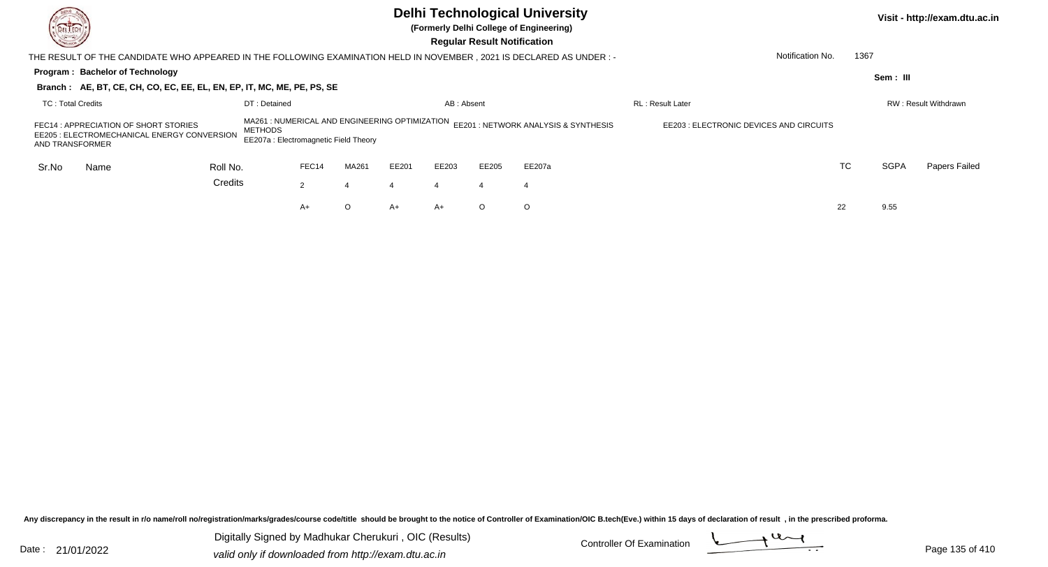# Delhi Technological University

**(Formerly Delhi College of Engineering)**

**Regular Result Notification**

Visit - http://exam.dtu.ac.in

THE RESULT OF THE CANDIDATE WHO APPEARED IN THE FOLLOWING EXAMINATION HELD IN NOVEMBER , 2021 IS DECLARED AS UNDER : -

Notification No. 1367

**Program : Bachelor of Technology**

Sem : III

**Branch : AE, BT, CE, CH, CO, EC, EE, EL, EN, EP, IT, MC, ME, PE, PS, SE**

TC : Total Credits | DT : Detained | AB : Absent | RL : Result Later | RW : Result Withdrawn

FEC14 : APPRECIATION OF SHORT STORIES
MA261 : NUMERICAL AND ENGINEERING OPTIMIZATION METHODS
EE201 : NETWORK ANALYSIS & SYNTHESIS
EE203 : ELECTRONIC DEVICES AND CIRCUITS
EE205 : ELECTROMECHANICAL ENERGY CONVERSION AND TRANSFORMER
EE207a : Electromagnetic Field Theory

| Sr.No | Name | Roll No. | FEC14 | MA261 | EE201 | EE203 | EE205 | EE207a | TC | SGPA | Papers Failed |
|---|---|---|---|---|---|---|---|---|---|---|---|
| | | Credits | 2 | 4 | 4 | 4 | 4 | 4 | | | |
| | | | A+ | O | A+ | A+ | O | O | 22 | 9.55 | |

Any discrepancy in the result in r/o name/roll no/registration/marks/grades/course code/title should be brought to the notice of Controller of Examination/OIC B.tech(Eve.) within 15 days of declaration of result , in the prescribed proforma.

Date : 21/01/2022

Digitally Signed by Madhukar Cherukuri , OIC (Results)
valid only if downloaded from http://exam.dtu.ac.in

Controller Of Examination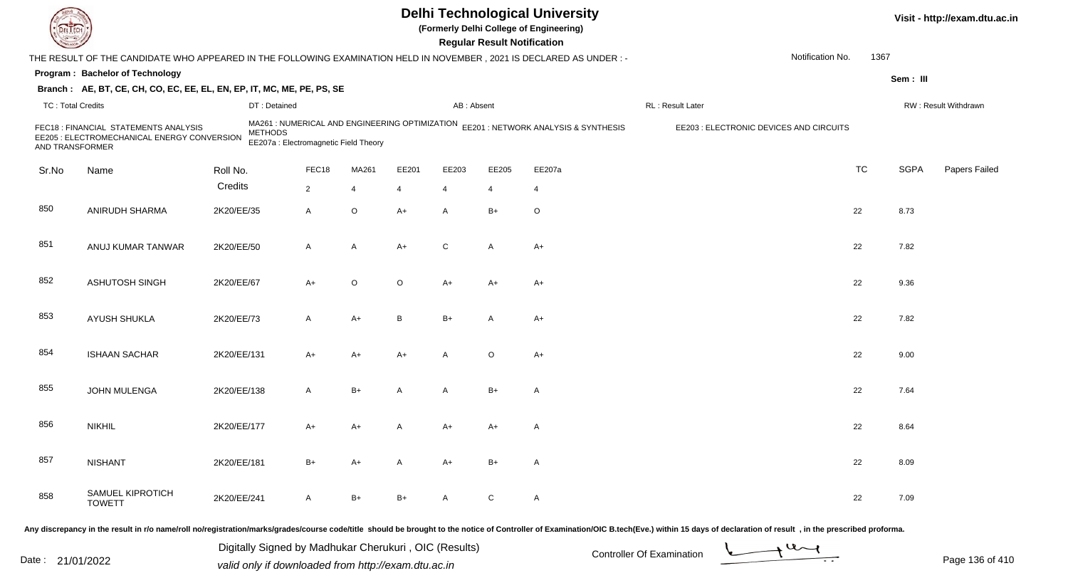# Delhi Technological University

(Formerly Delhi College of Engineering)

**Regular Result Notification**

Visit - http://exam.dtu.ac.in

THE RESULT OF THE CANDIDATE WHO APPEARED IN THE FOLLOWING EXAMINATION HELD IN NOVEMBER , 2021 IS DECLARED AS UNDER : -

Notification No. 1367

**Program : Bachelor of Technology**

Sem : III

**Branch : AE, BT, CE, CH, CO, EC, EE, EL, EN, EP, IT, MC, ME, PE, PS, SE**

TC : Total Credits | DT : Detained | AB : Absent | RL : Result Later | RW : Result Withdrawn

FEC18 : FINANCIAL STATEMENTS ANALYSIS
MA261 : NUMERICAL AND ENGINEERING OPTIMIZATION METHODS
EE201 : NETWORK ANALYSIS & SYNTHESIS
EE203 : ELECTRONIC DEVICES AND CIRCUITS
EE205 : ELECTROMECHANICAL ENERGY CONVERSION AND TRANSFORMER
EE207a : Electromagnetic Field Theory

| Sr.No | Name | Roll No. | FEC18 | MA261 | EE201 | EE203 | EE205 | EE207a | TC | SGPA | Papers Failed |
|---|---|---|---|---|---|---|---|---|---|---|---|
| | | Credits | 2 | 4 | 4 | 4 | 4 | 4 | | | |
| 850 | ANIRUDH SHARMA | 2K20/EE/35 | A | O | A+ | A | B+ | O | 22 | 8.73 | |
| 851 | ANUJ KUMAR TANWAR | 2K20/EE/50 | A | A | A+ | C | A | A+ | 22 | 7.82 | |
| 852 | ASHUTOSH SINGH | 2K20/EE/67 | A+ | O | O | A+ | A+ | A+ | 22 | 9.36 | |
| 853 | AYUSH SHUKLA | 2K20/EE/73 | A | A+ | B | B+ | A | A+ | 22 | 7.82 | |
| 854 | ISHAAN SACHAR | 2K20/EE/131 | A+ | A+ | A+ | A | O | A+ | 22 | 9.00 | |
| 855 | JOHN MULENGA | 2K20/EE/138 | A | B+ | A | A | B+ | A | 22 | 7.64 | |
| 856 | NIKHIL | 2K20/EE/177 | A+ | A+ | A | A+ | A+ | A | 22 | 8.64 | |
| 857 | NISHANT | 2K20/EE/181 | B+ | A+ | A | A+ | B+ | A | 22 | 8.09 | |
| 858 | SAMUEL KIPROTICH TOWETT | 2K20/EE/241 | A | B+ | B+ | A | C | A | 22 | 7.09 | |

Any discrepancy in the result in r/o name/roll no/registration/marks/grades/course code/title should be brought to the notice of Controller of Examination/OIC B.tech(Eve.) within 15 days of declaration of result , in the prescribed proforma.

Date : 21/01/2022

Digitally Signed by Madhukar Cherukuri , OIC (Results)
valid only if downloaded from http://exam.dtu.ac.in

Controller Of Examination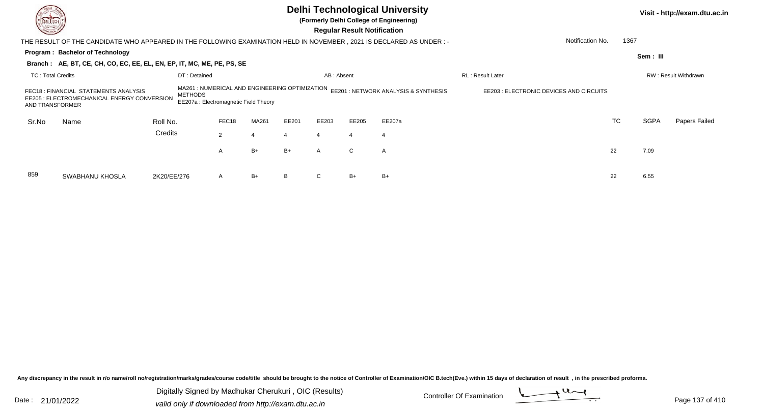# Delhi Technological University

**(Formerly Delhi College of Engineering)**

**Regular Result Notification**

Visit - http://exam.dtu.ac.in

THE RESULT OF THE CANDIDATE WHO APPEARED IN THE FOLLOWING EXAMINATION HELD IN NOVEMBER , 2021 IS DECLARED AS UNDER : -

Notification No. 1367

**Program : Bachelor of Technology**

Sem : III

**Branch : AE, BT, CE, CH, CO, EC, EE, EL, EN, EP, IT, MC, ME, PE, PS, SE**

TC : Total Credits | DT : Detained | AB : Absent | RL : Result Later | RW : Result Withdrawn

FEC18 : FINANCIAL STATEMENTS ANALYSIS
MA261 : NUMERICAL AND ENGINEERING OPTIMIZATION METHODS
EE201 : NETWORK ANALYSIS & SYNTHESIS
EE203 : ELECTRONIC DEVICES AND CIRCUITS
EE205 : ELECTROMECHANICAL ENERGY CONVERSION AND TRANSFORMER
EE207a : Electromagnetic Field Theory

| Sr.No | Name | Roll No. | FEC18 | MA261 | EE201 | EE203 | EE205 | EE207a | TC | SGPA | Papers Failed |
|---|---|---|---|---|---|---|---|---|---|---|---|
| | | Credits | 2 | 4 | 4 | 4 | 4 | 4 | | | |
| | | | A | B+ | B+ | A | C | A | 22 | 7.09 | |
| 859 | SWABHANU KHOSLA | 2K20/EE/276 | A | B+ | B | C | B+ | B+ | 22 | 6.55 | |

Any discrepancy in the result in r/o name/roll no/registration/marks/grades/course code/title should be brought to the notice of Controller of Examination/OIC B.tech(Eve.) within 15 days of declaration of result , in the prescribed proforma.

Date : 21/01/2022

Digitally Signed by Madhukar Cherukuri , OIC (Results)
valid only if downloaded from http://exam.dtu.ac.in

Controller Of Examination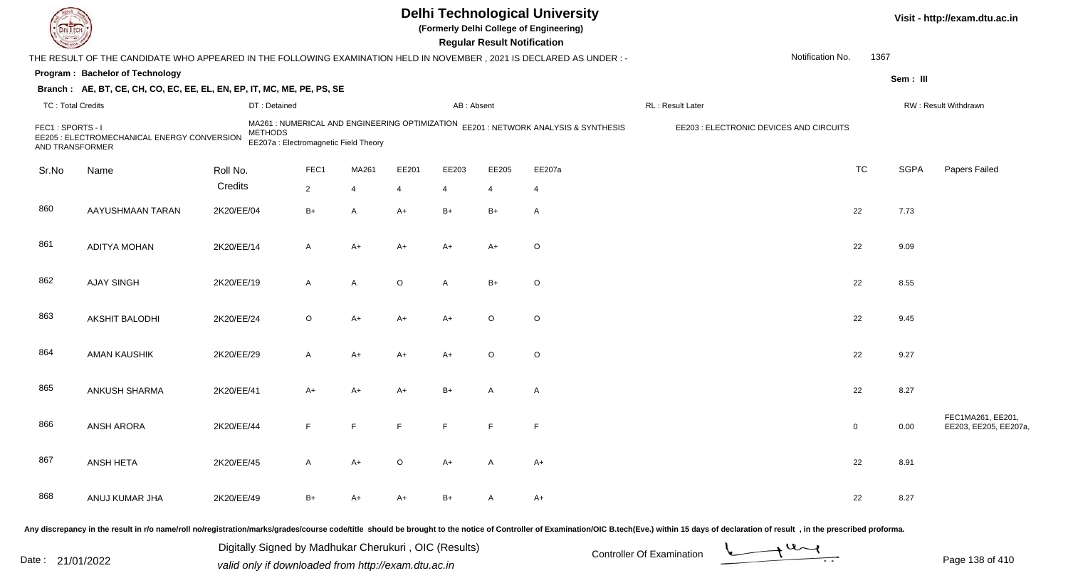# Delhi Technological University

**(Formerly Delhi College of Engineering)**

**Regular Result Notification**

Visit - http://exam.dtu.ac.in

THE RESULT OF THE CANDIDATE WHO APPEARED IN THE FOLLOWING EXAMINATION HELD IN NOVEMBER , 2021 IS DECLARED AS UNDER : -

Notification No. 1367

**Program : Bachelor of Technology**

Sem : III

**Branch : AE, BT, CE, CH, CO, EC, EE, EL, EN, EP, IT, MC, ME, PE, PS, SE**

TC : Total Credits | DT : Detained | AB : Absent | RL : Result Later | RW : Result Withdrawn

FEC1 : SPORTS - I
MA261 : NUMERICAL AND ENGINEERING OPTIMIZATION METHODS
EE201 : NETWORK ANALYSIS & SYNTHESIS
EE203 : ELECTRONIC DEVICES AND CIRCUITS
EE205 : ELECTROMECHANICAL ENERGY CONVERSION AND TRANSFORMER
EE207a : Electromagnetic Field Theory

| Sr.No | Name | Roll No. | FEC1 | MA261 | EE201 | EE203 | EE205 | EE207a | TC | SGPA | Papers Failed |
|---|---|---|---|---|---|---|---|---|---|---|---|
| | | Credits | 2 | 4 | 4 | 4 | 4 | 4 | | | |
| 860 | AAYUSHMAAN TARAN | 2K20/EE/04 | B+ | A | A+ | B+ | B+ | A | 22 | 7.73 | |
| 861 | ADITYA MOHAN | 2K20/EE/14 | A | A+ | A+ | A+ | A+ | O | 22 | 9.09 | |
| 862 | AJAY SINGH | 2K20/EE/19 | A | A | O | A | B+ | O | 22 | 8.55 | |
| 863 | AKSHIT BALODHI | 2K20/EE/24 | O | A+ | A+ | A+ | O | O | 22 | 9.45 | |
| 864 | AMAN KAUSHIK | 2K20/EE/29 | A | A+ | A+ | A+ | O | O | 22 | 9.27 | |
| 865 | ANKUSH SHARMA | 2K20/EE/41 | A+ | A+ | A+ | B+ | A | A | 22 | 8.27 | |
| 866 | ANSH ARORA | 2K20/EE/44 | F | F | F | F | F | F | 0 | 0.00 | FEC1MA261, EE201, EE203, EE205, EE207a, |
| 867 | ANSH HETA | 2K20/EE/45 | A | A+ | O | A+ | A | A+ | 22 | 8.91 | |
| 868 | ANUJ KUMAR JHA | 2K20/EE/49 | B+ | A+ | A+ | B+ | A | A+ | 22 | 8.27 | |

Any discrepancy in the result in r/o name/roll no/registration/marks/grades/course code/title should be brought to the notice of Controller of Examination/OIC B.tech(Eve.) within 15 days of declaration of result , in the prescribed proforma.

Date : 21/01/2022

Digitally Signed by Madhukar Cherukuri , OIC (Results)
valid only if downloaded from http://exam.dtu.ac.in

Controller Of Examination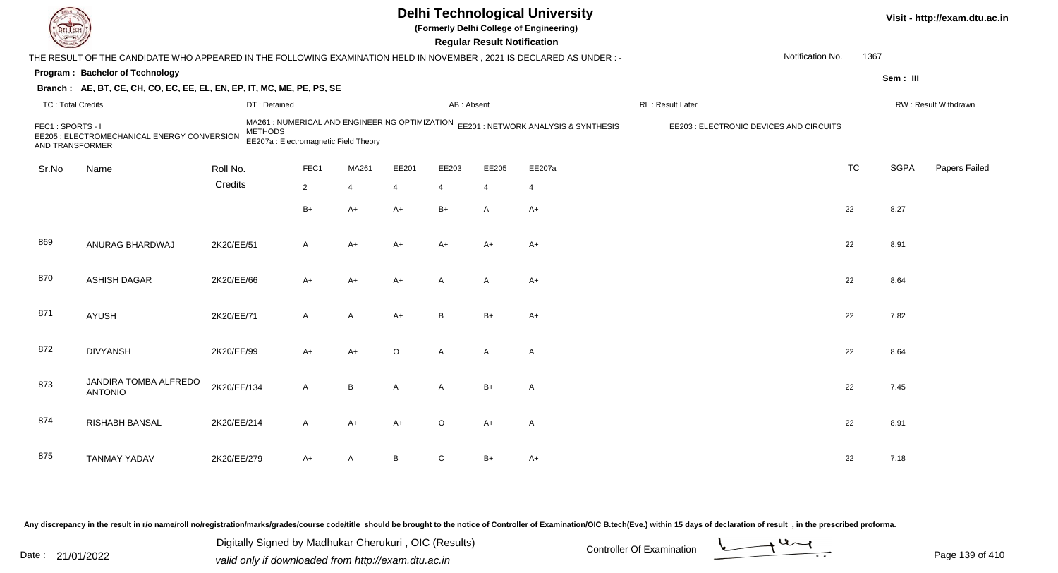# Delhi Technological University

**(Formerly Delhi College of Engineering)**

**Regular Result Notification**

Visit - http://exam.dtu.ac.in

THE RESULT OF THE CANDIDATE WHO APPEARED IN THE FOLLOWING EXAMINATION HELD IN NOVEMBER , 2021 IS DECLARED AS UNDER : -

Notification No. 1367

**Program : Bachelor of Technology**

Sem : III

**Branch : AE, BT, CE, CH, CO, EC, EE, EL, EN, EP, IT, MC, ME, PE, PS, SE**

TC : Total Credits | DT : Detained | AB : Absent | RL : Result Later | RW : Result Withdrawn

FEC1 : SPORTS - I | MA261 : NUMERICAL AND ENGINEERING OPTIMIZATION METHODS | EE201 : NETWORK ANALYSIS & SYNTHESIS | EE203 : ELECTRONIC DEVICES AND CIRCUITS | EE205 : ELECTROMECHANICAL ENERGY CONVERSION AND TRANSFORMER | EE207a : Electromagnetic Field Theory

| Sr.No | Name | Roll No. | FEC1 | MA261 | EE201 | EE203 | EE205 | EE207a | TC | SGPA | Papers Failed |
|---|---|---|---|---|---|---|---|---|---|---|---|
| | | Credits | 2 | 4 | 4 | 4 | 4 | 4 | | | |
| | | | B+ | A+ | A+ | B+ | A | A+ | 22 | 8.27 | |
| 869 | ANURAG BHARDWAJ | 2K20/EE/51 | A | A+ | A+ | A+ | A+ | A+ | 22 | 8.91 | |
| 870 | ASHISH DAGAR | 2K20/EE/66 | A+ | A+ | A+ | A | A | A+ | 22 | 8.64 | |
| 871 | AYUSH | 2K20/EE/71 | A | A | A+ | B | B+ | A+ | 22 | 7.82 | |
| 872 | DIVYANSH | 2K20/EE/99 | A+ | A+ | O | A | A | A | 22 | 8.64 | |
| 873 | JANDIRA TOMBA ALFREDO ANTONIO | 2K20/EE/134 | A | B | A | A | B+ | A | 22 | 7.45 | |
| 874 | RISHABH BANSAL | 2K20/EE/214 | A | A+ | A+ | O | A+ | A | 22 | 8.91 | |
| 875 | TANMAY YADAV | 2K20/EE/279 | A+ | A | B | C | B+ | A+ | 22 | 7.18 | |

Any discrepancy in the result in r/o name/roll no/registration/marks/grades/course code/title should be brought to the notice of Controller of Examination/OIC B.tech(Eve.) within 15 days of declaration of result , in the prescribed proforma.

Date : 21/01/2022

Digitally Signed by Madhukar Cherukuri , OIC (Results)
valid only if downloaded from http://exam.dtu.ac.in

Controller Of Examination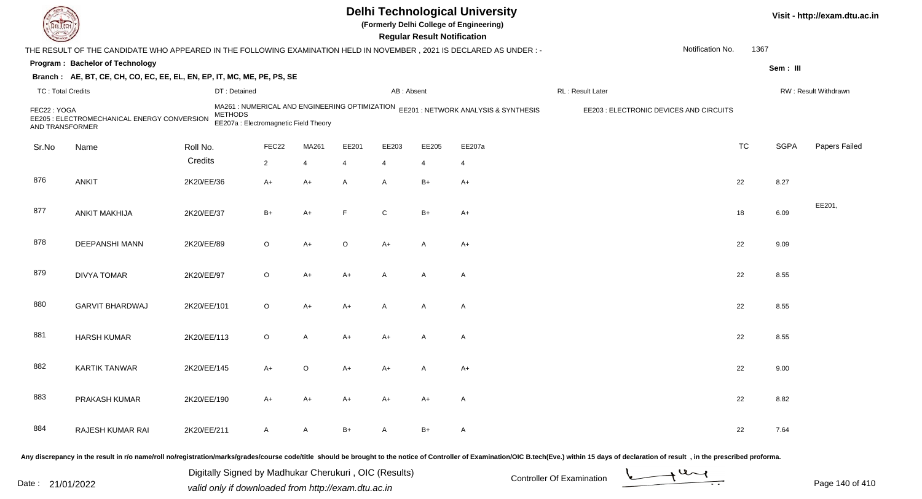# Delhi Technological University

(Formerly Delhi College of Engineering)

**Regular Result Notification**

Visit - http://exam.dtu.ac.in

THE RESULT OF THE CANDIDATE WHO APPEARED IN THE FOLLOWING EXAMINATION HELD IN NOVEMBER , 2021 IS DECLARED AS UNDER : -

Notification No. 1367

**Program : Bachelor of Technology**

Sem : III

**Branch : AE, BT, CE, CH, CO, EC, EE, EL, EN, EP, IT, MC, ME, PE, PS, SE**

TC : Total Credits | DT : Detained | AB : Absent | RL : Result Later | RW : Result Withdrawn

FEC22 : YOGA
MA261 : NUMERICAL AND ENGINEERING OPTIMIZATION METHODS
EE201 : NETWORK ANALYSIS & SYNTHESIS
EE203 : ELECTRONIC DEVICES AND CIRCUITS
EE205 : ELECTROMECHANICAL ENERGY CONVERSION AND TRANSFORMER
EE207a : Electromagnetic Field Theory

| Sr.No | Name | Roll No. | FEC22 | MA261 | EE201 | EE203 | EE205 | EE207a | TC | SGPA | Papers Failed |
|---|---|---|---|---|---|---|---|---|---|---|---|
| | | Credits | 2 | 4 | 4 | 4 | 4 | 4 | | | |
| 876 | ANKIT | 2K20/EE/36 | A+ | A+ | A | A | B+ | A+ | 22 | 8.27 | |
| 877 | ANKIT MAKHIJA | 2K20/EE/37 | B+ | A+ | F | C | B+ | A+ | 18 | 6.09 | EE201, |
| 878 | DEEPANSHI MANN | 2K20/EE/89 | O | A+ | O | A+ | A | A+ | 22 | 9.09 | |
| 879 | DIVYA TOMAR | 2K20/EE/97 | O | A+ | A+ | A | A | A | 22 | 8.55 | |
| 880 | GARVIT BHARDWAJ | 2K20/EE/101 | O | A+ | A+ | A | A | A | 22 | 8.55 | |
| 881 | HARSH KUMAR | 2K20/EE/113 | O | A | A+ | A+ | A | A | 22 | 8.55 | |
| 882 | KARTIK TANWAR | 2K20/EE/145 | A+ | O | A+ | A+ | A | A+ | 22 | 9.00 | |
| 883 | PRAKASH KUMAR | 2K20/EE/190 | A+ | A+ | A+ | A+ | A+ | A | 22 | 8.82 | |
| 884 | RAJESH KUMAR RAI | 2K20/EE/211 | A | A | B+ | A | B+ | A | 22 | 7.64 | |

Any discrepancy in the result in r/o name/roll no/registration/marks/grades/course code/title should be brought to the notice of Controller of Examination/OIC B.tech(Eve.) within 15 days of declaration of result , in the prescribed proforma.

Date : 21/01/2022

Digitally Signed by Madhukar Cherukuri , OIC (Results)
valid only if downloaded from http://exam.dtu.ac.in

Controller Of Examination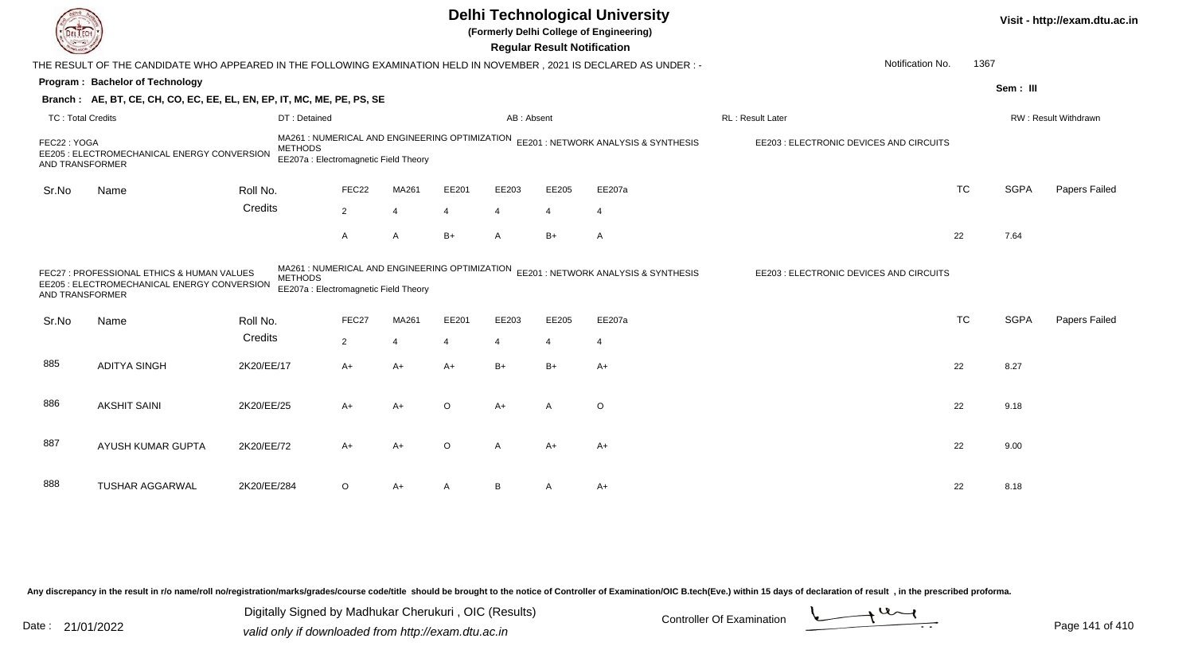# Delhi Technological University

**(Formerly Delhi College of Engineering)**

**Regular Result Notification**

Visit - http://exam.dtu.ac.in

THE RESULT OF THE CANDIDATE WHO APPEARED IN THE FOLLOWING EXAMINATION HELD IN NOVEMBER , 2021 IS DECLARED AS UNDER : -

Notification No. 1367

**Program : Bachelor of Technology**

Sem : III

**Branch : AE, BT, CE, CH, CO, EC, EE, EL, EN, EP, IT, MC, ME, PE, PS, SE**

TC : Total Credits | DT : Detained | AB : Absent | RL : Result Later | RW : Result Withdrawn

FEC22 : YOGA
MA261 : NUMERICAL AND ENGINEERING OPTIMIZATION METHODS
EE201 : NETWORK ANALYSIS & SYNTHESIS
EE203 : ELECTRONIC DEVICES AND CIRCUITS
EE205 : ELECTROMECHANICAL ENERGY CONVERSION AND TRANSFORMER
EE207a : Electromagnetic Field Theory

| Sr.No | Name | Roll No. | FEC22 | MA261 | EE201 | EE203 | EE205 | EE207a | TC | SGPA | Papers Failed |
|---|---|---|---|---|---|---|---|---|---|---|---|
| | | Credits | 2 | 4 | 4 | 4 | 4 | 4 | | | |
| | | | A | A | B+ | A | B+ | A | 22 | 7.64 | |

FEC27 : PROFESSIONAL ETHICS & HUMAN VALUES
MA261 : NUMERICAL AND ENGINEERING OPTIMIZATION METHODS
EE201 : NETWORK ANALYSIS & SYNTHESIS
EE203 : ELECTRONIC DEVICES AND CIRCUITS
EE205 : ELECTROMECHANICAL ENERGY CONVERSION AND TRANSFORMER
EE207a : Electromagnetic Field Theory

| Sr.No | Name | Roll No. | FEC27 | MA261 | EE201 | EE203 | EE205 | EE207a | TC | SGPA | Papers Failed |
|---|---|---|---|---|---|---|---|---|---|---|---|
| | | Credits | 2 | 4 | 4 | 4 | 4 | 4 | | | |
| 885 | ADITYA SINGH | 2K20/EE/17 | A+ | A+ | A+ | B+ | B+ | A+ | 22 | 8.27 | |
| 886 | AKSHIT SAINI | 2K20/EE/25 | A+ | A+ | O | A+ | A | O | 22 | 9.18 | |
| 887 | AYUSH KUMAR GUPTA | 2K20/EE/72 | A+ | A+ | O | A | A+ | A+ | 22 | 9.00 | |
| 888 | TUSHAR AGGARWAL | 2K20/EE/284 | O | A+ | A | B | A | A+ | 22 | 8.18 | |

Any discrepancy in the result in r/o name/roll no/registration/marks/grades/course code/title should be brought to the notice of Controller of Examination/OIC B.tech(Eve.) within 15 days of declaration of result , in the prescribed proforma.

Date : 21/01/2022

Digitally Signed by Madhukar Cherukuri , OIC (Results)
valid only if downloaded from http://exam.dtu.ac.in

Controller Of Examination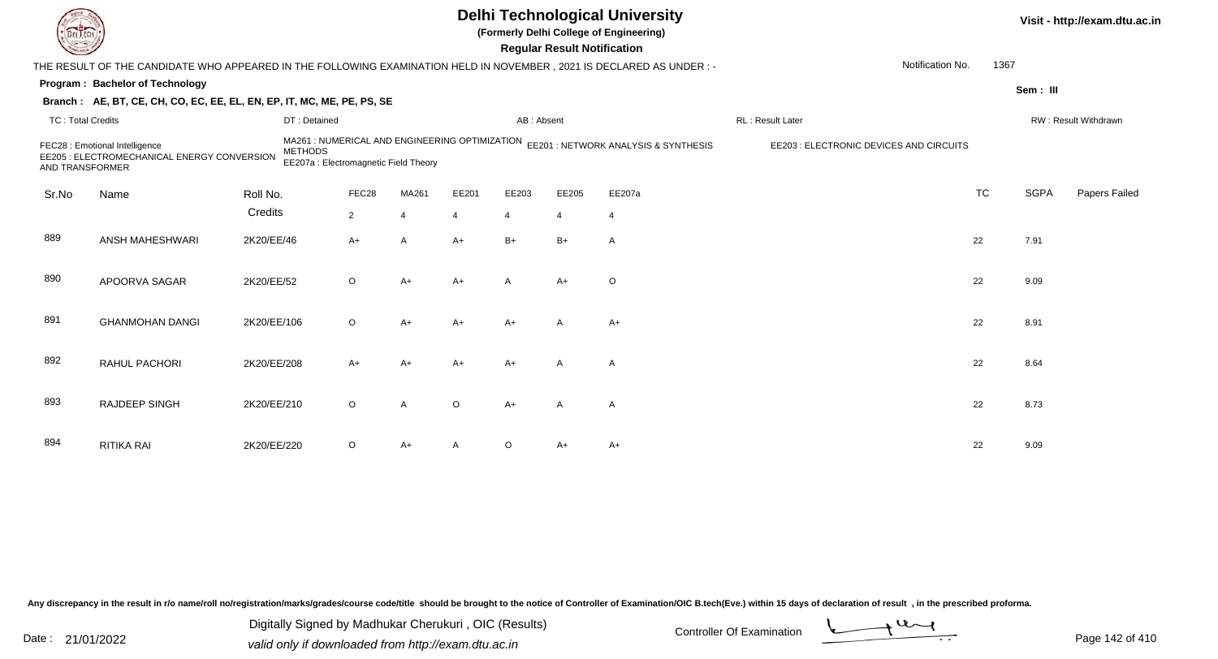# Delhi Technological University

**(Formerly Delhi College of Engineering)**

**Regular Result Notification**

Visit - http://exam.dtu.ac.in

THE RESULT OF THE CANDIDATE WHO APPEARED IN THE FOLLOWING EXAMINATION HELD IN NOVEMBER , 2021 IS DECLARED AS UNDER : -

Notification No. 1367

**Program : Bachelor of Technology**

Sem : III

**Branch : AE, BT, CE, CH, CO, EC, EE, EL, EN, EP, IT, MC, ME, PE, PS, SE**

TC : Total Credits | DT : Detained | AB : Absent | RL : Result Later | RW : Result Withdrawn

FEC28 : Emotional Intelligence
MA261 : NUMERICAL AND ENGINEERING OPTIMIZATION METHODS
EE201 : NETWORK ANALYSIS & SYNTHESIS
EE203 : ELECTRONIC DEVICES AND CIRCUITS
EE205 : ELECTROMECHANICAL ENERGY CONVERSION AND TRANSFORMER
EE207a : Electromagnetic Field Theory

| Sr.No | Name | Roll No. | FEC28 | MA261 | EE201 | EE203 | EE205 | EE207a | TC | SGPA | Papers Failed |
|---|---|---|---|---|---|---|---|---|---|---|---|
| | | Credits | 2 | 4 | 4 | 4 | 4 | 4 | | | |
| 889 | ANSH MAHESHWARI | 2K20/EE/46 | A+ | A | A+ | B+ | B+ | A | 22 | 7.91 | |
| 890 | APOORVA SAGAR | 2K20/EE/52 | O | A+ | A+ | A | A+ | O | 22 | 9.09 | |
| 891 | GHANMOHAN DANGI | 2K20/EE/106 | O | A+ | A+ | A+ | A | A+ | 22 | 8.91 | |
| 892 | RAHUL PACHORI | 2K20/EE/208 | A+ | A+ | A+ | A+ | A | A | 22 | 8.64 | |
| 893 | RAJDEEP SINGH | 2K20/EE/210 | O | A | O | A+ | A | A | 22 | 8.73 | |
| 894 | RITIKA RAI | 2K20/EE/220 | O | A+ | A | O | A+ | A+ | 22 | 9.09 | |

Any discrepancy in the result in r/o name/roll no/registration/marks/grades/course code/title should be brought to the notice of Controller of Examination/OIC B.tech(Eve.) within 15 days of declaration of result , in the prescribed proforma.

Date : 21/01/2022

Digitally Signed by Madhukar Cherukuri , OIC (Results)
valid only if downloaded from http://exam.dtu.ac.in

Controller Of Examination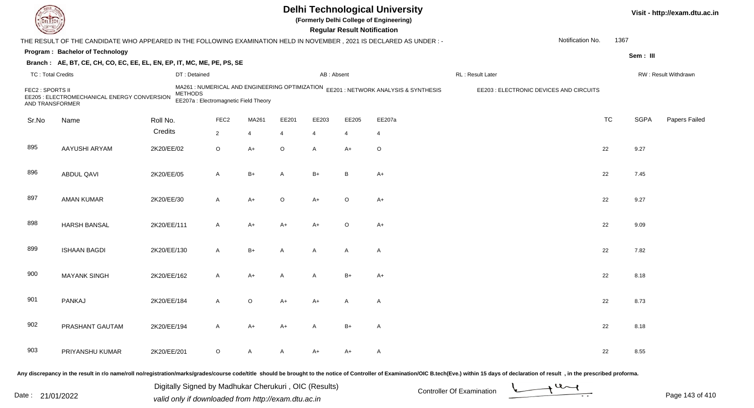# Delhi Technological University

(Formerly Delhi College of Engineering)

**Regular Result Notification**

THE RESULT OF THE CANDIDATE WHO APPEARED IN THE FOLLOWING EXAMINATION HELD IN NOVEMBER , 2021 IS DECLARED AS UNDER : -

Notification No. 1367

**Program : Bachelor of Technology**

Sem : III

**Branch : AE, BT, CE, CH, CO, EC, EE, EL, EN, EP, IT, MC, ME, PE, PS, SE**

TC : Total Credits | DT : Detained | AB : Absent | RL : Result Later | RW : Result Withdrawn

FEC2 : SPORTS II
MA261 : NUMERICAL AND ENGINEERING OPTIMIZATION METHODS
EE201 : NETWORK ANALYSIS & SYNTHESIS
EE203 : ELECTRONIC DEVICES AND CIRCUITS
EE205 : ELECTROMECHANICAL ENERGY CONVERSION AND TRANSFORMER
EE207a : Electromagnetic Field Theory

| Sr.No | Name | Roll No. | FEC2 | MA261 | EE201 | EE203 | EE205 | EE207a | TC | SGPA | Papers Failed |
|---|---|---|---|---|---|---|---|---|---|---|---|
| | | Credits | 2 | 4 | 4 | 4 | 4 | 4 | | | |
| 895 | AAYUSHI ARYAM | 2K20/EE/02 | O | A+ | O | A | A+ | O | 22 | 9.27 | |
| 896 | ABDUL QAVI | 2K20/EE/05 | A | B+ | A | B+ | B | A+ | 22 | 7.45 | |
| 897 | AMAN KUMAR | 2K20/EE/30 | A | A+ | O | A+ | O | A+ | 22 | 9.27 | |
| 898 | HARSH BANSAL | 2K20/EE/111 | A | A+ | A+ | A+ | O | A+ | 22 | 9.09 | |
| 899 | ISHAAN BAGDI | 2K20/EE/130 | A | B+ | A | A | A | A | 22 | 7.82 | |
| 900 | MAYANK SINGH | 2K20/EE/162 | A | A+ | A | A | B+ | A+ | 22 | 8.18 | |
| 901 | PANKAJ | 2K20/EE/184 | A | O | A+ | A+ | A | A | 22 | 8.73 | |
| 902 | PRASHANT GAUTAM | 2K20/EE/194 | A | A+ | A+ | A | B+ | A | 22 | 8.18 | |
| 903 | PRIYANSHU KUMAR | 2K20/EE/201 | O | A | A | A+ | A+ | A | 22 | 8.55 | |

Any discrepancy in the result in r/o name/roll no/registration/marks/grades/course code/title should be brought to the notice of Controller of Examination/OIC B.tech(Eve.) within 15 days of declaration of result , in the prescribed proforma.

Date : 21/01/2022

Digitally Signed by Madhukar Cherukuri , OIC (Results)
valid only if downloaded from http://exam.dtu.ac.in

Controller Of Examination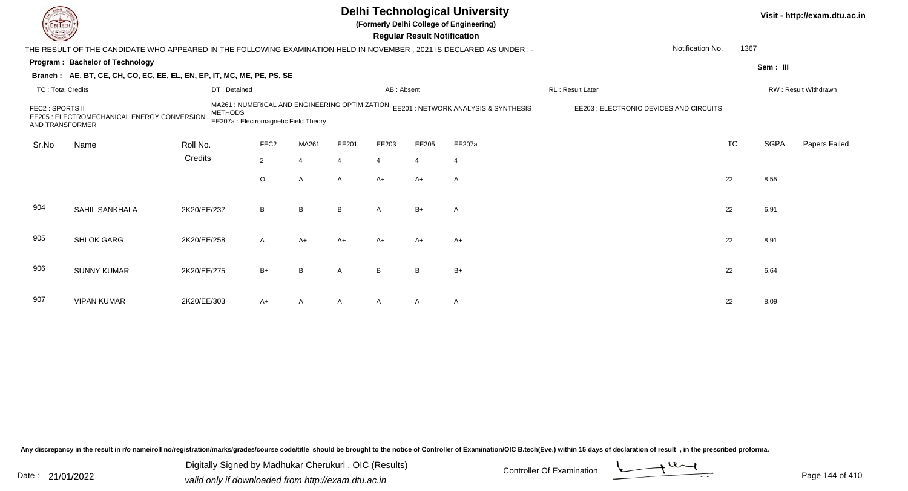# Delhi Technological University

(Formerly Delhi College of Engineering)

**Regular Result Notification**

Visit - http://exam.dtu.ac.in

THE RESULT OF THE CANDIDATE WHO APPEARED IN THE FOLLOWING EXAMINATION HELD IN NOVEMBER , 2021 IS DECLARED AS UNDER : -

Notification No. 1367

**Program : Bachelor of Technology**

Sem : III

**Branch : AE, BT, CE, CH, CO, EC, EE, EL, EN, EP, IT, MC, ME, PE, PS, SE**

TC : Total Credits | DT : Detained | AB : Absent | RL : Result Later | RW : Result Withdrawn

FEC2 : SPORTS II
MA261 : NUMERICAL AND ENGINEERING OPTIMIZATION METHODS
EE201 : NETWORK ANALYSIS & SYNTHESIS
EE203 : ELECTRONIC DEVICES AND CIRCUITS
EE205 : ELECTROMECHANICAL ENERGY CONVERSION AND TRANSFORMER
EE207a : Electromagnetic Field Theory

| Sr.No | Name | Roll No. | FEC2 | MA261 | EE201 | EE203 | EE205 | EE207a | TC | SGPA | Papers Failed |
|---|---|---|---|---|---|---|---|---|---|---|---|
| | | Credits | 2 | 4 | 4 | 4 | 4 | 4 | | | |
| | | | O | A | A | A+ | A+ | A | 22 | 8.55 | |
| 904 | SAHIL SANKHALA | 2K20/EE/237 | B | B | B | A | B+ | A | 22 | 6.91 | |
| 905 | SHLOK GARG | 2K20/EE/258 | A | A+ | A+ | A+ | A+ | A+ | 22 | 8.91 | |
| 906 | SUNNY KUMAR | 2K20/EE/275 | B+ | B | A | B | B | B+ | 22 | 6.64 | |
| 907 | VIPAN KUMAR | 2K20/EE/303 | A+ | A | A | A | A | A | 22 | 8.09 | |

Any discrepancy in the result in r/o name/roll no/registration/marks/grades/course code/title should be brought to the notice of Controller of Examination/OIC B.tech(Eve.) within 15 days of declaration of result , in the prescribed proforma.

Date : 21/01/2022

Digitally Signed by Madhukar Cherukuri , OIC (Results)
valid only if downloaded from http://exam.dtu.ac.in

Controller Of Examination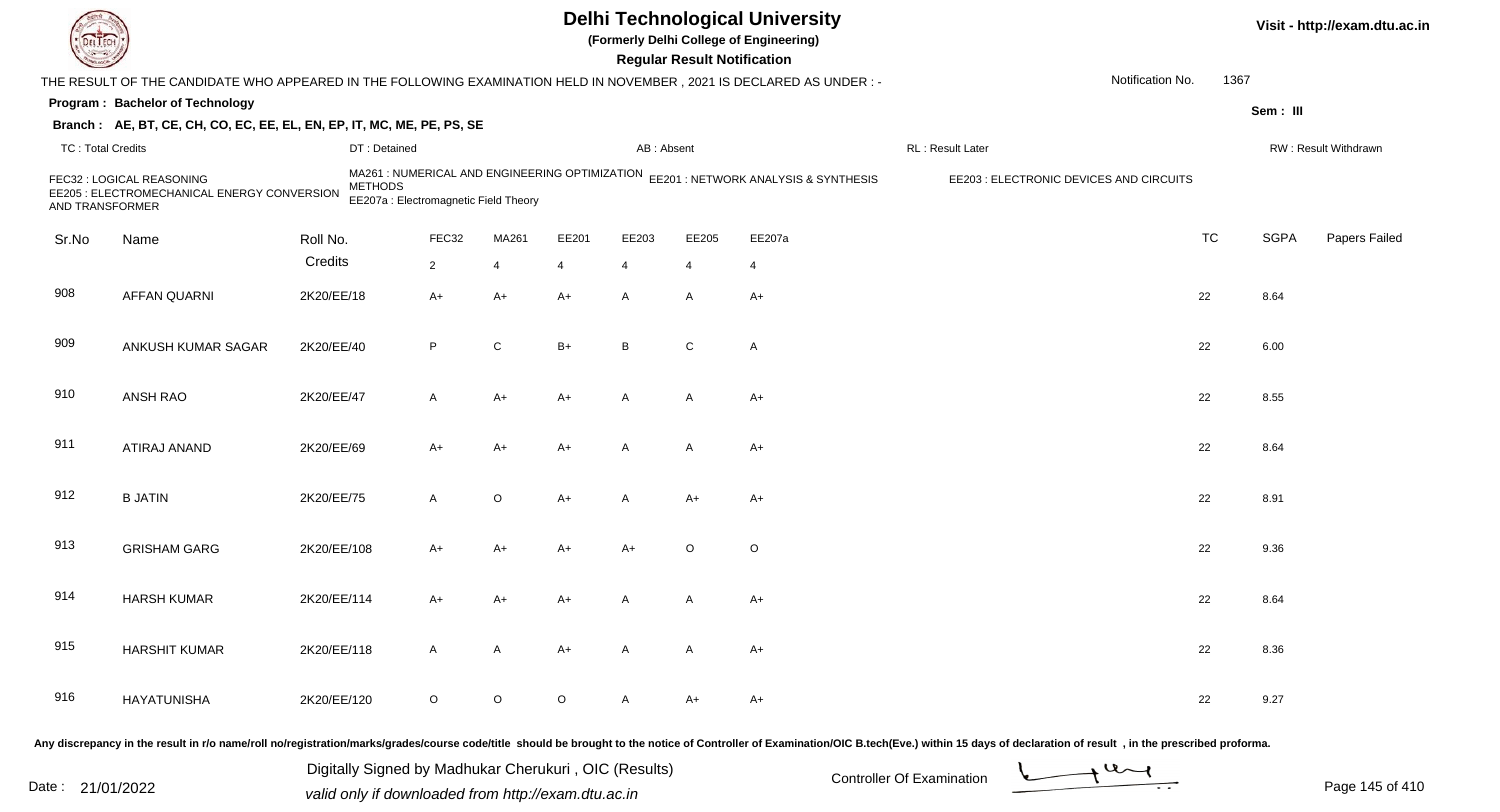# Delhi Technological University

(Formerly Delhi College of Engineering)

**Regular Result Notification**

Visit - http://exam.dtu.ac.in

THE RESULT OF THE CANDIDATE WHO APPEARED IN THE FOLLOWING EXAMINATION HELD IN NOVEMBER , 2021 IS DECLARED AS UNDER : -

Notification No. 1367

**Program : Bachelor of Technology**

Sem : III

**Branch : AE, BT, CE, CH, CO, EC, EE, EL, EN, EP, IT, MC, ME, PE, PS, SE**

TC : Total Credits | DT : Detained | AB : Absent | RL : Result Later | RW : Result Withdrawn

FEC32 : LOGICAL REASONING
MA261 : NUMERICAL AND ENGINEERING OPTIMIZATION METHODS
EE201 : NETWORK ANALYSIS & SYNTHESIS
EE203 : ELECTRONIC DEVICES AND CIRCUITS
EE205 : ELECTROMECHANICAL ENERGY CONVERSION AND TRANSFORMER
EE207a : Electromagnetic Field Theory

| Sr.No | Name | Roll No. | FEC32 | MA261 | EE201 | EE203 | EE205 | EE207a | TC | SGPA | Papers Failed |
|---|---|---|---|---|---|---|---|---|---|---|---|
| | | Credits | 2 | 4 | 4 | 4 | 4 | 4 | | | |
| 908 | AFFAN QUARNI | 2K20/EE/18 | A+ | A+ | A+ | A | A | A+ | 22 | 8.64 | |
| 909 | ANKUSH KUMAR SAGAR | 2K20/EE/40 | P | C | B+ | B | C | A | 22 | 6.00 | |
| 910 | ANSH RAO | 2K20/EE/47 | A | A+ | A+ | A | A | A+ | 22 | 8.55 | |
| 911 | ATIRAJ ANAND | 2K20/EE/69 | A+ | A+ | A+ | A | A | A+ | 22 | 8.64 | |
| 912 | B JATIN | 2K20/EE/75 | A | O | A+ | A | A+ | A+ | 22 | 8.91 | |
| 913 | GRISHAM GARG | 2K20/EE/108 | A+ | A+ | A+ | A+ | O | O | 22 | 9.36 | |
| 914 | HARSH KUMAR | 2K20/EE/114 | A+ | A+ | A+ | A | A | A+ | 22 | 8.64 | |
| 915 | HARSHIT KUMAR | 2K20/EE/118 | A | A | A+ | A | A | A+ | 22 | 8.36 | |
| 916 | HAYATUNISHA | 2K20/EE/120 | O | O | O | A | A+ | A+ | 22 | 9.27 | |

Any discrepancy in the result in r/o name/roll no/registration/marks/grades/course code/title should be brought to the notice of Controller of Examination/OIC B.tech(Eve.) within 15 days of declaration of result , in the prescribed proforma.

Date : 21/01/2022

Digitally Signed by Madhukar Cherukuri , OIC (Results)
valid only if downloaded from http://exam.dtu.ac.in

Controller Of Examination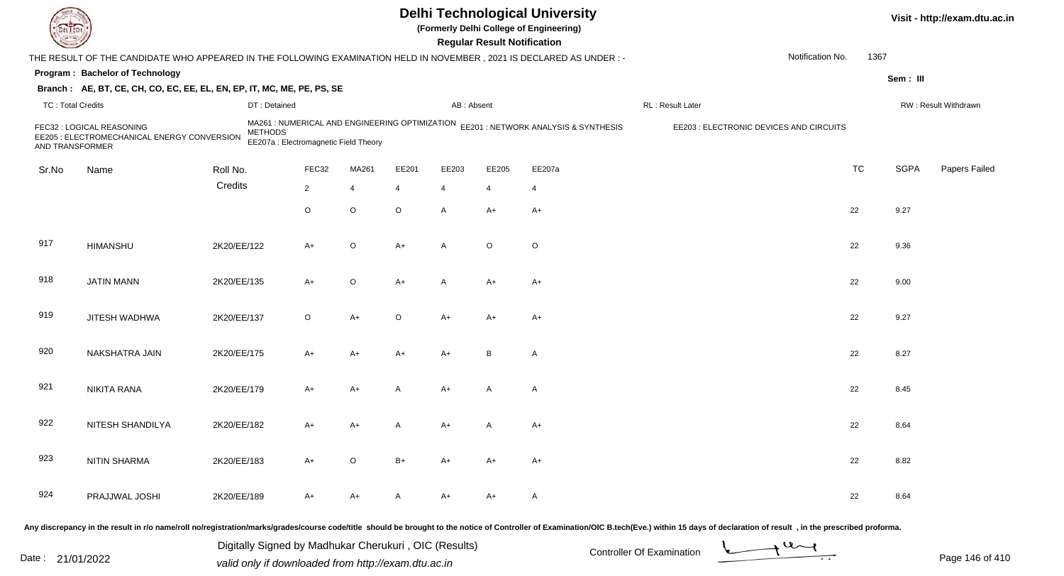# Delhi Technological University

**(Formerly Delhi College of Engineering)**

**Regular Result Notification**

THE RESULT OF THE CANDIDATE WHO APPEARED IN THE FOLLOWING EXAMINATION HELD IN NOVEMBER , 2021 IS DECLARED AS UNDER : -

Notification No. 1367

**Program : Bachelor of Technology**

**Sem : III**

**Branch : AE, BT, CE, CH, CO, EC, EE, EL, EN, EP, IT, MC, ME, PE, PS, SE**

TC : Total Credits | DT : Detained | AB : Absent | RL : Result Later | RW : Result Withdrawn

FEC32 : LOGICAL REASONING
MA261 : NUMERICAL AND ENGINEERING OPTIMIZATION METHODS
EE201 : NETWORK ANALYSIS & SYNTHESIS
EE203 : ELECTRONIC DEVICES AND CIRCUITS
EE205 : ELECTROMECHANICAL ENERGY CONVERSION AND TRANSFORMER
EE207a : Electromagnetic Field Theory

| Sr.No | Name | Roll No. | FEC32 | MA261 | EE201 | EE203 | EE205 | EE207a | TC | SGPA | Papers Failed |
|---|---|---|---|---|---|---|---|---|---|---|---|
| | | Credits | 2 | 4 | 4 | 4 | 4 | 4 | | | |
| | | | O | O | O | A | A+ | A+ | 22 | 9.27 | |
| 917 | HIMANSHU | 2K20/EE/122 | A+ | O | A+ | A | O | O | 22 | 9.36 | |
| 918 | JATIN MANN | 2K20/EE/135 | A+ | O | A+ | A | A+ | A+ | 22 | 9.00 | |
| 919 | JITESH WADHWA | 2K20/EE/137 | O | A+ | O | A+ | A+ | A+ | 22 | 9.27 | |
| 920 | NAKSHATRA JAIN | 2K20/EE/175 | A+ | A+ | A+ | A+ | B | A | 22 | 8.27 | |
| 921 | NIKITA RANA | 2K20/EE/179 | A+ | A+ | A | A+ | A | A | 22 | 8.45 | |
| 922 | NITESH SHANDILYA | 2K20/EE/182 | A+ | A+ | A | A+ | A | A+ | 22 | 8.64 | |
| 923 | NITIN SHARMA | 2K20/EE/183 | A+ | O | B+ | A+ | A+ | A+ | 22 | 8.82 | |
| 924 | PRAJJWAL JOSHI | 2K20/EE/189 | A+ | A+ | A | A+ | A+ | A | 22 | 8.64 | |

Any discrepancy in the result in r/o name/roll no/registration/marks/grades/course code/title should be brought to the notice of Controller of Examination/OIC B.tech(Eve.) within 15 days of declaration of result , in the prescribed proforma.

Date : 21/01/2022

Digitally Signed by Madhukar Cherukuri , OIC (Results)
valid only if downloaded from http://exam.dtu.ac.in

Controller Of Examination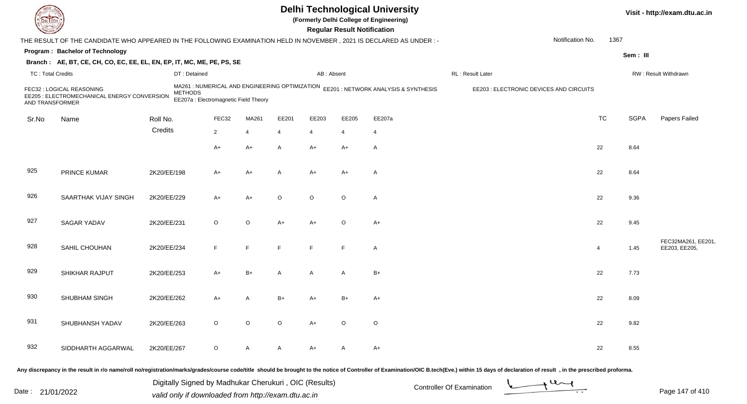# Delhi Technological University

(Formerly Delhi College of Engineering)

**Regular Result Notification**

Visit - http://exam.dtu.ac.in

THE RESULT OF THE CANDIDATE WHO APPEARED IN THE FOLLOWING EXAMINATION HELD IN NOVEMBER , 2021 IS DECLARED AS UNDER : -

Notification No. 1367

**Program : Bachelor of Technology**

Sem : III

**Branch : AE, BT, CE, CH, CO, EC, EE, EL, EN, EP, IT, MC, ME, PE, PS, SE**

TC : Total Credits | DT : Detained | AB : Absent | RL : Result Later | RW : Result Withdrawn

FEC32 : LOGICAL REASONING
MA261 : NUMERICAL AND ENGINEERING OPTIMIZATION METHODS
EE201 : NETWORK ANALYSIS & SYNTHESIS
EE203 : ELECTRONIC DEVICES AND CIRCUITS
EE205 : ELECTROMECHANICAL ENERGY CONVERSION AND TRANSFORMER
EE207a : Electromagnetic Field Theory

| Sr.No | Name | Roll No. | FEC32 | MA261 | EE201 | EE203 | EE205 | EE207a | TC | SGPA | Papers Failed |
|---|---|---|---|---|---|---|---|---|---|---|---|
| | | Credits | 2 | 4 | 4 | 4 | 4 | 4 | | | |
| | | | A+ | A+ | A | A+ | A+ | A | 22 | 8.64 | |
| 925 | PRINCE KUMAR | 2K20/EE/198 | A+ | A+ | A | A+ | A+ | A | 22 | 8.64 | |
| 926 | SAARTHAK VIJAY SINGH | 2K20/EE/229 | A+ | A+ | O | O | O | A | 22 | 9.36 | |
| 927 | SAGAR YADAV | 2K20/EE/231 | O | O | A+ | A+ | O | A+ | 22 | 9.45 | |
| 928 | SAHIL CHOUHAN | 2K20/EE/234 | F | F | F | F | F | A | 4 | 1.45 | FEC32MA261, EE201, EE203, EE205, |
| 929 | SHIKHAR RAJPUT | 2K20/EE/253 | A+ | B+ | A | A | A | B+ | 22 | 7.73 | |
| 930 | SHUBHAM SINGH | 2K20/EE/262 | A+ | A | B+ | A+ | B+ | A+ | 22 | 8.09 | |
| 931 | SHUBHANSH YADAV | 2K20/EE/263 | O | O | O | A+ | O | O | 22 | 9.82 | |
| 932 | SIDDHARTH AGGARWAL | 2K20/EE/267 | O | A | A | A+ | A | A+ | 22 | 8.55 | |

Any discrepancy in the result in r/o name/roll no/registration/marks/grades/course code/title should be brought to the notice of Controller of Examination/OIC B.tech(Eve.) within 15 days of declaration of result , in the prescribed proforma.

Date : 21/01/2022

Digitally Signed by Madhukar Cherukuri , OIC (Results)
valid only if downloaded from http://exam.dtu.ac.in

Controller Of Examination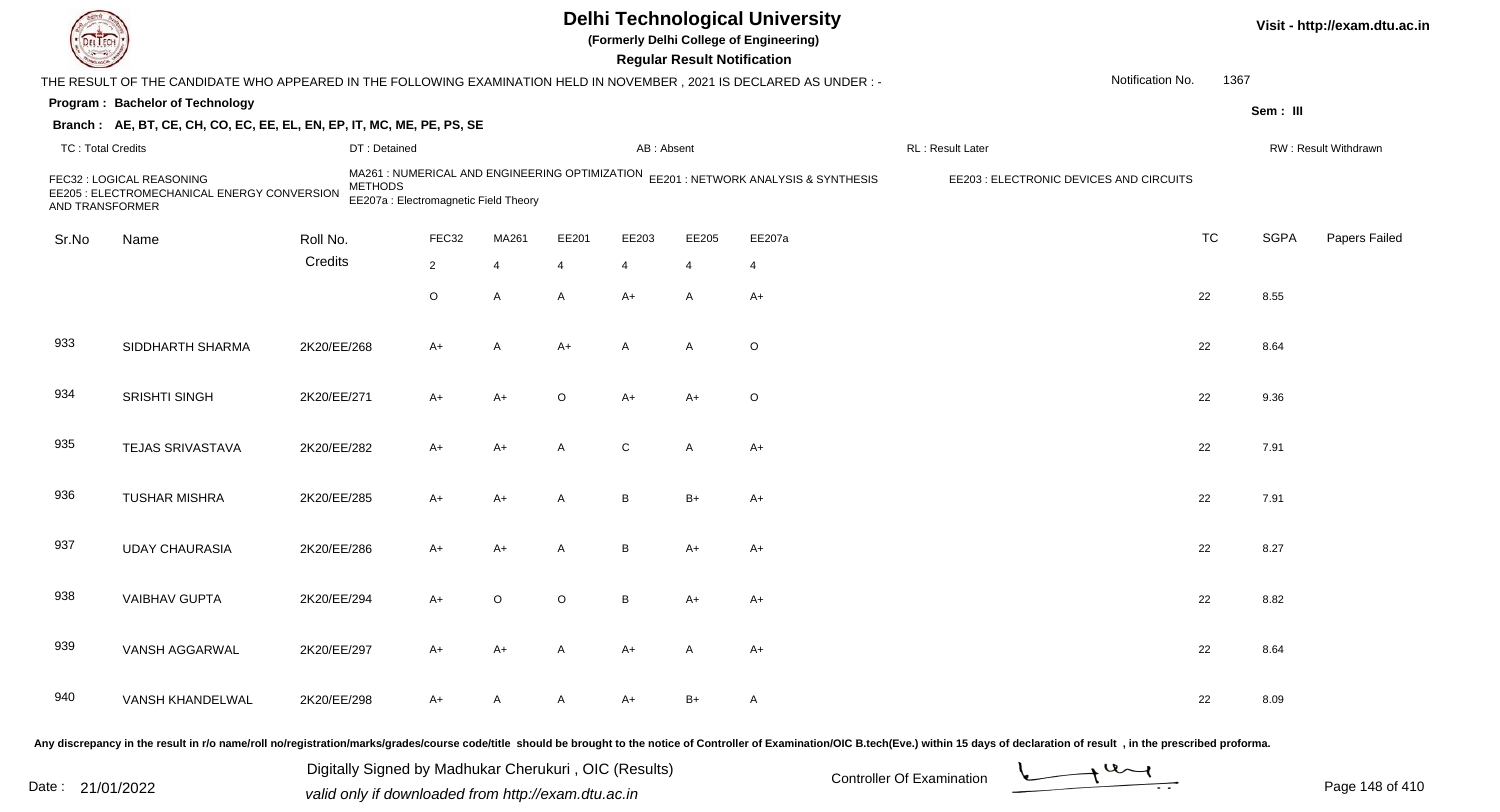# Delhi Technological University

**(Formerly Delhi College of Engineering)**

**Regular Result Notification**

Visit - http://exam.dtu.ac.in

THE RESULT OF THE CANDIDATE WHO APPEARED IN THE FOLLOWING EXAMINATION HELD IN NOVEMBER , 2021 IS DECLARED AS UNDER : -

Notification No. 1367

**Program : Bachelor of Technology**

Sem : III

**Branch : AE, BT, CE, CH, CO, EC, EE, EL, EN, EP, IT, MC, ME, PE, PS, SE**

TC : Total Credits | DT : Detained | AB : Absent | RL : Result Later | RW : Result Withdrawn

FEC32 : LOGICAL REASONING
MA261 : NUMERICAL AND ENGINEERING OPTIMIZATION METHODS
EE201 : NETWORK ANALYSIS & SYNTHESIS
EE203 : ELECTRONIC DEVICES AND CIRCUITS
EE205 : ELECTROMECHANICAL ENERGY CONVERSION AND TRANSFORMER
EE207a : Electromagnetic Field Theory

| Sr.No | Name | Roll No. | FEC32 | MA261 | EE201 | EE203 | EE205 | EE207a | TC | SGPA | Papers Failed |
|---|---|---|---|---|---|---|---|---|---|---|---|
| | | Credits | 2 | 4 | 4 | 4 | 4 | 4 | | | |
| | | | O | A | A | A+ | A | A+ | 22 | 8.55 | |
| 933 | SIDDHARTH SHARMA | 2K20/EE/268 | A+ | A | A+ | A | A | O | 22 | 8.64 | |
| 934 | SRISHTI SINGH | 2K20/EE/271 | A+ | A+ | O | A+ | A+ | O | 22 | 9.36 | |
| 935 | TEJAS SRIVASTAVA | 2K20/EE/282 | A+ | A+ | A | C | A | A+ | 22 | 7.91 | |
| 936 | TUSHAR MISHRA | 2K20/EE/285 | A+ | A+ | A | B | B+ | A+ | 22 | 7.91 | |
| 937 | UDAY CHAURASIA | 2K20/EE/286 | A+ | A+ | A | B | A+ | A+ | 22 | 8.27 | |
| 938 | VAIBHAV GUPTA | 2K20/EE/294 | A+ | O | O | B | A+ | A+ | 22 | 8.82 | |
| 939 | VANSH AGGARWAL | 2K20/EE/297 | A+ | A+ | A | A+ | A | A+ | 22 | 8.64 | |
| 940 | VANSH KHANDELWAL | 2K20/EE/298 | A+ | A | A | A+ | B+ | A | 22 | 8.09 | |

Any discrepancy in the result in r/o name/roll no/registration/marks/grades/course code/title should be brought to the notice of Controller of Examination/OIC B.tech(Eve.) within 15 days of declaration of result , in the prescribed proforma.

Date : 21/01/2022

Digitally Signed by Madhukar Cherukuri , OIC (Results)
valid only if downloaded from http://exam.dtu.ac.in

Controller Of Examination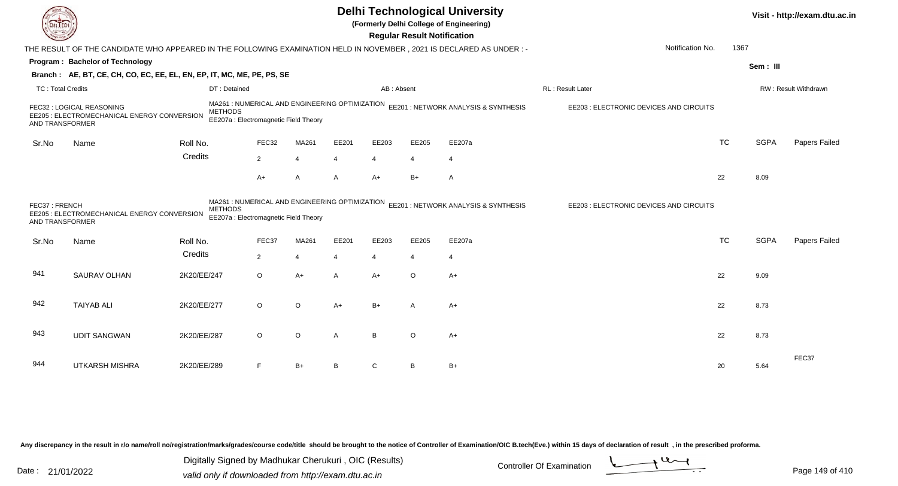# Delhi Technological University

**(Formerly Delhi College of Engineering)**

**Regular Result Notification**

Visit - http://exam.dtu.ac.in

THE RESULT OF THE CANDIDATE WHO APPEARED IN THE FOLLOWING EXAMINATION HELD IN NOVEMBER , 2021 IS DECLARED AS UNDER : -

Notification No. 1367

**Program : Bachelor of Technology**

Sem : III

**Branch : AE, BT, CE, CH, CO, EC, EE, EL, EN, EP, IT, MC, ME, PE, PS, SE**

TC : Total Credits | DT : Detained | AB : Absent | RL : Result Later | RW : Result Withdrawn

FEC32 : LOGICAL REASONING
MA261 : NUMERICAL AND ENGINEERING OPTIMIZATION METHODS
EE201 : NETWORK ANALYSIS & SYNTHESIS
EE203 : ELECTRONIC DEVICES AND CIRCUITS
EE205 : ELECTROMECHANICAL ENERGY CONVERSION AND TRANSFORMER
EE207a : Electromagnetic Field Theory

| Sr.No | Name | Roll No. | FEC32 | MA261 | EE201 | EE203 | EE205 | EE207a | TC | SGPA | Papers Failed |
|---|---|---|---|---|---|---|---|---|---|---|---|
| | | Credits | 2 | 4 | 4 | 4 | 4 | 4 | | | |
| | | | A+ | A | A | A+ | B+ | A | 22 | 8.09 | |

FEC37 : FRENCH
MA261 : NUMERICAL AND ENGINEERING OPTIMIZATION METHODS
EE201 : NETWORK ANALYSIS & SYNTHESIS
EE203 : ELECTRONIC DEVICES AND CIRCUITS
EE205 : ELECTROMECHANICAL ENERGY CONVERSION AND TRANSFORMER
EE207a : Electromagnetic Field Theory

| Sr.No | Name | Roll No. | FEC37 | MA261 | EE201 | EE203 | EE205 | EE207a | TC | SGPA | Papers Failed |
|---|---|---|---|---|---|---|---|---|---|---|---|
| | | Credits | 2 | 4 | 4 | 4 | 4 | 4 | | | |
| 941 | SAURAV OLHAN | 2K20/EE/247 | O | A+ | A | A+ | O | A+ | 22 | 9.09 | |
| 942 | TAIYAB ALI | 2K20/EE/277 | O | O | A+ | B+ | A | A+ | 22 | 8.73 | |
| 943 | UDIT SANGWAN | 2K20/EE/287 | O | O | A | B | O | A+ | 22 | 8.73 | |
| 944 | UTKARSH MISHRA | 2K20/EE/289 | F | B+ | B | C | B | B+ | 20 | 5.64 | FEC37 |

Any discrepancy in the result in r/o name/roll no/registration/marks/grades/course code/title should be brought to the notice of Controller of Examination/OIC B.tech(Eve.) within 15 days of declaration of result , in the prescribed proforma.

Date : 21/01/2022

Digitally Signed by Madhukar Cherukuri , OIC (Results)
valid only if downloaded from http://exam.dtu.ac.in

Controller Of Examination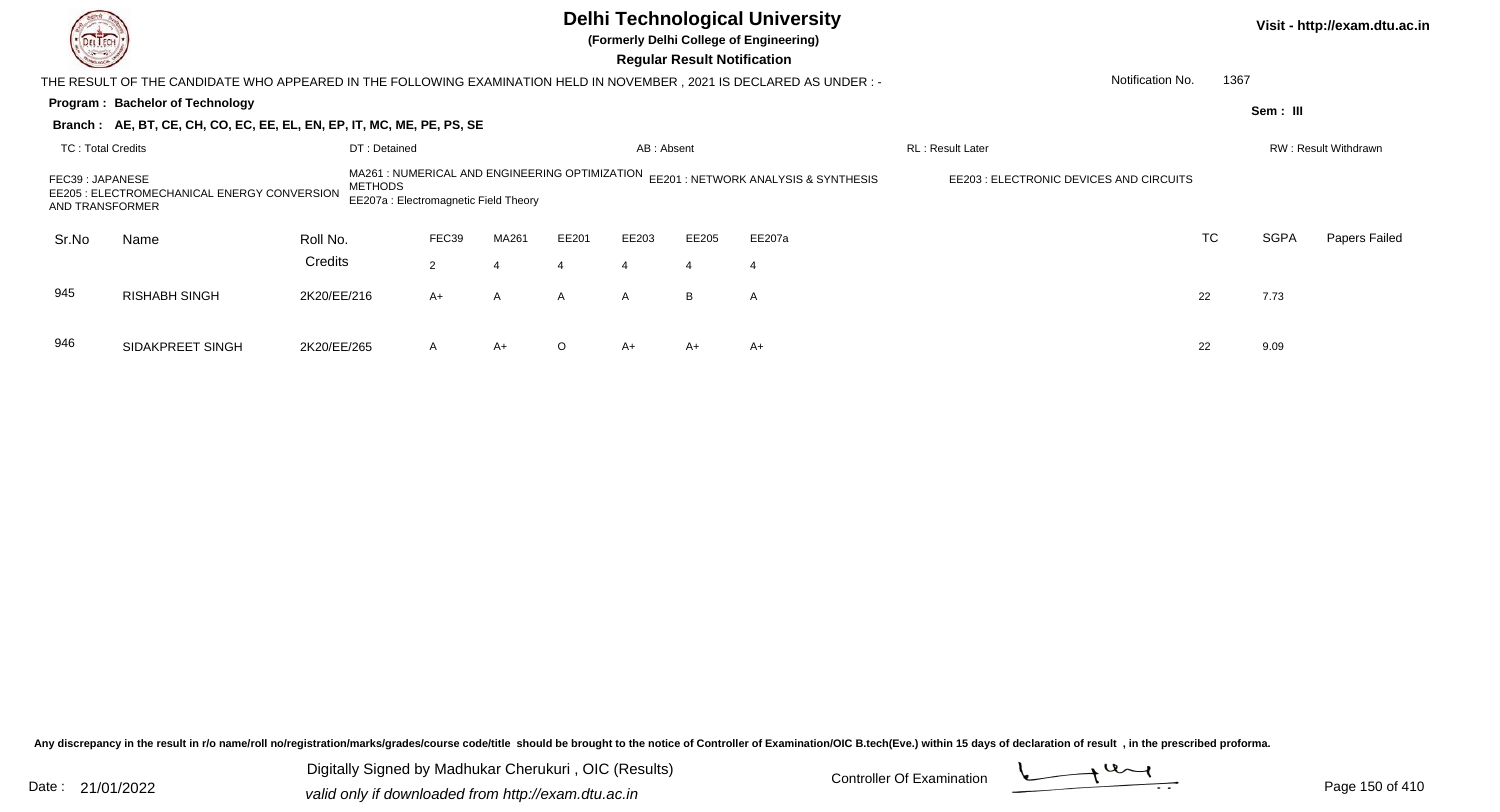# Delhi Technological University

**(Formerly Delhi College of Engineering)**

**Regular Result Notification**

Visit - http://exam.dtu.ac.in

THE RESULT OF THE CANDIDATE WHO APPEARED IN THE FOLLOWING EXAMINATION HELD IN NOVEMBER , 2021 IS DECLARED AS UNDER : -

Notification No. 1367

**Program : Bachelor of Technology**

Sem : III

**Branch : AE, BT, CE, CH, CO, EC, EE, EL, EN, EP, IT, MC, ME, PE, PS, SE**

TC : Total Credits | DT : Detained | AB : Absent | RL : Result Later | RW : Result Withdrawn

FEC39 : JAPANESE
MA261 : NUMERICAL AND ENGINEERING OPTIMIZATION METHODS
EE201 : NETWORK ANALYSIS & SYNTHESIS
EE203 : ELECTRONIC DEVICES AND CIRCUITS
EE205 : ELECTROMECHANICAL ENERGY CONVERSION AND TRANSFORMER
EE207a : Electromagnetic Field Theory

| Sr.No | Name | Roll No. | FEC39 | MA261 | EE201 | EE203 | EE205 | EE207a | TC | SGPA | Papers Failed |
|---|---|---|---|---|---|---|---|---|---|---|---|
| | | Credits | 2 | 4 | 4 | 4 | 4 | 4 | | | |
| 945 | RISHABH SINGH | 2K20/EE/216 | A+ | A | A | A | B | A | 22 | 7.73 | |
| 946 | SIDAKPREET SINGH | 2K20/EE/265 | A | A+ | O | A+ | A+ | A+ | 22 | 9.09 | |

Any discrepancy in the result in r/o name/roll no/registration/marks/grades/course code/title should be brought to the notice of Controller of Examination/OIC B.tech(Eve.) within 15 days of declaration of result , in the prescribed proforma.

Date : 21/01/2022

Digitally Signed by Madhukar Cherukuri , OIC (Results)
valid only if downloaded from http://exam.dtu.ac.in

Controller Of Examination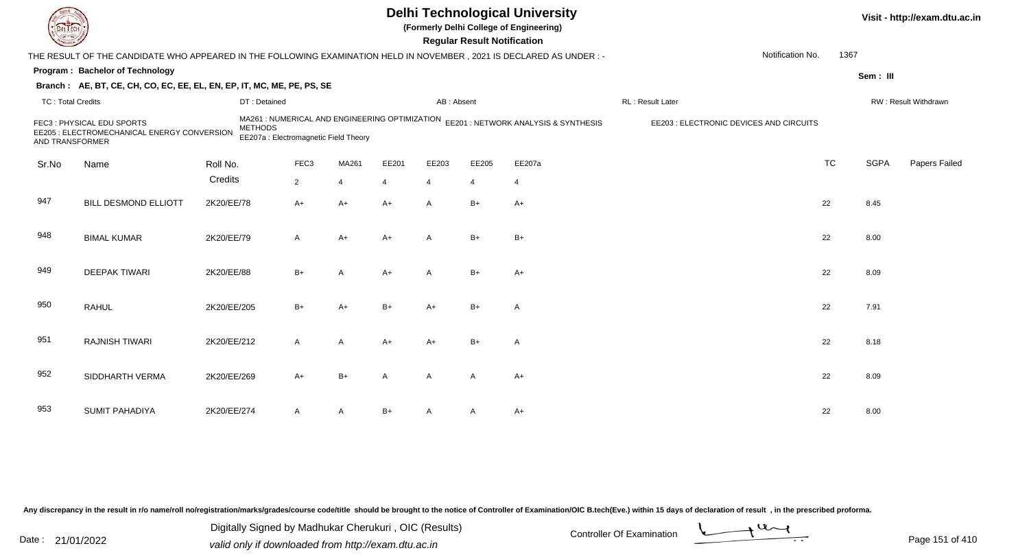# Delhi Technological University

**(Formerly Delhi College of Engineering)**

**Regular Result Notification**

Visit - http://exam.dtu.ac.in

THE RESULT OF THE CANDIDATE WHO APPEARED IN THE FOLLOWING EXAMINATION HELD IN NOVEMBER , 2021 IS DECLARED AS UNDER : -

Notification No. 1367

**Program : Bachelor of Technology**

**Sem : III**

**Branch : AE, BT, CE, CH, CO, EC, EE, EL, EN, EP, IT, MC, ME, PE, PS, SE**

TC : Total Credits | DT : Detained | AB : Absent | RL : Result Later | RW : Result Withdrawn

FEC3 : PHYSICAL EDU SPORTS
MA261 : NUMERICAL AND ENGINEERING OPTIMIZATION METHODS
EE201 : NETWORK ANALYSIS & SYNTHESIS
EE203 : ELECTRONIC DEVICES AND CIRCUITS
EE205 : ELECTROMECHANICAL ENERGY CONVERSION AND TRANSFORMER
EE207a : Electromagnetic Field Theory

| Sr.No | Name | Roll No. | FEC3 | MA261 | EE201 | EE203 | EE205 | EE207a | TC | SGPA | Papers Failed |
|---|---|---|---|---|---|---|---|---|---|---|---|
| | | Credits | 2 | 4 | 4 | 4 | 4 | 4 | | | |
| 947 | BILL DESMOND ELLIOTT | 2K20/EE/78 | A+ | A+ | A+ | A | B+ | A+ | 22 | 8.45 | |
| 948 | BIMAL KUMAR | 2K20/EE/79 | A | A+ | A+ | A | B+ | B+ | 22 | 8.00 | |
| 949 | DEEPAK TIWARI | 2K20/EE/88 | B+ | A | A+ | A | B+ | A+ | 22 | 8.09 | |
| 950 | RAHUL | 2K20/EE/205 | B+ | A+ | B+ | A+ | B+ | A | 22 | 7.91 | |
| 951 | RAJNISH TIWARI | 2K20/EE/212 | A | A | A+ | A+ | B+ | A | 22 | 8.18 | |
| 952 | SIDDHARTH VERMA | 2K20/EE/269 | A+ | B+ | A | A | A | A+ | 22 | 8.09 | |
| 953 | SUMIT PAHADIYA | 2K20/EE/274 | A | A | B+ | A | A | A+ | 22 | 8.00 | |

Any discrepancy in the result in r/o name/roll no/registration/marks/grades/course code/title should be brought to the notice of Controller of Examination/OIC B.tech(Eve.) within 15 days of declaration of result , in the prescribed proforma.

Date : 21/01/2022

Digitally Signed by Madhukar Cherukuri , OIC (Results)
valid only if downloaded from http://exam.dtu.ac.in

Controller Of Examination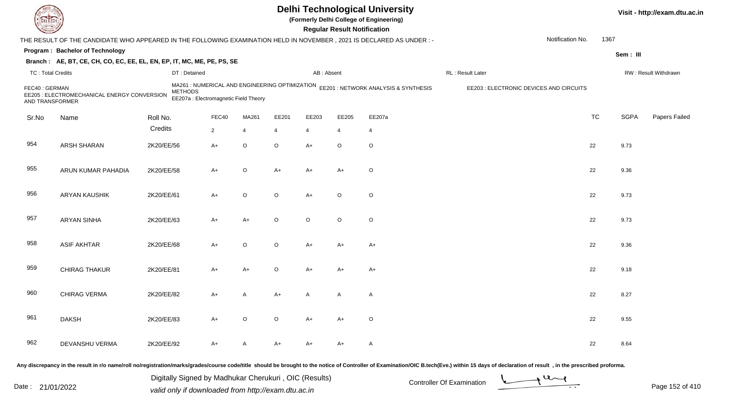# Delhi Technological University

(Formerly Delhi College of Engineering)

**Regular Result Notification**

Visit - http://exam.dtu.ac.in

THE RESULT OF THE CANDIDATE WHO APPEARED IN THE FOLLOWING EXAMINATION HELD IN NOVEMBER , 2021 IS DECLARED AS UNDER : -

Notification No. 1367

**Program : Bachelor of Technology**

Sem : III

**Branch : AE, BT, CE, CH, CO, EC, EE, EL, EN, EP, IT, MC, ME, PE, PS, SE**

TC : Total Credits | DT : Detained | AB : Absent | RL : Result Later | RW : Result Withdrawn

FEC40 : GERMAN
MA261 : NUMERICAL AND ENGINEERING OPTIMIZATION METHODS
EE201 : NETWORK ANALYSIS & SYNTHESIS
EE203 : ELECTRONIC DEVICES AND CIRCUITS
EE205 : ELECTROMECHANICAL ENERGY CONVERSION AND TRANSFORMER
EE207a : Electromagnetic Field Theory

| Sr.No | Name | Roll No. | FEC40 | MA261 | EE201 | EE203 | EE205 | EE207a | TC | SGPA | Papers Failed |
|---|---|---|---|---|---|---|---|---|---|---|---|
| | | Credits | 2 | 4 | 4 | 4 | 4 | 4 | | | |
| 954 | ARSH SHARAN | 2K20/EE/56 | A+ | O | O | A+ | O | O | 22 | 9.73 | |
| 955 | ARUN KUMAR PAHADIA | 2K20/EE/58 | A+ | O | A+ | A+ | A+ | O | 22 | 9.36 | |
| 956 | ARYAN KAUSHIK | 2K20/EE/61 | A+ | O | O | A+ | O | O | 22 | 9.73 | |
| 957 | ARYAN SINHA | 2K20/EE/63 | A+ | A+ | O | O | O | O | 22 | 9.73 | |
| 958 | ASIF AKHTAR | 2K20/EE/68 | A+ | O | O | A+ | A+ | A+ | 22 | 9.36 | |
| 959 | CHIRAG THAKUR | 2K20/EE/81 | A+ | A+ | O | A+ | A+ | A+ | 22 | 9.18 | |
| 960 | CHIRAG VERMA | 2K20/EE/82 | A+ | A | A+ | A | A | A | 22 | 8.27 | |
| 961 | DAKSH | 2K20/EE/83 | A+ | O | O | A+ | A+ | O | 22 | 9.55 | |
| 962 | DEVANSHU VERMA | 2K20/EE/92 | A+ | A | A+ | A+ | A+ | A | 22 | 8.64 | |

Any discrepancy in the result in r/o name/roll no/registration/marks/grades/course code/title should be brought to the notice of Controller of Examination/OIC B.tech(Eve.) within 15 days of declaration of result , in the prescribed proforma.

Date : 21/01/2022

Digitally Signed by Madhukar Cherukuri , OIC (Results)
valid only if downloaded from http://exam.dtu.ac.in

Controller Of Examination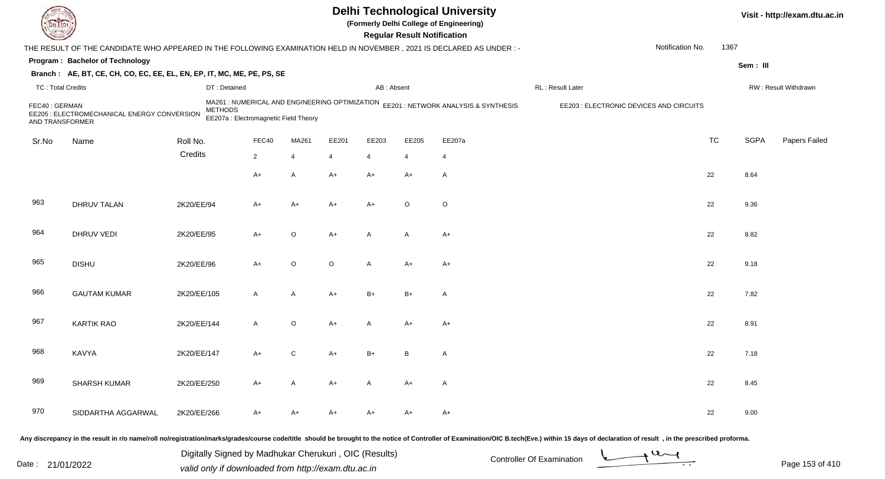# Delhi Technological University

(Formerly Delhi College of Engineering)

**Regular Result Notification**

Visit - http://exam.dtu.ac.in

THE RESULT OF THE CANDIDATE WHO APPEARED IN THE FOLLOWING EXAMINATION HELD IN NOVEMBER , 2021 IS DECLARED AS UNDER : -

Notification No. 1367

**Program : Bachelor of Technology**

Sem : III

**Branch : AE, BT, CE, CH, CO, EC, EE, EL, EN, EP, IT, MC, ME, PE, PS, SE**

TC : Total Credits | DT : Detained | AB : Absent | RL : Result Later | RW : Result Withdrawn

FEC40 : GERMAN
MA261 : NUMERICAL AND ENGINEERING OPTIMIZATION METHODS
EE201 : NETWORK ANALYSIS & SYNTHESIS
EE203 : ELECTRONIC DEVICES AND CIRCUITS
EE205 : ELECTROMECHANICAL ENERGY CONVERSION AND TRANSFORMER
EE207a : Electromagnetic Field Theory

| Sr.No | Name | Roll No. | FEC40 | MA261 | EE201 | EE203 | EE205 | EE207a | TC | SGPA | Papers Failed |
|---|---|---|---|---|---|---|---|---|---|---|---|
| | | Credits | 2 | 4 | 4 | 4 | 4 | 4 | | | |
| | | | A+ | A | A+ | A+ | A+ | A | 22 | 8.64 | |
| 963 | DHRUV TALAN | 2K20/EE/94 | A+ | A+ | A+ | A+ | O | O | 22 | 9.36 | |
| 964 | DHRUV VEDI | 2K20/EE/95 | A+ | O | A+ | A | A | A+ | 22 | 8.82 | |
| 965 | DISHU | 2K20/EE/96 | A+ | O | O | A | A+ | A+ | 22 | 9.18 | |
| 966 | GAUTAM KUMAR | 2K20/EE/105 | A | A | A+ | B+ | B+ | A | 22 | 7.82 | |
| 967 | KARTIK RAO | 2K20/EE/144 | A | O | A+ | A | A+ | A+ | 22 | 8.91 | |
| 968 | KAVYA | 2K20/EE/147 | A+ | C | A+ | B+ | B | A | 22 | 7.18 | |
| 969 | SHARSH KUMAR | 2K20/EE/250 | A+ | A | A+ | A | A+ | A | 22 | 8.45 | |
| 970 | SIDDARTHA AGGARWAL | 2K20/EE/266 | A+ | A+ | A+ | A+ | A+ | A+ | 22 | 9.00 | |

Any discrepancy in the result in r/o name/roll no/registration/marks/grades/course code/title should be brought to the notice of Controller of Examination/OIC B.tech(Eve.) within 15 days of declaration of result , in the prescribed proforma.

Date : 21/01/2022

Digitally Signed by Madhukar Cherukuri , OIC (Results)
valid only if downloaded from http://exam.dtu.ac.in

Controller Of Examination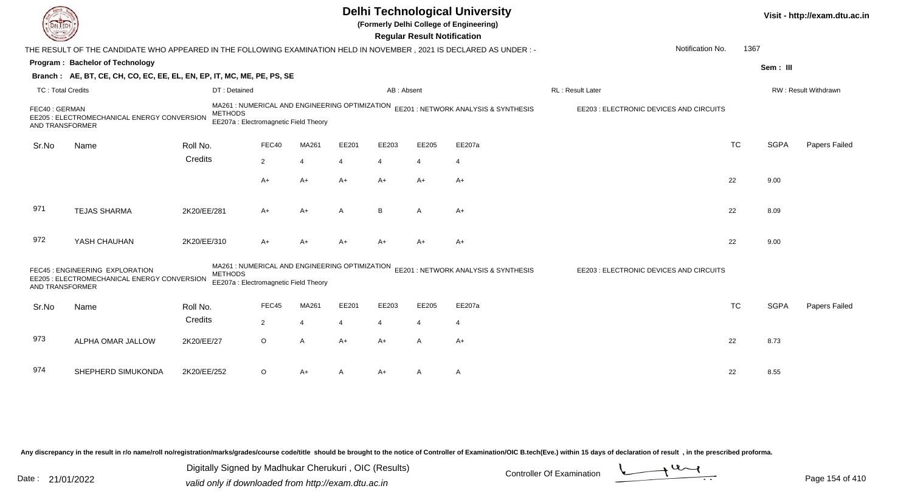# Delhi Technological University

(Formerly Delhi College of Engineering)

**Regular Result Notification**

Visit - http://exam.dtu.ac.in

THE RESULT OF THE CANDIDATE WHO APPEARED IN THE FOLLOWING EXAMINATION HELD IN NOVEMBER , 2021 IS DECLARED AS UNDER : -

Notification No. 1367

**Program : Bachelor of Technology**

Sem : III

**Branch : AE, BT, CE, CH, CO, EC, EE, EL, EN, EP, IT, MC, ME, PE, PS, SE**

TC : Total Credits | DT : Detained | AB : Absent | RL : Result Later | RW : Result Withdrawn

FEC40 : GERMAN | MA261 : NUMERICAL AND ENGINEERING OPTIMIZATION METHODS | EE201 : NETWORK ANALYSIS & SYNTHESIS | EE203 : ELECTRONIC DEVICES AND CIRCUITS | EE205 : ELECTROMECHANICAL ENERGY CONVERSION AND TRANSFORMER | EE207a : Electromagnetic Field Theory

| Sr.No | Name | Roll No. | FEC40 | MA261 | EE201 | EE203 | EE205 | EE207a | TC | SGPA | Papers Failed |
|---|---|---|---|---|---|---|---|---|---|---|---|
| | | Credits | 2 | 4 | 4 | 4 | 4 | 4 | | | |
| | | | A+ | A+ | A+ | A+ | A+ | A+ | 22 | 9.00 | |
| 971 | TEJAS SHARMA | 2K20/EE/281 | A+ | A+ | A | B | A | A+ | 22 | 8.09 | |
| 972 | YASH CHAUHAN | 2K20/EE/310 | A+ | A+ | A+ | A+ | A+ | A+ | 22 | 9.00 | |

FEC45 : ENGINEERING EXPLORATION | MA261 : NUMERICAL AND ENGINEERING OPTIMIZATION METHODS | EE201 : NETWORK ANALYSIS & SYNTHESIS | EE203 : ELECTRONIC DEVICES AND CIRCUITS | EE205 : ELECTROMECHANICAL ENERGY CONVERSION AND TRANSFORMER | EE207a : Electromagnetic Field Theory

| Sr.No | Name | Roll No. | FEC45 | MA261 | EE201 | EE203 | EE205 | EE207a | TC | SGPA | Papers Failed |
|---|---|---|---|---|---|---|---|---|---|---|---|
| | | Credits | 2 | 4 | 4 | 4 | 4 | 4 | | | |
| 973 | ALPHA OMAR JALLOW | 2K20/EE/27 | O | A | A+ | A+ | A | A+ | 22 | 8.73 | |
| 974 | SHEPHERD SIMUKONDA | 2K20/EE/252 | O | A+ | A | A+ | A | A | 22 | 8.55 | |

Any discrepancy in the result in r/o name/roll no/registration/marks/grades/course code/title should be brought to the notice of Controller of Examination/OIC B.tech(Eve.) within 15 days of declaration of result , in the prescribed proforma.

Date : 21/01/2022

Digitally Signed by Madhukar Cherukuri , OIC (Results)
valid only if downloaded from http://exam.dtu.ac.in

Controller Of Examination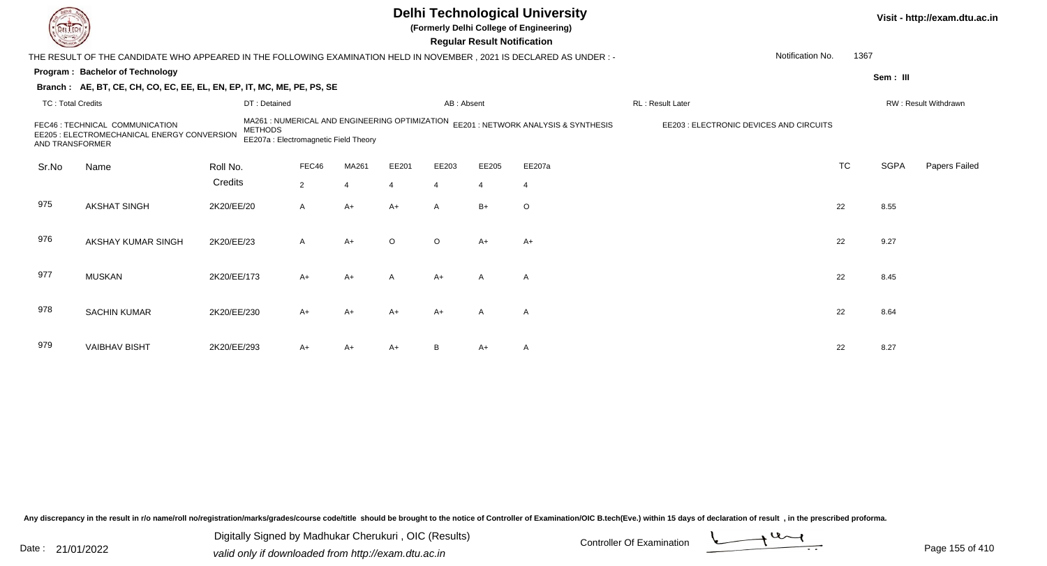# Delhi Technological University

**(Formerly Delhi College of Engineering)**

**Regular Result Notification**

Visit - http://exam.dtu.ac.in

THE RESULT OF THE CANDIDATE WHO APPEARED IN THE FOLLOWING EXAMINATION HELD IN NOVEMBER , 2021 IS DECLARED AS UNDER : -

Notification No. 1367

**Program : Bachelor of Technology**

Sem : III

**Branch : AE, BT, CE, CH, CO, EC, EE, EL, EN, EP, IT, MC, ME, PE, PS, SE**

TC : Total Credits | DT : Detained | AB : Absent | RL : Result Later | RW : Result Withdrawn

FEC46 : TECHNICAL COMMUNICATION
MA261 : NUMERICAL AND ENGINEERING OPTIMIZATION METHODS
EE201 : NETWORK ANALYSIS & SYNTHESIS
EE203 : ELECTRONIC DEVICES AND CIRCUITS
EE205 : ELECTROMECHANICAL ENERGY CONVERSION AND TRANSFORMER
EE207a : Electromagnetic Field Theory

| Sr.No | Name | Roll No. | FEC46 | MA261 | EE201 | EE203 | EE205 | EE207a | TC | SGPA | Papers Failed |
|---|---|---|---|---|---|---|---|---|---|---|---|
| | | Credits | 2 | 4 | 4 | 4 | 4 | 4 | | | |
| 975 | AKSHAT SINGH | 2K20/EE/20 | A | A+ | A+ | A | B+ | O | 22 | 8.55 | |
| 976 | AKSHAY KUMAR SINGH | 2K20/EE/23 | A | A+ | O | O | A+ | A+ | 22 | 9.27 | |
| 977 | MUSKAN | 2K20/EE/173 | A+ | A+ | A | A+ | A | A | 22 | 8.45 | |
| 978 | SACHIN KUMAR | 2K20/EE/230 | A+ | A+ | A+ | A+ | A | A | 22 | 8.64 | |
| 979 | VAIBHAV BISHT | 2K20/EE/293 | A+ | A+ | A+ | B | A+ | A | 22 | 8.27 | |

Any discrepancy in the result in r/o name/roll no/registration/marks/grades/course code/title should be brought to the notice of Controller of Examination/OIC B.tech(Eve.) within 15 days of declaration of result , in the prescribed proforma.

Date : 21/01/2022

Digitally Signed by Madhukar Cherukuri , OIC (Results)
valid only if downloaded from http://exam.dtu.ac.in

Controller Of Examination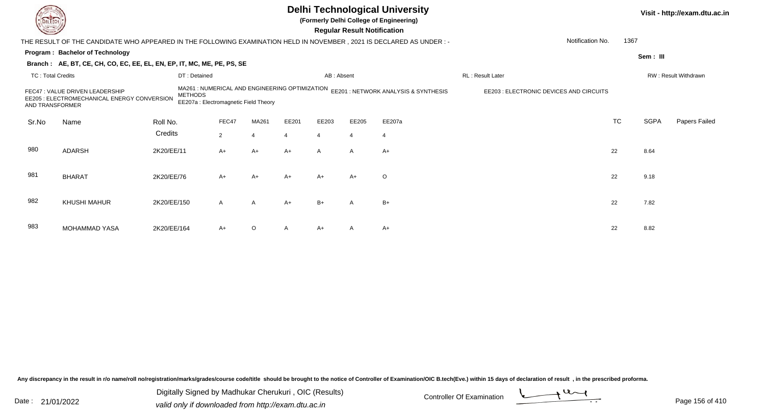# Delhi Technological University

**(Formerly Delhi College of Engineering)**

**Regular Result Notification**

Visit - http://exam.dtu.ac.in

THE RESULT OF THE CANDIDATE WHO APPEARED IN THE FOLLOWING EXAMINATION HELD IN NOVEMBER , 2021 IS DECLARED AS UNDER : -

Notification No. 1367

**Program : Bachelor of Technology**

Sem : III

**Branch : AE, BT, CE, CH, CO, EC, EE, EL, EN, EP, IT, MC, ME, PE, PS, SE**

TC : Total Credits | DT : Detained | AB : Absent | RL : Result Later | RW : Result Withdrawn

FEC47 : VALUE DRIVEN LEADERSHIP
MA261 : NUMERICAL AND ENGINEERING OPTIMIZATION METHODS
EE201 : NETWORK ANALYSIS & SYNTHESIS
EE203 : ELECTRONIC DEVICES AND CIRCUITS
EE205 : ELECTROMECHANICAL ENERGY CONVERSION AND TRANSFORMER
EE207a : Electromagnetic Field Theory

| Sr.No | Name | Roll No. | FEC47 | MA261 | EE201 | EE203 | EE205 | EE207a | TC | SGPA | Papers Failed |
|---|---|---|---|---|---|---|---|---|---|---|---|
| | | Credits | 2 | 4 | 4 | 4 | 4 | 4 | | | |
| 980 | ADARSH | 2K20/EE/11 | A+ | A+ | A+ | A | A | A+ | 22 | 8.64 | |
| 981 | BHARAT | 2K20/EE/76 | A+ | A+ | A+ | A+ | A+ | O | 22 | 9.18 | |
| 982 | KHUSHI MAHUR | 2K20/EE/150 | A | A | A+ | B+ | A | B+ | 22 | 7.82 | |
| 983 | MOHAMMAD YASA | 2K20/EE/164 | A+ | O | A | A+ | A | A+ | 22 | 8.82 | |

Any discrepancy in the result in r/o name/roll no/registration/marks/grades/course code/title should be brought to the notice of Controller of Examination/OIC B.tech(Eve.) within 15 days of declaration of result , in the prescribed proforma.

Date : 21/01/2022

Digitally Signed by Madhukar Cherukuri , OIC (Results)
valid only if downloaded from http://exam.dtu.ac.in

Controller Of Examination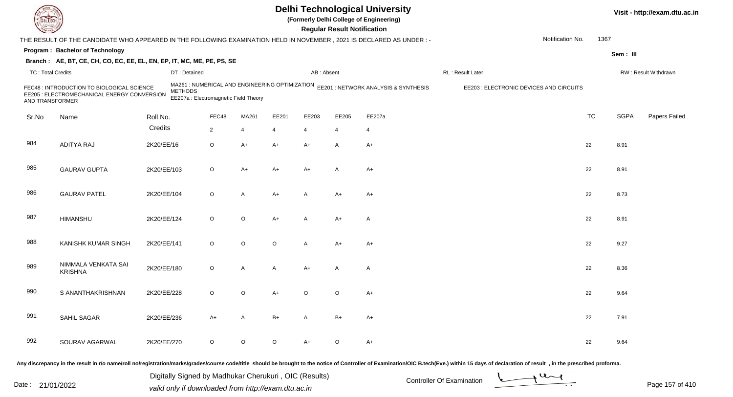# Delhi Technological University

(Formerly Delhi College of Engineering)

**Regular Result Notification**

Visit - http://exam.dtu.ac.in

THE RESULT OF THE CANDIDATE WHO APPEARED IN THE FOLLOWING EXAMINATION HELD IN NOVEMBER , 2021 IS DECLARED AS UNDER : -

Notification No. 1367

**Program : Bachelor of Technology**

Sem : III

**Branch : AE, BT, CE, CH, CO, EC, EE, EL, EN, EP, IT, MC, ME, PE, PS, SE**

TC : Total Credits | DT : Detained | AB : Absent | RL : Result Later | RW : Result Withdrawn

FEC48 : INTRODUCTION TO BIOLOGICAL SCIENCE
MA261 : NUMERICAL AND ENGINEERING OPTIMIZATION METHODS
EE201 : NETWORK ANALYSIS & SYNTHESIS
EE203 : ELECTRONIC DEVICES AND CIRCUITS
EE205 : ELECTROMECHANICAL ENERGY CONVERSION AND TRANSFORMER
EE207a : Electromagnetic Field Theory

| Sr.No | Name | Roll No. | FEC48 | MA261 | EE201 | EE203 | EE205 | EE207a | TC | SGPA | Papers Failed |
|---|---|---|---|---|---|---|---|---|---|---|---|
| | | Credits | 2 | 4 | 4 | 4 | 4 | 4 | | | |
| 984 | ADITYA RAJ | 2K20/EE/16 | O | A+ | A+ | A+ | A | A+ | 22 | 8.91 | |
| 985 | GAURAV GUPTA | 2K20/EE/103 | O | A+ | A+ | A+ | A | A+ | 22 | 8.91 | |
| 986 | GAURAV PATEL | 2K20/EE/104 | O | A | A+ | A | A+ | A+ | 22 | 8.73 | |
| 987 | HIMANSHU | 2K20/EE/124 | O | O | A+ | A | A+ | A | 22 | 8.91 | |
| 988 | KANISHK KUMAR SINGH | 2K20/EE/141 | O | O | O | A | A+ | A+ | 22 | 9.27 | |
| 989 | NIMMALA VENKATA SAI KRISHNA | 2K20/EE/180 | O | A | A | A+ | A | A | 22 | 8.36 | |
| 990 | S ANANTHAKRISHNAN | 2K20/EE/228 | O | O | A+ | O | O | A+ | 22 | 9.64 | |
| 991 | SAHIL SAGAR | 2K20/EE/236 | A+ | A | B+ | A | B+ | A+ | 22 | 7.91 | |
| 992 | SOURAV AGARWAL | 2K20/EE/270 | O | O | O | A+ | O | A+ | 22 | 9.64 | |

Any discrepancy in the result in r/o name/roll no/registration/marks/grades/course code/title should be brought to the notice of Controller of Examination/OIC B.tech(Eve.) within 15 days of declaration of result , in the prescribed proforma.

Date : 21/01/2022

Digitally Signed by Madhukar Cherukuri , OIC (Results)
valid only if downloaded from http://exam.dtu.ac.in

Controller Of Examination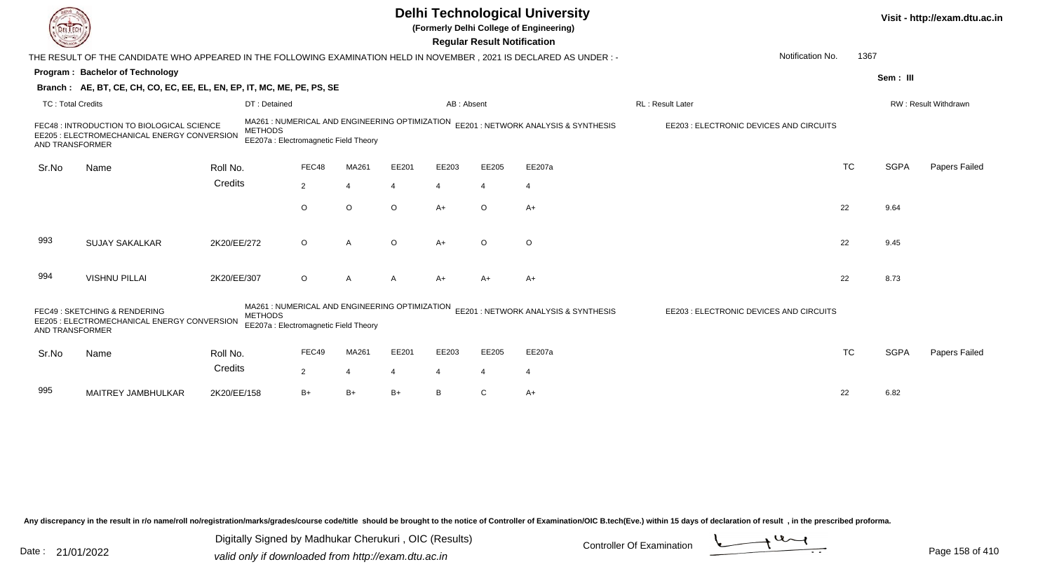# Delhi Technological University

(Formerly Delhi College of Engineering)

**Regular Result Notification**

THE RESULT OF THE CANDIDATE WHO APPEARED IN THE FOLLOWING EXAMINATION HELD IN NOVEMBER , 2021 IS DECLARED AS UNDER : -

Notification No. 1367

**Program : Bachelor of Technology**

Sem : III

**Branch : AE, BT, CE, CH, CO, EC, EE, EL, EN, EP, IT, MC, ME, PE, PS, SE**

TC : Total Credits | DT : Detained | AB : Absent | RL : Result Later | RW : Result Withdrawn

FEC48 : INTRODUCTION TO BIOLOGICAL SCIENCE
MA261 : NUMERICAL AND ENGINEERING OPTIMIZATION METHODS
EE201 : NETWORK ANALYSIS & SYNTHESIS
EE203 : ELECTRONIC DEVICES AND CIRCUITS
EE205 : ELECTROMECHANICAL ENERGY CONVERSION AND TRANSFORMER
EE207a : Electromagnetic Field Theory

| Sr.No | Name | Roll No. | FEC48 | MA261 | EE201 | EE203 | EE205 | EE207a | TC | SGPA | Papers Failed |
|---|---|---|---|---|---|---|---|---|---|---|---|
| | | Credits | 2 | 4 | 4 | 4 | 4 | 4 | | | |
| | | | O | O | O | A+ | O | A+ | 22 | 9.64 | |
| 993 | SUJAY SAKALKAR | 2K20/EE/272 | O | A | O | A+ | O | O | 22 | 9.45 | |
| 994 | VISHNU PILLAI | 2K20/EE/307 | O | A | A | A+ | A+ | A+ | 22 | 8.73 | |

FEC49 : SKETCHING & RENDERING
MA261 : NUMERICAL AND ENGINEERING OPTIMIZATION METHODS
EE201 : NETWORK ANALYSIS & SYNTHESIS
EE203 : ELECTRONIC DEVICES AND CIRCUITS
EE205 : ELECTROMECHANICAL ENERGY CONVERSION AND TRANSFORMER
EE207a : Electromagnetic Field Theory

| Sr.No | Name | Roll No. | FEC49 | MA261 | EE201 | EE203 | EE205 | EE207a | TC | SGPA | Papers Failed |
|---|---|---|---|---|---|---|---|---|---|---|---|
| | | Credits | 2 | 4 | 4 | 4 | 4 | 4 | | | |
| 995 | MAITREY JAMBHULKAR | 2K20/EE/158 | B+ | B+ | B+ | B | C | A+ | 22 | 6.82 | |

Any discrepancy in the result in r/o name/roll no/registration/marks/grades/course code/title should be brought to the notice of Controller of Examination/OIC B.tech(Eve.) within 15 days of declaration of result , in the prescribed proforma.

Date : 21/01/2022

Digitally Signed by Madhukar Cherukuri , OIC (Results)
valid only if downloaded from http://exam.dtu.ac.in

Controller Of Examination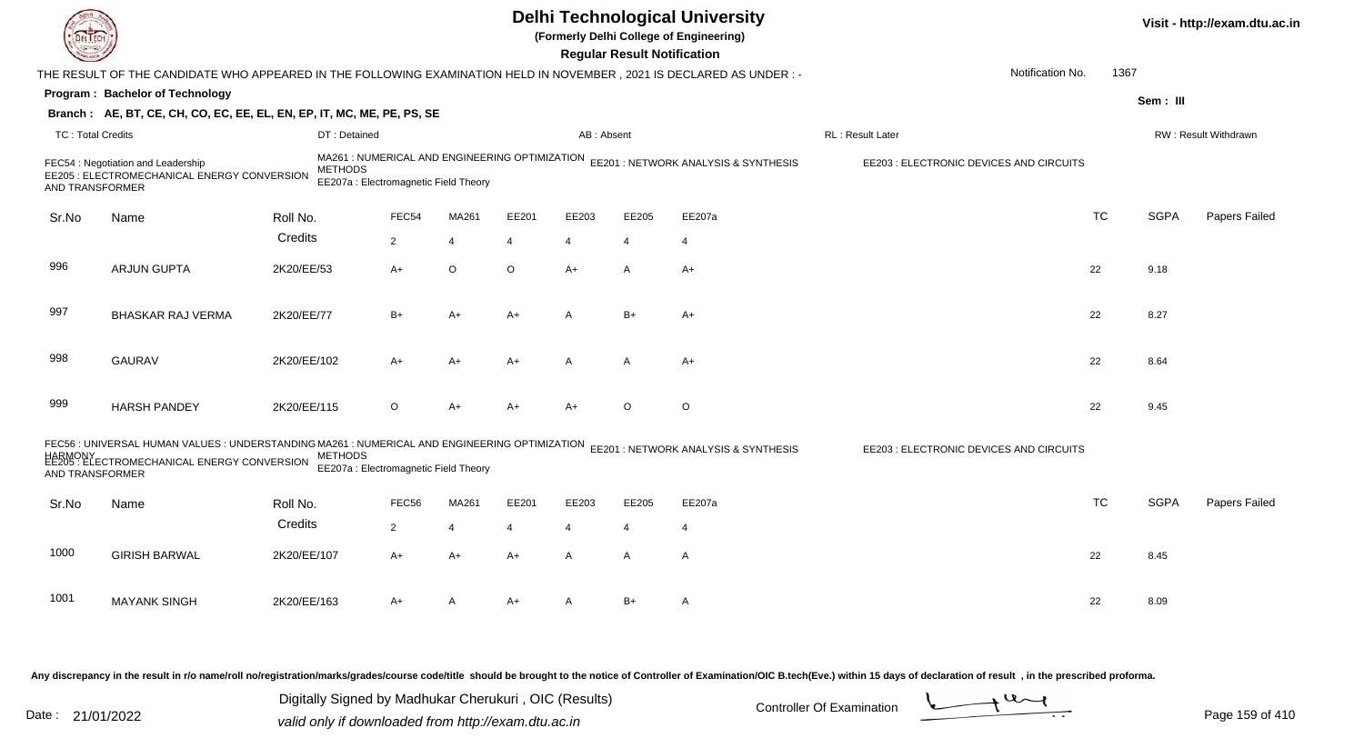# Delhi Technological University

**(Formerly Delhi College of Engineering)**

**Regular Result Notification**

Visit - http://exam.dtu.ac.in

THE RESULT OF THE CANDIDATE WHO APPEARED IN THE FOLLOWING EXAMINATION HELD IN NOVEMBER , 2021 IS DECLARED AS UNDER : -

Notification No. 1367

**Program : Bachelor of Technology**

Sem : III

**Branch : AE, BT, CE, CH, CO, EC, EE, EL, EN, EP, IT, MC, ME, PE, PS, SE**

TC : Total Credits | DT : Detained | AB : Absent | RL : Result Later | RW : Result Withdrawn

FEC54 : Negotiation and Leadership
MA261 : NUMERICAL AND ENGINEERING OPTIMIZATION METHODS
EE201 : NETWORK ANALYSIS & SYNTHESIS
EE203 : ELECTRONIC DEVICES AND CIRCUITS
EE205 : ELECTROMECHANICAL ENERGY CONVERSION AND TRANSFORMER
EE207a : Electromagnetic Field Theory

| Sr.No | Name | Roll No. | FEC54 | MA261 | EE201 | EE203 | EE205 | EE207a | TC | SGPA | Papers Failed |
|---|---|---|---|---|---|---|---|---|---|---|---|
| | | Credits | 2 | 4 | 4 | 4 | 4 | 4 | | | |
| 996 | ARJUN GUPTA | 2K20/EE/53 | A+ | O | O | A+ | A | A+ | 22 | 9.18 | |
| 997 | BHASKAR RAJ VERMA | 2K20/EE/77 | B+ | A+ | A+ | A | B+ | A+ | 22 | 8.27 | |
| 998 | GAURAV | 2K20/EE/102 | A+ | A+ | A+ | A | A | A+ | 22 | 8.64 | |
| 999 | HARSH PANDEY | 2K20/EE/115 | O | A+ | A+ | A+ | O | O | 22 | 9.45 | |

FEC56 : UNIVERSAL HUMAN VALUES : UNDERSTANDING HARMONY
MA261 : NUMERICAL AND ENGINEERING OPTIMIZATION METHODS
EE201 : NETWORK ANALYSIS & SYNTHESIS
EE203 : ELECTRONIC DEVICES AND CIRCUITS
EE205 : ELECTROMECHANICAL ENERGY CONVERSION AND TRANSFORMER
EE207a : Electromagnetic Field Theory

| Sr.No | Name | Roll No. | FEC56 | MA261 | EE201 | EE203 | EE205 | EE207a | TC | SGPA | Papers Failed |
|---|---|---|---|---|---|---|---|---|---|---|---|
| | | Credits | 2 | 4 | 4 | 4 | 4 | 4 | | | |
| 1000 | GIRISH BARWAL | 2K20/EE/107 | A+ | A+ | A+ | A | A | A | 22 | 8.45 | |
| 1001 | MAYANK SINGH | 2K20/EE/163 | A+ | A | A+ | A | B+ | A | 22 | 8.09 | |

Any discrepancy in the result in r/o name/roll no/registration/marks/grades/course code/title should be brought to the notice of Controller of Examination/OIC B.tech(Eve.) within 15 days of declaration of result , in the prescribed proforma.

Date : 21/01/2022

Digitally Signed by Madhukar Cherukuri , OIC (Results)
valid only if downloaded from http://exam.dtu.ac.in

Controller Of Examination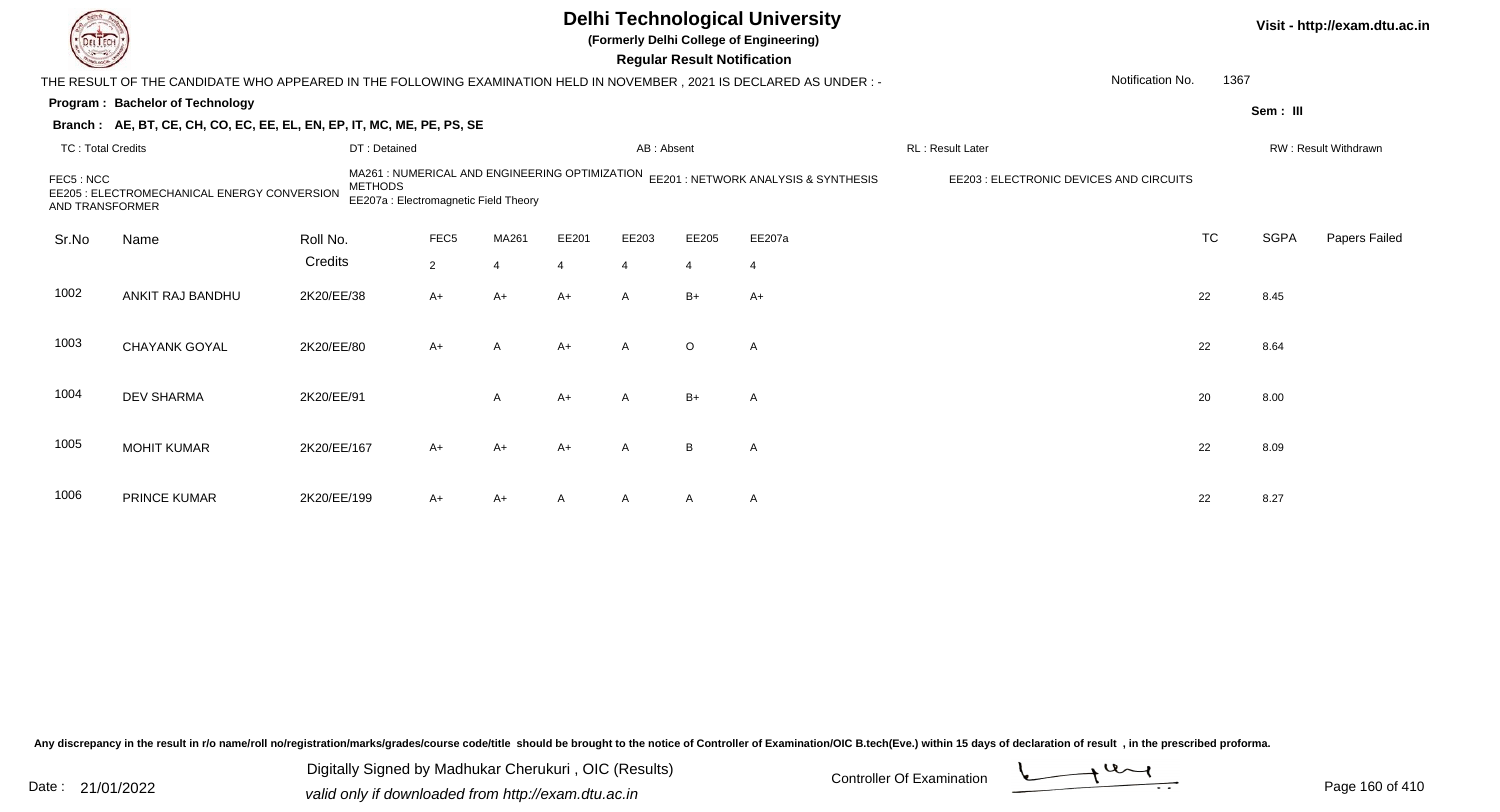# Delhi Technological University

**(Formerly Delhi College of Engineering)**

**Regular Result Notification**

Visit - http://exam.dtu.ac.in

THE RESULT OF THE CANDIDATE WHO APPEARED IN THE FOLLOWING EXAMINATION HELD IN NOVEMBER , 2021 IS DECLARED AS UNDER : -

Notification No. 1367

**Program : Bachelor of Technology**

**Sem : III**

**Branch : AE, BT, CE, CH, CO, EC, EE, EL, EN, EP, IT, MC, ME, PE, PS, SE**

TC : Total Credits | DT : Detained | AB : Absent | RL : Result Later | RW : Result Withdrawn

FEC5 : NCC
MA261 : NUMERICAL AND ENGINEERING OPTIMIZATION METHODS
EE201 : NETWORK ANALYSIS & SYNTHESIS
EE203 : ELECTRONIC DEVICES AND CIRCUITS
EE205 : ELECTROMECHANICAL ENERGY CONVERSION AND TRANSFORMER
EE207a : Electromagnetic Field Theory

| Sr.No | Name | Roll No. | FEC5 | MA261 | EE201 | EE203 | EE205 | EE207a | TC | SGPA | Papers Failed |
|---|---|---|---|---|---|---|---|---|---|---|---|
| | | Credits | 2 | 4 | 4 | 4 | 4 | 4 | | | |
| 1002 | ANKIT RAJ BANDHU | 2K20/EE/38 | A+ | A+ | A+ | A | B+ | A+ | 22 | 8.45 | |
| 1003 | CHAYANK GOYAL | 2K20/EE/80 | A+ | A | A+ | A | O | A | 22 | 8.64 | |
| 1004 | DEV SHARMA | 2K20/EE/91 | | A | A+ | A | B+ | A | 20 | 8.00 | |
| 1005 | MOHIT KUMAR | 2K20/EE/167 | A+ | A+ | A+ | A | B | A | 22 | 8.09 | |
| 1006 | PRINCE KUMAR | 2K20/EE/199 | A+ | A+ | A | A | A | A | 22 | 8.27 | |

Any discrepancy in the result in r/o name/roll no/registration/marks/grades/course code/title should be brought to the notice of Controller of Examination/OIC B.tech(Eve.) within 15 days of declaration of result , in the prescribed proforma.

Date : 21/01/2022

Digitally Signed by Madhukar Cherukuri , OIC (Results)
valid only if downloaded from http://exam.dtu.ac.in

Controller Of Examination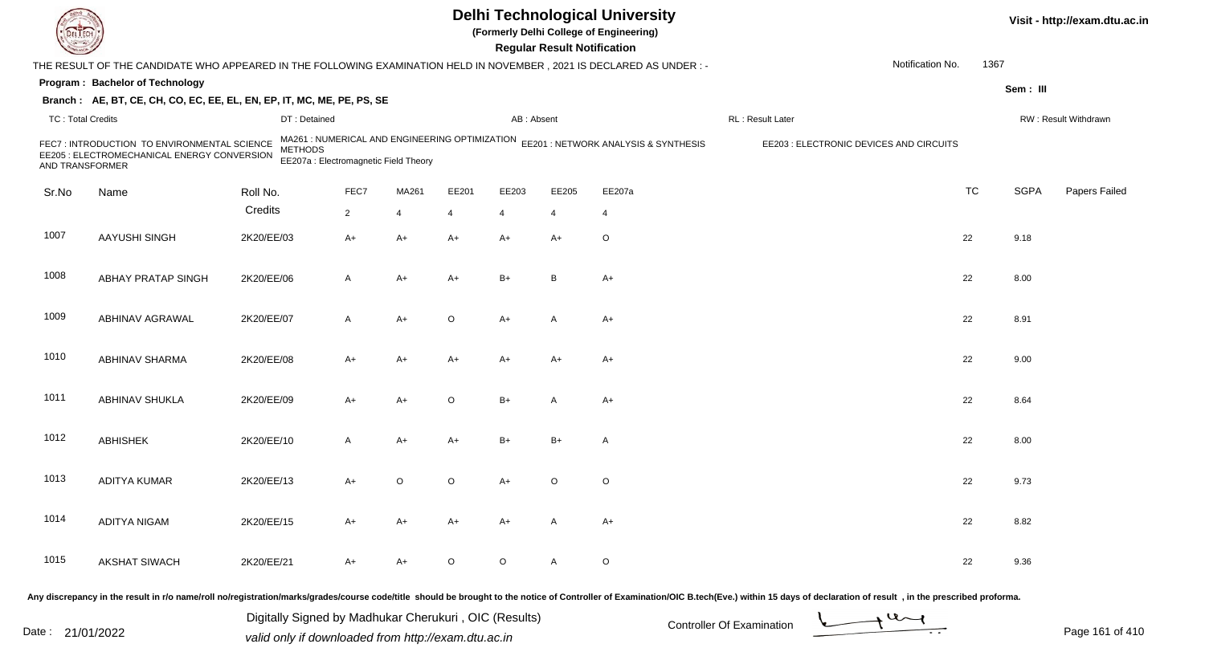# Delhi Technological University

**(Formerly Delhi College of Engineering)**

**Regular Result Notification**

Visit - http://exam.dtu.ac.in

THE RESULT OF THE CANDIDATE WHO APPEARED IN THE FOLLOWING EXAMINATION HELD IN NOVEMBER , 2021 IS DECLARED AS UNDER : -

Notification No. 1367

**Program : Bachelor of Technology**

**Sem : III**

**Branch : AE, BT, CE, CH, CO, EC, EE, EL, EN, EP, IT, MC, ME, PE, PS, SE**

TC : Total Credits | DT : Detained | AB : Absent | RL : Result Later | RW : Result Withdrawn

FEC7 : INTRODUCTION TO ENVIRONMENTAL SCIENCE
MA261 : NUMERICAL AND ENGINEERING OPTIMIZATION METHODS
EE201 : NETWORK ANALYSIS & SYNTHESIS
EE203 : ELECTRONIC DEVICES AND CIRCUITS
EE205 : ELECTROMECHANICAL ENERGY CONVERSION AND TRANSFORMER
EE207a : Electromagnetic Field Theory

| Sr.No | Name | Roll No. | FEC7 | MA261 | EE201 | EE203 | EE205 | EE207a | TC | SGPA | Papers Failed |
|---|---|---|---|---|---|---|---|---|---|---|---|
| | | Credits | 2 | 4 | 4 | 4 | 4 | 4 | | | |
| 1007 | AAYUSHI SINGH | 2K20/EE/03 | A+ | A+ | A+ | A+ | A+ | O | 22 | 9.18 | |
| 1008 | ABHAY PRATAP SINGH | 2K20/EE/06 | A | A+ | A+ | B+ | B | A+ | 22 | 8.00 | |
| 1009 | ABHINAV AGRAWAL | 2K20/EE/07 | A | A+ | O | A+ | A | A+ | 22 | 8.91 | |
| 1010 | ABHINAV SHARMA | 2K20/EE/08 | A+ | A+ | A+ | A+ | A+ | A+ | 22 | 9.00 | |
| 1011 | ABHINAV SHUKLA | 2K20/EE/09 | A+ | A+ | O | B+ | A | A+ | 22 | 8.64 | |
| 1012 | ABHISHEK | 2K20/EE/10 | A | A+ | A+ | B+ | B+ | A | 22 | 8.00 | |
| 1013 | ADITYA KUMAR | 2K20/EE/13 | A+ | O | O | A+ | O | O | 22 | 9.73 | |
| 1014 | ADITYA NIGAM | 2K20/EE/15 | A+ | A+ | A+ | A+ | A | A+ | 22 | 8.82 | |
| 1015 | AKSHAT SIWACH | 2K20/EE/21 | A+ | A+ | O | O | A | O | 22 | 9.36 | |

Any discrepancy in the result in r/o name/roll no/registration/marks/grades/course code/title should be brought to the notice of Controller of Examination/OIC B.tech(Eve.) within 15 days of declaration of result , in the prescribed proforma.

Date : 21/01/2022

Digitally Signed by Madhukar Cherukuri , OIC (Results)
valid only if downloaded from http://exam.dtu.ac.in

Controller Of Examination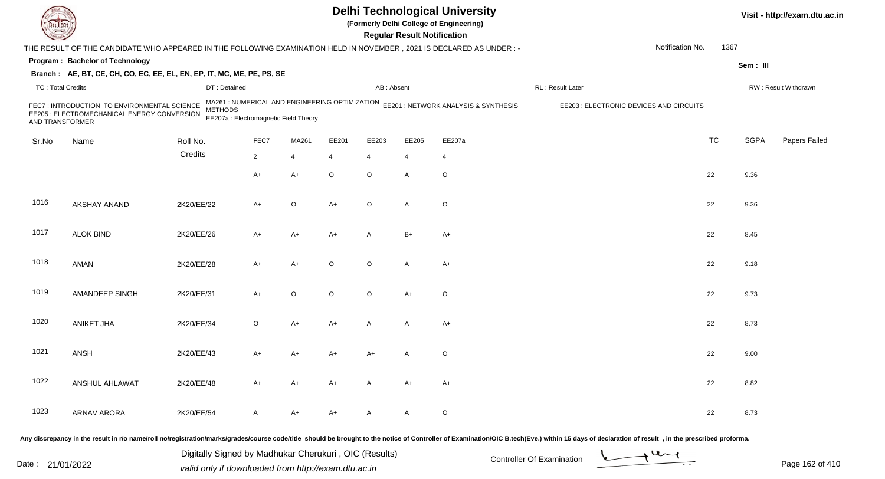# Delhi Technological University

**(Formerly Delhi College of Engineering)**

**Regular Result Notification**

Visit - http://exam.dtu.ac.in

THE RESULT OF THE CANDIDATE WHO APPEARED IN THE FOLLOWING EXAMINATION HELD IN NOVEMBER , 2021 IS DECLARED AS UNDER : -

Notification No. 1367

**Program : Bachelor of Technology**

**Sem : III**

**Branch : AE, BT, CE, CH, CO, EC, EE, EL, EN, EP, IT, MC, ME, PE, PS, SE**

TC : Total Credits | DT : Detained | AB : Absent | RL : Result Later | RW : Result Withdrawn

FEC7 : INTRODUCTION TO ENVIRONMENTAL SCIENCE
MA261 : NUMERICAL AND ENGINEERING OPTIMIZATION METHODS
EE201 : NETWORK ANALYSIS & SYNTHESIS
EE203 : ELECTRONIC DEVICES AND CIRCUITS
EE205 : ELECTROMECHANICAL ENERGY CONVERSION AND TRANSFORMER
EE207a : Electromagnetic Field Theory

| Sr.No | Name | Roll No. | FEC7 | MA261 | EE201 | EE203 | EE205 | EE207a | TC | SGPA | Papers Failed |
|---|---|---|---|---|---|---|---|---|---|---|---|
| | | Credits | 2 | 4 | 4 | 4 | 4 | 4 | | | |
| | | | A+ | A+ | O | O | A | O | 22 | 9.36 | |
| 1016 | AKSHAY ANAND | 2K20/EE/22 | A+ | O | A+ | O | A | O | 22 | 9.36 | |
| 1017 | ALOK BIND | 2K20/EE/26 | A+ | A+ | A+ | A | B+ | A+ | 22 | 8.45 | |
| 1018 | AMAN | 2K20/EE/28 | A+ | A+ | O | O | A | A+ | 22 | 9.18 | |
| 1019 | AMANDEEP SINGH | 2K20/EE/31 | A+ | O | O | O | A+ | O | 22 | 9.73 | |
| 1020 | ANIKET JHA | 2K20/EE/34 | O | A+ | A+ | A | A | A+ | 22 | 8.73 | |
| 1021 | ANSH | 2K20/EE/43 | A+ | A+ | A+ | A+ | A | O | 22 | 9.00 | |
| 1022 | ANSHUL AHLAWAT | 2K20/EE/48 | A+ | A+ | A+ | A | A+ | A+ | 22 | 8.82 | |
| 1023 | ARNAV ARORA | 2K20/EE/54 | A | A+ | A+ | A | A | O | 22 | 8.73 | |

Any discrepancy in the result in r/o name/roll no/registration/marks/grades/course code/title should be brought to the notice of Controller of Examination/OIC B.tech(Eve.) within 15 days of declaration of result , in the prescribed proforma.

Date : 21/01/2022

Digitally Signed by Madhukar Cherukuri , OIC (Results)
valid only if downloaded from http://exam.dtu.ac.in

Controller Of Examination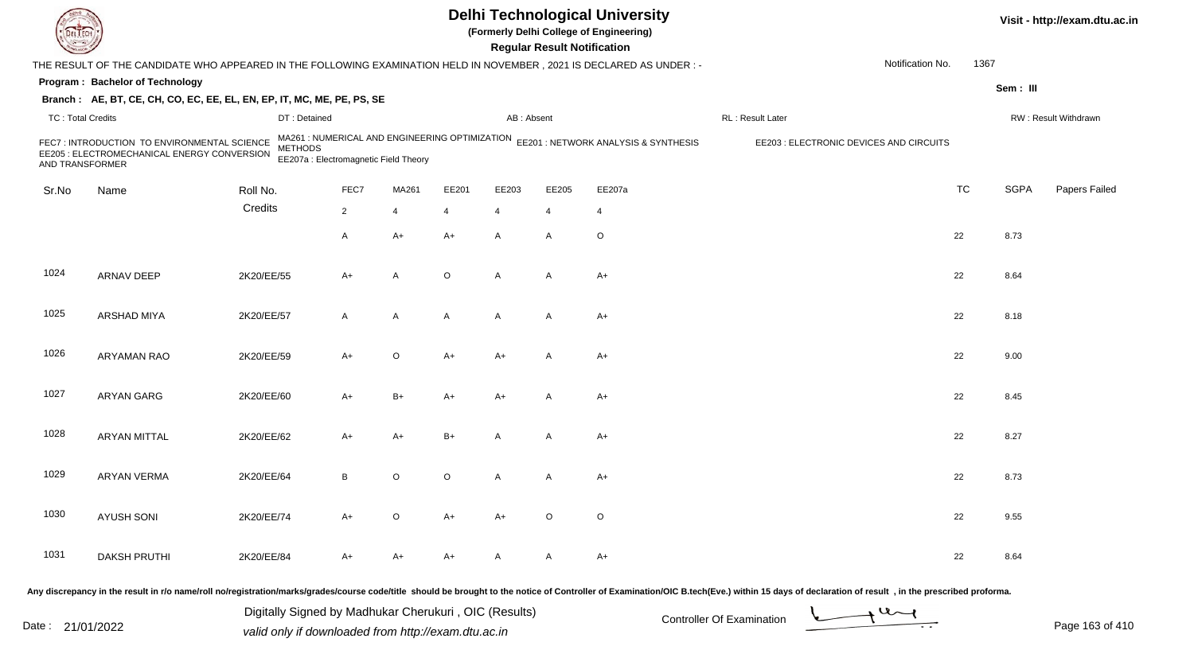# Delhi Technological University

**(Formerly Delhi College of Engineering)**

**Regular Result Notification**

Visit - http://exam.dtu.ac.in

THE RESULT OF THE CANDIDATE WHO APPEARED IN THE FOLLOWING EXAMINATION HELD IN NOVEMBER , 2021 IS DECLARED AS UNDER : -

Notification No. 1367

**Program : Bachelor of Technology**

**Sem : III**

**Branch : AE, BT, CE, CH, CO, EC, EE, EL, EN, EP, IT, MC, ME, PE, PS, SE**

TC : Total Credits | DT : Detained | AB : Absent | RL : Result Later | RW : Result Withdrawn

FEC7 : INTRODUCTION TO ENVIRONMENTAL SCIENCE
MA261 : NUMERICAL AND ENGINEERING OPTIMIZATION METHODS
EE201 : NETWORK ANALYSIS & SYNTHESIS
EE203 : ELECTRONIC DEVICES AND CIRCUITS
EE205 : ELECTROMECHANICAL ENERGY CONVERSION AND TRANSFORMER
EE207a : Electromagnetic Field Theory

| Sr.No | Name | Roll No. | FEC7 | MA261 | EE201 | EE203 | EE205 | EE207a | TC | SGPA | Papers Failed |
|---|---|---|---|---|---|---|---|---|---|---|---|
| | | Credits | 2 | 4 | 4 | 4 | 4 | 4 | | | |
| | | | A | A+ | A+ | A | A | O | 22 | 8.73 | |
| 1024 | ARNAV DEEP | 2K20/EE/55 | A+ | A | O | A | A | A+ | 22 | 8.64 | |
| 1025 | ARSHAD MIYA | 2K20/EE/57 | A | A | A | A | A | A+ | 22 | 8.18 | |
| 1026 | ARYAMAN RAO | 2K20/EE/59 | A+ | O | A+ | A+ | A | A+ | 22 | 9.00 | |
| 1027 | ARYAN GARG | 2K20/EE/60 | A+ | B+ | A+ | A+ | A | A+ | 22 | 8.45 | |
| 1028 | ARYAN MITTAL | 2K20/EE/62 | A+ | A+ | B+ | A | A | A+ | 22 | 8.27 | |
| 1029 | ARYAN VERMA | 2K20/EE/64 | B | O | O | A | A | A+ | 22 | 8.73 | |
| 1030 | AYUSH SONI | 2K20/EE/74 | A+ | O | A+ | A+ | O | O | 22 | 9.55 | |
| 1031 | DAKSH PRUTHI | 2K20/EE/84 | A+ | A+ | A+ | A | A | A+ | 22 | 8.64 | |

Any discrepancy in the result in r/o name/roll no/registration/marks/grades/course code/title should be brought to the notice of Controller of Examination/OIC B.tech(Eve.) within 15 days of declaration of result , in the prescribed proforma.

Date : 21/01/2022

Digitally Signed by Madhukar Cherukuri , OIC (Results)
valid only if downloaded from http://exam.dtu.ac.in

Controller Of Examination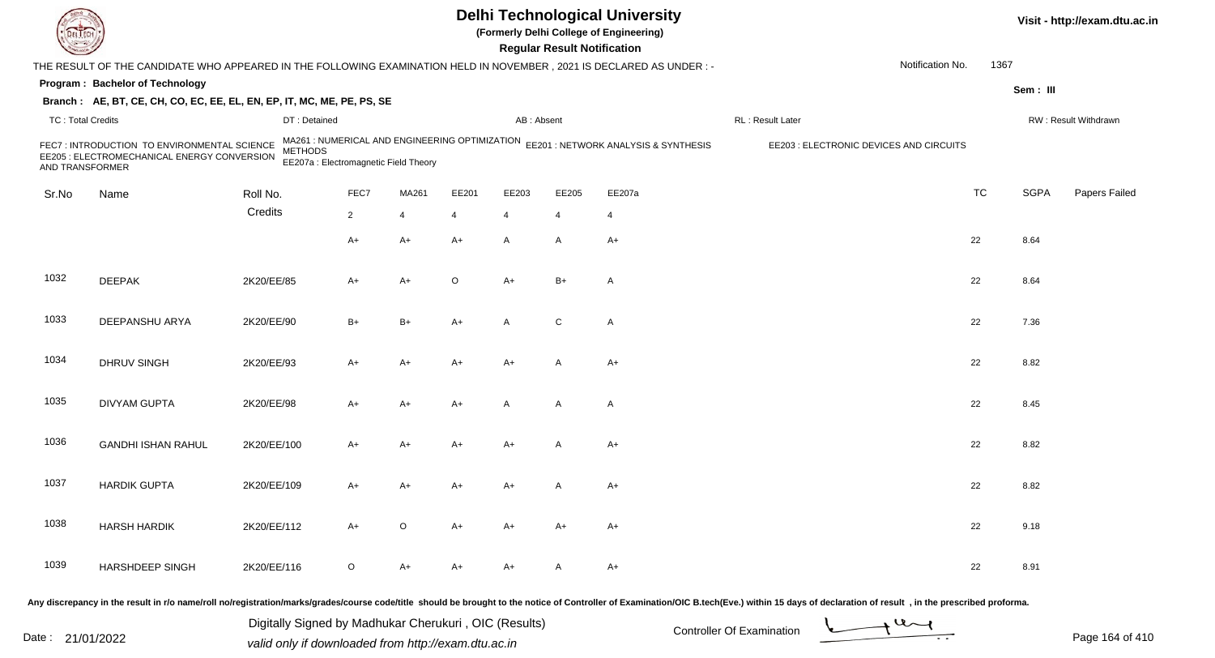# Delhi Technological University

**(Formerly Delhi College of Engineering)**

**Regular Result Notification**

Visit - http://exam.dtu.ac.in

THE RESULT OF THE CANDIDATE WHO APPEARED IN THE FOLLOWING EXAMINATION HELD IN NOVEMBER , 2021 IS DECLARED AS UNDER : -

Notification No. 1367

**Program : Bachelor of Technology**

Sem : III

**Branch : AE, BT, CE, CH, CO, EC, EE, EL, EN, EP, IT, MC, ME, PE, PS, SE**

TC : Total Credits | DT : Detained | AB : Absent | RL : Result Later | RW : Result Withdrawn

FEC7 : INTRODUCTION TO ENVIRONMENTAL SCIENCE
MA261 : NUMERICAL AND ENGINEERING OPTIMIZATION METHODS
EE201 : NETWORK ANALYSIS & SYNTHESIS
EE203 : ELECTRONIC DEVICES AND CIRCUITS
EE205 : ELECTROMECHANICAL ENERGY CONVERSION AND TRANSFORMER
EE207a : Electromagnetic Field Theory

| Sr.No | Name | Roll No. | FEC7 | MA261 | EE201 | EE203 | EE205 | EE207a | TC | SGPA | Papers Failed |
|---|---|---|---|---|---|---|---|---|---|---|---|
| | | Credits | 2 | 4 | 4 | 4 | 4 | 4 | | | |
| | | | A+ | A+ | A+ | A | A | A+ | 22 | 8.64 | |
| 1032 | DEEPAK | 2K20/EE/85 | A+ | A+ | O | A+ | B+ | A | 22 | 8.64 | |
| 1033 | DEEPANSHU ARYA | 2K20/EE/90 | B+ | B+ | A+ | A | C | A | 22 | 7.36 | |
| 1034 | DHRUV SINGH | 2K20/EE/93 | A+ | A+ | A+ | A+ | A | A+ | 22 | 8.82 | |
| 1035 | DIVYAM GUPTA | 2K20/EE/98 | A+ | A+ | A+ | A | A | A | 22 | 8.45 | |
| 1036 | GANDHI ISHAN RAHUL | 2K20/EE/100 | A+ | A+ | A+ | A+ | A | A+ | 22 | 8.82 | |
| 1037 | HARDIK GUPTA | 2K20/EE/109 | A+ | A+ | A+ | A+ | A | A+ | 22 | 8.82 | |
| 1038 | HARSH HARDIK | 2K20/EE/112 | A+ | O | A+ | A+ | A+ | A+ | 22 | 9.18 | |
| 1039 | HARSHDEEP SINGH | 2K20/EE/116 | O | A+ | A+ | A+ | A | A+ | 22 | 8.91 | |

Any discrepancy in the result in r/o name/roll no/registration/marks/grades/course code/title should be brought to the notice of Controller of Examination/OIC B.tech(Eve.) within 15 days of declaration of result , in the prescribed proforma.

Date : 21/01/2022

Digitally Signed by Madhukar Cherukuri , OIC (Results)
valid only if downloaded from http://exam.dtu.ac.in

Controller Of Examination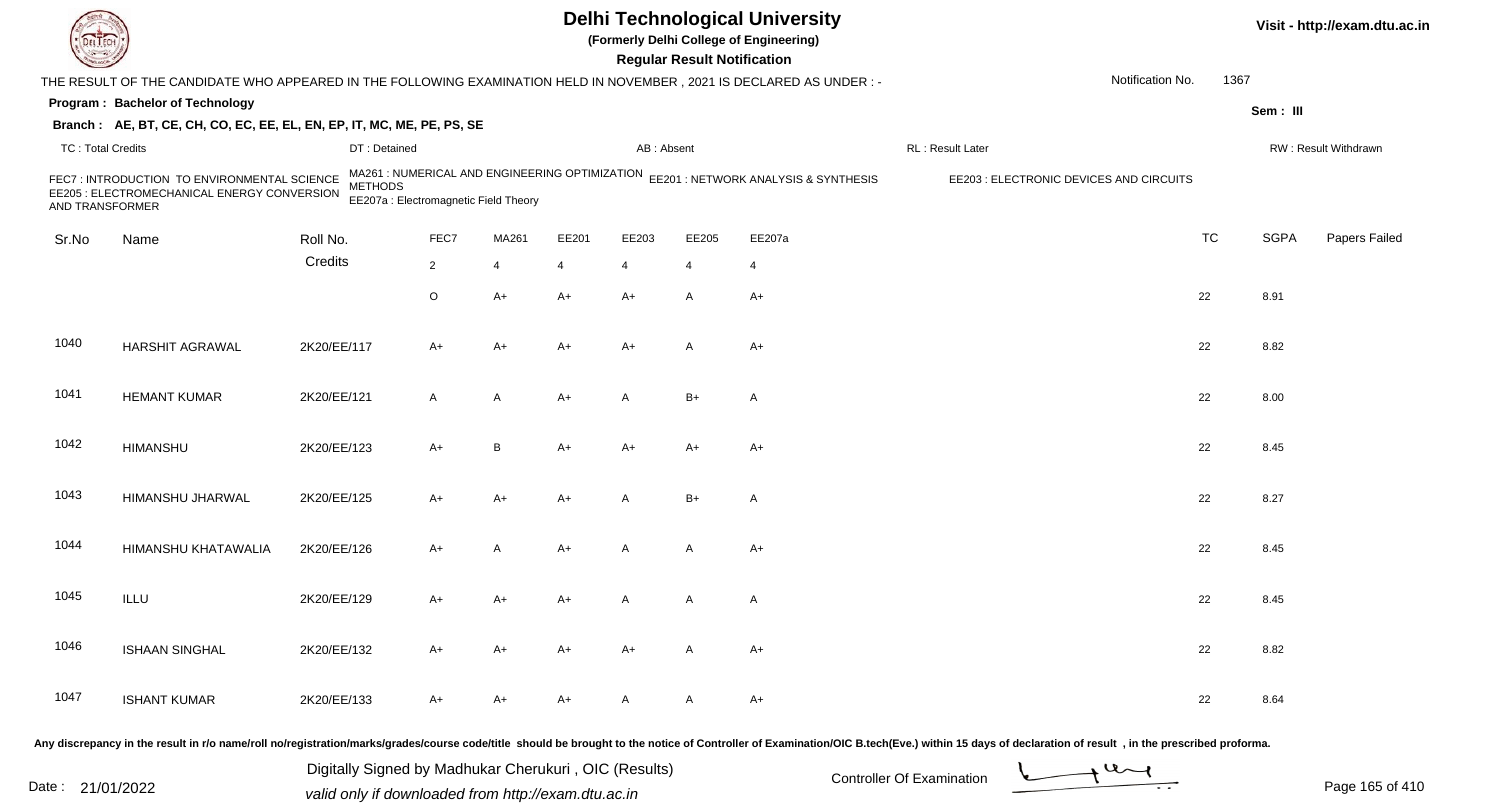# Delhi Technological University

**(Formerly Delhi College of Engineering)**

**Regular Result Notification**

Visit - http://exam.dtu.ac.in

THE RESULT OF THE CANDIDATE WHO APPEARED IN THE FOLLOWING EXAMINATION HELD IN NOVEMBER , 2021 IS DECLARED AS UNDER : -

Notification No. 1367

**Program : Bachelor of Technology**

Sem : III

**Branch : AE, BT, CE, CH, CO, EC, EE, EL, EN, EP, IT, MC, ME, PE, PS, SE**

TC : Total Credits | DT : Detained | AB : Absent | RL : Result Later | RW : Result Withdrawn

FEC7 : INTRODUCTION TO ENVIRONMENTAL SCIENCE
MA261 : NUMERICAL AND ENGINEERING OPTIMIZATION METHODS
EE201 : NETWORK ANALYSIS & SYNTHESIS
EE203 : ELECTRONIC DEVICES AND CIRCUITS
EE205 : ELECTROMECHANICAL ENERGY CONVERSION AND TRANSFORMER
EE207a : Electromagnetic Field Theory

| Sr.No | Name | Roll No. | FEC7 | MA261 | EE201 | EE203 | EE205 | EE207a | TC | SGPA | Papers Failed |
|---|---|---|---|---|---|---|---|---|---|---|---|
| | | Credits | 2 | 4 | 4 | 4 | 4 | 4 | | | |
| | | | O | A+ | A+ | A+ | A | A+ | 22 | 8.91 | |
| 1040 | HARSHIT AGRAWAL | 2K20/EE/117 | A+ | A+ | A+ | A+ | A | A+ | 22 | 8.82 | |
| 1041 | HEMANT KUMAR | 2K20/EE/121 | A | A | A+ | A | B+ | A | 22 | 8.00 | |
| 1042 | HIMANSHU | 2K20/EE/123 | A+ | B | A+ | A+ | A+ | A+ | 22 | 8.45 | |
| 1043 | HIMANSHU JHARWAL | 2K20/EE/125 | A+ | A+ | A+ | A | B+ | A | 22 | 8.27 | |
| 1044 | HIMANSHU KHATAWALIA | 2K20/EE/126 | A+ | A | A+ | A | A | A+ | 22 | 8.45 | |
| 1045 | ILLU | 2K20/EE/129 | A+ | A+ | A+ | A | A | A | 22 | 8.45 | |
| 1046 | ISHAAN SINGHAL | 2K20/EE/132 | A+ | A+ | A+ | A+ | A | A+ | 22 | 8.82 | |
| 1047 | ISHANT KUMAR | 2K20/EE/133 | A+ | A+ | A+ | A | A | A+ | 22 | 8.64 | |

Any discrepancy in the result in r/o name/roll no/registration/marks/grades/course code/title should be brought to the notice of Controller of Examination/OIC B.tech(Eve.) within 15 days of declaration of result , in the prescribed proforma.

Date : 21/01/2022

Digitally Signed by Madhukar Cherukuri , OIC (Results)
valid only if downloaded from http://exam.dtu.ac.in

Controller Of Examination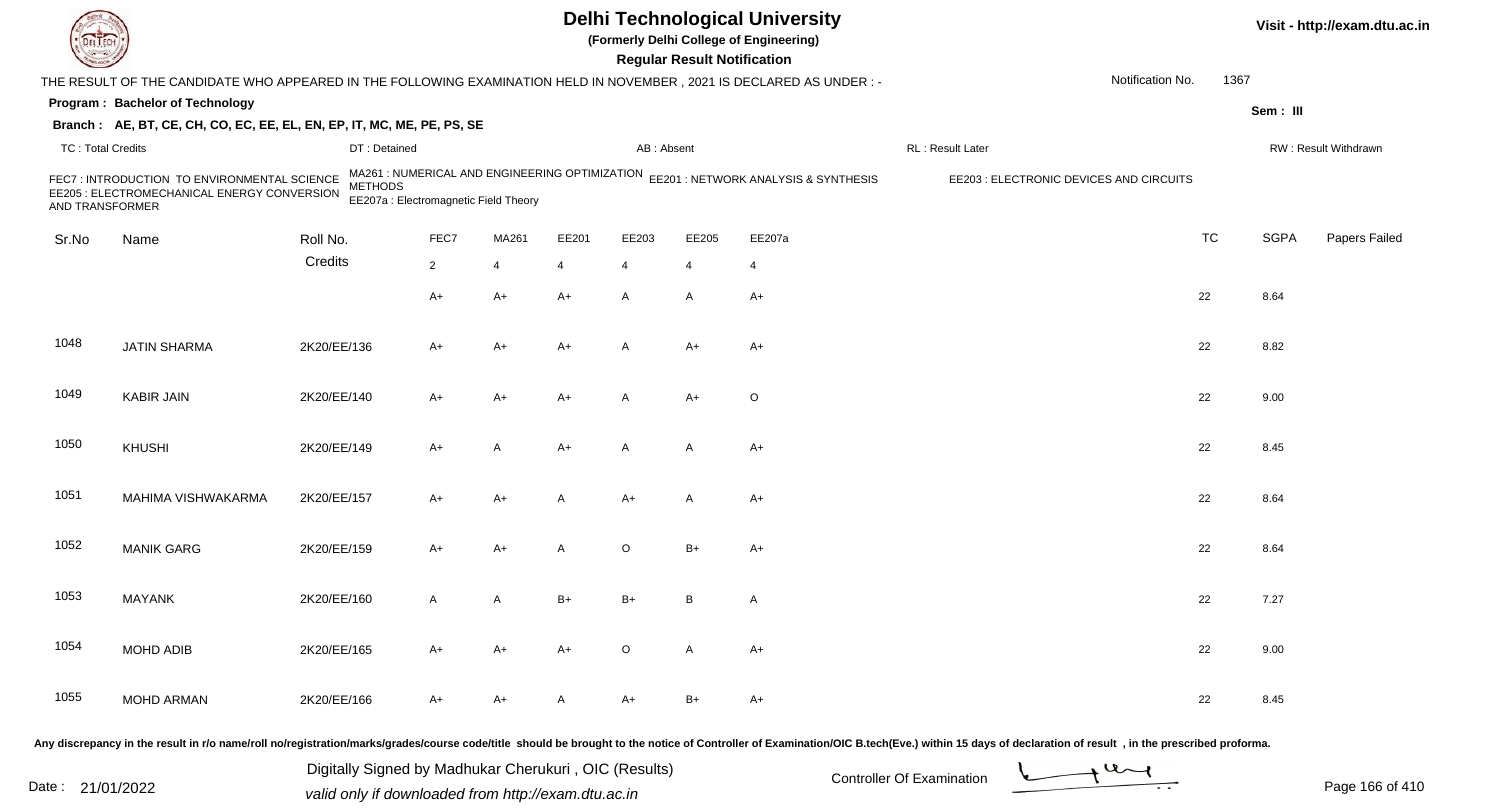# Delhi Technological University

(Formerly Delhi College of Engineering)

**Regular Result Notification**

Visit - http://exam.dtu.ac.in

THE RESULT OF THE CANDIDATE WHO APPEARED IN THE FOLLOWING EXAMINATION HELD IN NOVEMBER , 2021 IS DECLARED AS UNDER : -

Notification No. 1367

**Program : Bachelor of Technology**

Sem : III

**Branch : AE, BT, CE, CH, CO, EC, EE, EL, EN, EP, IT, MC, ME, PE, PS, SE**

TC : Total Credits | DT : Detained | AB : Absent | RL : Result Later | RW : Result Withdrawn

FEC7 : INTRODUCTION TO ENVIRONMENTAL SCIENCE AND TRANSFORMER
MA261 : NUMERICAL AND ENGINEERING OPTIMIZATION METHODS
EE201 : NETWORK ANALYSIS & SYNTHESIS
EE203 : ELECTRONIC DEVICES AND CIRCUITS
EE205 : ELECTROMECHANICAL ENERGY CONVERSION
EE207a : Electromagnetic Field Theory

| Sr.No | Name | Roll No. | FEC7 | MA261 | EE201 | EE203 | EE205 | EE207a | TC | SGPA | Papers Failed |
|---|---|---|---|---|---|---|---|---|---|---|---|
| | | Credits | 2 | 4 | 4 | 4 | 4 | 4 | | | |
| | | | A+ | A+ | A+ | A | A | A+ | 22 | 8.64 | |
| 1048 | JATIN SHARMA | 2K20/EE/136 | A+ | A+ | A+ | A | A+ | A+ | 22 | 8.82 | |
| 1049 | KABIR JAIN | 2K20/EE/140 | A+ | A+ | A+ | A | A+ | O | 22 | 9.00 | |
| 1050 | KHUSHI | 2K20/EE/149 | A+ | A | A+ | A | A | A+ | 22 | 8.45 | |
| 1051 | MAHIMA VISHWAKARMA | 2K20/EE/157 | A+ | A+ | A | A+ | A | A+ | 22 | 8.64 | |
| 1052 | MANIK GARG | 2K20/EE/159 | A+ | A+ | A | O | B+ | A+ | 22 | 8.64 | |
| 1053 | MAYANK | 2K20/EE/160 | A | A | B+ | B+ | B | A | 22 | 7.27 | |
| 1054 | MOHD ADIB | 2K20/EE/165 | A+ | A+ | A+ | O | A | A+ | 22 | 9.00 | |
| 1055 | MOHD ARMAN | 2K20/EE/166 | A+ | A+ | A | A+ | B+ | A+ | 22 | 8.45 | |

Any discrepancy in the result in r/o name/roll no/registration/marks/grades/course code/title should be brought to the notice of Controller of Examination/OIC B.tech(Eve.) within 15 days of declaration of result , in the prescribed proforma.

Date : 21/01/2022

Digitally Signed by Madhukar Cherukuri , OIC (Results)
valid only if downloaded from http://exam.dtu.ac.in

Controller Of Examination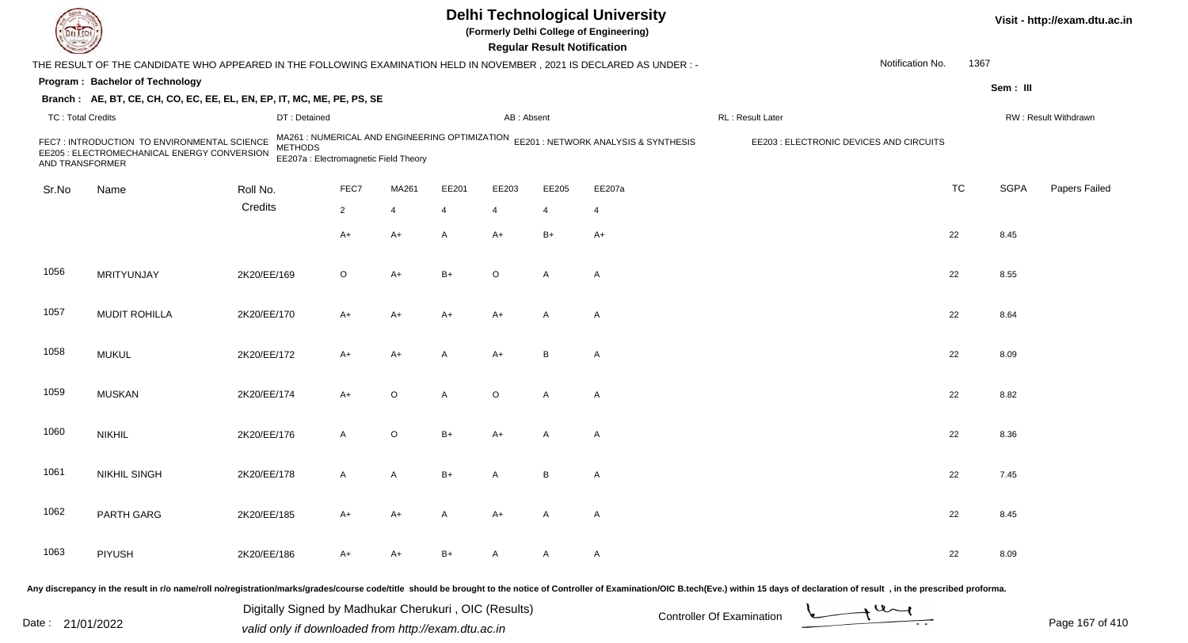# Delhi Technological University

**(Formerly Delhi College of Engineering)**

**Regular Result Notification**

Visit - http://exam.dtu.ac.in

THE RESULT OF THE CANDIDATE WHO APPEARED IN THE FOLLOWING EXAMINATION HELD IN NOVEMBER , 2021 IS DECLARED AS UNDER : -

Notification No. 1367

**Program : Bachelor of Technology**

Sem : III

**Branch : AE, BT, CE, CH, CO, EC, EE, EL, EN, EP, IT, MC, ME, PE, PS, SE**

TC : Total Credits | DT : Detained | AB : Absent | RL : Result Later | RW : Result Withdrawn

FEC7 : INTRODUCTION TO ENVIRONMENTAL SCIENCE AND TRANSFORMER
MA261 : NUMERICAL AND ENGINEERING OPTIMIZATION METHODS
EE201 : NETWORK ANALYSIS & SYNTHESIS
EE203 : ELECTRONIC DEVICES AND CIRCUITS
EE205 : ELECTROMECHANICAL ENERGY CONVERSION
EE207a : Electromagnetic Field Theory

| Sr.No | Name | Roll No. | FEC7 | MA261 | EE201 | EE203 | EE205 | EE207a | TC | SGPA | Papers Failed |
|---|---|---|---|---|---|---|---|---|---|---|---|
| | | Credits | 2 | 4 | 4 | 4 | 4 | 4 | | | |
| | | | A+ | A+ | A | A+ | B+ | A+ | 22 | 8.45 | |
| 1056 | MRITYUNJAY | 2K20/EE/169 | O | A+ | B+ | O | A | A | 22 | 8.55 | |
| 1057 | MUDIT ROHILLA | 2K20/EE/170 | A+ | A+ | A+ | A+ | A | A | 22 | 8.64 | |
| 1058 | MUKUL | 2K20/EE/172 | A+ | A+ | A | A+ | B | A | 22 | 8.09 | |
| 1059 | MUSKAN | 2K20/EE/174 | A+ | O | A | O | A | A | 22 | 8.82 | |
| 1060 | NIKHIL | 2K20/EE/176 | A | O | B+ | A+ | A | A | 22 | 8.36 | |
| 1061 | NIKHIL SINGH | 2K20/EE/178 | A | A | B+ | A | B | A | 22 | 7.45 | |
| 1062 | PARTH GARG | 2K20/EE/185 | A+ | A+ | A | A+ | A | A | 22 | 8.45 | |
| 1063 | PIYUSH | 2K20/EE/186 | A+ | A+ | B+ | A | A | A | 22 | 8.09 | |

Any discrepancy in the result in r/o name/roll no/registration/marks/grades/course code/title should be brought to the notice of Controller of Examination/OIC B.tech(Eve.) within 15 days of declaration of result , in the prescribed proforma.

Date : 21/01/2022

Digitally Signed by Madhukar Cherukuri , OIC (Results)
valid only if downloaded from http://exam.dtu.ac.in

Controller Of Examination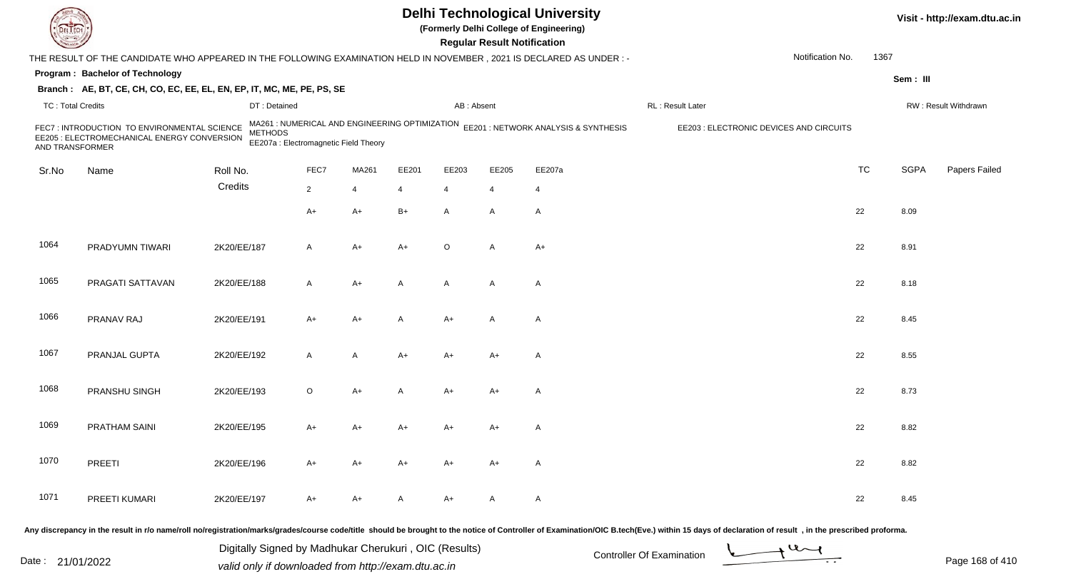# Delhi Technological University

(Formerly Delhi College of Engineering)

**Regular Result Notification**

Visit - http://exam.dtu.ac.in

THE RESULT OF THE CANDIDATE WHO APPEARED IN THE FOLLOWING EXAMINATION HELD IN NOVEMBER , 2021 IS DECLARED AS UNDER : -

Notification No. 1367

**Program : Bachelor of Technology**

Sem : III

**Branch : AE, BT, CE, CH, CO, EC, EE, EL, EN, EP, IT, MC, ME, PE, PS, SE**

TC : Total Credits | DT : Detained | AB : Absent | RL : Result Later | RW : Result Withdrawn

FEC7 : INTRODUCTION TO ENVIRONMENTAL SCIENCE
MA261 : NUMERICAL AND ENGINEERING OPTIMIZATION METHODS
EE201 : NETWORK ANALYSIS & SYNTHESIS
EE203 : ELECTRONIC DEVICES AND CIRCUITS
EE205 : ELECTROMECHANICAL ENERGY CONVERSION AND TRANSFORMER
EE207a : Electromagnetic Field Theory

| Sr.No | Name | Roll No. | FEC7 | MA261 | EE201 | EE203 | EE205 | EE207a | TC | SGPA | Papers Failed |
|---|---|---|---|---|---|---|---|---|---|---|---|
| | | Credits | 2 | 4 | 4 | 4 | 4 | 4 | | | |
| | | | A+ | A+ | B+ | A | A | A | 22 | 8.09 | |
| 1064 | PRADYUMN TIWARI | 2K20/EE/187 | A | A+ | A+ | O | A | A+ | 22 | 8.91 | |
| 1065 | PRAGATI SATTAVAN | 2K20/EE/188 | A | A+ | A | A | A | A | 22 | 8.18 | |
| 1066 | PRANAV RAJ | 2K20/EE/191 | A+ | A+ | A | A+ | A | A | 22 | 8.45 | |
| 1067 | PRANJAL GUPTA | 2K20/EE/192 | A | A | A+ | A+ | A+ | A | 22 | 8.55 | |
| 1068 | PRANSHU SINGH | 2K20/EE/193 | O | A+ | A | A+ | A+ | A | 22 | 8.73 | |
| 1069 | PRATHAM SAINI | 2K20/EE/195 | A+ | A+ | A+ | A+ | A+ | A | 22 | 8.82 | |
| 1070 | PREETI | 2K20/EE/196 | A+ | A+ | A+ | A+ | A+ | A | 22 | 8.82 | |
| 1071 | PREETI KUMARI | 2K20/EE/197 | A+ | A+ | A | A+ | A | A | 22 | 8.45 | |

Any discrepancy in the result in r/o name/roll no/registration/marks/grades/course code/title should be brought to the notice of Controller of Examination/OIC B.tech(Eve.) within 15 days of declaration of result , in the prescribed proforma.

Date : 21/01/2022

Digitally Signed by Madhukar Cherukuri , OIC (Results)
valid only if downloaded from http://exam.dtu.ac.in

Controller Of Examination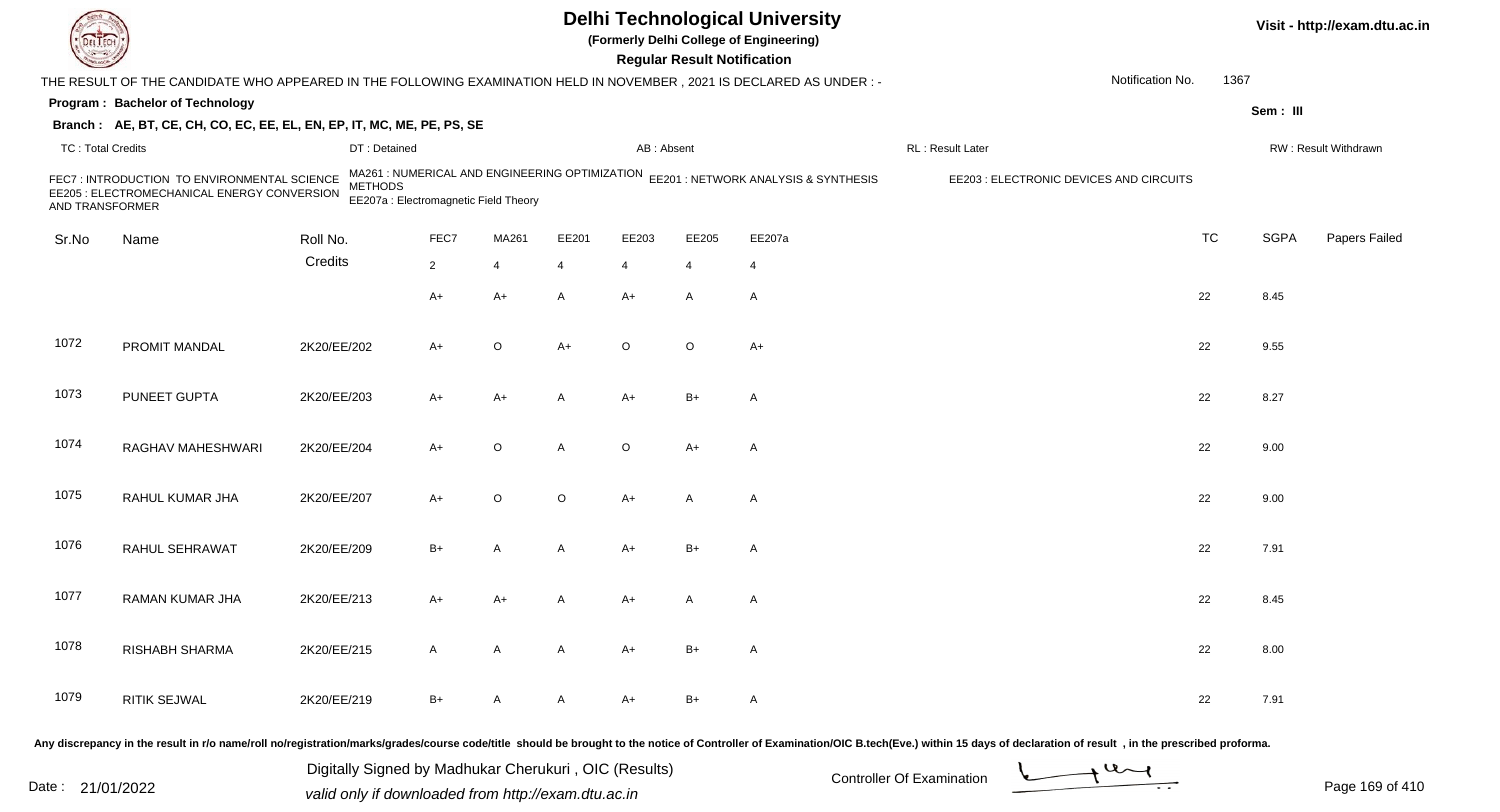# Delhi Technological University

**(Formerly Delhi College of Engineering)**

**Regular Result Notification**

THE RESULT OF THE CANDIDATE WHO APPEARED IN THE FOLLOWING EXAMINATION HELD IN NOVEMBER , 2021 IS DECLARED AS UNDER : -

Notification No. 1367

**Program : Bachelor of Technology**

**Sem : III**

**Branch : AE, BT, CE, CH, CO, EC, EE, EL, EN, EP, IT, MC, ME, PE, PS, SE**

TC : Total Credits | DT : Detained | AB : Absent | RL : Result Later | RW : Result Withdrawn

FEC7 : INTRODUCTION TO ENVIRONMENTAL SCIENCE
MA261 : NUMERICAL AND ENGINEERING OPTIMIZATION METHODS
EE201 : NETWORK ANALYSIS & SYNTHESIS
EE203 : ELECTRONIC DEVICES AND CIRCUITS
EE205 : ELECTROMECHANICAL ENERGY CONVERSION AND TRANSFORMER
EE207a : Electromagnetic Field Theory

| Sr.No | Name | Roll No. | FEC7 | MA261 | EE201 | EE203 | EE205 | EE207a | TC | SGPA | Papers Failed |
|---|---|---|---|---|---|---|---|---|---|---|---|
| | | Credits | 2 | 4 | 4 | 4 | 4 | 4 | | | |
| | | | A+ | A+ | A | A+ | A | A | 22 | 8.45 | |
| 1072 | PROMIT MANDAL | 2K20/EE/202 | A+ | O | A+ | O | O | A+ | 22 | 9.55 | |
| 1073 | PUNEET GUPTA | 2K20/EE/203 | A+ | A+ | A | A+ | B+ | A | 22 | 8.27 | |
| 1074 | RAGHAV MAHESHWARI | 2K20/EE/204 | A+ | O | A | O | A+ | A | 22 | 9.00 | |
| 1075 | RAHUL KUMAR JHA | 2K20/EE/207 | A+ | O | O | A+ | A | A | 22 | 9.00 | |
| 1076 | RAHUL SEHRAWAT | 2K20/EE/209 | B+ | A | A | A+ | B+ | A | 22 | 7.91 | |
| 1077 | RAMAN KUMAR JHA | 2K20/EE/213 | A+ | A+ | A | A+ | A | A | 22 | 8.45 | |
| 1078 | RISHABH SHARMA | 2K20/EE/215 | A | A | A | A+ | B+ | A | 22 | 8.00 | |
| 1079 | RITIK SEJWAL | 2K20/EE/219 | B+ | A | A | A+ | B+ | A | 22 | 7.91 | |

Any discrepancy in the result in r/o name/roll no/registration/marks/grades/course code/title should be brought to the notice of Controller of Examination/OIC B.tech(Eve.) within 15 days of declaration of result , in the prescribed proforma.

Date : 21/01/2022

Digitally Signed by Madhukar Cherukuri , OIC (Results)
valid only if downloaded from http://exam.dtu.ac.in

Controller Of Examination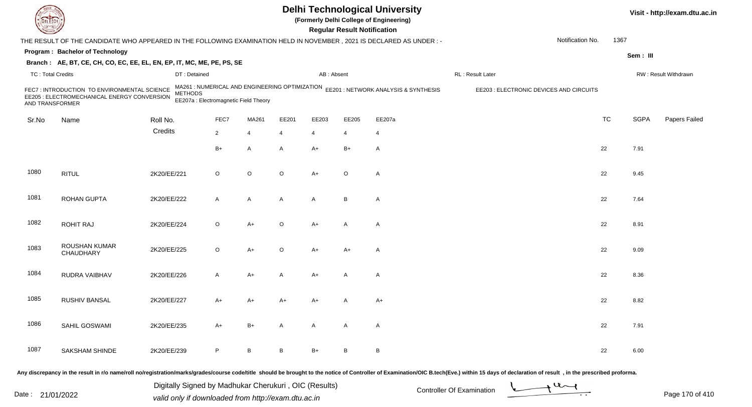# Delhi Technological University

**(Formerly Delhi College of Engineering)**

**Regular Result Notification**

Visit - http://exam.dtu.ac.in

THE RESULT OF THE CANDIDATE WHO APPEARED IN THE FOLLOWING EXAMINATION HELD IN NOVEMBER , 2021 IS DECLARED AS UNDER : -

Notification No. 1367

**Program : Bachelor of Technology**

Sem : III

**Branch : AE, BT, CE, CH, CO, EC, EE, EL, EN, EP, IT, MC, ME, PE, PS, SE**

TC : Total Credits | DT : Detained | AB : Absent | RL : Result Later | RW : Result Withdrawn

FEC7 : INTRODUCTION TO ENVIRONMENTAL SCIENCE
MA261 : NUMERICAL AND ENGINEERING OPTIMIZATION METHODS
EE201 : NETWORK ANALYSIS & SYNTHESIS
EE203 : ELECTRONIC DEVICES AND CIRCUITS
EE205 : ELECTROMECHANICAL ENERGY CONVERSION AND TRANSFORMER
EE207a : Electromagnetic Field Theory

| Sr.No | Name | Roll No. | FEC7 | MA261 | EE201 | EE203 | EE205 | EE207a | TC | SGPA | Papers Failed |
|---|---|---|---|---|---|---|---|---|---|---|---|
| | | Credits | 2 | 4 | 4 | 4 | 4 | 4 | | | |
| | | | B+ | A | A | A+ | B+ | A | 22 | 7.91 | |
| 1080 | RITUL | 2K20/EE/221 | O | O | O | A+ | O | A | 22 | 9.45 | |
| 1081 | ROHAN GUPTA | 2K20/EE/222 | A | A | A | A | B | A | 22 | 7.64 | |
| 1082 | ROHIT RAJ | 2K20/EE/224 | O | A+ | O | A+ | A | A | 22 | 8.91 | |
| 1083 | ROUSHAN KUMAR CHAUDHARY | 2K20/EE/225 | O | A+ | O | A+ | A+ | A | 22 | 9.09 | |
| 1084 | RUDRA VAIBHAV | 2K20/EE/226 | A | A+ | A | A+ | A | A | 22 | 8.36 | |
| 1085 | RUSHIV BANSAL | 2K20/EE/227 | A+ | A+ | A+ | A+ | A | A+ | 22 | 8.82 | |
| 1086 | SAHIL GOSWAMI | 2K20/EE/235 | A+ | B+ | A | A | A | A | 22 | 7.91 | |
| 1087 | SAKSHAM SHINDE | 2K20/EE/239 | P | B | B | B+ | B | B | 22 | 6.00 | |

Any discrepancy in the result in r/o name/roll no/registration/marks/grades/course code/title should be brought to the notice of Controller of Examination/OIC B.tech(Eve.) within 15 days of declaration of result , in the prescribed proforma.

Date : 21/01/2022

Digitally Signed by Madhukar Cherukuri , OIC (Results)
valid only if downloaded from http://exam.dtu.ac.in

Controller Of Examination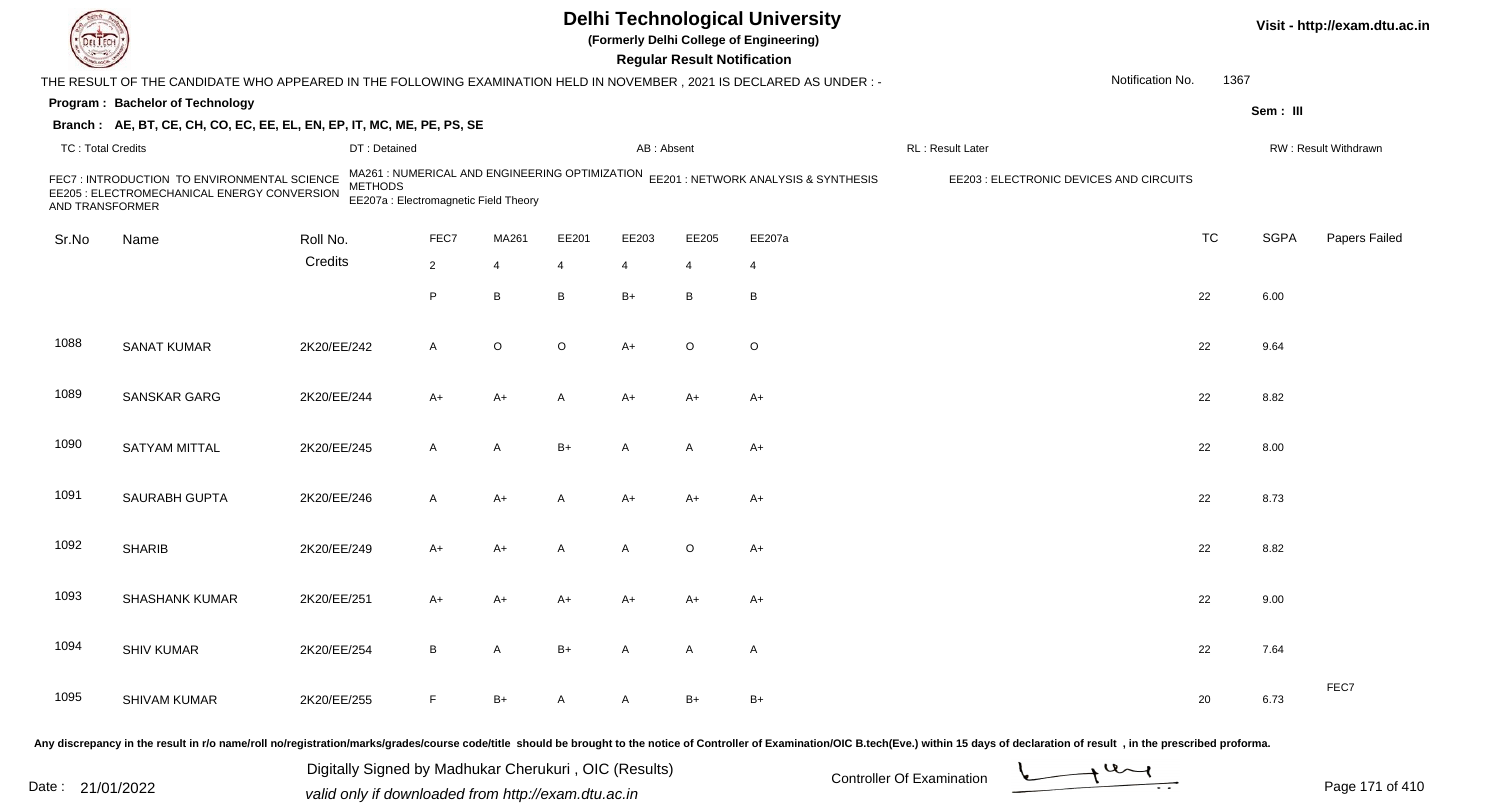# Delhi Technological University

**(Formerly Delhi College of Engineering)**

**Regular Result Notification**

Visit - http://exam.dtu.ac.in

THE RESULT OF THE CANDIDATE WHO APPEARED IN THE FOLLOWING EXAMINATION HELD IN NOVEMBER , 2021 IS DECLARED AS UNDER : -

Notification No. 1367

**Program : Bachelor of Technology**

**Sem : III**

**Branch : AE, BT, CE, CH, CO, EC, EE, EL, EN, EP, IT, MC, ME, PE, PS, SE**

TC : Total Credits | DT : Detained | AB : Absent | RL : Result Later | RW : Result Withdrawn

FEC7 : INTRODUCTION TO ENVIRONMENTAL SCIENCE
MA261 : NUMERICAL AND ENGINEERING OPTIMIZATION METHODS
EE201 : NETWORK ANALYSIS & SYNTHESIS
EE203 : ELECTRONIC DEVICES AND CIRCUITS
EE205 : ELECTROMECHANICAL ENERGY CONVERSION AND TRANSFORMER
EE207a : Electromagnetic Field Theory

| Sr.No | Name | Roll No. | FEC7 | MA261 | EE201 | EE203 | EE205 | EE207a | TC | SGPA | Papers Failed |
|---|---|---|---|---|---|---|---|---|---|---|---|
| | | Credits | 2 | 4 | 4 | 4 | 4 | 4 | | | |
| | | | P | B | B | B+ | B | B | 22 | 6.00 | |
| 1088 | SANAT KUMAR | 2K20/EE/242 | A | O | O | A+ | O | O | 22 | 9.64 | |
| 1089 | SANSKAR GARG | 2K20/EE/244 | A+ | A+ | A | A+ | A+ | A+ | 22 | 8.82 | |
| 1090 | SATYAM MITTAL | 2K20/EE/245 | A | A | B+ | A | A | A+ | 22 | 8.00 | |
| 1091 | SAURABH GUPTA | 2K20/EE/246 | A | A+ | A | A+ | A+ | A+ | 22 | 8.73 | |
| 1092 | SHARIB | 2K20/EE/249 | A+ | A+ | A | A | O | A+ | 22 | 8.82 | |
| 1093 | SHASHANK KUMAR | 2K20/EE/251 | A+ | A+ | A+ | A+ | A+ | A+ | 22 | 9.00 | |
| 1094 | SHIV KUMAR | 2K20/EE/254 | B | A | B+ | A | A | A | 22 | 7.64 | |
| 1095 | SHIVAM KUMAR | 2K20/EE/255 | F | B+ | A | A | B+ | B+ | 20 | 6.73 | FEC7 |

Any discrepancy in the result in r/o name/roll no/registration/marks/grades/course code/title should be brought to the notice of Controller of Examination/OIC B.tech(Eve.) within 15 days of declaration of result , in the prescribed proforma.

Date : 21/01/2022

Digitally Signed by Madhukar Cherukuri , OIC (Results)
valid only if downloaded from http://exam.dtu.ac.in

Controller Of Examination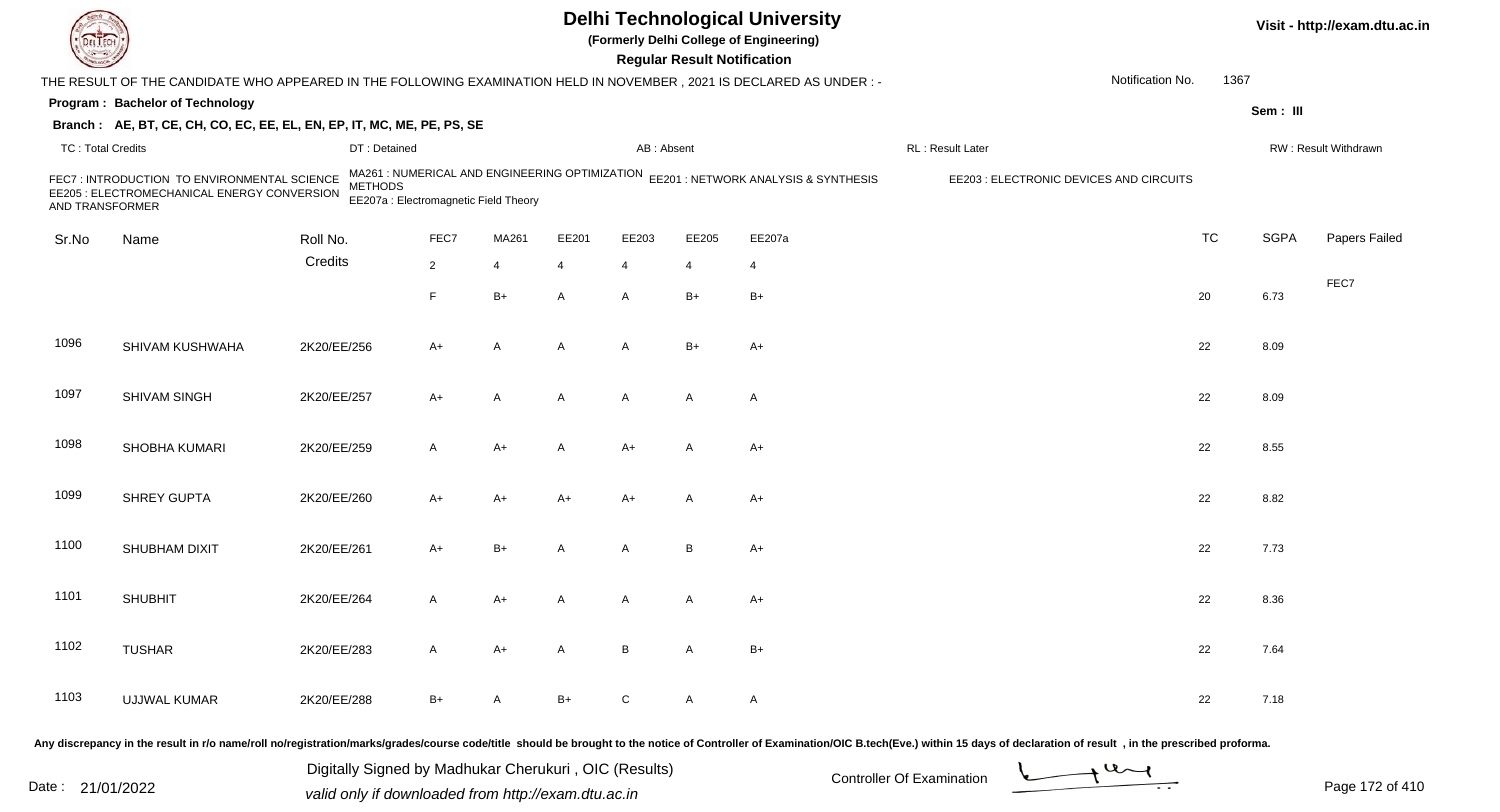# Delhi Technological University

(Formerly Delhi College of Engineering)

**Regular Result Notification**

THE RESULT OF THE CANDIDATE WHO APPEARED IN THE FOLLOWING EXAMINATION HELD IN NOVEMBER , 2021 IS DECLARED AS UNDER : -

Notification No. 1367

**Program : Bachelor of Technology**

**Sem : III**

**Branch : AE, BT, CE, CH, CO, EC, EE, EL, EN, EP, IT, MC, ME, PE, PS, SE**

TC : Total Credits | DT : Detained | AB : Absent | RL : Result Later | RW : Result Withdrawn

FEC7 : INTRODUCTION TO ENVIRONMENTAL SCIENCE
MA261 : NUMERICAL AND ENGINEERING OPTIMIZATION METHODS
EE201 : NETWORK ANALYSIS & SYNTHESIS
EE203 : ELECTRONIC DEVICES AND CIRCUITS
EE205 : ELECTROMECHANICAL ENERGY CONVERSION AND TRANSFORMER
EE207a : Electromagnetic Field Theory

| Sr.No | Name | Roll No. | FEC7 | MA261 | EE201 | EE203 | EE205 | EE207a | TC | SGPA | Papers Failed |
|---|---|---|---|---|---|---|---|---|---|---|---|
| | | Credits | 2 | 4 | 4 | 4 | 4 | 4 | | | |
| | | | F | B+ | A | A | B+ | B+ | 20 | 6.73 | FEC7 |
| 1096 | SHIVAM KUSHWAHA | 2K20/EE/256 | A+ | A | A | A | B+ | A+ | 22 | 8.09 | |
| 1097 | SHIVAM SINGH | 2K20/EE/257 | A+ | A | A | A | A | A | 22 | 8.09 | |
| 1098 | SHOBHA KUMARI | 2K20/EE/259 | A | A+ | A | A+ | A | A+ | 22 | 8.55 | |
| 1099 | SHREY GUPTA | 2K20/EE/260 | A+ | A+ | A+ | A+ | A | A+ | 22 | 8.82 | |
| 1100 | SHUBHAM DIXIT | 2K20/EE/261 | A+ | B+ | A | A | B | A+ | 22 | 7.73 | |
| 1101 | SHUBHIT | 2K20/EE/264 | A | A+ | A | A | A | A+ | 22 | 8.36 | |
| 1102 | TUSHAR | 2K20/EE/283 | A | A+ | A | B | A | B+ | 22 | 7.64 | |
| 1103 | UJJWAL KUMAR | 2K20/EE/288 | B+ | A | B+ | C | A | A | 22 | 7.18 | |

Any discrepancy in the result in r/o name/roll no/registration/marks/grades/course code/title should be brought to the notice of Controller of Examination/OIC B.tech(Eve.) within 15 days of declaration of result , in the prescribed proforma.

Date : 21/01/2022

Digitally Signed by Madhukar Cherukuri , OIC (Results)
valid only if downloaded from http://exam.dtu.ac.in

Controller Of Examination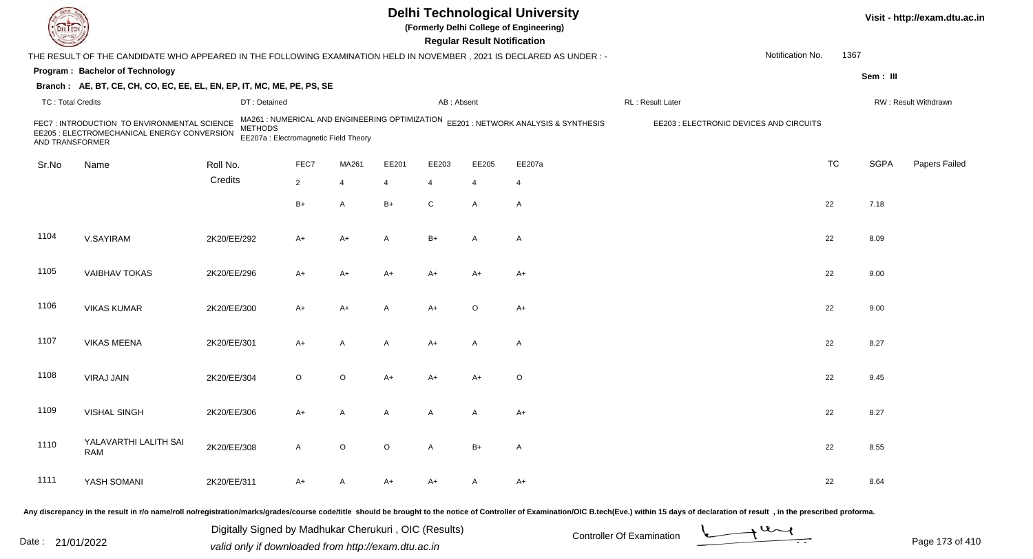# Delhi Technological University

**(Formerly Delhi College of Engineering)**

**Regular Result Notification**

Visit - http://exam.dtu.ac.in

THE RESULT OF THE CANDIDATE WHO APPEARED IN THE FOLLOWING EXAMINATION HELD IN NOVEMBER , 2021 IS DECLARED AS UNDER : -

Notification No. 1367

**Program : Bachelor of Technology**

Sem : III

**Branch : AE, BT, CE, CH, CO, EC, EE, EL, EN, EP, IT, MC, ME, PE, PS, SE**

TC : Total Credits | DT : Detained | AB : Absent | RL : Result Later | RW : Result Withdrawn

FEC7 : INTRODUCTION TO ENVIRONMENTAL SCIENCE
MA261 : NUMERICAL AND ENGINEERING OPTIMIZATION METHODS
EE201 : NETWORK ANALYSIS & SYNTHESIS
EE203 : ELECTRONIC DEVICES AND CIRCUITS
EE205 : ELECTROMECHANICAL ENERGY CONVERSION AND TRANSFORMER
EE207a : Electromagnetic Field Theory

| Sr.No | Name | Roll No. | FEC7 | MA261 | EE201 | EE203 | EE205 | EE207a | TC | SGPA | Papers Failed |
|---|---|---|---|---|---|---|---|---|---|---|---|
| | | Credits | 2 | 4 | 4 | 4 | 4 | 4 | | | |
| | | | B+ | A | B+ | C | A | A | 22 | 7.18 | |
| 1104 | V.SAYIRAM | 2K20/EE/292 | A+ | A+ | A | B+ | A | A | 22 | 8.09 | |
| 1105 | VAIBHAV TOKAS | 2K20/EE/296 | A+ | A+ | A+ | A+ | A+ | A+ | 22 | 9.00 | |
| 1106 | VIKAS KUMAR | 2K20/EE/300 | A+ | A+ | A | A+ | O | A+ | 22 | 9.00 | |
| 1107 | VIKAS MEENA | 2K20/EE/301 | A+ | A | A | A+ | A | A | 22 | 8.27 | |
| 1108 | VIRAJ JAIN | 2K20/EE/304 | O | O | A+ | A+ | A+ | O | 22 | 9.45 | |
| 1109 | VISHAL SINGH | 2K20/EE/306 | A+ | A | A | A | A | A+ | 22 | 8.27 | |
| 1110 | YALAVARTHI LALITH SAI RAM | 2K20/EE/308 | A | O | O | A | B+ | A | 22 | 8.55 | |
| 1111 | YASH SOMANI | 2K20/EE/311 | A+ | A | A+ | A+ | A | A+ | 22 | 8.64 | |

Any discrepancy in the result in r/o name/roll no/registration/marks/grades/course code/title should be brought to the notice of Controller of Examination/OIC B.tech(Eve.) within 15 days of declaration of result , in the prescribed proforma.

Date : 21/01/2022

Digitally Signed by Madhukar Cherukuri , OIC (Results)
valid only if downloaded from http://exam.dtu.ac.in

Controller Of Examination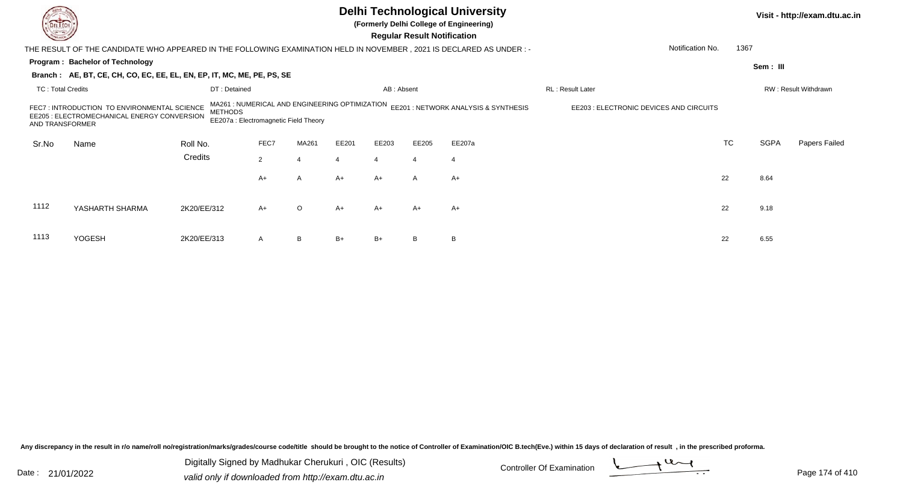# Delhi Technological University

**(Formerly Delhi College of Engineering)**

**Regular Result Notification**

Visit - http://exam.dtu.ac.in

THE RESULT OF THE CANDIDATE WHO APPEARED IN THE FOLLOWING EXAMINATION HELD IN NOVEMBER , 2021 IS DECLARED AS UNDER : -

Notification No. 1367

**Program : Bachelor of Technology**

Sem : III

**Branch : AE, BT, CE, CH, CO, EC, EE, EL, EN, EP, IT, MC, ME, PE, PS, SE**

TC : Total Credits | DT : Detained | AB : Absent | RL : Result Later | RW : Result Withdrawn

FEC7 : INTRODUCTION TO ENVIRONMENTAL SCIENCE
MA261 : NUMERICAL AND ENGINEERING OPTIMIZATION METHODS
EE201 : NETWORK ANALYSIS & SYNTHESIS
EE203 : ELECTRONIC DEVICES AND CIRCUITS
EE205 : ELECTROMECHANICAL ENERGY CONVERSION AND TRANSFORMER
EE207a : Electromagnetic Field Theory

| Sr.No | Name | Roll No. | FEC7 | MA261 | EE201 | EE203 | EE205 | EE207a | TC | SGPA | Papers Failed |
|---|---|---|---|---|---|---|---|---|---|---|---|
| | | Credits | 2 | 4 | 4 | 4 | 4 | 4 | | | |
| | | | A+ | A | A+ | A+ | A | A+ | 22 | 8.64 | |
| 1112 | YASHARTH SHARMA | 2K20/EE/312 | A+ | O | A+ | A+ | A+ | A+ | 22 | 9.18 | |
| 1113 | YOGESH | 2K20/EE/313 | A | B | B+ | B+ | B | B | 22 | 6.55 | |

Any discrepancy in the result in r/o name/roll no/registration/marks/grades/course code/title should be brought to the notice of Controller of Examination/OIC B.tech(Eve.) within 15 days of declaration of result , in the prescribed proforma.

Date : 21/01/2022

Digitally Signed by Madhukar Cherukuri , OIC (Results)
valid only if downloaded from http://exam.dtu.ac.in

Controller Of Examination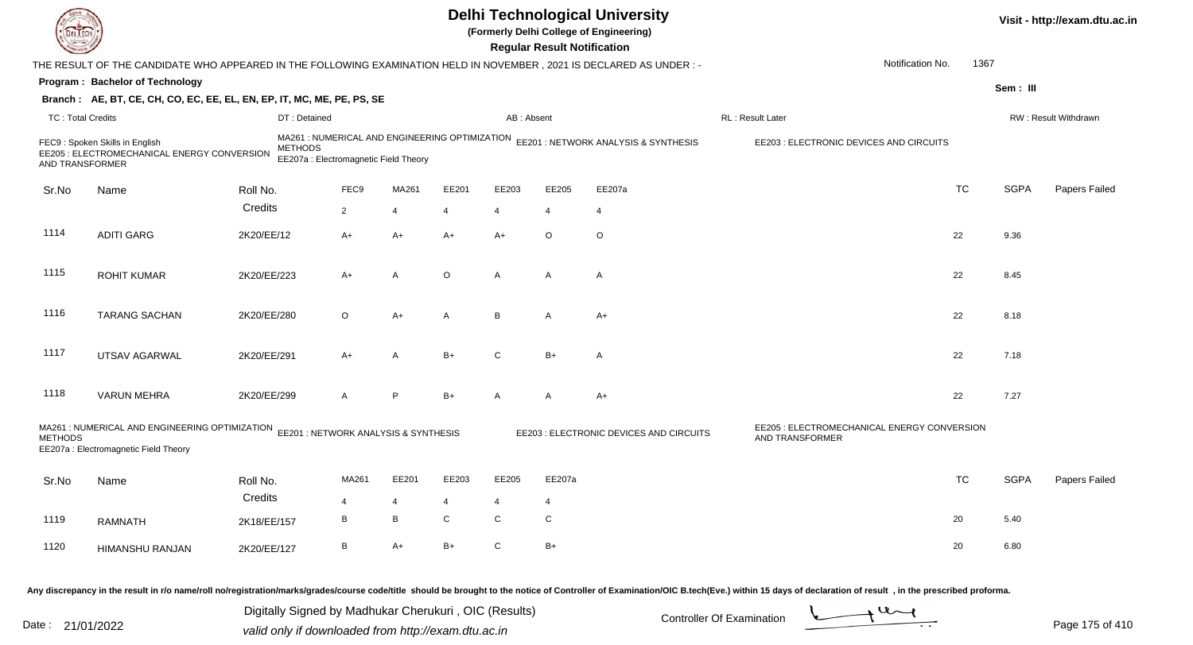# Delhi Technological University

(Formerly Delhi College of Engineering)

**Regular Result Notification**

Visit - http://exam.dtu.ac.in

THE RESULT OF THE CANDIDATE WHO APPEARED IN THE FOLLOWING EXAMINATION HELD IN NOVEMBER , 2021 IS DECLARED AS UNDER : -

Notification No. 1367

**Program : Bachelor of Technology**

Sem : III

**Branch : AE, BT, CE, CH, CO, EC, EE, EL, EN, EP, IT, MC, ME, PE, PS, SE**

TC : Total Credits | DT : Detained | AB : Absent | RL : Result Later | RW : Result Withdrawn

FEC9 : Spoken Skills in English
MA261 : NUMERICAL AND ENGINEERING OPTIMIZATION METHODS
EE201 : NETWORK ANALYSIS & SYNTHESIS
EE203 : ELECTRONIC DEVICES AND CIRCUITS
EE205 : ELECTROMECHANICAL ENERGY CONVERSION AND TRANSFORMER
EE207a : Electromagnetic Field Theory

| Sr.No | Name | Roll No. | FEC9 | MA261 | EE201 | EE203 | EE205 | EE207a | TC | SGPA | Papers Failed |
|---|---|---|---|---|---|---|---|---|---|---|---|
| | | Credits | 2 | 4 | 4 | 4 | 4 | 4 | | | |
| 1114 | ADITI GARG | 2K20/EE/12 | A+ | A+ | A+ | A+ | O | O | 22 | 9.36 | |
| 1115 | ROHIT KUMAR | 2K20/EE/223 | A+ | A | O | A | A | A | 22 | 8.45 | |
| 1116 | TARANG SACHAN | 2K20/EE/280 | O | A+ | A | B | A | A+ | 22 | 8.18 | |
| 1117 | UTSAV AGARWAL | 2K20/EE/291 | A+ | A | B+ | C | B+ | A | 22 | 7.18 | |
| 1118 | VARUN MEHRA | 2K20/EE/299 | A | P | B+ | A | A | A+ | 22 | 7.27 | |

MA261 : NUMERICAL AND ENGINEERING OPTIMIZATION METHODS
EE201 : NETWORK ANALYSIS & SYNTHESIS
EE203 : ELECTRONIC DEVICES AND CIRCUITS
EE205 : ELECTROMECHANICAL ENERGY CONVERSION AND TRANSFORMER
EE207a : Electromagnetic Field Theory

| Sr.No | Name | Roll No. | MA261 | EE201 | EE203 | EE205 | EE207a | TC | SGPA | Papers Failed |
|---|---|---|---|---|---|---|---|---|---|---|
| | | Credits | 4 | 4 | 4 | 4 | 4 | | | |
| 1119 | RAMNATH | 2K18/EE/157 | B | B | C | C | C | 20 | 5.40 | |
| 1120 | HIMANSHU RANJAN | 2K20/EE/127 | B | A+ | B+ | C | B+ | 20 | 6.80 | |

Any discrepancy in the result in r/o name/roll no/registration/marks/grades/course code/title should be brought to the notice of Controller of Examination/OIC B.tech(Eve.) within 15 days of declaration of result , in the prescribed proforma.

Date : 21/01/2022

Digitally Signed by Madhukar Cherukuri , OIC (Results)
valid only if downloaded from http://exam.dtu.ac.in

Controller Of Examination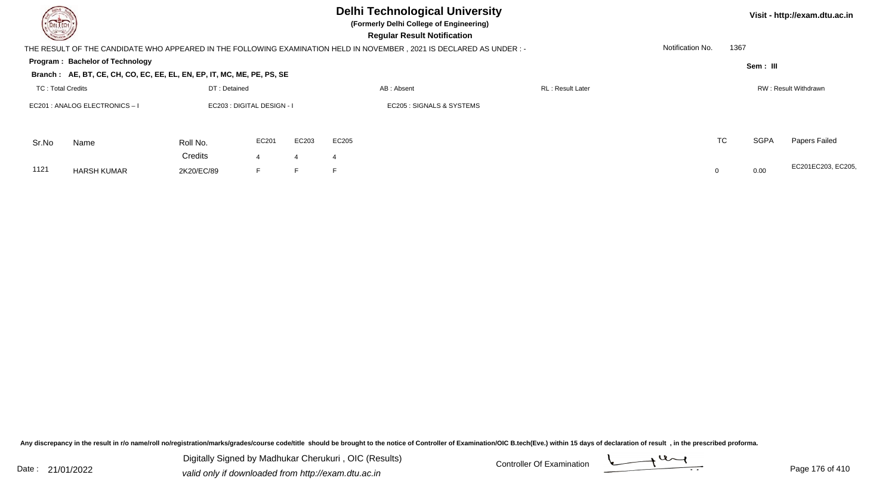# Delhi Technological University

**(Formerly Delhi College of Engineering)**

**Regular Result Notification**

Visit - http://exam.dtu.ac.in

THE RESULT OF THE CANDIDATE WHO APPEARED IN THE FOLLOWING EXAMINATION HELD IN NOVEMBER , 2021 IS DECLARED AS UNDER : -

Notification No. 1367

**Program : Bachelor of Technology**

Sem : III

**Branch : AE, BT, CE, CH, CO, EC, EE, EL, EN, EP, IT, MC, ME, PE, PS, SE**

TC : Total Credits | DT : Detained | AB : Absent | RL : Result Later | RW : Result Withdrawn

EC201 : ANALOG ELECTRONICS – I | EC203 : DIGITAL DESIGN - I | EC205 : SIGNALS & SYSTEMS

| Sr.No | Name | Roll No. | EC201 | EC203 | EC205 | TC | SGPA | Papers Failed |
|---|---|---|---|---|---|---|---|---|
| | | Credits | 4 | 4 | 4 | | | |
| 1121 | HARSH KUMAR | 2K20/EC/89 | F | F | F | 0 | 0.00 | EC201EC203, EC205, |

Any discrepancy in the result in r/o name/roll no/registration/marks/grades/course code/title should be brought to the notice of Controller of Examination/OIC B.tech(Eve.) within 15 days of declaration of result , in the prescribed proforma.

Date : 21/01/2022

Digitally Signed by Madhukar Cherukuri , OIC (Results)
valid only if downloaded from http://exam.dtu.ac.in

Controller Of Examination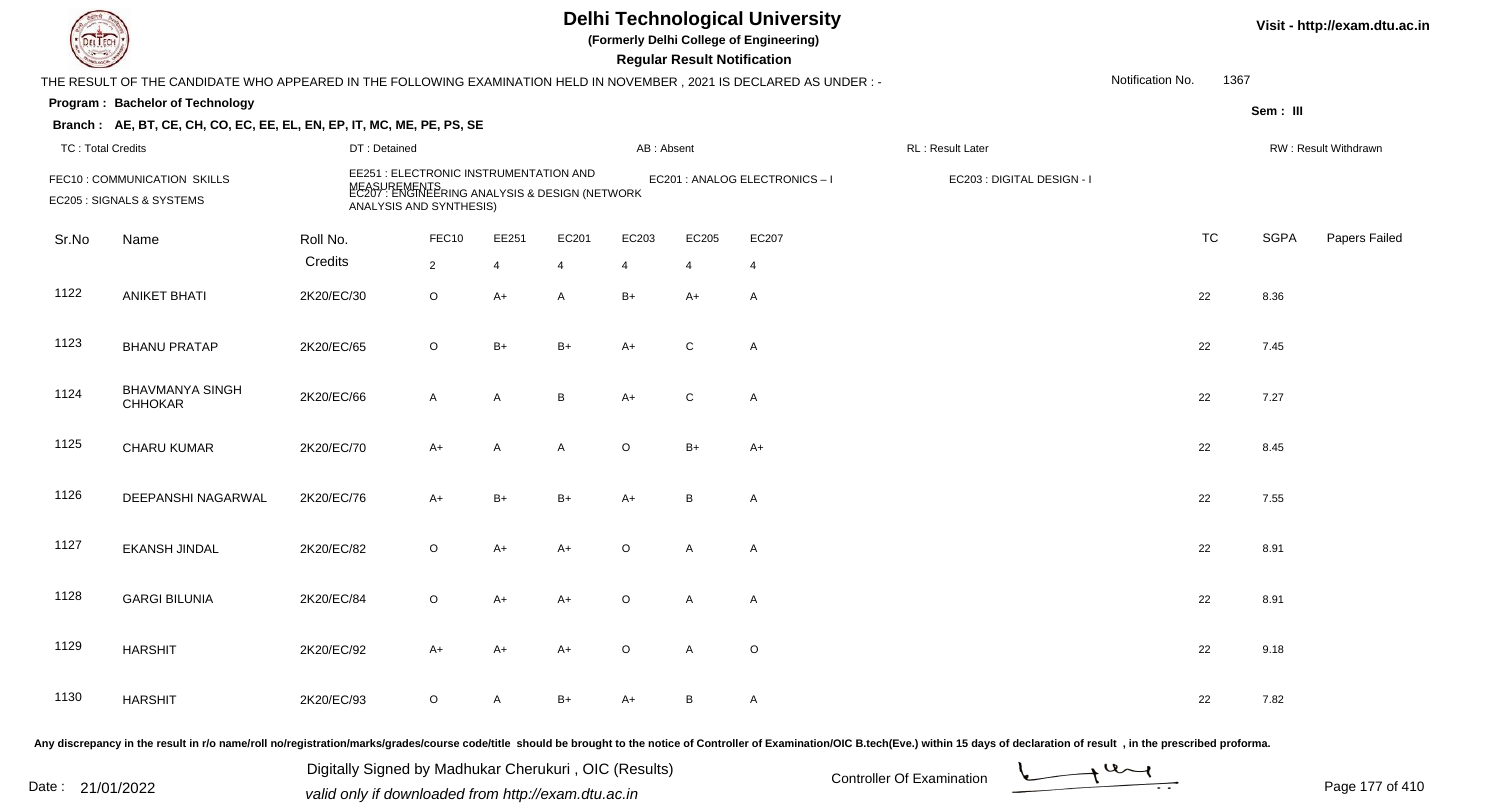# Delhi Technological University

(Formerly Delhi College of Engineering)

**Regular Result Notification**

Visit - http://exam.dtu.ac.in

THE RESULT OF THE CANDIDATE WHO APPEARED IN THE FOLLOWING EXAMINATION HELD IN NOVEMBER , 2021 IS DECLARED AS UNDER : -

Notification No. 1367

**Program : Bachelor of Technology**

Sem : III

**Branch : AE, BT, CE, CH, CO, EC, EE, EL, EN, EP, IT, MC, ME, PE, PS, SE**

TC : Total Credits | DT : Detained | AB : Absent | RL : Result Later | RW : Result Withdrawn

FEC10 : COMMUNICATION SKILLS
EE251 : ELECTRONIC INSTRUMENTATION AND MEASUREMENTS
EC201 : ANALOG ELECTRONICS – I
EC203 : DIGITAL DESIGN - I
EC205 : SIGNALS & SYSTEMS
EC207 : ENGINEERING ANALYSIS & DESIGN (NETWORK ANALYSIS AND SYNTHESIS)

| Sr.No | Name | Roll No. | FEC10 | EE251 | EC201 | EC203 | EC205 | EC207 | TC | SGPA | Papers Failed |
|---|---|---|---|---|---|---|---|---|---|---|---|
| | | Credits | 2 | 4 | 4 | 4 | 4 | 4 | | | |
| 1122 | ANIKET BHATI | 2K20/EC/30 | O | A+ | A | B+ | A+ | A | 22 | 8.36 | |
| 1123 | BHANU PRATAP | 2K20/EC/65 | O | B+ | B+ | A+ | C | A | 22 | 7.45 | |
| 1124 | BHAVMANYA SINGH CHHOKAR | 2K20/EC/66 | A | A | B | A+ | C | A | 22 | 7.27 | |
| 1125 | CHARU KUMAR | 2K20/EC/70 | A+ | A | A | O | B+ | A+ | 22 | 8.45 | |
| 1126 | DEEPANSHI NAGARWAL | 2K20/EC/76 | A+ | B+ | B+ | A+ | B | A | 22 | 7.55 | |
| 1127 | EKANSH JINDAL | 2K20/EC/82 | O | A+ | A+ | O | A | A | 22 | 8.91 | |
| 1128 | GARGI BILUNIA | 2K20/EC/84 | O | A+ | A+ | O | A | A | 22 | 8.91 | |
| 1129 | HARSHIT | 2K20/EC/92 | A+ | A+ | A+ | O | A | O | 22 | 9.18 | |
| 1130 | HARSHIT | 2K20/EC/93 | O | A | B+ | A+ | B | A | 22 | 7.82 | |

Any discrepancy in the result in r/o name/roll no/registration/marks/grades/course code/title should be brought to the notice of Controller of Examination/OIC B.tech(Eve.) within 15 days of declaration of result , in the prescribed proforma.

Date : 21/01/2022

Digitally Signed by Madhukar Cherukuri , OIC (Results)
valid only if downloaded from http://exam.dtu.ac.in

Controller Of Examination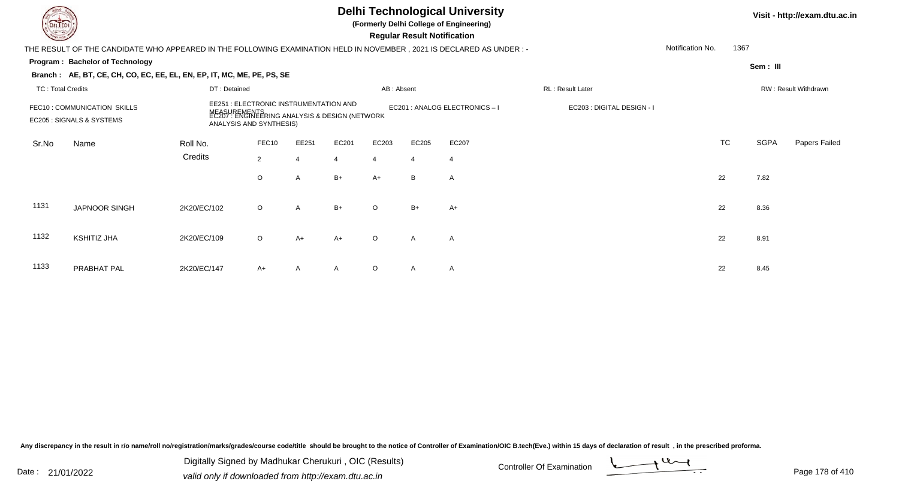# Delhi Technological University

**(Formerly Delhi College of Engineering)**

**Regular Result Notification**

Visit - http://exam.dtu.ac.in

THE RESULT OF THE CANDIDATE WHO APPEARED IN THE FOLLOWING EXAMINATION HELD IN NOVEMBER , 2021 IS DECLARED AS UNDER : -

Notification No. 1367

**Program : Bachelor of Technology**

**Sem : III**

**Branch : AE, BT, CE, CH, CO, EC, EE, EL, EN, EP, IT, MC, ME, PE, PS, SE**

TC : Total Credits | DT : Detained | AB : Absent | RL : Result Later | RW : Result Withdrawn

FEC10 : COMMUNICATION SKILLS
EE251 : ELECTRONIC INSTRUMENTATION AND MEASUREMENTS
EC201 : ANALOG ELECTRONICS – I
EC203 : DIGITAL DESIGN - I
EC205 : SIGNALS & SYSTEMS
EC207 : ENGINEERING ANALYSIS & DESIGN (NETWORK ANALYSIS AND SYNTHESIS)

| Sr.No | Name | Roll No. | FEC10 | EE251 | EC201 | EC203 | EC205 | EC207 | TC | SGPA | Papers Failed |
|---|---|---|---|---|---|---|---|---|---|---|---|
| | | Credits | 2 | 4 | 4 | 4 | 4 | 4 | | | |
| | | | O | A | B+ | A+ | B | A | 22 | 7.82 | |
| 1131 | JAPNOOR SINGH | 2K20/EC/102 | O | A | B+ | O | B+ | A+ | 22 | 8.36 | |
| 1132 | KSHITIZ JHA | 2K20/EC/109 | O | A+ | A+ | O | A | A | 22 | 8.91 | |
| 1133 | PRABHAT PAL | 2K20/EC/147 | A+ | A | A | O | A | A | 22 | 8.45 | |

Any discrepancy in the result in r/o name/roll no/registration/marks/grades/course code/title should be brought to the notice of Controller of Examination/OIC B.tech(Eve.) within 15 days of declaration of result , in the prescribed proforma.

Date : 21/01/2022

Digitally Signed by Madhukar Cherukuri , OIC (Results)
valid only if downloaded from http://exam.dtu.ac.in

Controller Of Examination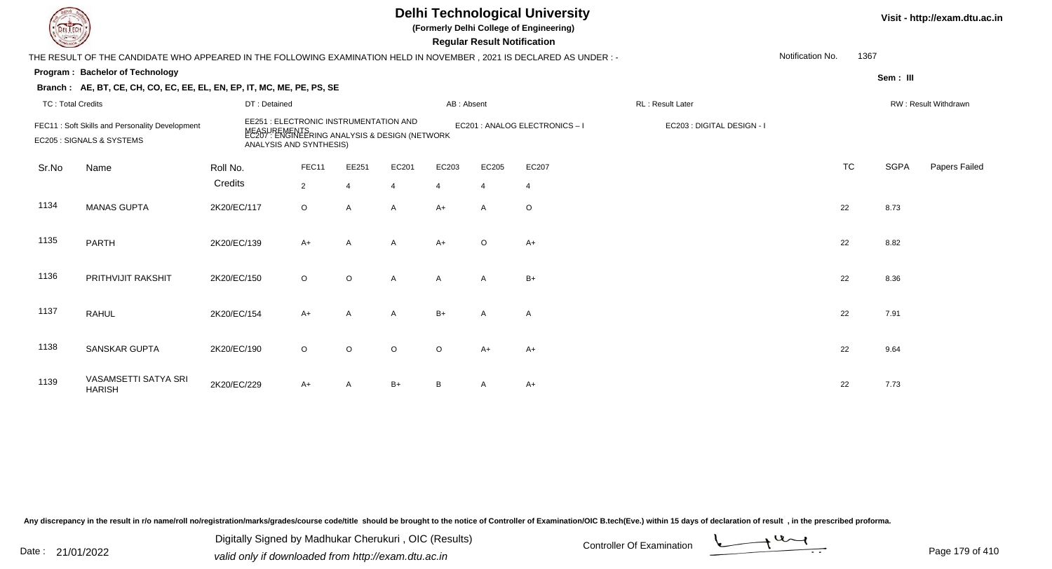# Delhi Technological University

**(Formerly Delhi College of Engineering)**

**Regular Result Notification**

Visit - http://exam.dtu.ac.in

THE RESULT OF THE CANDIDATE WHO APPEARED IN THE FOLLOWING EXAMINATION HELD IN NOVEMBER , 2021 IS DECLARED AS UNDER : -

Notification No. 1367

**Program : Bachelor of Technology**

Sem : III

**Branch : AE, BT, CE, CH, CO, EC, EE, EL, EN, EP, IT, MC, ME, PE, PS, SE**

TC : Total Credits | DT : Detained | AB : Absent | RL : Result Later | RW : Result Withdrawn

FEC11 : Soft Skills and Personality Development
EE251 : ELECTRONIC INSTRUMENTATION AND MEASUREMENTS
EC201 : ANALOG ELECTRONICS – I
EC203 : DIGITAL DESIGN - I
EC205 : SIGNALS & SYSTEMS
EC207 : ENGINEERING ANALYSIS & DESIGN (NETWORK ANALYSIS AND SYNTHESIS)

| Sr.No | Name | Roll No. | FEC11 | EE251 | EC201 | EC203 | EC205 | EC207 | TC | SGPA | Papers Failed |
|---|---|---|---|---|---|---|---|---|---|---|---|
| | | Credits | 2 | 4 | 4 | 4 | 4 | 4 | | | |
| 1134 | MANAS GUPTA | 2K20/EC/117 | O | A | A | A+ | A | O | 22 | 8.73 | |
| 1135 | PARTH | 2K20/EC/139 | A+ | A | A | A+ | O | A+ | 22 | 8.82 | |
| 1136 | PRITHVIJIT RAKSHIT | 2K20/EC/150 | O | O | A | A | A | B+ | 22 | 8.36 | |
| 1137 | RAHUL | 2K20/EC/154 | A+ | A | A | B+ | A | A | 22 | 7.91 | |
| 1138 | SANSKAR GUPTA | 2K20/EC/190 | O | O | O | O | A+ | A+ | 22 | 9.64 | |
| 1139 | VASAMSETTI SATYA SRI HARISH | 2K20/EC/229 | A+ | A | B+ | B | A | A+ | 22 | 7.73 | |

Any discrepancy in the result in r/o name/roll no/registration/marks/grades/course code/title should be brought to the notice of Controller of Examination/OIC B.tech(Eve.) within 15 days of declaration of result , in the prescribed proforma.

Date : 21/01/2022

Digitally Signed by Madhukar Cherukuri , OIC (Results)
valid only if downloaded from http://exam.dtu.ac.in

Controller Of Examination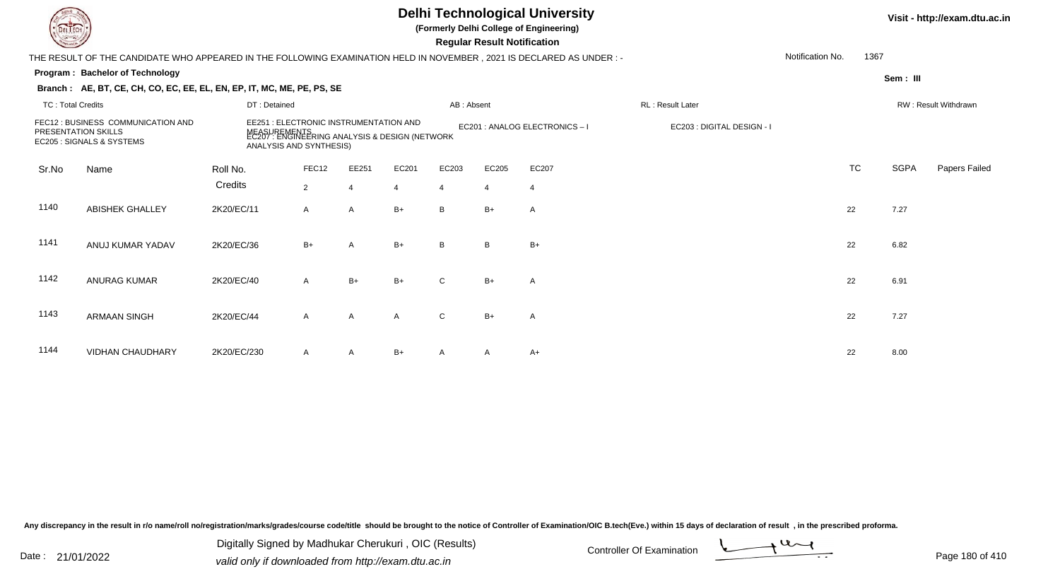# Delhi Technological University

**(Formerly Delhi College of Engineering)**

**Regular Result Notification**

Visit - http://exam.dtu.ac.in

THE RESULT OF THE CANDIDATE WHO APPEARED IN THE FOLLOWING EXAMINATION HELD IN NOVEMBER , 2021 IS DECLARED AS UNDER : -

Notification No. 1367

**Program : Bachelor of Technology**

**Sem : III**

**Branch : AE, BT, CE, CH, CO, EC, EE, EL, EN, EP, IT, MC, ME, PE, PS, SE**

TC : Total Credits | DT : Detained | AB : Absent | RL : Result Later | RW : Result Withdrawn

FEC12 : BUSINESS COMMUNICATION AND PRESENTATION SKILLS
EE251 : ELECTRONIC INSTRUMENTATION AND MEASUREMENTS
EC201 : ANALOG ELECTRONICS – I
EC203 : DIGITAL DESIGN - I
EC205 : SIGNALS & SYSTEMS
EC207 : ENGINEERING ANALYSIS & DESIGN (NETWORK ANALYSIS AND SYNTHESIS)

| Sr.No | Name | Roll No. | FEC12 | EE251 | EC201 | EC203 | EC205 | EC207 | TC | SGPA | Papers Failed |
|---|---|---|---|---|---|---|---|---|---|---|---|
| | | Credits | 2 | 4 | 4 | 4 | 4 | 4 | | | |
| 1140 | ABISHEK GHALLEY | 2K20/EC/11 | A | A | B+ | B | B+ | A | 22 | 7.27 | |
| 1141 | ANUJ KUMAR YADAV | 2K20/EC/36 | B+ | A | B+ | B | B | B+ | 22 | 6.82 | |
| 1142 | ANURAG KUMAR | 2K20/EC/40 | A | B+ | B+ | C | B+ | A | 22 | 6.91 | |
| 1143 | ARMAAN SINGH | 2K20/EC/44 | A | A | A | C | B+ | A | 22 | 7.27 | |
| 1144 | VIDHAN CHAUDHARY | 2K20/EC/230 | A | A | B+ | A | A | A+ | 22 | 8.00 | |

Any discrepancy in the result in r/o name/roll no/registration/marks/grades/course code/title should be brought to the notice of Controller of Examination/OIC B.tech(Eve.) within 15 days of declaration of result , in the prescribed proforma.

Date : 21/01/2022

Digitally Signed by Madhukar Cherukuri , OIC (Results)
valid only if downloaded from http://exam.dtu.ac.in

Controller Of Examination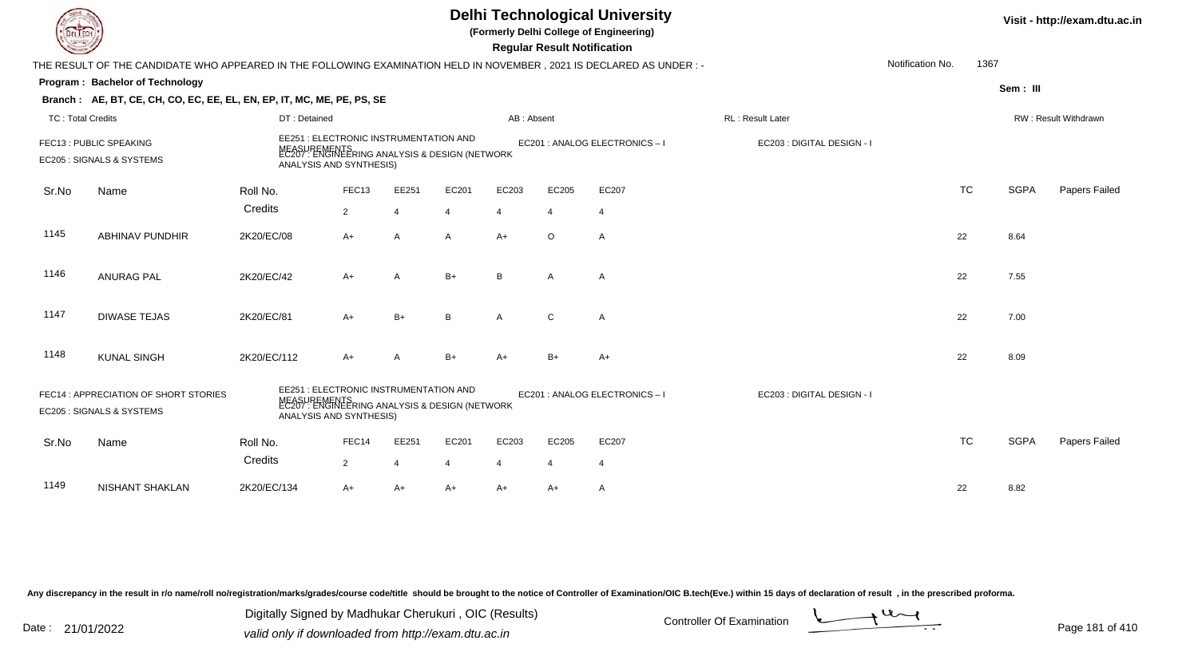# Delhi Technological University

**(Formerly Delhi College of Engineering)**

**Regular Result Notification**

Visit - http://exam.dtu.ac.in

THE RESULT OF THE CANDIDATE WHO APPEARED IN THE FOLLOWING EXAMINATION HELD IN NOVEMBER , 2021 IS DECLARED AS UNDER : -

Notification No. 1367

**Program : Bachelor of Technology**

**Sem : III**

**Branch : AE, BT, CE, CH, CO, EC, EE, EL, EN, EP, IT, MC, ME, PE, PS, SE**

TC : Total Credits | DT : Detained | AB : Absent | RL : Result Later | RW : Result Withdrawn

FEC13 : PUBLIC SPEAKING
EE251 : ELECTRONIC INSTRUMENTATION AND MEASUREMENTS
EC201 : ANALOG ELECTRONICS – I
EC203 : DIGITAL DESIGN - I
EC205 : SIGNALS & SYSTEMS
EC207 : ENGINEERING ANALYSIS & DESIGN (NETWORK ANALYSIS AND SYNTHESIS)

| Sr.No | Name | Roll No. | FEC13 | EE251 | EC201 | EC203 | EC205 | EC207 | TC | SGPA | Papers Failed |
|---|---|---|---|---|---|---|---|---|---|---|---|
| | | Credits | 2 | 4 | 4 | 4 | 4 | 4 | | | |
| 1145 | ABHINAV PUNDHIR | 2K20/EC/08 | A+ | A | A | A+ | O | A | 22 | 8.64 | |
| 1146 | ANURAG PAL | 2K20/EC/42 | A+ | A | B+ | B | A | A | 22 | 7.55 | |
| 1147 | DIWASE TEJAS | 2K20/EC/81 | A+ | B+ | B | A | C | A | 22 | 7.00 | |
| 1148 | KUNAL SINGH | 2K20/EC/112 | A+ | A | B+ | A+ | B+ | A+ | 22 | 8.09 | |

FEC14 : APPRECIATION OF SHORT STORIES
EE251 : ELECTRONIC INSTRUMENTATION AND MEASUREMENTS
EC201 : ANALOG ELECTRONICS – I
EC203 : DIGITAL DESIGN - I
EC205 : SIGNALS & SYSTEMS
EC207 : ENGINEERING ANALYSIS & DESIGN (NETWORK ANALYSIS AND SYNTHESIS)

| Sr.No | Name | Roll No. | FEC14 | EE251 | EC201 | EC203 | EC205 | EC207 | TC | SGPA | Papers Failed |
|---|---|---|---|---|---|---|---|---|---|---|---|
| | | Credits | 2 | 4 | 4 | 4 | 4 | 4 | | | |
| 1149 | NISHANT SHAKLAN | 2K20/EC/134 | A+ | A+ | A+ | A+ | A+ | A | 22 | 8.82 | |

Any discrepancy in the result in r/o name/roll no/registration/marks/grades/course code/title should be brought to the notice of Controller of Examination/OIC B.tech(Eve.) within 15 days of declaration of result , in the prescribed proforma.

Date : 21/01/2022

Digitally Signed by Madhukar Cherukuri , OIC (Results)
valid only if downloaded from http://exam.dtu.ac.in

Controller Of Examination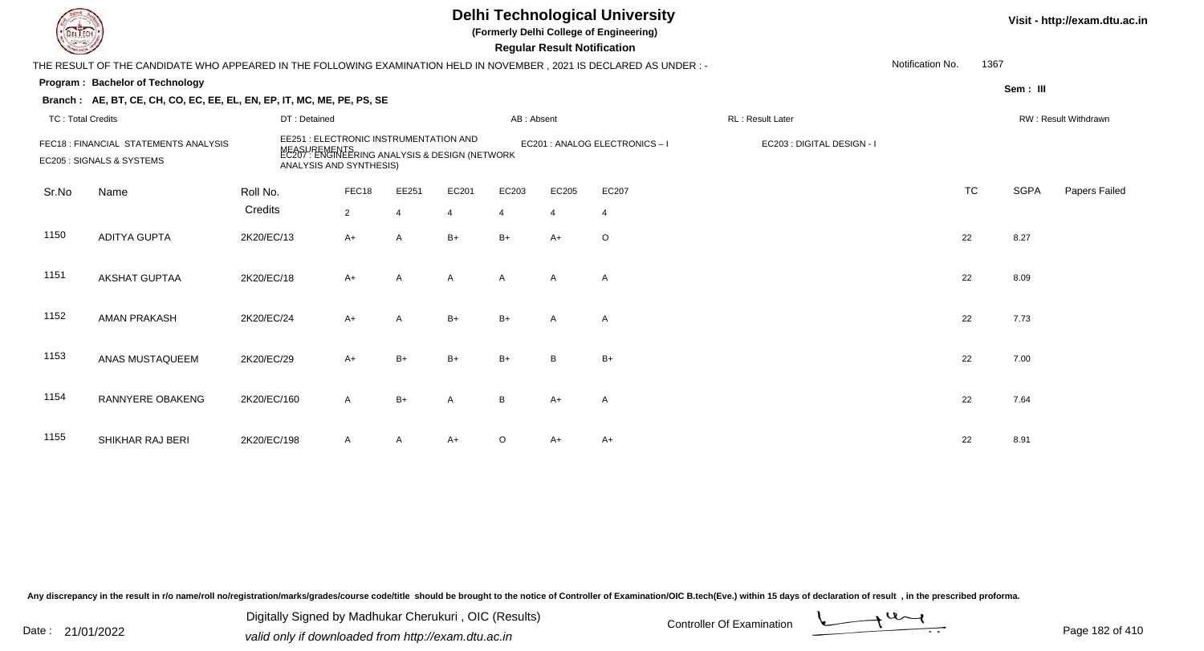# Delhi Technological University

**(Formerly Delhi College of Engineering)**

**Regular Result Notification**

Visit - http://exam.dtu.ac.in

THE RESULT OF THE CANDIDATE WHO APPEARED IN THE FOLLOWING EXAMINATION HELD IN NOVEMBER , 2021 IS DECLARED AS UNDER : -

Notification No. 1367

**Program : Bachelor of Technology**

**Sem : III**

**Branch : AE, BT, CE, CH, CO, EC, EE, EL, EN, EP, IT, MC, ME, PE, PS, SE**

TC : Total Credits | DT : Detained | AB : Absent | RL : Result Later | RW : Result Withdrawn

FEC18 : FINANCIAL STATEMENTS ANALYSIS
EE251 : ELECTRONIC INSTRUMENTATION AND MEASUREMENTS
EC201 : ANALOG ELECTRONICS – I
EC203 : DIGITAL DESIGN - I
EC205 : SIGNALS & SYSTEMS
EC207 : ENGINEERING ANALYSIS & DESIGN (NETWORK ANALYSIS AND SYNTHESIS)

| Sr.No | Name | Roll No. | FEC18 | EE251 | EC201 | EC203 | EC205 | EC207 | TC | SGPA | Papers Failed |
|---|---|---|---|---|---|---|---|---|---|---|---|
| | | Credits | 2 | 4 | 4 | 4 | 4 | 4 | | | |
| 1150 | ADITYA GUPTA | 2K20/EC/13 | A+ | A | B+ | B+ | A+ | O | 22 | 8.27 | |
| 1151 | AKSHAT GUPTAA | 2K20/EC/18 | A+ | A | A | A | A | A | 22 | 8.09 | |
| 1152 | AMAN PRAKASH | 2K20/EC/24 | A+ | A | B+ | B+ | A | A | 22 | 7.73 | |
| 1153 | ANAS MUSTAQUEEM | 2K20/EC/29 | A+ | B+ | B+ | B+ | B | B+ | 22 | 7.00 | |
| 1154 | RANNYERE OBAKENG | 2K20/EC/160 | A | B+ | A | B | A+ | A | 22 | 7.64 | |
| 1155 | SHIKHAR RAJ BERI | 2K20/EC/198 | A | A | A+ | O | A+ | A+ | 22 | 8.91 | |

Any discrepancy in the result in r/o name/roll no/registration/marks/grades/course code/title should be brought to the notice of Controller of Examination/OIC B.tech(Eve.) within 15 days of declaration of result , in the prescribed proforma.

Date : 21/01/2022

Digitally Signed by Madhukar Cherukuri , OIC (Results)
valid only if downloaded from http://exam.dtu.ac.in

Controller Of Examination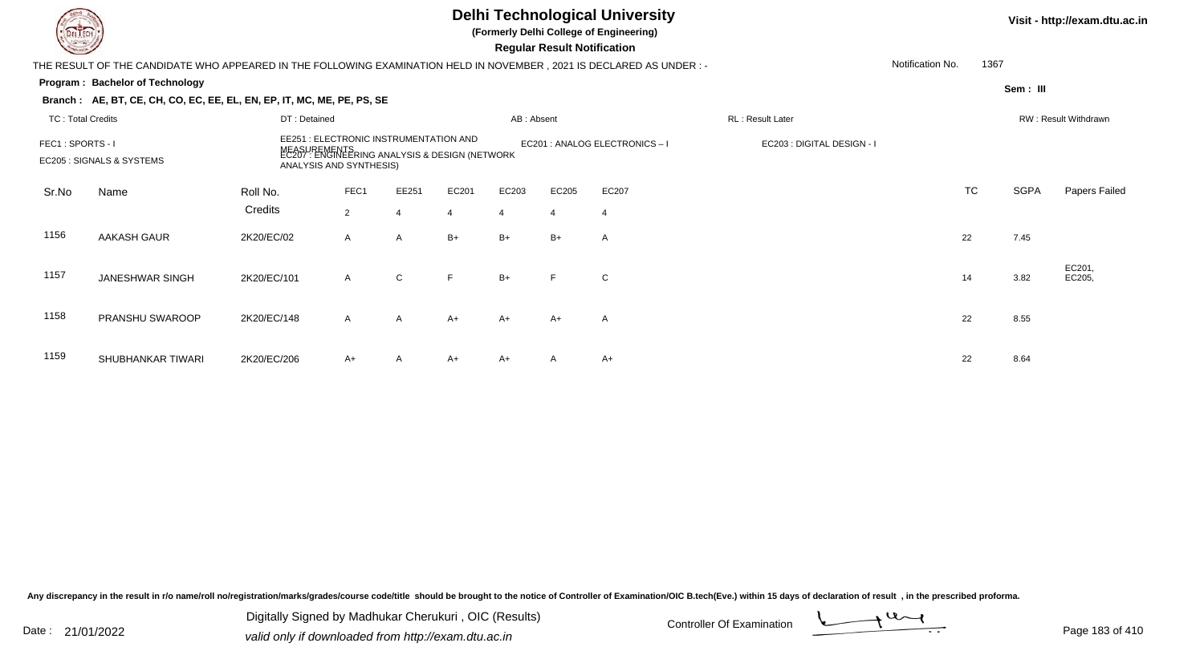# Delhi Technological University

**(Formerly Delhi College of Engineering)**

**Regular Result Notification**

Visit - http://exam.dtu.ac.in

THE RESULT OF THE CANDIDATE WHO APPEARED IN THE FOLLOWING EXAMINATION HELD IN NOVEMBER , 2021 IS DECLARED AS UNDER : -

Notification No. 1367

**Program : Bachelor of Technology**

Sem : III

**Branch : AE, BT, CE, CH, CO, EC, EE, EL, EN, EP, IT, MC, ME, PE, PS, SE**

TC : Total Credits | DT : Detained | AB : Absent | RL : Result Later | RW : Result Withdrawn

FEC1 : SPORTS - I
EE251 : ELECTRONIC INSTRUMENTATION AND MEASUREMENTS
EC201 : ANALOG ELECTRONICS – I
EC203 : DIGITAL DESIGN - I
EC205 : SIGNALS & SYSTEMS
EC207 : ENGINEERING ANALYSIS & DESIGN (NETWORK ANALYSIS AND SYNTHESIS)

| Sr.No | Name | Roll No. | FEC1 | EE251 | EC201 | EC203 | EC205 | EC207 | TC | SGPA | Papers Failed |
|---|---|---|---|---|---|---|---|---|---|---|---|
| | | Credits | 2 | 4 | 4 | 4 | 4 | 4 | | | |
| 1156 | AAKASH GAUR | 2K20/EC/02 | A | A | B+ | B+ | B+ | A | 22 | 7.45 | |
| 1157 | JANESHWAR SINGH | 2K20/EC/101 | A | C | F | B+ | F | C | 14 | 3.82 | EC201, EC205, |
| 1158 | PRANSHU SWAROOP | 2K20/EC/148 | A | A | A+ | A+ | A+ | A | 22 | 8.55 | |
| 1159 | SHUBHANKAR TIWARI | 2K20/EC/206 | A+ | A | A+ | A+ | A | A+ | 22 | 8.64 | |

Any discrepancy in the result in r/o name/roll no/registration/marks/grades/course code/title should be brought to the notice of Controller of Examination/OIC B.tech(Eve.) within 15 days of declaration of result , in the prescribed proforma.

Date : 21/01/2022

Digitally Signed by Madhukar Cherukuri , OIC (Results)
valid only if downloaded from http://exam.dtu.ac.in

Controller Of Examination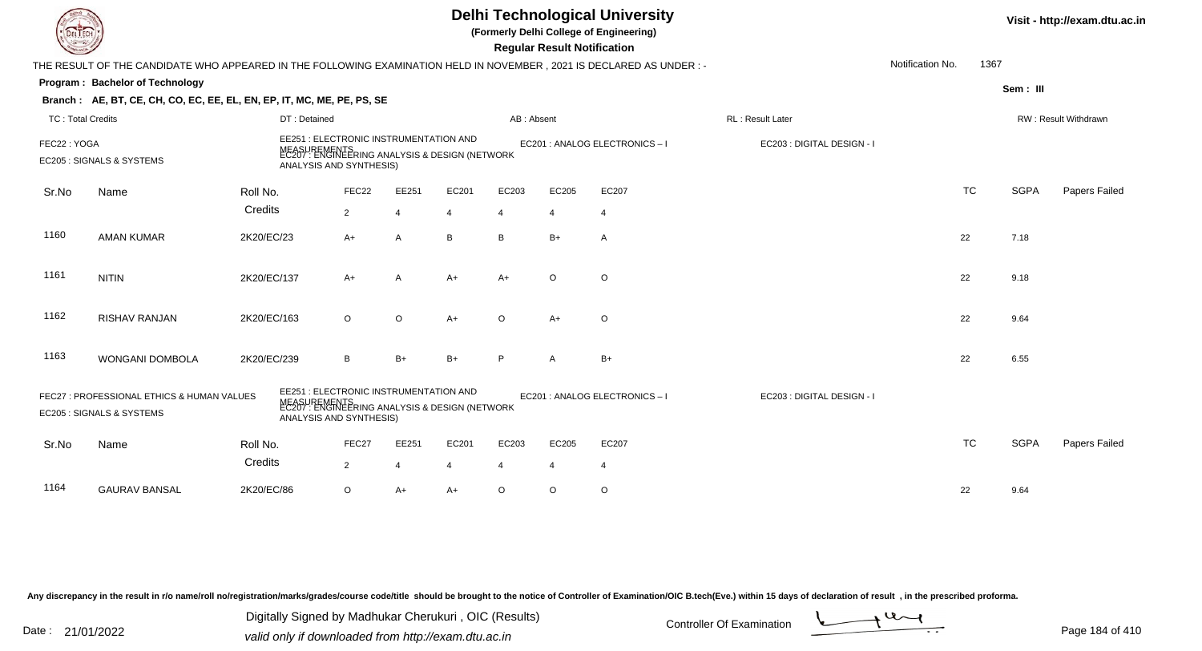# Delhi Technological University

**(Formerly Delhi College of Engineering)**

**Regular Result Notification**

Visit - http://exam.dtu.ac.in

THE RESULT OF THE CANDIDATE WHO APPEARED IN THE FOLLOWING EXAMINATION HELD IN NOVEMBER , 2021 IS DECLARED AS UNDER : -

Notification No. 1367

**Program : Bachelor of Technology**

Sem : III

**Branch : AE, BT, CE, CH, CO, EC, EE, EL, EN, EP, IT, MC, ME, PE, PS, SE**

TC : Total Credits | DT : Detained | AB : Absent | RL : Result Later | RW : Result Withdrawn

FEC22 : YOGA
EE251 : ELECTRONIC INSTRUMENTATION AND MEASUREMENTS
EC201 : ANALOG ELECTRONICS – I
EC203 : DIGITAL DESIGN - I
EC205 : SIGNALS & SYSTEMS
EC207 : ENGINEERING ANALYSIS & DESIGN (NETWORK ANALYSIS AND SYNTHESIS)

| Sr.No | Name | Roll No. | FEC22 | EE251 | EC201 | EC203 | EC205 | EC207 | TC | SGPA | Papers Failed |
|---|---|---|---|---|---|---|---|---|---|---|---|
| | | Credits | 2 | 4 | 4 | 4 | 4 | 4 | | | |
| 1160 | AMAN KUMAR | 2K20/EC/23 | A+ | A | B | B | B+ | A | 22 | 7.18 | |
| 1161 | NITIN | 2K20/EC/137 | A+ | A | A+ | A+ | O | O | 22 | 9.18 | |
| 1162 | RISHAV RANJAN | 2K20/EC/163 | O | O | A+ | O | A+ | O | 22 | 9.64 | |
| 1163 | WONGANI DOMBOLA | 2K20/EC/239 | B | B+ | B+ | P | A | B+ | 22 | 6.55 | |

FEC27 : PROFESSIONAL ETHICS & HUMAN VALUES
EE251 : ELECTRONIC INSTRUMENTATION AND MEASUREMENTS
EC201 : ANALOG ELECTRONICS – I
EC203 : DIGITAL DESIGN - I
EC205 : SIGNALS & SYSTEMS
EC207 : ENGINEERING ANALYSIS & DESIGN (NETWORK ANALYSIS AND SYNTHESIS)

| Sr.No | Name | Roll No. | FEC27 | EE251 | EC201 | EC203 | EC205 | EC207 | TC | SGPA | Papers Failed |
|---|---|---|---|---|---|---|---|---|---|---|---|
| | | Credits | 2 | 4 | 4 | 4 | 4 | 4 | | | |
| 1164 | GAURAV BANSAL | 2K20/EC/86 | O | A+ | A+ | O | O | O | 22 | 9.64 | |

Any discrepancy in the result in r/o name/roll no/registration/marks/grades/course code/title should be brought to the notice of Controller of Examination/OIC B.tech(Eve.) within 15 days of declaration of result , in the prescribed proforma.

Date : 21/01/2022

Digitally Signed by Madhukar Cherukuri , OIC (Results)
valid only if downloaded from http://exam.dtu.ac.in

Controller Of Examination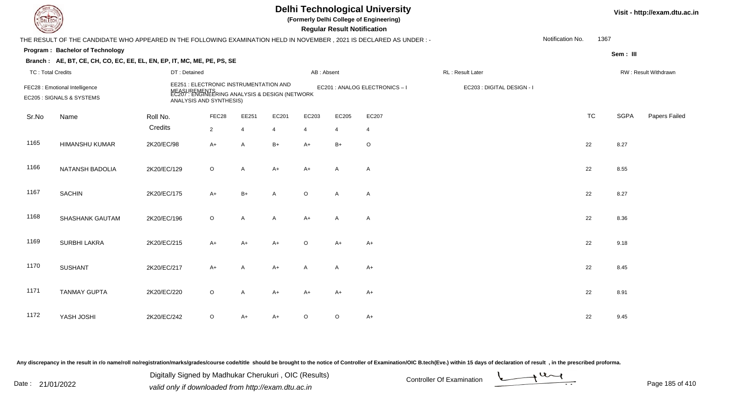# Delhi Technological University

**(Formerly Delhi College of Engineering)**

**Regular Result Notification**

Visit - http://exam.dtu.ac.in

THE RESULT OF THE CANDIDATE WHO APPEARED IN THE FOLLOWING EXAMINATION HELD IN NOVEMBER , 2021 IS DECLARED AS UNDER : -

Notification No. 1367

**Program : Bachelor of Technology**

Sem : III

**Branch : AE, BT, CE, CH, CO, EC, EE, EL, EN, EP, IT, MC, ME, PE, PS, SE**

TC : Total Credits | DT : Detained | AB : Absent | RL : Result Later | RW : Result Withdrawn

FEC28 : Emotional Intelligence
EE251 : ELECTRONIC INSTRUMENTATION AND MEASUREMENTS
EC201 : ANALOG ELECTRONICS – I
EC203 : DIGITAL DESIGN - I
EC205 : SIGNALS & SYSTEMS
EC207 : ENGINEERING ANALYSIS & DESIGN (NETWORK ANALYSIS AND SYNTHESIS)

| Sr.No | Name | Roll No. | FEC28 | EE251 | EC201 | EC203 | EC205 | EC207 | TC | SGPA | Papers Failed |
|---|---|---|---|---|---|---|---|---|---|---|---|
| | | Credits | 2 | 4 | 4 | 4 | 4 | 4 | | | |
| 1165 | HIMANSHU KUMAR | 2K20/EC/98 | A+ | A | B+ | A+ | B+ | O | 22 | 8.27 | |
| 1166 | NATANSH BADOLIA | 2K20/EC/129 | O | A | A+ | A+ | A | A | 22 | 8.55 | |
| 1167 | SACHIN | 2K20/EC/175 | A+ | B+ | A | O | A | A | 22 | 8.27 | |
| 1168 | SHASHANK GAUTAM | 2K20/EC/196 | O | A | A | A+ | A | A | 22 | 8.36 | |
| 1169 | SURBHI LAKRA | 2K20/EC/215 | A+ | A+ | A+ | O | A+ | A+ | 22 | 9.18 | |
| 1170 | SUSHANT | 2K20/EC/217 | A+ | A | A+ | A | A | A+ | 22 | 8.45 | |
| 1171 | TANMAY GUPTA | 2K20/EC/220 | O | A | A+ | A+ | A+ | A+ | 22 | 8.91 | |
| 1172 | YASH JOSHI | 2K20/EC/242 | O | A+ | A+ | O | O | A+ | 22 | 9.45 | |

Any discrepancy in the result in r/o name/roll no/registration/marks/grades/course code/title should be brought to the notice of Controller of Examination/OIC B.tech(Eve.) within 15 days of declaration of result , in the prescribed proforma.

Date : 21/01/2022

Digitally Signed by Madhukar Cherukuri , OIC (Results)
valid only if downloaded from http://exam.dtu.ac.in

Controller Of Examination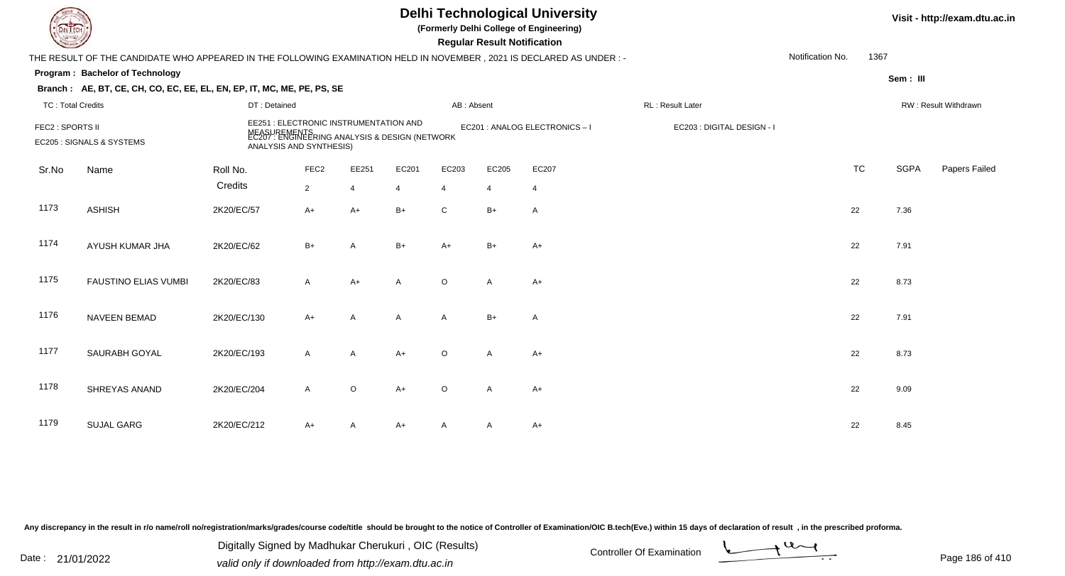# Delhi Technological University

**(Formerly Delhi College of Engineering)**

**Regular Result Notification**

Visit - http://exam.dtu.ac.in

THE RESULT OF THE CANDIDATE WHO APPEARED IN THE FOLLOWING EXAMINATION HELD IN NOVEMBER , 2021 IS DECLARED AS UNDER : -

Notification No. 1367

**Program : Bachelor of Technology**

**Sem : III**

**Branch : AE, BT, CE, CH, CO, EC, EE, EL, EN, EP, IT, MC, ME, PE, PS, SE**

TC : Total Credits | DT : Detained | AB : Absent | RL : Result Later | RW : Result Withdrawn

FEC2 : SPORTS II | EE251 : ELECTRONIC INSTRUMENTATION AND MEASUREMENTS | EC201 : ANALOG ELECTRONICS – I | EC203 : DIGITAL DESIGN - I | EC205 : SIGNALS & SYSTEMS | EC207 : ENGINEERING ANALYSIS & DESIGN (NETWORK ANALYSIS AND SYNTHESIS)

| Sr.No | Name | Roll No. | FEC2 | EE251 | EC201 | EC203 | EC205 | EC207 | TC | SGPA | Papers Failed |
|---|---|---|---|---|---|---|---|---|---|---|---|
| | | Credits | 2 | 4 | 4 | 4 | 4 | 4 | | | |
| 1173 | ASHISH | 2K20/EC/57 | A+ | A+ | B+ | C | B+ | A | 22 | 7.36 | |
| 1174 | AYUSH KUMAR JHA | 2K20/EC/62 | B+ | A | B+ | A+ | B+ | A+ | 22 | 7.91 | |
| 1175 | FAUSTINO ELIAS VUMBI | 2K20/EC/83 | A | A+ | A | O | A | A+ | 22 | 8.73 | |
| 1176 | NAVEEN BEMAD | 2K20/EC/130 | A+ | A | A | A | B+ | A | 22 | 7.91 | |
| 1177 | SAURABH GOYAL | 2K20/EC/193 | A | A | A+ | O | A | A+ | 22 | 8.73 | |
| 1178 | SHREYAS ANAND | 2K20/EC/204 | A | O | A+ | O | A | A+ | 22 | 9.09 | |
| 1179 | SUJAL GARG | 2K20/EC/212 | A+ | A | A+ | A | A | A+ | 22 | 8.45 | |

Any discrepancy in the result in r/o name/roll no/registration/marks/grades/course code/title should be brought to the notice of Controller of Examination/OIC B.tech(Eve.) within 15 days of declaration of result , in the prescribed proforma.

Date : 21/01/2022

Digitally Signed by Madhukar Cherukuri , OIC (Results)
valid only if downloaded from http://exam.dtu.ac.in

Controller Of Examination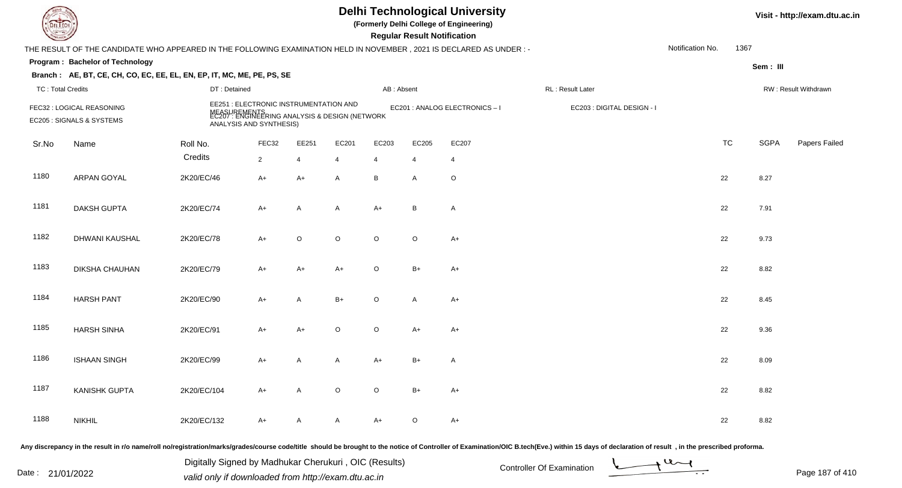# Delhi Technological University

(Formerly Delhi College of Engineering)

**Regular Result Notification**

Visit - http://exam.dtu.ac.in

THE RESULT OF THE CANDIDATE WHO APPEARED IN THE FOLLOWING EXAMINATION HELD IN NOVEMBER , 2021 IS DECLARED AS UNDER : -

Notification No. 1367

**Program : Bachelor of Technology**

Sem : III

**Branch : AE, BT, CE, CH, CO, EC, EE, EL, EN, EP, IT, MC, ME, PE, PS, SE**

TC : Total Credits | DT : Detained | AB : Absent | RL : Result Later | RW : Result Withdrawn

FEC32 : LOGICAL REASONING
EE251 : ELECTRONIC INSTRUMENTATION AND MEASUREMENTS
EC201 : ANALOG ELECTRONICS – I
EC203 : DIGITAL DESIGN - I
EC205 : SIGNALS & SYSTEMS
EC207 : ENGINEERING ANALYSIS & DESIGN (NETWORK ANALYSIS AND SYNTHESIS)

| Sr.No | Name | Roll No. | FEC32 | EE251 | EC201 | EC203 | EC205 | EC207 | TC | SGPA | Papers Failed |
|---|---|---|---|---|---|---|---|---|---|---|---|
| | | Credits | 2 | 4 | 4 | 4 | 4 | 4 | | | |
| 1180 | ARPAN GOYAL | 2K20/EC/46 | A+ | A+ | A | B | A | O | 22 | 8.27 | |
| 1181 | DAKSH GUPTA | 2K20/EC/74 | A+ | A | A | A+ | B | A | 22 | 7.91 | |
| 1182 | DHWANI KAUSHAL | 2K20/EC/78 | A+ | O | O | O | O | A+ | 22 | 9.73 | |
| 1183 | DIKSHA CHAUHAN | 2K20/EC/79 | A+ | A+ | A+ | O | B+ | A+ | 22 | 8.82 | |
| 1184 | HARSH PANT | 2K20/EC/90 | A+ | A | B+ | O | A | A+ | 22 | 8.45 | |
| 1185 | HARSH SINHA | 2K20/EC/91 | A+ | A+ | O | O | A+ | A+ | 22 | 9.36 | |
| 1186 | ISHAAN SINGH | 2K20/EC/99 | A+ | A | A | A+ | B+ | A | 22 | 8.09 | |
| 1187 | KANISHK GUPTA | 2K20/EC/104 | A+ | A | O | O | B+ | A+ | 22 | 8.82 | |
| 1188 | NIKHIL | 2K20/EC/132 | A+ | A | A | A+ | O | A+ | 22 | 8.82 | |

Any discrepancy in the result in r/o name/roll no/registration/marks/grades/course code/title should be brought to the notice of Controller of Examination/OIC B.tech(Eve.) within 15 days of declaration of result , in the prescribed proforma.

Date : 21/01/2022

Digitally Signed by Madhukar Cherukuri , OIC (Results)
valid only if downloaded from http://exam.dtu.ac.in

Controller Of Examination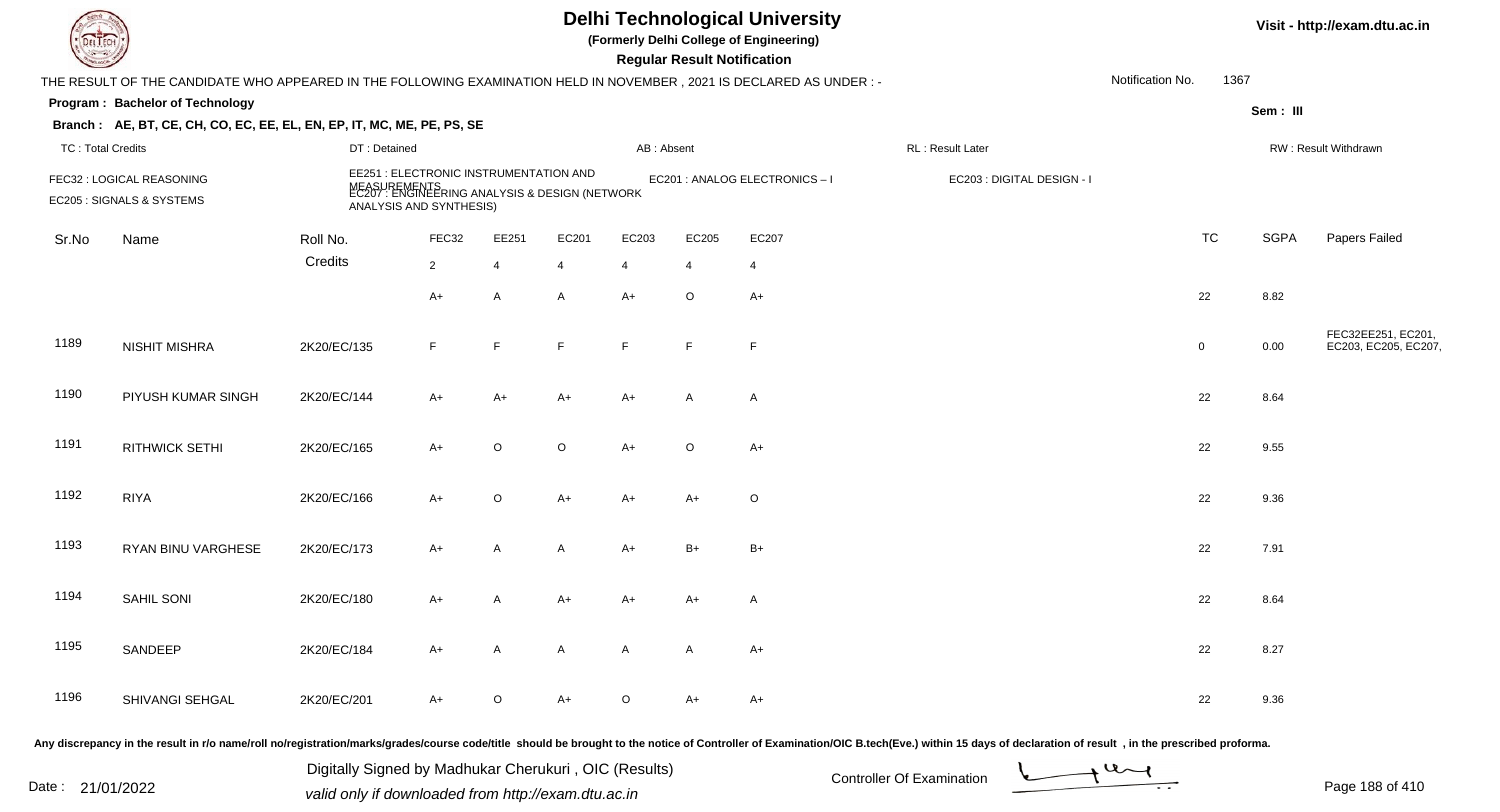# Delhi Technological University

**(Formerly Delhi College of Engineering)**

**Regular Result Notification**

THE RESULT OF THE CANDIDATE WHO APPEARED IN THE FOLLOWING EXAMINATION HELD IN NOVEMBER , 2021 IS DECLARED AS UNDER : -

Notification No. 1367

**Program : Bachelor of Technology**

Sem : III

**Branch : AE, BT, CE, CH, CO, EC, EE, EL, EN, EP, IT, MC, ME, PE, PS, SE**

TC : Total Credits | DT : Detained | AB : Absent | RL : Result Later | RW : Result Withdrawn

FEC32 : LOGICAL REASONING
EE251 : ELECTRONIC INSTRUMENTATION AND MEASUREMENTS
EC201 : ANALOG ELECTRONICS – I
EC203 : DIGITAL DESIGN - I
EC205 : SIGNALS & SYSTEMS
EC207 : ENGINEERING ANALYSIS & DESIGN (NETWORK ANALYSIS AND SYNTHESIS)

| Sr.No | Name | Roll No. | FEC32 | EE251 | EC201 | EC203 | EC205 | EC207 | TC | SGPA | Papers Failed |
|---|---|---|---|---|---|---|---|---|---|---|---|
| | | Credits | 2 | 4 | 4 | 4 | 4 | 4 | | | |
| | | | A+ | A | A | A+ | O | A+ | 22 | 8.82 | |
| 1189 | NISHIT MISHRA | 2K20/EC/135 | F | F | F | F | F | F | 0 | 0.00 | FEC32EE251, EC201, EC203, EC205, EC207, |
| 1190 | PIYUSH KUMAR SINGH | 2K20/EC/144 | A+ | A+ | A+ | A+ | A | A | 22 | 8.64 | |
| 1191 | RITHWICK SETHI | 2K20/EC/165 | A+ | O | O | A+ | O | A+ | 22 | 9.55 | |
| 1192 | RIYA | 2K20/EC/166 | A+ | O | A+ | A+ | A+ | O | 22 | 9.36 | |
| 1193 | RYAN BINU VARGHESE | 2K20/EC/173 | A+ | A | A | A+ | B+ | B+ | 22 | 7.91 | |
| 1194 | SAHIL SONI | 2K20/EC/180 | A+ | A | A+ | A+ | A+ | A | 22 | 8.64 | |
| 1195 | SANDEEP | 2K20/EC/184 | A+ | A | A | A | A | A+ | 22 | 8.27 | |
| 1196 | SHIVANGI SEHGAL | 2K20/EC/201 | A+ | O | A+ | O | A+ | A+ | 22 | 9.36 | |

Any discrepancy in the result in r/o name/roll no/registration/marks/grades/course code/title should be brought to the notice of Controller of Examination/OIC B.tech(Eve.) within 15 days of declaration of result , in the prescribed proforma.

Date : 21/01/2022

Digitally Signed by Madhukar Cherukuri , OIC (Results)
valid only if downloaded from http://exam.dtu.ac.in

Controller Of Examination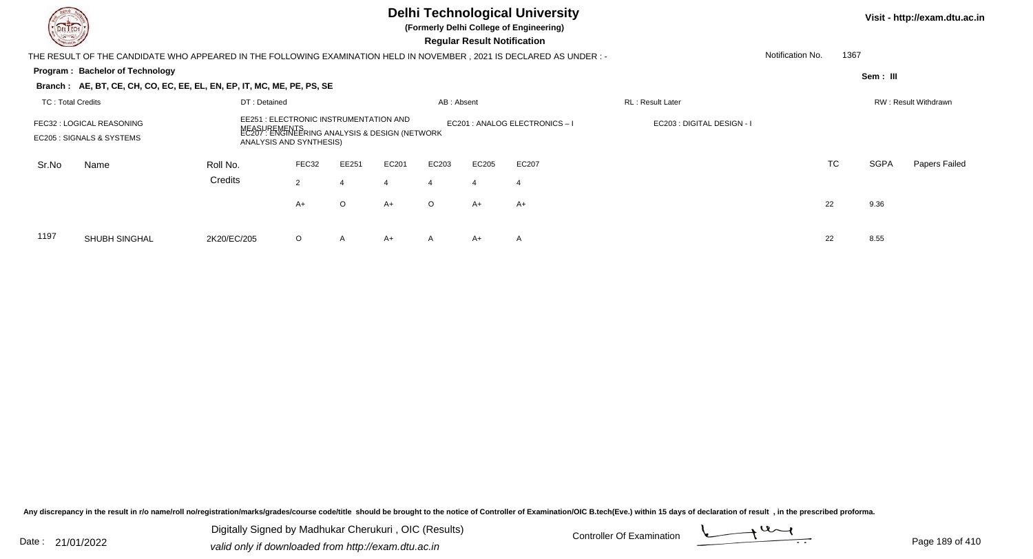# Delhi Technological University

**(Formerly Delhi College of Engineering)**

**Regular Result Notification**

Visit - http://exam.dtu.ac.in

THE RESULT OF THE CANDIDATE WHO APPEARED IN THE FOLLOWING EXAMINATION HELD IN NOVEMBER , 2021 IS DECLARED AS UNDER : -

Notification No. 1367

**Program : Bachelor of Technology**

**Sem : III**

**Branch : AE, BT, CE, CH, CO, EC, EE, EL, EN, EP, IT, MC, ME, PE, PS, SE**

TC : Total Credits | DT : Detained | AB : Absent | RL : Result Later | RW : Result Withdrawn

FEC32 : LOGICAL REASONING
EE251 : ELECTRONIC INSTRUMENTATION AND MEASUREMENTS
EC201 : ANALOG ELECTRONICS – I
EC203 : DIGITAL DESIGN - I
EC205 : SIGNALS & SYSTEMS
EC207 : ENGINEERING ANALYSIS & DESIGN (NETWORK ANALYSIS AND SYNTHESIS)

| Sr.No | Name | Roll No. | FEC32 | EE251 | EC201 | EC203 | EC205 | EC207 | TC | SGPA | Papers Failed |
|---|---|---|---|---|---|---|---|---|---|---|---|
| | | Credits | 2 | 4 | 4 | 4 | 4 | 4 | | | |
| | | | A+ | O | A+ | O | A+ | A+ | 22 | 9.36 | |
| 1197 | SHUBH SINGHAL | 2K20/EC/205 | O | A | A+ | A | A+ | A | 22 | 8.55 | |

Any discrepancy in the result in r/o name/roll no/registration/marks/grades/course code/title should be brought to the notice of Controller of Examination/OIC B.tech(Eve.) within 15 days of declaration of result , in the prescribed proforma.

Date : 21/01/2022

Digitally Signed by Madhukar Cherukuri , OIC (Results)
valid only if downloaded from http://exam.dtu.ac.in

Controller Of Examination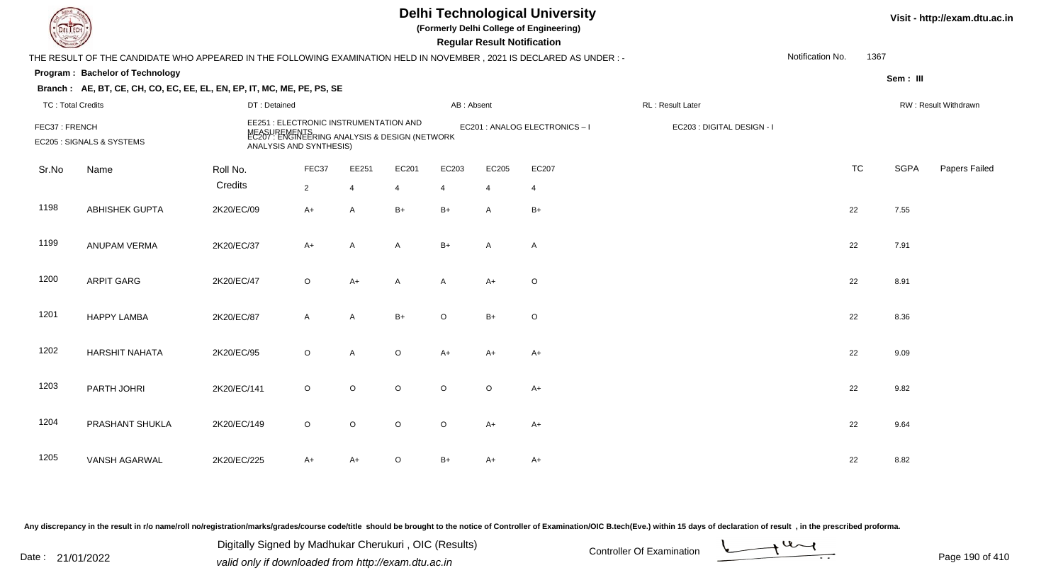# Delhi Technological University

**(Formerly Delhi College of Engineering)**

**Regular Result Notification**

Visit - http://exam.dtu.ac.in

THE RESULT OF THE CANDIDATE WHO APPEARED IN THE FOLLOWING EXAMINATION HELD IN NOVEMBER , 2021 IS DECLARED AS UNDER : -

Notification No. 1367

**Program : Bachelor of Technology**

Sem : III

**Branch : AE, BT, CE, CH, CO, EC, EE, EL, EN, EP, IT, MC, ME, PE, PS, SE**

TC : Total Credits | DT : Detained | AB : Absent | RL : Result Later | RW : Result Withdrawn

FEC37 : FRENCH | EE251 : ELECTRONIC INSTRUMENTATION AND MEASUREMENTS | EC201 : ANALOG ELECTRONICS – I | EC203 : DIGITAL DESIGN - I | EC205 : SIGNALS & SYSTEMS | EC207 : ENGINEERING ANALYSIS & DESIGN (NETWORK ANALYSIS AND SYNTHESIS)

| Sr.No | Name | Roll No. | FEC37 | EE251 | EC201 | EC203 | EC205 | EC207 | TC | SGPA | Papers Failed |
|---|---|---|---|---|---|---|---|---|---|---|---|
| | | Credits | 2 | 4 | 4 | 4 | 4 | 4 | | | |
| 1198 | ABHISHEK GUPTA | 2K20/EC/09 | A+ | A | B+ | B+ | A | B+ | 22 | 7.55 | |
| 1199 | ANUPAM VERMA | 2K20/EC/37 | A+ | A | A | B+ | A | A | 22 | 7.91 | |
| 1200 | ARPIT GARG | 2K20/EC/47 | O | A+ | A | A | A+ | O | 22 | 8.91 | |
| 1201 | HAPPY LAMBA | 2K20/EC/87 | A | A | B+ | O | B+ | O | 22 | 8.36 | |
| 1202 | HARSHIT NAHATA | 2K20/EC/95 | O | A | O | A+ | A+ | A+ | 22 | 9.09 | |
| 1203 | PARTH JOHRI | 2K20/EC/141 | O | O | O | O | O | A+ | 22 | 9.82 | |
| 1204 | PRASHANT SHUKLA | 2K20/EC/149 | O | O | O | O | A+ | A+ | 22 | 9.64 | |
| 1205 | VANSH AGARWAL | 2K20/EC/225 | A+ | A+ | O | B+ | A+ | A+ | 22 | 8.82 | |

Any discrepancy in the result in r/o name/roll no/registration/marks/grades/course code/title should be brought to the notice of Controller of Examination/OIC B.tech(Eve.) within 15 days of declaration of result , in the prescribed proforma.

Date : 21/01/2022

Digitally Signed by Madhukar Cherukuri , OIC (Results)
valid only if downloaded from http://exam.dtu.ac.in

Controller Of Examination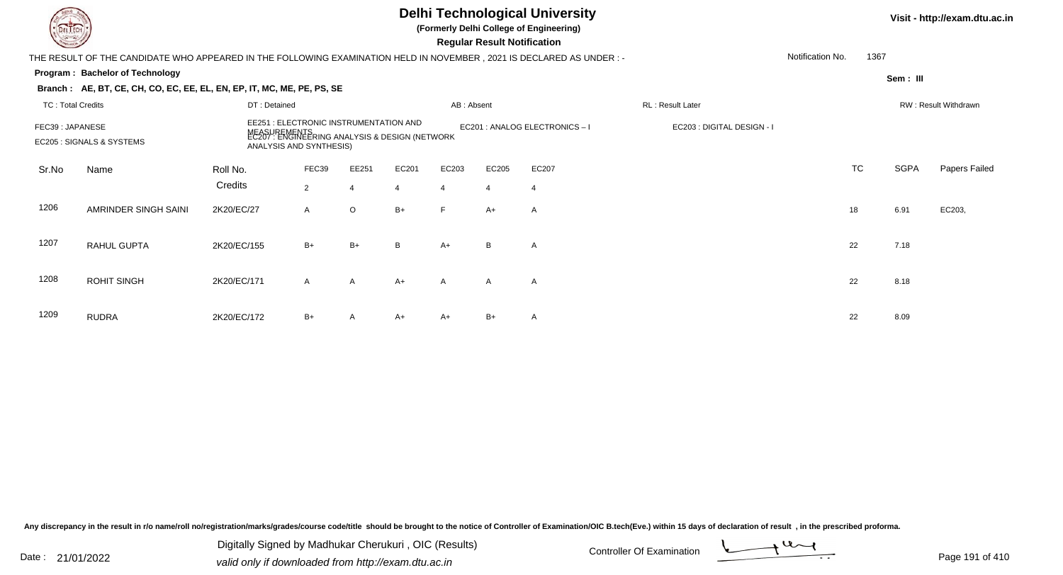# Delhi Technological University

**(Formerly Delhi College of Engineering)**

**Regular Result Notification**

Visit - http://exam.dtu.ac.in

THE RESULT OF THE CANDIDATE WHO APPEARED IN THE FOLLOWING EXAMINATION HELD IN NOVEMBER , 2021 IS DECLARED AS UNDER : -

Notification No. 1367

**Program : Bachelor of Technology**

Sem : III

**Branch : AE, BT, CE, CH, CO, EC, EE, EL, EN, EP, IT, MC, ME, PE, PS, SE**

TC : Total Credits | DT : Detained | AB : Absent | RL : Result Later | RW : Result Withdrawn

FEC39 : JAPANESE
EE251 : ELECTRONIC INSTRUMENTATION AND MEASUREMENTS
EC201 : ANALOG ELECTRONICS – I
EC203 : DIGITAL DESIGN - I
EC205 : SIGNALS & SYSTEMS
EC207 : ENGINEERING ANALYSIS & DESIGN (NETWORK ANALYSIS AND SYNTHESIS)

| Sr.No | Name | Roll No. | FEC39 | EE251 | EC201 | EC203 | EC205 | EC207 | TC | SGPA | Papers Failed |
|---|---|---|---|---|---|---|---|---|---|---|---|
| | | Credits | 2 | 4 | 4 | 4 | 4 | 4 | | | |
| 1206 | AMRINDER SINGH SAINI | 2K20/EC/27 | A | O | B+ | F | A+ | A | 18 | 6.91 | EC203, |
| 1207 | RAHUL GUPTA | 2K20/EC/155 | B+ | B+ | B | A+ | B | A | 22 | 7.18 | |
| 1208 | ROHIT SINGH | 2K20/EC/171 | A | A | A+ | A | A | A | 22 | 8.18 | |
| 1209 | RUDRA | 2K20/EC/172 | B+ | A | A+ | A+ | B+ | A | 22 | 8.09 | |

Any discrepancy in the result in r/o name/roll no/registration/marks/grades/course code/title should be brought to the notice of Controller of Examination/OIC B.tech(Eve.) within 15 days of declaration of result , in the prescribed proforma.

Date : 21/01/2022

Digitally Signed by Madhukar Cherukuri , OIC (Results)
valid only if downloaded from http://exam.dtu.ac.in

Controller Of Examination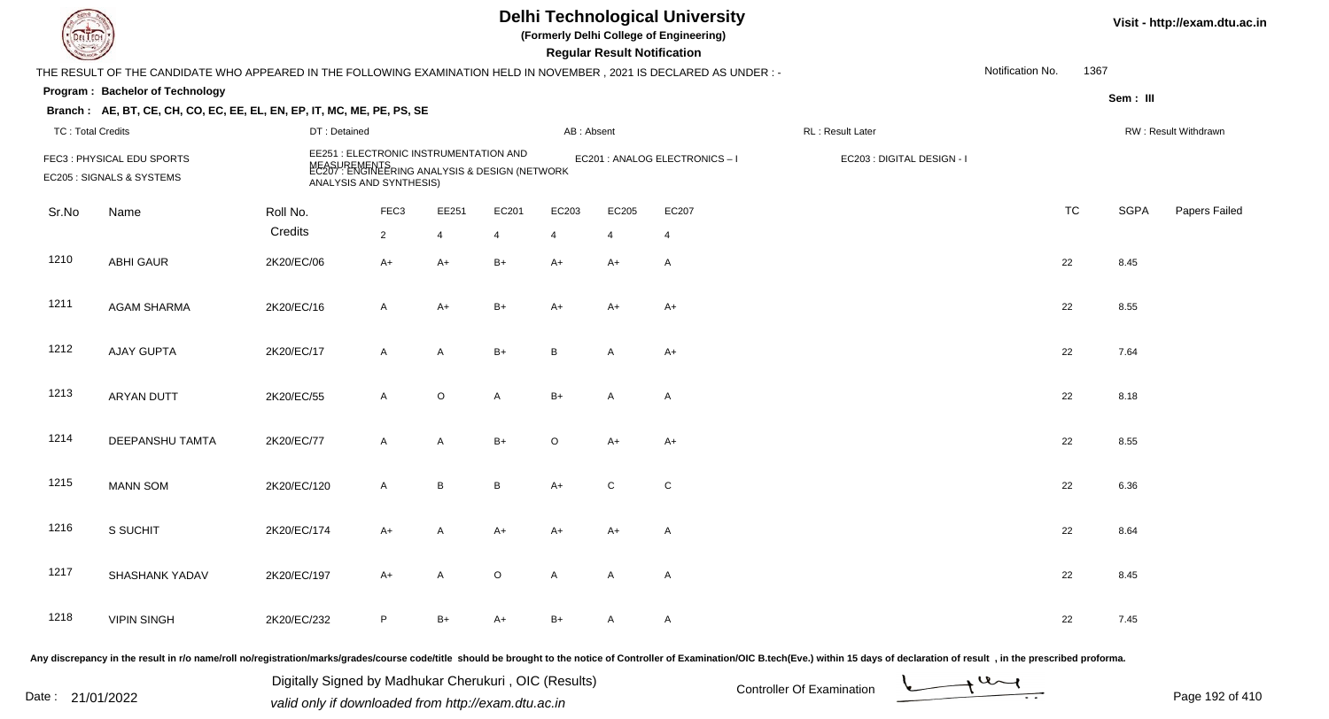# Delhi Technological University

**(Formerly Delhi College of Engineering)**

**Regular Result Notification**

Visit - http://exam.dtu.ac.in

THE RESULT OF THE CANDIDATE WHO APPEARED IN THE FOLLOWING EXAMINATION HELD IN NOVEMBER , 2021 IS DECLARED AS UNDER : -

Notification No. 1367

**Program : Bachelor of Technology**

Sem : III

**Branch : AE, BT, CE, CH, CO, EC, EE, EL, EN, EP, IT, MC, ME, PE, PS, SE**

TC : Total Credits | DT : Detained | AB : Absent | RL : Result Later | RW : Result Withdrawn

FEC3 : PHYSICAL EDU SPORTS
EE251 : ELECTRONIC INSTRUMENTATION AND MEASUREMENTS
EC201 : ANALOG ELECTRONICS – I
EC203 : DIGITAL DESIGN - I
EC205 : SIGNALS & SYSTEMS
EC207 : ENGINEERING ANALYSIS & DESIGN (NETWORK ANALYSIS AND SYNTHESIS)

| Sr.No | Name | Roll No. | FEC3 | EE251 | EC201 | EC203 | EC205 | EC207 | TC | SGPA | Papers Failed |
|---|---|---|---|---|---|---|---|---|---|---|---|
| | | Credits | 2 | 4 | 4 | 4 | 4 | 4 | | | |
| 1210 | ABHI GAUR | 2K20/EC/06 | A+ | A+ | B+ | A+ | A+ | A | 22 | 8.45 | |
| 1211 | AGAM SHARMA | 2K20/EC/16 | A | A+ | B+ | A+ | A+ | A+ | 22 | 8.55 | |
| 1212 | AJAY GUPTA | 2K20/EC/17 | A | A | B+ | B | A | A+ | 22 | 7.64 | |
| 1213 | ARYAN DUTT | 2K20/EC/55 | A | O | A | B+ | A | A | 22 | 8.18 | |
| 1214 | DEEPANSHU TAMTA | 2K20/EC/77 | A | A | B+ | O | A+ | A+ | 22 | 8.55 | |
| 1215 | MANN SOM | 2K20/EC/120 | A | B | B | A+ | C | C | 22 | 6.36 | |
| 1216 | S SUCHIT | 2K20/EC/174 | A+ | A | A+ | A+ | A+ | A | 22 | 8.64 | |
| 1217 | SHASHANK YADAV | 2K20/EC/197 | A+ | A | O | A | A | A | 22 | 8.45 | |
| 1218 | VIPIN SINGH | 2K20/EC/232 | P | B+ | A+ | B+ | A | A | 22 | 7.45 | |

Any discrepancy in the result in r/o name/roll no/registration/marks/grades/course code/title should be brought to the notice of Controller of Examination/OIC B.tech(Eve.) within 15 days of declaration of result , in the prescribed proforma.

Date : 21/01/2022

Digitally Signed by Madhukar Cherukuri , OIC (Results)
valid only if downloaded from http://exam.dtu.ac.in

Controller Of Examination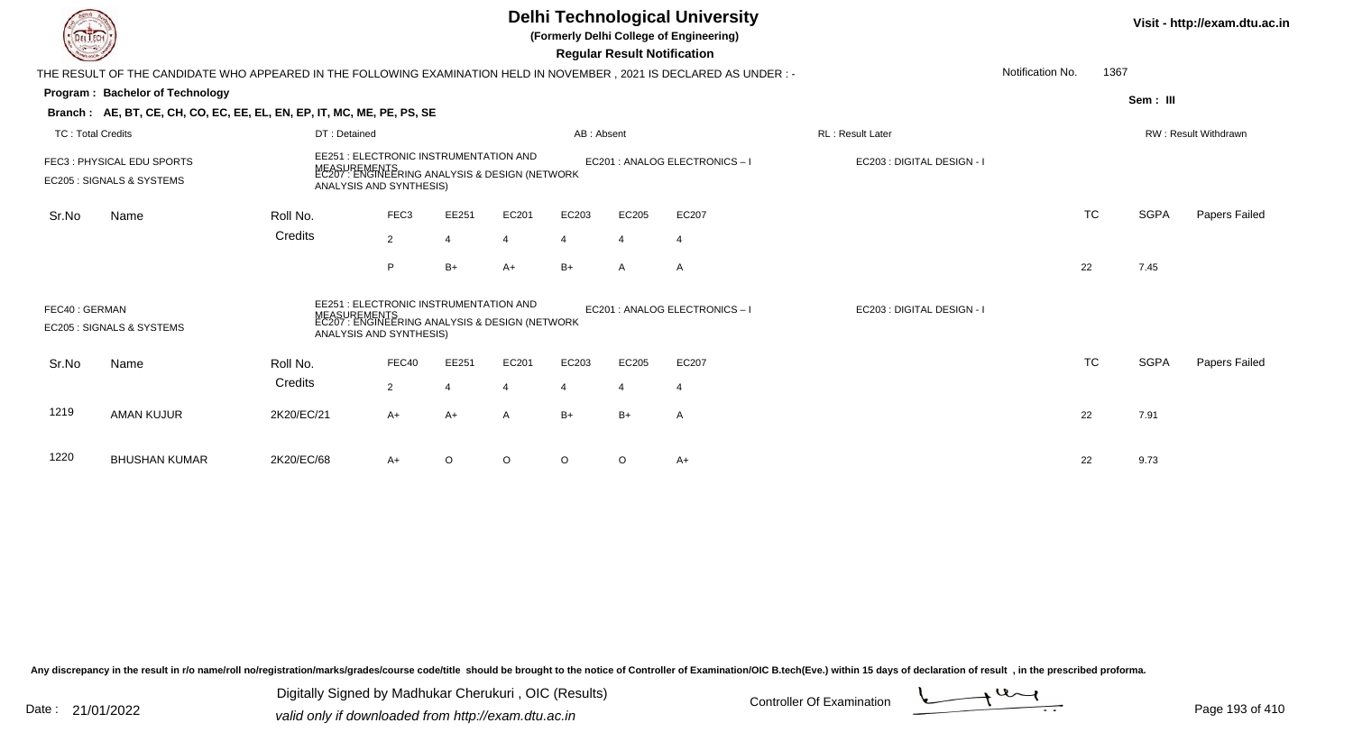# Delhi Technological University

**(Formerly Delhi College of Engineering)**

**Regular Result Notification**

THE RESULT OF THE CANDIDATE WHO APPEARED IN THE FOLLOWING EXAMINATION HELD IN NOVEMBER , 2021 IS DECLARED AS UNDER : -

Notification No. 1367

**Program : Bachelor of Technology**

**Sem : III**

**Branch : AE, BT, CE, CH, CO, EC, EE, EL, EN, EP, IT, MC, ME, PE, PS, SE**

TC : Total Credits | DT : Detained | AB : Absent | RL : Result Later | RW : Result Withdrawn

FEC3 : PHYSICAL EDU SPORTS
EE251 : ELECTRONIC INSTRUMENTATION AND MEASUREMENTS
EC201 : ANALOG ELECTRONICS – I
EC203 : DIGITAL DESIGN - I
EC205 : SIGNALS & SYSTEMS
EC207 : ENGINEERING ANALYSIS & DESIGN (NETWORK ANALYSIS AND SYNTHESIS)

| Sr.No | Name | Roll No. | FEC3 | EE251 | EC201 | EC203 | EC205 | EC207 | TC | SGPA | Papers Failed |
|---|---|---|---|---|---|---|---|---|---|---|---|
| | | Credits | 2 | 4 | 4 | 4 | 4 | 4 | | | |
| | | | P | B+ | A+ | B+ | A | A | 22 | 7.45 | |

FEC40 : GERMAN
EE251 : ELECTRONIC INSTRUMENTATION AND MEASUREMENTS
EC201 : ANALOG ELECTRONICS – I
EC203 : DIGITAL DESIGN - I
EC205 : SIGNALS & SYSTEMS
EC207 : ENGINEERING ANALYSIS & DESIGN (NETWORK ANALYSIS AND SYNTHESIS)

| Sr.No | Name | Roll No. | FEC40 | EE251 | EC201 | EC203 | EC205 | EC207 | TC | SGPA | Papers Failed |
|---|---|---|---|---|---|---|---|---|---|---|---|
| | | Credits | 2 | 4 | 4 | 4 | 4 | 4 | | | |
| 1219 | AMAN KUJUR | 2K20/EC/21 | A+ | A+ | A | B+ | B+ | A | 22 | 7.91 | |
| 1220 | BHUSHAN KUMAR | 2K20/EC/68 | A+ | O | O | O | O | A+ | 22 | 9.73 | |

Any discrepancy in the result in r/o name/roll no/registration/marks/grades/course code/title should be brought to the notice of Controller of Examination/OIC B.tech(Eve.) within 15 days of declaration of result , in the prescribed proforma.

Date : 21/01/2022

Digitally Signed by Madhukar Cherukuri , OIC (Results)
valid only if downloaded from http://exam.dtu.ac.in

Controller Of Examination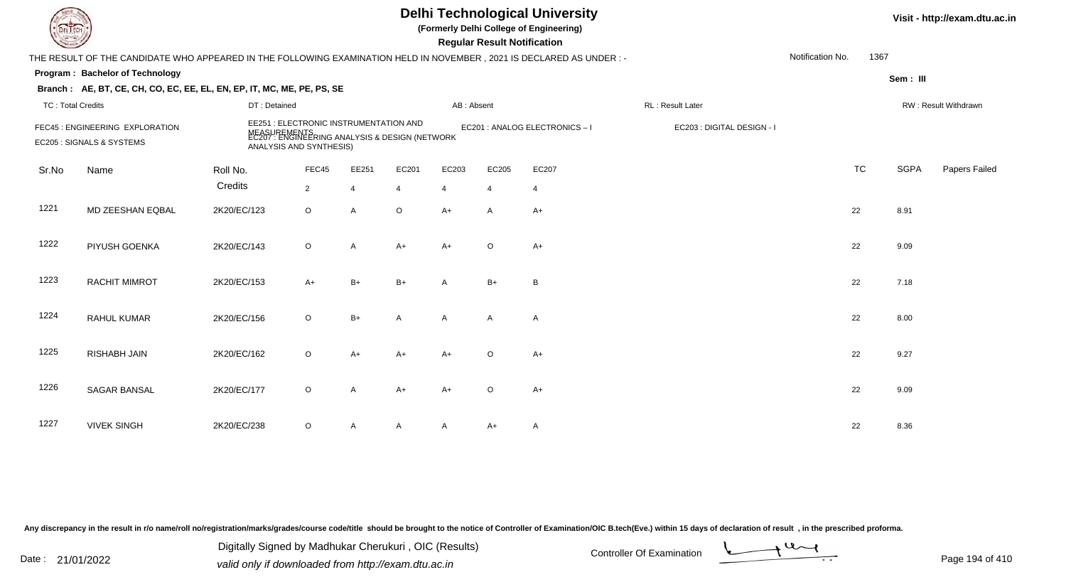# Delhi Technological University

**(Formerly Delhi College of Engineering)**

**Regular Result Notification**

Visit - http://exam.dtu.ac.in

THE RESULT OF THE CANDIDATE WHO APPEARED IN THE FOLLOWING EXAMINATION HELD IN NOVEMBER , 2021 IS DECLARED AS UNDER : -

Notification No. 1367

**Program : Bachelor of Technology**

Sem : III

**Branch : AE, BT, CE, CH, CO, EC, EE, EL, EN, EP, IT, MC, ME, PE, PS, SE**

TC : Total Credits | DT : Detained | AB : Absent | RL : Result Later | RW : Result Withdrawn

FEC45 : ENGINEERING EXPLORATION
EE251 : ELECTRONIC INSTRUMENTATION AND MEASUREMENTS
EC201 : ANALOG ELECTRONICS – I
EC203 : DIGITAL DESIGN - I
EC205 : SIGNALS & SYSTEMS
EC207 : ENGINEERING ANALYSIS & DESIGN (NETWORK ANALYSIS AND SYNTHESIS)

| Sr.No | Name | Roll No. | FEC45 | EE251 | EC201 | EC203 | EC205 | EC207 | TC | SGPA | Papers Failed |
|---|---|---|---|---|---|---|---|---|---|---|---|
| | | Credits | 2 | 4 | 4 | 4 | 4 | 4 | | | |
| 1221 | MD ZEESHAN EQBAL | 2K20/EC/123 | O | A | O | A+ | A | A+ | 22 | 8.91 | |
| 1222 | PIYUSH GOENKA | 2K20/EC/143 | O | A | A+ | A+ | O | A+ | 22 | 9.09 | |
| 1223 | RACHIT MIMROT | 2K20/EC/153 | A+ | B+ | B+ | A | B+ | B | 22 | 7.18 | |
| 1224 | RAHUL KUMAR | 2K20/EC/156 | O | B+ | A | A | A | A | 22 | 8.00 | |
| 1225 | RISHABH JAIN | 2K20/EC/162 | O | A+ | A+ | A+ | O | A+ | 22 | 9.27 | |
| 1226 | SAGAR BANSAL | 2K20/EC/177 | O | A | A+ | A+ | O | A+ | 22 | 9.09 | |
| 1227 | VIVEK SINGH | 2K20/EC/238 | O | A | A | A | A+ | A | 22 | 8.36 | |

Any discrepancy in the result in r/o name/roll no/registration/marks/grades/course code/title should be brought to the notice of Controller of Examination/OIC B.tech(Eve.) within 15 days of declaration of result , in the prescribed proforma.

Date : 21/01/2022

Digitally Signed by Madhukar Cherukuri , OIC (Results)
valid only if downloaded from http://exam.dtu.ac.in

Controller Of Examination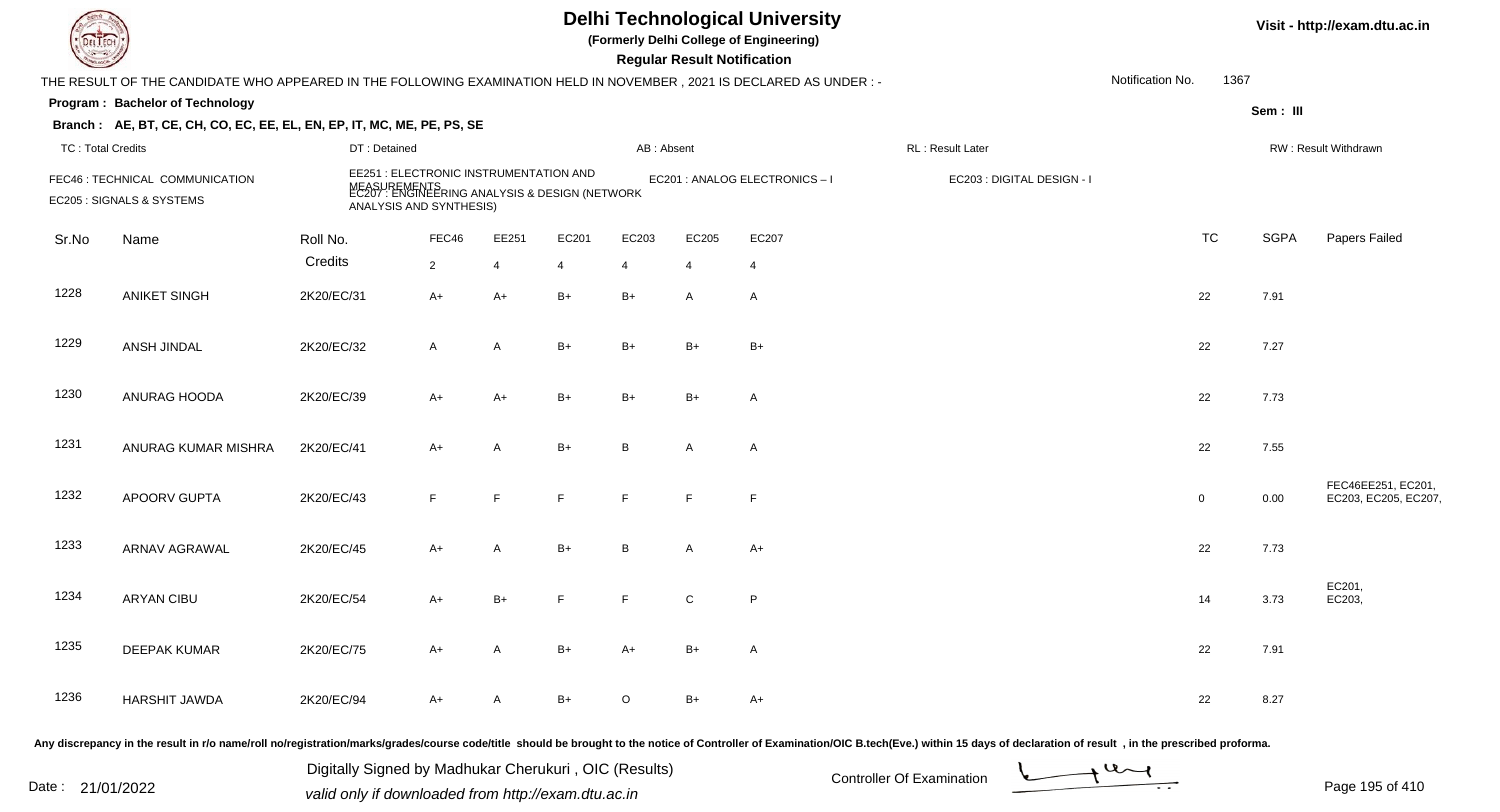# Delhi Technological University

**(Formerly Delhi College of Engineering)**

**Regular Result Notification**

Visit - http://exam.dtu.ac.in

THE RESULT OF THE CANDIDATE WHO APPEARED IN THE FOLLOWING EXAMINATION HELD IN NOVEMBER , 2021 IS DECLARED AS UNDER : -

Notification No. 1367

**Program : Bachelor of Technology**

Sem : III

**Branch : AE, BT, CE, CH, CO, EC, EE, EL, EN, EP, IT, MC, ME, PE, PS, SE**

TC : Total Credits | DT : Detained | AB : Absent | RL : Result Later | RW : Result Withdrawn

FEC46 : TECHNICAL COMMUNICATION
EE251 : ELECTRONIC INSTRUMENTATION AND MEASUREMENTS
EC201 : ANALOG ELECTRONICS – I
EC203 : DIGITAL DESIGN - I
EC205 : SIGNALS & SYSTEMS
EC207 : ENGINEERING ANALYSIS & DESIGN (NETWORK ANALYSIS AND SYNTHESIS)

| Sr.No | Name | Roll No. | FEC46 | EE251 | EC201 | EC203 | EC205 | EC207 | TC | SGPA | Papers Failed |
|---|---|---|---|---|---|---|---|---|---|---|---|
| | | Credits | 2 | 4 | 4 | 4 | 4 | 4 | | | |
| 1228 | ANIKET SINGH | 2K20/EC/31 | A+ | A+ | B+ | B+ | A | A | 22 | 7.91 | |
| 1229 | ANSH JINDAL | 2K20/EC/32 | A | A | B+ | B+ | B+ | B+ | 22 | 7.27 | |
| 1230 | ANURAG HOODA | 2K20/EC/39 | A+ | A+ | B+ | B+ | B+ | A | 22 | 7.73 | |
| 1231 | ANURAG KUMAR MISHRA | 2K20/EC/41 | A+ | A | B+ | B | A | A | 22 | 7.55 | |
| 1232 | APOORV GUPTA | 2K20/EC/43 | F | F | F | F | F | F | 0 | 0.00 | FEC46EE251, EC201, EC203, EC205, EC207, |
| 1233 | ARNAV AGRAWAL | 2K20/EC/45 | A+ | A | B+ | B | A | A+ | 22 | 7.73 | |
| 1234 | ARYAN CIBU | 2K20/EC/54 | A+ | B+ | F | F | C | P | 14 | 3.73 | EC201, EC203, |
| 1235 | DEEPAK KUMAR | 2K20/EC/75 | A+ | A | B+ | A+ | B+ | A | 22 | 7.91 | |
| 1236 | HARSHIT JAWDA | 2K20/EC/94 | A+ | A | B+ | O | B+ | A+ | 22 | 8.27 | |

Any discrepancy in the result in r/o name/roll no/registration/marks/grades/course code/title should be brought to the notice of Controller of Examination/OIC B.tech(Eve.) within 15 days of declaration of result , in the prescribed proforma.

Digitally Signed by Madhukar Cherukuri , OIC (Results)
valid only if downloaded from http://exam.dtu.ac.in

Date : 21/01/2022

Controller Of Examination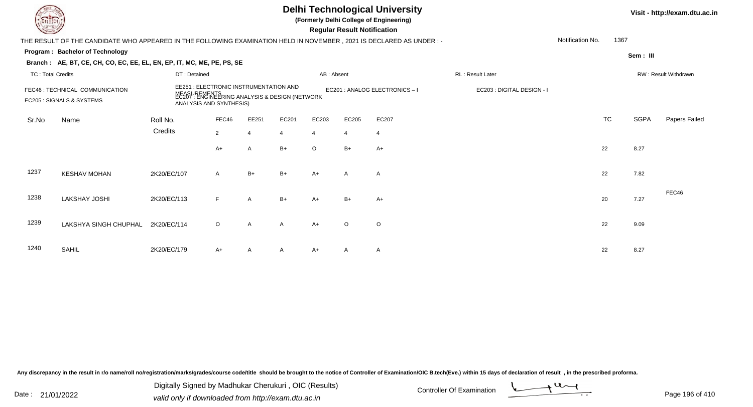# Delhi Technological University

**(Formerly Delhi College of Engineering)**

**Regular Result Notification**

Visit - http://exam.dtu.ac.in

THE RESULT OF THE CANDIDATE WHO APPEARED IN THE FOLLOWING EXAMINATION HELD IN NOVEMBER , 2021 IS DECLARED AS UNDER : -

Notification No. 1367

**Program : Bachelor of Technology**

**Sem : III**

**Branch : AE, BT, CE, CH, CO, EC, EE, EL, EN, EP, IT, MC, ME, PE, PS, SE**

TC : Total Credits | DT : Detained | AB : Absent | RL : Result Later | RW : Result Withdrawn

FEC46 : TECHNICAL COMMUNICATION | EE251 : ELECTRONIC INSTRUMENTATION AND MEASUREMENTS | EC201 : ANALOG ELECTRONICS – I | EC203 : DIGITAL DESIGN - I | EC205 : SIGNALS & SYSTEMS | EC207 : ENGINEERING ANALYSIS & DESIGN (NETWORK ANALYSIS AND SYNTHESIS)

| Sr.No | Name | Roll No. | FEC46 | EE251 | EC201 | EC203 | EC205 | EC207 | TC | SGPA | Papers Failed |
|---|---|---|---|---|---|---|---|---|---|---|---|
| | | Credits | 2 | 4 | 4 | 4 | 4 | 4 | | | |
| | | | A+ | A | B+ | O | B+ | A+ | 22 | 8.27 | |
| 1237 | KESHAV MOHAN | 2K20/EC/107 | A | B+ | B+ | A+ | A | A | 22 | 7.82 | |
| 1238 | LAKSHAY JOSHI | 2K20/EC/113 | F | A | B+ | A+ | B+ | A+ | 20 | 7.27 | FEC46 |
| 1239 | LAKSHYA SINGH CHUPHAL | 2K20/EC/114 | O | A | A | A+ | O | O | 22 | 9.09 | |
| 1240 | SAHIL | 2K20/EC/179 | A+ | A | A | A+ | A | A | 22 | 8.27 | |

Any discrepancy in the result in r/o name/roll no/registration/marks/grades/course code/title should be brought to the notice of Controller of Examination/OIC B.tech(Eve.) within 15 days of declaration of result , in the prescribed proforma.

Date : 21/01/2022

Digitally Signed by Madhukar Cherukuri , OIC (Results)
valid only if downloaded from http://exam.dtu.ac.in

Controller Of Examination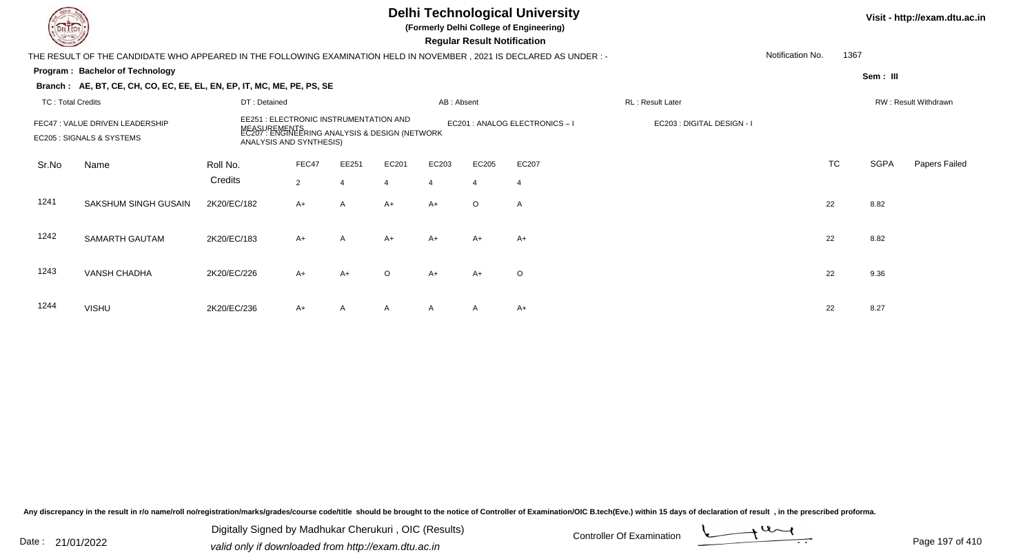# Delhi Technological University

**(Formerly Delhi College of Engineering)**

**Regular Result Notification**

Visit - http://exam.dtu.ac.in

THE RESULT OF THE CANDIDATE WHO APPEARED IN THE FOLLOWING EXAMINATION HELD IN NOVEMBER , 2021 IS DECLARED AS UNDER : -

Notification No. 1367

**Program : Bachelor of Technology**

Sem : III

**Branch : AE, BT, CE, CH, CO, EC, EE, EL, EN, EP, IT, MC, ME, PE, PS, SE**

TC : Total Credits | DT : Detained | AB : Absent | RL : Result Later | RW : Result Withdrawn

FEC47 : VALUE DRIVEN LEADERSHIP
EE251 : ELECTRONIC INSTRUMENTATION AND MEASUREMENTS
EC201 : ANALOG ELECTRONICS – I
EC203 : DIGITAL DESIGN - I
EC205 : SIGNALS & SYSTEMS
EC207 : ENGINEERING ANALYSIS & DESIGN (NETWORK ANALYSIS AND SYNTHESIS)

| Sr.No | Name | Roll No. | FEC47 | EE251 | EC201 | EC203 | EC205 | EC207 | TC | SGPA | Papers Failed |
|---|---|---|---|---|---|---|---|---|---|---|---|
| | | Credits | 2 | 4 | 4 | 4 | 4 | 4 | | | |
| 1241 | SAKSHUM SINGH GUSAIN | 2K20/EC/182 | A+ | A | A+ | A+ | O | A | 22 | 8.82 | |
| 1242 | SAMARTH GAUTAM | 2K20/EC/183 | A+ | A | A+ | A+ | A+ | A+ | 22 | 8.82 | |
| 1243 | VANSH CHADHA | 2K20/EC/226 | A+ | A+ | O | A+ | A+ | O | 22 | 9.36 | |
| 1244 | VISHU | 2K20/EC/236 | A+ | A | A | A | A | A+ | 22 | 8.27 | |

Any discrepancy in the result in r/o name/roll no/registration/marks/grades/course code/title should be brought to the notice of Controller of Examination/OIC B.tech(Eve.) within 15 days of declaration of result , in the prescribed proforma.

Date : 21/01/2022

Digitally Signed by Madhukar Cherukuri , OIC (Results)
valid only if downloaded from http://exam.dtu.ac.in

Controller Of Examination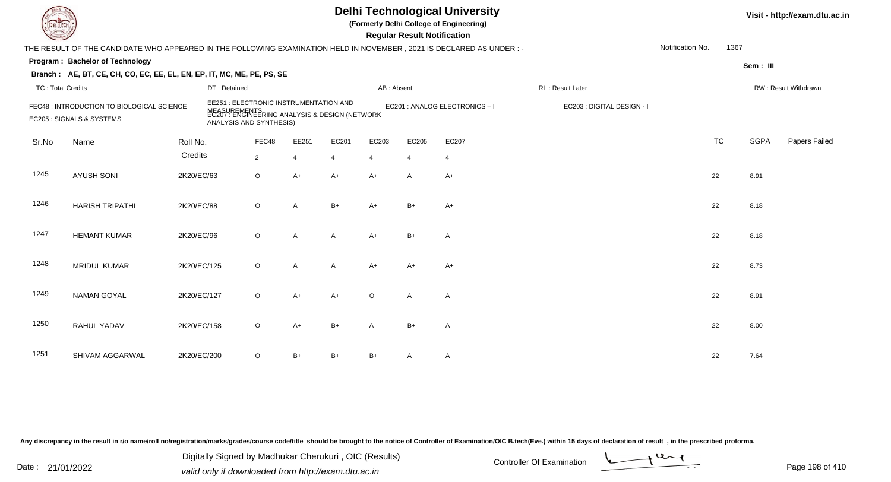# Delhi Technological University

**(Formerly Delhi College of Engineering)**

**Regular Result Notification**

Visit - http://exam.dtu.ac.in

THE RESULT OF THE CANDIDATE WHO APPEARED IN THE FOLLOWING EXAMINATION HELD IN NOVEMBER , 2021 IS DECLARED AS UNDER : -

Notification No. 1367

**Program : Bachelor of Technology**

Sem : III

**Branch : AE, BT, CE, CH, CO, EC, EE, EL, EN, EP, IT, MC, ME, PE, PS, SE**

TC : Total Credits | DT : Detained | AB : Absent | RL : Result Later | RW : Result Withdrawn

FEC48 : INTRODUCTION TO BIOLOGICAL SCIENCE
EE251 : ELECTRONIC INSTRUMENTATION AND MEASUREMENTS
EC201 : ANALOG ELECTRONICS – I
EC203 : DIGITAL DESIGN - I
EC205 : SIGNALS & SYSTEMS
EC207 : ENGINEERING ANALYSIS & DESIGN (NETWORK ANALYSIS AND SYNTHESIS)

| Sr.No | Name | Roll No. | FEC48 | EE251 | EC201 | EC203 | EC205 | EC207 | TC | SGPA | Papers Failed |
|---|---|---|---|---|---|---|---|---|---|---|---|
| | | Credits | 2 | 4 | 4 | 4 | 4 | 4 | | | |
| 1245 | AYUSH SONI | 2K20/EC/63 | O | A+ | A+ | A+ | A | A+ | 22 | 8.91 | |
| 1246 | HARISH TRIPATHI | 2K20/EC/88 | O | A | B+ | A+ | B+ | A+ | 22 | 8.18 | |
| 1247 | HEMANT KUMAR | 2K20/EC/96 | O | A | A | A+ | B+ | A | 22 | 8.18 | |
| 1248 | MRIDUL KUMAR | 2K20/EC/125 | O | A | A | A+ | A+ | A+ | 22 | 8.73 | |
| 1249 | NAMAN GOYAL | 2K20/EC/127 | O | A+ | A+ | O | A | A | 22 | 8.91 | |
| 1250 | RAHUL YADAV | 2K20/EC/158 | O | A+ | B+ | A | B+ | A | 22 | 8.00 | |
| 1251 | SHIVAM AGGARWAL | 2K20/EC/200 | O | B+ | B+ | B+ | A | A | 22 | 7.64 | |

Any discrepancy in the result in r/o name/roll no/registration/marks/grades/course code/title should be brought to the notice of Controller of Examination/OIC B.tech(Eve.) within 15 days of declaration of result , in the prescribed proforma.

Date : 21/01/2022

Digitally Signed by Madhukar Cherukuri , OIC (Results)
valid only if downloaded from http://exam.dtu.ac.in

Controller Of Examination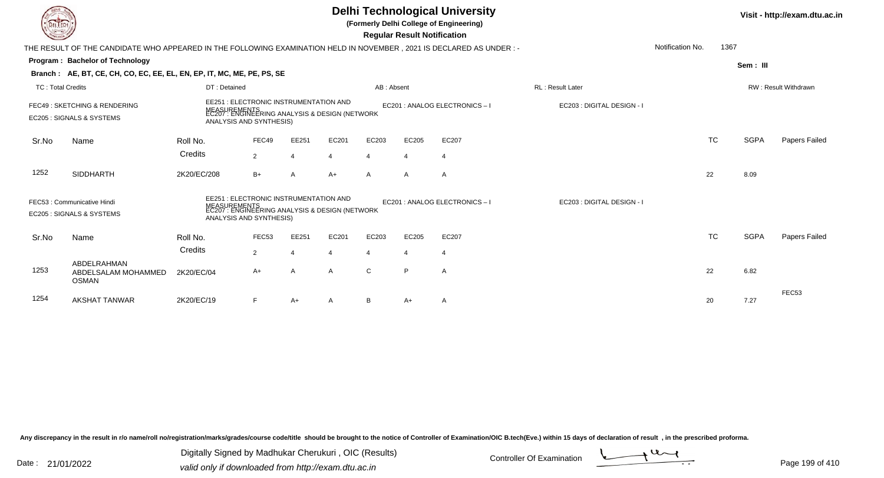# Delhi Technological University

**(Formerly Delhi College of Engineering)**

**Regular Result Notification**

Visit - http://exam.dtu.ac.in

THE RESULT OF THE CANDIDATE WHO APPEARED IN THE FOLLOWING EXAMINATION HELD IN NOVEMBER , 2021 IS DECLARED AS UNDER : -

Notification No. 1367

**Program : Bachelor of Technology**

Sem : III

**Branch : AE, BT, CE, CH, CO, EC, EE, EL, EN, EP, IT, MC, ME, PE, PS, SE**

TC : Total Credits | DT : Detained | AB : Absent | RL : Result Later | RW : Result Withdrawn

FEC49 : SKETCHING & RENDERING | EE251 : ELECTRONIC INSTRUMENTATION AND MEASUREMENTS | EC201 : ANALOG ELECTRONICS – I | EC203 : DIGITAL DESIGN - I | EC205 : SIGNALS & SYSTEMS | EC207 : ENGINEERING ANALYSIS & DESIGN (NETWORK ANALYSIS AND SYNTHESIS)

| Sr.No | Name | Roll No. | FEC49 | EE251 | EC201 | EC203 | EC205 | EC207 | TC | SGPA | Papers Failed |
|---|---|---|---|---|---|---|---|---|---|---|---|
| | | Credits | 2 | 4 | 4 | 4 | 4 | 4 | | | |
| 1252 | SIDDHARTH | 2K20/EC/208 | B+ | A | A+ | A | A | A | 22 | 8.09 | |

FEC53 : Communicative Hindi | EE251 : ELECTRONIC INSTRUMENTATION AND MEASUREMENTS | EC201 : ANALOG ELECTRONICS – I | EC203 : DIGITAL DESIGN - I | EC205 : SIGNALS & SYSTEMS | EC207 : ENGINEERING ANALYSIS & DESIGN (NETWORK ANALYSIS AND SYNTHESIS)

| Sr.No | Name | Roll No. | FEC53 | EE251 | EC201 | EC203 | EC205 | EC207 | TC | SGPA | Papers Failed |
|---|---|---|---|---|---|---|---|---|---|---|---|
| | | Credits | 2 | 4 | 4 | 4 | 4 | 4 | | | |
| 1253 | ABDELRAHMAN ABDELSALAM MOHAMMED OSMAN | 2K20/EC/04 | A+ | A | A | C | P | A | 22 | 6.82 | |
| 1254 | AKSHAT TANWAR | 2K20/EC/19 | F | A+ | A | B | A+ | A | 20 | 7.27 | FEC53 |

Any discrepancy in the result in r/o name/roll no/registration/marks/grades/course code/title should be brought to the notice of Controller of Examination/OIC B.tech(Eve.) within 15 days of declaration of result , in the prescribed proforma.

Date : 21/01/2022

Digitally Signed by Madhukar Cherukuri , OIC (Results)
valid only if downloaded from http://exam.dtu.ac.in

Controller Of Examination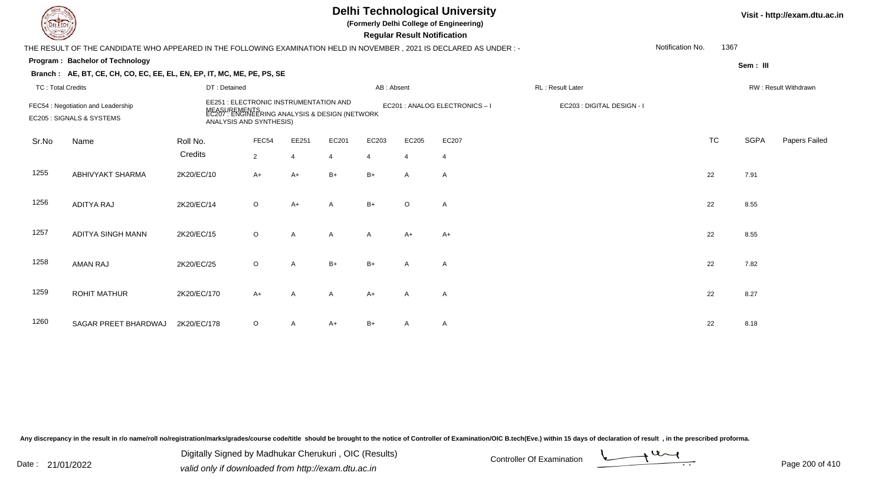# Delhi Technological University

**(Formerly Delhi College of Engineering)**

**Regular Result Notification**

Visit - http://exam.dtu.ac.in

THE RESULT OF THE CANDIDATE WHO APPEARED IN THE FOLLOWING EXAMINATION HELD IN NOVEMBER , 2021 IS DECLARED AS UNDER : -

Notification No. 1367

**Program : Bachelor of Technology**

**Sem : III**

**Branch : AE, BT, CE, CH, CO, EC, EE, EL, EN, EP, IT, MC, ME, PE, PS, SE**

TC : Total Credits | DT : Detained | AB : Absent | RL : Result Later | RW : Result Withdrawn

FEC54 : Negotiation and Leadership
EE251 : ELECTRONIC INSTRUMENTATION AND MEASUREMENTS
EC201 : ANALOG ELECTRONICS – I
EC203 : DIGITAL DESIGN - I
EC205 : SIGNALS & SYSTEMS
EC207 : ENGINEERING ANALYSIS & DESIGN (NETWORK ANALYSIS AND SYNTHESIS)

| Sr.No | Name | Roll No. | FEC54 | EE251 | EC201 | EC203 | EC205 | EC207 | TC | SGPA | Papers Failed |
|---|---|---|---|---|---|---|---|---|---|---|---|
| | | Credits | 2 | 4 | 4 | 4 | 4 | 4 | | | |
| 1255 | ABHIVYAKT SHARMA | 2K20/EC/10 | A+ | A+ | B+ | B+ | A | A | 22 | 7.91 | |
| 1256 | ADITYA RAJ | 2K20/EC/14 | O | A+ | A | B+ | O | A | 22 | 8.55 | |
| 1257 | ADITYA SINGH MANN | 2K20/EC/15 | O | A | A | A | A+ | A+ | 22 | 8.55 | |
| 1258 | AMAN RAJ | 2K20/EC/25 | O | A | B+ | B+ | A | A | 22 | 7.82 | |
| 1259 | ROHIT MATHUR | 2K20/EC/170 | A+ | A | A | A+ | A | A | 22 | 8.27 | |
| 1260 | SAGAR PREET BHARDWAJ | 2K20/EC/178 | O | A | A+ | B+ | A | A | 22 | 8.18 | |

Any discrepancy in the result in r/o name/roll no/registration/marks/grades/course code/title should be brought to the notice of Controller of Examination/OIC B.tech(Eve.) within 15 days of declaration of result , in the prescribed proforma.

Date : 21/01/2022

Digitally Signed by Madhukar Cherukuri , OIC (Results)
valid only if downloaded from http://exam.dtu.ac.in

Controller Of Examination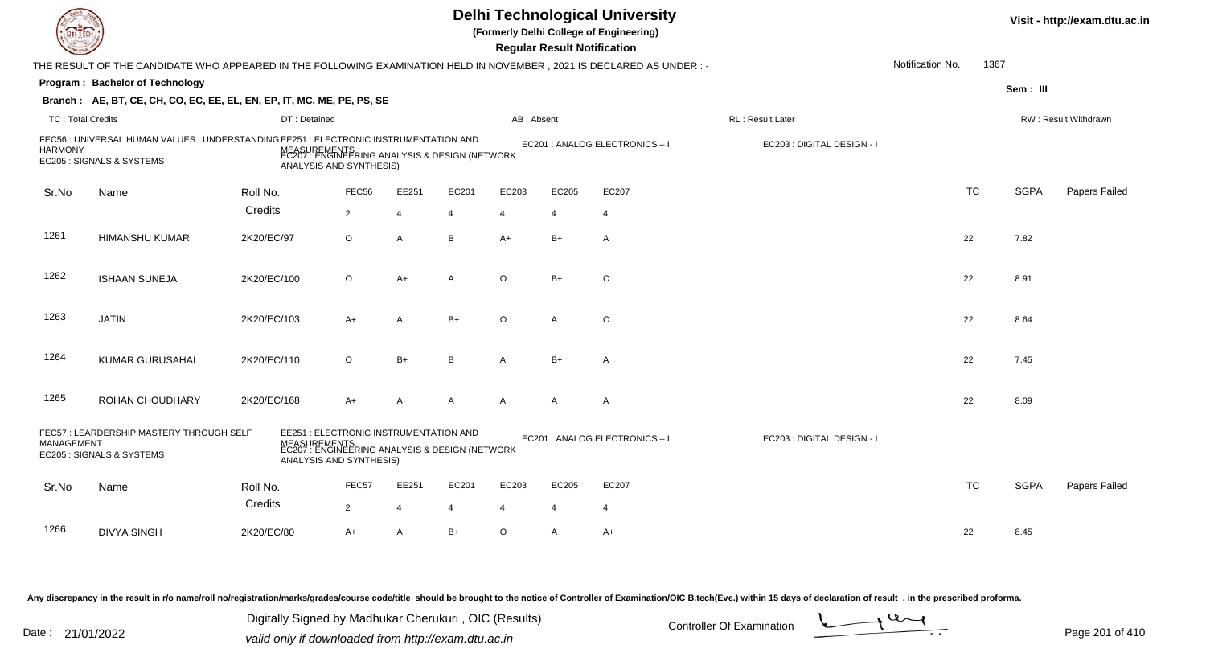# Delhi Technological University

**(Formerly Delhi College of Engineering)**

**Regular Result Notification**

Visit - http://exam.dtu.ac.in

THE RESULT OF THE CANDIDATE WHO APPEARED IN THE FOLLOWING EXAMINATION HELD IN NOVEMBER , 2021 IS DECLARED AS UNDER : -

Notification No. 1367

**Program : Bachelor of Technology**

Sem : III

**Branch : AE, BT, CE, CH, CO, EC, EE, EL, EN, EP, IT, MC, ME, PE, PS, SE**

TC : Total Credits | DT : Detained | AB : Absent | RL : Result Later | RW : Result Withdrawn

FEC56 : UNIVERSAL HUMAN VALUES : UNDERSTANDING HARMONY
EE251 : ELECTRONIC INSTRUMENTATION AND MEASUREMENTS
EC201 : ANALOG ELECTRONICS – I
EC203 : DIGITAL DESIGN - I
EC205 : SIGNALS & SYSTEMS
EC207 : ENGINEERING ANALYSIS & DESIGN (NETWORK ANALYSIS AND SYNTHESIS)

| Sr.No | Name | Roll No. | FEC56 | EE251 | EC201 | EC203 | EC205 | EC207 | TC | SGPA | Papers Failed |
|---|---|---|---|---|---|---|---|---|---|---|---|
| | | Credits | 2 | 4 | 4 | 4 | 4 | 4 | | | |
| 1261 | HIMANSHU KUMAR | 2K20/EC/97 | O | A | B | A+ | B+ | A | 22 | 7.82 | |
| 1262 | ISHAAN SUNEJA | 2K20/EC/100 | O | A+ | A | O | B+ | O | 22 | 8.91 | |
| 1263 | JATIN | 2K20/EC/103 | A+ | A | B+ | O | A | O | 22 | 8.64 | |
| 1264 | KUMAR GURUSAHAI | 2K20/EC/110 | O | B+ | B | A | B+ | A | 22 | 7.45 | |
| 1265 | ROHAN CHOUDHARY | 2K20/EC/168 | A+ | A | A | A | A | A | 22 | 8.09 | |

FEC57 : LEARDERSHIP MASTERY THROUGH SELF MANAGEMENT
EE251 : ELECTRONIC INSTRUMENTATION AND MEASUREMENTS
EC201 : ANALOG ELECTRONICS – I
EC203 : DIGITAL DESIGN - I
EC205 : SIGNALS & SYSTEMS
EC207 : ENGINEERING ANALYSIS & DESIGN (NETWORK ANALYSIS AND SYNTHESIS)

| Sr.No | Name | Roll No. | FEC57 | EE251 | EC201 | EC203 | EC205 | EC207 | TC | SGPA | Papers Failed |
|---|---|---|---|---|---|---|---|---|---|---|---|
| | | Credits | 2 | 4 | 4 | 4 | 4 | 4 | | | |
| 1266 | DIVYA SINGH | 2K20/EC/80 | A+ | A | B+ | O | A | A+ | 22 | 8.45 | |

Any discrepancy in the result in r/o name/roll no/registration/marks/grades/course code/title should be brought to the notice of Controller of Examination/OIC B.tech(Eve.) within 15 days of declaration of result , in the prescribed proforma.

Date : 21/01/2022

Digitally Signed by Madhukar Cherukuri , OIC (Results)
valid only if downloaded from http://exam.dtu.ac.in

Controller Of Examination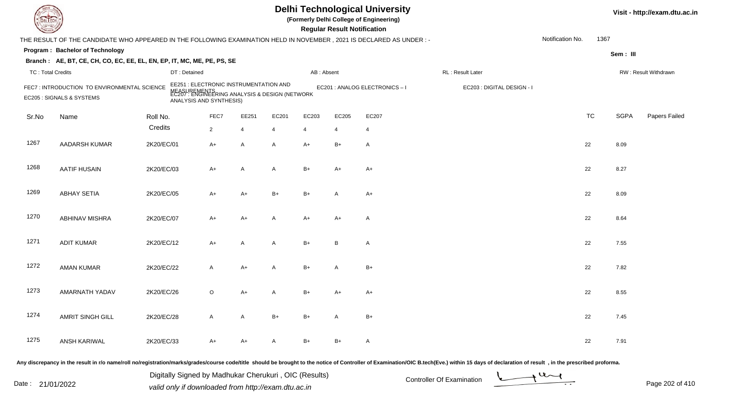# Delhi Technological University

**(Formerly Delhi College of Engineering)**

**Regular Result Notification**

Visit - http://exam.dtu.ac.in

THE RESULT OF THE CANDIDATE WHO APPEARED IN THE FOLLOWING EXAMINATION HELD IN NOVEMBER , 2021 IS DECLARED AS UNDER : -

Notification No. 1367

**Program : Bachelor of Technology**

Sem : III

**Branch : AE, BT, CE, CH, CO, EC, EE, EL, EN, EP, IT, MC, ME, PE, PS, SE**

TC : Total Credits | DT : Detained | AB : Absent | RL : Result Later | RW : Result Withdrawn

FEC7 : INTRODUCTION TO ENVIRONMENTAL SCIENCE
EE251 : ELECTRONIC INSTRUMENTATION AND MEASUREMENTS
EC201 : ANALOG ELECTRONICS – I
EC203 : DIGITAL DESIGN - I
EC205 : SIGNALS & SYSTEMS
EC207 : ENGINEERING ANALYSIS & DESIGN (NETWORK ANALYSIS AND SYNTHESIS)

| Sr.No | Name | Roll No. | FEC7 | EE251 | EC201 | EC203 | EC205 | EC207 | TC | SGPA | Papers Failed |
|---|---|---|---|---|---|---|---|---|---|---|---|
| | | Credits | 2 | 4 | 4 | 4 | 4 | 4 | | | |
| 1267 | AADARSH KUMAR | 2K20/EC/01 | A+ | A | A | A+ | B+ | A | 22 | 8.09 | |
| 1268 | AATIF HUSAIN | 2K20/EC/03 | A+ | A | A | B+ | A+ | A+ | 22 | 8.27 | |
| 1269 | ABHAY SETIA | 2K20/EC/05 | A+ | A+ | B+ | B+ | A | A+ | 22 | 8.09 | |
| 1270 | ABHINAV MISHRA | 2K20/EC/07 | A+ | A+ | A | A+ | A+ | A | 22 | 8.64 | |
| 1271 | ADIT KUMAR | 2K20/EC/12 | A+ | A | A | B+ | B | A | 22 | 7.55 | |
| 1272 | AMAN KUMAR | 2K20/EC/22 | A | A+ | A | B+ | A | B+ | 22 | 7.82 | |
| 1273 | AMARNATH YADAV | 2K20/EC/26 | O | A+ | A | B+ | A+ | A+ | 22 | 8.55 | |
| 1274 | AMRIT SINGH GILL | 2K20/EC/28 | A | A | B+ | B+ | A | B+ | 22 | 7.45 | |
| 1275 | ANSH KARIWAL | 2K20/EC/33 | A+ | A+ | A | B+ | B+ | A | 22 | 7.91 | |

Any discrepancy in the result in r/o name/roll no/registration/marks/grades/course code/title should be brought to the notice of Controller of Examination/OIC B.tech(Eve.) within 15 days of declaration of result , in the prescribed proforma.

Date : 21/01/2022

Digitally Signed by Madhukar Cherukuri , OIC (Results)
valid only if downloaded from http://exam.dtu.ac.in

Controller Of Examination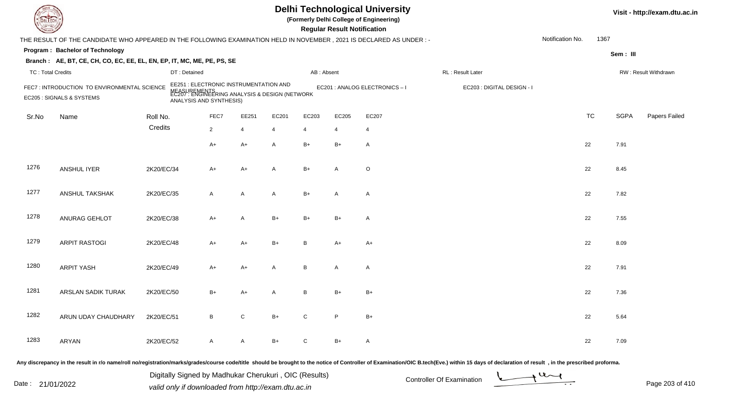# Delhi Technological University

**(Formerly Delhi College of Engineering)**

**Regular Result Notification**

THE RESULT OF THE CANDIDATE WHO APPEARED IN THE FOLLOWING EXAMINATION HELD IN NOVEMBER , 2021 IS DECLARED AS UNDER : -

Notification No. 1367

**Program : Bachelor of Technology**

Sem : III

**Branch : AE, BT, CE, CH, CO, EC, EE, EL, EN, EP, IT, MC, ME, PE, PS, SE**

TC : Total Credits | DT : Detained | AB : Absent | RL : Result Later | RW : Result Withdrawn

FEC7 : INTRODUCTION TO ENVIRONMENTAL SCIENCE
EE251 : ELECTRONIC INSTRUMENTATION AND MEASUREMENTS
EC201 : ANALOG ELECTRONICS – I
EC203 : DIGITAL DESIGN - I
EC205 : SIGNALS & SYSTEMS
EC207 : ENGINEERING ANALYSIS & DESIGN (NETWORK ANALYSIS AND SYNTHESIS)

| Sr.No | Name | Roll No. | FEC7 | EE251 | EC201 | EC203 | EC205 | EC207 | TC | SGPA | Papers Failed |
|---|---|---|---|---|---|---|---|---|---|---|---|
| | | Credits | 2 | 4 | 4 | 4 | 4 | 4 | | | |
| | | | A+ | A+ | A | B+ | B+ | A | 22 | 7.91 | |
| 1276 | ANSHUL IYER | 2K20/EC/34 | A+ | A+ | A | B+ | A | O | 22 | 8.45 | |
| 1277 | ANSHUL TAKSHAK | 2K20/EC/35 | A | A | A | B+ | A | A | 22 | 7.82 | |
| 1278 | ANURAG GEHLOT | 2K20/EC/38 | A+ | A | B+ | B+ | B+ | A | 22 | 7.55 | |
| 1279 | ARPIT RASTOGI | 2K20/EC/48 | A+ | A+ | B+ | B | A+ | A+ | 22 | 8.09 | |
| 1280 | ARPIT YASH | 2K20/EC/49 | A+ | A+ | A | B | A | A | 22 | 7.91 | |
| 1281 | ARSLAN SADIK TURAK | 2K20/EC/50 | B+ | A+ | A | B | B+ | B+ | 22 | 7.36 | |
| 1282 | ARUN UDAY CHAUDHARY | 2K20/EC/51 | B | C | B+ | C | P | B+ | 22 | 5.64 | |
| 1283 | ARYAN | 2K20/EC/52 | A | A | B+ | C | B+ | A | 22 | 7.09 | |

Any discrepancy in the result in r/o name/roll no/registration/marks/grades/course code/title should be brought to the notice of Controller of Examination/OIC B.tech(Eve.) within 15 days of declaration of result , in the prescribed proforma.

Date : 21/01/2022

Digitally Signed by Madhukar Cherukuri , OIC (Results)
valid only if downloaded from http://exam.dtu.ac.in

Controller Of Examination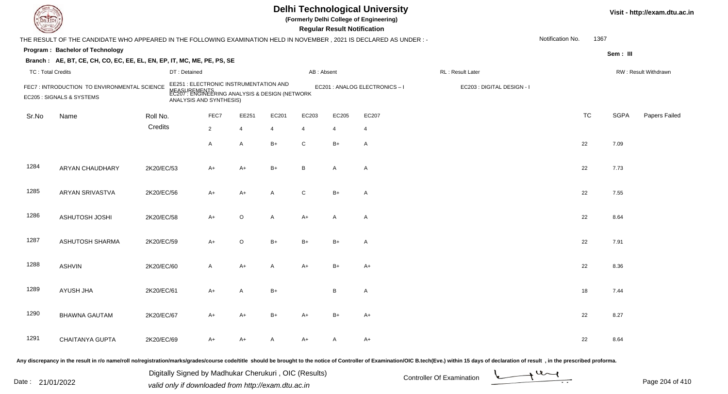# Delhi Technological University

(Formerly Delhi College of Engineering)

**Regular Result Notification**

THE RESULT OF THE CANDIDATE WHO APPEARED IN THE FOLLOWING EXAMINATION HELD IN NOVEMBER , 2021 IS DECLARED AS UNDER : -

Notification No. 1367

**Program : Bachelor of Technology**

**Sem : III**

**Branch : AE, BT, CE, CH, CO, EC, EE, EL, EN, EP, IT, MC, ME, PE, PS, SE**

TC : Total Credits | DT : Detained | AB : Absent | RL : Result Later | RW : Result Withdrawn

FEC7 : INTRODUCTION TO ENVIRONMENTAL SCIENCE
EE251 : ELECTRONIC INSTRUMENTATION AND MEASUREMENTS
EC201 : ANALOG ELECTRONICS – I
EC203 : DIGITAL DESIGN - I
EC205 : SIGNALS & SYSTEMS
EC207 : ENGINEERING ANALYSIS & DESIGN (NETWORK ANALYSIS AND SYNTHESIS)

| Sr.No | Name | Roll No. | FEC7 | EE251 | EC201 | EC203 | EC205 | EC207 | TC | SGPA | Papers Failed |
|---|---|---|---|---|---|---|---|---|---|---|---|
| | | Credits | 2 | 4 | 4 | 4 | 4 | 4 | | | |
| | | | A | A | B+ | C | B+ | A | 22 | 7.09 | |
| 1284 | ARYAN CHAUDHARY | 2K20/EC/53 | A+ | A+ | B+ | B | A | A | 22 | 7.73 | |
| 1285 | ARYAN SRIVASTVA | 2K20/EC/56 | A+ | A+ | A | C | B+ | A | 22 | 7.55 | |
| 1286 | ASHUTOSH JOSHI | 2K20/EC/58 | A+ | O | A | A+ | A | A | 22 | 8.64 | |
| 1287 | ASHUTOSH SHARMA | 2K20/EC/59 | A+ | O | B+ | B+ | B+ | A | 22 | 7.91 | |
| 1288 | ASHVIN | 2K20/EC/60 | A | A+ | A | A+ | B+ | A+ | 22 | 8.36 | |
| 1289 | AYUSH JHA | 2K20/EC/61 | A+ | A | B+ | | B | A | 18 | 7.44 | |
| 1290 | BHAWNA GAUTAM | 2K20/EC/67 | A+ | A+ | B+ | A+ | B+ | A+ | 22 | 8.27 | |
| 1291 | CHAITANYA GUPTA | 2K20/EC/69 | A+ | A+ | A | A+ | A | A+ | 22 | 8.64 | |

Any discrepancy in the result in r/o name/roll no/registration/marks/grades/course code/title should be brought to the notice of Controller of Examination/OIC B.tech(Eve.) within 15 days of declaration of result , in the prescribed proforma.

Digitally Signed by Madhukar Cherukuri , OIC (Results)
valid only if downloaded from http://exam.dtu.ac.in

Date : 21/01/2022

Controller Of Examination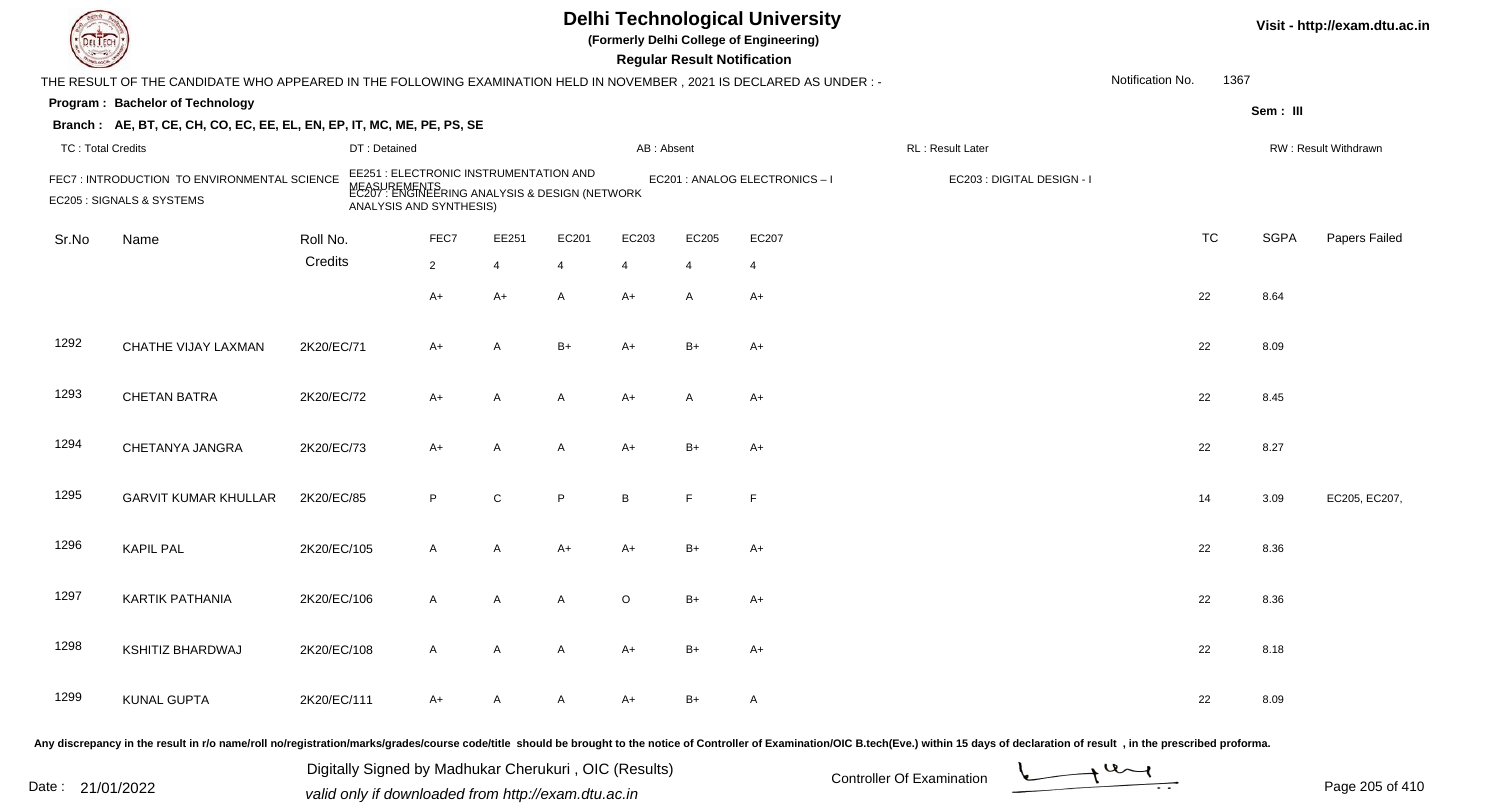# Delhi Technological University

(Formerly Delhi College of Engineering)

**Regular Result Notification**

Visit - http://exam.dtu.ac.in

THE RESULT OF THE CANDIDATE WHO APPEARED IN THE FOLLOWING EXAMINATION HELD IN NOVEMBER , 2021 IS DECLARED AS UNDER : -

Notification No. 1367

**Program : Bachelor of Technology**

Sem : III

**Branch : AE, BT, CE, CH, CO, EC, EE, EL, EN, EP, IT, MC, ME, PE, PS, SE**

TC : Total Credits | DT : Detained | AB : Absent | RL : Result Later | RW : Result Withdrawn

FEC7 : INTRODUCTION TO ENVIRONMENTAL SCIENCE
EE251 : ELECTRONIC INSTRUMENTATION AND MEASUREMENTS
EC201 : ANALOG ELECTRONICS – I
EC203 : DIGITAL DESIGN - I
EC205 : SIGNALS & SYSTEMS
EC207 : ENGINEERING ANALYSIS & DESIGN (NETWORK ANALYSIS AND SYNTHESIS)

| Sr.No | Name | Roll No. | FEC7 | EE251 | EC201 | EC203 | EC205 | EC207 | TC | SGPA | Papers Failed |
|---|---|---|---|---|---|---|---|---|---|---|---|
| | | Credits | 2 | 4 | 4 | 4 | 4 | 4 | | | |
| | | | A+ | A+ | A | A+ | A | A+ | 22 | 8.64 | |
| 1292 | CHATHE VIJAY LAXMAN | 2K20/EC/71 | A+ | A | B+ | A+ | B+ | A+ | 22 | 8.09 | |
| 1293 | CHETAN BATRA | 2K20/EC/72 | A+ | A | A | A+ | A | A+ | 22 | 8.45 | |
| 1294 | CHETANYA JANGRA | 2K20/EC/73 | A+ | A | A | A+ | B+ | A+ | 22 | 8.27 | |
| 1295 | GARVIT KUMAR KHULLAR | 2K20/EC/85 | P | C | P | B | F | F | 14 | 3.09 | EC205, EC207, |
| 1296 | KAPIL PAL | 2K20/EC/105 | A | A | A+ | A+ | B+ | A+ | 22 | 8.36 | |
| 1297 | KARTIK PATHANIA | 2K20/EC/106 | A | A | A | O | B+ | A+ | 22 | 8.36 | |
| 1298 | KSHITIZ BHARDWAJ | 2K20/EC/108 | A | A | A | A+ | B+ | A+ | 22 | 8.18 | |
| 1299 | KUNAL GUPTA | 2K20/EC/111 | A+ | A | A | A+ | B+ | A | 22 | 8.09 | |

Any discrepancy in the result in r/o name/roll no/registration/marks/grades/course code/title should be brought to the notice of Controller of Examination/OIC B.tech(Eve.) within 15 days of declaration of result , in the prescribed proforma.

Date : 21/01/2022

Digitally Signed by Madhukar Cherukuri , OIC (Results)
valid only if downloaded from http://exam.dtu.ac.in

Controller Of Examination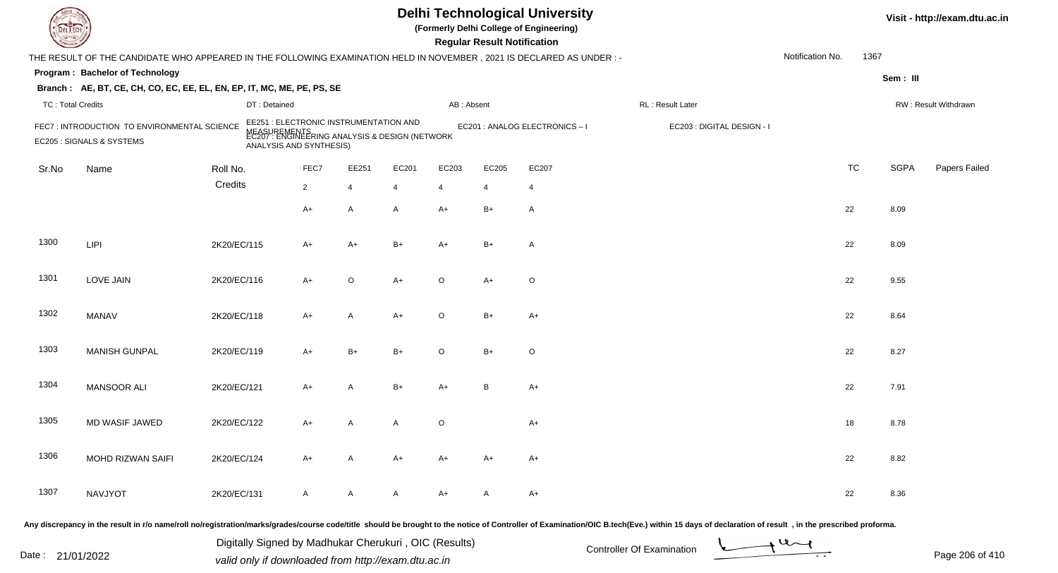# Delhi Technological University

**(Formerly Delhi College of Engineering)**

**Regular Result Notification**

Visit - http://exam.dtu.ac.in

THE RESULT OF THE CANDIDATE WHO APPEARED IN THE FOLLOWING EXAMINATION HELD IN NOVEMBER , 2021 IS DECLARED AS UNDER : -

Notification No. 1367

**Program : Bachelor of Technology**

Sem : III

**Branch : AE, BT, CE, CH, CO, EC, EE, EL, EN, EP, IT, MC, ME, PE, PS, SE**

TC : Total Credits | DT : Detained | AB : Absent | RL : Result Later | RW : Result Withdrawn

FEC7 : INTRODUCTION TO ENVIRONMENTAL SCIENCE
EE251 : ELECTRONIC INSTRUMENTATION AND MEASUREMENTS
EC201 : ANALOG ELECTRONICS – I
EC203 : DIGITAL DESIGN - I
EC205 : SIGNALS & SYSTEMS
EC207 : ENGINEERING ANALYSIS & DESIGN (NETWORK ANALYSIS AND SYNTHESIS)

| Sr.No | Name | Roll No. | FEC7 | EE251 | EC201 | EC203 | EC205 | EC207 | TC | SGPA | Papers Failed |
|---|---|---|---|---|---|---|---|---|---|---|---|
| | | Credits | 2 | 4 | 4 | 4 | 4 | 4 | | | |
| | | | A+ | A | A | A+ | B+ | A | 22 | 8.09 | |
| 1300 | LIPI | 2K20/EC/115 | A+ | A+ | B+ | A+ | B+ | A | 22 | 8.09 | |
| 1301 | LOVE JAIN | 2K20/EC/116 | A+ | O | A+ | O | A+ | O | 22 | 9.55 | |
| 1302 | MANAV | 2K20/EC/118 | A+ | A | A+ | O | B+ | A+ | 22 | 8.64 | |
| 1303 | MANISH GUNPAL | 2K20/EC/119 | A+ | B+ | B+ | O | B+ | O | 22 | 8.27 | |
| 1304 | MANSOOR ALI | 2K20/EC/121 | A+ | A | B+ | A+ | B | A+ | 22 | 7.91 | |
| 1305 | MD WASIF JAWED | 2K20/EC/122 | A+ | A | A | O | | A+ | 18 | 8.78 | |
| 1306 | MOHD RIZWAN SAIFI | 2K20/EC/124 | A+ | A | A+ | A+ | A+ | A+ | 22 | 8.82 | |
| 1307 | NAVJYOT | 2K20/EC/131 | A | A | A | A+ | A | A+ | 22 | 8.36 | |

Any discrepancy in the result in r/o name/roll no/registration/marks/grades/course code/title should be brought to the notice of Controller of Examination/OIC B.tech(Eve.) within 15 days of declaration of result , in the prescribed proforma.

Date : 21/01/2022

Digitally Signed by Madhukar Cherukuri , OIC (Results)
valid only if downloaded from http://exam.dtu.ac.in

Controller Of Examination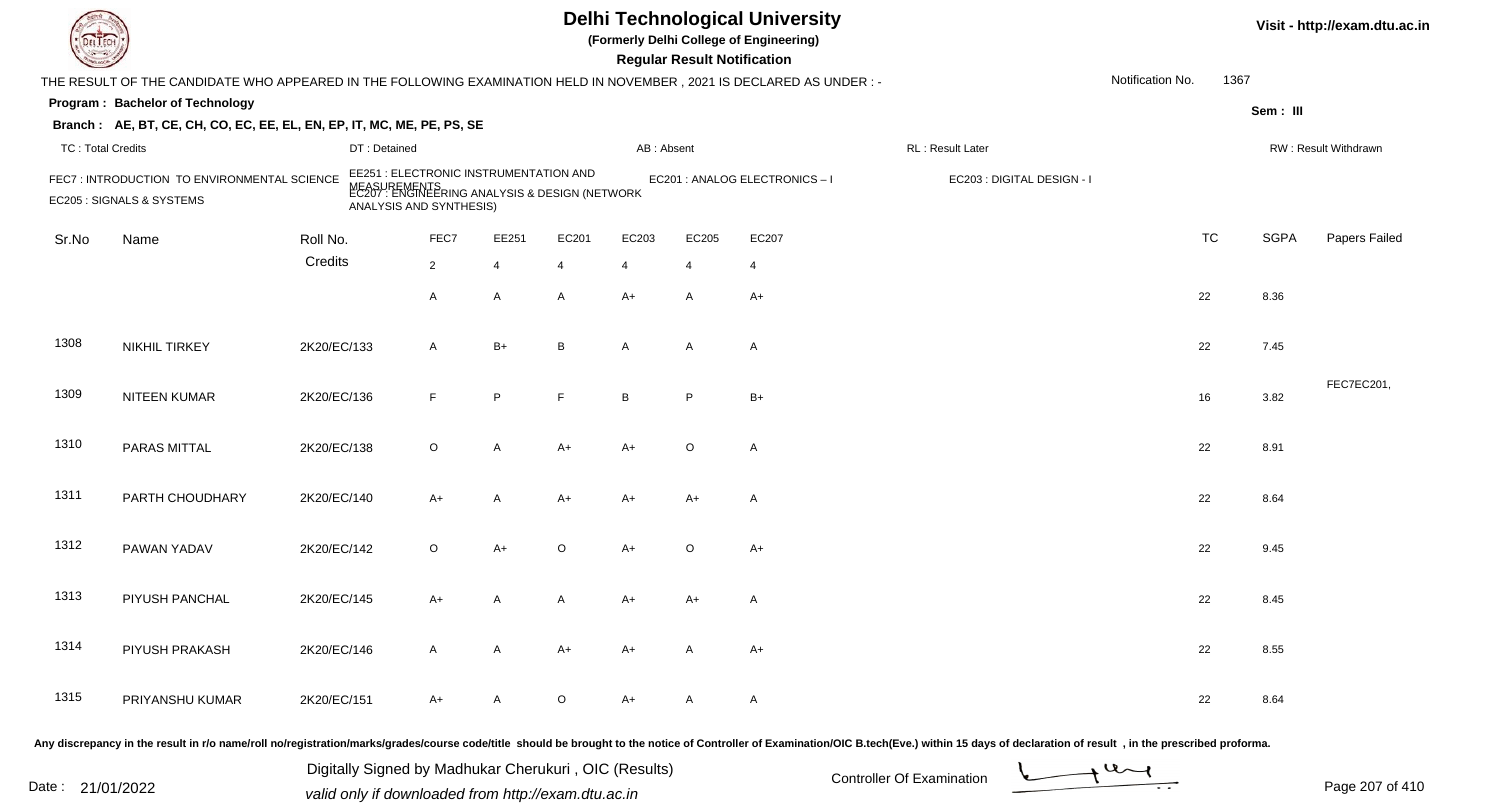# Delhi Technological University

(Formerly Delhi College of Engineering)

**Regular Result Notification**

Visit - http://exam.dtu.ac.in

THE RESULT OF THE CANDIDATE WHO APPEARED IN THE FOLLOWING EXAMINATION HELD IN NOVEMBER , 2021 IS DECLARED AS UNDER : -

Notification No. 1367

**Program : Bachelor of Technology**

Sem : III

**Branch : AE, BT, CE, CH, CO, EC, EE, EL, EN, EP, IT, MC, ME, PE, PS, SE**

TC : Total Credits | DT : Detained | AB : Absent | RL : Result Later | RW : Result Withdrawn

FEC7 : INTRODUCTION TO ENVIRONMENTAL SCIENCE
EE251 : ELECTRONIC INSTRUMENTATION AND MEASUREMENTS
EC201 : ANALOG ELECTRONICS – I
EC203 : DIGITAL DESIGN - I
EC205 : SIGNALS & SYSTEMS
EC207 : ENGINEERING ANALYSIS & DESIGN (NETWORK ANALYSIS AND SYNTHESIS)

| Sr.No | Name | Roll No. | FEC7 | EE251 | EC201 | EC203 | EC205 | EC207 | TC | SGPA | Papers Failed |
|---|---|---|---|---|---|---|---|---|---|---|---|
| | | Credits | 2 | 4 | 4 | 4 | 4 | 4 | | | |
| | | | A | A | A | A+ | A | A+ | 22 | 8.36 | |
| 1308 | NIKHIL TIRKEY | 2K20/EC/133 | A | B+ | B | A | A | A | 22 | 7.45 | |
| 1309 | NITEEN KUMAR | 2K20/EC/136 | F | P | F | B | P | B+ | 16 | 3.82 | FEC7EC201, |
| 1310 | PARAS MITTAL | 2K20/EC/138 | O | A | A+ | A+ | O | A | 22 | 8.91 | |
| 1311 | PARTH CHOUDHARY | 2K20/EC/140 | A+ | A | A+ | A+ | A+ | A | 22 | 8.64 | |
| 1312 | PAWAN YADAV | 2K20/EC/142 | O | A+ | O | A+ | O | A+ | 22 | 9.45 | |
| 1313 | PIYUSH PANCHAL | 2K20/EC/145 | A+ | A | A | A+ | A+ | A | 22 | 8.45 | |
| 1314 | PIYUSH PRAKASH | 2K20/EC/146 | A | A | A+ | A+ | A | A+ | 22 | 8.55 | |
| 1315 | PRIYANSHU KUMAR | 2K20/EC/151 | A+ | A | O | A+ | A | A | 22 | 8.64 | |

Any discrepancy in the result in r/o name/roll no/registration/marks/grades/course code/title should be brought to the notice of Controller of Examination/OIC B.tech(Eve.) within 15 days of declaration of result , in the prescribed proforma.

Date : 21/01/2022

Digitally Signed by Madhukar Cherukuri , OIC (Results)
valid only if downloaded from http://exam.dtu.ac.in

Controller Of Examination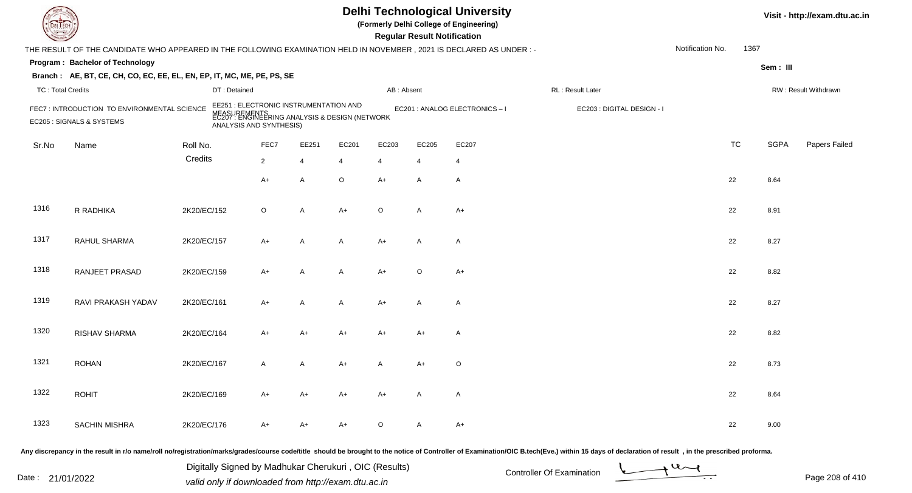# Delhi Technological University

**(Formerly Delhi College of Engineering)**

**Regular Result Notification**

Visit - http://exam.dtu.ac.in

THE RESULT OF THE CANDIDATE WHO APPEARED IN THE FOLLOWING EXAMINATION HELD IN NOVEMBER , 2021 IS DECLARED AS UNDER : -

Notification No. 1367

**Program : Bachelor of Technology**

Sem : III

**Branch : AE, BT, CE, CH, CO, EC, EE, EL, EN, EP, IT, MC, ME, PE, PS, SE**

TC : Total Credits | DT : Detained | AB : Absent | RL : Result Later | RW : Result Withdrawn

FEC7 : INTRODUCTION TO ENVIRONMENTAL SCIENCE
EE251 : ELECTRONIC INSTRUMENTATION AND MEASUREMENTS
EC201 : ANALOG ELECTRONICS – I
EC203 : DIGITAL DESIGN - I
EC205 : SIGNALS & SYSTEMS
EC207 : ENGINEERING ANALYSIS & DESIGN (NETWORK ANALYSIS AND SYNTHESIS)

| Sr.No | Name | Roll No. | FEC7 | EE251 | EC201 | EC203 | EC205 | EC207 | TC | SGPA | Papers Failed |
|---|---|---|---|---|---|---|---|---|---|---|---|
| | | Credits | 2 | 4 | 4 | 4 | 4 | 4 | | | |
| | | | A+ | A | O | A+ | A | A | 22 | 8.64 | |
| 1316 | R RADHIKA | 2K20/EC/152 | O | A | A+ | O | A | A+ | 22 | 8.91 | |
| 1317 | RAHUL SHARMA | 2K20/EC/157 | A+ | A | A | A+ | A | A | 22 | 8.27 | |
| 1318 | RANJEET PRASAD | 2K20/EC/159 | A+ | A | A | A+ | O | A+ | 22 | 8.82 | |
| 1319 | RAVI PRAKASH YADAV | 2K20/EC/161 | A+ | A | A | A+ | A | A | 22 | 8.27 | |
| 1320 | RISHAV SHARMA | 2K20/EC/164 | A+ | A+ | A+ | A+ | A+ | A | 22 | 8.82 | |
| 1321 | ROHAN | 2K20/EC/167 | A | A | A+ | A | A+ | O | 22 | 8.73 | |
| 1322 | ROHIT | 2K20/EC/169 | A+ | A+ | A+ | A+ | A | A | 22 | 8.64 | |
| 1323 | SACHIN MISHRA | 2K20/EC/176 | A+ | A+ | A+ | O | A | A+ | 22 | 9.00 | |

Any discrepancy in the result in r/o name/roll no/registration/marks/grades/course code/title should be brought to the notice of Controller of Examination/OIC B.tech(Eve.) within 15 days of declaration of result , in the prescribed proforma.

Date : 21/01/2022

Digitally Signed by Madhukar Cherukuri , OIC (Results)
valid only if downloaded from http://exam.dtu.ac.in

Controller Of Examination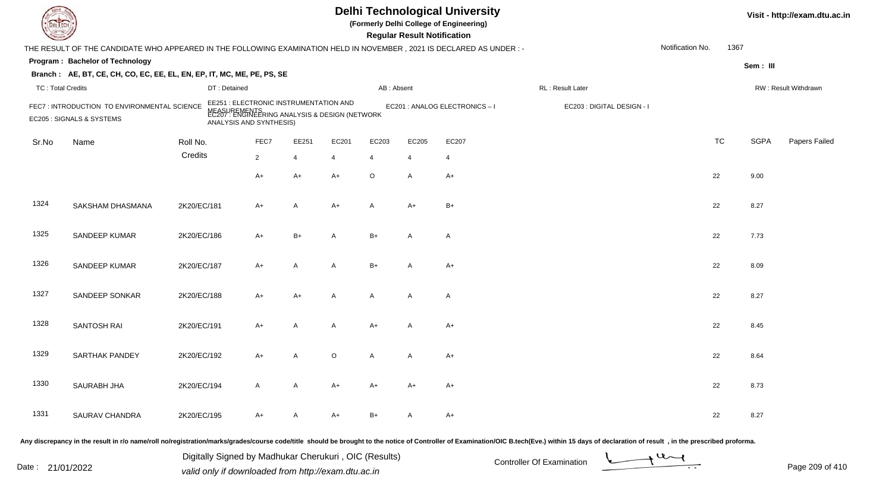# Delhi Technological University

**(Formerly Delhi College of Engineering)**

**Regular Result Notification**

Visit - http://exam.dtu.ac.in

THE RESULT OF THE CANDIDATE WHO APPEARED IN THE FOLLOWING EXAMINATION HELD IN NOVEMBER , 2021 IS DECLARED AS UNDER : -

Notification No. 1367

**Program : Bachelor of Technology**

Sem : III

**Branch : AE, BT, CE, CH, CO, EC, EE, EL, EN, EP, IT, MC, ME, PE, PS, SE**

TC : Total Credits | DT : Detained | AB : Absent | RL : Result Later | RW : Result Withdrawn

FEC7 : INTRODUCTION TO ENVIRONMENTAL SCIENCE
EE251 : ELECTRONIC INSTRUMENTATION AND MEASUREMENTS
EC201 : ANALOG ELECTRONICS – I
EC203 : DIGITAL DESIGN - I
EC205 : SIGNALS & SYSTEMS
EC207 : ENGINEERING ANALYSIS & DESIGN (NETWORK ANALYSIS AND SYNTHESIS)

| Sr.No | Name | Roll No. | FEC7 | EE251 | EC201 | EC203 | EC205 | EC207 | TC | SGPA | Papers Failed |
|---|---|---|---|---|---|---|---|---|---|---|---|
| | | Credits | 2 | 4 | 4 | 4 | 4 | 4 | | | |
| | | | A+ | A+ | A+ | O | A | A+ | 22 | 9.00 | |
| 1324 | SAKSHAM DHASMANA | 2K20/EC/181 | A+ | A | A+ | A | A+ | B+ | 22 | 8.27 | |
| 1325 | SANDEEP KUMAR | 2K20/EC/186 | A+ | B+ | A | B+ | A | A | 22 | 7.73 | |
| 1326 | SANDEEP KUMAR | 2K20/EC/187 | A+ | A | A | B+ | A | A+ | 22 | 8.09 | |
| 1327 | SANDEEP SONKAR | 2K20/EC/188 | A+ | A+ | A | A | A | A | 22 | 8.27 | |
| 1328 | SANTOSH RAI | 2K20/EC/191 | A+ | A | A | A+ | A | A+ | 22 | 8.45 | |
| 1329 | SARTHAK PANDEY | 2K20/EC/192 | A+ | A | O | A | A | A+ | 22 | 8.64 | |
| 1330 | SAURABH JHA | 2K20/EC/194 | A | A | A+ | A+ | A+ | A+ | 22 | 8.73 | |
| 1331 | SAURAV CHANDRA | 2K20/EC/195 | A+ | A | A+ | B+ | A | A+ | 22 | 8.27 | |

Any discrepancy in the result in r/o name/roll no/registration/marks/grades/course code/title should be brought to the notice of Controller of Examination/OIC B.tech(Eve.) within 15 days of declaration of result , in the prescribed proforma.

Date : 21/01/2022

Digitally Signed by Madhukar Cherukuri , OIC (Results)
valid only if downloaded from http://exam.dtu.ac.in

Controller Of Examination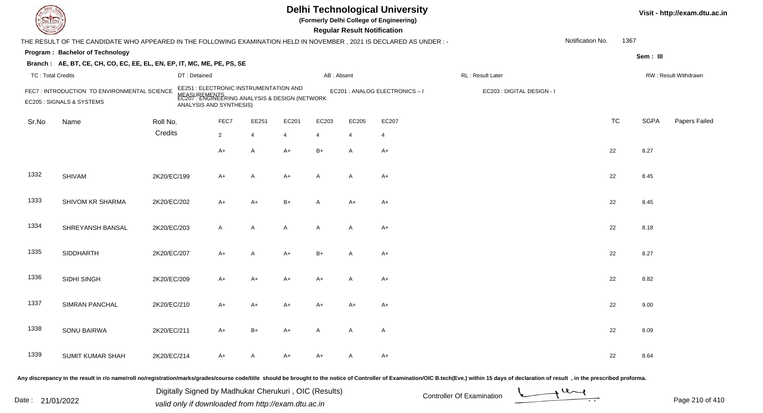# Delhi Technological University

**(Formerly Delhi College of Engineering)**

**Regular Result Notification**

Visit - http://exam.dtu.ac.in

THE RESULT OF THE CANDIDATE WHO APPEARED IN THE FOLLOWING EXAMINATION HELD IN NOVEMBER , 2021 IS DECLARED AS UNDER : -

Notification No. 1367

**Program : Bachelor of Technology**

**Sem : III**

**Branch : AE, BT, CE, CH, CO, EC, EE, EL, EN, EP, IT, MC, ME, PE, PS, SE**

TC : Total Credits | DT : Detained | AB : Absent | RL : Result Later | RW : Result Withdrawn

FEC7 : INTRODUCTION TO ENVIRONMENTAL SCIENCE
EE251 : ELECTRONIC INSTRUMENTATION AND MEASUREMENTS
EC201 : ANALOG ELECTRONICS – I
EC203 : DIGITAL DESIGN - I
EC205 : SIGNALS & SYSTEMS
EC207 : ENGINEERING ANALYSIS & DESIGN (NETWORK ANALYSIS AND SYNTHESIS)

| Sr.No | Name | Roll No. | FEC7 | EE251 | EC201 | EC203 | EC205 | EC207 | TC | SGPA | Papers Failed |
|---|---|---|---|---|---|---|---|---|---|---|---|
| | | Credits | 2 | 4 | 4 | 4 | 4 | 4 | | | |
| | | | A+ | A | A+ | B+ | A | A+ | 22 | 8.27 | |
| 1332 | SHIVAM | 2K20/EC/199 | A+ | A | A+ | A | A | A+ | 22 | 8.45 | |
| 1333 | SHIVOM KR SHARMA | 2K20/EC/202 | A+ | A+ | B+ | A | A+ | A+ | 22 | 8.45 | |
| 1334 | SHREYANSH BANSAL | 2K20/EC/203 | A | A | A | A | A | A+ | 22 | 8.18 | |
| 1335 | SIDDHARTH | 2K20/EC/207 | A+ | A | A+ | B+ | A | A+ | 22 | 8.27 | |
| 1336 | SIDHI SINGH | 2K20/EC/209 | A+ | A+ | A+ | A+ | A | A+ | 22 | 8.82 | |
| 1337 | SIMRAN PANCHAL | 2K20/EC/210 | A+ | A+ | A+ | A+ | A+ | A+ | 22 | 9.00 | |
| 1338 | SONU BAIRWA | 2K20/EC/211 | A+ | B+ | A+ | A | A | A | 22 | 8.09 | |
| 1339 | SUMIT KUMAR SHAH | 2K20/EC/214 | A+ | A | A+ | A+ | A | A+ | 22 | 8.64 | |

Any discrepancy in the result in r/o name/roll no/registration/marks/grades/course code/title should be brought to the notice of Controller of Examination/OIC B.tech(Eve.) within 15 days of declaration of result , in the prescribed proforma.

Date : 21/01/2022

Digitally Signed by Madhukar Cherukuri , OIC (Results)
valid only if downloaded from http://exam.dtu.ac.in

Controller Of Examination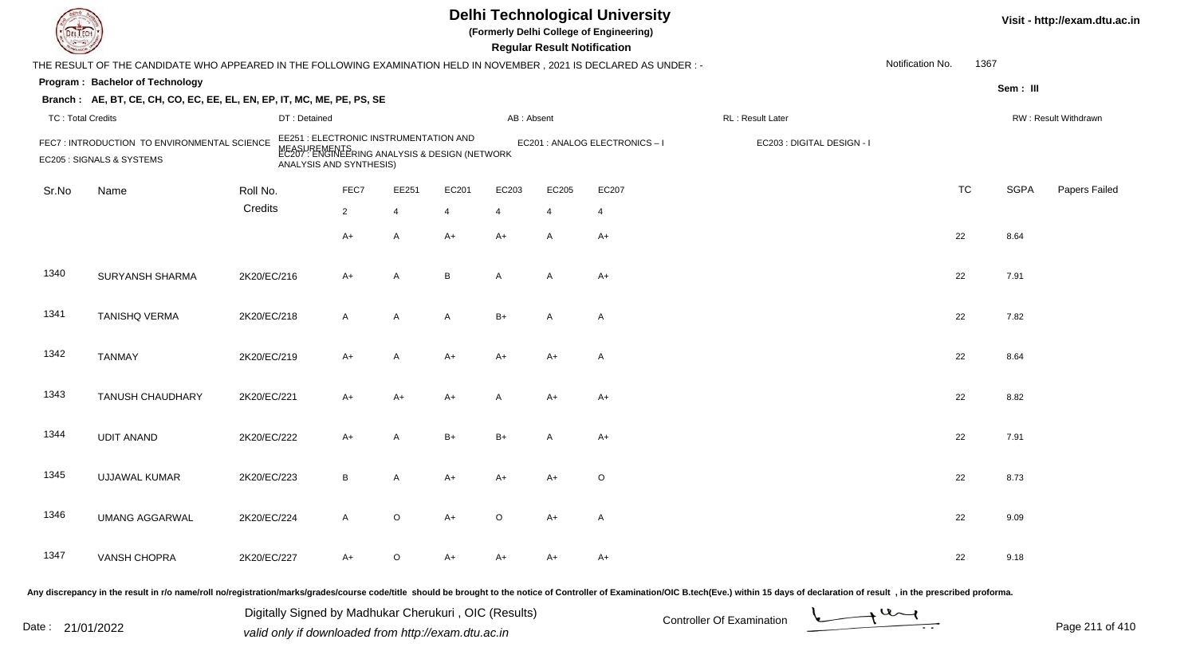# Delhi Technological University

**(Formerly Delhi College of Engineering)**

**Regular Result Notification**

Visit - http://exam.dtu.ac.in

THE RESULT OF THE CANDIDATE WHO APPEARED IN THE FOLLOWING EXAMINATION HELD IN NOVEMBER , 2021 IS DECLARED AS UNDER : -

Notification No. 1367

**Program : Bachelor of Technology**

Sem : III

**Branch : AE, BT, CE, CH, CO, EC, EE, EL, EN, EP, IT, MC, ME, PE, PS, SE**

TC : Total Credits | DT : Detained | AB : Absent | RL : Result Later | RW : Result Withdrawn

FEC7 : INTRODUCTION TO ENVIRONMENTAL SCIENCE
EE251 : ELECTRONIC INSTRUMENTATION AND MEASUREMENTS
EC201 : ANALOG ELECTRONICS – I
EC203 : DIGITAL DESIGN - I
EC205 : SIGNALS & SYSTEMS
EC207 : ENGINEERING ANALYSIS & DESIGN (NETWORK ANALYSIS AND SYNTHESIS)

| Sr.No | Name | Roll No. | FEC7 | EE251 | EC201 | EC203 | EC205 | EC207 | TC | SGPA | Papers Failed |
|---|---|---|---|---|---|---|---|---|---|---|---|
| | | Credits | 2 | 4 | 4 | 4 | 4 | 4 | | | |
| | | | A+ | A | A+ | A+ | A | A+ | 22 | 8.64 | |
| 1340 | SURYANSH SHARMA | 2K20/EC/216 | A+ | A | B | A | A | A+ | 22 | 7.91 | |
| 1341 | TANISHQ VERMA | 2K20/EC/218 | A | A | A | B+ | A | A | 22 | 7.82 | |
| 1342 | TANMAY | 2K20/EC/219 | A+ | A | A+ | A+ | A+ | A | 22 | 8.64 | |
| 1343 | TANUSH CHAUDHARY | 2K20/EC/221 | A+ | A+ | A+ | A | A+ | A+ | 22 | 8.82 | |
| 1344 | UDIT ANAND | 2K20/EC/222 | A+ | A | B+ | B+ | A | A+ | 22 | 7.91 | |
| 1345 | UJJAWAL KUMAR | 2K20/EC/223 | B | A | A+ | A+ | A+ | O | 22 | 8.73 | |
| 1346 | UMANG AGGARWAL | 2K20/EC/224 | A | O | A+ | O | A+ | A | 22 | 9.09 | |
| 1347 | VANSH CHOPRA | 2K20/EC/227 | A+ | O | A+ | A+ | A+ | A+ | 22 | 9.18 | |

Any discrepancy in the result in r/o name/roll no/registration/marks/grades/course code/title should be brought to the notice of Controller of Examination/OIC B.tech(Eve.) within 15 days of declaration of result , in the prescribed proforma.

Date : 21/01/2022

Digitally Signed by Madhukar Cherukuri , OIC (Results)
valid only if downloaded from http://exam.dtu.ac.in

Controller Of Examination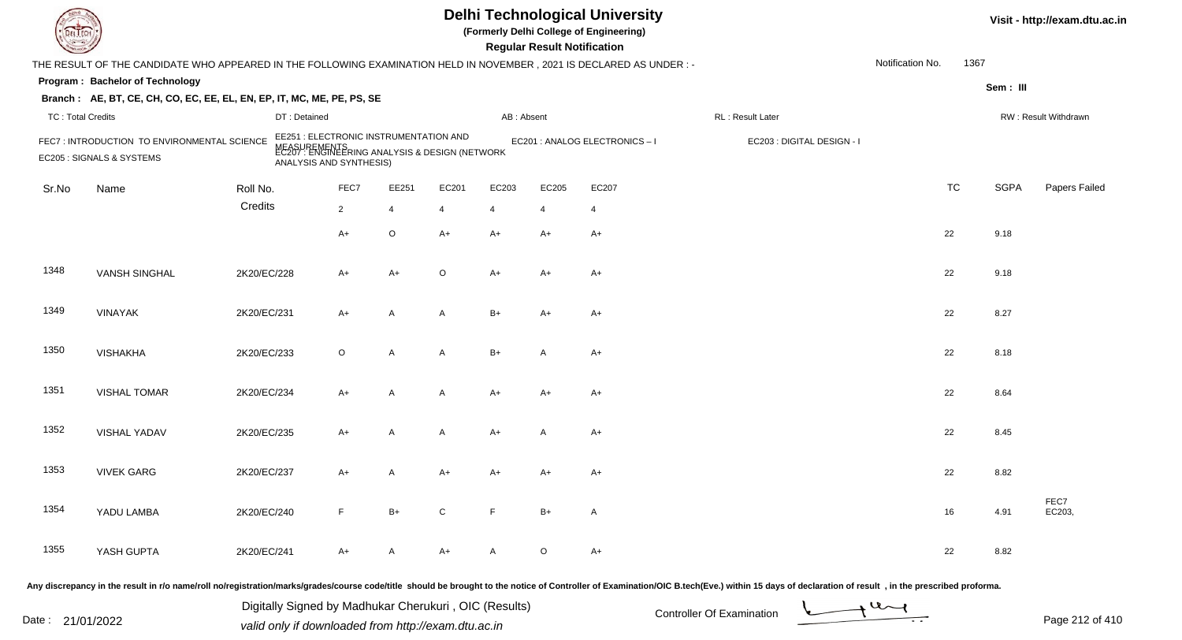# Delhi Technological University

**(Formerly Delhi College of Engineering)**

**Regular Result Notification**

Visit - http://exam.dtu.ac.in

THE RESULT OF THE CANDIDATE WHO APPEARED IN THE FOLLOWING EXAMINATION HELD IN NOVEMBER , 2021 IS DECLARED AS UNDER : -

Notification No. 1367

**Program : Bachelor of Technology**

**Sem : III**

**Branch : AE, BT, CE, CH, CO, EC, EE, EL, EN, EP, IT, MC, ME, PE, PS, SE**

TC : Total Credits | DT : Detained | AB : Absent | RL : Result Later | RW : Result Withdrawn

FEC7 : INTRODUCTION TO ENVIRONMENTAL SCIENCE
EE251 : ELECTRONIC INSTRUMENTATION AND MEASUREMENTS
EC201 : ANALOG ELECTRONICS – I
EC203 : DIGITAL DESIGN - I
EC205 : SIGNALS & SYSTEMS
EC207 : ENGINEERING ANALYSIS & DESIGN (NETWORK ANALYSIS AND SYNTHESIS)

| Sr.No | Name | Roll No. | FEC7 | EE251 | EC201 | EC203 | EC205 | EC207 | TC | SGPA | Papers Failed |
|---|---|---|---|---|---|---|---|---|---|---|---|
| | | Credits | 2 | 4 | 4 | 4 | 4 | 4 | | | |
| | | | A+ | O | A+ | A+ | A+ | A+ | 22 | 9.18 | |
| 1348 | VANSH SINGHAL | 2K20/EC/228 | A+ | A+ | O | A+ | A+ | A+ | 22 | 9.18 | |
| 1349 | VINAYAK | 2K20/EC/231 | A+ | A | A | B+ | A+ | A+ | 22 | 8.27 | |
| 1350 | VISHAKHA | 2K20/EC/233 | O | A | A | B+ | A | A+ | 22 | 8.18 | |
| 1351 | VISHAL TOMAR | 2K20/EC/234 | A+ | A | A | A+ | A+ | A+ | 22 | 8.64 | |
| 1352 | VISHAL YADAV | 2K20/EC/235 | A+ | A | A | A+ | A | A+ | 22 | 8.45 | |
| 1353 | VIVEK GARG | 2K20/EC/237 | A+ | A | A+ | A+ | A+ | A+ | 22 | 8.82 | |
| 1354 | YADU LAMBA | 2K20/EC/240 | F | B+ | C | F | B+ | A | 16 | 4.91 | FEC7 EC203, |
| 1355 | YASH GUPTA | 2K20/EC/241 | A+ | A | A+ | A | O | A+ | 22 | 8.82 | |

Any discrepancy in the result in r/o name/roll no/registration/marks/grades/course code/title should be brought to the notice of Controller of Examination/OIC B.tech(Eve.) within 15 days of declaration of result , in the prescribed proforma.

Date : 21/01/2022

Digitally Signed by Madhukar Cherukuri , OIC (Results)
valid only if downloaded from http://exam.dtu.ac.in

Controller Of Examination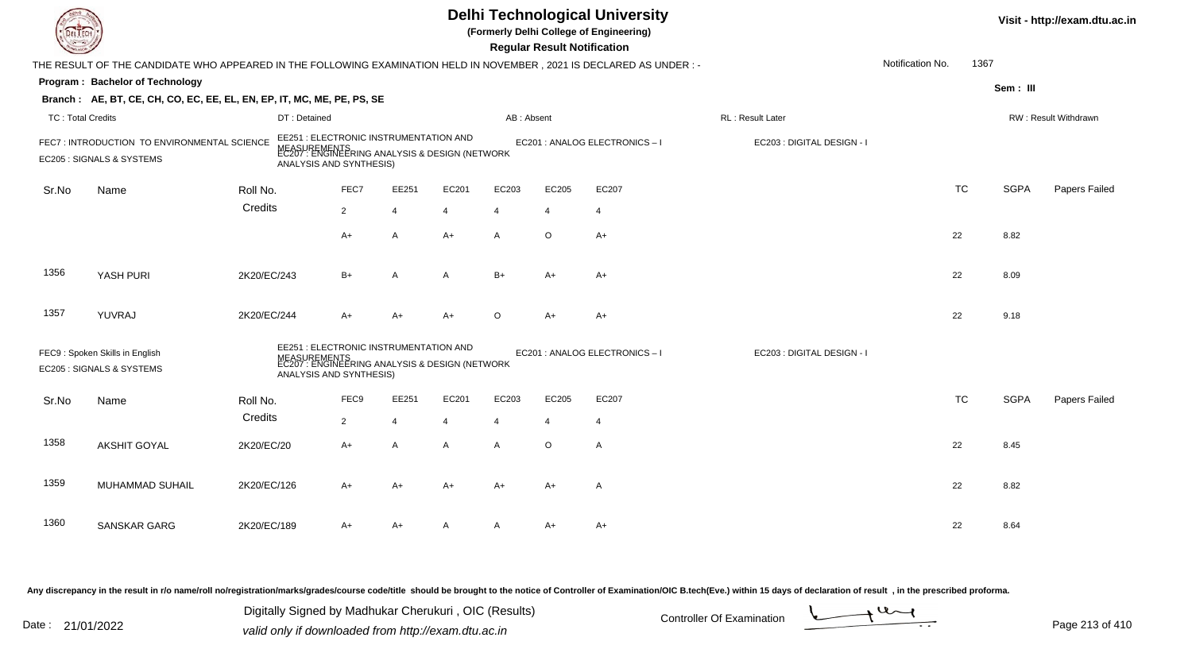# Delhi Technological University

(Formerly Delhi College of Engineering)

**Regular Result Notification**

Visit - http://exam.dtu.ac.in

THE RESULT OF THE CANDIDATE WHO APPEARED IN THE FOLLOWING EXAMINATION HELD IN NOVEMBER , 2021 IS DECLARED AS UNDER : -

Notification No. 1367

**Program : Bachelor of Technology**

Sem : III

**Branch : AE, BT, CE, CH, CO, EC, EE, EL, EN, EP, IT, MC, ME, PE, PS, SE**

TC : Total Credits | DT : Detained | AB : Absent | RL : Result Later | RW : Result Withdrawn

FEC7 : INTRODUCTION TO ENVIRONMENTAL SCIENCE
EE251 : ELECTRONIC INSTRUMENTATION AND MEASUREMENTS
EC201 : ANALOG ELECTRONICS – I
EC203 : DIGITAL DESIGN - I
EC205 : SIGNALS & SYSTEMS
EC207 : ENGINEERING ANALYSIS & DESIGN (NETWORK ANALYSIS AND SYNTHESIS)

| Sr.No | Name | Roll No. | FEC7 | EE251 | EC201 | EC203 | EC205 | EC207 | TC | SGPA | Papers Failed |
|---|---|---|---|---|---|---|---|---|---|---|---|
| | | Credits | 2 | 4 | 4 | 4 | 4 | 4 | | | |
| | | | A+ | A | A+ | A | O | A+ | 22 | 8.82 | |
| 1356 | YASH PURI | 2K20/EC/243 | B+ | A | A | B+ | A+ | A+ | 22 | 8.09 | |
| 1357 | YUVRAJ | 2K20/EC/244 | A+ | A+ | A+ | O | A+ | A+ | 22 | 9.18 | |

FEC9 : Spoken Skills in English
EE251 : ELECTRONIC INSTRUMENTATION AND MEASUREMENTS
EC201 : ANALOG ELECTRONICS – I
EC203 : DIGITAL DESIGN - I
EC205 : SIGNALS & SYSTEMS
EC207 : ENGINEERING ANALYSIS & DESIGN (NETWORK ANALYSIS AND SYNTHESIS)

| Sr.No | Name | Roll No. | FEC9 | EE251 | EC201 | EC203 | EC205 | EC207 | TC | SGPA | Papers Failed |
|---|---|---|---|---|---|---|---|---|---|---|---|
| | | Credits | 2 | 4 | 4 | 4 | 4 | 4 | | | |
| 1358 | AKSHIT GOYAL | 2K20/EC/20 | A+ | A | A | A | O | A | 22 | 8.45 | |
| 1359 | MUHAMMAD SUHAIL | 2K20/EC/126 | A+ | A+ | A+ | A+ | A+ | A | 22 | 8.82 | |
| 1360 | SANSKAR GARG | 2K20/EC/189 | A+ | A+ | A | A | A+ | A+ | 22 | 8.64 | |

Any discrepancy in the result in r/o name/roll no/registration/marks/grades/course code/title should be brought to the notice of Controller of Examination/OIC B.tech(Eve.) within 15 days of declaration of result , in the prescribed proforma.

Date : 21/01/2022

Digitally Signed by Madhukar Cherukuri , OIC (Results)
valid only if downloaded from http://exam.dtu.ac.in

Controller Of Examination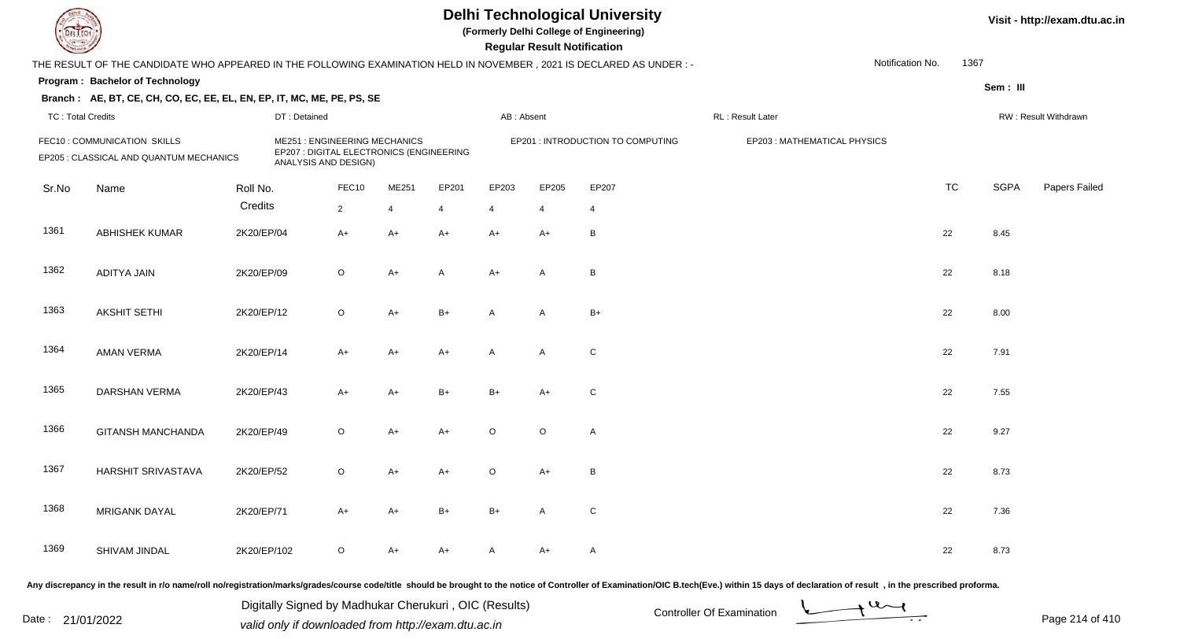# Delhi Technological University

(Formerly Delhi College of Engineering)

**Regular Result Notification**

Visit - http://exam.dtu.ac.in

THE RESULT OF THE CANDIDATE WHO APPEARED IN THE FOLLOWING EXAMINATION HELD IN NOVEMBER , 2021 IS DECLARED AS UNDER : -

Notification No. 1367

**Program : Bachelor of Technology**

Sem : III

**Branch : AE, BT, CE, CH, CO, EC, EE, EL, EN, EP, IT, MC, ME, PE, PS, SE**

TC : Total Credits | DT : Detained | AB : Absent | RL : Result Later | RW : Result Withdrawn

FEC10 : COMMUNICATION SKILLS
ME251 : ENGINEERING MECHANICS
EP201 : INTRODUCTION TO COMPUTING
EP203 : MATHEMATICAL PHYSICS
EP205 : CLASSICAL AND QUANTUM MECHANICS
EP207 : DIGITAL ELECTRONICS (ENGINEERING ANALYSIS AND DESIGN)

| Sr.No | Name | Roll No. | FEC10 | ME251 | EP201 | EP203 | EP205 | EP207 | TC | SGPA | Papers Failed |
|---|---|---|---|---|---|---|---|---|---|---|---|
| | | Credits | 2 | 4 | 4 | 4 | 4 | 4 | | | |
| 1361 | ABHISHEK KUMAR | 2K20/EP/04 | A+ | A+ | A+ | A+ | A+ | B | 22 | 8.45 | |
| 1362 | ADITYA JAIN | 2K20/EP/09 | O | A+ | A | A+ | A | B | 22 | 8.18 | |
| 1363 | AKSHIT SETHI | 2K20/EP/12 | O | A+ | B+ | A | A | B+ | 22 | 8.00 | |
| 1364 | AMAN VERMA | 2K20/EP/14 | A+ | A+ | A+ | A | A | C | 22 | 7.91 | |
| 1365 | DARSHAN VERMA | 2K20/EP/43 | A+ | A+ | B+ | B+ | A+ | C | 22 | 7.55 | |
| 1366 | GITANSH MANCHANDA | 2K20/EP/49 | O | A+ | A+ | O | O | A | 22 | 9.27 | |
| 1367 | HARSHIT SRIVASTAVA | 2K20/EP/52 | O | A+ | A+ | O | A+ | B | 22 | 8.73 | |
| 1368 | MRIGANK DAYAL | 2K20/EP/71 | A+ | A+ | B+ | B+ | A | C | 22 | 7.36 | |
| 1369 | SHIVAM JINDAL | 2K20/EP/102 | O | A+ | A+ | A | A+ | A | 22 | 8.73 | |

Any discrepancy in the result in r/o name/roll no/registration/marks/grades/course code/title should be brought to the notice of Controller of Examination/OIC B.tech(Eve.) within 15 days of declaration of result , in the prescribed proforma.

Date : 21/01/2022

Digitally Signed by Madhukar Cherukuri , OIC (Results)
valid only if downloaded from http://exam.dtu.ac.in

Controller Of Examination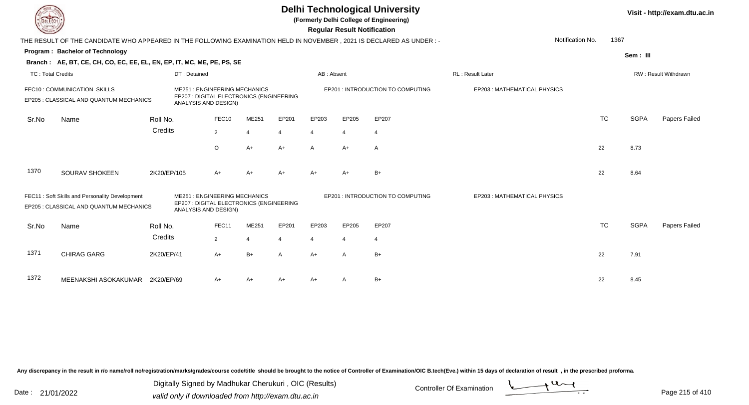# Delhi Technological University

**(Formerly Delhi College of Engineering)**

**Regular Result Notification**

Visit - http://exam.dtu.ac.in

THE RESULT OF THE CANDIDATE WHO APPEARED IN THE FOLLOWING EXAMINATION HELD IN NOVEMBER , 2021 IS DECLARED AS UNDER : -

Notification No. 1367

**Program : Bachelor of Technology**

**Sem : III**

**Branch : AE, BT, CE, CH, CO, EC, EE, EL, EN, EP, IT, MC, ME, PE, PS, SE**

TC : Total Credits | DT : Detained | AB : Absent | RL : Result Later | RW : Result Withdrawn

FEC10 : COMMUNICATION SKILLS | ME251 : ENGINEERING MECHANICS | EP201 : INTRODUCTION TO COMPUTING | EP203 : MATHEMATICAL PHYSICS | EP205 : CLASSICAL AND QUANTUM MECHANICS | EP207 : DIGITAL ELECTRONICS (ENGINEERING ANALYSIS AND DESIGN)

| Sr.No | Name | Roll No. | FEC10 | ME251 | EP201 | EP203 | EP205 | EP207 | TC | SGPA | Papers Failed |
|---|---|---|---|---|---|---|---|---|---|---|---|
| | | Credits | 2 | 4 | 4 | 4 | 4 | 4 | | | |
| | | | O | A+ | A+ | A | A+ | A | 22 | 8.73 | |
| 1370 | SOURAV SHOKEEN | 2K20/EP/105 | A+ | A+ | A+ | A+ | A+ | B+ | 22 | 8.64 | |

FEC11 : Soft Skills and Personality Development | ME251 : ENGINEERING MECHANICS | EP201 : INTRODUCTION TO COMPUTING | EP203 : MATHEMATICAL PHYSICS | EP205 : CLASSICAL AND QUANTUM MECHANICS | EP207 : DIGITAL ELECTRONICS (ENGINEERING ANALYSIS AND DESIGN)

| Sr.No | Name | Roll No. | FEC11 | ME251 | EP201 | EP203 | EP205 | EP207 | TC | SGPA | Papers Failed |
|---|---|---|---|---|---|---|---|---|---|---|---|
| | | Credits | 2 | 4 | 4 | 4 | 4 | 4 | | | |
| 1371 | CHIRAG GARG | 2K20/EP/41 | A+ | B+ | A | A+ | A | B+ | 22 | 7.91 | |
| 1372 | MEENAKSHI ASOKAKUMAR | 2K20/EP/69 | A+ | A+ | A+ | A+ | A | B+ | 22 | 8.45 | |

Any discrepancy in the result in r/o name/roll no/registration/marks/grades/course code/title should be brought to the notice of Controller of Examination/OIC B.tech(Eve.) within 15 days of declaration of result , in the prescribed proforma.

Date : 21/01/2022

Digitally Signed by Madhukar Cherukuri , OIC (Results)
valid only if downloaded from http://exam.dtu.ac.in

Controller Of Examination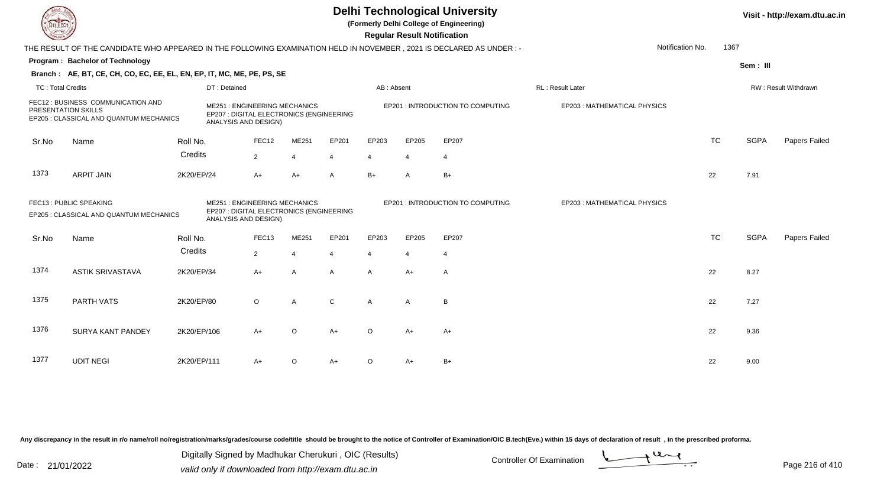# Delhi Technological University

**(Formerly Delhi College of Engineering)**

**Regular Result Notification**

Visit - http://exam.dtu.ac.in

THE RESULT OF THE CANDIDATE WHO APPEARED IN THE FOLLOWING EXAMINATION HELD IN NOVEMBER , 2021 IS DECLARED AS UNDER : -

Notification No. 1367

**Program : Bachelor of Technology**

Sem : III

**Branch : AE, BT, CE, CH, CO, EC, EE, EL, EN, EP, IT, MC, ME, PE, PS, SE**

TC : Total Credits | DT : Detained | AB : Absent | RL : Result Later | RW : Result Withdrawn

FEC12 : BUSINESS COMMUNICATION AND PRESENTATION SKILLS
ME251 : ENGINEERING MECHANICS
EP201 : INTRODUCTION TO COMPUTING
EP203 : MATHEMATICAL PHYSICS
EP205 : CLASSICAL AND QUANTUM MECHANICS
EP207 : DIGITAL ELECTRONICS (ENGINEERING ANALYSIS AND DESIGN)

| Sr.No | Name | Roll No. | FEC12 | ME251 | EP201 | EP203 | EP205 | EP207 | TC | SGPA | Papers Failed |
|---|---|---|---|---|---|---|---|---|---|---|---|
| | | Credits | 2 | 4 | 4 | 4 | 4 | 4 | | | |
| 1373 | ARPIT JAIN | 2K20/EP/24 | A+ | A+ | A | B+ | A | B+ | 22 | 7.91 | |

FEC13 : PUBLIC SPEAKING
ME251 : ENGINEERING MECHANICS
EP201 : INTRODUCTION TO COMPUTING
EP203 : MATHEMATICAL PHYSICS
EP205 : CLASSICAL AND QUANTUM MECHANICS
EP207 : DIGITAL ELECTRONICS (ENGINEERING ANALYSIS AND DESIGN)

| Sr.No | Name | Roll No. | FEC13 | ME251 | EP201 | EP203 | EP205 | EP207 | TC | SGPA | Papers Failed |
|---|---|---|---|---|---|---|---|---|---|---|---|
| | | Credits | 2 | 4 | 4 | 4 | 4 | 4 | | | |
| 1374 | ASTIK SRIVASTAVA | 2K20/EP/34 | A+ | A | A | A | A+ | A | 22 | 8.27 | |
| 1375 | PARTH VATS | 2K20/EP/80 | O | A | C | A | A | B | 22 | 7.27 | |
| 1376 | SURYA KANT PANDEY | 2K20/EP/106 | A+ | O | A+ | O | A+ | A+ | 22 | 9.36 | |
| 1377 | UDIT NEGI | 2K20/EP/111 | A+ | O | A+ | O | A+ | B+ | 22 | 9.00 | |

Any discrepancy in the result in r/o name/roll no/registration/marks/grades/course code/title should be brought to the notice of Controller of Examination/OIC B.tech(Eve.) within 15 days of declaration of result , in the prescribed proforma.

Date : 21/01/2022

Digitally Signed by Madhukar Cherukuri , OIC (Results)
valid only if downloaded from http://exam.dtu.ac.in

Controller Of Examination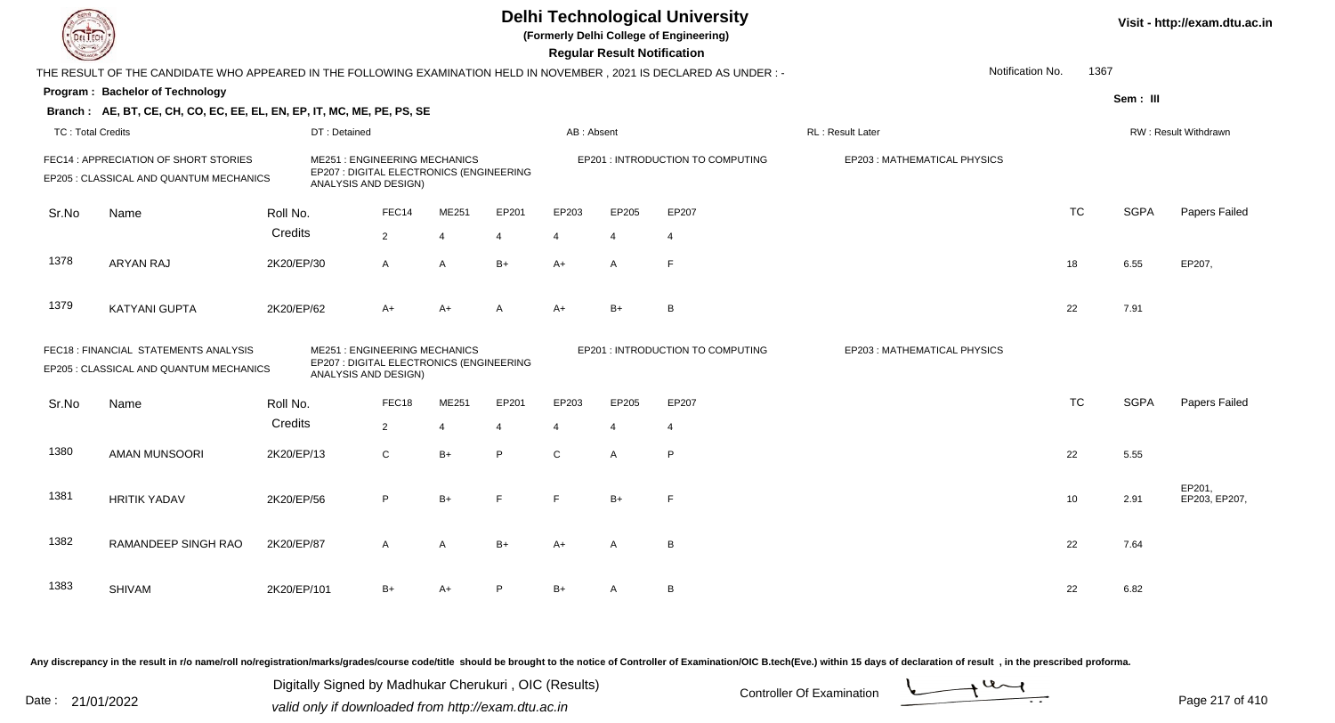# Delhi Technological University

(Formerly Delhi College of Engineering)

**Regular Result Notification**

Visit - http://exam.dtu.ac.in

THE RESULT OF THE CANDIDATE WHO APPEARED IN THE FOLLOWING EXAMINATION HELD IN NOVEMBER , 2021 IS DECLARED AS UNDER : -

Notification No. 1367

**Program : Bachelor of Technology**

Sem : III

**Branch : AE, BT, CE, CH, CO, EC, EE, EL, EN, EP, IT, MC, ME, PE, PS, SE**

TC : Total Credits | DT : Detained | AB : Absent | RL : Result Later | RW : Result Withdrawn

FEC14 : APPRECIATION OF SHORT STORIES | ME251 : ENGINEERING MECHANICS | EP201 : INTRODUCTION TO COMPUTING | EP203 : MATHEMATICAL PHYSICS | EP205 : CLASSICAL AND QUANTUM MECHANICS | EP207 : DIGITAL ELECTRONICS (ENGINEERING ANALYSIS AND DESIGN)

| Sr.No | Name | Roll No. | FEC14 | ME251 | EP201 | EP203 | EP205 | EP207 | TC | SGPA | Papers Failed |
|---|---|---|---|---|---|---|---|---|---|---|---|
| | | Credits | 2 | 4 | 4 | 4 | 4 | 4 | | | |
| 1378 | ARYAN RAJ | 2K20/EP/30 | A | A | B+ | A+ | A | F | 18 | 6.55 | EP207, |
| 1379 | KATYANI GUPTA | 2K20/EP/62 | A+ | A+ | A | A+ | B+ | B | 22 | 7.91 | |

FEC18 : FINANCIAL STATEMENTS ANALYSIS | ME251 : ENGINEERING MECHANICS | EP201 : INTRODUCTION TO COMPUTING | EP203 : MATHEMATICAL PHYSICS | EP205 : CLASSICAL AND QUANTUM MECHANICS | EP207 : DIGITAL ELECTRONICS (ENGINEERING ANALYSIS AND DESIGN)

| Sr.No | Name | Roll No. | FEC18 | ME251 | EP201 | EP203 | EP205 | EP207 | TC | SGPA | Papers Failed |
|---|---|---|---|---|---|---|---|---|---|---|---|
| | | Credits | 2 | 4 | 4 | 4 | 4 | 4 | | | |
| 1380 | AMAN MUNSOORI | 2K20/EP/13 | C | B+ | P | C | A | P | 22 | 5.55 | |
| 1381 | HRITIK YADAV | 2K20/EP/56 | P | B+ | F | F | B+ | F | 10 | 2.91 | EP201, EP203, EP207, |
| 1382 | RAMANDEEP SINGH RAO | 2K20/EP/87 | A | A | B+ | A+ | A | B | 22 | 7.64 | |
| 1383 | SHIVAM | 2K20/EP/101 | B+ | A+ | P | B+ | A | B | 22 | 6.82 | |

Any discrepancy in the result in r/o name/roll no/registration/marks/grades/course code/title should be brought to the notice of Controller of Examination/OIC B.tech(Eve.) within 15 days of declaration of result , in the prescribed proforma.

Date : 21/01/2022

Digitally Signed by Madhukar Cherukuri , OIC (Results)
valid only if downloaded from http://exam.dtu.ac.in

Controller Of Examination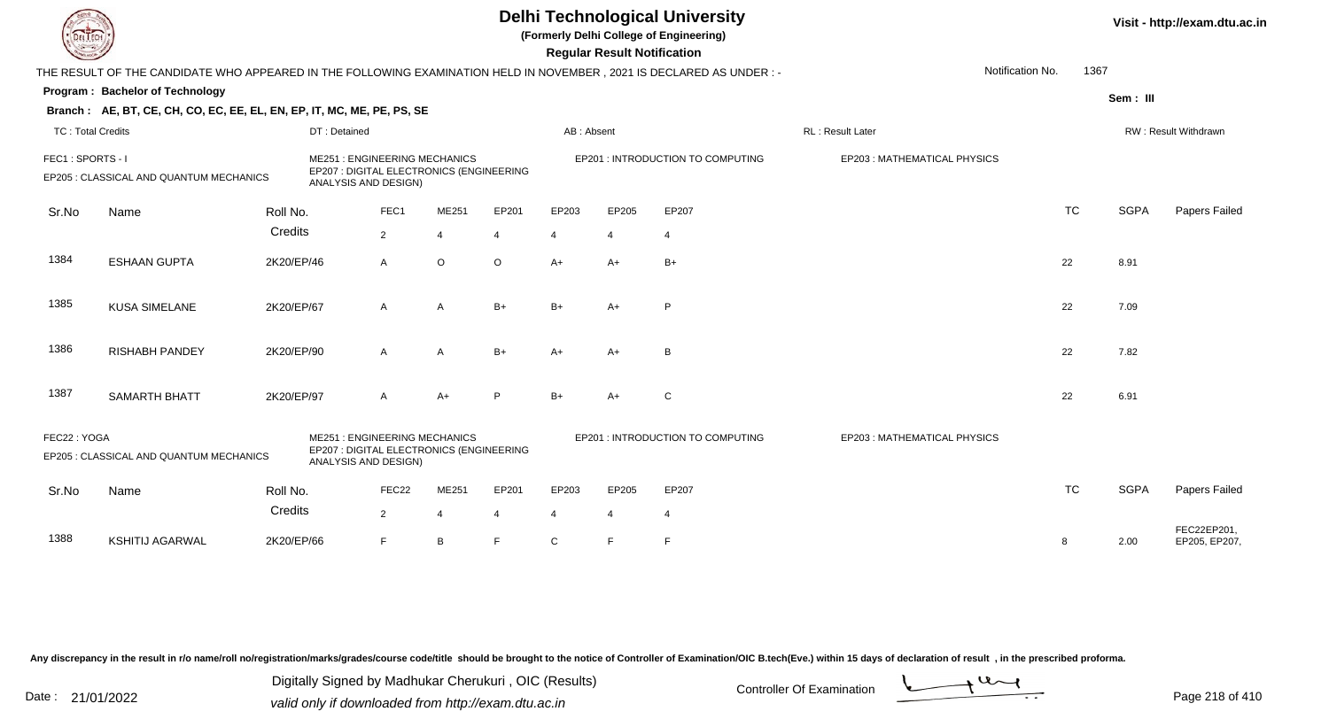# Delhi Technological University

**(Formerly Delhi College of Engineering)**

**Regular Result Notification**

Visit - http://exam.dtu.ac.in

THE RESULT OF THE CANDIDATE WHO APPEARED IN THE FOLLOWING EXAMINATION HELD IN NOVEMBER , 2021 IS DECLARED AS UNDER : -

Notification No. 1367

**Program : Bachelor of Technology**

**Sem : III**

**Branch : AE, BT, CE, CH, CO, EC, EE, EL, EN, EP, IT, MC, ME, PE, PS, SE**

TC : Total Credits | DT : Detained | AB : Absent | RL : Result Later | RW : Result Withdrawn

FEC1 : SPORTS - I | ME251 : ENGINEERING MECHANICS | EP201 : INTRODUCTION TO COMPUTING | EP203 : MATHEMATICAL PHYSICS | EP205 : CLASSICAL AND QUANTUM MECHANICS | EP207 : DIGITAL ELECTRONICS (ENGINEERING ANALYSIS AND DESIGN)

| Sr.No | Name | Roll No. | FEC1 | ME251 | EP201 | EP203 | EP205 | EP207 | TC | SGPA | Papers Failed |
|---|---|---|---|---|---|---|---|---|---|---|---|
| | | Credits | 2 | 4 | 4 | 4 | 4 | 4 | | | |
| 1384 | ESHAAN GUPTA | 2K20/EP/46 | A | O | O | A+ | A+ | B+ | 22 | 8.91 | |
| 1385 | KUSA SIMELANE | 2K20/EP/67 | A | A | B+ | B+ | A+ | P | 22 | 7.09 | |
| 1386 | RISHABH PANDEY | 2K20/EP/90 | A | A | B+ | A+ | A+ | B | 22 | 7.82 | |
| 1387 | SAMARTH BHATT | 2K20/EP/97 | A | A+ | P | B+ | A+ | C | 22 | 6.91 | |

FEC22 : YOGA | ME251 : ENGINEERING MECHANICS | EP201 : INTRODUCTION TO COMPUTING | EP203 : MATHEMATICAL PHYSICS | EP205 : CLASSICAL AND QUANTUM MECHANICS | EP207 : DIGITAL ELECTRONICS (ENGINEERING ANALYSIS AND DESIGN)

| Sr.No | Name | Roll No. | FEC22 | ME251 | EP201 | EP203 | EP205 | EP207 | TC | SGPA | Papers Failed |
|---|---|---|---|---|---|---|---|---|---|---|---|
| | | Credits | 2 | 4 | 4 | 4 | 4 | 4 | | | |
| 1388 | KSHITIJ AGARWAL | 2K20/EP/66 | F | B | F | C | F | F | 8 | 2.00 | FEC22EP201, EP205, EP207, |

Any discrepancy in the result in r/o name/roll no/registration/marks/grades/course code/title should be brought to the notice of Controller of Examination/OIC B.tech(Eve.) within 15 days of declaration of result , in the prescribed proforma.

Digitally Signed by Madhukar Cherukuri , OIC (Results)
valid only if downloaded from http://exam.dtu.ac.in

Date : 21/01/2022

Controller Of Examination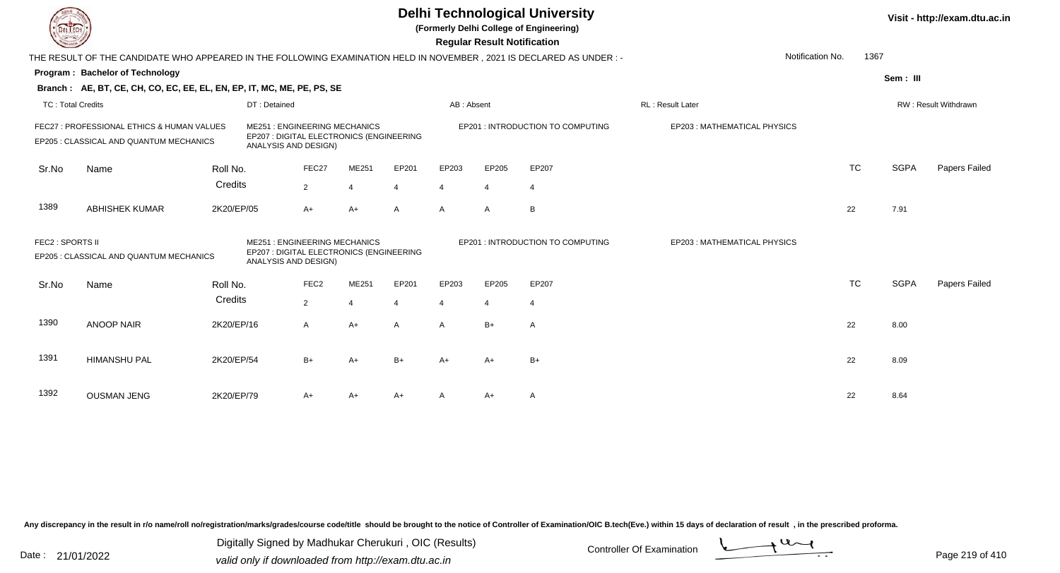# Delhi Technological University

**(Formerly Delhi College of Engineering)**

**Regular Result Notification**

THE RESULT OF THE CANDIDATE WHO APPEARED IN THE FOLLOWING EXAMINATION HELD IN NOVEMBER , 2021 IS DECLARED AS UNDER : -

Notification No. 1367

**Program : Bachelor of Technology**

**Sem : III**

**Branch : AE, BT, CE, CH, CO, EC, EE, EL, EN, EP, IT, MC, ME, PE, PS, SE**

TC : Total Credits | DT : Detained | AB : Absent | RL : Result Later | RW : Result Withdrawn

FEC27 : PROFESSIONAL ETHICS & HUMAN VALUES
ME251 : ENGINEERING MECHANICS
EP201 : INTRODUCTION TO COMPUTING
EP203 : MATHEMATICAL PHYSICS
EP205 : CLASSICAL AND QUANTUM MECHANICS
EP207 : DIGITAL ELECTRONICS (ENGINEERING ANALYSIS AND DESIGN)

| Sr.No | Name | Roll No. | FEC27 | ME251 | EP201 | EP203 | EP205 | EP207 | TC | SGPA | Papers Failed |
|---|---|---|---|---|---|---|---|---|---|---|---|
| | | Credits | 2 | 4 | 4 | 4 | 4 | 4 | | | |
| 1389 | ABHISHEK KUMAR | 2K20/EP/05 | A+ | A+ | A | A | A | B | 22 | 7.91 | |

FEC2 : SPORTS II
ME251 : ENGINEERING MECHANICS
EP201 : INTRODUCTION TO COMPUTING
EP203 : MATHEMATICAL PHYSICS
EP205 : CLASSICAL AND QUANTUM MECHANICS
EP207 : DIGITAL ELECTRONICS (ENGINEERING ANALYSIS AND DESIGN)

| Sr.No | Name | Roll No. | FEC2 | ME251 | EP201 | EP203 | EP205 | EP207 | TC | SGPA | Papers Failed |
|---|---|---|---|---|---|---|---|---|---|---|---|
| | | Credits | 2 | 4 | 4 | 4 | 4 | 4 | | | |
| 1390 | ANOOP NAIR | 2K20/EP/16 | A | A+ | A | A | B+ | A | 22 | 8.00 | |
| 1391 | HIMANSHU PAL | 2K20/EP/54 | B+ | A+ | B+ | A+ | A+ | B+ | 22 | 8.09 | |
| 1392 | OUSMAN JENG | 2K20/EP/79 | A+ | A+ | A+ | A | A+ | A | 22 | 8.64 | |

Any discrepancy in the result in r/o name/roll no/registration/marks/grades/course code/title should be brought to the notice of Controller of Examination/OIC B.tech(Eve.) within 15 days of declaration of result , in the prescribed proforma.

Date : 21/01/2022

Digitally Signed by Madhukar Cherukuri , OIC (Results)
valid only if downloaded from http://exam.dtu.ac.in

Controller Of Examination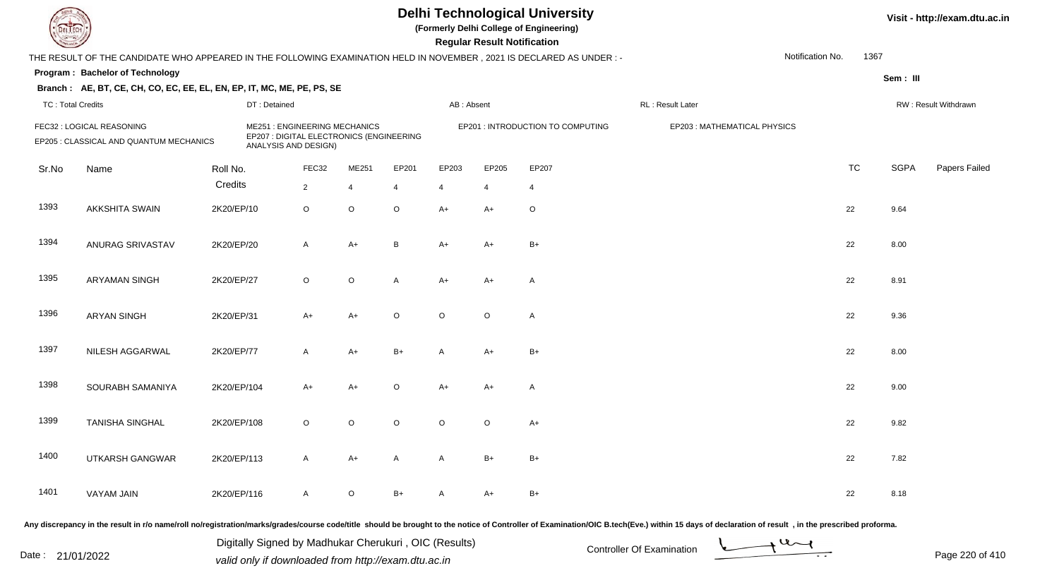# Delhi Technological University

**(Formerly Delhi College of Engineering)**

**Regular Result Notification**

Visit - http://exam.dtu.ac.in

THE RESULT OF THE CANDIDATE WHO APPEARED IN THE FOLLOWING EXAMINATION HELD IN NOVEMBER , 2021 IS DECLARED AS UNDER : -

Notification No. 1367

**Program : Bachelor of Technology**

Sem : III

**Branch : AE, BT, CE, CH, CO, EC, EE, EL, EN, EP, IT, MC, ME, PE, PS, SE**

TC : Total Credits | DT : Detained | AB : Absent | RL : Result Later | RW : Result Withdrawn

FEC32 : LOGICAL REASONING
ME251 : ENGINEERING MECHANICS
EP201 : INTRODUCTION TO COMPUTING
EP203 : MATHEMATICAL PHYSICS
EP205 : CLASSICAL AND QUANTUM MECHANICS
EP207 : DIGITAL ELECTRONICS (ENGINEERING ANALYSIS AND DESIGN)

| Sr.No | Name | Roll No. | FEC32 | ME251 | EP201 | EP203 | EP205 | EP207 | TC | SGPA | Papers Failed |
|---|---|---|---|---|---|---|---|---|---|---|---|
| | | Credits | 2 | 4 | 4 | 4 | 4 | 4 | | | |
| 1393 | AKKSHITA SWAIN | 2K20/EP/10 | O | O | O | A+ | A+ | O | 22 | 9.64 | |
| 1394 | ANURAG SRIVASTAV | 2K20/EP/20 | A | A+ | B | A+ | A+ | B+ | 22 | 8.00 | |
| 1395 | ARYAMAN SINGH | 2K20/EP/27 | O | O | A | A+ | A+ | A | 22 | 8.91 | |
| 1396 | ARYAN SINGH | 2K20/EP/31 | A+ | A+ | O | O | O | A | 22 | 9.36 | |
| 1397 | NILESH AGGARWAL | 2K20/EP/77 | A | A+ | B+ | A | A+ | B+ | 22 | 8.00 | |
| 1398 | SOURABH SAMANIYA | 2K20/EP/104 | A+ | A+ | O | A+ | A+ | A | 22 | 9.00 | |
| 1399 | TANISHA SINGHAL | 2K20/EP/108 | O | O | O | O | O | A+ | 22 | 9.82 | |
| 1400 | UTKARSH GANGWAR | 2K20/EP/113 | A | A+ | A | A | B+ | B+ | 22 | 7.82 | |
| 1401 | VAYAM JAIN | 2K20/EP/116 | A | O | B+ | A | A+ | B+ | 22 | 8.18 | |

Any discrepancy in the result in r/o name/roll no/registration/marks/grades/course code/title should be brought to the notice of Controller of Examination/OIC B.tech(Eve.) within 15 days of declaration of result , in the prescribed proforma.

Date : 21/01/2022

Digitally Signed by Madhukar Cherukuri , OIC (Results)
valid only if downloaded from http://exam.dtu.ac.in

Controller Of Examination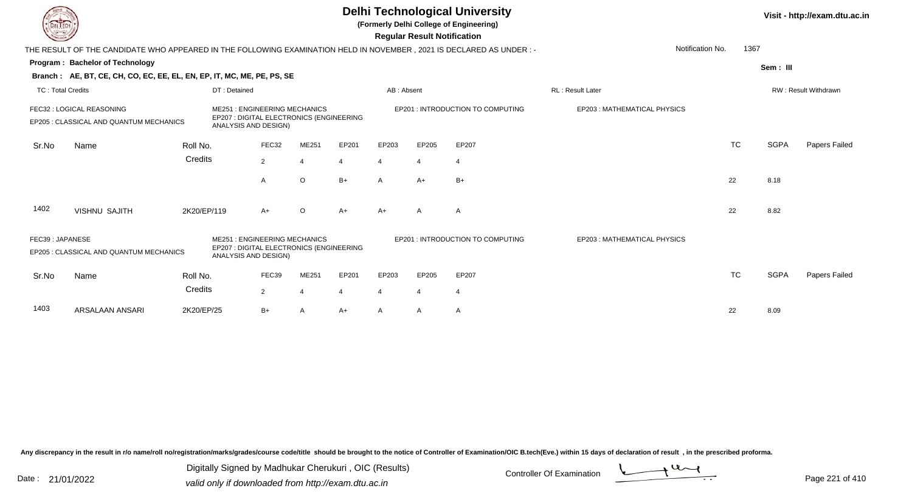# Delhi Technological University

**(Formerly Delhi College of Engineering)**

**Regular Result Notification**

Visit - http://exam.dtu.ac.in

THE RESULT OF THE CANDIDATE WHO APPEARED IN THE FOLLOWING EXAMINATION HELD IN NOVEMBER , 2021 IS DECLARED AS UNDER : -

Notification No. 1367

**Program : Bachelor of Technology**

**Sem : III**

**Branch : AE, BT, CE, CH, CO, EC, EE, EL, EN, EP, IT, MC, ME, PE, PS, SE**

TC : Total Credits | DT : Detained | AB : Absent | RL : Result Later | RW : Result Withdrawn

FEC32 : LOGICAL REASONING | ME251 : ENGINEERING MECHANICS | EP201 : INTRODUCTION TO COMPUTING | EP203 : MATHEMATICAL PHYSICS | EP205 : CLASSICAL AND QUANTUM MECHANICS | EP207 : DIGITAL ELECTRONICS (ENGINEERING ANALYSIS AND DESIGN)

| Sr.No | Name | Roll No. | FEC32 | ME251 | EP201 | EP203 | EP205 | EP207 | TC | SGPA | Papers Failed |
|---|---|---|---|---|---|---|---|---|---|---|---|
| | | Credits | 2 | 4 | 4 | 4 | 4 | 4 | | | |
| | | | A | O | B+ | A | A+ | B+ | 22 | 8.18 | |
| 1402 | VISHNU SAJITH | 2K20/EP/119 | A+ | O | A+ | A+ | A | A | 22 | 8.82 | |

FEC39 : JAPANESE | ME251 : ENGINEERING MECHANICS | EP201 : INTRODUCTION TO COMPUTING | EP203 : MATHEMATICAL PHYSICS | EP205 : CLASSICAL AND QUANTUM MECHANICS | EP207 : DIGITAL ELECTRONICS (ENGINEERING ANALYSIS AND DESIGN)

| Sr.No | Name | Roll No. | FEC39 | ME251 | EP201 | EP203 | EP205 | EP207 | TC | SGPA | Papers Failed |
|---|---|---|---|---|---|---|---|---|---|---|---|
| | | Credits | 2 | 4 | 4 | 4 | 4 | 4 | | | |
| 1403 | ARSALAAN ANSARI | 2K20/EP/25 | B+ | A | A+ | A | A | A | 22 | 8.09 | |

Any discrepancy in the result in r/o name/roll no/registration/marks/grades/course code/title should be brought to the notice of Controller of Examination/OIC B.tech(Eve.) within 15 days of declaration of result , in the prescribed proforma.

Date : 21/01/2022

Digitally Signed by Madhukar Cherukuri , OIC (Results)
valid only if downloaded from http://exam.dtu.ac.in

Controller Of Examination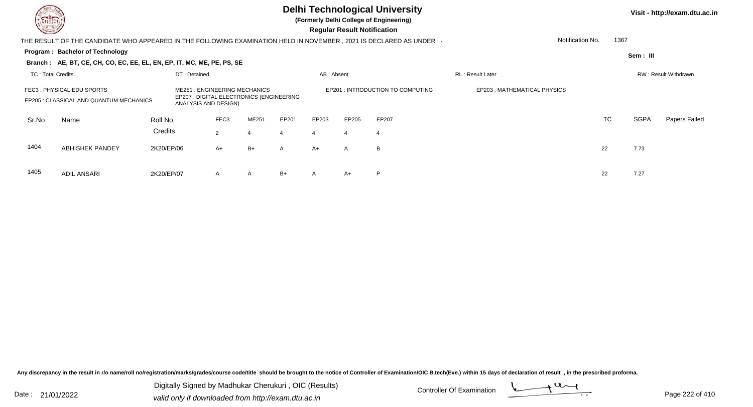# Delhi Technological University

**(Formerly Delhi College of Engineering)**

**Regular Result Notification**

Visit - http://exam.dtu.ac.in

THE RESULT OF THE CANDIDATE WHO APPEARED IN THE FOLLOWING EXAMINATION HELD IN NOVEMBER , 2021 IS DECLARED AS UNDER : -

Notification No. 1367

**Program : Bachelor of Technology**

**Sem : III**

**Branch : AE, BT, CE, CH, CO, EC, EE, EL, EN, EP, IT, MC, ME, PE, PS, SE**

TC : Total Credits | DT : Detained | AB : Absent | RL : Result Later | RW : Result Withdrawn

FEC3 : PHYSICAL EDU SPORTS
ME251 : ENGINEERING MECHANICS
EP201 : INTRODUCTION TO COMPUTING
EP203 : MATHEMATICAL PHYSICS
EP205 : CLASSICAL AND QUANTUM MECHANICS
EP207 : DIGITAL ELECTRONICS (ENGINEERING ANALYSIS AND DESIGN)

| Sr.No | Name | Roll No. | FEC3 | ME251 | EP201 | EP203 | EP205 | EP207 | TC | SGPA | Papers Failed |
|---|---|---|---|---|---|---|---|---|---|---|---|
| | | Credits | 2 | 4 | 4 | 4 | 4 | 4 | | | |
| 1404 | ABHISHEK PANDEY | 2K20/EP/06 | A+ | B+ | A | A+ | A | B | 22 | 7.73 | |
| 1405 | ADIL ANSARI | 2K20/EP/07 | A | A | B+ | A | A+ | P | 22 | 7.27 | |

Any discrepancy in the result in r/o name/roll no/registration/marks/grades/course code/title should be brought to the notice of Controller of Examination/OIC B.tech(Eve.) within 15 days of declaration of result , in the prescribed proforma.

Date : 21/01/2022

Digitally Signed by Madhukar Cherukuri , OIC (Results)
valid only if downloaded from http://exam.dtu.ac.in

Controller Of Examination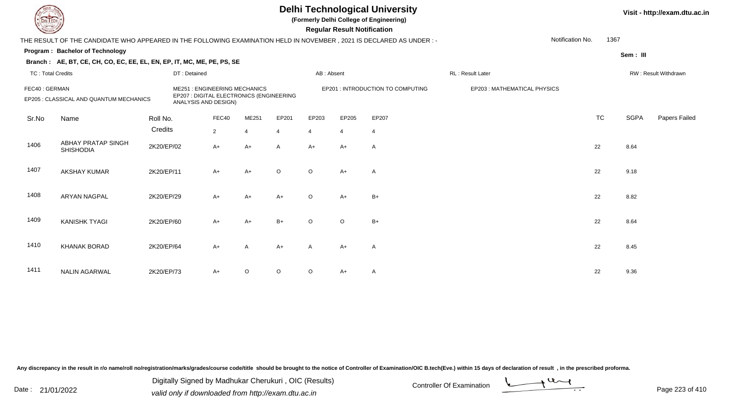# Delhi Technological University

**(Formerly Delhi College of Engineering)**

**Regular Result Notification**

Visit - http://exam.dtu.ac.in

THE RESULT OF THE CANDIDATE WHO APPEARED IN THE FOLLOWING EXAMINATION HELD IN NOVEMBER , 2021 IS DECLARED AS UNDER : -

Notification No. 1367

**Program : Bachelor of Technology**

**Sem : III**

**Branch : AE, BT, CE, CH, CO, EC, EE, EL, EN, EP, IT, MC, ME, PE, PS, SE**

TC : Total Credits | DT : Detained | AB : Absent | RL : Result Later | RW : Result Withdrawn

FEC40 : GERMAN | ME251 : ENGINEERING MECHANICS | EP201 : INTRODUCTION TO COMPUTING | EP203 : MATHEMATICAL PHYSICS | EP205 : CLASSICAL AND QUANTUM MECHANICS | EP207 : DIGITAL ELECTRONICS (ENGINEERING ANALYSIS AND DESIGN)

| Sr.No | Name | Roll No. | FEC40 | ME251 | EP201 | EP203 | EP205 | EP207 | TC | SGPA | Papers Failed |
|---|---|---|---|---|---|---|---|---|---|---|---|
| | | Credits | 2 | 4 | 4 | 4 | 4 | 4 | | | |
| 1406 | ABHAY PRATAP SINGH SHISHODIA | 2K20/EP/02 | A+ | A+ | A | A+ | A+ | A | 22 | 8.64 | |
| 1407 | AKSHAY KUMAR | 2K20/EP/11 | A+ | A+ | O | O | A+ | A | 22 | 9.18 | |
| 1408 | ARYAN NAGPAL | 2K20/EP/29 | A+ | A+ | A+ | O | A+ | B+ | 22 | 8.82 | |
| 1409 | KANISHK TYAGI | 2K20/EP/60 | A+ | A+ | B+ | O | O | B+ | 22 | 8.64 | |
| 1410 | KHANAK BORAD | 2K20/EP/64 | A+ | A | A+ | A | A+ | A | 22 | 8.45 | |
| 1411 | NALIN AGARWAL | 2K20/EP/73 | A+ | O | O | O | A+ | A | 22 | 9.36 | |

Any discrepancy in the result in r/o name/roll no/registration/marks/grades/course code/title should be brought to the notice of Controller of Examination/OIC B.tech(Eve.) within 15 days of declaration of result , in the prescribed proforma.

Date : 21/01/2022

Digitally Signed by Madhukar Cherukuri , OIC (Results)
valid only if downloaded from http://exam.dtu.ac.in

Controller Of Examination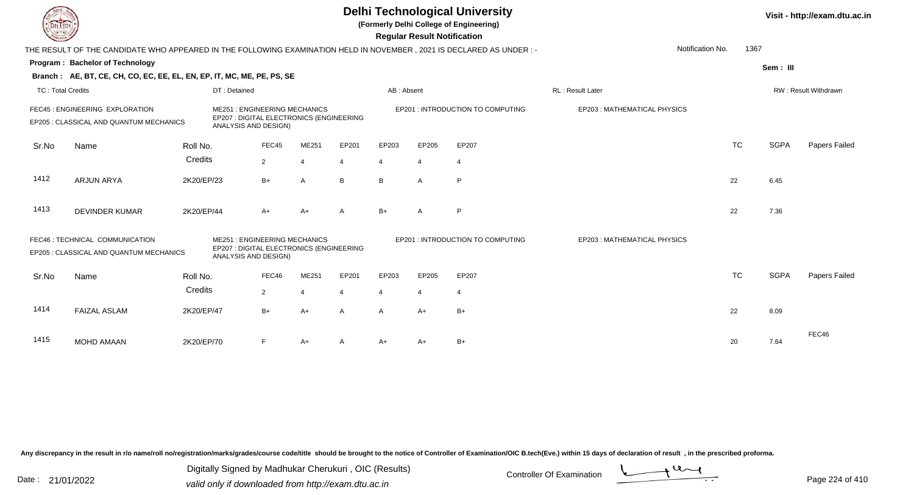# Delhi Technological University

**(Formerly Delhi College of Engineering)**

**Regular Result Notification**

Visit - http://exam.dtu.ac.in

THE RESULT OF THE CANDIDATE WHO APPEARED IN THE FOLLOWING EXAMINATION HELD IN NOVEMBER , 2021 IS DECLARED AS UNDER : -

Notification No. 1367

**Program : Bachelor of Technology**

Sem : III

**Branch : AE, BT, CE, CH, CO, EC, EE, EL, EN, EP, IT, MC, ME, PE, PS, SE**

TC : Total Credits | DT : Detained | AB : Absent | RL : Result Later | RW : Result Withdrawn

FEC45 : ENGINEERING EXPLORATION | ME251 : ENGINEERING MECHANICS | EP201 : INTRODUCTION TO COMPUTING | EP203 : MATHEMATICAL PHYSICS | EP205 : CLASSICAL AND QUANTUM MECHANICS | EP207 : DIGITAL ELECTRONICS (ENGINEERING ANALYSIS AND DESIGN)

| Sr.No | Name | Roll No. | FEC45 | ME251 | EP201 | EP203 | EP205 | EP207 | TC | SGPA | Papers Failed |
|---|---|---|---|---|---|---|---|---|---|---|---|
| | | Credits | 2 | 4 | 4 | 4 | 4 | 4 | | | |
| 1412 | ARJUN ARYA | 2K20/EP/23 | B+ | A | B | B | A | P | 22 | 6.45 | |
| 1413 | DEVINDER KUMAR | 2K20/EP/44 | A+ | A+ | A | B+ | A | P | 22 | 7.36 | |

FEC46 : TECHNICAL COMMUNICATION | ME251 : ENGINEERING MECHANICS | EP201 : INTRODUCTION TO COMPUTING | EP203 : MATHEMATICAL PHYSICS | EP205 : CLASSICAL AND QUANTUM MECHANICS | EP207 : DIGITAL ELECTRONICS (ENGINEERING ANALYSIS AND DESIGN)

| Sr.No | Name | Roll No. | FEC46 | ME251 | EP201 | EP203 | EP205 | EP207 | TC | SGPA | Papers Failed |
|---|---|---|---|---|---|---|---|---|---|---|---|
| | | Credits | 2 | 4 | 4 | 4 | 4 | 4 | | | |
| 1414 | FAIZAL ASLAM | 2K20/EP/47 | B+ | A+ | A | A | A+ | B+ | 22 | 8.09 | |
| 1415 | MOHD AMAAN | 2K20/EP/70 | F | A+ | A | A+ | A+ | B+ | 20 | 7.64 | FEC46 |

Any discrepancy in the result in r/o name/roll no/registration/marks/grades/course code/title should be brought to the notice of Controller of Examination/OIC B.tech(Eve.) within 15 days of declaration of result , in the prescribed proforma.

Date : 21/01/2022

Digitally Signed by Madhukar Cherukuri , OIC (Results)
valid only if downloaded from http://exam.dtu.ac.in

Controller Of Examination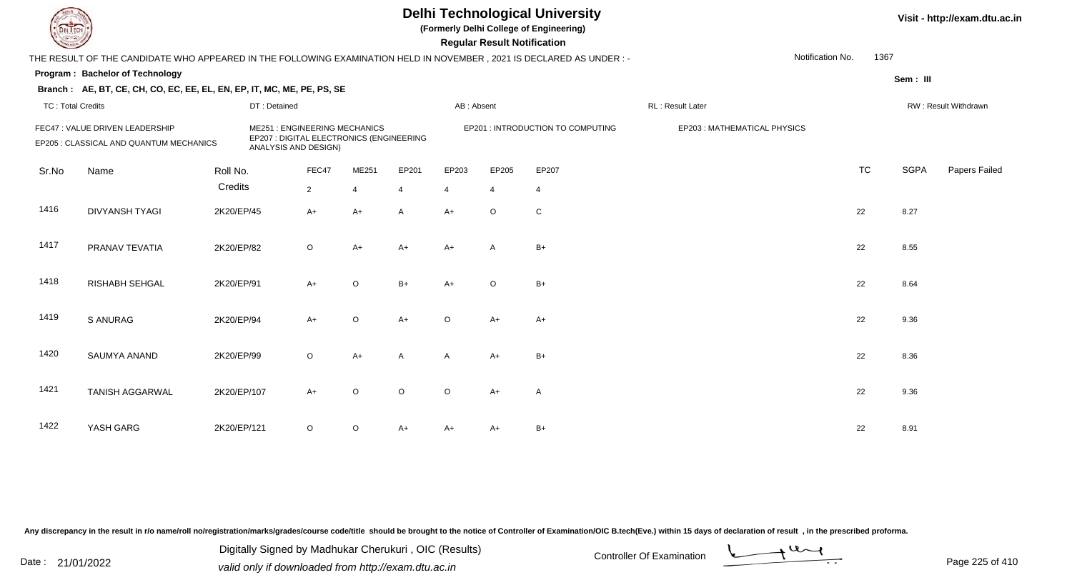# Delhi Technological University

**(Formerly Delhi College of Engineering)**

**Regular Result Notification**

Visit - http://exam.dtu.ac.in

THE RESULT OF THE CANDIDATE WHO APPEARED IN THE FOLLOWING EXAMINATION HELD IN NOVEMBER , 2021 IS DECLARED AS UNDER : -

Notification No. 1367

**Program : Bachelor of Technology**

**Sem : III**

**Branch : AE, BT, CE, CH, CO, EC, EE, EL, EN, EP, IT, MC, ME, PE, PS, SE**

TC : Total Credits | DT : Detained | AB : Absent | RL : Result Later | RW : Result Withdrawn

FEC47 : VALUE DRIVEN LEADERSHIP
ME251 : ENGINEERING MECHANICS
EP201 : INTRODUCTION TO COMPUTING
EP203 : MATHEMATICAL PHYSICS
EP205 : CLASSICAL AND QUANTUM MECHANICS
EP207 : DIGITAL ELECTRONICS (ENGINEERING ANALYSIS AND DESIGN)

| Sr.No | Name | Roll No. | FEC47 | ME251 | EP201 | EP203 | EP205 | EP207 | TC | SGPA | Papers Failed |
|---|---|---|---|---|---|---|---|---|---|---|---|
| | | Credits | 2 | 4 | 4 | 4 | 4 | 4 | | | |
| 1416 | DIVYANSH TYAGI | 2K20/EP/45 | A+ | A+ | A | A+ | O | C | 22 | 8.27 | |
| 1417 | PRANAV TEVATIA | 2K20/EP/82 | O | A+ | A+ | A+ | A | B+ | 22 | 8.55 | |
| 1418 | RISHABH SEHGAL | 2K20/EP/91 | A+ | O | B+ | A+ | O | B+ | 22 | 8.64 | |
| 1419 | S ANURAG | 2K20/EP/94 | A+ | O | A+ | O | A+ | A+ | 22 | 9.36 | |
| 1420 | SAUMYA ANAND | 2K20/EP/99 | O | A+ | A | A | A+ | B+ | 22 | 8.36 | |
| 1421 | TANISH AGGARWAL | 2K20/EP/107 | A+ | O | O | O | A+ | A | 22 | 9.36 | |
| 1422 | YASH GARG | 2K20/EP/121 | O | O | A+ | A+ | A+ | B+ | 22 | 8.91 | |

Any discrepancy in the result in r/o name/roll no/registration/marks/grades/course code/title should be brought to the notice of Controller of Examination/OIC B.tech(Eve.) within 15 days of declaration of result , in the prescribed proforma.

Date : 21/01/2022

Digitally Signed by Madhukar Cherukuri , OIC (Results)
valid only if downloaded from http://exam.dtu.ac.in

Controller Of Examination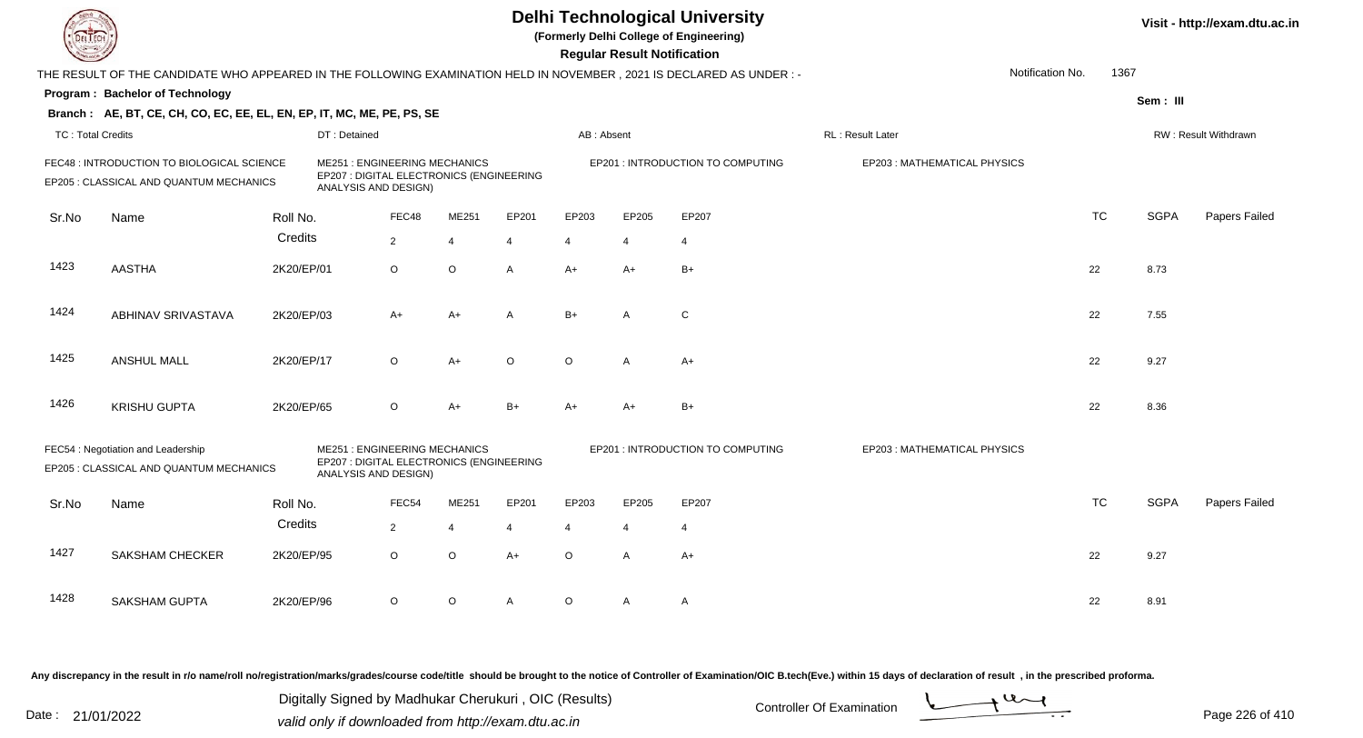# Delhi Technological University

(Formerly Delhi College of Engineering)

**Regular Result Notification**

Visit - http://exam.dtu.ac.in

THE RESULT OF THE CANDIDATE WHO APPEARED IN THE FOLLOWING EXAMINATION HELD IN NOVEMBER , 2021 IS DECLARED AS UNDER : -

Notification No. 1367

**Program : Bachelor of Technology**

Sem : III

**Branch : AE, BT, CE, CH, CO, EC, EE, EL, EN, EP, IT, MC, ME, PE, PS, SE**

TC : Total Credits | DT : Detained | AB : Absent | RL : Result Later | RW : Result Withdrawn

FEC48 : INTRODUCTION TO BIOLOGICAL SCIENCE | ME251 : ENGINEERING MECHANICS | EP201 : INTRODUCTION TO COMPUTING | EP203 : MATHEMATICAL PHYSICS | EP205 : CLASSICAL AND QUANTUM MECHANICS | EP207 : DIGITAL ELECTRONICS (ENGINEERING ANALYSIS AND DESIGN)

| Sr.No | Name | Roll No. | FEC48 | ME251 | EP201 | EP203 | EP205 | EP207 | TC | SGPA | Papers Failed |
|---|---|---|---|---|---|---|---|---|---|---|---|
| | | Credits | 2 | 4 | 4 | 4 | 4 | 4 | | | |
| 1423 | AASTHA | 2K20/EP/01 | O | O | A | A+ | A+ | B+ | 22 | 8.73 | |
| 1424 | ABHINAV SRIVASTAVA | 2K20/EP/03 | A+ | A+ | A | B+ | A | C | 22 | 7.55 | |
| 1425 | ANSHUL MALL | 2K20/EP/17 | O | A+ | O | O | A | A+ | 22 | 9.27 | |
| 1426 | KRISHU GUPTA | 2K20/EP/65 | O | A+ | B+ | A+ | A+ | B+ | 22 | 8.36 | |

FEC54 : Negotiation and Leadership | ME251 : ENGINEERING MECHANICS | EP201 : INTRODUCTION TO COMPUTING | EP203 : MATHEMATICAL PHYSICS | EP205 : CLASSICAL AND QUANTUM MECHANICS | EP207 : DIGITAL ELECTRONICS (ENGINEERING ANALYSIS AND DESIGN)

| Sr.No | Name | Roll No. | FEC54 | ME251 | EP201 | EP203 | EP205 | EP207 | TC | SGPA | Papers Failed |
|---|---|---|---|---|---|---|---|---|---|---|---|
| | | Credits | 2 | 4 | 4 | 4 | 4 | 4 | | | |
| 1427 | SAKSHAM CHECKER | 2K20/EP/95 | O | O | A+ | O | A | A+ | 22 | 9.27 | |
| 1428 | SAKSHAM GUPTA | 2K20/EP/96 | O | O | A | O | A | A | 22 | 8.91 | |

Any discrepancy in the result in r/o name/roll no/registration/marks/grades/course code/title should be brought to the notice of Controller of Examination/OIC B.tech(Eve.) within 15 days of declaration of result , in the prescribed proforma.

Date : 21/01/2022

Digitally Signed by Madhukar Cherukuri , OIC (Results)
valid only if downloaded from http://exam.dtu.ac.in

Controller Of Examination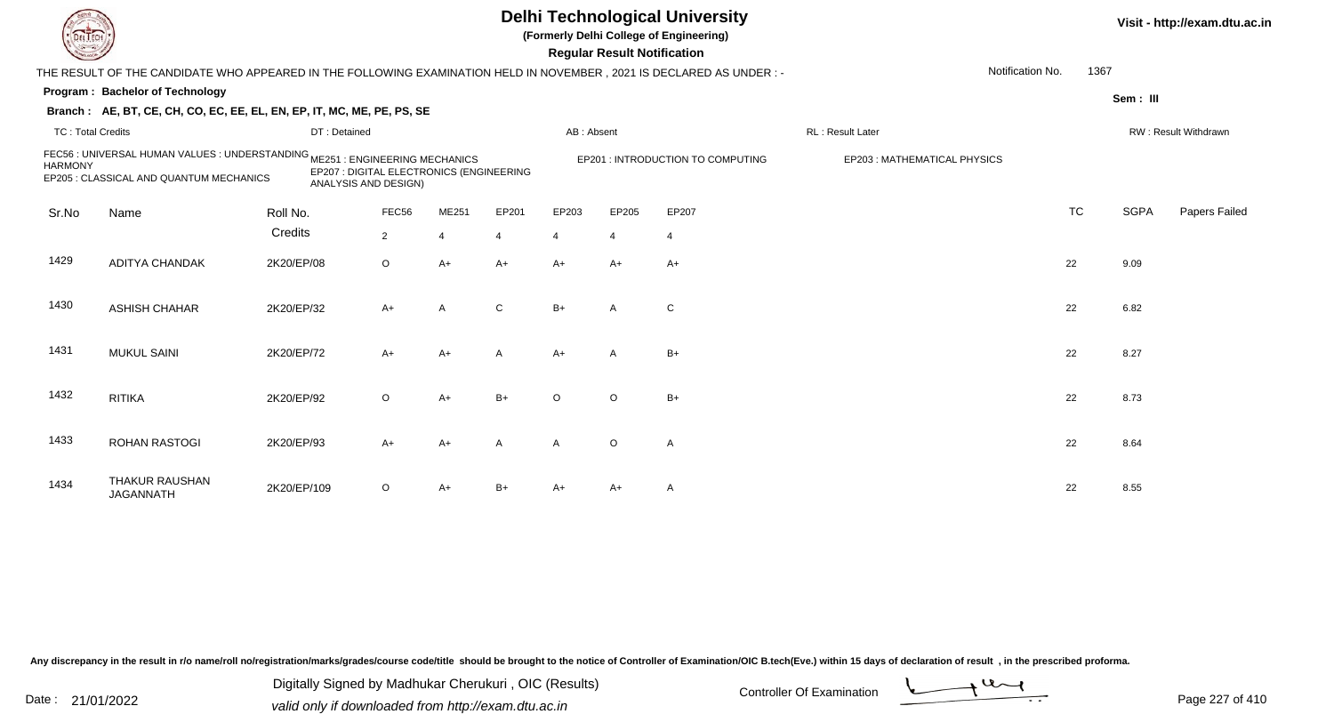# Delhi Technological University

**(Formerly Delhi College of Engineering)**

**Regular Result Notification**

Visit - http://exam.dtu.ac.in

THE RESULT OF THE CANDIDATE WHO APPEARED IN THE FOLLOWING EXAMINATION HELD IN NOVEMBER , 2021 IS DECLARED AS UNDER : -

Notification No. 1367

**Program : Bachelor of Technology**

Sem : III

**Branch : AE, BT, CE, CH, CO, EC, EE, EL, EN, EP, IT, MC, ME, PE, PS, SE**

TC : Total Credits | DT : Detained | AB : Absent | RL : Result Later | RW : Result Withdrawn

FEC56 : UNIVERSAL HUMAN VALUES : UNDERSTANDING HARMONY
ME251 : ENGINEERING MECHANICS
EP201 : INTRODUCTION TO COMPUTING
EP203 : MATHEMATICAL PHYSICS
EP205 : CLASSICAL AND QUANTUM MECHANICS
EP207 : DIGITAL ELECTRONICS (ENGINEERING ANALYSIS AND DESIGN)

| Sr.No | Name | Roll No. | FEC56 | ME251 | EP201 | EP203 | EP205 | EP207 | TC | SGPA | Papers Failed |
|---|---|---|---|---|---|---|---|---|---|---|---|
| | | Credits | 2 | 4 | 4 | 4 | 4 | 4 | | | |
| 1429 | ADITYA CHANDAK | 2K20/EP/08 | O | A+ | A+ | A+ | A+ | A+ | 22 | 9.09 | |
| 1430 | ASHISH CHAHAR | 2K20/EP/32 | A+ | A | C | B+ | A | C | 22 | 6.82 | |
| 1431 | MUKUL SAINI | 2K20/EP/72 | A+ | A+ | A | A+ | A | B+ | 22 | 8.27 | |
| 1432 | RITIKA | 2K20/EP/92 | O | A+ | B+ | O | O | B+ | 22 | 8.73 | |
| 1433 | ROHAN RASTOGI | 2K20/EP/93 | A+ | A+ | A | A | O | A | 22 | 8.64 | |
| 1434 | THAKUR RAUSHAN JAGANNATH | 2K20/EP/109 | O | A+ | B+ | A+ | A+ | A | 22 | 8.55 | |

Any discrepancy in the result in r/o name/roll no/registration/marks/grades/course code/title should be brought to the notice of Controller of Examination/OIC B.tech(Eve.) within 15 days of declaration of result , in the prescribed proforma.

Date : 21/01/2022

Digitally Signed by Madhukar Cherukuri , OIC (Results)
valid only if downloaded from http://exam.dtu.ac.in

Controller Of Examination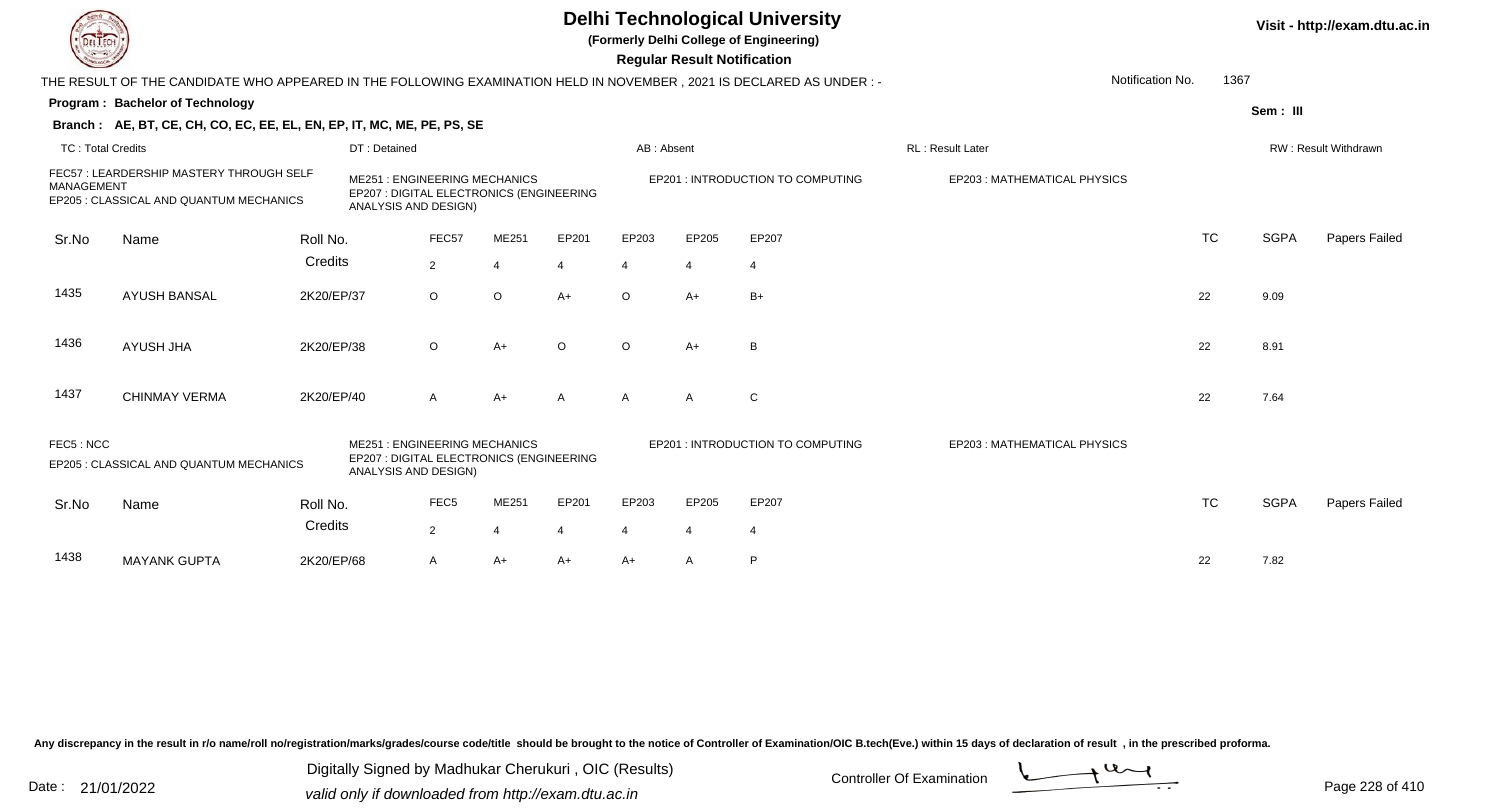# Delhi Technological University

**(Formerly Delhi College of Engineering)**

**Regular Result Notification**

Visit - http://exam.dtu.ac.in

THE RESULT OF THE CANDIDATE WHO APPEARED IN THE FOLLOWING EXAMINATION HELD IN NOVEMBER , 2021 IS DECLARED AS UNDER : -

Notification No. 1367

**Program : Bachelor of Technology**

**Sem : III**

**Branch : AE, BT, CE, CH, CO, EC, EE, EL, EN, EP, IT, MC, ME, PE, PS, SE**

TC : Total Credits | DT : Detained | AB : Absent | RL : Result Later | RW : Result Withdrawn

FEC57 : LEARDERSHIP MASTERY THROUGH SELF MANAGEMENT
ME251 : ENGINEERING MECHANICS
EP201 : INTRODUCTION TO COMPUTING
EP203 : MATHEMATICAL PHYSICS
EP205 : CLASSICAL AND QUANTUM MECHANICS
EP207 : DIGITAL ELECTRONICS (ENGINEERING ANALYSIS AND DESIGN)

| Sr.No | Name | Roll No. | FEC57 | ME251 | EP201 | EP203 | EP205 | EP207 | TC | SGPA | Papers Failed |
|---|---|---|---|---|---|---|---|---|---|---|---|
| | | Credits | 2 | 4 | 4 | 4 | 4 | 4 | | | |
| 1435 | AYUSH BANSAL | 2K20/EP/37 | O | O | A+ | O | A+ | B+ | 22 | 9.09 | |
| 1436 | AYUSH JHA | 2K20/EP/38 | O | A+ | O | O | A+ | B | 22 | 8.91 | |
| 1437 | CHINMAY VERMA | 2K20/EP/40 | A | A+ | A | A | A | C | 22 | 7.64 | |

FEC5 : NCC
ME251 : ENGINEERING MECHANICS
EP201 : INTRODUCTION TO COMPUTING
EP203 : MATHEMATICAL PHYSICS
EP205 : CLASSICAL AND QUANTUM MECHANICS
EP207 : DIGITAL ELECTRONICS (ENGINEERING ANALYSIS AND DESIGN)

| Sr.No | Name | Roll No. | FEC5 | ME251 | EP201 | EP203 | EP205 | EP207 | TC | SGPA | Papers Failed |
|---|---|---|---|---|---|---|---|---|---|---|---|
| | | Credits | 2 | 4 | 4 | 4 | 4 | 4 | | | |
| 1438 | MAYANK GUPTA | 2K20/EP/68 | A | A+ | A+ | A+ | A | P | 22 | 7.82 | |

Any discrepancy in the result in r/o name/roll no/registration/marks/grades/course code/title should be brought to the notice of Controller of Examination/OIC B.tech(Eve.) within 15 days of declaration of result , in the prescribed proforma.

Date : 21/01/2022

Digitally Signed by Madhukar Cherukuri , OIC (Results)
valid only if downloaded from http://exam.dtu.ac.in

Controller Of Examination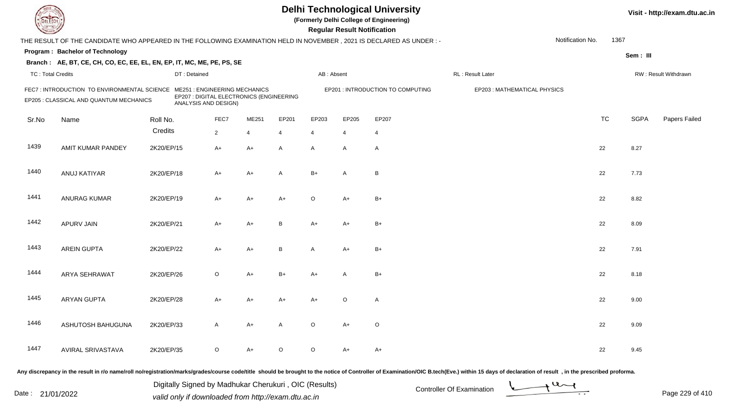# Delhi Technological University

**(Formerly Delhi College of Engineering)**

**Regular Result Notification**

Visit - http://exam.dtu.ac.in

THE RESULT OF THE CANDIDATE WHO APPEARED IN THE FOLLOWING EXAMINATION HELD IN NOVEMBER , 2021 IS DECLARED AS UNDER : -

Notification No. 1367

**Program : Bachelor of Technology**

Sem : III

**Branch : AE, BT, CE, CH, CO, EC, EE, EL, EN, EP, IT, MC, ME, PE, PS, SE**

TC : Total Credits | DT : Detained | AB : Absent | RL : Result Later | RW : Result Withdrawn

FEC7 : INTRODUCTION TO ENVIRONMENTAL SCIENCE
ME251 : ENGINEERING MECHANICS
EP201 : INTRODUCTION TO COMPUTING
EP203 : MATHEMATICAL PHYSICS
EP205 : CLASSICAL AND QUANTUM MECHANICS
EP207 : DIGITAL ELECTRONICS (ENGINEERING ANALYSIS AND DESIGN)

| Sr.No | Name | Roll No. | FEC7 | ME251 | EP201 | EP203 | EP205 | EP207 | TC | SGPA | Papers Failed |
|---|---|---|---|---|---|---|---|---|---|---|---|
| | | Credits | 2 | 4 | 4 | 4 | 4 | 4 | | | |
| 1439 | AMIT KUMAR PANDEY | 2K20/EP/15 | A+ | A+ | A | A | A | A | 22 | 8.27 | |
| 1440 | ANUJ KATIYAR | 2K20/EP/18 | A+ | A+ | A | B+ | A | B | 22 | 7.73 | |
| 1441 | ANURAG KUMAR | 2K20/EP/19 | A+ | A+ | A+ | O | A+ | B+ | 22 | 8.82 | |
| 1442 | APURV JAIN | 2K20/EP/21 | A+ | A+ | B | A+ | A+ | B+ | 22 | 8.09 | |
| 1443 | AREIN GUPTA | 2K20/EP/22 | A+ | A+ | B | A | A+ | B+ | 22 | 7.91 | |
| 1444 | ARYA SEHRAWAT | 2K20/EP/26 | O | A+ | B+ | A+ | A | B+ | 22 | 8.18 | |
| 1445 | ARYAN GUPTA | 2K20/EP/28 | A+ | A+ | A+ | A+ | O | A | 22 | 9.00 | |
| 1446 | ASHUTOSH BAHUGUNA | 2K20/EP/33 | A | A+ | A | O | A+ | O | 22 | 9.09 | |
| 1447 | AVIRAL SRIVASTAVA | 2K20/EP/35 | O | A+ | O | O | A+ | A+ | 22 | 9.45 | |

Any discrepancy in the result in r/o name/roll no/registration/marks/grades/course code/title should be brought to the notice of Controller of Examination/OIC B.tech(Eve.) within 15 days of declaration of result , in the prescribed proforma.

Date : 21/01/2022

Digitally Signed by Madhukar Cherukuri , OIC (Results)
valid only if downloaded from http://exam.dtu.ac.in

Controller Of Examination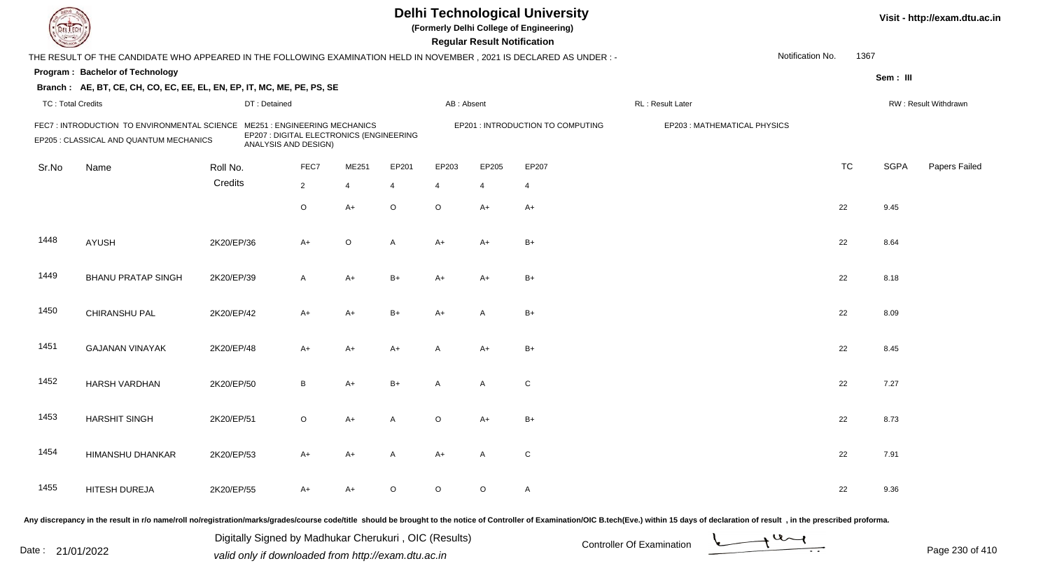# Delhi Technological University

**(Formerly Delhi College of Engineering)**

**Regular Result Notification**

Visit - http://exam.dtu.ac.in

THE RESULT OF THE CANDIDATE WHO APPEARED IN THE FOLLOWING EXAMINATION HELD IN NOVEMBER , 2021 IS DECLARED AS UNDER : -

Notification No. 1367

**Program : Bachelor of Technology**

Sem : III

**Branch : AE, BT, CE, CH, CO, EC, EE, EL, EN, EP, IT, MC, ME, PE, PS, SE**

TC : Total Credits | DT : Detained | AB : Absent | RL : Result Later | RW : Result Withdrawn

FEC7 : INTRODUCTION TO ENVIRONMENTAL SCIENCE | ME251 : ENGINEERING MECHANICS | EP201 : INTRODUCTION TO COMPUTING | EP203 : MATHEMATICAL PHYSICS | EP205 : CLASSICAL AND QUANTUM MECHANICS | EP207 : DIGITAL ELECTRONICS (ENGINEERING ANALYSIS AND DESIGN)

| Sr.No | Name | Roll No. | FEC7 | ME251 | EP201 | EP203 | EP205 | EP207 | TC | SGPA | Papers Failed |
|---|---|---|---|---|---|---|---|---|---|---|---|
| | | Credits | 2 | 4 | 4 | 4 | 4 | 4 | | | |
| | | | O | A+ | O | O | A+ | A+ | 22 | 9.45 | |
| 1448 | AYUSH | 2K20/EP/36 | A+ | O | A | A+ | A+ | B+ | 22 | 8.64 | |
| 1449 | BHANU PRATAP SINGH | 2K20/EP/39 | A | A+ | B+ | A+ | A+ | B+ | 22 | 8.18 | |
| 1450 | CHIRANSHU PAL | 2K20/EP/42 | A+ | A+ | B+ | A+ | A | B+ | 22 | 8.09 | |
| 1451 | GAJANAN VINAYAK | 2K20/EP/48 | A+ | A+ | A+ | A | A+ | B+ | 22 | 8.45 | |
| 1452 | HARSH VARDHAN | 2K20/EP/50 | B | A+ | B+ | A | A | C | 22 | 7.27 | |
| 1453 | HARSHIT SINGH | 2K20/EP/51 | O | A+ | A | O | A+ | B+ | 22 | 8.73 | |
| 1454 | HIMANSHU DHANKAR | 2K20/EP/53 | A+ | A+ | A | A+ | A | C | 22 | 7.91 | |
| 1455 | HITESH DUREJA | 2K20/EP/55 | A+ | A+ | O | O | O | A | 22 | 9.36 | |

Any discrepancy in the result in r/o name/roll no/registration/marks/grades/course code/title should be brought to the notice of Controller of Examination/OIC B.tech(Eve.) within 15 days of declaration of result , in the prescribed proforma.

Date : 21/01/2022

Digitally Signed by Madhukar Cherukuri , OIC (Results)
valid only if downloaded from http://exam.dtu.ac.in

Controller Of Examination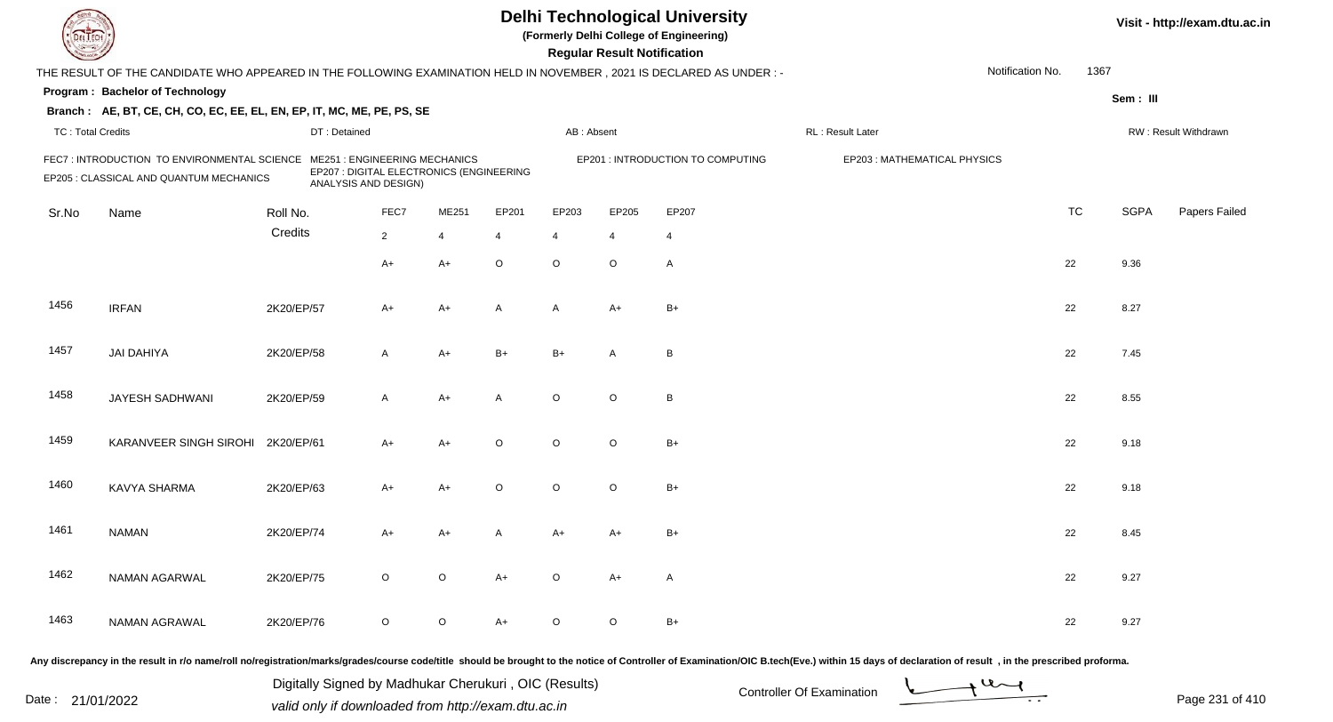# Delhi Technological University

**(Formerly Delhi College of Engineering)**

**Regular Result Notification**

Visit - http://exam.dtu.ac.in

THE RESULT OF THE CANDIDATE WHO APPEARED IN THE FOLLOWING EXAMINATION HELD IN NOVEMBER , 2021 IS DECLARED AS UNDER : -

Notification No. 1367

**Program : Bachelor of Technology**

Sem : III

**Branch : AE, BT, CE, CH, CO, EC, EE, EL, EN, EP, IT, MC, ME, PE, PS, SE**

TC : Total Credits | DT : Detained | AB : Absent | RL : Result Later | RW : Result Withdrawn

FEC7 : INTRODUCTION TO ENVIRONMENTAL SCIENCE
ME251 : ENGINEERING MECHANICS
EP201 : INTRODUCTION TO COMPUTING
EP203 : MATHEMATICAL PHYSICS
EP205 : CLASSICAL AND QUANTUM MECHANICS
EP207 : DIGITAL ELECTRONICS (ENGINEERING ANALYSIS AND DESIGN)

| Sr.No | Name | Roll No. | FEC7 | ME251 | EP201 | EP203 | EP205 | EP207 | TC | SGPA | Papers Failed |
|---|---|---|---|---|---|---|---|---|---|---|---|
| | | Credits | 2 | 4 | 4 | 4 | 4 | 4 | | | |
| | | | A+ | A+ | O | O | O | A | 22 | 9.36 | |
| 1456 | IRFAN | 2K20/EP/57 | A+ | A+ | A | A | A+ | B+ | 22 | 8.27 | |
| 1457 | JAI DAHIYA | 2K20/EP/58 | A | A+ | B+ | B+ | A | B | 22 | 7.45 | |
| 1458 | JAYESH SADHWANI | 2K20/EP/59 | A | A+ | A | O | O | B | 22 | 8.55 | |
| 1459 | KARANVEER SINGH SIROHI | 2K20/EP/61 | A+ | A+ | O | O | O | B+ | 22 | 9.18 | |
| 1460 | KAVYA SHARMA | 2K20/EP/63 | A+ | A+ | O | O | O | B+ | 22 | 9.18 | |
| 1461 | NAMAN | 2K20/EP/74 | A+ | A+ | A | A+ | A+ | B+ | 22 | 8.45 | |
| 1462 | NAMAN AGARWAL | 2K20/EP/75 | O | O | A+ | O | A+ | A | 22 | 9.27 | |
| 1463 | NAMAN AGRAWAL | 2K20/EP/76 | O | O | A+ | O | O | B+ | 22 | 9.27 | |

Any discrepancy in the result in r/o name/roll no/registration/marks/grades/course code/title should be brought to the notice of Controller of Examination/OIC B.tech(Eve.) within 15 days of declaration of result , in the prescribed proforma.

Date : 21/01/2022

Digitally Signed by Madhukar Cherukuri , OIC (Results)
valid only if downloaded from http://exam.dtu.ac.in

Controller Of Examination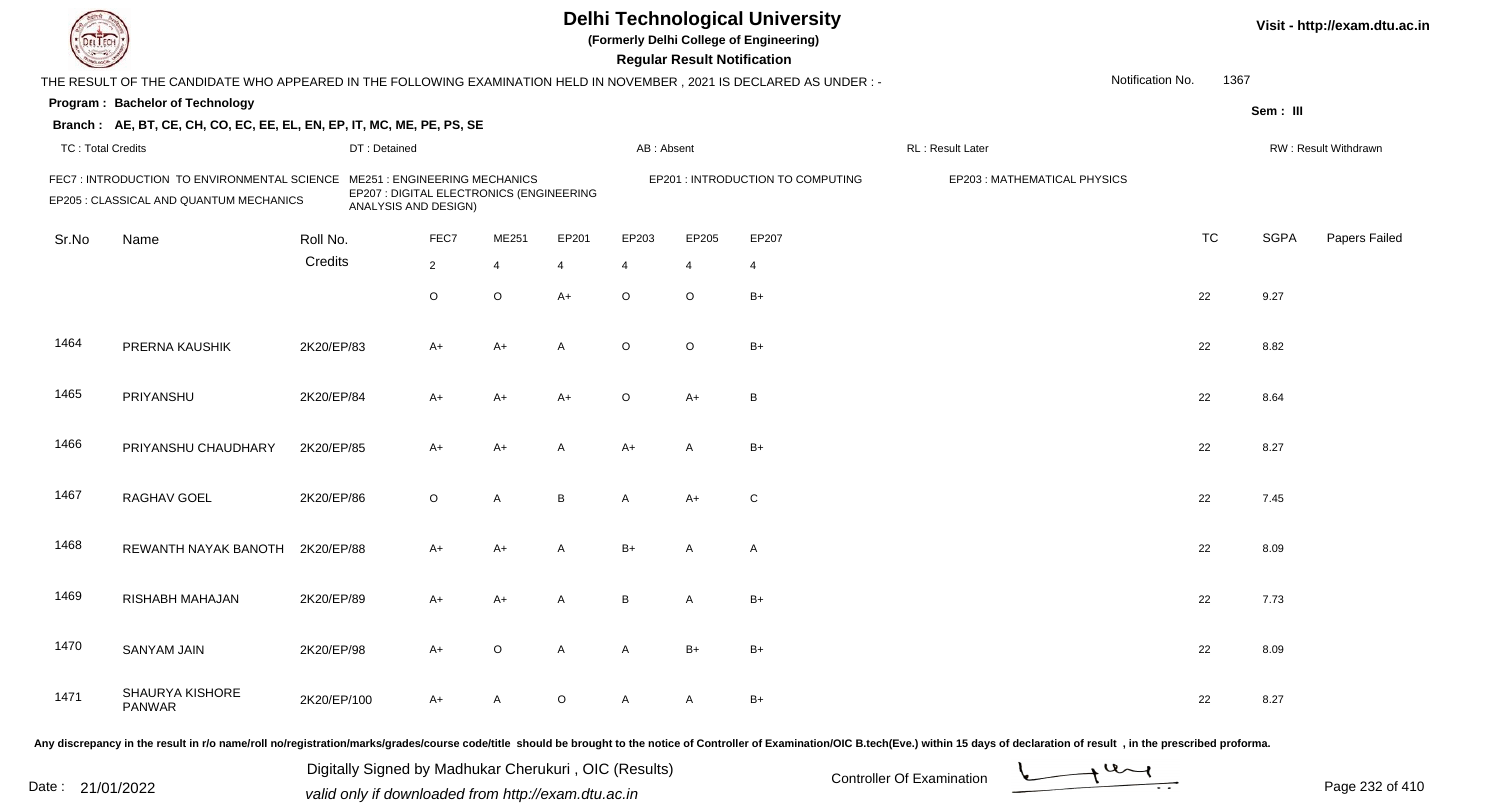# Delhi Technological University

(Formerly Delhi College of Engineering)

**Regular Result Notification**

Visit - http://exam.dtu.ac.in

THE RESULT OF THE CANDIDATE WHO APPEARED IN THE FOLLOWING EXAMINATION HELD IN NOVEMBER , 2021 IS DECLARED AS UNDER : -

Notification No. 1367

**Program : Bachelor of Technology**

Sem : III

**Branch : AE, BT, CE, CH, CO, EC, EE, EL, EN, EP, IT, MC, ME, PE, PS, SE**

TC : Total Credits | DT : Detained | AB : Absent | RL : Result Later | RW : Result Withdrawn

FEC7 : INTRODUCTION TO ENVIRONMENTAL SCIENCE
ME251 : ENGINEERING MECHANICS
EP201 : INTRODUCTION TO COMPUTING
EP203 : MATHEMATICAL PHYSICS
EP205 : CLASSICAL AND QUANTUM MECHANICS
EP207 : DIGITAL ELECTRONICS (ENGINEERING ANALYSIS AND DESIGN)

| Sr.No | Name | Roll No. | FEC7 | ME251 | EP201 | EP203 | EP205 | EP207 | TC | SGPA | Papers Failed |
|---|---|---|---|---|---|---|---|---|---|---|---|
| | | Credits | 2 | 4 | 4 | 4 | 4 | 4 | | | |
| | | | O | O | A+ | O | O | B+ | 22 | 9.27 | |
| 1464 | PRERNA KAUSHIK | 2K20/EP/83 | A+ | A+ | A | O | O | B+ | 22 | 8.82 | |
| 1465 | PRIYANSHU | 2K20/EP/84 | A+ | A+ | A+ | O | A+ | B | 22 | 8.64 | |
| 1466 | PRIYANSHU CHAUDHARY | 2K20/EP/85 | A+ | A+ | A | A+ | A | B+ | 22 | 8.27 | |
| 1467 | RAGHAV GOEL | 2K20/EP/86 | O | A | B | A | A+ | C | 22 | 7.45 | |
| 1468 | REWANTH NAYAK BANOTH | 2K20/EP/88 | A+ | A+ | A | B+ | A | A | 22 | 8.09 | |
| 1469 | RISHABH MAHAJAN | 2K20/EP/89 | A+ | A+ | A | B | A | B+ | 22 | 7.73 | |
| 1470 | SANYAM JAIN | 2K20/EP/98 | A+ | O | A | A | B+ | B+ | 22 | 8.09 | |
| 1471 | SHAURYA KISHORE PANWAR | 2K20/EP/100 | A+ | A | O | A | A | B+ | 22 | 8.27 | |

Any discrepancy in the result in r/o name/roll no/registration/marks/grades/course code/title should be brought to the notice of Controller of Examination/OIC B.tech(Eve.) within 15 days of declaration of result , in the prescribed proforma.

Date : 21/01/2022

Digitally Signed by Madhukar Cherukuri , OIC (Results)
valid only if downloaded from http://exam.dtu.ac.in

Controller Of Examination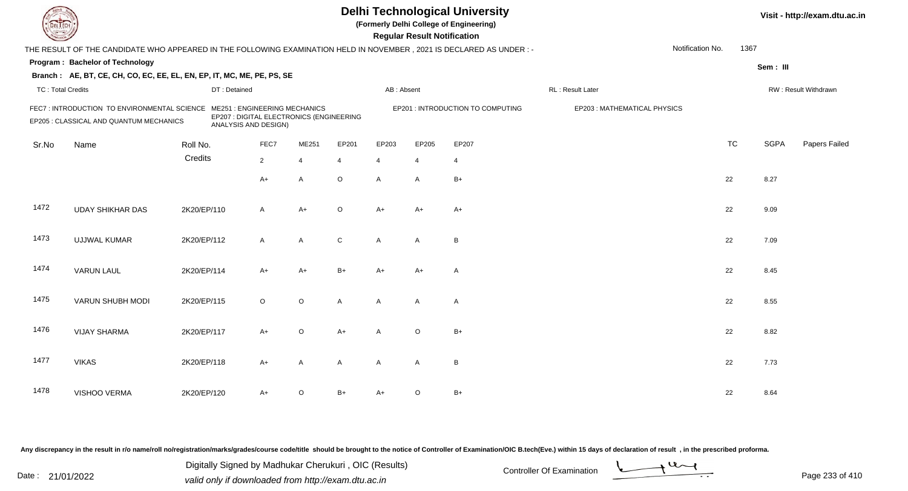# Delhi Technological University

**(Formerly Delhi College of Engineering)**

**Regular Result Notification**

Visit - http://exam.dtu.ac.in

THE RESULT OF THE CANDIDATE WHO APPEARED IN THE FOLLOWING EXAMINATION HELD IN NOVEMBER , 2021 IS DECLARED AS UNDER : -

Notification No. 1367

**Program : Bachelor of Technology**

Sem : III

**Branch : AE, BT, CE, CH, CO, EC, EE, EL, EN, EP, IT, MC, ME, PE, PS, SE**

TC : Total Credits | DT : Detained | AB : Absent | RL : Result Later | RW : Result Withdrawn

FEC7 : INTRODUCTION TO ENVIRONMENTAL SCIENCE
ME251 : ENGINEERING MECHANICS
EP201 : INTRODUCTION TO COMPUTING
EP203 : MATHEMATICAL PHYSICS
EP205 : CLASSICAL AND QUANTUM MECHANICS
EP207 : DIGITAL ELECTRONICS (ENGINEERING ANALYSIS AND DESIGN)

| Sr.No | Name | Roll No. | FEC7 | ME251 | EP201 | EP203 | EP205 | EP207 | TC | SGPA | Papers Failed |
|---|---|---|---|---|---|---|---|---|---|---|---|
| | | Credits | 2 | 4 | 4 | 4 | 4 | 4 | | | |
| | | | A+ | A | O | A | A | B+ | 22 | 8.27 | |
| 1472 | UDAY SHIKHAR DAS | 2K20/EP/110 | A | A+ | O | A+ | A+ | A+ | 22 | 9.09 | |
| 1473 | UJJWAL KUMAR | 2K20/EP/112 | A | A | C | A | A | B | 22 | 7.09 | |
| 1474 | VARUN LAUL | 2K20/EP/114 | A+ | A+ | B+ | A+ | A+ | A | 22 | 8.45 | |
| 1475 | VARUN SHUBH MODI | 2K20/EP/115 | O | O | A | A | A | A | 22 | 8.55 | |
| 1476 | VIJAY SHARMA | 2K20/EP/117 | A+ | O | A+ | A | O | B+ | 22 | 8.82 | |
| 1477 | VIKAS | 2K20/EP/118 | A+ | A | A | A | A | B | 22 | 7.73 | |
| 1478 | VISHOO VERMA | 2K20/EP/120 | A+ | O | B+ | A+ | O | B+ | 22 | 8.64 | |

Any discrepancy in the result in r/o name/roll no/registration/marks/grades/course code/title should be brought to the notice of Controller of Examination/OIC B.tech(Eve.) within 15 days of declaration of result , in the prescribed proforma.

Date : 21/01/2022

Digitally Signed by Madhukar Cherukuri , OIC (Results)
valid only if downloaded from http://exam.dtu.ac.in

Controller Of Examination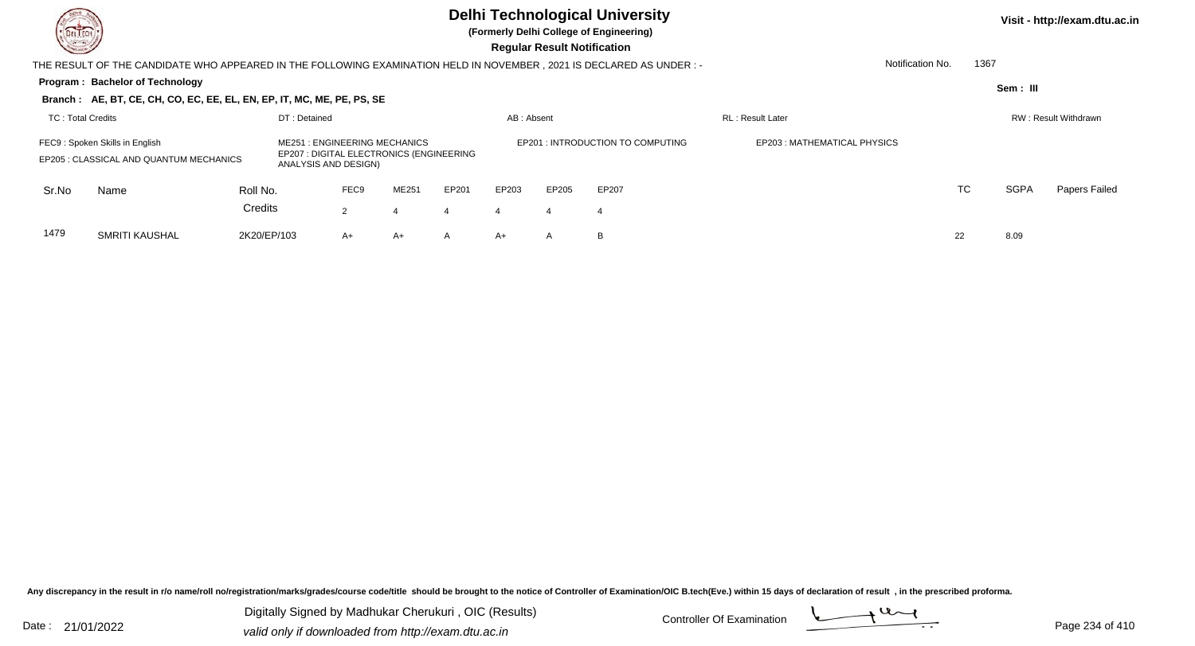# Delhi Technological University

**(Formerly Delhi College of Engineering)**

**Regular Result Notification**

Visit - http://exam.dtu.ac.in

THE RESULT OF THE CANDIDATE WHO APPEARED IN THE FOLLOWING EXAMINATION HELD IN NOVEMBER , 2021 IS DECLARED AS UNDER : -

Notification No. 1367

**Program : Bachelor of Technology**

Sem : III

**Branch : AE, BT, CE, CH, CO, EC, EE, EL, EN, EP, IT, MC, ME, PE, PS, SE**

TC : Total Credits | DT : Detained | AB : Absent | RL : Result Later | RW : Result Withdrawn

FEC9 : Spoken Skills in English
ME251 : ENGINEERING MECHANICS
EP201 : INTRODUCTION TO COMPUTING
EP203 : MATHEMATICAL PHYSICS
EP205 : CLASSICAL AND QUANTUM MECHANICS
EP207 : DIGITAL ELECTRONICS (ENGINEERING ANALYSIS AND DESIGN)

| Sr.No | Name | Roll No. | FEC9 | ME251 | EP201 | EP203 | EP205 | EP207 | TC | SGPA | Papers Failed |
|---|---|---|---|---|---|---|---|---|---|---|---|
| | | Credits | 2 | 4 | 4 | 4 | 4 | 4 | | | |
| 1479 | SMRITI KAUSHAL | 2K20/EP/103 | A+ | A+ | A | A+ | A | B | 22 | 8.09 | |

Any discrepancy in the result in r/o name/roll no/registration/marks/grades/course code/title should be brought to the notice of Controller of Examination/OIC B.tech(Eve.) within 15 days of declaration of result , in the prescribed proforma.

Date : 21/01/2022

Digitally Signed by Madhukar Cherukuri , OIC (Results)
valid only if downloaded from http://exam.dtu.ac.in

Controller Of Examination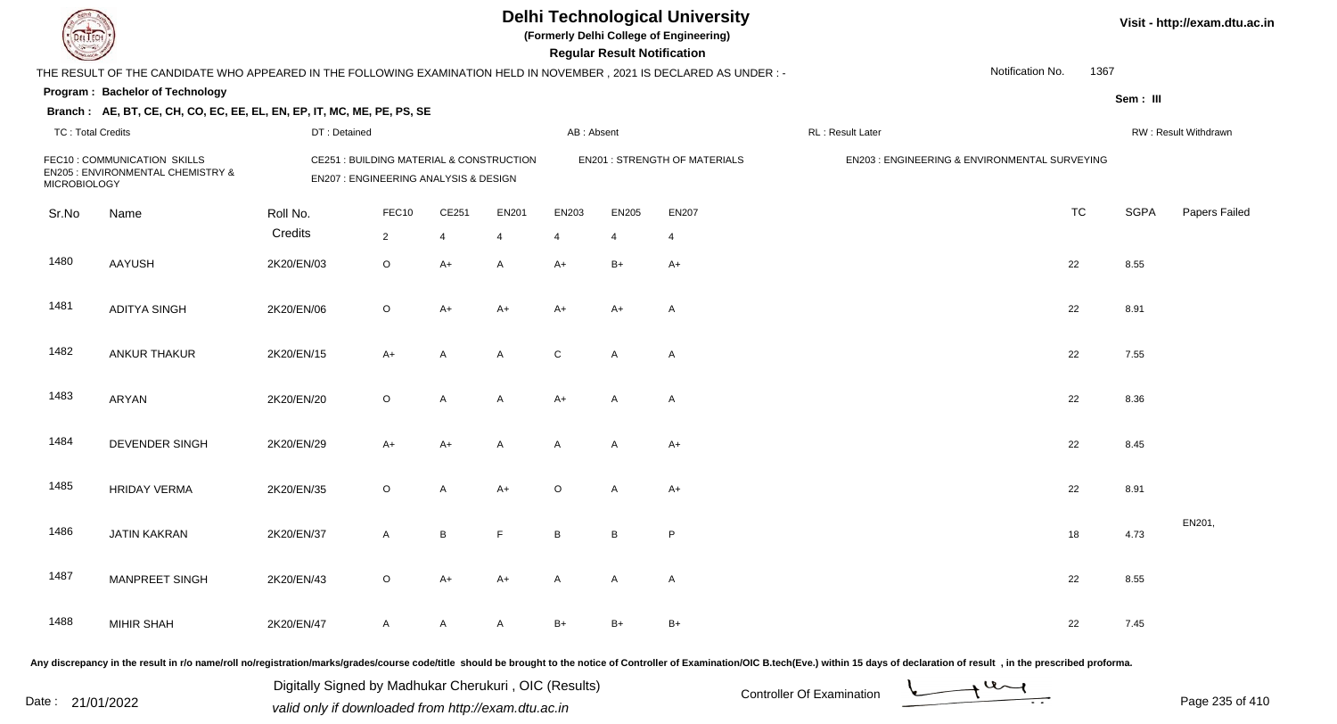# Delhi Technological University

**(Formerly Delhi College of Engineering)**

**Regular Result Notification**

THE RESULT OF THE CANDIDATE WHO APPEARED IN THE FOLLOWING EXAMINATION HELD IN NOVEMBER , 2021 IS DECLARED AS UNDER : -

Notification No. 1367

**Program : Bachelor of Technology**

**Sem : III**

**Branch : AE, BT, CE, CH, CO, EC, EE, EL, EN, EP, IT, MC, ME, PE, PS, SE**

TC : Total Credits | DT : Detained | AB : Absent | RL : Result Later | RW : Result Withdrawn

FEC10 : COMMUNICATION SKILLS
CE251 : BUILDING MATERIAL & CONSTRUCTION
EN201 : STRENGTH OF MATERIALS
EN203 : ENGINEERING & ENVIRONMENTAL SURVEYING
EN205 : ENVIRONMENTAL CHEMISTRY & MICROBIOLOGY
EN207 : ENGINEERING ANALYSIS & DESIGN

| Sr.No | Name | Roll No. | FEC10 | CE251 | EN201 | EN203 | EN205 | EN207 | TC | SGPA | Papers Failed |
|---|---|---|---|---|---|---|---|---|---|---|---|
| | | Credits | 2 | 4 | 4 | 4 | 4 | 4 | | | |
| 1480 | AAYUSH | 2K20/EN/03 | O | A+ | A | A+ | B+ | A+ | 22 | 8.55 | |
| 1481 | ADITYA SINGH | 2K20/EN/06 | O | A+ | A+ | A+ | A+ | A | 22 | 8.91 | |
| 1482 | ANKUR THAKUR | 2K20/EN/15 | A+ | A | A | C | A | A | 22 | 7.55 | |
| 1483 | ARYAN | 2K20/EN/20 | O | A | A | A+ | A | A | 22 | 8.36 | |
| 1484 | DEVENDER SINGH | 2K20/EN/29 | A+ | A+ | A | A | A | A+ | 22 | 8.45 | |
| 1485 | HRIDAY VERMA | 2K20/EN/35 | O | A | A+ | O | A | A+ | 22 | 8.91 | |
| 1486 | JATIN KAKRAN | 2K20/EN/37 | A | B | F | B | B | P | 18 | 4.73 | EN201, |
| 1487 | MANPREET SINGH | 2K20/EN/43 | O | A+ | A+ | A | A | A | 22 | 8.55 | |
| 1488 | MIHIR SHAH | 2K20/EN/47 | A | A | A | B+ | B+ | B+ | 22 | 7.45 | |

Any discrepancy in the result in r/o name/roll no/registration/marks/grades/course code/title should be brought to the notice of Controller of Examination/OIC B.tech(Eve.) within 15 days of declaration of result , in the prescribed proforma.

Digitally Signed by Madhukar Cherukuri , OIC (Results)
valid only if downloaded from http://exam.dtu.ac.in

Date : 21/01/2022

Controller Of Examination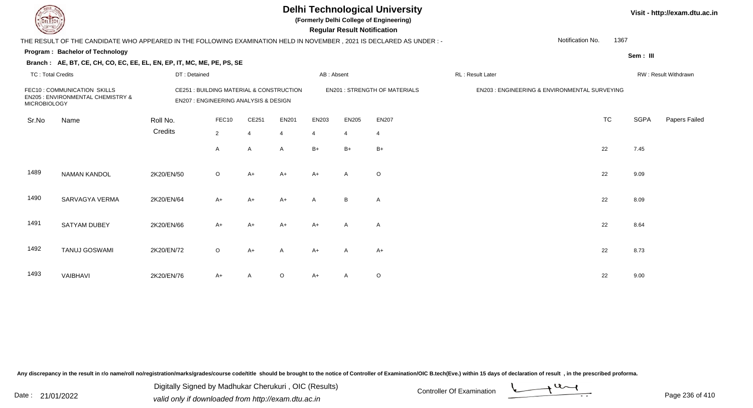# Delhi Technological University

**(Formerly Delhi College of Engineering)**

**Regular Result Notification**

Visit - http://exam.dtu.ac.in

THE RESULT OF THE CANDIDATE WHO APPEARED IN THE FOLLOWING EXAMINATION HELD IN NOVEMBER , 2021 IS DECLARED AS UNDER : -

Notification No. 1367

**Program : Bachelor of Technology**

Sem : III

**Branch : AE, BT, CE, CH, CO, EC, EE, EL, EN, EP, IT, MC, ME, PE, PS, SE**

TC : Total Credits | DT : Detained | AB : Absent | RL : Result Later | RW : Result Withdrawn

FEC10 : COMMUNICATION SKILLS
CE251 : BUILDING MATERIAL & CONSTRUCTION
EN201 : STRENGTH OF MATERIALS
EN203 : ENGINEERING & ENVIRONMENTAL SURVEYING
EN205 : ENVIRONMENTAL CHEMISTRY & MICROBIOLOGY
EN207 : ENGINEERING ANALYSIS & DESIGN

| Sr.No | Name | Roll No. | FEC10 | CE251 | EN201 | EN203 | EN205 | EN207 | TC | SGPA | Papers Failed |
|---|---|---|---|---|---|---|---|---|---|---|---|
| | | Credits | 2 | 4 | 4 | 4 | 4 | 4 | | | |
| | | | A | A | A | B+ | B+ | B+ | 22 | 7.45 | |
| 1489 | NAMAN KANDOL | 2K20/EN/50 | O | A+ | A+ | A+ | A | O | 22 | 9.09 | |
| 1490 | SARVAGYA VERMA | 2K20/EN/64 | A+ | A+ | A+ | A | B | A | 22 | 8.09 | |
| 1491 | SATYAM DUBEY | 2K20/EN/66 | A+ | A+ | A+ | A+ | A | A | 22 | 8.64 | |
| 1492 | TANUJ GOSWAMI | 2K20/EN/72 | O | A+ | A | A+ | A | A+ | 22 | 8.73 | |
| 1493 | VAIBHAVI | 2K20/EN/76 | A+ | A | O | A+ | A | O | 22 | 9.00 | |

Any discrepancy in the result in r/o name/roll no/registration/marks/grades/course code/title should be brought to the notice of Controller of Examination/OIC B.tech(Eve.) within 15 days of declaration of result , in the prescribed proforma.

Date : 21/01/2022

Digitally Signed by Madhukar Cherukuri , OIC (Results)
valid only if downloaded from http://exam.dtu.ac.in

Controller Of Examination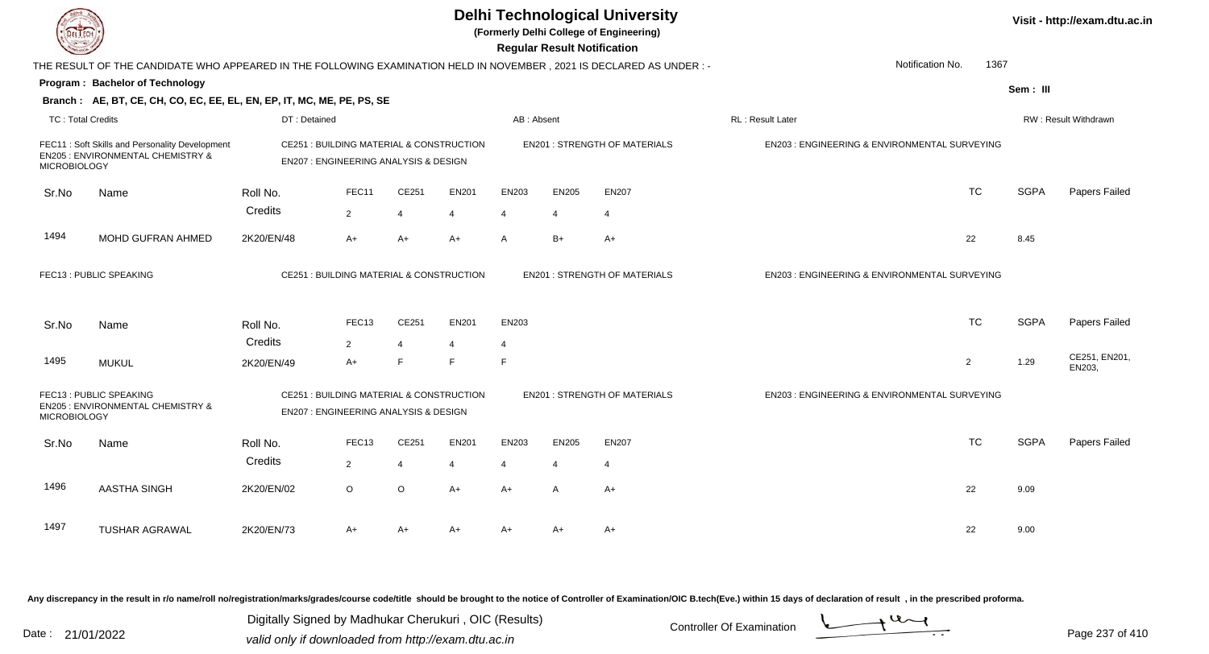# Delhi Technological University

**(Formerly Delhi College of Engineering)**

**Regular Result Notification**

Visit - http://exam.dtu.ac.in

THE RESULT OF THE CANDIDATE WHO APPEARED IN THE FOLLOWING EXAMINATION HELD IN NOVEMBER , 2021 IS DECLARED AS UNDER : -

Notification No. 1367

**Program : Bachelor of Technology**

Sem : III

**Branch : AE, BT, CE, CH, CO, EC, EE, EL, EN, EP, IT, MC, ME, PE, PS, SE**

TC : Total Credits | DT : Detained | AB : Absent | RL : Result Later | RW : Result Withdrawn

FEC11 : Soft Skills and Personality Development | CE251 : BUILDING MATERIAL & CONSTRUCTION | EN201 : STRENGTH OF MATERIALS | EN203 : ENGINEERING & ENVIRONMENTAL SURVEYING | EN205 : ENVIRONMENTAL CHEMISTRY & MICROBIOLOGY | EN207 : ENGINEERING ANALYSIS & DESIGN

| Sr.No | Name | Roll No. | FEC11 | CE251 | EN201 | EN203 | EN205 | EN207 | TC | SGPA | Papers Failed |
|---|---|---|---|---|---|---|---|---|---|---|---|
| | | Credits | 2 | 4 | 4 | 4 | 4 | 4 | | | |
| 1494 | MOHD GUFRAN AHMED | 2K20/EN/48 | A+ | A+ | A+ | A | B+ | A+ | 22 | 8.45 | |

FEC13 : PUBLIC SPEAKING | CE251 : BUILDING MATERIAL & CONSTRUCTION | EN201 : STRENGTH OF MATERIALS | EN203 : ENGINEERING & ENVIRONMENTAL SURVEYING

| Sr.No | Name | Roll No. | FEC13 | CE251 | EN201 | EN203 | TC | SGPA | Papers Failed |
|---|---|---|---|---|---|---|---|---|---|
| | | Credits | 2 | 4 | 4 | 4 | | | |
| 1495 | MUKUL | 2K20/EN/49 | A+ | F | F | F | 2 | 1.29 | CE251, EN201, EN203, |

FEC13 : PUBLIC SPEAKING | CE251 : BUILDING MATERIAL & CONSTRUCTION | EN201 : STRENGTH OF MATERIALS | EN203 : ENGINEERING & ENVIRONMENTAL SURVEYING | EN205 : ENVIRONMENTAL CHEMISTRY & MICROBIOLOGY | EN207 : ENGINEERING ANALYSIS & DESIGN

| Sr.No | Name | Roll No. | FEC13 | CE251 | EN201 | EN203 | EN205 | EN207 | TC | SGPA | Papers Failed |
|---|---|---|---|---|---|---|---|---|---|---|---|
| | | Credits | 2 | 4 | 4 | 4 | 4 | 4 | | | |
| 1496 | AASTHA SINGH | 2K20/EN/02 | O | O | A+ | A+ | A | A+ | 22 | 9.09 | |
| 1497 | TUSHAR AGRAWAL | 2K20/EN/73 | A+ | A+ | A+ | A+ | A+ | A+ | 22 | 9.00 | |

Any discrepancy in the result in r/o name/roll no/registration/marks/grades/course code/title should be brought to the notice of Controller of Examination/OIC B.tech(Eve.) within 15 days of declaration of result , in the prescribed proforma.

Date : 21/01/2022

Digitally Signed by Madhukar Cherukuri , OIC (Results)
valid only if downloaded from http://exam.dtu.ac.in

Controller Of Examination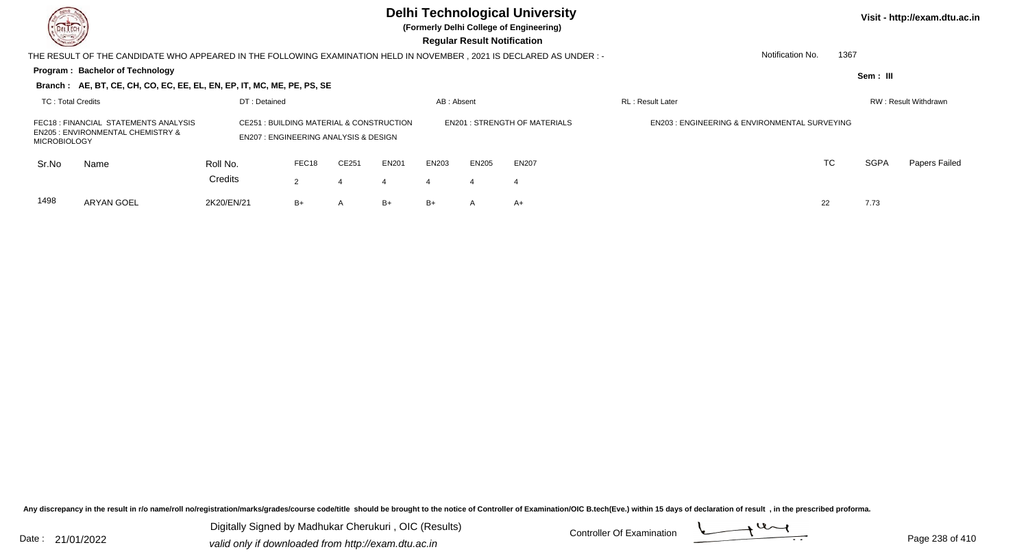# Delhi Technological University

**(Formerly Delhi College of Engineering)**

**Regular Result Notification**

Visit - http://exam.dtu.ac.in

THE RESULT OF THE CANDIDATE WHO APPEARED IN THE FOLLOWING EXAMINATION HELD IN NOVEMBER , 2021 IS DECLARED AS UNDER : -

Notification No. 1367

**Program : Bachelor of Technology**

Sem : III

**Branch : AE, BT, CE, CH, CO, EC, EE, EL, EN, EP, IT, MC, ME, PE, PS, SE**

TC : Total Credits | DT : Detained | AB : Absent | RL : Result Later | RW : Result Withdrawn

FEC18 : FINANCIAL STATEMENTS ANALYSIS
CE251 : BUILDING MATERIAL & CONSTRUCTION
EN201 : STRENGTH OF MATERIALS
EN203 : ENGINEERING & ENVIRONMENTAL SURVEYING
EN205 : ENVIRONMENTAL CHEMISTRY & MICROBIOLOGY
EN207 : ENGINEERING ANALYSIS & DESIGN

| Sr.No | Name | Roll No. | FEC18 | CE251 | EN201 | EN203 | EN205 | EN207 | TC | SGPA | Papers Failed |
|---|---|---|---|---|---|---|---|---|---|---|---|
| | | Credits | 2 | 4 | 4 | 4 | 4 | 4 | | | |
| 1498 | ARYAN GOEL | 2K20/EN/21 | B+ | A | B+ | B+ | A | A+ | 22 | 7.73 | |

Any discrepancy in the result in r/o name/roll no/registration/marks/grades/course code/title should be brought to the notice of Controller of Examination/OIC B.tech(Eve.) within 15 days of declaration of result , in the prescribed proforma.

Date : 21/01/2022

Digitally Signed by Madhukar Cherukuri , OIC (Results)
valid only if downloaded from http://exam.dtu.ac.in

Controller Of Examination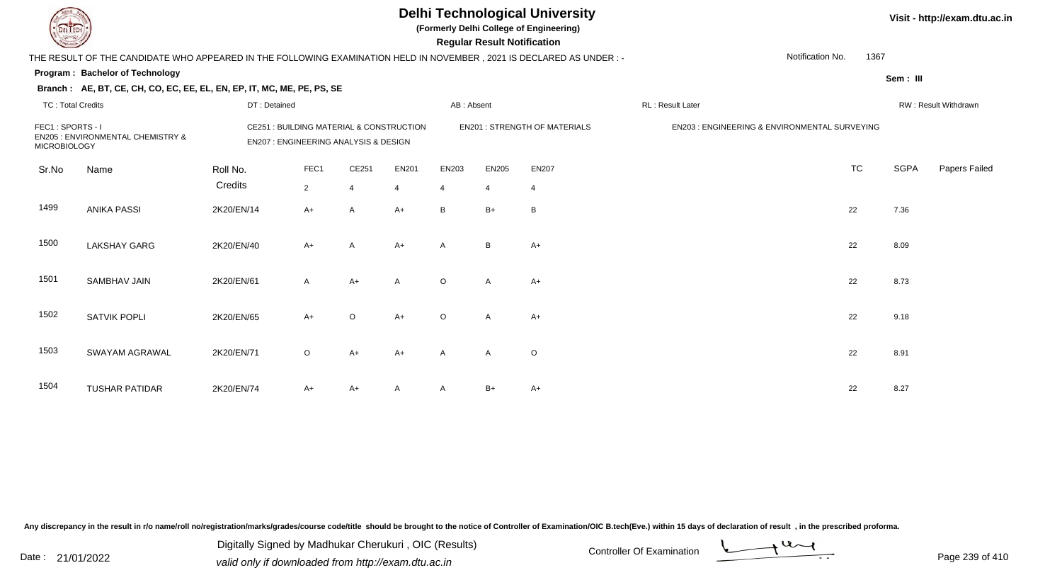# Delhi Technological University

**(Formerly Delhi College of Engineering)**

**Regular Result Notification**

Visit - http://exam.dtu.ac.in

THE RESULT OF THE CANDIDATE WHO APPEARED IN THE FOLLOWING EXAMINATION HELD IN NOVEMBER , 2021 IS DECLARED AS UNDER : -

Notification No. 1367

**Program : Bachelor of Technology**

Sem : III

**Branch : AE, BT, CE, CH, CO, EC, EE, EL, EN, EP, IT, MC, ME, PE, PS, SE**

TC : Total Credits | DT : Detained | AB : Absent | RL : Result Later | RW : Result Withdrawn

FEC1 : SPORTS - I
CE251 : BUILDING MATERIAL & CONSTRUCTION
EN201 : STRENGTH OF MATERIALS
EN203 : ENGINEERING & ENVIRONMENTAL SURVEYING
EN205 : ENVIRONMENTAL CHEMISTRY & MICROBIOLOGY
EN207 : ENGINEERING ANALYSIS & DESIGN

| Sr.No | Name | Roll No. | FEC1 | CE251 | EN201 | EN203 | EN205 | EN207 | TC | SGPA | Papers Failed |
|---|---|---|---|---|---|---|---|---|---|---|---|
| | | Credits | 2 | 4 | 4 | 4 | 4 | 4 | | | |
| 1499 | ANIKA PASSI | 2K20/EN/14 | A+ | A | A+ | B | B+ | B | 22 | 7.36 | |
| 1500 | LAKSHAY GARG | 2K20/EN/40 | A+ | A | A+ | A | B | A+ | 22 | 8.09 | |
| 1501 | SAMBHAV JAIN | 2K20/EN/61 | A | A+ | A | O | A | A+ | 22 | 8.73 | |
| 1502 | SATVIK POPLI | 2K20/EN/65 | A+ | O | A+ | O | A | A+ | 22 | 9.18 | |
| 1503 | SWAYAM AGRAWAL | 2K20/EN/71 | O | A+ | A+ | A | A | O | 22 | 8.91 | |
| 1504 | TUSHAR PATIDAR | 2K20/EN/74 | A+ | A+ | A | A | B+ | A+ | 22 | 8.27 | |

Any discrepancy in the result in r/o name/roll no/registration/marks/grades/course code/title should be brought to the notice of Controller of Examination/OIC B.tech(Eve.) within 15 days of declaration of result , in the prescribed proforma.

Date : 21/01/2022

Digitally Signed by Madhukar Cherukuri , OIC (Results)
valid only if downloaded from http://exam.dtu.ac.in

Controller Of Examination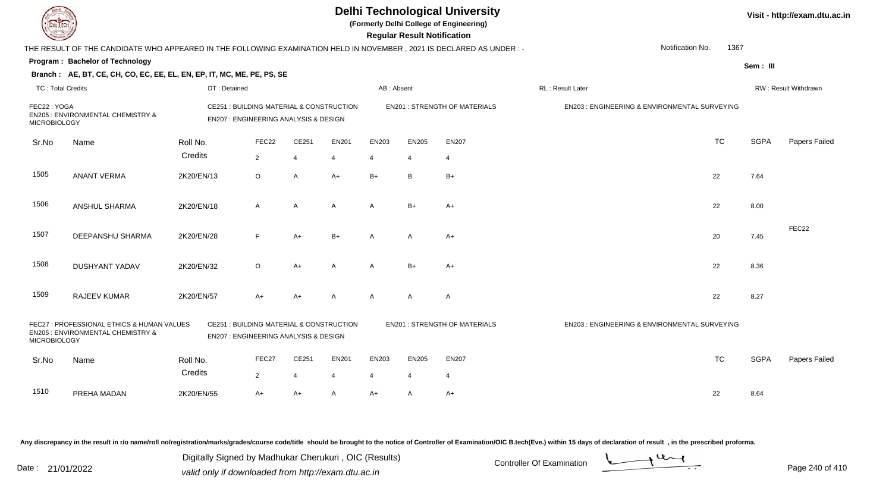# Delhi Technological University

**(Formerly Delhi College of Engineering)**

**Regular Result Notification**

Visit - http://exam.dtu.ac.in

THE RESULT OF THE CANDIDATE WHO APPEARED IN THE FOLLOWING EXAMINATION HELD IN NOVEMBER , 2021 IS DECLARED AS UNDER : -

Notification No. 1367

**Program : Bachelor of Technology**

Sem : III

**Branch : AE, BT, CE, CH, CO, EC, EE, EL, EN, EP, IT, MC, ME, PE, PS, SE**

TC : Total Credits | DT : Detained | AB : Absent | RL : Result Later | RW : Result Withdrawn

FEC22 : YOGA | CE251 : BUILDING MATERIAL & CONSTRUCTION | EN201 : STRENGTH OF MATERIALS | EN203 : ENGINEERING & ENVIRONMENTAL SURVEYING | EN205 : ENVIRONMENTAL CHEMISTRY & MICROBIOLOGY | EN207 : ENGINEERING ANALYSIS & DESIGN

| Sr.No | Name | Roll No. | FEC22 | CE251 | EN201 | EN203 | EN205 | EN207 | TC | SGPA | Papers Failed |
|---|---|---|---|---|---|---|---|---|---|---|---|
| | | Credits | 2 | 4 | 4 | 4 | 4 | 4 | | | |
| 1505 | ANANT VERMA | 2K20/EN/13 | O | A | A+ | B+ | B | B+ | 22 | 7.64 | |
| 1506 | ANSHUL SHARMA | 2K20/EN/18 | A | A | A | A | B+ | A+ | 22 | 8.00 | |
| 1507 | DEEPANSHU SHARMA | 2K20/EN/28 | F | A+ | B+ | A | A | A+ | 20 | 7.45 | FEC22 |
| 1508 | DUSHYANT YADAV | 2K20/EN/32 | O | A+ | A | A | B+ | A+ | 22 | 8.36 | |
| 1509 | RAJEEV KUMAR | 2K20/EN/57 | A+ | A+ | A | A | A | A | 22 | 8.27 | |

FEC27 : PROFESSIONAL ETHICS & HUMAN VALUES | CE251 : BUILDING MATERIAL & CONSTRUCTION | EN201 : STRENGTH OF MATERIALS | EN203 : ENGINEERING & ENVIRONMENTAL SURVEYING | EN205 : ENVIRONMENTAL CHEMISTRY & MICROBIOLOGY | EN207 : ENGINEERING ANALYSIS & DESIGN

| Sr.No | Name | Roll No. | FEC27 | CE251 | EN201 | EN203 | EN205 | EN207 | TC | SGPA | Papers Failed |
|---|---|---|---|---|---|---|---|---|---|---|---|
| | | Credits | 2 | 4 | 4 | 4 | 4 | 4 | | | |
| 1510 | PREHA MADAN | 2K20/EN/55 | A+ | A+ | A | A+ | A | A+ | 22 | 8.64 | |

Any discrepancy in the result in r/o name/roll no/registration/marks/grades/course code/title should be brought to the notice of Controller of Examination/OIC B.tech(Eve.) within 15 days of declaration of result , in the prescribed proforma.

Date : 21/01/2022

Digitally Signed by Madhukar Cherukuri , OIC (Results)
valid only if downloaded from http://exam.dtu.ac.in

Controller Of Examination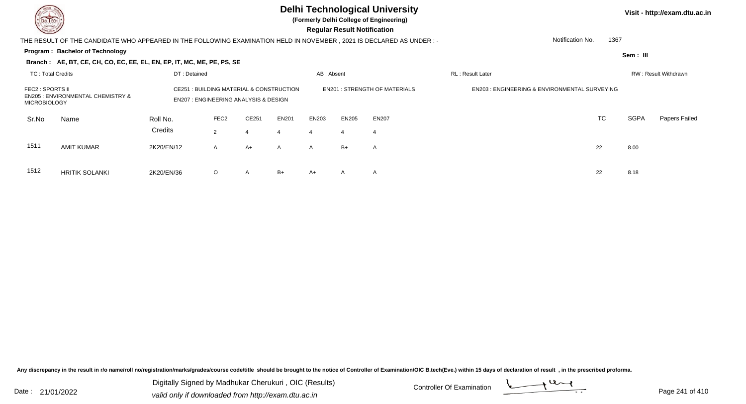# Delhi Technological University

**(Formerly Delhi College of Engineering)**

**Regular Result Notification**

Visit - http://exam.dtu.ac.in

THE RESULT OF THE CANDIDATE WHO APPEARED IN THE FOLLOWING EXAMINATION HELD IN NOVEMBER , 2021 IS DECLARED AS UNDER : -

Notification No. 1367

**Program : Bachelor of Technology**

**Sem : III**

**Branch : AE, BT, CE, CH, CO, EC, EE, EL, EN, EP, IT, MC, ME, PE, PS, SE**

TC : Total Credits | DT : Detained | AB : Absent | RL : Result Later | RW : Result Withdrawn

FEC2 : SPORTS II
CE251 : BUILDING MATERIAL & CONSTRUCTION
EN201 : STRENGTH OF MATERIALS
EN203 : ENGINEERING & ENVIRONMENTAL SURVEYING
EN205 : ENVIRONMENTAL CHEMISTRY & MICROBIOLOGY
EN207 : ENGINEERING ANALYSIS & DESIGN

| Sr.No | Name | Roll No. | FEC2 | CE251 | EN201 | EN203 | EN205 | EN207 | TC | SGPA | Papers Failed |
|---|---|---|---|---|---|---|---|---|---|---|---|
| | | Credits | 2 | 4 | 4 | 4 | 4 | 4 | | | |
| 1511 | AMIT KUMAR | 2K20/EN/12 | A | A+ | A | A | B+ | A | 22 | 8.00 | |
| 1512 | HRITIK SOLANKI | 2K20/EN/36 | O | A | B+ | A+ | A | A | 22 | 8.18 | |

Any discrepancy in the result in r/o name/roll no/registration/marks/grades/course code/title should be brought to the notice of Controller of Examination/OIC B.tech(Eve.) within 15 days of declaration of result , in the prescribed proforma.

Date : 21/01/2022

Digitally Signed by Madhukar Cherukuri , OIC (Results)
valid only if downloaded from http://exam.dtu.ac.in

Controller Of Examination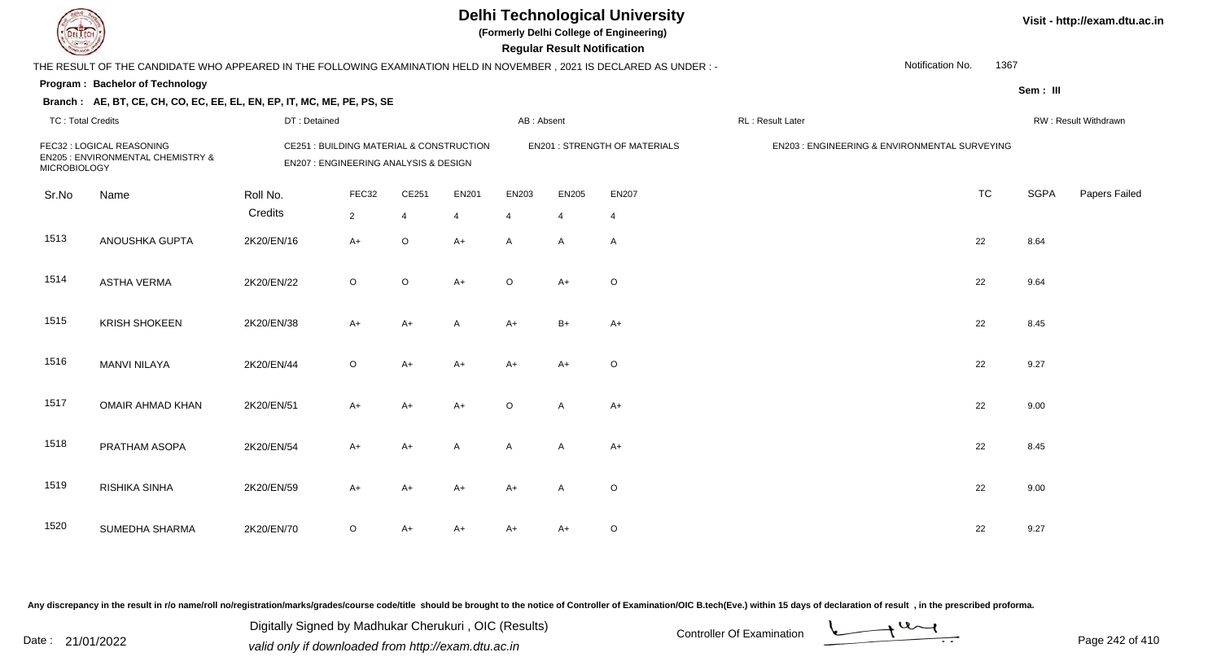# Delhi Technological University

**(Formerly Delhi College of Engineering)**

**Regular Result Notification**

Visit - http://exam.dtu.ac.in

THE RESULT OF THE CANDIDATE WHO APPEARED IN THE FOLLOWING EXAMINATION HELD IN NOVEMBER , 2021 IS DECLARED AS UNDER : -

Notification No. 1367

**Program : Bachelor of Technology**

Sem : III

**Branch : AE, BT, CE, CH, CO, EC, EE, EL, EN, EP, IT, MC, ME, PE, PS, SE**

TC : Total Credits | DT : Detained | AB : Absent | RL : Result Later | RW : Result Withdrawn

FEC32 : LOGICAL REASONING
EN205 : ENVIRONMENTAL CHEMISTRY & MICROBIOLOGY
CE251 : BUILDING MATERIAL & CONSTRUCTION
EN207 : ENGINEERING ANALYSIS & DESIGN
EN201 : STRENGTH OF MATERIALS
EN203 : ENGINEERING & ENVIRONMENTAL SURVEYING

| Sr.No | Name | Roll No. | FEC32 | CE251 | EN201 | EN203 | EN205 | EN207 | TC | SGPA | Papers Failed |
|---|---|---|---|---|---|---|---|---|---|---|---|
| | | Credits | 2 | 4 | 4 | 4 | 4 | 4 | | | |
| 1513 | ANOUSHKA GUPTA | 2K20/EN/16 | A+ | O | A+ | A | A | A | 22 | 8.64 | |
| 1514 | ASTHA VERMA | 2K20/EN/22 | O | O | A+ | O | A+ | O | 22 | 9.64 | |
| 1515 | KRISH SHOKEEN | 2K20/EN/38 | A+ | A+ | A | A+ | B+ | A+ | 22 | 8.45 | |
| 1516 | MANVI NILAYA | 2K20/EN/44 | O | A+ | A+ | A+ | A+ | O | 22 | 9.27 | |
| 1517 | OMAIR AHMAD KHAN | 2K20/EN/51 | A+ | A+ | A+ | O | A | A+ | 22 | 9.00 | |
| 1518 | PRATHAM ASOPA | 2K20/EN/54 | A+ | A+ | A | A | A | A+ | 22 | 8.45 | |
| 1519 | RISHIKA SINHA | 2K20/EN/59 | A+ | A+ | A+ | A+ | A | O | 22 | 9.00 | |
| 1520 | SUMEDHA SHARMA | 2K20/EN/70 | O | A+ | A+ | A+ | A+ | O | 22 | 9.27 | |

Any discrepancy in the result in r/o name/roll no/registration/marks/grades/course code/title should be brought to the notice of Controller of Examination/OIC B.tech(Eve.) within 15 days of declaration of result , in the prescribed proforma.

Date : 21/01/2022

Digitally Signed by Madhukar Cherukuri , OIC (Results)
valid only if downloaded from http://exam.dtu.ac.in

Controller Of Examination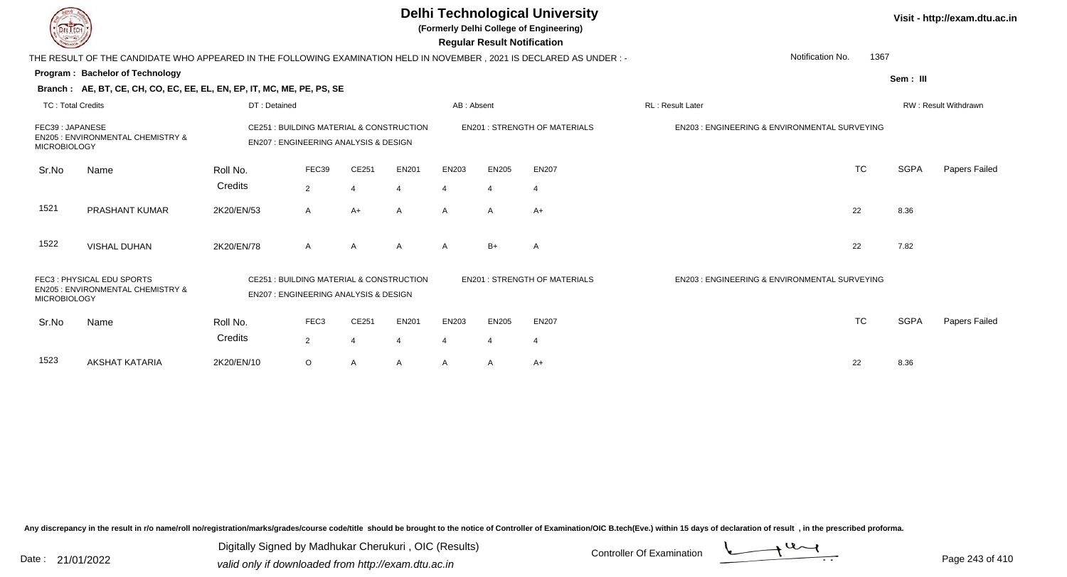# Delhi Technological University

**(Formerly Delhi College of Engineering)**

**Regular Result Notification**

THE RESULT OF THE CANDIDATE WHO APPEARED IN THE FOLLOWING EXAMINATION HELD IN NOVEMBER , 2021 IS DECLARED AS UNDER : -

Notification No. 1367

**Program : Bachelor of Technology**

**Sem : III**

**Branch : AE, BT, CE, CH, CO, EC, EE, EL, EN, EP, IT, MC, ME, PE, PS, SE**

TC : Total Credits | DT : Detained | AB : Absent | RL : Result Later | RW : Result Withdrawn

FEC39 : JAPANESE
CE251 : BUILDING MATERIAL & CONSTRUCTION
EN201 : STRENGTH OF MATERIALS
EN203 : ENGINEERING & ENVIRONMENTAL SURVEYING
EN205 : ENVIRONMENTAL CHEMISTRY & MICROBIOLOGY
EN207 : ENGINEERING ANALYSIS & DESIGN

| Sr.No | Name | Roll No. | FEC39 | CE251 | EN201 | EN203 | EN205 | EN207 | TC | SGPA | Papers Failed |
|---|---|---|---|---|---|---|---|---|---|---|---|
| | | Credits | 2 | 4 | 4 | 4 | 4 | 4 | | | |
| 1521 | PRASHANT KUMAR | 2K20/EN/53 | A | A+ | A | A | A | A+ | 22 | 8.36 | |
| 1522 | VISHAL DUHAN | 2K20/EN/78 | A | A | A | A | B+ | A | 22 | 7.82 | |

FEC3 : PHYSICAL EDU SPORTS
CE251 : BUILDING MATERIAL & CONSTRUCTION
EN201 : STRENGTH OF MATERIALS
EN203 : ENGINEERING & ENVIRONMENTAL SURVEYING
EN205 : ENVIRONMENTAL CHEMISTRY & MICROBIOLOGY
EN207 : ENGINEERING ANALYSIS & DESIGN

| Sr.No | Name | Roll No. | FEC3 | CE251 | EN201 | EN203 | EN205 | EN207 | TC | SGPA | Papers Failed |
|---|---|---|---|---|---|---|---|---|---|---|---|
| | | Credits | 2 | 4 | 4 | 4 | 4 | 4 | | | |
| 1523 | AKSHAT KATARIA | 2K20/EN/10 | O | A | A | A | A | A+ | 22 | 8.36 | |

Any discrepancy in the result in r/o name/roll no/registration/marks/grades/course code/title should be brought to the notice of Controller of Examination/OIC B.tech(Eve.) within 15 days of declaration of result , in the prescribed proforma.

Date : 21/01/2022

Digitally Signed by Madhukar Cherukuri , OIC (Results)
valid only if downloaded from http://exam.dtu.ac.in

Controller Of Examination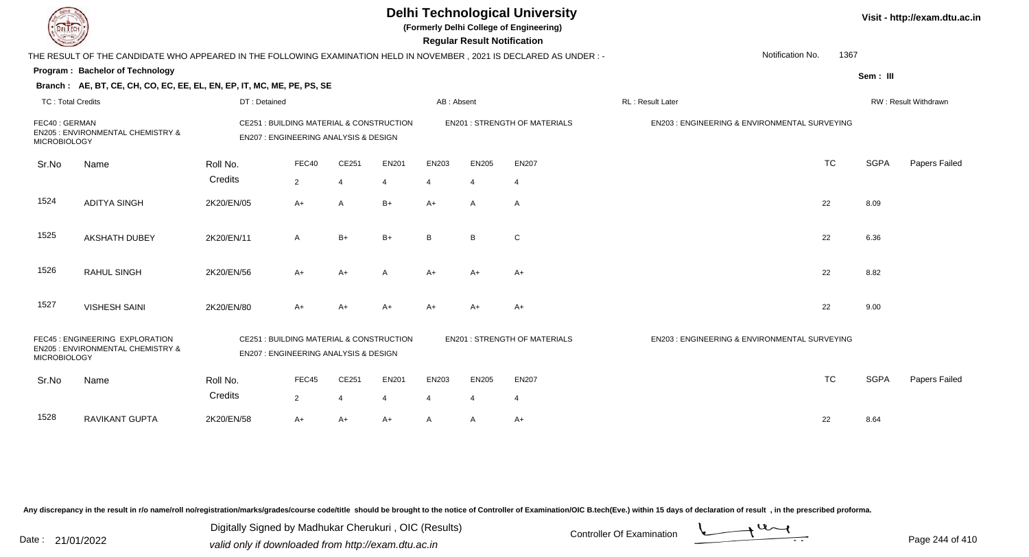# Delhi Technological University

**(Formerly Delhi College of Engineering)**

**Regular Result Notification**

Visit - http://exam.dtu.ac.in

THE RESULT OF THE CANDIDATE WHO APPEARED IN THE FOLLOWING EXAMINATION HELD IN NOVEMBER , 2021 IS DECLARED AS UNDER : -

Notification No. 1367

**Program : Bachelor of Technology**

Sem : III

**Branch : AE, BT, CE, CH, CO, EC, EE, EL, EN, EP, IT, MC, ME, PE, PS, SE**

TC : Total Credits | DT : Detained | AB : Absent | RL : Result Later | RW : Result Withdrawn

FEC40 : GERMAN
EN205 : ENVIRONMENTAL CHEMISTRY & MICROBIOLOGY
CE251 : BUILDING MATERIAL & CONSTRUCTION
EN207 : ENGINEERING ANALYSIS & DESIGN
EN201 : STRENGTH OF MATERIALS
EN203 : ENGINEERING & ENVIRONMENTAL SURVEYING

| Sr.No | Name | Roll No. | FEC40 | CE251 | EN201 | EN203 | EN205 | EN207 | TC | SGPA | Papers Failed |
|---|---|---|---|---|---|---|---|---|---|---|---|
| | | Credits | 2 | 4 | 4 | 4 | 4 | 4 | | | |
| 1524 | ADITYA SINGH | 2K20/EN/05 | A+ | A | B+ | A+ | A | A | 22 | 8.09 | |
| 1525 | AKSHATH DUBEY | 2K20/EN/11 | A | B+ | B+ | B | B | C | 22 | 6.36 | |
| 1526 | RAHUL SINGH | 2K20/EN/56 | A+ | A+ | A | A+ | A+ | A+ | 22 | 8.82 | |
| 1527 | VISHESH SAINI | 2K20/EN/80 | A+ | A+ | A+ | A+ | A+ | A+ | 22 | 9.00 | |

FEC45 : ENGINEERING EXPLORATION
EN205 : ENVIRONMENTAL CHEMISTRY & MICROBIOLOGY
CE251 : BUILDING MATERIAL & CONSTRUCTION
EN207 : ENGINEERING ANALYSIS & DESIGN
EN201 : STRENGTH OF MATERIALS
EN203 : ENGINEERING & ENVIRONMENTAL SURVEYING

| Sr.No | Name | Roll No. | FEC45 | CE251 | EN201 | EN203 | EN205 | EN207 | TC | SGPA | Papers Failed |
|---|---|---|---|---|---|---|---|---|---|---|---|
| | | Credits | 2 | 4 | 4 | 4 | 4 | 4 | | | |
| 1528 | RAVIKANT GUPTA | 2K20/EN/58 | A+ | A+ | A+ | A | A | A+ | 22 | 8.64 | |

Any discrepancy in the result in r/o name/roll no/registration/marks/grades/course code/title should be brought to the notice of Controller of Examination/OIC B.tech(Eve.) within 15 days of declaration of result , in the prescribed proforma.

Date : 21/01/2022

Digitally Signed by Madhukar Cherukuri , OIC (Results)
valid only if downloaded from http://exam.dtu.ac.in

Controller Of Examination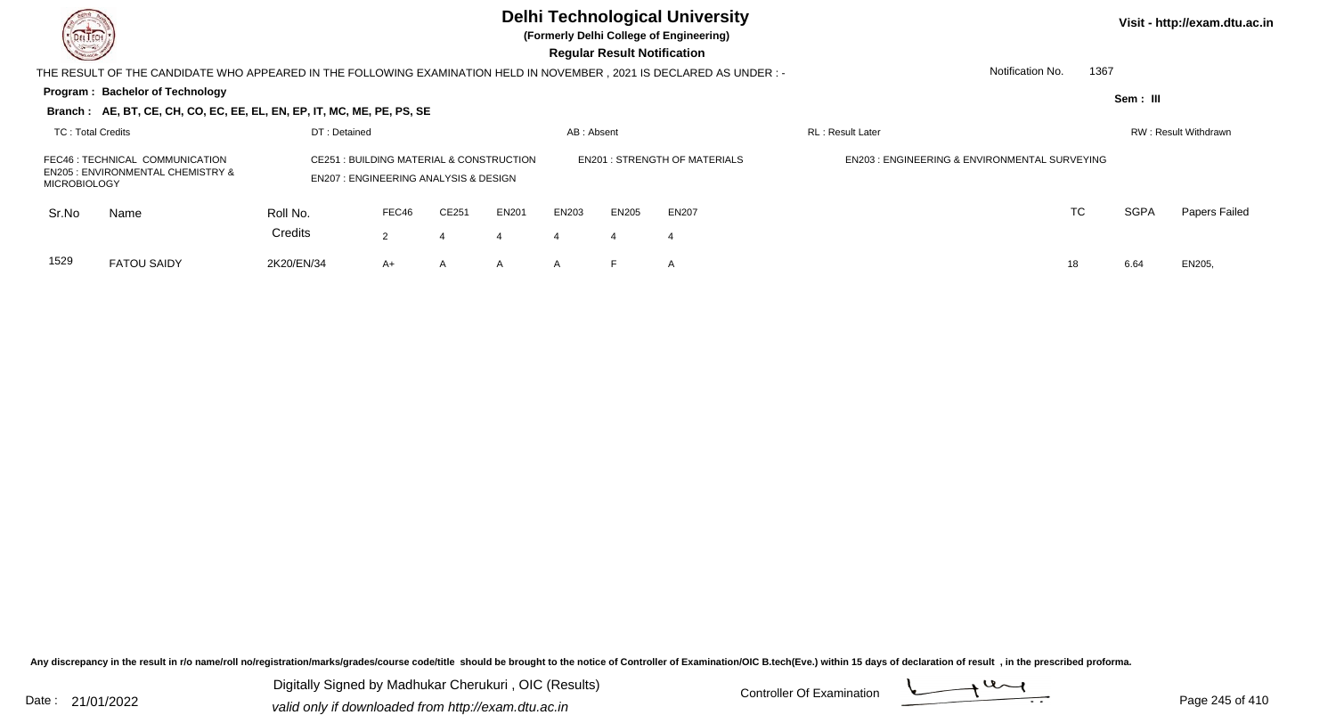# Delhi Technological University

**(Formerly Delhi College of Engineering)**

**Regular Result Notification**

Visit - http://exam.dtu.ac.in

THE RESULT OF THE CANDIDATE WHO APPEARED IN THE FOLLOWING EXAMINATION HELD IN NOVEMBER , 2021 IS DECLARED AS UNDER : -

Notification No. 1367

**Program : Bachelor of Technology**

**Sem : III**

**Branch : AE, BT, CE, CH, CO, EC, EE, EL, EN, EP, IT, MC, ME, PE, PS, SE**

TC : Total Credits | DT : Detained | AB : Absent | RL : Result Later | RW : Result Withdrawn

FEC46 : TECHNICAL COMMUNICATION
CE251 : BUILDING MATERIAL & CONSTRUCTION
EN201 : STRENGTH OF MATERIALS
EN203 : ENGINEERING & ENVIRONMENTAL SURVEYING
EN205 : ENVIRONMENTAL CHEMISTRY & MICROBIOLOGY
EN207 : ENGINEERING ANALYSIS & DESIGN

| Sr.No | Name | Roll No. | FEC46 | CE251 | EN201 | EN203 | EN205 | EN207 | TC | SGPA | Papers Failed |
|---|---|---|---|---|---|---|---|---|---|---|---|
| | | Credits | 2 | 4 | 4 | 4 | 4 | 4 | | | |
| 1529 | FATOU SAIDY | 2K20/EN/34 | A+ | A | A | A | F | A | 18 | 6.64 | EN205, |

Any discrepancy in the result in r/o name/roll no/registration/marks/grades/course code/title should be brought to the notice of Controller of Examination/OIC B.tech(Eve.) within 15 days of declaration of result , in the prescribed proforma.

Date : 21/01/2022

Digitally Signed by Madhukar Cherukuri , OIC (Results)
valid only if downloaded from http://exam.dtu.ac.in

Controller Of Examination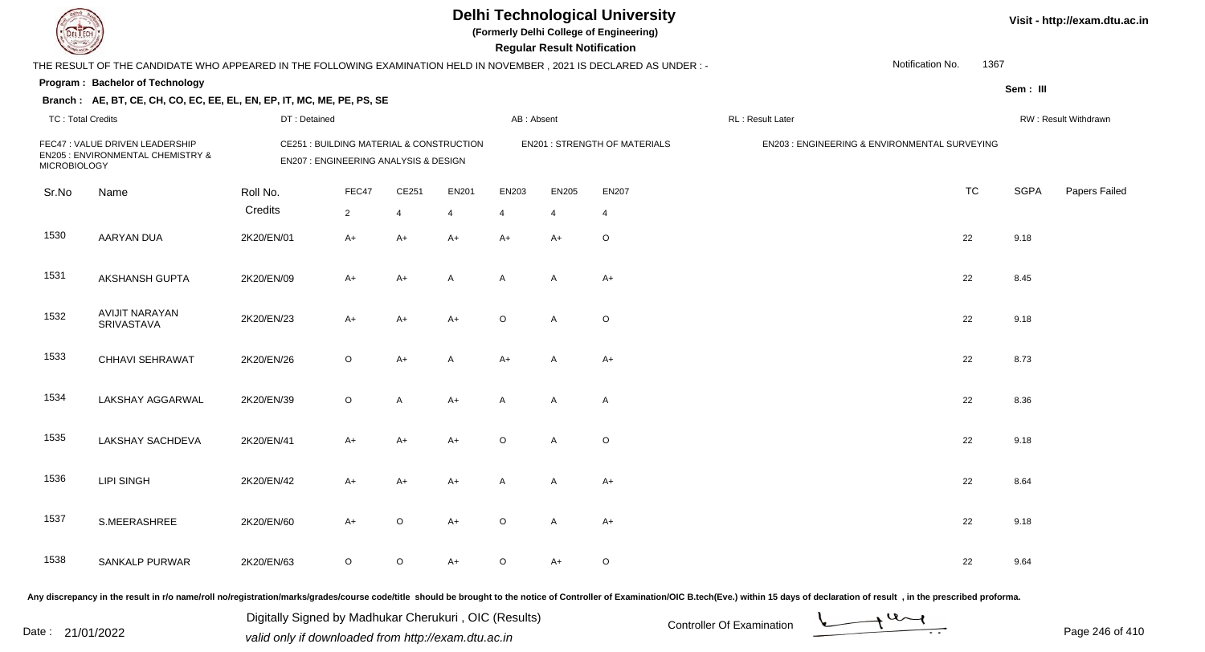# Delhi Technological University

**(Formerly Delhi College of Engineering)**

**Regular Result Notification**

Visit - http://exam.dtu.ac.in

THE RESULT OF THE CANDIDATE WHO APPEARED IN THE FOLLOWING EXAMINATION HELD IN NOVEMBER , 2021 IS DECLARED AS UNDER : -

Notification No. 1367

**Program : Bachelor of Technology**

Sem : III

**Branch : AE, BT, CE, CH, CO, EC, EE, EL, EN, EP, IT, MC, ME, PE, PS, SE**

TC : Total Credits | DT : Detained | AB : Absent | RL : Result Later | RW : Result Withdrawn

FEC47 : VALUE DRIVEN LEADERSHIP
CE251 : BUILDING MATERIAL & CONSTRUCTION
EN201 : STRENGTH OF MATERIALS
EN203 : ENGINEERING & ENVIRONMENTAL SURVEYING
EN205 : ENVIRONMENTAL CHEMISTRY & MICROBIOLOGY
EN207 : ENGINEERING ANALYSIS & DESIGN

| Sr.No | Name | Roll No. | FEC47 | CE251 | EN201 | EN203 | EN205 | EN207 | TC | SGPA | Papers Failed |
|---|---|---|---|---|---|---|---|---|---|---|---|
| | | Credits | 2 | 4 | 4 | 4 | 4 | 4 | | | |
| 1530 | AARYAN DUA | 2K20/EN/01 | A+ | A+ | A+ | A+ | A+ | O | 22 | 9.18 | |
| 1531 | AKSHANSH GUPTA | 2K20/EN/09 | A+ | A+ | A | A | A | A+ | 22 | 8.45 | |
| 1532 | AVIJIT NARAYAN SRIVASTAVA | 2K20/EN/23 | A+ | A+ | A+ | O | A | O | 22 | 9.18 | |
| 1533 | CHHAVI SEHRAWAT | 2K20/EN/26 | O | A+ | A | A+ | A | A+ | 22 | 8.73 | |
| 1534 | LAKSHAY AGGARWAL | 2K20/EN/39 | O | A | A+ | A | A | A | 22 | 8.36 | |
| 1535 | LAKSHAY SACHDEVA | 2K20/EN/41 | A+ | A+ | A+ | O | A | O | 22 | 9.18 | |
| 1536 | LIPI SINGH | 2K20/EN/42 | A+ | A+ | A+ | A | A | A+ | 22 | 8.64 | |
| 1537 | S.MEERASHREE | 2K20/EN/60 | A+ | O | A+ | O | A | A+ | 22 | 9.18 | |
| 1538 | SANKALP PURWAR | 2K20/EN/63 | O | O | A+ | O | A+ | O | 22 | 9.64 | |

Any discrepancy in the result in r/o name/roll no/registration/marks/grades/course code/title should be brought to the notice of Controller of Examination/OIC B.tech(Eve.) within 15 days of declaration of result , in the prescribed proforma.

Date : 21/01/2022

Digitally Signed by Madhukar Cherukuri , OIC (Results)
valid only if downloaded from http://exam.dtu.ac.in

Controller Of Examination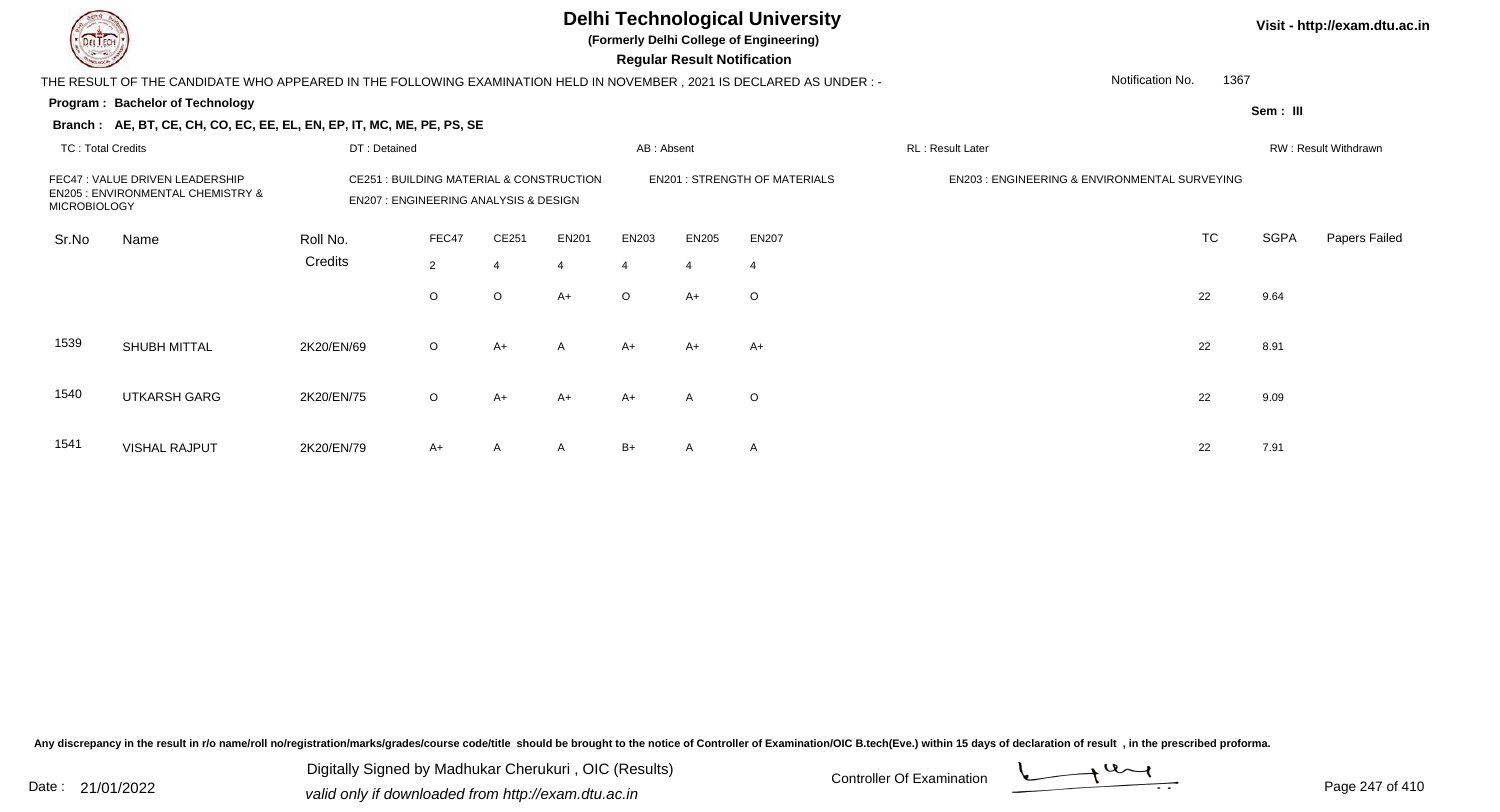# Delhi Technological University

**(Formerly Delhi College of Engineering)**

**Regular Result Notification**

Visit - http://exam.dtu.ac.in

THE RESULT OF THE CANDIDATE WHO APPEARED IN THE FOLLOWING EXAMINATION HELD IN NOVEMBER , 2021 IS DECLARED AS UNDER : -

Notification No. 1367

**Program : Bachelor of Technology**

Sem : III

**Branch : AE, BT, CE, CH, CO, EC, EE, EL, EN, EP, IT, MC, ME, PE, PS, SE**

TC : Total Credits | DT : Detained | AB : Absent | RL : Result Later | RW : Result Withdrawn

FEC47 : VALUE DRIVEN LEADERSHIP
CE251 : BUILDING MATERIAL & CONSTRUCTION
EN201 : STRENGTH OF MATERIALS
EN203 : ENGINEERING & ENVIRONMENTAL SURVEYING
EN205 : ENVIRONMENTAL CHEMISTRY & MICROBIOLOGY
EN207 : ENGINEERING ANALYSIS & DESIGN

| Sr.No | Name | Roll No. | FEC47 | CE251 | EN201 | EN203 | EN205 | EN207 | TC | SGPA | Papers Failed |
|---|---|---|---|---|---|---|---|---|---|---|---|
| | | Credits | 2 | 4 | 4 | 4 | 4 | 4 | | | |
| | | | O | O | A+ | O | A+ | O | 22 | 9.64 | |
| 1539 | SHUBH MITTAL | 2K20/EN/69 | O | A+ | A | A+ | A+ | A+ | 22 | 8.91 | |
| 1540 | UTKARSH GARG | 2K20/EN/75 | O | A+ | A+ | A+ | A | O | 22 | 9.09 | |
| 1541 | VISHAL RAJPUT | 2K20/EN/79 | A+ | A | A | B+ | A | A | 22 | 7.91 | |

Any discrepancy in the result in r/o name/roll no/registration/marks/grades/course code/title should be brought to the notice of Controller of Examination/OIC B.tech(Eve.) within 15 days of declaration of result , in the prescribed proforma.

Date : 21/01/2022

Digitally Signed by Madhukar Cherukuri , OIC (Results)
valid only if downloaded from http://exam.dtu.ac.in

Controller Of Examination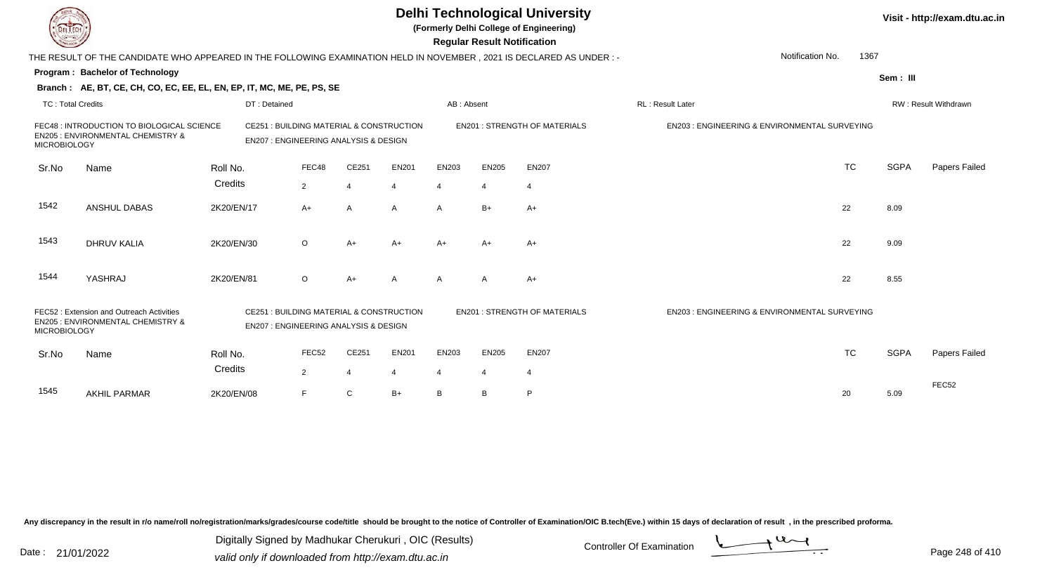# Delhi Technological University

(Formerly Delhi College of Engineering)

**Regular Result Notification**

Visit - http://exam.dtu.ac.in

THE RESULT OF THE CANDIDATE WHO APPEARED IN THE FOLLOWING EXAMINATION HELD IN NOVEMBER , 2021 IS DECLARED AS UNDER : -

Notification No. 1367

**Program : Bachelor of Technology**

Sem : III

**Branch : AE, BT, CE, CH, CO, EC, EE, EL, EN, EP, IT, MC, ME, PE, PS, SE**

TC : Total Credits | DT : Detained | AB : Absent | RL : Result Later | RW : Result Withdrawn

FEC48 : INTRODUCTION TO BIOLOGICAL SCIENCE
CE251 : BUILDING MATERIAL & CONSTRUCTION
EN201 : STRENGTH OF MATERIALS
EN203 : ENGINEERING & ENVIRONMENTAL SURVEYING
EN205 : ENVIRONMENTAL CHEMISTRY & MICROBIOLOGY
EN207 : ENGINEERING ANALYSIS & DESIGN

| Sr.No | Name | Roll No. | FEC48 | CE251 | EN201 | EN203 | EN205 | EN207 | TC | SGPA | Papers Failed |
|---|---|---|---|---|---|---|---|---|---|---|---|
| | | Credits | 2 | 4 | 4 | 4 | 4 | 4 | | | |
| 1542 | ANSHUL DABAS | 2K20/EN/17 | A+ | A | A | A | B+ | A+ | 22 | 8.09 | |
| 1543 | DHRUV KALIA | 2K20/EN/30 | O | A+ | A+ | A+ | A+ | A+ | 22 | 9.09 | |
| 1544 | YASHRAJ | 2K20/EN/81 | O | A+ | A | A | A | A+ | 22 | 8.55 | |

FEC52 : Extension and Outreach Activities
CE251 : BUILDING MATERIAL & CONSTRUCTION
EN201 : STRENGTH OF MATERIALS
EN203 : ENGINEERING & ENVIRONMENTAL SURVEYING
EN205 : ENVIRONMENTAL CHEMISTRY & MICROBIOLOGY
EN207 : ENGINEERING ANALYSIS & DESIGN

| Sr.No | Name | Roll No. | FEC52 | CE251 | EN201 | EN203 | EN205 | EN207 | TC | SGPA | Papers Failed |
|---|---|---|---|---|---|---|---|---|---|---|---|
| | | Credits | 2 | 4 | 4 | 4 | 4 | 4 | | | |
| 1545 | AKHIL PARMAR | 2K20/EN/08 | F | C | B+ | B | B | P | 20 | 5.09 | FEC52 |

Any discrepancy in the result in r/o name/roll no/registration/marks/grades/course code/title should be brought to the notice of Controller of Examination/OIC B.tech(Eve.) within 15 days of declaration of result , in the prescribed proforma.

Date : 21/01/2022

Digitally Signed by Madhukar Cherukuri , OIC (Results)
valid only if downloaded from http://exam.dtu.ac.in

Controller Of Examination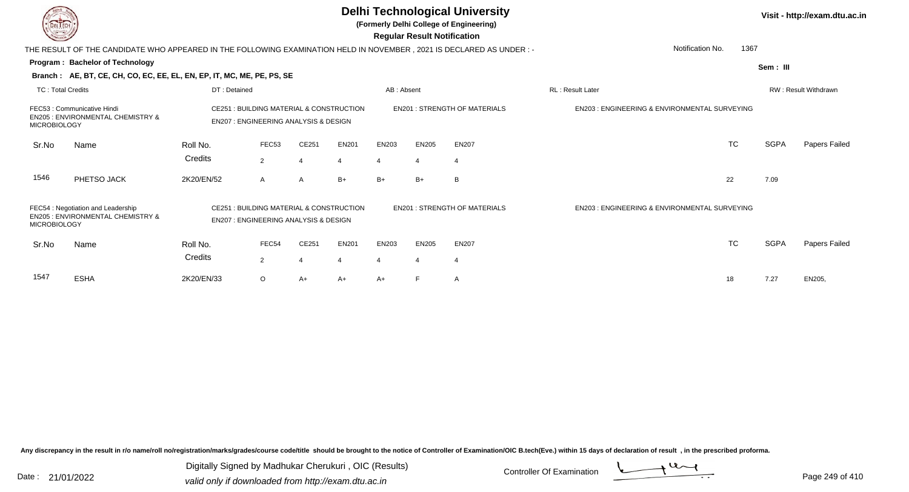# Delhi Technological University

**(Formerly Delhi College of Engineering)**

**Regular Result Notification**

Visit - http://exam.dtu.ac.in

THE RESULT OF THE CANDIDATE WHO APPEARED IN THE FOLLOWING EXAMINATION HELD IN NOVEMBER , 2021 IS DECLARED AS UNDER : -

Notification No. 1367

**Program : Bachelor of Technology**

Sem : III

**Branch : AE, BT, CE, CH, CO, EC, EE, EL, EN, EP, IT, MC, ME, PE, PS, SE**

TC : Total Credits | DT : Detained | AB : Absent | RL : Result Later | RW : Result Withdrawn

FEC53 : Communicative Hindi
CE251 : BUILDING MATERIAL & CONSTRUCTION
EN201 : STRENGTH OF MATERIALS
EN203 : ENGINEERING & ENVIRONMENTAL SURVEYING
EN205 : ENVIRONMENTAL CHEMISTRY & MICROBIOLOGY
EN207 : ENGINEERING ANALYSIS & DESIGN

| Sr.No | Name | Roll No. | FEC53 | CE251 | EN201 | EN203 | EN205 | EN207 | TC | SGPA | Papers Failed |
|---|---|---|---|---|---|---|---|---|---|---|---|
| | | Credits | 2 | 4 | 4 | 4 | 4 | 4 | | | |
| 1546 | PHETSO JACK | 2K20/EN/52 | A | A | B+ | B+ | B+ | B | 22 | 7.09 | |

FEC54 : Negotiation and Leadership
CE251 : BUILDING MATERIAL & CONSTRUCTION
EN201 : STRENGTH OF MATERIALS
EN203 : ENGINEERING & ENVIRONMENTAL SURVEYING
EN205 : ENVIRONMENTAL CHEMISTRY & MICROBIOLOGY
EN207 : ENGINEERING ANALYSIS & DESIGN

| Sr.No | Name | Roll No. | FEC54 | CE251 | EN201 | EN203 | EN205 | EN207 | TC | SGPA | Papers Failed |
|---|---|---|---|---|---|---|---|---|---|---|---|
| | | Credits | 2 | 4 | 4 | 4 | 4 | 4 | | | |
| 1547 | ESHA | 2K20/EN/33 | O | A+ | A+ | A+ | F | A | 18 | 7.27 | EN205, |

Any discrepancy in the result in r/o name/roll no/registration/marks/grades/course code/title should be brought to the notice of Controller of Examination/OIC B.tech(Eve.) within 15 days of declaration of result , in the prescribed proforma.

Date : 21/01/2022

Digitally Signed by Madhukar Cherukuri , OIC (Results)
valid only if downloaded from http://exam.dtu.ac.in

Controller Of Examination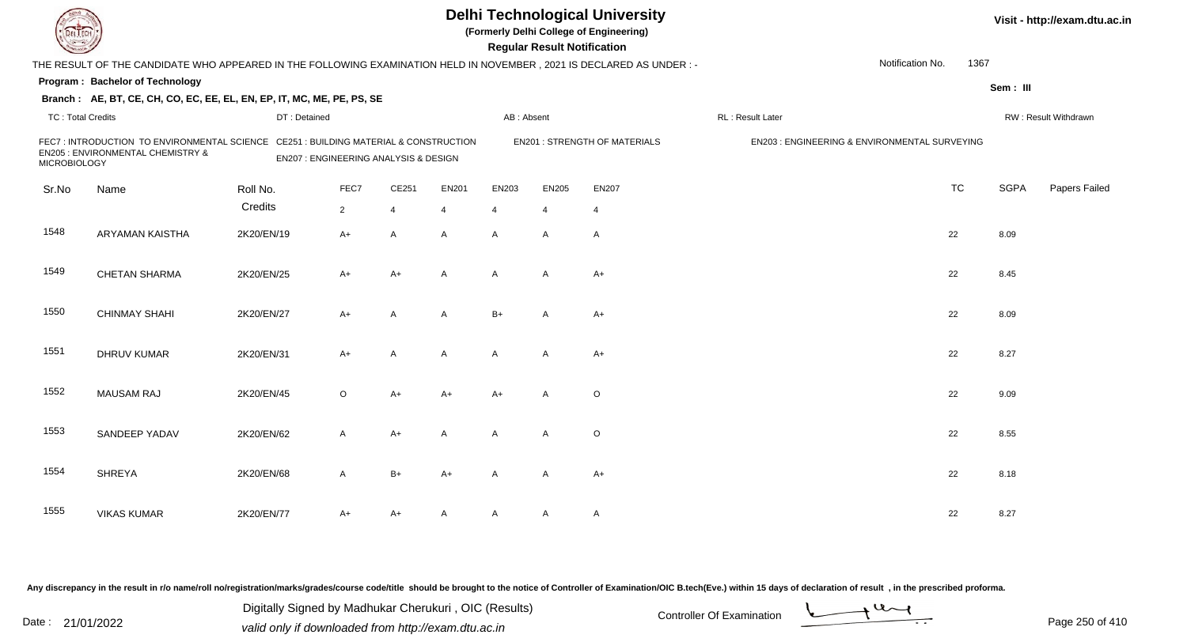# Delhi Technological University

**(Formerly Delhi College of Engineering)**

**Regular Result Notification**

Visit - http://exam.dtu.ac.in

THE RESULT OF THE CANDIDATE WHO APPEARED IN THE FOLLOWING EXAMINATION HELD IN NOVEMBER , 2021 IS DECLARED AS UNDER : -

Notification No. 1367

**Program : Bachelor of Technology**

**Sem : III**

**Branch : AE, BT, CE, CH, CO, EC, EE, EL, EN, EP, IT, MC, ME, PE, PS, SE**

TC : Total Credits | DT : Detained | AB : Absent | RL : Result Later | RW : Result Withdrawn

FEC7 : INTRODUCTION TO ENVIRONMENTAL SCIENCE
CE251 : BUILDING MATERIAL & CONSTRUCTION
EN201 : STRENGTH OF MATERIALS
EN203 : ENGINEERING & ENVIRONMENTAL SURVEYING
EN205 : ENVIRONMENTAL CHEMISTRY & MICROBIOLOGY
EN207 : ENGINEERING ANALYSIS & DESIGN

| Sr.No | Name | Roll No. | FEC7 | CE251 | EN201 | EN203 | EN205 | EN207 | TC | SGPA | Papers Failed |
|---|---|---|---|---|---|---|---|---|---|---|---|
| | | Credits | 2 | 4 | 4 | 4 | 4 | 4 | | | |
| 1548 | ARYAMAN KAISTHA | 2K20/EN/19 | A+ | A | A | A | A | A | 22 | 8.09 | |
| 1549 | CHETAN SHARMA | 2K20/EN/25 | A+ | A+ | A | A | A | A+ | 22 | 8.45 | |
| 1550 | CHINMAY SHAHI | 2K20/EN/27 | A+ | A | A | B+ | A | A+ | 22 | 8.09 | |
| 1551 | DHRUV KUMAR | 2K20/EN/31 | A+ | A | A | A | A | A+ | 22 | 8.27 | |
| 1552 | MAUSAM RAJ | 2K20/EN/45 | O | A+ | A+ | A+ | A | O | 22 | 9.09 | |
| 1553 | SANDEEP YADAV | 2K20/EN/62 | A | A+ | A | A | A | O | 22 | 8.55 | |
| 1554 | SHREYA | 2K20/EN/68 | A | B+ | A+ | A | A | A+ | 22 | 8.18 | |
| 1555 | VIKAS KUMAR | 2K20/EN/77 | A+ | A+ | A | A | A | A | 22 | 8.27 | |

Any discrepancy in the result in r/o name/roll no/registration/marks/grades/course code/title should be brought to the notice of Controller of Examination/OIC B.tech(Eve.) within 15 days of declaration of result , in the prescribed proforma.

Date : 21/01/2022

Digitally Signed by Madhukar Cherukuri , OIC (Results)
valid only if downloaded from http://exam.dtu.ac.in

Controller Of Examination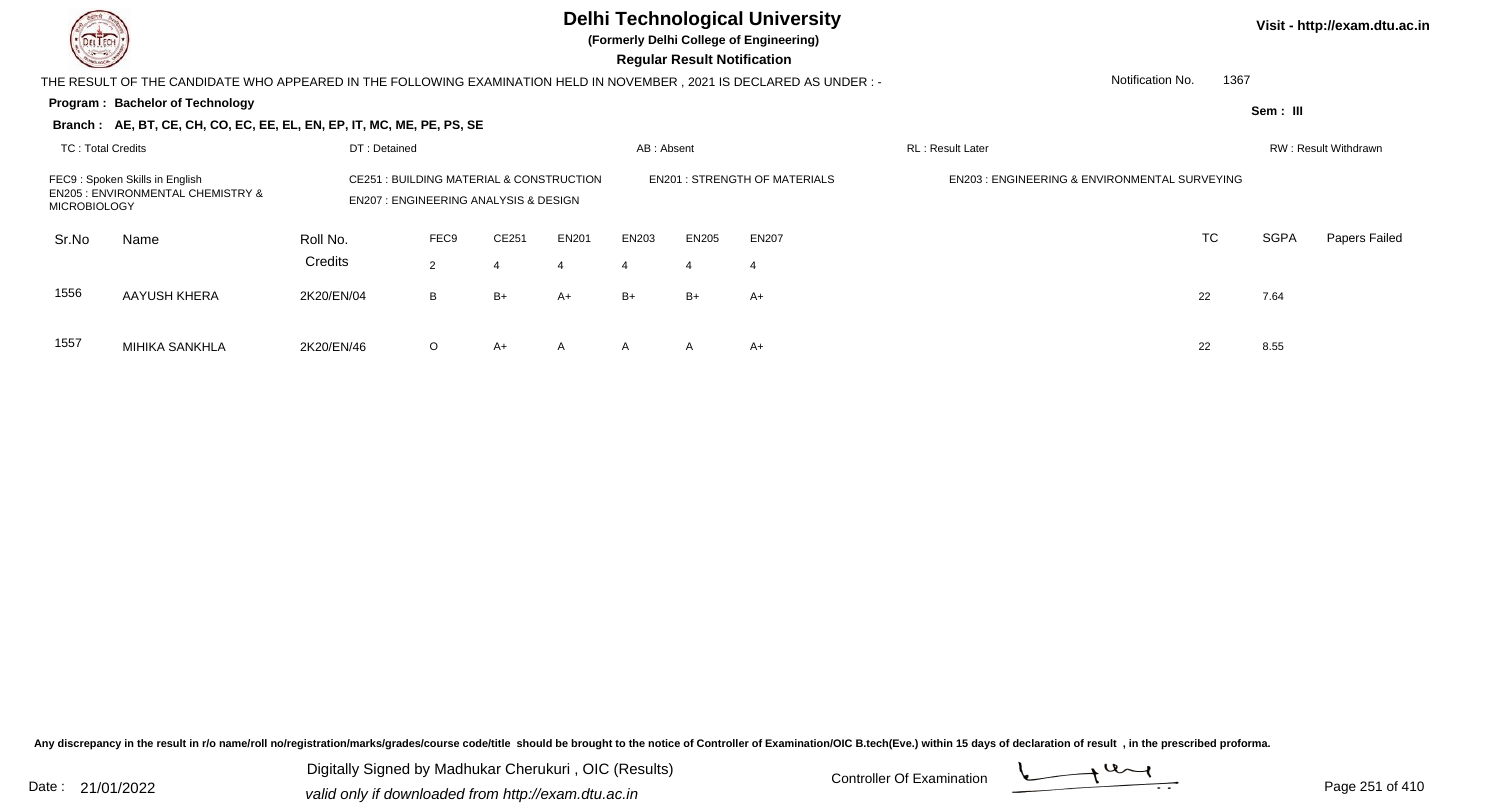# Delhi Technological University

**(Formerly Delhi College of Engineering)**

**Regular Result Notification**

Visit - http://exam.dtu.ac.in

THE RESULT OF THE CANDIDATE WHO APPEARED IN THE FOLLOWING EXAMINATION HELD IN NOVEMBER , 2021 IS DECLARED AS UNDER : -

Notification No. 1367

**Program : Bachelor of Technology**

**Sem : III**

**Branch : AE, BT, CE, CH, CO, EC, EE, EL, EN, EP, IT, MC, ME, PE, PS, SE**

TC : Total Credits | DT : Detained | AB : Absent | RL : Result Later | RW : Result Withdrawn

FEC9 : Spoken Skills in English
EN205 : ENVIRONMENTAL CHEMISTRY & MICROBIOLOGY
CE251 : BUILDING MATERIAL & CONSTRUCTION
EN207 : ENGINEERING ANALYSIS & DESIGN
EN201 : STRENGTH OF MATERIALS
EN203 : ENGINEERING & ENVIRONMENTAL SURVEYING

| Sr.No | Name | Roll No. | FEC9 | CE251 | EN201 | EN203 | EN205 | EN207 | TC | SGPA | Papers Failed |
|---|---|---|---|---|---|---|---|---|---|---|---|
| | | Credits | 2 | 4 | 4 | 4 | 4 | 4 | | | |
| 1556 | AAYUSH KHERA | 2K20/EN/04 | B | B+ | A+ | B+ | B+ | A+ | 22 | 7.64 | |
| 1557 | MIHIKA SANKHLA | 2K20/EN/46 | O | A+ | A | A | A | A+ | 22 | 8.55 | |

Any discrepancy in the result in r/o name/roll no/registration/marks/grades/course code/title should be brought to the notice of Controller of Examination/OIC B.tech(Eve.) within 15 days of declaration of result , in the prescribed proforma.

Date : 21/01/2022

Digitally Signed by Madhukar Cherukuri , OIC (Results)
valid only if downloaded from http://exam.dtu.ac.in

Controller Of Examination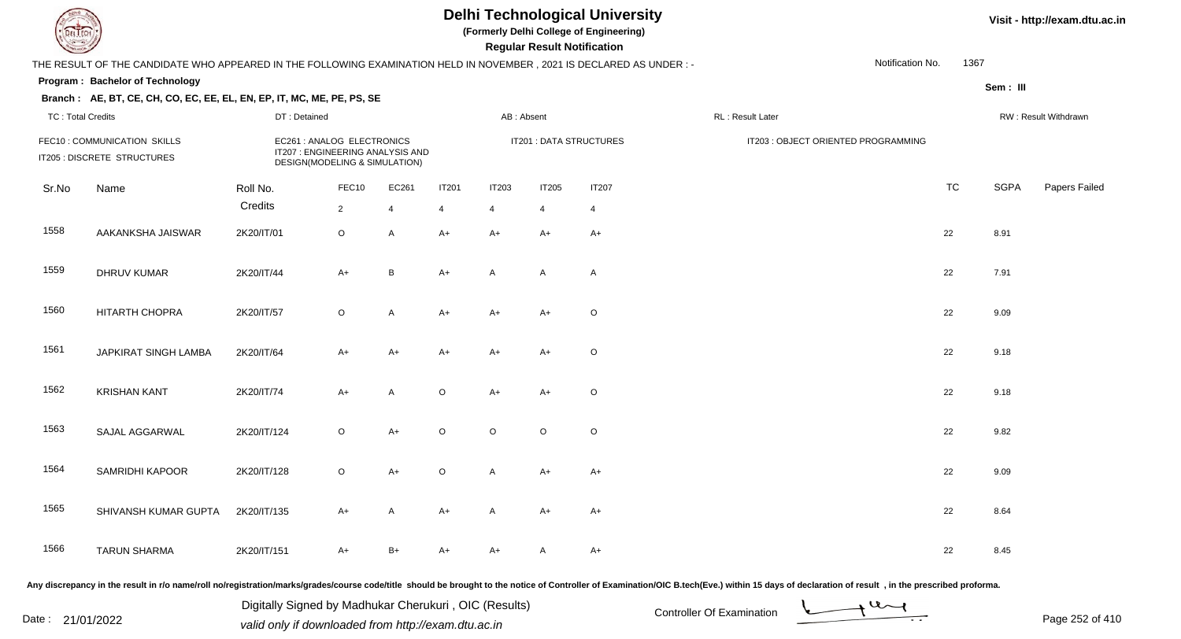# Delhi Technological University

**(Formerly Delhi College of Engineering)**

**Regular Result Notification**

Visit - http://exam.dtu.ac.in

THE RESULT OF THE CANDIDATE WHO APPEARED IN THE FOLLOWING EXAMINATION HELD IN NOVEMBER , 2021 IS DECLARED AS UNDER : -

Notification No. 1367

**Program : Bachelor of Technology**

Sem : III

**Branch : AE, BT, CE, CH, CO, EC, EE, EL, EN, EP, IT, MC, ME, PE, PS, SE**

TC : Total Credits | DT : Detained | AB : Absent | RL : Result Later | RW : Result Withdrawn

FEC10 : COMMUNICATION SKILLS
EC261 : ANALOG ELECTRONICS
IT201 : DATA STRUCTURES
IT203 : OBJECT ORIENTED PROGRAMMING
IT205 : DISCRETE STRUCTURES
IT207 : ENGINEERING ANALYSIS AND DESIGN(MODELING & SIMULATION)

| Sr.No | Name | Roll No. | FEC10 | EC261 | IT201 | IT203 | IT205 | IT207 | TC | SGPA | Papers Failed |
|---|---|---|---|---|---|---|---|---|---|---|---|
| | | Credits | 2 | 4 | 4 | 4 | 4 | 4 | | | |
| 1558 | AAKANKSHA JAISWAR | 2K20/IT/01 | O | A | A+ | A+ | A+ | A+ | 22 | 8.91 | |
| 1559 | DHRUV KUMAR | 2K20/IT/44 | A+ | B | A+ | A | A | A | 22 | 7.91 | |
| 1560 | HITARTH CHOPRA | 2K20/IT/57 | O | A | A+ | A+ | A+ | O | 22 | 9.09 | |
| 1561 | JAPKIRAT SINGH LAMBA | 2K20/IT/64 | A+ | A+ | A+ | A+ | A+ | O | 22 | 9.18 | |
| 1562 | KRISHAN KANT | 2K20/IT/74 | A+ | A | O | A+ | A+ | O | 22 | 9.18 | |
| 1563 | SAJAL AGGARWAL | 2K20/IT/124 | O | A+ | O | O | O | O | 22 | 9.82 | |
| 1564 | SAMRIDHI KAPOOR | 2K20/IT/128 | O | A+ | O | A | A+ | A+ | 22 | 9.09 | |
| 1565 | SHIVANSH KUMAR GUPTA | 2K20/IT/135 | A+ | A | A+ | A | A+ | A+ | 22 | 8.64 | |
| 1566 | TARUN SHARMA | 2K20/IT/151 | A+ | B+ | A+ | A+ | A | A+ | 22 | 8.45 | |

Any discrepancy in the result in r/o name/roll no/registration/marks/grades/course code/title should be brought to the notice of Controller of Examination/OIC B.tech(Eve.) within 15 days of declaration of result , in the prescribed proforma.

Date : 21/01/2022

Digitally Signed by Madhukar Cherukuri , OIC (Results)
valid only if downloaded from http://exam.dtu.ac.in

Controller Of Examination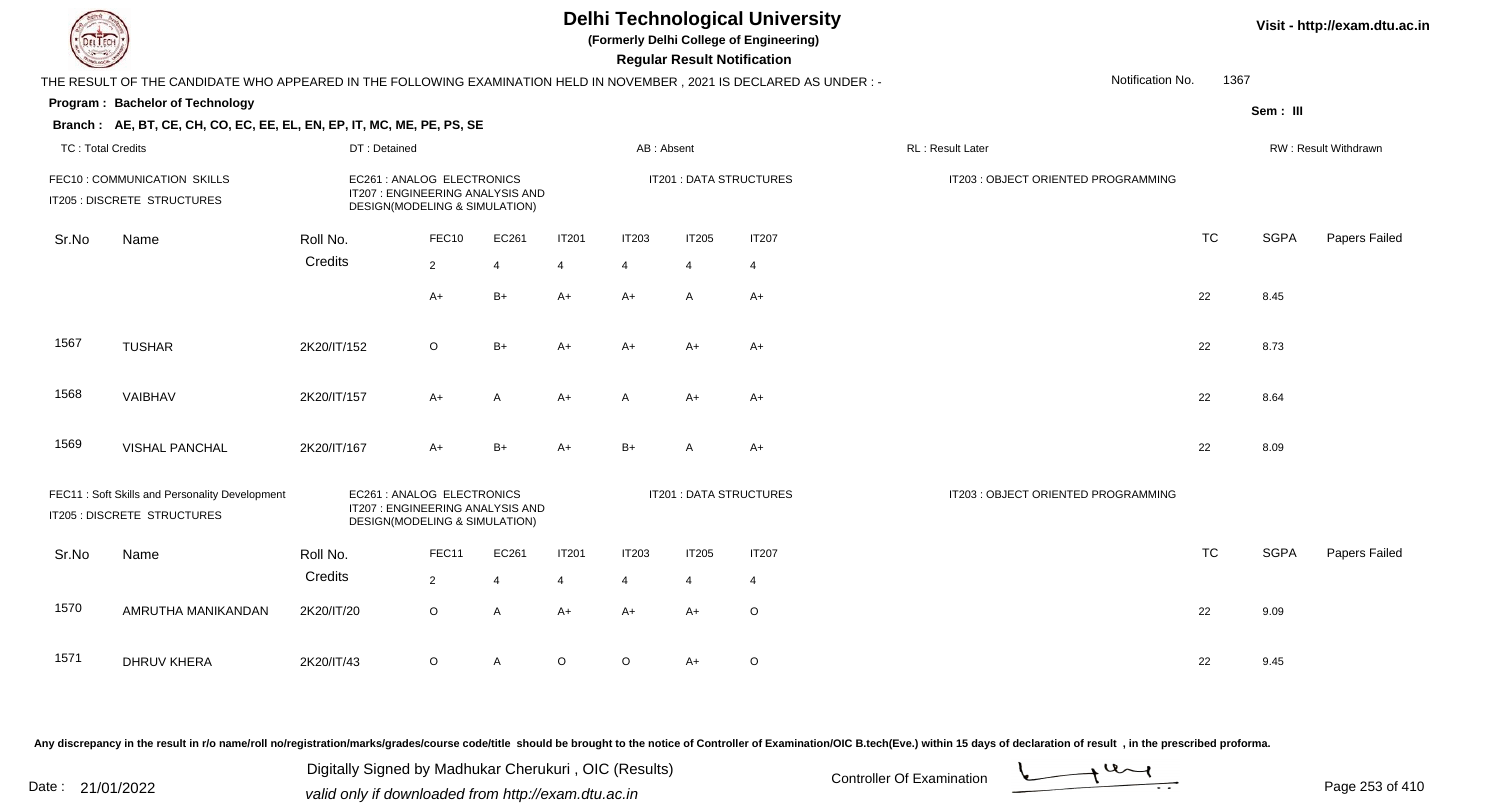# Delhi Technological University

**(Formerly Delhi College of Engineering)**

**Regular Result Notification**

THE RESULT OF THE CANDIDATE WHO APPEARED IN THE FOLLOWING EXAMINATION HELD IN NOVEMBER , 2021 IS DECLARED AS UNDER : -

Notification No. 1367

**Program : Bachelor of Technology**

**Sem : III**

**Branch : AE, BT, CE, CH, CO, EC, EE, EL, EN, EP, IT, MC, ME, PE, PS, SE**

TC : Total Credits | DT : Detained | AB : Absent | RL : Result Later | RW : Result Withdrawn

FEC10 : COMMUNICATION SKILLS | EC261 : ANALOG ELECTRONICS | IT201 : DATA STRUCTURES | IT203 : OBJECT ORIENTED PROGRAMMING | IT205 : DISCRETE STRUCTURES | IT207 : ENGINEERING ANALYSIS AND DESIGN(MODELING & SIMULATION)

| Sr.No | Name | Roll No. | FEC10 | EC261 | IT201 | IT203 | IT205 | IT207 | TC | SGPA | Papers Failed |
|---|---|---|---|---|---|---|---|---|---|---|---|
| | | Credits | 2 | 4 | 4 | 4 | 4 | 4 | | | |
| | | | A+ | B+ | A+ | A+ | A | A+ | 22 | 8.45 | |
| 1567 | TUSHAR | 2K20/IT/152 | O | B+ | A+ | A+ | A+ | A+ | 22 | 8.73 | |
| 1568 | VAIBHAV | 2K20/IT/157 | A+ | A | A+ | A | A+ | A+ | 22 | 8.64 | |
| 1569 | VISHAL PANCHAL | 2K20/IT/167 | A+ | B+ | A+ | B+ | A | A+ | 22 | 8.09 | |

FEC11 : Soft Skills and Personality Development | EC261 : ANALOG ELECTRONICS | IT201 : DATA STRUCTURES | IT203 : OBJECT ORIENTED PROGRAMMING | IT205 : DISCRETE STRUCTURES | IT207 : ENGINEERING ANALYSIS AND DESIGN(MODELING & SIMULATION)

| Sr.No | Name | Roll No. | FEC11 | EC261 | IT201 | IT203 | IT205 | IT207 | TC | SGPA | Papers Failed |
|---|---|---|---|---|---|---|---|---|---|---|---|
| | | Credits | 2 | 4 | 4 | 4 | 4 | 4 | | | |
| 1570 | AMRUTHA MANIKANDAN | 2K20/IT/20 | O | A | A+ | A+ | A+ | O | 22 | 9.09 | |
| 1571 | DHRUV KHERA | 2K20/IT/43 | O | A | O | O | A+ | O | 22 | 9.45 | |

Any discrepancy in the result in r/o name/roll no/registration/marks/grades/course code/title should be brought to the notice of Controller of Examination/OIC B.tech(Eve.) within 15 days of declaration of result , in the prescribed proforma.

Date : 21/01/2022

Digitally Signed by Madhukar Cherukuri , OIC (Results)
valid only if downloaded from http://exam.dtu.ac.in

Controller Of Examination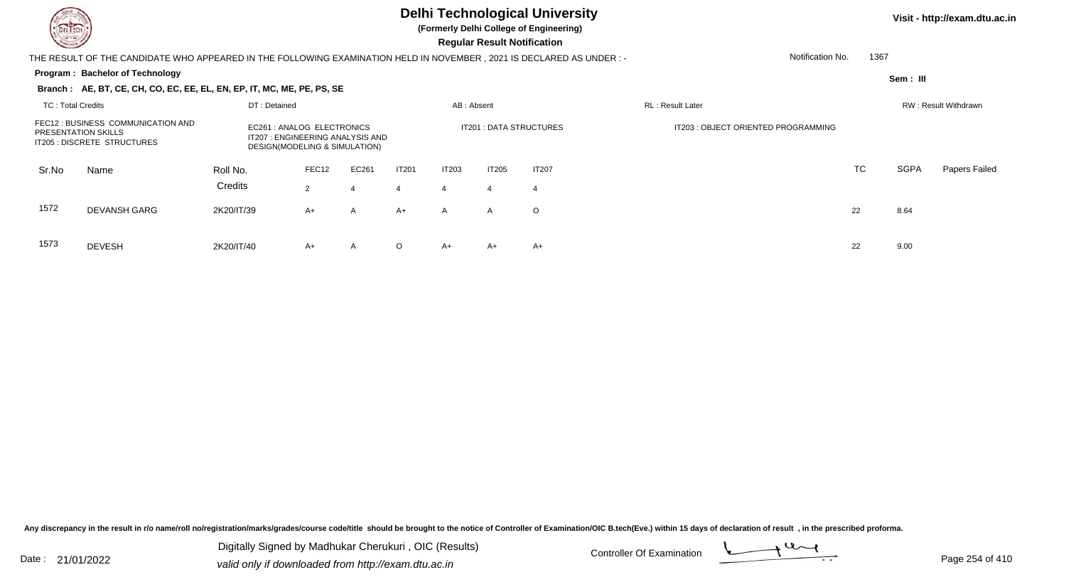# Delhi Technological University

**(Formerly Delhi College of Engineering)**

**Regular Result Notification**

Visit - http://exam.dtu.ac.in

THE RESULT OF THE CANDIDATE WHO APPEARED IN THE FOLLOWING EXAMINATION HELD IN NOVEMBER , 2021 IS DECLARED AS UNDER : -

Notification No. 1367

**Program : Bachelor of Technology**

**Sem : III**

**Branch : AE, BT, CE, CH, CO, EC, EE, EL, EN, EP, IT, MC, ME, PE, PS, SE**

TC : Total Credits | DT : Detained | AB : Absent | RL : Result Later | RW : Result Withdrawn

FEC12 : BUSINESS COMMUNICATION AND PRESENTATION SKILLS
IT205 : DISCRETE STRUCTURES
EC261 : ANALOG ELECTRONICS
IT207 : ENGINEERING ANALYSIS AND DESIGN(MODELING & SIMULATION)
IT201 : DATA STRUCTURES
IT203 : OBJECT ORIENTED PROGRAMMING

| Sr.No | Name | Roll No. | FEC12 | EC261 | IT201 | IT203 | IT205 | IT207 | TC | SGPA | Papers Failed |
|---|---|---|---|---|---|---|---|---|---|---|---|
| | | Credits | 2 | 4 | 4 | 4 | 4 | 4 | | | |
| 1572 | DEVANSH GARG | 2K20/IT/39 | A+ | A | A+ | A | A | O | 22 | 8.64 | |
| 1573 | DEVESH | 2K20/IT/40 | A+ | A | O | A+ | A+ | A+ | 22 | 9.00 | |

Any discrepancy in the result in r/o name/roll no/registration/marks/grades/course code/title should be brought to the notice of Controller of Examination/OIC B.tech(Eve.) within 15 days of declaration of result , in the prescribed proforma.

Date : 21/01/2022

Digitally Signed by Madhukar Cherukuri , OIC (Results)
valid only if downloaded from http://exam.dtu.ac.in

Controller Of Examination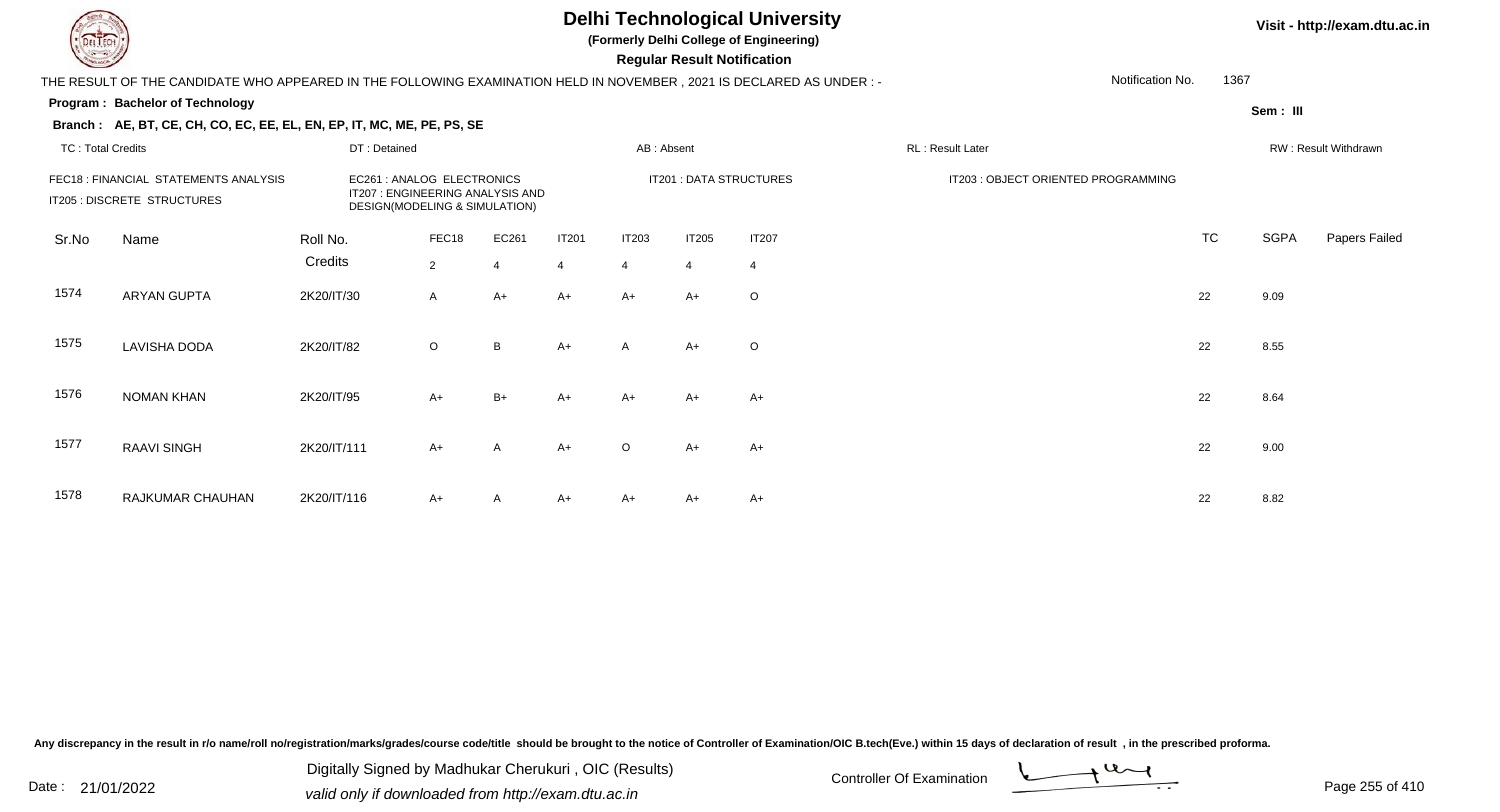# Delhi Technological University

**(Formerly Delhi College of Engineering)**

**Regular Result Notification**

Visit - http://exam.dtu.ac.in

THE RESULT OF THE CANDIDATE WHO APPEARED IN THE FOLLOWING EXAMINATION HELD IN NOVEMBER , 2021 IS DECLARED AS UNDER : -

Notification No. 1367

**Program : Bachelor of Technology**

Sem : III

**Branch : AE, BT, CE, CH, CO, EC, EE, EL, EN, EP, IT, MC, ME, PE, PS, SE**

TC : Total Credits | DT : Detained | AB : Absent | RL : Result Later | RW : Result Withdrawn

FEC18 : FINANCIAL STATEMENTS ANALYSIS
EC261 : ANALOG ELECTRONICS
IT201 : DATA STRUCTURES
IT203 : OBJECT ORIENTED PROGRAMMING
IT205 : DISCRETE STRUCTURES
IT207 : ENGINEERING ANALYSIS AND DESIGN(MODELING & SIMULATION)

| Sr.No | Name | Roll No. | FEC18 | EC261 | IT201 | IT203 | IT205 | IT207 | TC | SGPA | Papers Failed |
|---|---|---|---|---|---|---|---|---|---|---|---|
| | | Credits | 2 | 4 | 4 | 4 | 4 | 4 | | | |
| 1574 | ARYAN GUPTA | 2K20/IT/30 | A | A+ | A+ | A+ | A+ | O | 22 | 9.09 | |
| 1575 | LAVISHA DODA | 2K20/IT/82 | O | B | A+ | A | A+ | O | 22 | 8.55 | |
| 1576 | NOMAN KHAN | 2K20/IT/95 | A+ | B+ | A+ | A+ | A+ | A+ | 22 | 8.64 | |
| 1577 | RAAVI SINGH | 2K20/IT/111 | A+ | A | A+ | O | A+ | A+ | 22 | 9.00 | |
| 1578 | RAJKUMAR CHAUHAN | 2K20/IT/116 | A+ | A | A+ | A+ | A+ | A+ | 22 | 8.82 | |

Any discrepancy in the result in r/o name/roll no/registration/marks/grades/course code/title should be brought to the notice of Controller of Examination/OIC B.tech(Eve.) within 15 days of declaration of result , in the prescribed proforma.

Date : 21/01/2022

Digitally Signed by Madhukar Cherukuri , OIC (Results)
valid only if downloaded from http://exam.dtu.ac.in

Controller Of Examination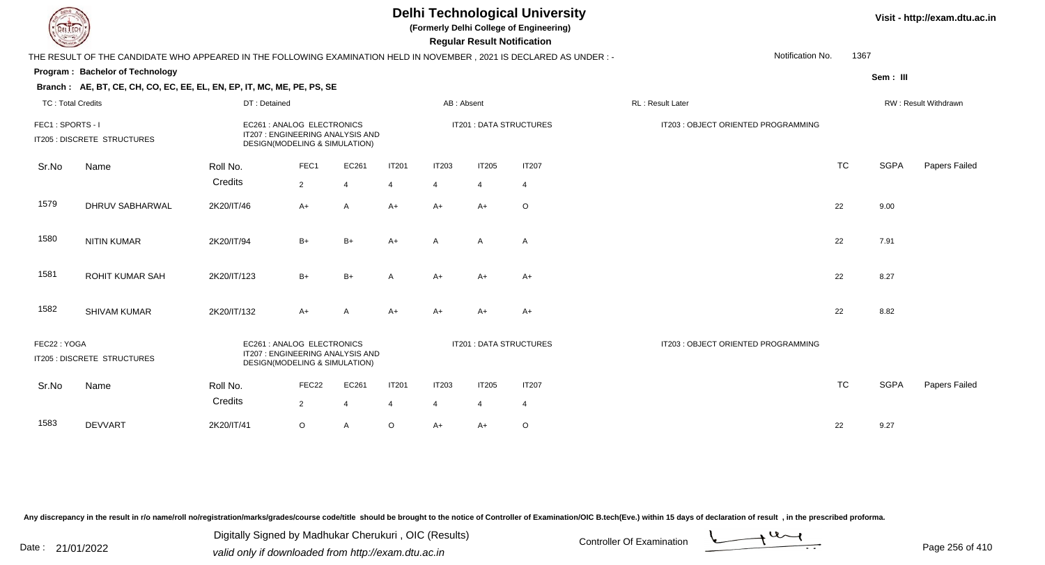# Delhi Technological University

(Formerly Delhi College of Engineering)

**Regular Result Notification**

Visit - http://exam.dtu.ac.in

THE RESULT OF THE CANDIDATE WHO APPEARED IN THE FOLLOWING EXAMINATION HELD IN NOVEMBER , 2021 IS DECLARED AS UNDER : -

Notification No. 1367

**Program : Bachelor of Technology**

Sem : III

**Branch : AE, BT, CE, CH, CO, EC, EE, EL, EN, EP, IT, MC, ME, PE, PS, SE**

TC : Total Credits | DT : Detained | AB : Absent | RL : Result Later | RW : Result Withdrawn

FEC1 : SPORTS - I | EC261 : ANALOG ELECTRONICS | IT201 : DATA STRUCTURES | IT203 : OBJECT ORIENTED PROGRAMMING | IT205 : DISCRETE STRUCTURES | IT207 : ENGINEERING ANALYSIS AND DESIGN(MODELING & SIMULATION)

| Sr.No | Name | Roll No. | FEC1 | EC261 | IT201 | IT203 | IT205 | IT207 | TC | SGPA | Papers Failed |
|---|---|---|---|---|---|---|---|---|---|---|---|
| | | Credits | 2 | 4 | 4 | 4 | 4 | 4 | | | |
| 1579 | DHRUV SABHARWAL | 2K20/IT/46 | A+ | A | A+ | A+ | A+ | O | 22 | 9.00 | |
| 1580 | NITIN KUMAR | 2K20/IT/94 | B+ | B+ | A+ | A | A | A | 22 | 7.91 | |
| 1581 | ROHIT KUMAR SAH | 2K20/IT/123 | B+ | B+ | A | A+ | A+ | A+ | 22 | 8.27 | |
| 1582 | SHIVAM KUMAR | 2K20/IT/132 | A+ | A | A+ | A+ | A+ | A+ | 22 | 8.82 | |

FEC22 : YOGA | EC261 : ANALOG ELECTRONICS | IT201 : DATA STRUCTURES | IT203 : OBJECT ORIENTED PROGRAMMING | IT205 : DISCRETE STRUCTURES | IT207 : ENGINEERING ANALYSIS AND DESIGN(MODELING & SIMULATION)

| Sr.No | Name | Roll No. | FEC22 | EC261 | IT201 | IT203 | IT205 | IT207 | TC | SGPA | Papers Failed |
|---|---|---|---|---|---|---|---|---|---|---|---|
| | | Credits | 2 | 4 | 4 | 4 | 4 | 4 | | | |
| 1583 | DEVVART | 2K20/IT/41 | O | A | O | A+ | A+ | O | 22 | 9.27 | |

Any discrepancy in the result in r/o name/roll no/registration/marks/grades/course code/title should be brought to the notice of Controller of Examination/OIC B.tech(Eve.) within 15 days of declaration of result , in the prescribed proforma.

Date : 21/01/2022

Digitally Signed by Madhukar Cherukuri , OIC (Results)
valid only if downloaded from http://exam.dtu.ac.in

Controller Of Examination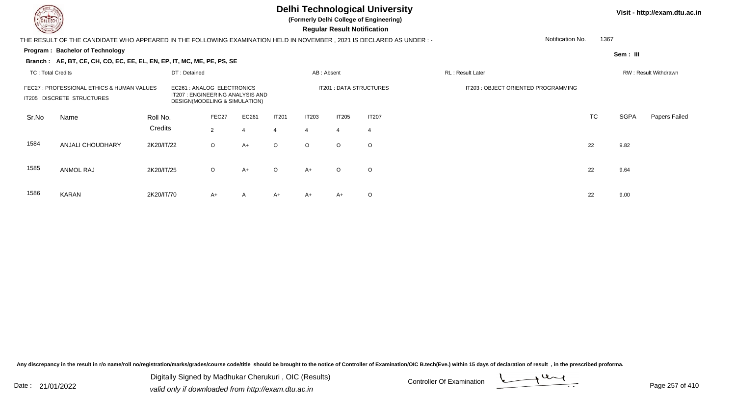# Delhi Technological University

**(Formerly Delhi College of Engineering)**

**Regular Result Notification**

Visit - http://exam.dtu.ac.in

THE RESULT OF THE CANDIDATE WHO APPEARED IN THE FOLLOWING EXAMINATION HELD IN NOVEMBER , 2021 IS DECLARED AS UNDER : -

Notification No. 1367

**Program : Bachelor of Technology**

Sem : III

**Branch : AE, BT, CE, CH, CO, EC, EE, EL, EN, EP, IT, MC, ME, PE, PS, SE**

TC : Total Credits | DT : Detained | AB : Absent | RL : Result Later | RW : Result Withdrawn

FEC27 : PROFESSIONAL ETHICS & HUMAN VALUES
EC261 : ANALOG ELECTRONICS
IT201 : DATA STRUCTURES
IT203 : OBJECT ORIENTED PROGRAMMING
IT205 : DISCRETE STRUCTURES
IT207 : ENGINEERING ANALYSIS AND DESIGN(MODELING & SIMULATION)

| Sr.No | Name | Roll No. | FEC27 | EC261 | IT201 | IT203 | IT205 | IT207 | TC | SGPA | Papers Failed |
|---|---|---|---|---|---|---|---|---|---|---|---|
| | | Credits | 2 | 4 | 4 | 4 | 4 | 4 | | | |
| 1584 | ANJALI CHOUDHARY | 2K20/IT/22 | O | A+ | O | O | O | O | 22 | 9.82 | |
| 1585 | ANMOL RAJ | 2K20/IT/25 | O | A+ | O | A+ | O | O | 22 | 9.64 | |
| 1586 | KARAN | 2K20/IT/70 | A+ | A | A+ | A+ | A+ | O | 22 | 9.00 | |

Any discrepancy in the result in r/o name/roll no/registration/marks/grades/course code/title should be brought to the notice of Controller of Examination/OIC B.tech(Eve.) within 15 days of declaration of result , in the prescribed proforma.

Date : 21/01/2022

Digitally Signed by Madhukar Cherukuri , OIC (Results)
valid only if downloaded from http://exam.dtu.ac.in

Controller Of Examination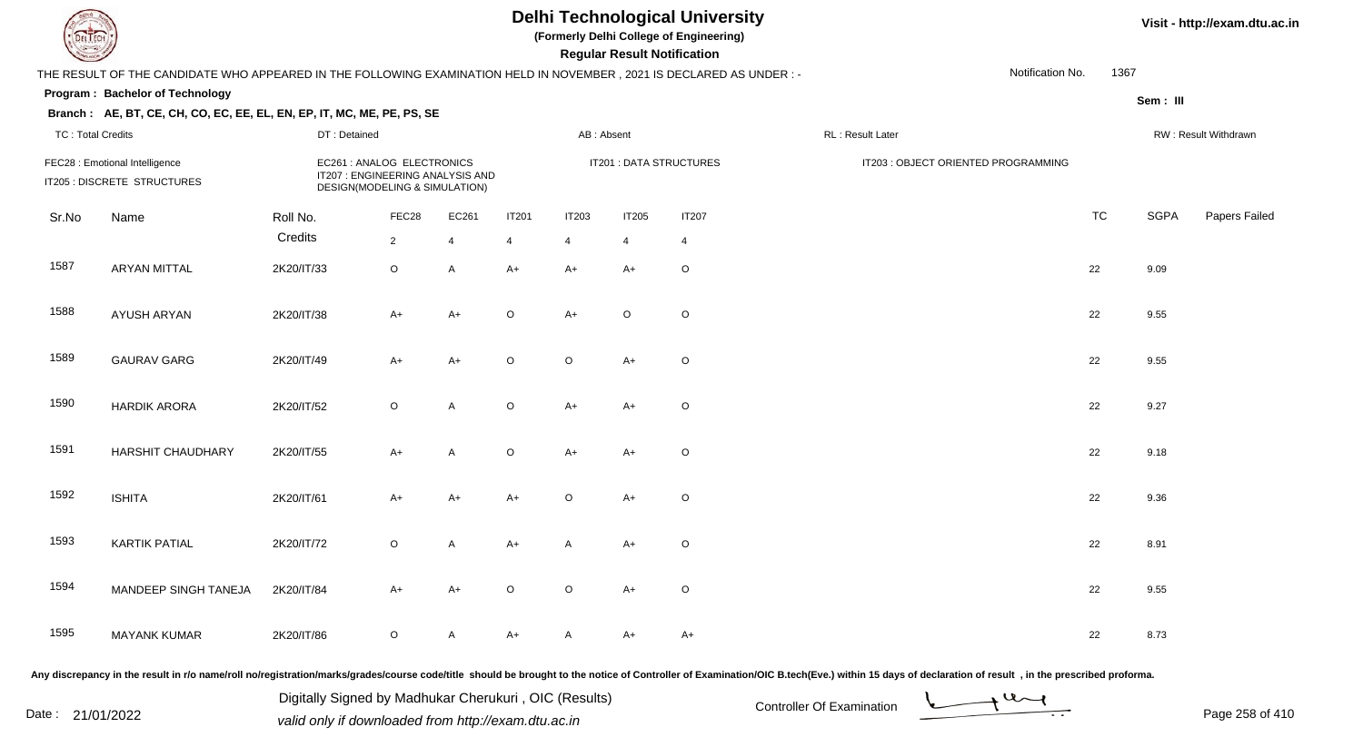# Delhi Technological University

**(Formerly Delhi College of Engineering)**

**Regular Result Notification**

Visit - http://exam.dtu.ac.in

THE RESULT OF THE CANDIDATE WHO APPEARED IN THE FOLLOWING EXAMINATION HELD IN NOVEMBER , 2021 IS DECLARED AS UNDER : -

Notification No. 1367

**Program : Bachelor of Technology**

Sem : III

**Branch : AE, BT, CE, CH, CO, EC, EE, EL, EN, EP, IT, MC, ME, PE, PS, SE**

TC : Total Credits | DT : Detained | AB : Absent | RL : Result Later | RW : Result Withdrawn

FEC28 : Emotional Intelligence
IT205 : DISCRETE STRUCTURES
EC261 : ANALOG ELECTRONICS
IT207 : ENGINEERING ANALYSIS AND DESIGN(MODELING & SIMULATION)
IT201 : DATA STRUCTURES
IT203 : OBJECT ORIENTED PROGRAMMING

| Sr.No | Name | Roll No. | FEC28 | EC261 | IT201 | IT203 | IT205 | IT207 | TC | SGPA | Papers Failed |
|---|---|---|---|---|---|---|---|---|---|---|---|
| | | Credits | 2 | 4 | 4 | 4 | 4 | 4 | | | |
| 1587 | ARYAN MITTAL | 2K20/IT/33 | O | A | A+ | A+ | A+ | O | 22 | 9.09 | |
| 1588 | AYUSH ARYAN | 2K20/IT/38 | A+ | A+ | O | A+ | O | O | 22 | 9.55 | |
| 1589 | GAURAV GARG | 2K20/IT/49 | A+ | A+ | O | O | A+ | O | 22 | 9.55 | |
| 1590 | HARDIK ARORA | 2K20/IT/52 | O | A | O | A+ | A+ | O | 22 | 9.27 | |
| 1591 | HARSHIT CHAUDHARY | 2K20/IT/55 | A+ | A | O | A+ | A+ | O | 22 | 9.18 | |
| 1592 | ISHITA | 2K20/IT/61 | A+ | A+ | A+ | O | A+ | O | 22 | 9.36 | |
| 1593 | KARTIK PATIAL | 2K20/IT/72 | O | A | A+ | A | A+ | O | 22 | 8.91 | |
| 1594 | MANDEEP SINGH TANEJA | 2K20/IT/84 | A+ | A+ | O | O | A+ | O | 22 | 9.55 | |
| 1595 | MAYANK KUMAR | 2K20/IT/86 | O | A | A+ | A | A+ | A+ | 22 | 8.73 | |

Any discrepancy in the result in r/o name/roll no/registration/marks/grades/course code/title should be brought to the notice of Controller of Examination/OIC B.tech(Eve.) within 15 days of declaration of result , in the prescribed proforma.

Date : 21/01/2022

Digitally Signed by Madhukar Cherukuri , OIC (Results)
valid only if downloaded from http://exam.dtu.ac.in

Controller Of Examination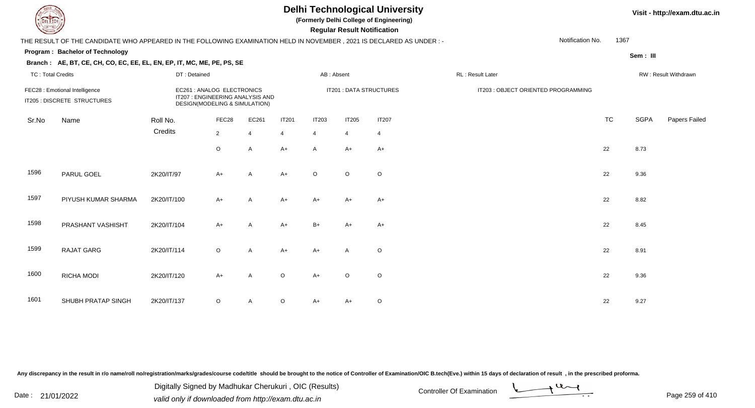# Delhi Technological University

**(Formerly Delhi College of Engineering)**

**Regular Result Notification**

Visit - http://exam.dtu.ac.in

THE RESULT OF THE CANDIDATE WHO APPEARED IN THE FOLLOWING EXAMINATION HELD IN NOVEMBER , 2021 IS DECLARED AS UNDER : -

Notification No. 1367

**Program : Bachelor of Technology**

Sem : III

**Branch : AE, BT, CE, CH, CO, EC, EE, EL, EN, EP, IT, MC, ME, PE, PS, SE**

TC : Total Credits | DT : Detained | AB : Absent | RL : Result Later | RW : Result Withdrawn

FEC28 : Emotional Intelligence
IT205 : DISCRETE STRUCTURES
EC261 : ANALOG ELECTRONICS
IT207 : ENGINEERING ANALYSIS AND DESIGN(MODELING & SIMULATION)
IT201 : DATA STRUCTURES
IT203 : OBJECT ORIENTED PROGRAMMING

| Sr.No | Name | Roll No. | FEC28 | EC261 | IT201 | IT203 | IT205 | IT207 | TC | SGPA | Papers Failed |
|---|---|---|---|---|---|---|---|---|---|---|---|
| | | Credits | 2 | 4 | 4 | 4 | 4 | 4 | | | |
| | | | O | A | A+ | A | A+ | A+ | 22 | 8.73 | |
| 1596 | PARUL GOEL | 2K20/IT/97 | A+ | A | A+ | O | O | O | 22 | 9.36 | |
| 1597 | PIYUSH KUMAR SHARMA | 2K20/IT/100 | A+ | A | A+ | A+ | A+ | A+ | 22 | 8.82 | |
| 1598 | PRASHANT VASHISHT | 2K20/IT/104 | A+ | A | A+ | B+ | A+ | A+ | 22 | 8.45 | |
| 1599 | RAJAT GARG | 2K20/IT/114 | O | A | A+ | A+ | A | O | 22 | 8.91 | |
| 1600 | RICHA MODI | 2K20/IT/120 | A+ | A | O | A+ | O | O | 22 | 9.36 | |
| 1601 | SHUBH PRATAP SINGH | 2K20/IT/137 | O | A | O | A+ | A+ | O | 22 | 9.27 | |

Any discrepancy in the result in r/o name/roll no/registration/marks/grades/course code/title should be brought to the notice of Controller of Examination/OIC B.tech(Eve.) within 15 days of declaration of result , in the prescribed proforma.

Date : 21/01/2022

Digitally Signed by Madhukar Cherukuri , OIC (Results)
valid only if downloaded from http://exam.dtu.ac.in

Controller Of Examination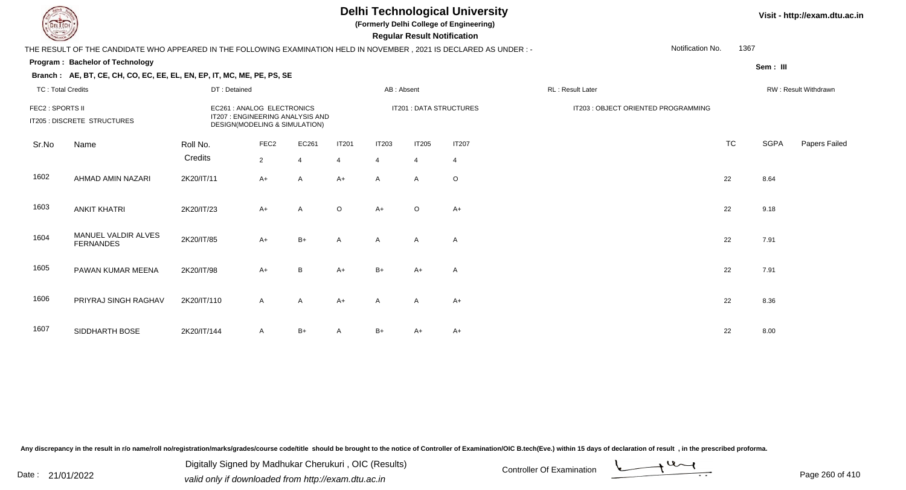# Delhi Technological University

**(Formerly Delhi College of Engineering)**

**Regular Result Notification**

Visit - http://exam.dtu.ac.in

THE RESULT OF THE CANDIDATE WHO APPEARED IN THE FOLLOWING EXAMINATION HELD IN NOVEMBER , 2021 IS DECLARED AS UNDER : -

Notification No. 1367

**Program : Bachelor of Technology**

**Sem : III**

**Branch : AE, BT, CE, CH, CO, EC, EE, EL, EN, EP, IT, MC, ME, PE, PS, SE**

TC : Total Credits | DT : Detained | AB : Absent | RL : Result Later | RW : Result Withdrawn

FEC2 : SPORTS II
EC261 : ANALOG ELECTRONICS
IT201 : DATA STRUCTURES
IT203 : OBJECT ORIENTED PROGRAMMING
IT205 : DISCRETE STRUCTURES
IT207 : ENGINEERING ANALYSIS AND DESIGN(MODELING & SIMULATION)

| Sr.No | Name | Roll No. | FEC2 | EC261 | IT201 | IT203 | IT205 | IT207 | TC | SGPA | Papers Failed |
|---|---|---|---|---|---|---|---|---|---|---|---|
| | | Credits | 2 | 4 | 4 | 4 | 4 | 4 | | | |
| 1602 | AHMAD AMIN NAZARI | 2K20/IT/11 | A+ | A | A+ | A | A | O | 22 | 8.64 | |
| 1603 | ANKIT KHATRI | 2K20/IT/23 | A+ | A | O | A+ | O | A+ | 22 | 9.18 | |
| 1604 | MANUEL VALDIR ALVES FERNANDES | 2K20/IT/85 | A+ | B+ | A | A | A | A | 22 | 7.91 | |
| 1605 | PAWAN KUMAR MEENA | 2K20/IT/98 | A+ | B | A+ | B+ | A+ | A | 22 | 7.91 | |
| 1606 | PRIYRAJ SINGH RAGHAV | 2K20/IT/110 | A | A | A+ | A | A | A+ | 22 | 8.36 | |
| 1607 | SIDDHARTH BOSE | 2K20/IT/144 | A | B+ | A | B+ | A+ | A+ | 22 | 8.00 | |

Any discrepancy in the result in r/o name/roll no/registration/marks/grades/course code/title should be brought to the notice of Controller of Examination/OIC B.tech(Eve.) within 15 days of declaration of result , in the prescribed proforma.

Date : 21/01/2022

Digitally Signed by Madhukar Cherukuri , OIC (Results)
valid only if downloaded from http://exam.dtu.ac.in

Controller Of Examination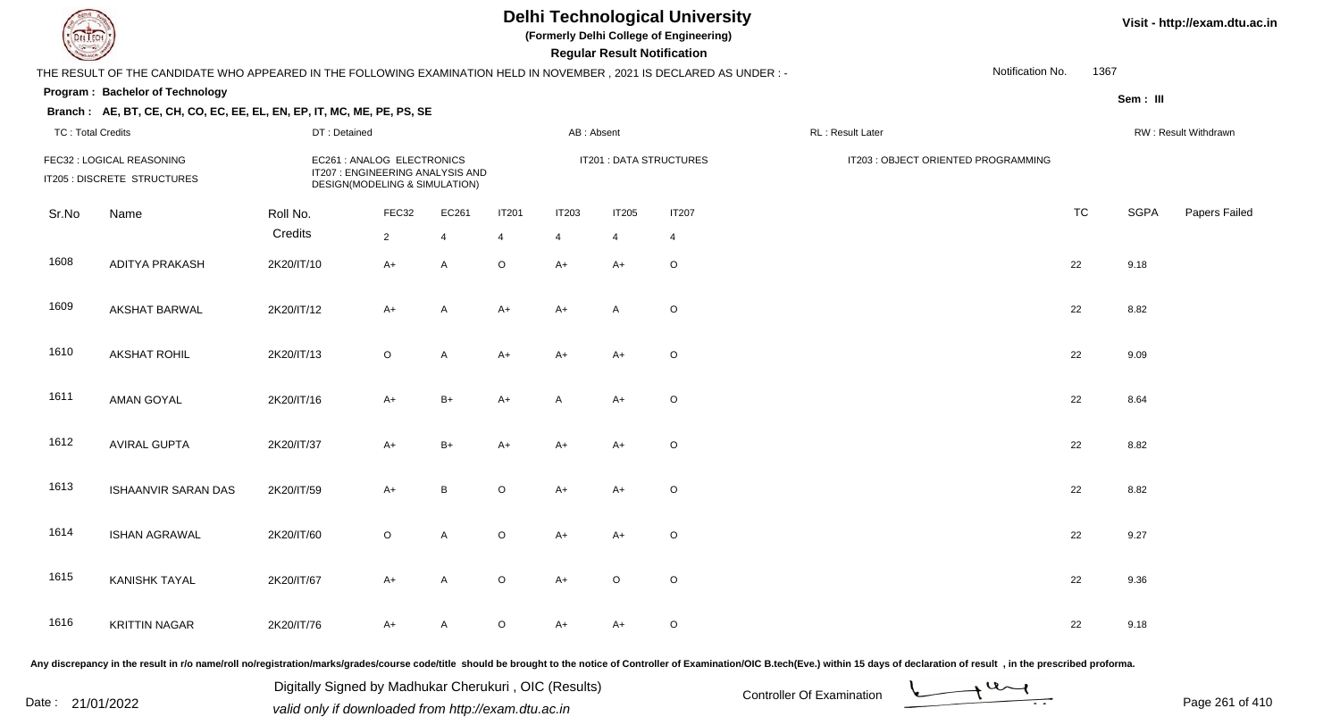# Delhi Technological University

**(Formerly Delhi College of Engineering)**

**Regular Result Notification**

Visit - http://exam.dtu.ac.in

THE RESULT OF THE CANDIDATE WHO APPEARED IN THE FOLLOWING EXAMINATION HELD IN NOVEMBER , 2021 IS DECLARED AS UNDER : -

Notification No. 1367

**Program : Bachelor of Technology**

Sem : III

**Branch : AE, BT, CE, CH, CO, EC, EE, EL, EN, EP, IT, MC, ME, PE, PS, SE**

TC : Total Credits | DT : Detained | AB : Absent | RL : Result Later | RW : Result Withdrawn

FEC32 : LOGICAL REASONING
EC261 : ANALOG ELECTRONICS
IT201 : DATA STRUCTURES
IT203 : OBJECT ORIENTED PROGRAMMING
IT205 : DISCRETE STRUCTURES
IT207 : ENGINEERING ANALYSIS AND DESIGN(MODELING & SIMULATION)

| Sr.No | Name | Roll No. | FEC32 | EC261 | IT201 | IT203 | IT205 | IT207 | TC | SGPA | Papers Failed |
|---|---|---|---|---|---|---|---|---|---|---|---|
| | | Credits | 2 | 4 | 4 | 4 | 4 | 4 | | | |
| 1608 | ADITYA PRAKASH | 2K20/IT/10 | A+ | A | O | A+ | A+ | O | 22 | 9.18 | |
| 1609 | AKSHAT BARWAL | 2K20/IT/12 | A+ | A | A+ | A+ | A | O | 22 | 8.82 | |
| 1610 | AKSHAT ROHIL | 2K20/IT/13 | O | A | A+ | A+ | A+ | O | 22 | 9.09 | |
| 1611 | AMAN GOYAL | 2K20/IT/16 | A+ | B+ | A+ | A | A+ | O | 22 | 8.64 | |
| 1612 | AVIRAL GUPTA | 2K20/IT/37 | A+ | B+ | A+ | A+ | A+ | O | 22 | 8.82 | |
| 1613 | ISHAANVIR SARAN DAS | 2K20/IT/59 | A+ | B | O | A+ | A+ | O | 22 | 8.82 | |
| 1614 | ISHAN AGRAWAL | 2K20/IT/60 | O | A | O | A+ | A+ | O | 22 | 9.27 | |
| 1615 | KANISHK TAYAL | 2K20/IT/67 | A+ | A | O | A+ | O | O | 22 | 9.36 | |
| 1616 | KRITTIN NAGAR | 2K20/IT/76 | A+ | A | O | A+ | A+ | O | 22 | 9.18 | |

Any discrepancy in the result in r/o name/roll no/registration/marks/grades/course code/title should be brought to the notice of Controller of Examination/OIC B.tech(Eve.) within 15 days of declaration of result , in the prescribed proforma.

Date : 21/01/2022

Digitally Signed by Madhukar Cherukuri , OIC (Results)
valid only if downloaded from http://exam.dtu.ac.in

Controller Of Examination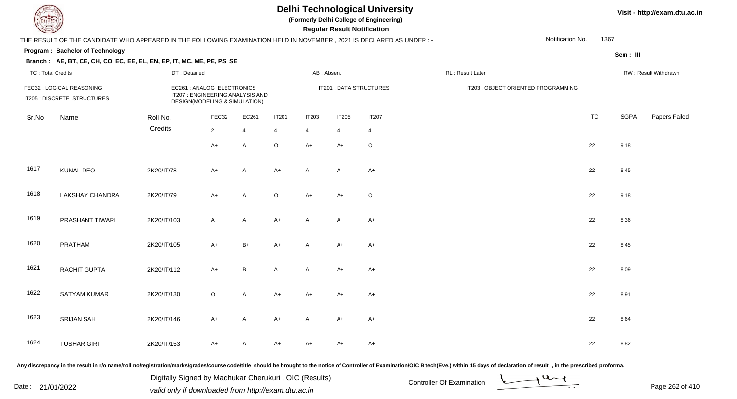# Delhi Technological University

**(Formerly Delhi College of Engineering)**

**Regular Result Notification**

Visit - http://exam.dtu.ac.in

THE RESULT OF THE CANDIDATE WHO APPEARED IN THE FOLLOWING EXAMINATION HELD IN NOVEMBER , 2021 IS DECLARED AS UNDER : -

Notification No. 1367

**Program : Bachelor of Technology**

**Sem : III**

**Branch : AE, BT, CE, CH, CO, EC, EE, EL, EN, EP, IT, MC, ME, PE, PS, SE**

TC : Total Credits | DT : Detained | AB : Absent | RL : Result Later | RW : Result Withdrawn

FEC32 : LOGICAL REASONING
IT205 : DISCRETE STRUCTURES
EC261 : ANALOG ELECTRONICS
IT207 : ENGINEERING ANALYSIS AND DESIGN(MODELING & SIMULATION)
IT201 : DATA STRUCTURES
IT203 : OBJECT ORIENTED PROGRAMMING

| Sr.No | Name | Roll No. | FEC32 | EC261 | IT201 | IT203 | IT205 | IT207 | TC | SGPA | Papers Failed |
|---|---|---|---|---|---|---|---|---|---|---|---|
| | | Credits | 2 | 4 | 4 | 4 | 4 | 4 | | | |
| | | | A+ | A | O | A+ | A+ | O | 22 | 9.18 | |
| 1617 | KUNAL DEO | 2K20/IT/78 | A+ | A | A+ | A | A | A+ | 22 | 8.45 | |
| 1618 | LAKSHAY CHANDRA | 2K20/IT/79 | A+ | A | O | A+ | A+ | O | 22 | 9.18 | |
| 1619 | PRASHANT TIWARI | 2K20/IT/103 | A | A | A+ | A | A | A+ | 22 | 8.36 | |
| 1620 | PRATHAM | 2K20/IT/105 | A+ | B+ | A+ | A | A+ | A+ | 22 | 8.45 | |
| 1621 | RACHIT GUPTA | 2K20/IT/112 | A+ | B | A | A | A+ | A+ | 22 | 8.09 | |
| 1622 | SATYAM KUMAR | 2K20/IT/130 | O | A | A+ | A+ | A+ | A+ | 22 | 8.91 | |
| 1623 | SRIJAN SAH | 2K20/IT/146 | A+ | A | A+ | A | A+ | A+ | 22 | 8.64 | |
| 1624 | TUSHAR GIRI | 2K20/IT/153 | A+ | A | A+ | A+ | A+ | A+ | 22 | 8.82 | |

Any discrepancy in the result in r/o name/roll no/registration/marks/grades/course code/title should be brought to the notice of Controller of Examination/OIC B.tech(Eve.) within 15 days of declaration of result , in the prescribed proforma.

Date : 21/01/2022

Digitally Signed by Madhukar Cherukuri , OIC (Results)
valid only if downloaded from http://exam.dtu.ac.in

Controller Of Examination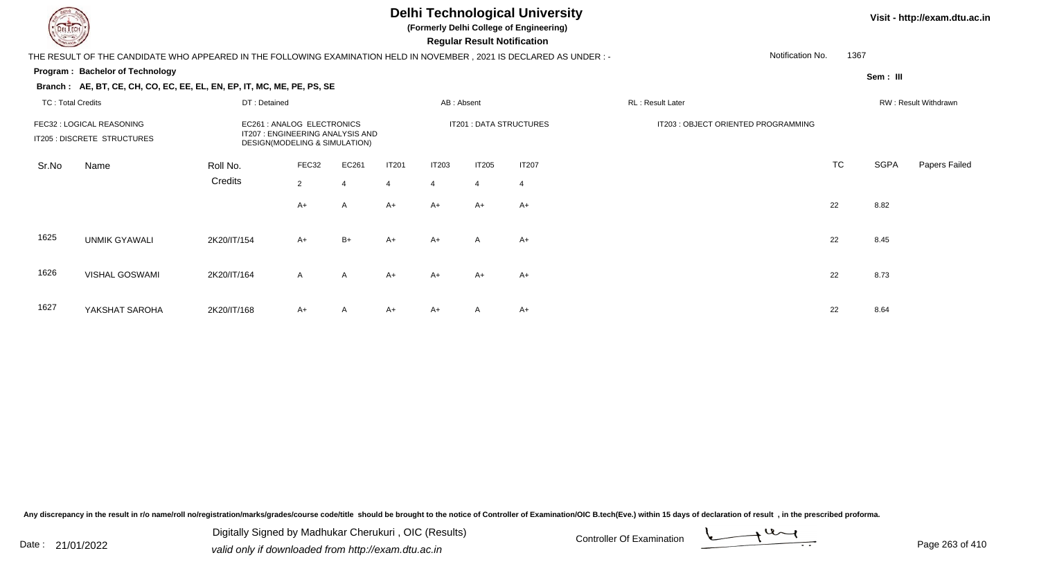# Delhi Technological University

**(Formerly Delhi College of Engineering)**

**Regular Result Notification**

Visit - http://exam.dtu.ac.in

THE RESULT OF THE CANDIDATE WHO APPEARED IN THE FOLLOWING EXAMINATION HELD IN NOVEMBER , 2021 IS DECLARED AS UNDER : -

Notification No. 1367

**Program : Bachelor of Technology**

Sem : III

**Branch : AE, BT, CE, CH, CO, EC, EE, EL, EN, EP, IT, MC, ME, PE, PS, SE**

TC : Total Credits | DT : Detained | AB : Absent | RL : Result Later | RW : Result Withdrawn

FEC32 : LOGICAL REASONING
IT205 : DISCRETE STRUCTURES
EC261 : ANALOG ELECTRONICS
IT207 : ENGINEERING ANALYSIS AND DESIGN(MODELING & SIMULATION)
IT201 : DATA STRUCTURES
IT203 : OBJECT ORIENTED PROGRAMMING

| Sr.No | Name | Roll No. | FEC32 | EC261 | IT201 | IT203 | IT205 | IT207 | TC | SGPA | Papers Failed |
|---|---|---|---|---|---|---|---|---|---|---|---|
| | | Credits | 2 | 4 | 4 | 4 | 4 | 4 | | | |
| | | | A+ | A | A+ | A+ | A+ | A+ | 22 | 8.82 | |
| 1625 | UNMIK GYAWALI | 2K20/IT/154 | A+ | B+ | A+ | A+ | A | A+ | 22 | 8.45 | |
| 1626 | VISHAL GOSWAMI | 2K20/IT/164 | A | A | A+ | A+ | A+ | A+ | 22 | 8.73 | |
| 1627 | YAKSHAT SAROHA | 2K20/IT/168 | A+ | A | A+ | A+ | A | A+ | 22 | 8.64 | |

Any discrepancy in the result in r/o name/roll no/registration/marks/grades/course code/title should be brought to the notice of Controller of Examination/OIC B.tech(Eve.) within 15 days of declaration of result , in the prescribed proforma.

Date : 21/01/2022

Digitally Signed by Madhukar Cherukuri , OIC (Results)
valid only if downloaded from http://exam.dtu.ac.in

Controller Of Examination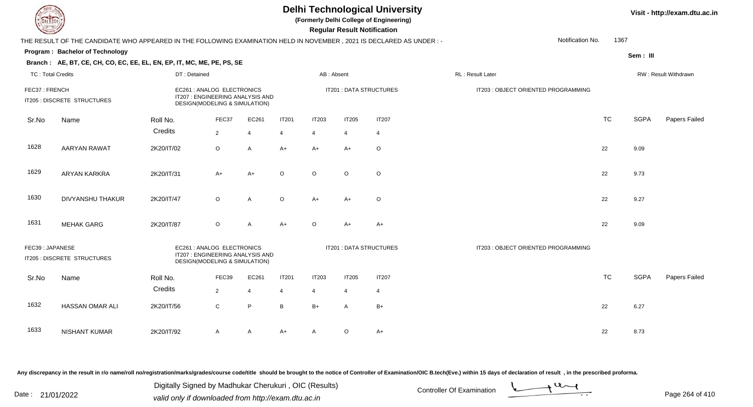# Delhi Technological University

(Formerly Delhi College of Engineering)

**Regular Result Notification**

THE RESULT OF THE CANDIDATE WHO APPEARED IN THE FOLLOWING EXAMINATION HELD IN NOVEMBER , 2021 IS DECLARED AS UNDER : -

Notification No. 1367

**Program : Bachelor of Technology**

**Sem : III**

**Branch : AE, BT, CE, CH, CO, EC, EE, EL, EN, EP, IT, MC, ME, PE, PS, SE**

TC : Total Credits | DT : Detained | AB : Absent | RL : Result Later | RW : Result Withdrawn

FEC37 : FRENCH | EC261 : ANALOG ELECTRONICS | IT201 : DATA STRUCTURES | IT203 : OBJECT ORIENTED PROGRAMMING | IT205 : DISCRETE STRUCTURES | IT207 : ENGINEERING ANALYSIS AND DESIGN(MODELING & SIMULATION)

| Sr.No | Name | Roll No. | FEC37 | EC261 | IT201 | IT203 | IT205 | IT207 | TC | SGPA | Papers Failed |
|---|---|---|---|---|---|---|---|---|---|---|---|
| | | Credits | 2 | 4 | 4 | 4 | 4 | 4 | | | |
| 1628 | AARYAN RAWAT | 2K20/IT/02 | O | A | A+ | A+ | A+ | O | 22 | 9.09 | |
| 1629 | ARYAN KARKRA | 2K20/IT/31 | A+ | A+ | O | O | O | O | 22 | 9.73 | |
| 1630 | DIVYANSHU THAKUR | 2K20/IT/47 | O | A | O | A+ | A+ | O | 22 | 9.27 | |
| 1631 | MEHAK GARG | 2K20/IT/87 | O | A | A+ | O | A+ | A+ | 22 | 9.09 | |

FEC39 : JAPANESE | EC261 : ANALOG ELECTRONICS | IT201 : DATA STRUCTURES | IT203 : OBJECT ORIENTED PROGRAMMING | IT205 : DISCRETE STRUCTURES | IT207 : ENGINEERING ANALYSIS AND DESIGN(MODELING & SIMULATION)

| Sr.No | Name | Roll No. | FEC39 | EC261 | IT201 | IT203 | IT205 | IT207 | TC | SGPA | Papers Failed |
|---|---|---|---|---|---|---|---|---|---|---|---|
| | | Credits | 2 | 4 | 4 | 4 | 4 | 4 | | | |
| 1632 | HASSAN OMAR ALI | 2K20/IT/56 | C | P | B | B+ | A | B+ | 22 | 6.27 | |
| 1633 | NISHANT KUMAR | 2K20/IT/92 | A | A | A+ | A | O | A+ | 22 | 8.73 | |

Any discrepancy in the result in r/o name/roll no/registration/marks/grades/course code/title should be brought to the notice of Controller of Examination/OIC B.tech(Eve.) within 15 days of declaration of result , in the prescribed proforma.

Digitally Signed by Madhukar Cherukuri , OIC (Results)
valid only if downloaded from http://exam.dtu.ac.in

Date : 21/01/2022

Controller Of Examination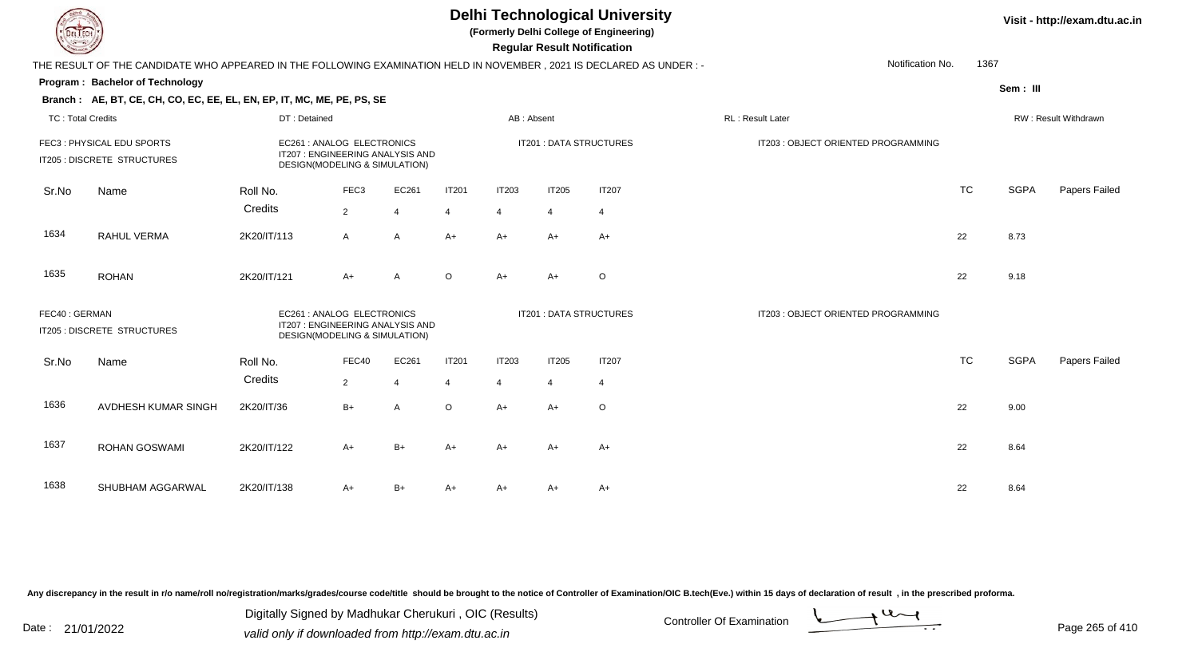# Delhi Technological University

**(Formerly Delhi College of Engineering)**

**Regular Result Notification**

Visit - http://exam.dtu.ac.in

THE RESULT OF THE CANDIDATE WHO APPEARED IN THE FOLLOWING EXAMINATION HELD IN NOVEMBER , 2021 IS DECLARED AS UNDER : -

Notification No. 1367

**Program : Bachelor of Technology**

Sem : III

**Branch : AE, BT, CE, CH, CO, EC, EE, EL, EN, EP, IT, MC, ME, PE, PS, SE**

TC : Total Credits | DT : Detained | AB : Absent | RL : Result Later | RW : Result Withdrawn

FEC3 : PHYSICAL EDU SPORTS
EC261 : ANALOG ELECTRONICS
IT201 : DATA STRUCTURES
IT203 : OBJECT ORIENTED PROGRAMMING
IT205 : DISCRETE STRUCTURES
IT207 : ENGINEERING ANALYSIS AND DESIGN(MODELING & SIMULATION)

| Sr.No | Name | Roll No. | FEC3 | EC261 | IT201 | IT203 | IT205 | IT207 | TC | SGPA | Papers Failed |
|---|---|---|---|---|---|---|---|---|---|---|---|
| | | Credits | 2 | 4 | 4 | 4 | 4 | 4 | | | |
| 1634 | RAHUL VERMA | 2K20/IT/113 | A | A | A+ | A+ | A+ | A+ | 22 | 8.73 | |
| 1635 | ROHAN | 2K20/IT/121 | A+ | A | O | A+ | A+ | O | 22 | 9.18 | |

FEC40 : GERMAN
EC261 : ANALOG ELECTRONICS
IT201 : DATA STRUCTURES
IT203 : OBJECT ORIENTED PROGRAMMING
IT205 : DISCRETE STRUCTURES
IT207 : ENGINEERING ANALYSIS AND DESIGN(MODELING & SIMULATION)

| Sr.No | Name | Roll No. | FEC40 | EC261 | IT201 | IT203 | IT205 | IT207 | TC | SGPA | Papers Failed |
|---|---|---|---|---|---|---|---|---|---|---|---|
| | | Credits | 2 | 4 | 4 | 4 | 4 | 4 | | | |
| 1636 | AVDHESH KUMAR SINGH | 2K20/IT/36 | B+ | A | O | A+ | A+ | O | 22 | 9.00 | |
| 1637 | ROHAN GOSWAMI | 2K20/IT/122 | A+ | B+ | A+ | A+ | A+ | A+ | 22 | 8.64 | |
| 1638 | SHUBHAM AGGARWAL | 2K20/IT/138 | A+ | B+ | A+ | A+ | A+ | A+ | 22 | 8.64 | |

Any discrepancy in the result in r/o name/roll no/registration/marks/grades/course code/title should be brought to the notice of Controller of Examination/OIC B.tech(Eve.) within 15 days of declaration of result , in the prescribed proforma.

Date : 21/01/2022

Digitally Signed by Madhukar Cherukuri , OIC (Results)
valid only if downloaded from http://exam.dtu.ac.in

Controller Of Examination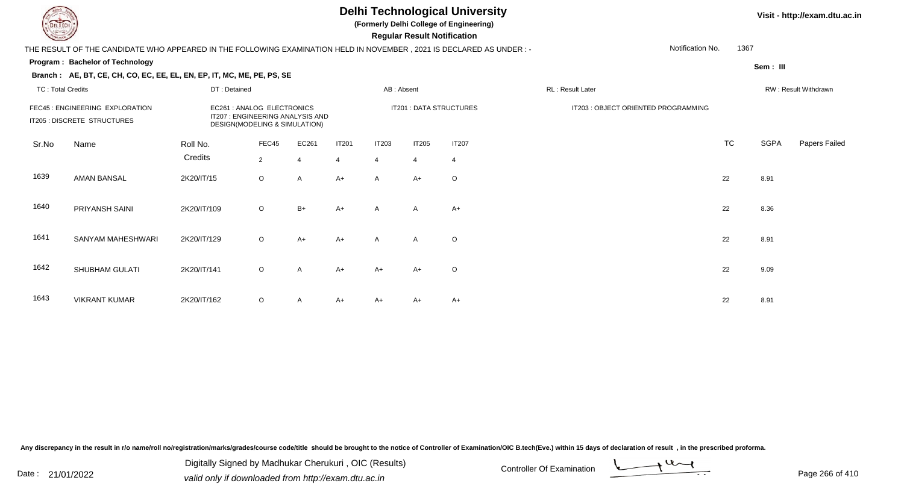# Delhi Technological University

**(Formerly Delhi College of Engineering)**

**Regular Result Notification**

Visit - http://exam.dtu.ac.in

THE RESULT OF THE CANDIDATE WHO APPEARED IN THE FOLLOWING EXAMINATION HELD IN NOVEMBER , 2021 IS DECLARED AS UNDER : -

Notification No. 1367

**Program : Bachelor of Technology**

**Sem : III**

**Branch : AE, BT, CE, CH, CO, EC, EE, EL, EN, EP, IT, MC, ME, PE, PS, SE**

TC : Total Credits | DT : Detained | AB : Absent | RL : Result Later | RW : Result Withdrawn

FEC45 : ENGINEERING EXPLORATION
IT205 : DISCRETE STRUCTURES
EC261 : ANALOG ELECTRONICS
IT207 : ENGINEERING ANALYSIS AND DESIGN(MODELING & SIMULATION)
IT201 : DATA STRUCTURES
IT203 : OBJECT ORIENTED PROGRAMMING

| Sr.No | Name | Roll No. | FEC45 | EC261 | IT201 | IT203 | IT205 | IT207 | TC | SGPA | Papers Failed |
|---|---|---|---|---|---|---|---|---|---|---|---|
| | | Credits | 2 | 4 | 4 | 4 | 4 | 4 | | | |
| 1639 | AMAN BANSAL | 2K20/IT/15 | O | A | A+ | A | A+ | O | 22 | 8.91 | |
| 1640 | PRIYANSH SAINI | 2K20/IT/109 | O | B+ | A+ | A | A | A+ | 22 | 8.36 | |
| 1641 | SANYAM MAHESHWARI | 2K20/IT/129 | O | A+ | A+ | A | A | O | 22 | 8.91 | |
| 1642 | SHUBHAM GULATI | 2K20/IT/141 | O | A | A+ | A+ | A+ | O | 22 | 9.09 | |
| 1643 | VIKRANT KUMAR | 2K20/IT/162 | O | A | A+ | A+ | A+ | A+ | 22 | 8.91 | |

Any discrepancy in the result in r/o name/roll no/registration/marks/grades/course code/title should be brought to the notice of Controller of Examination/OIC B.tech(Eve.) within 15 days of declaration of result , in the prescribed proforma.

Date : 21/01/2022

Digitally Signed by Madhukar Cherukuri , OIC (Results)
valid only if downloaded from http://exam.dtu.ac.in

Controller Of Examination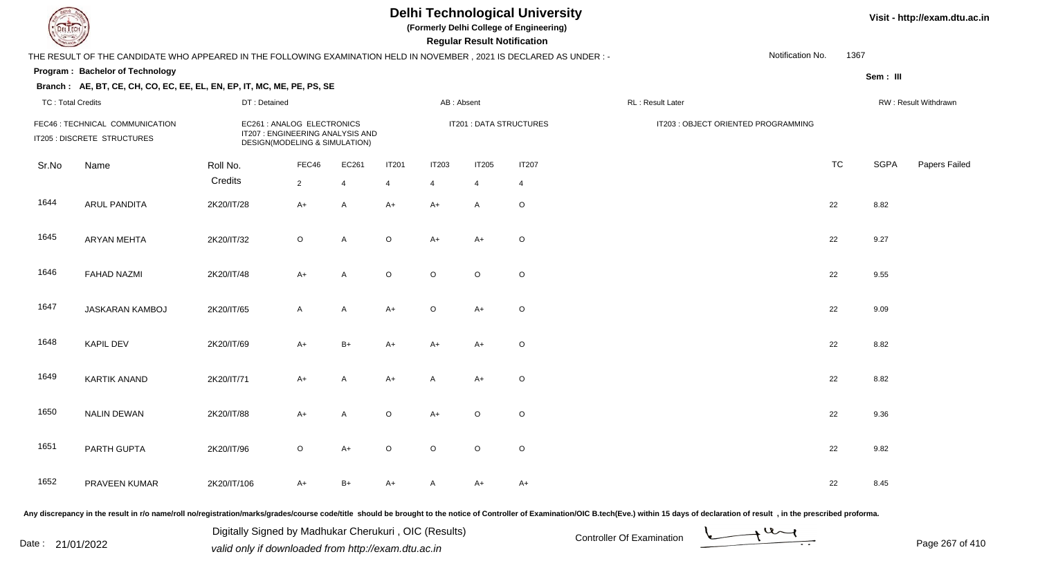# Delhi Technological University

**(Formerly Delhi College of Engineering)**

**Regular Result Notification**

Visit - http://exam.dtu.ac.in

THE RESULT OF THE CANDIDATE WHO APPEARED IN THE FOLLOWING EXAMINATION HELD IN NOVEMBER , 2021 IS DECLARED AS UNDER : -

Notification No. 1367

**Program : Bachelor of Technology**

Sem : III

**Branch : AE, BT, CE, CH, CO, EC, EE, EL, EN, EP, IT, MC, ME, PE, PS, SE**

TC : Total Credits | DT : Detained | AB : Absent | RL : Result Later | RW : Result Withdrawn

FEC46 : TECHNICAL COMMUNICATION | EC261 : ANALOG ELECTRONICS | IT201 : DATA STRUCTURES | IT203 : OBJECT ORIENTED PROGRAMMING
IT205 : DISCRETE STRUCTURES | IT207 : ENGINEERING ANALYSIS AND DESIGN(MODELING & SIMULATION)

| Sr.No | Name | Roll No. | FEC46 | EC261 | IT201 | IT203 | IT205 | IT207 | TC | SGPA | Papers Failed |
|---|---|---|---|---|---|---|---|---|---|---|---|
| | | Credits | 2 | 4 | 4 | 4 | 4 | 4 | | | |
| 1644 | ARUL PANDITA | 2K20/IT/28 | A+ | A | A+ | A+ | A | O | 22 | 8.82 | |
| 1645 | ARYAN MEHTA | 2K20/IT/32 | O | A | O | A+ | A+ | O | 22 | 9.27 | |
| 1646 | FAHAD NAZMI | 2K20/IT/48 | A+ | A | O | O | O | O | 22 | 9.55 | |
| 1647 | JASKARAN KAMBOJ | 2K20/IT/65 | A | A | A+ | O | A+ | O | 22 | 9.09 | |
| 1648 | KAPIL DEV | 2K20/IT/69 | A+ | B+ | A+ | A+ | A+ | O | 22 | 8.82 | |
| 1649 | KARTIK ANAND | 2K20/IT/71 | A+ | A | A+ | A | A+ | O | 22 | 8.82 | |
| 1650 | NALIN DEWAN | 2K20/IT/88 | A+ | A | O | A+ | O | O | 22 | 9.36 | |
| 1651 | PARTH GUPTA | 2K20/IT/96 | O | A+ | O | O | O | O | 22 | 9.82 | |
| 1652 | PRAVEEN KUMAR | 2K20/IT/106 | A+ | B+ | A+ | A | A+ | A+ | 22 | 8.45 | |

Any discrepancy in the result in r/o name/roll no/registration/marks/grades/course code/title should be brought to the notice of Controller of Examination/OIC B.tech(Eve.) within 15 days of declaration of result , in the prescribed proforma.

Date : 21/01/2022

Digitally Signed by Madhukar Cherukuri , OIC (Results)
valid only if downloaded from http://exam.dtu.ac.in

Controller Of Examination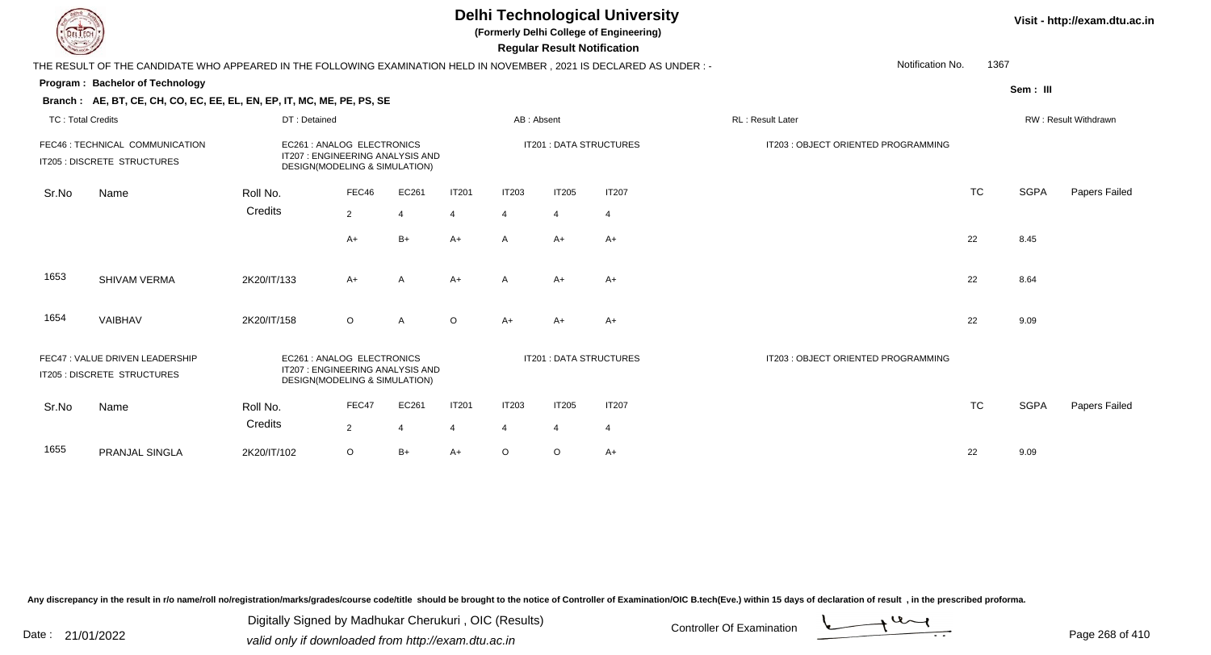# Delhi Technological University

**(Formerly Delhi College of Engineering)**

**Regular Result Notification**

Visit - http://exam.dtu.ac.in

THE RESULT OF THE CANDIDATE WHO APPEARED IN THE FOLLOWING EXAMINATION HELD IN NOVEMBER , 2021 IS DECLARED AS UNDER : -

Notification No. 1367

**Program : Bachelor of Technology**

Sem : III

**Branch : AE, BT, CE, CH, CO, EC, EE, EL, EN, EP, IT, MC, ME, PE, PS, SE**

TC : Total Credits | DT : Detained | AB : Absent | RL : Result Later | RW : Result Withdrawn

FEC46 : TECHNICAL COMMUNICATION
IT205 : DISCRETE STRUCTURES
EC261 : ANALOG ELECTRONICS
IT207 : ENGINEERING ANALYSIS AND DESIGN(MODELING & SIMULATION)
IT201 : DATA STRUCTURES
IT203 : OBJECT ORIENTED PROGRAMMING

| Sr.No | Name | Roll No. | FEC46 | EC261 | IT201 | IT203 | IT205 | IT207 | TC | SGPA | Papers Failed |
|---|---|---|---|---|---|---|---|---|---|---|---|
| | | Credits | 2 | 4 | 4 | 4 | 4 | 4 | | | |
| | | | A+ | B+ | A+ | A | A+ | A+ | 22 | 8.45 | |
| 1653 | SHIVAM VERMA | 2K20/IT/133 | A+ | A | A+ | A | A+ | A+ | 22 | 8.64 | |
| 1654 | VAIBHAV | 2K20/IT/158 | O | A | O | A+ | A+ | A+ | 22 | 9.09 | |

FEC47 : VALUE DRIVEN LEADERSHIP
IT205 : DISCRETE STRUCTURES
EC261 : ANALOG ELECTRONICS
IT207 : ENGINEERING ANALYSIS AND DESIGN(MODELING & SIMULATION)
IT201 : DATA STRUCTURES
IT203 : OBJECT ORIENTED PROGRAMMING

| Sr.No | Name | Roll No. | FEC47 | EC261 | IT201 | IT203 | IT205 | IT207 | TC | SGPA | Papers Failed |
|---|---|---|---|---|---|---|---|---|---|---|---|
| | | Credits | 2 | 4 | 4 | 4 | 4 | 4 | | | |
| 1655 | PRANJAL SINGLA | 2K20/IT/102 | O | B+ | A+ | O | O | A+ | 22 | 9.09 | |

Any discrepancy in the result in r/o name/roll no/registration/marks/grades/course code/title should be brought to the notice of Controller of Examination/OIC B.tech(Eve.) within 15 days of declaration of result , in the prescribed proforma.

Date : 21/01/2022

Digitally Signed by Madhukar Cherukuri , OIC (Results)
valid only if downloaded from http://exam.dtu.ac.in

Controller Of Examination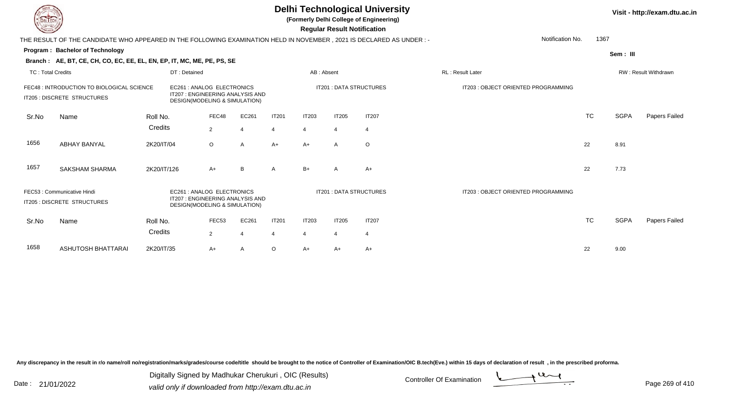# Delhi Technological University

**(Formerly Delhi College of Engineering)**

**Regular Result Notification**

Visit - http://exam.dtu.ac.in

THE RESULT OF THE CANDIDATE WHO APPEARED IN THE FOLLOWING EXAMINATION HELD IN NOVEMBER , 2021 IS DECLARED AS UNDER : -

Notification No. 1367

**Program : Bachelor of Technology**

Sem : III

**Branch : AE, BT, CE, CH, CO, EC, EE, EL, EN, EP, IT, MC, ME, PE, PS, SE**

TC : Total Credits | DT : Detained | AB : Absent | RL : Result Later | RW : Result Withdrawn

FEC48 : INTRODUCTION TO BIOLOGICAL SCIENCE
IT205 : DISCRETE STRUCTURES
EC261 : ANALOG ELECTRONICS
IT207 : ENGINEERING ANALYSIS AND DESIGN(MODELING & SIMULATION)
IT201 : DATA STRUCTURES
IT203 : OBJECT ORIENTED PROGRAMMING

| Sr.No | Name | Roll No. | FEC48 | EC261 | IT201 | IT203 | IT205 | IT207 | TC | SGPA | Papers Failed |
|---|---|---|---|---|---|---|---|---|---|---|---|
| | | Credits | 2 | 4 | 4 | 4 | 4 | 4 | | | |
| 1656 | ABHAY BANYAL | 2K20/IT/04 | O | A | A+ | A+ | A | O | 22 | 8.91 | |
| 1657 | SAKSHAM SHARMA | 2K20/IT/126 | A+ | B | A | B+ | A | A+ | 22 | 7.73 | |

FEC53 : Communicative Hindi
IT205 : DISCRETE STRUCTURES
EC261 : ANALOG ELECTRONICS
IT207 : ENGINEERING ANALYSIS AND DESIGN(MODELING & SIMULATION)
IT201 : DATA STRUCTURES
IT203 : OBJECT ORIENTED PROGRAMMING

| Sr.No | Name | Roll No. | FEC53 | EC261 | IT201 | IT203 | IT205 | IT207 | TC | SGPA | Papers Failed |
|---|---|---|---|---|---|---|---|---|---|---|---|
| | | Credits | 2 | 4 | 4 | 4 | 4 | 4 | | | |
| 1658 | ASHUTOSH BHATTARAI | 2K20/IT/35 | A+ | A | O | A+ | A+ | A+ | 22 | 9.00 | |

Any discrepancy in the result in r/o name/roll no/registration/marks/grades/course code/title should be brought to the notice of Controller of Examination/OIC B.tech(Eve.) within 15 days of declaration of result , in the prescribed proforma.

Date : 21/01/2022

Digitally Signed by Madhukar Cherukuri , OIC (Results)
valid only if downloaded from http://exam.dtu.ac.in

Controller Of Examination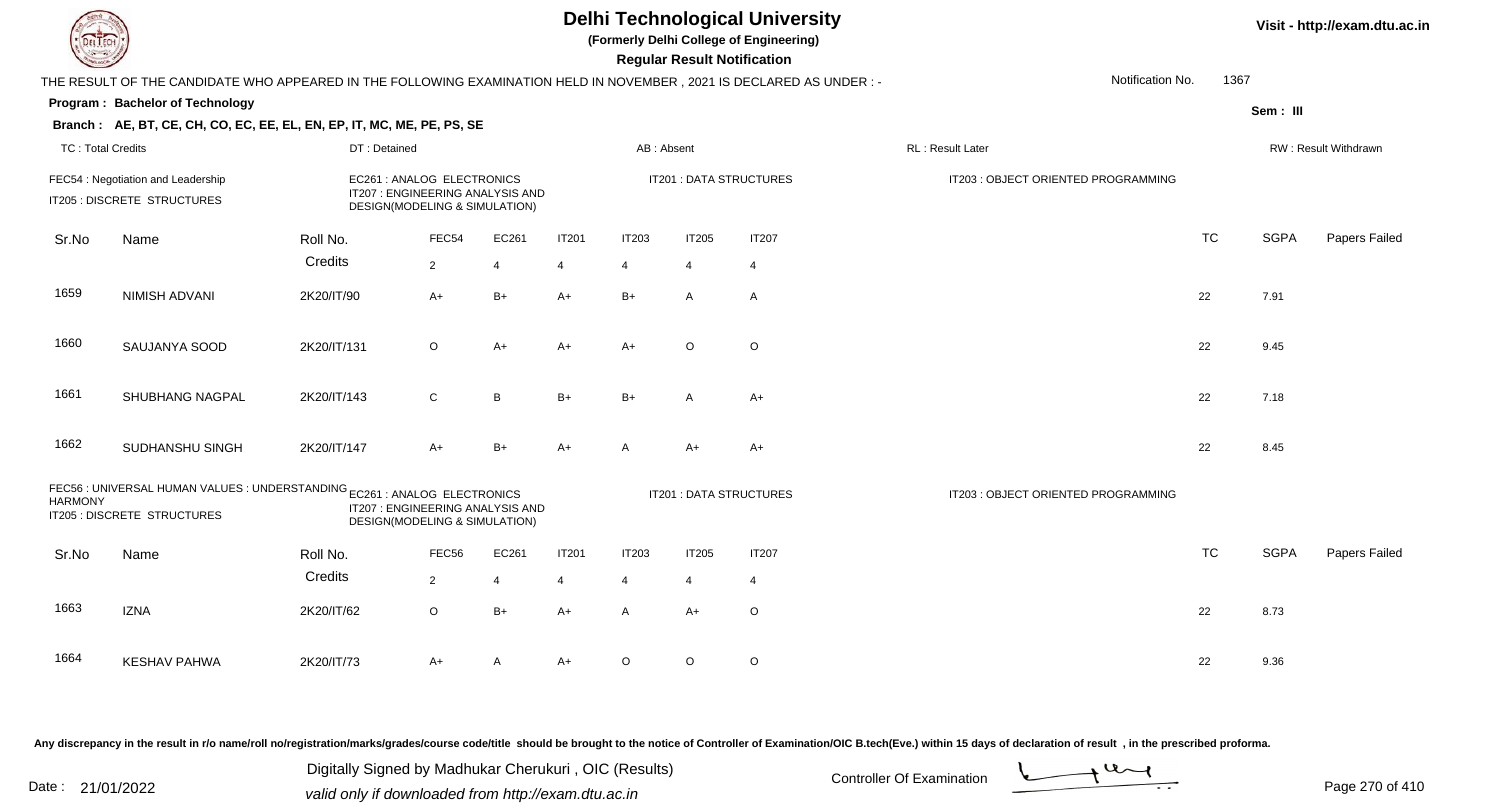# Delhi Technological University

**(Formerly Delhi College of Engineering)**

**Regular Result Notification**

Visit - http://exam.dtu.ac.in

THE RESULT OF THE CANDIDATE WHO APPEARED IN THE FOLLOWING EXAMINATION HELD IN NOVEMBER , 2021 IS DECLARED AS UNDER : - Notification No. 1367

**Program : Bachelor of Technology** Sem : III

**Branch : AE, BT, CE, CH, CO, EC, EE, EL, EN, EP, IT, MC, ME, PE, PS, SE**

TC : Total Credits | DT : Detained | AB : Absent | RL : Result Later | RW : Result Withdrawn

FEC54 : Negotiation and Leadership
EC261 : ANALOG ELECTRONICS
IT201 : DATA STRUCTURES
IT203 : OBJECT ORIENTED PROGRAMMING
IT205 : DISCRETE STRUCTURES
IT207 : ENGINEERING ANALYSIS AND DESIGN(MODELING & SIMULATION)

| Sr.No | Name | Roll No. | FEC54 | EC261 | IT201 | IT203 | IT205 | IT207 | TC | SGPA | Papers Failed |
|---|---|---|---|---|---|---|---|---|---|---|---|
| | | Credits | 2 | 4 | 4 | 4 | 4 | 4 | | | |
| 1659 | NIMISH ADVANI | 2K20/IT/90 | A+ | B+ | A+ | B+ | A | A | 22 | 7.91 | |
| 1660 | SAUJANYA SOOD | 2K20/IT/131 | O | A+ | A+ | A+ | O | O | 22 | 9.45 | |
| 1661 | SHUBHANG NAGPAL | 2K20/IT/143 | C | B | B+ | B+ | A | A+ | 22 | 7.18 | |
| 1662 | SUDHANSHU SINGH | 2K20/IT/147 | A+ | B+ | A+ | A | A+ | A+ | 22 | 8.45 | |

FEC56 : UNIVERSAL HUMAN VALUES : UNDERSTANDING HARMONY
EC261 : ANALOG ELECTRONICS
IT201 : DATA STRUCTURES
IT203 : OBJECT ORIENTED PROGRAMMING
IT205 : DISCRETE STRUCTURES
IT207 : ENGINEERING ANALYSIS AND DESIGN(MODELING & SIMULATION)

| Sr.No | Name | Roll No. | FEC56 | EC261 | IT201 | IT203 | IT205 | IT207 | TC | SGPA | Papers Failed |
|---|---|---|---|---|---|---|---|---|---|---|---|
| | | Credits | 2 | 4 | 4 | 4 | 4 | 4 | | | |
| 1663 | IZNA | 2K20/IT/62 | O | B+ | A+ | A | A+ | O | 22 | 8.73 | |
| 1664 | KESHAV PAHWA | 2K20/IT/73 | A+ | A | A+ | O | O | O | 22 | 9.36 | |

Any discrepancy in the result in r/o name/roll no/registration/marks/grades/course code/title should be brought to the notice of Controller of Examination/OIC B.tech(Eve.) within 15 days of declaration of result , in the prescribed proforma.

Date : 21/01/2022

Digitally Signed by Madhukar Cherukuri , OIC (Results)
valid only if downloaded from http://exam.dtu.ac.in

Controller Of Examination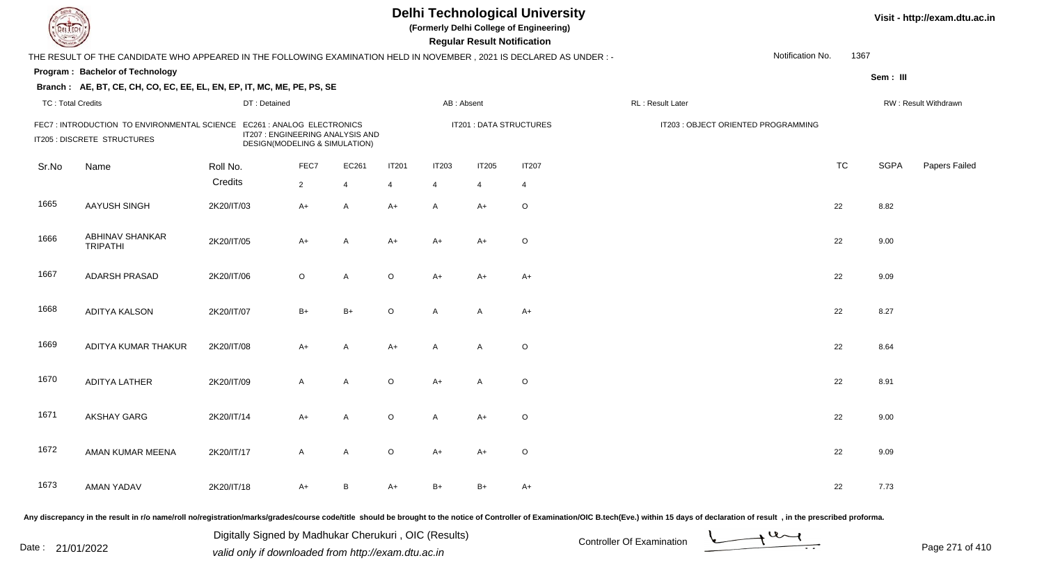# Delhi Technological University

(Formerly Delhi College of Engineering)

**Regular Result Notification**

Visit - http://exam.dtu.ac.in

THE RESULT OF THE CANDIDATE WHO APPEARED IN THE FOLLOWING EXAMINATION HELD IN NOVEMBER , 2021 IS DECLARED AS UNDER : -

Notification No. 1367

**Program : Bachelor of Technology**

Sem : III

**Branch : AE, BT, CE, CH, CO, EC, EE, EL, EN, EP, IT, MC, ME, PE, PS, SE**

TC : Total Credits | DT : Detained | AB : Absent | RL : Result Later | RW : Result Withdrawn

FEC7 : INTRODUCTION TO ENVIRONMENTAL SCIENCE
EC261 : ANALOG ELECTRONICS
IT201 : DATA STRUCTURES
IT203 : OBJECT ORIENTED PROGRAMMING
IT205 : DISCRETE STRUCTURES
IT207 : ENGINEERING ANALYSIS AND DESIGN(MODELING & SIMULATION)

| Sr.No | Name | Roll No. | FEC7 | EC261 | IT201 | IT203 | IT205 | IT207 | TC | SGPA | Papers Failed |
|---|---|---|---|---|---|---|---|---|---|---|---|
| | | Credits | 2 | 4 | 4 | 4 | 4 | 4 | | | |
| 1665 | AAYUSH SINGH | 2K20/IT/03 | A+ | A | A+ | A | A+ | O | 22 | 8.82 | |
| 1666 | ABHINAV SHANKAR TRIPATHI | 2K20/IT/05 | A+ | A | A+ | A+ | A+ | O | 22 | 9.00 | |
| 1667 | ADARSH PRASAD | 2K20/IT/06 | O | A | O | A+ | A+ | A+ | 22 | 9.09 | |
| 1668 | ADITYA KALSON | 2K20/IT/07 | B+ | B+ | O | A | A | A+ | 22 | 8.27 | |
| 1669 | ADITYA KUMAR THAKUR | 2K20/IT/08 | A+ | A | A+ | A | A | O | 22 | 8.64 | |
| 1670 | ADITYA LATHER | 2K20/IT/09 | A | A | O | A+ | A | O | 22 | 8.91 | |
| 1671 | AKSHAY GARG | 2K20/IT/14 | A+ | A | O | A | A+ | O | 22 | 9.00 | |
| 1672 | AMAN KUMAR MEENA | 2K20/IT/17 | A | A | O | A+ | A+ | O | 22 | 9.09 | |
| 1673 | AMAN YADAV | 2K20/IT/18 | A+ | B | A+ | B+ | B+ | A+ | 22 | 7.73 | |

Any discrepancy in the result in r/o name/roll no/registration/marks/grades/course code/title should be brought to the notice of Controller of Examination/OIC B.tech(Eve.) within 15 days of declaration of result , in the prescribed proforma.

Date : 21/01/2022

Digitally Signed by Madhukar Cherukuri , OIC (Results)
valid only if downloaded from http://exam.dtu.ac.in

Controller Of Examination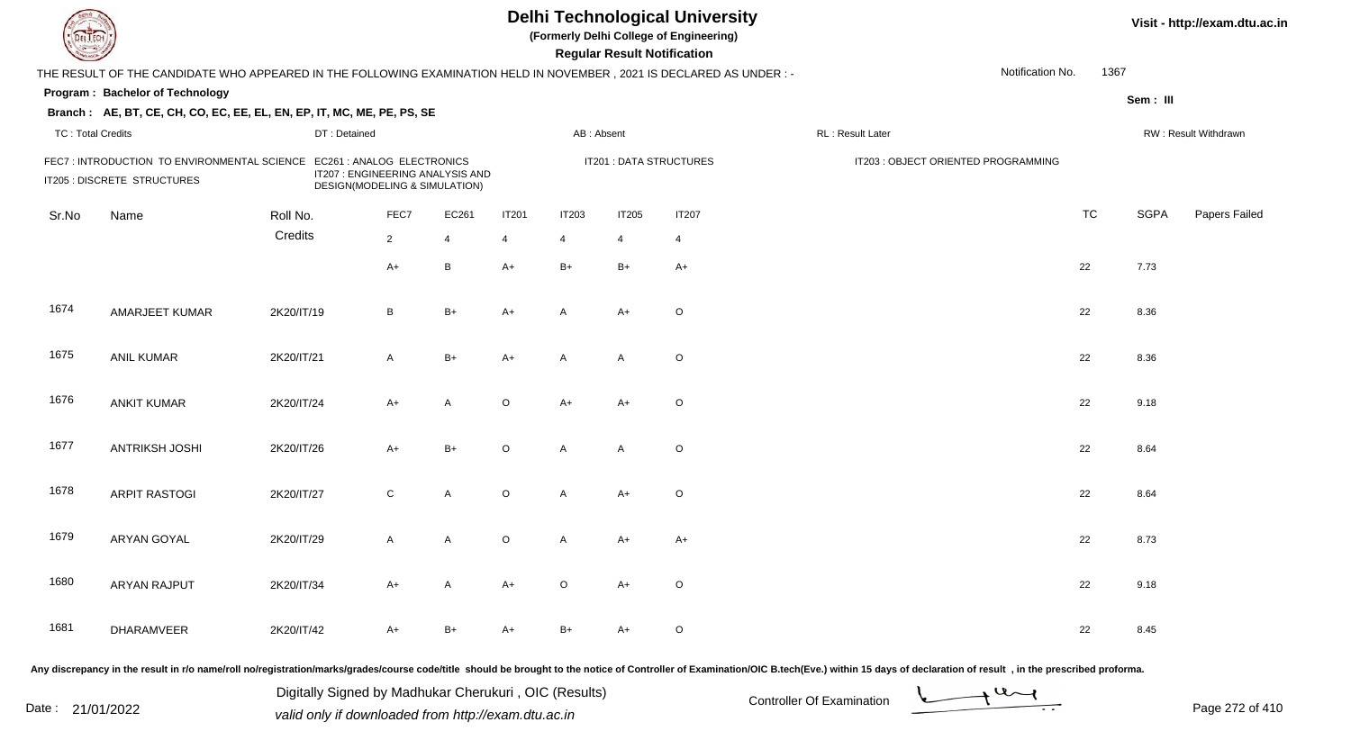# Delhi Technological University

**(Formerly Delhi College of Engineering)**

**Regular Result Notification**

Visit - http://exam.dtu.ac.in

THE RESULT OF THE CANDIDATE WHO APPEARED IN THE FOLLOWING EXAMINATION HELD IN NOVEMBER , 2021 IS DECLARED AS UNDER : -

Notification No. 1367

**Program : Bachelor of Technology**

**Sem : III**

**Branch : AE, BT, CE, CH, CO, EC, EE, EL, EN, EP, IT, MC, ME, PE, PS, SE**

TC : Total Credits | DT : Detained | AB : Absent | RL : Result Later | RW : Result Withdrawn

FEC7 : INTRODUCTION TO ENVIRONMENTAL SCIENCE
EC261 : ANALOG ELECTRONICS
IT201 : DATA STRUCTURES
IT203 : OBJECT ORIENTED PROGRAMMING
IT205 : DISCRETE STRUCTURES
IT207 : ENGINEERING ANALYSIS AND DESIGN(MODELING & SIMULATION)

| Sr.No | Name | Roll No. | FEC7 | EC261 | IT201 | IT203 | IT205 | IT207 | TC | SGPA | Papers Failed |
|---|---|---|---|---|---|---|---|---|---|---|---|
| | | Credits | 2 | 4 | 4 | 4 | 4 | 4 | | | |
| | | | A+ | B | A+ | B+ | B+ | A+ | 22 | 7.73 | |
| 1674 | AMARJEET KUMAR | 2K20/IT/19 | B | B+ | A+ | A | A+ | O | 22 | 8.36 | |
| 1675 | ANIL KUMAR | 2K20/IT/21 | A | B+ | A+ | A | A | O | 22 | 8.36 | |
| 1676 | ANKIT KUMAR | 2K20/IT/24 | A+ | A | O | A+ | A+ | O | 22 | 9.18 | |
| 1677 | ANTRIKSH JOSHI | 2K20/IT/26 | A+ | B+ | O | A | A | O | 22 | 8.64 | |
| 1678 | ARPIT RASTOGI | 2K20/IT/27 | C | A | O | A | A+ | O | 22 | 8.64 | |
| 1679 | ARYAN GOYAL | 2K20/IT/29 | A | A | O | A | A+ | A+ | 22 | 8.73 | |
| 1680 | ARYAN RAJPUT | 2K20/IT/34 | A+ | A | A+ | O | A+ | O | 22 | 9.18 | |
| 1681 | DHARAMVEER | 2K20/IT/42 | A+ | B+ | A+ | B+ | A+ | O | 22 | 8.45 | |

Any discrepancy in the result in r/o name/roll no/registration/marks/grades/course code/title should be brought to the notice of Controller of Examination/OIC B.tech(Eve.) within 15 days of declaration of result , in the prescribed proforma.

Date : 21/01/2022

Digitally Signed by Madhukar Cherukuri , OIC (Results)
valid only if downloaded from http://exam.dtu.ac.in

Controller Of Examination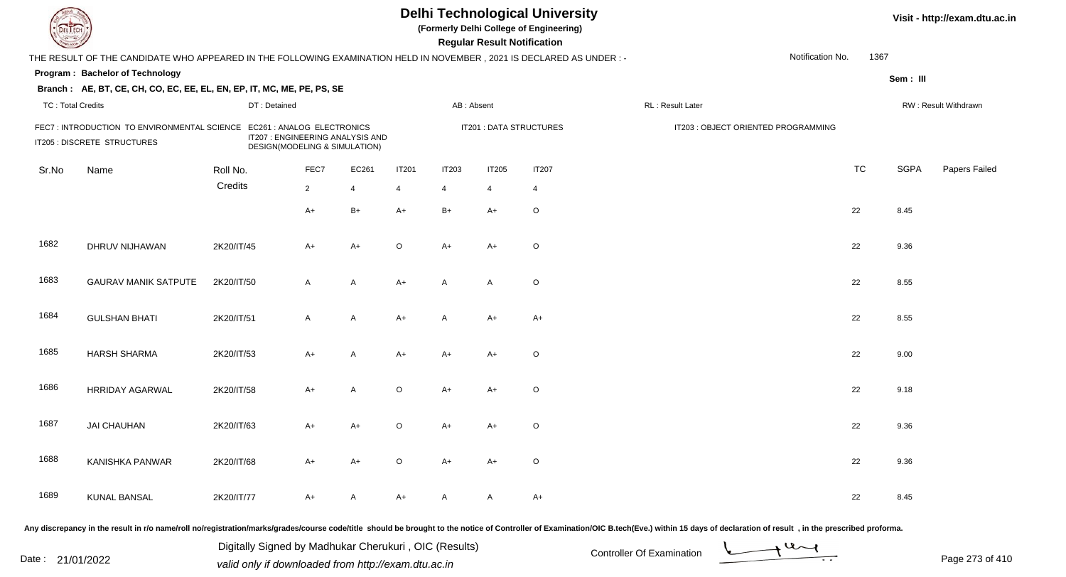# Delhi Technological University

(Formerly Delhi College of Engineering)

**Regular Result Notification**

Visit - http://exam.dtu.ac.in

THE RESULT OF THE CANDIDATE WHO APPEARED IN THE FOLLOWING EXAMINATION HELD IN NOVEMBER , 2021 IS DECLARED AS UNDER : -

Notification No. 1367

**Program : Bachelor of Technology**

Sem : III

**Branch : AE, BT, CE, CH, CO, EC, EE, EL, EN, EP, IT, MC, ME, PE, PS, SE**

TC : Total Credits | DT : Detained | AB : Absent | RL : Result Later | RW : Result Withdrawn

FEC7 : INTRODUCTION TO ENVIRONMENTAL SCIENCE | EC261 : ANALOG ELECTRONICS | IT201 : DATA STRUCTURES | IT203 : OBJECT ORIENTED PROGRAMMING | IT205 : DISCRETE STRUCTURES | IT207 : ENGINEERING ANALYSIS AND DESIGN(MODELING & SIMULATION)

| Sr.No | Name | Roll No. | FEC7 | EC261 | IT201 | IT203 | IT205 | IT207 | TC | SGPA | Papers Failed |
|---|---|---|---|---|---|---|---|---|---|---|---|
| | | Credits | 2 | 4 | 4 | 4 | 4 | 4 | | | |
| | | | A+ | B+ | A+ | B+ | A+ | O | 22 | 8.45 | |
| 1682 | DHRUV NIJHAWAN | 2K20/IT/45 | A+ | A+ | O | A+ | A+ | O | 22 | 9.36 | |
| 1683 | GAURAV MANIK SATPUTE | 2K20/IT/50 | A | A | A+ | A | A | O | 22 | 8.55 | |
| 1684 | GULSHAN BHATI | 2K20/IT/51 | A | A | A+ | A | A+ | A+ | 22 | 8.55 | |
| 1685 | HARSH SHARMA | 2K20/IT/53 | A+ | A | A+ | A+ | A+ | O | 22 | 9.00 | |
| 1686 | HRRIDAY AGARWAL | 2K20/IT/58 | A+ | A | O | A+ | A+ | O | 22 | 9.18 | |
| 1687 | JAI CHAUHAN | 2K20/IT/63 | A+ | A+ | O | A+ | A+ | O | 22 | 9.36 | |
| 1688 | KANISHKA PANWAR | 2K20/IT/68 | A+ | A+ | O | A+ | A+ | O | 22 | 9.36 | |
| 1689 | KUNAL BANSAL | 2K20/IT/77 | A+ | A | A+ | A | A | A+ | 22 | 8.45 | |

Any discrepancy in the result in r/o name/roll no/registration/marks/grades/course code/title should be brought to the notice of Controller of Examination/OIC B.tech(Eve.) within 15 days of declaration of result , in the prescribed proforma.

Date : 21/01/2022

Digitally Signed by Madhukar Cherukuri , OIC (Results)
valid only if downloaded from http://exam.dtu.ac.in

Controller Of Examination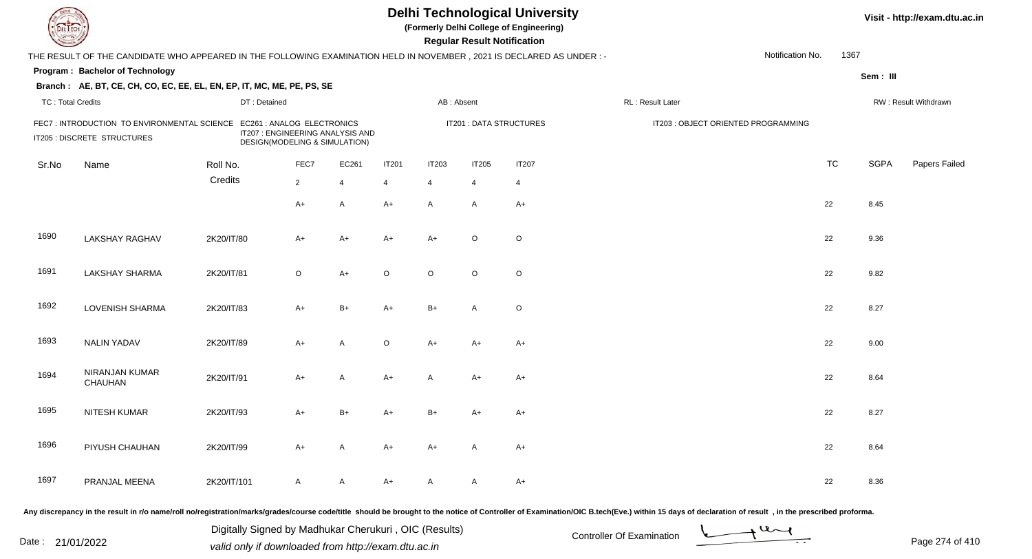# Delhi Technological University

(Formerly Delhi College of Engineering)

**Regular Result Notification**

Visit - http://exam.dtu.ac.in

THE RESULT OF THE CANDIDATE WHO APPEARED IN THE FOLLOWING EXAMINATION HELD IN NOVEMBER , 2021 IS DECLARED AS UNDER : -

Notification No. 1367

**Program : Bachelor of Technology**

Sem : III

**Branch : AE, BT, CE, CH, CO, EC, EE, EL, EN, EP, IT, MC, ME, PE, PS, SE**

TC : Total Credits | DT : Detained | AB : Absent | RL : Result Later | RW : Result Withdrawn

FEC7 : INTRODUCTION TO ENVIRONMENTAL SCIENCE | EC261 : ANALOG ELECTRONICS | IT201 : DATA STRUCTURES | IT203 : OBJECT ORIENTED PROGRAMMING | IT205 : DISCRETE STRUCTURES | IT207 : ENGINEERING ANALYSIS AND DESIGN(MODELING & SIMULATION)

| Sr.No | Name | Roll No. | FEC7 | EC261 | IT201 | IT203 | IT205 | IT207 | TC | SGPA | Papers Failed |
|---|---|---|---|---|---|---|---|---|---|---|---|
| | | Credits | 2 | 4 | 4 | 4 | 4 | 4 | | | |
| | | | A+ | A | A+ | A | A | A+ | 22 | 8.45 | |
| 1690 | LAKSHAY RAGHAV | 2K20/IT/80 | A+ | A+ | A+ | A+ | O | O | 22 | 9.36 | |
| 1691 | LAKSHAY SHARMA | 2K20/IT/81 | O | A+ | O | O | O | O | 22 | 9.82 | |
| 1692 | LOVENISH SHARMA | 2K20/IT/83 | A+ | B+ | A+ | B+ | A | O | 22 | 8.27 | |
| 1693 | NALIN YADAV | 2K20/IT/89 | A+ | A | O | A+ | A+ | A+ | 22 | 9.00 | |
| 1694 | NIRANJAN KUMAR CHAUHAN | 2K20/IT/91 | A+ | A | A+ | A | A+ | A+ | 22 | 8.64 | |
| 1695 | NITESH KUMAR | 2K20/IT/93 | A+ | B+ | A+ | B+ | A+ | A+ | 22 | 8.27 | |
| 1696 | PIYUSH CHAUHAN | 2K20/IT/99 | A+ | A | A+ | A+ | A | A+ | 22 | 8.64 | |
| 1697 | PRANJAL MEENA | 2K20/IT/101 | A | A | A+ | A | A | A+ | 22 | 8.36 | |

Any discrepancy in the result in r/o name/roll no/registration/marks/grades/course code/title should be brought to the notice of Controller of Examination/OIC B.tech(Eve.) within 15 days of declaration of result , in the prescribed proforma.

Date : 21/01/2022

Digitally Signed by Madhukar Cherukuri , OIC (Results)
valid only if downloaded from http://exam.dtu.ac.in

Controller Of Examination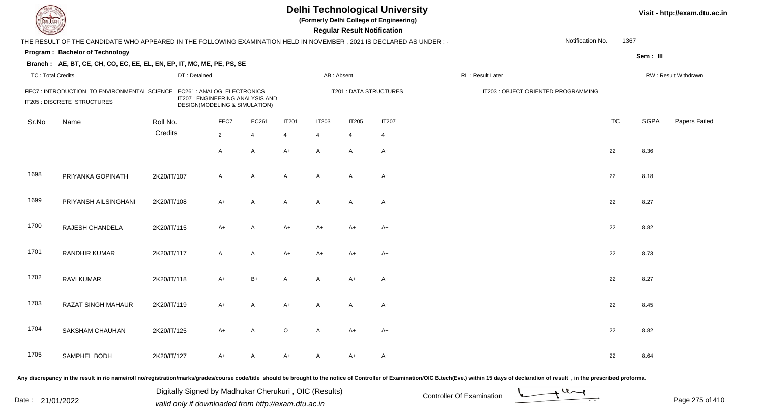# Delhi Technological University

**(Formerly Delhi College of Engineering)**

**Regular Result Notification**

Visit - http://exam.dtu.ac.in

THE RESULT OF THE CANDIDATE WHO APPEARED IN THE FOLLOWING EXAMINATION HELD IN NOVEMBER , 2021 IS DECLARED AS UNDER : -

Notification No. 1367

**Program : Bachelor of Technology**

Sem : III

**Branch : AE, BT, CE, CH, CO, EC, EE, EL, EN, EP, IT, MC, ME, PE, PS, SE**

TC : Total Credits | DT : Detained | AB : Absent | RL : Result Later | RW : Result Withdrawn

FEC7 : INTRODUCTION TO ENVIRONMENTAL SCIENCE | EC261 : ANALOG ELECTRONICS | IT201 : DATA STRUCTURES | IT203 : OBJECT ORIENTED PROGRAMMING | IT205 : DISCRETE STRUCTURES | IT207 : ENGINEERING ANALYSIS AND DESIGN(MODELING & SIMULATION)

| Sr.No | Name | Roll No. | FEC7 | EC261 | IT201 | IT203 | IT205 | IT207 | TC | SGPA | Papers Failed |
|---|---|---|---|---|---|---|---|---|---|---|---|
| | | Credits | 2 | 4 | 4 | 4 | 4 | 4 | | | |
| | | | A | A | A+ | A | A | A+ | 22 | 8.36 | |
| 1698 | PRIYANKA GOPINATH | 2K20/IT/107 | A | A | A | A | A | A+ | 22 | 8.18 | |
| 1699 | PRIYANSH AILSINGHANI | 2K20/IT/108 | A+ | A | A | A | A | A+ | 22 | 8.27 | |
| 1700 | RAJESH CHANDELA | 2K20/IT/115 | A+ | A | A+ | A+ | A+ | A+ | 22 | 8.82 | |
| 1701 | RANDHIR KUMAR | 2K20/IT/117 | A | A | A+ | A+ | A+ | A+ | 22 | 8.73 | |
| 1702 | RAVI KUMAR | 2K20/IT/118 | A+ | B+ | A | A | A+ | A+ | 22 | 8.27 | |
| 1703 | RAZAT SINGH MAHAUR | 2K20/IT/119 | A+ | A | A+ | A | A | A+ | 22 | 8.45 | |
| 1704 | SAKSHAM CHAUHAN | 2K20/IT/125 | A+ | A | O | A | A+ | A+ | 22 | 8.82 | |
| 1705 | SAMPHEL BODH | 2K20/IT/127 | A+ | A | A+ | A | A+ | A+ | 22 | 8.64 | |

Any discrepancy in the result in r/o name/roll no/registration/marks/grades/course code/title should be brought to the notice of Controller of Examination/OIC B.tech(Eve.) within 15 days of declaration of result , in the prescribed proforma.

Date : 21/01/2022

Digitally Signed by Madhukar Cherukuri , OIC (Results)
valid only if downloaded from http://exam.dtu.ac.in

Controller Of Examination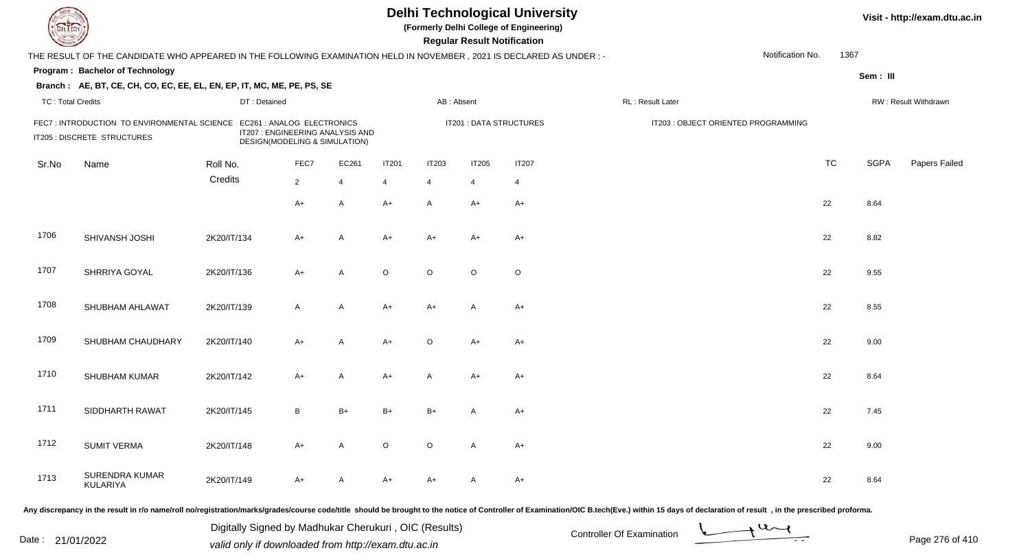# Delhi Technological University

**(Formerly Delhi College of Engineering)**

**Regular Result Notification**

Visit - http://exam.dtu.ac.in

THE RESULT OF THE CANDIDATE WHO APPEARED IN THE FOLLOWING EXAMINATION HELD IN NOVEMBER , 2021 IS DECLARED AS UNDER : -

Notification No. 1367

**Program : Bachelor of Technology**

Sem : III

**Branch : AE, BT, CE, CH, CO, EC, EE, EL, EN, EP, IT, MC, ME, PE, PS, SE**

TC : Total Credits | DT : Detained | AB : Absent | RL : Result Later | RW : Result Withdrawn

FEC7 : INTRODUCTION TO ENVIRONMENTAL SCIENCE
EC261 : ANALOG ELECTRONICS
IT201 : DATA STRUCTURES
IT203 : OBJECT ORIENTED PROGRAMMING
IT205 : DISCRETE STRUCTURES
IT207 : ENGINEERING ANALYSIS AND DESIGN(MODELING & SIMULATION)

| Sr.No | Name | Roll No. | FEC7 | EC261 | IT201 | IT203 | IT205 | IT207 | TC | SGPA | Papers Failed |
|---|---|---|---|---|---|---|---|---|---|---|---|
| | | Credits | 2 | 4 | 4 | 4 | 4 | 4 | | | |
| | | | A+ | A | A+ | A | A+ | A+ | 22 | 8.64 | |
| 1706 | SHIVANSH JOSHI | 2K20/IT/134 | A+ | A | A+ | A+ | A+ | A+ | 22 | 8.82 | |
| 1707 | SHRRIYA GOYAL | 2K20/IT/136 | A+ | A | O | O | O | O | 22 | 9.55 | |
| 1708 | SHUBHAM AHLAWAT | 2K20/IT/139 | A | A | A+ | A+ | A | A+ | 22 | 8.55 | |
| 1709 | SHUBHAM CHAUDHARY | 2K20/IT/140 | A+ | A | A+ | O | A+ | A+ | 22 | 9.00 | |
| 1710 | SHUBHAM KUMAR | 2K20/IT/142 | A+ | A | A+ | A | A+ | A+ | 22 | 8.64 | |
| 1711 | SIDDHARTH RAWAT | 2K20/IT/145 | B | B+ | B+ | B+ | A | A+ | 22 | 7.45 | |
| 1712 | SUMIT VERMA | 2K20/IT/148 | A+ | A | O | O | A | A+ | 22 | 9.00 | |
| 1713 | SURENDRA KUMAR KULARIYA | 2K20/IT/149 | A+ | A | A+ | A+ | A | A+ | 22 | 8.64 | |

Any discrepancy in the result in r/o name/roll no/registration/marks/grades/course code/title should be brought to the notice of Controller of Examination/OIC B.tech(Eve.) within 15 days of declaration of result , in the prescribed proforma.

Date : 21/01/2022

Digitally Signed by Madhukar Cherukuri , OIC (Results)
valid only if downloaded from http://exam.dtu.ac.in

Controller Of Examination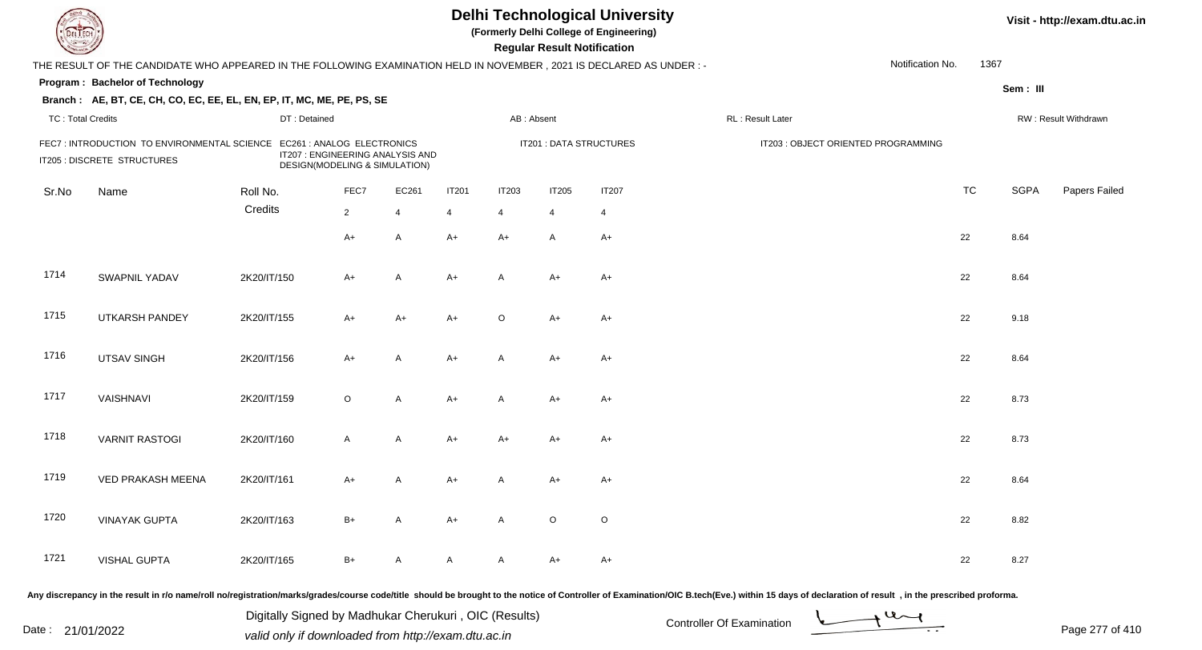# Delhi Technological University

**(Formerly Delhi College of Engineering)**

**Regular Result Notification**

Visit - http://exam.dtu.ac.in

THE RESULT OF THE CANDIDATE WHO APPEARED IN THE FOLLOWING EXAMINATION HELD IN NOVEMBER , 2021 IS DECLARED AS UNDER : -

Notification No. 1367

**Program : Bachelor of Technology**

**Sem : III**

**Branch : AE, BT, CE, CH, CO, EC, EE, EL, EN, EP, IT, MC, ME, PE, PS, SE**

TC : Total Credits | DT : Detained | AB : Absent | RL : Result Later | RW : Result Withdrawn

FEC7 : INTRODUCTION TO ENVIRONMENTAL SCIENCE | EC261 : ANALOG ELECTRONICS | IT201 : DATA STRUCTURES | IT203 : OBJECT ORIENTED PROGRAMMING | IT205 : DISCRETE STRUCTURES | IT207 : ENGINEERING ANALYSIS AND DESIGN(MODELING & SIMULATION)

| Sr.No | Name | Roll No. | FEC7 | EC261 | IT201 | IT203 | IT205 | IT207 | TC | SGPA | Papers Failed |
|---|---|---|---|---|---|---|---|---|---|---|---|
| | | Credits | 2 | 4 | 4 | 4 | 4 | 4 | | | |
| | | | A+ | A | A+ | A+ | A | A+ | 22 | 8.64 | |
| 1714 | SWAPNIL YADAV | 2K20/IT/150 | A+ | A | A+ | A | A+ | A+ | 22 | 8.64 | |
| 1715 | UTKARSH PANDEY | 2K20/IT/155 | A+ | A+ | A+ | O | A+ | A+ | 22 | 9.18 | |
| 1716 | UTSAV SINGH | 2K20/IT/156 | A+ | A | A+ | A | A+ | A+ | 22 | 8.64 | |
| 1717 | VAISHNAVI | 2K20/IT/159 | O | A | A+ | A | A+ | A+ | 22 | 8.73 | |
| 1718 | VARNIT RASTOGI | 2K20/IT/160 | A | A | A+ | A+ | A+ | A+ | 22 | 8.73 | |
| 1719 | VED PRAKASH MEENA | 2K20/IT/161 | A+ | A | A+ | A | A+ | A+ | 22 | 8.64 | |
| 1720 | VINAYAK GUPTA | 2K20/IT/163 | B+ | A | A+ | A | O | O | 22 | 8.82 | |
| 1721 | VISHAL GUPTA | 2K20/IT/165 | B+ | A | A | A | A+ | A+ | 22 | 8.27 | |

Any discrepancy in the result in r/o name/roll no/registration/marks/grades/course code/title should be brought to the notice of Controller of Examination/OIC B.tech(Eve.) within 15 days of declaration of result , in the prescribed proforma.

Date : 21/01/2022

Digitally Signed by Madhukar Cherukuri , OIC (Results)
valid only if downloaded from http://exam.dtu.ac.in

Controller Of Examination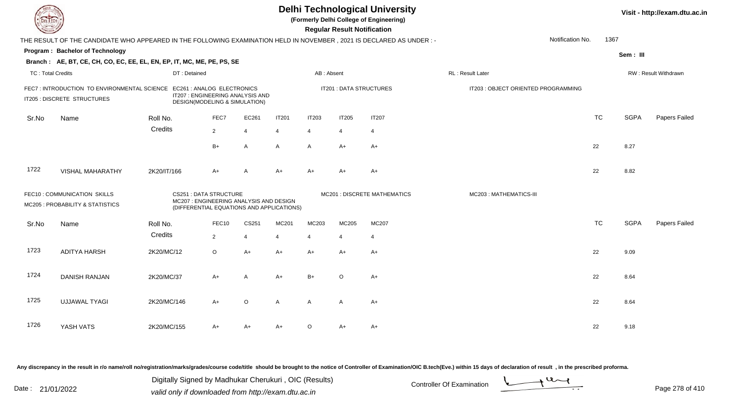# Delhi Technological University

**(Formerly Delhi College of Engineering)**

**Regular Result Notification**

Visit - http://exam.dtu.ac.in

THE RESULT OF THE CANDIDATE WHO APPEARED IN THE FOLLOWING EXAMINATION HELD IN NOVEMBER , 2021 IS DECLARED AS UNDER : -

Notification No. 1367

**Program : Bachelor of Technology**

Sem : III

**Branch : AE, BT, CE, CH, CO, EC, EE, EL, EN, EP, IT, MC, ME, PE, PS, SE**

TC : Total Credits | DT : Detained | AB : Absent | RL : Result Later | RW : Result Withdrawn

FEC7 : INTRODUCTION TO ENVIRONMENTAL SCIENCE
EC261 : ANALOG ELECTRONICS
IT201 : DATA STRUCTURES
IT203 : OBJECT ORIENTED PROGRAMMING
IT205 : DISCRETE STRUCTURES
IT207 : ENGINEERING ANALYSIS AND DESIGN(MODELING & SIMULATION)

| Sr.No | Name | Roll No. | FEC7 | EC261 | IT201 | IT203 | IT205 | IT207 | TC | SGPA | Papers Failed |
|---|---|---|---|---|---|---|---|---|---|---|---|
| | | Credits | 2 | 4 | 4 | 4 | 4 | 4 | | | |
| | | | B+ | A | A | A | A+ | A+ | 22 | 8.27 | |
| 1722 | VISHAL MAHARATHY | 2K20/IT/166 | A+ | A | A+ | A+ | A+ | A+ | 22 | 8.82 | |

FEC10 : COMMUNICATION SKILLS
CS251 : DATA STRUCTURE
MC201 : DISCRETE MATHEMATICS
MC203 : MATHEMATICS-III
MC205 : PROBABILITY & STATISTICS
MC207 : ENGINEERING ANALYSIS AND DESIGN (DIFFERENTIAL EQUATIONS AND APPLICATIONS)

| Sr.No | Name | Roll No. | FEC10 | CS251 | MC201 | MC203 | MC205 | MC207 | TC | SGPA | Papers Failed |
|---|---|---|---|---|---|---|---|---|---|---|---|
| | | Credits | 2 | 4 | 4 | 4 | 4 | 4 | | | |
| 1723 | ADITYA HARSH | 2K20/MC/12 | O | A+ | A+ | A+ | A+ | A+ | 22 | 9.09 | |
| 1724 | DANISH RANJAN | 2K20/MC/37 | A+ | A | A+ | B+ | O | A+ | 22 | 8.64 | |
| 1725 | UJJAWAL TYAGI | 2K20/MC/146 | A+ | O | A | A | A | A+ | 22 | 8.64 | |
| 1726 | YASH VATS | 2K20/MC/155 | A+ | A+ | A+ | O | A+ | A+ | 22 | 9.18 | |

Any discrepancy in the result in r/o name/roll no/registration/marks/grades/course code/title should be brought to the notice of Controller of Examination/OIC B.tech(Eve.) within 15 days of declaration of result , in the prescribed proforma.

Date : 21/01/2022

Digitally Signed by Madhukar Cherukuri , OIC (Results)
valid only if downloaded from http://exam.dtu.ac.in

Controller Of Examination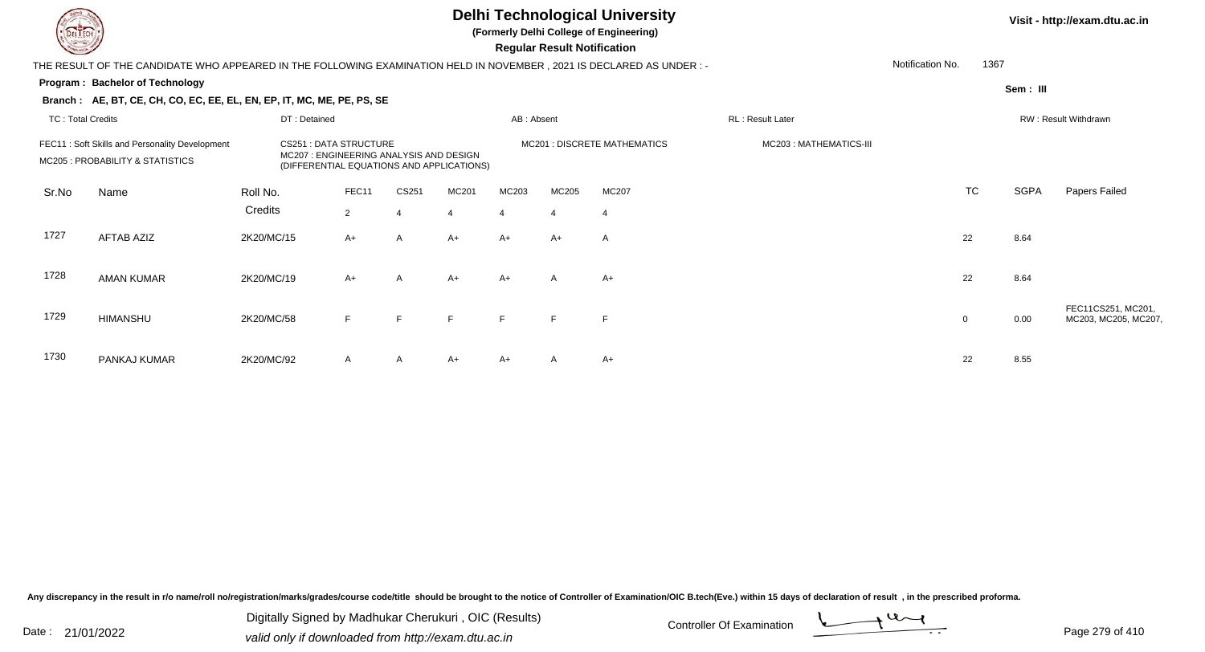# Delhi Technological University

**(Formerly Delhi College of Engineering)**

**Regular Result Notification**

Visit - http://exam.dtu.ac.in

THE RESULT OF THE CANDIDATE WHO APPEARED IN THE FOLLOWING EXAMINATION HELD IN NOVEMBER , 2021 IS DECLARED AS UNDER : -

Notification No. 1367

**Program : Bachelor of Technology**

Sem : III

**Branch : AE, BT, CE, CH, CO, EC, EE, EL, EN, EP, IT, MC, ME, PE, PS, SE**

TC : Total Credits | DT : Detained | AB : Absent | RL : Result Later | RW : Result Withdrawn

FEC11 : Soft Skills and Personality Development
CS251 : DATA STRUCTURE
MC201 : DISCRETE MATHEMATICS
MC203 : MATHEMATICS-III
MC205 : PROBABILITY & STATISTICS
MC207 : ENGINEERING ANALYSIS AND DESIGN (DIFFERENTIAL EQUATIONS AND APPLICATIONS)

| Sr.No | Name | Roll No. | FEC11 | CS251 | MC201 | MC203 | MC205 | MC207 | TC | SGPA | Papers Failed |
|---|---|---|---|---|---|---|---|---|---|---|---|
| | | Credits | 2 | 4 | 4 | 4 | 4 | 4 | | | |
| 1727 | AFTAB AZIZ | 2K20/MC/15 | A+ | A | A+ | A+ | A+ | A | 22 | 8.64 | |
| 1728 | AMAN KUMAR | 2K20/MC/19 | A+ | A | A+ | A+ | A | A+ | 22 | 8.64 | |
| 1729 | HIMANSHU | 2K20/MC/58 | F | F | F | F | F | F | 0 | 0.00 | FEC11CS251, MC201, MC203, MC205, MC207, |
| 1730 | PANKAJ KUMAR | 2K20/MC/92 | A | A | A+ | A+ | A | A+ | 22 | 8.55 | |

Any discrepancy in the result in r/o name/roll no/registration/marks/grades/course code/title should be brought to the notice of Controller of Examination/OIC B.tech(Eve.) within 15 days of declaration of result , in the prescribed proforma.

Date : 21/01/2022

Digitally Signed by Madhukar Cherukuri , OIC (Results)
valid only if downloaded from http://exam.dtu.ac.in

Controller Of Examination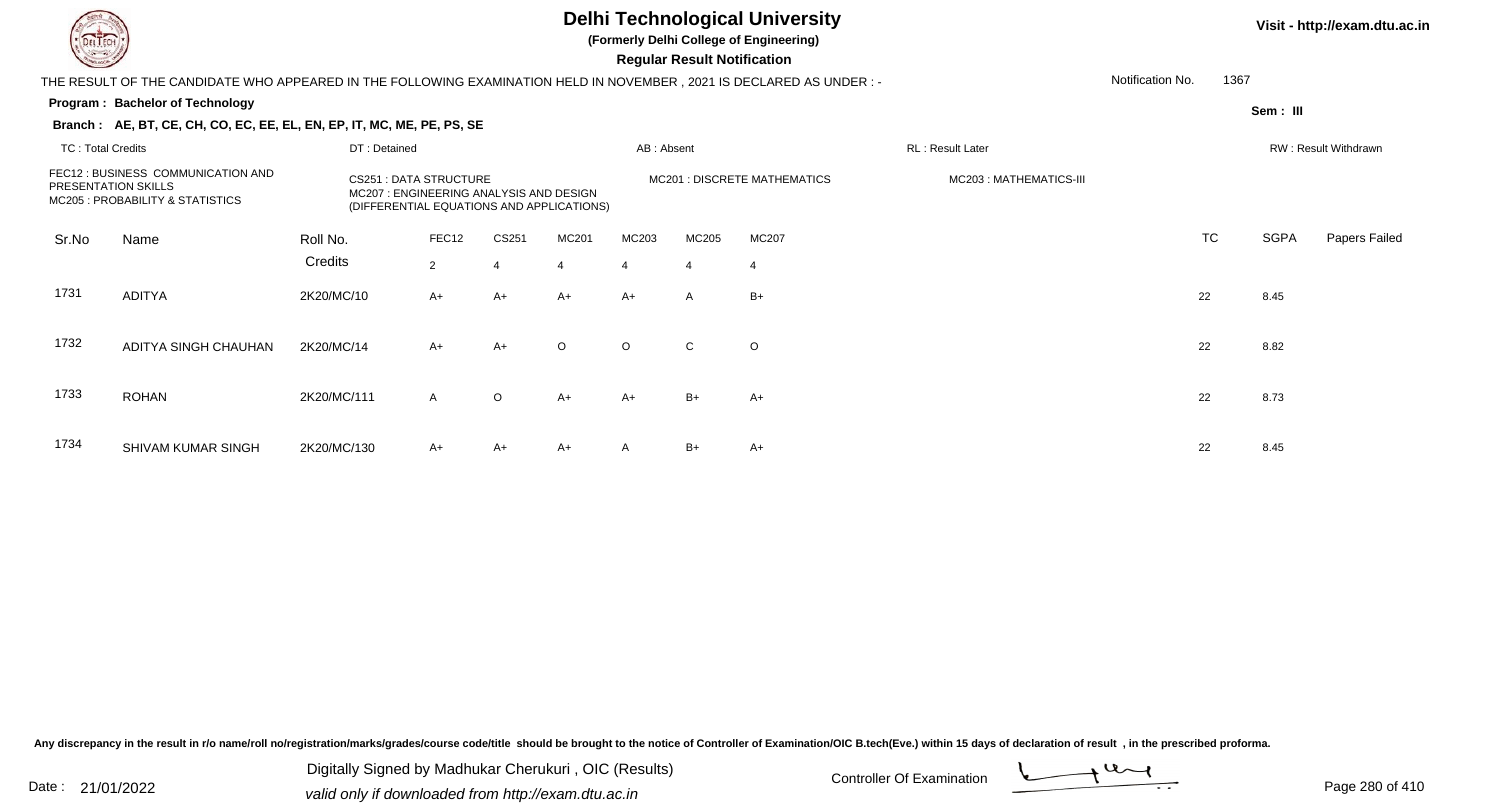# Delhi Technological University

**(Formerly Delhi College of Engineering)**

**Regular Result Notification**

Visit - http://exam.dtu.ac.in

THE RESULT OF THE CANDIDATE WHO APPEARED IN THE FOLLOWING EXAMINATION HELD IN NOVEMBER , 2021 IS DECLARED AS UNDER : -

Notification No. 1367

**Program : Bachelor of Technology**

Sem : III

**Branch : AE, BT, CE, CH, CO, EC, EE, EL, EN, EP, IT, MC, ME, PE, PS, SE**

TC : Total Credits | DT : Detained | AB : Absent | RL : Result Later | RW : Result Withdrawn

FEC12 : BUSINESS COMMUNICATION AND PRESENTATION SKILLS
MC205 : PROBABILITY & STATISTICS
CS251 : DATA STRUCTURE
MC207 : ENGINEERING ANALYSIS AND DESIGN (DIFFERENTIAL EQUATIONS AND APPLICATIONS)
MC201 : DISCRETE MATHEMATICS
MC203 : MATHEMATICS-III

| Sr.No | Name | Roll No. | FEC12 | CS251 | MC201 | MC203 | MC205 | MC207 | TC | SGPA | Papers Failed |
|---|---|---|---|---|---|---|---|---|---|---|---|
| | | Credits | 2 | 4 | 4 | 4 | 4 | 4 | | | |
| 1731 | ADITYA | 2K20/MC/10 | A+ | A+ | A+ | A+ | A | B+ | 22 | 8.45 | |
| 1732 | ADITYA SINGH CHAUHAN | 2K20/MC/14 | A+ | A+ | O | O | C | O | 22 | 8.82 | |
| 1733 | ROHAN | 2K20/MC/111 | A | O | A+ | A+ | B+ | A+ | 22 | 8.73 | |
| 1734 | SHIVAM KUMAR SINGH | 2K20/MC/130 | A+ | A+ | A+ | A | B+ | A+ | 22 | 8.45 | |

Any discrepancy in the result in r/o name/roll no/registration/marks/grades/course code/title should be brought to the notice of Controller of Examination/OIC B.tech(Eve.) within 15 days of declaration of result , in the prescribed proforma.

Date : 21/01/2022

Digitally Signed by Madhukar Cherukuri , OIC (Results)
valid only if downloaded from http://exam.dtu.ac.in

Controller Of Examination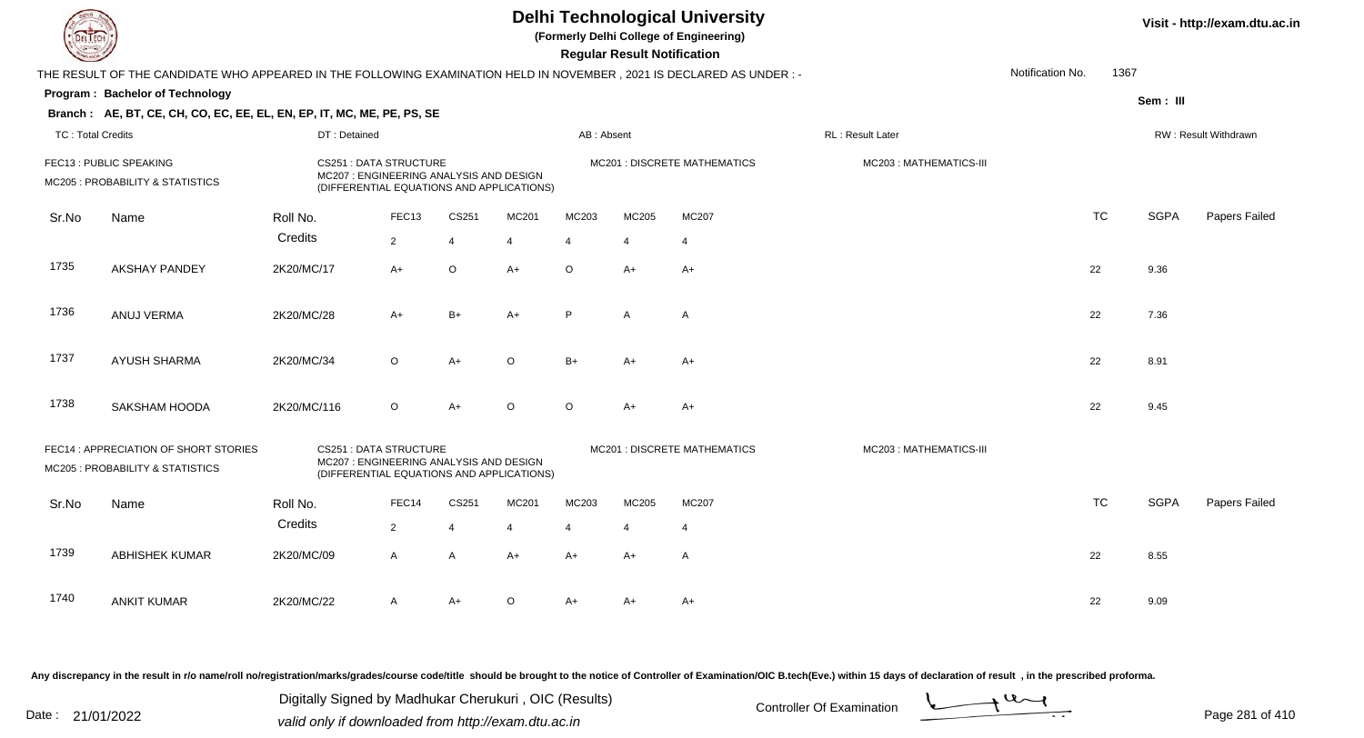# Delhi Technological University

(Formerly Delhi College of Engineering)

**Regular Result Notification**

Visit - http://exam.dtu.ac.in

THE RESULT OF THE CANDIDATE WHO APPEARED IN THE FOLLOWING EXAMINATION HELD IN NOVEMBER , 2021 IS DECLARED AS UNDER : -

Notification No. 1367

**Program : Bachelor of Technology**

Sem : III

**Branch : AE, BT, CE, CH, CO, EC, EE, EL, EN, EP, IT, MC, ME, PE, PS, SE**

TC : Total Credits | DT : Detained | AB : Absent | RL : Result Later | RW : Result Withdrawn

FEC13 : PUBLIC SPEAKING
CS251 : DATA STRUCTURE
MC201 : DISCRETE MATHEMATICS
MC203 : MATHEMATICS-III
MC205 : PROBABILITY & STATISTICS
MC207 : ENGINEERING ANALYSIS AND DESIGN (DIFFERENTIAL EQUATIONS AND APPLICATIONS)

| Sr.No | Name | Roll No. | FEC13 | CS251 | MC201 | MC203 | MC205 | MC207 | TC | SGPA | Papers Failed |
|---|---|---|---|---|---|---|---|---|---|---|---|
| | | Credits | 2 | 4 | 4 | 4 | 4 | 4 | | | |
| 1735 | AKSHAY PANDEY | 2K20/MC/17 | A+ | O | A+ | O | A+ | A+ | 22 | 9.36 | |
| 1736 | ANUJ VERMA | 2K20/MC/28 | A+ | B+ | A+ | P | A | A | 22 | 7.36 | |
| 1737 | AYUSH SHARMA | 2K20/MC/34 | O | A+ | O | B+ | A+ | A+ | 22 | 8.91 | |
| 1738 | SAKSHAM HOODA | 2K20/MC/116 | O | A+ | O | O | A+ | A+ | 22 | 9.45 | |

FEC14 : APPRECIATION OF SHORT STORIES
CS251 : DATA STRUCTURE
MC201 : DISCRETE MATHEMATICS
MC203 : MATHEMATICS-III
MC205 : PROBABILITY & STATISTICS
MC207 : ENGINEERING ANALYSIS AND DESIGN (DIFFERENTIAL EQUATIONS AND APPLICATIONS)

| Sr.No | Name | Roll No. | FEC14 | CS251 | MC201 | MC203 | MC205 | MC207 | TC | SGPA | Papers Failed |
|---|---|---|---|---|---|---|---|---|---|---|---|
| | | Credits | 2 | 4 | 4 | 4 | 4 | 4 | | | |
| 1739 | ABHISHEK KUMAR | 2K20/MC/09 | A | A | A+ | A+ | A+ | A | 22 | 8.55 | |
| 1740 | ANKIT KUMAR | 2K20/MC/22 | A | A+ | O | A+ | A+ | A+ | 22 | 9.09 | |

Any discrepancy in the result in r/o name/roll no/registration/marks/grades/course code/title should be brought to the notice of Controller of Examination/OIC B.tech(Eve.) within 15 days of declaration of result , in the prescribed proforma.

Date : 21/01/2022

Digitally Signed by Madhukar Cherukuri , OIC (Results)
valid only if downloaded from http://exam.dtu.ac.in

Controller Of Examination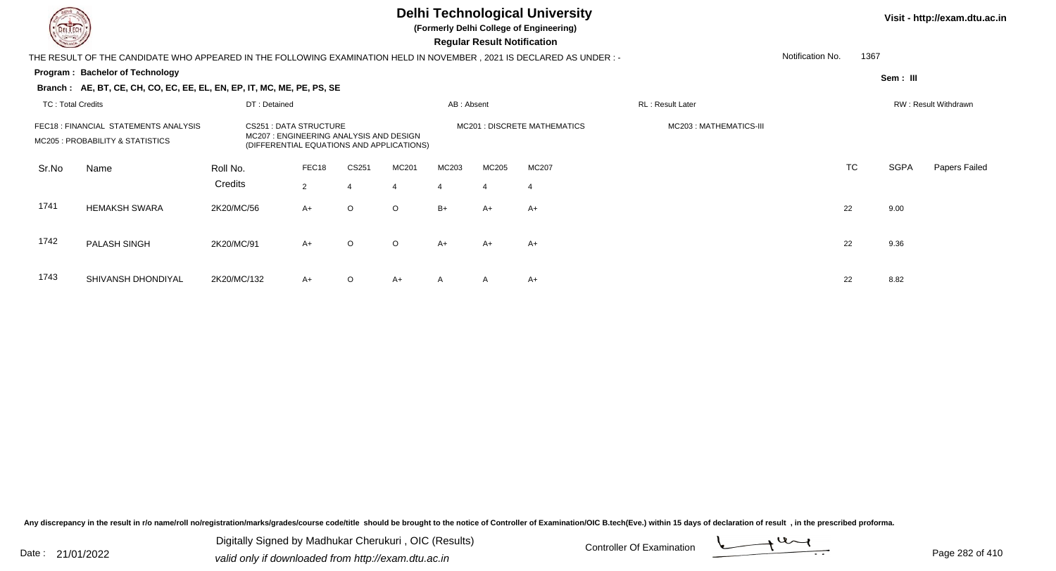# Delhi Technological University

**(Formerly Delhi College of Engineering)**

**Regular Result Notification**

Visit - http://exam.dtu.ac.in

THE RESULT OF THE CANDIDATE WHO APPEARED IN THE FOLLOWING EXAMINATION HELD IN NOVEMBER , 2021 IS DECLARED AS UNDER : -

Notification No. 1367

**Program : Bachelor of Technology**

**Sem : III**

**Branch : AE, BT, CE, CH, CO, EC, EE, EL, EN, EP, IT, MC, ME, PE, PS, SE**

TC : Total Credits | DT : Detained | AB : Absent | RL : Result Later | RW : Result Withdrawn

FEC18 : FINANCIAL STATEMENTS ANALYSIS
CS251 : DATA STRUCTURE
MC201 : DISCRETE MATHEMATICS
MC203 : MATHEMATICS-III
MC205 : PROBABILITY & STATISTICS
MC207 : ENGINEERING ANALYSIS AND DESIGN (DIFFERENTIAL EQUATIONS AND APPLICATIONS)

| Sr.No | Name | Roll No. | FEC18 | CS251 | MC201 | MC203 | MC205 | MC207 | TC | SGPA | Papers Failed |
|---|---|---|---|---|---|---|---|---|---|---|---|
| | | Credits | 2 | 4 | 4 | 4 | 4 | 4 | | | |
| 1741 | HEMAKSH SWARA | 2K20/MC/56 | A+ | O | O | B+ | A+ | A+ | 22 | 9.00 | |
| 1742 | PALASH SINGH | 2K20/MC/91 | A+ | O | O | A+ | A+ | A+ | 22 | 9.36 | |
| 1743 | SHIVANSH DHONDIYAL | 2K20/MC/132 | A+ | O | A+ | A | A | A+ | 22 | 8.82 | |

Any discrepancy in the result in r/o name/roll no/registration/marks/grades/course code/title should be brought to the notice of Controller of Examination/OIC B.tech(Eve.) within 15 days of declaration of result , in the prescribed proforma.

Date : 21/01/2022

Digitally Signed by Madhukar Cherukuri , OIC (Results)
valid only if downloaded from http://exam.dtu.ac.in

Controller Of Examination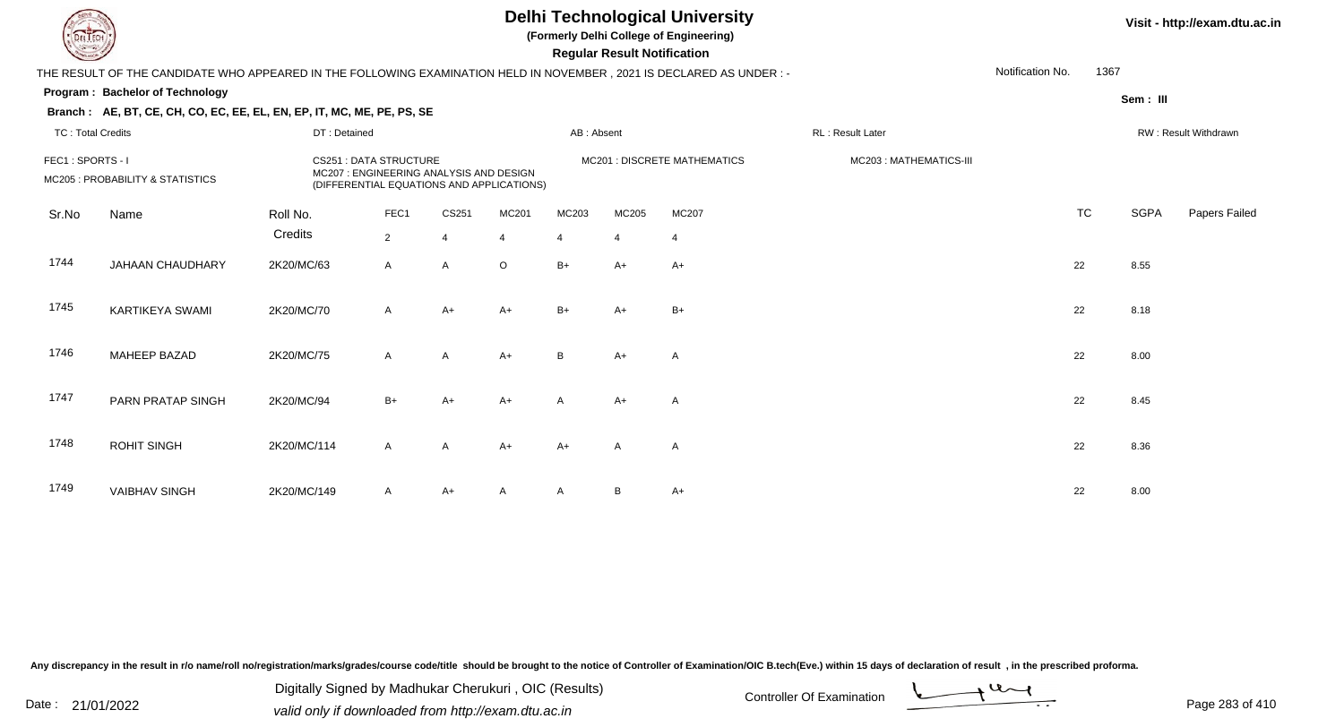# Delhi Technological University

**(Formerly Delhi College of Engineering)**

**Regular Result Notification**

Visit - http://exam.dtu.ac.in

THE RESULT OF THE CANDIDATE WHO APPEARED IN THE FOLLOWING EXAMINATION HELD IN NOVEMBER , 2021 IS DECLARED AS UNDER : -

Notification No. 1367

**Program : Bachelor of Technology**

Sem : III

**Branch : AE, BT, CE, CH, CO, EC, EE, EL, EN, EP, IT, MC, ME, PE, PS, SE**

TC : Total Credits | DT : Detained | AB : Absent | RL : Result Later | RW : Result Withdrawn

FEC1 : SPORTS - I | CS251 : DATA STRUCTURE | MC201 : DISCRETE MATHEMATICS | MC203 : MATHEMATICS-III
MC205 : PROBABILITY & STATISTICS | MC207 : ENGINEERING ANALYSIS AND DESIGN (DIFFERENTIAL EQUATIONS AND APPLICATIONS)

| Sr.No | Name | Roll No. | FEC1 | CS251 | MC201 | MC203 | MC205 | MC207 | TC | SGPA | Papers Failed |
|---|---|---|---|---|---|---|---|---|---|---|---|
| | | Credits | 2 | 4 | 4 | 4 | 4 | 4 | | | |
| 1744 | JAHAAN CHAUDHARY | 2K20/MC/63 | A | A | O | B+ | A+ | A+ | 22 | 8.55 | |
| 1745 | KARTIKEYA SWAMI | 2K20/MC/70 | A | A+ | A+ | B+ | A+ | B+ | 22 | 8.18 | |
| 1746 | MAHEEP BAZAD | 2K20/MC/75 | A | A | A+ | B | A+ | A | 22 | 8.00 | |
| 1747 | PARN PRATAP SINGH | 2K20/MC/94 | B+ | A+ | A+ | A | A+ | A | 22 | 8.45 | |
| 1748 | ROHIT SINGH | 2K20/MC/114 | A | A | A+ | A+ | A | A | 22 | 8.36 | |
| 1749 | VAIBHAV SINGH | 2K20/MC/149 | A | A+ | A | A | B | A+ | 22 | 8.00 | |

Any discrepancy in the result in r/o name/roll no/registration/marks/grades/course code/title should be brought to the notice of Controller of Examination/OIC B.tech(Eve.) within 15 days of declaration of result , in the prescribed proforma.

Date : 21/01/2022

Digitally Signed by Madhukar Cherukuri , OIC (Results)
valid only if downloaded from http://exam.dtu.ac.in

Controller Of Examination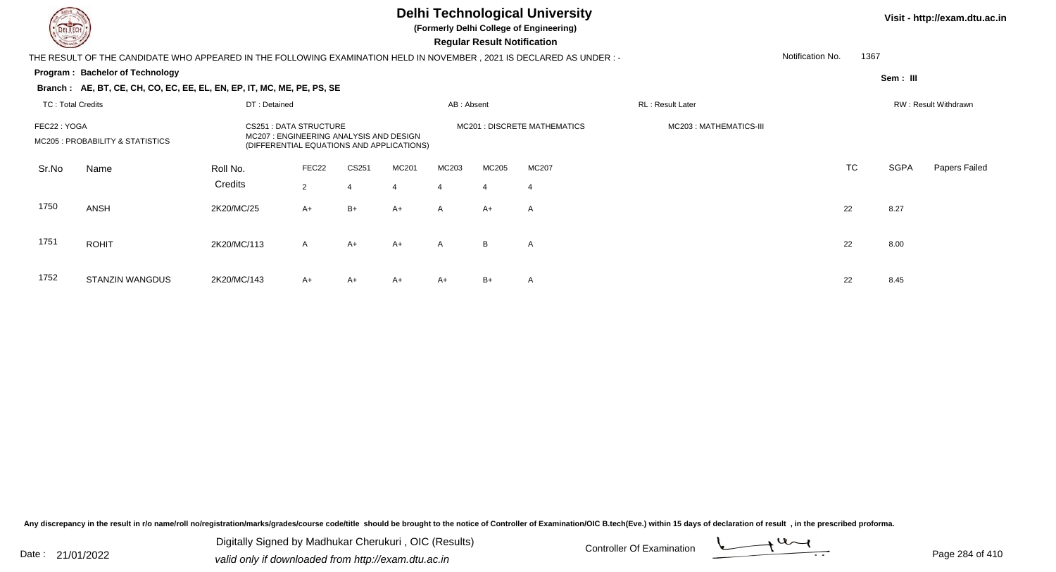# Delhi Technological University

**(Formerly Delhi College of Engineering)**

**Regular Result Notification**

Visit - http://exam.dtu.ac.in

THE RESULT OF THE CANDIDATE WHO APPEARED IN THE FOLLOWING EXAMINATION HELD IN NOVEMBER , 2021 IS DECLARED AS UNDER : -

Notification No. 1367

**Program : Bachelor of Technology**

Sem : III

**Branch : AE, BT, CE, CH, CO, EC, EE, EL, EN, EP, IT, MC, ME, PE, PS, SE**

TC : Total Credits | DT : Detained | AB : Absent | RL : Result Later | RW : Result Withdrawn

FEC22 : YOGA | CS251 : DATA STRUCTURE | MC201 : DISCRETE MATHEMATICS | MC203 : MATHEMATICS-III | MC205 : PROBABILITY & STATISTICS | MC207 : ENGINEERING ANALYSIS AND DESIGN (DIFFERENTIAL EQUATIONS AND APPLICATIONS)

| Sr.No | Name | Roll No. | FEC22 | CS251 | MC201 | MC203 | MC205 | MC207 | TC | SGPA | Papers Failed |
|---|---|---|---|---|---|---|---|---|---|---|---|
| | | Credits | 2 | 4 | 4 | 4 | 4 | 4 | | | |
| 1750 | ANSH | 2K20/MC/25 | A+ | B+ | A+ | A | A+ | A | 22 | 8.27 | |
| 1751 | ROHIT | 2K20/MC/113 | A | A+ | A+ | A | B | A | 22 | 8.00 | |
| 1752 | STANZIN WANGDUS | 2K20/MC/143 | A+ | A+ | A+ | A+ | B+ | A | 22 | 8.45 | |

Any discrepancy in the result in r/o name/roll no/registration/marks/grades/course code/title should be brought to the notice of Controller of Examination/OIC B.tech(Eve.) within 15 days of declaration of result , in the prescribed proforma.

Date : 21/01/2022

Digitally Signed by Madhukar Cherukuri , OIC (Results)
valid only if downloaded from http://exam.dtu.ac.in

Controller Of Examination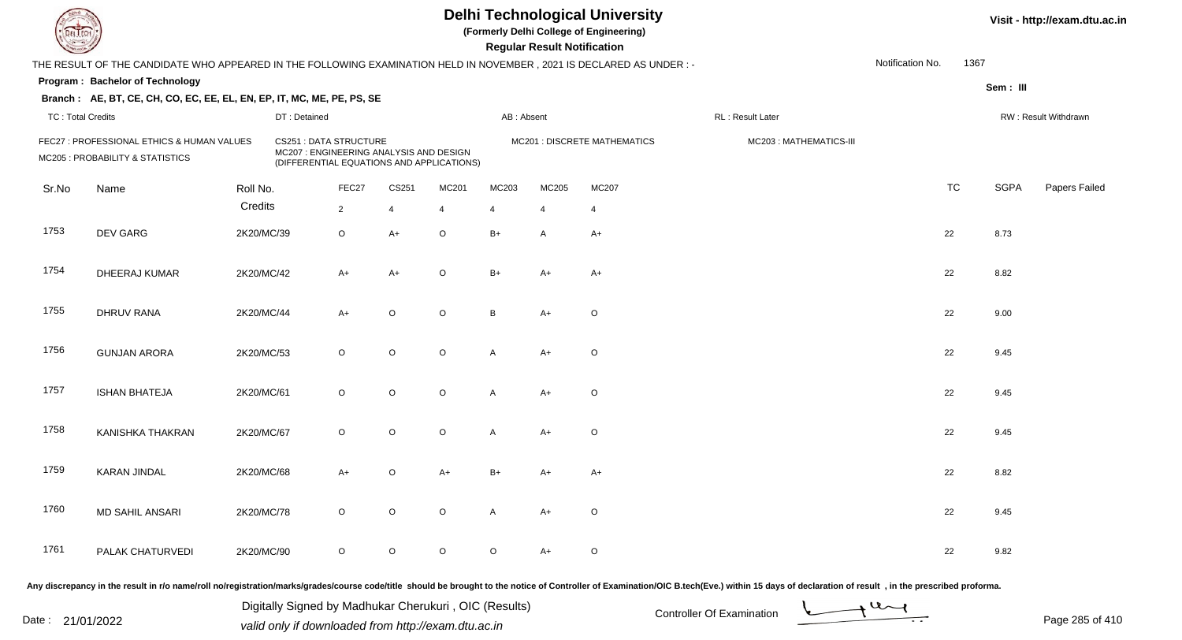# Delhi Technological University

**(Formerly Delhi College of Engineering)**

**Regular Result Notification**

Visit - http://exam.dtu.ac.in

THE RESULT OF THE CANDIDATE WHO APPEARED IN THE FOLLOWING EXAMINATION HELD IN NOVEMBER , 2021 IS DECLARED AS UNDER : -

Notification No. 1367

**Program : Bachelor of Technology**

Sem : III

**Branch : AE, BT, CE, CH, CO, EC, EE, EL, EN, EP, IT, MC, ME, PE, PS, SE**

TC : Total Credits | DT : Detained | AB : Absent | RL : Result Later | RW : Result Withdrawn

FEC27 : PROFESSIONAL ETHICS & HUMAN VALUES
CS251 : DATA STRUCTURE
MC201 : DISCRETE MATHEMATICS
MC203 : MATHEMATICS-III
MC205 : PROBABILITY & STATISTICS
MC207 : ENGINEERING ANALYSIS AND DESIGN (DIFFERENTIAL EQUATIONS AND APPLICATIONS)

| Sr.No | Name | Roll No. | FEC27 | CS251 | MC201 | MC203 | MC205 | MC207 | TC | SGPA | Papers Failed |
|---|---|---|---|---|---|---|---|---|---|---|---|
| | | Credits | 2 | 4 | 4 | 4 | 4 | 4 | | | |
| 1753 | DEV GARG | 2K20/MC/39 | O | A+ | O | B+ | A | A+ | 22 | 8.73 | |
| 1754 | DHEERAJ KUMAR | 2K20/MC/42 | A+ | A+ | O | B+ | A+ | A+ | 22 | 8.82 | |
| 1755 | DHRUV RANA | 2K20/MC/44 | A+ | O | O | B | A+ | O | 22 | 9.00 | |
| 1756 | GUNJAN ARORA | 2K20/MC/53 | O | O | O | A | A+ | O | 22 | 9.45 | |
| 1757 | ISHAN BHATEJA | 2K20/MC/61 | O | O | O | A | A+ | O | 22 | 9.45 | |
| 1758 | KANISHKA THAKRAN | 2K20/MC/67 | O | O | O | A | A+ | O | 22 | 9.45 | |
| 1759 | KARAN JINDAL | 2K20/MC/68 | A+ | O | A+ | B+ | A+ | A+ | 22 | 8.82 | |
| 1760 | MD SAHIL ANSARI | 2K20/MC/78 | O | O | O | A | A+ | O | 22 | 9.45 | |
| 1761 | PALAK CHATURVEDI | 2K20/MC/90 | O | O | O | O | A+ | O | 22 | 9.82 | |

Any discrepancy in the result in r/o name/roll no/registration/marks/grades/course code/title should be brought to the notice of Controller of Examination/OIC B.tech(Eve.) within 15 days of declaration of result , in the prescribed proforma.

Date : 21/01/2022

Digitally Signed by Madhukar Cherukuri , OIC (Results)
valid only if downloaded from http://exam.dtu.ac.in

Controller Of Examination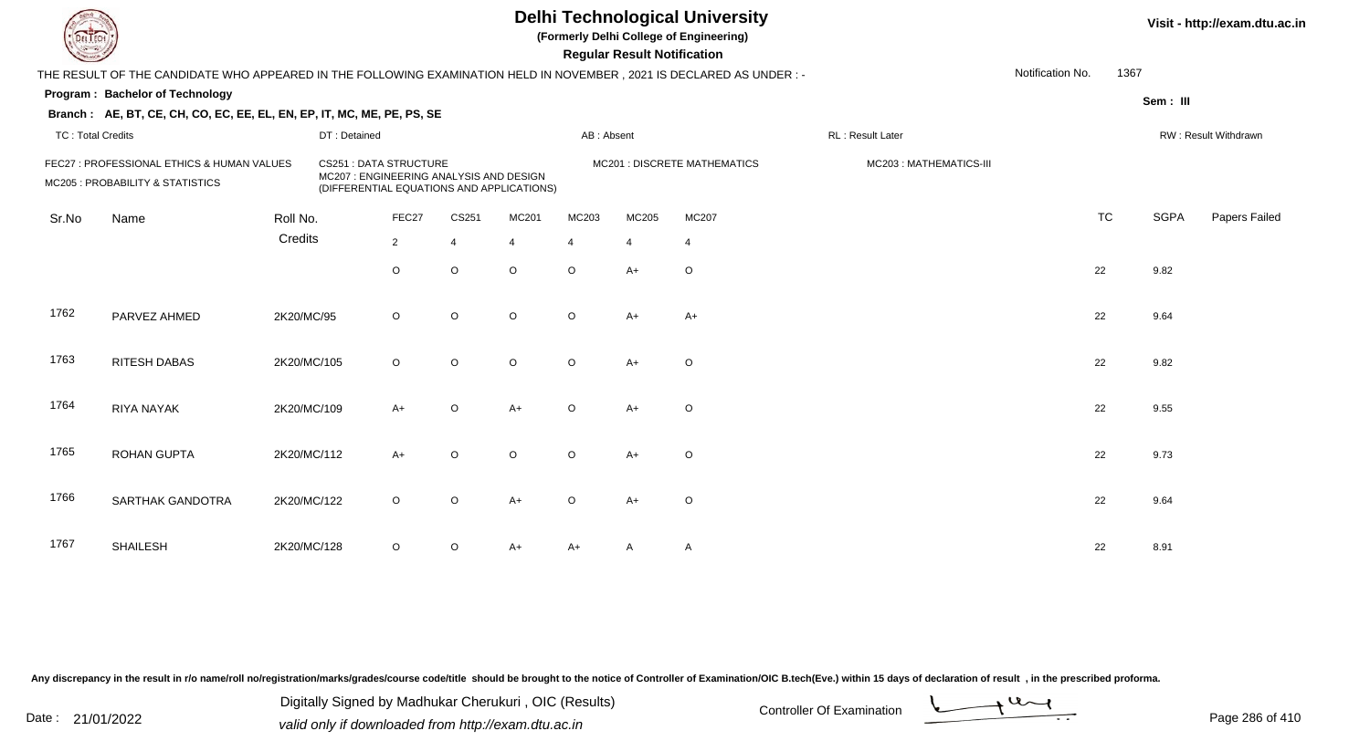# Delhi Technological University

**(Formerly Delhi College of Engineering)**

**Regular Result Notification**

Visit - http://exam.dtu.ac.in

THE RESULT OF THE CANDIDATE WHO APPEARED IN THE FOLLOWING EXAMINATION HELD IN NOVEMBER , 2021 IS DECLARED AS UNDER : -

Notification No. 1367

**Program : Bachelor of Technology**

Sem : III

**Branch : AE, BT, CE, CH, CO, EC, EE, EL, EN, EP, IT, MC, ME, PE, PS, SE**

TC : Total Credits | DT : Detained | AB : Absent | RL : Result Later | RW : Result Withdrawn

FEC27 : PROFESSIONAL ETHICS & HUMAN VALUES
CS251 : DATA STRUCTURE
MC201 : DISCRETE MATHEMATICS
MC203 : MATHEMATICS-III
MC205 : PROBABILITY & STATISTICS
MC207 : ENGINEERING ANALYSIS AND DESIGN (DIFFERENTIAL EQUATIONS AND APPLICATIONS)

| Sr.No | Name | Roll No. | FEC27 | CS251 | MC201 | MC203 | MC205 | MC207 | TC | SGPA | Papers Failed |
|---|---|---|---|---|---|---|---|---|---|---|---|
| | | Credits | 2 | 4 | 4 | 4 | 4 | 4 | | | |
| | | | O | O | O | O | A+ | O | 22 | 9.82 | |
| 1762 | PARVEZ AHMED | 2K20/MC/95 | O | O | O | O | A+ | A+ | 22 | 9.64 | |
| 1763 | RITESH DABAS | 2K20/MC/105 | O | O | O | O | A+ | O | 22 | 9.82 | |
| 1764 | RIYA NAYAK | 2K20/MC/109 | A+ | O | A+ | O | A+ | O | 22 | 9.55 | |
| 1765 | ROHAN GUPTA | 2K20/MC/112 | A+ | O | O | O | A+ | O | 22 | 9.73 | |
| 1766 | SARTHAK GANDOTRA | 2K20/MC/122 | O | O | A+ | O | A+ | O | 22 | 9.64 | |
| 1767 | SHAILESH | 2K20/MC/128 | O | O | A+ | A+ | A | A | 22 | 8.91 | |

Any discrepancy in the result in r/o name/roll no/registration/marks/grades/course code/title should be brought to the notice of Controller of Examination/OIC B.tech(Eve.) within 15 days of declaration of result , in the prescribed proforma.

Date : 21/01/2022

Digitally Signed by Madhukar Cherukuri , OIC (Results)
valid only if downloaded from http://exam.dtu.ac.in

Controller Of Examination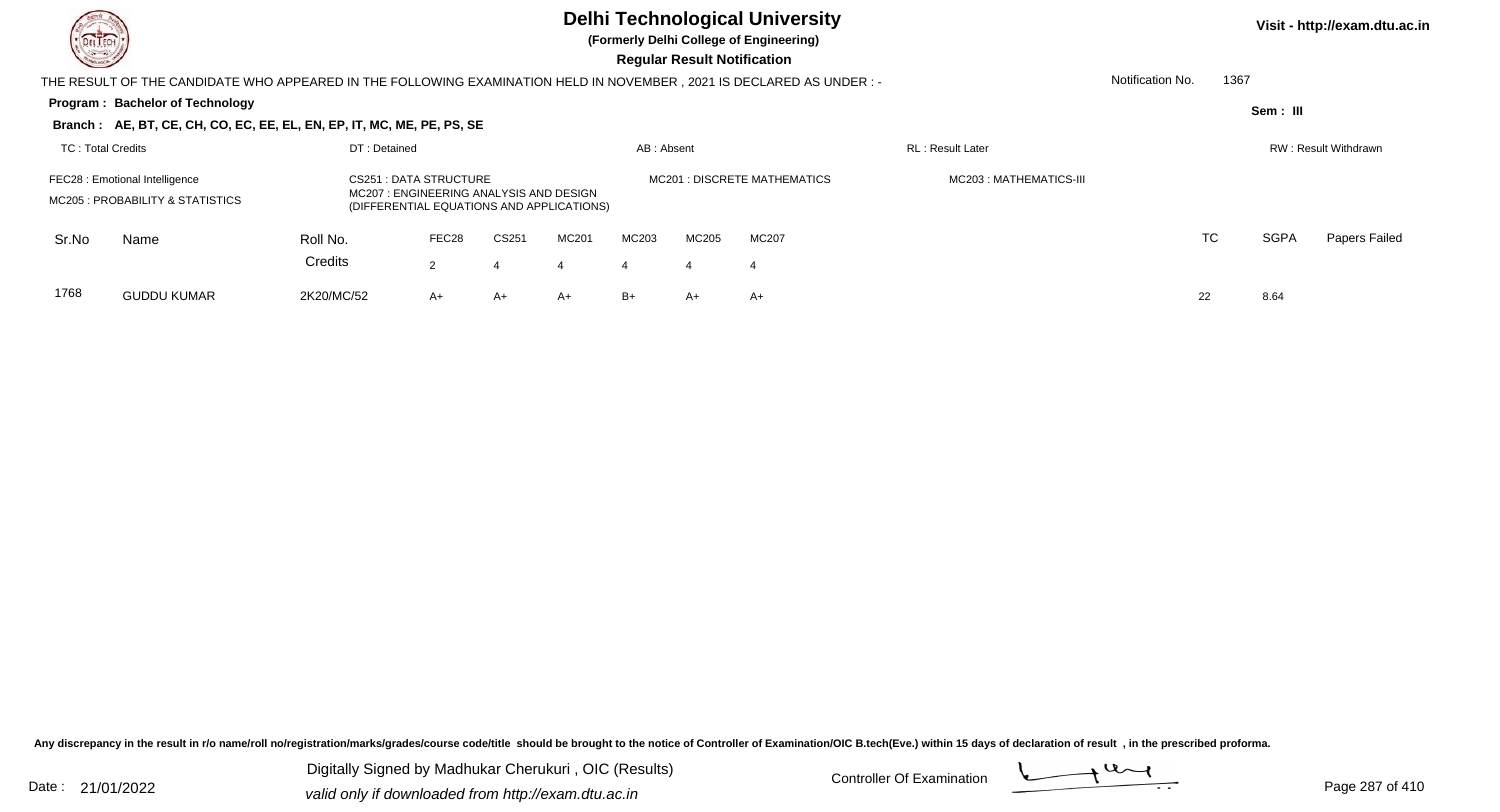# Delhi Technological University

**(Formerly Delhi College of Engineering)**

**Regular Result Notification**

Visit - http://exam.dtu.ac.in

THE RESULT OF THE CANDIDATE WHO APPEARED IN THE FOLLOWING EXAMINATION HELD IN NOVEMBER , 2021 IS DECLARED AS UNDER : -

Notification No. 1367

**Program : Bachelor of Technology**

Sem : III

**Branch : AE, BT, CE, CH, CO, EC, EE, EL, EN, EP, IT, MC, ME, PE, PS, SE**

TC : Total Credits | DT : Detained | AB : Absent | RL : Result Later | RW : Result Withdrawn

FEC28 : Emotional Intelligence
MC205 : PROBABILITY & STATISTICS
CS251 : DATA STRUCTURE
MC207 : ENGINEERING ANALYSIS AND DESIGN (DIFFERENTIAL EQUATIONS AND APPLICATIONS)
MC201 : DISCRETE MATHEMATICS
MC203 : MATHEMATICS-III

| Sr.No | Name | Roll No. | FEC28 | CS251 | MC201 | MC203 | MC205 | MC207 | TC | SGPA | Papers Failed |
|---|---|---|---|---|---|---|---|---|---|---|---|
| | | Credits | 2 | 4 | 4 | 4 | 4 | 4 | | | |
| 1768 | GUDDU KUMAR | 2K20/MC/52 | A+ | A+ | A+ | B+ | A+ | A+ | 22 | 8.64 | |

Any discrepancy in the result in r/o name/roll no/registration/marks/grades/course code/title should be brought to the notice of Controller of Examination/OIC B.tech(Eve.) within 15 days of declaration of result , in the prescribed proforma.

Date : 21/01/2022

Digitally Signed by Madhukar Cherukuri , OIC (Results)
valid only if downloaded from http://exam.dtu.ac.in

Controller Of Examination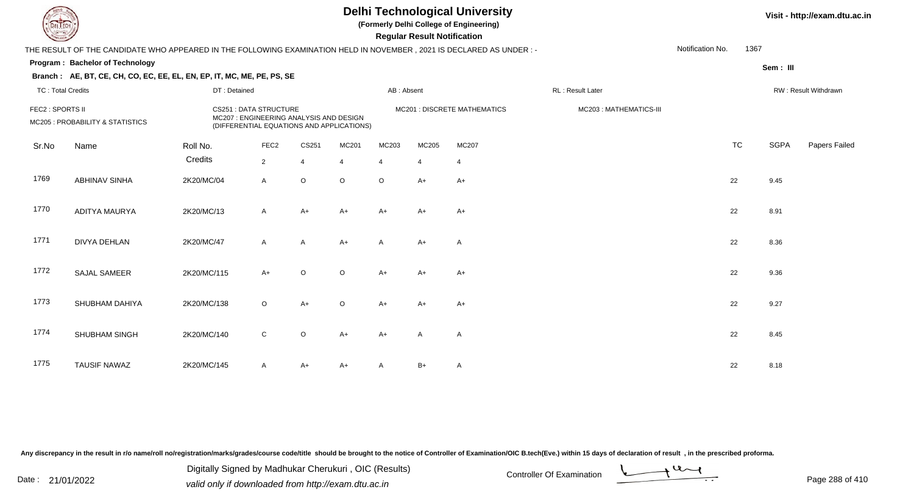# Delhi Technological University

**(Formerly Delhi College of Engineering)**

**Regular Result Notification**

Visit - http://exam.dtu.ac.in

THE RESULT OF THE CANDIDATE WHO APPEARED IN THE FOLLOWING EXAMINATION HELD IN NOVEMBER , 2021 IS DECLARED AS UNDER : -

Notification No. 1367

**Program : Bachelor of Technology**

Sem : III

**Branch : AE, BT, CE, CH, CO, EC, EE, EL, EN, EP, IT, MC, ME, PE, PS, SE**

TC : Total Credits | DT : Detained | AB : Absent | RL : Result Later | RW : Result Withdrawn

FEC2 : SPORTS II | CS251 : DATA STRUCTURE | MC201 : DISCRETE MATHEMATICS | MC203 : MATHEMATICS-III
MC205 : PROBABILITY & STATISTICS | MC207 : ENGINEERING ANALYSIS AND DESIGN (DIFFERENTIAL EQUATIONS AND APPLICATIONS)

| Sr.No | Name | Roll No. | FEC2 | CS251 | MC201 | MC203 | MC205 | MC207 | TC | SGPA | Papers Failed |
|---|---|---|---|---|---|---|---|---|---|---|---|
| | | Credits | 2 | 4 | 4 | 4 | 4 | 4 | | | |
| 1769 | ABHINAV SINHA | 2K20/MC/04 | A | O | O | O | A+ | A+ | 22 | 9.45 | |
| 1770 | ADITYA MAURYA | 2K20/MC/13 | A | A+ | A+ | A+ | A+ | A+ | 22 | 8.91 | |
| 1771 | DIVYA DEHLAN | 2K20/MC/47 | A | A | A+ | A | A+ | A | 22 | 8.36 | |
| 1772 | SAJAL SAMEER | 2K20/MC/115 | A+ | O | O | A+ | A+ | A+ | 22 | 9.36 | |
| 1773 | SHUBHAM DAHIYA | 2K20/MC/138 | O | A+ | O | A+ | A+ | A+ | 22 | 9.27 | |
| 1774 | SHUBHAM SINGH | 2K20/MC/140 | C | O | A+ | A+ | A | A | 22 | 8.45 | |
| 1775 | TAUSIF NAWAZ | 2K20/MC/145 | A | A+ | A+ | A | B+ | A | 22 | 8.18 | |

Any discrepancy in the result in r/o name/roll no/registration/marks/grades/course code/title should be brought to the notice of Controller of Examination/OIC B.tech(Eve.) within 15 days of declaration of result , in the prescribed proforma.

Date : 21/01/2022

Digitally Signed by Madhukar Cherukuri , OIC (Results)
valid only if downloaded from http://exam.dtu.ac.in

Controller Of Examination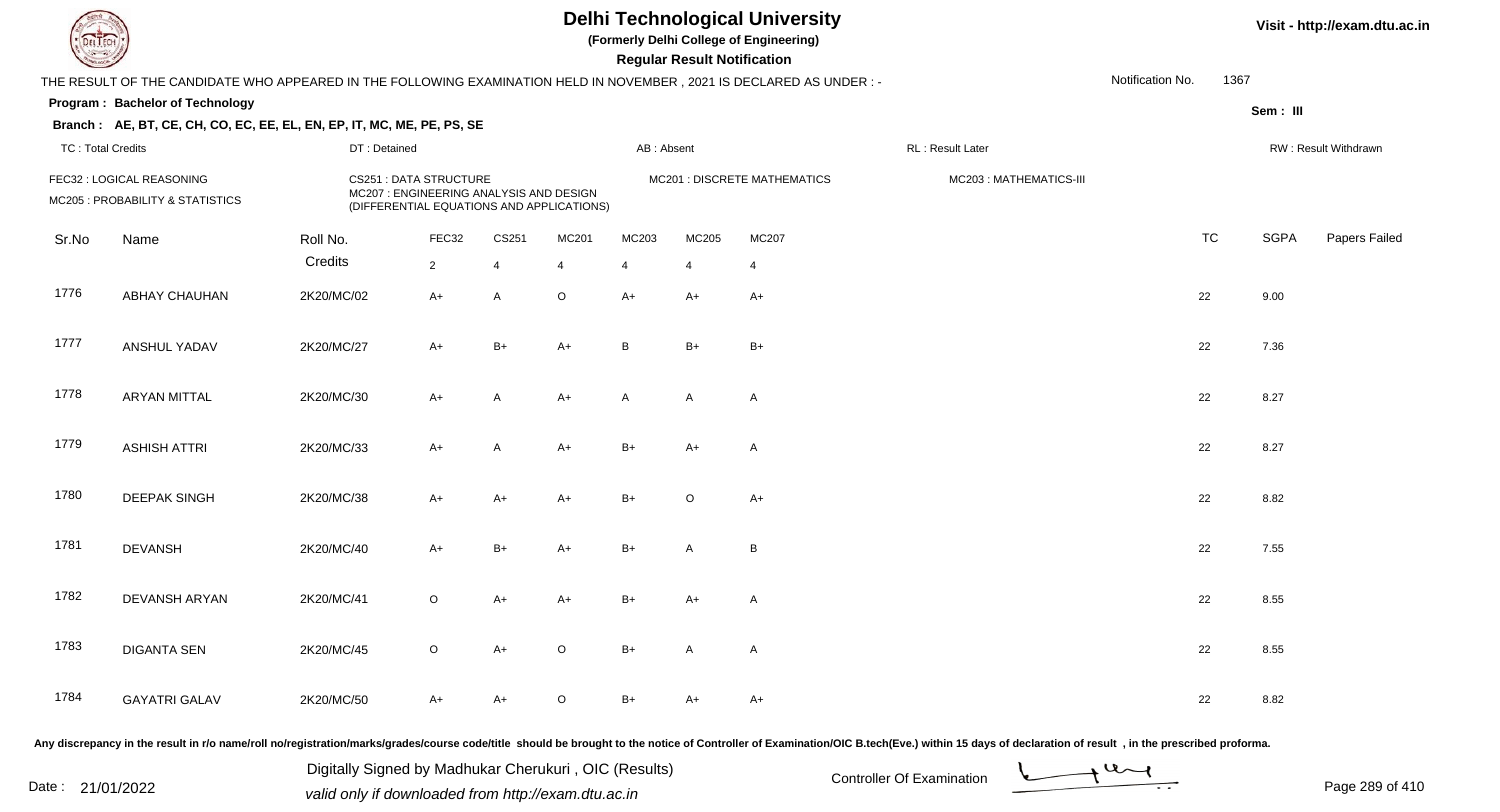# Delhi Technological University

(Formerly Delhi College of Engineering)

**Regular Result Notification**

Visit - http://exam.dtu.ac.in

THE RESULT OF THE CANDIDATE WHO APPEARED IN THE FOLLOWING EXAMINATION HELD IN NOVEMBER , 2021 IS DECLARED AS UNDER : -

Notification No. 1367

**Program : Bachelor of Technology**

Sem : III

**Branch : AE, BT, CE, CH, CO, EC, EE, EL, EN, EP, IT, MC, ME, PE, PS, SE**

TC : Total Credits | DT : Detained | AB : Absent | RL : Result Later | RW : Result Withdrawn

FEC32 : LOGICAL REASONING
CS251 : DATA STRUCTURE
MC201 : DISCRETE MATHEMATICS
MC203 : MATHEMATICS-III
MC205 : PROBABILITY & STATISTICS
MC207 : ENGINEERING ANALYSIS AND DESIGN (DIFFERENTIAL EQUATIONS AND APPLICATIONS)

| Sr.No | Name | Roll No. | FEC32 | CS251 | MC201 | MC203 | MC205 | MC207 | TC | SGPA | Papers Failed |
|---|---|---|---|---|---|---|---|---|---|---|---|
| | | Credits | 2 | 4 | 4 | 4 | 4 | 4 | | | |
| 1776 | ABHAY CHAUHAN | 2K20/MC/02 | A+ | A | O | A+ | A+ | A+ | 22 | 9.00 | |
| 1777 | ANSHUL YADAV | 2K20/MC/27 | A+ | B+ | A+ | B | B+ | B+ | 22 | 7.36 | |
| 1778 | ARYAN MITTAL | 2K20/MC/30 | A+ | A | A+ | A | A | A | 22 | 8.27 | |
| 1779 | ASHISH ATTRI | 2K20/MC/33 | A+ | A | A+ | B+ | A+ | A | 22 | 8.27 | |
| 1780 | DEEPAK SINGH | 2K20/MC/38 | A+ | A+ | A+ | B+ | O | A+ | 22 | 8.82 | |
| 1781 | DEVANSH | 2K20/MC/40 | A+ | B+ | A+ | B+ | A | B | 22 | 7.55 | |
| 1782 | DEVANSH ARYAN | 2K20/MC/41 | O | A+ | A+ | B+ | A+ | A | 22 | 8.55 | |
| 1783 | DIGANTA SEN | 2K20/MC/45 | O | A+ | O | B+ | A | A | 22 | 8.55 | |
| 1784 | GAYATRI GALAV | 2K20/MC/50 | A+ | A+ | O | B+ | A+ | A+ | 22 | 8.82 | |

Any discrepancy in the result in r/o name/roll no/registration/marks/grades/course code/title should be brought to the notice of Controller of Examination/OIC B.tech(Eve.) within 15 days of declaration of result , in the prescribed proforma.

Date : 21/01/2022

Digitally Signed by Madhukar Cherukuri , OIC (Results)
valid only if downloaded from http://exam.dtu.ac.in

Controller Of Examination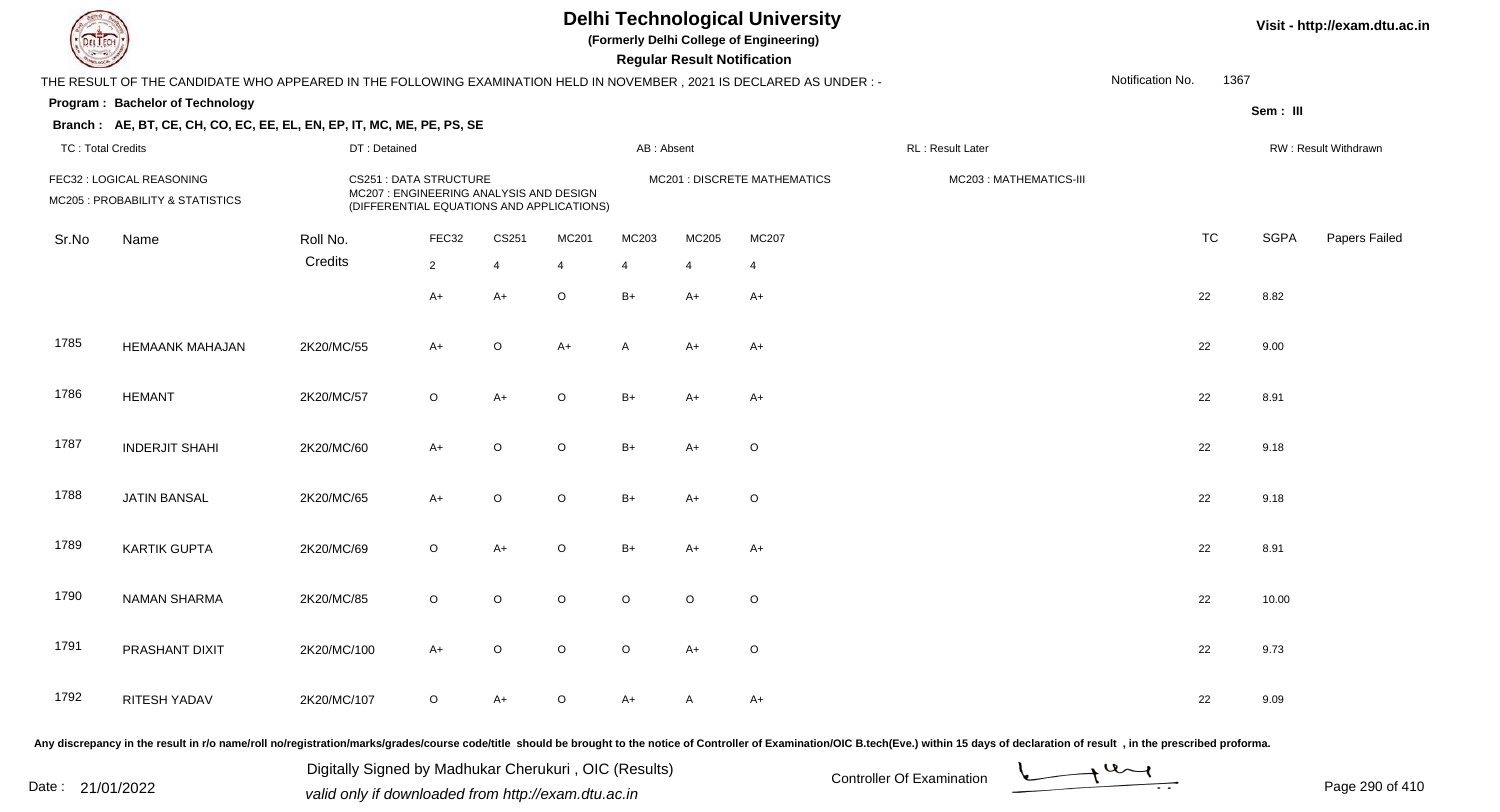# Delhi Technological University

**(Formerly Delhi College of Engineering)**

**Regular Result Notification**

Visit - http://exam.dtu.ac.in

THE RESULT OF THE CANDIDATE WHO APPEARED IN THE FOLLOWING EXAMINATION HELD IN NOVEMBER , 2021 IS DECLARED AS UNDER : -

Notification No. 1367

**Program : Bachelor of Technology**

Sem : III

**Branch : AE, BT, CE, CH, CO, EC, EE, EL, EN, EP, IT, MC, ME, PE, PS, SE**

TC : Total Credits | DT : Detained | AB : Absent | RL : Result Later | RW : Result Withdrawn

FEC32 : LOGICAL REASONING
CS251 : DATA STRUCTURE
MC201 : DISCRETE MATHEMATICS
MC203 : MATHEMATICS-III
MC205 : PROBABILITY & STATISTICS
MC207 : ENGINEERING ANALYSIS AND DESIGN (DIFFERENTIAL EQUATIONS AND APPLICATIONS)

| Sr.No | Name | Roll No. | FEC32 | CS251 | MC201 | MC203 | MC205 | MC207 | TC | SGPA | Papers Failed |
|---|---|---|---|---|---|---|---|---|---|---|---|
| | | Credits | 2 | 4 | 4 | 4 | 4 | 4 | | | |
| | | | A+ | A+ | O | B+ | A+ | A+ | 22 | 8.82 | |
| 1785 | HEMAANK MAHAJAN | 2K20/MC/55 | A+ | O | A+ | A | A+ | A+ | 22 | 9.00 | |
| 1786 | HEMANT | 2K20/MC/57 | O | A+ | O | B+ | A+ | A+ | 22 | 8.91 | |
| 1787 | INDERJIT SHAHI | 2K20/MC/60 | A+ | O | O | B+ | A+ | O | 22 | 9.18 | |
| 1788 | JATIN BANSAL | 2K20/MC/65 | A+ | O | O | B+ | A+ | O | 22 | 9.18 | |
| 1789 | KARTIK GUPTA | 2K20/MC/69 | O | A+ | O | B+ | A+ | A+ | 22 | 8.91 | |
| 1790 | NAMAN SHARMA | 2K20/MC/85 | O | O | O | O | O | O | 22 | 10.00 | |
| 1791 | PRASHANT DIXIT | 2K20/MC/100 | A+ | O | O | O | A+ | O | 22 | 9.73 | |
| 1792 | RITESH YADAV | 2K20/MC/107 | O | A+ | O | A+ | A | A+ | 22 | 9.09 | |

Any discrepancy in the result in r/o name/roll no/registration/marks/grades/course code/title should be brought to the notice of Controller of Examination/OIC B.tech(Eve.) within 15 days of declaration of result , in the prescribed proforma.

Date : 21/01/2022

Digitally Signed by Madhukar Cherukuri , OIC (Results)
valid only if downloaded from http://exam.dtu.ac.in

Controller Of Examination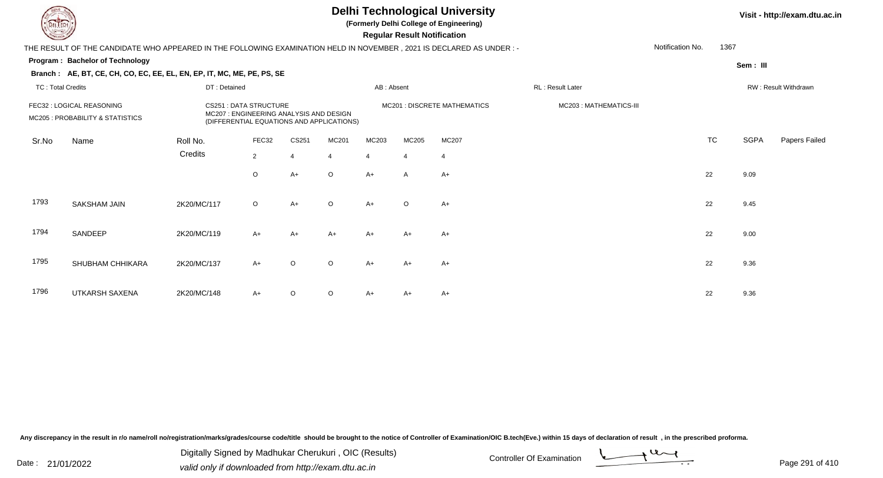# Delhi Technological University

**(Formerly Delhi College of Engineering)**

**Regular Result Notification**

Visit - http://exam.dtu.ac.in

THE RESULT OF THE CANDIDATE WHO APPEARED IN THE FOLLOWING EXAMINATION HELD IN NOVEMBER , 2021 IS DECLARED AS UNDER : -

Notification No. 1367

**Program : Bachelor of Technology**

**Sem : III**

**Branch : AE, BT, CE, CH, CO, EC, EE, EL, EN, EP, IT, MC, ME, PE, PS, SE**

TC : Total Credits | DT : Detained | AB : Absent | RL : Result Later | RW : Result Withdrawn

FEC32 : LOGICAL REASONING
CS251 : DATA STRUCTURE
MC201 : DISCRETE MATHEMATICS
MC203 : MATHEMATICS-III
MC205 : PROBABILITY & STATISTICS
MC207 : ENGINEERING ANALYSIS AND DESIGN (DIFFERENTIAL EQUATIONS AND APPLICATIONS)

| Sr.No | Name | Roll No. | FEC32 | CS251 | MC201 | MC203 | MC205 | MC207 | TC | SGPA | Papers Failed |
|---|---|---|---|---|---|---|---|---|---|---|---|
| | | Credits | 2 | 4 | 4 | 4 | 4 | 4 | | | |
| | | | O | A+ | O | A+ | A | A+ | 22 | 9.09 | |
| 1793 | SAKSHAM JAIN | 2K20/MC/117 | O | A+ | O | A+ | O | A+ | 22 | 9.45 | |
| 1794 | SANDEEP | 2K20/MC/119 | A+ | A+ | A+ | A+ | A+ | A+ | 22 | 9.00 | |
| 1795 | SHUBHAM CHHIKARA | 2K20/MC/137 | A+ | O | O | A+ | A+ | A+ | 22 | 9.36 | |
| 1796 | UTKARSH SAXENA | 2K20/MC/148 | A+ | O | O | A+ | A+ | A+ | 22 | 9.36 | |

Any discrepancy in the result in r/o name/roll no/registration/marks/grades/course code/title should be brought to the notice of Controller of Examination/OIC B.tech(Eve.) within 15 days of declaration of result , in the prescribed proforma.

Date : 21/01/2022

Digitally Signed by Madhukar Cherukuri , OIC (Results)
valid only if downloaded from http://exam.dtu.ac.in

Controller Of Examination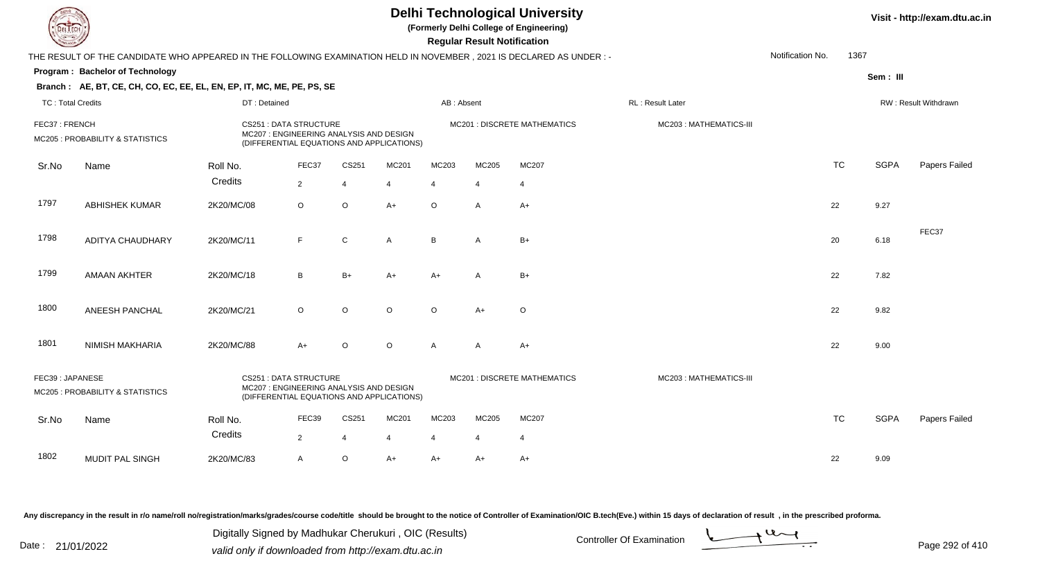# Delhi Technological University

**(Formerly Delhi College of Engineering)**

**Regular Result Notification**

Visit - http://exam.dtu.ac.in

THE RESULT OF THE CANDIDATE WHO APPEARED IN THE FOLLOWING EXAMINATION HELD IN NOVEMBER , 2021 IS DECLARED AS UNDER : -

Notification No. 1367

**Program : Bachelor of Technology**

Sem : III

**Branch : AE, BT, CE, CH, CO, EC, EE, EL, EN, EP, IT, MC, ME, PE, PS, SE**

TC : Total Credits | DT : Detained | AB : Absent | RL : Result Later | RW : Result Withdrawn

FEC37 : FRENCH | CS251 : DATA STRUCTURE | MC201 : DISCRETE MATHEMATICS | MC203 : MATHEMATICS-III
MC205 : PROBABILITY & STATISTICS | MC207 : ENGINEERING ANALYSIS AND DESIGN (DIFFERENTIAL EQUATIONS AND APPLICATIONS)

| Sr.No | Name | Roll No. | FEC37 | CS251 | MC201 | MC203 | MC205 | MC207 | TC | SGPA | Papers Failed |
|---|---|---|---|---|---|---|---|---|---|---|---|
| | | Credits | 2 | 4 | 4 | 4 | 4 | 4 | | | |
| 1797 | ABHISHEK KUMAR | 2K20/MC/08 | O | O | A+ | O | A | A+ | 22 | 9.27 | |
| 1798 | ADITYA CHAUDHARY | 2K20/MC/11 | F | C | A | B | A | B+ | 20 | 6.18 | FEC37 |
| 1799 | AMAAN AKHTER | 2K20/MC/18 | B | B+ | A+ | A+ | A | B+ | 22 | 7.82 | |
| 1800 | ANEESH PANCHAL | 2K20/MC/21 | O | O | O | O | A+ | O | 22 | 9.82 | |
| 1801 | NIMISH MAKHARIA | 2K20/MC/88 | A+ | O | O | A | A | A+ | 22 | 9.00 | |

FEC39 : JAPANESE | CS251 : DATA STRUCTURE | MC201 : DISCRETE MATHEMATICS | MC203 : MATHEMATICS-III
MC205 : PROBABILITY & STATISTICS | MC207 : ENGINEERING ANALYSIS AND DESIGN (DIFFERENTIAL EQUATIONS AND APPLICATIONS)

| Sr.No | Name | Roll No. | FEC39 | CS251 | MC201 | MC203 | MC205 | MC207 | TC | SGPA | Papers Failed |
|---|---|---|---|---|---|---|---|---|---|---|---|
| | | Credits | 2 | 4 | 4 | 4 | 4 | 4 | | | |
| 1802 | MUDIT PAL SINGH | 2K20/MC/83 | A | O | A+ | A+ | A+ | A+ | 22 | 9.09 | |

Any discrepancy in the result in r/o name/roll no/registration/marks/grades/course code/title should be brought to the notice of Controller of Examination/OIC B.tech(Eve.) within 15 days of declaration of result , in the prescribed proforma.

Date : 21/01/2022

Digitally Signed by Madhukar Cherukuri , OIC (Results)
valid only if downloaded from http://exam.dtu.ac.in

Controller Of Examination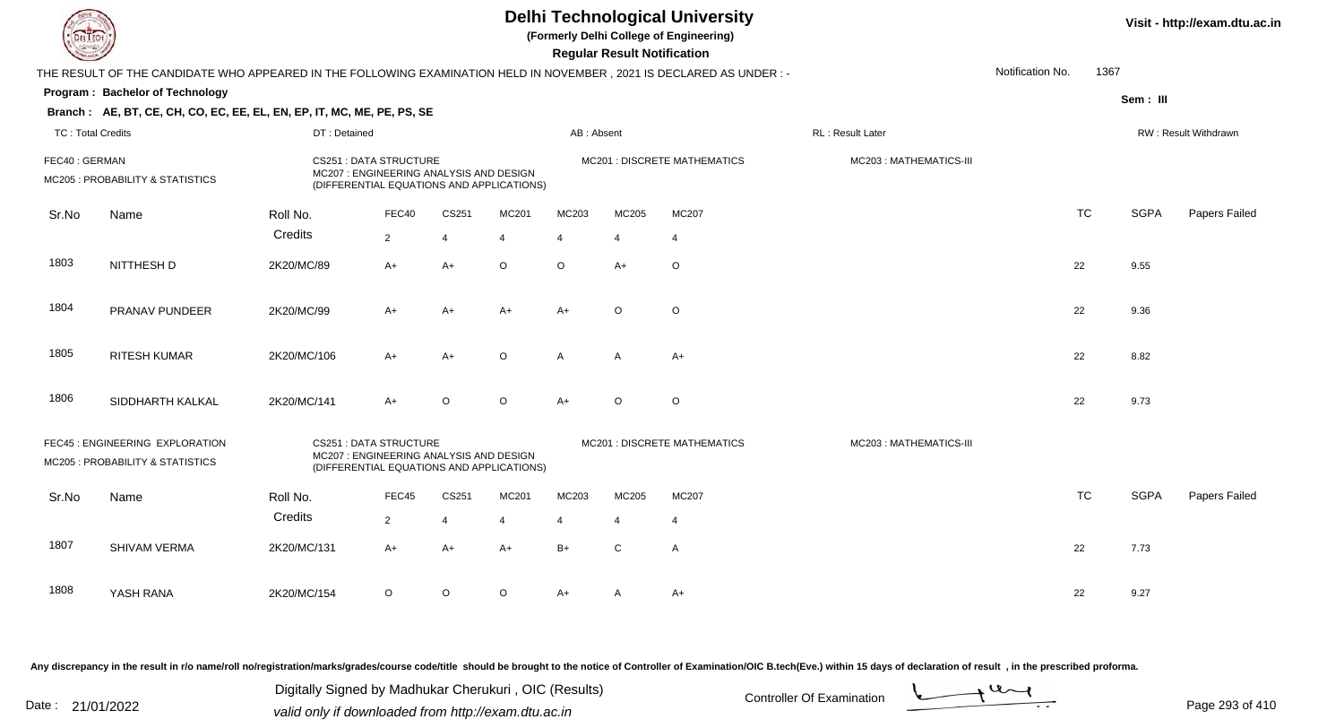# Delhi Technological University

**(Formerly Delhi College of Engineering)**

**Regular Result Notification**

Visit - http://exam.dtu.ac.in

THE RESULT OF THE CANDIDATE WHO APPEARED IN THE FOLLOWING EXAMINATION HELD IN NOVEMBER , 2021 IS DECLARED AS UNDER : -

Notification No. 1367

**Program : Bachelor of Technology**

Sem : III

**Branch : AE, BT, CE, CH, CO, EC, EE, EL, EN, EP, IT, MC, ME, PE, PS, SE**

TC : Total Credits | DT : Detained | AB : Absent | RL : Result Later | RW : Result Withdrawn

FEC40 : GERMAN
CS251 : DATA STRUCTURE
MC201 : DISCRETE MATHEMATICS
MC203 : MATHEMATICS-III
MC205 : PROBABILITY & STATISTICS
MC207 : ENGINEERING ANALYSIS AND DESIGN (DIFFERENTIAL EQUATIONS AND APPLICATIONS)

| Sr.No | Name | Roll No. | FEC40 | CS251 | MC201 | MC203 | MC205 | MC207 | TC | SGPA | Papers Failed |
|---|---|---|---|---|---|---|---|---|---|---|---|
| | | Credits | 2 | 4 | 4 | 4 | 4 | 4 | | | |
| 1803 | NITTHESH D | 2K20/MC/89 | A+ | A+ | O | O | A+ | O | 22 | 9.55 | |
| 1804 | PRANAV PUNDEER | 2K20/MC/99 | A+ | A+ | A+ | A+ | O | O | 22 | 9.36 | |
| 1805 | RITESH KUMAR | 2K20/MC/106 | A+ | A+ | O | A | A | A+ | 22 | 8.82 | |
| 1806 | SIDDHARTH KALKAL | 2K20/MC/141 | A+ | O | O | A+ | O | O | 22 | 9.73 | |

FEC45 : ENGINEERING EXPLORATION
CS251 : DATA STRUCTURE
MC201 : DISCRETE MATHEMATICS
MC203 : MATHEMATICS-III
MC205 : PROBABILITY & STATISTICS
MC207 : ENGINEERING ANALYSIS AND DESIGN (DIFFERENTIAL EQUATIONS AND APPLICATIONS)

| Sr.No | Name | Roll No. | FEC45 | CS251 | MC201 | MC203 | MC205 | MC207 | TC | SGPA | Papers Failed |
|---|---|---|---|---|---|---|---|---|---|---|---|
| | | Credits | 2 | 4 | 4 | 4 | 4 | 4 | | | |
| 1807 | SHIVAM VERMA | 2K20/MC/131 | A+ | A+ | A+ | B+ | C | A | 22 | 7.73 | |
| 1808 | YASH RANA | 2K20/MC/154 | O | O | O | A+ | A | A+ | 22 | 9.27 | |

Any discrepancy in the result in r/o name/roll no/registration/marks/grades/course code/title should be brought to the notice of Controller of Examination/OIC B.tech(Eve.) within 15 days of declaration of result , in the prescribed proforma.

Date : 21/01/2022

Digitally Signed by Madhukar Cherukuri , OIC (Results)
valid only if downloaded from http://exam.dtu.ac.in

Controller Of Examination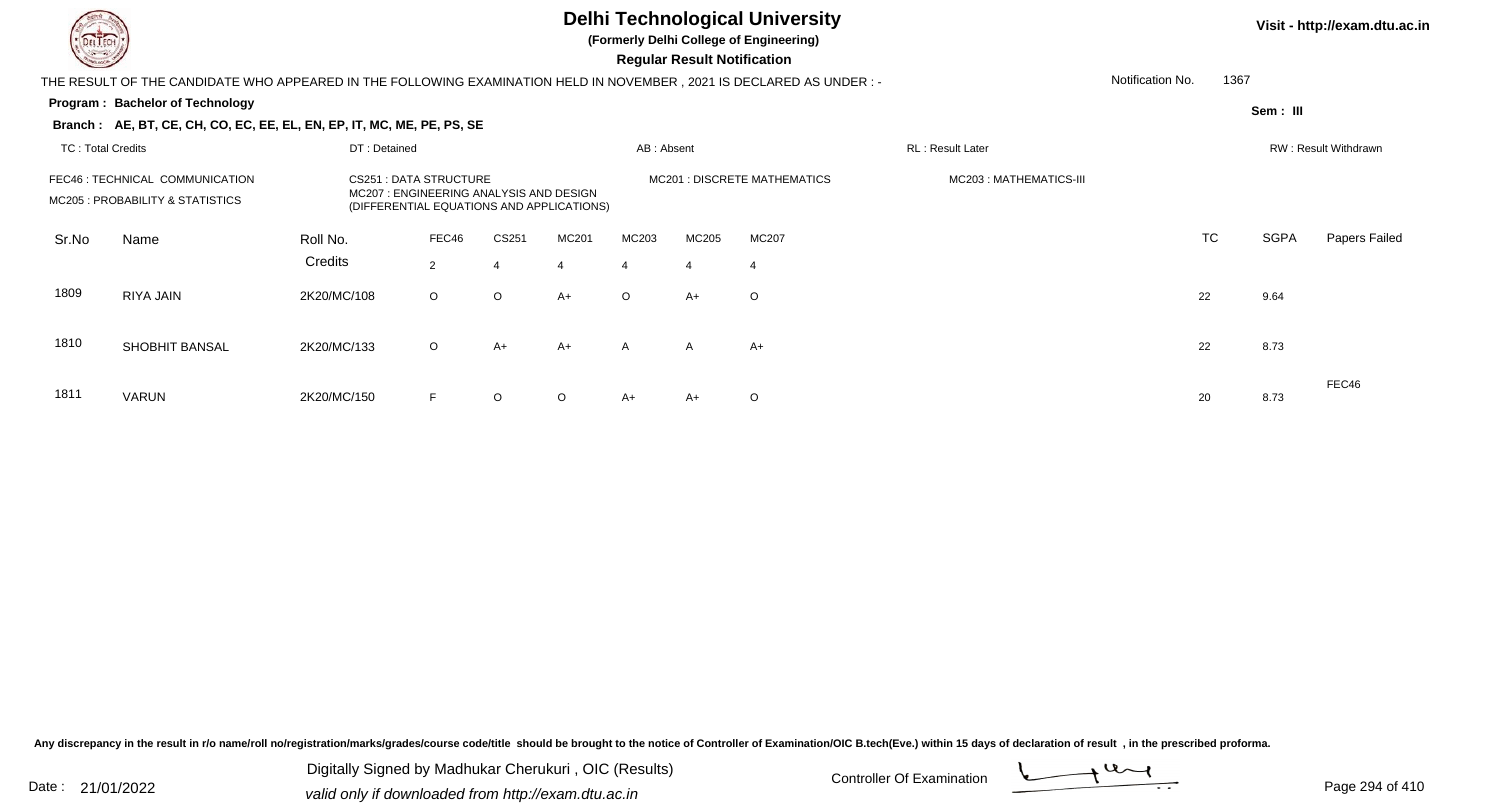# Delhi Technological University

**(Formerly Delhi College of Engineering)**

**Regular Result Notification**

Visit - http://exam.dtu.ac.in

THE RESULT OF THE CANDIDATE WHO APPEARED IN THE FOLLOWING EXAMINATION HELD IN NOVEMBER , 2021 IS DECLARED AS UNDER : -

Notification No. 1367

**Program : Bachelor of Technology**

Sem : III

**Branch : AE, BT, CE, CH, CO, EC, EE, EL, EN, EP, IT, MC, ME, PE, PS, SE**

TC : Total Credits | DT : Detained | AB : Absent | RL : Result Later | RW : Result Withdrawn

FEC46 : TECHNICAL COMMUNICATION
CS251 : DATA STRUCTURE
MC201 : DISCRETE MATHEMATICS
MC203 : MATHEMATICS-III
MC205 : PROBABILITY & STATISTICS
MC207 : ENGINEERING ANALYSIS AND DESIGN (DIFFERENTIAL EQUATIONS AND APPLICATIONS)

| Sr.No | Name | Roll No. | FEC46 | CS251 | MC201 | MC203 | MC205 | MC207 | TC | SGPA | Papers Failed |
|---|---|---|---|---|---|---|---|---|---|---|---|
| | | Credits | 2 | 4 | 4 | 4 | 4 | 4 | | | |
| 1809 | RIYA JAIN | 2K20/MC/108 | O | O | A+ | O | A+ | O | 22 | 9.64 | |
| 1810 | SHOBHIT BANSAL | 2K20/MC/133 | O | A+ | A+ | A | A | A+ | 22 | 8.73 | |
| 1811 | VARUN | 2K20/MC/150 | F | O | O | A+ | A+ | O | 20 | 8.73 | FEC46 |

Any discrepancy in the result in r/o name/roll no/registration/marks/grades/course code/title should be brought to the notice of Controller of Examination/OIC B.tech(Eve.) within 15 days of declaration of result , in the prescribed proforma.

Date : 21/01/2022

Digitally Signed by Madhukar Cherukuri , OIC (Results)
valid only if downloaded from http://exam.dtu.ac.in

Controller Of Examination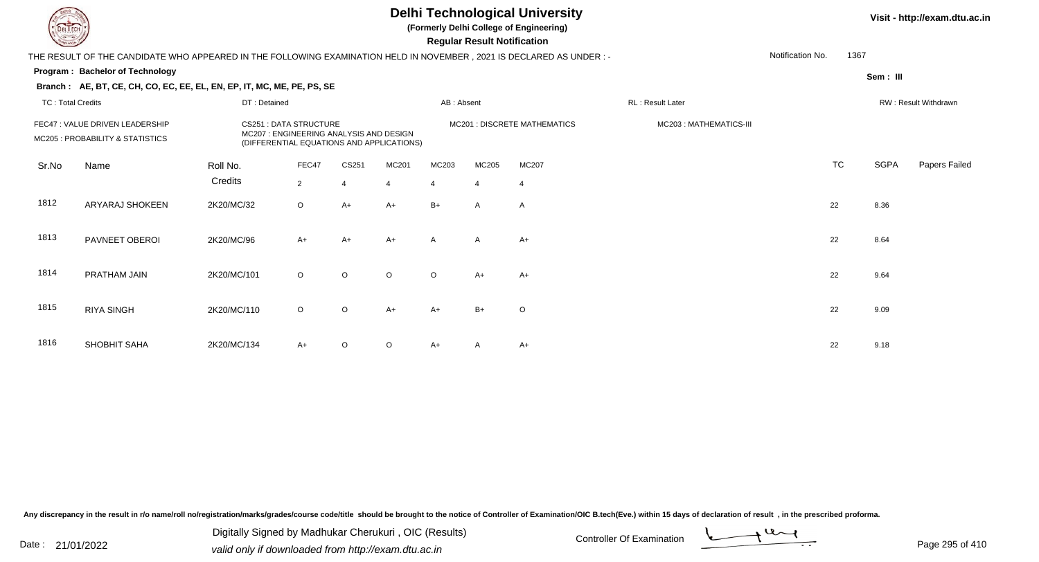# Delhi Technological University

**(Formerly Delhi College of Engineering)**

**Regular Result Notification**

Visit - http://exam.dtu.ac.in

THE RESULT OF THE CANDIDATE WHO APPEARED IN THE FOLLOWING EXAMINATION HELD IN NOVEMBER , 2021 IS DECLARED AS UNDER : -

Notification No. 1367

**Program : Bachelor of Technology**

**Sem : III**

**Branch : AE, BT, CE, CH, CO, EC, EE, EL, EN, EP, IT, MC, ME, PE, PS, SE**

TC : Total Credits | DT : Detained | AB : Absent | RL : Result Later | RW : Result Withdrawn

FEC47 : VALUE DRIVEN LEADERSHIP
CS251 : DATA STRUCTURE
MC201 : DISCRETE MATHEMATICS
MC203 : MATHEMATICS-III
MC205 : PROBABILITY & STATISTICS
MC207 : ENGINEERING ANALYSIS AND DESIGN (DIFFERENTIAL EQUATIONS AND APPLICATIONS)

| Sr.No | Name | Roll No. | FEC47 | CS251 | MC201 | MC203 | MC205 | MC207 | TC | SGPA | Papers Failed |
|---|---|---|---|---|---|---|---|---|---|---|---|
| | | Credits | 2 | 4 | 4 | 4 | 4 | 4 | | | |
| 1812 | ARYARAJ SHOKEEN | 2K20/MC/32 | O | A+ | A+ | B+ | A | A | 22 | 8.36 | |
| 1813 | PAVNEET OBEROI | 2K20/MC/96 | A+ | A+ | A+ | A | A | A+ | 22 | 8.64 | |
| 1814 | PRATHAM JAIN | 2K20/MC/101 | O | O | O | O | A+ | A+ | 22 | 9.64 | |
| 1815 | RIYA SINGH | 2K20/MC/110 | O | O | A+ | A+ | B+ | O | 22 | 9.09 | |
| 1816 | SHOBHIT SAHA | 2K20/MC/134 | A+ | O | O | A+ | A | A+ | 22 | 9.18 | |

Any discrepancy in the result in r/o name/roll no/registration/marks/grades/course code/title should be brought to the notice of Controller of Examination/OIC B.tech(Eve.) within 15 days of declaration of result , in the prescribed proforma.

Date : 21/01/2022

Digitally Signed by Madhukar Cherukuri , OIC (Results)
valid only if downloaded from http://exam.dtu.ac.in

Controller Of Examination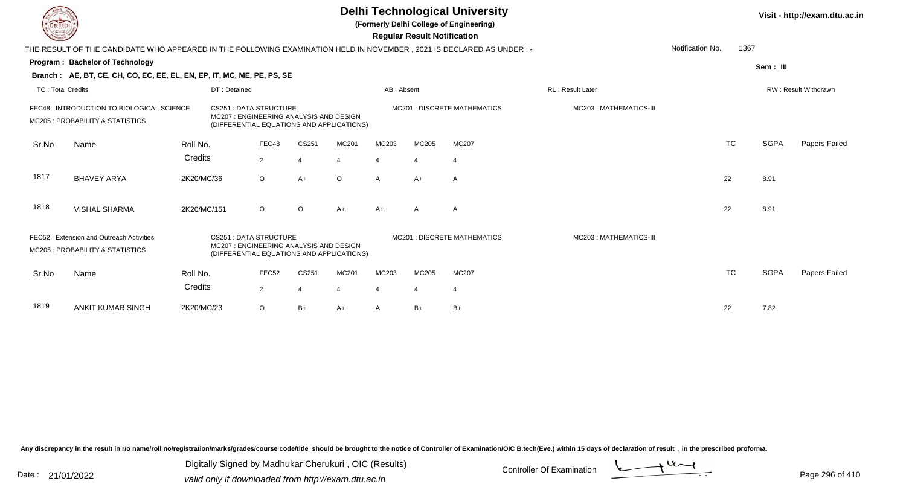# Delhi Technological University

**(Formerly Delhi College of Engineering)**

**Regular Result Notification**

Visit - http://exam.dtu.ac.in

THE RESULT OF THE CANDIDATE WHO APPEARED IN THE FOLLOWING EXAMINATION HELD IN NOVEMBER , 2021 IS DECLARED AS UNDER : -

Notification No. 1367

**Program : Bachelor of Technology**

Sem : III

**Branch : AE, BT, CE, CH, CO, EC, EE, EL, EN, EP, IT, MC, ME, PE, PS, SE**

TC : Total Credits | DT : Detained | AB : Absent | RL : Result Later | RW : Result Withdrawn

FEC48 : INTRODUCTION TO BIOLOGICAL SCIENCE
CS251 : DATA STRUCTURE
MC201 : DISCRETE MATHEMATICS
MC203 : MATHEMATICS-III
MC205 : PROBABILITY & STATISTICS
MC207 : ENGINEERING ANALYSIS AND DESIGN (DIFFERENTIAL EQUATIONS AND APPLICATIONS)

| Sr.No | Name | Roll No. | FEC48 | CS251 | MC201 | MC203 | MC205 | MC207 | TC | SGPA | Papers Failed |
|---|---|---|---|---|---|---|---|---|---|---|---|
| | | Credits | 2 | 4 | 4 | 4 | 4 | 4 | | | |
| 1817 | BHAVEY ARYA | 2K20/MC/36 | O | A+ | O | A | A+ | A | 22 | 8.91 | |
| 1818 | VISHAL SHARMA | 2K20/MC/151 | O | O | A+ | A+ | A | A | 22 | 8.91 | |

FEC52 : Extension and Outreach Activities
CS251 : DATA STRUCTURE
MC201 : DISCRETE MATHEMATICS
MC203 : MATHEMATICS-III
MC205 : PROBABILITY & STATISTICS
MC207 : ENGINEERING ANALYSIS AND DESIGN (DIFFERENTIAL EQUATIONS AND APPLICATIONS)

| Sr.No | Name | Roll No. | FEC52 | CS251 | MC201 | MC203 | MC205 | MC207 | TC | SGPA | Papers Failed |
|---|---|---|---|---|---|---|---|---|---|---|---|
| | | Credits | 2 | 4 | 4 | 4 | 4 | 4 | | | |
| 1819 | ANKIT KUMAR SINGH | 2K20/MC/23 | O | B+ | A+ | A | B+ | B+ | 22 | 7.82 | |

Any discrepancy in the result in r/o name/roll no/registration/marks/grades/course code/title should be brought to the notice of Controller of Examination/OIC B.tech(Eve.) within 15 days of declaration of result , in the prescribed proforma.

Date : 21/01/2022

Digitally Signed by Madhukar Cherukuri , OIC (Results)
valid only if downloaded from http://exam.dtu.ac.in

Controller Of Examination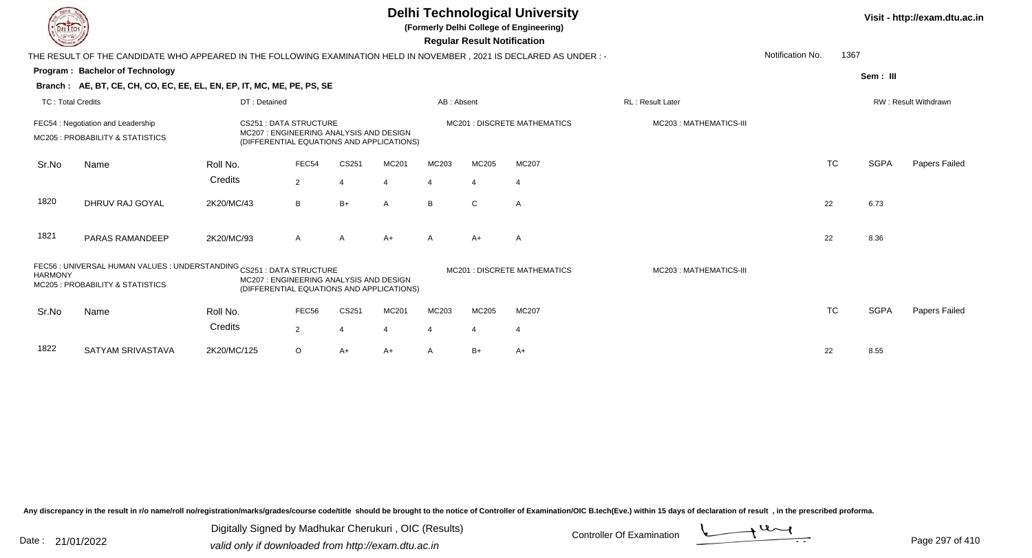# Delhi Technological University

(Formerly Delhi College of Engineering)

**Regular Result Notification**

Visit - http://exam.dtu.ac.in

THE RESULT OF THE CANDIDATE WHO APPEARED IN THE FOLLOWING EXAMINATION HELD IN NOVEMBER , 2021 IS DECLARED AS UNDER : -

Notification No. 1367

**Program : Bachelor of Technology**

Sem : III

**Branch : AE, BT, CE, CH, CO, EC, EE, EL, EN, EP, IT, MC, ME, PE, PS, SE**

TC : Total Credits | DT : Detained | AB : Absent | RL : Result Later | RW : Result Withdrawn

FEC54 : Negotiation and Leadership
CS251 : DATA STRUCTURE
MC201 : DISCRETE MATHEMATICS
MC203 : MATHEMATICS-III
MC205 : PROBABILITY & STATISTICS
MC207 : ENGINEERING ANALYSIS AND DESIGN (DIFFERENTIAL EQUATIONS AND APPLICATIONS)

| Sr.No | Name | Roll No. | FEC54 | CS251 | MC201 | MC203 | MC205 | MC207 | TC | SGPA | Papers Failed |
|---|---|---|---|---|---|---|---|---|---|---|---|
| | | Credits | 2 | 4 | 4 | 4 | 4 | 4 | | | |
| 1820 | DHRUV RAJ GOYAL | 2K20/MC/43 | B | B+ | A | B | C | A | 22 | 6.73 | |
| 1821 | PARAS RAMANDEEP | 2K20/MC/93 | A | A | A+ | A | A+ | A | 22 | 8.36 | |

FEC56 : UNIVERSAL HUMAN VALUES : UNDERSTANDING HARMONY
CS251 : DATA STRUCTURE
MC201 : DISCRETE MATHEMATICS
MC203 : MATHEMATICS-III
MC205 : PROBABILITY & STATISTICS
MC207 : ENGINEERING ANALYSIS AND DESIGN (DIFFERENTIAL EQUATIONS AND APPLICATIONS)

| Sr.No | Name | Roll No. | FEC56 | CS251 | MC201 | MC203 | MC205 | MC207 | TC | SGPA | Papers Failed |
|---|---|---|---|---|---|---|---|---|---|---|---|
| | | Credits | 2 | 4 | 4 | 4 | 4 | 4 | | | |
| 1822 | SATYAM SRIVASTAVA | 2K20/MC/125 | O | A+ | A+ | A | B+ | A+ | 22 | 8.55 | |

Any discrepancy in the result in r/o name/roll no/registration/marks/grades/course code/title should be brought to the notice of Controller of Examination/OIC B.tech(Eve.) within 15 days of declaration of result , in the prescribed proforma.

Date : 21/01/2022

Digitally Signed by Madhukar Cherukuri , OIC (Results)
valid only if downloaded from http://exam.dtu.ac.in

Controller Of Examination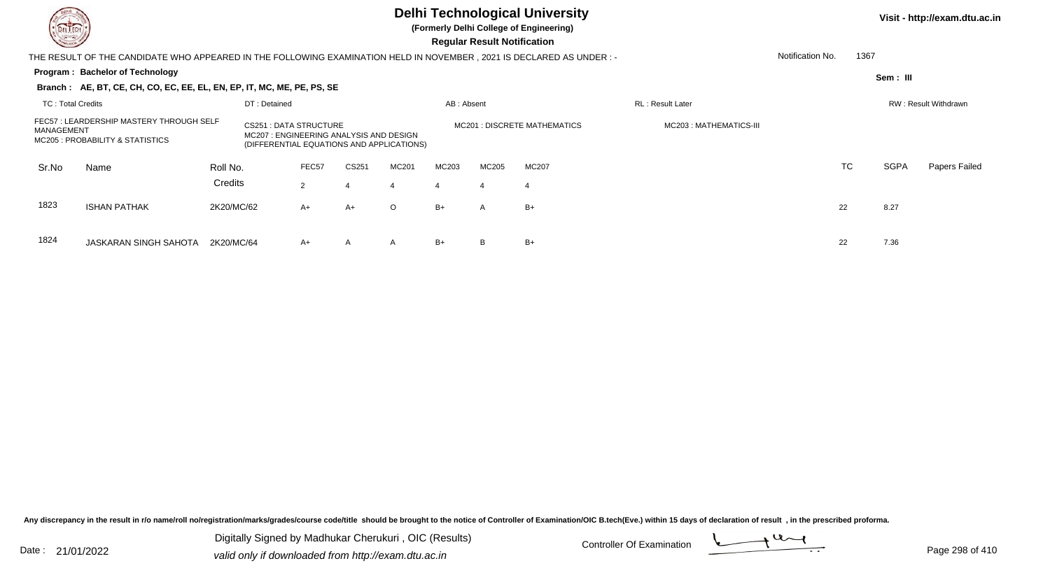# Delhi Technological University

**(Formerly Delhi College of Engineering)**

**Regular Result Notification**

Visit - http://exam.dtu.ac.in

THE RESULT OF THE CANDIDATE WHO APPEARED IN THE FOLLOWING EXAMINATION HELD IN NOVEMBER , 2021 IS DECLARED AS UNDER : -

Notification No. 1367

**Program : Bachelor of Technology**

**Sem : III**

**Branch : AE, BT, CE, CH, CO, EC, EE, EL, EN, EP, IT, MC, ME, PE, PS, SE**

TC : Total Credits | DT : Detained | AB : Absent | RL : Result Later | RW : Result Withdrawn

FEC57 : LEARDERSHIP MASTERY THROUGH SELF MANAGEMENT
CS251 : DATA STRUCTURE
MC201 : DISCRETE MATHEMATICS
MC203 : MATHEMATICS-III
MC205 : PROBABILITY & STATISTICS
MC207 : ENGINEERING ANALYSIS AND DESIGN (DIFFERENTIAL EQUATIONS AND APPLICATIONS)

| Sr.No | Name | Roll No. | FEC57 | CS251 | MC201 | MC203 | MC205 | MC207 | TC | SGPA | Papers Failed |
|---|---|---|---|---|---|---|---|---|---|---|---|
| | | Credits | 2 | 4 | 4 | 4 | 4 | 4 | | | |
| 1823 | ISHAN PATHAK | 2K20/MC/62 | A+ | A+ | O | B+ | A | B+ | 22 | 8.27 | |
| 1824 | JASKARAN SINGH SAHOTA | 2K20/MC/64 | A+ | A | A | B+ | B | B+ | 22 | 7.36 | |

Any discrepancy in the result in r/o name/roll no/registration/marks/grades/course code/title should be brought to the notice of Controller of Examination/OIC B.tech(Eve.) within 15 days of declaration of result , in the prescribed proforma.

Date : 21/01/2022

Digitally Signed by Madhukar Cherukuri , OIC (Results)
valid only if downloaded from http://exam.dtu.ac.in

Controller Of Examination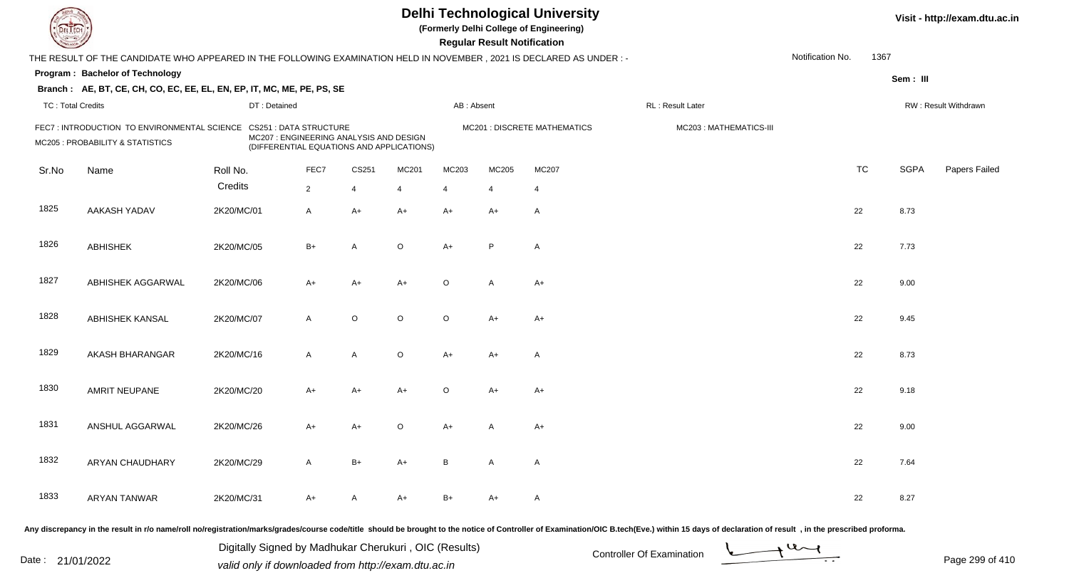# Delhi Technological University

**(Formerly Delhi College of Engineering)**

**Regular Result Notification**

Visit - http://exam.dtu.ac.in

THE RESULT OF THE CANDIDATE WHO APPEARED IN THE FOLLOWING EXAMINATION HELD IN NOVEMBER , 2021 IS DECLARED AS UNDER : -

Notification No. 1367

**Program : Bachelor of Technology**

**Sem : III**

**Branch : AE, BT, CE, CH, CO, EC, EE, EL, EN, EP, IT, MC, ME, PE, PS, SE**

TC : Total Credits | DT : Detained | AB : Absent | RL : Result Later | RW : Result Withdrawn

FEC7 : INTRODUCTION TO ENVIRONMENTAL SCIENCE
CS251 : DATA STRUCTURE
MC201 : DISCRETE MATHEMATICS
MC203 : MATHEMATICS-III
MC205 : PROBABILITY & STATISTICS
MC207 : ENGINEERING ANALYSIS AND DESIGN (DIFFERENTIAL EQUATIONS AND APPLICATIONS)

| Sr.No | Name | Roll No. | FEC7 | CS251 | MC201 | MC203 | MC205 | MC207 | TC | SGPA | Papers Failed |
|---|---|---|---|---|---|---|---|---|---|---|---|
| | | Credits | 2 | 4 | 4 | 4 | 4 | 4 | | | |
| 1825 | AAKASH YADAV | 2K20/MC/01 | A | A+ | A+ | A+ | A+ | A | 22 | 8.73 | |
| 1826 | ABHISHEK | 2K20/MC/05 | B+ | A | O | A+ | P | A | 22 | 7.73 | |
| 1827 | ABHISHEK AGGARWAL | 2K20/MC/06 | A+ | A+ | A+ | O | A | A+ | 22 | 9.00 | |
| 1828 | ABHISHEK KANSAL | 2K20/MC/07 | A | O | O | O | A+ | A+ | 22 | 9.45 | |
| 1829 | AKASH BHARANGAR | 2K20/MC/16 | A | A | O | A+ | A+ | A | 22 | 8.73 | |
| 1830 | AMRIT NEUPANE | 2K20/MC/20 | A+ | A+ | A+ | O | A+ | A+ | 22 | 9.18 | |
| 1831 | ANSHUL AGGARWAL | 2K20/MC/26 | A+ | A+ | O | A+ | A | A+ | 22 | 9.00 | |
| 1832 | ARYAN CHAUDHARY | 2K20/MC/29 | A | B+ | A+ | B | A | A | 22 | 7.64 | |
| 1833 | ARYAN TANWAR | 2K20/MC/31 | A+ | A | A+ | B+ | A+ | A | 22 | 8.27 | |

Any discrepancy in the result in r/o name/roll no/registration/marks/grades/course code/title should be brought to the notice of Controller of Examination/OIC B.tech(Eve.) within 15 days of declaration of result , in the prescribed proforma.

Date : 21/01/2022

Digitally Signed by Madhukar Cherukuri , OIC (Results)
valid only if downloaded from http://exam.dtu.ac.in

Controller Of Examination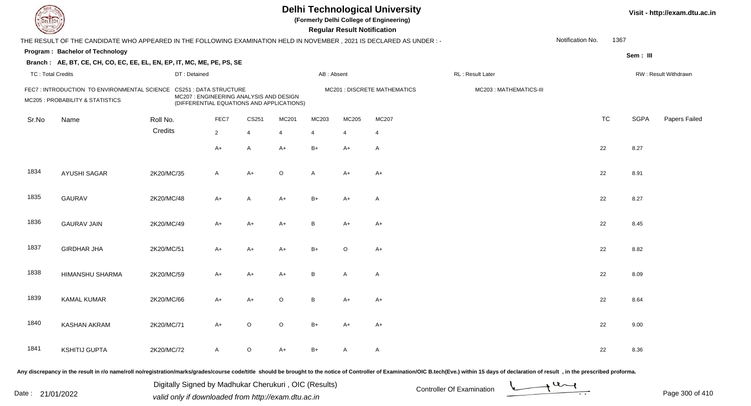# Delhi Technological University

**(Formerly Delhi College of Engineering)**

**Regular Result Notification**

Visit - http://exam.dtu.ac.in

THE RESULT OF THE CANDIDATE WHO APPEARED IN THE FOLLOWING EXAMINATION HELD IN NOVEMBER , 2021 IS DECLARED AS UNDER : -

Notification No. 1367

**Program : Bachelor of Technology**

Sem : III

**Branch : AE, BT, CE, CH, CO, EC, EE, EL, EN, EP, IT, MC, ME, PE, PS, SE**

TC : Total Credits | DT : Detained | AB : Absent | RL : Result Later | RW : Result Withdrawn

FEC7 : INTRODUCTION TO ENVIRONMENTAL SCIENCE
CS251 : DATA STRUCTURE
MC201 : DISCRETE MATHEMATICS
MC203 : MATHEMATICS-III
MC205 : PROBABILITY & STATISTICS
MC207 : ENGINEERING ANALYSIS AND DESIGN (DIFFERENTIAL EQUATIONS AND APPLICATIONS)

| Sr.No | Name | Roll No. | FEC7 | CS251 | MC201 | MC203 | MC205 | MC207 | TC | SGPA | Papers Failed |
|---|---|---|---|---|---|---|---|---|---|---|---|
| | | Credits | 2 | 4 | 4 | 4 | 4 | 4 | | | |
| | | | A+ | A | A+ | B+ | A+ | A | 22 | 8.27 | |
| 1834 | AYUSHI SAGAR | 2K20/MC/35 | A | A+ | O | A | A+ | A+ | 22 | 8.91 | |
| 1835 | GAURAV | 2K20/MC/48 | A+ | A | A+ | B+ | A+ | A | 22 | 8.27 | |
| 1836 | GAURAV JAIN | 2K20/MC/49 | A+ | A+ | A+ | B | A+ | A+ | 22 | 8.45 | |
| 1837 | GIRDHAR JHA | 2K20/MC/51 | A+ | A+ | A+ | B+ | O | A+ | 22 | 8.82 | |
| 1838 | HIMANSHU SHARMA | 2K20/MC/59 | A+ | A+ | A+ | B | A | A | 22 | 8.09 | |
| 1839 | KAMAL KUMAR | 2K20/MC/66 | A+ | A+ | O | B | A+ | A+ | 22 | 8.64 | |
| 1840 | KASHAN AKRAM | 2K20/MC/71 | A+ | O | O | B+ | A+ | A+ | 22 | 9.00 | |
| 1841 | KSHITIJ GUPTA | 2K20/MC/72 | A | O | A+ | B+ | A | A | 22 | 8.36 | |

Any discrepancy in the result in r/o name/roll no/registration/marks/grades/course code/title should be brought to the notice of Controller of Examination/OIC B.tech(Eve.) within 15 days of declaration of result , in the prescribed proforma.

Date : 21/01/2022

Digitally Signed by Madhukar Cherukuri , OIC (Results)
valid only if downloaded from http://exam.dtu.ac.in

Controller Of Examination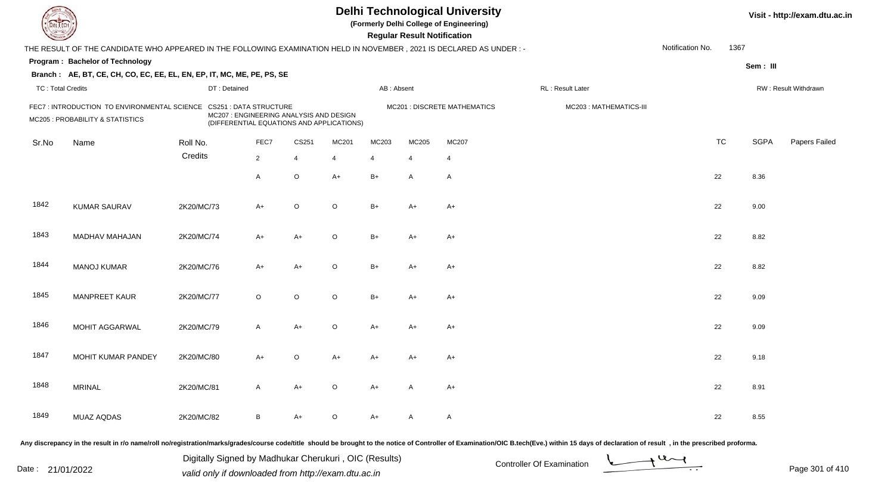# Delhi Technological University

**(Formerly Delhi College of Engineering)**

**Regular Result Notification**

Visit - http://exam.dtu.ac.in

THE RESULT OF THE CANDIDATE WHO APPEARED IN THE FOLLOWING EXAMINATION HELD IN NOVEMBER , 2021 IS DECLARED AS UNDER : -

Notification No. 1367

**Program : Bachelor of Technology**

Sem : III

**Branch : AE, BT, CE, CH, CO, EC, EE, EL, EN, EP, IT, MC, ME, PE, PS, SE**

TC : Total Credits | DT : Detained | AB : Absent | RL : Result Later | RW : Result Withdrawn

FEC7 : INTRODUCTION TO ENVIRONMENTAL SCIENCE | CS251 : DATA STRUCTURE | MC201 : DISCRETE MATHEMATICS | MC203 : MATHEMATICS-III | MC205 : PROBABILITY & STATISTICS | MC207 : ENGINEERING ANALYSIS AND DESIGN (DIFFERENTIAL EQUATIONS AND APPLICATIONS)

| Sr.No | Name | Roll No. | FEC7 | CS251 | MC201 | MC203 | MC205 | MC207 | TC | SGPA | Papers Failed |
|---|---|---|---|---|---|---|---|---|---|---|---|
| | | Credits | 2 | 4 | 4 | 4 | 4 | 4 | | | |
| | | | A | O | A+ | B+ | A | A | 22 | 8.36 | |
| 1842 | KUMAR SAURAV | 2K20/MC/73 | A+ | O | O | B+ | A+ | A+ | 22 | 9.00 | |
| 1843 | MADHAV MAHAJAN | 2K20/MC/74 | A+ | A+ | O | B+ | A+ | A+ | 22 | 8.82 | |
| 1844 | MANOJ KUMAR | 2K20/MC/76 | A+ | A+ | O | B+ | A+ | A+ | 22 | 8.82 | |
| 1845 | MANPREET KAUR | 2K20/MC/77 | O | O | O | B+ | A+ | A+ | 22 | 9.09 | |
| 1846 | MOHIT AGGARWAL | 2K20/MC/79 | A | A+ | O | A+ | A+ | A+ | 22 | 9.09 | |
| 1847 | MOHIT KUMAR PANDEY | 2K20/MC/80 | A+ | O | A+ | A+ | A+ | A+ | 22 | 9.18 | |
| 1848 | MRINAL | 2K20/MC/81 | A | A+ | O | A+ | A | A+ | 22 | 8.91 | |
| 1849 | MUAZ AQDAS | 2K20/MC/82 | B | A+ | O | A+ | A | A | 22 | 8.55 | |

Any discrepancy in the result in r/o name/roll no/registration/marks/grades/course code/title should be brought to the notice of Controller of Examination/OIC B.tech(Eve.) within 15 days of declaration of result , in the prescribed proforma.

Date : 21/01/2022

Digitally Signed by Madhukar Cherukuri , OIC (Results)
valid only if downloaded from http://exam.dtu.ac.in

Controller Of Examination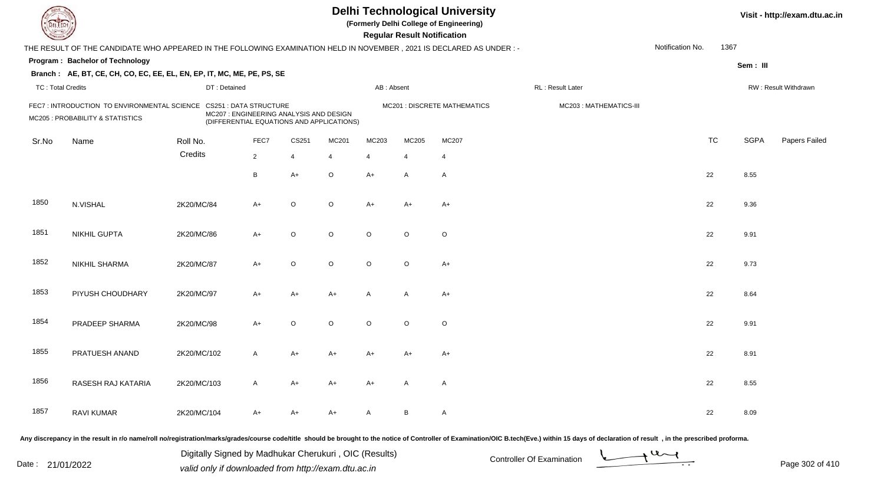# Delhi Technological University

**(Formerly Delhi College of Engineering)**

**Regular Result Notification**

Visit - http://exam.dtu.ac.in

THE RESULT OF THE CANDIDATE WHO APPEARED IN THE FOLLOWING EXAMINATION HELD IN NOVEMBER , 2021 IS DECLARED AS UNDER : -

Notification No. 1367

**Program : Bachelor of Technology**

**Sem : III**

**Branch : AE, BT, CE, CH, CO, EC, EE, EL, EN, EP, IT, MC, ME, PE, PS, SE**

TC : Total Credits | DT : Detained | AB : Absent | RL : Result Later | RW : Result Withdrawn

FEC7 : INTRODUCTION TO ENVIRONMENTAL SCIENCE | CS251 : DATA STRUCTURE | MC201 : DISCRETE MATHEMATICS | MC203 : MATHEMATICS-III | MC205 : PROBABILITY & STATISTICS | MC207 : ENGINEERING ANALYSIS AND DESIGN (DIFFERENTIAL EQUATIONS AND APPLICATIONS)

| Sr.No | Name | Roll No. | FEC7 | CS251 | MC201 | MC203 | MC205 | MC207 | TC | SGPA | Papers Failed |
|---|---|---|---|---|---|---|---|---|---|---|---|
| | | Credits | 2 | 4 | 4 | 4 | 4 | 4 | | | |
| | | | B | A+ | O | A+ | A | A | 22 | 8.55 | |
| 1850 | N.VISHAL | 2K20/MC/84 | A+ | O | O | A+ | A+ | A+ | 22 | 9.36 | |
| 1851 | NIKHIL GUPTA | 2K20/MC/86 | A+ | O | O | O | O | O | 22 | 9.91 | |
| 1852 | NIKHIL SHARMA | 2K20/MC/87 | A+ | O | O | O | O | A+ | 22 | 9.73 | |
| 1853 | PIYUSH CHOUDHARY | 2K20/MC/97 | A+ | A+ | A+ | A | A | A+ | 22 | 8.64 | |
| 1854 | PRADEEP SHARMA | 2K20/MC/98 | A+ | O | O | O | O | O | 22 | 9.91 | |
| 1855 | PRATUESH ANAND | 2K20/MC/102 | A | A+ | A+ | A+ | A+ | A+ | 22 | 8.91 | |
| 1856 | RASESH RAJ KATARIA | 2K20/MC/103 | A | A+ | A+ | A+ | A | A | 22 | 8.55 | |
| 1857 | RAVI KUMAR | 2K20/MC/104 | A+ | A+ | A+ | A | B | A | 22 | 8.09 | |

Any discrepancy in the result in r/o name/roll no/registration/marks/grades/course code/title should be brought to the notice of Controller of Examination/OIC B.tech(Eve.) within 15 days of declaration of result , in the prescribed proforma.

Date : 21/01/2022

Digitally Signed by Madhukar Cherukuri , OIC (Results)
valid only if downloaded from http://exam.dtu.ac.in

Controller Of Examination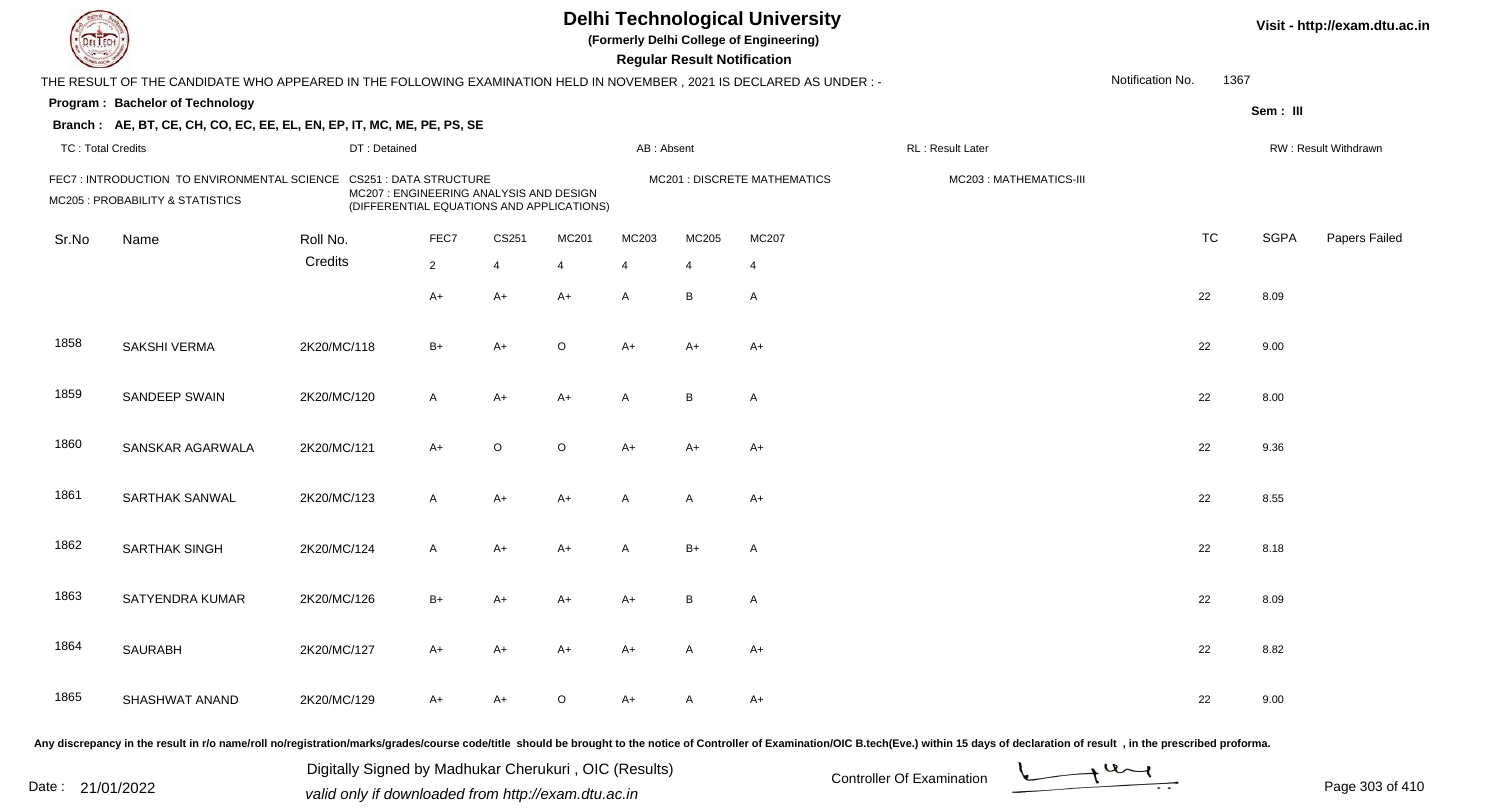# Delhi Technological University

(Formerly Delhi College of Engineering)

**Regular Result Notification**

Visit - http://exam.dtu.ac.in

THE RESULT OF THE CANDIDATE WHO APPEARED IN THE FOLLOWING EXAMINATION HELD IN NOVEMBER , 2021 IS DECLARED AS UNDER : -

Notification No. 1367

**Program : Bachelor of Technology**

**Sem : III**

**Branch : AE, BT, CE, CH, CO, EC, EE, EL, EN, EP, IT, MC, ME, PE, PS, SE**

TC : Total Credits | DT : Detained | AB : Absent | RL : Result Later | RW : Result Withdrawn

FEC7 : INTRODUCTION TO ENVIRONMENTAL SCIENCE
CS251 : DATA STRUCTURE
MC201 : DISCRETE MATHEMATICS
MC203 : MATHEMATICS-III
MC205 : PROBABILITY & STATISTICS
MC207 : ENGINEERING ANALYSIS AND DESIGN (DIFFERENTIAL EQUATIONS AND APPLICATIONS)

| Sr.No | Name | Roll No. | FEC7 | CS251 | MC201 | MC203 | MC205 | MC207 | TC | SGPA | Papers Failed |
|---|---|---|---|---|---|---|---|---|---|---|---|
| | | Credits | 2 | 4 | 4 | 4 | 4 | 4 | | | |
| | | | A+ | A+ | A+ | A | B | A | 22 | 8.09 | |
| 1858 | SAKSHI VERMA | 2K20/MC/118 | B+ | A+ | O | A+ | A+ | A+ | 22 | 9.00 | |
| 1859 | SANDEEP SWAIN | 2K20/MC/120 | A | A+ | A+ | A | B | A | 22 | 8.00 | |
| 1860 | SANSKAR AGARWALA | 2K20/MC/121 | A+ | O | O | A+ | A+ | A+ | 22 | 9.36 | |
| 1861 | SARTHAK SANWAL | 2K20/MC/123 | A | A+ | A+ | A | A | A+ | 22 | 8.55 | |
| 1862 | SARTHAK SINGH | 2K20/MC/124 | A | A+ | A+ | A | B+ | A | 22 | 8.18 | |
| 1863 | SATYENDRA KUMAR | 2K20/MC/126 | B+ | A+ | A+ | A+ | B | A | 22 | 8.09 | |
| 1864 | SAURABH | 2K20/MC/127 | A+ | A+ | A+ | A+ | A | A+ | 22 | 8.82 | |
| 1865 | SHASHWAT ANAND | 2K20/MC/129 | A+ | A+ | O | A+ | A | A+ | 22 | 9.00 | |

Any discrepancy in the result in r/o name/roll no/registration/marks/grades/course code/title should be brought to the notice of Controller of Examination/OIC B.tech(Eve.) within 15 days of declaration of result , in the prescribed proforma.

Digitally Signed by Madhukar Cherukuri , OIC (Results)
valid only if downloaded from http://exam.dtu.ac.in

Date : 21/01/2022

Controller Of Examination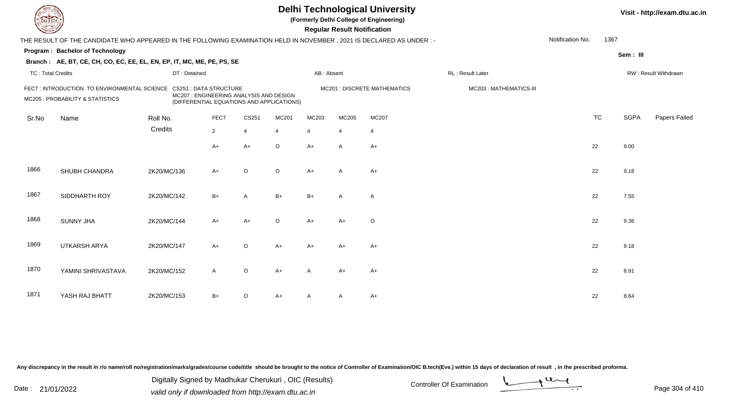# Delhi Technological University

**(Formerly Delhi College of Engineering)**

**Regular Result Notification**

Visit - http://exam.dtu.ac.in

THE RESULT OF THE CANDIDATE WHO APPEARED IN THE FOLLOWING EXAMINATION HELD IN NOVEMBER , 2021 IS DECLARED AS UNDER : -

Notification No. 1367

**Program : Bachelor of Technology**

Sem : III

**Branch : AE, BT, CE, CH, CO, EC, EE, EL, EN, EP, IT, MC, ME, PE, PS, SE**

TC : Total Credits | DT : Detained | AB : Absent | RL : Result Later | RW : Result Withdrawn

FEC7 : INTRODUCTION TO ENVIRONMENTAL SCIENCE | CS251 : DATA STRUCTURE | MC201 : DISCRETE MATHEMATICS | MC203 : MATHEMATICS-III | MC205 : PROBABILITY & STATISTICS | MC207 : ENGINEERING ANALYSIS AND DESIGN (DIFFERENTIAL EQUATIONS AND APPLICATIONS)

| Sr.No | Name | Roll No. | FEC7 | CS251 | MC201 | MC203 | MC205 | MC207 | TC | SGPA | Papers Failed |
|---|---|---|---|---|---|---|---|---|---|---|---|
| | | Credits | 2 | 4 | 4 | 4 | 4 | 4 | | | |
| | | | A+ | A+ | O | A+ | A | A+ | 22 | 9.00 | |
| 1866 | SHUBH CHANDRA | 2K20/MC/136 | A+ | O | O | A+ | A | A+ | 22 | 9.18 | |
| 1867 | SIDDHARTH ROY | 2K20/MC/142 | B+ | A | B+ | B+ | A | A | 22 | 7.55 | |
| 1868 | SUNNY JHA | 2K20/MC/144 | A+ | A+ | O | A+ | A+ | O | 22 | 9.36 | |
| 1869 | UTKARSH ARYA | 2K20/MC/147 | A+ | O | A+ | A+ | A+ | A+ | 22 | 9.18 | |
| 1870 | YAMINI SHRIVASTAVA | 2K20/MC/152 | A | O | A+ | A | A+ | A+ | 22 | 8.91 | |
| 1871 | YASH RAJ BHATT | 2K20/MC/153 | B+ | O | A+ | A | A | A+ | 22 | 8.64 | |

Any discrepancy in the result in r/o name/roll no/registration/marks/grades/course code/title should be brought to the notice of Controller of Examination/OIC B.tech(Eve.) within 15 days of declaration of result , in the prescribed proforma.

Date : 21/01/2022

Digitally Signed by Madhukar Cherukuri , OIC (Results)
valid only if downloaded from http://exam.dtu.ac.in

Controller Of Examination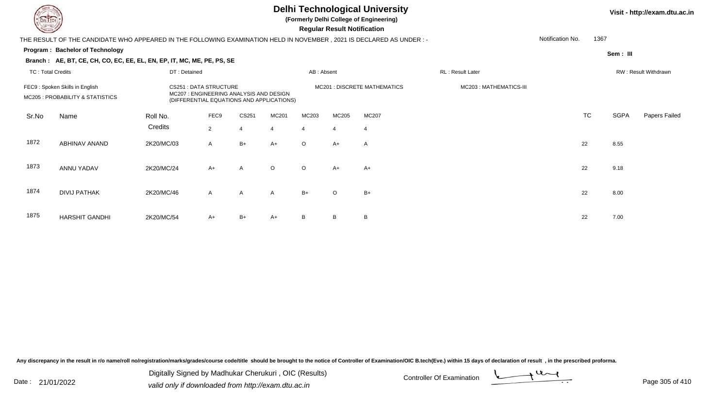# Delhi Technological University

**(Formerly Delhi College of Engineering)**

**Regular Result Notification**

Visit - http://exam.dtu.ac.in

THE RESULT OF THE CANDIDATE WHO APPEARED IN THE FOLLOWING EXAMINATION HELD IN NOVEMBER , 2021 IS DECLARED AS UNDER : -

Notification No. 1367

**Program : Bachelor of Technology**

**Sem : III**

**Branch : AE, BT, CE, CH, CO, EC, EE, EL, EN, EP, IT, MC, ME, PE, PS, SE**

TC : Total Credits | DT : Detained | AB : Absent | RL : Result Later | RW : Result Withdrawn

FEC9 : Spoken Skills in English
MC205 : PROBABILITY & STATISTICS
CS251 : DATA STRUCTURE
MC207 : ENGINEERING ANALYSIS AND DESIGN (DIFFERENTIAL EQUATIONS AND APPLICATIONS)
MC201 : DISCRETE MATHEMATICS
MC203 : MATHEMATICS-III

| Sr.No | Name | Roll No. | FEC9 | CS251 | MC201 | MC203 | MC205 | MC207 | TC | SGPA | Papers Failed |
|---|---|---|---|---|---|---|---|---|---|---|---|
| | | Credits | 2 | 4 | 4 | 4 | 4 | 4 | | | |
| 1872 | ABHINAV ANAND | 2K20/MC/03 | A | B+ | A+ | O | A+ | A | 22 | 8.55 | |
| 1873 | ANNU YADAV | 2K20/MC/24 | A+ | A | O | O | A+ | A+ | 22 | 9.18 | |
| 1874 | DIVIJ PATHAK | 2K20/MC/46 | A | A | A | B+ | O | B+ | 22 | 8.00 | |
| 1875 | HARSHIT GANDHI | 2K20/MC/54 | A+ | B+ | A+ | B | B | B | 22 | 7.00 | |

Any discrepancy in the result in r/o name/roll no/registration/marks/grades/course code/title should be brought to the notice of Controller of Examination/OIC B.tech(Eve.) within 15 days of declaration of result , in the prescribed proforma.

Date : 21/01/2022

Digitally Signed by Madhukar Cherukuri , OIC (Results)
valid only if downloaded from http://exam.dtu.ac.in

Controller Of Examination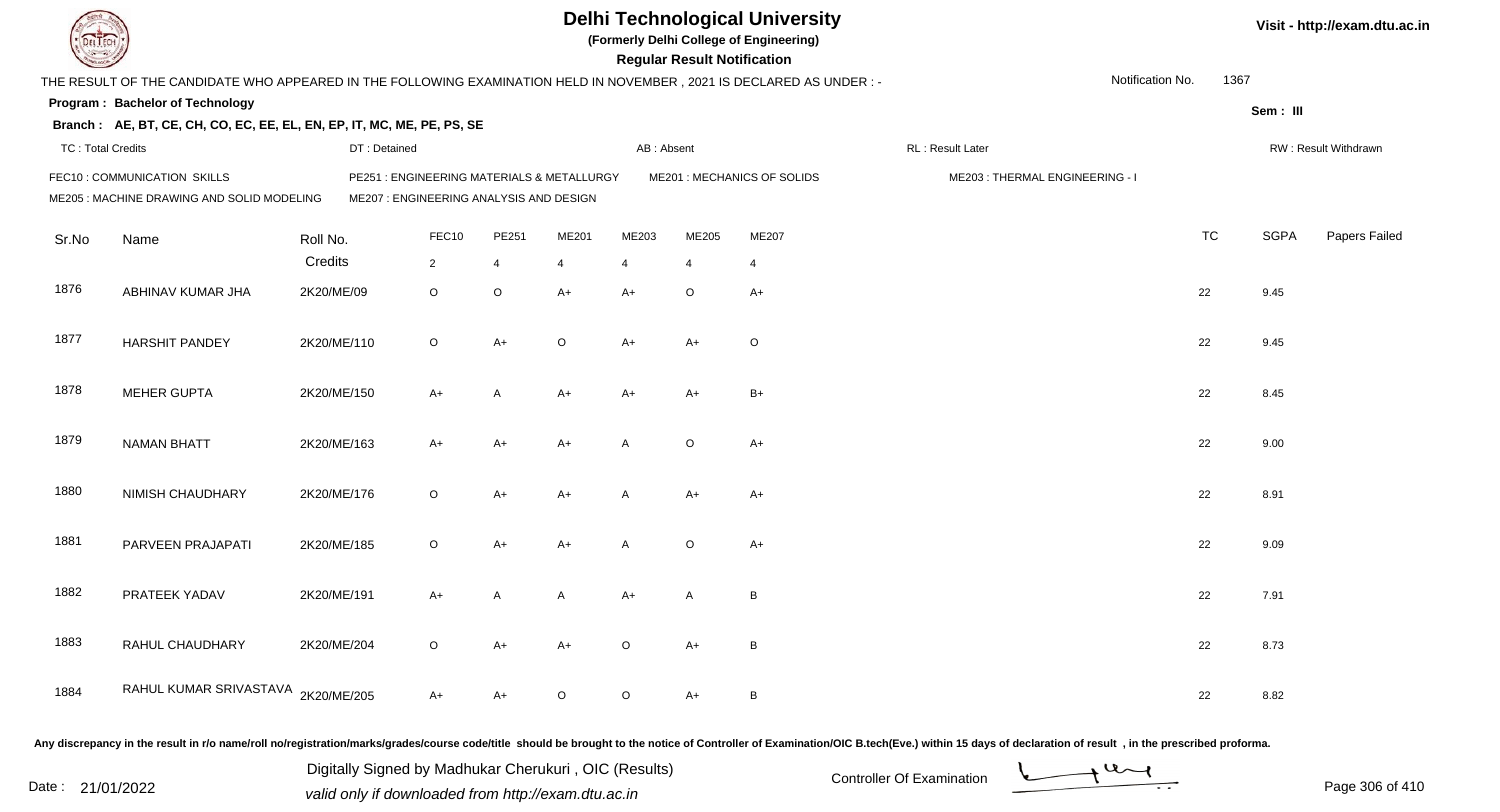# Delhi Technological University

**(Formerly Delhi College of Engineering)**

**Regular Result Notification**

Visit - http://exam.dtu.ac.in

THE RESULT OF THE CANDIDATE WHO APPEARED IN THE FOLLOWING EXAMINATION HELD IN NOVEMBER , 2021 IS DECLARED AS UNDER : -

Notification No. 1367

**Program : Bachelor of Technology**

**Sem : III**

**Branch : AE, BT, CE, CH, CO, EC, EE, EL, EN, EP, IT, MC, ME, PE, PS, SE**

TC : Total Credits | DT : Detained | AB : Absent | RL : Result Later | RW : Result Withdrawn

FEC10 : COMMUNICATION SKILLS | PE251 : ENGINEERING MATERIALS & METALLURGY | ME201 : MECHANICS OF SOLIDS | ME203 : THERMAL ENGINEERING - I
ME205 : MACHINE DRAWING AND SOLID MODELING | ME207 : ENGINEERING ANALYSIS AND DESIGN

| Sr.No | Name | Roll No. | FEC10 | PE251 | ME201 | ME203 | ME205 | ME207 | TC | SGPA | Papers Failed |
|---|---|---|---|---|---|---|---|---|---|---|---|
| | | Credits | 2 | 4 | 4 | 4 | 4 | 4 | | | |
| 1876 | ABHINAV KUMAR JHA | 2K20/ME/09 | O | O | A+ | A+ | O | A+ | 22 | 9.45 | |
| 1877 | HARSHIT PANDEY | 2K20/ME/110 | O | A+ | O | A+ | A+ | O | 22 | 9.45 | |
| 1878 | MEHER GUPTA | 2K20/ME/150 | A+ | A | A+ | A+ | A+ | B+ | 22 | 8.45 | |
| 1879 | NAMAN BHATT | 2K20/ME/163 | A+ | A+ | A+ | A | O | A+ | 22 | 9.00 | |
| 1880 | NIMISH CHAUDHARY | 2K20/ME/176 | O | A+ | A+ | A | A+ | A+ | 22 | 8.91 | |
| 1881 | PARVEEN PRAJAPATI | 2K20/ME/185 | O | A+ | A+ | A | O | A+ | 22 | 9.09 | |
| 1882 | PRATEEK YADAV | 2K20/ME/191 | A+ | A | A | A+ | A | B | 22 | 7.91 | |
| 1883 | RAHUL CHAUDHARY | 2K20/ME/204 | O | A+ | A+ | O | A+ | B | 22 | 8.73 | |
| 1884 | RAHUL KUMAR SRIVASTAVA | 2K20/ME/205 | A+ | A+ | O | O | A+ | B | 22 | 8.82 | |

Any discrepancy in the result in r/o name/roll no/registration/marks/grades/course code/title should be brought to the notice of Controller of Examination/OIC B.tech(Eve.) within 15 days of declaration of result , in the prescribed proforma.

Date : 21/01/2022

Digitally Signed by Madhukar Cherukuri , OIC (Results)
valid only if downloaded from http://exam.dtu.ac.in

Controller Of Examination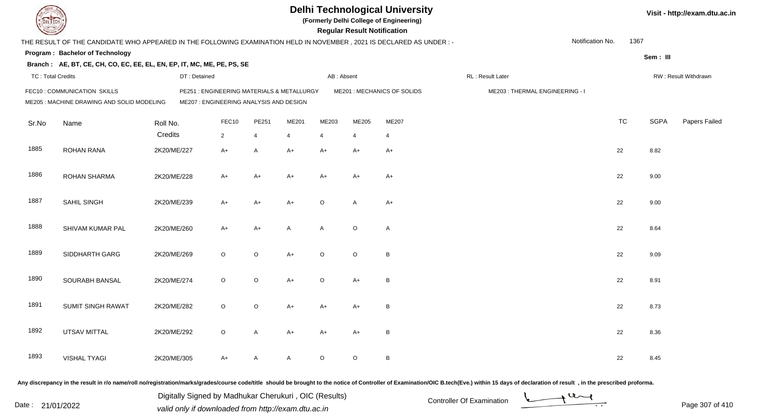# Delhi Technological University

**(Formerly Delhi College of Engineering)**

**Regular Result Notification**

Visit - http://exam.dtu.ac.in

THE RESULT OF THE CANDIDATE WHO APPEARED IN THE FOLLOWING EXAMINATION HELD IN NOVEMBER , 2021 IS DECLARED AS UNDER : -

Notification No. 1367

**Program : Bachelor of Technology**

**Sem : III**

**Branch : AE, BT, CE, CH, CO, EC, EE, EL, EN, EP, IT, MC, ME, PE, PS, SE**

TC : Total Credits | DT : Detained | AB : Absent | RL : Result Later | RW : Result Withdrawn

FEC10 : COMMUNICATION SKILLS
PE251 : ENGINEERING MATERIALS & METALLURGY
ME201 : MECHANICS OF SOLIDS
ME203 : THERMAL ENGINEERING - I
ME205 : MACHINE DRAWING AND SOLID MODELING
ME207 : ENGINEERING ANALYSIS AND DESIGN

| Sr.No | Name | Roll No. | FEC10 | PE251 | ME201 | ME203 | ME205 | ME207 | TC | SGPA | Papers Failed |
|---|---|---|---|---|---|---|---|---|---|---|---|
| | | Credits | 2 | 4 | 4 | 4 | 4 | 4 | | | |
| 1885 | ROHAN RANA | 2K20/ME/227 | A+ | A | A+ | A+ | A+ | A+ | 22 | 8.82 | |
| 1886 | ROHAN SHARMA | 2K20/ME/228 | A+ | A+ | A+ | A+ | A+ | A+ | 22 | 9.00 | |
| 1887 | SAHIL SINGH | 2K20/ME/239 | A+ | A+ | A+ | O | A | A+ | 22 | 9.00 | |
| 1888 | SHIVAM KUMAR PAL | 2K20/ME/260 | A+ | A+ | A | A | O | A | 22 | 8.64 | |
| 1889 | SIDDHARTH GARG | 2K20/ME/269 | O | O | A+ | O | O | B | 22 | 9.09 | |
| 1890 | SOURABH BANSAL | 2K20/ME/274 | O | O | A+ | O | A+ | B | 22 | 8.91 | |
| 1891 | SUMIT SINGH RAWAT | 2K20/ME/282 | O | O | A+ | A+ | A+ | B | 22 | 8.73 | |
| 1892 | UTSAV MITTAL | 2K20/ME/292 | O | A | A+ | A+ | A+ | B | 22 | 8.36 | |
| 1893 | VISHAL TYAGI | 2K20/ME/305 | A+ | A | A | O | O | B | 22 | 8.45 | |

Any discrepancy in the result in r/o name/roll no/registration/marks/grades/course code/title should be brought to the notice of Controller of Examination/OIC B.tech(Eve.) within 15 days of declaration of result , in the prescribed proforma.

Date : 21/01/2022

Digitally Signed by Madhukar Cherukuri , OIC (Results)
valid only if downloaded from http://exam.dtu.ac.in

Controller Of Examination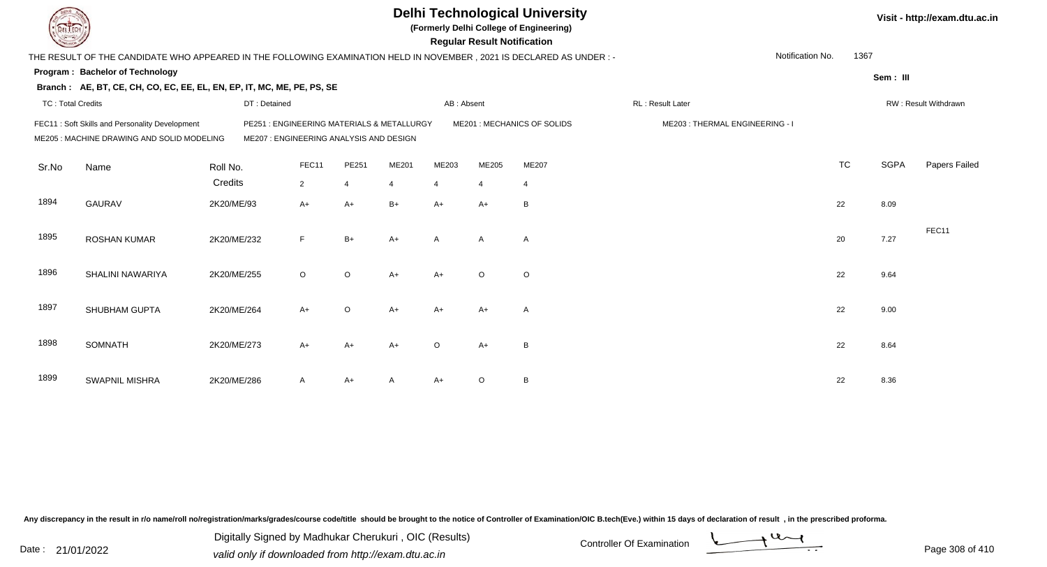# Delhi Technological University

**(Formerly Delhi College of Engineering)**

**Regular Result Notification**

Visit - http://exam.dtu.ac.in

THE RESULT OF THE CANDIDATE WHO APPEARED IN THE FOLLOWING EXAMINATION HELD IN NOVEMBER , 2021 IS DECLARED AS UNDER : -

Notification No. 1367

**Program : Bachelor of Technology**

**Sem : III**

**Branch : AE, BT, CE, CH, CO, EC, EE, EL, EN, EP, IT, MC, ME, PE, PS, SE**

TC : Total Credits | DT : Detained | AB : Absent | RL : Result Later | RW : Result Withdrawn

FEC11 : Soft Skills and Personality Development
PE251 : ENGINEERING MATERIALS & METALLURGY
ME201 : MECHANICS OF SOLIDS
ME203 : THERMAL ENGINEERING - I
ME205 : MACHINE DRAWING AND SOLID MODELING
ME207 : ENGINEERING ANALYSIS AND DESIGN

| Sr.No | Name | Roll No. | FEC11 | PE251 | ME201 | ME203 | ME205 | ME207 | TC | SGPA | Papers Failed |
|---|---|---|---|---|---|---|---|---|---|---|---|
| | | Credits | 2 | 4 | 4 | 4 | 4 | 4 | | | |
| 1894 | GAURAV | 2K20/ME/93 | A+ | A+ | B+ | A+ | A+ | B | 22 | 8.09 | |
| 1895 | ROSHAN KUMAR | 2K20/ME/232 | F | B+ | A+ | A | A | A | 20 | 7.27 | FEC11 |
| 1896 | SHALINI NAWARIYA | 2K20/ME/255 | O | O | A+ | A+ | O | O | 22 | 9.64 | |
| 1897 | SHUBHAM GUPTA | 2K20/ME/264 | A+ | O | A+ | A+ | A+ | A | 22 | 9.00 | |
| 1898 | SOMNATH | 2K20/ME/273 | A+ | A+ | A+ | O | A+ | B | 22 | 8.64 | |
| 1899 | SWAPNIL MISHRA | 2K20/ME/286 | A | A+ | A | A+ | O | B | 22 | 8.36 | |

Any discrepancy in the result in r/o name/roll no/registration/marks/grades/course code/title should be brought to the notice of Controller of Examination/OIC B.tech(Eve.) within 15 days of declaration of result , in the prescribed proforma.

Date : 21/01/2022

Digitally Signed by Madhukar Cherukuri , OIC (Results)
valid only if downloaded from http://exam.dtu.ac.in

Controller Of Examination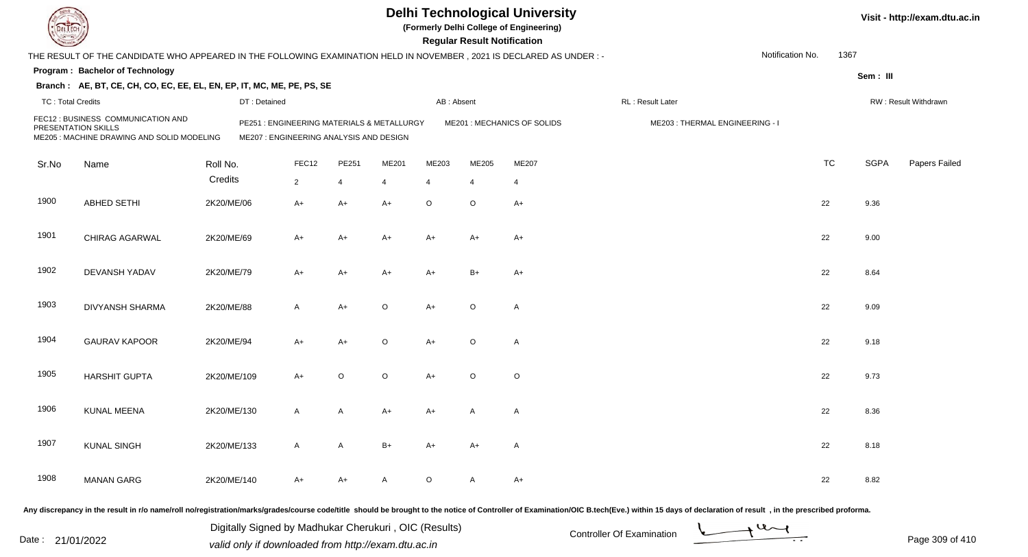# Delhi Technological University

(Formerly Delhi College of Engineering)

**Regular Result Notification**

Visit - http://exam.dtu.ac.in

THE RESULT OF THE CANDIDATE WHO APPEARED IN THE FOLLOWING EXAMINATION HELD IN NOVEMBER , 2021 IS DECLARED AS UNDER : -

Notification No. 1367

**Program : Bachelor of Technology**

Sem : III

**Branch : AE, BT, CE, CH, CO, EC, EE, EL, EN, EP, IT, MC, ME, PE, PS, SE**

TC : Total Credits | DT : Detained | AB : Absent | RL : Result Later | RW : Result Withdrawn

FEC12 : BUSINESS COMMUNICATION AND PRESENTATION SKILLS
PE251 : ENGINEERING MATERIALS & METALLURGY
ME201 : MECHANICS OF SOLIDS
ME203 : THERMAL ENGINEERING - I
ME205 : MACHINE DRAWING AND SOLID MODELING
ME207 : ENGINEERING ANALYSIS AND DESIGN

| Sr.No | Name | Roll No. | FEC12 | PE251 | ME201 | ME203 | ME205 | ME207 | TC | SGPA | Papers Failed |
|---|---|---|---|---|---|---|---|---|---|---|---|
| | | Credits | 2 | 4 | 4 | 4 | 4 | 4 | | | |
| 1900 | ABHED SETHI | 2K20/ME/06 | A+ | A+ | A+ | O | O | A+ | 22 | 9.36 | |
| 1901 | CHIRAG AGARWAL | 2K20/ME/69 | A+ | A+ | A+ | A+ | A+ | A+ | 22 | 9.00 | |
| 1902 | DEVANSH YADAV | 2K20/ME/79 | A+ | A+ | A+ | A+ | B+ | A+ | 22 | 8.64 | |
| 1903 | DIVYANSH SHARMA | 2K20/ME/88 | A | A+ | O | A+ | O | A | 22 | 9.09 | |
| 1904 | GAURAV KAPOOR | 2K20/ME/94 | A+ | A+ | O | A+ | O | A | 22 | 9.18 | |
| 1905 | HARSHIT GUPTA | 2K20/ME/109 | A+ | O | O | A+ | O | O | 22 | 9.73 | |
| 1906 | KUNAL MEENA | 2K20/ME/130 | A | A | A+ | A+ | A | A | 22 | 8.36 | |
| 1907 | KUNAL SINGH | 2K20/ME/133 | A | A | B+ | A+ | A+ | A | 22 | 8.18 | |
| 1908 | MANAN GARG | 2K20/ME/140 | A+ | A+ | A | O | A | A+ | 22 | 8.82 | |

Any discrepancy in the result in r/o name/roll no/registration/marks/grades/course code/title should be brought to the notice of Controller of Examination/OIC B.tech(Eve.) within 15 days of declaration of result , in the prescribed proforma.

Date : 21/01/2022

Digitally Signed by Madhukar Cherukuri , OIC (Results)
valid only if downloaded from http://exam.dtu.ac.in

Controller Of Examination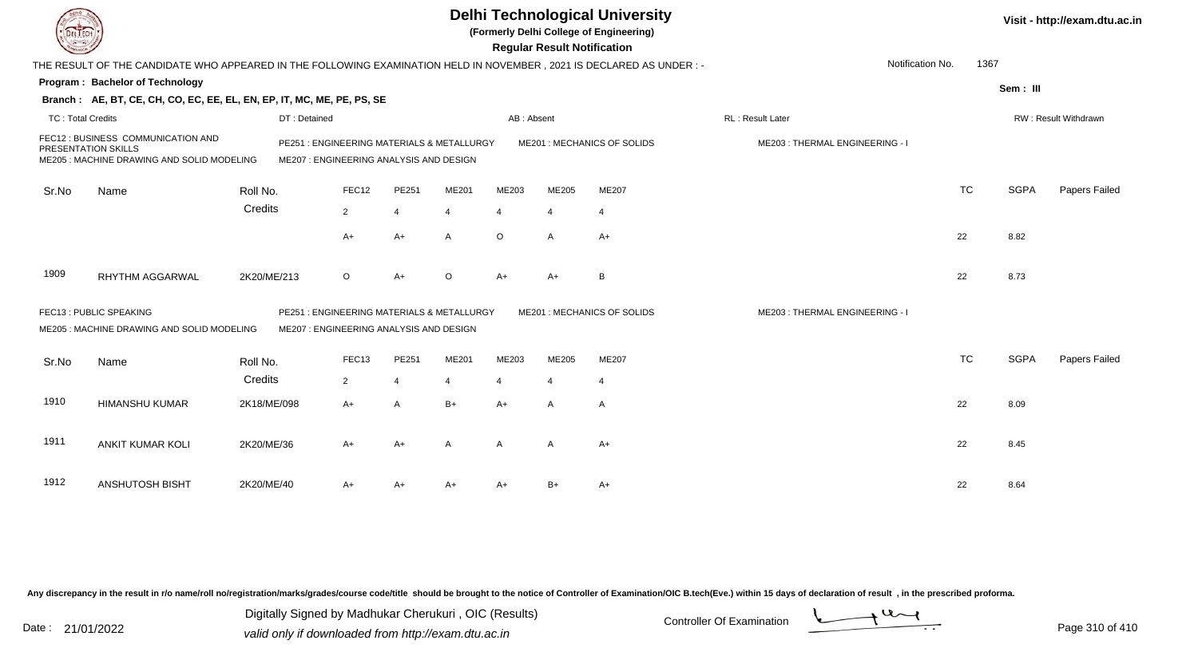# Delhi Technological University

(Formerly Delhi College of Engineering)

**Regular Result Notification**

Visit - http://exam.dtu.ac.in

THE RESULT OF THE CANDIDATE WHO APPEARED IN THE FOLLOWING EXAMINATION HELD IN NOVEMBER , 2021 IS DECLARED AS UNDER : -

Notification No. 1367

**Program : Bachelor of Technology**

Sem : III

**Branch : AE, BT, CE, CH, CO, EC, EE, EL, EN, EP, IT, MC, ME, PE, PS, SE**

TC : Total Credits | DT : Detained | AB : Absent | RL : Result Later | RW : Result Withdrawn

FEC12 : BUSINESS COMMUNICATION AND PRESENTATION SKILLS
PE251 : ENGINEERING MATERIALS & METALLURGY
ME201 : MECHANICS OF SOLIDS
ME203 : THERMAL ENGINEERING - I
ME205 : MACHINE DRAWING AND SOLID MODELING
ME207 : ENGINEERING ANALYSIS AND DESIGN

| Sr.No | Name | Roll No. | FEC12 | PE251 | ME201 | ME203 | ME205 | ME207 | TC | SGPA | Papers Failed |
|---|---|---|---|---|---|---|---|---|---|---|---|
| | | Credits | 2 | 4 | 4 | 4 | 4 | 4 | | | |
| | | | A+ | A+ | A | O | A | A+ | 22 | 8.82 | |
| 1909 | RHYTHM AGGARWAL | 2K20/ME/213 | O | A+ | O | A+ | A+ | B | 22 | 8.73 | |

FEC13 : PUBLIC SPEAKING
PE251 : ENGINEERING MATERIALS & METALLURGY
ME201 : MECHANICS OF SOLIDS
ME203 : THERMAL ENGINEERING - I
ME205 : MACHINE DRAWING AND SOLID MODELING
ME207 : ENGINEERING ANALYSIS AND DESIGN

| Sr.No | Name | Roll No. | FEC13 | PE251 | ME201 | ME203 | ME205 | ME207 | TC | SGPA | Papers Failed |
|---|---|---|---|---|---|---|---|---|---|---|---|
| | | Credits | 2 | 4 | 4 | 4 | 4 | 4 | | | |
| 1910 | HIMANSHU KUMAR | 2K18/ME/098 | A+ | A | B+ | A+ | A | A | 22 | 8.09 | |
| 1911 | ANKIT KUMAR KOLI | 2K20/ME/36 | A+ | A+ | A | A | A | A+ | 22 | 8.45 | |
| 1912 | ANSHUTOSH BISHT | 2K20/ME/40 | A+ | A+ | A+ | A+ | B+ | A+ | 22 | 8.64 | |

Any discrepancy in the result in r/o name/roll no/registration/marks/grades/course code/title should be brought to the notice of Controller of Examination/OIC B.tech(Eve.) within 15 days of declaration of result , in the prescribed proforma.

Date : 21/01/2022

Digitally Signed by Madhukar Cherukuri , OIC (Results)
valid only if downloaded from http://exam.dtu.ac.in

Controller Of Examination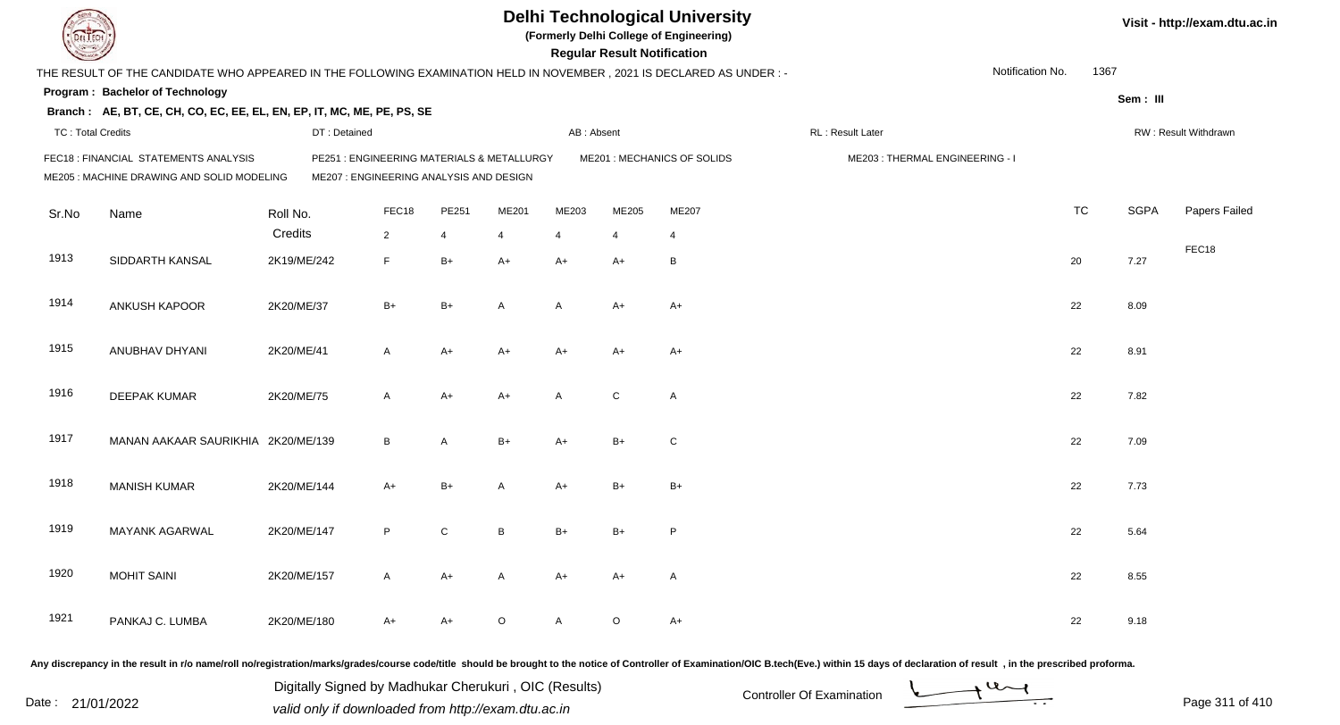# Delhi Technological University

**(Formerly Delhi College of Engineering)**

**Regular Result Notification**

Visit - http://exam.dtu.ac.in

THE RESULT OF THE CANDIDATE WHO APPEARED IN THE FOLLOWING EXAMINATION HELD IN NOVEMBER , 2021 IS DECLARED AS UNDER : -

Notification No. 1367

**Program : Bachelor of Technology**

Sem : III

**Branch : AE, BT, CE, CH, CO, EC, EE, EL, EN, EP, IT, MC, ME, PE, PS, SE**

TC : Total Credits | DT : Detained | AB : Absent | RL : Result Later | RW : Result Withdrawn

FEC18 : FINANCIAL STATEMENTS ANALYSIS
PE251 : ENGINEERING MATERIALS & METALLURGY
ME201 : MECHANICS OF SOLIDS
ME203 : THERMAL ENGINEERING - I
ME205 : MACHINE DRAWING AND SOLID MODELING
ME207 : ENGINEERING ANALYSIS AND DESIGN

| Sr.No | Name | Roll No. | FEC18 | PE251 | ME201 | ME203 | ME205 | ME207 | TC | SGPA | Papers Failed |
|---|---|---|---|---|---|---|---|---|---|---|---|
| | | Credits | 2 | 4 | 4 | 4 | 4 | 4 | | | |
| 1913 | SIDDARTH KANSAL | 2K19/ME/242 | F | B+ | A+ | A+ | A+ | B | 20 | 7.27 | FEC18 |
| 1914 | ANKUSH KAPOOR | 2K20/ME/37 | B+ | B+ | A | A | A+ | A+ | 22 | 8.09 | |
| 1915 | ANUBHAV DHYANI | 2K20/ME/41 | A | A+ | A+ | A+ | A+ | A+ | 22 | 8.91 | |
| 1916 | DEEPAK KUMAR | 2K20/ME/75 | A | A+ | A+ | A | C | A | 22 | 7.82 | |
| 1917 | MANAN AAKAAR SAURIKHIA | 2K20/ME/139 | B | A | B+ | A+ | B+ | C | 22 | 7.09 | |
| 1918 | MANISH KUMAR | 2K20/ME/144 | A+ | B+ | A | A+ | B+ | B+ | 22 | 7.73 | |
| 1919 | MAYANK AGARWAL | 2K20/ME/147 | P | C | B | B+ | B+ | P | 22 | 5.64 | |
| 1920 | MOHIT SAINI | 2K20/ME/157 | A | A+ | A | A+ | A+ | A | 22 | 8.55 | |
| 1921 | PANKAJ C. LUMBA | 2K20/ME/180 | A+ | A+ | O | A | O | A+ | 22 | 9.18 | |

Any discrepancy in the result in r/o name/roll no/registration/marks/grades/course code/title should be brought to the notice of Controller of Examination/OIC B.tech(Eve.) within 15 days of declaration of result , in the prescribed proforma.

Date : 21/01/2022

Digitally Signed by Madhukar Cherukuri , OIC (Results)
valid only if downloaded from http://exam.dtu.ac.in

Controller Of Examination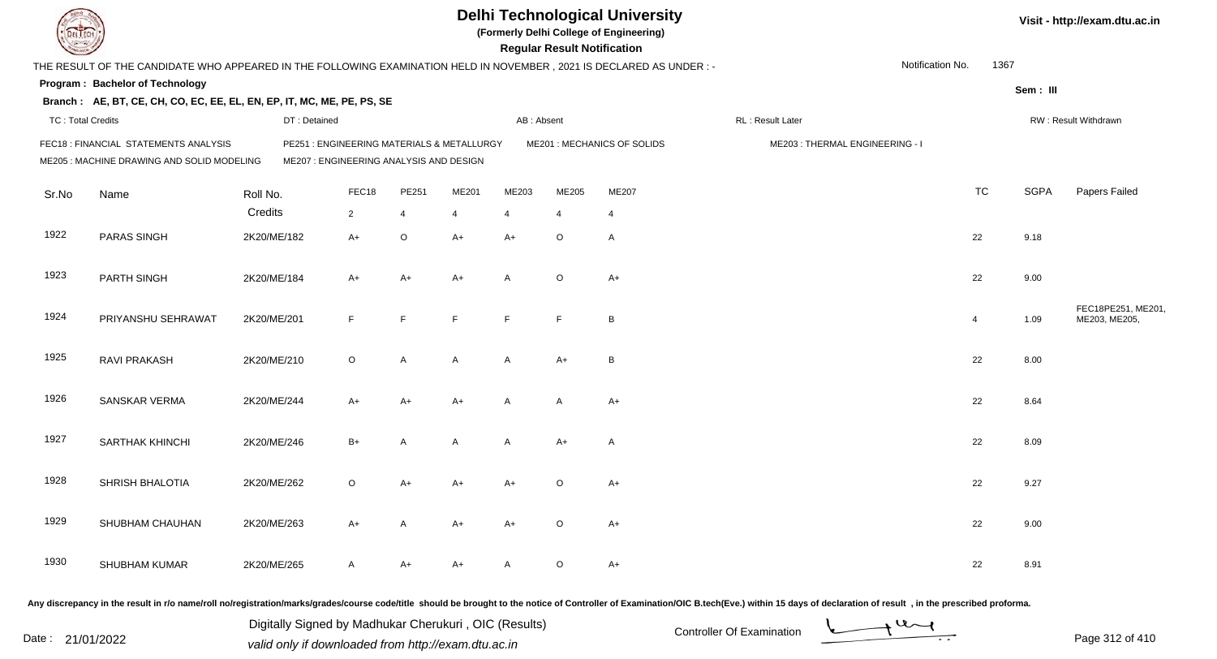# Delhi Technological University

**(Formerly Delhi College of Engineering)**

**Regular Result Notification**

Visit - http://exam.dtu.ac.in

THE RESULT OF THE CANDIDATE WHO APPEARED IN THE FOLLOWING EXAMINATION HELD IN NOVEMBER , 2021 IS DECLARED AS UNDER : -

Notification No. 1367

**Program : Bachelor of Technology**

Sem : III

**Branch : AE, BT, CE, CH, CO, EC, EE, EL, EN, EP, IT, MC, ME, PE, PS, SE**

TC : Total Credits | DT : Detained | AB : Absent | RL : Result Later | RW : Result Withdrawn

FEC18 : FINANCIAL STATEMENTS ANALYSIS
PE251 : ENGINEERING MATERIALS & METALLURGY
ME201 : MECHANICS OF SOLIDS
ME203 : THERMAL ENGINEERING - I
ME205 : MACHINE DRAWING AND SOLID MODELING
ME207 : ENGINEERING ANALYSIS AND DESIGN

| Sr.No | Name | Roll No. | FEC18 | PE251 | ME201 | ME203 | ME205 | ME207 | TC | SGPA | Papers Failed |
|---|---|---|---|---|---|---|---|---|---|---|---|
| | | Credits | 2 | 4 | 4 | 4 | 4 | 4 | | | |
| 1922 | PARAS SINGH | 2K20/ME/182 | A+ | O | A+ | A+ | O | A | 22 | 9.18 | |
| 1923 | PARTH SINGH | 2K20/ME/184 | A+ | A+ | A+ | A | O | A+ | 22 | 9.00 | |
| 1924 | PRIYANSHU SEHRAWAT | 2K20/ME/201 | F | F | F | F | F | B | 4 | 1.09 | FEC18PE251, ME201, ME203, ME205, |
| 1925 | RAVI PRAKASH | 2K20/ME/210 | O | A | A | A | A+ | B | 22 | 8.00 | |
| 1926 | SANSKAR VERMA | 2K20/ME/244 | A+ | A+ | A+ | A | A | A+ | 22 | 8.64 | |
| 1927 | SARTHAK KHINCHI | 2K20/ME/246 | B+ | A | A | A | A+ | A | 22 | 8.09 | |
| 1928 | SHRISH BHALOTIA | 2K20/ME/262 | O | A+ | A+ | A+ | O | A+ | 22 | 9.27 | |
| 1929 | SHUBHAM CHAUHAN | 2K20/ME/263 | A+ | A | A+ | A+ | O | A+ | 22 | 9.00 | |
| 1930 | SHUBHAM KUMAR | 2K20/ME/265 | A | A+ | A+ | A | O | A+ | 22 | 8.91 | |

Any discrepancy in the result in r/o name/roll no/registration/marks/grades/course code/title should be brought to the notice of Controller of Examination/OIC B.tech(Eve.) within 15 days of declaration of result , in the prescribed proforma.

Date : 21/01/2022

Digitally Signed by Madhukar Cherukuri , OIC (Results)
valid only if downloaded from http://exam.dtu.ac.in

Controller Of Examination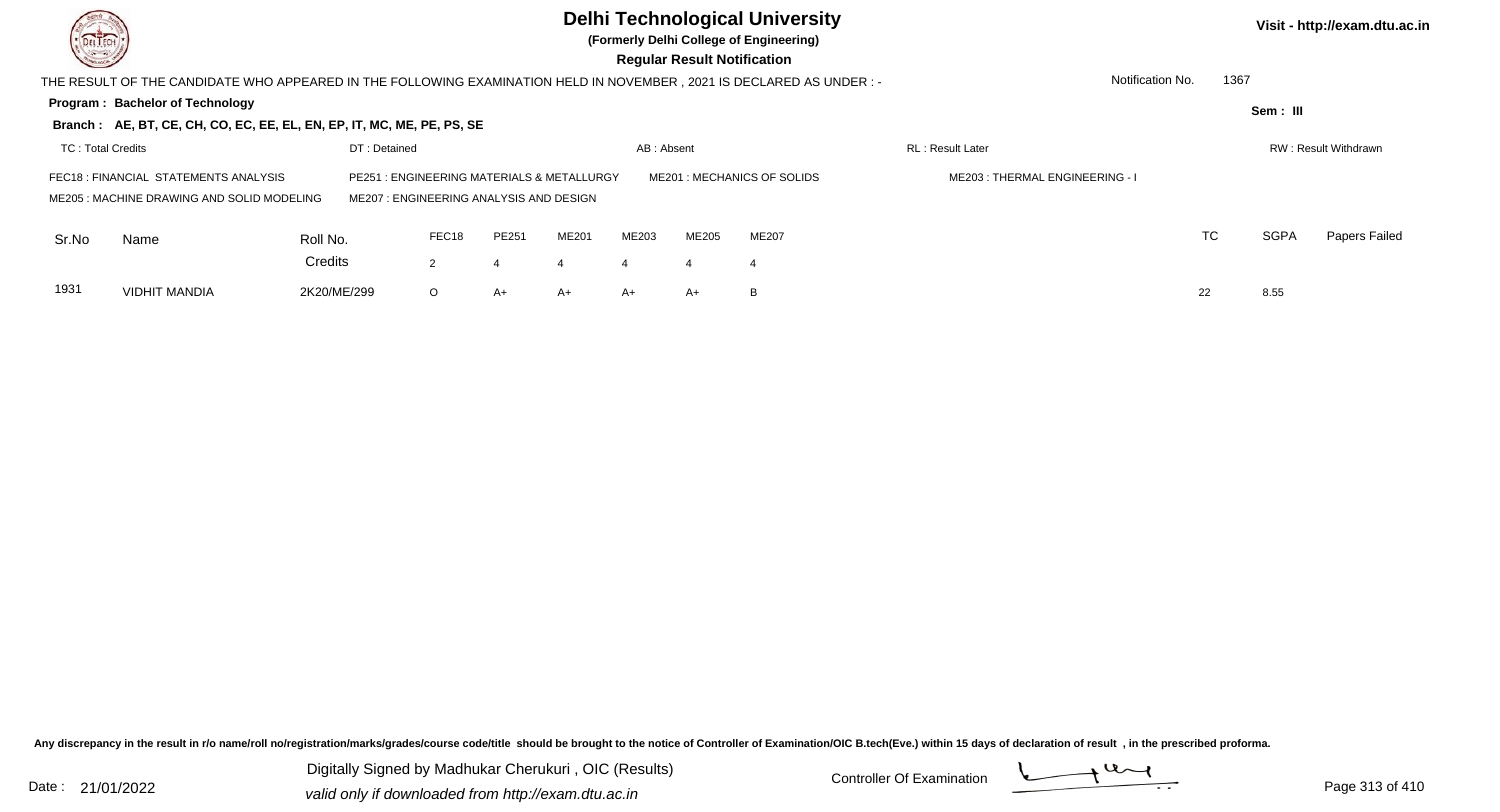# Delhi Technological University

**(Formerly Delhi College of Engineering)**

**Regular Result Notification**

Visit - http://exam.dtu.ac.in

THE RESULT OF THE CANDIDATE WHO APPEARED IN THE FOLLOWING EXAMINATION HELD IN NOVEMBER , 2021 IS DECLARED AS UNDER : -

Notification No. 1367

**Program : Bachelor of Technology**

**Sem : III**

**Branch : AE, BT, CE, CH, CO, EC, EE, EL, EN, EP, IT, MC, ME, PE, PS, SE**

TC : Total Credits | DT : Detained | AB : Absent | RL : Result Later | RW : Result Withdrawn

FEC18 : FINANCIAL STATEMENTS ANALYSIS
PE251 : ENGINEERING MATERIALS & METALLURGY
ME201 : MECHANICS OF SOLIDS
ME203 : THERMAL ENGINEERING - I
ME205 : MACHINE DRAWING AND SOLID MODELING
ME207 : ENGINEERING ANALYSIS AND DESIGN

| Sr.No | Name | Roll No. | FEC18 | PE251 | ME201 | ME203 | ME205 | ME207 | TC | SGPA | Papers Failed |
|---|---|---|---|---|---|---|---|---|---|---|---|
| | | Credits | 2 | 4 | 4 | 4 | 4 | 4 | | | |
| 1931 | VIDHIT MANDIA | 2K20/ME/299 | O | A+ | A+ | A+ | A+ | B | 22 | 8.55 | |

Any discrepancy in the result in r/o name/roll no/registration/marks/grades/course code/title should be brought to the notice of Controller of Examination/OIC B.tech(Eve.) within 15 days of declaration of result , in the prescribed proforma.

Date : 21/01/2022

Digitally Signed by Madhukar Cherukuri , OIC (Results)
valid only if downloaded from http://exam.dtu.ac.in

Controller Of Examination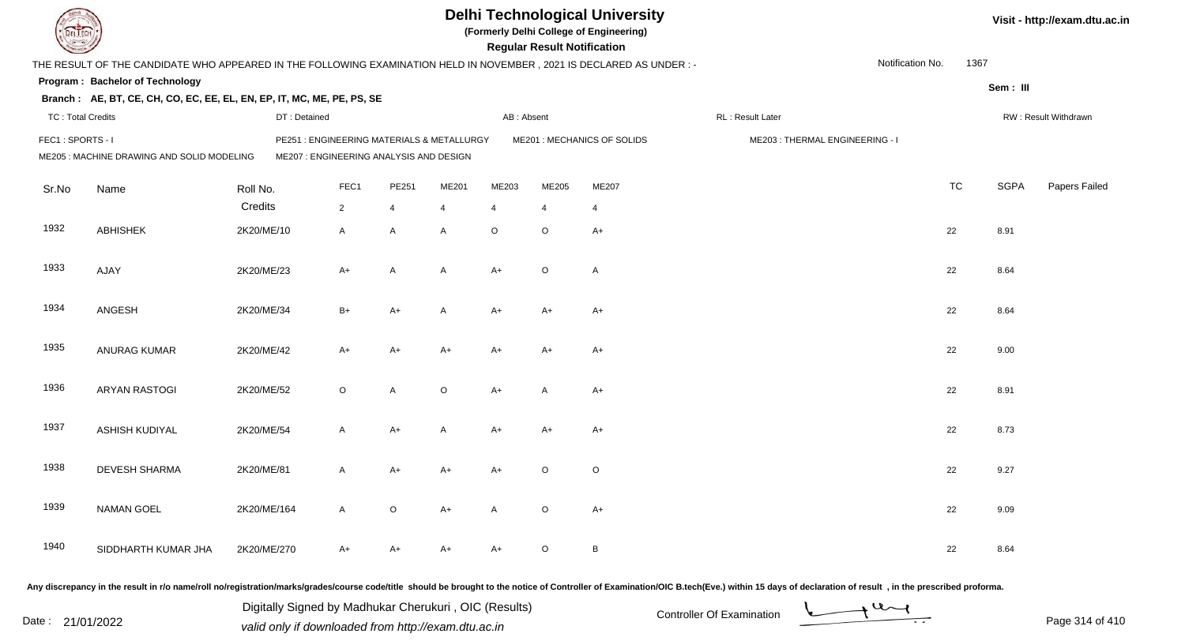# Delhi Technological University

**(Formerly Delhi College of Engineering)**

**Regular Result Notification**

Visit - http://exam.dtu.ac.in

THE RESULT OF THE CANDIDATE WHO APPEARED IN THE FOLLOWING EXAMINATION HELD IN NOVEMBER , 2021 IS DECLARED AS UNDER : -

Notification No. 1367

**Program : Bachelor of Technology**

**Sem : III**

**Branch : AE, BT, CE, CH, CO, EC, EE, EL, EN, EP, IT, MC, ME, PE, PS, SE**

TC : Total Credits | DT : Detained | AB : Absent | RL : Result Later | RW : Result Withdrawn

FEC1 : SPORTS - I | PE251 : ENGINEERING MATERIALS & METALLURGY | ME201 : MECHANICS OF SOLIDS | ME203 : THERMAL ENGINEERING - I
ME205 : MACHINE DRAWING AND SOLID MODELING | ME207 : ENGINEERING ANALYSIS AND DESIGN

| Sr.No | Name | Roll No. | FEC1 | PE251 | ME201 | ME203 | ME205 | ME207 | TC | SGPA | Papers Failed |
|---|---|---|---|---|---|---|---|---|---|---|---|
| | | Credits | 2 | 4 | 4 | 4 | 4 | 4 | | | |
| 1932 | ABHISHEK | 2K20/ME/10 | A | A | A | O | O | A+ | 22 | 8.91 | |
| 1933 | AJAY | 2K20/ME/23 | A+ | A | A | A+ | O | A | 22 | 8.64 | |
| 1934 | ANGESH | 2K20/ME/34 | B+ | A+ | A | A+ | A+ | A+ | 22 | 8.64 | |
| 1935 | ANURAG KUMAR | 2K20/ME/42 | A+ | A+ | A+ | A+ | A+ | A+ | 22 | 9.00 | |
| 1936 | ARYAN RASTOGI | 2K20/ME/52 | O | A | O | A+ | A | A+ | 22 | 8.91 | |
| 1937 | ASHISH KUDIYAL | 2K20/ME/54 | A | A+ | A | A+ | A+ | A+ | 22 | 8.73 | |
| 1938 | DEVESH SHARMA | 2K20/ME/81 | A | A+ | A+ | A+ | O | O | 22 | 9.27 | |
| 1939 | NAMAN GOEL | 2K20/ME/164 | A | O | A+ | A | O | A+ | 22 | 9.09 | |
| 1940 | SIDDHARTH KUMAR JHA | 2K20/ME/270 | A+ | A+ | A+ | A+ | O | B | 22 | 8.64 | |

Any discrepancy in the result in r/o name/roll no/registration/marks/grades/course code/title should be brought to the notice of Controller of Examination/OIC B.tech(Eve.) within 15 days of declaration of result , in the prescribed proforma.

Date : 21/01/2022

Digitally Signed by Madhukar Cherukuri , OIC (Results)
valid only if downloaded from http://exam.dtu.ac.in

Controller Of Examination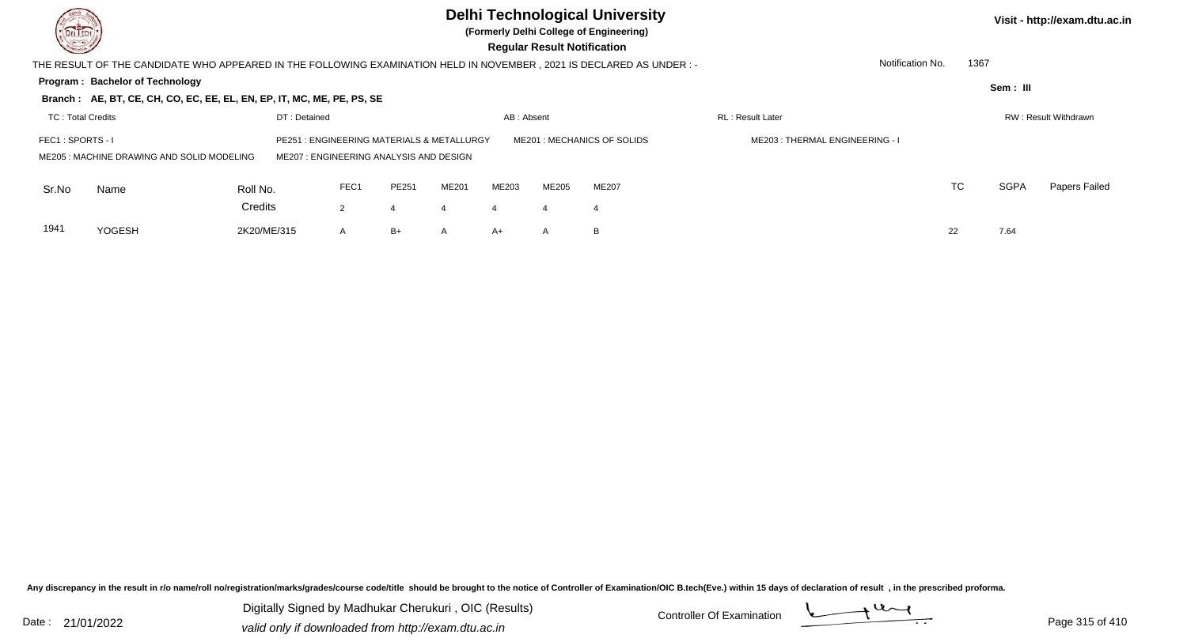# Delhi Technological University

**(Formerly Delhi College of Engineering)**

**Regular Result Notification**

Visit - http://exam.dtu.ac.in

THE RESULT OF THE CANDIDATE WHO APPEARED IN THE FOLLOWING EXAMINATION HELD IN NOVEMBER , 2021 IS DECLARED AS UNDER : -

Notification No. 1367

**Program : Bachelor of Technology**

**Sem : III**

**Branch : AE, BT, CE, CH, CO, EC, EE, EL, EN, EP, IT, MC, ME, PE, PS, SE**

TC : Total Credits | DT : Detained | AB : Absent | RL : Result Later | RW : Result Withdrawn

FEC1 : SPORTS - I | PE251 : ENGINEERING MATERIALS & METALLURGY | ME201 : MECHANICS OF SOLIDS | ME203 : THERMAL ENGINEERING - I

ME205 : MACHINE DRAWING AND SOLID MODELING | ME207 : ENGINEERING ANALYSIS AND DESIGN

| Sr.No | Name | Roll No. | FEC1 | PE251 | ME201 | ME203 | ME205 | ME207 | TC | SGPA | Papers Failed |
|---|---|---|---|---|---|---|---|---|---|---|---|
| | | Credits | 2 | 4 | 4 | 4 | 4 | 4 | | | |
| 1941 | YOGESH | 2K20/ME/315 | A | B+ | A | A+ | A | B | 22 | 7.64 | |

Any discrepancy in the result in r/o name/roll no/registration/marks/grades/course code/title should be brought to the notice of Controller of Examination/OIC B.tech(Eve.) within 15 days of declaration of result , in the prescribed proforma.

Date : 21/01/2022

Digitally Signed by Madhukar Cherukuri , OIC (Results)
valid only if downloaded from http://exam.dtu.ac.in

Controller Of Examination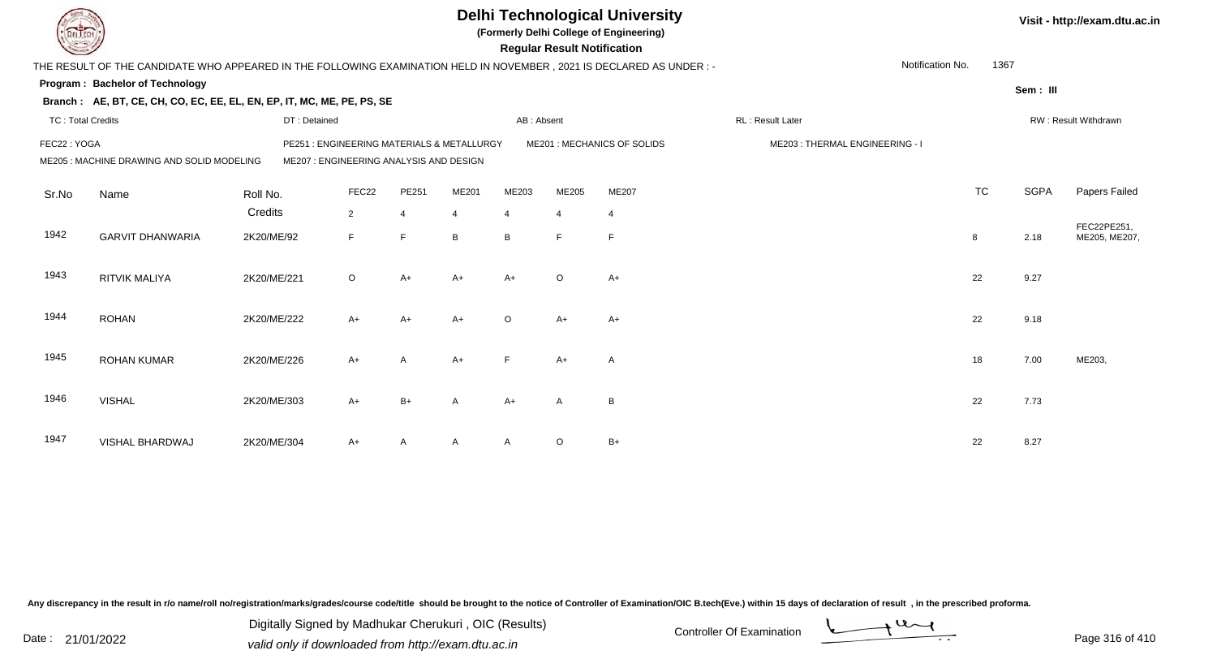# Delhi Technological University

**(Formerly Delhi College of Engineering)**

**Regular Result Notification**

Visit - http://exam.dtu.ac.in

THE RESULT OF THE CANDIDATE WHO APPEARED IN THE FOLLOWING EXAMINATION HELD IN NOVEMBER , 2021 IS DECLARED AS UNDER : -

Notification No. 1367

**Program : Bachelor of Technology**

Sem : III

**Branch : AE, BT, CE, CH, CO, EC, EE, EL, EN, EP, IT, MC, ME, PE, PS, SE**

TC : Total Credits | DT : Detained | AB : Absent | RL : Result Later | RW : Result Withdrawn

FEC22 : YOGA
PE251 : ENGINEERING MATERIALS & METALLURGY
ME201 : MECHANICS OF SOLIDS
ME203 : THERMAL ENGINEERING - I
ME205 : MACHINE DRAWING AND SOLID MODELING
ME207 : ENGINEERING ANALYSIS AND DESIGN

| Sr.No | Name | Roll No. | FEC22 | PE251 | ME201 | ME203 | ME205 | ME207 | TC | SGPA | Papers Failed |
|---|---|---|---|---|---|---|---|---|---|---|---|
| | | Credits | 2 | 4 | 4 | 4 | 4 | 4 | | | |
| 1942 | GARVIT DHANWARIA | 2K20/ME/92 | F | F | B | B | F | F | 8 | 2.18 | FEC22PE251, ME205, ME207, |
| 1943 | RITVIK MALIYA | 2K20/ME/221 | O | A+ | A+ | A+ | O | A+ | 22 | 9.27 | |
| 1944 | ROHAN | 2K20/ME/222 | A+ | A+ | A+ | O | A+ | A+ | 22 | 9.18 | |
| 1945 | ROHAN KUMAR | 2K20/ME/226 | A+ | A | A+ | F | A+ | A | 18 | 7.00 | ME203, |
| 1946 | VISHAL | 2K20/ME/303 | A+ | B+ | A | A+ | A | B | 22 | 7.73 | |
| 1947 | VISHAL BHARDWAJ | 2K20/ME/304 | A+ | A | A | A | O | B+ | 22 | 8.27 | |

Any discrepancy in the result in r/o name/roll no/registration/marks/grades/course code/title should be brought to the notice of Controller of Examination/OIC B.tech(Eve.) within 15 days of declaration of result , in the prescribed proforma.

Date : 21/01/2022

Digitally Signed by Madhukar Cherukuri , OIC (Results)
valid only if downloaded from http://exam.dtu.ac.in

Controller Of Examination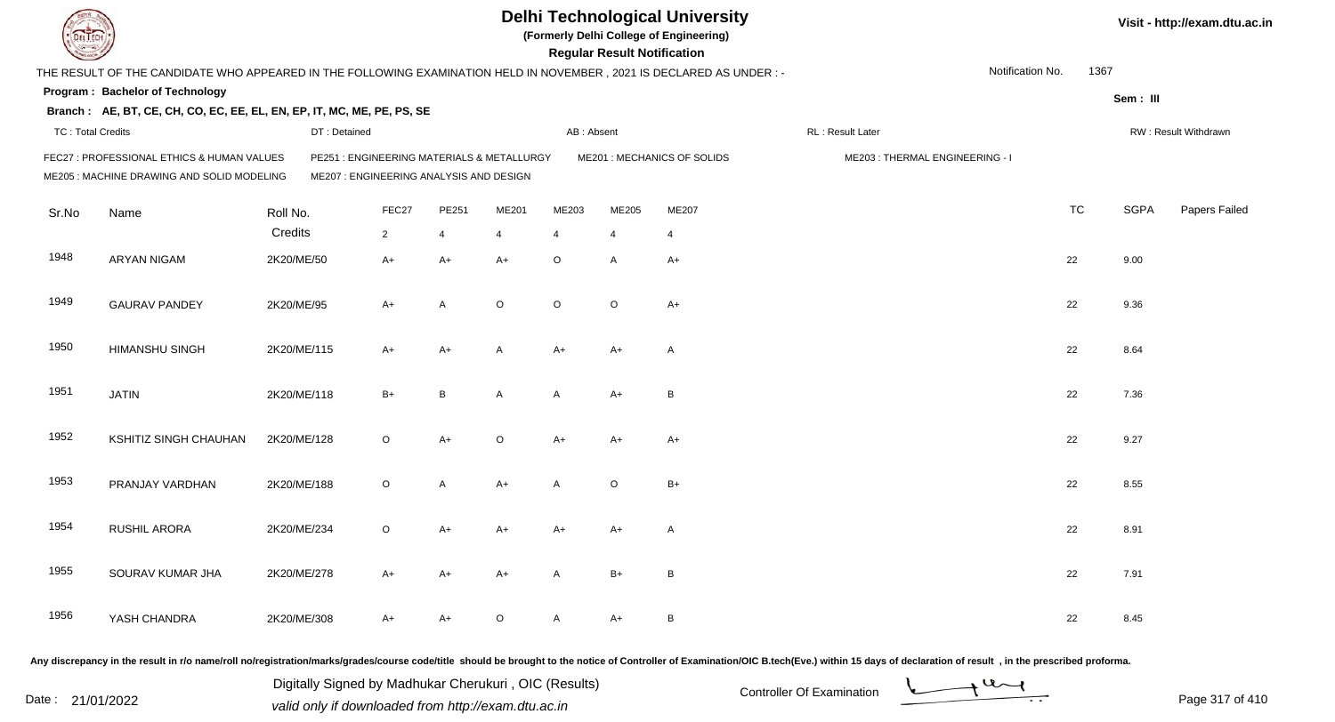# Delhi Technological University

**(Formerly Delhi College of Engineering)**

**Regular Result Notification**

Visit - http://exam.dtu.ac.in

THE RESULT OF THE CANDIDATE WHO APPEARED IN THE FOLLOWING EXAMINATION HELD IN NOVEMBER , 2021 IS DECLARED AS UNDER : -

Notification No. 1367

**Program : Bachelor of Technology**

Sem : III

**Branch : AE, BT, CE, CH, CO, EC, EE, EL, EN, EP, IT, MC, ME, PE, PS, SE**

TC : Total Credits | DT : Detained | AB : Absent | RL : Result Later | RW : Result Withdrawn

FEC27 : PROFESSIONAL ETHICS & HUMAN VALUES
PE251 : ENGINEERING MATERIALS & METALLURGY
ME201 : MECHANICS OF SOLIDS
ME203 : THERMAL ENGINEERING - I
ME205 : MACHINE DRAWING AND SOLID MODELING
ME207 : ENGINEERING ANALYSIS AND DESIGN

| Sr.No | Name | Roll No. | FEC27 | PE251 | ME201 | ME203 | ME205 | ME207 | TC | SGPA | Papers Failed |
|---|---|---|---|---|---|---|---|---|---|---|---|
| | | Credits | 2 | 4 | 4 | 4 | 4 | 4 | | | |
| 1948 | ARYAN NIGAM | 2K20/ME/50 | A+ | A+ | A+ | O | A | A+ | 22 | 9.00 | |
| 1949 | GAURAV PANDEY | 2K20/ME/95 | A+ | A | O | O | O | A+ | 22 | 9.36 | |
| 1950 | HIMANSHU SINGH | 2K20/ME/115 | A+ | A+ | A | A+ | A+ | A | 22 | 8.64 | |
| 1951 | JATIN | 2K20/ME/118 | B+ | B | A | A | A+ | B | 22 | 7.36 | |
| 1952 | KSHITIZ SINGH CHAUHAN | 2K20/ME/128 | O | A+ | O | A+ | A+ | A+ | 22 | 9.27 | |
| 1953 | PRANJAY VARDHAN | 2K20/ME/188 | O | A | A+ | A | O | B+ | 22 | 8.55 | |
| 1954 | RUSHIL ARORA | 2K20/ME/234 | O | A+ | A+ | A+ | A+ | A | 22 | 8.91 | |
| 1955 | SOURAV KUMAR JHA | 2K20/ME/278 | A+ | A+ | A+ | A | B+ | B | 22 | 7.91 | |
| 1956 | YASH CHANDRA | 2K20/ME/308 | A+ | A+ | O | A | A+ | B | 22 | 8.45 | |

Any discrepancy in the result in r/o name/roll no/registration/marks/grades/course code/title should be brought to the notice of Controller of Examination/OIC B.tech(Eve.) within 15 days of declaration of result , in the prescribed proforma.

Date : 21/01/2022

Digitally Signed by Madhukar Cherukuri , OIC (Results)
valid only if downloaded from http://exam.dtu.ac.in

Controller Of Examination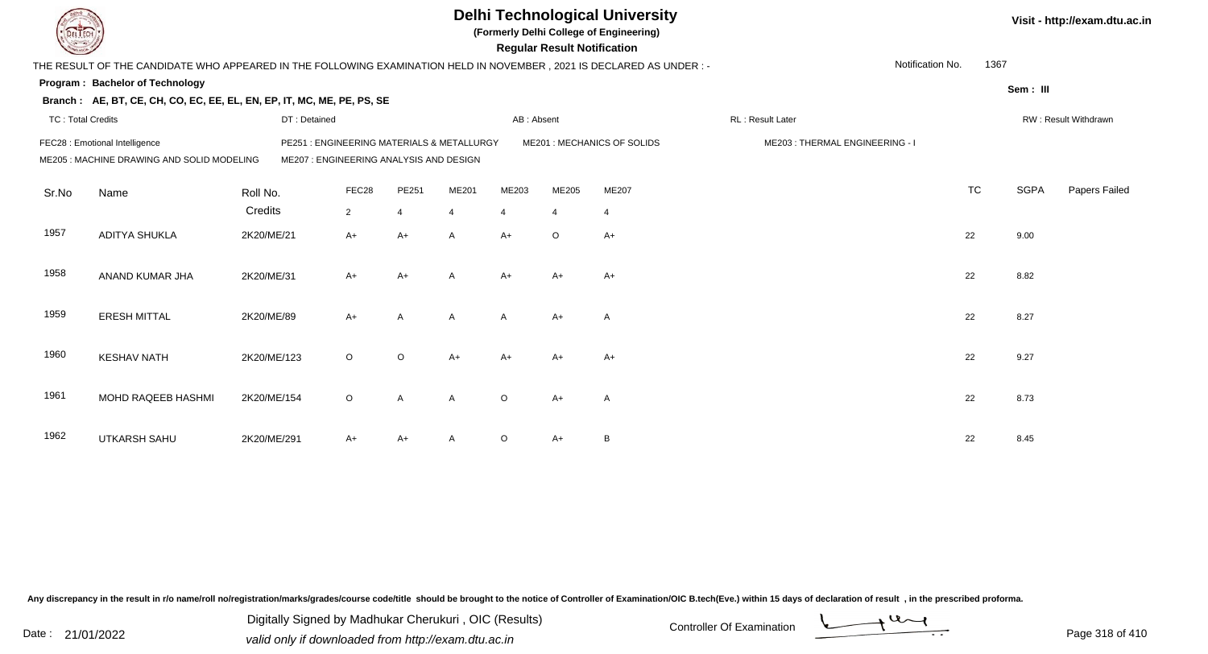# Delhi Technological University

**(Formerly Delhi College of Engineering)**

**Regular Result Notification**

Visit - http://exam.dtu.ac.in

THE RESULT OF THE CANDIDATE WHO APPEARED IN THE FOLLOWING EXAMINATION HELD IN NOVEMBER , 2021 IS DECLARED AS UNDER : -

Notification No. 1367

**Program : Bachelor of Technology**

**Sem : III**

**Branch : AE, BT, CE, CH, CO, EC, EE, EL, EN, EP, IT, MC, ME, PE, PS, SE**

TC : Total Credits | DT : Detained | AB : Absent | RL : Result Later | RW : Result Withdrawn

FEC28 : Emotional Intelligence
PE251 : ENGINEERING MATERIALS & METALLURGY
ME201 : MECHANICS OF SOLIDS
ME203 : THERMAL ENGINEERING - I
ME205 : MACHINE DRAWING AND SOLID MODELING
ME207 : ENGINEERING ANALYSIS AND DESIGN

| Sr.No | Name | Roll No. | FEC28 | PE251 | ME201 | ME203 | ME205 | ME207 | TC | SGPA | Papers Failed |
|---|---|---|---|---|---|---|---|---|---|---|---|
| | | Credits | 2 | 4 | 4 | 4 | 4 | 4 | | | |
| 1957 | ADITYA SHUKLA | 2K20/ME/21 | A+ | A+ | A | A+ | O | A+ | 22 | 9.00 | |
| 1958 | ANAND KUMAR JHA | 2K20/ME/31 | A+ | A+ | A | A+ | A+ | A+ | 22 | 8.82 | |
| 1959 | ERESH MITTAL | 2K20/ME/89 | A+ | A | A | A | A+ | A | 22 | 8.27 | |
| 1960 | KESHAV NATH | 2K20/ME/123 | O | O | A+ | A+ | A+ | A+ | 22 | 9.27 | |
| 1961 | MOHD RAQEEB HASHMI | 2K20/ME/154 | O | A | A | O | A+ | A | 22 | 8.73 | |
| 1962 | UTKARSH SAHU | 2K20/ME/291 | A+ | A+ | A | O | A+ | B | 22 | 8.45 | |

Any discrepancy in the result in r/o name/roll no/registration/marks/grades/course code/title should be brought to the notice of Controller of Examination/OIC B.tech(Eve.) within 15 days of declaration of result , in the prescribed proforma.

Date : 21/01/2022

Digitally Signed by Madhukar Cherukuri , OIC (Results)
valid only if downloaded from http://exam.dtu.ac.in

Controller Of Examination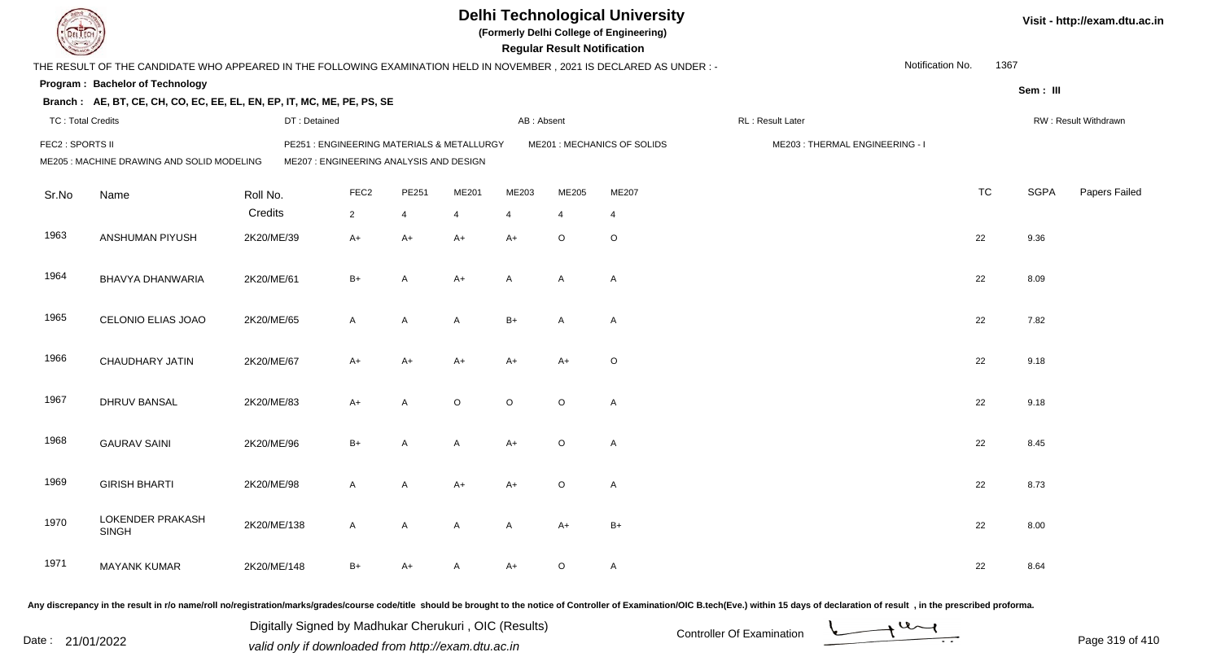# Delhi Technological University

(Formerly Delhi College of Engineering)

**Regular Result Notification**

Visit - http://exam.dtu.ac.in

THE RESULT OF THE CANDIDATE WHO APPEARED IN THE FOLLOWING EXAMINATION HELD IN NOVEMBER , 2021 IS DECLARED AS UNDER : -

Notification No. 1367

**Program : Bachelor of Technology**

Sem : III

**Branch : AE, BT, CE, CH, CO, EC, EE, EL, EN, EP, IT, MC, ME, PE, PS, SE**

TC : Total Credits | DT : Detained | AB : Absent | RL : Result Later | RW : Result Withdrawn

FEC2 : SPORTS II | PE251 : ENGINEERING MATERIALS & METALLURGY | ME201 : MECHANICS OF SOLIDS | ME203 : THERMAL ENGINEERING - I

ME205 : MACHINE DRAWING AND SOLID MODELING | ME207 : ENGINEERING ANALYSIS AND DESIGN

| Sr.No | Name | Roll No. | FEC2 | PE251 | ME201 | ME203 | ME205 | ME207 | TC | SGPA | Papers Failed |
|---|---|---|---|---|---|---|---|---|---|---|---|
| | | Credits | 2 | 4 | 4 | 4 | 4 | 4 | | | |
| 1963 | ANSHUMAN PIYUSH | 2K20/ME/39 | A+ | A+ | A+ | A+ | O | O | 22 | 9.36 | |
| 1964 | BHAVYA DHANWARIA | 2K20/ME/61 | B+ | A | A+ | A | A | A | 22 | 8.09 | |
| 1965 | CELONIO ELIAS JOAO | 2K20/ME/65 | A | A | A | B+ | A | A | 22 | 7.82 | |
| 1966 | CHAUDHARY JATIN | 2K20/ME/67 | A+ | A+ | A+ | A+ | A+ | O | 22 | 9.18 | |
| 1967 | DHRUV BANSAL | 2K20/ME/83 | A+ | A | O | O | O | A | 22 | 9.18 | |
| 1968 | GAURAV SAINI | 2K20/ME/96 | B+ | A | A | A+ | O | A | 22 | 8.45 | |
| 1969 | GIRISH BHARTI | 2K20/ME/98 | A | A | A+ | A+ | O | A | 22 | 8.73 | |
| 1970 | LOKENDER PRAKASH SINGH | 2K20/ME/138 | A | A | A | A | A+ | B+ | 22 | 8.00 | |
| 1971 | MAYANK KUMAR | 2K20/ME/148 | B+ | A+ | A | A+ | O | A | 22 | 8.64 | |

Any discrepancy in the result in r/o name/roll no/registration/marks/grades/course code/title should be brought to the notice of Controller of Examination/OIC B.tech(Eve.) within 15 days of declaration of result , in the prescribed proforma.

Date : 21/01/2022

Digitally Signed by Madhukar Cherukuri , OIC (Results)
valid only if downloaded from http://exam.dtu.ac.in

Controller Of Examination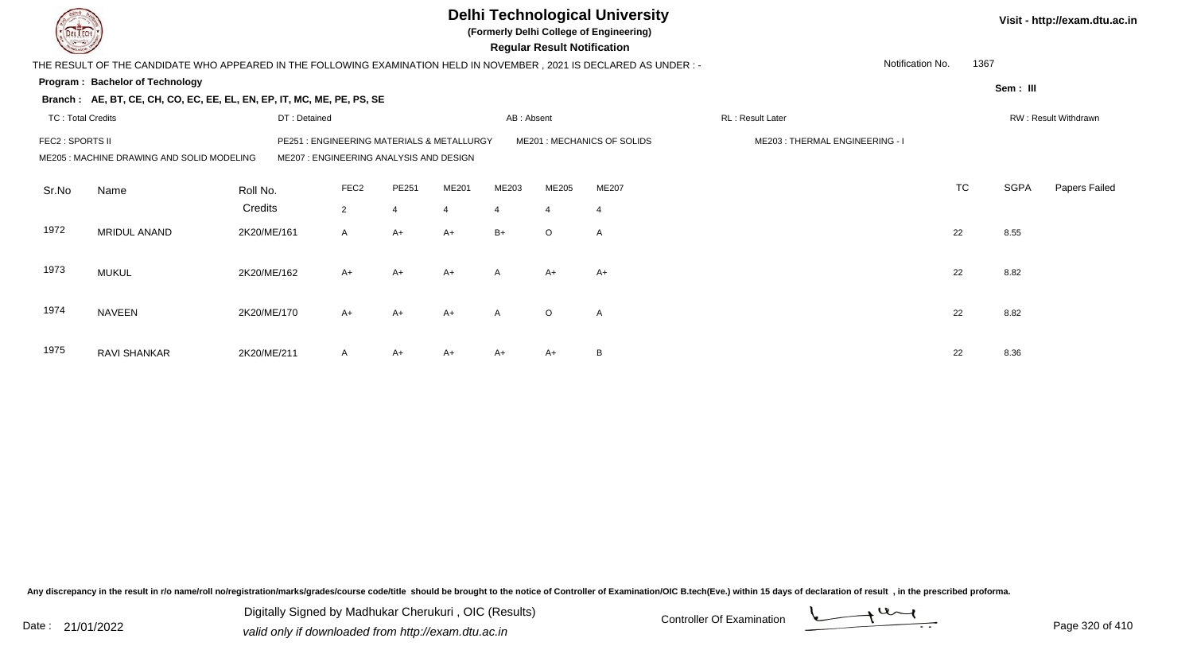# Delhi Technological University

**(Formerly Delhi College of Engineering)**

**Regular Result Notification**

Visit - http://exam.dtu.ac.in

THE RESULT OF THE CANDIDATE WHO APPEARED IN THE FOLLOWING EXAMINATION HELD IN NOVEMBER , 2021 IS DECLARED AS UNDER : -

Notification No. 1367

**Program : Bachelor of Technology**

Sem : III

**Branch : AE, BT, CE, CH, CO, EC, EE, EL, EN, EP, IT, MC, ME, PE, PS, SE**

TC : Total Credits | DT : Detained | AB : Absent | RL : Result Later | RW : Result Withdrawn

FEC2 : SPORTS II | PE251 : ENGINEERING MATERIALS & METALLURGY | ME201 : MECHANICS OF SOLIDS | ME203 : THERMAL ENGINEERING - I
ME205 : MACHINE DRAWING AND SOLID MODELING | ME207 : ENGINEERING ANALYSIS AND DESIGN

| Sr.No | Name | Roll No. | FEC2 | PE251 | ME201 | ME203 | ME205 | ME207 | TC | SGPA | Papers Failed |
|---|---|---|---|---|---|---|---|---|---|---|---|
| | | Credits | 2 | 4 | 4 | 4 | 4 | 4 | | | |
| 1972 | MRIDUL ANAND | 2K20/ME/161 | A | A+ | A+ | B+ | O | A | 22 | 8.55 | |
| 1973 | MUKUL | 2K20/ME/162 | A+ | A+ | A+ | A | A+ | A+ | 22 | 8.82 | |
| 1974 | NAVEEN | 2K20/ME/170 | A+ | A+ | A+ | A | O | A | 22 | 8.82 | |
| 1975 | RAVI SHANKAR | 2K20/ME/211 | A | A+ | A+ | A+ | A+ | B | 22 | 8.36 | |

Any discrepancy in the result in r/o name/roll no/registration/marks/grades/course code/title should be brought to the notice of Controller of Examination/OIC B.tech(Eve.) within 15 days of declaration of result , in the prescribed proforma.

Date : 21/01/2022

Digitally Signed by Madhukar Cherukuri , OIC (Results)
valid only if downloaded from http://exam.dtu.ac.in

Controller Of Examination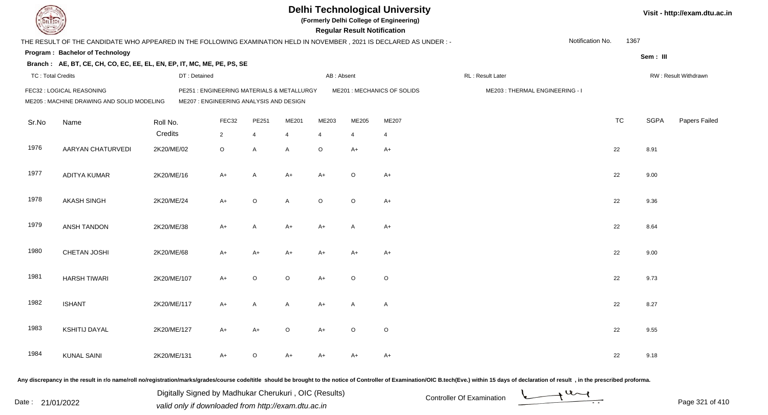# Delhi Technological University

**(Formerly Delhi College of Engineering)**

**Regular Result Notification**

Visit - http://exam.dtu.ac.in

THE RESULT OF THE CANDIDATE WHO APPEARED IN THE FOLLOWING EXAMINATION HELD IN NOVEMBER , 2021 IS DECLARED AS UNDER : -

Notification No. 1367

**Program : Bachelor of Technology**

**Sem : III**

**Branch : AE, BT, CE, CH, CO, EC, EE, EL, EN, EP, IT, MC, ME, PE, PS, SE**

TC : Total Credits | DT : Detained | AB : Absent | RL : Result Later | RW : Result Withdrawn

FEC32 : LOGICAL REASONING | PE251 : ENGINEERING MATERIALS & METALLURGY | ME201 : MECHANICS OF SOLIDS | ME203 : THERMAL ENGINEERING - I
ME205 : MACHINE DRAWING AND SOLID MODELING | ME207 : ENGINEERING ANALYSIS AND DESIGN

| Sr.No | Name | Roll No. | FEC32 | PE251 | ME201 | ME203 | ME205 | ME207 | TC | SGPA | Papers Failed |
|---|---|---|---|---|---|---|---|---|---|---|---|
| | | Credits | 2 | 4 | 4 | 4 | 4 | 4 | | | |
| 1976 | AARYAN CHATURVEDI | 2K20/ME/02 | O | A | A | O | A+ | A+ | 22 | 8.91 | |
| 1977 | ADITYA KUMAR | 2K20/ME/16 | A+ | A | A+ | A+ | O | A+ | 22 | 9.00 | |
| 1978 | AKASH SINGH | 2K20/ME/24 | A+ | O | A | O | O | A+ | 22 | 9.36 | |
| 1979 | ANSH TANDON | 2K20/ME/38 | A+ | A | A+ | A+ | A | A+ | 22 | 8.64 | |
| 1980 | CHETAN JOSHI | 2K20/ME/68 | A+ | A+ | A+ | A+ | A+ | A+ | 22 | 9.00 | |
| 1981 | HARSH TIWARI | 2K20/ME/107 | A+ | O | O | A+ | O | O | 22 | 9.73 | |
| 1982 | ISHANT | 2K20/ME/117 | A+ | A | A | A+ | A | A | 22 | 8.27 | |
| 1983 | KSHITIJ DAYAL | 2K20/ME/127 | A+ | A+ | O | A+ | O | O | 22 | 9.55 | |
| 1984 | KUNAL SAINI | 2K20/ME/131 | A+ | O | A+ | A+ | A+ | A+ | 22 | 9.18 | |

Any discrepancy in the result in r/o name/roll no/registration/marks/grades/course code/title should be brought to the notice of Controller of Examination/OIC B.tech(Eve.) within 15 days of declaration of result , in the prescribed proforma.

Date : 21/01/2022

Digitally Signed by Madhukar Cherukuri , OIC (Results)
valid only if downloaded from http://exam.dtu.ac.in

Controller Of Examination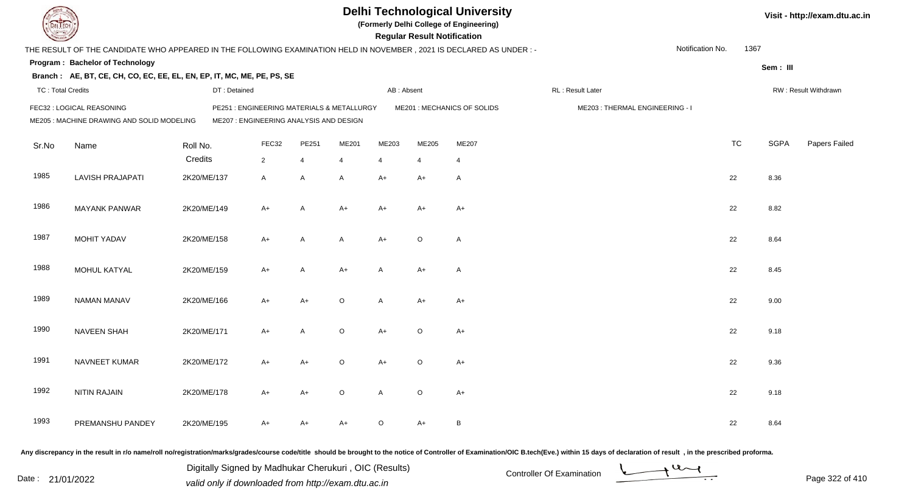# Delhi Technological University

**(Formerly Delhi College of Engineering)**

**Regular Result Notification**

Visit - http://exam.dtu.ac.in

THE RESULT OF THE CANDIDATE WHO APPEARED IN THE FOLLOWING EXAMINATION HELD IN NOVEMBER , 2021 IS DECLARED AS UNDER : -

Notification No. 1367

**Program : Bachelor of Technology**

**Sem : III**

**Branch : AE, BT, CE, CH, CO, EC, EE, EL, EN, EP, IT, MC, ME, PE, PS, SE**

TC : Total Credits | DT : Detained | AB : Absent | RL : Result Later | RW : Result Withdrawn

FEC32 : LOGICAL REASONING
PE251 : ENGINEERING MATERIALS & METALLURGY
ME201 : MECHANICS OF SOLIDS
ME203 : THERMAL ENGINEERING - I
ME205 : MACHINE DRAWING AND SOLID MODELING
ME207 : ENGINEERING ANALYSIS AND DESIGN

| Sr.No | Name | Roll No. | FEC32 | PE251 | ME201 | ME203 | ME205 | ME207 | TC | SGPA | Papers Failed |
|---|---|---|---|---|---|---|---|---|---|---|---|
| | | Credits | 2 | 4 | 4 | 4 | 4 | 4 | | | |
| 1985 | LAVISH PRAJAPATI | 2K20/ME/137 | A | A | A | A+ | A+ | A | 22 | 8.36 | |
| 1986 | MAYANK PANWAR | 2K20/ME/149 | A+ | A | A+ | A+ | A+ | A+ | 22 | 8.82 | |
| 1987 | MOHIT YADAV | 2K20/ME/158 | A+ | A | A | A+ | O | A | 22 | 8.64 | |
| 1988 | MOHUL KATYAL | 2K20/ME/159 | A+ | A | A+ | A | A+ | A | 22 | 8.45 | |
| 1989 | NAMAN MANAV | 2K20/ME/166 | A+ | A+ | O | A | A+ | A+ | 22 | 9.00 | |
| 1990 | NAVEEN SHAH | 2K20/ME/171 | A+ | A | O | A+ | O | A+ | 22 | 9.18 | |
| 1991 | NAVNEET KUMAR | 2K20/ME/172 | A+ | A+ | O | A+ | O | A+ | 22 | 9.36 | |
| 1992 | NITIN RAJAIN | 2K20/ME/178 | A+ | A+ | O | A | O | A+ | 22 | 9.18 | |
| 1993 | PREMANSHU PANDEY | 2K20/ME/195 | A+ | A+ | A+ | O | A+ | B | 22 | 8.64 | |

Any discrepancy in the result in r/o name/roll no/registration/marks/grades/course code/title should be brought to the notice of Controller of Examination/OIC B.tech(Eve.) within 15 days of declaration of result , in the prescribed proforma.

Date : 21/01/2022

Digitally Signed by Madhukar Cherukuri , OIC (Results)
valid only if downloaded from http://exam.dtu.ac.in

Controller Of Examination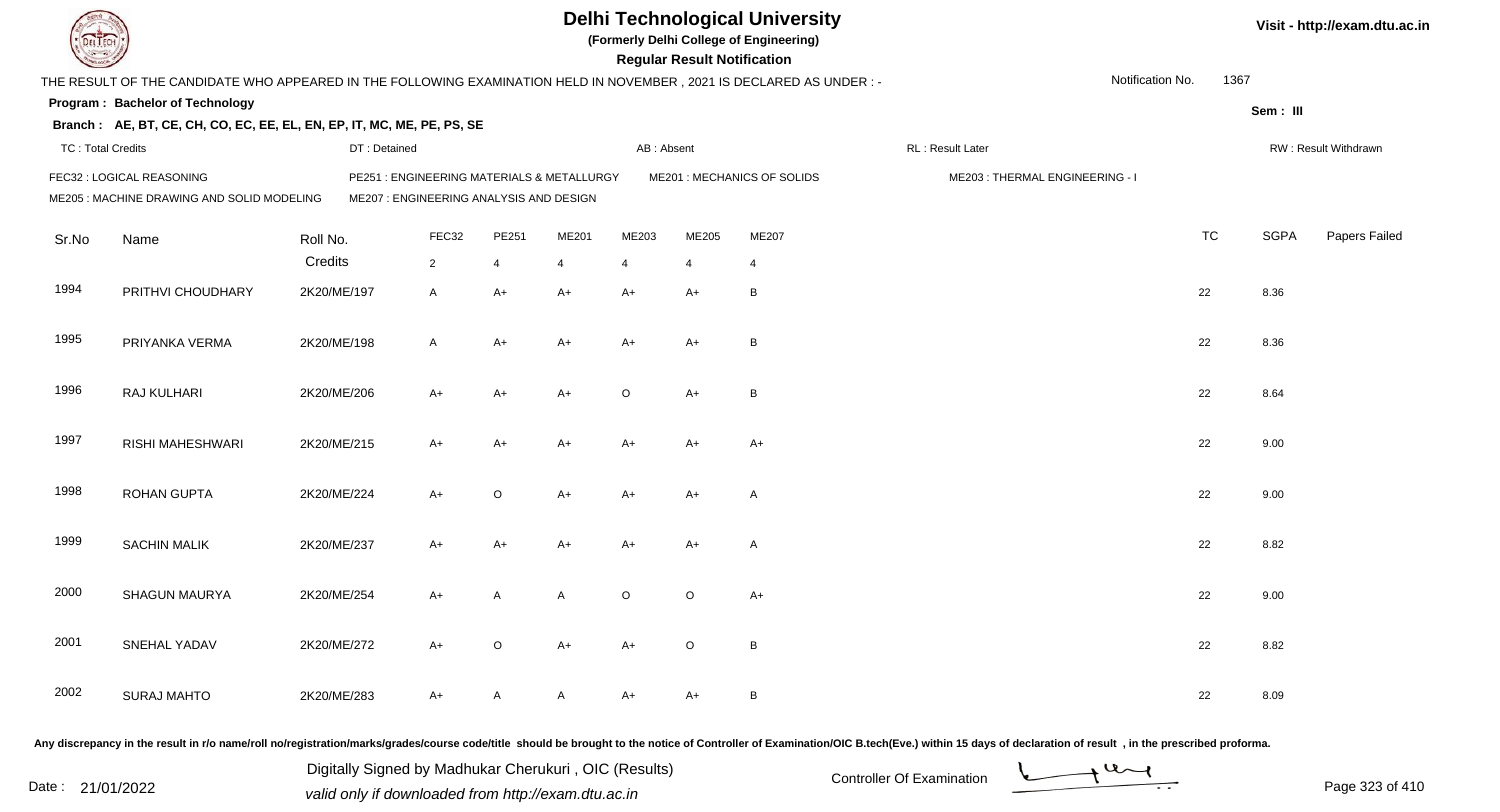# Delhi Technological University

**(Formerly Delhi College of Engineering)**

**Regular Result Notification**

Visit - http://exam.dtu.ac.in

THE RESULT OF THE CANDIDATE WHO APPEARED IN THE FOLLOWING EXAMINATION HELD IN NOVEMBER , 2021 IS DECLARED AS UNDER : -

Notification No. 1367

**Program : Bachelor of Technology**

Sem : III

**Branch : AE, BT, CE, CH, CO, EC, EE, EL, EN, EP, IT, MC, ME, PE, PS, SE**

TC : Total Credits | DT : Detained | AB : Absent | RL : Result Later | RW : Result Withdrawn

FEC32 : LOGICAL REASONING
PE251 : ENGINEERING MATERIALS & METALLURGY
ME201 : MECHANICS OF SOLIDS
ME203 : THERMAL ENGINEERING - I
ME205 : MACHINE DRAWING AND SOLID MODELING
ME207 : ENGINEERING ANALYSIS AND DESIGN

| Sr.No | Name | Roll No. | FEC32 | PE251 | ME201 | ME203 | ME205 | ME207 | TC | SGPA | Papers Failed |
|---|---|---|---|---|---|---|---|---|---|---|---|
| | | Credits | 2 | 4 | 4 | 4 | 4 | 4 | | | |
| 1994 | PRITHVI CHOUDHARY | 2K20/ME/197 | A | A+ | A+ | A+ | A+ | B | 22 | 8.36 | |
| 1995 | PRIYANKA VERMA | 2K20/ME/198 | A | A+ | A+ | A+ | A+ | B | 22 | 8.36 | |
| 1996 | RAJ KULHARI | 2K20/ME/206 | A+ | A+ | A+ | O | A+ | B | 22 | 8.64 | |
| 1997 | RISHI MAHESHWARI | 2K20/ME/215 | A+ | A+ | A+ | A+ | A+ | A+ | 22 | 9.00 | |
| 1998 | ROHAN GUPTA | 2K20/ME/224 | A+ | O | A+ | A+ | A+ | A | 22 | 9.00 | |
| 1999 | SACHIN MALIK | 2K20/ME/237 | A+ | A+ | A+ | A+ | A+ | A | 22 | 8.82 | |
| 2000 | SHAGUN MAURYA | 2K20/ME/254 | A+ | A | A | O | O | A+ | 22 | 9.00 | |
| 2001 | SNEHAL YADAV | 2K20/ME/272 | A+ | O | A+ | A+ | O | B | 22 | 8.82 | |
| 2002 | SURAJ MAHTO | 2K20/ME/283 | A+ | A | A | A+ | A+ | B | 22 | 8.09 | |

Any discrepancy in the result in r/o name/roll no/registration/marks/grades/course code/title should be brought to the notice of Controller of Examination/OIC B.tech(Eve.) within 15 days of declaration of result , in the prescribed proforma.

Date : 21/01/2022

Digitally Signed by Madhukar Cherukuri , OIC (Results)
valid only if downloaded from http://exam.dtu.ac.in

Controller Of Examination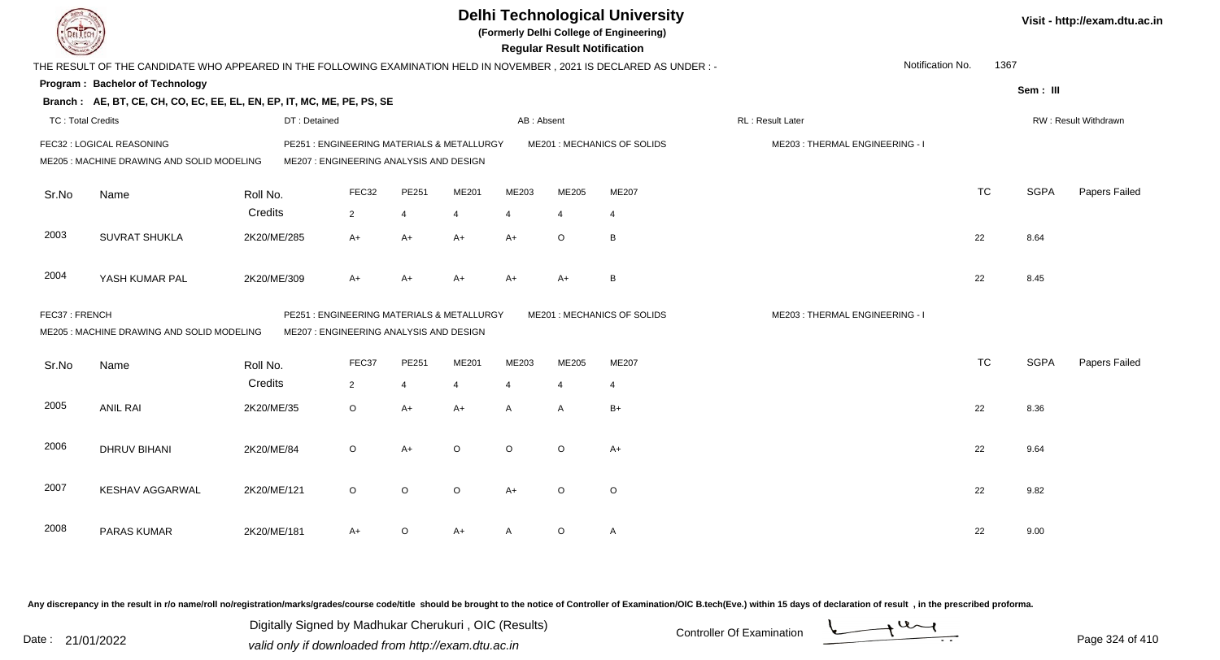# Delhi Technological University

(Formerly Delhi College of Engineering)

**Regular Result Notification**

Visit - http://exam.dtu.ac.in

THE RESULT OF THE CANDIDATE WHO APPEARED IN THE FOLLOWING EXAMINATION HELD IN NOVEMBER , 2021 IS DECLARED AS UNDER : -

Notification No. 1367

**Program : Bachelor of Technology**

Sem : III

**Branch : AE, BT, CE, CH, CO, EC, EE, EL, EN, EP, IT, MC, ME, PE, PS, SE**

TC : Total Credits | DT : Detained | AB : Absent | RL : Result Later | RW : Result Withdrawn

FEC32 : LOGICAL REASONING | PE251 : ENGINEERING MATERIALS & METALLURGY | ME201 : MECHANICS OF SOLIDS | ME203 : THERMAL ENGINEERING - I
ME205 : MACHINE DRAWING AND SOLID MODELING | ME207 : ENGINEERING ANALYSIS AND DESIGN

| Sr.No | Name | Roll No. | FEC32 | PE251 | ME201 | ME203 | ME205 | ME207 | TC | SGPA | Papers Failed |
|---|---|---|---|---|---|---|---|---|---|---|---|
| | | Credits | 2 | 4 | 4 | 4 | 4 | 4 | | | |
| 2003 | SUVRAT SHUKLA | 2K20/ME/285 | A+ | A+ | A+ | A+ | O | B | 22 | 8.64 | |
| 2004 | YASH KUMAR PAL | 2K20/ME/309 | A+ | A+ | A+ | A+ | A+ | B | 22 | 8.45 | |

FEC37 : FRENCH | PE251 : ENGINEERING MATERIALS & METALLURGY | ME201 : MECHANICS OF SOLIDS | ME203 : THERMAL ENGINEERING - I
ME205 : MACHINE DRAWING AND SOLID MODELING | ME207 : ENGINEERING ANALYSIS AND DESIGN

| Sr.No | Name | Roll No. | FEC37 | PE251 | ME201 | ME203 | ME205 | ME207 | TC | SGPA | Papers Failed |
|---|---|---|---|---|---|---|---|---|---|---|---|
| | | Credits | 2 | 4 | 4 | 4 | 4 | 4 | | | |
| 2005 | ANIL RAI | 2K20/ME/35 | O | A+ | A+ | A | A | B+ | 22 | 8.36 | |
| 2006 | DHRUV BIHANI | 2K20/ME/84 | O | A+ | O | O | O | A+ | 22 | 9.64 | |
| 2007 | KESHAV AGGARWAL | 2K20/ME/121 | O | O | O | A+ | O | O | 22 | 9.82 | |
| 2008 | PARAS KUMAR | 2K20/ME/181 | A+ | O | A+ | A | O | A | 22 | 9.00 | |

Any discrepancy in the result in r/o name/roll no/registration/marks/grades/course code/title should be brought to the notice of Controller of Examination/OIC B.tech(Eve.) within 15 days of declaration of result , in the prescribed proforma.

Date : 21/01/2022

Digitally Signed by Madhukar Cherukuri , OIC (Results)
valid only if downloaded from http://exam.dtu.ac.in

Controller Of Examination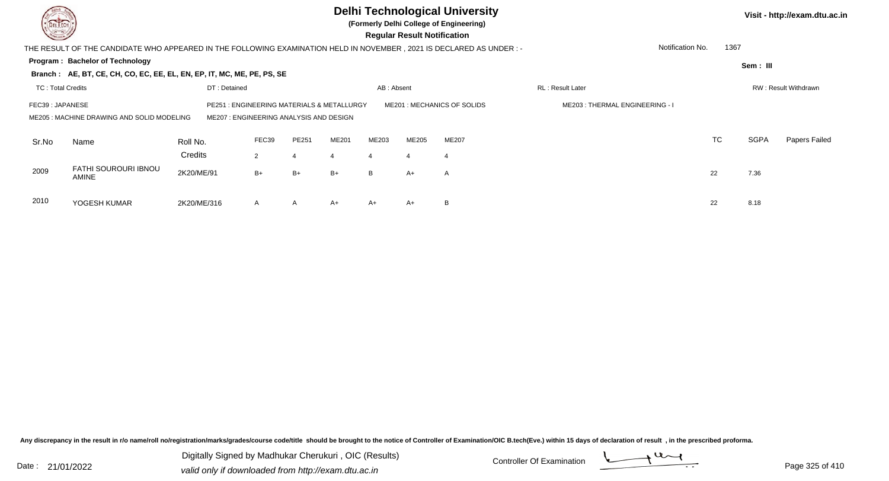# Delhi Technological University

**(Formerly Delhi College of Engineering)**

**Regular Result Notification**

Visit - http://exam.dtu.ac.in

THE RESULT OF THE CANDIDATE WHO APPEARED IN THE FOLLOWING EXAMINATION HELD IN NOVEMBER , 2021 IS DECLARED AS UNDER : -

Notification No. 1367

**Program : Bachelor of Technology**

**Sem : III**

**Branch : AE, BT, CE, CH, CO, EC, EE, EL, EN, EP, IT, MC, ME, PE, PS, SE**

TC : Total Credits | DT : Detained | AB : Absent | RL : Result Later | RW : Result Withdrawn

FEC39 : JAPANESE | PE251 : ENGINEERING MATERIALS & METALLURGY | ME201 : MECHANICS OF SOLIDS | ME203 : THERMAL ENGINEERING - I
ME205 : MACHINE DRAWING AND SOLID MODELING | ME207 : ENGINEERING ANALYSIS AND DESIGN

| Sr.No | Name | Roll No. | FEC39 | PE251 | ME201 | ME203 | ME205 | ME207 | TC | SGPA | Papers Failed |
|---|---|---|---|---|---|---|---|---|---|---|---|
| | | Credits | 2 | 4 | 4 | 4 | 4 | 4 | | | |
| 2009 | FATHI SOUROURI IBNOU AMINE | 2K20/ME/91 | B+ | B+ | B+ | B | A+ | A | 22 | 7.36 | |
| 2010 | YOGESH KUMAR | 2K20/ME/316 | A | A | A+ | A+ | A+ | B | 22 | 8.18 | |

Any discrepancy in the result in r/o name/roll no/registration/marks/grades/course code/title should be brought to the notice of Controller of Examination/OIC B.tech(Eve.) within 15 days of declaration of result , in the prescribed proforma.

Date : 21/01/2022

Digitally Signed by Madhukar Cherukuri , OIC (Results)
valid only if downloaded from http://exam.dtu.ac.in

Controller Of Examination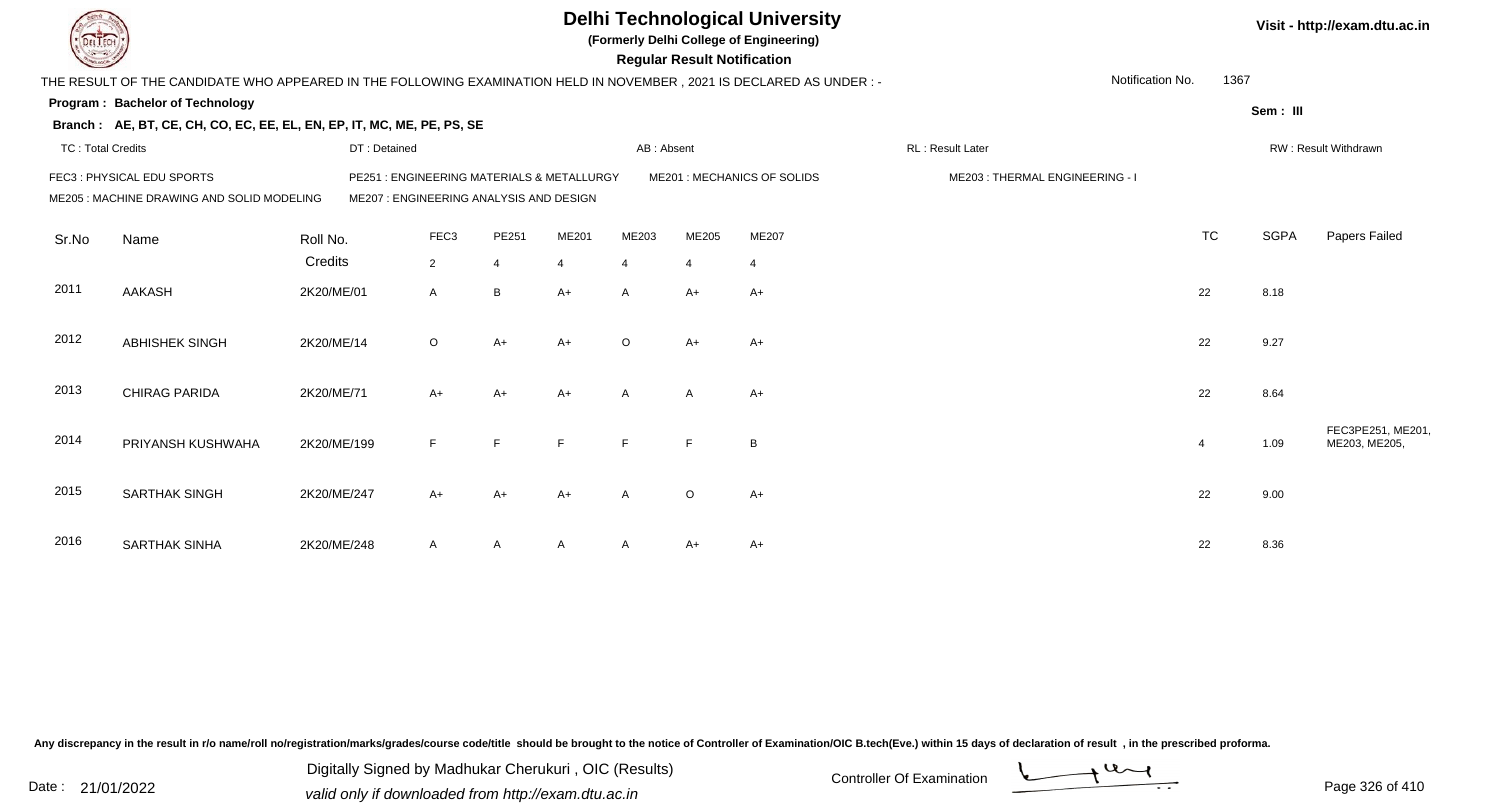# Delhi Technological University

**(Formerly Delhi College of Engineering)**

**Regular Result Notification**

Visit - http://exam.dtu.ac.in

THE RESULT OF THE CANDIDATE WHO APPEARED IN THE FOLLOWING EXAMINATION HELD IN NOVEMBER , 2021 IS DECLARED AS UNDER : -

Notification No. 1367

**Program : Bachelor of Technology**

**Sem : III**

**Branch : AE, BT, CE, CH, CO, EC, EE, EL, EN, EP, IT, MC, ME, PE, PS, SE**

TC : Total Credits | DT : Detained | AB : Absent | RL : Result Later | RW : Result Withdrawn

FEC3 : PHYSICAL EDU SPORTS | PE251 : ENGINEERING MATERIALS & METALLURGY | ME201 : MECHANICS OF SOLIDS | ME203 : THERMAL ENGINEERING - I
ME205 : MACHINE DRAWING AND SOLID MODELING | ME207 : ENGINEERING ANALYSIS AND DESIGN

| Sr.No | Name | Roll No. | FEC3 | PE251 | ME201 | ME203 | ME205 | ME207 | TC | SGPA | Papers Failed |
|---|---|---|---|---|---|---|---|---|---|---|---|
| | | Credits | 2 | 4 | 4 | 4 | 4 | 4 | | | |
| 2011 | AAKASH | 2K20/ME/01 | A | B | A+ | A | A+ | A+ | 22 | 8.18 | |
| 2012 | ABHISHEK SINGH | 2K20/ME/14 | O | A+ | A+ | O | A+ | A+ | 22 | 9.27 | |
| 2013 | CHIRAG PARIDA | 2K20/ME/71 | A+ | A+ | A+ | A | A | A+ | 22 | 8.64 | |
| 2014 | PRIYANSH KUSHWAHA | 2K20/ME/199 | F | F | F | F | F | B | 4 | 1.09 | FEC3PE251, ME201, ME203, ME205, |
| 2015 | SARTHAK SINGH | 2K20/ME/247 | A+ | A+ | A+ | A | O | A+ | 22 | 9.00 | |
| 2016 | SARTHAK SINHA | 2K20/ME/248 | A | A | A | A | A+ | A+ | 22 | 8.36 | |

Any discrepancy in the result in r/o name/roll no/registration/marks/grades/course code/title should be brought to the notice of Controller of Examination/OIC B.tech(Eve.) within 15 days of declaration of result , in the prescribed proforma.

Date : 21/01/2022

Digitally Signed by Madhukar Cherukuri , OIC (Results)
valid only if downloaded from http://exam.dtu.ac.in

Controller Of Examination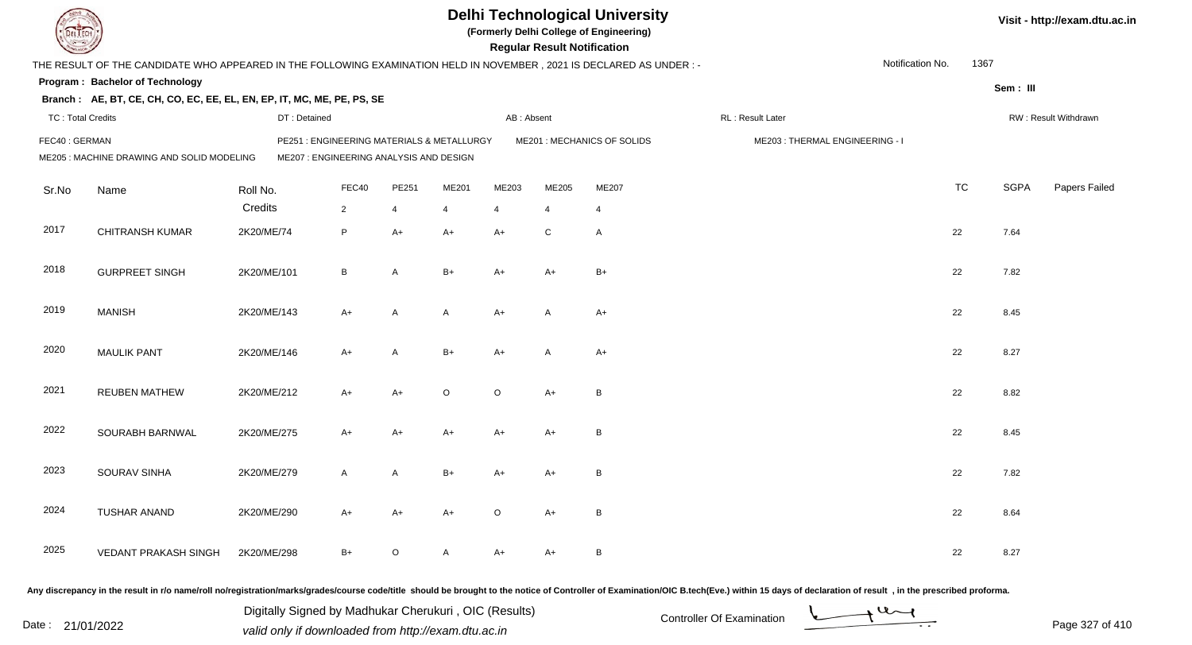# Delhi Technological University

**(Formerly Delhi College of Engineering)**

**Regular Result Notification**

Visit - http://exam.dtu.ac.in

THE RESULT OF THE CANDIDATE WHO APPEARED IN THE FOLLOWING EXAMINATION HELD IN NOVEMBER , 2021 IS DECLARED AS UNDER : -

Notification No. 1367

**Program : Bachelor of Technology**

**Sem : III**

**Branch : AE, BT, CE, CH, CO, EC, EE, EL, EN, EP, IT, MC, ME, PE, PS, SE**

TC : Total Credits | DT : Detained | AB : Absent | RL : Result Later | RW : Result Withdrawn

FEC40 : GERMAN | PE251 : ENGINEERING MATERIALS & METALLURGY | ME201 : MECHANICS OF SOLIDS | ME203 : THERMAL ENGINEERING - I

ME205 : MACHINE DRAWING AND SOLID MODELING | ME207 : ENGINEERING ANALYSIS AND DESIGN

| Sr.No | Name | Roll No. | FEC40 | PE251 | ME201 | ME203 | ME205 | ME207 | TC | SGPA | Papers Failed |
|---|---|---|---|---|---|---|---|---|---|---|---|
| | | Credits | 2 | 4 | 4 | 4 | 4 | 4 | | | |
| 2017 | CHITRANSH KUMAR | 2K20/ME/74 | P | A+ | A+ | A+ | C | A | 22 | 7.64 | |
| 2018 | GURPREET SINGH | 2K20/ME/101 | B | A | B+ | A+ | A+ | B+ | 22 | 7.82 | |
| 2019 | MANISH | 2K20/ME/143 | A+ | A | A | A+ | A | A+ | 22 | 8.45 | |
| 2020 | MAULIK PANT | 2K20/ME/146 | A+ | A | B+ | A+ | A | A+ | 22 | 8.27 | |
| 2021 | REUBEN MATHEW | 2K20/ME/212 | A+ | A+ | O | O | A+ | B | 22 | 8.82 | |
| 2022 | SOURABH BARNWAL | 2K20/ME/275 | A+ | A+ | A+ | A+ | A+ | B | 22 | 8.45 | |
| 2023 | SOURAV SINHA | 2K20/ME/279 | A | A | B+ | A+ | A+ | B | 22 | 7.82 | |
| 2024 | TUSHAR ANAND | 2K20/ME/290 | A+ | A+ | A+ | O | A+ | B | 22 | 8.64 | |
| 2025 | VEDANT PRAKASH SINGH | 2K20/ME/298 | B+ | O | A | A+ | A+ | B | 22 | 8.27 | |

Any discrepancy in the result in r/o name/roll no/registration/marks/grades/course code/title should be brought to the notice of Controller of Examination/OIC B.tech(Eve.) within 15 days of declaration of result , in the prescribed proforma.

Date : 21/01/2022

Digitally Signed by Madhukar Cherukuri , OIC (Results)
valid only if downloaded from http://exam.dtu.ac.in

Controller Of Examination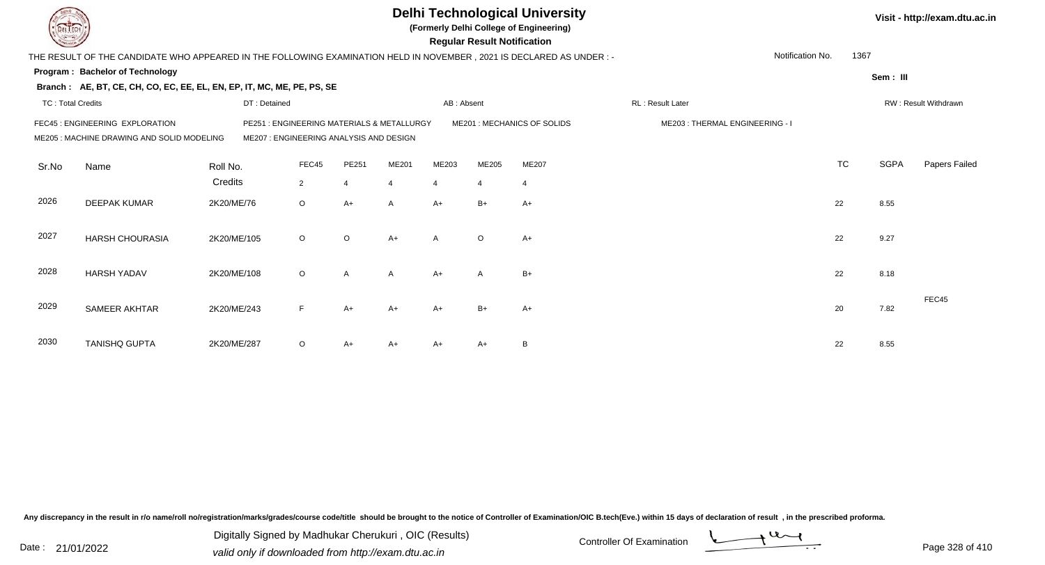# Delhi Technological University

**(Formerly Delhi College of Engineering)**

**Regular Result Notification**

Visit - http://exam.dtu.ac.in

THE RESULT OF THE CANDIDATE WHO APPEARED IN THE FOLLOWING EXAMINATION HELD IN NOVEMBER , 2021 IS DECLARED AS UNDER : -

Notification No. 1367

**Program : Bachelor of Technology**

**Sem : III**

**Branch : AE, BT, CE, CH, CO, EC, EE, EL, EN, EP, IT, MC, ME, PE, PS, SE**

TC : Total Credits | DT : Detained | AB : Absent | RL : Result Later | RW : Result Withdrawn

FEC45 : ENGINEERING EXPLORATION | PE251 : ENGINEERING MATERIALS & METALLURGY | ME201 : MECHANICS OF SOLIDS | ME203 : THERMAL ENGINEERING - I

ME205 : MACHINE DRAWING AND SOLID MODELING | ME207 : ENGINEERING ANALYSIS AND DESIGN

| Sr.No | Name | Roll No. | FEC45 | PE251 | ME201 | ME203 | ME205 | ME207 | TC | SGPA | Papers Failed |
|---|---|---|---|---|---|---|---|---|---|---|---|
| | | Credits | 2 | 4 | 4 | 4 | 4 | 4 | | | |
| 2026 | DEEPAK KUMAR | 2K20/ME/76 | O | A+ | A | A+ | B+ | A+ | 22 | 8.55 | |
| 2027 | HARSH CHOURASIA | 2K20/ME/105 | O | O | A+ | A | O | A+ | 22 | 9.27 | |
| 2028 | HARSH YADAV | 2K20/ME/108 | O | A | A | A+ | A | B+ | 22 | 8.18 | |
| 2029 | SAMEER AKHTAR | 2K20/ME/243 | F | A+ | A+ | A+ | B+ | A+ | 20 | 7.82 | FEC45 |
| 2030 | TANISHQ GUPTA | 2K20/ME/287 | O | A+ | A+ | A+ | A+ | B | 22 | 8.55 | |

Any discrepancy in the result in r/o name/roll no/registration/marks/grades/course code/title should be brought to the notice of Controller of Examination/OIC B.tech(Eve.) within 15 days of declaration of result , in the prescribed proforma.

Date : 21/01/2022

Digitally Signed by Madhukar Cherukuri , OIC (Results)
valid only if downloaded from http://exam.dtu.ac.in

Controller Of Examination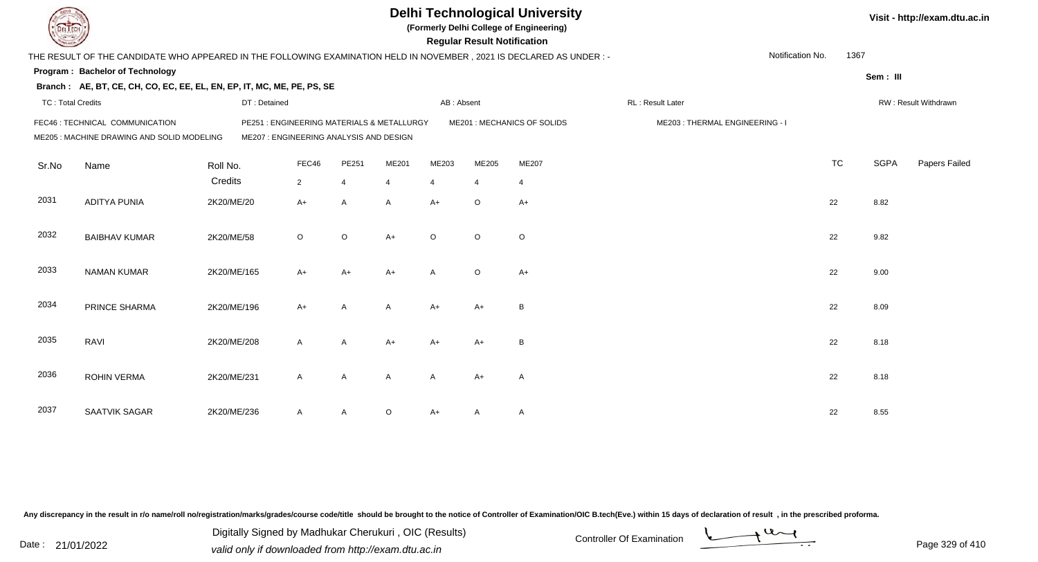# Delhi Technological University

**(Formerly Delhi College of Engineering)**

**Regular Result Notification**

Visit - http://exam.dtu.ac.in

THE RESULT OF THE CANDIDATE WHO APPEARED IN THE FOLLOWING EXAMINATION HELD IN NOVEMBER , 2021 IS DECLARED AS UNDER : -

Notification No. 1367

**Program : Bachelor of Technology**

Sem : III

**Branch : AE, BT, CE, CH, CO, EC, EE, EL, EN, EP, IT, MC, ME, PE, PS, SE**

TC : Total Credits | DT : Detained | AB : Absent | RL : Result Later | RW : Result Withdrawn

FEC46 : TECHNICAL COMMUNICATION | PE251 : ENGINEERING MATERIALS & METALLURGY | ME201 : MECHANICS OF SOLIDS | ME203 : THERMAL ENGINEERING - I
ME205 : MACHINE DRAWING AND SOLID MODELING | ME207 : ENGINEERING ANALYSIS AND DESIGN

| Sr.No | Name | Roll No. | FEC46 | PE251 | ME201 | ME203 | ME205 | ME207 | TC | SGPA | Papers Failed |
|---|---|---|---|---|---|---|---|---|---|---|---|
| | | Credits | 2 | 4 | 4 | 4 | 4 | 4 | | | |
| 2031 | ADITYA PUNIA | 2K20/ME/20 | A+ | A | A | A+ | O | A+ | 22 | 8.82 | |
| 2032 | BAIBHAV KUMAR | 2K20/ME/58 | O | O | A+ | O | O | O | 22 | 9.82 | |
| 2033 | NAMAN KUMAR | 2K20/ME/165 | A+ | A+ | A+ | A | O | A+ | 22 | 9.00 | |
| 2034 | PRINCE SHARMA | 2K20/ME/196 | A+ | A | A | A+ | A+ | B | 22 | 8.09 | |
| 2035 | RAVI | 2K20/ME/208 | A | A | A+ | A+ | A+ | B | 22 | 8.18 | |
| 2036 | ROHIN VERMA | 2K20/ME/231 | A | A | A | A | A+ | A | 22 | 8.18 | |
| 2037 | SAATVIK SAGAR | 2K20/ME/236 | A | A | O | A+ | A | A | 22 | 8.55 | |

Any discrepancy in the result in r/o name/roll no/registration/marks/grades/course code/title should be brought to the notice of Controller of Examination/OIC B.tech(Eve.) within 15 days of declaration of result , in the prescribed proforma.

Date : 21/01/2022

Digitally Signed by Madhukar Cherukuri , OIC (Results)
valid only if downloaded from http://exam.dtu.ac.in

Controller Of Examination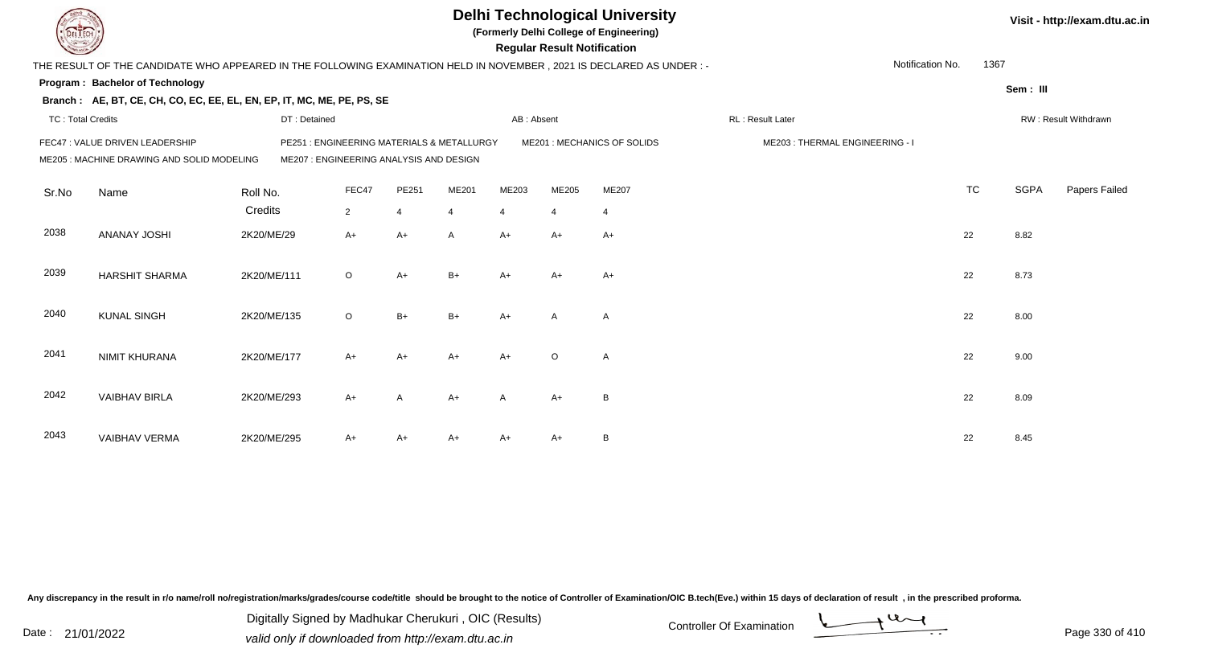# Delhi Technological University

**(Formerly Delhi College of Engineering)**

**Regular Result Notification**

Visit - http://exam.dtu.ac.in

THE RESULT OF THE CANDIDATE WHO APPEARED IN THE FOLLOWING EXAMINATION HELD IN NOVEMBER , 2021 IS DECLARED AS UNDER : -

Notification No. 1367

**Program : Bachelor of Technology**

Sem : III

**Branch : AE, BT, CE, CH, CO, EC, EE, EL, EN, EP, IT, MC, ME, PE, PS, SE**

TC : Total Credits | DT : Detained | AB : Absent | RL : Result Later | RW : Result Withdrawn

FEC47 : VALUE DRIVEN LEADERSHIP | PE251 : ENGINEERING MATERIALS & METALLURGY | ME201 : MECHANICS OF SOLIDS | ME203 : THERMAL ENGINEERING - I
ME205 : MACHINE DRAWING AND SOLID MODELING | ME207 : ENGINEERING ANALYSIS AND DESIGN

| Sr.No | Name | Roll No. | FEC47 | PE251 | ME201 | ME203 | ME205 | ME207 | TC | SGPA | Papers Failed |
|---|---|---|---|---|---|---|---|---|---|---|---|
| | | Credits | 2 | 4 | 4 | 4 | 4 | 4 | | | |
| 2038 | ANANAY JOSHI | 2K20/ME/29 | A+ | A+ | A | A+ | A+ | A+ | 22 | 8.82 | |
| 2039 | HARSHIT SHARMA | 2K20/ME/111 | O | A+ | B+ | A+ | A+ | A+ | 22 | 8.73 | |
| 2040 | KUNAL SINGH | 2K20/ME/135 | O | B+ | B+ | A+ | A | A | 22 | 8.00 | |
| 2041 | NIMIT KHURANA | 2K20/ME/177 | A+ | A+ | A+ | A+ | O | A | 22 | 9.00 | |
| 2042 | VAIBHAV BIRLA | 2K20/ME/293 | A+ | A | A+ | A | A+ | B | 22 | 8.09 | |
| 2043 | VAIBHAV VERMA | 2K20/ME/295 | A+ | A+ | A+ | A+ | A+ | B | 22 | 8.45 | |

Any discrepancy in the result in r/o name/roll no/registration/marks/grades/course code/title should be brought to the notice of Controller of Examination/OIC B.tech(Eve.) within 15 days of declaration of result , in the prescribed proforma.

Date : 21/01/2022

Digitally Signed by Madhukar Cherukuri , OIC (Results)
valid only if downloaded from http://exam.dtu.ac.in

Controller Of Examination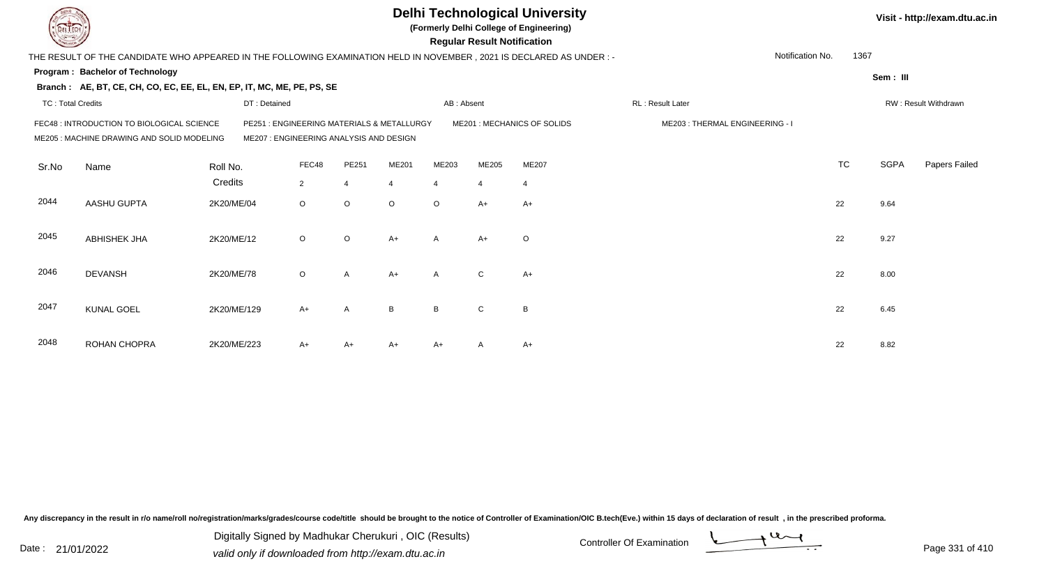# Delhi Technological University

**(Formerly Delhi College of Engineering)**

**Regular Result Notification**

Visit - http://exam.dtu.ac.in

THE RESULT OF THE CANDIDATE WHO APPEARED IN THE FOLLOWING EXAMINATION HELD IN NOVEMBER , 2021 IS DECLARED AS UNDER : -

Notification No. 1367

**Program : Bachelor of Technology**

**Sem : III**

**Branch : AE, BT, CE, CH, CO, EC, EE, EL, EN, EP, IT, MC, ME, PE, PS, SE**

TC : Total Credits | DT : Detained | AB : Absent | RL : Result Later | RW : Result Withdrawn

FEC48 : INTRODUCTION TO BIOLOGICAL SCIENCE
PE251 : ENGINEERING MATERIALS & METALLURGY
ME201 : MECHANICS OF SOLIDS
ME203 : THERMAL ENGINEERING - I
ME205 : MACHINE DRAWING AND SOLID MODELING
ME207 : ENGINEERING ANALYSIS AND DESIGN

| Sr.No | Name | Roll No. | FEC48 | PE251 | ME201 | ME203 | ME205 | ME207 | TC | SGPA | Papers Failed |
|---|---|---|---|---|---|---|---|---|---|---|---|
| | | Credits | 2 | 4 | 4 | 4 | 4 | 4 | | | |
| 2044 | AASHU GUPTA | 2K20/ME/04 | O | O | O | O | A+ | A+ | 22 | 9.64 | |
| 2045 | ABHISHEK JHA | 2K20/ME/12 | O | O | A+ | A | A+ | O | 22 | 9.27 | |
| 2046 | DEVANSH | 2K20/ME/78 | O | A | A+ | A | C | A+ | 22 | 8.00 | |
| 2047 | KUNAL GOEL | 2K20/ME/129 | A+ | A | B | B | C | B | 22 | 6.45 | |
| 2048 | ROHAN CHOPRA | 2K20/ME/223 | A+ | A+ | A+ | A+ | A | A+ | 22 | 8.82 | |

Any discrepancy in the result in r/o name/roll no/registration/marks/grades/course code/title should be brought to the notice of Controller of Examination/OIC B.tech(Eve.) within 15 days of declaration of result , in the prescribed proforma.

Date : 21/01/2022

Digitally Signed by Madhukar Cherukuri , OIC (Results)
valid only if downloaded from http://exam.dtu.ac.in

Controller Of Examination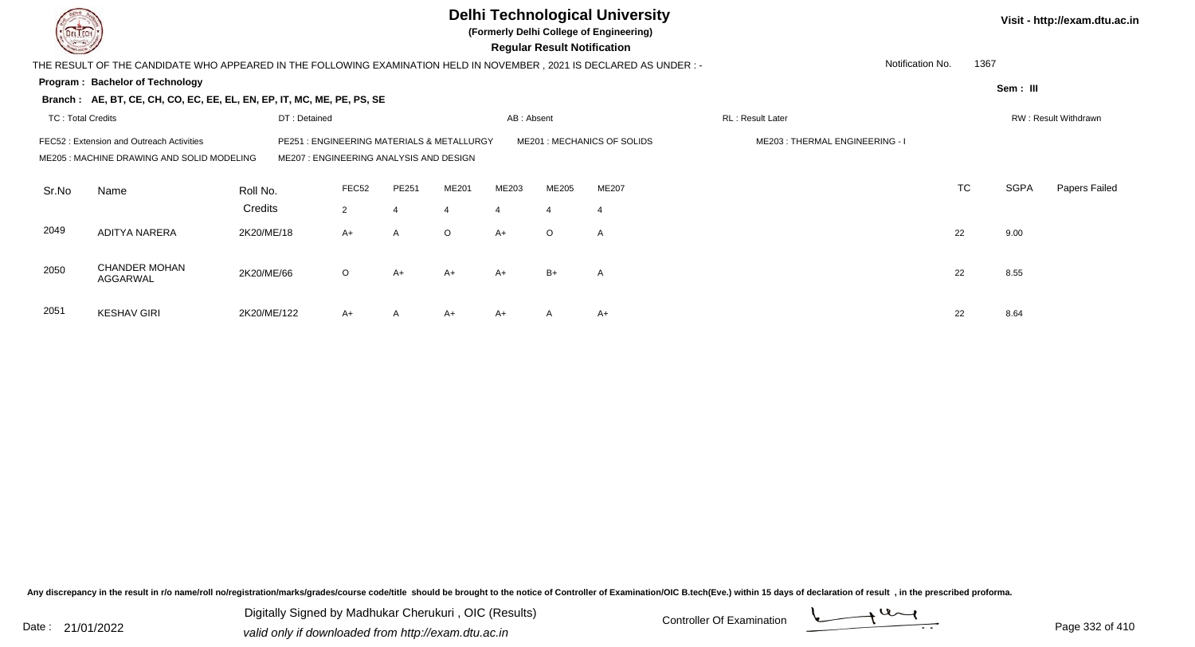# Delhi Technological University

**(Formerly Delhi College of Engineering)**

**Regular Result Notification**

Visit - http://exam.dtu.ac.in

THE RESULT OF THE CANDIDATE WHO APPEARED IN THE FOLLOWING EXAMINATION HELD IN NOVEMBER , 2021 IS DECLARED AS UNDER : -

Notification No. 1367

**Program : Bachelor of Technology**

Sem : III

**Branch : AE, BT, CE, CH, CO, EC, EE, EL, EN, EP, IT, MC, ME, PE, PS, SE**

TC : Total Credits | DT : Detained | AB : Absent | RL : Result Later | RW : Result Withdrawn

FEC52 : Extension and Outreach Activities | PE251 : ENGINEERING MATERIALS & METALLURGY | ME201 : MECHANICS OF SOLIDS | ME203 : THERMAL ENGINEERING - I

ME205 : MACHINE DRAWING AND SOLID MODELING | ME207 : ENGINEERING ANALYSIS AND DESIGN

| Sr.No | Name | Roll No. | FEC52 | PE251 | ME201 | ME203 | ME205 | ME207 | TC | SGPA | Papers Failed |
|---|---|---|---|---|---|---|---|---|---|---|---|
| | | Credits | 2 | 4 | 4 | 4 | 4 | 4 | | | |
| 2049 | ADITYA NARERA | 2K20/ME/18 | A+ | A | O | A+ | O | A | 22 | 9.00 | |
| 2050 | CHANDER MOHAN AGGARWAL | 2K20/ME/66 | O | A+ | A+ | A+ | B+ | A | 22 | 8.55 | |
| 2051 | KESHAV GIRI | 2K20/ME/122 | A+ | A | A+ | A+ | A | A+ | 22 | 8.64 | |

Any discrepancy in the result in r/o name/roll no/registration/marks/grades/course code/title should be brought to the notice of Controller of Examination/OIC B.tech(Eve.) within 15 days of declaration of result , in the prescribed proforma.

Date : 21/01/2022

Digitally Signed by Madhukar Cherukuri , OIC (Results)
valid only if downloaded from http://exam.dtu.ac.in

Controller Of Examination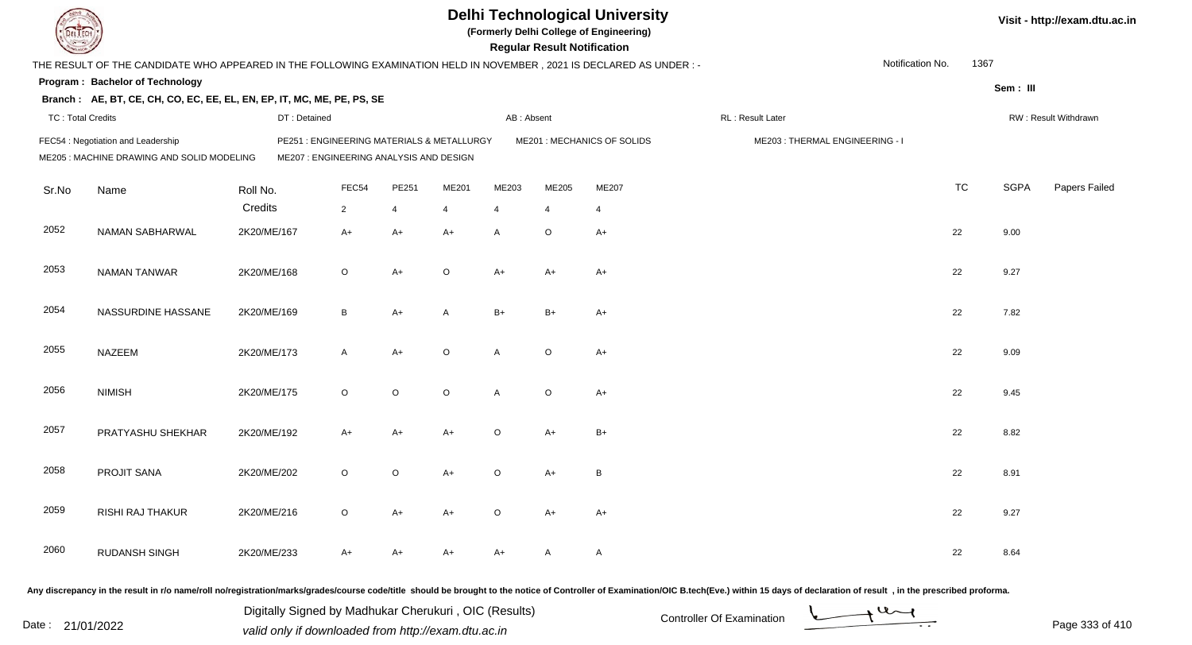# Delhi Technological University

**(Formerly Delhi College of Engineering)**

**Regular Result Notification**

Visit - http://exam.dtu.ac.in

THE RESULT OF THE CANDIDATE WHO APPEARED IN THE FOLLOWING EXAMINATION HELD IN NOVEMBER , 2021 IS DECLARED AS UNDER : -

Notification No. 1367

**Program : Bachelor of Technology**

**Sem : III**

**Branch : AE, BT, CE, CH, CO, EC, EE, EL, EN, EP, IT, MC, ME, PE, PS, SE**

TC : Total Credits | DT : Detained | AB : Absent | RL : Result Later | RW : Result Withdrawn

FEC54 : Negotiation and Leadership | PE251 : ENGINEERING MATERIALS & METALLURGY | ME201 : MECHANICS OF SOLIDS | ME203 : THERMAL ENGINEERING - I
ME205 : MACHINE DRAWING AND SOLID MODELING | ME207 : ENGINEERING ANALYSIS AND DESIGN

| Sr.No | Name | Roll No. | FEC54 | PE251 | ME201 | ME203 | ME205 | ME207 | TC | SGPA | Papers Failed |
|---|---|---|---|---|---|---|---|---|---|---|---|
| | | Credits | 2 | 4 | 4 | 4 | 4 | 4 | | | |
| 2052 | NAMAN SABHARWAL | 2K20/ME/167 | A+ | A+ | A+ | A | O | A+ | 22 | 9.00 | |
| 2053 | NAMAN TANWAR | 2K20/ME/168 | O | A+ | O | A+ | A+ | A+ | 22 | 9.27 | |
| 2054 | NASSURDINE HASSANE | 2K20/ME/169 | B | A+ | A | B+ | B+ | A+ | 22 | 7.82 | |
| 2055 | NAZEEM | 2K20/ME/173 | A | A+ | O | A | O | A+ | 22 | 9.09 | |
| 2056 | NIMISH | 2K20/ME/175 | O | O | O | A | O | A+ | 22 | 9.45 | |
| 2057 | PRATYASHU SHEKHAR | 2K20/ME/192 | A+ | A+ | A+ | O | A+ | B+ | 22 | 8.82 | |
| 2058 | PROJIT SANA | 2K20/ME/202 | O | O | A+ | O | A+ | B | 22 | 8.91 | |
| 2059 | RISHI RAJ THAKUR | 2K20/ME/216 | O | A+ | A+ | O | A+ | A+ | 22 | 9.27 | |
| 2060 | RUDANSH SINGH | 2K20/ME/233 | A+ | A+ | A+ | A+ | A | A | 22 | 8.64 | |

Any discrepancy in the result in r/o name/roll no/registration/marks/grades/course code/title should be brought to the notice of Controller of Examination/OIC B.tech(Eve.) within 15 days of declaration of result , in the prescribed proforma.

Date : 21/01/2022

Digitally Signed by Madhukar Cherukuri , OIC (Results)
valid only if downloaded from http://exam.dtu.ac.in

Controller Of Examination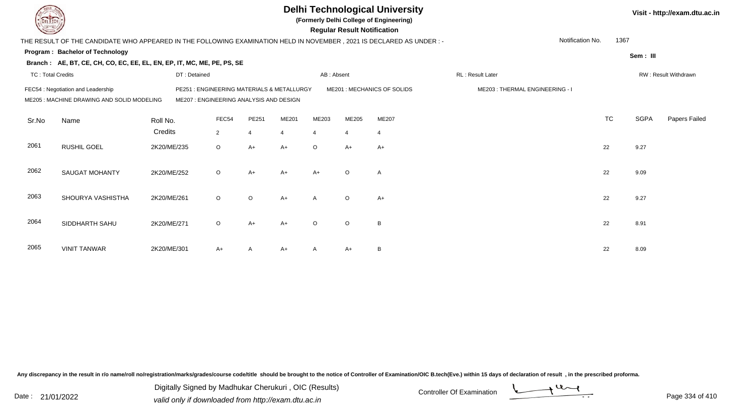# Delhi Technological University

**(Formerly Delhi College of Engineering)**

**Regular Result Notification**

Visit - http://exam.dtu.ac.in

THE RESULT OF THE CANDIDATE WHO APPEARED IN THE FOLLOWING EXAMINATION HELD IN NOVEMBER , 2021 IS DECLARED AS UNDER : -

Notification No. 1367

**Program : Bachelor of Technology**

Sem : III

**Branch : AE, BT, CE, CH, CO, EC, EE, EL, EN, EP, IT, MC, ME, PE, PS, SE**

TC : Total Credits | DT : Detained | AB : Absent | RL : Result Later | RW : Result Withdrawn

FEC54 : Negotiation and Leadership
PE251 : ENGINEERING MATERIALS & METALLURGY
ME201 : MECHANICS OF SOLIDS
ME203 : THERMAL ENGINEERING - I
ME205 : MACHINE DRAWING AND SOLID MODELING
ME207 : ENGINEERING ANALYSIS AND DESIGN

| Sr.No | Name | Roll No. | FEC54 | PE251 | ME201 | ME203 | ME205 | ME207 | TC | SGPA | Papers Failed |
|---|---|---|---|---|---|---|---|---|---|---|---|
| | | Credits | 2 | 4 | 4 | 4 | 4 | 4 | | | |
| 2061 | RUSHIL GOEL | 2K20/ME/235 | O | A+ | A+ | O | A+ | A+ | 22 | 9.27 | |
| 2062 | SAUGAT MOHANTY | 2K20/ME/252 | O | A+ | A+ | A+ | O | A | 22 | 9.09 | |
| 2063 | SHOURYA VASHISTHA | 2K20/ME/261 | O | O | A+ | A | O | A+ | 22 | 9.27 | |
| 2064 | SIDDHARTH SAHU | 2K20/ME/271 | O | A+ | A+ | O | O | B | 22 | 8.91 | |
| 2065 | VINIT TANWAR | 2K20/ME/301 | A+ | A | A+ | A | A+ | B | 22 | 8.09 | |

Any discrepancy in the result in r/o name/roll no/registration/marks/grades/course code/title should be brought to the notice of Controller of Examination/OIC B.tech(Eve.) within 15 days of declaration of result , in the prescribed proforma.

Date : 21/01/2022

Digitally Signed by Madhukar Cherukuri , OIC (Results)
valid only if downloaded from http://exam.dtu.ac.in

Controller Of Examination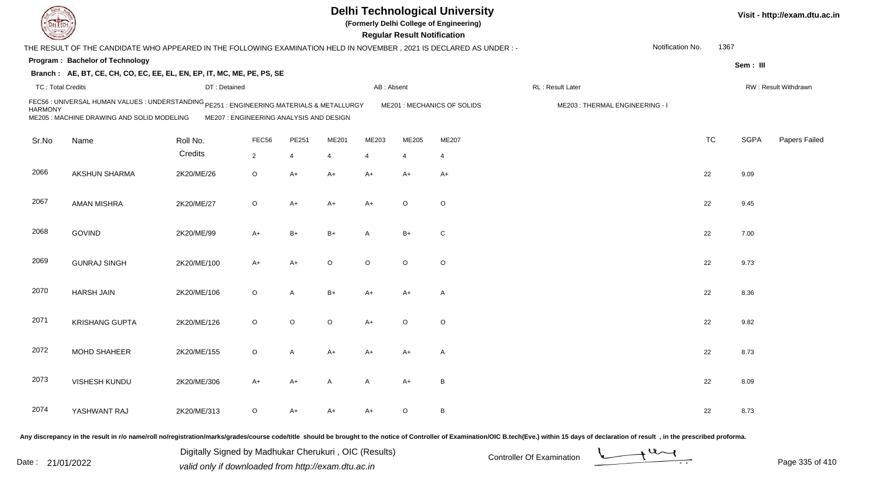# Delhi Technological University

**(Formerly Delhi College of Engineering)**

**Regular Result Notification**

Visit - http://exam.dtu.ac.in

THE RESULT OF THE CANDIDATE WHO APPEARED IN THE FOLLOWING EXAMINATION HELD IN NOVEMBER , 2021 IS DECLARED AS UNDER : -

Notification No. 1367

**Program : Bachelor of Technology**

**Sem : III**

**Branch : AE, BT, CE, CH, CO, EC, EE, EL, EN, EP, IT, MC, ME, PE, PS, SE**

TC : Total Credits | DT : Detained | AB : Absent | RL : Result Later | RW : Result Withdrawn

FEC56 : UNIVERSAL HUMAN VALUES : UNDERSTANDING HARMONY | PE251 : ENGINEERING MATERIALS & METALLURGY | ME201 : MECHANICS OF SOLIDS | ME203 : THERMAL ENGINEERING - I | ME205 : MACHINE DRAWING AND SOLID MODELING | ME207 : ENGINEERING ANALYSIS AND DESIGN

| Sr.No | Name | Roll No. | FEC56 | PE251 | ME201 | ME203 | ME205 | ME207 | TC | SGPA | Papers Failed |
|---|---|---|---|---|---|---|---|---|---|---|---|
| | | Credits | 2 | 4 | 4 | 4 | 4 | 4 | | | |
| 2066 | AKSHUN SHARMA | 2K20/ME/26 | O | A+ | A+ | A+ | A+ | A+ | 22 | 9.09 | |
| 2067 | AMAN MISHRA | 2K20/ME/27 | O | A+ | A+ | A+ | O | O | 22 | 9.45 | |
| 2068 | GOVIND | 2K20/ME/99 | A+ | B+ | B+ | A | B+ | C | 22 | 7.00 | |
| 2069 | GUNRAJ SINGH | 2K20/ME/100 | A+ | A+ | O | O | O | O | 22 | 9.73 | |
| 2070 | HARSH JAIN | 2K20/ME/106 | O | A | B+ | A+ | A+ | A | 22 | 8.36 | |
| 2071 | KRISHANG GUPTA | 2K20/ME/126 | O | O | O | A+ | O | O | 22 | 9.82 | |
| 2072 | MOHD SHAHEER | 2K20/ME/155 | O | A | A+ | A+ | A+ | A | 22 | 8.73 | |
| 2073 | VISHESH KUNDU | 2K20/ME/306 | A+ | A+ | A | A | A+ | B | 22 | 8.09 | |
| 2074 | YASHWANT RAJ | 2K20/ME/313 | O | A+ | A+ | A+ | O | B | 22 | 8.73 | |

Any discrepancy in the result in r/o name/roll no/registration/marks/grades/course code/title should be brought to the notice of Controller of Examination/OIC B.tech(Eve.) within 15 days of declaration of result , in the prescribed proforma.

Date : 21/01/2022

Digitally Signed by Madhukar Cherukuri , OIC (Results)
valid only if downloaded from http://exam.dtu.ac.in

Controller Of Examination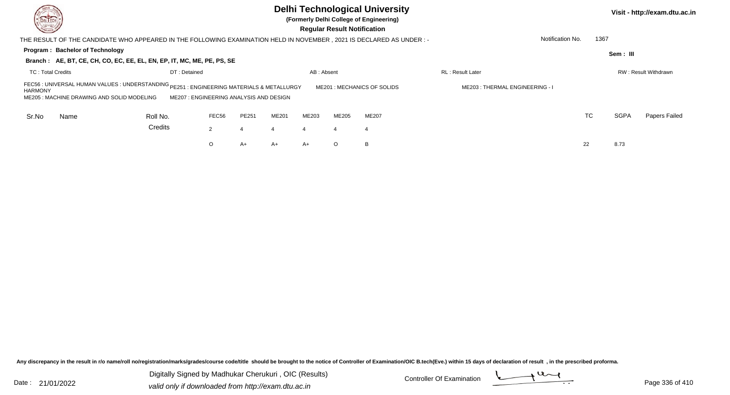# Delhi Technological University

**(Formerly Delhi College of Engineering)**

**Regular Result Notification**

Visit - http://exam.dtu.ac.in

THE RESULT OF THE CANDIDATE WHO APPEARED IN THE FOLLOWING EXAMINATION HELD IN NOVEMBER , 2021 IS DECLARED AS UNDER : -

Notification No. 1367

**Program : Bachelor of Technology**

Sem : III

**Branch : AE, BT, CE, CH, CO, EC, EE, EL, EN, EP, IT, MC, ME, PE, PS, SE**

TC : Total Credits | DT : Detained | AB : Absent | RL : Result Later | RW : Result Withdrawn

FEC56 : UNIVERSAL HUMAN VALUES : UNDERSTANDING HARMONY
PE251 : ENGINEERING MATERIALS & METALLURGY
ME201 : MECHANICS OF SOLIDS
ME203 : THERMAL ENGINEERING - I
ME205 : MACHINE DRAWING AND SOLID MODELING
ME207 : ENGINEERING ANALYSIS AND DESIGN

| Sr.No | Name | Roll No. | FEC56 | PE251 | ME201 | ME203 | ME205 | ME207 | TC | SGPA | Papers Failed |
|---|---|---|---|---|---|---|---|---|---|---|---|
| | | Credits | 2 | 4 | 4 | 4 | 4 | 4 | | | |
| | | | O | A+ | A+ | A+ | O | B | 22 | 8.73 | |

Any discrepancy in the result in r/o name/roll no/registration/marks/grades/course code/title should be brought to the notice of Controller of Examination/OIC B.tech(Eve.) within 15 days of declaration of result , in the prescribed proforma.

Date : 21/01/2022

Digitally Signed by Madhukar Cherukuri , OIC (Results)
valid only if downloaded from http://exam.dtu.ac.in

Controller Of Examination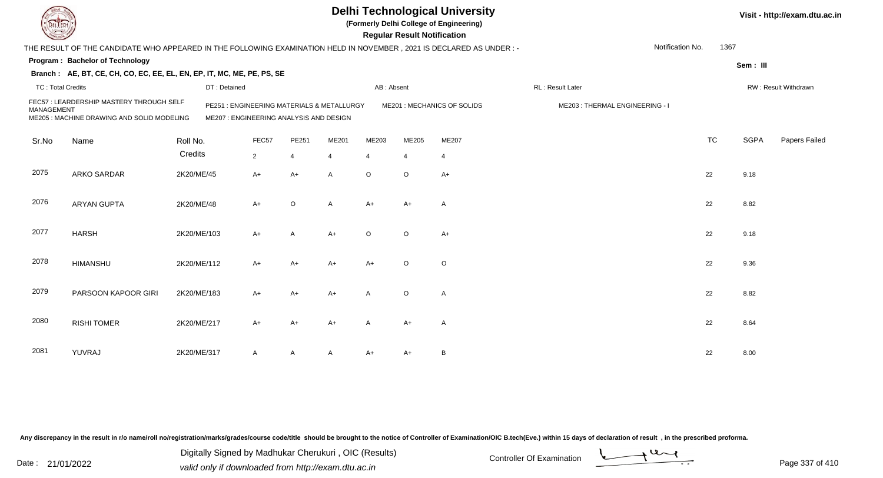# Delhi Technological University

**(Formerly Delhi College of Engineering)**

**Regular Result Notification**

Visit - http://exam.dtu.ac.in

THE RESULT OF THE CANDIDATE WHO APPEARED IN THE FOLLOWING EXAMINATION HELD IN NOVEMBER , 2021 IS DECLARED AS UNDER : -

Notification No. 1367

**Program : Bachelor of Technology**

Sem : III

**Branch : AE, BT, CE, CH, CO, EC, EE, EL, EN, EP, IT, MC, ME, PE, PS, SE**

TC : Total Credits | DT : Detained | AB : Absent | RL : Result Later | RW : Result Withdrawn

FEC57 : LEARDERSHIP MASTERY THROUGH SELF MANAGEMENT
PE251 : ENGINEERING MATERIALS & METALLURGY
ME201 : MECHANICS OF SOLIDS
ME203 : THERMAL ENGINEERING - I
ME205 : MACHINE DRAWING AND SOLID MODELING
ME207 : ENGINEERING ANALYSIS AND DESIGN

| Sr.No | Name | Roll No. | FEC57 | PE251 | ME201 | ME203 | ME205 | ME207 | TC | SGPA | Papers Failed |
|---|---|---|---|---|---|---|---|---|---|---|---|
| | | Credits | 2 | 4 | 4 | 4 | 4 | 4 | | | |
| 2075 | ARKO SARDAR | 2K20/ME/45 | A+ | A+ | A | O | O | A+ | 22 | 9.18 | |
| 2076 | ARYAN GUPTA | 2K20/ME/48 | A+ | O | A | A+ | A+ | A | 22 | 8.82 | |
| 2077 | HARSH | 2K20/ME/103 | A+ | A | A+ | O | O | A+ | 22 | 9.18 | |
| 2078 | HIMANSHU | 2K20/ME/112 | A+ | A+ | A+ | A+ | O | O | 22 | 9.36 | |
| 2079 | PARSOON KAPOOR GIRI | 2K20/ME/183 | A+ | A+ | A+ | A | O | A | 22 | 8.82 | |
| 2080 | RISHI TOMER | 2K20/ME/217 | A+ | A+ | A+ | A | A+ | A | 22 | 8.64 | |
| 2081 | YUVRAJ | 2K20/ME/317 | A | A | A | A+ | A+ | B | 22 | 8.00 | |

Any discrepancy in the result in r/o name/roll no/registration/marks/grades/course code/title should be brought to the notice of Controller of Examination/OIC B.tech(Eve.) within 15 days of declaration of result , in the prescribed proforma.

Date : 21/01/2022

Digitally Signed by Madhukar Cherukuri , OIC (Results)
valid only if downloaded from http://exam.dtu.ac.in

Controller Of Examination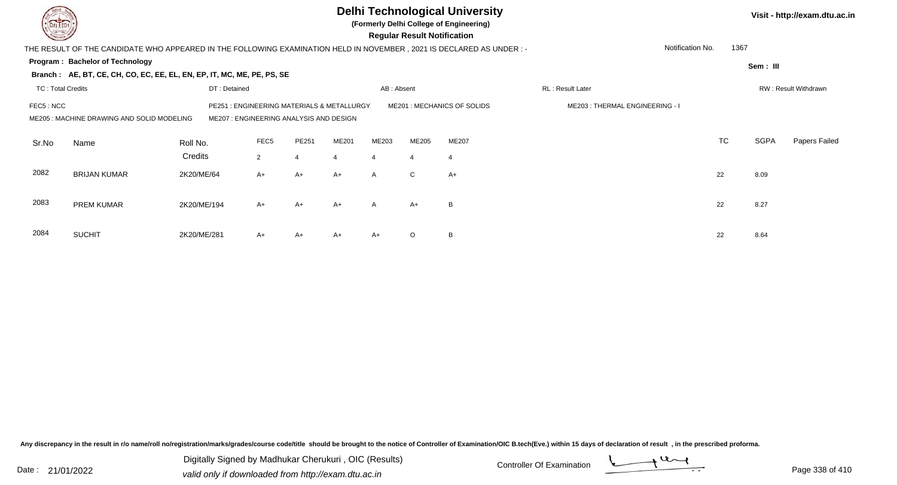# Delhi Technological University

**(Formerly Delhi College of Engineering)**

**Regular Result Notification**

Visit - http://exam.dtu.ac.in

THE RESULT OF THE CANDIDATE WHO APPEARED IN THE FOLLOWING EXAMINATION HELD IN NOVEMBER , 2021 IS DECLARED AS UNDER : -

Notification No. 1367

**Program : Bachelor of Technology**

Sem : III

**Branch : AE, BT, CE, CH, CO, EC, EE, EL, EN, EP, IT, MC, ME, PE, PS, SE**

TC : Total Credits | DT : Detained | AB : Absent | RL : Result Later | RW : Result Withdrawn

FEC5 : NCC | PE251 : ENGINEERING MATERIALS & METALLURGY | ME201 : MECHANICS OF SOLIDS | ME203 : THERMAL ENGINEERING - I

ME205 : MACHINE DRAWING AND SOLID MODELING | ME207 : ENGINEERING ANALYSIS AND DESIGN

| Sr.No | Name | Roll No. | FEC5 | PE251 | ME201 | ME203 | ME205 | ME207 | TC | SGPA | Papers Failed |
|---|---|---|---|---|---|---|---|---|---|---|---|
| | | Credits | 2 | 4 | 4 | 4 | 4 | 4 | | | |
| 2082 | BRIJAN KUMAR | 2K20/ME/64 | A+ | A+ | A+ | A | C | A+ | 22 | 8.09 | |
| 2083 | PREM KUMAR | 2K20/ME/194 | A+ | A+ | A+ | A | A+ | B | 22 | 8.27 | |
| 2084 | SUCHIT | 2K20/ME/281 | A+ | A+ | A+ | A+ | O | B | 22 | 8.64 | |

Any discrepancy in the result in r/o name/roll no/registration/marks/grades/course code/title should be brought to the notice of Controller of Examination/OIC B.tech(Eve.) within 15 days of declaration of result , in the prescribed proforma.

Date : 21/01/2022

Digitally Signed by Madhukar Cherukuri , OIC (Results)

valid only if downloaded from http://exam.dtu.ac.in

Controller Of Examination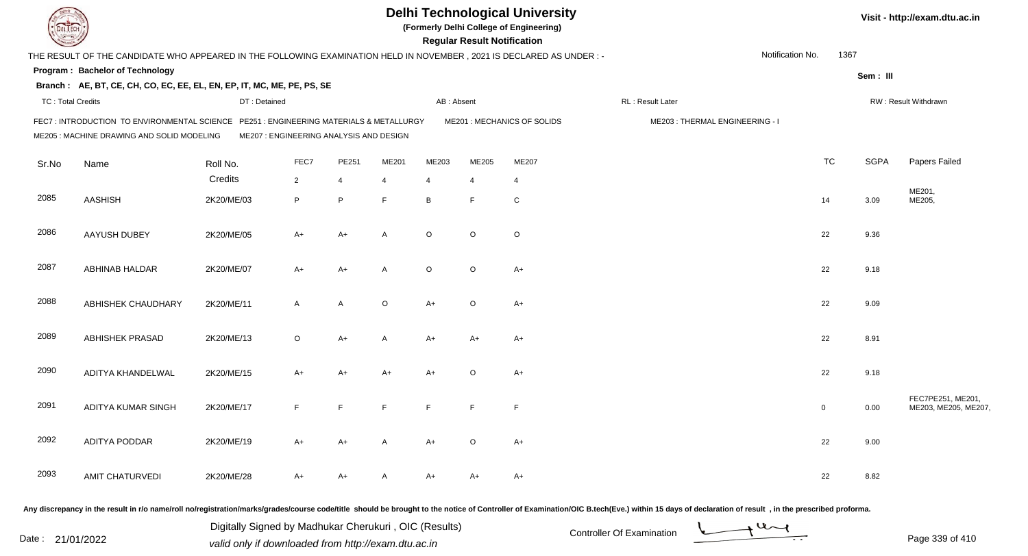# Delhi Technological University

**(Formerly Delhi College of Engineering)**

**Regular Result Notification**

Visit - http://exam.dtu.ac.in

THE RESULT OF THE CANDIDATE WHO APPEARED IN THE FOLLOWING EXAMINATION HELD IN NOVEMBER , 2021 IS DECLARED AS UNDER : -

Notification No. 1367

**Program : Bachelor of Technology**

Sem : III

**Branch : AE, BT, CE, CH, CO, EC, EE, EL, EN, EP, IT, MC, ME, PE, PS, SE**

TC : Total Credits | DT : Detained | AB : Absent | RL : Result Later | RW : Result Withdrawn

FEC7 : INTRODUCTION TO ENVIRONMENTAL SCIENCE | PE251 : ENGINEERING MATERIALS & METALLURGY | ME201 : MECHANICS OF SOLIDS | ME203 : THERMAL ENGINEERING - I | ME205 : MACHINE DRAWING AND SOLID MODELING | ME207 : ENGINEERING ANALYSIS AND DESIGN

| Sr.No | Name | Roll No. | FEC7 | PE251 | ME201 | ME203 | ME205 | ME207 | TC | SGPA | Papers Failed |
|---|---|---|---|---|---|---|---|---|---|---|---|
| | | Credits | 2 | 4 | 4 | 4 | 4 | 4 | | | |
| 2085 | AASHISH | 2K20/ME/03 | P | P | F | B | F | C | 14 | 3.09 | ME201, ME205, |
| 2086 | AAYUSH DUBEY | 2K20/ME/05 | A+ | A+ | A | O | O | O | 22 | 9.36 | |
| 2087 | ABHINAB HALDAR | 2K20/ME/07 | A+ | A+ | A | O | O | A+ | 22 | 9.18 | |
| 2088 | ABHISHEK CHAUDHARY | 2K20/ME/11 | A | A | O | A+ | O | A+ | 22 | 9.09 | |
| 2089 | ABHISHEK PRASAD | 2K20/ME/13 | O | A+ | A | A+ | A+ | A+ | 22 | 8.91 | |
| 2090 | ADITYA KHANDELWAL | 2K20/ME/15 | A+ | A+ | A+ | A+ | O | A+ | 22 | 9.18 | |
| 2091 | ADITYA KUMAR SINGH | 2K20/ME/17 | F | F | F | F | F | F | 0 | 0.00 | FEC7PE251, ME201, ME203, ME205, ME207, |
| 2092 | ADITYA PODDAR | 2K20/ME/19 | A+ | A+ | A | A+ | O | A+ | 22 | 9.00 | |
| 2093 | AMIT CHATURVEDI | 2K20/ME/28 | A+ | A+ | A | A+ | A+ | A+ | 22 | 8.82 | |

Any discrepancy in the result in r/o name/roll no/registration/marks/grades/course code/title should be brought to the notice of Controller of Examination/OIC B.tech(Eve.) within 15 days of declaration of result , in the prescribed proforma.

Date : 21/01/2022

Digitally Signed by Madhukar Cherukuri , OIC (Results)
valid only if downloaded from http://exam.dtu.ac.in

Controller Of Examination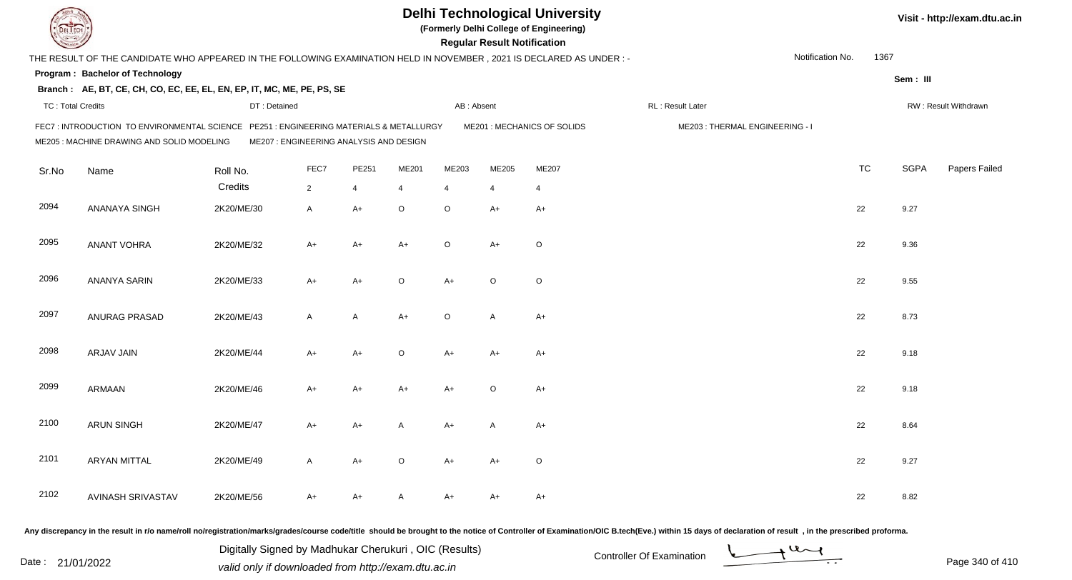# Delhi Technological University

**(Formerly Delhi College of Engineering)**

**Regular Result Notification**

Visit - http://exam.dtu.ac.in

THE RESULT OF THE CANDIDATE WHO APPEARED IN THE FOLLOWING EXAMINATION HELD IN NOVEMBER , 2021 IS DECLARED AS UNDER : -

Notification No. 1367

**Program : Bachelor of Technology**

**Sem : III**

**Branch : AE, BT, CE, CH, CO, EC, EE, EL, EN, EP, IT, MC, ME, PE, PS, SE**

TC : Total Credits | DT : Detained | AB : Absent | RL : Result Later | RW : Result Withdrawn

FEC7 : INTRODUCTION TO ENVIRONMENTAL SCIENCE | PE251 : ENGINEERING MATERIALS & METALLURGY | ME201 : MECHANICS OF SOLIDS | ME203 : THERMAL ENGINEERING - I | ME205 : MACHINE DRAWING AND SOLID MODELING | ME207 : ENGINEERING ANALYSIS AND DESIGN

| Sr.No | Name | Roll No. | FEC7 | PE251 | ME201 | ME203 | ME205 | ME207 | TC | SGPA | Papers Failed |
|---|---|---|---|---|---|---|---|---|---|---|---|
| | | Credits | 2 | 4 | 4 | 4 | 4 | 4 | | | |
| 2094 | ANANAYA SINGH | 2K20/ME/30 | A | A+ | O | O | A+ | A+ | 22 | 9.27 | |
| 2095 | ANANT VOHRA | 2K20/ME/32 | A+ | A+ | A+ | O | A+ | O | 22 | 9.36 | |
| 2096 | ANANYA SARIN | 2K20/ME/33 | A+ | A+ | O | A+ | O | O | 22 | 9.55 | |
| 2097 | ANURAG PRASAD | 2K20/ME/43 | A | A | A+ | O | A | A+ | 22 | 8.73 | |
| 2098 | ARJAV JAIN | 2K20/ME/44 | A+ | A+ | O | A+ | A+ | A+ | 22 | 9.18 | |
| 2099 | ARMAAN | 2K20/ME/46 | A+ | A+ | A+ | A+ | O | A+ | 22 | 9.18 | |
| 2100 | ARUN SINGH | 2K20/ME/47 | A+ | A+ | A | A+ | A | A+ | 22 | 8.64 | |
| 2101 | ARYAN MITTAL | 2K20/ME/49 | A | A+ | O | A+ | A+ | O | 22 | 9.27 | |
| 2102 | AVINASH SRIVASTAV | 2K20/ME/56 | A+ | A+ | A | A+ | A+ | A+ | 22 | 8.82 | |

Any discrepancy in the result in r/o name/roll no/registration/marks/grades/course code/title should be brought to the notice of Controller of Examination/OIC B.tech(Eve.) within 15 days of declaration of result , in the prescribed proforma.

Date : 21/01/2022

Digitally Signed by Madhukar Cherukuri , OIC (Results)
valid only if downloaded from http://exam.dtu.ac.in

Controller Of Examination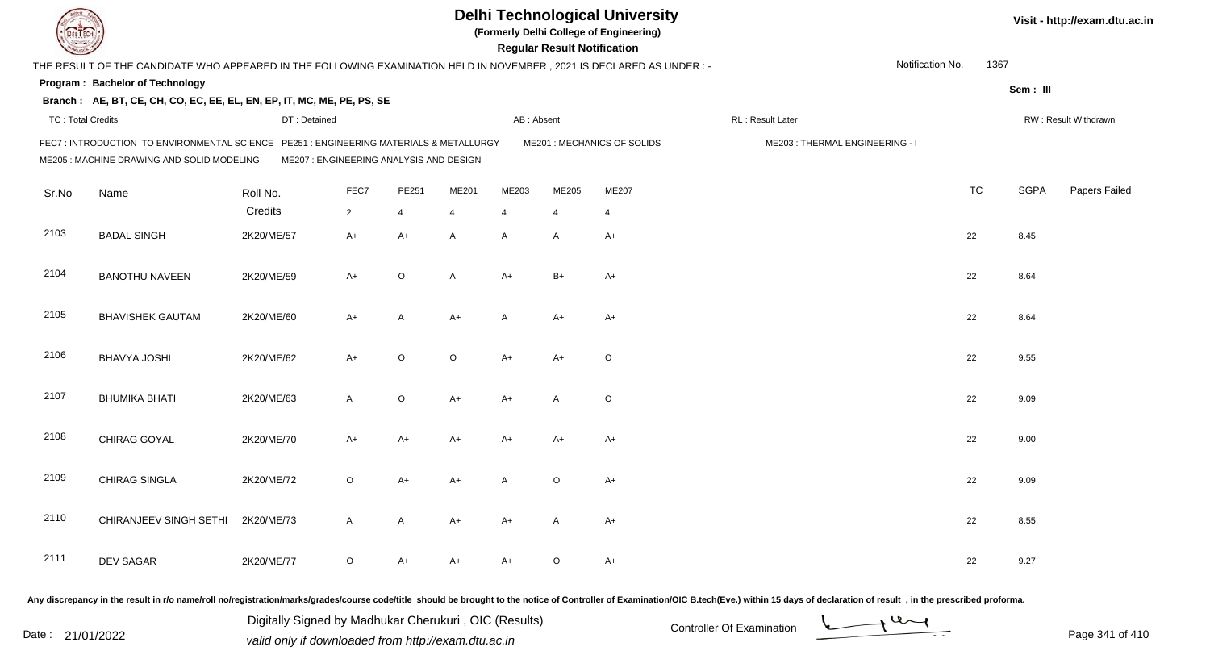# Delhi Technological University

**(Formerly Delhi College of Engineering)**

**Regular Result Notification**

Visit - http://exam.dtu.ac.in

THE RESULT OF THE CANDIDATE WHO APPEARED IN THE FOLLOWING EXAMINATION HELD IN NOVEMBER , 2021 IS DECLARED AS UNDER : -

Notification No. 1367

**Program : Bachelor of Technology**

Sem : III

**Branch : AE, BT, CE, CH, CO, EC, EE, EL, EN, EP, IT, MC, ME, PE, PS, SE**

TC : Total Credits | DT : Detained | AB : Absent | RL : Result Later | RW : Result Withdrawn

FEC7 : INTRODUCTION TO ENVIRONMENTAL SCIENCE | PE251 : ENGINEERING MATERIALS & METALLURGY | ME201 : MECHANICS OF SOLIDS | ME203 : THERMAL ENGINEERING - I | ME205 : MACHINE DRAWING AND SOLID MODELING | ME207 : ENGINEERING ANALYSIS AND DESIGN

| Sr.No | Name | Roll No. | FEC7 | PE251 | ME201 | ME203 | ME205 | ME207 | TC | SGPA | Papers Failed |
|---|---|---|---|---|---|---|---|---|---|---|---|
| | | Credits | 2 | 4 | 4 | 4 | 4 | 4 | | | |
| 2103 | BADAL SINGH | 2K20/ME/57 | A+ | A+ | A | A | A | A+ | 22 | 8.45 | |
| 2104 | BANOTHU NAVEEN | 2K20/ME/59 | A+ | O | A | A+ | B+ | A+ | 22 | 8.64 | |
| 2105 | BHAVISHEK GAUTAM | 2K20/ME/60 | A+ | A | A+ | A | A+ | A+ | 22 | 8.64 | |
| 2106 | BHAVYA JOSHI | 2K20/ME/62 | A+ | O | O | A+ | A+ | O | 22 | 9.55 | |
| 2107 | BHUMIKA BHATI | 2K20/ME/63 | A | O | A+ | A+ | A | O | 22 | 9.09 | |
| 2108 | CHIRAG GOYAL | 2K20/ME/70 | A+ | A+ | A+ | A+ | A+ | A+ | 22 | 9.00 | |
| 2109 | CHIRAG SINGLA | 2K20/ME/72 | O | A+ | A+ | A | O | A+ | 22 | 9.09 | |
| 2110 | CHIRANJEEV SINGH SETHI | 2K20/ME/73 | A | A | A+ | A+ | A | A+ | 22 | 8.55 | |
| 2111 | DEV SAGAR | 2K20/ME/77 | O | A+ | A+ | A+ | O | A+ | 22 | 9.27 | |

Any discrepancy in the result in r/o name/roll no/registration/marks/grades/course code/title should be brought to the notice of Controller of Examination/OIC B.tech(Eve.) within 15 days of declaration of result , in the prescribed proforma.

Date : 21/01/2022

Digitally Signed by Madhukar Cherukuri , OIC (Results)
valid only if downloaded from http://exam.dtu.ac.in

Controller Of Examination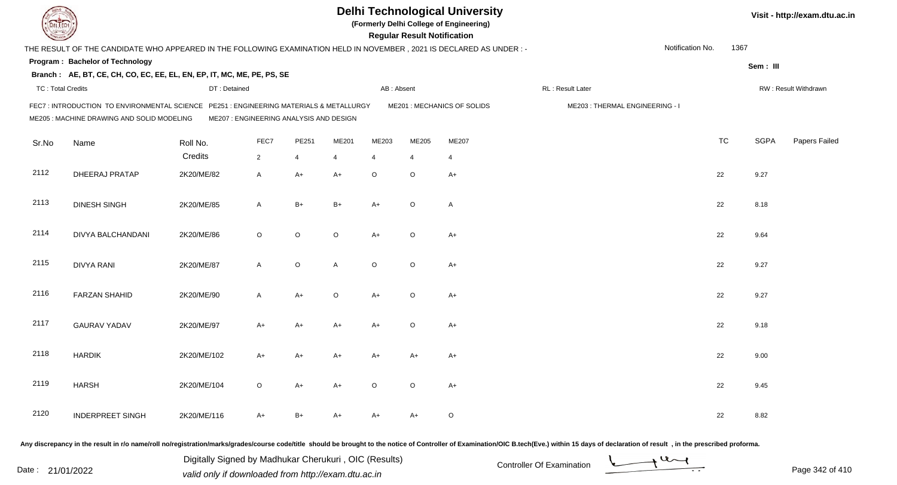# Delhi Technological University

**(Formerly Delhi College of Engineering)**

**Regular Result Notification**

Visit - http://exam.dtu.ac.in

THE RESULT OF THE CANDIDATE WHO APPEARED IN THE FOLLOWING EXAMINATION HELD IN NOVEMBER , 2021 IS DECLARED AS UNDER : -

Notification No. 1367

**Program : Bachelor of Technology**

**Sem : III**

**Branch : AE, BT, CE, CH, CO, EC, EE, EL, EN, EP, IT, MC, ME, PE, PS, SE**

TC : Total Credits | DT : Detained | AB : Absent | RL : Result Later | RW : Result Withdrawn

FEC7 : INTRODUCTION TO ENVIRONMENTAL SCIENCE
PE251 : ENGINEERING MATERIALS & METALLURGY
ME201 : MECHANICS OF SOLIDS
ME203 : THERMAL ENGINEERING - I
ME205 : MACHINE DRAWING AND SOLID MODELING
ME207 : ENGINEERING ANALYSIS AND DESIGN

| Sr.No | Name | Roll No. | FEC7 | PE251 | ME201 | ME203 | ME205 | ME207 | TC | SGPA | Papers Failed |
|---|---|---|---|---|---|---|---|---|---|---|---|
| | | Credits | 2 | 4 | 4 | 4 | 4 | 4 | | | |
| 2112 | DHEERAJ PRATAP | 2K20/ME/82 | A | A+ | A+ | O | O | A+ | 22 | 9.27 | |
| 2113 | DINESH SINGH | 2K20/ME/85 | A | B+ | B+ | A+ | O | A | 22 | 8.18 | |
| 2114 | DIVYA BALCHANDANI | 2K20/ME/86 | O | O | O | A+ | O | A+ | 22 | 9.64 | |
| 2115 | DIVYA RANI | 2K20/ME/87 | A | O | A | O | O | A+ | 22 | 9.27 | |
| 2116 | FARZAN SHAHID | 2K20/ME/90 | A | A+ | O | A+ | O | A+ | 22 | 9.27 | |
| 2117 | GAURAV YADAV | 2K20/ME/97 | A+ | A+ | A+ | A+ | O | A+ | 22 | 9.18 | |
| 2118 | HARDIK | 2K20/ME/102 | A+ | A+ | A+ | A+ | A+ | A+ | 22 | 9.00 | |
| 2119 | HARSH | 2K20/ME/104 | O | A+ | A+ | O | O | A+ | 22 | 9.45 | |
| 2120 | INDERPREET SINGH | 2K20/ME/116 | A+ | B+ | A+ | A+ | A+ | O | 22 | 8.82 | |

Any discrepancy in the result in r/o name/roll no/registration/marks/grades/course code/title should be brought to the notice of Controller of Examination/OIC B.tech(Eve.) within 15 days of declaration of result , in the prescribed proforma.

Date : 21/01/2022

Digitally Signed by Madhukar Cherukuri , OIC (Results)
valid only if downloaded from http://exam.dtu.ac.in

Controller Of Examination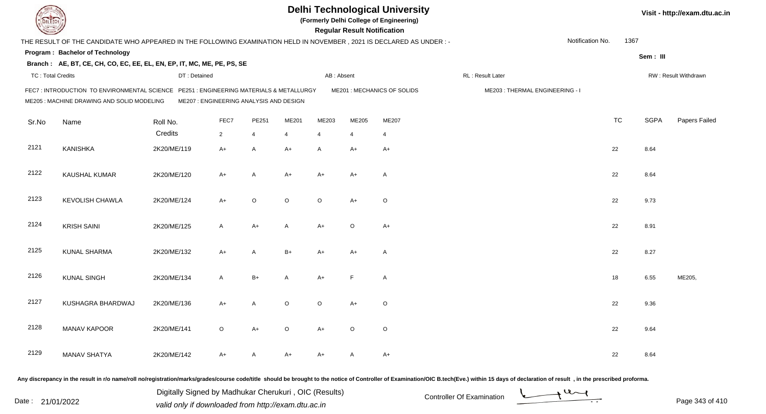# Delhi Technological University

(Formerly Delhi College of Engineering)

**Regular Result Notification**

Visit - http://exam.dtu.ac.in

THE RESULT OF THE CANDIDATE WHO APPEARED IN THE FOLLOWING EXAMINATION HELD IN NOVEMBER , 2021 IS DECLARED AS UNDER : -

Notification No. 1367

**Program : Bachelor of Technology**

Sem : III

**Branch : AE, BT, CE, CH, CO, EC, EE, EL, EN, EP, IT, MC, ME, PE, PS, SE**

TC : Total Credits | DT : Detained | AB : Absent | RL : Result Later | RW : Result Withdrawn

FEC7 : INTRODUCTION TO ENVIRONMENTAL SCIENCE | PE251 : ENGINEERING MATERIALS & METALLURGY | ME201 : MECHANICS OF SOLIDS | ME203 : THERMAL ENGINEERING - I
ME205 : MACHINE DRAWING AND SOLID MODELING | ME207 : ENGINEERING ANALYSIS AND DESIGN

| Sr.No | Name | Roll No. | FEC7 | PE251 | ME201 | ME203 | ME205 | ME207 | TC | SGPA | Papers Failed |
|---|---|---|---|---|---|---|---|---|---|---|---|
| | | Credits | 2 | 4 | 4 | 4 | 4 | 4 | | | |
| 2121 | KANISHKA | 2K20/ME/119 | A+ | A | A+ | A | A+ | A+ | 22 | 8.64 | |
| 2122 | KAUSHAL KUMAR | 2K20/ME/120 | A+ | A | A+ | A+ | A+ | A | 22 | 8.64 | |
| 2123 | KEVOLISH CHAWLA | 2K20/ME/124 | A+ | O | O | O | A+ | O | 22 | 9.73 | |
| 2124 | KRISH SAINI | 2K20/ME/125 | A | A+ | A | A+ | O | A+ | 22 | 8.91 | |
| 2125 | KUNAL SHARMA | 2K20/ME/132 | A+ | A | B+ | A+ | A+ | A | 22 | 8.27 | |
| 2126 | KUNAL SINGH | 2K20/ME/134 | A | B+ | A | A+ | F | A | 18 | 6.55 | ME205, |
| 2127 | KUSHAGRA BHARDWAJ | 2K20/ME/136 | A+ | A | O | O | A+ | O | 22 | 9.36 | |
| 2128 | MANAV KAPOOR | 2K20/ME/141 | O | A+ | O | A+ | O | O | 22 | 9.64 | |
| 2129 | MANAV SHATYA | 2K20/ME/142 | A+ | A | A+ | A+ | A | A+ | 22 | 8.64 | |

Any discrepancy in the result in r/o name/roll no/registration/marks/grades/course code/title should be brought to the notice of Controller of Examination/OIC B.tech(Eve.) within 15 days of declaration of result , in the prescribed proforma.

Date : 21/01/2022

Digitally Signed by Madhukar Cherukuri , OIC (Results)
valid only if downloaded from http://exam.dtu.ac.in

Controller Of Examination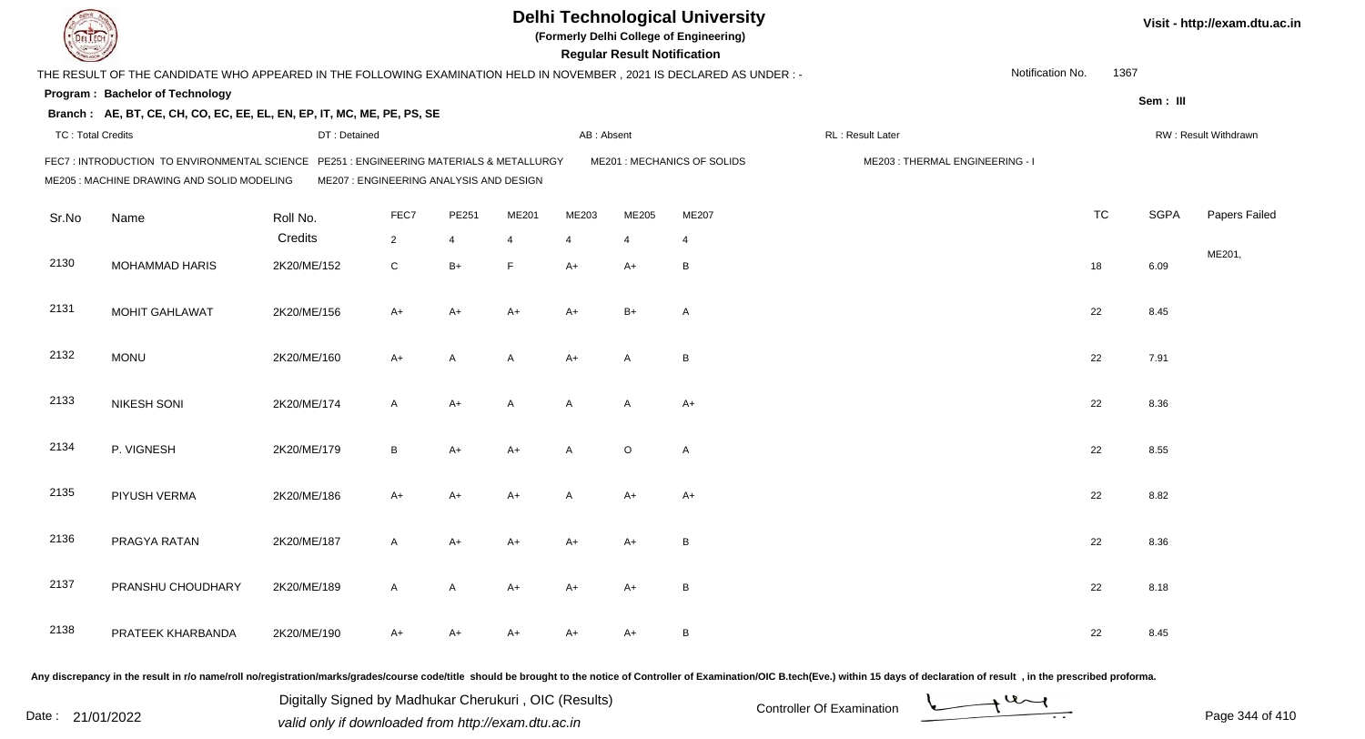# Delhi Technological University

**(Formerly Delhi College of Engineering)**

**Regular Result Notification**

Visit - http://exam.dtu.ac.in

THE RESULT OF THE CANDIDATE WHO APPEARED IN THE FOLLOWING EXAMINATION HELD IN NOVEMBER , 2021 IS DECLARED AS UNDER : -

Notification No. 1367

**Program : Bachelor of Technology**

**Sem : III**

**Branch : AE, BT, CE, CH, CO, EC, EE, EL, EN, EP, IT, MC, ME, PE, PS, SE**

TC : Total Credits | DT : Detained | AB : Absent | RL : Result Later | RW : Result Withdrawn

FEC7 : INTRODUCTION TO ENVIRONMENTAL SCIENCE
PE251 : ENGINEERING MATERIALS & METALLURGY
ME201 : MECHANICS OF SOLIDS
ME203 : THERMAL ENGINEERING - I
ME205 : MACHINE DRAWING AND SOLID MODELING
ME207 : ENGINEERING ANALYSIS AND DESIGN

| Sr.No | Name | Roll No. | FEC7 | PE251 | ME201 | ME203 | ME205 | ME207 | TC | SGPA | Papers Failed |
|---|---|---|---|---|---|---|---|---|---|---|---|
| | | Credits | 2 | 4 | 4 | 4 | 4 | 4 | | | |
| 2130 | MOHAMMAD HARIS | 2K20/ME/152 | C | B+ | F | A+ | A+ | B | 18 | 6.09 | ME201, |
| 2131 | MOHIT GAHLAWAT | 2K20/ME/156 | A+ | A+ | A+ | A+ | B+ | A | 22 | 8.45 | |
| 2132 | MONU | 2K20/ME/160 | A+ | A | A | A+ | A | B | 22 | 7.91 | |
| 2133 | NIKESH SONI | 2K20/ME/174 | A | A+ | A | A | A | A+ | 22 | 8.36 | |
| 2134 | P. VIGNESH | 2K20/ME/179 | B | A+ | A+ | A | O | A | 22 | 8.55 | |
| 2135 | PIYUSH VERMA | 2K20/ME/186 | A+ | A+ | A+ | A | A+ | A+ | 22 | 8.82 | |
| 2136 | PRAGYA RATAN | 2K20/ME/187 | A | A+ | A+ | A+ | A+ | B | 22 | 8.36 | |
| 2137 | PRANSHU CHOUDHARY | 2K20/ME/189 | A | A | A+ | A+ | A+ | B | 22 | 8.18 | |
| 2138 | PRATEEK KHARBANDA | 2K20/ME/190 | A+ | A+ | A+ | A+ | A+ | B | 22 | 8.45 | |

Any discrepancy in the result in r/o name/roll no/registration/marks/grades/course code/title should be brought to the notice of Controller of Examination/OIC B.tech(Eve.) within 15 days of declaration of result , in the prescribed proforma.

Date : 21/01/2022

Digitally Signed by Madhukar Cherukuri , OIC (Results)
valid only if downloaded from http://exam.dtu.ac.in

Controller Of Examination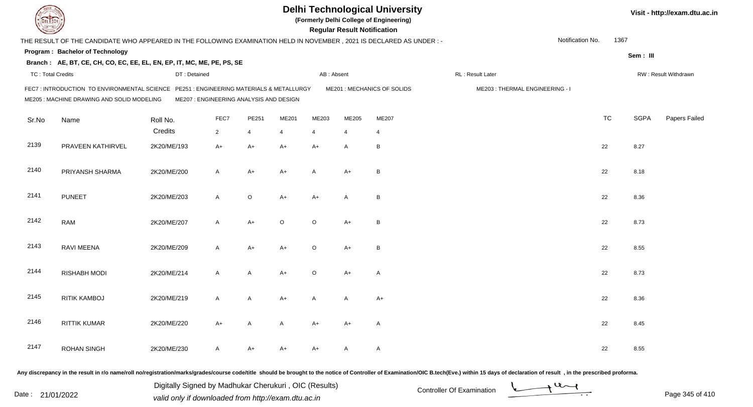# Delhi Technological University

(Formerly Delhi College of Engineering)

**Regular Result Notification**

Visit - http://exam.dtu.ac.in

THE RESULT OF THE CANDIDATE WHO APPEARED IN THE FOLLOWING EXAMINATION HELD IN NOVEMBER , 2021 IS DECLARED AS UNDER : -

Notification No. 1367

**Program : Bachelor of Technology**

Sem : III

**Branch : AE, BT, CE, CH, CO, EC, EE, EL, EN, EP, IT, MC, ME, PE, PS, SE**

TC : Total Credits | DT : Detained | AB : Absent | RL : Result Later | RW : Result Withdrawn

FEC7 : INTRODUCTION TO ENVIRONMENTAL SCIENCE
PE251 : ENGINEERING MATERIALS & METALLURGY
ME201 : MECHANICS OF SOLIDS
ME203 : THERMAL ENGINEERING - I
ME205 : MACHINE DRAWING AND SOLID MODELING
ME207 : ENGINEERING ANALYSIS AND DESIGN

| Sr.No | Name | Roll No. | FEC7 | PE251 | ME201 | ME203 | ME205 | ME207 | TC | SGPA | Papers Failed |
|---|---|---|---|---|---|---|---|---|---|---|---|
| | | Credits | 2 | 4 | 4 | 4 | 4 | 4 | | | |
| 2139 | PRAVEEN KATHIRVEL | 2K20/ME/193 | A+ | A+ | A+ | A+ | A | B | 22 | 8.27 | |
| 2140 | PRIYANSH SHARMA | 2K20/ME/200 | A | A+ | A+ | A | A+ | B | 22 | 8.18 | |
| 2141 | PUNEET | 2K20/ME/203 | A | O | A+ | A+ | A | B | 22 | 8.36 | |
| 2142 | RAM | 2K20/ME/207 | A | A+ | O | O | A+ | B | 22 | 8.73 | |
| 2143 | RAVI MEENA | 2K20/ME/209 | A | A+ | A+ | O | A+ | B | 22 | 8.55 | |
| 2144 | RISHABH MODI | 2K20/ME/214 | A | A | A+ | O | A+ | A | 22 | 8.73 | |
| 2145 | RITIK KAMBOJ | 2K20/ME/219 | A | A | A+ | A | A | A+ | 22 | 8.36 | |
| 2146 | RITTIK KUMAR | 2K20/ME/220 | A+ | A | A | A+ | A+ | A | 22 | 8.45 | |
| 2147 | ROHAN SINGH | 2K20/ME/230 | A | A+ | A+ | A+ | A | A | 22 | 8.55 | |

Any discrepancy in the result in r/o name/roll no/registration/marks/grades/course code/title should be brought to the notice of Controller of Examination/OIC B.tech(Eve.) within 15 days of declaration of result , in the prescribed proforma.

Date : 21/01/2022

Digitally Signed by Madhukar Cherukuri , OIC (Results)
valid only if downloaded from http://exam.dtu.ac.in

Controller Of Examination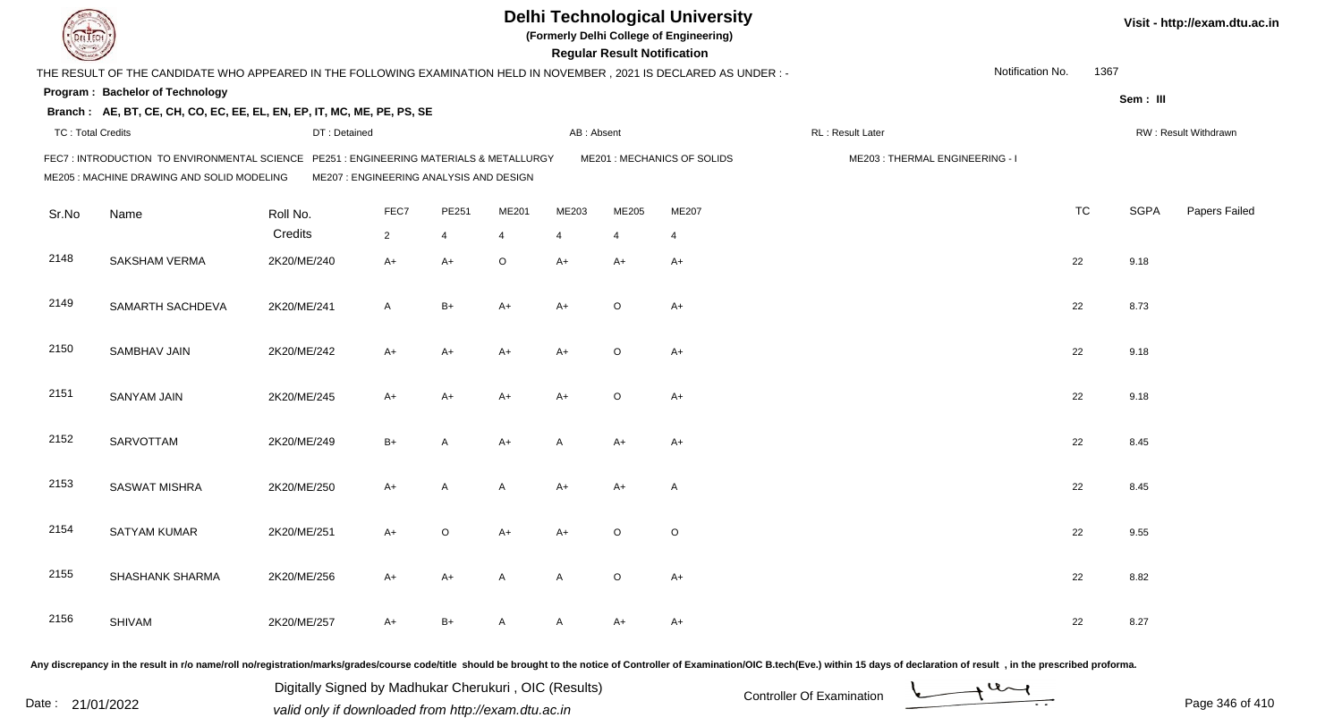# Delhi Technological University

**(Formerly Delhi College of Engineering)**

**Regular Result Notification**

Visit - http://exam.dtu.ac.in

THE RESULT OF THE CANDIDATE WHO APPEARED IN THE FOLLOWING EXAMINATION HELD IN NOVEMBER , 2021 IS DECLARED AS UNDER : -

Notification No. 1367

**Program : Bachelor of Technology**

**Sem : III**

**Branch : AE, BT, CE, CH, CO, EC, EE, EL, EN, EP, IT, MC, ME, PE, PS, SE**

TC : Total Credits | DT : Detained | AB : Absent | RL : Result Later | RW : Result Withdrawn

FEC7 : INTRODUCTION TO ENVIRONMENTAL SCIENCE   PE251 : ENGINEERING MATERIALS & METALLURGY   ME201 : MECHANICS OF SOLIDS   ME203 : THERMAL ENGINEERING - I
ME205 : MACHINE DRAWING AND SOLID MODELING   ME207 : ENGINEERING ANALYSIS AND DESIGN

| Sr.No | Name | Roll No. | FEC7 | PE251 | ME201 | ME203 | ME205 | ME207 | TC | SGPA | Papers Failed |
|---|---|---|---|---|---|---|---|---|---|---|---|
| | | Credits | 2 | 4 | 4 | 4 | 4 | 4 | | | |
| 2148 | SAKSHAM VERMA | 2K20/ME/240 | A+ | A+ | O | A+ | A+ | A+ | 22 | 9.18 | |
| 2149 | SAMARTH SACHDEVA | 2K20/ME/241 | A | B+ | A+ | A+ | O | A+ | 22 | 8.73 | |
| 2150 | SAMBHAV JAIN | 2K20/ME/242 | A+ | A+ | A+ | A+ | O | A+ | 22 | 9.18 | |
| 2151 | SANYAM JAIN | 2K20/ME/245 | A+ | A+ | A+ | A+ | O | A+ | 22 | 9.18 | |
| 2152 | SARVOTTAM | 2K20/ME/249 | B+ | A | A+ | A | A+ | A+ | 22 | 8.45 | |
| 2153 | SASWAT MISHRA | 2K20/ME/250 | A+ | A | A | A+ | A+ | A | 22 | 8.45 | |
| 2154 | SATYAM KUMAR | 2K20/ME/251 | A+ | O | A+ | A+ | O | O | 22 | 9.55 | |
| 2155 | SHASHANK SHARMA | 2K20/ME/256 | A+ | A+ | A | A | O | A+ | 22 | 8.82 | |
| 2156 | SHIVAM | 2K20/ME/257 | A+ | B+ | A | A | A+ | A+ | 22 | 8.27 | |

Any discrepancy in the result in r/o name/roll no/registration/marks/grades/course code/title should be brought to the notice of Controller of Examination/OIC B.tech(Eve.) within 15 days of declaration of result , in the prescribed proforma.

Date : 21/01/2022

Digitally Signed by Madhukar Cherukuri , OIC (Results)
valid only if downloaded from http://exam.dtu.ac.in

Controller Of Examination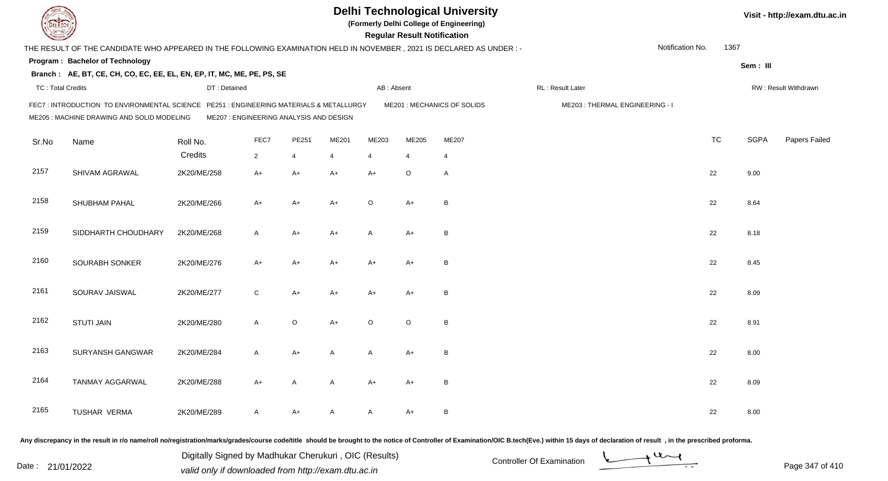# Delhi Technological University

(Formerly Delhi College of Engineering)

**Regular Result Notification**

Visit - http://exam.dtu.ac.in

THE RESULT OF THE CANDIDATE WHO APPEARED IN THE FOLLOWING EXAMINATION HELD IN NOVEMBER , 2021 IS DECLARED AS UNDER : - Notification No. 1367

**Program : Bachelor of Technology**

Sem : III

**Branch : AE, BT, CE, CH, CO, EC, EE, EL, EN, EP, IT, MC, ME, PE, PS, SE**

TC : Total Credits | DT : Detained | AB : Absent | RL : Result Later | RW : Result Withdrawn

FEC7 : INTRODUCTION TO ENVIRONMENTAL SCIENCE | PE251 : ENGINEERING MATERIALS & METALLURGY | ME201 : MECHANICS OF SOLIDS | ME203 : THERMAL ENGINEERING - I | ME205 : MACHINE DRAWING AND SOLID MODELING | ME207 : ENGINEERING ANALYSIS AND DESIGN

| Sr.No | Name | Roll No. | FEC7 | PE251 | ME201 | ME203 | ME205 | ME207 | TC | SGPA | Papers Failed |
|---|---|---|---|---|---|---|---|---|---|---|---|
| | | Credits | 2 | 4 | 4 | 4 | 4 | 4 | | | |
| 2157 | SHIVAM AGRAWAL | 2K20/ME/258 | A+ | A+ | A+ | A+ | O | A | 22 | 9.00 | |
| 2158 | SHUBHAM PAHAL | 2K20/ME/266 | A+ | A+ | A+ | O | A+ | B | 22 | 8.64 | |
| 2159 | SIDDHARTH CHOUDHARY | 2K20/ME/268 | A | A+ | A+ | A | A+ | B | 22 | 8.18 | |
| 2160 | SOURABH SONKER | 2K20/ME/276 | A+ | A+ | A+ | A+ | A+ | B | 22 | 8.45 | |
| 2161 | SOURAV JAISWAL | 2K20/ME/277 | C | A+ | A+ | A+ | A+ | B | 22 | 8.09 | |
| 2162 | STUTI JAIN | 2K20/ME/280 | A | O | A+ | O | O | B | 22 | 8.91 | |
| 2163 | SURYANSH GANGWAR | 2K20/ME/284 | A | A+ | A | A | A+ | B | 22 | 8.00 | |
| 2164 | TANMAY AGGARWAL | 2K20/ME/288 | A+ | A | A | A+ | A+ | B | 22 | 8.09 | |
| 2165 | TUSHAR VERMA | 2K20/ME/289 | A | A+ | A | A | A+ | B | 22 | 8.00 | |

Any discrepancy in the result in r/o name/roll no/registration/marks/grades/course code/title should be brought to the notice of Controller of Examination/OIC B.tech(Eve.) within 15 days of declaration of result , in the prescribed proforma.

Date : 21/01/2022

Digitally Signed by Madhukar Cherukuri , OIC (Results)
valid only if downloaded from http://exam.dtu.ac.in

Controller Of Examination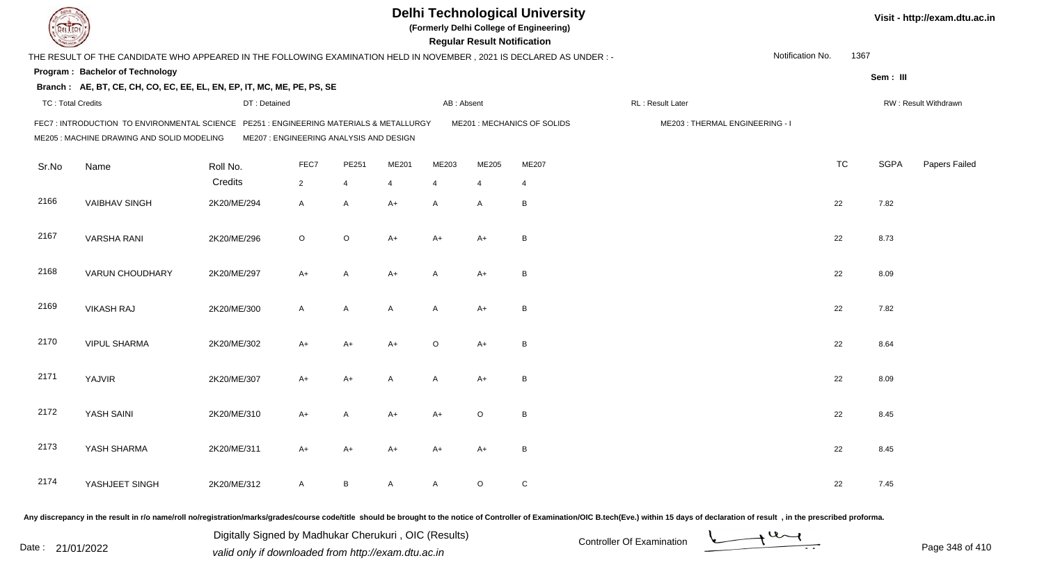# Delhi Technological University

**(Formerly Delhi College of Engineering)**

**Regular Result Notification**

THE RESULT OF THE CANDIDATE WHO APPEARED IN THE FOLLOWING EXAMINATION HELD IN NOVEMBER , 2021 IS DECLARED AS UNDER : -

Notification No. 1367

**Program : Bachelor of Technology**

Sem : III

**Branch : AE, BT, CE, CH, CO, EC, EE, EL, EN, EP, IT, MC, ME, PE, PS, SE**

TC : Total Credits | DT : Detained | AB : Absent | RL : Result Later | RW : Result Withdrawn

FEC7 : INTRODUCTION TO ENVIRONMENTAL SCIENCE | PE251 : ENGINEERING MATERIALS & METALLURGY | ME201 : MECHANICS OF SOLIDS | ME203 : THERMAL ENGINEERING - I
ME205 : MACHINE DRAWING AND SOLID MODELING | ME207 : ENGINEERING ANALYSIS AND DESIGN

| Sr.No | Name | Roll No. | FEC7 | PE251 | ME201 | ME203 | ME205 | ME207 | TC | SGPA | Papers Failed |
|---|---|---|---|---|---|---|---|---|---|---|---|
| | | Credits | 2 | 4 | 4 | 4 | 4 | 4 | | | |
| 2166 | VAIBHAV SINGH | 2K20/ME/294 | A | A | A+ | A | A | B | 22 | 7.82 | |
| 2167 | VARSHA RANI | 2K20/ME/296 | O | O | A+ | A+ | A+ | B | 22 | 8.73 | |
| 2168 | VARUN CHOUDHARY | 2K20/ME/297 | A+ | A | A+ | A | A+ | B | 22 | 8.09 | |
| 2169 | VIKASH RAJ | 2K20/ME/300 | A | A | A | A | A+ | B | 22 | 7.82 | |
| 2170 | VIPUL SHARMA | 2K20/ME/302 | A+ | A+ | A+ | O | A+ | B | 22 | 8.64 | |
| 2171 | YAJVIR | 2K20/ME/307 | A+ | A+ | A | A | A+ | B | 22 | 8.09 | |
| 2172 | YASH SAINI | 2K20/ME/310 | A+ | A | A+ | A+ | O | B | 22 | 8.45 | |
| 2173 | YASH SHARMA | 2K20/ME/311 | A+ | A+ | A+ | A+ | A+ | B | 22 | 8.45 | |
| 2174 | YASHJEET SINGH | 2K20/ME/312 | A | B | A | A | O | C | 22 | 7.45 | |

Any discrepancy in the result in r/o name/roll no/registration/marks/grades/course code/title should be brought to the notice of Controller of Examination/OIC B.tech(Eve.) within 15 days of declaration of result , in the prescribed proforma.

Date : 21/01/2022

Digitally Signed by Madhukar Cherukuri , OIC (Results)
valid only if downloaded from http://exam.dtu.ac.in

Controller Of Examination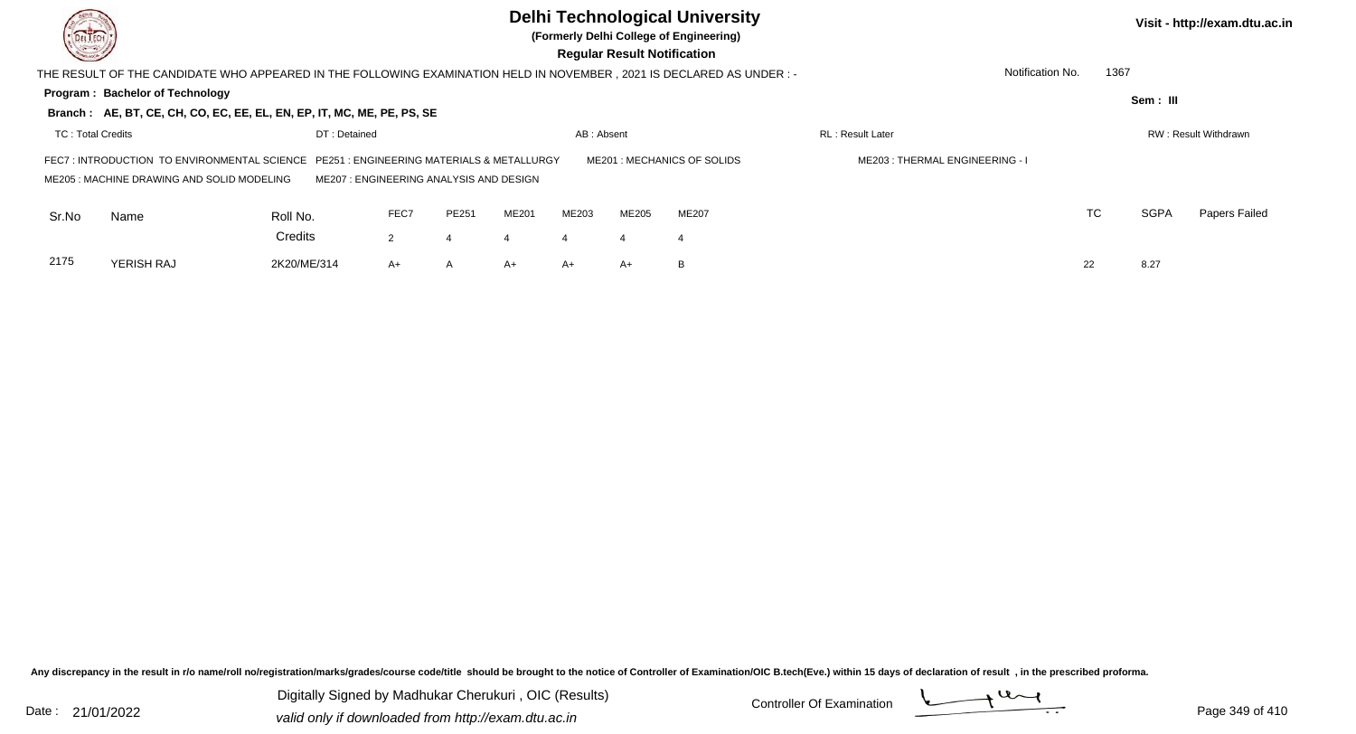# Delhi Technological University

**(Formerly Delhi College of Engineering)**

**Regular Result Notification**

Visit - http://exam.dtu.ac.in

THE RESULT OF THE CANDIDATE WHO APPEARED IN THE FOLLOWING EXAMINATION HELD IN NOVEMBER , 2021 IS DECLARED AS UNDER : -

Notification No. 1367

**Program : Bachelor of Technology**

**Sem : III**

**Branch : AE, BT, CE, CH, CO, EC, EE, EL, EN, EP, IT, MC, ME, PE, PS, SE**

TC : Total Credits | DT : Detained | AB : Absent | RL : Result Later | RW : Result Withdrawn

FEC7 : INTRODUCTION TO ENVIRONMENTAL SCIENCE
PE251 : ENGINEERING MATERIALS & METALLURGY
ME201 : MECHANICS OF SOLIDS
ME203 : THERMAL ENGINEERING - I
ME205 : MACHINE DRAWING AND SOLID MODELING
ME207 : ENGINEERING ANALYSIS AND DESIGN

| Sr.No | Name | Roll No. | FEC7 | PE251 | ME201 | ME203 | ME205 | ME207 | TC | SGPA | Papers Failed |
|---|---|---|---|---|---|---|---|---|---|---|---|
| | | Credits | 2 | 4 | 4 | 4 | 4 | 4 | | | |
| 2175 | YERISH RAJ | 2K20/ME/314 | A+ | A | A+ | A+ | A+ | B | 22 | 8.27 | |

Any discrepancy in the result in r/o name/roll no/registration/marks/grades/course code/title should be brought to the notice of Controller of Examination/OIC B.tech(Eve.) within 15 days of declaration of result , in the prescribed proforma.

Date : 21/01/2022

Digitally Signed by Madhukar Cherukuri , OIC (Results)
valid only if downloaded from http://exam.dtu.ac.in

Controller Of Examination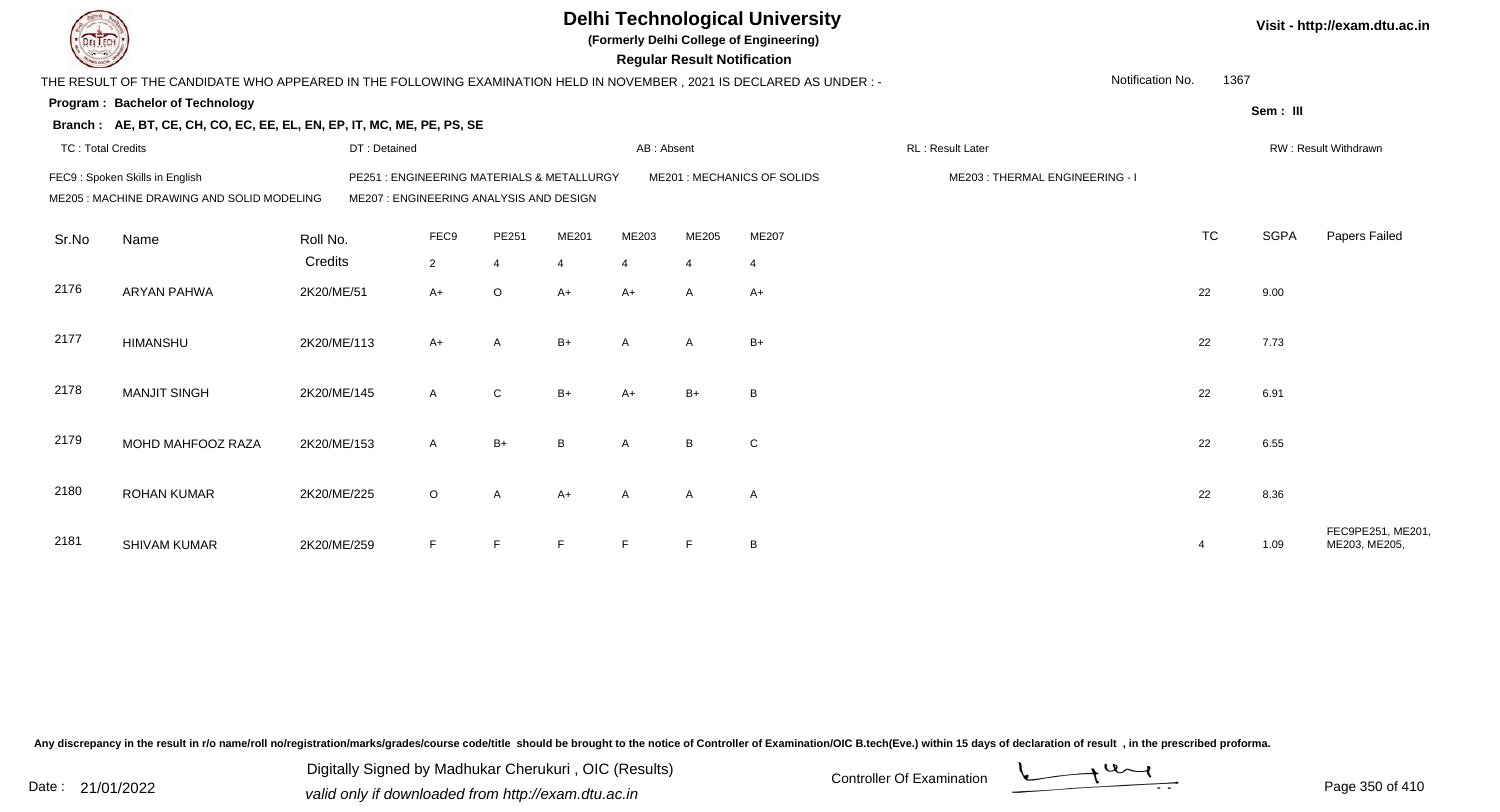# Delhi Technological University

**(Formerly Delhi College of Engineering)**

**Regular Result Notification**

Visit - http://exam.dtu.ac.in

THE RESULT OF THE CANDIDATE WHO APPEARED IN THE FOLLOWING EXAMINATION HELD IN NOVEMBER , 2021 IS DECLARED AS UNDER : -

Notification No. 1367

**Program : Bachelor of Technology**

Sem : III

**Branch : AE, BT, CE, CH, CO, EC, EE, EL, EN, EP, IT, MC, ME, PE, PS, SE**

TC : Total Credits | DT : Detained | AB : Absent | RL : Result Later | RW : Result Withdrawn

FEC9 : Spoken Skills in English | PE251 : ENGINEERING MATERIALS & METALLURGY | ME201 : MECHANICS OF SOLIDS | ME203 : THERMAL ENGINEERING - I

ME205 : MACHINE DRAWING AND SOLID MODELING | ME207 : ENGINEERING ANALYSIS AND DESIGN

| Sr.No | Name | Roll No. | FEC9 | PE251 | ME201 | ME203 | ME205 | ME207 | TC | SGPA | Papers Failed |
|---|---|---|---|---|---|---|---|---|---|---|---|
| | | Credits | 2 | 4 | 4 | 4 | 4 | 4 | | | |
| 2176 | ARYAN PAHWA | 2K20/ME/51 | A+ | O | A+ | A+ | A | A+ | 22 | 9.00 | |
| 2177 | HIMANSHU | 2K20/ME/113 | A+ | A | B+ | A | A | B+ | 22 | 7.73 | |
| 2178 | MANJIT SINGH | 2K20/ME/145 | A | C | B+ | A+ | B+ | B | 22 | 6.91 | |
| 2179 | MOHD MAHFOOZ RAZA | 2K20/ME/153 | A | B+ | B | A | B | C | 22 | 6.55 | |
| 2180 | ROHAN KUMAR | 2K20/ME/225 | O | A | A+ | A | A | A | 22 | 8.36 | |
| 2181 | SHIVAM KUMAR | 2K20/ME/259 | F | F | F | F | F | B | 4 | 1.09 | FEC9PE251, ME201, ME203, ME205, |

Any discrepancy in the result in r/o name/roll no/registration/marks/grades/course code/title should be brought to the notice of Controller of Examination/OIC B.tech(Eve.) within 15 days of declaration of result , in the prescribed proforma.

Date : 21/01/2022

Digitally Signed by Madhukar Cherukuri , OIC (Results)
valid only if downloaded from http://exam.dtu.ac.in

Controller Of Examination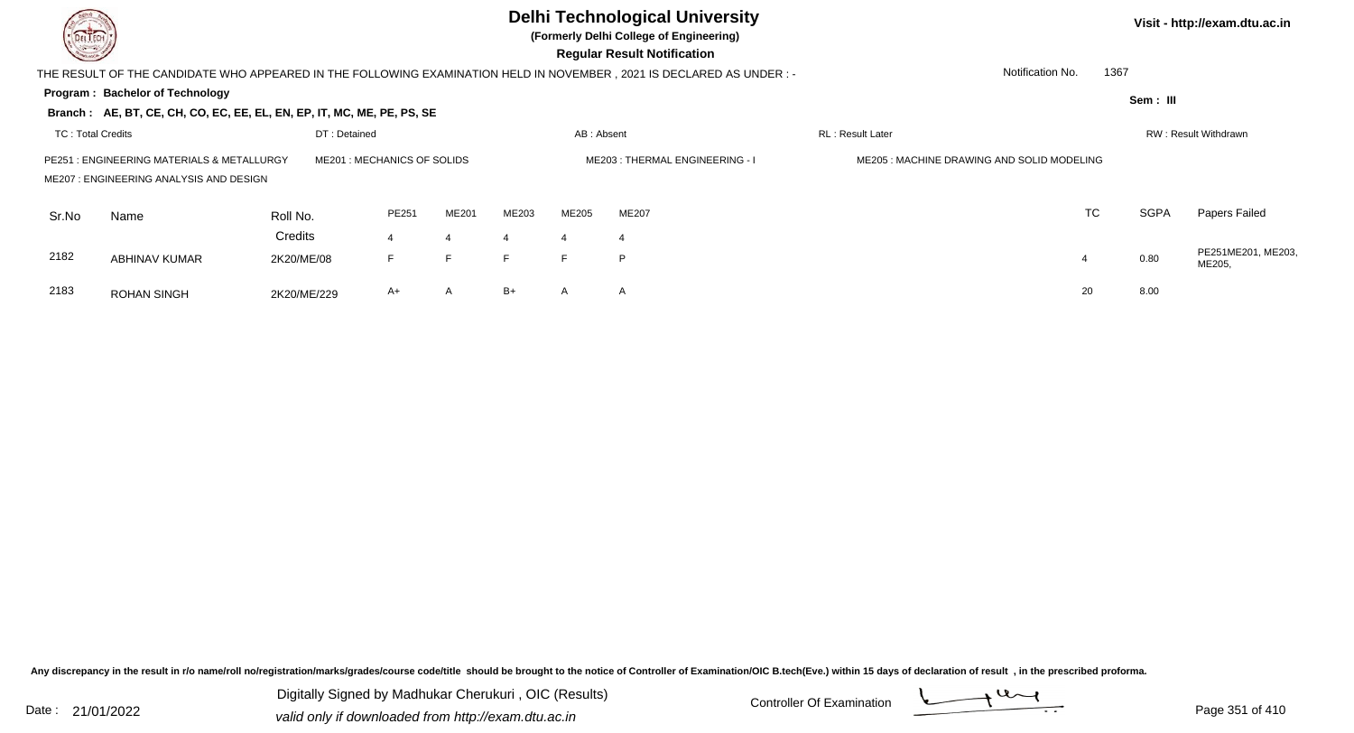# Delhi Technological University

**(Formerly Delhi College of Engineering)**

**Regular Result Notification**

Visit - http://exam.dtu.ac.in

THE RESULT OF THE CANDIDATE WHO APPEARED IN THE FOLLOWING EXAMINATION HELD IN NOVEMBER , 2021 IS DECLARED AS UNDER : -

Notification No. 1367

**Program : Bachelor of Technology**

**Sem : III**

**Branch : AE, BT, CE, CH, CO, EC, EE, EL, EN, EP, IT, MC, ME, PE, PS, SE**

TC : Total Credits | DT : Detained | AB : Absent | RL : Result Later | RW : Result Withdrawn

PE251 : ENGINEERING MATERIALS & METALLURGY | ME201 : MECHANICS OF SOLIDS | ME203 : THERMAL ENGINEERING - I | ME205 : MACHINE DRAWING AND SOLID MODELING | ME207 : ENGINEERING ANALYSIS AND DESIGN

| Sr.No | Name | Roll No. | PE251 | ME201 | ME203 | ME205 | ME207 | TC | SGPA | Papers Failed |
|---|---|---|---|---|---|---|---|---|---|---|
| | | Credits | 4 | 4 | 4 | 4 | 4 | | | |
| 2182 | ABHINAV KUMAR | 2K20/ME/08 | F | F | F | F | P | 4 | 0.80 | PE251ME201, ME203, ME205, |
| 2183 | ROHAN SINGH | 2K20/ME/229 | A+ | A | B+ | A | A | 20 | 8.00 | |

Any discrepancy in the result in r/o name/roll no/registration/marks/grades/course code/title should be brought to the notice of Controller of Examination/OIC B.tech(Eve.) within 15 days of declaration of result , in the prescribed proforma.

Date : 21/01/2022

Digitally Signed by Madhukar Cherukuri , OIC (Results)
valid only if downloaded from http://exam.dtu.ac.in

Controller Of Examination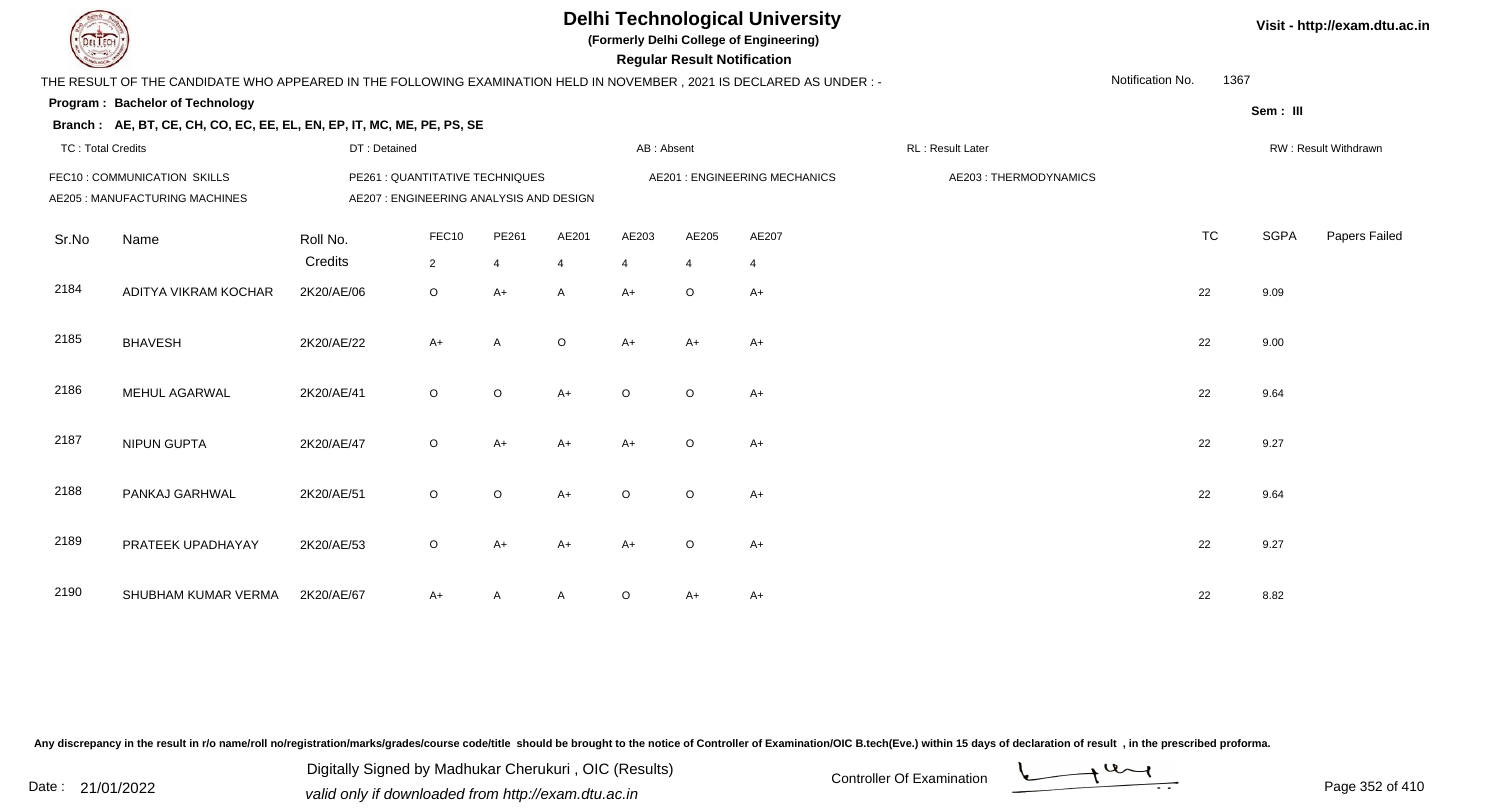# Delhi Technological University

**(Formerly Delhi College of Engineering)**

**Regular Result Notification**

Visit - http://exam.dtu.ac.in

THE RESULT OF THE CANDIDATE WHO APPEARED IN THE FOLLOWING EXAMINATION HELD IN NOVEMBER , 2021 IS DECLARED AS UNDER : -

Notification No. 1367

**Program : Bachelor of Technology**

**Sem : III**

**Branch : AE, BT, CE, CH, CO, EC, EE, EL, EN, EP, IT, MC, ME, PE, PS, SE**

TC : Total Credits | DT : Detained | AB : Absent | RL : Result Later | RW : Result Withdrawn

FEC10 : COMMUNICATION SKILLS | PE261 : QUANTITATIVE TECHNIQUES | AE201 : ENGINEERING MECHANICS | AE203 : THERMODYNAMICS
AE205 : MANUFACTURING MACHINES | AE207 : ENGINEERING ANALYSIS AND DESIGN

| Sr.No | Name | Roll No. | FEC10 | PE261 | AE201 | AE203 | AE205 | AE207 | TC | SGPA | Papers Failed |
|---|---|---|---|---|---|---|---|---|---|---|---|
| | | Credits | 2 | 4 | 4 | 4 | 4 | 4 | | | |
| 2184 | ADITYA VIKRAM KOCHAR | 2K20/AE/06 | O | A+ | A | A+ | O | A+ | 22 | 9.09 | |
| 2185 | BHAVESH | 2K20/AE/22 | A+ | A | O | A+ | A+ | A+ | 22 | 9.00 | |
| 2186 | MEHUL AGARWAL | 2K20/AE/41 | O | O | A+ | O | O | A+ | 22 | 9.64 | |
| 2187 | NIPUN GUPTA | 2K20/AE/47 | O | A+ | A+ | A+ | O | A+ | 22 | 9.27 | |
| 2188 | PANKAJ GARHWAL | 2K20/AE/51 | O | O | A+ | O | O | A+ | 22 | 9.64 | |
| 2189 | PRATEEK UPADHAYAY | 2K20/AE/53 | O | A+ | A+ | A+ | O | A+ | 22 | 9.27 | |
| 2190 | SHUBHAM KUMAR VERMA | 2K20/AE/67 | A+ | A | A | O | A+ | A+ | 22 | 8.82 | |

Any discrepancy in the result in r/o name/roll no/registration/marks/grades/course code/title should be brought to the notice of Controller of Examination/OIC B.tech(Eve.) within 15 days of declaration of result , in the prescribed proforma.

Date : 21/01/2022

Digitally Signed by Madhukar Cherukuri , OIC (Results)
valid only if downloaded from http://exam.dtu.ac.in

Controller Of Examination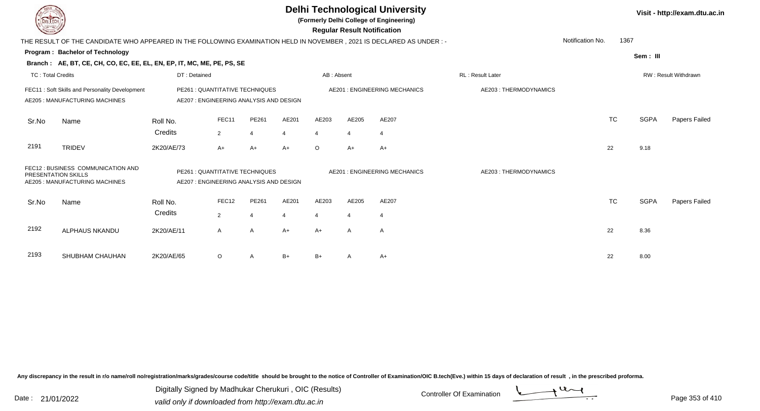# Delhi Technological University

**(Formerly Delhi College of Engineering)**

**Regular Result Notification**

Visit - http://exam.dtu.ac.in

THE RESULT OF THE CANDIDATE WHO APPEARED IN THE FOLLOWING EXAMINATION HELD IN NOVEMBER , 2021 IS DECLARED AS UNDER : -

Notification No. 1367

**Program : Bachelor of Technology**

**Sem : III**

**Branch : AE, BT, CE, CH, CO, EC, EE, EL, EN, EP, IT, MC, ME, PE, PS, SE**

TC : Total Credits | DT : Detained | AB : Absent | RL : Result Later | RW : Result Withdrawn

FEC11 : Soft Skills and Personality Development | PE261 : QUANTITATIVE TECHNIQUES | AE201 : ENGINEERING MECHANICS | AE203 : THERMODYNAMICS
AE205 : MANUFACTURING MACHINES | AE207 : ENGINEERING ANALYSIS AND DESIGN

| Sr.No | Name | Roll No. | FEC11 | PE261 | AE201 | AE203 | AE205 | AE207 | TC | SGPA | Papers Failed |
|---|---|---|---|---|---|---|---|---|---|---|---|
| | | Credits | 2 | 4 | 4 | 4 | 4 | 4 | | | |
| 2191 | TRIDEV | 2K20/AE/73 | A+ | A+ | A+ | O | A+ | A+ | 22 | 9.18 | |

FEC12 : BUSINESS COMMUNICATION AND PRESENTATION SKILLS | PE261 : QUANTITATIVE TECHNIQUES | AE201 : ENGINEERING MECHANICS | AE203 : THERMODYNAMICS
AE205 : MANUFACTURING MACHINES | AE207 : ENGINEERING ANALYSIS AND DESIGN

| Sr.No | Name | Roll No. | FEC12 | PE261 | AE201 | AE203 | AE205 | AE207 | TC | SGPA | Papers Failed |
|---|---|---|---|---|---|---|---|---|---|---|---|
| | | Credits | 2 | 4 | 4 | 4 | 4 | 4 | | | |
| 2192 | ALPHAUS NKANDU | 2K20/AE/11 | A | A | A+ | A+ | A | A | 22 | 8.36 | |
| 2193 | SHUBHAM CHAUHAN | 2K20/AE/65 | O | A | B+ | B+ | A | A+ | 22 | 8.00 | |

Any discrepancy in the result in r/o name/roll no/registration/marks/grades/course code/title should be brought to the notice of Controller of Examination/OIC B.tech(Eve.) within 15 days of declaration of result , in the prescribed proforma.

Date : 21/01/2022

Digitally Signed by Madhukar Cherukuri , OIC (Results)
valid only if downloaded from http://exam.dtu.ac.in

Controller Of Examination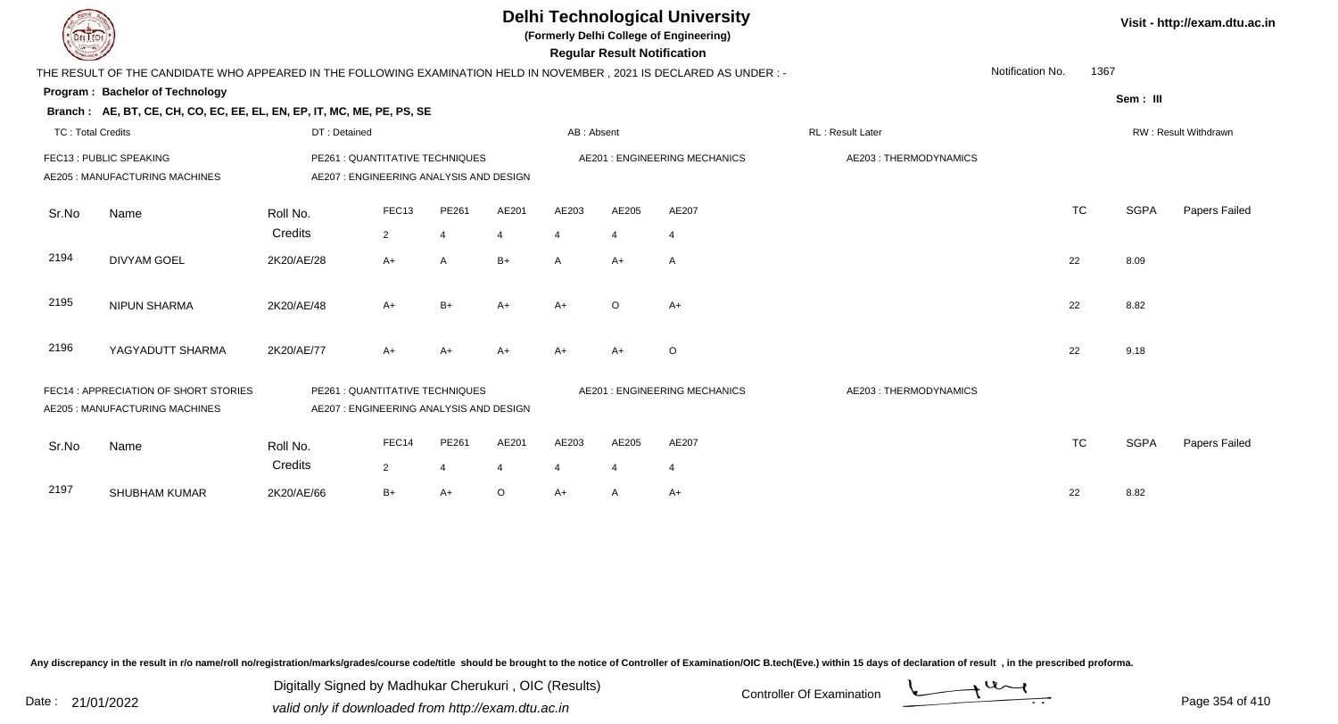# Delhi Technological University

**(Formerly Delhi College of Engineering)**

**Regular Result Notification**

Visit - http://exam.dtu.ac.in

THE RESULT OF THE CANDIDATE WHO APPEARED IN THE FOLLOWING EXAMINATION HELD IN NOVEMBER , 2021 IS DECLARED AS UNDER : -

Notification No. 1367

**Program : Bachelor of Technology**

Sem : III

**Branch : AE, BT, CE, CH, CO, EC, EE, EL, EN, EP, IT, MC, ME, PE, PS, SE**

TC : Total Credits | DT : Detained | AB : Absent | RL : Result Later | RW : Result Withdrawn

FEC13 : PUBLIC SPEAKING | PE261 : QUANTITATIVE TECHNIQUES | AE201 : ENGINEERING MECHANICS | AE203 : THERMODYNAMICS
AE205 : MANUFACTURING MACHINES | AE207 : ENGINEERING ANALYSIS AND DESIGN

| Sr.No | Name | Roll No. | FEC13 | PE261 | AE201 | AE203 | AE205 | AE207 | TC | SGPA | Papers Failed |
|---|---|---|---|---|---|---|---|---|---|---|---|
| | | Credits | 2 | 4 | 4 | 4 | 4 | 4 | | | |
| 2194 | DIVYAM GOEL | 2K20/AE/28 | A+ | A | B+ | A | A+ | A | 22 | 8.09 | |
| 2195 | NIPUN SHARMA | 2K20/AE/48 | A+ | B+ | A+ | A+ | O | A+ | 22 | 8.82 | |
| 2196 | YAGYADUTT SHARMA | 2K20/AE/77 | A+ | A+ | A+ | A+ | A+ | O | 22 | 9.18 | |

FEC14 : APPRECIATION OF SHORT STORIES | PE261 : QUANTITATIVE TECHNIQUES | AE201 : ENGINEERING MECHANICS | AE203 : THERMODYNAMICS
AE205 : MANUFACTURING MACHINES | AE207 : ENGINEERING ANALYSIS AND DESIGN

| Sr.No | Name | Roll No. | FEC14 | PE261 | AE201 | AE203 | AE205 | AE207 | TC | SGPA | Papers Failed |
|---|---|---|---|---|---|---|---|---|---|---|---|
| | | Credits | 2 | 4 | 4 | 4 | 4 | 4 | | | |
| 2197 | SHUBHAM KUMAR | 2K20/AE/66 | B+ | A+ | O | A+ | A | A+ | 22 | 8.82 | |

Any discrepancy in the result in r/o name/roll no/registration/marks/grades/course code/title should be brought to the notice of Controller of Examination/OIC B.tech(Eve.) within 15 days of declaration of result , in the prescribed proforma.

Date : 21/01/2022

Digitally Signed by Madhukar Cherukuri , OIC (Results)
valid only if downloaded from http://exam.dtu.ac.in

Controller Of Examination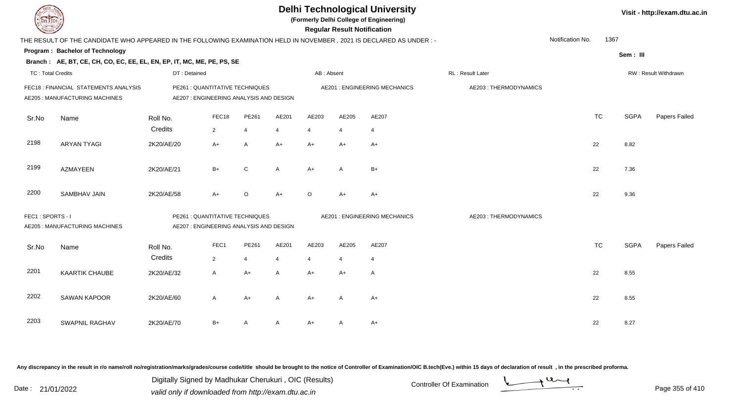# Delhi Technological University

**(Formerly Delhi College of Engineering)**

**Regular Result Notification**

Visit - http://exam.dtu.ac.in

THE RESULT OF THE CANDIDATE WHO APPEARED IN THE FOLLOWING EXAMINATION HELD IN NOVEMBER , 2021 IS DECLARED AS UNDER : -

Notification No. 1367

**Program : Bachelor of Technology**

Sem : III

**Branch : AE, BT, CE, CH, CO, EC, EE, EL, EN, EP, IT, MC, ME, PE, PS, SE**

TC : Total Credits | DT : Detained | AB : Absent | RL : Result Later | RW : Result Withdrawn

FEC18 : FINANCIAL STATEMENTS ANALYSIS | PE261 : QUANTITATIVE TECHNIQUES | AE201 : ENGINEERING MECHANICS | AE203 : THERMODYNAMICS
AE205 : MANUFACTURING MACHINES | AE207 : ENGINEERING ANALYSIS AND DESIGN

| Sr.No | Name | Roll No. | FEC18 | PE261 | AE201 | AE203 | AE205 | AE207 | TC | SGPA | Papers Failed |
|---|---|---|---|---|---|---|---|---|---|---|---|
| | | Credits | 2 | 4 | 4 | 4 | 4 | 4 | | | |
| 2198 | ARYAN TYAGI | 2K20/AE/20 | A+ | A | A+ | A+ | A+ | A+ | 22 | 8.82 | |
| 2199 | AZMAYEEN | 2K20/AE/21 | B+ | C | A | A+ | A | B+ | 22 | 7.36 | |
| 2200 | SAMBHAV JAIN | 2K20/AE/58 | A+ | O | A+ | O | A+ | A+ | 22 | 9.36 | |

FEC1 : SPORTS - I | PE261 : QUANTITATIVE TECHNIQUES | AE201 : ENGINEERING MECHANICS | AE203 : THERMODYNAMICS
AE205 : MANUFACTURING MACHINES | AE207 : ENGINEERING ANALYSIS AND DESIGN

| Sr.No | Name | Roll No. | FEC1 | PE261 | AE201 | AE203 | AE205 | AE207 | TC | SGPA | Papers Failed |
|---|---|---|---|---|---|---|---|---|---|---|---|
| | | Credits | 2 | 4 | 4 | 4 | 4 | 4 | | | |
| 2201 | KAARTIK CHAUBE | 2K20/AE/32 | A | A+ | A | A+ | A+ | A | 22 | 8.55 | |
| 2202 | SAWAN KAPOOR | 2K20/AE/60 | A | A+ | A | A+ | A | A+ | 22 | 8.55 | |
| 2203 | SWAPNIL RAGHAV | 2K20/AE/70 | B+ | A | A | A+ | A | A+ | 22 | 8.27 | |

Any discrepancy in the result in r/o name/roll no/registration/marks/grades/course code/title should be brought to the notice of Controller of Examination/OIC B.tech(Eve.) within 15 days of declaration of result , in the prescribed proforma.

Date : 21/01/2022

Digitally Signed by Madhukar Cherukuri , OIC (Results)
valid only if downloaded from http://exam.dtu.ac.in

Controller Of Examination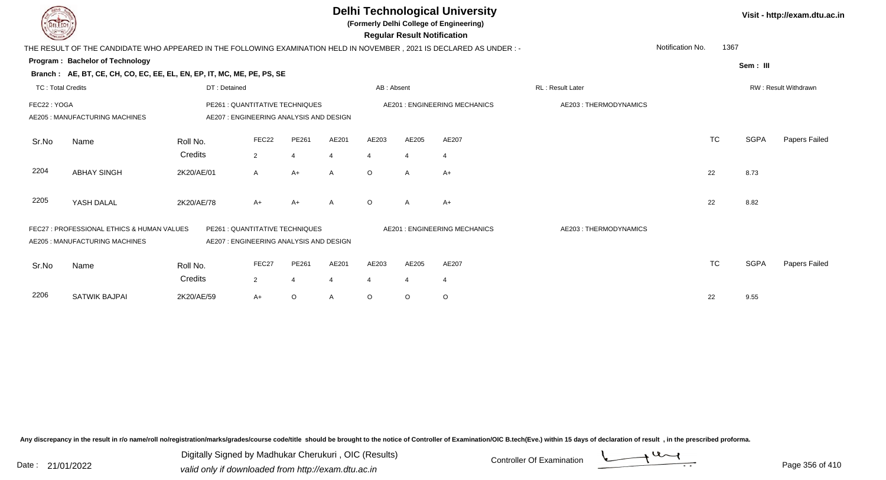# Delhi Technological University

**(Formerly Delhi College of Engineering)**

**Regular Result Notification**

Visit - http://exam.dtu.ac.in

THE RESULT OF THE CANDIDATE WHO APPEARED IN THE FOLLOWING EXAMINATION HELD IN NOVEMBER , 2021 IS DECLARED AS UNDER : -

Notification No. 1367

**Program : Bachelor of Technology**

**Sem : III**

**Branch : AE, BT, CE, CH, CO, EC, EE, EL, EN, EP, IT, MC, ME, PE, PS, SE**

TC : Total Credits | DT : Detained | AB : Absent | RL : Result Later | RW : Result Withdrawn

FEC22 : YOGA | PE261 : QUANTITATIVE TECHNIQUES | AE201 : ENGINEERING MECHANICS | AE203 : THERMODYNAMICS
AE205 : MANUFACTURING MACHINES | AE207 : ENGINEERING ANALYSIS AND DESIGN

| Sr.No | Name | Roll No. | FEC22 | PE261 | AE201 | AE203 | AE205 | AE207 | TC | SGPA | Papers Failed |
|---|---|---|---|---|---|---|---|---|---|---|---|
| | | Credits | 2 | 4 | 4 | 4 | 4 | 4 | | | |
| 2204 | ABHAY SINGH | 2K20/AE/01 | A | A+ | A | O | A | A+ | 22 | 8.73 | |
| 2205 | YASH DALAL | 2K20/AE/78 | A+ | A+ | A | O | A | A+ | 22 | 8.82 | |

FEC27 : PROFESSIONAL ETHICS & HUMAN VALUES | PE261 : QUANTITATIVE TECHNIQUES | AE201 : ENGINEERING MECHANICS | AE203 : THERMODYNAMICS
AE205 : MANUFACTURING MACHINES | AE207 : ENGINEERING ANALYSIS AND DESIGN

| Sr.No | Name | Roll No. | FEC27 | PE261 | AE201 | AE203 | AE205 | AE207 | TC | SGPA | Papers Failed |
|---|---|---|---|---|---|---|---|---|---|---|---|
| | | Credits | 2 | 4 | 4 | 4 | 4 | 4 | | | |
| 2206 | SATWIK BAJPAI | 2K20/AE/59 | A+ | O | A | O | O | O | 22 | 9.55 | |

Any discrepancy in the result in r/o name/roll no/registration/marks/grades/course code/title should be brought to the notice of Controller of Examination/OIC B.tech(Eve.) within 15 days of declaration of result , in the prescribed proforma.

Date : 21/01/2022

Digitally Signed by Madhukar Cherukuri , OIC (Results)
valid only if downloaded from http://exam.dtu.ac.in

Controller Of Examination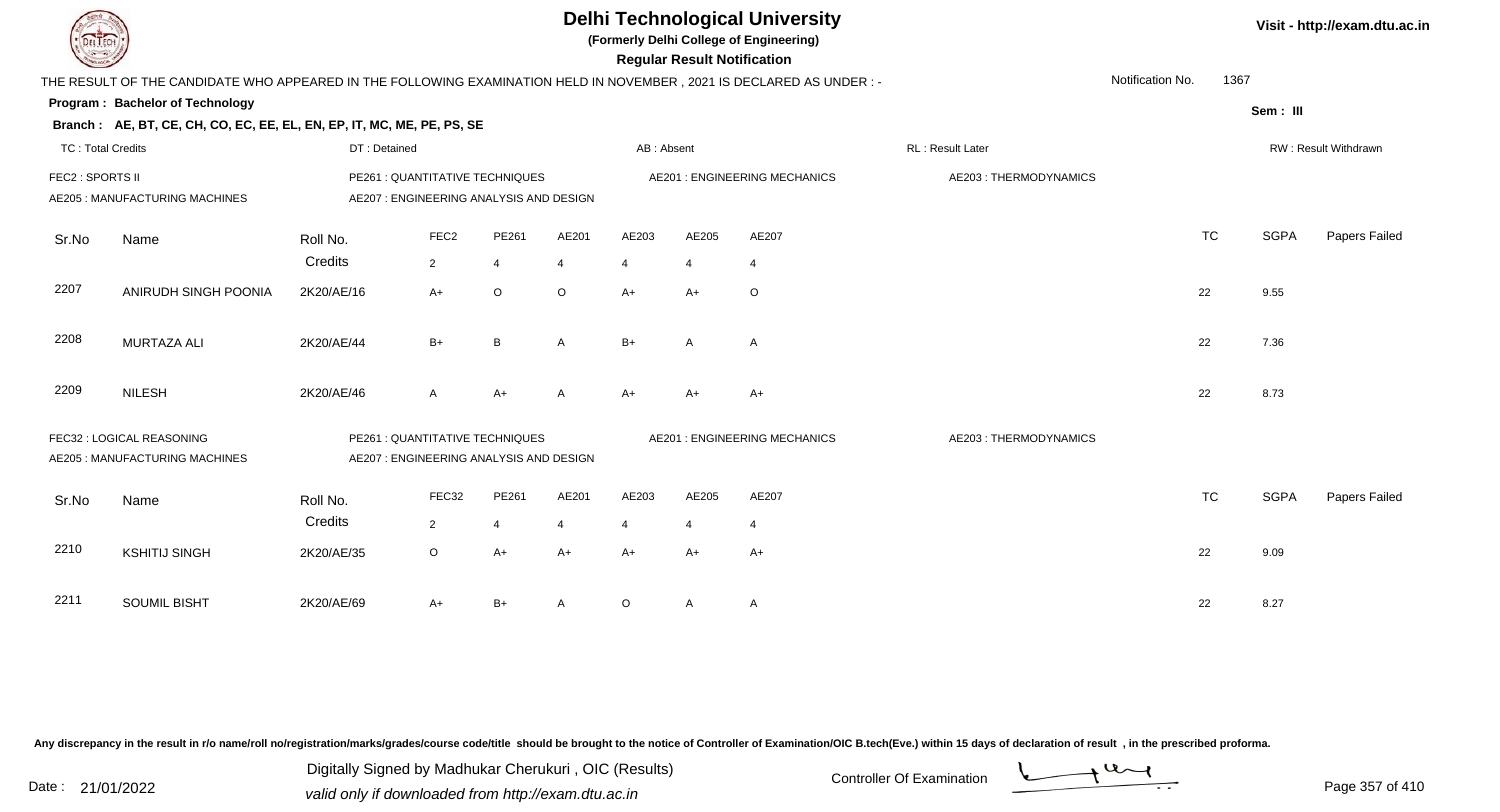# Delhi Technological University

(Formerly Delhi College of Engineering)

**Regular Result Notification**

Visit - http://exam.dtu.ac.in

THE RESULT OF THE CANDIDATE WHO APPEARED IN THE FOLLOWING EXAMINATION HELD IN NOVEMBER , 2021 IS DECLARED AS UNDER : -

Notification No. 1367

**Program : Bachelor of Technology**

Sem : III

**Branch : AE, BT, CE, CH, CO, EC, EE, EL, EN, EP, IT, MC, ME, PE, PS, SE**

TC : Total Credits | DT : Detained | AB : Absent | RL : Result Later | RW : Result Withdrawn

FEC2 : SPORTS II | PE261 : QUANTITATIVE TECHNIQUES | AE201 : ENGINEERING MECHANICS | AE203 : THERMODYNAMICS
AE205 : MANUFACTURING MACHINES | AE207 : ENGINEERING ANALYSIS AND DESIGN

| Sr.No | Name | Roll No. | FEC2 | PE261 | AE201 | AE203 | AE205 | AE207 | TC | SGPA | Papers Failed |
|---|---|---|---|---|---|---|---|---|---|---|---|
| | | Credits | 2 | 4 | 4 | 4 | 4 | 4 | | | |
| 2207 | ANIRUDH SINGH POONIA | 2K20/AE/16 | A+ | O | O | A+ | A+ | O | 22 | 9.55 | |
| 2208 | MURTAZA ALI | 2K20/AE/44 | B+ | B | A | B+ | A | A | 22 | 7.36 | |
| 2209 | NILESH | 2K20/AE/46 | A | A+ | A | A+ | A+ | A+ | 22 | 8.73 | |

FEC32 : LOGICAL REASONING | PE261 : QUANTITATIVE TECHNIQUES | AE201 : ENGINEERING MECHANICS | AE203 : THERMODYNAMICS
AE205 : MANUFACTURING MACHINES | AE207 : ENGINEERING ANALYSIS AND DESIGN

| Sr.No | Name | Roll No. | FEC32 | PE261 | AE201 | AE203 | AE205 | AE207 | TC | SGPA | Papers Failed |
|---|---|---|---|---|---|---|---|---|---|---|---|
| | | Credits | 2 | 4 | 4 | 4 | 4 | 4 | | | |
| 2210 | KSHITIJ SINGH | 2K20/AE/35 | O | A+ | A+ | A+ | A+ | A+ | 22 | 9.09 | |
| 2211 | SOUMIL BISHT | 2K20/AE/69 | A+ | B+ | A | O | A | A | 22 | 8.27 | |

Any discrepancy in the result in r/o name/roll no/registration/marks/grades/course code/title should be brought to the notice of Controller of Examination/OIC B.tech(Eve.) within 15 days of declaration of result , in the prescribed proforma.

Date : 21/01/2022

Digitally Signed by Madhukar Cherukuri , OIC (Results)
valid only if downloaded from http://exam.dtu.ac.in

Controller Of Examination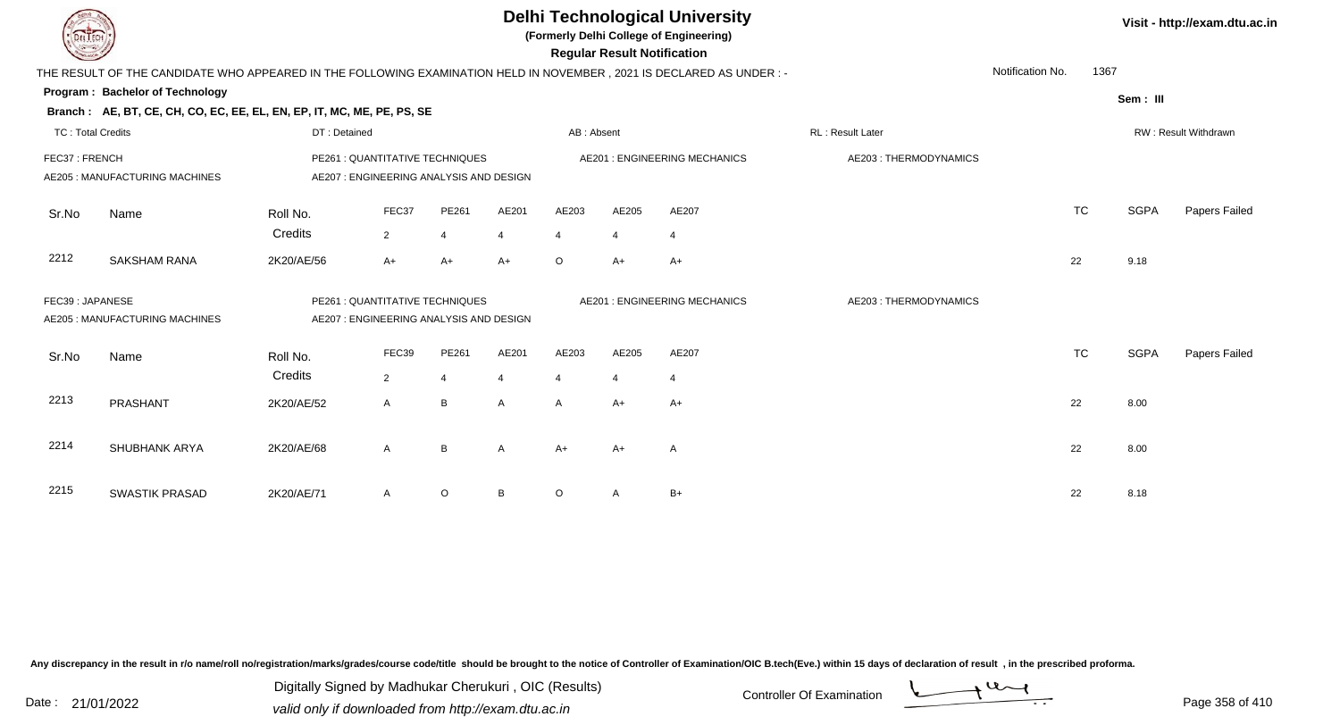# Delhi Technological University

**(Formerly Delhi College of Engineering)**

**Regular Result Notification**

Visit - http://exam.dtu.ac.in

THE RESULT OF THE CANDIDATE WHO APPEARED IN THE FOLLOWING EXAMINATION HELD IN NOVEMBER , 2021 IS DECLARED AS UNDER : -

Notification No. 1367

**Program : Bachelor of Technology**

Sem : III

**Branch : AE, BT, CE, CH, CO, EC, EE, EL, EN, EP, IT, MC, ME, PE, PS, SE**

TC : Total Credits | DT : Detained | AB : Absent | RL : Result Later | RW : Result Withdrawn

FEC37 : FRENCH | PE261 : QUANTITATIVE TECHNIQUES | AE201 : ENGINEERING MECHANICS | AE203 : THERMODYNAMICS
AE205 : MANUFACTURING MACHINES | AE207 : ENGINEERING ANALYSIS AND DESIGN

| Sr.No | Name | Roll No. | FEC37 | PE261 | AE201 | AE203 | AE205 | AE207 | TC | SGPA | Papers Failed |
|---|---|---|---|---|---|---|---|---|---|---|---|
| | | Credits | 2 | 4 | 4 | 4 | 4 | 4 | | | |
| 2212 | SAKSHAM RANA | 2K20/AE/56 | A+ | A+ | A+ | O | A+ | A+ | 22 | 9.18 | |

FEC39 : JAPANESE | PE261 : QUANTITATIVE TECHNIQUES | AE201 : ENGINEERING MECHANICS | AE203 : THERMODYNAMICS
AE205 : MANUFACTURING MACHINES | AE207 : ENGINEERING ANALYSIS AND DESIGN

| Sr.No | Name | Roll No. | FEC39 | PE261 | AE201 | AE203 | AE205 | AE207 | TC | SGPA | Papers Failed |
|---|---|---|---|---|---|---|---|---|---|---|---|
| | | Credits | 2 | 4 | 4 | 4 | 4 | 4 | | | |
| 2213 | PRASHANT | 2K20/AE/52 | A | B | A | A | A+ | A+ | 22 | 8.00 | |
| 2214 | SHUBHANK ARYA | 2K20/AE/68 | A | B | A | A+ | A+ | A | 22 | 8.00 | |
| 2215 | SWASTIK PRASAD | 2K20/AE/71 | A | O | B | O | A | B+ | 22 | 8.18 | |

Any discrepancy in the result in r/o name/roll no/registration/marks/grades/course code/title should be brought to the notice of Controller of Examination/OIC B.tech(Eve.) within 15 days of declaration of result , in the prescribed proforma.

Date : 21/01/2022

Digitally Signed by Madhukar Cherukuri , OIC (Results)
valid only if downloaded from http://exam.dtu.ac.in

Controller Of Examination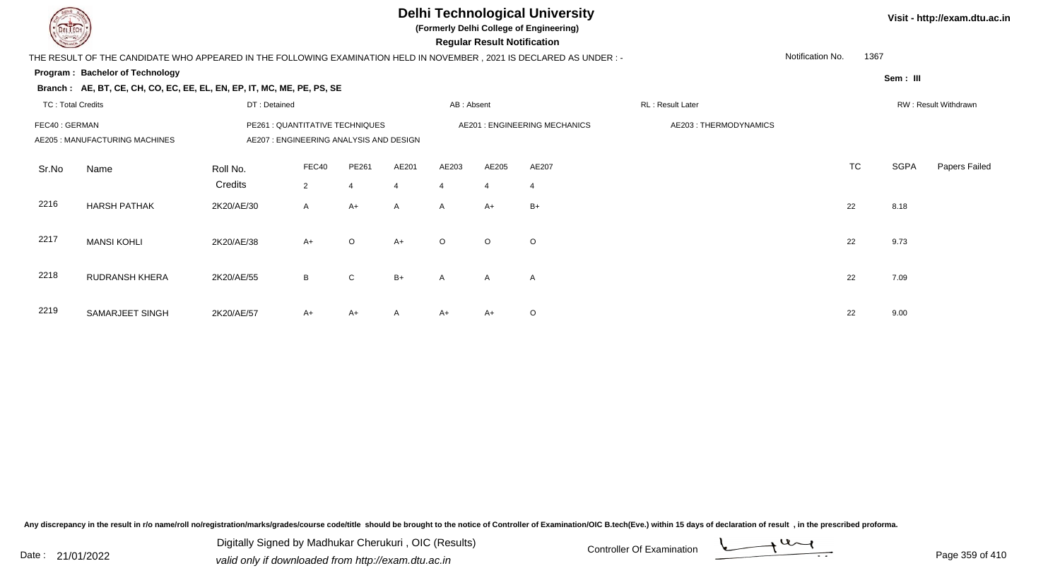# Delhi Technological University

**(Formerly Delhi College of Engineering)**

**Regular Result Notification**

Visit - http://exam.dtu.ac.in

THE RESULT OF THE CANDIDATE WHO APPEARED IN THE FOLLOWING EXAMINATION HELD IN NOVEMBER , 2021 IS DECLARED AS UNDER : -

Notification No. 1367

**Program : Bachelor of Technology**

Sem : III

**Branch : AE, BT, CE, CH, CO, EC, EE, EL, EN, EP, IT, MC, ME, PE, PS, SE**

TC : Total Credits | DT : Detained | AB : Absent | RL : Result Later | RW : Result Withdrawn

FEC40 : GERMAN | PE261 : QUANTITATIVE TECHNIQUES | AE201 : ENGINEERING MECHANICS | AE203 : THERMODYNAMICS

AE205 : MANUFACTURING MACHINES | AE207 : ENGINEERING ANALYSIS AND DESIGN

| Sr.No | Name | Roll No. | FEC40 | PE261 | AE201 | AE203 | AE205 | AE207 | TC | SGPA | Papers Failed |
|---|---|---|---|---|---|---|---|---|---|---|---|
| | | Credits | 2 | 4 | 4 | 4 | 4 | 4 | | | |
| 2216 | HARSH PATHAK | 2K20/AE/30 | A | A+ | A | A | A+ | B+ | 22 | 8.18 | |
| 2217 | MANSI KOHLI | 2K20/AE/38 | A+ | O | A+ | O | O | O | 22 | 9.73 | |
| 2218 | RUDRANSH KHERA | 2K20/AE/55 | B | C | B+ | A | A | A | 22 | 7.09 | |
| 2219 | SAMARJEET SINGH | 2K20/AE/57 | A+ | A+ | A | A+ | A+ | O | 22 | 9.00 | |

Any discrepancy in the result in r/o name/roll no/registration/marks/grades/course code/title should be brought to the notice of Controller of Examination/OIC B.tech(Eve.) within 15 days of declaration of result , in the prescribed proforma.

Date : 21/01/2022

Digitally Signed by Madhukar Cherukuri , OIC (Results)
valid only if downloaded from http://exam.dtu.ac.in

Controller Of Examination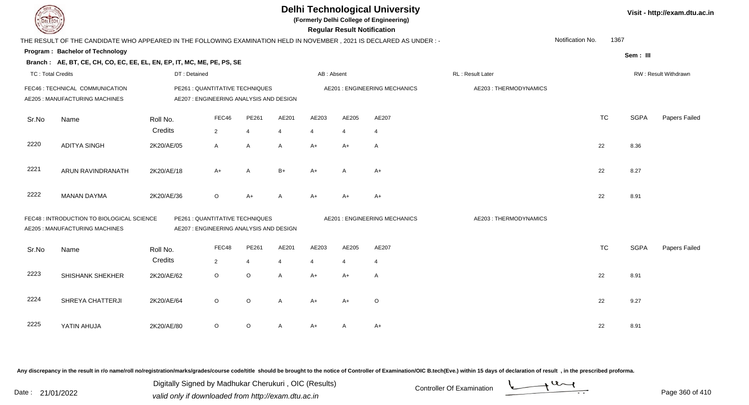# Delhi Technological University

(Formerly Delhi College of Engineering)

**Regular Result Notification**

Visit - http://exam.dtu.ac.in

THE RESULT OF THE CANDIDATE WHO APPEARED IN THE FOLLOWING EXAMINATION HELD IN NOVEMBER , 2021 IS DECLARED AS UNDER : -

Notification No. 1367

**Program : Bachelor of Technology**

Sem : III

**Branch : AE, BT, CE, CH, CO, EC, EE, EL, EN, EP, IT, MC, ME, PE, PS, SE**

TC : Total Credits | DT : Detained | AB : Absent | RL : Result Later | RW : Result Withdrawn

FEC46 : TECHNICAL COMMUNICATION | PE261 : QUANTITATIVE TECHNIQUES | AE201 : ENGINEERING MECHANICS | AE203 : THERMODYNAMICS
AE205 : MANUFACTURING MACHINES | AE207 : ENGINEERING ANALYSIS AND DESIGN

| Sr.No | Name | Roll No. | FEC46 | PE261 | AE201 | AE203 | AE205 | AE207 | TC | SGPA | Papers Failed |
|---|---|---|---|---|---|---|---|---|---|---|---|
| | | Credits | 2 | 4 | 4 | 4 | 4 | 4 | | | |
| 2220 | ADITYA SINGH | 2K20/AE/05 | A | A | A | A+ | A+ | A | 22 | 8.36 | |
| 2221 | ARUN RAVINDRANATH | 2K20/AE/18 | A+ | A | B+ | A+ | A | A+ | 22 | 8.27 | |
| 2222 | MANAN DAYMA | 2K20/AE/36 | O | A+ | A | A+ | A+ | A+ | 22 | 8.91 | |

FEC48 : INTRODUCTION TO BIOLOGICAL SCIENCE | PE261 : QUANTITATIVE TECHNIQUES | AE201 : ENGINEERING MECHANICS | AE203 : THERMODYNAMICS
AE205 : MANUFACTURING MACHINES | AE207 : ENGINEERING ANALYSIS AND DESIGN

| Sr.No | Name | Roll No. | FEC48 | PE261 | AE201 | AE203 | AE205 | AE207 | TC | SGPA | Papers Failed |
|---|---|---|---|---|---|---|---|---|---|---|---|
| | | Credits | 2 | 4 | 4 | 4 | 4 | 4 | | | |
| 2223 | SHISHANK SHEKHER | 2K20/AE/62 | O | O | A | A+ | A+ | A | 22 | 8.91 | |
| 2224 | SHREYA CHATTERJI | 2K20/AE/64 | O | O | A | A+ | A+ | O | 22 | 9.27 | |
| 2225 | YATIN AHUJA | 2K20/AE/80 | O | O | A | A+ | A | A+ | 22 | 8.91 | |

Any discrepancy in the result in r/o name/roll no/registration/marks/grades/course code/title should be brought to the notice of Controller of Examination/OIC B.tech(Eve.) within 15 days of declaration of result , in the prescribed proforma.

Date : 21/01/2022

Digitally Signed by Madhukar Cherukuri , OIC (Results)
valid only if downloaded from http://exam.dtu.ac.in

Controller Of Examination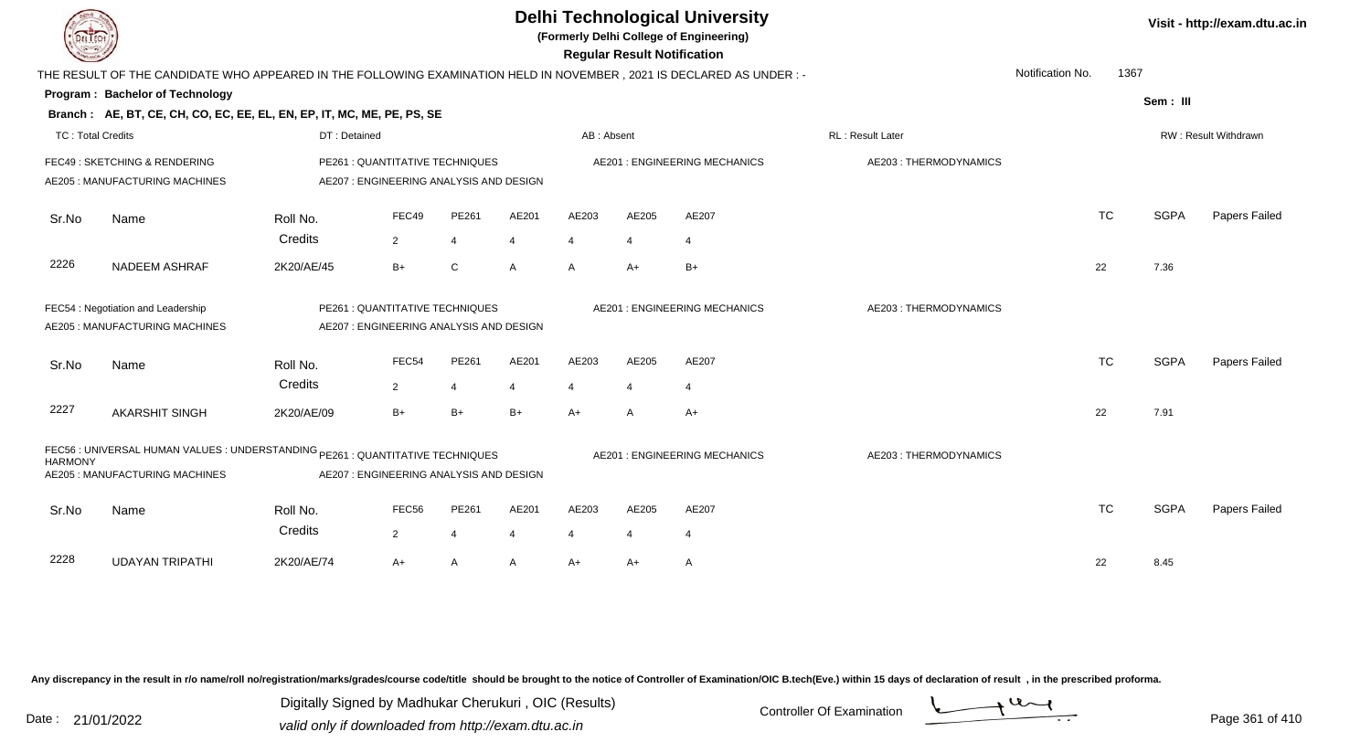# Delhi Technological University

(Formerly Delhi College of Engineering)

**Regular Result Notification**

Visit - http://exam.dtu.ac.in

THE RESULT OF THE CANDIDATE WHO APPEARED IN THE FOLLOWING EXAMINATION HELD IN NOVEMBER , 2021 IS DECLARED AS UNDER : -

Notification No. 1367

**Program : Bachelor of Technology**

Sem : III

**Branch : AE, BT, CE, CH, CO, EC, EE, EL, EN, EP, IT, MC, ME, PE, PS, SE**

TC : Total Credits | DT : Detained | AB : Absent | RL : Result Later | RW : Result Withdrawn

FEC49 : SKETCHING & RENDERING | PE261 : QUANTITATIVE TECHNIQUES | AE201 : ENGINEERING MECHANICS | AE203 : THERMODYNAMICS
AE205 : MANUFACTURING MACHINES | AE207 : ENGINEERING ANALYSIS AND DESIGN

| Sr.No | Name | Roll No. | FEC49 | PE261 | AE201 | AE203 | AE205 | AE207 | TC | SGPA | Papers Failed |
|---|---|---|---|---|---|---|---|---|---|---|---|
| | | Credits | 2 | 4 | 4 | 4 | 4 | 4 | | | |
| 2226 | NADEEM ASHRAF | 2K20/AE/45 | B+ | C | A | A | A+ | B+ | 22 | 7.36 | |

FEC54 : Negotiation and Leadership | PE261 : QUANTITATIVE TECHNIQUES | AE201 : ENGINEERING MECHANICS | AE203 : THERMODYNAMICS
AE205 : MANUFACTURING MACHINES | AE207 : ENGINEERING ANALYSIS AND DESIGN

| Sr.No | Name | Roll No. | FEC54 | PE261 | AE201 | AE203 | AE205 | AE207 | TC | SGPA | Papers Failed |
|---|---|---|---|---|---|---|---|---|---|---|---|
| | | Credits | 2 | 4 | 4 | 4 | 4 | 4 | | | |
| 2227 | AKARSHIT SINGH | 2K20/AE/09 | B+ | B+ | B+ | A+ | A | A+ | 22 | 7.91 | |

FEC56 : UNIVERSAL HUMAN VALUES : UNDERSTANDING HARMONY | PE261 : QUANTITATIVE TECHNIQUES | AE201 : ENGINEERING MECHANICS | AE203 : THERMODYNAMICS
AE205 : MANUFACTURING MACHINES | AE207 : ENGINEERING ANALYSIS AND DESIGN

| Sr.No | Name | Roll No. | FEC56 | PE261 | AE201 | AE203 | AE205 | AE207 | TC | SGPA | Papers Failed |
|---|---|---|---|---|---|---|---|---|---|---|---|
| | | Credits | 2 | 4 | 4 | 4 | 4 | 4 | | | |
| 2228 | UDAYAN TRIPATHI | 2K20/AE/74 | A+ | A | A | A+ | A+ | A | 22 | 8.45 | |

Any discrepancy in the result in r/o name/roll no/registration/marks/grades/course code/title should be brought to the notice of Controller of Examination/OIC B.tech(Eve.) within 15 days of declaration of result , in the prescribed proforma.

Date : 21/01/2022

Digitally Signed by Madhukar Cherukuri , OIC (Results)
valid only if downloaded from http://exam.dtu.ac.in

Controller Of Examination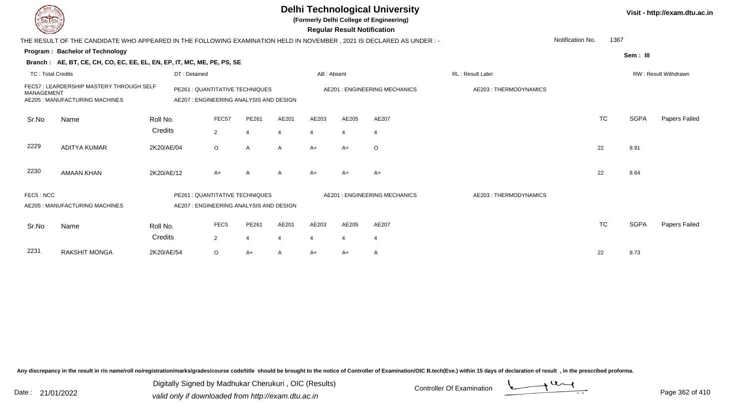# Delhi Technological University

**(Formerly Delhi College of Engineering)**

**Regular Result Notification**

Visit - http://exam.dtu.ac.in

THE RESULT OF THE CANDIDATE WHO APPEARED IN THE FOLLOWING EXAMINATION HELD IN NOVEMBER , 2021 IS DECLARED AS UNDER : -

Notification No. 1367

**Program : Bachelor of Technology**

**Sem : III**

**Branch : AE, BT, CE, CH, CO, EC, EE, EL, EN, EP, IT, MC, ME, PE, PS, SE**

TC : Total Credits | DT : Detained | AB : Absent | RL : Result Later | RW : Result Withdrawn

FEC57 : LEARDERSHIP MASTERY THROUGH SELF MANAGEMENT | PE261 : QUANTITATIVE TECHNIQUES | AE201 : ENGINEERING MECHANICS | AE203 : THERMODYNAMICS | AE205 : MANUFACTURING MACHINES | AE207 : ENGINEERING ANALYSIS AND DESIGN

| Sr.No | Name | Roll No. | FEC57 | PE261 | AE201 | AE203 | AE205 | AE207 | TC | SGPA | Papers Failed |
|---|---|---|---|---|---|---|---|---|---|---|---|
| | | Credits | 2 | 4 | 4 | 4 | 4 | 4 | | | |
| 2229 | ADITYA KUMAR | 2K20/AE/04 | O | A | A | A+ | A+ | O | 22 | 8.91 | |
| 2230 | AMAAN KHAN | 2K20/AE/12 | A+ | A | A | A+ | A+ | A+ | 22 | 8.64 | |

FEC5 : NCC | PE261 : QUANTITATIVE TECHNIQUES | AE201 : ENGINEERING MECHANICS | AE203 : THERMODYNAMICS | AE205 : MANUFACTURING MACHINES | AE207 : ENGINEERING ANALYSIS AND DESIGN

| Sr.No | Name | Roll No. | FEC5 | PE261 | AE201 | AE203 | AE205 | AE207 | TC | SGPA | Papers Failed |
|---|---|---|---|---|---|---|---|---|---|---|---|
| | | Credits | 2 | 4 | 4 | 4 | 4 | 4 | | | |
| 2231 | RAKSHIT MONGA | 2K20/AE/54 | O | A+ | A | A+ | A+ | A | 22 | 8.73 | |

Any discrepancy in the result in r/o name/roll no/registration/marks/grades/course code/title should be brought to the notice of Controller of Examination/OIC B.tech(Eve.) within 15 days of declaration of result , in the prescribed proforma.

Date : 21/01/2022

Digitally Signed by Madhukar Cherukuri , OIC (Results)
valid only if downloaded from http://exam.dtu.ac.in

Controller Of Examination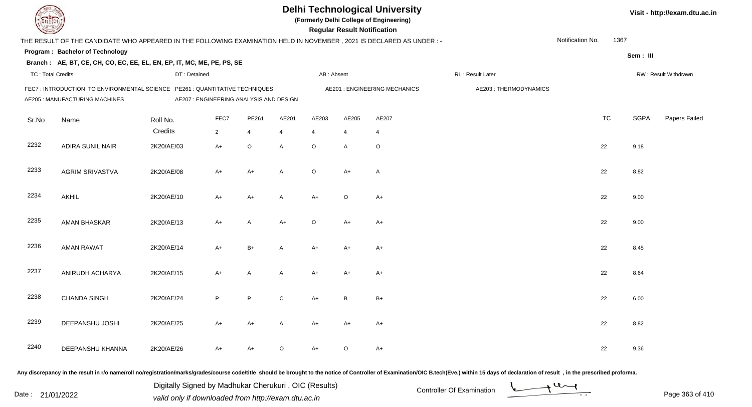# Delhi Technological University

**(Formerly Delhi College of Engineering)**

**Regular Result Notification**

Visit - http://exam.dtu.ac.in

THE RESULT OF THE CANDIDATE WHO APPEARED IN THE FOLLOWING EXAMINATION HELD IN NOVEMBER , 2021 IS DECLARED AS UNDER : -

Notification No. 1367

**Program : Bachelor of Technology**

Sem : III

**Branch : AE, BT, CE, CH, CO, EC, EE, EL, EN, EP, IT, MC, ME, PE, PS, SE**

TC : Total Credits | DT : Detained | AB : Absent | RL : Result Later | RW : Result Withdrawn

FEC7 : INTRODUCTION TO ENVIRONMENTAL SCIENCE   PE261 : QUANTITATIVE TECHNIQUES   AE201 : ENGINEERING MECHANICS   AE203 : THERMODYNAMICS
AE205 : MANUFACTURING MACHINES   AE207 : ENGINEERING ANALYSIS AND DESIGN

| Sr.No | Name | Roll No. | FEC7 | PE261 | AE201 | AE203 | AE205 | AE207 | TC | SGPA | Papers Failed |
|---|---|---|---|---|---|---|---|---|---|---|---|
| | | Credits | 2 | 4 | 4 | 4 | 4 | 4 | | | |
| 2232 | ADIRA SUNIL NAIR | 2K20/AE/03 | A+ | O | A | O | A | O | 22 | 9.18 | |
| 2233 | AGRIM SRIVASTVA | 2K20/AE/08 | A+ | A+ | A | O | A+ | A | 22 | 8.82 | |
| 2234 | AKHIL | 2K20/AE/10 | A+ | A+ | A | A+ | O | A+ | 22 | 9.00 | |
| 2235 | AMAN BHASKAR | 2K20/AE/13 | A+ | A | A+ | O | A+ | A+ | 22 | 9.00 | |
| 2236 | AMAN RAWAT | 2K20/AE/14 | A+ | B+ | A | A+ | A+ | A+ | 22 | 8.45 | |
| 2237 | ANIRUDH ACHARYA | 2K20/AE/15 | A+ | A | A | A+ | A+ | A+ | 22 | 8.64 | |
| 2238 | CHANDA SINGH | 2K20/AE/24 | P | P | C | A+ | B | B+ | 22 | 6.00 | |
| 2239 | DEEPANSHU JOSHI | 2K20/AE/25 | A+ | A+ | A | A+ | A+ | A+ | 22 | 8.82 | |
| 2240 | DEEPANSHU KHANNA | 2K20/AE/26 | A+ | A+ | O | A+ | O | A+ | 22 | 9.36 | |

Any discrepancy in the result in r/o name/roll no/registration/marks/grades/course code/title should be brought to the notice of Controller of Examination/OIC B.tech(Eve.) within 15 days of declaration of result , in the prescribed proforma.

Date : 21/01/2022

Digitally Signed by Madhukar Cherukuri , OIC (Results)
valid only if downloaded from http://exam.dtu.ac.in

Controller Of Examination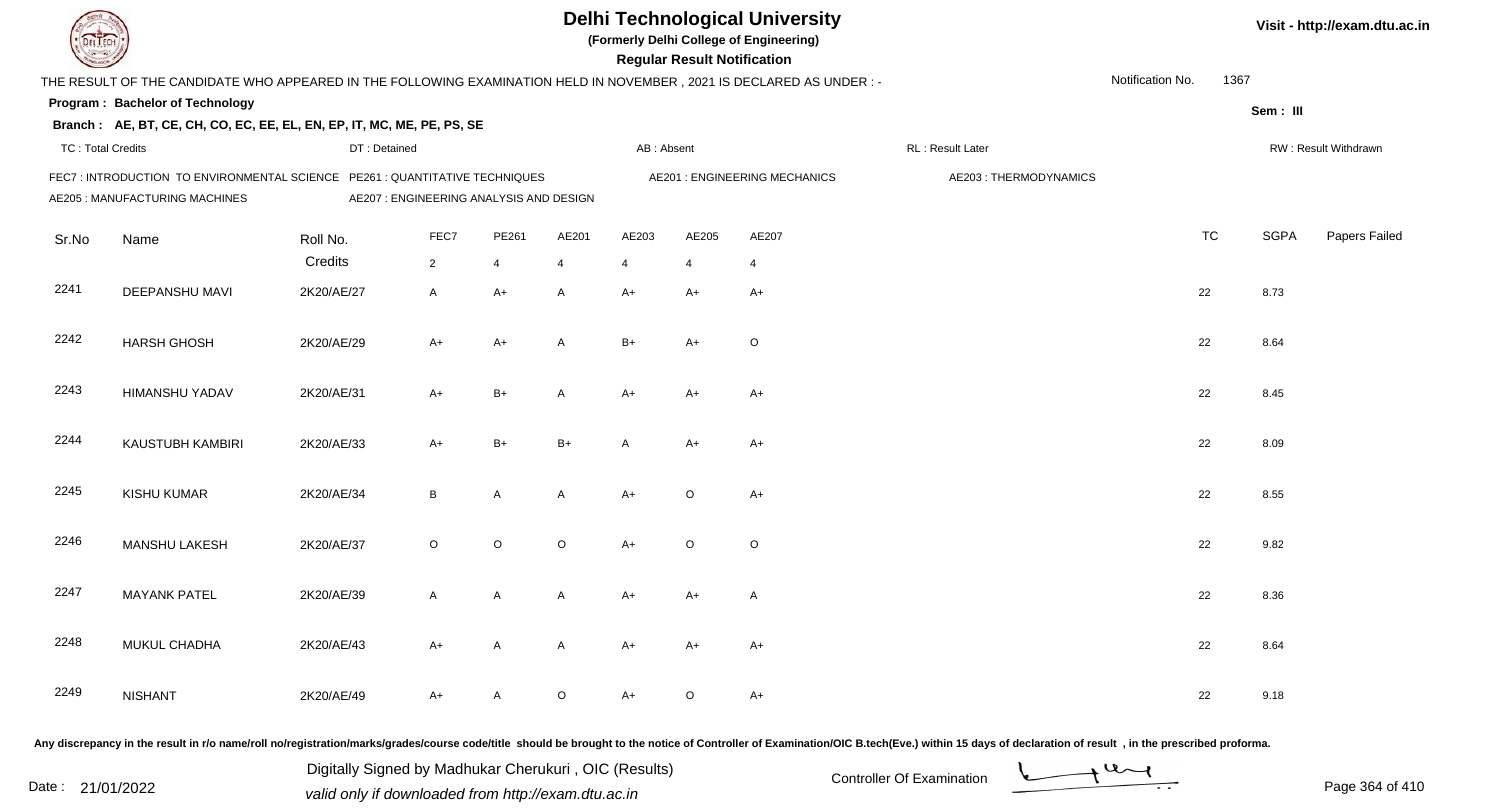# Delhi Technological University

**(Formerly Delhi College of Engineering)**

**Regular Result Notification**

Visit - http://exam.dtu.ac.in

THE RESULT OF THE CANDIDATE WHO APPEARED IN THE FOLLOWING EXAMINATION HELD IN NOVEMBER , 2021 IS DECLARED AS UNDER : -

Notification No. 1367

**Program : Bachelor of Technology**

Sem : III

**Branch : AE, BT, CE, CH, CO, EC, EE, EL, EN, EP, IT, MC, ME, PE, PS, SE**

TC : Total Credits | DT : Detained | AB : Absent | RL : Result Later | RW : Result Withdrawn

FEC7 : INTRODUCTION TO ENVIRONMENTAL SCIENCE
PE261 : QUANTITATIVE TECHNIQUES
AE201 : ENGINEERING MECHANICS
AE203 : THERMODYNAMICS
AE205 : MANUFACTURING MACHINES
AE207 : ENGINEERING ANALYSIS AND DESIGN

| Sr.No | Name | Roll No. | FEC7 | PE261 | AE201 | AE203 | AE205 | AE207 | TC | SGPA | Papers Failed |
|---|---|---|---|---|---|---|---|---|---|---|---|
| | | Credits | 2 | 4 | 4 | 4 | 4 | 4 | | | |
| 2241 | DEEPANSHU MAVI | 2K20/AE/27 | A | A+ | A | A+ | A+ | A+ | 22 | 8.73 | |
| 2242 | HARSH GHOSH | 2K20/AE/29 | A+ | A+ | A | B+ | A+ | O | 22 | 8.64 | |
| 2243 | HIMANSHU YADAV | 2K20/AE/31 | A+ | B+ | A | A+ | A+ | A+ | 22 | 8.45 | |
| 2244 | KAUSTUBH KAMBIRI | 2K20/AE/33 | A+ | B+ | B+ | A | A+ | A+ | 22 | 8.09 | |
| 2245 | KISHU KUMAR | 2K20/AE/34 | B | A | A | A+ | O | A+ | 22 | 8.55 | |
| 2246 | MANSHU LAKESH | 2K20/AE/37 | O | O | O | A+ | O | O | 22 | 9.82 | |
| 2247 | MAYANK PATEL | 2K20/AE/39 | A | A | A | A+ | A+ | A | 22 | 8.36 | |
| 2248 | MUKUL CHADHA | 2K20/AE/43 | A+ | A | A | A+ | A+ | A+ | 22 | 8.64 | |
| 2249 | NISHANT | 2K20/AE/49 | A+ | A | O | A+ | O | A+ | 22 | 9.18 | |

Any discrepancy in the result in r/o name/roll no/registration/marks/grades/course code/title should be brought to the notice of Controller of Examination/OIC B.tech(Eve.) within 15 days of declaration of result , in the prescribed proforma.

Date : 21/01/2022

Digitally Signed by Madhukar Cherukuri , OIC (Results)
valid only if downloaded from http://exam.dtu.ac.in

Controller Of Examination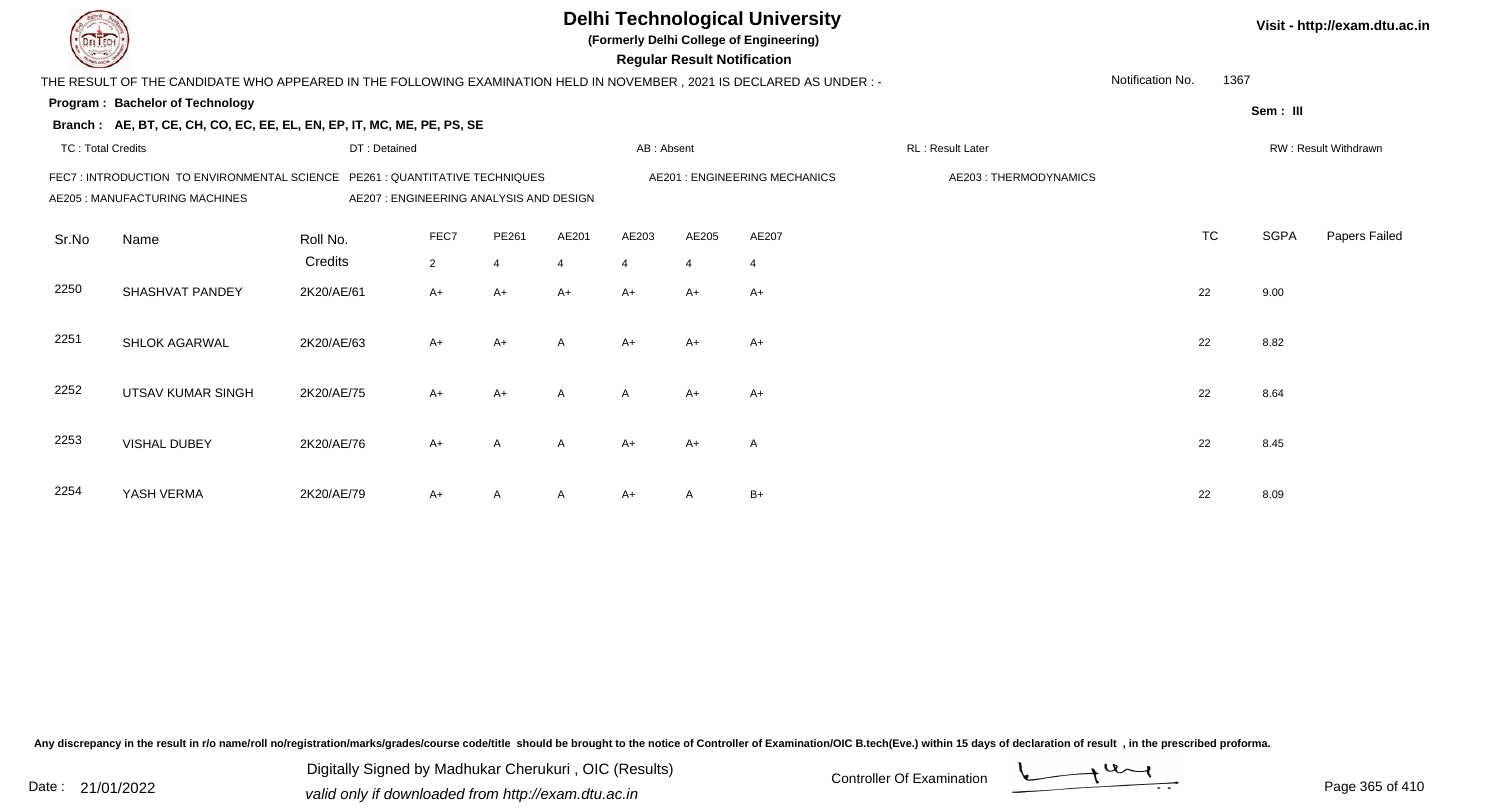# Delhi Technological University

**(Formerly Delhi College of Engineering)**

**Regular Result Notification**

Visit - http://exam.dtu.ac.in

THE RESULT OF THE CANDIDATE WHO APPEARED IN THE FOLLOWING EXAMINATION HELD IN NOVEMBER , 2021 IS DECLARED AS UNDER : -

Notification No. 1367

**Program : Bachelor of Technology**

**Sem : III**

**Branch : AE, BT, CE, CH, CO, EC, EE, EL, EN, EP, IT, MC, ME, PE, PS, SE**

TC : Total Credits | DT : Detained | AB : Absent | RL : Result Later | RW : Result Withdrawn

FEC7 : INTRODUCTION TO ENVIRONMENTAL SCIENCE | PE261 : QUANTITATIVE TECHNIQUES | AE201 : ENGINEERING MECHANICS | AE203 : THERMODYNAMICS | AE205 : MANUFACTURING MACHINES | AE207 : ENGINEERING ANALYSIS AND DESIGN

| Sr.No | Name | Roll No. | FEC7 | PE261 | AE201 | AE203 | AE205 | AE207 | TC | SGPA | Papers Failed |
|---|---|---|---|---|---|---|---|---|---|---|---|
| | | Credits | 2 | 4 | 4 | 4 | 4 | 4 | | | |
| 2250 | SHASHVAT PANDEY | 2K20/AE/61 | A+ | A+ | A+ | A+ | A+ | A+ | 22 | 9.00 | |
| 2251 | SHLOK AGARWAL | 2K20/AE/63 | A+ | A+ | A | A+ | A+ | A+ | 22 | 8.82 | |
| 2252 | UTSAV KUMAR SINGH | 2K20/AE/75 | A+ | A+ | A | A | A+ | A+ | 22 | 8.64 | |
| 2253 | VISHAL DUBEY | 2K20/AE/76 | A+ | A | A | A+ | A+ | A | 22 | 8.45 | |
| 2254 | YASH VERMA | 2K20/AE/79 | A+ | A | A | A+ | A | B+ | 22 | 8.09 | |

Any discrepancy in the result in r/o name/roll no/registration/marks/grades/course code/title should be brought to the notice of Controller of Examination/OIC B.tech(Eve.) within 15 days of declaration of result , in the prescribed proforma.

Date : 21/01/2022

Digitally Signed by Madhukar Cherukuri , OIC (Results)
valid only if downloaded from http://exam.dtu.ac.in

Controller Of Examination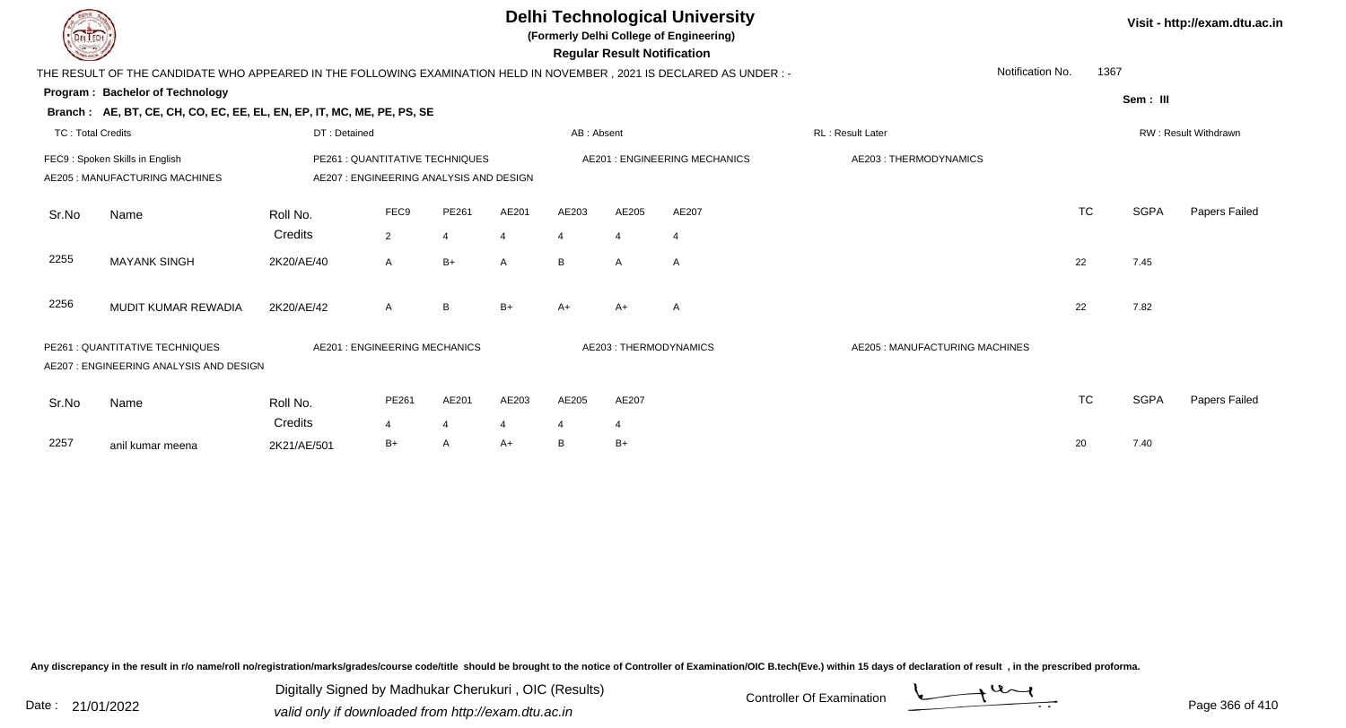# Delhi Technological University

**(Formerly Delhi College of Engineering)**

**Regular Result Notification**

Visit - http://exam.dtu.ac.in

THE RESULT OF THE CANDIDATE WHO APPEARED IN THE FOLLOWING EXAMINATION HELD IN NOVEMBER , 2021 IS DECLARED AS UNDER : -

Notification No. 1367

**Program : Bachelor of Technology**

**Sem : III**

**Branch : AE, BT, CE, CH, CO, EC, EE, EL, EN, EP, IT, MC, ME, PE, PS, SE**

TC : Total Credits | DT : Detained | AB : Absent | RL : Result Later | RW : Result Withdrawn

FEC9 : Spoken Skills in English | PE261 : QUANTITATIVE TECHNIQUES | AE201 : ENGINEERING MECHANICS | AE203 : THERMODYNAMICS
AE205 : MANUFACTURING MACHINES | AE207 : ENGINEERING ANALYSIS AND DESIGN

| Sr.No | Name | Roll No. | FEC9 | PE261 | AE201 | AE203 | AE205 | AE207 | TC | SGPA | Papers Failed |
|---|---|---|---|---|---|---|---|---|---|---|---|
| | | Credits | 2 | 4 | 4 | 4 | 4 | 4 | | | |
| 2255 | MAYANK SINGH | 2K20/AE/40 | A | B+ | A | B | A | A | 22 | 7.45 | |
| 2256 | MUDIT KUMAR REWADIA | 2K20/AE/42 | A | B | B+ | A+ | A+ | A | 22 | 7.82 | |

PE261 : QUANTITATIVE TECHNIQUES | AE201 : ENGINEERING MECHANICS | AE203 : THERMODYNAMICS | AE205 : MANUFACTURING MACHINES
AE207 : ENGINEERING ANALYSIS AND DESIGN

| Sr.No | Name | Roll No. | PE261 | AE201 | AE203 | AE205 | AE207 | TC | SGPA | Papers Failed |
|---|---|---|---|---|---|---|---|---|---|---|
| | | Credits | 4 | 4 | 4 | 4 | 4 | | | |
| 2257 | anil kumar meena | 2K21/AE/501 | B+ | A | A+ | B | B+ | 20 | 7.40 | |

Any discrepancy in the result in r/o name/roll no/registration/marks/grades/course code/title should be brought to the notice of Controller of Examination/OIC B.tech(Eve.) within 15 days of declaration of result , in the prescribed proforma.

Date : 21/01/2022

Digitally Signed by Madhukar Cherukuri , OIC (Results)
valid only if downloaded from http://exam.dtu.ac.in

Controller Of Examination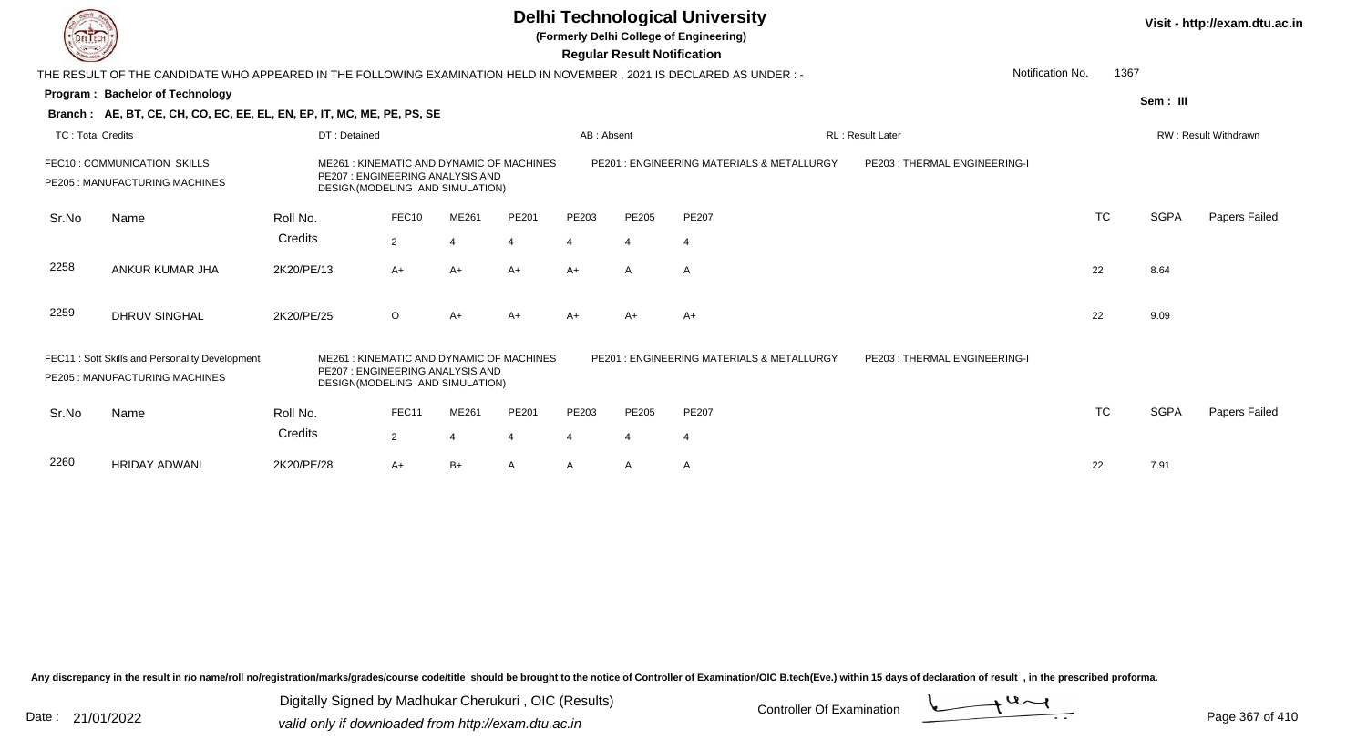# Delhi Technological University

**(Formerly Delhi College of Engineering)**

**Regular Result Notification**

Visit - http://exam.dtu.ac.in

THE RESULT OF THE CANDIDATE WHO APPEARED IN THE FOLLOWING EXAMINATION HELD IN NOVEMBER , 2021 IS DECLARED AS UNDER : -

Notification No. 1367

**Program : Bachelor of Technology**

Sem : III

**Branch : AE, BT, CE, CH, CO, EC, EE, EL, EN, EP, IT, MC, ME, PE, PS, SE**

TC : Total Credits | DT : Detained | AB : Absent | RL : Result Later | RW : Result Withdrawn

FEC10 : COMMUNICATION SKILLS
ME261 : KINEMATIC AND DYNAMIC OF MACHINES
PE201 : ENGINEERING MATERIALS & METALLURGY
PE203 : THERMAL ENGINEERING-I
PE205 : MANUFACTURING MACHINES
PE207 : ENGINEERING ANALYSIS AND DESIGN(MODELING AND SIMULATION)

| Sr.No | Name | Roll No. | FEC10 | ME261 | PE201 | PE203 | PE205 | PE207 | TC | SGPA | Papers Failed |
|---|---|---|---|---|---|---|---|---|---|---|---|
| | | Credits | 2 | 4 | 4 | 4 | 4 | 4 | | | |
| 2258 | ANKUR KUMAR JHA | 2K20/PE/13 | A+ | A+ | A+ | A+ | A | A | 22 | 8.64 | |
| 2259 | DHRUV SINGHAL | 2K20/PE/25 | O | A+ | A+ | A+ | A+ | A+ | 22 | 9.09 | |

FEC11 : Soft Skills and Personality Development
ME261 : KINEMATIC AND DYNAMIC OF MACHINES
PE201 : ENGINEERING MATERIALS & METALLURGY
PE203 : THERMAL ENGINEERING-I
PE205 : MANUFACTURING MACHINES
PE207 : ENGINEERING ANALYSIS AND DESIGN(MODELING AND SIMULATION)

| Sr.No | Name | Roll No. | FEC11 | ME261 | PE201 | PE203 | PE205 | PE207 | TC | SGPA | Papers Failed |
|---|---|---|---|---|---|---|---|---|---|---|---|
| | | Credits | 2 | 4 | 4 | 4 | 4 | 4 | | | |
| 2260 | HRIDAY ADWANI | 2K20/PE/28 | A+ | B+ | A | A | A | A | 22 | 7.91 | |

Any discrepancy in the result in r/o name/roll no/registration/marks/grades/course code/title should be brought to the notice of Controller of Examination/OIC B.tech(Eve.) within 15 days of declaration of result , in the prescribed proforma.

Date : 21/01/2022

Digitally Signed by Madhukar Cherukuri , OIC (Results)
valid only if downloaded from http://exam.dtu.ac.in

Controller Of Examination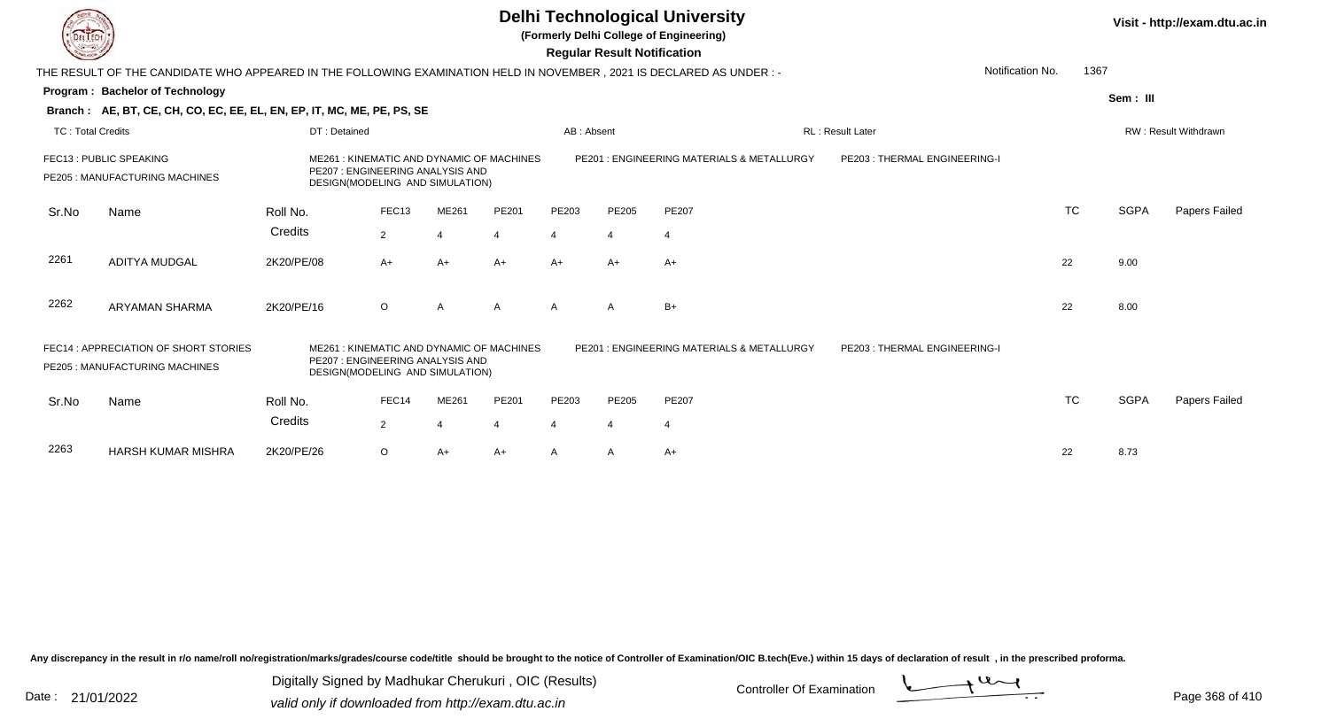# Delhi Technological University

**(Formerly Delhi College of Engineering)**

**Regular Result Notification**

Visit - http://exam.dtu.ac.in

THE RESULT OF THE CANDIDATE WHO APPEARED IN THE FOLLOWING EXAMINATION HELD IN NOVEMBER , 2021 IS DECLARED AS UNDER : -

Notification No. 1367

**Program : Bachelor of Technology**

**Sem : III**

**Branch : AE, BT, CE, CH, CO, EC, EE, EL, EN, EP, IT, MC, ME, PE, PS, SE**

TC : Total Credits | DT : Detained | AB : Absent | RL : Result Later | RW : Result Withdrawn

FEC13 : PUBLIC SPEAKING
ME261 : KINEMATIC AND DYNAMIC OF MACHINES
PE201 : ENGINEERING MATERIALS & METALLURGY
PE203 : THERMAL ENGINEERING-I
PE205 : MANUFACTURING MACHINES
PE207 : ENGINEERING ANALYSIS AND DESIGN(MODELING AND SIMULATION)

| Sr.No | Name | Roll No. | FEC13 | ME261 | PE201 | PE203 | PE205 | PE207 | TC | SGPA | Papers Failed |
|---|---|---|---|---|---|---|---|---|---|---|---|
| | | Credits | 2 | 4 | 4 | 4 | 4 | 4 | | | |
| 2261 | ADITYA MUDGAL | 2K20/PE/08 | A+ | A+ | A+ | A+ | A+ | A+ | 22 | 9.00 | |
| 2262 | ARYAMAN SHARMA | 2K20/PE/16 | O | A | A | A | A | B+ | 22 | 8.00 | |

FEC14 : APPRECIATION OF SHORT STORIES
ME261 : KINEMATIC AND DYNAMIC OF MACHINES
PE201 : ENGINEERING MATERIALS & METALLURGY
PE203 : THERMAL ENGINEERING-I
PE205 : MANUFACTURING MACHINES
PE207 : ENGINEERING ANALYSIS AND DESIGN(MODELING AND SIMULATION)

| Sr.No | Name | Roll No. | FEC14 | ME261 | PE201 | PE203 | PE205 | PE207 | TC | SGPA | Papers Failed |
|---|---|---|---|---|---|---|---|---|---|---|---|
| | | Credits | 2 | 4 | 4 | 4 | 4 | 4 | | | |
| 2263 | HARSH KUMAR MISHRA | 2K20/PE/26 | O | A+ | A+ | A | A | A+ | 22 | 8.73 | |

Any discrepancy in the result in r/o name/roll no/registration/marks/grades/course code/title should be brought to the notice of Controller of Examination/OIC B.tech(Eve.) within 15 days of declaration of result , in the prescribed proforma.

Date : 21/01/2022

Digitally Signed by Madhukar Cherukuri , OIC (Results)
valid only if downloaded from http://exam.dtu.ac.in

Controller Of Examination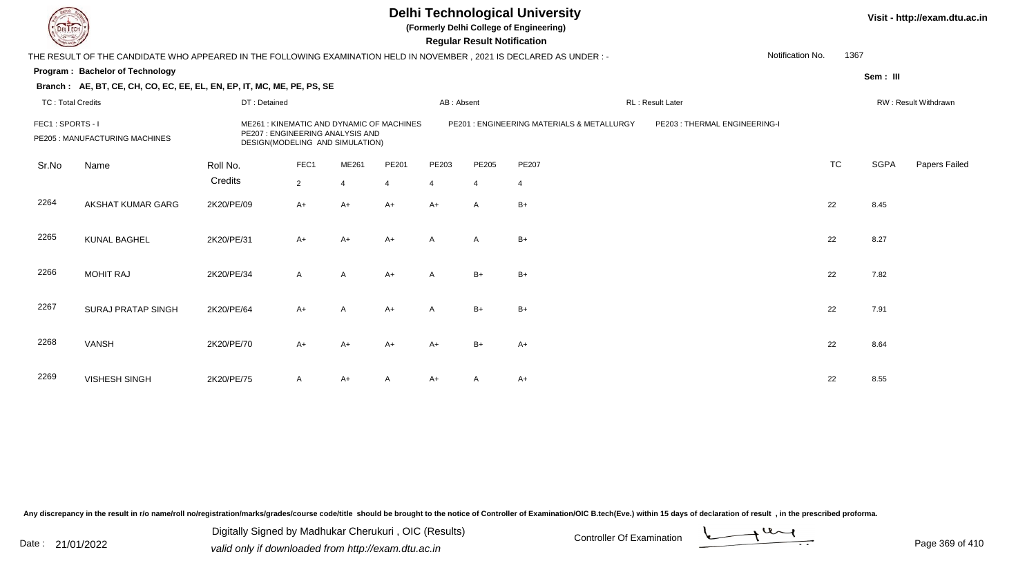# Delhi Technological University

**(Formerly Delhi College of Engineering)**

**Regular Result Notification**

Visit - http://exam.dtu.ac.in

THE RESULT OF THE CANDIDATE WHO APPEARED IN THE FOLLOWING EXAMINATION HELD IN NOVEMBER , 2021 IS DECLARED AS UNDER : -

Notification No. 1367

**Program : Bachelor of Technology**

Sem : III

**Branch : AE, BT, CE, CH, CO, EC, EE, EL, EN, EP, IT, MC, ME, PE, PS, SE**

TC : Total Credits | DT : Detained | AB : Absent | RL : Result Later | RW : Result Withdrawn

FEC1 : SPORTS - I
ME261 : KINEMATIC AND DYNAMIC OF MACHINES
PE201 : ENGINEERING MATERIALS & METALLURGY
PE203 : THERMAL ENGINEERING-I
PE205 : MANUFACTURING MACHINES
PE207 : ENGINEERING ANALYSIS AND DESIGN(MODELING AND SIMULATION)

| Sr.No | Name | Roll No. | FEC1 | ME261 | PE201 | PE203 | PE205 | PE207 | TC | SGPA | Papers Failed |
|---|---|---|---|---|---|---|---|---|---|---|---|
| | | Credits | 2 | 4 | 4 | 4 | 4 | 4 | | | |
| 2264 | AKSHAT KUMAR GARG | 2K20/PE/09 | A+ | A+ | A+ | A+ | A | B+ | 22 | 8.45 | |
| 2265 | KUNAL BAGHEL | 2K20/PE/31 | A+ | A+ | A+ | A | A | B+ | 22 | 8.27 | |
| 2266 | MOHIT RAJ | 2K20/PE/34 | A | A | A+ | A | B+ | B+ | 22 | 7.82 | |
| 2267 | SURAJ PRATAP SINGH | 2K20/PE/64 | A+ | A | A+ | A | B+ | B+ | 22 | 7.91 | |
| 2268 | VANSH | 2K20/PE/70 | A+ | A+ | A+ | A+ | B+ | A+ | 22 | 8.64 | |
| 2269 | VISHESH SINGH | 2K20/PE/75 | A | A+ | A | A+ | A | A+ | 22 | 8.55 | |

Any discrepancy in the result in r/o name/roll no/registration/marks/grades/course code/title should be brought to the notice of Controller of Examination/OIC B.tech(Eve.) within 15 days of declaration of result , in the prescribed proforma.

Date : 21/01/2022

Digitally Signed by Madhukar Cherukuri , OIC (Results)
valid only if downloaded from http://exam.dtu.ac.in

Controller Of Examination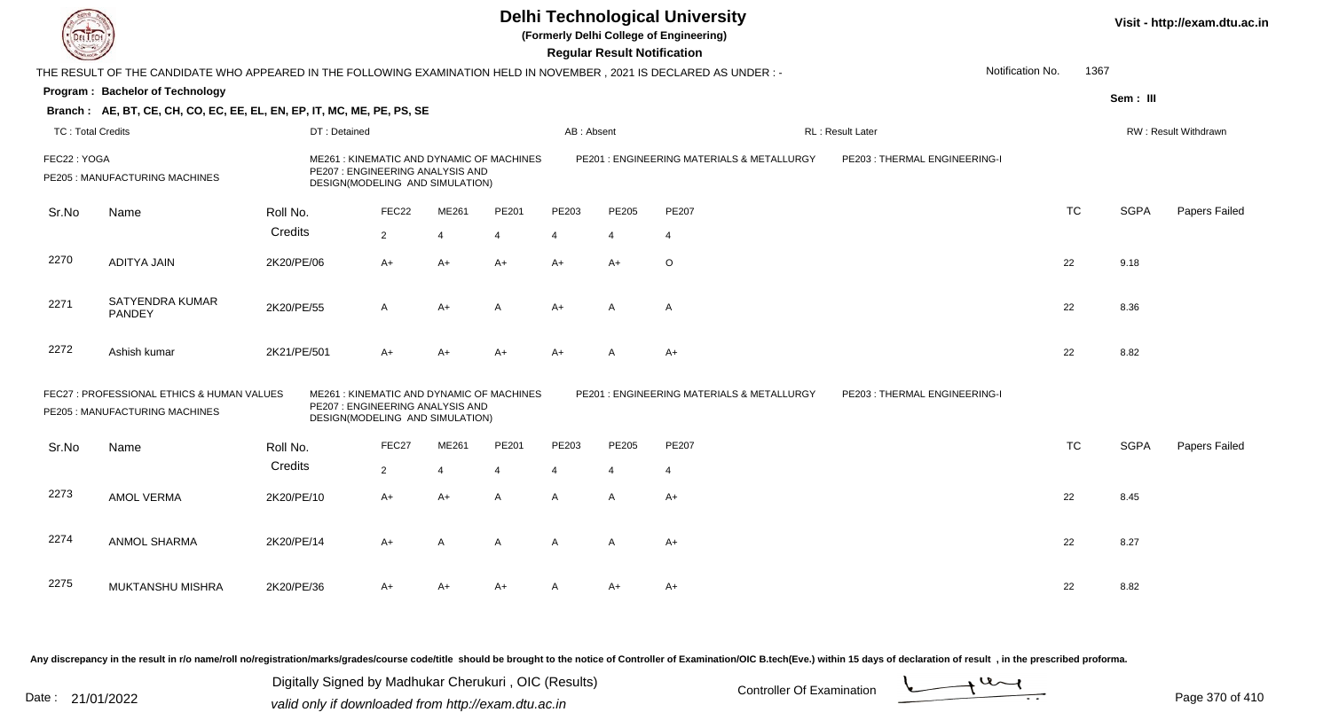# Delhi Technological University

(Formerly Delhi College of Engineering)

**Regular Result Notification**

Visit - http://exam.dtu.ac.in

THE RESULT OF THE CANDIDATE WHO APPEARED IN THE FOLLOWING EXAMINATION HELD IN NOVEMBER , 2021 IS DECLARED AS UNDER : -

Notification No. 1367

**Program : Bachelor of Technology**

Sem : III

**Branch : AE, BT, CE, CH, CO, EC, EE, EL, EN, EP, IT, MC, ME, PE, PS, SE**

TC : Total Credits | DT : Detained | AB : Absent | RL : Result Later | RW : Result Withdrawn

FEC22 : YOGA | ME261 : KINEMATIC AND DYNAMIC OF MACHINES | PE201 : ENGINEERING MATERIALS & METALLURGY | PE203 : THERMAL ENGINEERING-I | PE205 : MANUFACTURING MACHINES | PE207 : ENGINEERING ANALYSIS AND DESIGN(MODELING AND SIMULATION)

| Sr.No | Name | Roll No. | FEC22 | ME261 | PE201 | PE203 | PE205 | PE207 | TC | SGPA | Papers Failed |
|---|---|---|---|---|---|---|---|---|---|---|---|
| | | Credits | 2 | 4 | 4 | 4 | 4 | 4 | | | |
| 2270 | ADITYA JAIN | 2K20/PE/06 | A+ | A+ | A+ | A+ | A+ | O | 22 | 9.18 | |
| 2271 | SATYENDRA KUMAR PANDEY | 2K20/PE/55 | A | A+ | A | A+ | A | A | 22 | 8.36 | |
| 2272 | Ashish kumar | 2K21/PE/501 | A+ | A+ | A+ | A+ | A | A+ | 22 | 8.82 | |

FEC27 : PROFESSIONAL ETHICS & HUMAN VALUES | ME261 : KINEMATIC AND DYNAMIC OF MACHINES | PE201 : ENGINEERING MATERIALS & METALLURGY | PE203 : THERMAL ENGINEERING-I | PE205 : MANUFACTURING MACHINES | PE207 : ENGINEERING ANALYSIS AND DESIGN(MODELING AND SIMULATION)

| Sr.No | Name | Roll No. | FEC27 | ME261 | PE201 | PE203 | PE205 | PE207 | TC | SGPA | Papers Failed |
|---|---|---|---|---|---|---|---|---|---|---|---|
| | | Credits | 2 | 4 | 4 | 4 | 4 | 4 | | | |
| 2273 | AMOL VERMA | 2K20/PE/10 | A+ | A+ | A | A | A | A+ | 22 | 8.45 | |
| 2274 | ANMOL SHARMA | 2K20/PE/14 | A+ | A | A | A | A | A+ | 22 | 8.27 | |
| 2275 | MUKTANSHU MISHRA | 2K20/PE/36 | A+ | A+ | A+ | A | A+ | A+ | 22 | 8.82 | |

Any discrepancy in the result in r/o name/roll no/registration/marks/grades/course code/title should be brought to the notice of Controller of Examination/OIC B.tech(Eve.) within 15 days of declaration of result , in the prescribed proforma.

Date : 21/01/2022

Digitally Signed by Madhukar Cherukuri , OIC (Results)
valid only if downloaded from http://exam.dtu.ac.in

Controller Of Examination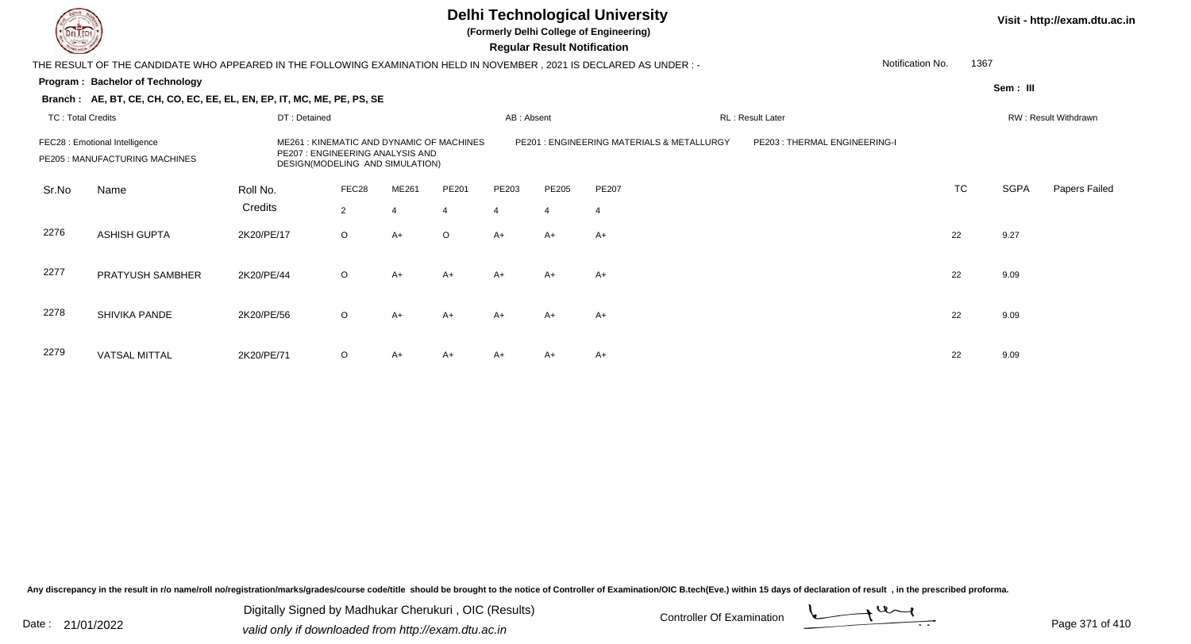# Delhi Technological University

**(Formerly Delhi College of Engineering)**

**Regular Result Notification**

Visit - http://exam.dtu.ac.in

THE RESULT OF THE CANDIDATE WHO APPEARED IN THE FOLLOWING EXAMINATION HELD IN NOVEMBER , 2021 IS DECLARED AS UNDER : -

Notification No. 1367

**Program : Bachelor of Technology**

Sem : III

**Branch : AE, BT, CE, CH, CO, EC, EE, EL, EN, EP, IT, MC, ME, PE, PS, SE**

TC : Total Credits | DT : Detained | AB : Absent | RL : Result Later | RW : Result Withdrawn

FEC28 : Emotional Intelligence
PE205 : MANUFACTURING MACHINES
ME261 : KINEMATIC AND DYNAMIC OF MACHINES
PE207 : ENGINEERING ANALYSIS AND DESIGN(MODELING AND SIMULATION)
PE201 : ENGINEERING MATERIALS & METALLURGY
PE203 : THERMAL ENGINEERING-I

| Sr.No | Name | Roll No. | FEC28 | ME261 | PE201 | PE203 | PE205 | PE207 | TC | SGPA | Papers Failed |
|---|---|---|---|---|---|---|---|---|---|---|---|
| | | Credits | 2 | 4 | 4 | 4 | 4 | 4 | | | |
| 2276 | ASHISH GUPTA | 2K20/PE/17 | O | A+ | O | A+ | A+ | A+ | 22 | 9.27 | |
| 2277 | PRATYUSH SAMBHER | 2K20/PE/44 | O | A+ | A+ | A+ | A+ | A+ | 22 | 9.09 | |
| 2278 | SHIVIKA PANDE | 2K20/PE/56 | O | A+ | A+ | A+ | A+ | A+ | 22 | 9.09 | |
| 2279 | VATSAL MITTAL | 2K20/PE/71 | O | A+ | A+ | A+ | A+ | A+ | 22 | 9.09 | |

Any discrepancy in the result in r/o name/roll no/registration/marks/grades/course code/title should be brought to the notice of Controller of Examination/OIC B.tech(Eve.) within 15 days of declaration of result , in the prescribed proforma.

Date : 21/01/2022

Digitally Signed by Madhukar Cherukuri , OIC (Results)
valid only if downloaded from http://exam.dtu.ac.in

Controller Of Examination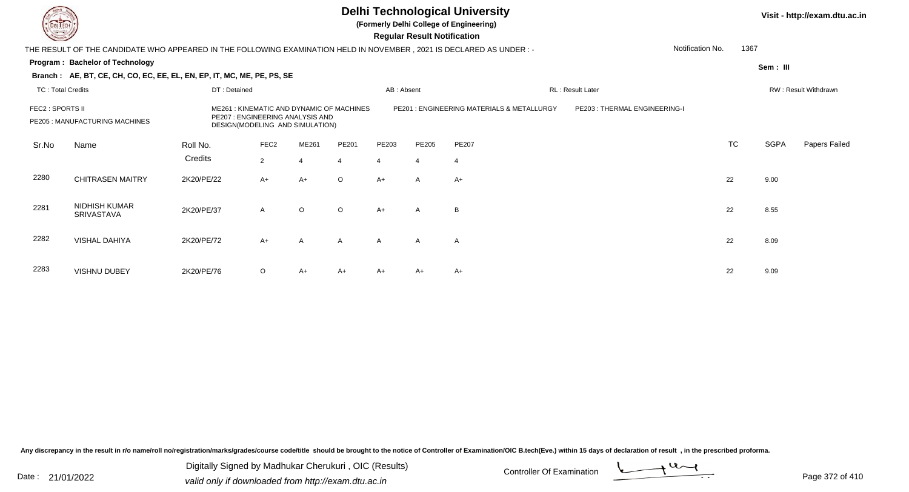# Delhi Technological University

**(Formerly Delhi College of Engineering)**

**Regular Result Notification**

Visit - http://exam.dtu.ac.in

THE RESULT OF THE CANDIDATE WHO APPEARED IN THE FOLLOWING EXAMINATION HELD IN NOVEMBER , 2021 IS DECLARED AS UNDER : -

Notification No. 1367

**Program : Bachelor of Technology**

Sem : III

**Branch : AE, BT, CE, CH, CO, EC, EE, EL, EN, EP, IT, MC, ME, PE, PS, SE**

TC : Total Credits | DT : Detained | AB : Absent | RL : Result Later | RW : Result Withdrawn

FEC2 : SPORTS II | ME261 : KINEMATIC AND DYNAMIC OF MACHINES | PE201 : ENGINEERING MATERIALS & METALLURGY | PE203 : THERMAL ENGINEERING-I | PE205 : MANUFACTURING MACHINES | PE207 : ENGINEERING ANALYSIS AND DESIGN(MODELING AND SIMULATION)

| Sr.No | Name | Roll No. | FEC2 | ME261 | PE201 | PE203 | PE205 | PE207 | TC | SGPA | Papers Failed |
|---|---|---|---|---|---|---|---|---|---|---|---|
| | | Credits | 2 | 4 | 4 | 4 | 4 | 4 | | | |
| 2280 | CHITRASEN MAITRY | 2K20/PE/22 | A+ | A+ | O | A+ | A | A+ | 22 | 9.00 | |
| 2281 | NIDHISH KUMAR SRIVASTAVA | 2K20/PE/37 | A | O | O | A+ | A | B | 22 | 8.55 | |
| 2282 | VISHAL DAHIYA | 2K20/PE/72 | A+ | A | A | A | A | A | 22 | 8.09 | |
| 2283 | VISHNU DUBEY | 2K20/PE/76 | O | A+ | A+ | A+ | A+ | A+ | 22 | 9.09 | |

Any discrepancy in the result in r/o name/roll no/registration/marks/grades/course code/title should be brought to the notice of Controller of Examination/OIC B.tech(Eve.) within 15 days of declaration of result , in the prescribed proforma.

Date : 21/01/2022

Digitally Signed by Madhukar Cherukuri , OIC (Results)
valid only if downloaded from http://exam.dtu.ac.in

Controller Of Examination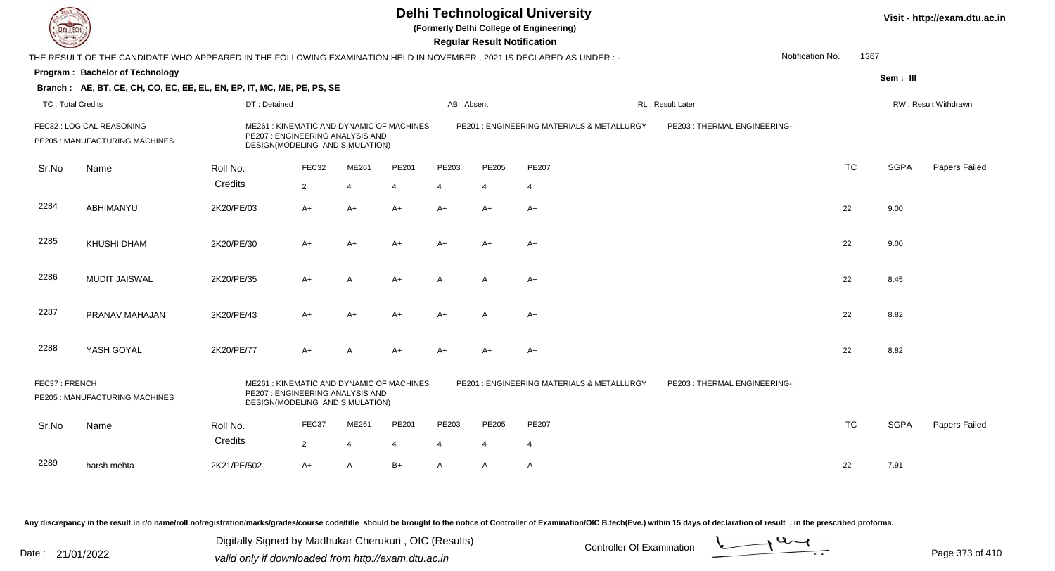# Delhi Technological University

**(Formerly Delhi College of Engineering)**

**Regular Result Notification**

Visit - http://exam.dtu.ac.in

THE RESULT OF THE CANDIDATE WHO APPEARED IN THE FOLLOWING EXAMINATION HELD IN NOVEMBER , 2021 IS DECLARED AS UNDER : -

Notification No. 1367

**Program : Bachelor of Technology**

Sem : III

**Branch : AE, BT, CE, CH, CO, EC, EE, EL, EN, EP, IT, MC, ME, PE, PS, SE**

TC : Total Credits | DT : Detained | AB : Absent | RL : Result Later | RW : Result Withdrawn

FEC32 : LOGICAL REASONING
ME261 : KINEMATIC AND DYNAMIC OF MACHINES
PE201 : ENGINEERING MATERIALS & METALLURGY
PE203 : THERMAL ENGINEERING-I
PE205 : MANUFACTURING MACHINES
PE207 : ENGINEERING ANALYSIS AND DESIGN(MODELING AND SIMULATION)

| Sr.No | Name | Roll No. | FEC32 | ME261 | PE201 | PE203 | PE205 | PE207 | TC | SGPA | Papers Failed |
|---|---|---|---|---|---|---|---|---|---|---|---|
| | | Credits | 2 | 4 | 4 | 4 | 4 | 4 | | | |
| 2284 | ABHIMANYU | 2K20/PE/03 | A+ | A+ | A+ | A+ | A+ | A+ | 22 | 9.00 | |
| 2285 | KHUSHI DHAM | 2K20/PE/30 | A+ | A+ | A+ | A+ | A+ | A+ | 22 | 9.00 | |
| 2286 | MUDIT JAISWAL | 2K20/PE/35 | A+ | A | A+ | A | A | A+ | 22 | 8.45 | |
| 2287 | PRANAV MAHAJAN | 2K20/PE/43 | A+ | A+ | A+ | A+ | A | A+ | 22 | 8.82 | |
| 2288 | YASH GOYAL | 2K20/PE/77 | A+ | A | A+ | A+ | A+ | A+ | 22 | 8.82 | |

FEC37 : FRENCH
ME261 : KINEMATIC AND DYNAMIC OF MACHINES
PE201 : ENGINEERING MATERIALS & METALLURGY
PE203 : THERMAL ENGINEERING-I
PE205 : MANUFACTURING MACHINES
PE207 : ENGINEERING ANALYSIS AND DESIGN(MODELING AND SIMULATION)

| Sr.No | Name | Roll No. | FEC37 | ME261 | PE201 | PE203 | PE205 | PE207 | TC | SGPA | Papers Failed |
|---|---|---|---|---|---|---|---|---|---|---|---|
| | | Credits | 2 | 4 | 4 | 4 | 4 | 4 | | | |
| 2289 | harsh mehta | 2K21/PE/502 | A+ | A | B+ | A | A | A | 22 | 7.91 | |

Any discrepancy in the result in r/o name/roll no/registration/marks/grades/course code/title should be brought to the notice of Controller of Examination/OIC B.tech(Eve.) within 15 days of declaration of result , in the prescribed proforma.

Date : 21/01/2022

Digitally Signed by Madhukar Cherukuri , OIC (Results)
valid only if downloaded from http://exam.dtu.ac.in

Controller Of Examination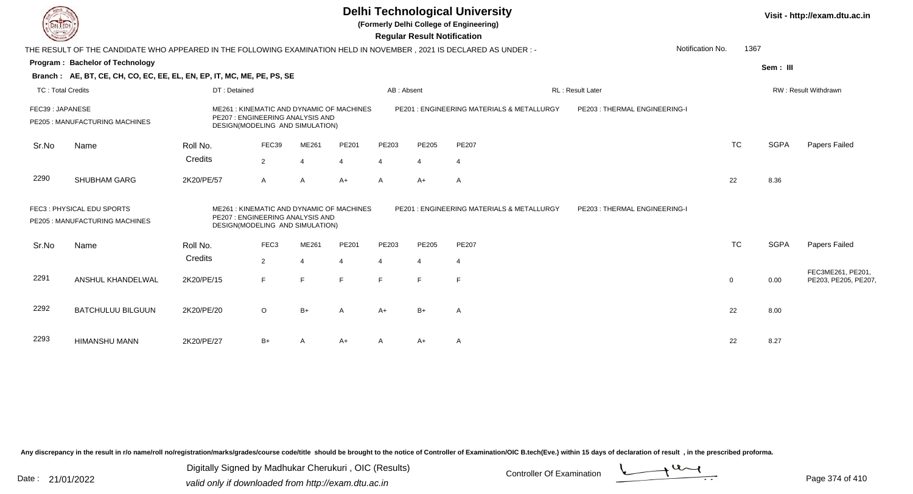# Delhi Technological University

**(Formerly Delhi College of Engineering)**

**Regular Result Notification**

Visit - http://exam.dtu.ac.in

THE RESULT OF THE CANDIDATE WHO APPEARED IN THE FOLLOWING EXAMINATION HELD IN NOVEMBER , 2021 IS DECLARED AS UNDER : - Notification No. 1367

**Program : Bachelor of Technology** Sem : III

**Branch : AE, BT, CE, CH, CO, EC, EE, EL, EN, EP, IT, MC, ME, PE, PS, SE**

TC : Total Credits | DT : Detained | AB : Absent | RL : Result Later | RW : Result Withdrawn

FEC39 : JAPANESE
ME261 : KINEMATIC AND DYNAMIC OF MACHINES
PE201 : ENGINEERING MATERIALS & METALLURGY
PE203 : THERMAL ENGINEERING-I
PE205 : MANUFACTURING MACHINES
PE207 : ENGINEERING ANALYSIS AND DESIGN(MODELING AND SIMULATION)

| Sr.No | Name | Roll No. | FEC39 | ME261 | PE201 | PE203 | PE205 | PE207 | TC | SGPA | Papers Failed |
|---|---|---|---|---|---|---|---|---|---|---|---|
| | | Credits | 2 | 4 | 4 | 4 | 4 | 4 | | | |
| 2290 | SHUBHAM GARG | 2K20/PE/57 | A | A | A+ | A | A+ | A | 22 | 8.36 | |

FEC3 : PHYSICAL EDU SPORTS
ME261 : KINEMATIC AND DYNAMIC OF MACHINES
PE201 : ENGINEERING MATERIALS & METALLURGY
PE203 : THERMAL ENGINEERING-I
PE205 : MANUFACTURING MACHINES
PE207 : ENGINEERING ANALYSIS AND DESIGN(MODELING AND SIMULATION)

| Sr.No | Name | Roll No. | FEC3 | ME261 | PE201 | PE203 | PE205 | PE207 | TC | SGPA | Papers Failed |
|---|---|---|---|---|---|---|---|---|---|---|---|
| | | Credits | 2 | 4 | 4 | 4 | 4 | 4 | | | |
| 2291 | ANSHUL KHANDELWAL | 2K20/PE/15 | F | F | F | F | F | F | 0 | 0.00 | FEC3ME261, PE201, PE203, PE205, PE207, |
| 2292 | BATCHULUU BILGUUN | 2K20/PE/20 | O | B+ | A | A+ | B+ | A | 22 | 8.00 | |
| 2293 | HIMANSHU MANN | 2K20/PE/27 | B+ | A | A+ | A | A+ | A | 22 | 8.27 | |

Any discrepancy in the result in r/o name/roll no/registration/marks/grades/course code/title should be brought to the notice of Controller of Examination/OIC B.tech(Eve.) within 15 days of declaration of result , in the prescribed proforma.

Date : 21/01/2022

Digitally Signed by Madhukar Cherukuri , OIC (Results)
valid only if downloaded from http://exam.dtu.ac.in

Controller Of Examination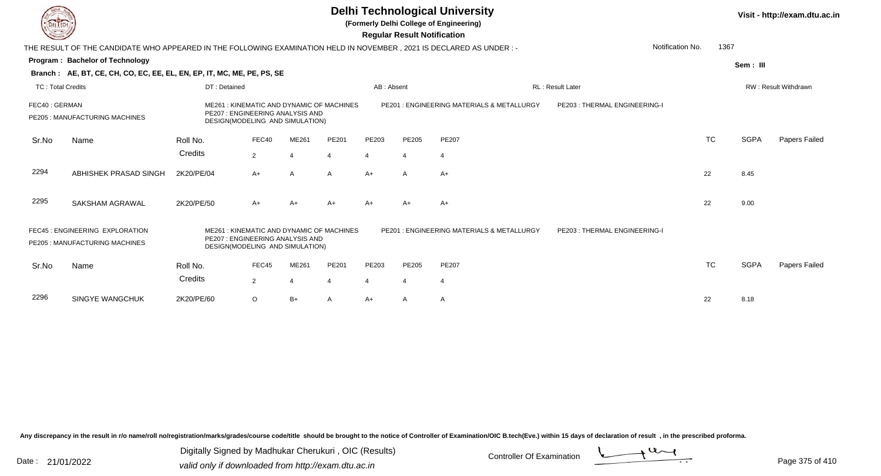# Delhi Technological University

**(Formerly Delhi College of Engineering)**

**Regular Result Notification**

Visit - http://exam.dtu.ac.in

THE RESULT OF THE CANDIDATE WHO APPEARED IN THE FOLLOWING EXAMINATION HELD IN NOVEMBER , 2021 IS DECLARED AS UNDER : -

Notification No. 1367

**Program : Bachelor of Technology**

Sem : III

**Branch : AE, BT, CE, CH, CO, EC, EE, EL, EN, EP, IT, MC, ME, PE, PS, SE**

TC : Total Credits | DT : Detained | AB : Absent | RL : Result Later | RW : Result Withdrawn

FEC40 : GERMAN
ME261 : KINEMATIC AND DYNAMIC OF MACHINES
PE201 : ENGINEERING MATERIALS & METALLURGY
PE203 : THERMAL ENGINEERING-I
PE205 : MANUFACTURING MACHINES
PE207 : ENGINEERING ANALYSIS AND DESIGN(MODELING AND SIMULATION)

| Sr.No | Name | Roll No. | FEC40 | ME261 | PE201 | PE203 | PE205 | PE207 | TC | SGPA | Papers Failed |
|---|---|---|---|---|---|---|---|---|---|---|---|
| | | Credits | 2 | 4 | 4 | 4 | 4 | 4 | | | |
| 2294 | ABHISHEK PRASAD SINGH | 2K20/PE/04 | A+ | A | A | A+ | A | A+ | 22 | 8.45 | |
| 2295 | SAKSHAM AGRAWAL | 2K20/PE/50 | A+ | A+ | A+ | A+ | A+ | A+ | 22 | 9.00 | |

FEC45 : ENGINEERING EXPLORATION
ME261 : KINEMATIC AND DYNAMIC OF MACHINES
PE201 : ENGINEERING MATERIALS & METALLURGY
PE203 : THERMAL ENGINEERING-I
PE205 : MANUFACTURING MACHINES
PE207 : ENGINEERING ANALYSIS AND DESIGN(MODELING AND SIMULATION)

| Sr.No | Name | Roll No. | FEC45 | ME261 | PE201 | PE203 | PE205 | PE207 | TC | SGPA | Papers Failed |
|---|---|---|---|---|---|---|---|---|---|---|---|
| | | Credits | 2 | 4 | 4 | 4 | 4 | 4 | | | |
| 2296 | SINGYE WANGCHUK | 2K20/PE/60 | O | B+ | A | A+ | A | A | 22 | 8.18 | |

Any discrepancy in the result in r/o name/roll no/registration/marks/grades/course code/title should be brought to the notice of Controller of Examination/OIC B.tech(Eve.) within 15 days of declaration of result , in the prescribed proforma.

Date : 21/01/2022

Digitally Signed by Madhukar Cherukuri , OIC (Results)
valid only if downloaded from http://exam.dtu.ac.in

Controller Of Examination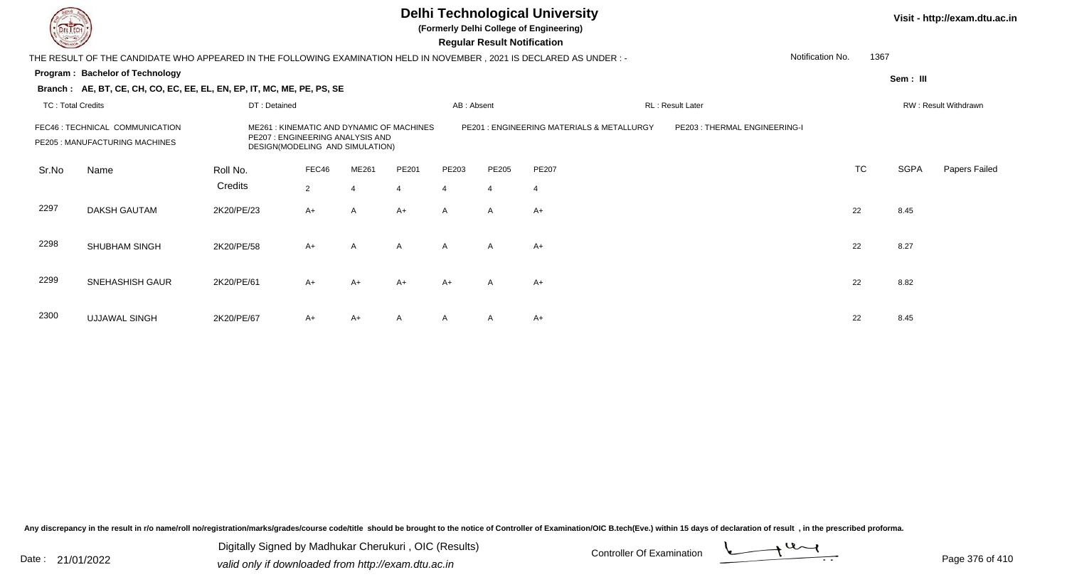# Delhi Technological University

**(Formerly Delhi College of Engineering)**

**Regular Result Notification**

Visit - http://exam.dtu.ac.in

THE RESULT OF THE CANDIDATE WHO APPEARED IN THE FOLLOWING EXAMINATION HELD IN NOVEMBER , 2021 IS DECLARED AS UNDER : -

Notification No. 1367

**Program : Bachelor of Technology**

Sem : III

**Branch : AE, BT, CE, CH, CO, EC, EE, EL, EN, EP, IT, MC, ME, PE, PS, SE**

TC : Total Credits | DT : Detained | AB : Absent | RL : Result Later | RW : Result Withdrawn

FEC46 : TECHNICAL COMMUNICATION
PE205 : MANUFACTURING MACHINES
ME261 : KINEMATIC AND DYNAMIC OF MACHINES
PE207 : ENGINEERING ANALYSIS AND DESIGN(MODELING AND SIMULATION)
PE201 : ENGINEERING MATERIALS & METALLURGY
PE203 : THERMAL ENGINEERING-I

| Sr.No | Name | Roll No. | FEC46 | ME261 | PE201 | PE203 | PE205 | PE207 | TC | SGPA | Papers Failed |
|---|---|---|---|---|---|---|---|---|---|---|---|
| | | Credits | 2 | 4 | 4 | 4 | 4 | 4 | | | |
| 2297 | DAKSH GAUTAM | 2K20/PE/23 | A+ | A | A+ | A | A | A+ | 22 | 8.45 | |
| 2298 | SHUBHAM SINGH | 2K20/PE/58 | A+ | A | A | A | A | A+ | 22 | 8.27 | |
| 2299 | SNEHASHISH GAUR | 2K20/PE/61 | A+ | A+ | A+ | A+ | A | A+ | 22 | 8.82 | |
| 2300 | UJJAWAL SINGH | 2K20/PE/67 | A+ | A+ | A | A | A | A+ | 22 | 8.45 | |

Any discrepancy in the result in r/o name/roll no/registration/marks/grades/course code/title should be brought to the notice of Controller of Examination/OIC B.tech(Eve.) within 15 days of declaration of result , in the prescribed proforma.

Date : 21/01/2022

Digitally Signed by Madhukar Cherukuri , OIC (Results)
valid only if downloaded from http://exam.dtu.ac.in

Controller Of Examination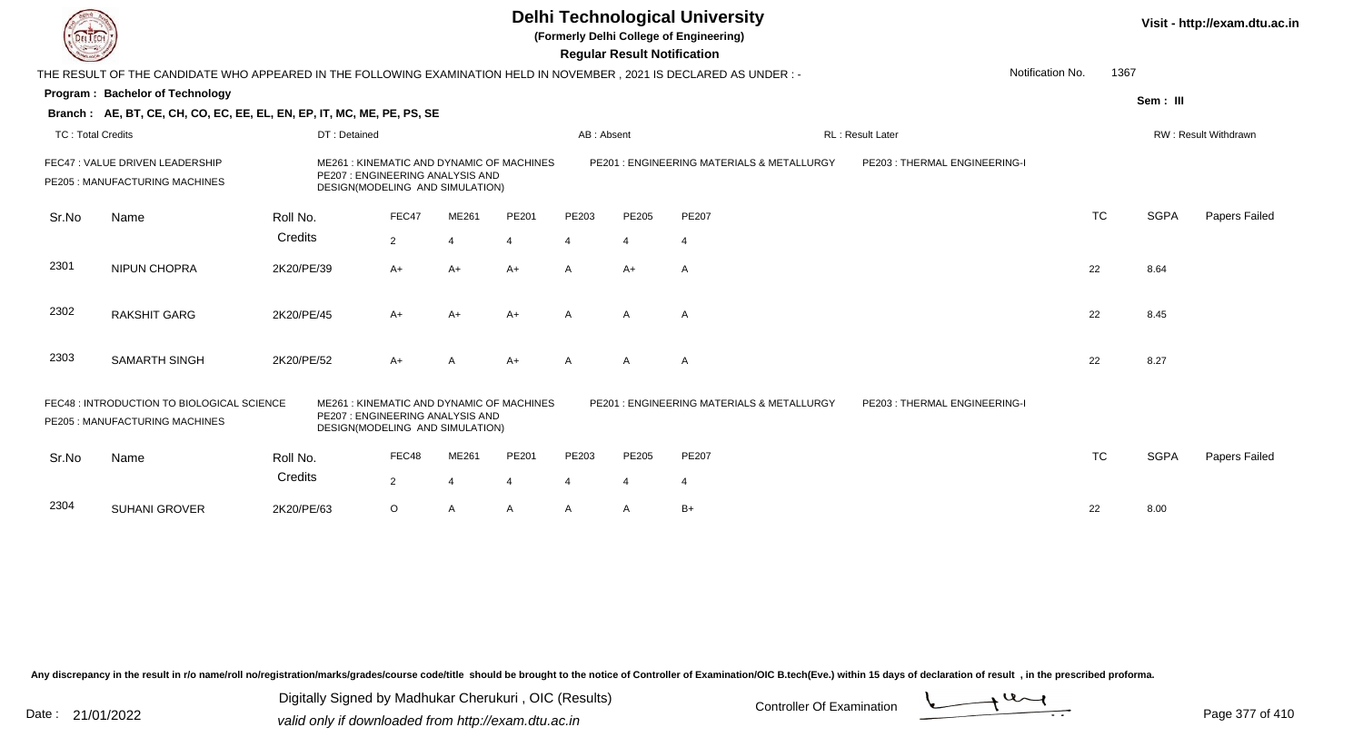# Delhi Technological University

(Formerly Delhi College of Engineering)

**Regular Result Notification**

Visit - http://exam.dtu.ac.in

THE RESULT OF THE CANDIDATE WHO APPEARED IN THE FOLLOWING EXAMINATION HELD IN NOVEMBER , 2021 IS DECLARED AS UNDER : -

Notification No. 1367

**Program : Bachelor of Technology**

Sem : III

**Branch : AE, BT, CE, CH, CO, EC, EE, EL, EN, EP, IT, MC, ME, PE, PS, SE**

TC : Total Credits | DT : Detained | AB : Absent | RL : Result Later | RW : Result Withdrawn

FEC47 : VALUE DRIVEN LEADERSHIP
ME261 : KINEMATIC AND DYNAMIC OF MACHINES
PE201 : ENGINEERING MATERIALS & METALLURGY
PE203 : THERMAL ENGINEERING-I
PE205 : MANUFACTURING MACHINES
PE207 : ENGINEERING ANALYSIS AND DESIGN(MODELING AND SIMULATION)

| Sr.No | Name | Roll No. | FEC47 | ME261 | PE201 | PE203 | PE205 | PE207 | TC | SGPA | Papers Failed |
|---|---|---|---|---|---|---|---|---|---|---|---|
| | | Credits | 2 | 4 | 4 | 4 | 4 | 4 | | | |
| 2301 | NIPUN CHOPRA | 2K20/PE/39 | A+ | A+ | A+ | A | A+ | A | 22 | 8.64 | |
| 2302 | RAKSHIT GARG | 2K20/PE/45 | A+ | A+ | A+ | A | A | A | 22 | 8.45 | |
| 2303 | SAMARTH SINGH | 2K20/PE/52 | A+ | A | A+ | A | A | A | 22 | 8.27 | |

FEC48 : INTRODUCTION TO BIOLOGICAL SCIENCE
ME261 : KINEMATIC AND DYNAMIC OF MACHINES
PE201 : ENGINEERING MATERIALS & METALLURGY
PE203 : THERMAL ENGINEERING-I
PE205 : MANUFACTURING MACHINES
PE207 : ENGINEERING ANALYSIS AND DESIGN(MODELING AND SIMULATION)

| Sr.No | Name | Roll No. | FEC48 | ME261 | PE201 | PE203 | PE205 | PE207 | TC | SGPA | Papers Failed |
|---|---|---|---|---|---|---|---|---|---|---|---|
| | | Credits | 2 | 4 | 4 | 4 | 4 | 4 | | | |
| 2304 | SUHANI GROVER | 2K20/PE/63 | O | A | A | A | A | B+ | 22 | 8.00 | |

Any discrepancy in the result in r/o name/roll no/registration/marks/grades/course code/title should be brought to the notice of Controller of Examination/OIC B.tech(Eve.) within 15 days of declaration of result , in the prescribed proforma.

Date : 21/01/2022

Digitally Signed by Madhukar Cherukuri , OIC (Results)
valid only if downloaded from http://exam.dtu.ac.in

Controller Of Examination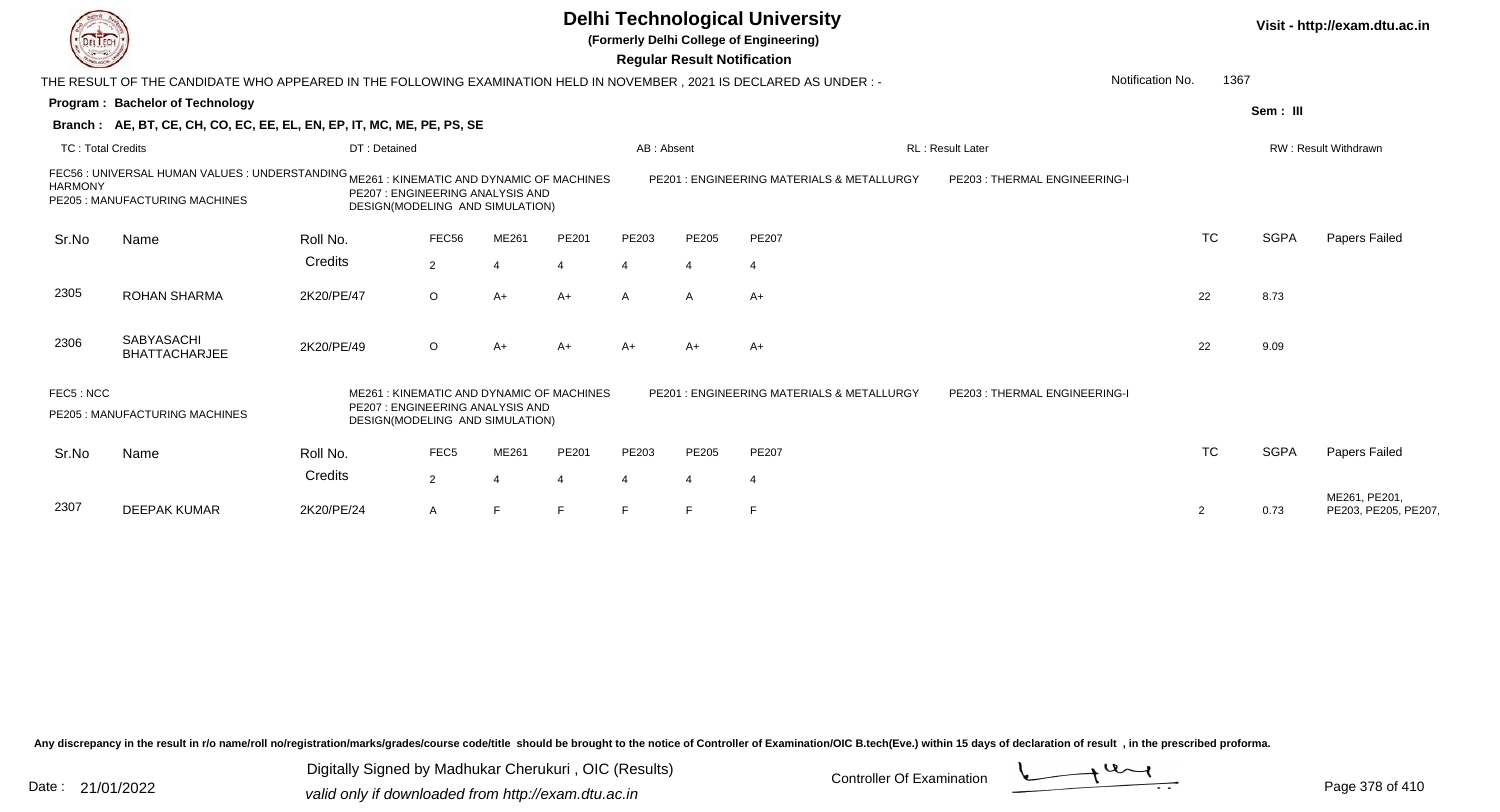# Delhi Technological University

**(Formerly Delhi College of Engineering)**

**Regular Result Notification**

Visit - http://exam.dtu.ac.in

THE RESULT OF THE CANDIDATE WHO APPEARED IN THE FOLLOWING EXAMINATION HELD IN NOVEMBER , 2021 IS DECLARED AS UNDER : -

Notification No. 1367

**Program : Bachelor of Technology**

Sem : III

**Branch : AE, BT, CE, CH, CO, EC, EE, EL, EN, EP, IT, MC, ME, PE, PS, SE**

TC : Total Credits | DT : Detained | AB : Absent | RL : Result Later | RW : Result Withdrawn

FEC56 : UNIVERSAL HUMAN VALUES : UNDERSTANDING HARMONY
ME261 : KINEMATIC AND DYNAMIC OF MACHINES
PE201 : ENGINEERING MATERIALS & METALLURGY
PE203 : THERMAL ENGINEERING-I
PE205 : MANUFACTURING MACHINES
PE207 : ENGINEERING ANALYSIS AND DESIGN(MODELING AND SIMULATION)

| Sr.No | Name | Roll No. | FEC56 | ME261 | PE201 | PE203 | PE205 | PE207 | TC | SGPA | Papers Failed |
|---|---|---|---|---|---|---|---|---|---|---|---|
| | | Credits | 2 | 4 | 4 | 4 | 4 | 4 | | | |
| 2305 | ROHAN SHARMA | 2K20/PE/47 | O | A+ | A+ | A | A | A+ | 22 | 8.73 | |
| 2306 | SABYASACHI BHATTACHARJEE | 2K20/PE/49 | O | A+ | A+ | A+ | A+ | A+ | 22 | 9.09 | |

FEC5 : NCC
ME261 : KINEMATIC AND DYNAMIC OF MACHINES
PE201 : ENGINEERING MATERIALS & METALLURGY
PE203 : THERMAL ENGINEERING-I
PE205 : MANUFACTURING MACHINES
PE207 : ENGINEERING ANALYSIS AND DESIGN(MODELING AND SIMULATION)

| Sr.No | Name | Roll No. | FEC5 | ME261 | PE201 | PE203 | PE205 | PE207 | TC | SGPA | Papers Failed |
|---|---|---|---|---|---|---|---|---|---|---|---|
| | | Credits | 2 | 4 | 4 | 4 | 4 | 4 | | | |
| 2307 | DEEPAK KUMAR | 2K20/PE/24 | A | F | F | F | F | F | 2 | 0.73 | ME261, PE201, PE203, PE205, PE207, |

Any discrepancy in the result in r/o name/roll no/registration/marks/grades/course code/title should be brought to the notice of Controller of Examination/OIC B.tech(Eve.) within 15 days of declaration of result , in the prescribed proforma.

Date : 21/01/2022

Digitally Signed by Madhukar Cherukuri , OIC (Results)
valid only if downloaded from http://exam.dtu.ac.in

Controller Of Examination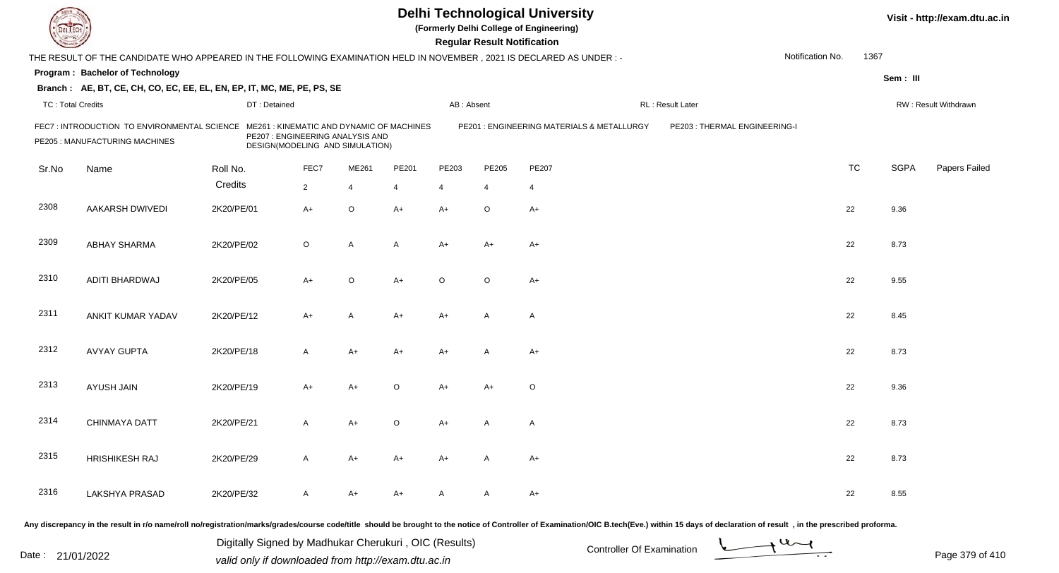# Delhi Technological University

**(Formerly Delhi College of Engineering)**

**Regular Result Notification**

Visit - http://exam.dtu.ac.in

THE RESULT OF THE CANDIDATE WHO APPEARED IN THE FOLLOWING EXAMINATION HELD IN NOVEMBER , 2021 IS DECLARED AS UNDER : -

Notification No. 1367

**Program : Bachelor of Technology**

**Sem : III**

**Branch : AE, BT, CE, CH, CO, EC, EE, EL, EN, EP, IT, MC, ME, PE, PS, SE**

TC : Total Credits | DT : Detained | AB : Absent | RL : Result Later | RW : Result Withdrawn

FEC7 : INTRODUCTION TO ENVIRONMENTAL SCIENCE
ME261 : KINEMATIC AND DYNAMIC OF MACHINES
PE201 : ENGINEERING MATERIALS & METALLURGY
PE203 : THERMAL ENGINEERING-I
PE205 : MANUFACTURING MACHINES
PE207 : ENGINEERING ANALYSIS AND DESIGN(MODELING AND SIMULATION)

| Sr.No | Name | Roll No. | FEC7 | ME261 | PE201 | PE203 | PE205 | PE207 | TC | SGPA | Papers Failed |
|---|---|---|---|---|---|---|---|---|---|---|---|
| | | Credits | 2 | 4 | 4 | 4 | 4 | 4 | | | |
| 2308 | AAKARSH DWIVEDI | 2K20/PE/01 | A+ | O | A+ | A+ | O | A+ | 22 | 9.36 | |
| 2309 | ABHAY SHARMA | 2K20/PE/02 | O | A | A | A+ | A+ | A+ | 22 | 8.73 | |
| 2310 | ADITI BHARDWAJ | 2K20/PE/05 | A+ | O | A+ | O | O | A+ | 22 | 9.55 | |
| 2311 | ANKIT KUMAR YADAV | 2K20/PE/12 | A+ | A | A+ | A+ | A | A | 22 | 8.45 | |
| 2312 | AVYAY GUPTA | 2K20/PE/18 | A | A+ | A+ | A+ | A | A+ | 22 | 8.73 | |
| 2313 | AYUSH JAIN | 2K20/PE/19 | A+ | A+ | O | A+ | A+ | O | 22 | 9.36 | |
| 2314 | CHINMAYA DATT | 2K20/PE/21 | A | A+ | O | A+ | A | A | 22 | 8.73 | |
| 2315 | HRISHIKESH RAJ | 2K20/PE/29 | A | A+ | A+ | A+ | A | A+ | 22 | 8.73 | |
| 2316 | LAKSHYA PRASAD | 2K20/PE/32 | A | A+ | A+ | A | A | A+ | 22 | 8.55 | |

Any discrepancy in the result in r/o name/roll no/registration/marks/grades/course code/title should be brought to the notice of Controller of Examination/OIC B.tech(Eve.) within 15 days of declaration of result , in the prescribed proforma.

Date : 21/01/2022

Digitally Signed by Madhukar Cherukuri , OIC (Results)
valid only if downloaded from http://exam.dtu.ac.in

Controller Of Examination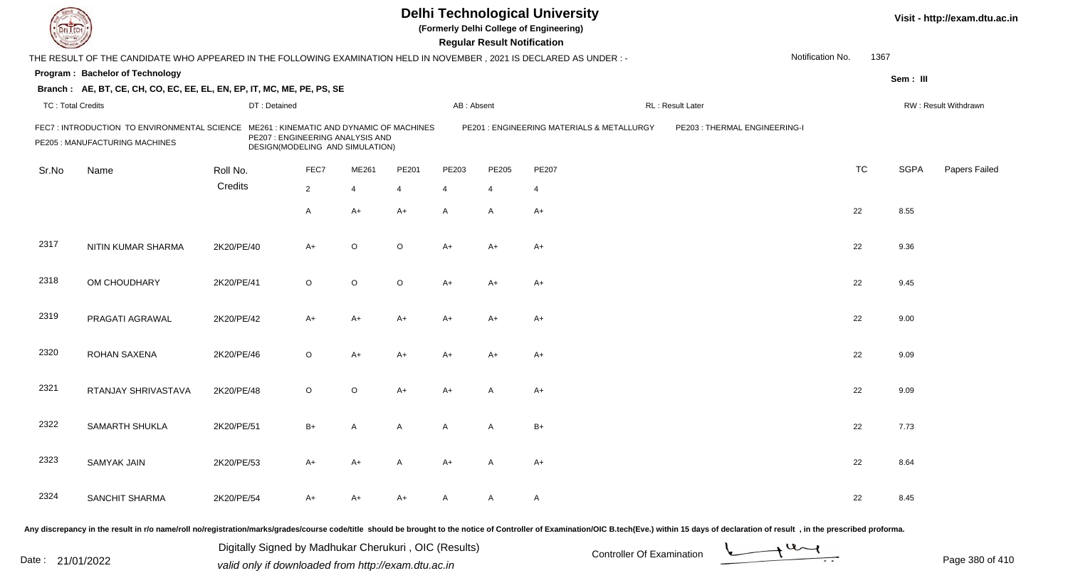# Delhi Technological University

**(Formerly Delhi College of Engineering)**

**Regular Result Notification**

THE RESULT OF THE CANDIDATE WHO APPEARED IN THE FOLLOWING EXAMINATION HELD IN NOVEMBER , 2021 IS DECLARED AS UNDER : -

Notification No. 1367

**Program : Bachelor of Technology**

**Sem : III**

**Branch : AE, BT, CE, CH, CO, EC, EE, EL, EN, EP, IT, MC, ME, PE, PS, SE**

TC : Total Credits | DT : Detained | AB : Absent | RL : Result Later | RW : Result Withdrawn

FEC7 : INTRODUCTION TO ENVIRONMENTAL SCIENCE | ME261 : KINEMATIC AND DYNAMIC OF MACHINES | PE201 : ENGINEERING MATERIALS & METALLURGY | PE203 : THERMAL ENGINEERING-I | PE205 : MANUFACTURING MACHINES | PE207 : ENGINEERING ANALYSIS AND DESIGN(MODELING AND SIMULATION)

| Sr.No | Name | Roll No. | FEC7 | ME261 | PE201 | PE203 | PE205 | PE207 | TC | SGPA | Papers Failed |
|---|---|---|---|---|---|---|---|---|---|---|---|
| | | Credits | 2 | 4 | 4 | 4 | 4 | 4 | | | |
| | | | A | A+ | A+ | A | A | A+ | 22 | 8.55 | |
| 2317 | NITIN KUMAR SHARMA | 2K20/PE/40 | A+ | O | O | A+ | A+ | A+ | 22 | 9.36 | |
| 2318 | OM CHOUDHARY | 2K20/PE/41 | O | O | O | A+ | A+ | A+ | 22 | 9.45 | |
| 2319 | PRAGATI AGRAWAL | 2K20/PE/42 | A+ | A+ | A+ | A+ | A+ | A+ | 22 | 9.00 | |
| 2320 | ROHAN SAXENA | 2K20/PE/46 | O | A+ | A+ | A+ | A+ | A+ | 22 | 9.09 | |
| 2321 | RTANJAY SHRIVASTAVA | 2K20/PE/48 | O | O | A+ | A+ | A | A+ | 22 | 9.09 | |
| 2322 | SAMARTH SHUKLA | 2K20/PE/51 | B+ | A | A | A | A | B+ | 22 | 7.73 | |
| 2323 | SAMYAK JAIN | 2K20/PE/53 | A+ | A+ | A | A+ | A | A+ | 22 | 8.64 | |
| 2324 | SANCHIT SHARMA | 2K20/PE/54 | A+ | A+ | A+ | A | A | A | 22 | 8.45 | |

Any discrepancy in the result in r/o name/roll no/registration/marks/grades/course code/title should be brought to the notice of Controller of Examination/OIC B.tech(Eve.) within 15 days of declaration of result , in the prescribed proforma.

Date : 21/01/2022

Digitally Signed by Madhukar Cherukuri , OIC (Results)
valid only if downloaded from http://exam.dtu.ac.in

Controller Of Examination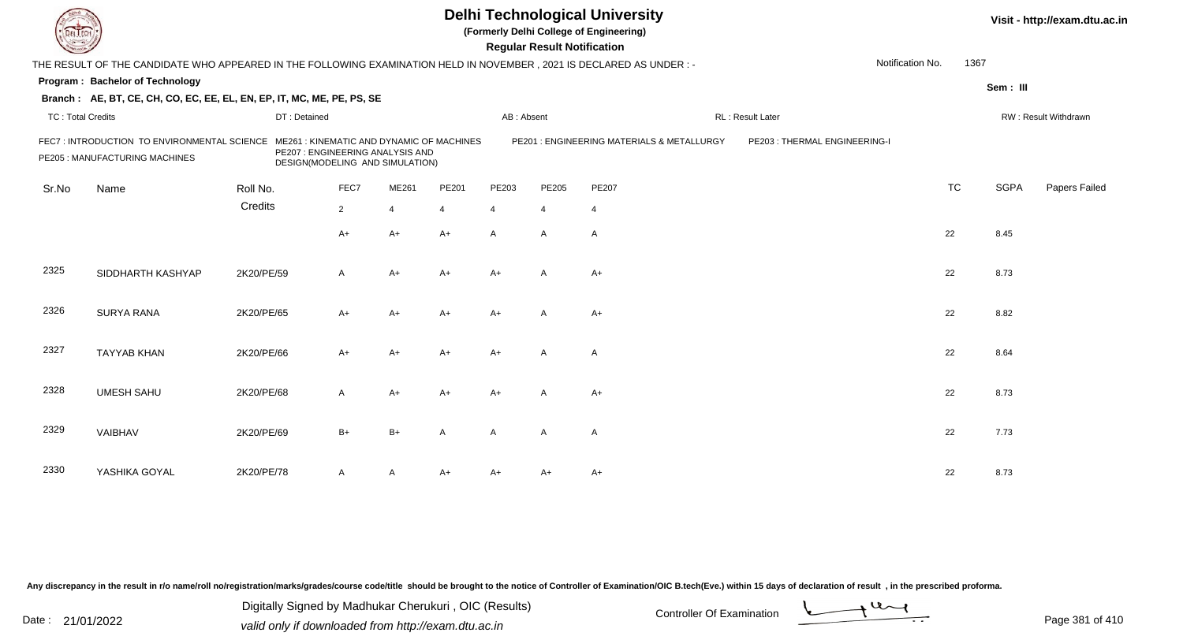# Delhi Technological University

**(Formerly Delhi College of Engineering)**

**Regular Result Notification**

Visit - http://exam.dtu.ac.in

THE RESULT OF THE CANDIDATE WHO APPEARED IN THE FOLLOWING EXAMINATION HELD IN NOVEMBER , 2021 IS DECLARED AS UNDER : -

Notification No. 1367

**Program : Bachelor of Technology**

Sem : III

**Branch : AE, BT, CE, CH, CO, EC, EE, EL, EN, EP, IT, MC, ME, PE, PS, SE**

TC : Total Credits | DT : Detained | AB : Absent | RL : Result Later | RW : Result Withdrawn

FEC7 : INTRODUCTION TO ENVIRONMENTAL SCIENCE
ME261 : KINEMATIC AND DYNAMIC OF MACHINES
PE201 : ENGINEERING MATERIALS & METALLURGY
PE203 : THERMAL ENGINEERING-I
PE205 : MANUFACTURING MACHINES
PE207 : ENGINEERING ANALYSIS AND DESIGN(MODELING AND SIMULATION)

| Sr.No | Name | Roll No. | FEC7 | ME261 | PE201 | PE203 | PE205 | PE207 | TC | SGPA | Papers Failed |
|---|---|---|---|---|---|---|---|---|---|---|---|
| | | Credits | 2 | 4 | 4 | 4 | 4 | 4 | | | |
| | | | A+ | A+ | A+ | A | A | A | 22 | 8.45 | |
| 2325 | SIDDHARTH KASHYAP | 2K20/PE/59 | A | A+ | A+ | A+ | A | A+ | 22 | 8.73 | |
| 2326 | SURYA RANA | 2K20/PE/65 | A+ | A+ | A+ | A+ | A | A+ | 22 | 8.82 | |
| 2327 | TAYYAB KHAN | 2K20/PE/66 | A+ | A+ | A+ | A+ | A | A | 22 | 8.64 | |
| 2328 | UMESH SAHU | 2K20/PE/68 | A | A+ | A+ | A+ | A | A+ | 22 | 8.73 | |
| 2329 | VAIBHAV | 2K20/PE/69 | B+ | B+ | A | A | A | A | 22 | 7.73 | |
| 2330 | YASHIKA GOYAL | 2K20/PE/78 | A | A | A+ | A+ | A+ | A+ | 22 | 8.73 | |

Any discrepancy in the result in r/o name/roll no/registration/marks/grades/course code/title should be brought to the notice of Controller of Examination/OIC B.tech(Eve.) within 15 days of declaration of result , in the prescribed proforma.

Date : 21/01/2022

Digitally Signed by Madhukar Cherukuri , OIC (Results)
valid only if downloaded from http://exam.dtu.ac.in

Controller Of Examination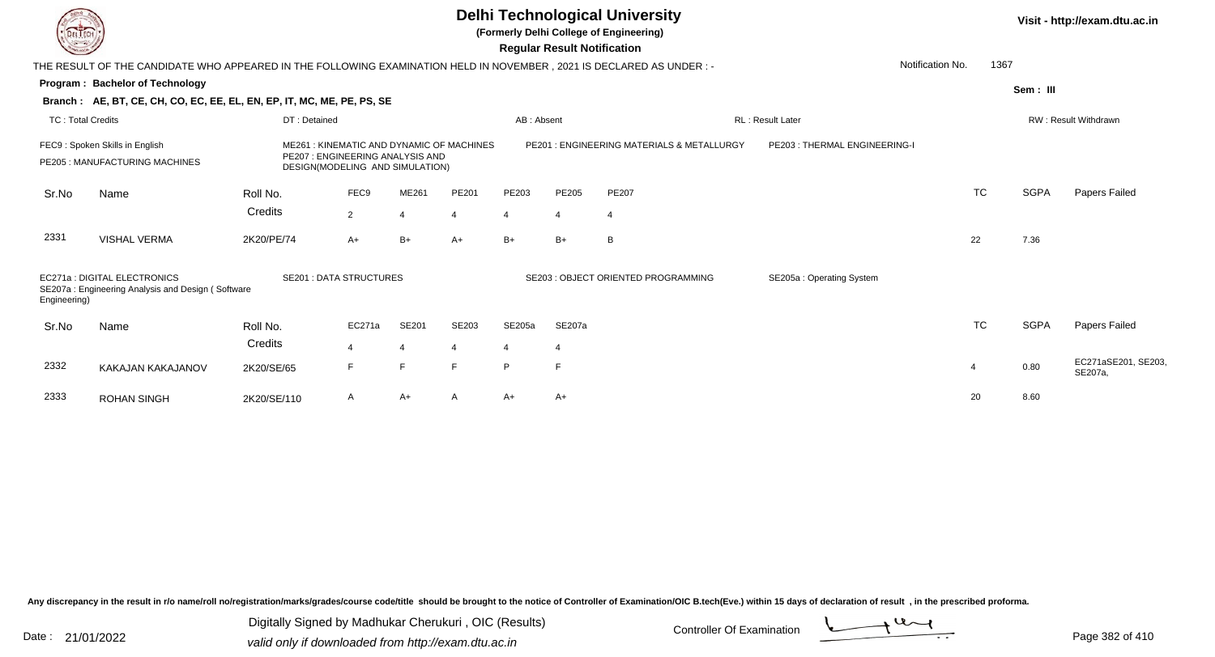# Delhi Technological University

**(Formerly Delhi College of Engineering)**

**Regular Result Notification**

Visit - http://exam.dtu.ac.in

THE RESULT OF THE CANDIDATE WHO APPEARED IN THE FOLLOWING EXAMINATION HELD IN NOVEMBER , 2021 IS DECLARED AS UNDER : -

Notification No. 1367

**Program : Bachelor of Technology**

Sem : III

**Branch : AE, BT, CE, CH, CO, EC, EE, EL, EN, EP, IT, MC, ME, PE, PS, SE**

TC : Total Credits | DT : Detained | AB : Absent | RL : Result Later | RW : Result Withdrawn

FEC9 : Spoken Skills in English
PE205 : MANUFACTURING MACHINES
ME261 : KINEMATIC AND DYNAMIC OF MACHINES
PE207 : ENGINEERING ANALYSIS AND DESIGN(MODELING AND SIMULATION)
PE201 : ENGINEERING MATERIALS & METALLURGY
PE203 : THERMAL ENGINEERING-I

| Sr.No | Name | Roll No. | FEC9 | ME261 | PE201 | PE203 | PE205 | PE207 | TC | SGPA | Papers Failed |
|---|---|---|---|---|---|---|---|---|---|---|---|
| | | Credits | 2 | 4 | 4 | 4 | 4 | 4 | | | |
| 2331 | VISHAL VERMA | 2K20/PE/74 | A+ | B+ | A+ | B+ | B+ | B | 22 | 7.36 | |

EC271a : DIGITAL ELECTRONICS
SE207a : Engineering Analysis and Design ( Software Engineering)
SE201 : DATA STRUCTURES
SE203 : OBJECT ORIENTED PROGRAMMING
SE205a : Operating System

| Sr.No | Name | Roll No. | EC271a | SE201 | SE203 | SE205a | SE207a | TC | SGPA | Papers Failed |
|---|---|---|---|---|---|---|---|---|---|---|
| | | Credits | 4 | 4 | 4 | 4 | 4 | | | |
| 2332 | KAKAJAN KAKAJANOV | 2K20/SE/65 | F | F | F | P | F | 4 | 0.80 | EC271aSE201, SE203, SE207a, |
| 2333 | ROHAN SINGH | 2K20/SE/110 | A | A+ | A | A+ | A+ | 20 | 8.60 | |

Any discrepancy in the result in r/o name/roll no/registration/marks/grades/course code/title should be brought to the notice of Controller of Examination/OIC B.tech(Eve.) within 15 days of declaration of result , in the prescribed proforma.

Date : 21/01/2022

Digitally Signed by Madhukar Cherukuri , OIC (Results)
valid only if downloaded from http://exam.dtu.ac.in

Controller Of Examination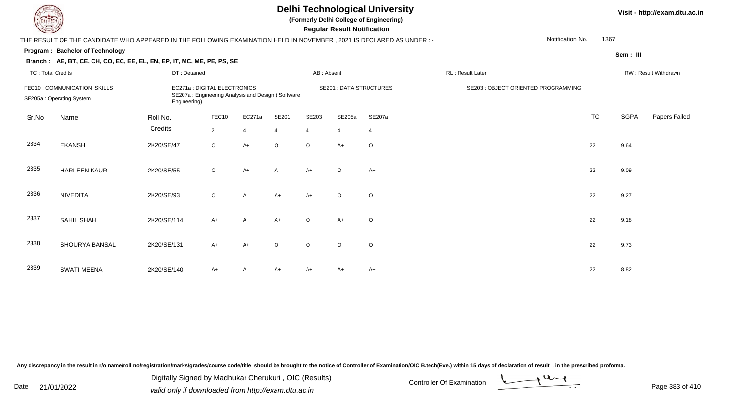# Delhi Technological University

**(Formerly Delhi College of Engineering)**

**Regular Result Notification**

Visit - http://exam.dtu.ac.in

THE RESULT OF THE CANDIDATE WHO APPEARED IN THE FOLLOWING EXAMINATION HELD IN NOVEMBER , 2021 IS DECLARED AS UNDER : -

Notification No. 1367

**Program : Bachelor of Technology**

**Sem : III**

**Branch : AE, BT, CE, CH, CO, EC, EE, EL, EN, EP, IT, MC, ME, PE, PS, SE**

TC : Total Credits | DT : Detained | AB : Absent | RL : Result Later | RW : Result Withdrawn

FEC10 : COMMUNICATION SKILLS
EC271a : DIGITAL ELECTRONICS
SE201 : DATA STRUCTURES
SE203 : OBJECT ORIENTED PROGRAMMING
SE205a : Operating System
SE207a : Engineering Analysis and Design ( Software Engineering)

| Sr.No | Name | Roll No. | FEC10 | EC271a | SE201 | SE203 | SE205a | SE207a | TC | SGPA | Papers Failed |
|---|---|---|---|---|---|---|---|---|---|---|---|
| | | Credits | 2 | 4 | 4 | 4 | 4 | 4 | | | |
| 2334 | EKANSH | 2K20/SE/47 | O | A+ | O | O | A+ | O | 22 | 9.64 | |
| 2335 | HARLEEN KAUR | 2K20/SE/55 | O | A+ | A | A+ | O | A+ | 22 | 9.09 | |
| 2336 | NIVEDITA | 2K20/SE/93 | O | A | A+ | A+ | O | O | 22 | 9.27 | |
| 2337 | SAHIL SHAH | 2K20/SE/114 | A+ | A | A+ | O | A+ | O | 22 | 9.18 | |
| 2338 | SHOURYA BANSAL | 2K20/SE/131 | A+ | A+ | O | O | O | O | 22 | 9.73 | |
| 2339 | SWATI MEENA | 2K20/SE/140 | A+ | A | A+ | A+ | A+ | A+ | 22 | 8.82 | |

Any discrepancy in the result in r/o name/roll no/registration/marks/grades/course code/title should be brought to the notice of Controller of Examination/OIC B.tech(Eve.) within 15 days of declaration of result , in the prescribed proforma.

Date : 21/01/2022

Digitally Signed by Madhukar Cherukuri , OIC (Results)
valid only if downloaded from http://exam.dtu.ac.in

Controller Of Examination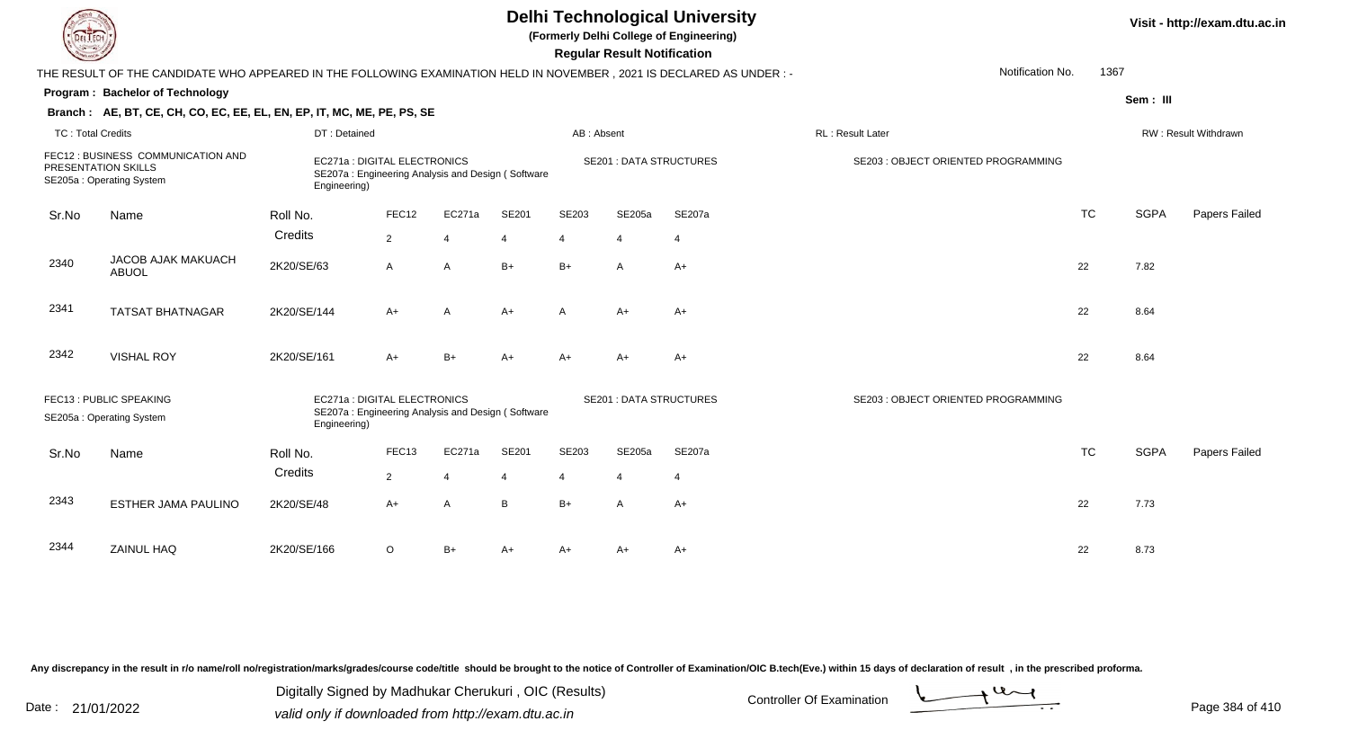# Delhi Technological University

(Formerly Delhi College of Engineering)

**Regular Result Notification**

Visit - http://exam.dtu.ac.in

THE RESULT OF THE CANDIDATE WHO APPEARED IN THE FOLLOWING EXAMINATION HELD IN NOVEMBER , 2021 IS DECLARED AS UNDER : -

Notification No. 1367

**Program : Bachelor of Technology**

Sem : III

**Branch : AE, BT, CE, CH, CO, EC, EE, EL, EN, EP, IT, MC, ME, PE, PS, SE**

TC : Total Credits | DT : Detained | AB : Absent | RL : Result Later | RW : Result Withdrawn

FEC12 : BUSINESS COMMUNICATION AND PRESENTATION SKILLS
EC271a : DIGITAL ELECTRONICS
SE201 : DATA STRUCTURES
SE203 : OBJECT ORIENTED PROGRAMMING
SE205a : Operating System
SE207a : Engineering Analysis and Design ( Software Engineering)

| Sr.No | Name | Roll No. | FEC12 | EC271a | SE201 | SE203 | SE205a | SE207a | TC | SGPA | Papers Failed |
|---|---|---|---|---|---|---|---|---|---|---|---|
| | | Credits | 2 | 4 | 4 | 4 | 4 | 4 | | | |
| 2340 | JACOB AJAK MAKUACH ABUOL | 2K20/SE/63 | A | A | B+ | B+ | A | A+ | 22 | 7.82 | |
| 2341 | TATSAT BHATNAGAR | 2K20/SE/144 | A+ | A | A+ | A | A+ | A+ | 22 | 8.64 | |
| 2342 | VISHAL ROY | 2K20/SE/161 | A+ | B+ | A+ | A+ | A+ | A+ | 22 | 8.64 | |

FEC13 : PUBLIC SPEAKING
EC271a : DIGITAL ELECTRONICS
SE201 : DATA STRUCTURES
SE203 : OBJECT ORIENTED PROGRAMMING
SE205a : Operating System
SE207a : Engineering Analysis and Design ( Software Engineering)

| Sr.No | Name | Roll No. | FEC13 | EC271a | SE201 | SE203 | SE205a | SE207a | TC | SGPA | Papers Failed |
|---|---|---|---|---|---|---|---|---|---|---|---|
| | | Credits | 2 | 4 | 4 | 4 | 4 | 4 | | | |
| 2343 | ESTHER JAMA PAULINO | 2K20/SE/48 | A+ | A | B | B+ | A | A+ | 22 | 7.73 | |
| 2344 | ZAINUL HAQ | 2K20/SE/166 | O | B+ | A+ | A+ | A+ | A+ | 22 | 8.73 | |

Any discrepancy in the result in r/o name/roll no/registration/marks/grades/course code/title should be brought to the notice of Controller of Examination/OIC B.tech(Eve.) within 15 days of declaration of result , in the prescribed proforma.

Date : 21/01/2022

Digitally Signed by Madhukar Cherukuri , OIC (Results)
valid only if downloaded from http://exam.dtu.ac.in

Controller Of Examination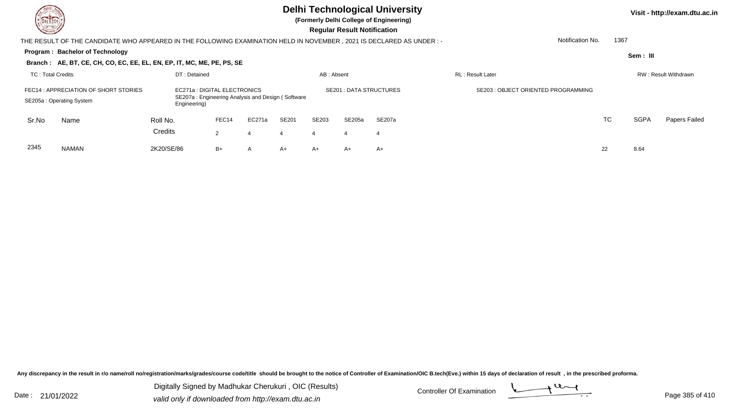# Delhi Technological University

**(Formerly Delhi College of Engineering)**

**Regular Result Notification**

Visit - http://exam.dtu.ac.in

THE RESULT OF THE CANDIDATE WHO APPEARED IN THE FOLLOWING EXAMINATION HELD IN NOVEMBER , 2021 IS DECLARED AS UNDER : -

Notification No. 1367

**Program : Bachelor of Technology**

Sem : III

**Branch : AE, BT, CE, CH, CO, EC, EE, EL, EN, EP, IT, MC, ME, PE, PS, SE**

TC : Total Credits | DT : Detained | AB : Absent | RL : Result Later | RW : Result Withdrawn

FEC14 : APPRECIATION OF SHORT STORIES
EC271a : DIGITAL ELECTRONICS
SE201 : DATA STRUCTURES
SE203 : OBJECT ORIENTED PROGRAMMING
SE205a : Operating System
SE207a : Engineering Analysis and Design ( Software Engineering)

| Sr.No | Name | Roll No. | FEC14 | EC271a | SE201 | SE203 | SE205a | SE207a | TC | SGPA | Papers Failed |
|---|---|---|---|---|---|---|---|---|---|---|---|
| | | Credits | 2 | 4 | 4 | 4 | 4 | 4 | | | |
| 2345 | NAMAN | 2K20/SE/86 | B+ | A | A+ | A+ | A+ | A+ | 22 | 8.64 | |

Any discrepancy in the result in r/o name/roll no/registration/marks/grades/course code/title should be brought to the notice of Controller of Examination/OIC B.tech(Eve.) within 15 days of declaration of result , in the prescribed proforma.

Date : 21/01/2022

Digitally Signed by Madhukar Cherukuri , OIC (Results)
valid only if downloaded from http://exam.dtu.ac.in

Controller Of Examination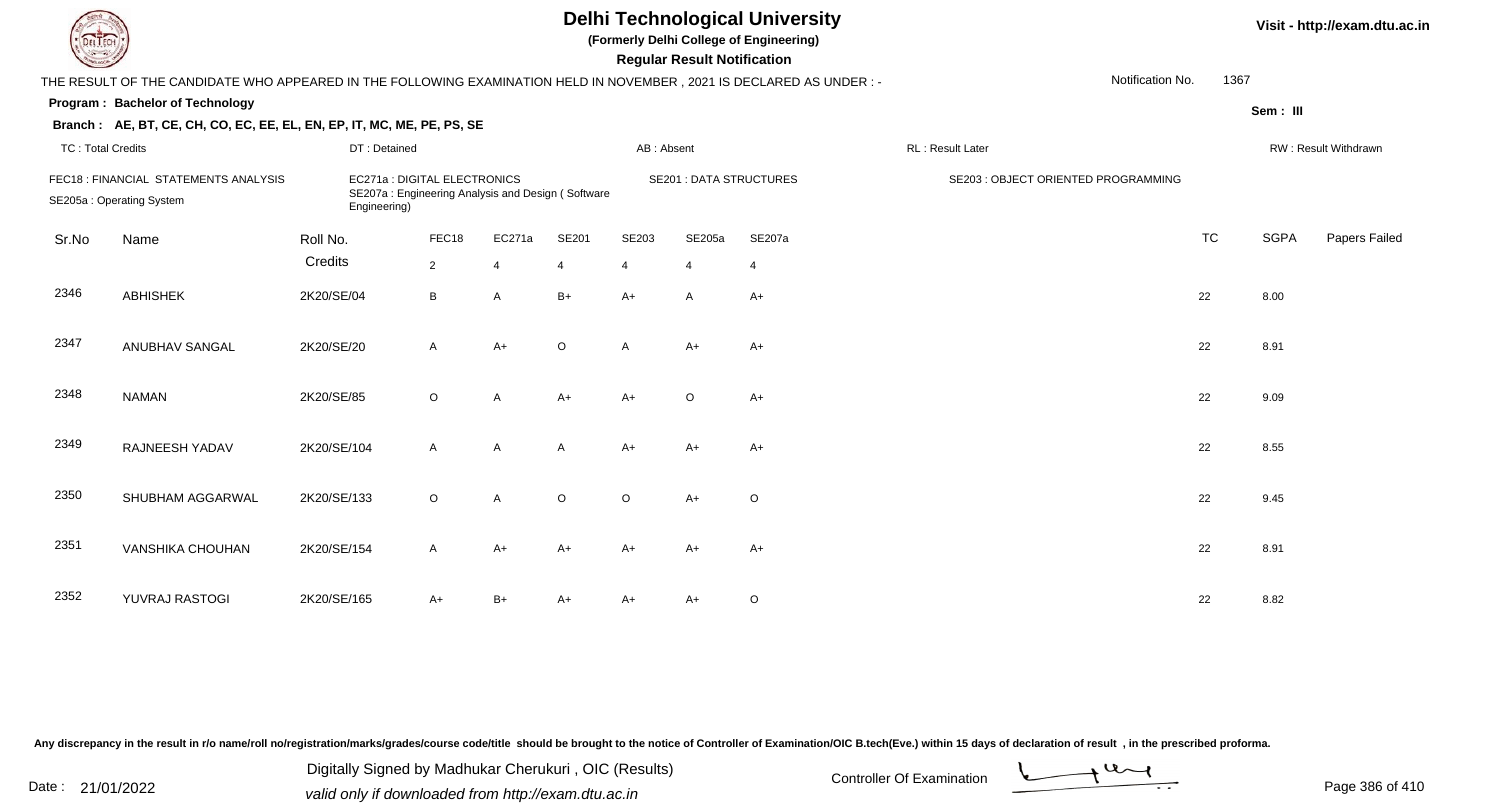# Delhi Technological University

**(Formerly Delhi College of Engineering)**

**Regular Result Notification**

Visit - http://exam.dtu.ac.in

THE RESULT OF THE CANDIDATE WHO APPEARED IN THE FOLLOWING EXAMINATION HELD IN NOVEMBER , 2021 IS DECLARED AS UNDER : -

Notification No. 1367

**Program : Bachelor of Technology**

Sem : III

**Branch : AE, BT, CE, CH, CO, EC, EE, EL, EN, EP, IT, MC, ME, PE, PS, SE**

TC : Total Credits | DT : Detained | AB : Absent | RL : Result Later | RW : Result Withdrawn

FEC18 : FINANCIAL STATEMENTS ANALYSIS
EC271a : DIGITAL ELECTRONICS
SE201 : DATA STRUCTURES
SE203 : OBJECT ORIENTED PROGRAMMING
SE205a : Operating System
SE207a : Engineering Analysis and Design ( Software Engineering)

| Sr.No | Name | Roll No. | FEC18 | EC271a | SE201 | SE203 | SE205a | SE207a | TC | SGPA | Papers Failed |
|---|---|---|---|---|---|---|---|---|---|---|---|
| | | Credits | 2 | 4 | 4 | 4 | 4 | 4 | | | |
| 2346 | ABHISHEK | 2K20/SE/04 | B | A | B+ | A+ | A | A+ | 22 | 8.00 | |
| 2347 | ANUBHAV SANGAL | 2K20/SE/20 | A | A+ | O | A | A+ | A+ | 22 | 8.91 | |
| 2348 | NAMAN | 2K20/SE/85 | O | A | A+ | A+ | O | A+ | 22 | 9.09 | |
| 2349 | RAJNEESH YADAV | 2K20/SE/104 | A | A | A | A+ | A+ | A+ | 22 | 8.55 | |
| 2350 | SHUBHAM AGGARWAL | 2K20/SE/133 | O | A | O | O | A+ | O | 22 | 9.45 | |
| 2351 | VANSHIKA CHOUHAN | 2K20/SE/154 | A | A+ | A+ | A+ | A+ | A+ | 22 | 8.91 | |
| 2352 | YUVRAJ RASTOGI | 2K20/SE/165 | A+ | B+ | A+ | A+ | A+ | O | 22 | 8.82 | |

Any discrepancy in the result in r/o name/roll no/registration/marks/grades/course code/title should be brought to the notice of Controller of Examination/OIC B.tech(Eve.) within 15 days of declaration of result , in the prescribed proforma.

Date : 21/01/2022

Digitally Signed by Madhukar Cherukuri , OIC (Results)
valid only if downloaded from http://exam.dtu.ac.in

Controller Of Examination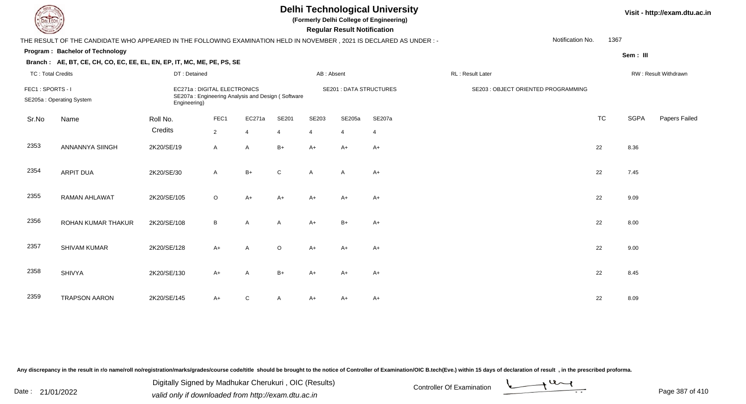# Delhi Technological University

**(Formerly Delhi College of Engineering)**

**Regular Result Notification**

Visit - http://exam.dtu.ac.in

THE RESULT OF THE CANDIDATE WHO APPEARED IN THE FOLLOWING EXAMINATION HELD IN NOVEMBER , 2021 IS DECLARED AS UNDER : -

Notification No. 1367

**Program : Bachelor of Technology**

**Sem : III**

**Branch : AE, BT, CE, CH, CO, EC, EE, EL, EN, EP, IT, MC, ME, PE, PS, SE**

TC : Total Credits | DT : Detained | AB : Absent | RL : Result Later | RW : Result Withdrawn

FEC1 : SPORTS - I | EC271a : DIGITAL ELECTRONICS | SE201 : DATA STRUCTURES | SE203 : OBJECT ORIENTED PROGRAMMING

SE205a : Operating System | SE207a : Engineering Analysis and Design ( Software Engineering)

| Sr.No | Name | Roll No. | FEC1 | EC271a | SE201 | SE203 | SE205a | SE207a | TC | SGPA | Papers Failed |
|---|---|---|---|---|---|---|---|---|---|---|---|
| | | Credits | 2 | 4 | 4 | 4 | 4 | 4 | | | |
| 2353 | ANNANNYA SIINGH | 2K20/SE/19 | A | A | B+ | A+ | A+ | A+ | 22 | 8.36 | |
| 2354 | ARPIT DUA | 2K20/SE/30 | A | B+ | C | A | A | A+ | 22 | 7.45 | |
| 2355 | RAMAN AHLAWAT | 2K20/SE/105 | O | A+ | A+ | A+ | A+ | A+ | 22 | 9.09 | |
| 2356 | ROHAN KUMAR THAKUR | 2K20/SE/108 | B | A | A | A+ | B+ | A+ | 22 | 8.00 | |
| 2357 | SHIVAM KUMAR | 2K20/SE/128 | A+ | A | O | A+ | A+ | A+ | 22 | 9.00 | |
| 2358 | SHIVYA | 2K20/SE/130 | A+ | A | B+ | A+ | A+ | A+ | 22 | 8.45 | |
| 2359 | TRAPSON AARON | 2K20/SE/145 | A+ | C | A | A+ | A+ | A+ | 22 | 8.09 | |

Any discrepancy in the result in r/o name/roll no/registration/marks/grades/course code/title should be brought to the notice of Controller of Examination/OIC B.tech(Eve.) within 15 days of declaration of result , in the prescribed proforma.

Date : 21/01/2022

Digitally Signed by Madhukar Cherukuri , OIC (Results)
valid only if downloaded from http://exam.dtu.ac.in

Controller Of Examination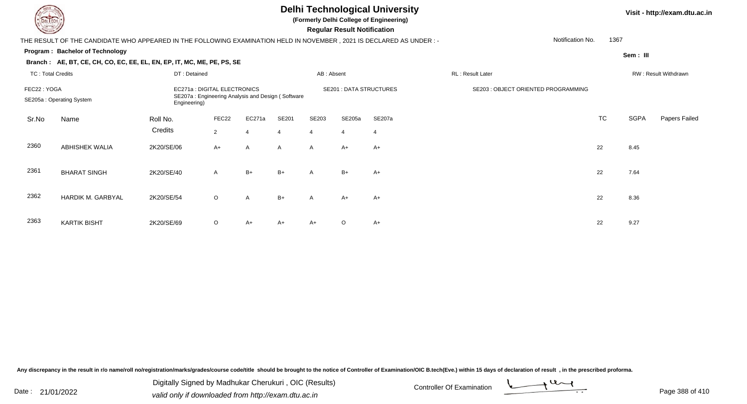# Delhi Technological University

**(Formerly Delhi College of Engineering)**

**Regular Result Notification**

Visit - http://exam.dtu.ac.in

THE RESULT OF THE CANDIDATE WHO APPEARED IN THE FOLLOWING EXAMINATION HELD IN NOVEMBER , 2021 IS DECLARED AS UNDER : -

Notification No. 1367

**Program : Bachelor of Technology**

Sem : III

**Branch : AE, BT, CE, CH, CO, EC, EE, EL, EN, EP, IT, MC, ME, PE, PS, SE**

TC : Total Credits | DT : Detained | AB : Absent | RL : Result Later | RW : Result Withdrawn

FEC22 : YOGA | EC271a : DIGITAL ELECTRONICS | SE201 : DATA STRUCTURES | SE203 : OBJECT ORIENTED PROGRAMMING
SE205a : Operating System | SE207a : Engineering Analysis and Design ( Software Engineering)

| Sr.No | Name | Roll No. | FEC22 | EC271a | SE201 | SE203 | SE205a | SE207a | TC | SGPA | Papers Failed |
|---|---|---|---|---|---|---|---|---|---|---|---|
| | | Credits | 2 | 4 | 4 | 4 | 4 | 4 | | | |
| 2360 | ABHISHEK WALIA | 2K20/SE/06 | A+ | A | A | A | A+ | A+ | 22 | 8.45 | |
| 2361 | BHARAT SINGH | 2K20/SE/40 | A | B+ | B+ | A | B+ | A+ | 22 | 7.64 | |
| 2362 | HARDIK M. GARBYAL | 2K20/SE/54 | O | A | B+ | A | A+ | A+ | 22 | 8.36 | |
| 2363 | KARTIK BISHT | 2K20/SE/69 | O | A+ | A+ | A+ | O | A+ | 22 | 9.27 | |

Any discrepancy in the result in r/o name/roll no/registration/marks/grades/course code/title should be brought to the notice of Controller of Examination/OIC B.tech(Eve.) within 15 days of declaration of result , in the prescribed proforma.

Date : 21/01/2022

Digitally Signed by Madhukar Cherukuri , OIC (Results)
valid only if downloaded from http://exam.dtu.ac.in

Controller Of Examination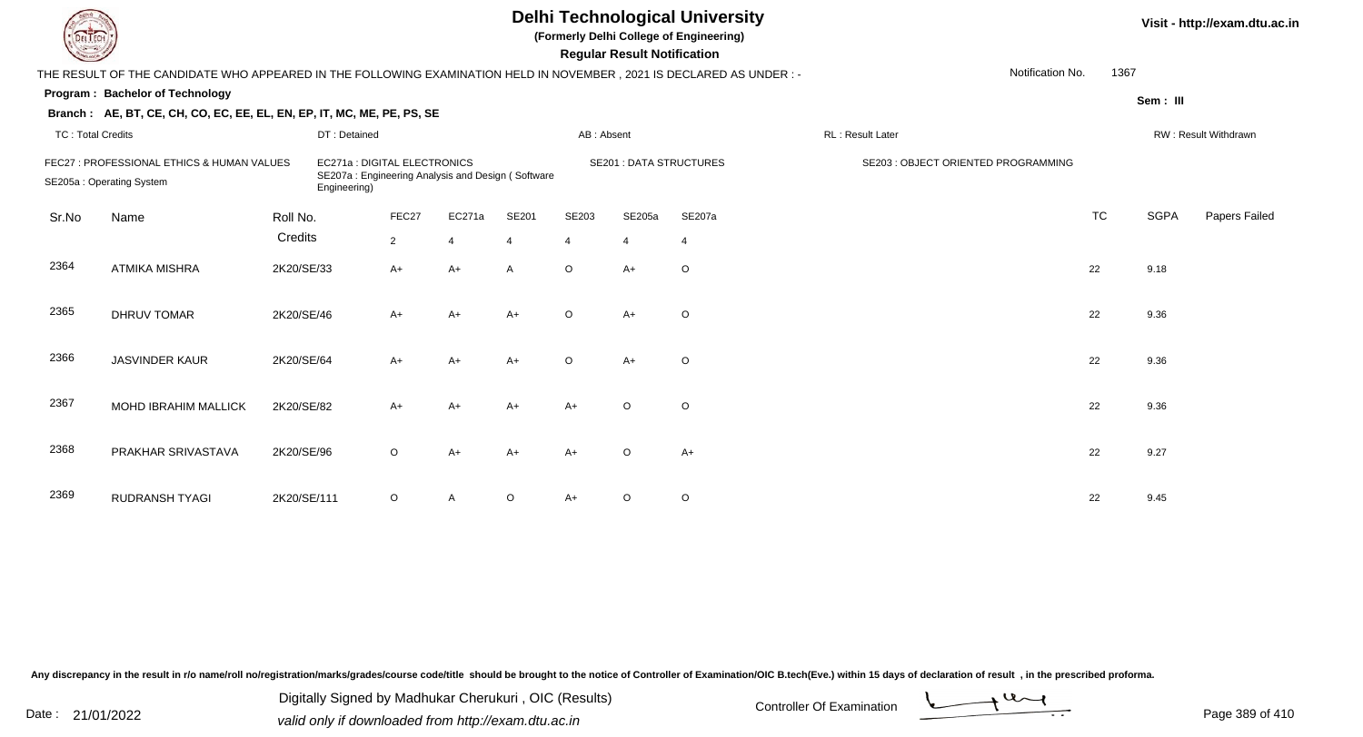# Delhi Technological University

**(Formerly Delhi College of Engineering)**

**Regular Result Notification**

Visit - http://exam.dtu.ac.in

THE RESULT OF THE CANDIDATE WHO APPEARED IN THE FOLLOWING EXAMINATION HELD IN NOVEMBER , 2021 IS DECLARED AS UNDER : -

Notification No. 1367

**Program : Bachelor of Technology**

Sem : III

**Branch : AE, BT, CE, CH, CO, EC, EE, EL, EN, EP, IT, MC, ME, PE, PS, SE**

TC : Total Credits | DT : Detained | AB : Absent | RL : Result Later | RW : Result Withdrawn

FEC27 : PROFESSIONAL ETHICS & HUMAN VALUES
EC271a : DIGITAL ELECTRONICS
SE201 : DATA STRUCTURES
SE203 : OBJECT ORIENTED PROGRAMMING
SE205a : Operating System
SE207a : Engineering Analysis and Design ( Software Engineering)

| Sr.No | Name | Roll No. | FEC27 | EC271a | SE201 | SE203 | SE205a | SE207a | TC | SGPA | Papers Failed |
|---|---|---|---|---|---|---|---|---|---|---|---|
| | | Credits | 2 | 4 | 4 | 4 | 4 | 4 | | | |
| 2364 | ATMIKA MISHRA | 2K20/SE/33 | A+ | A+ | A | O | A+ | O | 22 | 9.18 | |
| 2365 | DHRUV TOMAR | 2K20/SE/46 | A+ | A+ | A+ | O | A+ | O | 22 | 9.36 | |
| 2366 | JASVINDER KAUR | 2K20/SE/64 | A+ | A+ | A+ | O | A+ | O | 22 | 9.36 | |
| 2367 | MOHD IBRAHIM MALLICK | 2K20/SE/82 | A+ | A+ | A+ | A+ | O | O | 22 | 9.36 | |
| 2368 | PRAKHAR SRIVASTAVA | 2K20/SE/96 | O | A+ | A+ | A+ | O | A+ | 22 | 9.27 | |
| 2369 | RUDRANSH TYAGI | 2K20/SE/111 | O | A | O | A+ | O | O | 22 | 9.45 | |

Any discrepancy in the result in r/o name/roll no/registration/marks/grades/course code/title should be brought to the notice of Controller of Examination/OIC B.tech(Eve.) within 15 days of declaration of result , in the prescribed proforma.

Date : 21/01/2022

Digitally Signed by Madhukar Cherukuri , OIC (Results)
valid only if downloaded from http://exam.dtu.ac.in

Controller Of Examination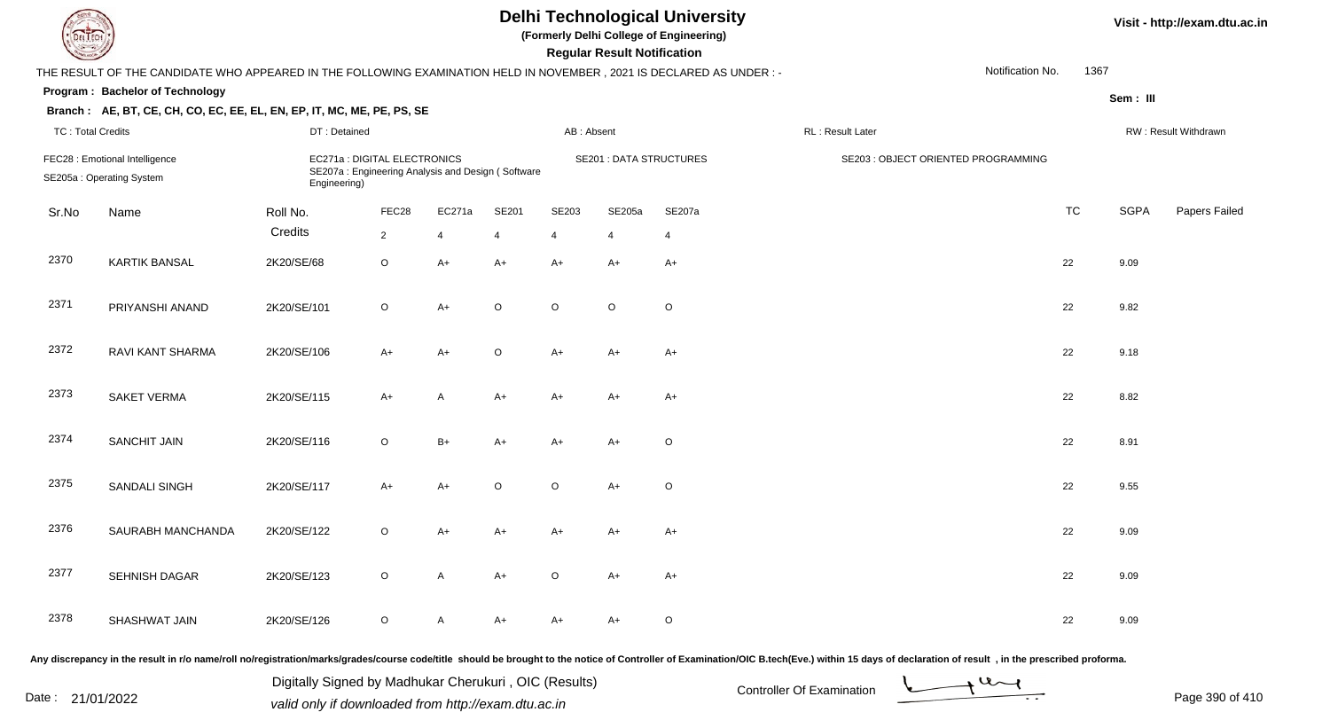# Delhi Technological University

**(Formerly Delhi College of Engineering)**

**Regular Result Notification**

Visit - http://exam.dtu.ac.in

THE RESULT OF THE CANDIDATE WHO APPEARED IN THE FOLLOWING EXAMINATION HELD IN NOVEMBER , 2021 IS DECLARED AS UNDER : -

Notification No. 1367

**Program : Bachelor of Technology**

Sem : III

**Branch : AE, BT, CE, CH, CO, EC, EE, EL, EN, EP, IT, MC, ME, PE, PS, SE**

TC : Total Credits | DT : Detained | AB : Absent | RL : Result Later | RW : Result Withdrawn

FEC28 : Emotional Intelligence
SE205a : Operating System
EC271a : DIGITAL ELECTRONICS
SE207a : Engineering Analysis and Design ( Software Engineering)
SE201 : DATA STRUCTURES
SE203 : OBJECT ORIENTED PROGRAMMING

| Sr.No | Name | Roll No. | FEC28 | EC271a | SE201 | SE203 | SE205a | SE207a | TC | SGPA | Papers Failed |
|---|---|---|---|---|---|---|---|---|---|---|---|
| | | Credits | 2 | 4 | 4 | 4 | 4 | 4 | | | |
| 2370 | KARTIK BANSAL | 2K20/SE/68 | O | A+ | A+ | A+ | A+ | A+ | 22 | 9.09 | |
| 2371 | PRIYANSHI ANAND | 2K20/SE/101 | O | A+ | O | O | O | O | 22 | 9.82 | |
| 2372 | RAVI KANT SHARMA | 2K20/SE/106 | A+ | A+ | O | A+ | A+ | A+ | 22 | 9.18 | |
| 2373 | SAKET VERMA | 2K20/SE/115 | A+ | A | A+ | A+ | A+ | A+ | 22 | 8.82 | |
| 2374 | SANCHIT JAIN | 2K20/SE/116 | O | B+ | A+ | A+ | A+ | O | 22 | 8.91 | |
| 2375 | SANDALI SINGH | 2K20/SE/117 | A+ | A+ | O | O | A+ | O | 22 | 9.55 | |
| 2376 | SAURABH MANCHANDA | 2K20/SE/122 | O | A+ | A+ | A+ | A+ | A+ | 22 | 9.09 | |
| 2377 | SEHNISH DAGAR | 2K20/SE/123 | O | A | A+ | O | A+ | A+ | 22 | 9.09 | |
| 2378 | SHASHWAT JAIN | 2K20/SE/126 | O | A | A+ | A+ | A+ | O | 22 | 9.09 | |

Any discrepancy in the result in r/o name/roll no/registration/marks/grades/course code/title should be brought to the notice of Controller of Examination/OIC B.tech(Eve.) within 15 days of declaration of result , in the prescribed proforma.

Date : 21/01/2022

Digitally Signed by Madhukar Cherukuri , OIC (Results)
valid only if downloaded from http://exam.dtu.ac.in

Controller Of Examination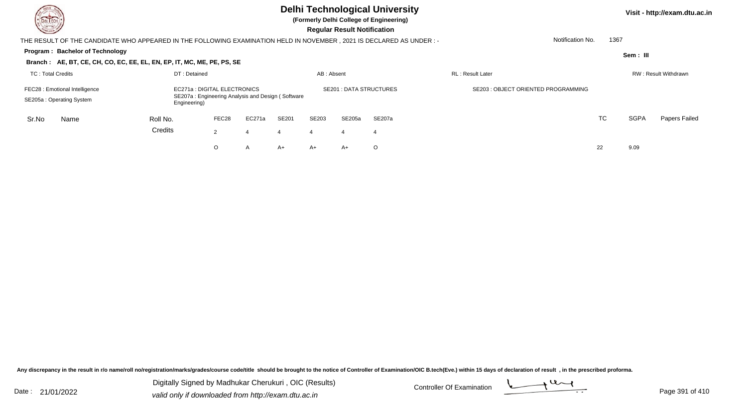# Delhi Technological University

**(Formerly Delhi College of Engineering)**

**Regular Result Notification**

Visit - http://exam.dtu.ac.in

THE RESULT OF THE CANDIDATE WHO APPEARED IN THE FOLLOWING EXAMINATION HELD IN NOVEMBER , 2021 IS DECLARED AS UNDER : -

Notification No. 1367

**Program : Bachelor of Technology**

**Sem : III**

**Branch : AE, BT, CE, CH, CO, EC, EE, EL, EN, EP, IT, MC, ME, PE, PS, SE**

TC : Total Credits | DT : Detained | AB : Absent | RL : Result Later | RW : Result Withdrawn

FEC28 : Emotional Intelligence
SE205a : Operating System
EC271a : DIGITAL ELECTRONICS
SE207a : Engineering Analysis and Design ( Software Engineering)
SE201 : DATA STRUCTURES
SE203 : OBJECT ORIENTED PROGRAMMING

| Sr.No | Name | Roll No. | FEC28 | EC271a | SE201 | SE203 | SE205a | SE207a | TC | SGPA | Papers Failed |
|---|---|---|---|---|---|---|---|---|---|---|---|
| | | Credits | 2 | 4 | 4 | 4 | 4 | 4 | | | |
| | | | O | A | A+ | A+ | A+ | O | 22 | 9.09 | |

Any discrepancy in the result in r/o name/roll no/registration/marks/grades/course code/title should be brought to the notice of Controller of Examination/OIC B.tech(Eve.) within 15 days of declaration of result , in the prescribed proforma.

Date : 21/01/2022

Digitally Signed by Madhukar Cherukuri , OIC (Results)
valid only if downloaded from http://exam.dtu.ac.in

Controller Of Examination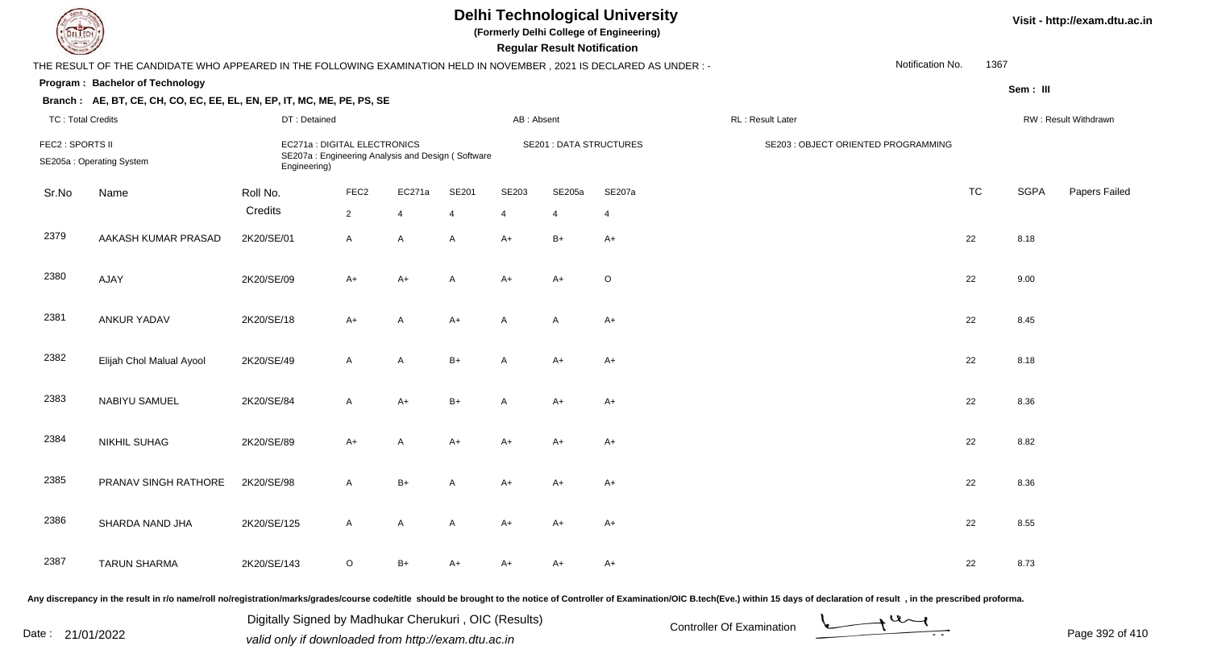# Delhi Technological University

**(Formerly Delhi College of Engineering)**

**Regular Result Notification**

Visit - http://exam.dtu.ac.in

THE RESULT OF THE CANDIDATE WHO APPEARED IN THE FOLLOWING EXAMINATION HELD IN NOVEMBER , 2021 IS DECLARED AS UNDER : -

Notification No. 1367

**Program : Bachelor of Technology**

Sem : III

**Branch : AE, BT, CE, CH, CO, EC, EE, EL, EN, EP, IT, MC, ME, PE, PS, SE**

TC : Total Credits | DT : Detained | AB : Absent | RL : Result Later | RW : Result Withdrawn

FEC2 : SPORTS II | EC271a : DIGITAL ELECTRONICS | SE201 : DATA STRUCTURES | SE203 : OBJECT ORIENTED PROGRAMMING

SE205a : Operating System | SE207a : Engineering Analysis and Design ( Software Engineering)

| Sr.No | Name | Roll No. | FEC2 | EC271a | SE201 | SE203 | SE205a | SE207a | TC | SGPA | Papers Failed |
|---|---|---|---|---|---|---|---|---|---|---|---|
| | | Credits | 2 | 4 | 4 | 4 | 4 | 4 | | | |
| 2379 | AAKASH KUMAR PRASAD | 2K20/SE/01 | A | A | A | A+ | B+ | A+ | 22 | 8.18 | |
| 2380 | AJAY | 2K20/SE/09 | A+ | A+ | A | A+ | A+ | O | 22 | 9.00 | |
| 2381 | ANKUR YADAV | 2K20/SE/18 | A+ | A | A+ | A | A | A+ | 22 | 8.45 | |
| 2382 | Elijah Chol Malual Ayool | 2K20/SE/49 | A | A | B+ | A | A+ | A+ | 22 | 8.18 | |
| 2383 | NABIYU SAMUEL | 2K20/SE/84 | A | A+ | B+ | A | A+ | A+ | 22 | 8.36 | |
| 2384 | NIKHIL SUHAG | 2K20/SE/89 | A+ | A | A+ | A+ | A+ | A+ | 22 | 8.82 | |
| 2385 | PRANAV SINGH RATHORE | 2K20/SE/98 | A | B+ | A | A+ | A+ | A+ | 22 | 8.36 | |
| 2386 | SHARDA NAND JHA | 2K20/SE/125 | A | A | A | A+ | A+ | A+ | 22 | 8.55 | |
| 2387 | TARUN SHARMA | 2K20/SE/143 | O | B+ | A+ | A+ | A+ | A+ | 22 | 8.73 | |

Any discrepancy in the result in r/o name/roll no/registration/marks/grades/course code/title should be brought to the notice of Controller of Examination/OIC B.tech(Eve.) within 15 days of declaration of result , in the prescribed proforma.

Date : 21/01/2022

Digitally Signed by Madhukar Cherukuri , OIC (Results)
valid only if downloaded from http://exam.dtu.ac.in

Controller Of Examination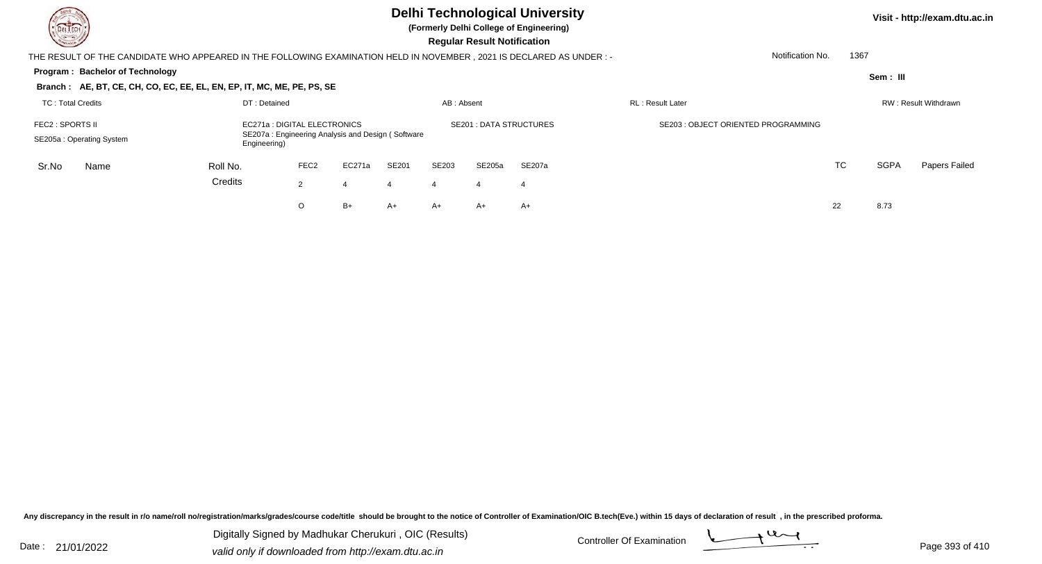# Delhi Technological University

**(Formerly Delhi College of Engineering)**

**Regular Result Notification**

Visit - http://exam.dtu.ac.in

THE RESULT OF THE CANDIDATE WHO APPEARED IN THE FOLLOWING EXAMINATION HELD IN NOVEMBER , 2021 IS DECLARED AS UNDER : -

Notification No. 1367

**Program : Bachelor of Technology**

Sem : III

**Branch : AE, BT, CE, CH, CO, EC, EE, EL, EN, EP, IT, MC, ME, PE, PS, SE**

TC : Total Credits | DT : Detained | AB : Absent | RL : Result Later | RW : Result Withdrawn

FEC2 : SPORTS II | EC271a : DIGITAL ELECTRONICS | SE201 : DATA STRUCTURES | SE203 : OBJECT ORIENTED PROGRAMMING

SE205a : Operating System | SE207a : Engineering Analysis and Design ( Software Engineering)

| Sr.No | Name | Roll No. | FEC2 | EC271a | SE201 | SE203 | SE205a | SE207a | TC | SGPA | Papers Failed |
|---|---|---|---|---|---|---|---|---|---|---|---|
| | | Credits | 2 | 4 | 4 | 4 | 4 | 4 | | | |
| | | | O | B+ | A+ | A+ | A+ | A+ | 22 | 8.73 | |

Any discrepancy in the result in r/o name/roll no/registration/marks/grades/course code/title should be brought to the notice of Controller of Examination/OIC B.tech(Eve.) within 15 days of declaration of result , in the prescribed proforma.

Date : 21/01/2022

Digitally Signed by Madhukar Cherukuri , OIC (Results)
valid only if downloaded from http://exam.dtu.ac.in

Controller Of Examination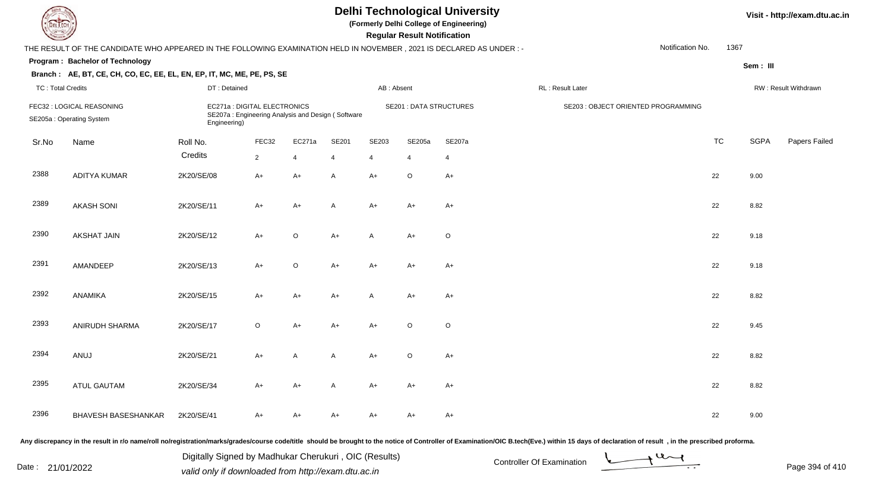# Delhi Technological University

**(Formerly Delhi College of Engineering)**

**Regular Result Notification**

Visit - http://exam.dtu.ac.in

THE RESULT OF THE CANDIDATE WHO APPEARED IN THE FOLLOWING EXAMINATION HELD IN NOVEMBER , 2021 IS DECLARED AS UNDER : -

Notification No. 1367

**Program : Bachelor of Technology**

**Sem : III**

**Branch : AE, BT, CE, CH, CO, EC, EE, EL, EN, EP, IT, MC, ME, PE, PS, SE**

TC : Total Credits | DT : Detained | AB : Absent | RL : Result Later | RW : Result Withdrawn

FEC32 : LOGICAL REASONING
EC271a : DIGITAL ELECTRONICS
SE201 : DATA STRUCTURES
SE203 : OBJECT ORIENTED PROGRAMMING
SE205a : Operating System
SE207a : Engineering Analysis and Design ( Software Engineering)

| Sr.No | Name | Roll No. | FEC32 | EC271a | SE201 | SE203 | SE205a | SE207a | TC | SGPA | Papers Failed |
|---|---|---|---|---|---|---|---|---|---|---|---|
| | | Credits | 2 | 4 | 4 | 4 | 4 | 4 | | | |
| 2388 | ADITYA KUMAR | 2K20/SE/08 | A+ | A+ | A | A+ | O | A+ | 22 | 9.00 | |
| 2389 | AKASH SONI | 2K20/SE/11 | A+ | A+ | A | A+ | A+ | A+ | 22 | 8.82 | |
| 2390 | AKSHAT JAIN | 2K20/SE/12 | A+ | O | A+ | A | A+ | O | 22 | 9.18 | |
| 2391 | AMANDEEP | 2K20/SE/13 | A+ | O | A+ | A+ | A+ | A+ | 22 | 9.18 | |
| 2392 | ANAMIKA | 2K20/SE/15 | A+ | A+ | A+ | A | A+ | A+ | 22 | 8.82 | |
| 2393 | ANIRUDH SHARMA | 2K20/SE/17 | O | A+ | A+ | A+ | O | O | 22 | 9.45 | |
| 2394 | ANUJ | 2K20/SE/21 | A+ | A | A | A+ | O | A+ | 22 | 8.82 | |
| 2395 | ATUL GAUTAM | 2K20/SE/34 | A+ | A+ | A | A+ | A+ | A+ | 22 | 8.82 | |
| 2396 | BHAVESH BASESHANKAR | 2K20/SE/41 | A+ | A+ | A+ | A+ | A+ | A+ | 22 | 9.00 | |

Any discrepancy in the result in r/o name/roll no/registration/marks/grades/course code/title should be brought to the notice of Controller of Examination/OIC B.tech(Eve.) within 15 days of declaration of result , in the prescribed proforma.

Date : 21/01/2022

Digitally Signed by Madhukar Cherukuri , OIC (Results)
valid only if downloaded from http://exam.dtu.ac.in

Controller Of Examination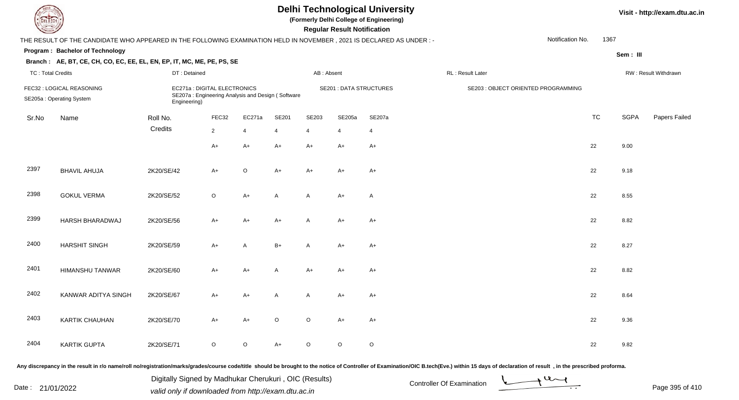# Delhi Technological University

(Formerly Delhi College of Engineering)

**Regular Result Notification**

Visit - http://exam.dtu.ac.in

THE RESULT OF THE CANDIDATE WHO APPEARED IN THE FOLLOWING EXAMINATION HELD IN NOVEMBER , 2021 IS DECLARED AS UNDER : -

Notification No. 1367

**Program : Bachelor of Technology**

Sem : III

**Branch : AE, BT, CE, CH, CO, EC, EE, EL, EN, EP, IT, MC, ME, PE, PS, SE**

TC : Total Credits | DT : Detained | AB : Absent | RL : Result Later | RW : Result Withdrawn

FEC32 : LOGICAL REASONING
EC271a : DIGITAL ELECTRONICS
SE201 : DATA STRUCTURES
SE203 : OBJECT ORIENTED PROGRAMMING
SE205a : Operating System
SE207a : Engineering Analysis and Design ( Software Engineering)

| Sr.No | Name | Roll No. | FEC32 | EC271a | SE201 | SE203 | SE205a | SE207a | TC | SGPA | Papers Failed |
|---|---|---|---|---|---|---|---|---|---|---|---|
| | | Credits | 2 | 4 | 4 | 4 | 4 | 4 | | | |
| | | | A+ | A+ | A+ | A+ | A+ | A+ | 22 | 9.00 | |
| 2397 | BHAVIL AHUJA | 2K20/SE/42 | A+ | O | A+ | A+ | A+ | A+ | 22 | 9.18 | |
| 2398 | GOKUL VERMA | 2K20/SE/52 | O | A+ | A | A | A+ | A | 22 | 8.55 | |
| 2399 | HARSH BHARADWAJ | 2K20/SE/56 | A+ | A+ | A+ | A | A+ | A+ | 22 | 8.82 | |
| 2400 | HARSHIT SINGH | 2K20/SE/59 | A+ | A | B+ | A | A+ | A+ | 22 | 8.27 | |
| 2401 | HIMANSHU TANWAR | 2K20/SE/60 | A+ | A+ | A | A+ | A+ | A+ | 22 | 8.82 | |
| 2402 | KANWAR ADITYA SINGH | 2K20/SE/67 | A+ | A+ | A | A | A+ | A+ | 22 | 8.64 | |
| 2403 | KARTIK CHAUHAN | 2K20/SE/70 | A+ | A+ | O | O | A+ | A+ | 22 | 9.36 | |
| 2404 | KARTIK GUPTA | 2K20/SE/71 | O | O | A+ | O | O | O | 22 | 9.82 | |

Any discrepancy in the result in r/o name/roll no/registration/marks/grades/course code/title should be brought to the notice of Controller of Examination/OIC B.tech(Eve.) within 15 days of declaration of result , in the prescribed proforma.

Date : 21/01/2022

Digitally Signed by Madhukar Cherukuri , OIC (Results)
valid only if downloaded from http://exam.dtu.ac.in

Controller Of Examination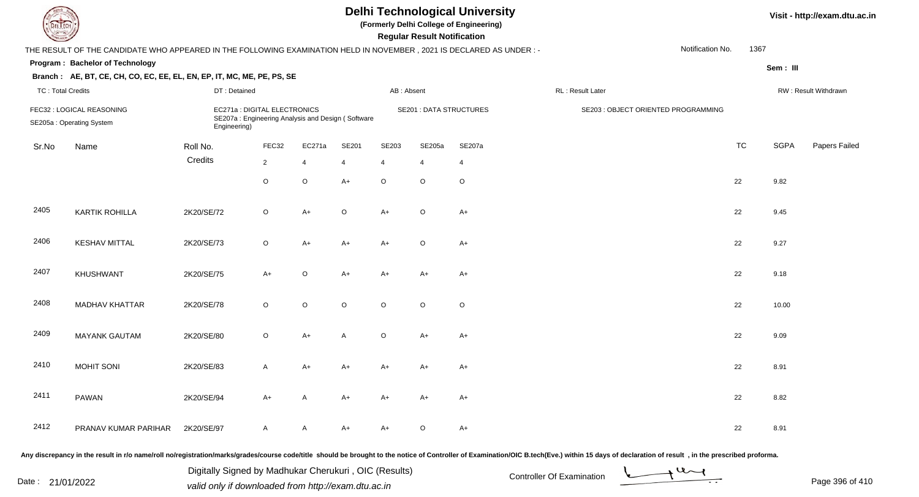# Delhi Technological University

**(Formerly Delhi College of Engineering)**

**Regular Result Notification**

Visit - http://exam.dtu.ac.in

THE RESULT OF THE CANDIDATE WHO APPEARED IN THE FOLLOWING EXAMINATION HELD IN NOVEMBER , 2021 IS DECLARED AS UNDER : -

Notification No. 1367

**Program : Bachelor of Technology**

Sem : III

**Branch : AE, BT, CE, CH, CO, EC, EE, EL, EN, EP, IT, MC, ME, PE, PS, SE**

TC : Total Credits | DT : Detained | AB : Absent | RL : Result Later | RW : Result Withdrawn

FEC32 : LOGICAL REASONING
SE205a : Operating System
EC271a : DIGITAL ELECTRONICS
SE207a : Engineering Analysis and Design ( Software Engineering)
SE201 : DATA STRUCTURES
SE203 : OBJECT ORIENTED PROGRAMMING

| Sr.No | Name | Roll No. | FEC32 | EC271a | SE201 | SE203 | SE205a | SE207a | TC | SGPA | Papers Failed |
|---|---|---|---|---|---|---|---|---|---|---|---|
| | | Credits | 2 | 4 | 4 | 4 | 4 | 4 | | | |
| | | | O | O | A+ | O | O | O | 22 | 9.82 | |
| 2405 | KARTIK ROHILLA | 2K20/SE/72 | O | A+ | O | A+ | O | A+ | 22 | 9.45 | |
| 2406 | KESHAV MITTAL | 2K20/SE/73 | O | A+ | A+ | A+ | O | A+ | 22 | 9.27 | |
| 2407 | KHUSHWANT | 2K20/SE/75 | A+ | O | A+ | A+ | A+ | A+ | 22 | 9.18 | |
| 2408 | MADHAV KHATTAR | 2K20/SE/78 | O | O | O | O | O | O | 22 | 10.00 | |
| 2409 | MAYANK GAUTAM | 2K20/SE/80 | O | A+ | A | O | A+ | A+ | 22 | 9.09 | |
| 2410 | MOHIT SONI | 2K20/SE/83 | A | A+ | A+ | A+ | A+ | A+ | 22 | 8.91 | |
| 2411 | PAWAN | 2K20/SE/94 | A+ | A | A+ | A+ | A+ | A+ | 22 | 8.82 | |
| 2412 | PRANAV KUMAR PARIHAR | 2K20/SE/97 | A | A | A+ | A+ | O | A+ | 22 | 8.91 | |

Any discrepancy in the result in r/o name/roll no/registration/marks/grades/course code/title should be brought to the notice of Controller of Examination/OIC B.tech(Eve.) within 15 days of declaration of result , in the prescribed proforma.

Date : 21/01/2022

Digitally Signed by Madhukar Cherukuri , OIC (Results)
valid only if downloaded from http://exam.dtu.ac.in

Controller Of Examination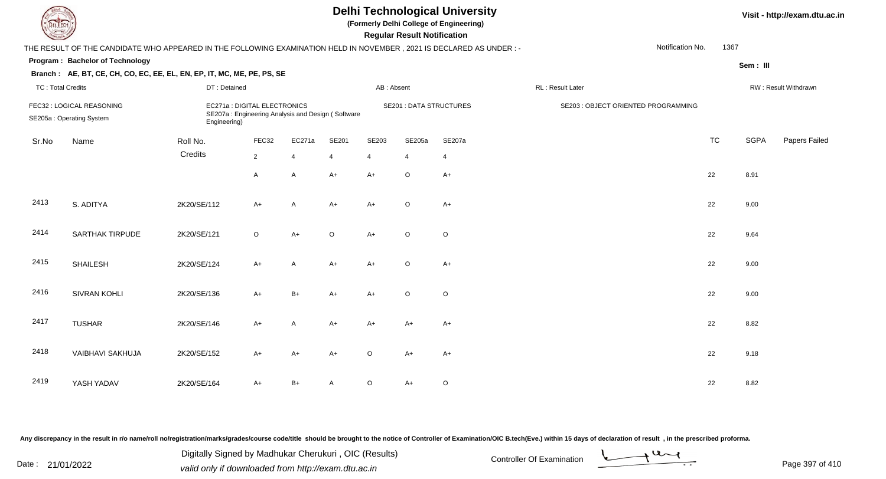# Delhi Technological University

**(Formerly Delhi College of Engineering)**

**Regular Result Notification**

Visit - http://exam.dtu.ac.in

THE RESULT OF THE CANDIDATE WHO APPEARED IN THE FOLLOWING EXAMINATION HELD IN NOVEMBER , 2021 IS DECLARED AS UNDER : -

Notification No. 1367

**Program : Bachelor of Technology**

Sem : III

**Branch : AE, BT, CE, CH, CO, EC, EE, EL, EN, EP, IT, MC, ME, PE, PS, SE**

TC : Total Credits | DT : Detained | AB : Absent | RL : Result Later | RW : Result Withdrawn

FEC32 : LOGICAL REASONING
EC271a : DIGITAL ELECTRONICS
SE201 : DATA STRUCTURES
SE203 : OBJECT ORIENTED PROGRAMMING
SE205a : Operating System
SE207a : Engineering Analysis and Design ( Software Engineering)

| Sr.No | Name | Roll No. | FEC32 | EC271a | SE201 | SE203 | SE205a | SE207a | TC | SGPA | Papers Failed |
|---|---|---|---|---|---|---|---|---|---|---|---|
| | | Credits | 2 | 4 | 4 | 4 | 4 | 4 | | | |
| | | | A | A | A+ | A+ | O | A+ | 22 | 8.91 | |
| 2413 | S. ADITYA | 2K20/SE/112 | A+ | A | A+ | A+ | O | A+ | 22 | 9.00 | |
| 2414 | SARTHAK TIRPUDE | 2K20/SE/121 | O | A+ | O | A+ | O | O | 22 | 9.64 | |
| 2415 | SHAILESH | 2K20/SE/124 | A+ | A | A+ | A+ | O | A+ | 22 | 9.00 | |
| 2416 | SIVRAN KOHLI | 2K20/SE/136 | A+ | B+ | A+ | A+ | O | O | 22 | 9.00 | |
| 2417 | TUSHAR | 2K20/SE/146 | A+ | A | A+ | A+ | A+ | A+ | 22 | 8.82 | |
| 2418 | VAIBHAVI SAKHUJA | 2K20/SE/152 | A+ | A+ | A+ | O | A+ | A+ | 22 | 9.18 | |
| 2419 | YASH YADAV | 2K20/SE/164 | A+ | B+ | A | O | A+ | O | 22 | 8.82 | |

Any discrepancy in the result in r/o name/roll no/registration/marks/grades/course code/title should be brought to the notice of Controller of Examination/OIC B.tech(Eve.) within 15 days of declaration of result , in the prescribed proforma.

Date : 21/01/2022

Digitally Signed by Madhukar Cherukuri , OIC (Results)
valid only if downloaded from http://exam.dtu.ac.in

Controller Of Examination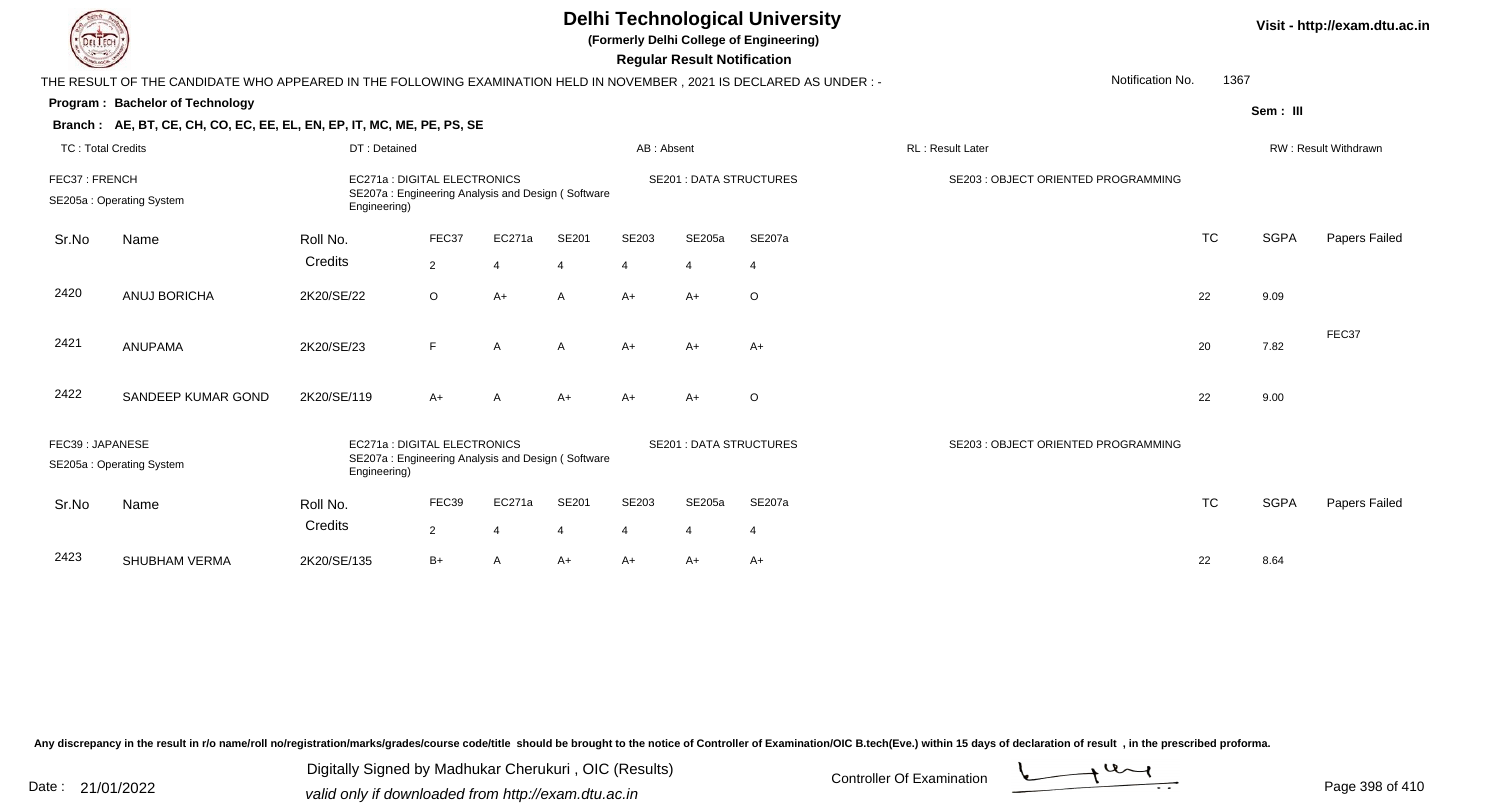# Delhi Technological University

(Formerly Delhi College of Engineering)

**Regular Result Notification**

Visit - http://exam.dtu.ac.in

THE RESULT OF THE CANDIDATE WHO APPEARED IN THE FOLLOWING EXAMINATION HELD IN NOVEMBER , 2021 IS DECLARED AS UNDER : -

Notification No. 1367

**Program : Bachelor of Technology**

Sem : III

**Branch : AE, BT, CE, CH, CO, EC, EE, EL, EN, EP, IT, MC, ME, PE, PS, SE**

TC : Total Credits | DT : Detained | AB : Absent | RL : Result Later | RW : Result Withdrawn

FEC37 : FRENCH | EC271a : DIGITAL ELECTRONICS | SE201 : DATA STRUCTURES | SE203 : OBJECT ORIENTED PROGRAMMING | SE205a : Operating System | SE207a : Engineering Analysis and Design ( Software Engineering)

| Sr.No | Name | Roll No. | FEC37 | EC271a | SE201 | SE203 | SE205a | SE207a | TC | SGPA | Papers Failed |
|---|---|---|---|---|---|---|---|---|---|---|---|
| | | Credits | 2 | 4 | 4 | 4 | 4 | 4 | | | |
| 2420 | ANUJ BORICHA | 2K20/SE/22 | O | A+ | A | A+ | A+ | O | 22 | 9.09 | |
| 2421 | ANUPAMA | 2K20/SE/23 | F | A | A | A+ | A+ | A+ | 20 | 7.82 | FEC37 |
| 2422 | SANDEEP KUMAR GOND | 2K20/SE/119 | A+ | A | A+ | A+ | A+ | O | 22 | 9.00 | |

FEC39 : JAPANESE | EC271a : DIGITAL ELECTRONICS | SE201 : DATA STRUCTURES | SE203 : OBJECT ORIENTED PROGRAMMING | SE205a : Operating System | SE207a : Engineering Analysis and Design ( Software Engineering)

| Sr.No | Name | Roll No. | FEC39 | EC271a | SE201 | SE203 | SE205a | SE207a | TC | SGPA | Papers Failed |
|---|---|---|---|---|---|---|---|---|---|---|---|
| | | Credits | 2 | 4 | 4 | 4 | 4 | 4 | | | |
| 2423 | SHUBHAM VERMA | 2K20/SE/135 | B+ | A | A+ | A+ | A+ | A+ | 22 | 8.64 | |

Any discrepancy in the result in r/o name/roll no/registration/marks/grades/course code/title should be brought to the notice of Controller of Examination/OIC B.tech(Eve.) within 15 days of declaration of result , in the prescribed proforma.

Date : 21/01/2022

Digitally Signed by Madhukar Cherukuri , OIC (Results)
valid only if downloaded from http://exam.dtu.ac.in

Controller Of Examination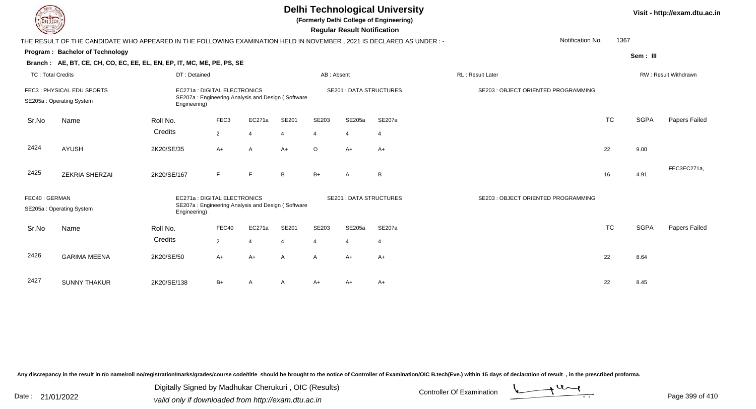# Delhi Technological University

**(Formerly Delhi College of Engineering)**

**Regular Result Notification**

THE RESULT OF THE CANDIDATE WHO APPEARED IN THE FOLLOWING EXAMINATION HELD IN NOVEMBER , 2021 IS DECLARED AS UNDER : -

Notification No. 1367

**Program : Bachelor of Technology**

**Sem : III**

**Branch : AE, BT, CE, CH, CO, EC, EE, EL, EN, EP, IT, MC, ME, PE, PS, SE**

TC : Total Credits | DT : Detained | AB : Absent | RL : Result Later | RW : Result Withdrawn

FEC3 : PHYSICAL EDU SPORTS
EC271a : DIGITAL ELECTRONICS
SE201 : DATA STRUCTURES
SE203 : OBJECT ORIENTED PROGRAMMING
SE205a : Operating System
SE207a : Engineering Analysis and Design ( Software Engineering)

| Sr.No | Name | Roll No. | FEC3 | EC271a | SE201 | SE203 | SE205a | SE207a | TC | SGPA | Papers Failed |
|---|---|---|---|---|---|---|---|---|---|---|---|
| | | Credits | 2 | 4 | 4 | 4 | 4 | 4 | | | |
| 2424 | AYUSH | 2K20/SE/35 | A+ | A | A+ | O | A+ | A+ | 22 | 9.00 | |
| 2425 | ZEKRIA SHERZAI | 2K20/SE/167 | F | F | B | B+ | A | B | 16 | 4.91 | FEC3EC271a, |

FEC40 : GERMAN
EC271a : DIGITAL ELECTRONICS
SE201 : DATA STRUCTURES
SE203 : OBJECT ORIENTED PROGRAMMING
SE205a : Operating System
SE207a : Engineering Analysis and Design ( Software Engineering)

| Sr.No | Name | Roll No. | FEC40 | EC271a | SE201 | SE203 | SE205a | SE207a | TC | SGPA | Papers Failed |
|---|---|---|---|---|---|---|---|---|---|---|---|
| | | Credits | 2 | 4 | 4 | 4 | 4 | 4 | | | |
| 2426 | GARIMA MEENA | 2K20/SE/50 | A+ | A+ | A | A | A+ | A+ | 22 | 8.64 | |
| 2427 | SUNNY THAKUR | 2K20/SE/138 | B+ | A | A | A+ | A+ | A+ | 22 | 8.45 | |

Any discrepancy in the result in r/o name/roll no/registration/marks/grades/course code/title should be brought to the notice of Controller of Examination/OIC B.tech(Eve.) within 15 days of declaration of result , in the prescribed proforma.

Date : 21/01/2022

Digitally Signed by Madhukar Cherukuri , OIC (Results)
valid only if downloaded from http://exam.dtu.ac.in

Controller Of Examination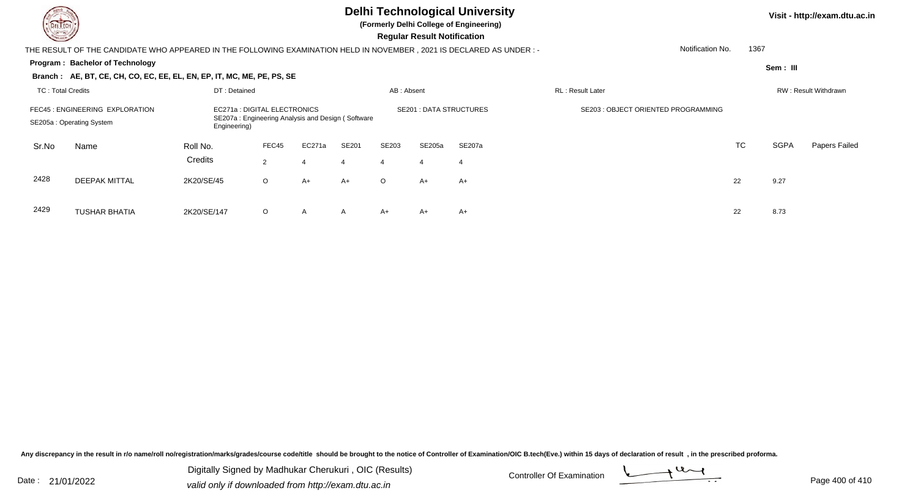# Delhi Technological University

**(Formerly Delhi College of Engineering)**

**Regular Result Notification**

Visit - http://exam.dtu.ac.in

THE RESULT OF THE CANDIDATE WHO APPEARED IN THE FOLLOWING EXAMINATION HELD IN NOVEMBER , 2021 IS DECLARED AS UNDER : -

Notification No. 1367

**Program : Bachelor of Technology**

**Sem : III**

**Branch : AE, BT, CE, CH, CO, EC, EE, EL, EN, EP, IT, MC, ME, PE, PS, SE**

TC : Total Credits | DT : Detained | AB : Absent | RL : Result Later | RW : Result Withdrawn

FEC45 : ENGINEERING EXPLORATION | EC271a : DIGITAL ELECTRONICS | SE201 : DATA STRUCTURES | SE203 : OBJECT ORIENTED PROGRAMMING

SE205a : Operating System | SE207a : Engineering Analysis and Design ( Software Engineering)

| Sr.No | Name | Roll No. | FEC45 | EC271a | SE201 | SE203 | SE205a | SE207a | TC | SGPA | Papers Failed |
|---|---|---|---|---|---|---|---|---|---|---|---|
| | | Credits | 2 | 4 | 4 | 4 | 4 | 4 | | | |
| 2428 | DEEPAK MITTAL | 2K20/SE/45 | O | A+ | A+ | O | A+ | A+ | 22 | 9.27 | |
| 2429 | TUSHAR BHATIA | 2K20/SE/147 | O | A | A | A+ | A+ | A+ | 22 | 8.73 | |

Any discrepancy in the result in r/o name/roll no/registration/marks/grades/course code/title should be brought to the notice of Controller of Examination/OIC B.tech(Eve.) within 15 days of declaration of result , in the prescribed proforma.

Date : 21/01/2022

Digitally Signed by Madhukar Cherukuri , OIC (Results)
valid only if downloaded from http://exam.dtu.ac.in

Controller Of Examination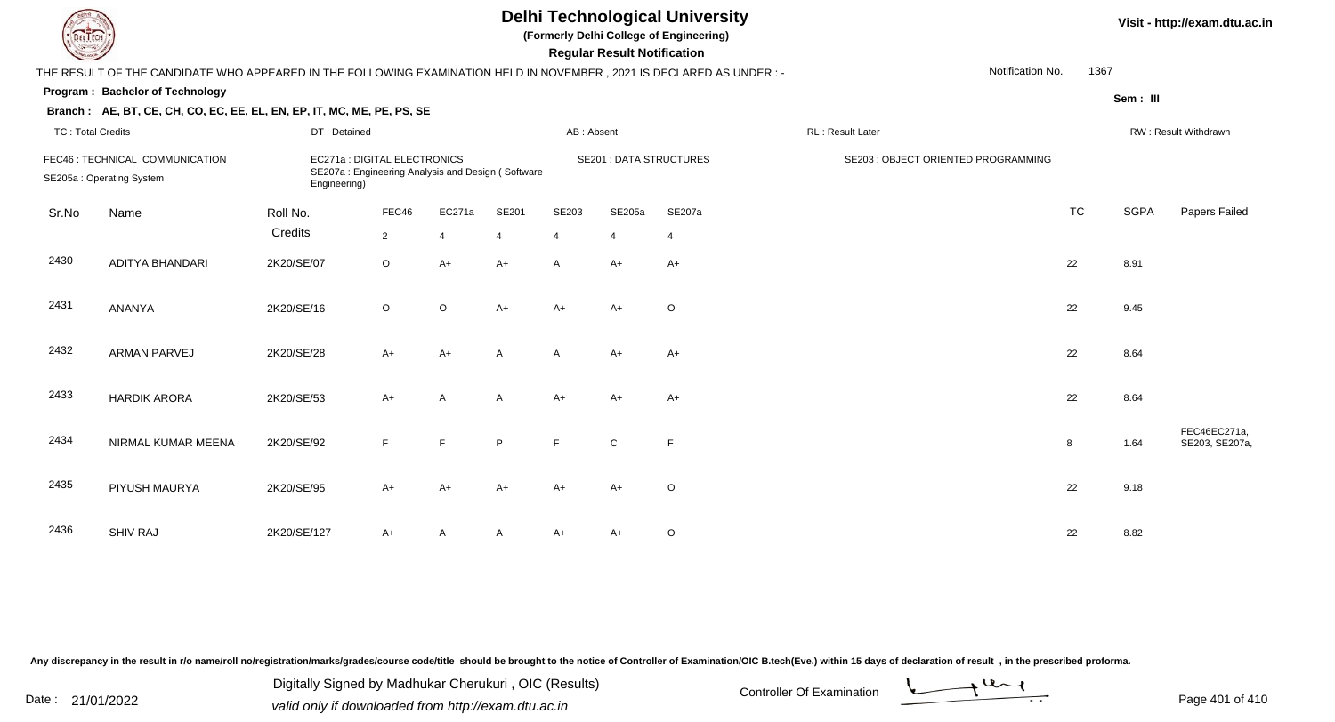# Delhi Technological University

**(Formerly Delhi College of Engineering)**

**Regular Result Notification**

Visit - http://exam.dtu.ac.in

THE RESULT OF THE CANDIDATE WHO APPEARED IN THE FOLLOWING EXAMINATION HELD IN NOVEMBER , 2021 IS DECLARED AS UNDER : -

Notification No. 1367

**Program : Bachelor of Technology**

**Sem : III**

**Branch : AE, BT, CE, CH, CO, EC, EE, EL, EN, EP, IT, MC, ME, PE, PS, SE**

TC : Total Credits | DT : Detained | AB : Absent | RL : Result Later | RW : Result Withdrawn

FEC46 : TECHNICAL COMMUNICATION
EC271a : DIGITAL ELECTRONICS
SE201 : DATA STRUCTURES
SE203 : OBJECT ORIENTED PROGRAMMING
SE205a : Operating System
SE207a : Engineering Analysis and Design ( Software Engineering)

| Sr.No | Name | Roll No. | FEC46 | EC271a | SE201 | SE203 | SE205a | SE207a | TC | SGPA | Papers Failed |
|---|---|---|---|---|---|---|---|---|---|---|---|
| | | Credits | 2 | 4 | 4 | 4 | 4 | 4 | | | |
| 2430 | ADITYA BHANDARI | 2K20/SE/07 | O | A+ | A+ | A | A+ | A+ | 22 | 8.91 | |
| 2431 | ANANYA | 2K20/SE/16 | O | O | A+ | A+ | A+ | O | 22 | 9.45 | |
| 2432 | ARMAN PARVEJ | 2K20/SE/28 | A+ | A+ | A | A | A+ | A+ | 22 | 8.64 | |
| 2433 | HARDIK ARORA | 2K20/SE/53 | A+ | A | A | A+ | A+ | A+ | 22 | 8.64 | |
| 2434 | NIRMAL KUMAR MEENA | 2K20/SE/92 | F | F | P | F | C | F | 8 | 1.64 | FEC46EC271a, SE203, SE207a, |
| 2435 | PIYUSH MAURYA | 2K20/SE/95 | A+ | A+ | A+ | A+ | A+ | O | 22 | 9.18 | |
| 2436 | SHIV RAJ | 2K20/SE/127 | A+ | A | A | A+ | A+ | O | 22 | 8.82 | |

Any discrepancy in the result in r/o name/roll no/registration/marks/grades/course code/title should be brought to the notice of Controller of Examination/OIC B.tech(Eve.) within 15 days of declaration of result , in the prescribed proforma.

Date : 21/01/2022

Digitally Signed by Madhukar Cherukuri , OIC (Results)
valid only if downloaded from http://exam.dtu.ac.in

Controller Of Examination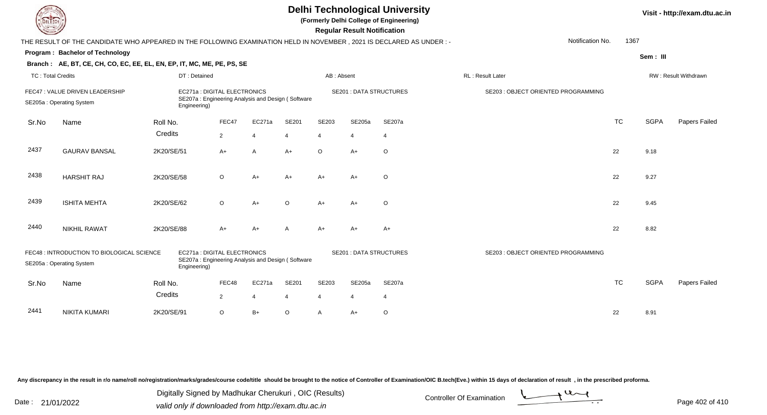# Delhi Technological University

**(Formerly Delhi College of Engineering)**

**Regular Result Notification**

Visit - http://exam.dtu.ac.in

THE RESULT OF THE CANDIDATE WHO APPEARED IN THE FOLLOWING EXAMINATION HELD IN NOVEMBER , 2021 IS DECLARED AS UNDER : -

Notification No. 1367

**Program : Bachelor of Technology**

**Sem : III**

**Branch : AE, BT, CE, CH, CO, EC, EE, EL, EN, EP, IT, MC, ME, PE, PS, SE**

TC : Total Credits | DT : Detained | AB : Absent | RL : Result Later | RW : Result Withdrawn

FEC47 : VALUE DRIVEN LEADERSHIP
EC271a : DIGITAL ELECTRONICS
SE201 : DATA STRUCTURES
SE203 : OBJECT ORIENTED PROGRAMMING
SE205a : Operating System
SE207a : Engineering Analysis and Design ( Software Engineering)

| Sr.No | Name | Roll No. | FEC47 | EC271a | SE201 | SE203 | SE205a | SE207a | TC | SGPA | Papers Failed |
|---|---|---|---|---|---|---|---|---|---|---|---|
| | | Credits | 2 | 4 | 4 | 4 | 4 | 4 | | | |
| 2437 | GAURAV BANSAL | 2K20/SE/51 | A+ | A | A+ | O | A+ | O | 22 | 9.18 | |
| 2438 | HARSHIT RAJ | 2K20/SE/58 | O | A+ | A+ | A+ | A+ | O | 22 | 9.27 | |
| 2439 | ISHITA MEHTA | 2K20/SE/62 | O | A+ | O | A+ | A+ | O | 22 | 9.45 | |
| 2440 | NIKHIL RAWAT | 2K20/SE/88 | A+ | A+ | A | A+ | A+ | A+ | 22 | 8.82 | |

FEC48 : INTRODUCTION TO BIOLOGICAL SCIENCE
EC271a : DIGITAL ELECTRONICS
SE201 : DATA STRUCTURES
SE203 : OBJECT ORIENTED PROGRAMMING
SE205a : Operating System
SE207a : Engineering Analysis and Design ( Software Engineering)

| Sr.No | Name | Roll No. | FEC48 | EC271a | SE201 | SE203 | SE205a | SE207a | TC | SGPA | Papers Failed |
|---|---|---|---|---|---|---|---|---|---|---|---|
| | | Credits | 2 | 4 | 4 | 4 | 4 | 4 | | | |
| 2441 | NIKITA KUMARI | 2K20/SE/91 | O | B+ | O | A | A+ | O | 22 | 8.91 | |

Any discrepancy in the result in r/o name/roll no/registration/marks/grades/course code/title should be brought to the notice of Controller of Examination/OIC B.tech(Eve.) within 15 days of declaration of result , in the prescribed proforma.

Date : 21/01/2022

Digitally Signed by Madhukar Cherukuri , OIC (Results)
valid only if downloaded from http://exam.dtu.ac.in

Controller Of Examination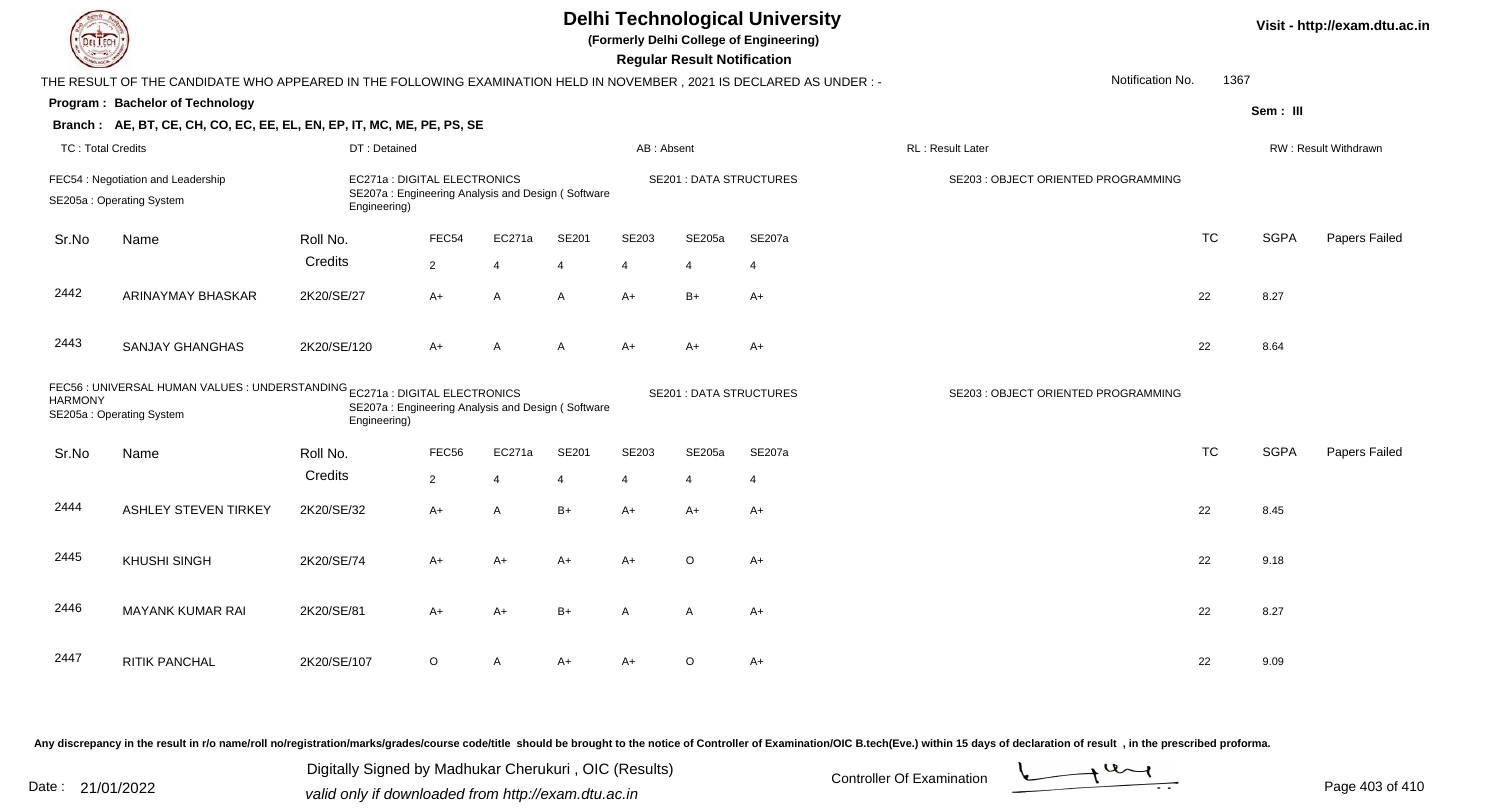# Delhi Technological University

(Formerly Delhi College of Engineering)

**Regular Result Notification**

Visit - http://exam.dtu.ac.in

THE RESULT OF THE CANDIDATE WHO APPEARED IN THE FOLLOWING EXAMINATION HELD IN NOVEMBER , 2021 IS DECLARED AS UNDER : -

Notification No. 1367

**Program : Bachelor of Technology**

Sem : III

**Branch : AE, BT, CE, CH, CO, EC, EE, EL, EN, EP, IT, MC, ME, PE, PS, SE**

TC : Total Credits | DT : Detained | AB : Absent | RL : Result Later | RW : Result Withdrawn

FEC54 : Negotiation and Leadership | EC271a : DIGITAL ELECTRONICS | SE201 : DATA STRUCTURES | SE203 : OBJECT ORIENTED PROGRAMMING | SE205a : Operating System | SE207a : Engineering Analysis and Design ( Software Engineering)

| Sr.No | Name | Roll No. | FEC54 | EC271a | SE201 | SE203 | SE205a | SE207a | TC | SGPA | Papers Failed |
|---|---|---|---|---|---|---|---|---|---|---|---|
| | | Credits | 2 | 4 | 4 | 4 | 4 | 4 | | | |
| 2442 | ARINAYMAY BHASKAR | 2K20/SE/27 | A+ | A | A | A+ | B+ | A+ | 22 | 8.27 | |
| 2443 | SANJAY GHANGHAS | 2K20/SE/120 | A+ | A | A | A+ | A+ | A+ | 22 | 8.64 | |

FEC56 : UNIVERSAL HUMAN VALUES : UNDERSTANDING HARMONY | EC271a : DIGITAL ELECTRONICS | SE201 : DATA STRUCTURES | SE203 : OBJECT ORIENTED PROGRAMMING | SE205a : Operating System | SE207a : Engineering Analysis and Design ( Software Engineering)

| Sr.No | Name | Roll No. | FEC56 | EC271a | SE201 | SE203 | SE205a | SE207a | TC | SGPA | Papers Failed |
|---|---|---|---|---|---|---|---|---|---|---|---|
| | | Credits | 2 | 4 | 4 | 4 | 4 | 4 | | | |
| 2444 | ASHLEY STEVEN TIRKEY | 2K20/SE/32 | A+ | A | B+ | A+ | A+ | A+ | 22 | 8.45 | |
| 2445 | KHUSHI SINGH | 2K20/SE/74 | A+ | A+ | A+ | A+ | O | A+ | 22 | 9.18 | |
| 2446 | MAYANK KUMAR RAI | 2K20/SE/81 | A+ | A+ | B+ | A | A | A+ | 22 | 8.27 | |
| 2447 | RITIK PANCHAL | 2K20/SE/107 | O | A | A+ | A+ | O | A+ | 22 | 9.09 | |

Any discrepancy in the result in r/o name/roll no/registration/marks/grades/course code/title should be brought to the notice of Controller of Examination/OIC B.tech(Eve.) within 15 days of declaration of result , in the prescribed proforma.

Date : 21/01/2022

Digitally Signed by Madhukar Cherukuri , OIC (Results)
valid only if downloaded from http://exam.dtu.ac.in

Controller Of Examination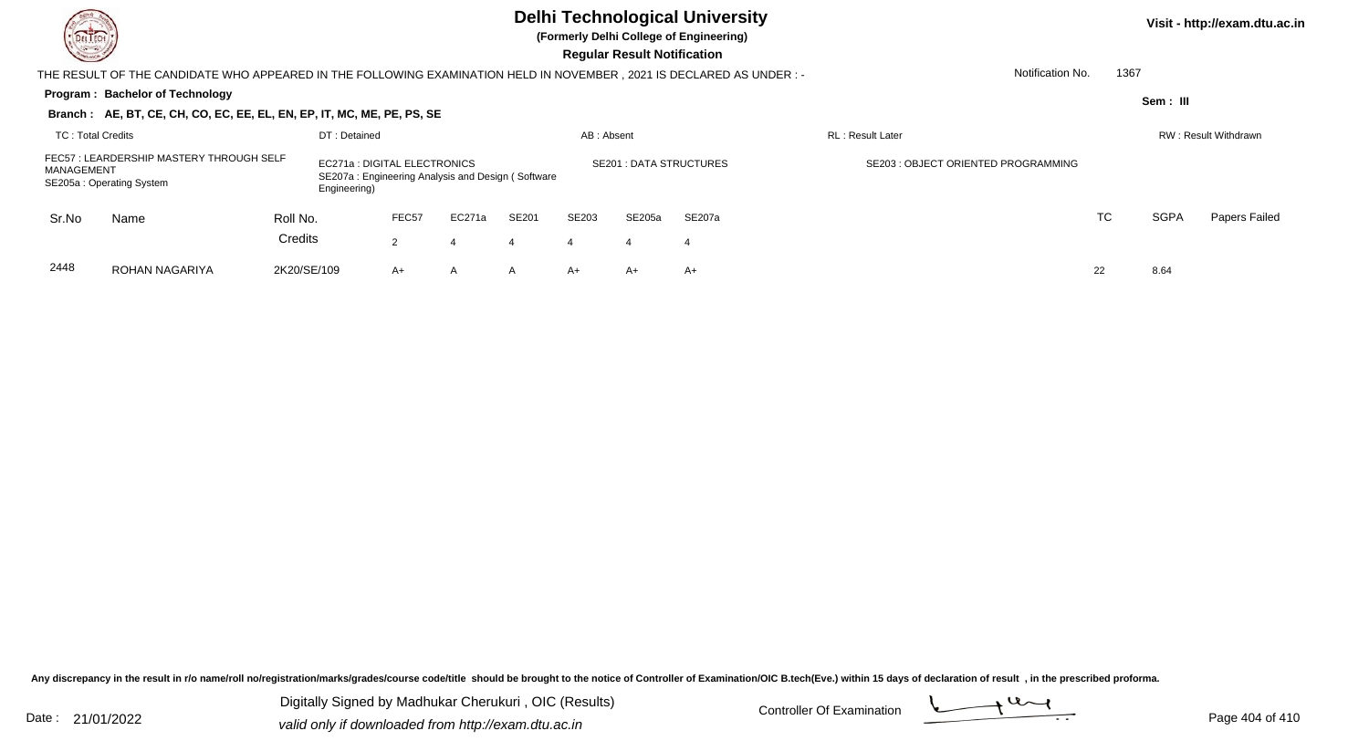# Delhi Technological University

**(Formerly Delhi College of Engineering)**

**Regular Result Notification**

Visit - http://exam.dtu.ac.in

THE RESULT OF THE CANDIDATE WHO APPEARED IN THE FOLLOWING EXAMINATION HELD IN NOVEMBER , 2021 IS DECLARED AS UNDER : -

Notification No. 1367

**Program : Bachelor of Technology**

Sem : III

**Branch : AE, BT, CE, CH, CO, EC, EE, EL, EN, EP, IT, MC, ME, PE, PS, SE**

TC : Total Credits | DT : Detained | AB : Absent | RL : Result Later | RW : Result Withdrawn

FEC57 : LEARDERSHIP MASTERY THROUGH SELF MANAGEMENT
EC271a : DIGITAL ELECTRONICS
SE201 : DATA STRUCTURES
SE203 : OBJECT ORIENTED PROGRAMMING
SE205a : Operating System
SE207a : Engineering Analysis and Design ( Software Engineering)

| Sr.No | Name | Roll No. | FEC57 | EC271a | SE201 | SE203 | SE205a | SE207a | TC | SGPA | Papers Failed |
|---|---|---|---|---|---|---|---|---|---|---|---|
| | | Credits | 2 | 4 | 4 | 4 | 4 | 4 | | | |
| 2448 | ROHAN NAGARIYA | 2K20/SE/109 | A+ | A | A | A+ | A+ | A+ | 22 | 8.64 | |

Any discrepancy in the result in r/o name/roll no/registration/marks/grades/course code/title should be brought to the notice of Controller of Examination/OIC B.tech(Eve.) within 15 days of declaration of result , in the prescribed proforma.

Date : 21/01/2022

Digitally Signed by Madhukar Cherukuri , OIC (Results)
valid only if downloaded from http://exam.dtu.ac.in

Controller Of Examination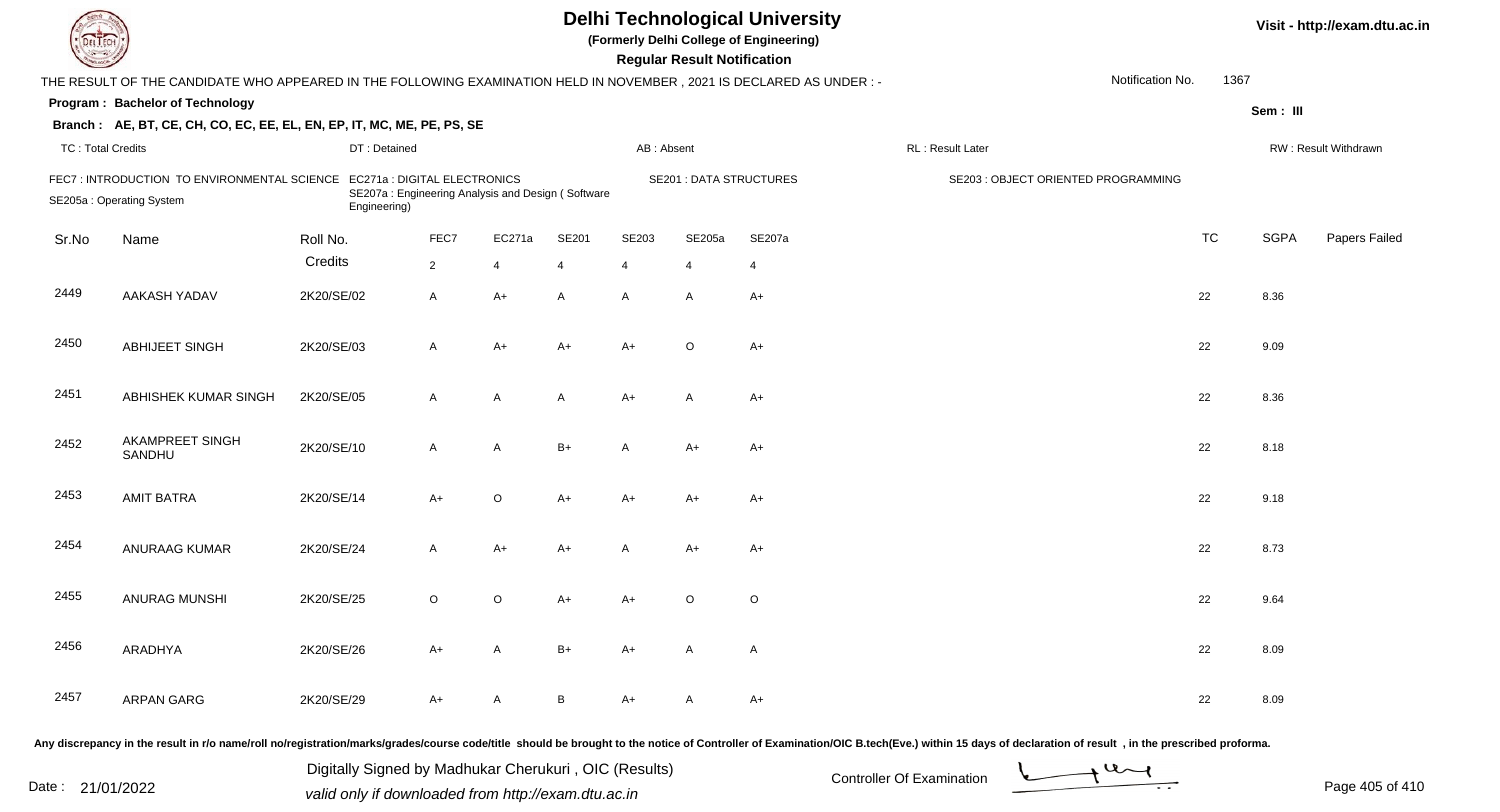# Delhi Technological University

**(Formerly Delhi College of Engineering)**

**Regular Result Notification**

Visit - http://exam.dtu.ac.in

THE RESULT OF THE CANDIDATE WHO APPEARED IN THE FOLLOWING EXAMINATION HELD IN NOVEMBER , 2021 IS DECLARED AS UNDER : -

Notification No. 1367

**Program : Bachelor of Technology**

Sem : III

**Branch : AE, BT, CE, CH, CO, EC, EE, EL, EN, EP, IT, MC, ME, PE, PS, SE**

TC : Total Credits | DT : Detained | AB : Absent | RL : Result Later | RW : Result Withdrawn

FEC7 : INTRODUCTION TO ENVIRONMENTAL SCIENCE | EC271a : DIGITAL ELECTRONICS | SE201 : DATA STRUCTURES | SE203 : OBJECT ORIENTED PROGRAMMING | SE205a : Operating System | SE207a : Engineering Analysis and Design ( Software Engineering)

| Sr.No | Name | Roll No. | FEC7 | EC271a | SE201 | SE203 | SE205a | SE207a | TC | SGPA | Papers Failed |
|---|---|---|---|---|---|---|---|---|---|---|---|
| | | Credits | 2 | 4 | 4 | 4 | 4 | 4 | | | |
| 2449 | AAKASH YADAV | 2K20/SE/02 | A | A+ | A | A | A | A+ | 22 | 8.36 | |
| 2450 | ABHIJEET SINGH | 2K20/SE/03 | A | A+ | A+ | A+ | O | A+ | 22 | 9.09 | |
| 2451 | ABHISHEK KUMAR SINGH | 2K20/SE/05 | A | A | A | A+ | A | A+ | 22 | 8.36 | |
| 2452 | AKAMPREET SINGH SANDHU | 2K20/SE/10 | A | A | B+ | A | A+ | A+ | 22 | 8.18 | |
| 2453 | AMIT BATRA | 2K20/SE/14 | A+ | O | A+ | A+ | A+ | A+ | 22 | 9.18 | |
| 2454 | ANURAAG KUMAR | 2K20/SE/24 | A | A+ | A+ | A | A+ | A+ | 22 | 8.73 | |
| 2455 | ANURAG MUNSHI | 2K20/SE/25 | O | O | A+ | A+ | O | O | 22 | 9.64 | |
| 2456 | ARADHYA | 2K20/SE/26 | A+ | A | B+ | A+ | A | A | 22 | 8.09 | |
| 2457 | ARPAN GARG | 2K20/SE/29 | A+ | A | B | A+ | A | A+ | 22 | 8.09 | |

Any discrepancy in the result in r/o name/roll no/registration/marks/grades/course code/title should be brought to the notice of Controller of Examination/OIC B.tech(Eve.) within 15 days of declaration of result , in the prescribed proforma.

Date : 21/01/2022

Digitally Signed by Madhukar Cherukuri , OIC (Results)
valid only if downloaded from http://exam.dtu.ac.in

Controller Of Examination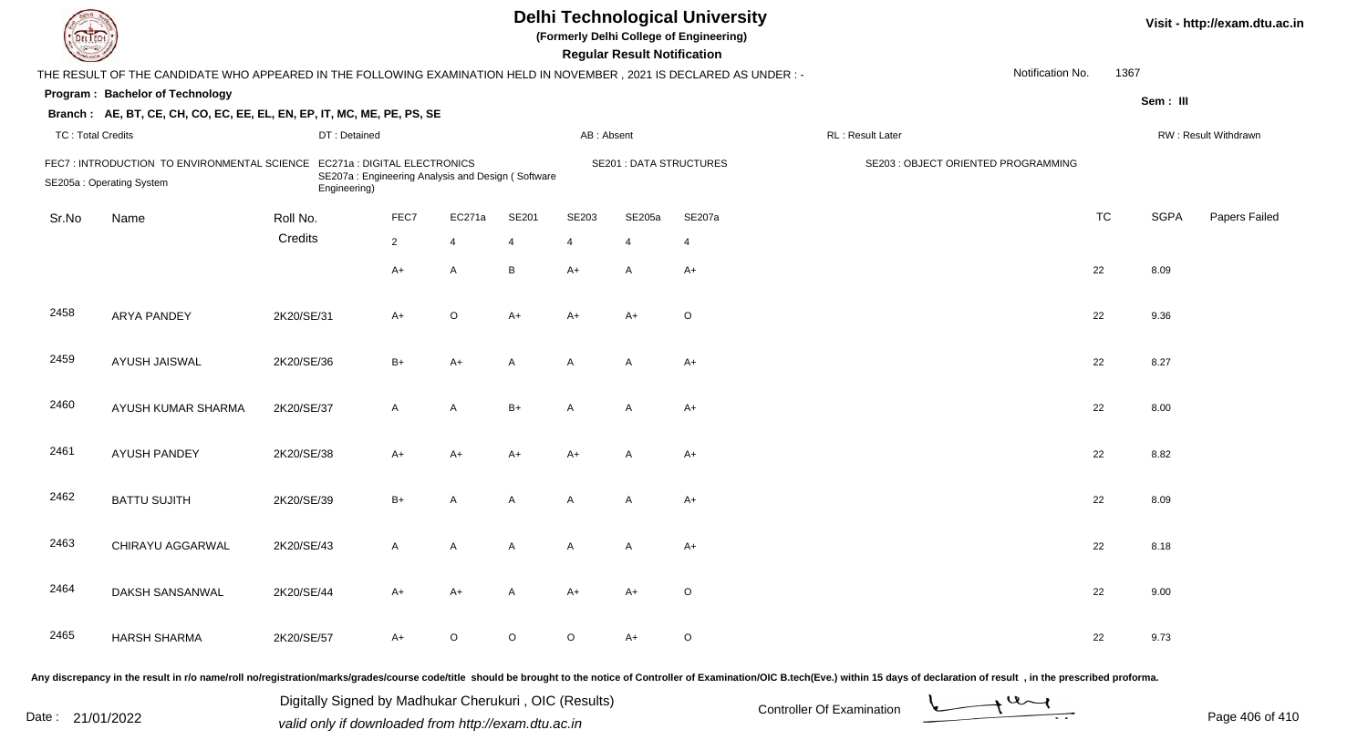# Delhi Technological University

(Formerly Delhi College of Engineering)

**Regular Result Notification**

THE RESULT OF THE CANDIDATE WHO APPEARED IN THE FOLLOWING EXAMINATION HELD IN NOVEMBER , 2021 IS DECLARED AS UNDER : -

Notification No. 1367

**Program : Bachelor of Technology**

Sem : III

**Branch : AE, BT, CE, CH, CO, EC, EE, EL, EN, EP, IT, MC, ME, PE, PS, SE**

TC : Total Credits | DT : Detained | AB : Absent | RL : Result Later | RW : Result Withdrawn

FEC7 : INTRODUCTION TO ENVIRONMENTAL SCIENCE | EC271a : DIGITAL ELECTRONICS | SE201 : DATA STRUCTURES | SE203 : OBJECT ORIENTED PROGRAMMING | SE205a : Operating System | SE207a : Engineering Analysis and Design ( Software Engineering)

| Sr.No | Name | Roll No. | FEC7 | EC271a | SE201 | SE203 | SE205a | SE207a | TC | SGPA | Papers Failed |
|---|---|---|---|---|---|---|---|---|---|---|---|
| | | Credits | 2 | 4 | 4 | 4 | 4 | 4 | | | |
| | | | A+ | A | B | A+ | A | A+ | 22 | 8.09 | |
| 2458 | ARYA PANDEY | 2K20/SE/31 | A+ | O | A+ | A+ | A+ | O | 22 | 9.36 | |
| 2459 | AYUSH JAISWAL | 2K20/SE/36 | B+ | A+ | A | A | A | A+ | 22 | 8.27 | |
| 2460 | AYUSH KUMAR SHARMA | 2K20/SE/37 | A | A | B+ | A | A | A+ | 22 | 8.00 | |
| 2461 | AYUSH PANDEY | 2K20/SE/38 | A+ | A+ | A+ | A+ | A | A+ | 22 | 8.82 | |
| 2462 | BATTU SUJITH | 2K20/SE/39 | B+ | A | A | A | A | A+ | 22 | 8.09 | |
| 2463 | CHIRAYU AGGARWAL | 2K20/SE/43 | A | A | A | A | A | A+ | 22 | 8.18 | |
| 2464 | DAKSH SANSANWAL | 2K20/SE/44 | A+ | A+ | A | A+ | A+ | O | 22 | 9.00 | |
| 2465 | HARSH SHARMA | 2K20/SE/57 | A+ | O | O | O | A+ | O | 22 | 9.73 | |

Any discrepancy in the result in r/o name/roll no/registration/marks/grades/course code/title should be brought to the notice of Controller of Examination/OIC B.tech(Eve.) within 15 days of declaration of result , in the prescribed proforma.

Date : 21/01/2022

Digitally Signed by Madhukar Cherukuri , OIC (Results)
valid only if downloaded from http://exam.dtu.ac.in

Controller Of Examination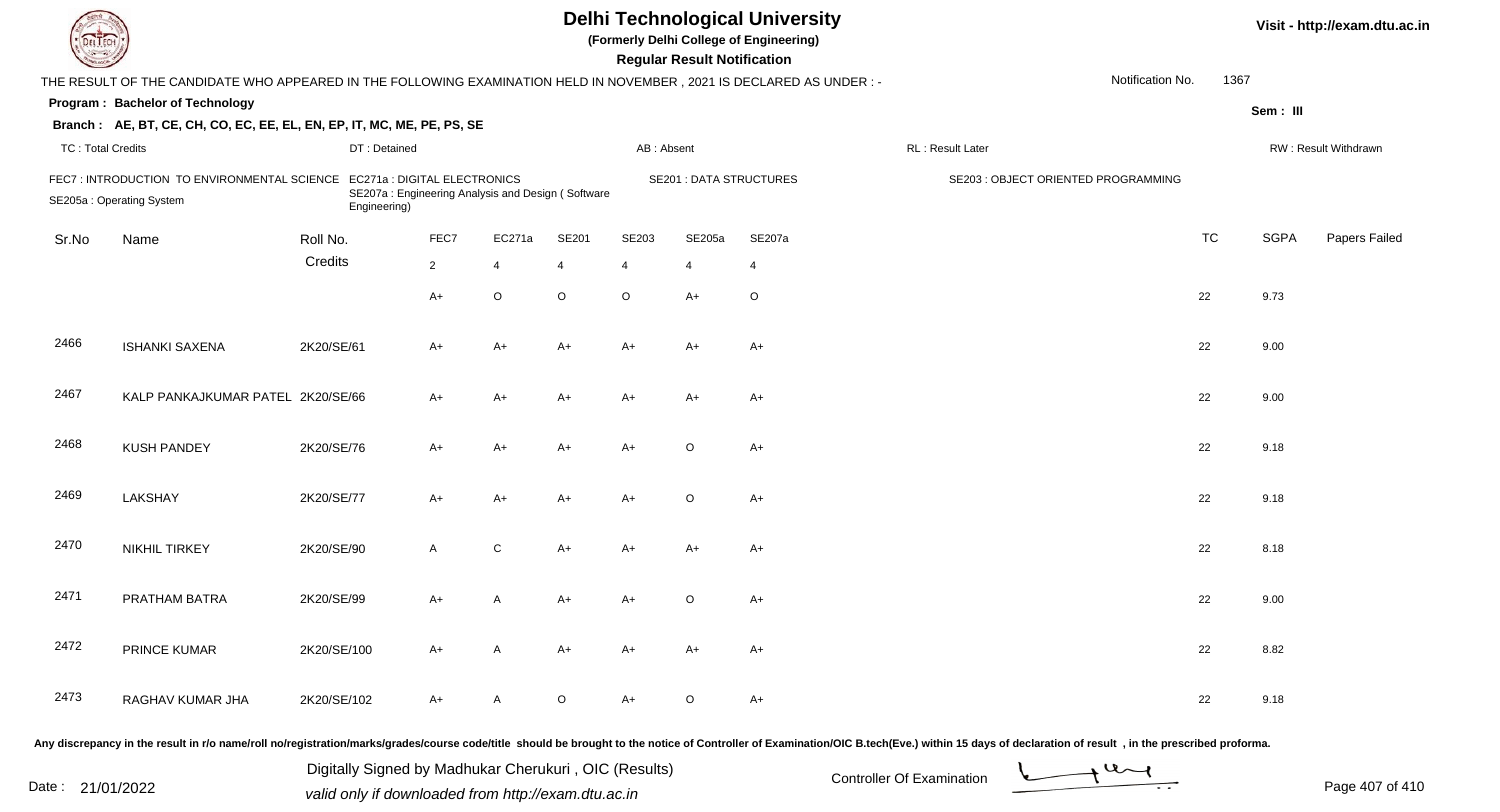# Delhi Technological University

(Formerly Delhi College of Engineering)

**Regular Result Notification**

Visit - http://exam.dtu.ac.in

THE RESULT OF THE CANDIDATE WHO APPEARED IN THE FOLLOWING EXAMINATION HELD IN NOVEMBER , 2021 IS DECLARED AS UNDER : -

Notification No. 1367

**Program : Bachelor of Technology**

Sem : III

**Branch : AE, BT, CE, CH, CO, EC, EE, EL, EN, EP, IT, MC, ME, PE, PS, SE**

TC : Total Credits | DT : Detained | AB : Absent | RL : Result Later | RW : Result Withdrawn

FEC7 : INTRODUCTION TO ENVIRONMENTAL SCIENCE
EC271a : DIGITAL ELECTRONICS
SE201 : DATA STRUCTURES
SE203 : OBJECT ORIENTED PROGRAMMING
SE205a : Operating System
SE207a : Engineering Analysis and Design ( Software Engineering)

| Sr.No | Name | Roll No. | FEC7 | EC271a | SE201 | SE203 | SE205a | SE207a | TC | SGPA | Papers Failed |
|---|---|---|---|---|---|---|---|---|---|---|---|
| | | Credits | 2 | 4 | 4 | 4 | 4 | 4 | | | |
| | | | A+ | O | O | O | A+ | O | 22 | 9.73 | |
| 2466 | ISHANKI SAXENA | 2K20/SE/61 | A+ | A+ | A+ | A+ | A+ | A+ | 22 | 9.00 | |
| 2467 | KALP PANKAJKUMAR PATEL | 2K20/SE/66 | A+ | A+ | A+ | A+ | A+ | A+ | 22 | 9.00 | |
| 2468 | KUSH PANDEY | 2K20/SE/76 | A+ | A+ | A+ | A+ | O | A+ | 22 | 9.18 | |
| 2469 | LAKSHAY | 2K20/SE/77 | A+ | A+ | A+ | A+ | O | A+ | 22 | 9.18 | |
| 2470 | NIKHIL TIRKEY | 2K20/SE/90 | A | C | A+ | A+ | A+ | A+ | 22 | 8.18 | |
| 2471 | PRATHAM BATRA | 2K20/SE/99 | A+ | A | A+ | A+ | O | A+ | 22 | 9.00 | |
| 2472 | PRINCE KUMAR | 2K20/SE/100 | A+ | A | A+ | A+ | A+ | A+ | 22 | 8.82 | |
| 2473 | RAGHAV KUMAR JHA | 2K20/SE/102 | A+ | A | O | A+ | O | A+ | 22 | 9.18 | |

Any discrepancy in the result in r/o name/roll no/registration/marks/grades/course code/title should be brought to the notice of Controller of Examination/OIC B.tech(Eve.) within 15 days of declaration of result , in the prescribed proforma.

Date : 21/01/2022

Digitally Signed by Madhukar Cherukuri , OIC (Results)
valid only if downloaded from http://exam.dtu.ac.in

Controller Of Examination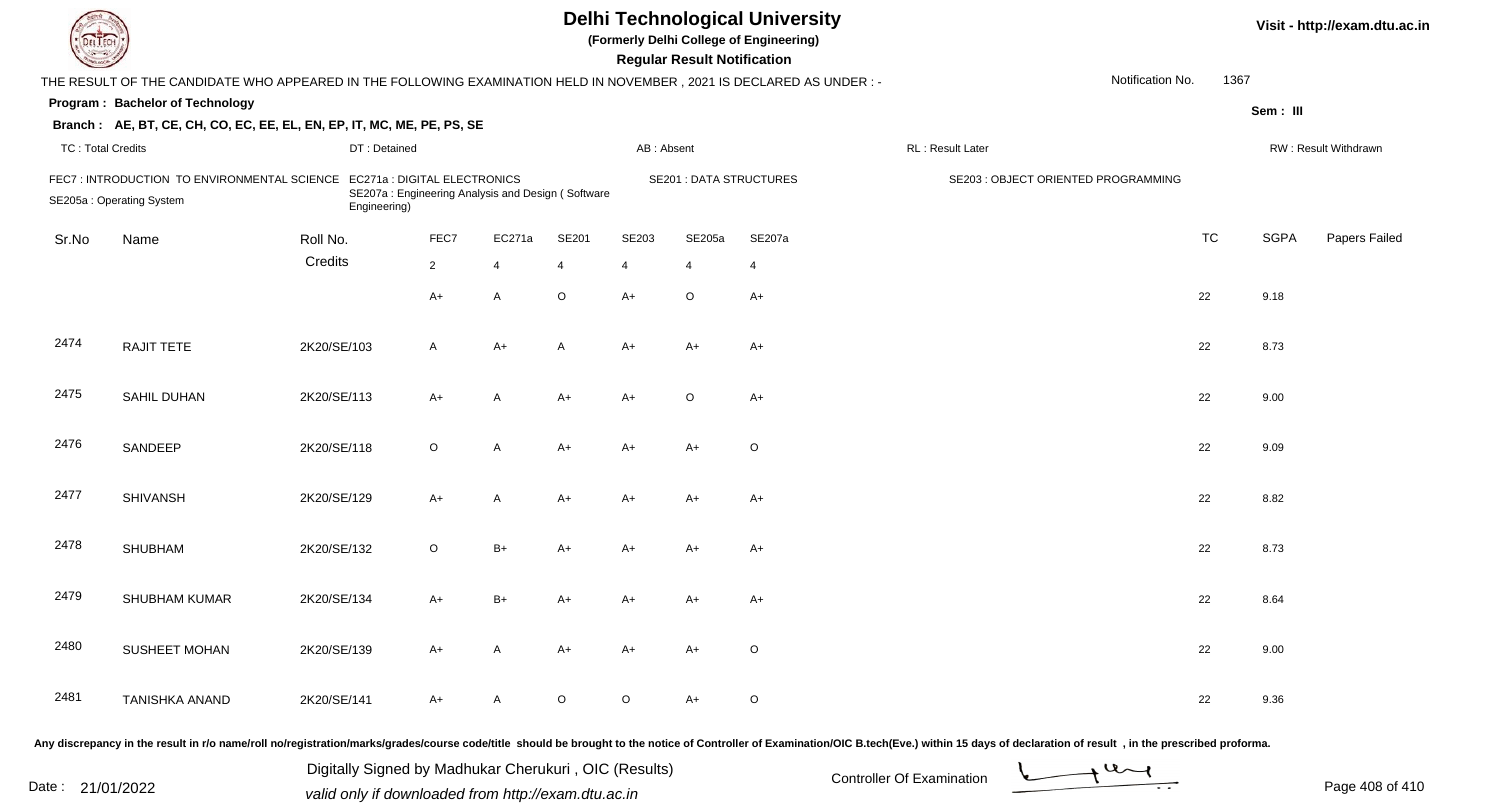# Delhi Technological University

**(Formerly Delhi College of Engineering)**

**Regular Result Notification**

Visit - http://exam.dtu.ac.in

THE RESULT OF THE CANDIDATE WHO APPEARED IN THE FOLLOWING EXAMINATION HELD IN NOVEMBER , 2021 IS DECLARED AS UNDER : -

Notification No. 1367

**Program : Bachelor of Technology**

Sem : III

**Branch : AE, BT, CE, CH, CO, EC, EE, EL, EN, EP, IT, MC, ME, PE, PS, SE**

TC : Total Credits | DT : Detained | AB : Absent | RL : Result Later | RW : Result Withdrawn

FEC7 : INTRODUCTION TO ENVIRONMENTAL SCIENCE
EC271a : DIGITAL ELECTRONICS
SE201 : DATA STRUCTURES
SE203 : OBJECT ORIENTED PROGRAMMING
SE205a : Operating System
SE207a : Engineering Analysis and Design ( Software Engineering)

| Sr.No | Name | Roll No. | FEC7 | EC271a | SE201 | SE203 | SE205a | SE207a | TC | SGPA | Papers Failed |
|---|---|---|---|---|---|---|---|---|---|---|---|
| | | Credits | 2 | 4 | 4 | 4 | 4 | 4 | | | |
| | | | A+ | A | O | A+ | O | A+ | 22 | 9.18 | |
| 2474 | RAJIT TETE | 2K20/SE/103 | A | A+ | A | A+ | A+ | A+ | 22 | 8.73 | |
| 2475 | SAHIL DUHAN | 2K20/SE/113 | A+ | A | A+ | A+ | O | A+ | 22 | 9.00 | |
| 2476 | SANDEEP | 2K20/SE/118 | O | A | A+ | A+ | A+ | O | 22 | 9.09 | |
| 2477 | SHIVANSH | 2K20/SE/129 | A+ | A | A+ | A+ | A+ | A+ | 22 | 8.82 | |
| 2478 | SHUBHAM | 2K20/SE/132 | O | B+ | A+ | A+ | A+ | A+ | 22 | 8.73 | |
| 2479 | SHUBHAM KUMAR | 2K20/SE/134 | A+ | B+ | A+ | A+ | A+ | A+ | 22 | 8.64 | |
| 2480 | SUSHEET MOHAN | 2K20/SE/139 | A+ | A | A+ | A+ | A+ | O | 22 | 9.00 | |
| 2481 | TANISHKA ANAND | 2K20/SE/141 | A+ | A | O | O | A+ | O | 22 | 9.36 | |

Any discrepancy in the result in r/o name/roll no/registration/marks/grades/course code/title should be brought to the notice of Controller of Examination/OIC B.tech(Eve.) within 15 days of declaration of result , in the prescribed proforma.

Date : 21/01/2022

Digitally Signed by Madhukar Cherukuri , OIC (Results)
valid only if downloaded from http://exam.dtu.ac.in

Controller Of Examination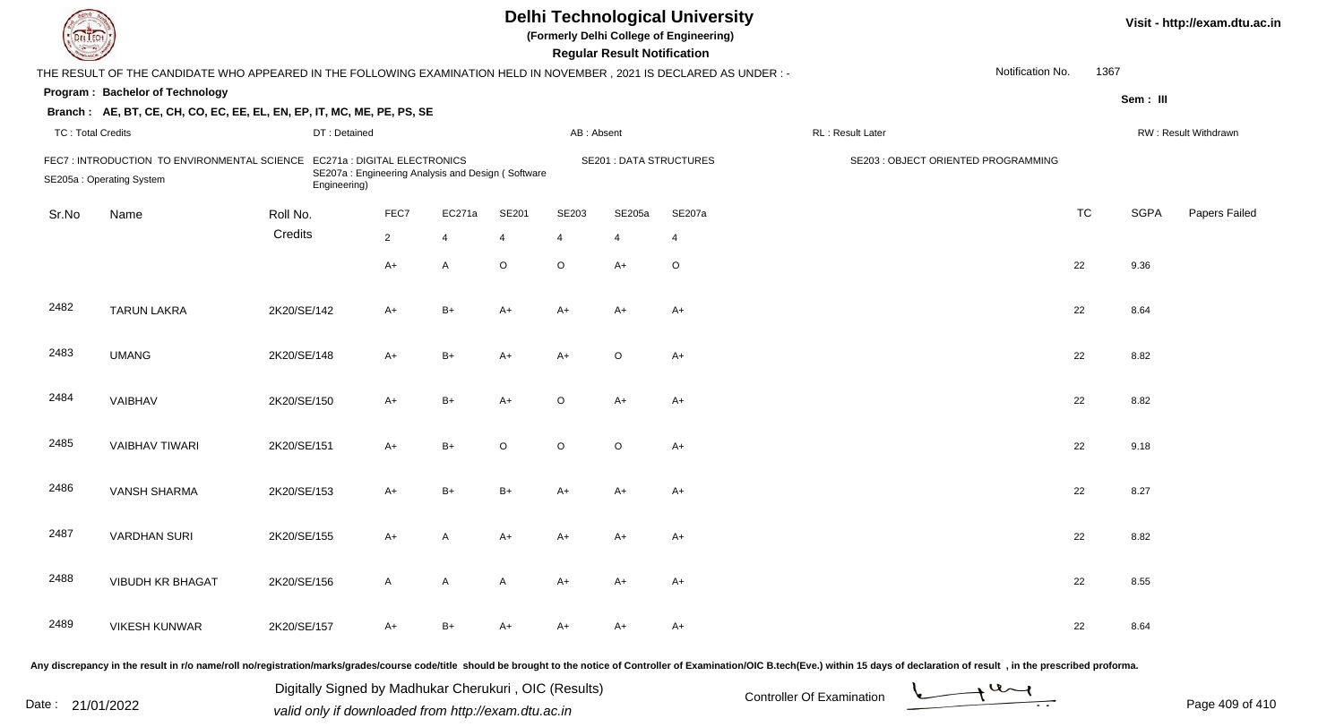# Delhi Technological University

(Formerly Delhi College of Engineering)

**Regular Result Notification**

THE RESULT OF THE CANDIDATE WHO APPEARED IN THE FOLLOWING EXAMINATION HELD IN NOVEMBER , 2021 IS DECLARED AS UNDER : -

Notification No. 1367

**Program : Bachelor of Technology**

**Sem : III**

**Branch : AE, BT, CE, CH, CO, EC, EE, EL, EN, EP, IT, MC, ME, PE, PS, SE**

TC : Total Credits | DT : Detained | AB : Absent | RL : Result Later | RW : Result Withdrawn

FEC7 : INTRODUCTION TO ENVIRONMENTAL SCIENCE | EC271a : DIGITAL ELECTRONICS | SE201 : DATA STRUCTURES | SE203 : OBJECT ORIENTED PROGRAMMING | SE205a : Operating System | SE207a : Engineering Analysis and Design ( Software Engineering)

| Sr.No | Name | Roll No. | FEC7 | EC271a | SE201 | SE203 | SE205a | SE207a | TC | SGPA | Papers Failed |
|---|---|---|---|---|---|---|---|---|---|---|---|
| | | Credits | 2 | 4 | 4 | 4 | 4 | 4 | | | |
| | | | A+ | A | O | O | A+ | O | 22 | 9.36 | |
| 2482 | TARUN LAKRA | 2K20/SE/142 | A+ | B+ | A+ | A+ | A+ | A+ | 22 | 8.64 | |
| 2483 | UMANG | 2K20/SE/148 | A+ | B+ | A+ | A+ | O | A+ | 22 | 8.82 | |
| 2484 | VAIBHAV | 2K20/SE/150 | A+ | B+ | A+ | O | A+ | A+ | 22 | 8.82 | |
| 2485 | VAIBHAV TIWARI | 2K20/SE/151 | A+ | B+ | O | O | O | A+ | 22 | 9.18 | |
| 2486 | VANSH SHARMA | 2K20/SE/153 | A+ | B+ | B+ | A+ | A+ | A+ | 22 | 8.27 | |
| 2487 | VARDHAN SURI | 2K20/SE/155 | A+ | A | A+ | A+ | A+ | A+ | 22 | 8.82 | |
| 2488 | VIBUDH KR BHAGAT | 2K20/SE/156 | A | A | A | A+ | A+ | A+ | 22 | 8.55 | |
| 2489 | VIKESH KUNWAR | 2K20/SE/157 | A+ | B+ | A+ | A+ | A+ | A+ | 22 | 8.64 | |

Any discrepancy in the result in r/o name/roll no/registration/marks/grades/course code/title should be brought to the notice of Controller of Examination/OIC B.tech(Eve.) within 15 days of declaration of result , in the prescribed proforma.

Date : 21/01/2022

Digitally Signed by Madhukar Cherukuri , OIC (Results)
valid only if downloaded from http://exam.dtu.ac.in

Controller Of Examination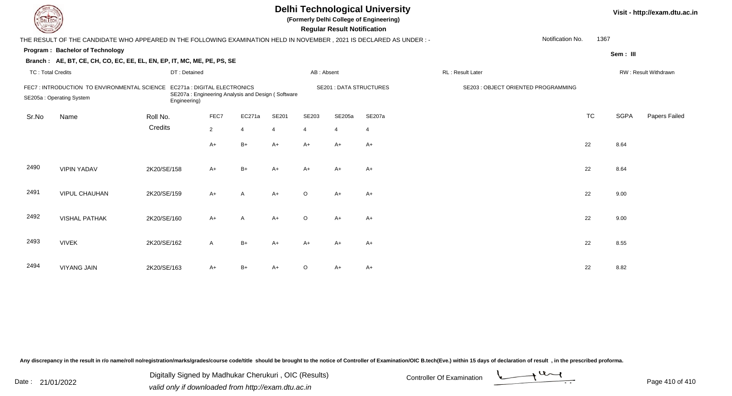# Delhi Technological University

**(Formerly Delhi College of Engineering)**

**Regular Result Notification**

Visit - http://exam.dtu.ac.in

THE RESULT OF THE CANDIDATE WHO APPEARED IN THE FOLLOWING EXAMINATION HELD IN NOVEMBER , 2021 IS DECLARED AS UNDER : -

Notification No. 1367

**Program : Bachelor of Technology**

Sem : III

**Branch : AE, BT, CE, CH, CO, EC, EE, EL, EN, EP, IT, MC, ME, PE, PS, SE**

TC : Total Credits | DT : Detained | AB : Absent | RL : Result Later | RW : Result Withdrawn

FEC7 : INTRODUCTION TO ENVIRONMENTAL SCIENCE | EC271a : DIGITAL ELECTRONICS | SE201 : DATA STRUCTURES | SE203 : OBJECT ORIENTED PROGRAMMING | SE205a : Operating System | SE207a : Engineering Analysis and Design ( Software Engineering)

| Sr.No | Name | Roll No. | FEC7 | EC271a | SE201 | SE203 | SE205a | SE207a | TC | SGPA | Papers Failed |
|---|---|---|---|---|---|---|---|---|---|---|---|
| | | Credits | 2 | 4 | 4 | 4 | 4 | 4 | | | |
| | | | A+ | B+ | A+ | A+ | A+ | A+ | 22 | 8.64 | |
| 2490 | VIPIN YADAV | 2K20/SE/158 | A+ | B+ | A+ | A+ | A+ | A+ | 22 | 8.64 | |
| 2491 | VIPUL CHAUHAN | 2K20/SE/159 | A+ | A | A+ | O | A+ | A+ | 22 | 9.00 | |
| 2492 | VISHAL PATHAK | 2K20/SE/160 | A+ | A | A+ | O | A+ | A+ | 22 | 9.00 | |
| 2493 | VIVEK | 2K20/SE/162 | A | B+ | A+ | A+ | A+ | A+ | 22 | 8.55 | |
| 2494 | VIYANG JAIN | 2K20/SE/163 | A+ | B+ | A+ | O | A+ | A+ | 22 | 8.82 | |

Any discrepancy in the result in r/o name/roll no/registration/marks/grades/course code/title should be brought to the notice of Controller of Examination/OIC B.tech(Eve.) within 15 days of declaration of result , in the prescribed proforma.

Date : 21/01/2022

Digitally Signed by Madhukar Cherukuri , OIC (Results)
valid only if downloaded from http://exam.dtu.ac.in

Controller Of Examination